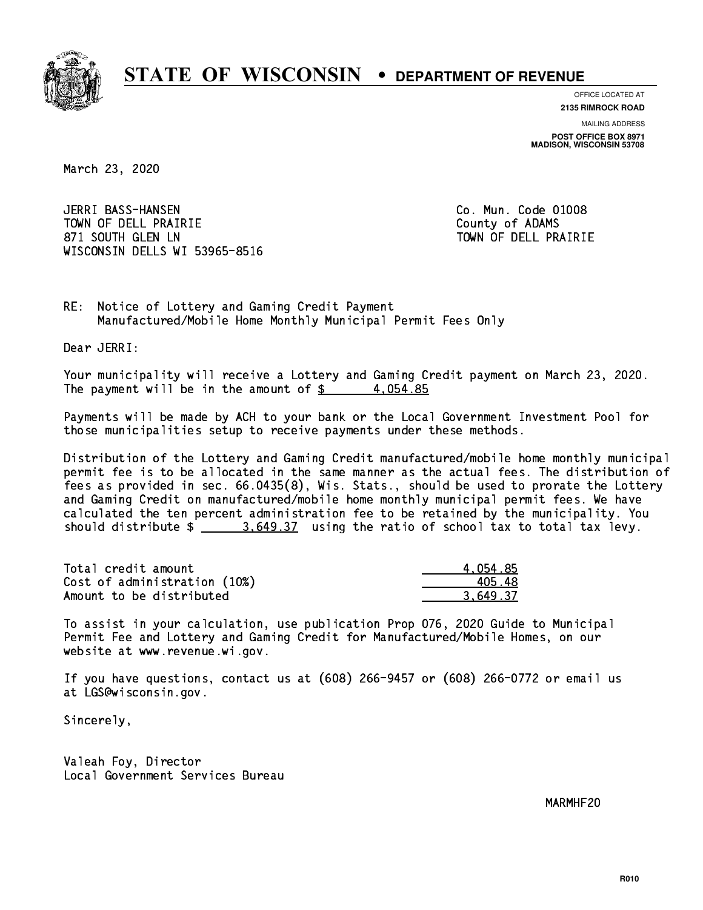# STATE OF WISCONSIN • DEPARTMENT OF REVENUE

OFFICE LOCATED AT
**2135 RIMROCK ROAD**

MAILING ADDRESS
**POST OFFICE BOX 8971**
**MADISON, WISCONSIN 53708**

March 23, 2020

JERRI BASS-HANSEN
TOWN OF DELL PRAIRIE
871 SOUTH GLEN LN
WISCONSIN DELLS WI 53965-8516

Co. Mun. Code 01008
County of ADAMS
TOWN OF DELL PRAIRIE

RE: Notice of Lottery and Gaming Credit Payment
Manufactured/Mobile Home Monthly Municipal Permit Fees Only

Dear JERRI:

Your municipality will receive a Lottery and Gaming Credit payment on March 23, 2020.
The payment will be in the amount of $ 4,054.85

Payments will be made by ACH to your bank or the Local Government Investment Pool for those municipalities setup to receive payments under these methods.

Distribution of the Lottery and Gaming Credit manufactured/mobile home monthly municipal permit fee is to be allocated in the same manner as the actual fees. The distribution of fees as provided in sec. 66.0435(8), Wis. Stats., should be used to prorate the Lottery and Gaming Credit on manufactured/mobile home monthly municipal permit fees. We have calculated the ten percent administration fee to be retained by the municipality. You should distribute $ 3,649.37 using the ratio of school tax to total tax levy.

| | |
|---|---|
| Total credit amount | 4,054.85 |
| Cost of administration (10%) | 405.48 |
| Amount to be distributed | 3,649.37 |

To assist in your calculation, use publication Prop 076, 2020 Guide to Municipal Permit Fee and Lottery and Gaming Credit for Manufactured/Mobile Homes, on our website at www.revenue.wi.gov.

If you have questions, contact us at (608) 266-9457 or (608) 266-0772 or email us at LGS@wisconsin.gov.

Sincerely,

Valeah Foy, Director
Local Government Services Bureau

MARMHF20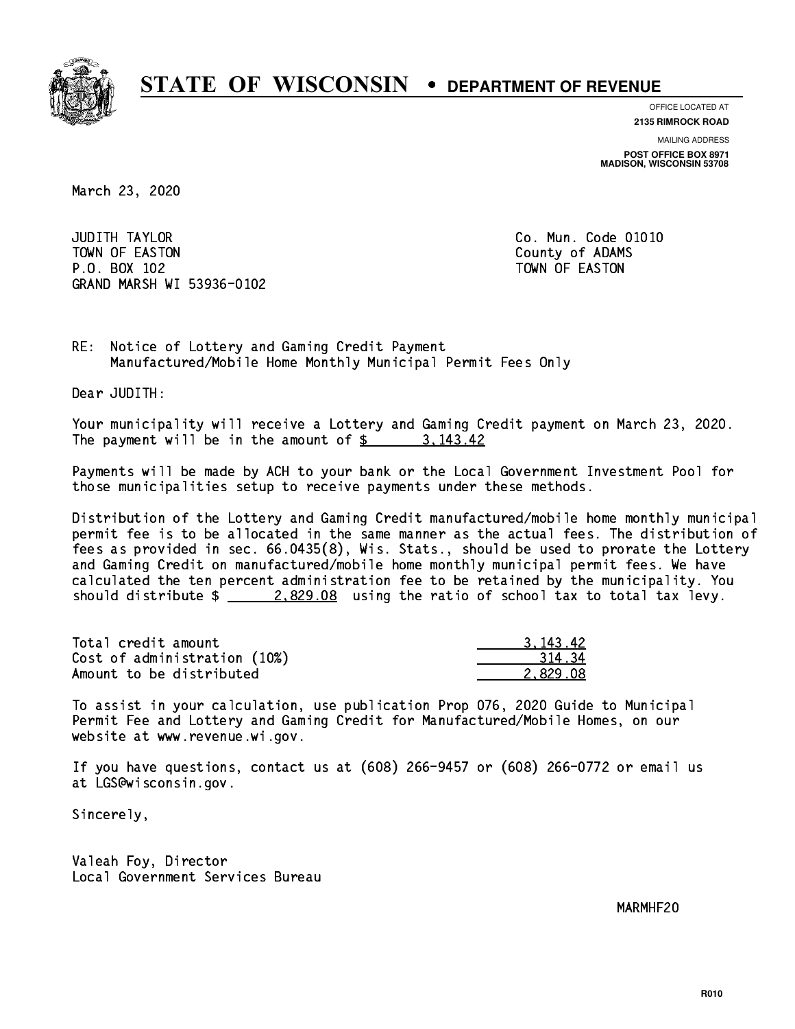# STATE OF WISCONSIN • DEPARTMENT OF REVENUE

OFFICE LOCATED AT
**2135 RIMROCK ROAD**

MAILING ADDRESS
**POST OFFICE BOX 8971**
**MADISON, WISCONSIN 53708**

March 23, 2020

JUDITH TAYLOR
TOWN OF EASTON
P.O. BOX 102
GRAND MARSH WI 53936-0102

Co. Mun. Code 01010
County of ADAMS
TOWN OF EASTON

RE: Notice of Lottery and Gaming Credit Payment
Manufactured/Mobile Home Monthly Municipal Permit Fees Only

Dear JUDITH:

Your municipality will receive a Lottery and Gaming Credit payment on March 23, 2020. The payment will be in the amount of $ 3,143.42

Payments will be made by ACH to your bank or the Local Government Investment Pool for those municipalities setup to receive payments under these methods.

Distribution of the Lottery and Gaming Credit manufactured/mobile home monthly municipal permit fee is to be allocated in the same manner as the actual fees. The distribution of fees as provided in sec. 66.0435(8), Wis. Stats., should be used to prorate the Lottery and Gaming Credit on manufactured/mobile home monthly municipal permit fees. We have calculated the ten percent administration fee to be retained by the municipality. You should distribute $ 2,829.08 using the ratio of school tax to total tax levy.

| | |
|---|---|
| Total credit amount | 3,143.42 |
| Cost of administration (10%) | 314.34 |
| Amount to be distributed | 2,829.08 |

To assist in your calculation, use publication Prop 076, 2020 Guide to Municipal Permit Fee and Lottery and Gaming Credit for Manufactured/Mobile Homes, on our website at www.revenue.wi.gov.

If you have questions, contact us at (608) 266-9457 or (608) 266-0772 or email us at LGS@wisconsin.gov.

Sincerely,

Valeah Foy, Director
Local Government Services Bureau

MARMHF20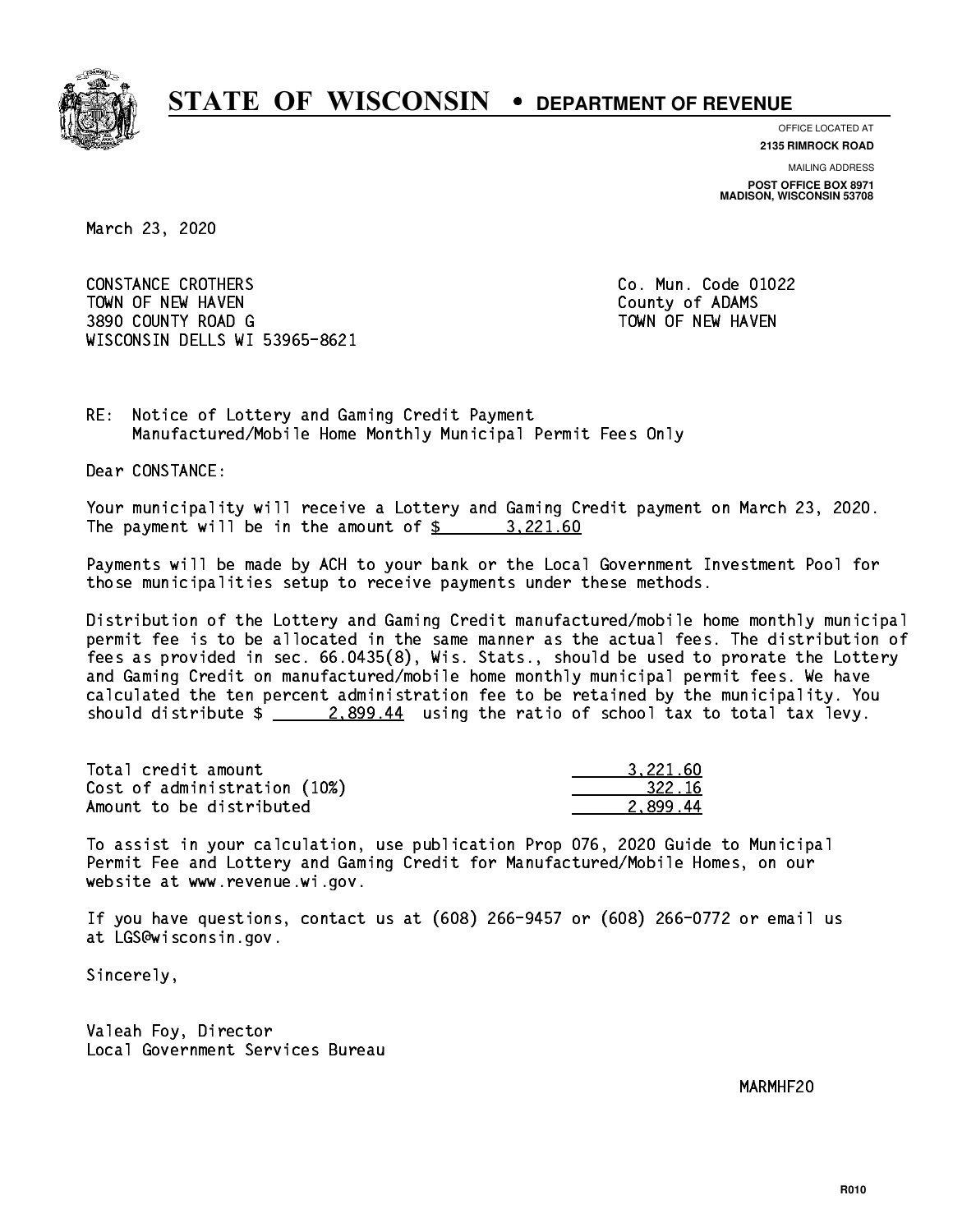# STATE OF WISCONSIN • DEPARTMENT OF REVENUE

OFFICE LOCATED AT
**2135 RIMROCK ROAD**

MAILING ADDRESS
**POST OFFICE BOX 8971**
**MADISON, WISCONSIN 53708**

March 23, 2020

CONSTANCE CROTHERS
TOWN OF NEW HAVEN
3890 COUNTY ROAD G
WISCONSIN DELLS WI 53965-8621

Co. Mun. Code 01022
County of ADAMS
TOWN OF NEW HAVEN

RE: Notice of Lottery and Gaming Credit Payment
Manufactured/Mobile Home Monthly Municipal Permit Fees Only

Dear CONSTANCE:

Your municipality will receive a Lottery and Gaming Credit payment on March 23, 2020. The payment will be in the amount of $ 3,221.60

Payments will be made by ACH to your bank or the Local Government Investment Pool for those municipalities setup to receive payments under these methods.

Distribution of the Lottery and Gaming Credit manufactured/mobile home monthly municipal permit fee is to be allocated in the same manner as the actual fees. The distribution of fees as provided in sec. 66.0435(8), Wis. Stats., should be used to prorate the Lottery and Gaming Credit on manufactured/mobile home monthly municipal permit fees. We have calculated the ten percent administration fee to be retained by the municipality. You should distribute $ 2,899.44 using the ratio of school tax to total tax levy.

| | |
|---|---|
| Total credit amount | 3,221.60 |
| Cost of administration (10%) | 322.16 |
| Amount to be distributed | 2,899.44 |

To assist in your calculation, use publication Prop 076, 2020 Guide to Municipal Permit Fee and Lottery and Gaming Credit for Manufactured/Mobile Homes, on our website at www.revenue.wi.gov.

If you have questions, contact us at (608) 266-9457 or (608) 266-0772 or email us at LGS@wisconsin.gov.

Sincerely,

Valeah Foy, Director
Local Government Services Bureau

MARMHF20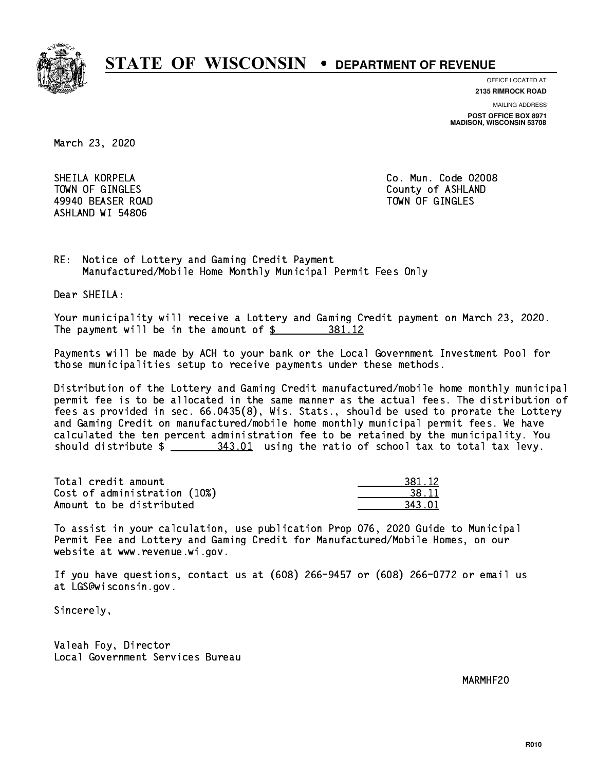# STATE OF WISCONSIN • DEPARTMENT OF REVENUE

OFFICE LOCATED AT
**2135 RIMROCK ROAD**

MAILING ADDRESS
**POST OFFICE BOX 8971**
**MADISON, WISCONSIN 53708**

March 23, 2020

SHEILA KORPELA
TOWN OF GINGLES
49940 BEASER ROAD
ASHLAND WI 54806

Co. Mun. Code 02008
County of ASHLAND
TOWN OF GINGLES

RE: Notice of Lottery and Gaming Credit Payment
Manufactured/Mobile Home Monthly Municipal Permit Fees Only

Dear SHEILA:

Your municipality will receive a Lottery and Gaming Credit payment on March 23, 2020. The payment will be in the amount of $ 381.12

Payments will be made by ACH to your bank or the Local Government Investment Pool for those municipalities setup to receive payments under these methods.

Distribution of the Lottery and Gaming Credit manufactured/mobile home monthly municipal permit fee is to be allocated in the same manner as the actual fees. The distribution of fees as provided in sec. 66.0435(8), Wis. Stats., should be used to prorate the Lottery and Gaming Credit on manufactured/mobile home monthly municipal permit fees. We have calculated the ten percent administration fee to be retained by the municipality. You should distribute $ 343.01 using the ratio of school tax to total tax levy.

| | |
|---|---|
| Total credit amount | 381.12 |
| Cost of administration (10%) | 38.11 |
| Amount to be distributed | 343.01 |

To assist in your calculation, use publication Prop 076, 2020 Guide to Municipal Permit Fee and Lottery and Gaming Credit for Manufactured/Mobile Homes, on our website at www.revenue.wi.gov.

If you have questions, contact us at (608) 266-9457 or (608) 266-0772 or email us at LGS@wisconsin.gov.

Sincerely,

Valeah Foy, Director
Local Government Services Bureau

MARMHF20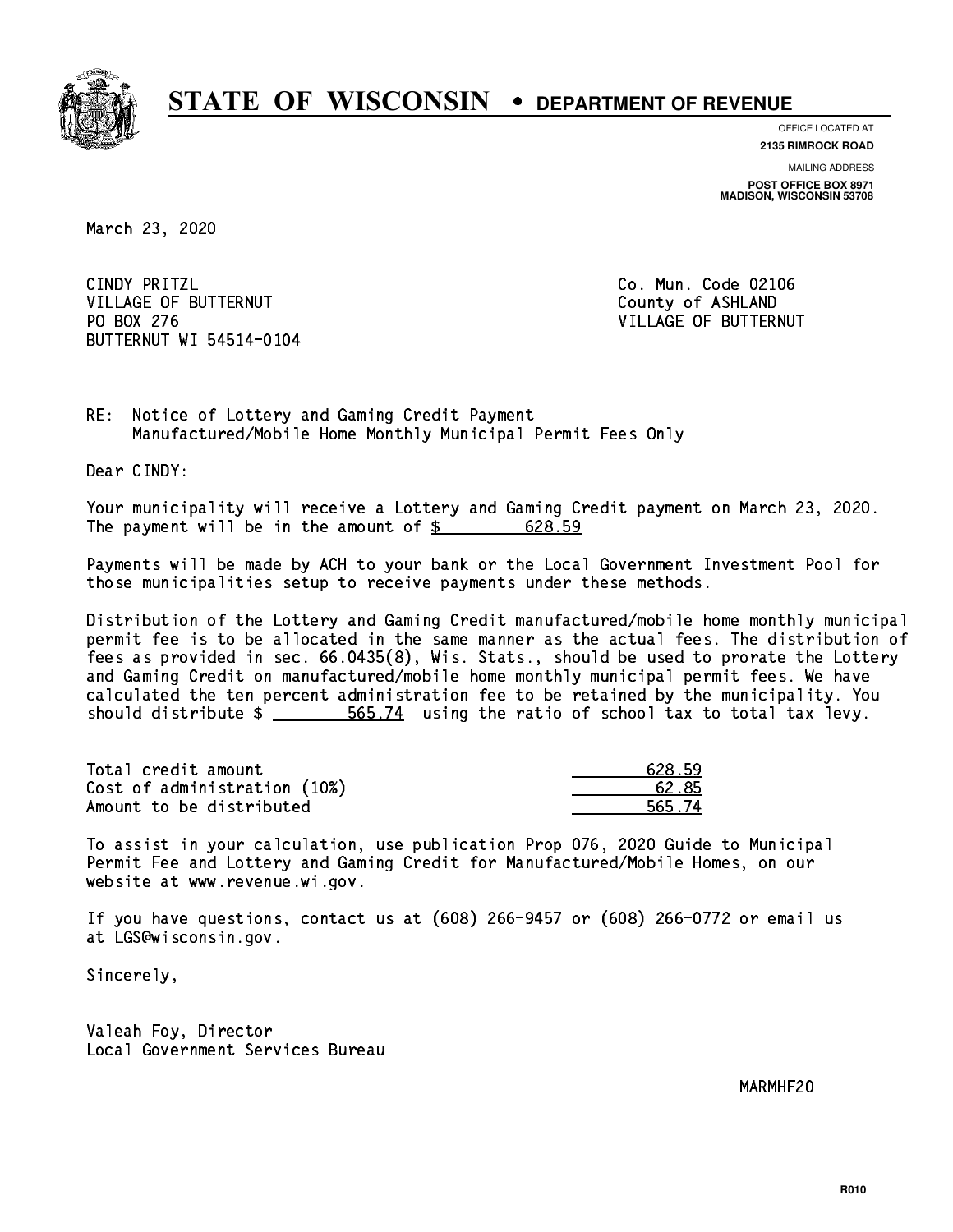# STATE OF WISCONSIN • DEPARTMENT OF REVENUE

OFFICE LOCATED AT
**2135 RIMROCK ROAD**

MAILING ADDRESS
**POST OFFICE BOX 8971**
**MADISON, WISCONSIN 53708**

March 23, 2020

CINDY PRITZL
VILLAGE OF BUTTERNUT
PO BOX 276
BUTTERNUT WI 54514-0104

Co. Mun. Code 02106
County of ASHLAND
VILLAGE OF BUTTERNUT

RE: Notice of Lottery and Gaming Credit Payment
Manufactured/Mobile Home Monthly Municipal Permit Fees Only

Dear CINDY:

Your municipality will receive a Lottery and Gaming Credit payment on March 23, 2020. The payment will be in the amount of $ 628.59

Payments will be made by ACH to your bank or the Local Government Investment Pool for those municipalities setup to receive payments under these methods.

Distribution of the Lottery and Gaming Credit manufactured/mobile home monthly municipal permit fee is to be allocated in the same manner as the actual fees. The distribution of fees as provided in sec. 66.0435(8), Wis. Stats., should be used to prorate the Lottery and Gaming Credit on manufactured/mobile home monthly municipal permit fees. We have calculated the ten percent administration fee to be retained by the municipality. You should distribute $ 565.74 using the ratio of school tax to total tax levy.

| | |
|---|---|
| Total credit amount | 628.59 |
| Cost of administration (10%) | 62.85 |
| Amount to be distributed | 565.74 |

To assist in your calculation, use publication Prop 076, 2020 Guide to Municipal Permit Fee and Lottery and Gaming Credit for Manufactured/Mobile Homes, on our website at www.revenue.wi.gov.

If you have questions, contact us at (608) 266-9457 or (608) 266-0772 or email us at LGS@wisconsin.gov.

Sincerely,

Valeah Foy, Director
Local Government Services Bureau

MARMHF20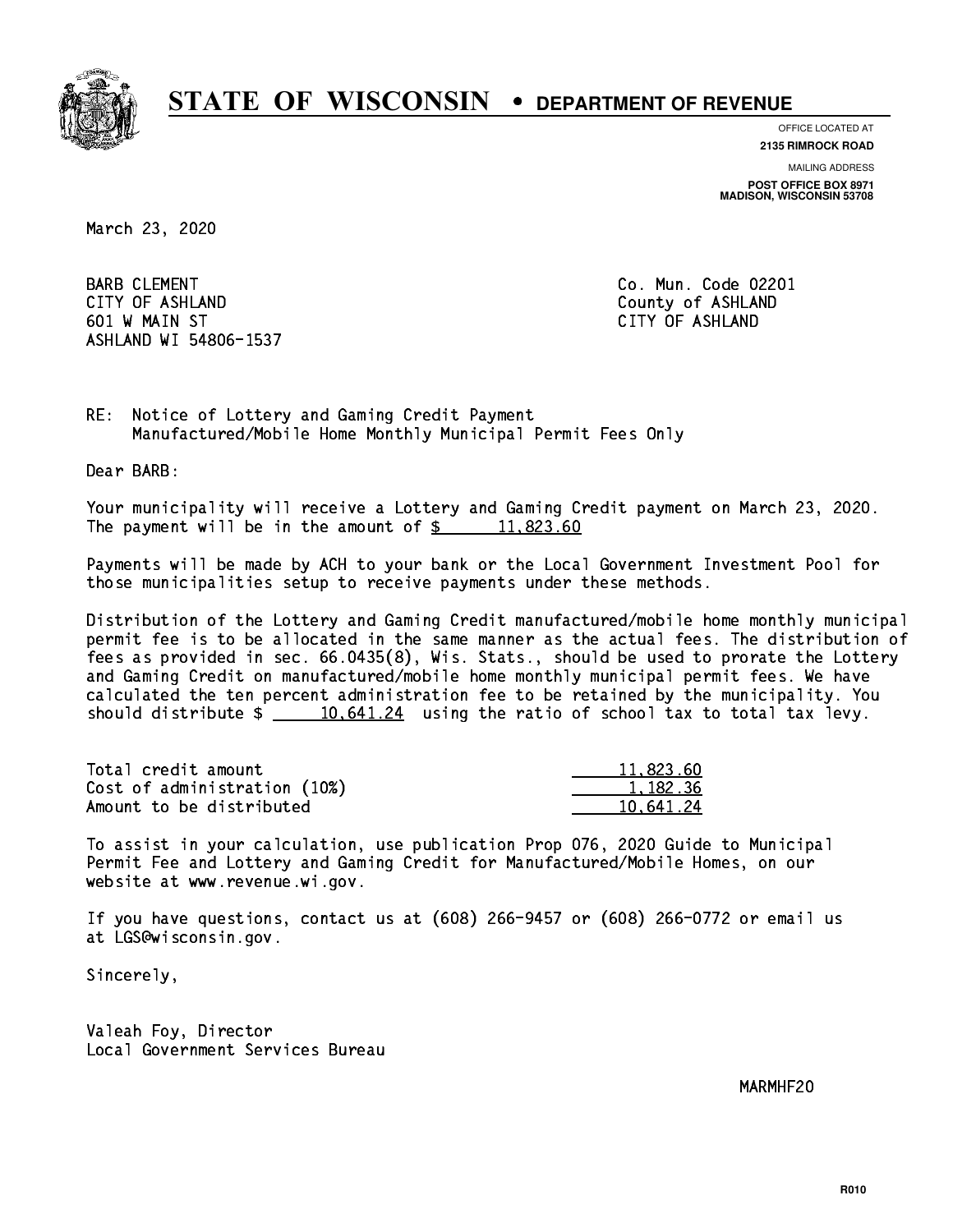# STATE OF WISCONSIN • DEPARTMENT OF REVENUE

OFFICE LOCATED AT
**2135 RIMROCK ROAD**

MAILING ADDRESS
**POST OFFICE BOX 8971**
**MADISON, WISCONSIN 53708**

March 23, 2020

BARB CLEMENT
CITY OF ASHLAND
601 W MAIN ST
ASHLAND WI 54806-1537

Co. Mun. Code 02201
County of ASHLAND
CITY OF ASHLAND

RE: Notice of Lottery and Gaming Credit Payment
Manufactured/Mobile Home Monthly Municipal Permit Fees Only

Dear BARB:

Your municipality will receive a Lottery and Gaming Credit payment on March 23, 2020. The payment will be in the amount of $ 11,823.60

Payments will be made by ACH to your bank or the Local Government Investment Pool for those municipalities setup to receive payments under these methods.

Distribution of the Lottery and Gaming Credit manufactured/mobile home monthly municipal permit fee is to be allocated in the same manner as the actual fees. The distribution of fees as provided in sec. 66.0435(8), Wis. Stats., should be used to prorate the Lottery and Gaming Credit on manufactured/mobile home monthly municipal permit fees. We have calculated the ten percent administration fee to be retained by the municipality. You should distribute $ 10,641.24 using the ratio of school tax to total tax levy.

| | |
|---|---|
| Total credit amount | 11,823.60 |
| Cost of administration (10%) | 1,182.36 |
| Amount to be distributed | 10,641.24 |

To assist in your calculation, use publication Prop 076, 2020 Guide to Municipal Permit Fee and Lottery and Gaming Credit for Manufactured/Mobile Homes, on our website at www.revenue.wi.gov.

If you have questions, contact us at (608) 266-9457 or (608) 266-0772 or email us at LGS@wisconsin.gov.

Sincerely,

Valeah Foy, Director
Local Government Services Bureau

MARMHF20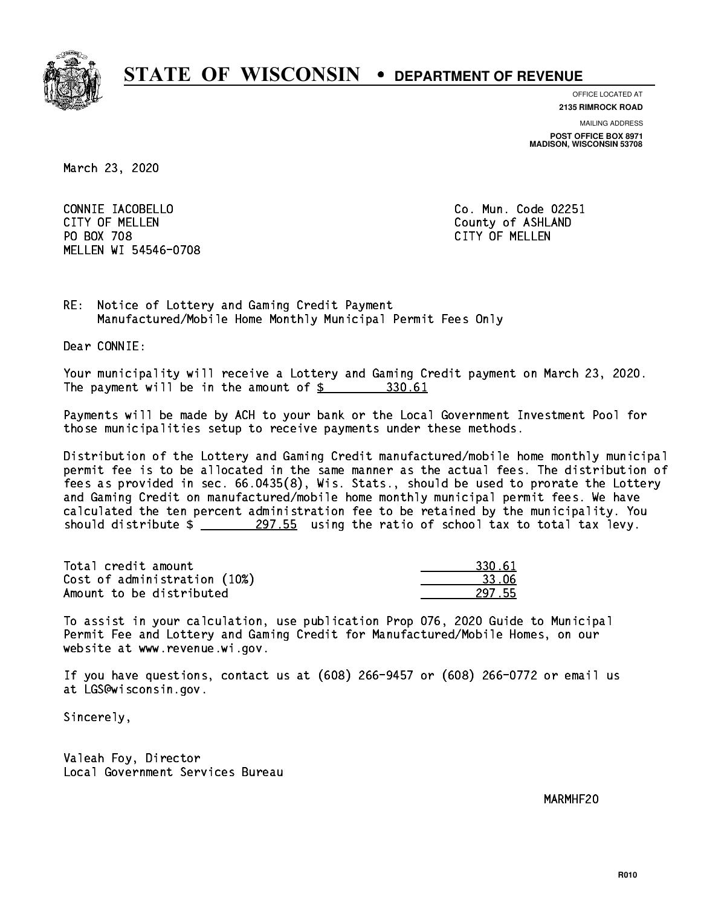# STATE OF WISCONSIN • DEPARTMENT OF REVENUE

OFFICE LOCATED AT
**2135 RIMROCK ROAD**

MAILING ADDRESS
**POST OFFICE BOX 8971**
**MADISON, WISCONSIN 53708**

March 23, 2020

CONNIE IACOBELLO
CITY OF MELLEN
PO BOX 708
MELLEN WI 54546-0708

Co. Mun. Code 02251
County of ASHLAND
CITY OF MELLEN

RE: Notice of Lottery and Gaming Credit Payment
Manufactured/Mobile Home Monthly Municipal Permit Fees Only

Dear CONNIE:

Your municipality will receive a Lottery and Gaming Credit payment on March 23, 2020. The payment will be in the amount of $ 330.61

Payments will be made by ACH to your bank or the Local Government Investment Pool for those municipalities setup to receive payments under these methods.

Distribution of the Lottery and Gaming Credit manufactured/mobile home monthly municipal permit fee is to be allocated in the same manner as the actual fees. The distribution of fees as provided in sec. 66.0435(8), Wis. Stats., should be used to prorate the Lottery and Gaming Credit on manufactured/mobile home monthly municipal permit fees. We have calculated the ten percent administration fee to be retained by the municipality. You should distribute $ 297.55 using the ratio of school tax to total tax levy.

| | |
|---|---|
| Total credit amount | 330.61 |
| Cost of administration (10%) | 33.06 |
| Amount to be distributed | 297.55 |

To assist in your calculation, use publication Prop 076, 2020 Guide to Municipal Permit Fee and Lottery and Gaming Credit for Manufactured/Mobile Homes, on our website at www.revenue.wi.gov.

If you have questions, contact us at (608) 266-9457 or (608) 266-0772 or email us at LGS@wisconsin.gov.

Sincerely,

Valeah Foy, Director
Local Government Services Bureau

MARMHF20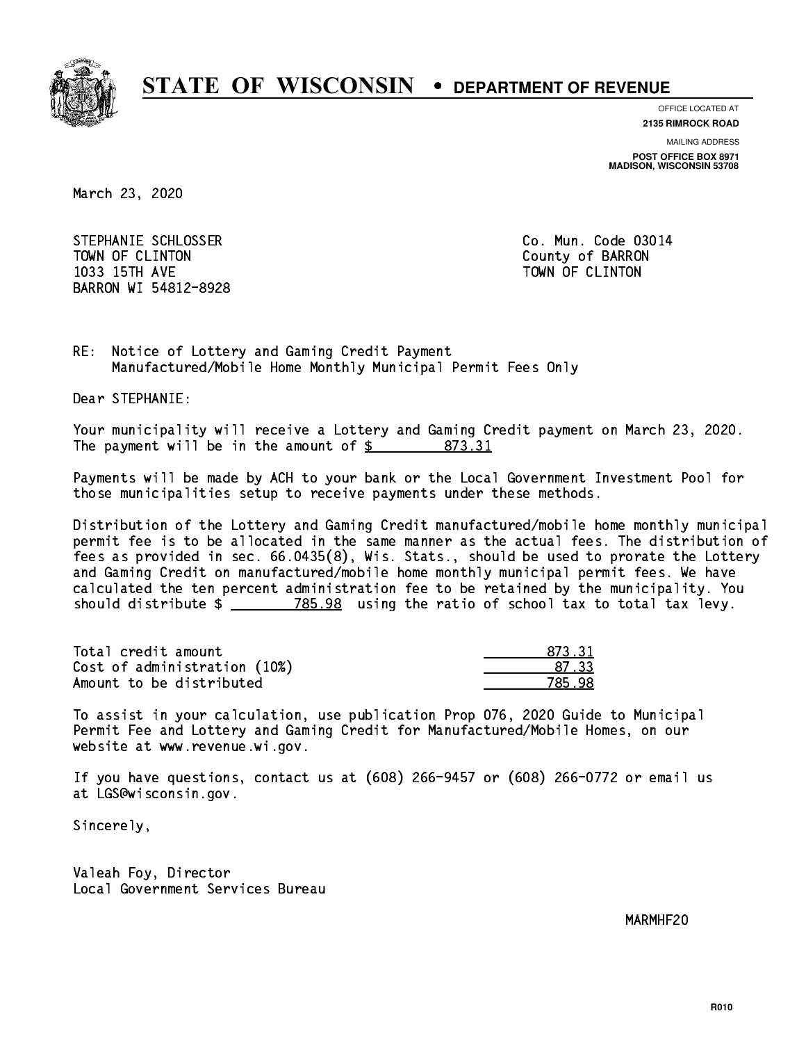# STATE OF WISCONSIN • DEPARTMENT OF REVENUE

OFFICE LOCATED AT
**2135 RIMROCK ROAD**

MAILING ADDRESS
**POST OFFICE BOX 8971**
**MADISON, WISCONSIN 53708**

March 23, 2020

STEPHANIE SCHLOSSER
TOWN OF CLINTON
1033 15TH AVE
BARRON WI 54812-8928

Co. Mun. Code 03014
County of BARRON
TOWN OF CLINTON

RE: Notice of Lottery and Gaming Credit Payment
Manufactured/Mobile Home Monthly Municipal Permit Fees Only

Dear STEPHANIE:

Your municipality will receive a Lottery and Gaming Credit payment on March 23, 2020. The payment will be in the amount of $ 873.31

Payments will be made by ACH to your bank or the Local Government Investment Pool for those municipalities setup to receive payments under these methods.

Distribution of the Lottery and Gaming Credit manufactured/mobile home monthly municipal permit fee is to be allocated in the same manner as the actual fees. The distribution of fees as provided in sec. 66.0435(8), Wis. Stats., should be used to prorate the Lottery and Gaming Credit on manufactured/mobile home monthly municipal permit fees. We have calculated the ten percent administration fee to be retained by the municipality. You should distribute $ 785.98 using the ratio of school tax to total tax levy.

| | |
|---|---|
| Total credit amount | 873.31 |
| Cost of administration (10%) | 87.33 |
| Amount to be distributed | 785.98 |

To assist in your calculation, use publication Prop 076, 2020 Guide to Municipal Permit Fee and Lottery and Gaming Credit for Manufactured/Mobile Homes, on our website at www.revenue.wi.gov.

If you have questions, contact us at (608) 266-9457 or (608) 266-0772 or email us at LGS@wisconsin.gov.

Sincerely,

Valeah Foy, Director
Local Government Services Bureau

MARMHF20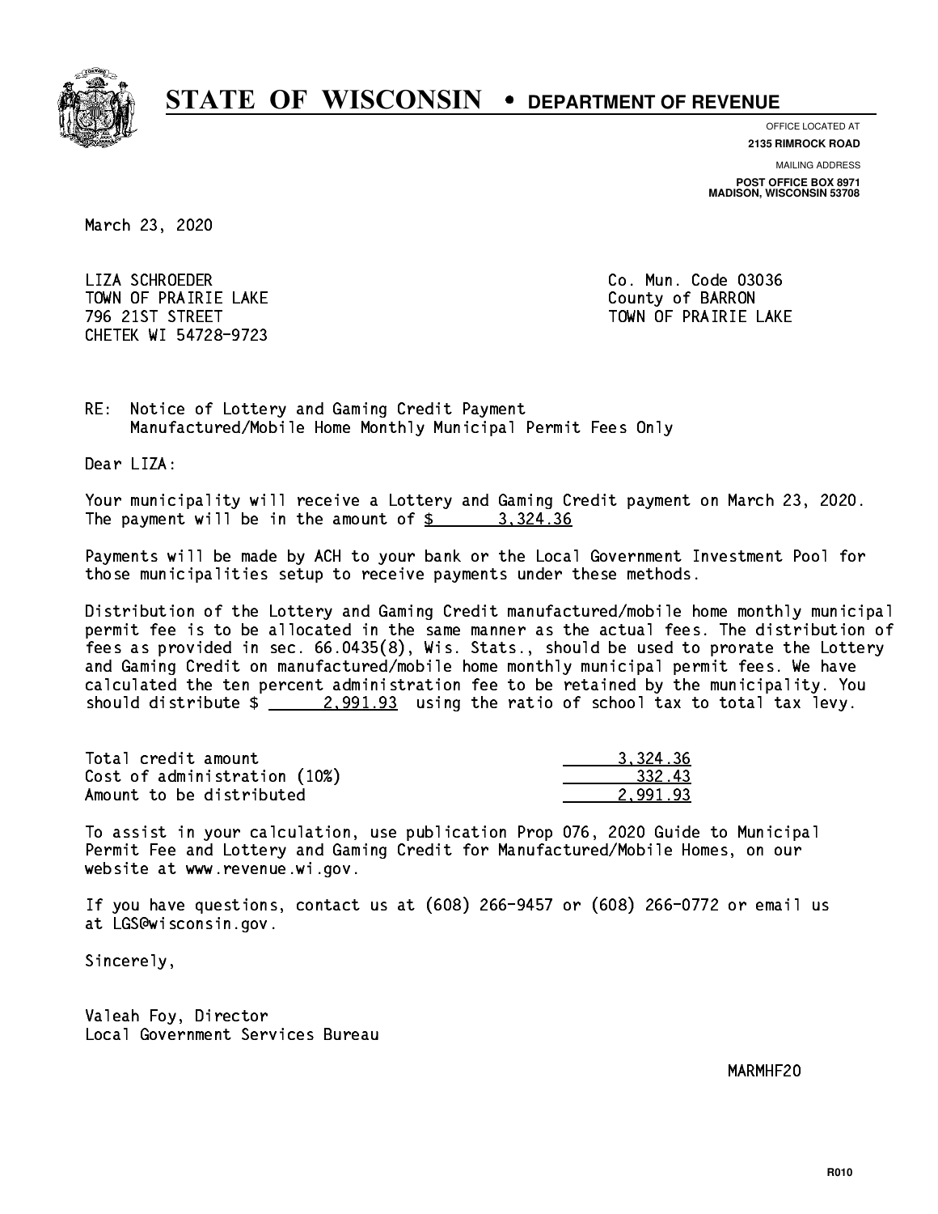# STATE OF WISCONSIN • DEPARTMENT OF REVENUE

OFFICE LOCATED AT
**2135 RIMROCK ROAD**

MAILING ADDRESS
**POST OFFICE BOX 8971**
**MADISON, WISCONSIN 53708**

March 23, 2020

LIZA SCHROEDER
TOWN OF PRAIRIE LAKE
796 21ST STREET
CHETEK WI 54728-9723

Co. Mun. Code 03036
County of BARRON
TOWN OF PRAIRIE LAKE

RE: Notice of Lottery and Gaming Credit Payment
Manufactured/Mobile Home Monthly Municipal Permit Fees Only

Dear LIZA:

Your municipality will receive a Lottery and Gaming Credit payment on March 23, 2020. The payment will be in the amount of $ 3,324.36

Payments will be made by ACH to your bank or the Local Government Investment Pool for those municipalities setup to receive payments under these methods.

Distribution of the Lottery and Gaming Credit manufactured/mobile home monthly municipal permit fee is to be allocated in the same manner as the actual fees. The distribution of fees as provided in sec. 66.0435(8), Wis. Stats., should be used to prorate the Lottery and Gaming Credit on manufactured/mobile home monthly municipal permit fees. We have calculated the ten percent administration fee to be retained by the municipality. You should distribute $ 2,991.93 using the ratio of school tax to total tax levy.

| | |
|---|---|
| Total credit amount | 3,324.36 |
| Cost of administration (10%) | 332.43 |
| Amount to be distributed | 2,991.93 |

To assist in your calculation, use publication Prop 076, 2020 Guide to Municipal Permit Fee and Lottery and Gaming Credit for Manufactured/Mobile Homes, on our website at www.revenue.wi.gov.

If you have questions, contact us at (608) 266-9457 or (608) 266-0772 or email us at LGS@wisconsin.gov.

Sincerely,

Valeah Foy, Director
Local Government Services Bureau

MARMHF20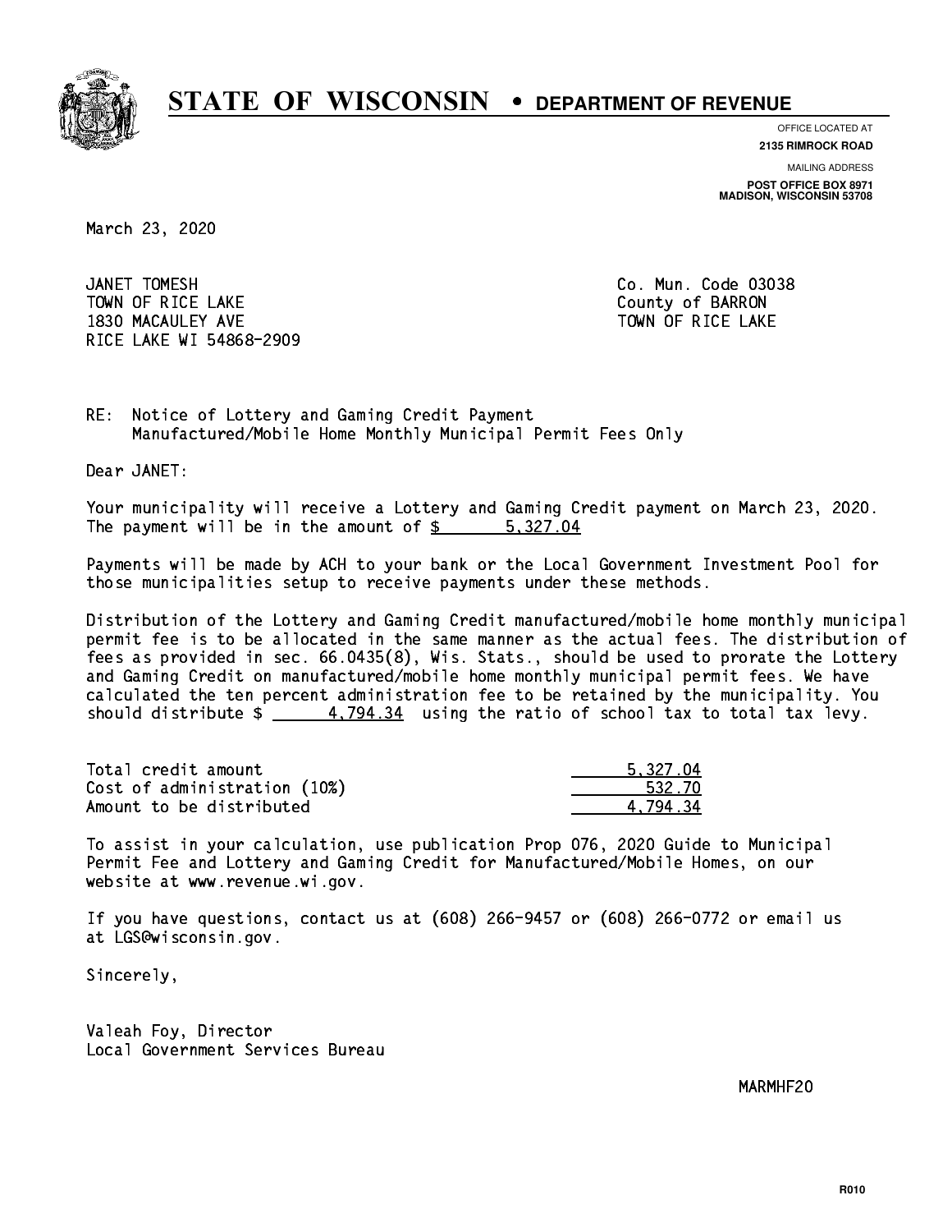# STATE OF WISCONSIN • DEPARTMENT OF REVENUE

OFFICE LOCATED AT
**2135 RIMROCK ROAD**

MAILING ADDRESS
**POST OFFICE BOX 8971**
**MADISON, WISCONSIN 53708**

March 23, 2020

JANET TOMESH
TOWN OF RICE LAKE
1830 MACAULEY AVE
RICE LAKE WI 54868-2909

Co. Mun. Code 03038
County of BARRON
TOWN OF RICE LAKE

RE: Notice of Lottery and Gaming Credit Payment
Manufactured/Mobile Home Monthly Municipal Permit Fees Only

Dear JANET:

Your municipality will receive a Lottery and Gaming Credit payment on March 23, 2020. The payment will be in the amount of $ 5,327.04

Payments will be made by ACH to your bank or the Local Government Investment Pool for those municipalities setup to receive payments under these methods.

Distribution of the Lottery and Gaming Credit manufactured/mobile home monthly municipal permit fee is to be allocated in the same manner as the actual fees. The distribution of fees as provided in sec. 66.0435(8), Wis. Stats., should be used to prorate the Lottery and Gaming Credit on manufactured/mobile home monthly municipal permit fees. We have calculated the ten percent administration fee to be retained by the municipality. You should distribute $ 4,794.34 using the ratio of school tax to total tax levy.

| | |
|---|---|
| Total credit amount | 5,327.04 |
| Cost of administration (10%) | 532.70 |
| Amount to be distributed | 4,794.34 |

To assist in your calculation, use publication Prop 076, 2020 Guide to Municipal Permit Fee and Lottery and Gaming Credit for Manufactured/Mobile Homes, on our website at www.revenue.wi.gov.

If you have questions, contact us at (608) 266-9457 or (608) 266-0772 or email us at LGS@wisconsin.gov.

Sincerely,

Valeah Foy, Director
Local Government Services Bureau

MARMHF20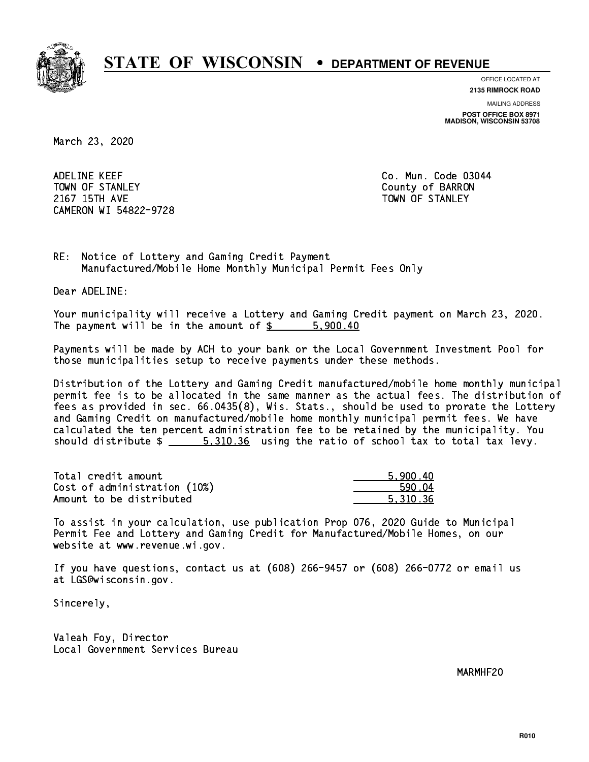# STATE OF WISCONSIN • DEPARTMENT OF REVENUE

OFFICE LOCATED AT
**2135 RIMROCK ROAD**

MAILING ADDRESS
**POST OFFICE BOX 8971**
**MADISON, WISCONSIN 53708**

March 23, 2020

ADELINE KEEF
TOWN OF STANLEY
2167 15TH AVE
CAMERON WI 54822-9728

Co. Mun. Code 03044
County of BARRON
TOWN OF STANLEY

RE: Notice of Lottery and Gaming Credit Payment
Manufactured/Mobile Home Monthly Municipal Permit Fees Only

Dear ADELINE:

Your municipality will receive a Lottery and Gaming Credit payment on March 23, 2020. The payment will be in the amount of $ 5,900.40

Payments will be made by ACH to your bank or the Local Government Investment Pool for those municipalities setup to receive payments under these methods.

Distribution of the Lottery and Gaming Credit manufactured/mobile home monthly municipal permit fee is to be allocated in the same manner as the actual fees. The distribution of fees as provided in sec. 66.0435(8), Wis. Stats., should be used to prorate the Lottery and Gaming Credit on manufactured/mobile home monthly municipal permit fees. We have calculated the ten percent administration fee to be retained by the municipality. You should distribute $ 5,310.36 using the ratio of school tax to total tax levy.

| | |
|---|---|
| Total credit amount | 5,900.40 |
| Cost of administration (10%) | 590.04 |
| Amount to be distributed | 5,310.36 |

To assist in your calculation, use publication Prop 076, 2020 Guide to Municipal Permit Fee and Lottery and Gaming Credit for Manufactured/Mobile Homes, on our website at www.revenue.wi.gov.

If you have questions, contact us at (608) 266-9457 or (608) 266-0772 or email us at LGS@wisconsin.gov.

Sincerely,

Valeah Foy, Director
Local Government Services Bureau

MARMHF20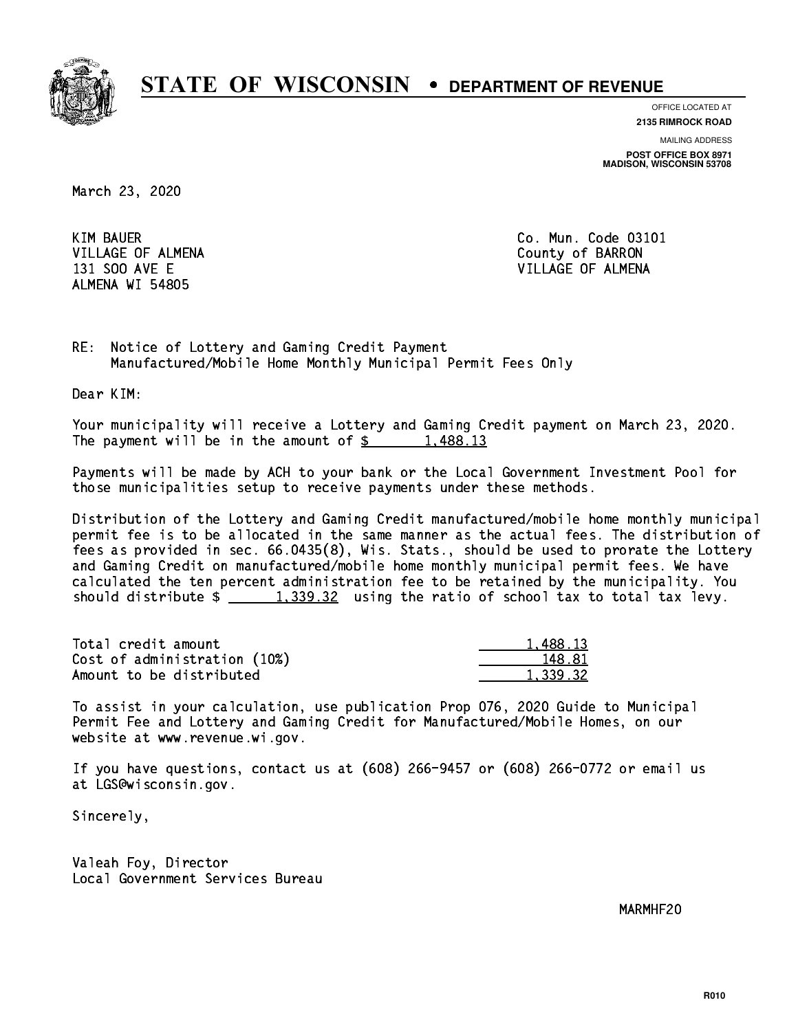# STATE OF WISCONSIN • DEPARTMENT OF REVENUE

OFFICE LOCATED AT
**2135 RIMROCK ROAD**

MAILING ADDRESS
**POST OFFICE BOX 8971**
**MADISON, WISCONSIN 53708**

March 23, 2020

KIM BAUER
VILLAGE OF ALMENA
131 SOO AVE E
ALMENA WI 54805

Co. Mun. Code 03101
County of BARRON
VILLAGE OF ALMENA

RE: Notice of Lottery and Gaming Credit Payment
Manufactured/Mobile Home Monthly Municipal Permit Fees Only

Dear KIM:

Your municipality will receive a Lottery and Gaming Credit payment on March 23, 2020. The payment will be in the amount of $ 1,488.13

Payments will be made by ACH to your bank or the Local Government Investment Pool for those municipalities setup to receive payments under these methods.

Distribution of the Lottery and Gaming Credit manufactured/mobile home monthly municipal permit fee is to be allocated in the same manner as the actual fees. The distribution of fees as provided in sec. 66.0435(8), Wis. Stats., should be used to prorate the Lottery and Gaming Credit on manufactured/mobile home monthly municipal permit fees. We have calculated the ten percent administration fee to be retained by the municipality. You should distribute $ 1,339.32 using the ratio of school tax to total tax levy.

| | |
|---|---:|
| Total credit amount | 1,488.13 |
| Cost of administration (10%) | 148.81 |
| Amount to be distributed | 1,339.32 |

To assist in your calculation, use publication Prop 076, 2020 Guide to Municipal Permit Fee and Lottery and Gaming Credit for Manufactured/Mobile Homes, on our website at www.revenue.wi.gov.

If you have questions, contact us at (608) 266-9457 or (608) 266-0772 or email us at LGS@wisconsin.gov.

Sincerely,

Valeah Foy, Director
Local Government Services Bureau

MARMHF20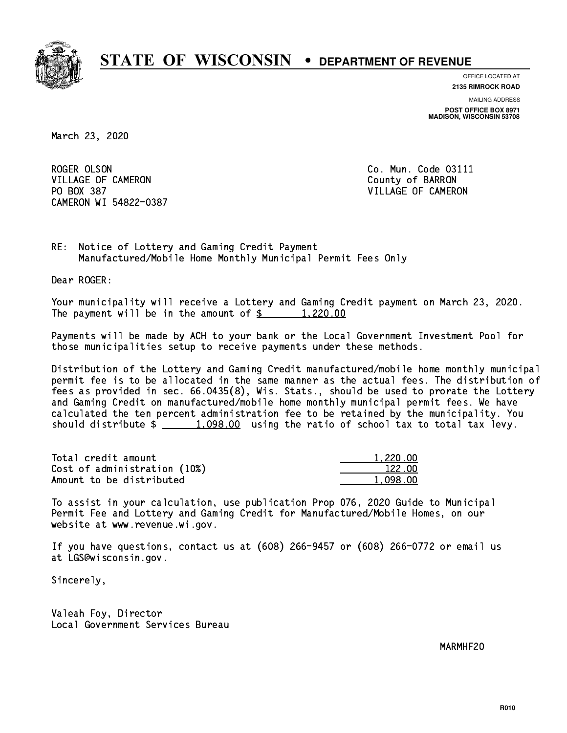# STATE OF WISCONSIN • DEPARTMENT OF REVENUE

OFFICE LOCATED AT
**2135 RIMROCK ROAD**

MAILING ADDRESS
**POST OFFICE BOX 8971**
**MADISON, WISCONSIN 53708**

March 23, 2020

ROGER OLSON
VILLAGE OF CAMERON
PO BOX 387
CAMERON WI 54822-0387

Co. Mun. Code 03111
County of BARRON
VILLAGE OF CAMERON

RE: Notice of Lottery and Gaming Credit Payment
Manufactured/Mobile Home Monthly Municipal Permit Fees Only

Dear ROGER:

Your municipality will receive a Lottery and Gaming Credit payment on March 23, 2020. The payment will be in the amount of $ 1,220.00

Payments will be made by ACH to your bank or the Local Government Investment Pool for those municipalities setup to receive payments under these methods.

Distribution of the Lottery and Gaming Credit manufactured/mobile home monthly municipal permit fee is to be allocated in the same manner as the actual fees. The distribution of fees as provided in sec. 66.0435(8), Wis. Stats., should be used to prorate the Lottery and Gaming Credit on manufactured/mobile home monthly municipal permit fees. We have calculated the ten percent administration fee to be retained by the municipality. You should distribute $ 1,098.00 using the ratio of school tax to total tax levy.

| | |
|---|---|
| Total credit amount | 1,220.00 |
| Cost of administration (10%) | 122.00 |
| Amount to be distributed | 1,098.00 |

To assist in your calculation, use publication Prop 076, 2020 Guide to Municipal Permit Fee and Lottery and Gaming Credit for Manufactured/Mobile Homes, on our website at www.revenue.wi.gov.

If you have questions, contact us at (608) 266-9457 or (608) 266-0772 or email us at LGS@wisconsin.gov.

Sincerely,

Valeah Foy, Director
Local Government Services Bureau

MARMHF20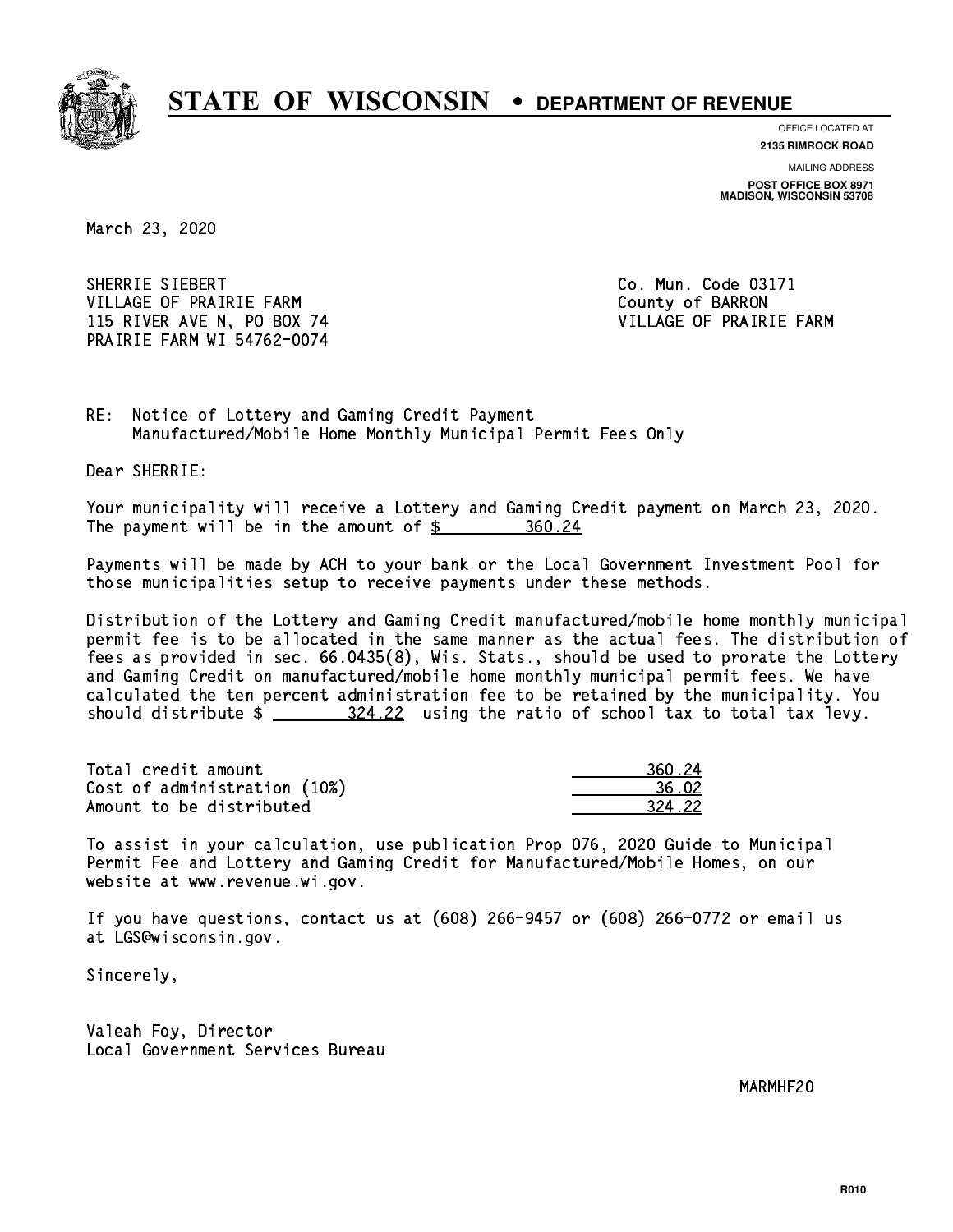# STATE OF WISCONSIN • DEPARTMENT OF REVENUE

OFFICE LOCATED AT
**2135 RIMROCK ROAD**

MAILING ADDRESS
**POST OFFICE BOX 8971**
**MADISON, WISCONSIN 53708**

March 23, 2020

SHERRIE SIEBERT
VILLAGE OF PRAIRIE FARM
115 RIVER AVE N, PO BOX 74
PRAIRIE FARM WI 54762-0074

Co. Mun. Code 03171
County of BARRON
VILLAGE OF PRAIRIE FARM

RE: Notice of Lottery and Gaming Credit Payment
Manufactured/Mobile Home Monthly Municipal Permit Fees Only

Dear SHERRIE:

Your municipality will receive a Lottery and Gaming Credit payment on March 23, 2020. The payment will be in the amount of $ 360.24

Payments will be made by ACH to your bank or the Local Government Investment Pool for those municipalities setup to receive payments under these methods.

Distribution of the Lottery and Gaming Credit manufactured/mobile home monthly municipal permit fee is to be allocated in the same manner as the actual fees. The distribution of fees as provided in sec. 66.0435(8), Wis. Stats., should be used to prorate the Lottery and Gaming Credit on manufactured/mobile home monthly municipal permit fees. We have calculated the ten percent administration fee to be retained by the municipality. You should distribute $ 324.22 using the ratio of school tax to total tax levy.

| | |
|---|---|
| Total credit amount | 360.24 |
| Cost of administration (10%) | 36.02 |
| Amount to be distributed | 324.22 |

To assist in your calculation, use publication Prop 076, 2020 Guide to Municipal Permit Fee and Lottery and Gaming Credit for Manufactured/Mobile Homes, on our website at www.revenue.wi.gov.

If you have questions, contact us at (608) 266-9457 or (608) 266-0772 or email us at LGS@wisconsin.gov.

Sincerely,

Valeah Foy, Director
Local Government Services Bureau

MARMHF20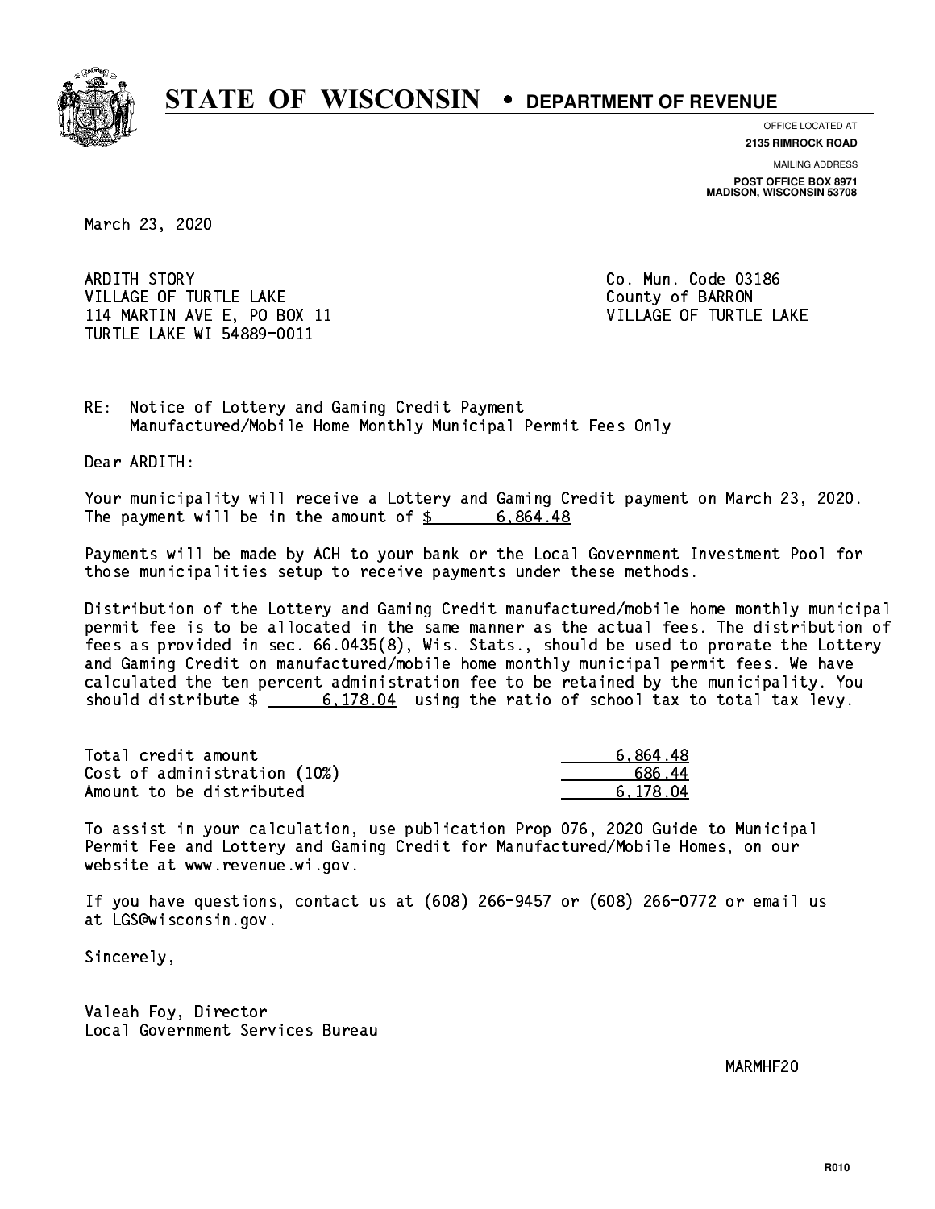# STATE OF WISCONSIN • DEPARTMENT OF REVENUE

OFFICE LOCATED AT
**2135 RIMROCK ROAD**

MAILING ADDRESS
**POST OFFICE BOX 8971**
**MADISON, WISCONSIN 53708**

March 23, 2020

ARDITH STORY
VILLAGE OF TURTLE LAKE
114 MARTIN AVE E, PO BOX 11
TURTLE LAKE WI 54889-0011

Co. Mun. Code 03186
County of BARRON
VILLAGE OF TURTLE LAKE

RE: Notice of Lottery and Gaming Credit Payment
Manufactured/Mobile Home Monthly Municipal Permit Fees Only

Dear ARDITH:

Your municipality will receive a Lottery and Gaming Credit payment on March 23, 2020. The payment will be in the amount of $ 6,864.48

Payments will be made by ACH to your bank or the Local Government Investment Pool for those municipalities setup to receive payments under these methods.

Distribution of the Lottery and Gaming Credit manufactured/mobile home monthly municipal permit fee is to be allocated in the same manner as the actual fees. The distribution of fees as provided in sec. 66.0435(8), Wis. Stats., should be used to prorate the Lottery and Gaming Credit on manufactured/mobile home monthly municipal permit fees. We have calculated the ten percent administration fee to be retained by the municipality. You should distribute $ 6,178.04 using the ratio of school tax to total tax levy.

| | |
|---|---|
| Total credit amount | 6,864.48 |
| Cost of administration (10%) | 686.44 |
| Amount to be distributed | 6,178.04 |

To assist in your calculation, use publication Prop 076, 2020 Guide to Municipal Permit Fee and Lottery and Gaming Credit for Manufactured/Mobile Homes, on our website at www.revenue.wi.gov.

If you have questions, contact us at (608) 266-9457 or (608) 266-0772 or email us at LGS@wisconsin.gov.

Sincerely,

Valeah Foy, Director
Local Government Services Bureau

MARMHF20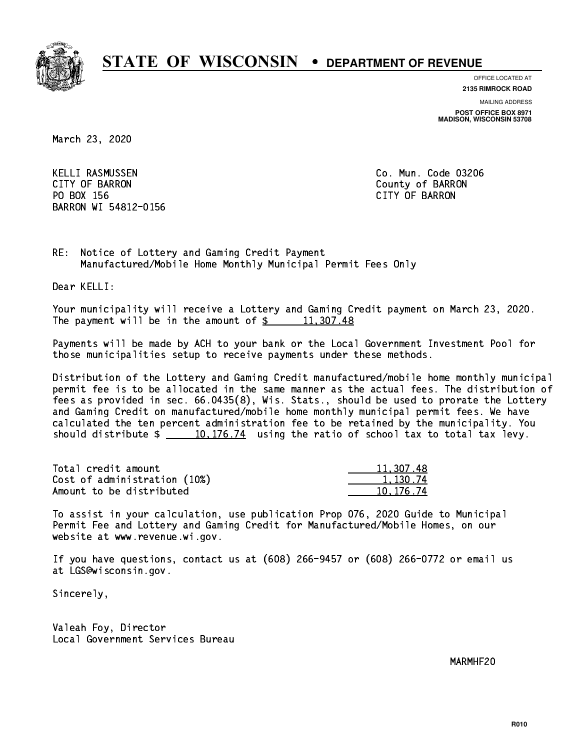# STATE OF WISCONSIN • DEPARTMENT OF REVENUE

OFFICE LOCATED AT
**2135 RIMROCK ROAD**

MAILING ADDRESS
**POST OFFICE BOX 8971**
**MADISON, WISCONSIN 53708**

March 23, 2020

KELLI RASMUSSEN
CITY OF BARRON
PO BOX 156
BARRON WI 54812-0156

Co. Mun. Code 03206
County of BARRON
CITY OF BARRON

RE: Notice of Lottery and Gaming Credit Payment
Manufactured/Mobile Home Monthly Municipal Permit Fees Only

Dear KELLI:

Your municipality will receive a Lottery and Gaming Credit payment on March 23, 2020. The payment will be in the amount of $ 11,307.48

Payments will be made by ACH to your bank or the Local Government Investment Pool for those municipalities setup to receive payments under these methods.

Distribution of the Lottery and Gaming Credit manufactured/mobile home monthly municipal permit fee is to be allocated in the same manner as the actual fees. The distribution of fees as provided in sec. 66.0435(8), Wis. Stats., should be used to prorate the Lottery and Gaming Credit on manufactured/mobile home monthly municipal permit fees. We have calculated the ten percent administration fee to be retained by the municipality. You should distribute $ 10,176.74 using the ratio of school tax to total tax levy.

| | |
|---|---|
| Total credit amount | 11,307.48 |
| Cost of administration (10%) | 1,130.74 |
| Amount to be distributed | 10,176.74 |

To assist in your calculation, use publication Prop 076, 2020 Guide to Municipal Permit Fee and Lottery and Gaming Credit for Manufactured/Mobile Homes, on our website at www.revenue.wi.gov.

If you have questions, contact us at (608) 266-9457 or (608) 266-0772 or email us at LGS@wisconsin.gov.

Sincerely,

Valeah Foy, Director
Local Government Services Bureau

MARMHF20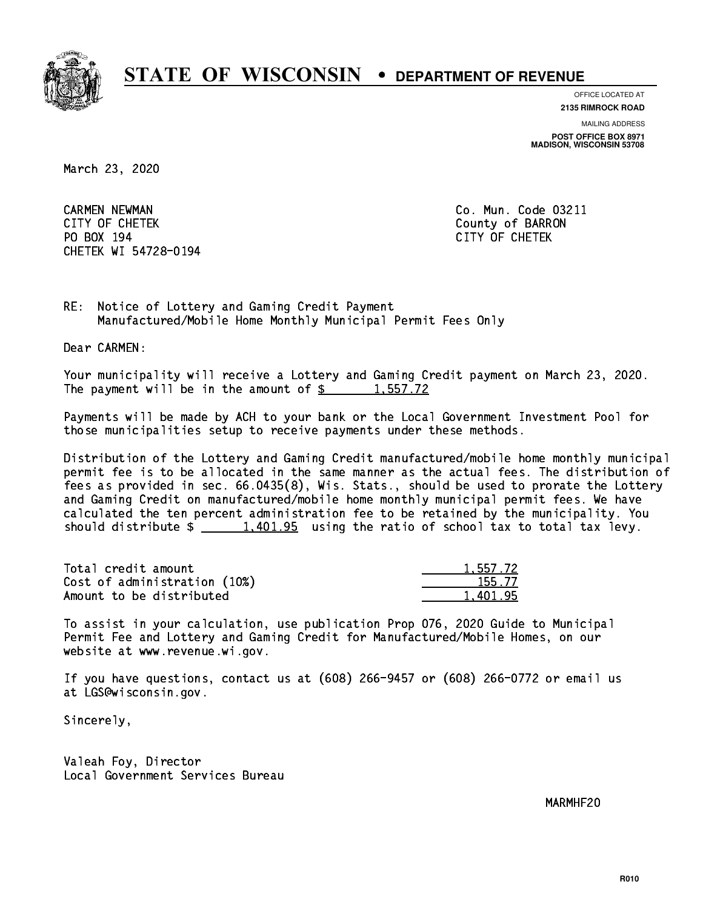# STATE OF WISCONSIN • DEPARTMENT OF REVENUE

OFFICE LOCATED AT
**2135 RIMROCK ROAD**

MAILING ADDRESS
**POST OFFICE BOX 8971**
**MADISON, WISCONSIN 53708**

March 23, 2020

CARMEN NEWMAN
CITY OF CHETEK
PO BOX 194
CHETEK WI 54728-0194

Co. Mun. Code 03211
County of BARRON
CITY OF CHETEK

RE: Notice of Lottery and Gaming Credit Payment
Manufactured/Mobile Home Monthly Municipal Permit Fees Only

Dear CARMEN:

Your municipality will receive a Lottery and Gaming Credit payment on March 23, 2020. The payment will be in the amount of $ 1,557.72

Payments will be made by ACH to your bank or the Local Government Investment Pool for those municipalities setup to receive payments under these methods.

Distribution of the Lottery and Gaming Credit manufactured/mobile home monthly municipal permit fee is to be allocated in the same manner as the actual fees. The distribution of fees as provided in sec. 66.0435(8), Wis. Stats., should be used to prorate the Lottery and Gaming Credit on manufactured/mobile home monthly municipal permit fees. We have calculated the ten percent administration fee to be retained by the municipality. You should distribute $ 1,401.95 using the ratio of school tax to total tax levy.

| | |
|---|---|
| Total credit amount | 1,557.72 |
| Cost of administration (10%) | 155.77 |
| Amount to be distributed | 1,401.95 |

To assist in your calculation, use publication Prop 076, 2020 Guide to Municipal Permit Fee and Lottery and Gaming Credit for Manufactured/Mobile Homes, on our website at www.revenue.wi.gov.

If you have questions, contact us at (608) 266-9457 or (608) 266-0772 or email us at LGS@wisconsin.gov.

Sincerely,

Valeah Foy, Director
Local Government Services Bureau

MARMHF20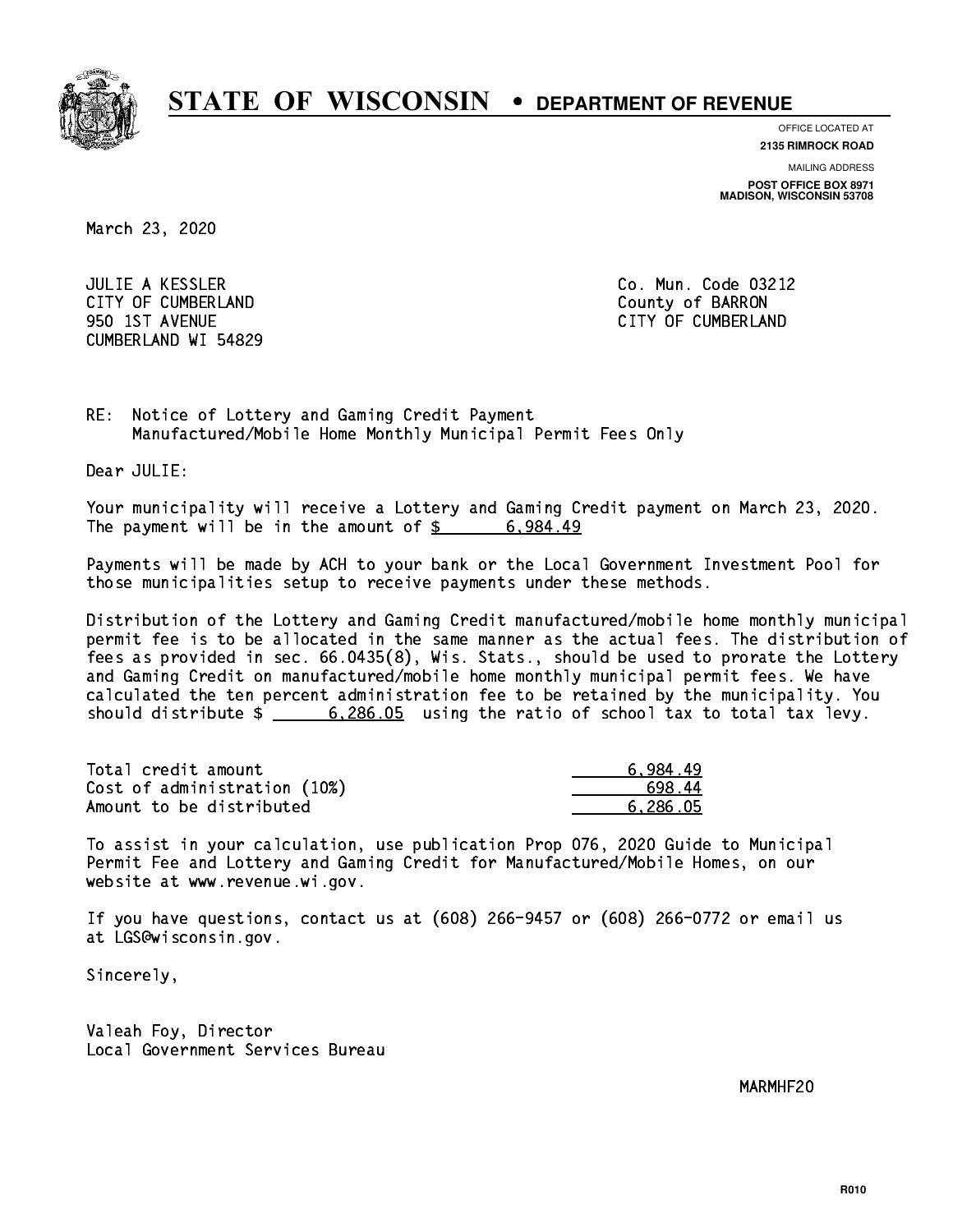# STATE OF WISCONSIN • DEPARTMENT OF REVENUE

OFFICE LOCATED AT
**2135 RIMROCK ROAD**

MAILING ADDRESS
**POST OFFICE BOX 8971**
**MADISON, WISCONSIN 53708**

March 23, 2020

JULIE A KESSLER
CITY OF CUMBERLAND
950 1ST AVENUE
CUMBERLAND WI 54829

Co. Mun. Code 03212
County of BARRON
CITY OF CUMBERLAND

RE: Notice of Lottery and Gaming Credit Payment
Manufactured/Mobile Home Monthly Municipal Permit Fees Only

Dear JULIE:

Your municipality will receive a Lottery and Gaming Credit payment on March 23, 2020. The payment will be in the amount of $ 6,984.49

Payments will be made by ACH to your bank or the Local Government Investment Pool for those municipalities setup to receive payments under these methods.

Distribution of the Lottery and Gaming Credit manufactured/mobile home monthly municipal permit fee is to be allocated in the same manner as the actual fees. The distribution of fees as provided in sec. 66.0435(8), Wis. Stats., should be used to prorate the Lottery and Gaming Credit on manufactured/mobile home monthly municipal permit fees. We have calculated the ten percent administration fee to be retained by the municipality. You should distribute $ 6,286.05 using the ratio of school tax to total tax levy.

| | |
|---|---|
| Total credit amount | 6,984.49 |
| Cost of administration (10%) | 698.44 |
| Amount to be distributed | 6,286.05 |

To assist in your calculation, use publication Prop 076, 2020 Guide to Municipal Permit Fee and Lottery and Gaming Credit for Manufactured/Mobile Homes, on our website at www.revenue.wi.gov.

If you have questions, contact us at (608) 266-9457 or (608) 266-0772 or email us at LGS@wisconsin.gov.

Sincerely,

Valeah Foy, Director
Local Government Services Bureau

MARMHF20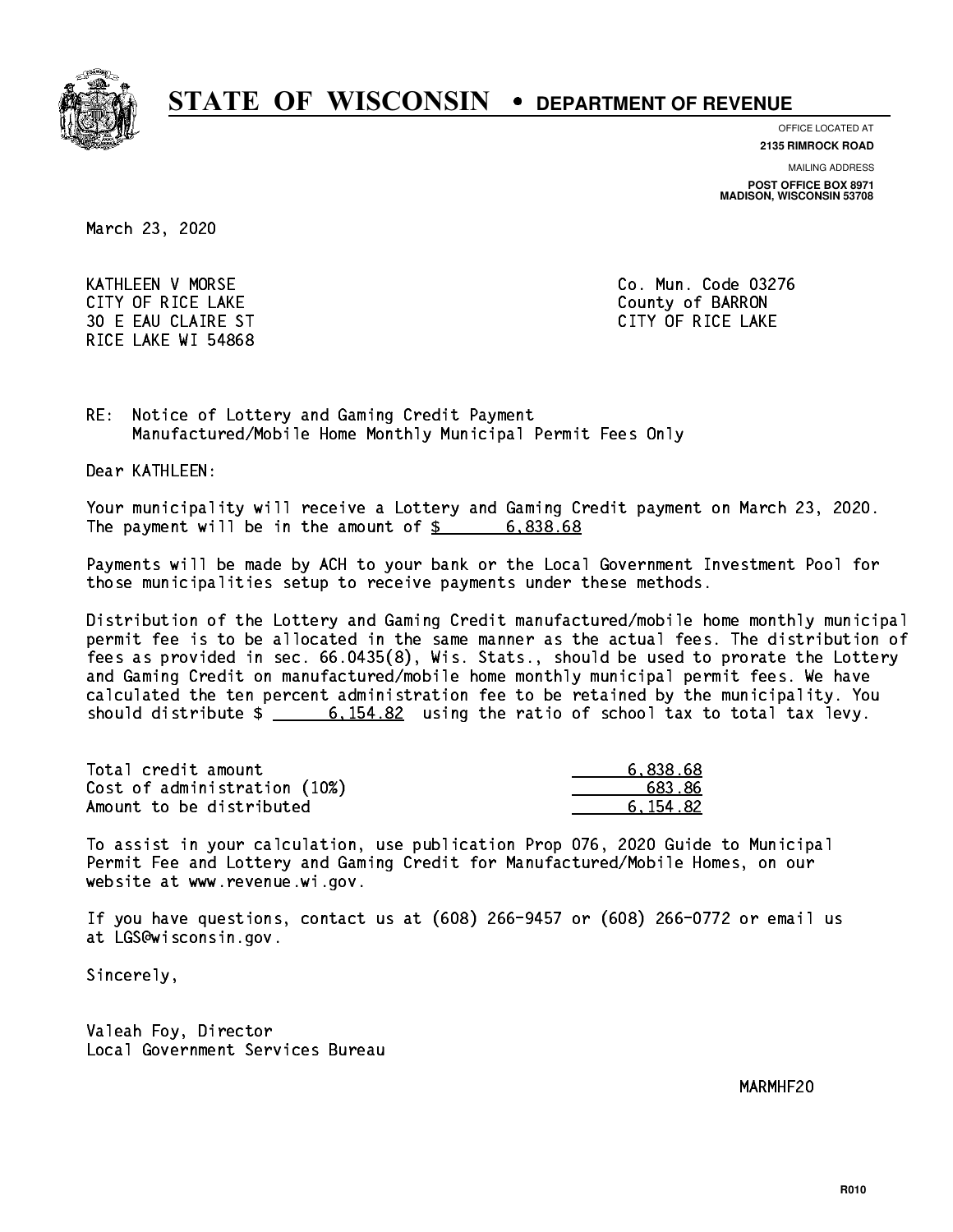# STATE OF WISCONSIN • DEPARTMENT OF REVENUE

OFFICE LOCATED AT
**2135 RIMROCK ROAD**

MAILING ADDRESS
**POST OFFICE BOX 8971**
**MADISON, WISCONSIN 53708**

March 23, 2020

KATHLEEN V MORSE
CITY OF RICE LAKE
30 E EAU CLAIRE ST
RICE LAKE WI 54868

Co. Mun. Code 03276
County of BARRON
CITY OF RICE LAKE

RE: Notice of Lottery and Gaming Credit Payment
Manufactured/Mobile Home Monthly Municipal Permit Fees Only

Dear KATHLEEN:

Your municipality will receive a Lottery and Gaming Credit payment on March 23, 2020. The payment will be in the amount of $ 6,838.68

Payments will be made by ACH to your bank or the Local Government Investment Pool for those municipalities setup to receive payments under these methods.

Distribution of the Lottery and Gaming Credit manufactured/mobile home monthly municipal permit fee is to be allocated in the same manner as the actual fees. The distribution of fees as provided in sec. 66.0435(8), Wis. Stats., should be used to prorate the Lottery and Gaming Credit on manufactured/mobile home monthly municipal permit fees. We have calculated the ten percent administration fee to be retained by the municipality. You should distribute $ 6,154.82 using the ratio of school tax to total tax levy.

| | |
|---|---|
| Total credit amount | 6,838.68 |
| Cost of administration (10%) | 683.86 |
| Amount to be distributed | 6,154.82 |

To assist in your calculation, use publication Prop 076, 2020 Guide to Municipal Permit Fee and Lottery and Gaming Credit for Manufactured/Mobile Homes, on our website at www.revenue.wi.gov.

If you have questions, contact us at (608) 266-9457 or (608) 266-0772 or email us at LGS@wisconsin.gov.

Sincerely,

Valeah Foy, Director
Local Government Services Bureau

MARMHF20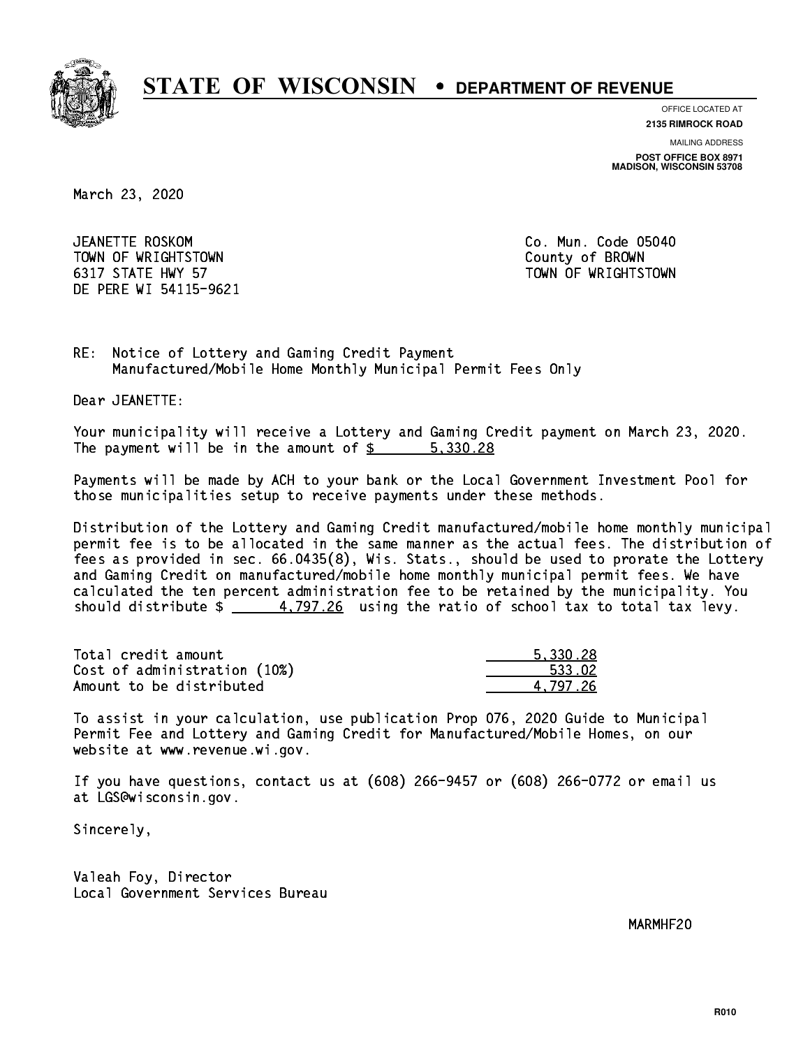# STATE OF WISCONSIN • DEPARTMENT OF REVENUE

OFFICE LOCATED AT
**2135 RIMROCK ROAD**

MAILING ADDRESS
**POST OFFICE BOX 8971**
**MADISON, WISCONSIN 53708**

March 23, 2020

JEANETTE ROSKOM
TOWN OF WRIGHTSTOWN
6317 STATE HWY 57
DE PERE WI 54115-9621

Co. Mun. Code 05040
County of BROWN
TOWN OF WRIGHTSTOWN

RE: Notice of Lottery and Gaming Credit Payment
Manufactured/Mobile Home Monthly Municipal Permit Fees Only

Dear JEANETTE:

Your municipality will receive a Lottery and Gaming Credit payment on March 23, 2020. The payment will be in the amount of $ 5,330.28

Payments will be made by ACH to your bank or the Local Government Investment Pool for those municipalities setup to receive payments under these methods.

Distribution of the Lottery and Gaming Credit manufactured/mobile home monthly municipal permit fee is to be allocated in the same manner as the actual fees. The distribution of fees as provided in sec. 66.0435(8), Wis. Stats., should be used to prorate the Lottery and Gaming Credit on manufactured/mobile home monthly municipal permit fees. We have calculated the ten percent administration fee to be retained by the municipality. You should distribute $ 4,797.26 using the ratio of school tax to total tax levy.

| | |
|---|---|
| Total credit amount | 5,330.28 |
| Cost of administration (10%) | 533.02 |
| Amount to be distributed | 4,797.26 |

To assist in your calculation, use publication Prop 076, 2020 Guide to Municipal Permit Fee and Lottery and Gaming Credit for Manufactured/Mobile Homes, on our website at www.revenue.wi.gov.

If you have questions, contact us at (608) 266-9457 or (608) 266-0772 or email us at LGS@wisconsin.gov.

Sincerely,

Valeah Foy, Director
Local Government Services Bureau

MARMHF20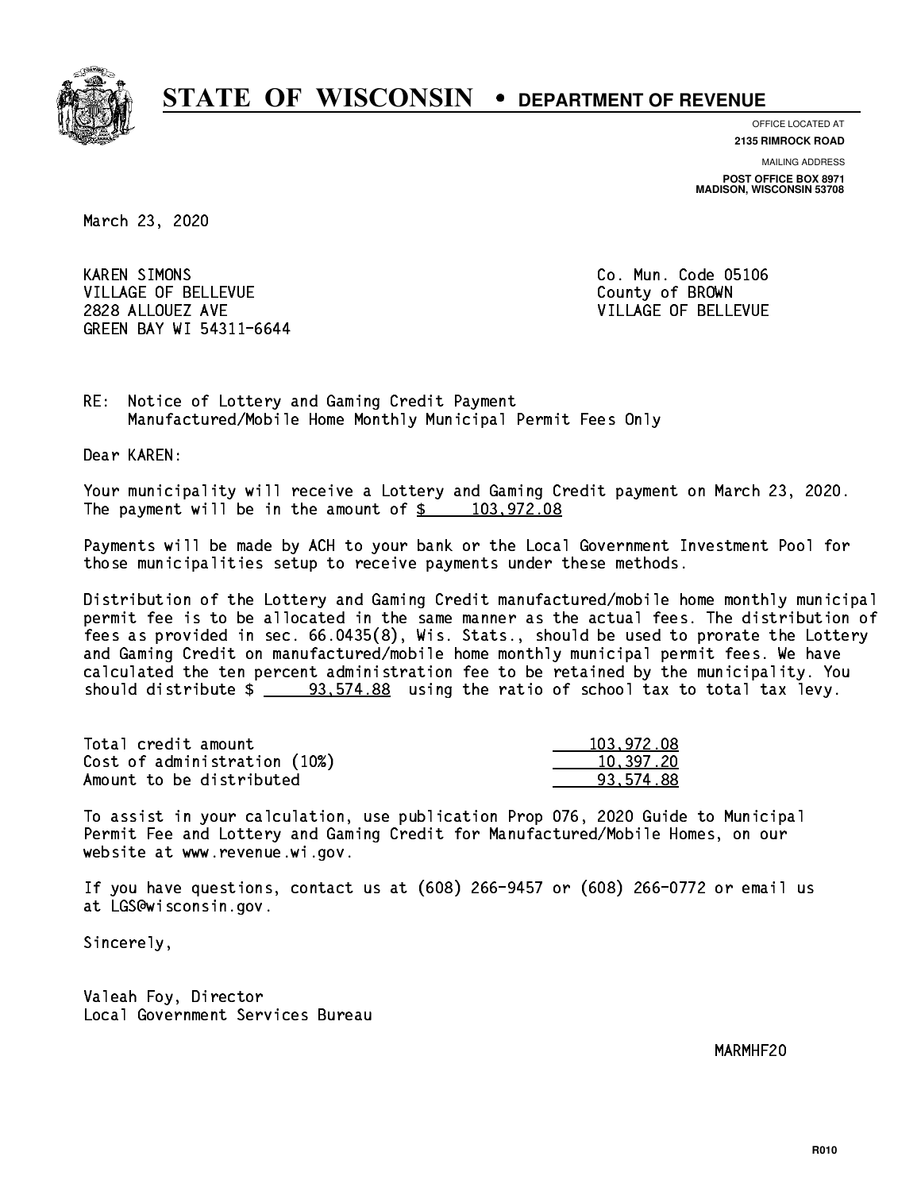# STATE OF WISCONSIN • DEPARTMENT OF REVENUE

OFFICE LOCATED AT
**2135 RIMROCK ROAD**

MAILING ADDRESS
**POST OFFICE BOX 8971**
**MADISON, WISCONSIN 53708**

March 23, 2020

KAREN SIMONS
VILLAGE OF BELLEVUE
2828 ALLOUEZ AVE
GREEN BAY WI 54311-6644

Co. Mun. Code 05106
County of BROWN
VILLAGE OF BELLEVUE

RE: Notice of Lottery and Gaming Credit Payment
Manufactured/Mobile Home Monthly Municipal Permit Fees Only

Dear KAREN:

Your municipality will receive a Lottery and Gaming Credit payment on March 23, 2020. The payment will be in the amount of $ 103,972.08

Payments will be made by ACH to your bank or the Local Government Investment Pool for those municipalities setup to receive payments under these methods.

Distribution of the Lottery and Gaming Credit manufactured/mobile home monthly municipal permit fee is to be allocated in the same manner as the actual fees. The distribution of fees as provided in sec. 66.0435(8), Wis. Stats., should be used to prorate the Lottery and Gaming Credit on manufactured/mobile home monthly municipal permit fees. We have calculated the ten percent administration fee to be retained by the municipality. You should distribute $ 93,574.88 using the ratio of school tax to total tax levy.

| | |
|---|---|
| Total credit amount | 103,972.08 |
| Cost of administration (10%) | 10,397.20 |
| Amount to be distributed | 93,574.88 |

To assist in your calculation, use publication Prop 076, 2020 Guide to Municipal Permit Fee and Lottery and Gaming Credit for Manufactured/Mobile Homes, on our website at www.revenue.wi.gov.

If you have questions, contact us at (608) 266-9457 or (608) 266-0772 or email us at LGS@wisconsin.gov.

Sincerely,

Valeah Foy, Director
Local Government Services Bureau

MARMHF20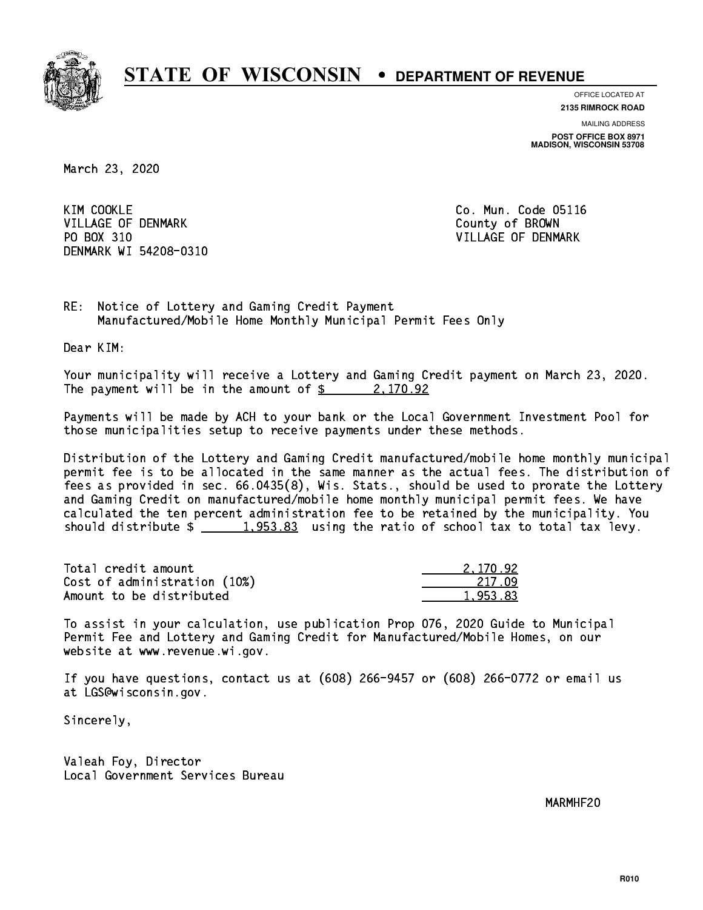# STATE OF WISCONSIN • DEPARTMENT OF REVENUE

OFFICE LOCATED AT
**2135 RIMROCK ROAD**

MAILING ADDRESS
**POST OFFICE BOX 8971**
**MADISON, WISCONSIN 53708**

March 23, 2020

KIM COOKLE
VILLAGE OF DENMARK
PO BOX 310
DENMARK WI 54208-0310

Co. Mun. Code 05116
County of BROWN
VILLAGE OF DENMARK

RE: Notice of Lottery and Gaming Credit Payment
Manufactured/Mobile Home Monthly Municipal Permit Fees Only

Dear KIM:

Your municipality will receive a Lottery and Gaming Credit payment on March 23, 2020. The payment will be in the amount of $ 2,170.92

Payments will be made by ACH to your bank or the Local Government Investment Pool for those municipalities setup to receive payments under these methods.

Distribution of the Lottery and Gaming Credit manufactured/mobile home monthly municipal permit fee is to be allocated in the same manner as the actual fees. The distribution of fees as provided in sec. 66.0435(8), Wis. Stats., should be used to prorate the Lottery and Gaming Credit on manufactured/mobile home monthly municipal permit fees. We have calculated the ten percent administration fee to be retained by the municipality. You should distribute $ 1,953.83 using the ratio of school tax to total tax levy.

| | |
|---|---|
| Total credit amount | 2,170.92 |
| Cost of administration (10%) | 217.09 |
| Amount to be distributed | 1,953.83 |

To assist in your calculation, use publication Prop 076, 2020 Guide to Municipal Permit Fee and Lottery and Gaming Credit for Manufactured/Mobile Homes, on our website at www.revenue.wi.gov.

If you have questions, contact us at (608) 266-9457 or (608) 266-0772 or email us at LGS@wisconsin.gov.

Sincerely,

Valeah Foy, Director
Local Government Services Bureau

MARMHF20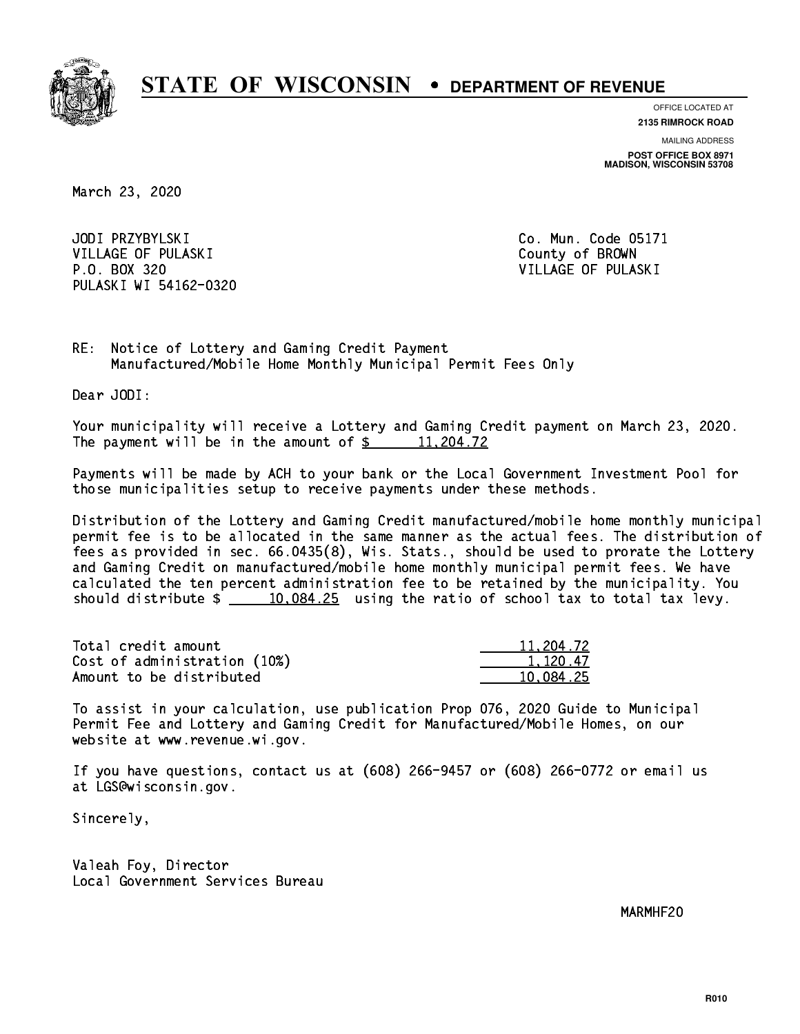# STATE OF WISCONSIN • DEPARTMENT OF REVENUE

OFFICE LOCATED AT
**2135 RIMROCK ROAD**

MAILING ADDRESS
**POST OFFICE BOX 8971**
**MADISON, WISCONSIN 53708**

March 23, 2020

JODI PRZYBYLSKI
VILLAGE OF PULASKI
P.O. BOX 320
PULASKI WI 54162-0320

Co. Mun. Code 05171
County of BROWN
VILLAGE OF PULASKI

RE: Notice of Lottery and Gaming Credit Payment
Manufactured/Mobile Home Monthly Municipal Permit Fees Only

Dear JODI:

Your municipality will receive a Lottery and Gaming Credit payment on March 23, 2020. The payment will be in the amount of $ 11,204.72

Payments will be made by ACH to your bank or the Local Government Investment Pool for those municipalities setup to receive payments under these methods.

Distribution of the Lottery and Gaming Credit manufactured/mobile home monthly municipal permit fee is to be allocated in the same manner as the actual fees. The distribution of fees as provided in sec. 66.0435(8), Wis. Stats., should be used to prorate the Lottery and Gaming Credit on manufactured/mobile home monthly municipal permit fees. We have calculated the ten percent administration fee to be retained by the municipality. You should distribute $ 10,084.25 using the ratio of school tax to total tax levy.

| | |
|---|---|
| Total credit amount | 11,204.72 |
| Cost of administration (10%) | 1,120.47 |
| Amount to be distributed | 10,084.25 |

To assist in your calculation, use publication Prop 076, 2020 Guide to Municipal Permit Fee and Lottery and Gaming Credit for Manufactured/Mobile Homes, on our website at www.revenue.wi.gov.

If you have questions, contact us at (608) 266-9457 or (608) 266-0772 or email us at LGS@wisconsin.gov.

Sincerely,

Valeah Foy, Director
Local Government Services Bureau

MARMHF20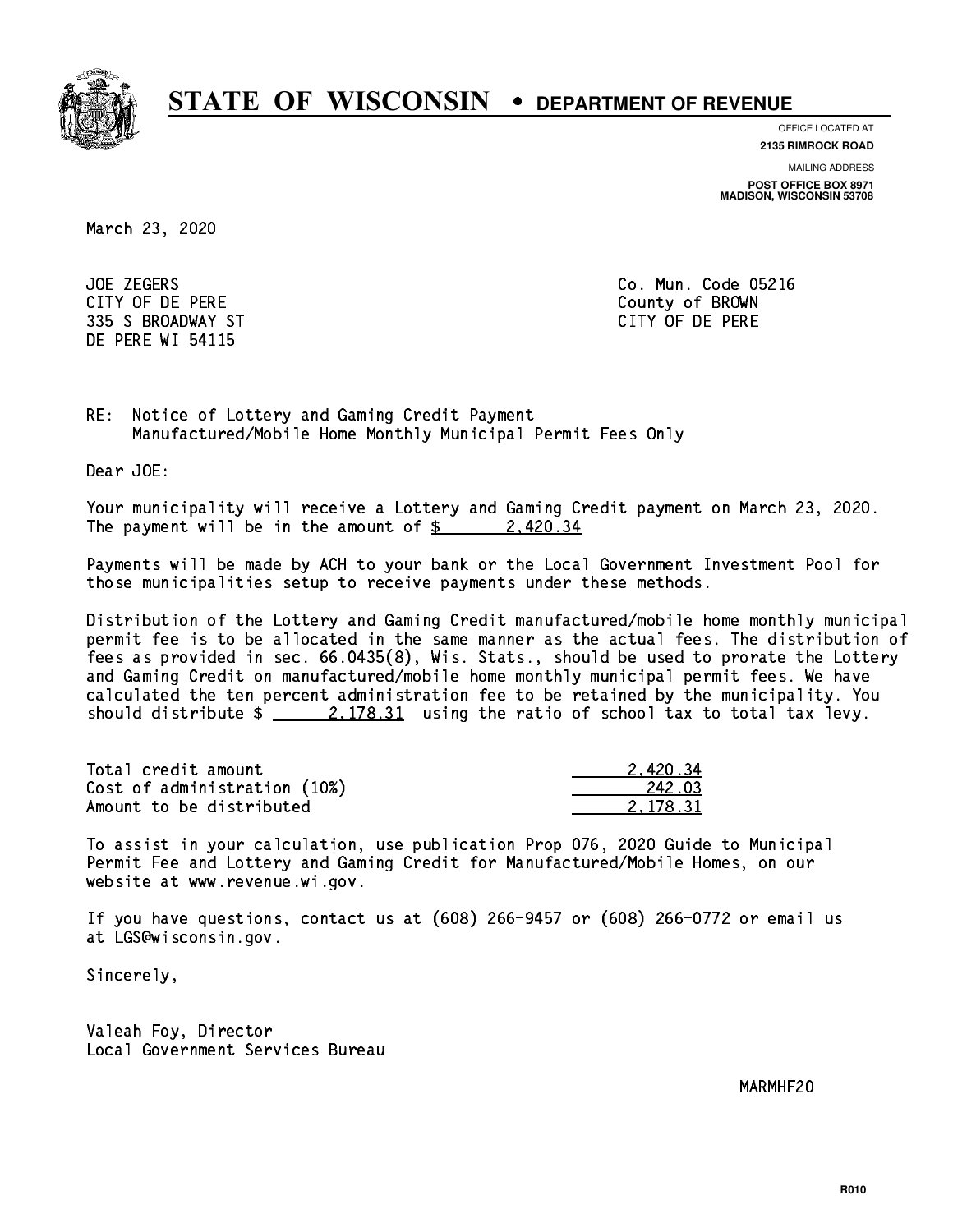# STATE OF WISCONSIN • DEPARTMENT OF REVENUE

OFFICE LOCATED AT
**2135 RIMROCK ROAD**

MAILING ADDRESS
**POST OFFICE BOX 8971**
**MADISON, WISCONSIN 53708**

March 23, 2020

JOE ZEGERS
CITY OF DE PERE
335 S BROADWAY ST
DE PERE WI 54115

Co. Mun. Code 05216
County of BROWN
CITY OF DE PERE

RE: Notice of Lottery and Gaming Credit Payment
Manufactured/Mobile Home Monthly Municipal Permit Fees Only

Dear JOE:

Your municipality will receive a Lottery and Gaming Credit payment on March 23, 2020. The payment will be in the amount of $ 2,420.34

Payments will be made by ACH to your bank or the Local Government Investment Pool for those municipalities setup to receive payments under these methods.

Distribution of the Lottery and Gaming Credit manufactured/mobile home monthly municipal permit fee is to be allocated in the same manner as the actual fees. The distribution of fees as provided in sec. 66.0435(8), Wis. Stats., should be used to prorate the Lottery and Gaming Credit on manufactured/mobile home monthly municipal permit fees. We have calculated the ten percent administration fee to be retained by the municipality. You should distribute $ 2,178.31 using the ratio of school tax to total tax levy.

| | |
|---|---|
| Total credit amount | 2,420.34 |
| Cost of administration (10%) | 242.03 |
| Amount to be distributed | 2,178.31 |

To assist in your calculation, use publication Prop 076, 2020 Guide to Municipal Permit Fee and Lottery and Gaming Credit for Manufactured/Mobile Homes, on our website at www.revenue.wi.gov.

If you have questions, contact us at (608) 266-9457 or (608) 266-0772 or email us at LGS@wisconsin.gov.

Sincerely,

Valeah Foy, Director
Local Government Services Bureau

MARMHF20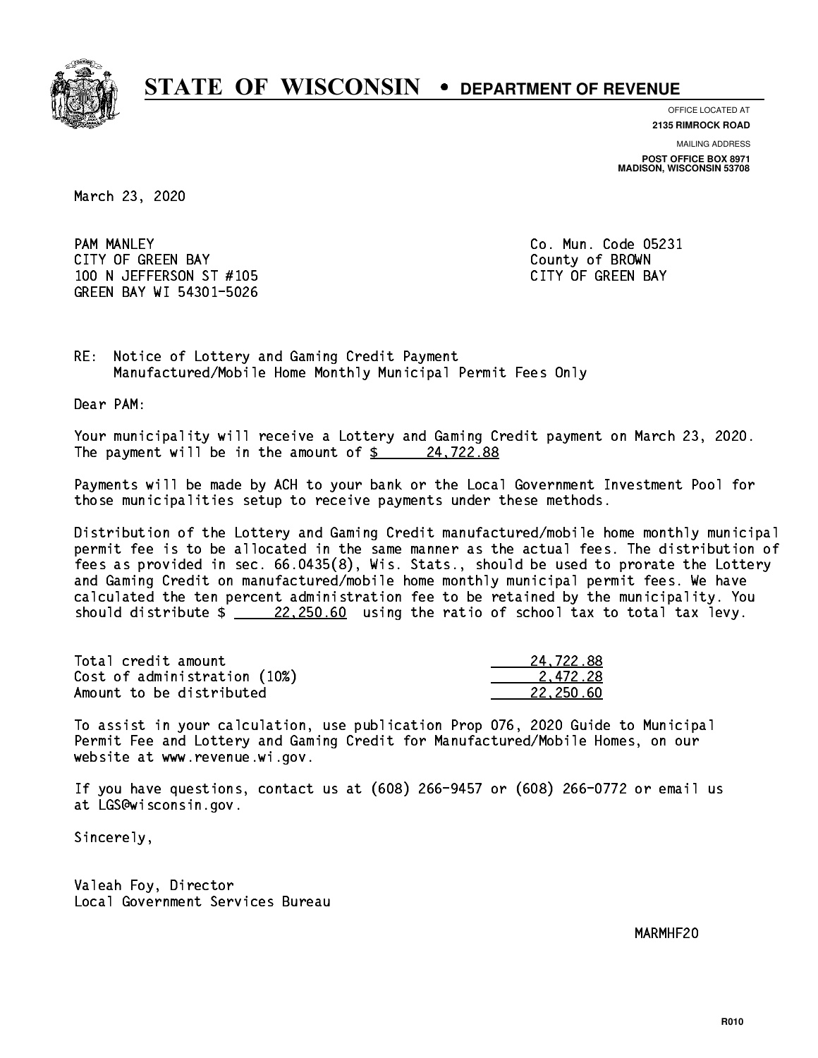# STATE OF WISCONSIN • DEPARTMENT OF REVENUE

OFFICE LOCATED AT
**2135 RIMROCK ROAD**

MAILING ADDRESS
**POST OFFICE BOX 8971**
**MADISON, WISCONSIN 53708**

March 23, 2020

PAM MANLEY
CITY OF GREEN BAY
100 N JEFFERSON ST #105
GREEN BAY WI 54301-5026

Co. Mun. Code 05231
County of BROWN
CITY OF GREEN BAY

RE: Notice of Lottery and Gaming Credit Payment
Manufactured/Mobile Home Monthly Municipal Permit Fees Only

Dear PAM:

Your municipality will receive a Lottery and Gaming Credit payment on March 23, 2020. The payment will be in the amount of $ 24,722.88

Payments will be made by ACH to your bank or the Local Government Investment Pool for those municipalities setup to receive payments under these methods.

Distribution of the Lottery and Gaming Credit manufactured/mobile home monthly municipal permit fee is to be allocated in the same manner as the actual fees. The distribution of fees as provided in sec. 66.0435(8), Wis. Stats., should be used to prorate the Lottery and Gaming Credit on manufactured/mobile home monthly municipal permit fees. We have calculated the ten percent administration fee to be retained by the municipality. You should distribute $ 22,250.60 using the ratio of school tax to total tax levy.

| | |
|---|---|
| Total credit amount | 24,722.88 |
| Cost of administration (10%) | 2,472.28 |
| Amount to be distributed | 22,250.60 |

To assist in your calculation, use publication Prop 076, 2020 Guide to Municipal Permit Fee and Lottery and Gaming Credit for Manufactured/Mobile Homes, on our website at www.revenue.wi.gov.

If you have questions, contact us at (608) 266-9457 or (608) 266-0772 or email us at LGS@wisconsin.gov.

Sincerely,

Valeah Foy, Director
Local Government Services Bureau

MARMHF20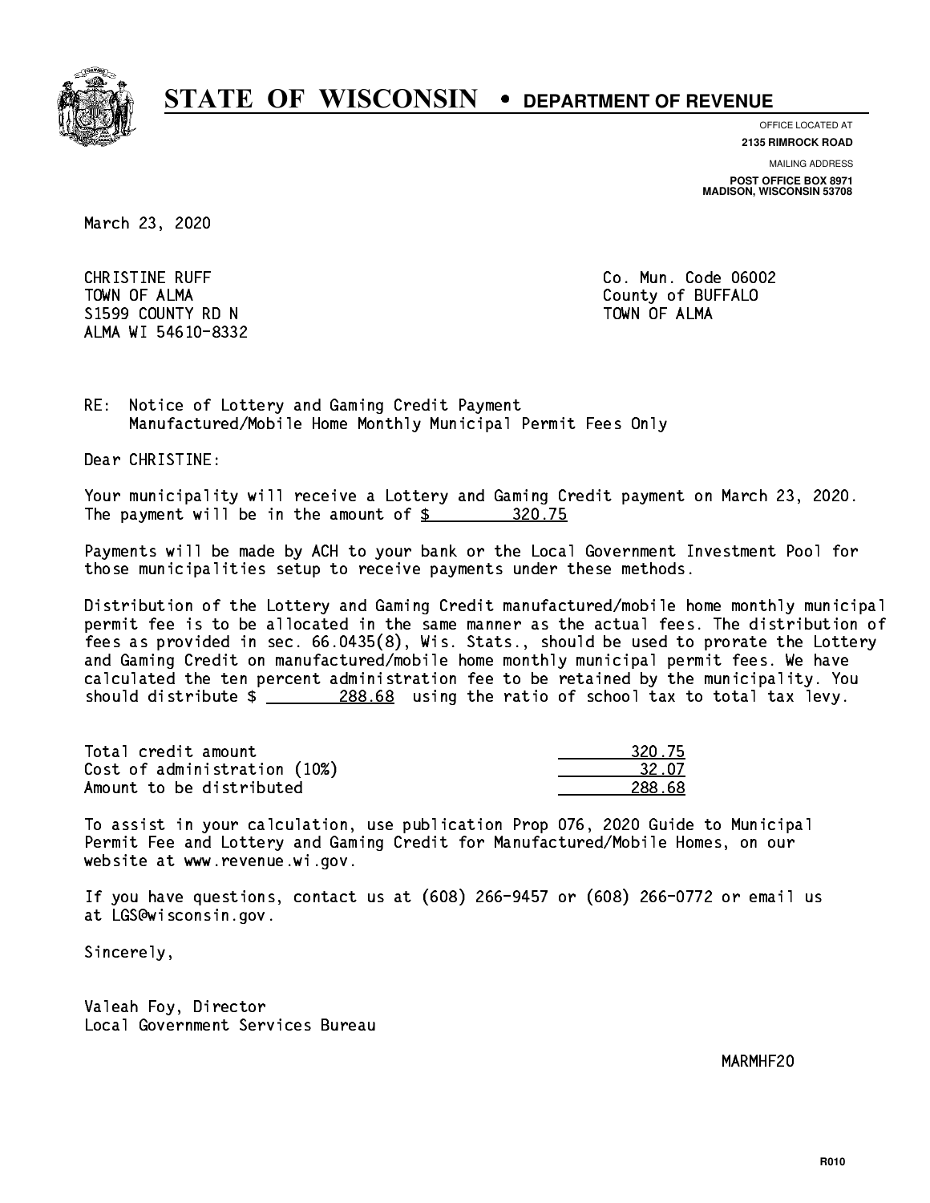# STATE OF WISCONSIN • DEPARTMENT OF REVENUE

OFFICE LOCATED AT
**2135 RIMROCK ROAD**

MAILING ADDRESS
**POST OFFICE BOX 8971**
**MADISON, WISCONSIN 53708**

March 23, 2020

CHRISTINE RUFF
TOWN OF ALMA
S1599 COUNTY RD N
ALMA WI 54610-8332

Co. Mun. Code 06002
County of BUFFALO
TOWN OF ALMA

RE: Notice of Lottery and Gaming Credit Payment
Manufactured/Mobile Home Monthly Municipal Permit Fees Only

Dear CHRISTINE:

Your municipality will receive a Lottery and Gaming Credit payment on March 23, 2020. The payment will be in the amount of $ 320.75

Payments will be made by ACH to your bank or the Local Government Investment Pool for those municipalities setup to receive payments under these methods.

Distribution of the Lottery and Gaming Credit manufactured/mobile home monthly municipal permit fee is to be allocated in the same manner as the actual fees. The distribution of fees as provided in sec. 66.0435(8), Wis. Stats., should be used to prorate the Lottery and Gaming Credit on manufactured/mobile home monthly municipal permit fees. We have calculated the ten percent administration fee to be retained by the municipality. You should distribute $ 288.68 using the ratio of school tax to total tax levy.

| | |
|---|---|
| Total credit amount | 320.75 |
| Cost of administration (10%) | 32.07 |
| Amount to be distributed | 288.68 |

To assist in your calculation, use publication Prop 076, 2020 Guide to Municipal Permit Fee and Lottery and Gaming Credit for Manufactured/Mobile Homes, on our website at www.revenue.wi.gov.

If you have questions, contact us at (608) 266-9457 or (608) 266-0772 or email us at LGS@wisconsin.gov.

Sincerely,

Valeah Foy, Director
Local Government Services Bureau

MARMHF20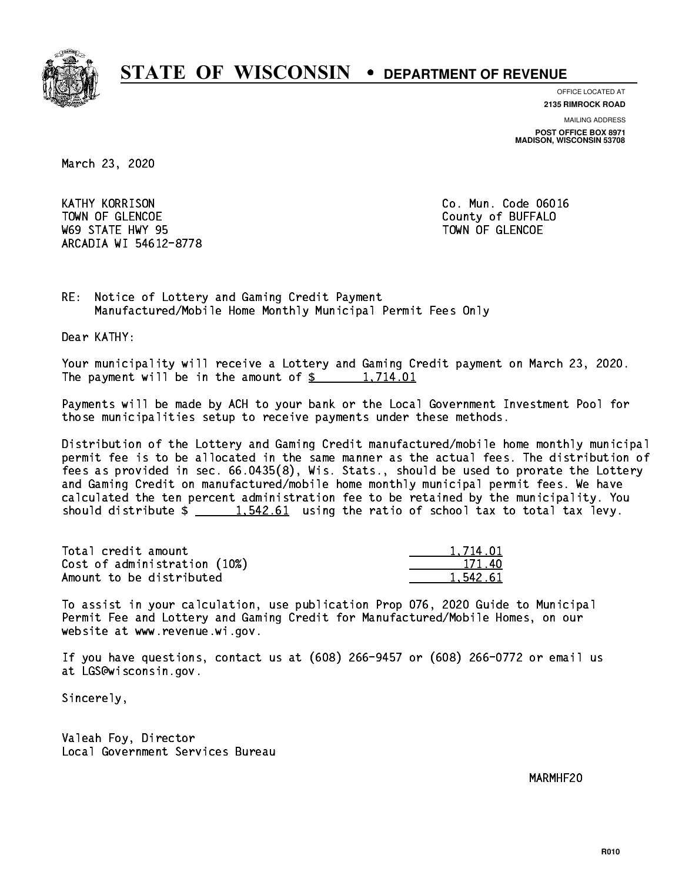# STATE OF WISCONSIN • DEPARTMENT OF REVENUE

OFFICE LOCATED AT
**2135 RIMROCK ROAD**

MAILING ADDRESS
**POST OFFICE BOX 8971**
**MADISON, WISCONSIN 53708**

March 23, 2020

KATHY KORRISON
TOWN OF GLENCOE
W69 STATE HWY 95
ARCADIA WI 54612-8778

Co. Mun. Code 06016
County of BUFFALO
TOWN OF GLENCOE

RE: Notice of Lottery and Gaming Credit Payment
Manufactured/Mobile Home Monthly Municipal Permit Fees Only

Dear KATHY:

Your municipality will receive a Lottery and Gaming Credit payment on March 23, 2020. The payment will be in the amount of $ 1,714.01

Payments will be made by ACH to your bank or the Local Government Investment Pool for those municipalities setup to receive payments under these methods.

Distribution of the Lottery and Gaming Credit manufactured/mobile home monthly municipal permit fee is to be allocated in the same manner as the actual fees. The distribution of fees as provided in sec. 66.0435(8), Wis. Stats., should be used to prorate the Lottery and Gaming Credit on manufactured/mobile home monthly municipal permit fees. We have calculated the ten percent administration fee to be retained by the municipality. You should distribute $ 1,542.61 using the ratio of school tax to total tax levy.

| | |
|---|---|
| Total credit amount | 1,714.01 |
| Cost of administration (10%) | 171.40 |
| Amount to be distributed | 1,542.61 |

To assist in your calculation, use publication Prop 076, 2020 Guide to Municipal Permit Fee and Lottery and Gaming Credit for Manufactured/Mobile Homes, on our website at www.revenue.wi.gov.

If you have questions, contact us at (608) 266-9457 or (608) 266-0772 or email us at LGS@wisconsin.gov.

Sincerely,

Valeah Foy, Director
Local Government Services Bureau

MARMHF20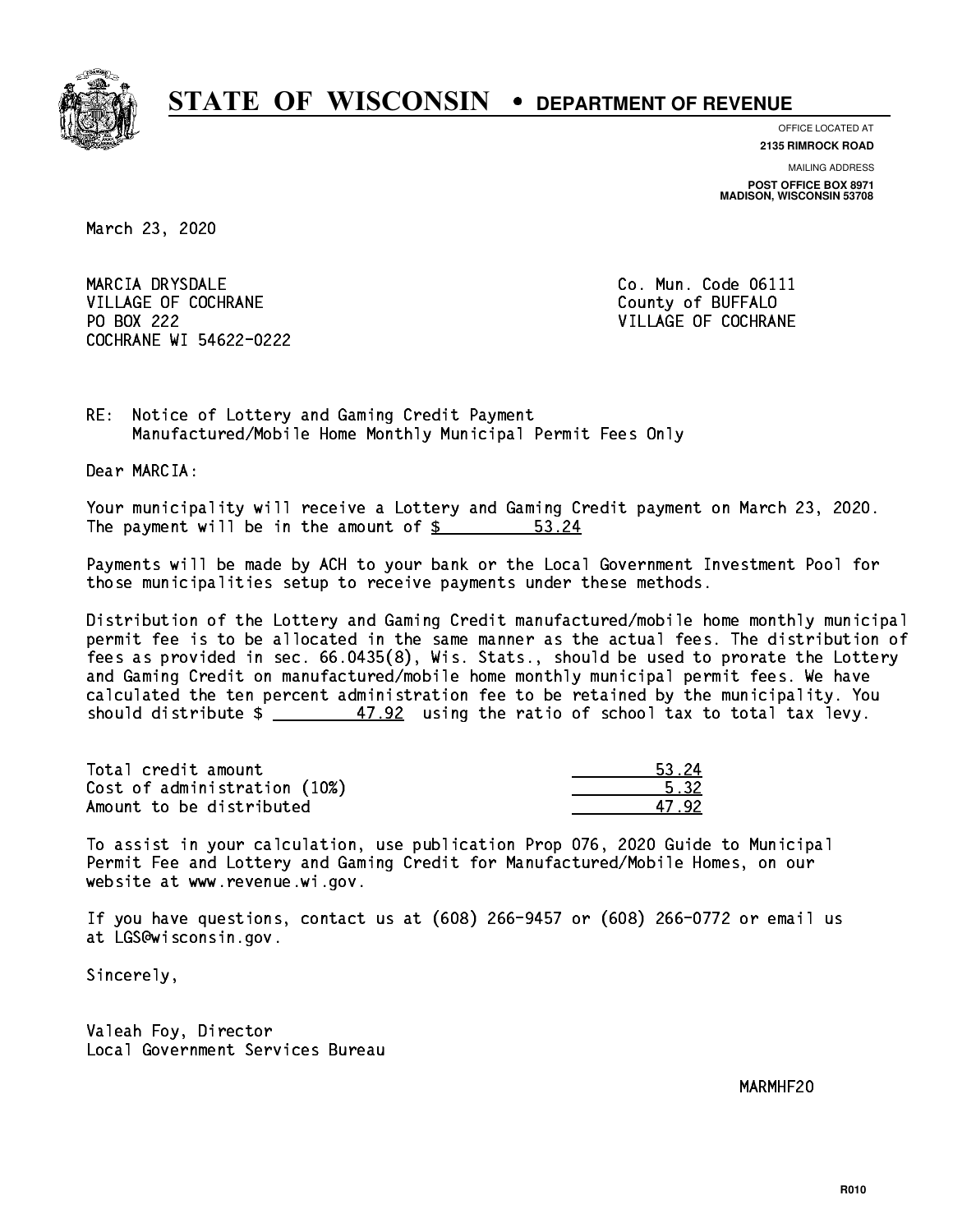# STATE OF WISCONSIN • DEPARTMENT OF REVENUE

OFFICE LOCATED AT
**2135 RIMROCK ROAD**

MAILING ADDRESS
**POST OFFICE BOX 8971**
**MADISON, WISCONSIN 53708**

March 23, 2020

MARCIA DRYSDALE
VILLAGE OF COCHRANE
PO BOX 222
COCHRANE WI 54622-0222

Co. Mun. Code 06111
County of BUFFALO
VILLAGE OF COCHRANE

RE: Notice of Lottery and Gaming Credit Payment
Manufactured/Mobile Home Monthly Municipal Permit Fees Only

Dear MARCIA:

Your municipality will receive a Lottery and Gaming Credit payment on March 23, 2020. The payment will be in the amount of $ 53.24

Payments will be made by ACH to your bank or the Local Government Investment Pool for those municipalities setup to receive payments under these methods.

Distribution of the Lottery and Gaming Credit manufactured/mobile home monthly municipal permit fee is to be allocated in the same manner as the actual fees. The distribution of fees as provided in sec. 66.0435(8), Wis. Stats., should be used to prorate the Lottery and Gaming Credit on manufactured/mobile home monthly municipal permit fees. We have calculated the ten percent administration fee to be retained by the municipality. You should distribute $ 47.92 using the ratio of school tax to total tax levy.

| | |
|---|---|
| Total credit amount | 53.24 |
| Cost of administration (10%) | 5.32 |
| Amount to be distributed | 47.92 |

To assist in your calculation, use publication Prop 076, 2020 Guide to Municipal Permit Fee and Lottery and Gaming Credit for Manufactured/Mobile Homes, on our website at www.revenue.wi.gov.

If you have questions, contact us at (608) 266-9457 or (608) 266-0772 or email us at LGS@wisconsin.gov.

Sincerely,

Valeah Foy, Director
Local Government Services Bureau

MARMHF20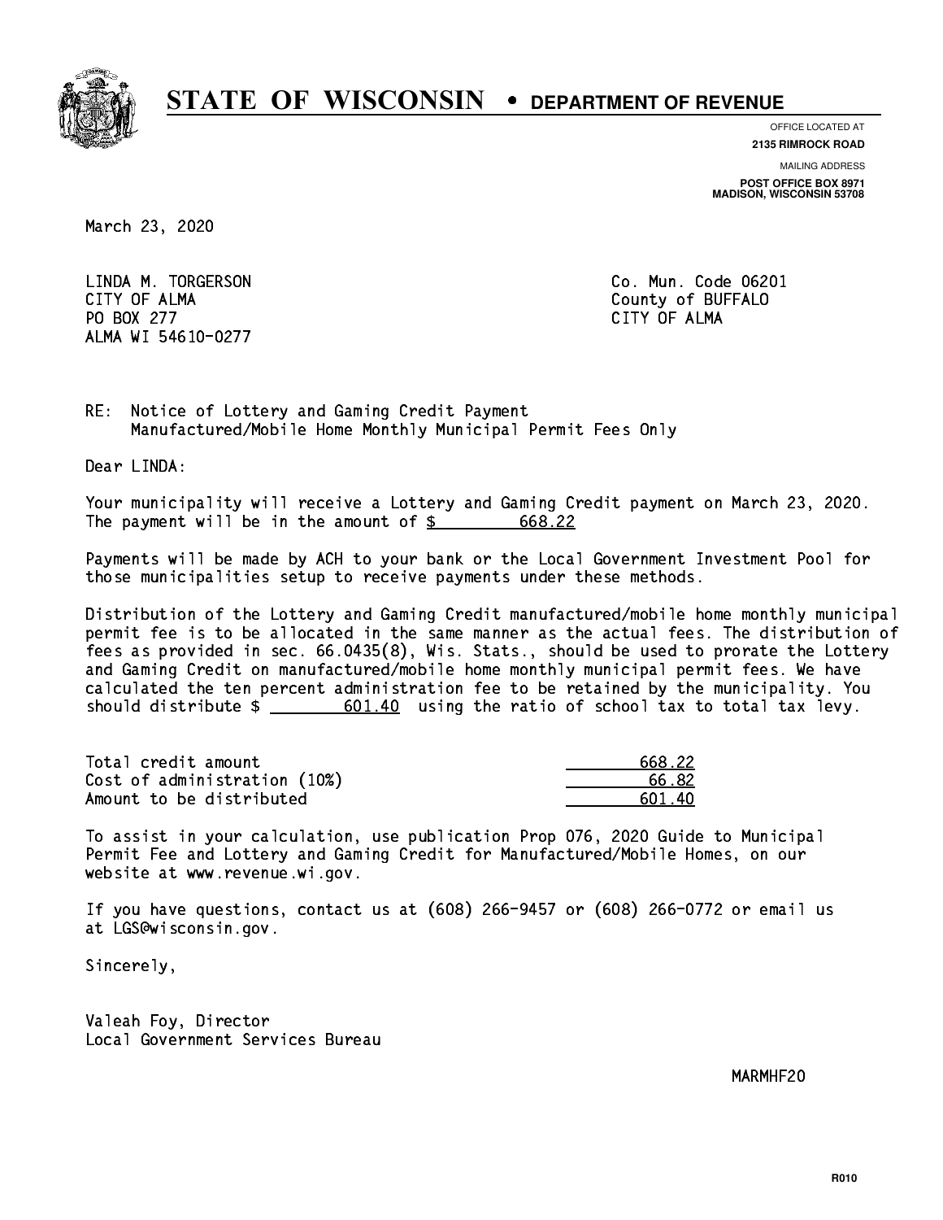# STATE OF WISCONSIN • DEPARTMENT OF REVENUE

OFFICE LOCATED AT
**2135 RIMROCK ROAD**

MAILING ADDRESS
**POST OFFICE BOX 8971**
**MADISON, WISCONSIN 53708**

March 23, 2020

LINDA M. TORGERSON
CITY OF ALMA
PO BOX 277
ALMA WI 54610-0277

Co. Mun. Code 06201
County of BUFFALO
CITY OF ALMA

RE: Notice of Lottery and Gaming Credit Payment
Manufactured/Mobile Home Monthly Municipal Permit Fees Only

Dear LINDA:

Your municipality will receive a Lottery and Gaming Credit payment on March 23, 2020. The payment will be in the amount of $ 668.22

Payments will be made by ACH to your bank or the Local Government Investment Pool for those municipalities setup to receive payments under these methods.

Distribution of the Lottery and Gaming Credit manufactured/mobile home monthly municipal permit fee is to be allocated in the same manner as the actual fees. The distribution of fees as provided in sec. 66.0435(8), Wis. Stats., should be used to prorate the Lottery and Gaming Credit on manufactured/mobile home monthly municipal permit fees. We have calculated the ten percent administration fee to be retained by the municipality. You should distribute $ 601.40 using the ratio of school tax to total tax levy.

| | |
|---|---|
| Total credit amount | 668.22 |
| Cost of administration (10%) | 66.82 |
| Amount to be distributed | 601.40 |

To assist in your calculation, use publication Prop 076, 2020 Guide to Municipal Permit Fee and Lottery and Gaming Credit for Manufactured/Mobile Homes, on our website at www.revenue.wi.gov.

If you have questions, contact us at (608) 266-9457 or (608) 266-0772 or email us at LGS@wisconsin.gov.

Sincerely,

Valeah Foy, Director
Local Government Services Bureau

MARMHF20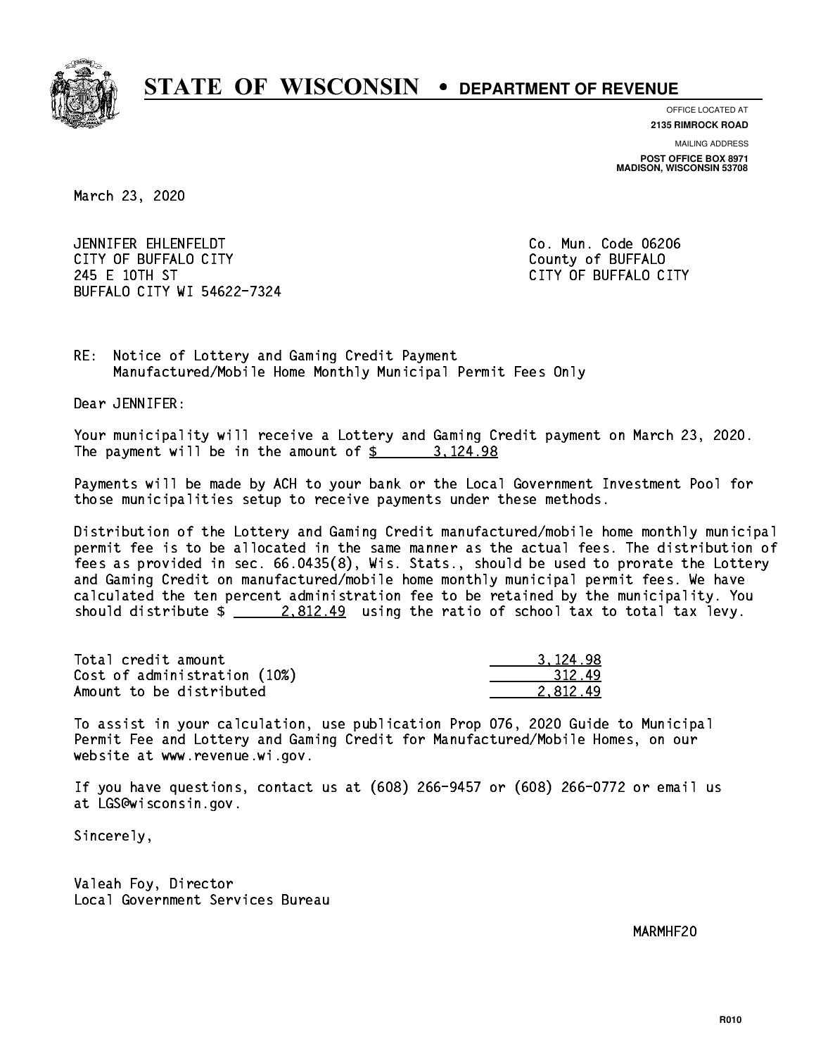# STATE OF WISCONSIN • DEPARTMENT OF REVENUE

OFFICE LOCATED AT
**2135 RIMROCK ROAD**

MAILING ADDRESS
**POST OFFICE BOX 8971**
**MADISON, WISCONSIN 53708**

March 23, 2020

JENNIFER EHLENFELDT
CITY OF BUFFALO CITY
245 E 10TH ST
BUFFALO CITY WI 54622-7324

Co. Mun. Code 06206
County of BUFFALO
CITY OF BUFFALO CITY

RE: Notice of Lottery and Gaming Credit Payment
Manufactured/Mobile Home Monthly Municipal Permit Fees Only

Dear JENNIFER:

Your municipality will receive a Lottery and Gaming Credit payment on March 23, 2020. The payment will be in the amount of $ 3,124.98

Payments will be made by ACH to your bank or the Local Government Investment Pool for those municipalities setup to receive payments under these methods.

Distribution of the Lottery and Gaming Credit manufactured/mobile home monthly municipal permit fee is to be allocated in the same manner as the actual fees. The distribution of fees as provided in sec. 66.0435(8), Wis. Stats., should be used to prorate the Lottery and Gaming Credit on manufactured/mobile home monthly municipal permit fees. We have calculated the ten percent administration fee to be retained by the municipality. You should distribute $ 2,812.49 using the ratio of school tax to total tax levy.

| | |
|---|---|
| Total credit amount | 3,124.98 |
| Cost of administration (10%) | 312.49 |
| Amount to be distributed | 2,812.49 |

To assist in your calculation, use publication Prop 076, 2020 Guide to Municipal Permit Fee and Lottery and Gaming Credit for Manufactured/Mobile Homes, on our website at www.revenue.wi.gov.

If you have questions, contact us at (608) 266-9457 or (608) 266-0772 or email us at LGS@wisconsin.gov.

Sincerely,

Valeah Foy, Director
Local Government Services Bureau

MARMHF20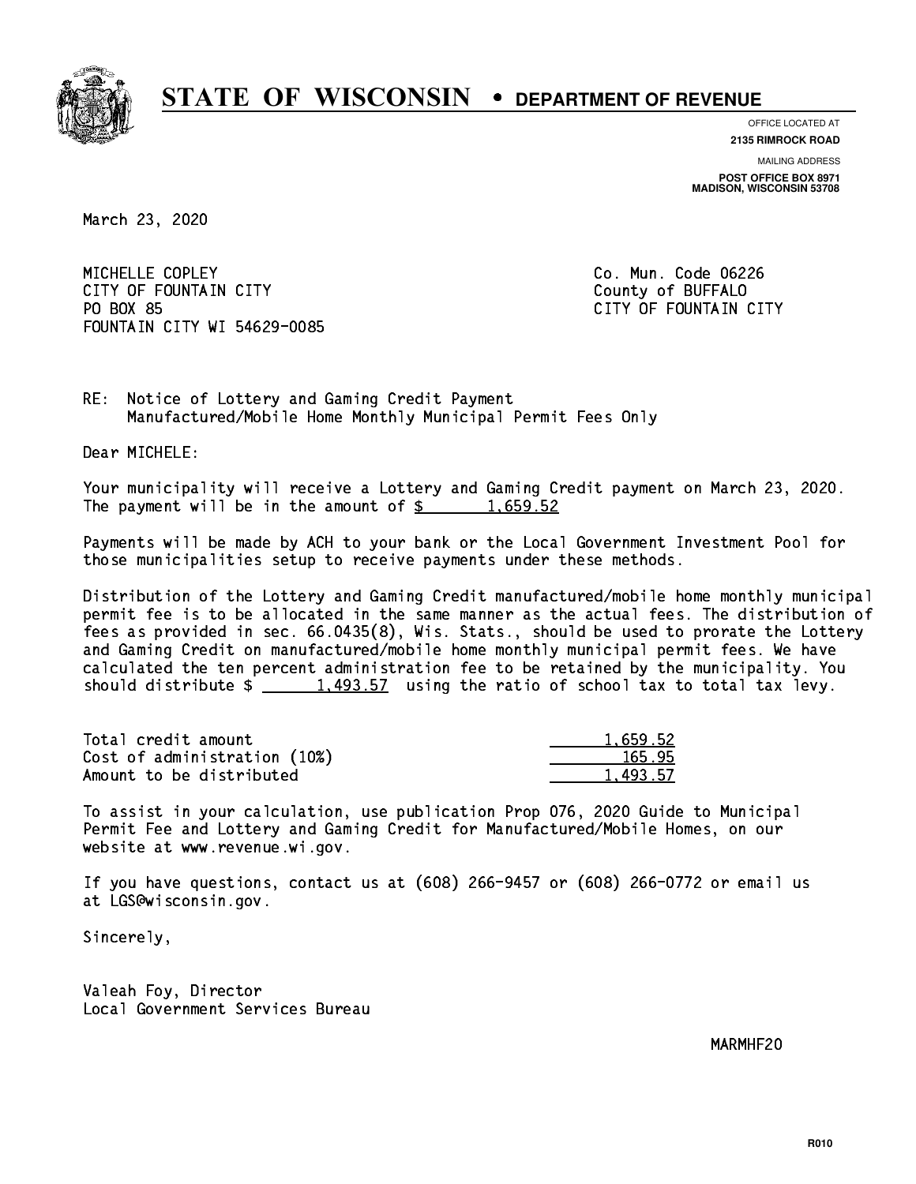# STATE OF WISCONSIN • DEPARTMENT OF REVENUE

OFFICE LOCATED AT
**2135 RIMROCK ROAD**

MAILING ADDRESS
**POST OFFICE BOX 8971**
**MADISON, WISCONSIN 53708**

March 23, 2020

MICHELLE COPLEY
CITY OF FOUNTAIN CITY
PO BOX 85
FOUNTAIN CITY WI 54629-0085

Co. Mun. Code 06226
County of BUFFALO
CITY OF FOUNTAIN CITY

RE: Notice of Lottery and Gaming Credit Payment
Manufactured/Mobile Home Monthly Municipal Permit Fees Only

Dear MICHELE:

Your municipality will receive a Lottery and Gaming Credit payment on March 23, 2020. The payment will be in the amount of $ 1,659.52

Payments will be made by ACH to your bank or the Local Government Investment Pool for those municipalities setup to receive payments under these methods.

Distribution of the Lottery and Gaming Credit manufactured/mobile home monthly municipal permit fee is to be allocated in the same manner as the actual fees. The distribution of fees as provided in sec. 66.0435(8), Wis. Stats., should be used to prorate the Lottery and Gaming Credit on manufactured/mobile home monthly municipal permit fees. We have calculated the ten percent administration fee to be retained by the municipality. You should distribute $ 1,493.57 using the ratio of school tax to total tax levy.

| | |
|---|---|
| Total credit amount | 1,659.52 |
| Cost of administration (10%) | 165.95 |
| Amount to be distributed | 1,493.57 |

To assist in your calculation, use publication Prop 076, 2020 Guide to Municipal Permit Fee and Lottery and Gaming Credit for Manufactured/Mobile Homes, on our website at www.revenue.wi.gov.

If you have questions, contact us at (608) 266-9457 or (608) 266-0772 or email us at LGS@wisconsin.gov.

Sincerely,

Valeah Foy, Director
Local Government Services Bureau

MARMHF20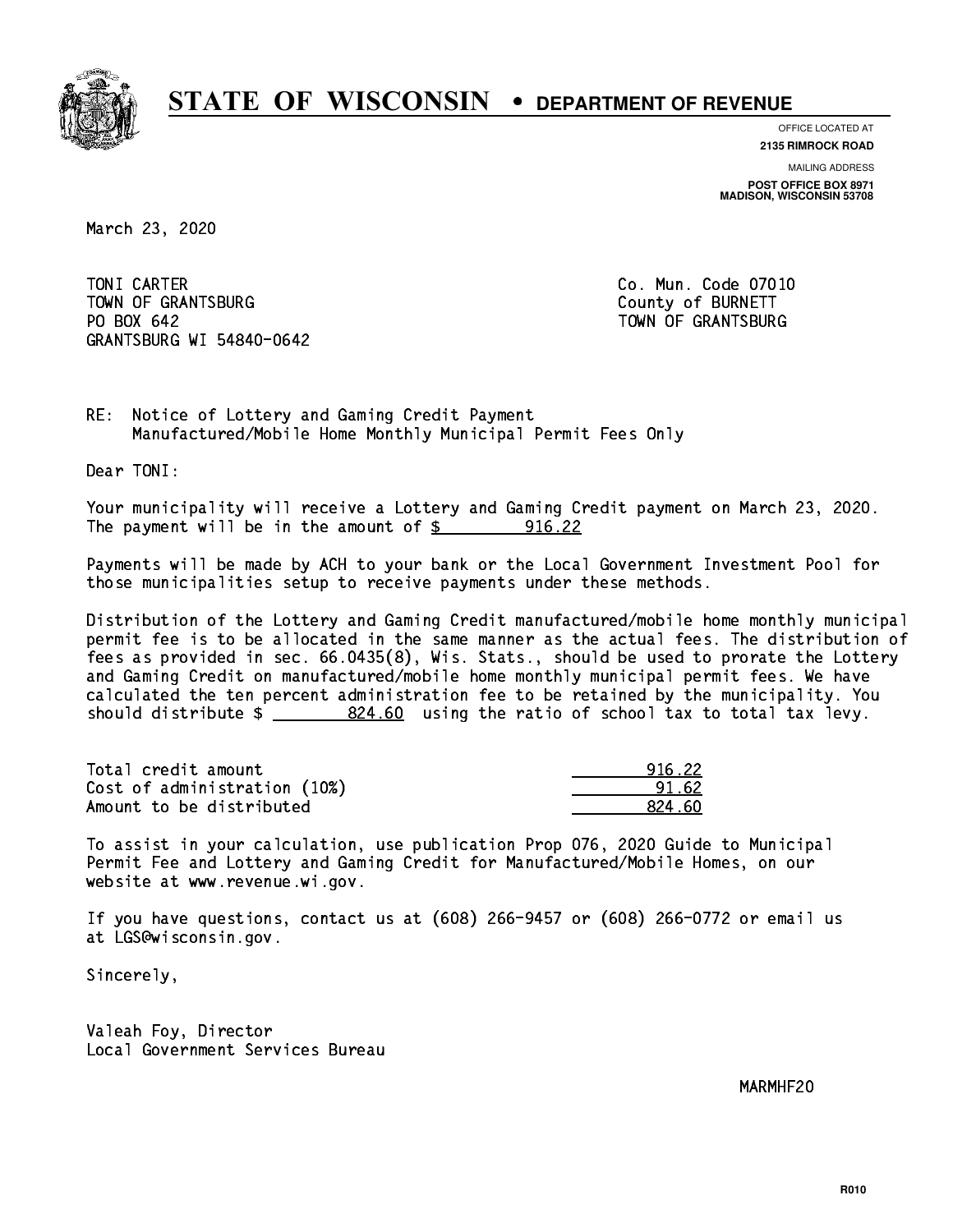# STATE OF WISCONSIN • DEPARTMENT OF REVENUE

OFFICE LOCATED AT
**2135 RIMROCK ROAD**

MAILING ADDRESS
**POST OFFICE BOX 8971**
**MADISON, WISCONSIN 53708**

March 23, 2020

TONI CARTER
TOWN OF GRANTSBURG
PO BOX 642
GRANTSBURG WI 54840-0642

Co. Mun. Code 07010
County of BURNETT
TOWN OF GRANTSBURG

RE: Notice of Lottery and Gaming Credit Payment
Manufactured/Mobile Home Monthly Municipal Permit Fees Only

Dear TONI:

Your municipality will receive a Lottery and Gaming Credit payment on March 23, 2020. The payment will be in the amount of $ 916.22

Payments will be made by ACH to your bank or the Local Government Investment Pool for those municipalities setup to receive payments under these methods.

Distribution of the Lottery and Gaming Credit manufactured/mobile home monthly municipal permit fee is to be allocated in the same manner as the actual fees. The distribution of fees as provided in sec. 66.0435(8), Wis. Stats., should be used to prorate the Lottery and Gaming Credit on manufactured/mobile home monthly municipal permit fees. We have calculated the ten percent administration fee to be retained by the municipality. You should distribute $ 824.60 using the ratio of school tax to total tax levy.

| | |
|---|---|
| Total credit amount | 916.22 |
| Cost of administration (10%) | 91.62 |
| Amount to be distributed | 824.60 |

To assist in your calculation, use publication Prop 076, 2020 Guide to Municipal Permit Fee and Lottery and Gaming Credit for Manufactured/Mobile Homes, on our website at www.revenue.wi.gov.

If you have questions, contact us at (608) 266-9457 or (608) 266-0772 or email us at LGS@wisconsin.gov.

Sincerely,

Valeah Foy, Director
Local Government Services Bureau

MARMHF20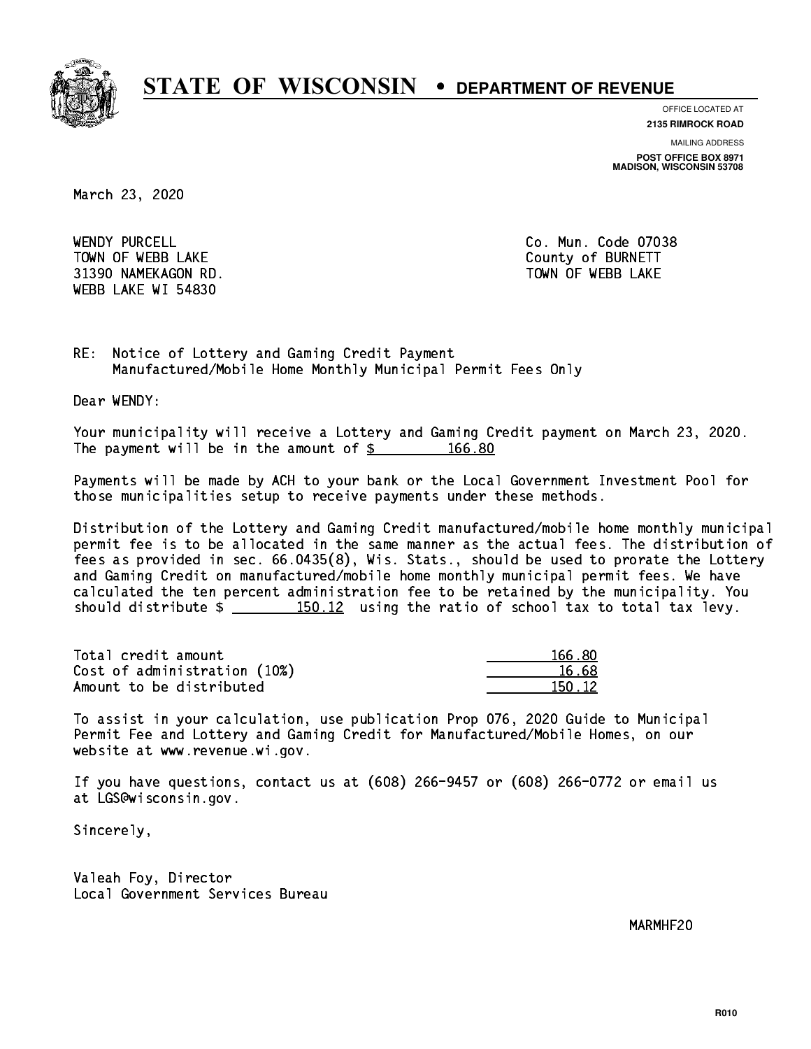# STATE OF WISCONSIN • DEPARTMENT OF REVENUE

OFFICE LOCATED AT
**2135 RIMROCK ROAD**

MAILING ADDRESS
**POST OFFICE BOX 8971**
**MADISON, WISCONSIN 53708**

March 23, 2020

WENDY PURCELL
TOWN OF WEBB LAKE
31390 NAMEKAGON RD.
WEBB LAKE WI 54830

Co. Mun. Code 07038
County of BURNETT
TOWN OF WEBB LAKE

RE: Notice of Lottery and Gaming Credit Payment
Manufactured/Mobile Home Monthly Municipal Permit Fees Only

Dear WENDY:

Your municipality will receive a Lottery and Gaming Credit payment on March 23, 2020. The payment will be in the amount of $ 166.80

Payments will be made by ACH to your bank or the Local Government Investment Pool for those municipalities setup to receive payments under these methods.

Distribution of the Lottery and Gaming Credit manufactured/mobile home monthly municipal permit fee is to be allocated in the same manner as the actual fees. The distribution of fees as provided in sec. 66.0435(8), Wis. Stats., should be used to prorate the Lottery and Gaming Credit on manufactured/mobile home monthly municipal permit fees. We have calculated the ten percent administration fee to be retained by the municipality. You should distribute $ 150.12 using the ratio of school tax to total tax levy.

| | |
|---|---|
| Total credit amount | 166.80 |
| Cost of administration (10%) | 16.68 |
| Amount to be distributed | 150.12 |

To assist in your calculation, use publication Prop 076, 2020 Guide to Municipal Permit Fee and Lottery and Gaming Credit for Manufactured/Mobile Homes, on our website at www.revenue.wi.gov.

If you have questions, contact us at (608) 266-9457 or (608) 266-0772 or email us at LGS@wisconsin.gov.

Sincerely,

Valeah Foy, Director
Local Government Services Bureau

MARMHF20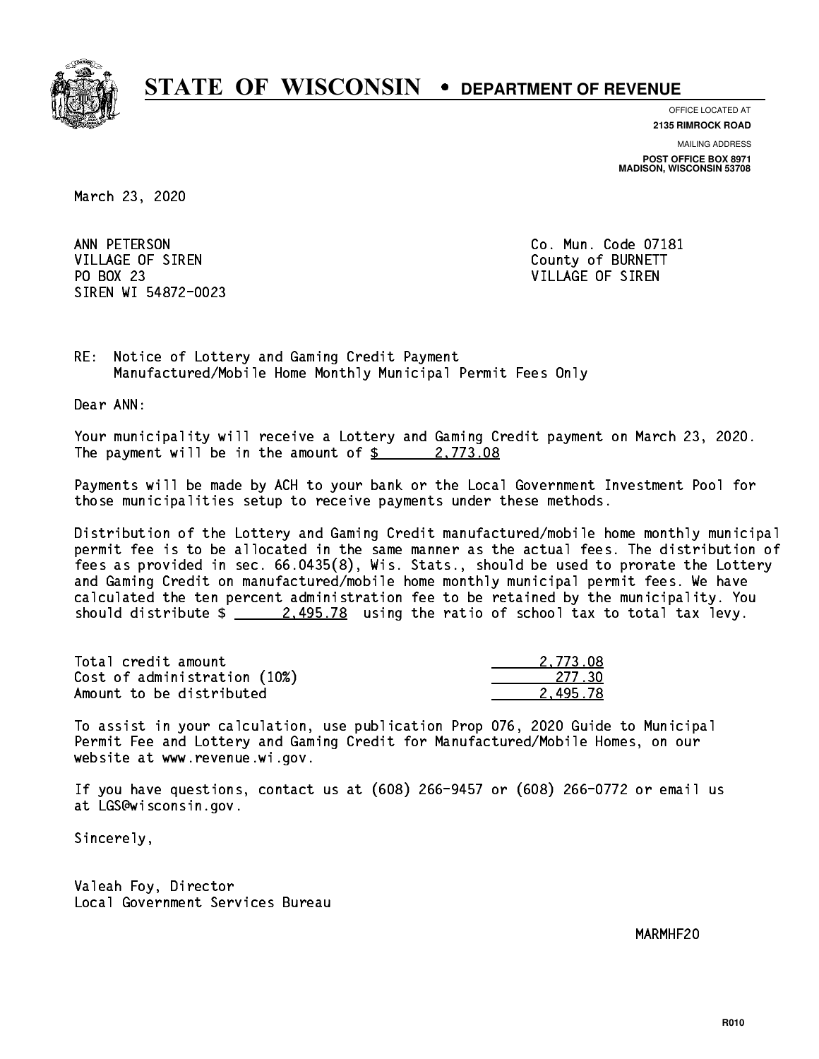# STATE OF WISCONSIN • DEPARTMENT OF REVENUE

OFFICE LOCATED AT
**2135 RIMROCK ROAD**

MAILING ADDRESS
**POST OFFICE BOX 8971**
**MADISON, WISCONSIN 53708**

March 23, 2020

ANN PETERSON
VILLAGE OF SIREN
PO BOX 23
SIREN WI 54872-0023

Co. Mun. Code 07181
County of BURNETT
VILLAGE OF SIREN

RE: Notice of Lottery and Gaming Credit Payment
Manufactured/Mobile Home Monthly Municipal Permit Fees Only

Dear ANN:

Your municipality will receive a Lottery and Gaming Credit payment on March 23, 2020. The payment will be in the amount of $ 2,773.08

Payments will be made by ACH to your bank or the Local Government Investment Pool for those municipalities setup to receive payments under these methods.

Distribution of the Lottery and Gaming Credit manufactured/mobile home monthly municipal permit fee is to be allocated in the same manner as the actual fees. The distribution of fees as provided in sec. 66.0435(8), Wis. Stats., should be used to prorate the Lottery and Gaming Credit on manufactured/mobile home monthly municipal permit fees. We have calculated the ten percent administration fee to be retained by the municipality. You should distribute $ 2,495.78 using the ratio of school tax to total tax levy.

| | |
|---|---|
| Total credit amount | 2,773.08 |
| Cost of administration (10%) | 277.30 |
| Amount to be distributed | 2,495.78 |

To assist in your calculation, use publication Prop 076, 2020 Guide to Municipal Permit Fee and Lottery and Gaming Credit for Manufactured/Mobile Homes, on our website at www.revenue.wi.gov.

If you have questions, contact us at (608) 266-9457 or (608) 266-0772 or email us at LGS@wisconsin.gov.

Sincerely,

Valeah Foy, Director
Local Government Services Bureau

MARMHF20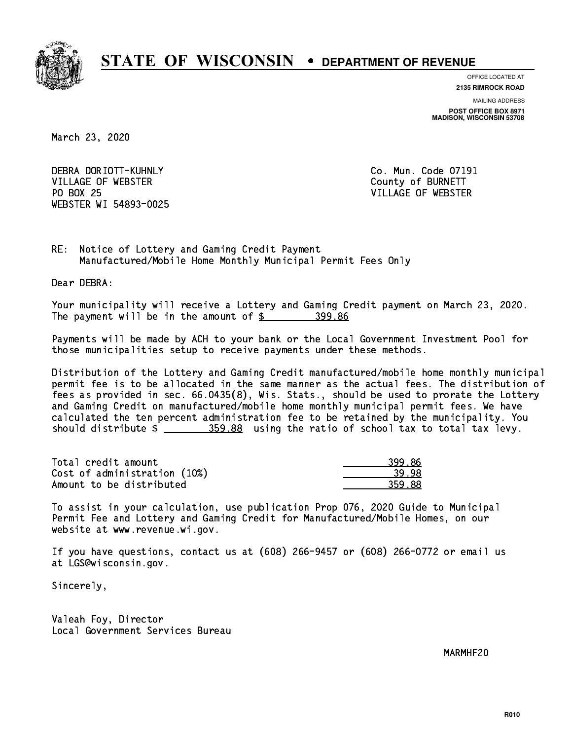# STATE OF WISCONSIN • DEPARTMENT OF REVENUE

OFFICE LOCATED AT
**2135 RIMROCK ROAD**

MAILING ADDRESS
**POST OFFICE BOX 8971**
**MADISON, WISCONSIN 53708**

March 23, 2020

DEBRA DORIOTT-KUHNLY
VILLAGE OF WEBSTER
PO BOX 25
WEBSTER WI 54893-0025

Co. Mun. Code 07191
County of BURNETT
VILLAGE OF WEBSTER

RE: Notice of Lottery and Gaming Credit Payment
Manufactured/Mobile Home Monthly Municipal Permit Fees Only

Dear DEBRA:

Your municipality will receive a Lottery and Gaming Credit payment on March 23, 2020. The payment will be in the amount of $ 399.86

Payments will be made by ACH to your bank or the Local Government Investment Pool for those municipalities setup to receive payments under these methods.

Distribution of the Lottery and Gaming Credit manufactured/mobile home monthly municipal permit fee is to be allocated in the same manner as the actual fees. The distribution of fees as provided in sec. 66.0435(8), Wis. Stats., should be used to prorate the Lottery and Gaming Credit on manufactured/mobile home monthly municipal permit fees. We have calculated the ten percent administration fee to be retained by the municipality. You should distribute $ 359.88 using the ratio of school tax to total tax levy.

| | |
|---|---|
| Total credit amount | 399.86 |
| Cost of administration (10%) | 39.98 |
| Amount to be distributed | 359.88 |

To assist in your calculation, use publication Prop 076, 2020 Guide to Municipal Permit Fee and Lottery and Gaming Credit for Manufactured/Mobile Homes, on our website at www.revenue.wi.gov.

If you have questions, contact us at (608) 266-9457 or (608) 266-0772 or email us at LGS@wisconsin.gov.

Sincerely,

Valeah Foy, Director
Local Government Services Bureau

MARMHF20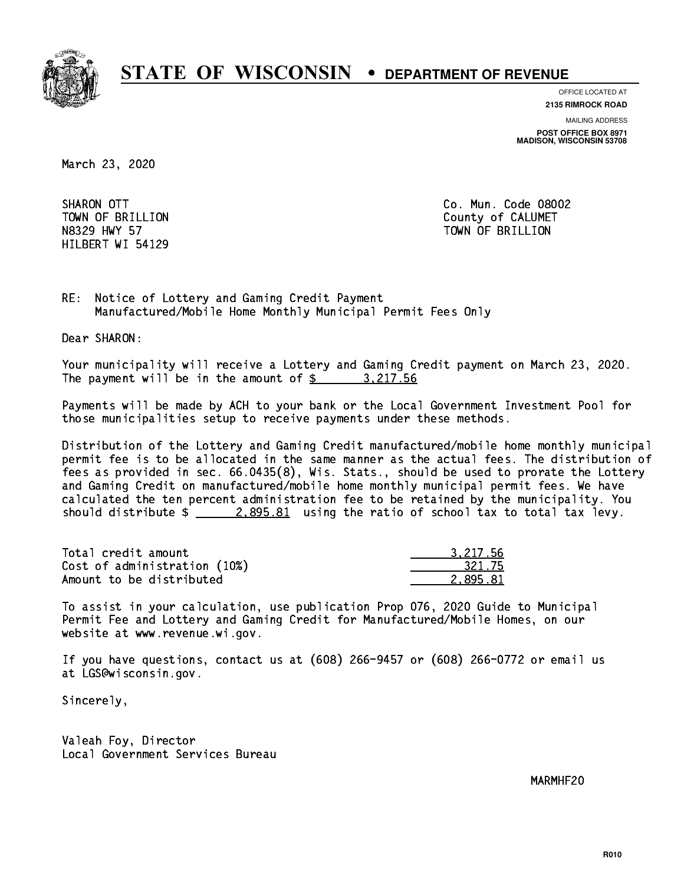# STATE OF WISCONSIN • DEPARTMENT OF REVENUE

OFFICE LOCATED AT
**2135 RIMROCK ROAD**

MAILING ADDRESS
**POST OFFICE BOX 8971**
**MADISON, WISCONSIN 53708**

March 23, 2020

SHARON OTT
TOWN OF BRILLION
N8329 HWY 57
HILBERT WI 54129

Co. Mun. Code 08002
County of CALUMET
TOWN OF BRILLION

RE: Notice of Lottery and Gaming Credit Payment
Manufactured/Mobile Home Monthly Municipal Permit Fees Only

Dear SHARON:

Your municipality will receive a Lottery and Gaming Credit payment on March 23, 2020. The payment will be in the amount of $ 3,217.56

Payments will be made by ACH to your bank or the Local Government Investment Pool for those municipalities setup to receive payments under these methods.

Distribution of the Lottery and Gaming Credit manufactured/mobile home monthly municipal permit fee is to be allocated in the same manner as the actual fees. The distribution of fees as provided in sec. 66.0435(8), Wis. Stats., should be used to prorate the Lottery and Gaming Credit on manufactured/mobile home monthly municipal permit fees. We have calculated the ten percent administration fee to be retained by the municipality. You should distribute $ 2,895.81 using the ratio of school tax to total tax levy.

| | |
|---|---|
| Total credit amount | 3,217.56 |
| Cost of administration (10%) | 321.75 |
| Amount to be distributed | 2,895.81 |

To assist in your calculation, use publication Prop 076, 2020 Guide to Municipal Permit Fee and Lottery and Gaming Credit for Manufactured/Mobile Homes, on our website at www.revenue.wi.gov.

If you have questions, contact us at (608) 266-9457 or (608) 266-0772 or email us at LGS@wisconsin.gov.

Sincerely,

Valeah Foy, Director
Local Government Services Bureau

MARMHF20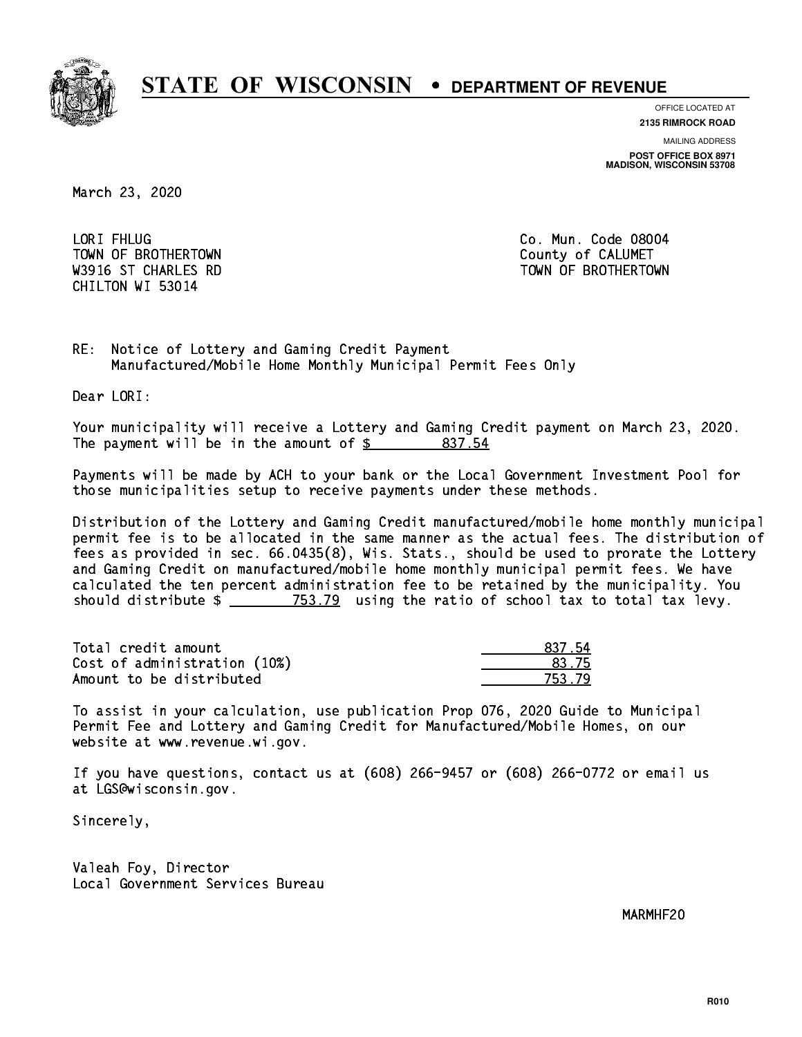**STATE OF WISCONSIN • DEPARTMENT OF REVENUE**

OFFICE LOCATED AT
**2135 RIMROCK ROAD**

MAILING ADDRESS
**POST OFFICE BOX 8971**
**MADISON, WISCONSIN 53708**

March 23, 2020

LORI FHLUG
TOWN OF BROTHERTOWN
W3916 ST CHARLES RD
CHILTON WI 53014

Co. Mun. Code 08004
County of CALUMET
TOWN OF BROTHERTOWN

RE: Notice of Lottery and Gaming Credit Payment
Manufactured/Mobile Home Monthly Municipal Permit Fees Only

Dear LORI:

Your municipality will receive a Lottery and Gaming Credit payment on March 23, 2020. The payment will be in the amount of $ 837.54

Payments will be made by ACH to your bank or the Local Government Investment Pool for those municipalities setup to receive payments under these methods.

Distribution of the Lottery and Gaming Credit manufactured/mobile home monthly municipal permit fee is to be allocated in the same manner as the actual fees. The distribution of fees as provided in sec. 66.0435(8), Wis. Stats., should be used to prorate the Lottery and Gaming Credit on manufactured/mobile home monthly municipal permit fees. We have calculated the ten percent administration fee to be retained by the municipality. You should distribute $ 753.79 using the ratio of school tax to total tax levy.

| | |
|---|---|
| Total credit amount | 837.54 |
| Cost of administration (10%) | 83.75 |
| Amount to be distributed | 753.79 |

To assist in your calculation, use publication Prop 076, 2020 Guide to Municipal Permit Fee and Lottery and Gaming Credit for Manufactured/Mobile Homes, on our website at www.revenue.wi.gov.

If you have questions, contact us at (608) 266-9457 or (608) 266-0772 or email us at LGS@wisconsin.gov.

Sincerely,

Valeah Foy, Director
Local Government Services Bureau

MARMHF20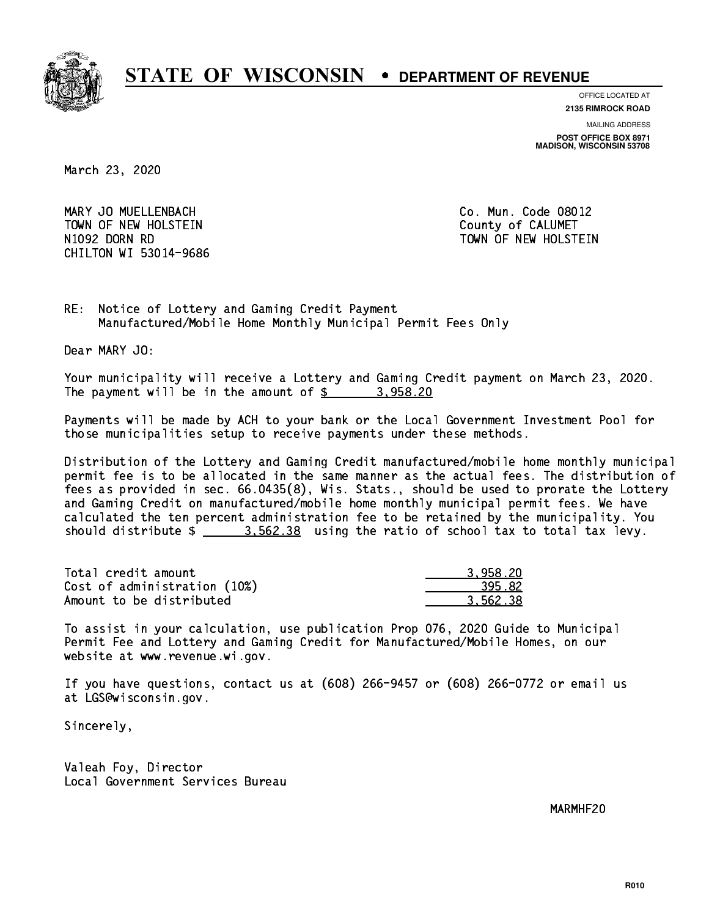# STATE OF WISCONSIN • DEPARTMENT OF REVENUE

OFFICE LOCATED AT
**2135 RIMROCK ROAD**

MAILING ADDRESS
**POST OFFICE BOX 8971**
**MADISON, WISCONSIN 53708**

March 23, 2020

MARY JO MUELLENBACH
TOWN OF NEW HOLSTEIN
N1092 DORN RD
CHILTON WI 53014-9686

Co. Mun. Code 08012
County of CALUMET
TOWN OF NEW HOLSTEIN

RE: Notice of Lottery and Gaming Credit Payment
Manufactured/Mobile Home Monthly Municipal Permit Fees Only

Dear MARY JO:

Your municipality will receive a Lottery and Gaming Credit payment on March 23, 2020. The payment will be in the amount of $ 3,958.20

Payments will be made by ACH to your bank or the Local Government Investment Pool for those municipalities setup to receive payments under these methods.

Distribution of the Lottery and Gaming Credit manufactured/mobile home monthly municipal permit fee is to be allocated in the same manner as the actual fees. The distribution of fees as provided in sec. 66.0435(8), Wis. Stats., should be used to prorate the Lottery and Gaming Credit on manufactured/mobile home monthly municipal permit fees. We have calculated the ten percent administration fee to be retained by the municipality. You should distribute $ 3,562.38 using the ratio of school tax to total tax levy.

| | |
|---|---|
| Total credit amount | 3,958.20 |
| Cost of administration (10%) | 395.82 |
| Amount to be distributed | 3,562.38 |

To assist in your calculation, use publication Prop 076, 2020 Guide to Municipal Permit Fee and Lottery and Gaming Credit for Manufactured/Mobile Homes, on our website at www.revenue.wi.gov.

If you have questions, contact us at (608) 266-9457 or (608) 266-0772 or email us at LGS@wisconsin.gov.

Sincerely,

Valeah Foy, Director
Local Government Services Bureau

MARMHF20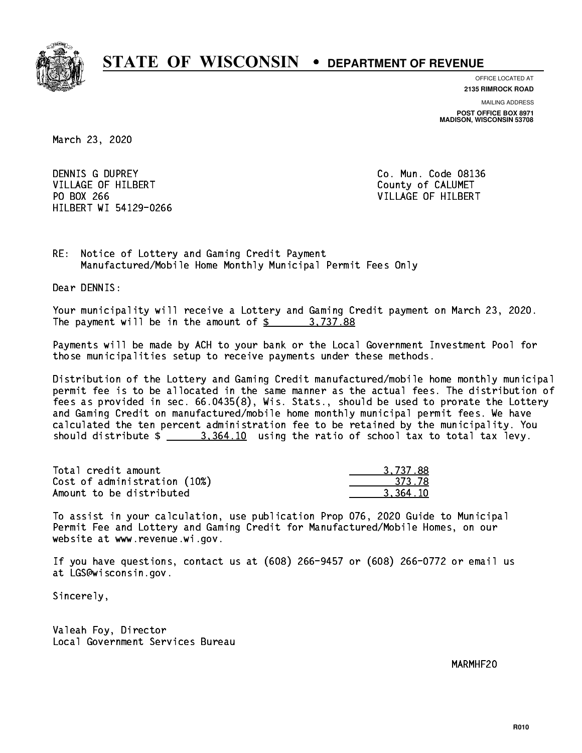# STATE OF WISCONSIN • DEPARTMENT OF REVENUE

OFFICE LOCATED AT
**2135 RIMROCK ROAD**

MAILING ADDRESS
**POST OFFICE BOX 8971**
**MADISON, WISCONSIN 53708**

March 23, 2020

DENNIS G DUPREY
VILLAGE OF HILBERT
PO BOX 266
HILBERT WI 54129-0266

Co. Mun. Code 08136
County of CALUMET
VILLAGE OF HILBERT

RE: Notice of Lottery and Gaming Credit Payment
Manufactured/Mobile Home Monthly Municipal Permit Fees Only

Dear DENNIS:

Your municipality will receive a Lottery and Gaming Credit payment on March 23, 2020. The payment will be in the amount of $ 3,737.88

Payments will be made by ACH to your bank or the Local Government Investment Pool for those municipalities setup to receive payments under these methods.

Distribution of the Lottery and Gaming Credit manufactured/mobile home monthly municipal permit fee is to be allocated in the same manner as the actual fees. The distribution of fees as provided in sec. 66.0435(8), Wis. Stats., should be used to prorate the Lottery and Gaming Credit on manufactured/mobile home monthly municipal permit fees. We have calculated the ten percent administration fee to be retained by the municipality. You should distribute $ 3,364.10 using the ratio of school tax to total tax levy.

| | |
|---|---|
| Total credit amount | 3,737.88 |
| Cost of administration (10%) | 373.78 |
| Amount to be distributed | 3,364.10 |

To assist in your calculation, use publication Prop 076, 2020 Guide to Municipal Permit Fee and Lottery and Gaming Credit for Manufactured/Mobile Homes, on our website at www.revenue.wi.gov.

If you have questions, contact us at (608) 266-9457 or (608) 266-0772 or email us at LGS@wisconsin.gov.

Sincerely,

Valeah Foy, Director
Local Government Services Bureau

MARMHF20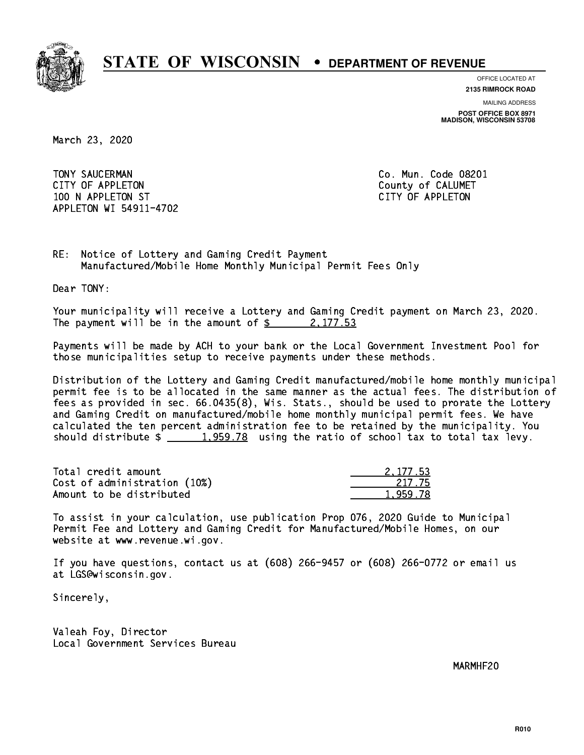# STATE OF WISCONSIN • DEPARTMENT OF REVENUE

OFFICE LOCATED AT
**2135 RIMROCK ROAD**

MAILING ADDRESS
**POST OFFICE BOX 8971**
**MADISON, WISCONSIN 53708**

March 23, 2020

TONY SAUCERMAN
CITY OF APPLETON
100 N APPLETON ST
APPLETON WI 54911-4702

Co. Mun. Code 08201
County of CALUMET
CITY OF APPLETON

RE: Notice of Lottery and Gaming Credit Payment
Manufactured/Mobile Home Monthly Municipal Permit Fees Only

Dear TONY:

Your municipality will receive a Lottery and Gaming Credit payment on March 23, 2020. The payment will be in the amount of $ 2,177.53

Payments will be made by ACH to your bank or the Local Government Investment Pool for those municipalities setup to receive payments under these methods.

Distribution of the Lottery and Gaming Credit manufactured/mobile home monthly municipal permit fee is to be allocated in the same manner as the actual fees. The distribution of fees as provided in sec. 66.0435(8), Wis. Stats., should be used to prorate the Lottery and Gaming Credit on manufactured/mobile home monthly municipal permit fees. We have calculated the ten percent administration fee to be retained by the municipality. You should distribute $ 1,959.78 using the ratio of school tax to total tax levy.

| | |
|---|---|
| Total credit amount | 2,177.53 |
| Cost of administration (10%) | 217.75 |
| Amount to be distributed | 1,959.78 |

To assist in your calculation, use publication Prop 076, 2020 Guide to Municipal Permit Fee and Lottery and Gaming Credit for Manufactured/Mobile Homes, on our website at www.revenue.wi.gov.

If you have questions, contact us at (608) 266-9457 or (608) 266-0772 or email us at LGS@wisconsin.gov.

Sincerely,

Valeah Foy, Director
Local Government Services Bureau

MARMHF20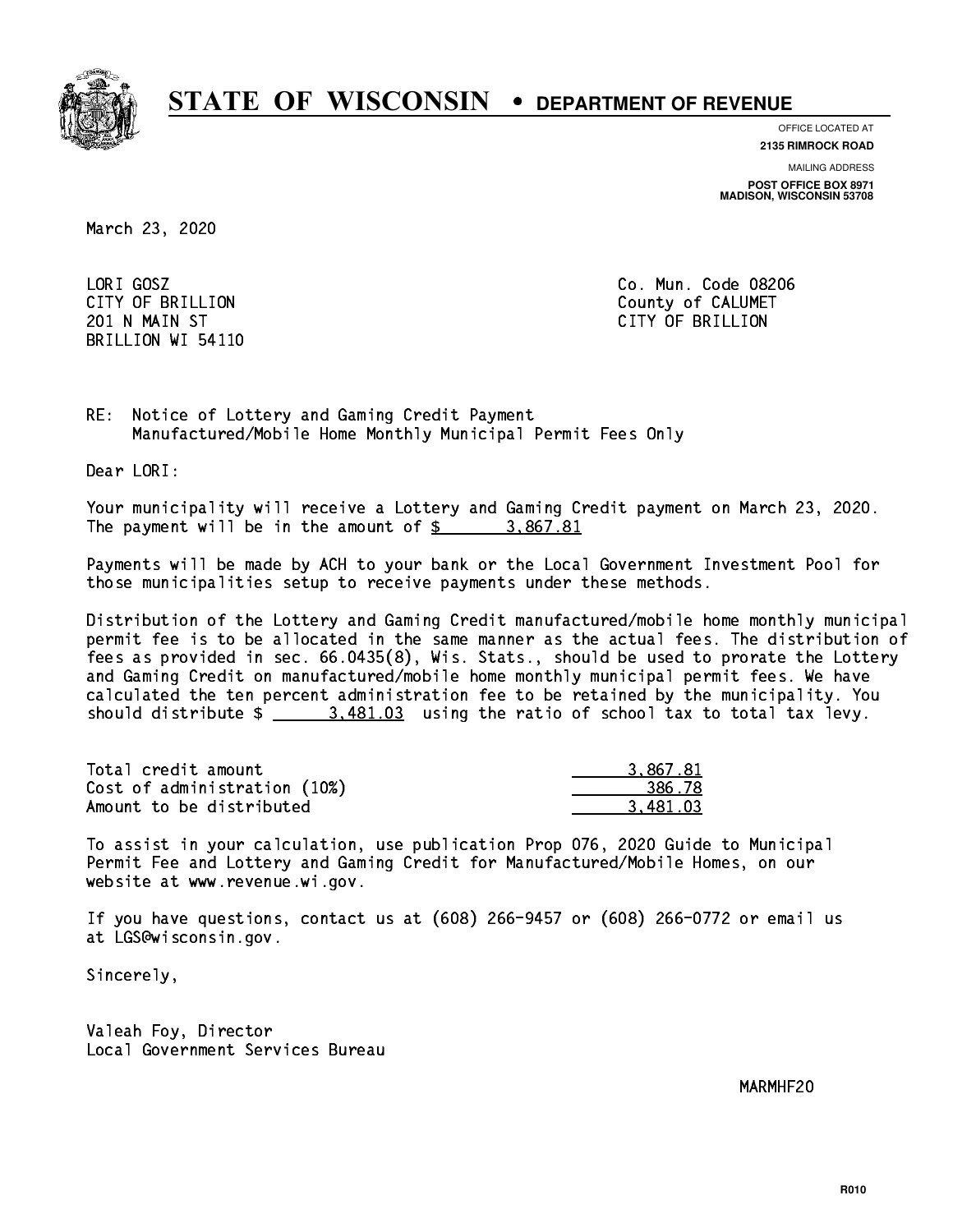# STATE OF WISCONSIN • DEPARTMENT OF REVENUE

OFFICE LOCATED AT
**2135 RIMROCK ROAD**

MAILING ADDRESS
**POST OFFICE BOX 8971**
**MADISON, WISCONSIN 53708**

March 23, 2020

LORI GOSZ
CITY OF BRILLION
201 N MAIN ST
BRILLION WI 54110

Co. Mun. Code 08206
County of CALUMET
CITY OF BRILLION

RE: Notice of Lottery and Gaming Credit Payment
Manufactured/Mobile Home Monthly Municipal Permit Fees Only

Dear LORI:

Your municipality will receive a Lottery and Gaming Credit payment on March 23, 2020. The payment will be in the amount of $ 3,867.81

Payments will be made by ACH to your bank or the Local Government Investment Pool for those municipalities setup to receive payments under these methods.

Distribution of the Lottery and Gaming Credit manufactured/mobile home monthly municipal permit fee is to be allocated in the same manner as the actual fees. The distribution of fees as provided in sec. 66.0435(8), Wis. Stats., should be used to prorate the Lottery and Gaming Credit on manufactured/mobile home monthly municipal permit fees. We have calculated the ten percent administration fee to be retained by the municipality. You should distribute $ 3,481.03 using the ratio of school tax to total tax levy.

| | |
|---|---|
| Total credit amount | 3,867.81 |
| Cost of administration (10%) | 386.78 |
| Amount to be distributed | 3,481.03 |

To assist in your calculation, use publication Prop 076, 2020 Guide to Municipal Permit Fee and Lottery and Gaming Credit for Manufactured/Mobile Homes, on our website at www.revenue.wi.gov.

If you have questions, contact us at (608) 266-9457 or (608) 266-0772 or email us at LGS@wisconsin.gov.

Sincerely,

Valeah Foy, Director
Local Government Services Bureau

MARMHF20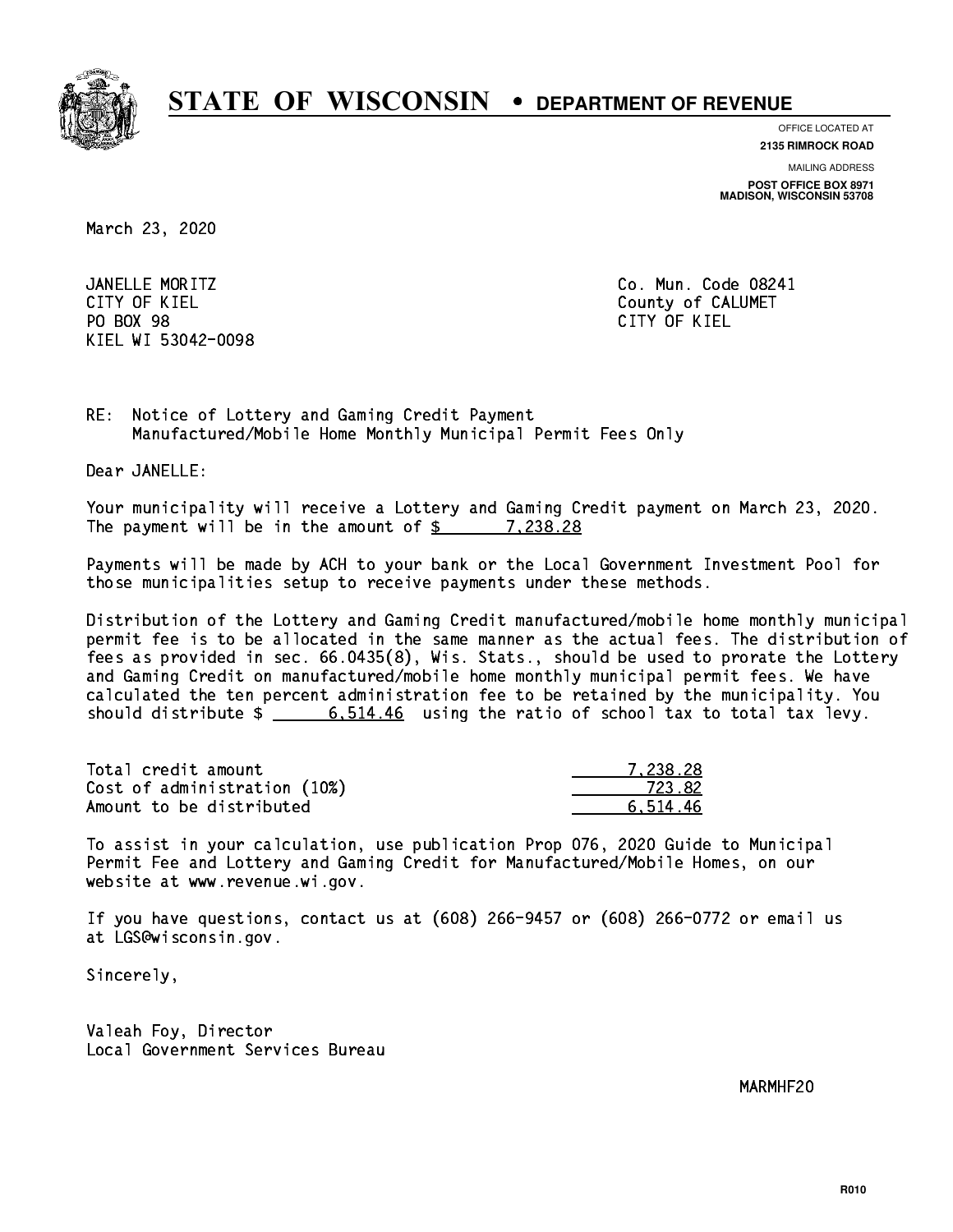# STATE OF WISCONSIN • DEPARTMENT OF REVENUE

OFFICE LOCATED AT
**2135 RIMROCK ROAD**

MAILING ADDRESS
**POST OFFICE BOX 8971**
**MADISON, WISCONSIN 53708**

March 23, 2020

JANELLE MORITZ
CITY OF KIEL
PO BOX 98
KIEL WI 53042-0098

Co. Mun. Code 08241
County of CALUMET
CITY OF KIEL

RE: Notice of Lottery and Gaming Credit Payment
Manufactured/Mobile Home Monthly Municipal Permit Fees Only

Dear JANELLE:

Your municipality will receive a Lottery and Gaming Credit payment on March 23, 2020. The payment will be in the amount of $ 7,238.28

Payments will be made by ACH to your bank or the Local Government Investment Pool for those municipalities setup to receive payments under these methods.

Distribution of the Lottery and Gaming Credit manufactured/mobile home monthly municipal permit fee is to be allocated in the same manner as the actual fees. The distribution of fees as provided in sec. 66.0435(8), Wis. Stats., should be used to prorate the Lottery and Gaming Credit on manufactured/mobile home monthly municipal permit fees. We have calculated the ten percent administration fee to be retained by the municipality. You should distribute $ 6,514.46 using the ratio of school tax to total tax levy.

| | |
|---|---|
| Total credit amount | 7,238.28 |
| Cost of administration (10%) | 723.82 |
| Amount to be distributed | 6,514.46 |

To assist in your calculation, use publication Prop 076, 2020 Guide to Municipal Permit Fee and Lottery and Gaming Credit for Manufactured/Mobile Homes, on our website at www.revenue.wi.gov.

If you have questions, contact us at (608) 266-9457 or (608) 266-0772 or email us at LGS@wisconsin.gov.

Sincerely,

Valeah Foy, Director
Local Government Services Bureau

MARMHF20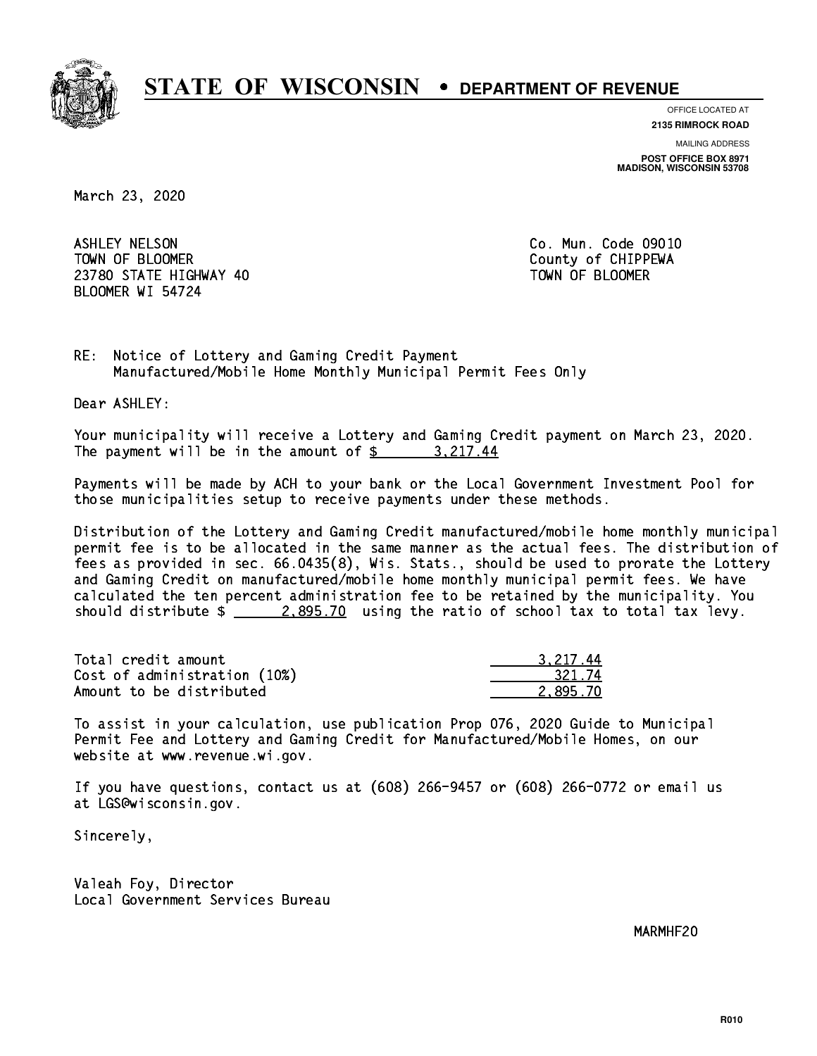# STATE OF WISCONSIN • DEPARTMENT OF REVENUE

OFFICE LOCATED AT
**2135 RIMROCK ROAD**

MAILING ADDRESS
**POST OFFICE BOX 8971**
**MADISON, WISCONSIN 53708**

March 23, 2020

ASHLEY NELSON
TOWN OF BLOOMER
23780 STATE HIGHWAY 40
BLOOMER WI 54724

Co. Mun. Code 09010
County of CHIPPEWA
TOWN OF BLOOMER

RE: Notice of Lottery and Gaming Credit Payment
Manufactured/Mobile Home Monthly Municipal Permit Fees Only

Dear ASHLEY:

Your municipality will receive a Lottery and Gaming Credit payment on March 23, 2020. The payment will be in the amount of $ 3,217.44

Payments will be made by ACH to your bank or the Local Government Investment Pool for those municipalities setup to receive payments under these methods.

Distribution of the Lottery and Gaming Credit manufactured/mobile home monthly municipal permit fee is to be allocated in the same manner as the actual fees. The distribution of fees as provided in sec. 66.0435(8), Wis. Stats., should be used to prorate the Lottery and Gaming Credit on manufactured/mobile home monthly municipal permit fees. We have calculated the ten percent administration fee to be retained by the municipality. You should distribute $ 2,895.70 using the ratio of school tax to total tax levy.

| | |
|---|---|
| Total credit amount | 3,217.44 |
| Cost of administration (10%) | 321.74 |
| Amount to be distributed | 2,895.70 |

To assist in your calculation, use publication Prop 076, 2020 Guide to Municipal Permit Fee and Lottery and Gaming Credit for Manufactured/Mobile Homes, on our website at www.revenue.wi.gov.

If you have questions, contact us at (608) 266-9457 or (608) 266-0772 or email us at LGS@wisconsin.gov.

Sincerely,

Valeah Foy, Director
Local Government Services Bureau

MARMHF20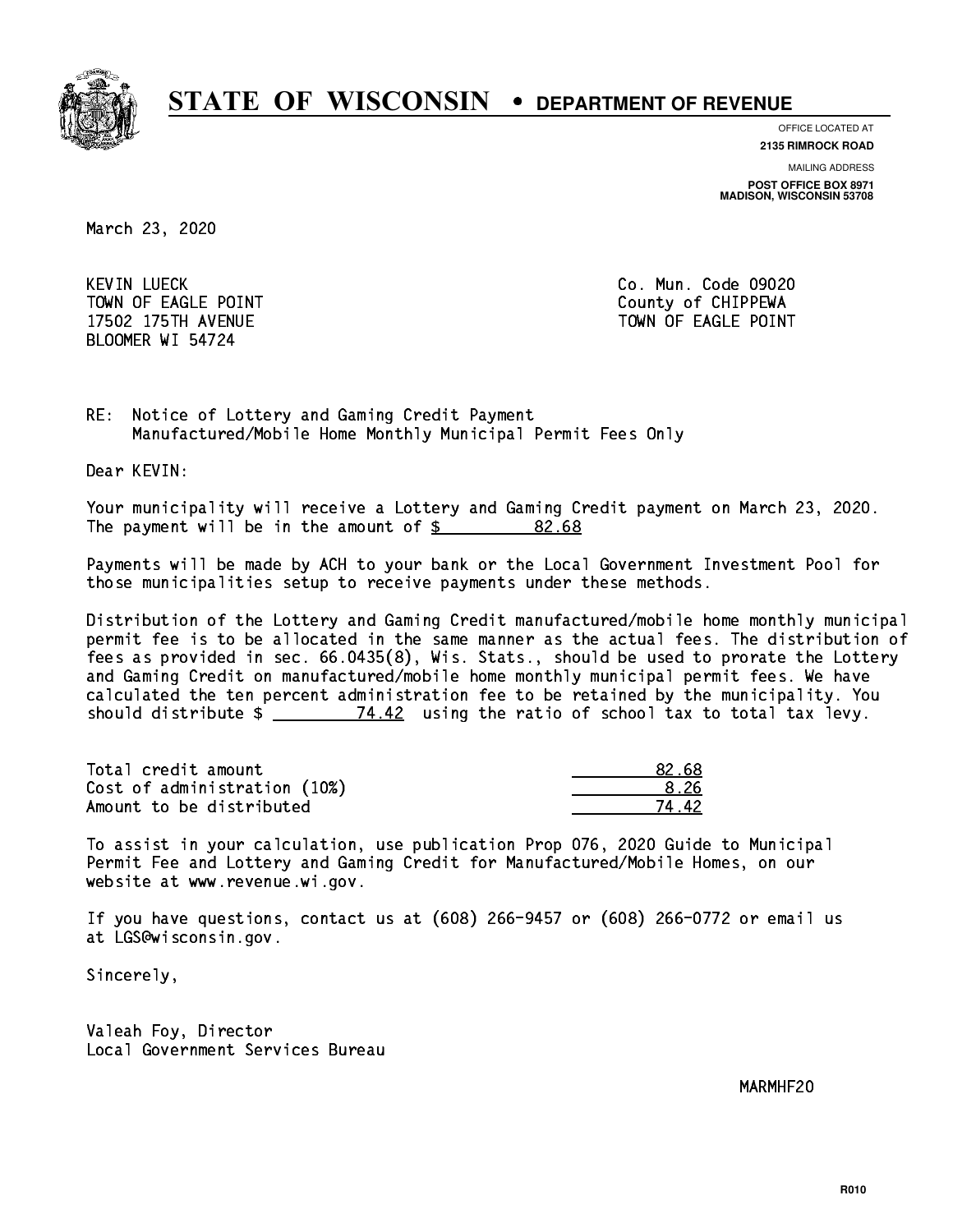# STATE OF WISCONSIN • DEPARTMENT OF REVENUE

OFFICE LOCATED AT
**2135 RIMROCK ROAD**

MAILING ADDRESS
**POST OFFICE BOX 8971**
**MADISON, WISCONSIN 53708**

March 23, 2020

KEVIN LUECK
TOWN OF EAGLE POINT
17502 175TH AVENUE
BLOOMER WI 54724

Co. Mun. Code 09020
County of CHIPPEWA
TOWN OF EAGLE POINT

RE: Notice of Lottery and Gaming Credit Payment
Manufactured/Mobile Home Monthly Municipal Permit Fees Only

Dear KEVIN:

Your municipality will receive a Lottery and Gaming Credit payment on March 23, 2020. The payment will be in the amount of $ 82.68

Payments will be made by ACH to your bank or the Local Government Investment Pool for those municipalities setup to receive payments under these methods.

Distribution of the Lottery and Gaming Credit manufactured/mobile home monthly municipal permit fee is to be allocated in the same manner as the actual fees. The distribution of fees as provided in sec. 66.0435(8), Wis. Stats., should be used to prorate the Lottery and Gaming Credit on manufactured/mobile home monthly municipal permit fees. We have calculated the ten percent administration fee to be retained by the municipality. You should distribute $ 74.42 using the ratio of school tax to total tax levy.

| | |
|---|---|
| Total credit amount | 82.68 |
| Cost of administration (10%) | 8.26 |
| Amount to be distributed | 74.42 |

To assist in your calculation, use publication Prop 076, 2020 Guide to Municipal Permit Fee and Lottery and Gaming Credit for Manufactured/Mobile Homes, on our website at www.revenue.wi.gov.

If you have questions, contact us at (608) 266-9457 or (608) 266-0772 or email us at LGS@wisconsin.gov.

Sincerely,

Valeah Foy, Director
Local Government Services Bureau

MARMHF20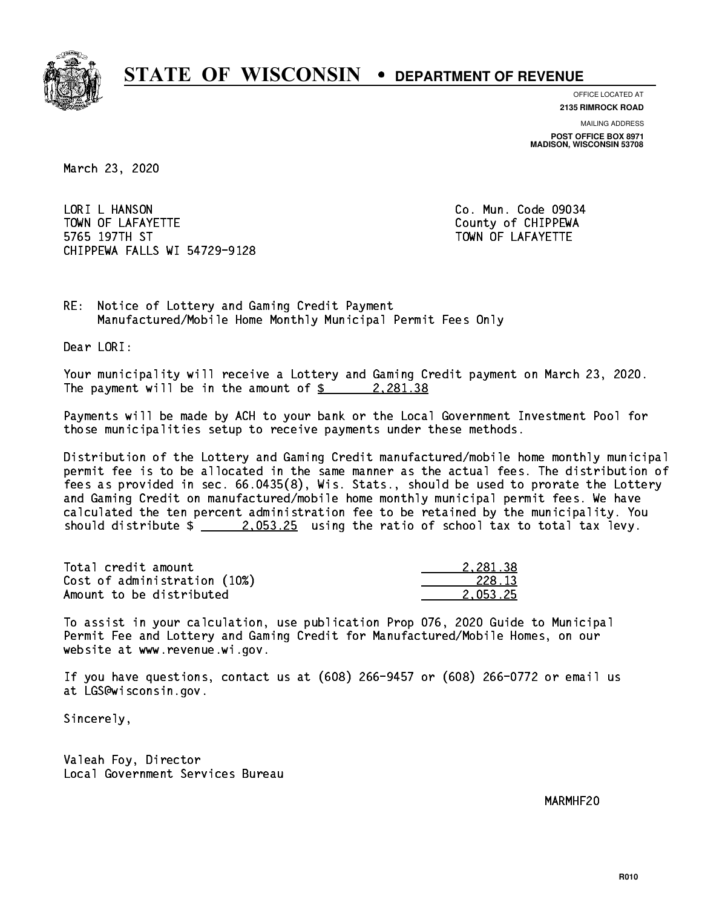# STATE OF WISCONSIN • DEPARTMENT OF REVENUE

OFFICE LOCATED AT
**2135 RIMROCK ROAD**

MAILING ADDRESS
**POST OFFICE BOX 8971**
**MADISON, WISCONSIN 53708**

March 23, 2020

LORI L HANSON
TOWN OF LAFAYETTE
5765 197TH ST
CHIPPEWA FALLS WI 54729-9128

Co. Mun. Code 09034
County of CHIPPEWA
TOWN OF LAFAYETTE

RE: Notice of Lottery and Gaming Credit Payment
Manufactured/Mobile Home Monthly Municipal Permit Fees Only

Dear LORI:

Your municipality will receive a Lottery and Gaming Credit payment on March 23, 2020. The payment will be in the amount of $ 2,281.38

Payments will be made by ACH to your bank or the Local Government Investment Pool for those municipalities setup to receive payments under these methods.

Distribution of the Lottery and Gaming Credit manufactured/mobile home monthly municipal permit fee is to be allocated in the same manner as the actual fees. The distribution of fees as provided in sec. 66.0435(8), Wis. Stats., should be used to prorate the Lottery and Gaming Credit on manufactured/mobile home monthly municipal permit fees. We have calculated the ten percent administration fee to be retained by the municipality. You should distribute $ 2,053.25 using the ratio of school tax to total tax levy.

| | |
|---|---|
| Total credit amount | 2,281.38 |
| Cost of administration (10%) | 228.13 |
| Amount to be distributed | 2,053.25 |

To assist in your calculation, use publication Prop 076, 2020 Guide to Municipal Permit Fee and Lottery and Gaming Credit for Manufactured/Mobile Homes, on our website at www.revenue.wi.gov.

If you have questions, contact us at (608) 266-9457 or (608) 266-0772 or email us at LGS@wisconsin.gov.

Sincerely,

Valeah Foy, Director
Local Government Services Bureau

MARMHF20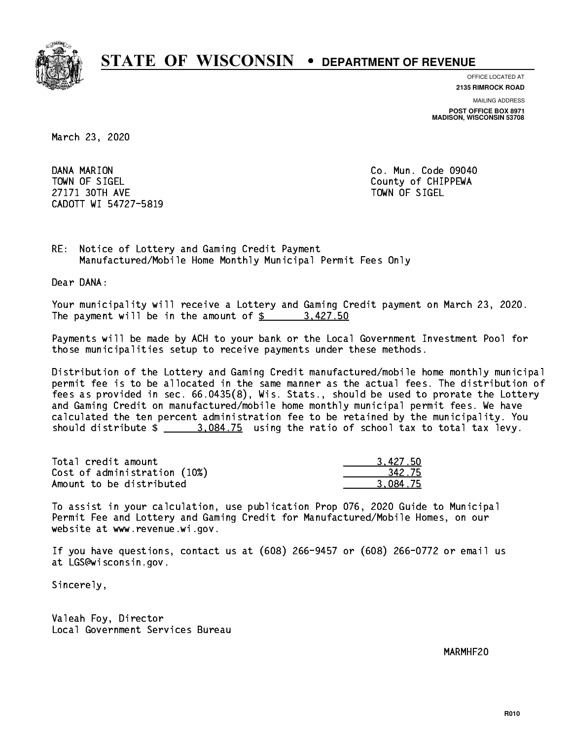# STATE OF WISCONSIN • DEPARTMENT OF REVENUE

OFFICE LOCATED AT
**2135 RIMROCK ROAD**

MAILING ADDRESS
**POST OFFICE BOX 8971**
**MADISON, WISCONSIN 53708**

March 23, 2020

DANA MARION
TOWN OF SIGEL
27171 30TH AVE
CADOTT WI 54727-5819

Co. Mun. Code 09040
County of CHIPPEWA
TOWN OF SIGEL

RE: Notice of Lottery and Gaming Credit Payment
Manufactured/Mobile Home Monthly Municipal Permit Fees Only

Dear DANA:

Your municipality will receive a Lottery and Gaming Credit payment on March 23, 2020. The payment will be in the amount of $ 3,427.50

Payments will be made by ACH to your bank or the Local Government Investment Pool for those municipalities setup to receive payments under these methods.

Distribution of the Lottery and Gaming Credit manufactured/mobile home monthly municipal permit fee is to be allocated in the same manner as the actual fees. The distribution of fees as provided in sec. 66.0435(8), Wis. Stats., should be used to prorate the Lottery and Gaming Credit on manufactured/mobile home monthly municipal permit fees. We have calculated the ten percent administration fee to be retained by the municipality. You should distribute $ 3,084.75 using the ratio of school tax to total tax levy.

| | |
|---|---|
| Total credit amount | 3,427.50 |
| Cost of administration (10%) | 342.75 |
| Amount to be distributed | 3,084.75 |

To assist in your calculation, use publication Prop 076, 2020 Guide to Municipal Permit Fee and Lottery and Gaming Credit for Manufactured/Mobile Homes, on our website at www.revenue.wi.gov.

If you have questions, contact us at (608) 266-9457 or (608) 266-0772 or email us at LGS@wisconsin.gov.

Sincerely,

Valeah Foy, Director
Local Government Services Bureau

MARMHF20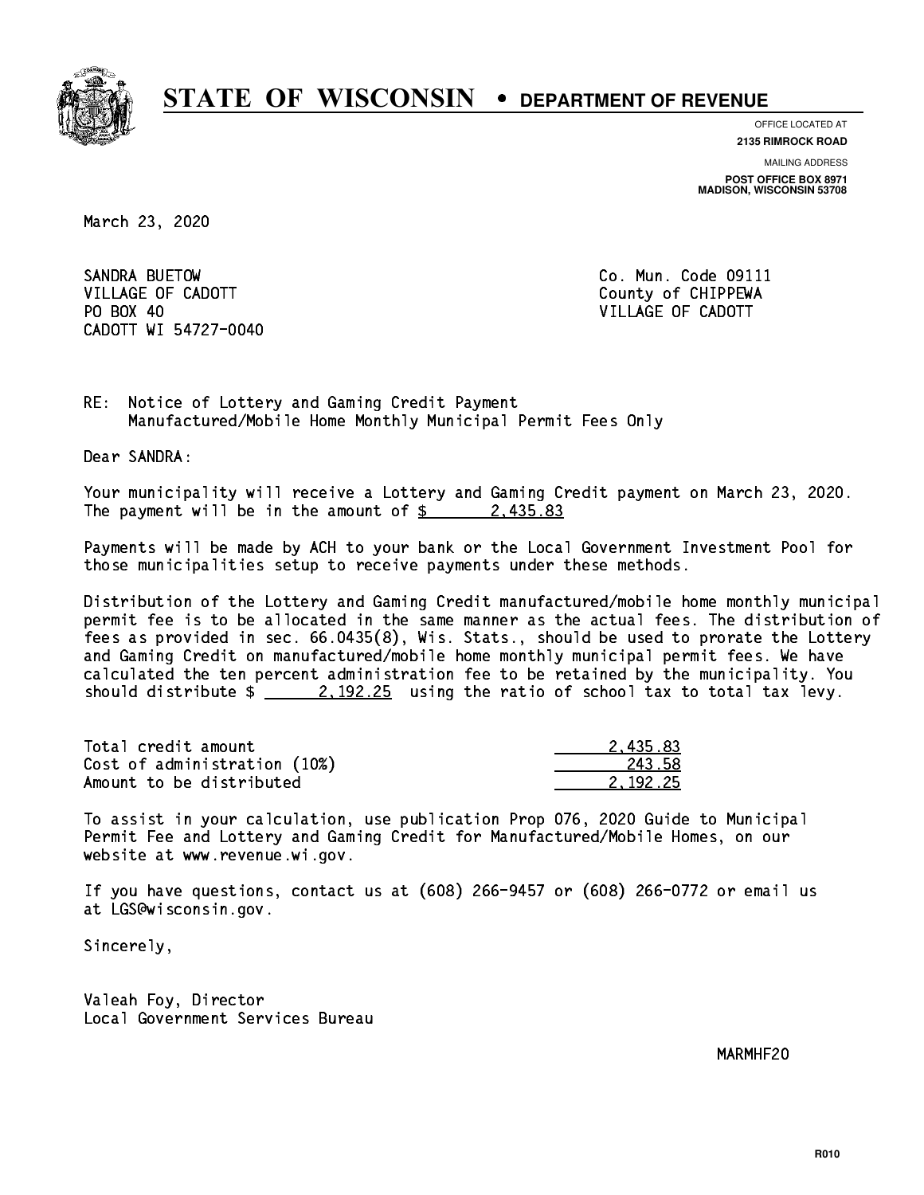# STATE OF WISCONSIN • DEPARTMENT OF REVENUE

OFFICE LOCATED AT
**2135 RIMROCK ROAD**

MAILING ADDRESS
**POST OFFICE BOX 8971**
**MADISON, WISCONSIN 53708**

March 23, 2020

SANDRA BUETOW
VILLAGE OF CADOTT
PO BOX 40
CADOTT WI 54727-0040

Co. Mun. Code 09111
County of CHIPPEWA
VILLAGE OF CADOTT

RE: Notice of Lottery and Gaming Credit Payment
Manufactured/Mobile Home Monthly Municipal Permit Fees Only

Dear SANDRA:

Your municipality will receive a Lottery and Gaming Credit payment on March 23, 2020. The payment will be in the amount of $ 2,435.83

Payments will be made by ACH to your bank or the Local Government Investment Pool for those municipalities setup to receive payments under these methods.

Distribution of the Lottery and Gaming Credit manufactured/mobile home monthly municipal permit fee is to be allocated in the same manner as the actual fees. The distribution of fees as provided in sec. 66.0435(8), Wis. Stats., should be used to prorate the Lottery and Gaming Credit on manufactured/mobile home monthly municipal permit fees. We have calculated the ten percent administration fee to be retained by the municipality. You should distribute $ 2,192.25 using the ratio of school tax to total tax levy.

| | |
|---|---|
| Total credit amount | 2,435.83 |
| Cost of administration (10%) | 243.58 |
| Amount to be distributed | 2,192.25 |

To assist in your calculation, use publication Prop 076, 2020 Guide to Municipal Permit Fee and Lottery and Gaming Credit for Manufactured/Mobile Homes, on our website at www.revenue.wi.gov.

If you have questions, contact us at (608) 266-9457 or (608) 266-0772 or email us at LGS@wisconsin.gov.

Sincerely,

Valeah Foy, Director
Local Government Services Bureau

MARMHF20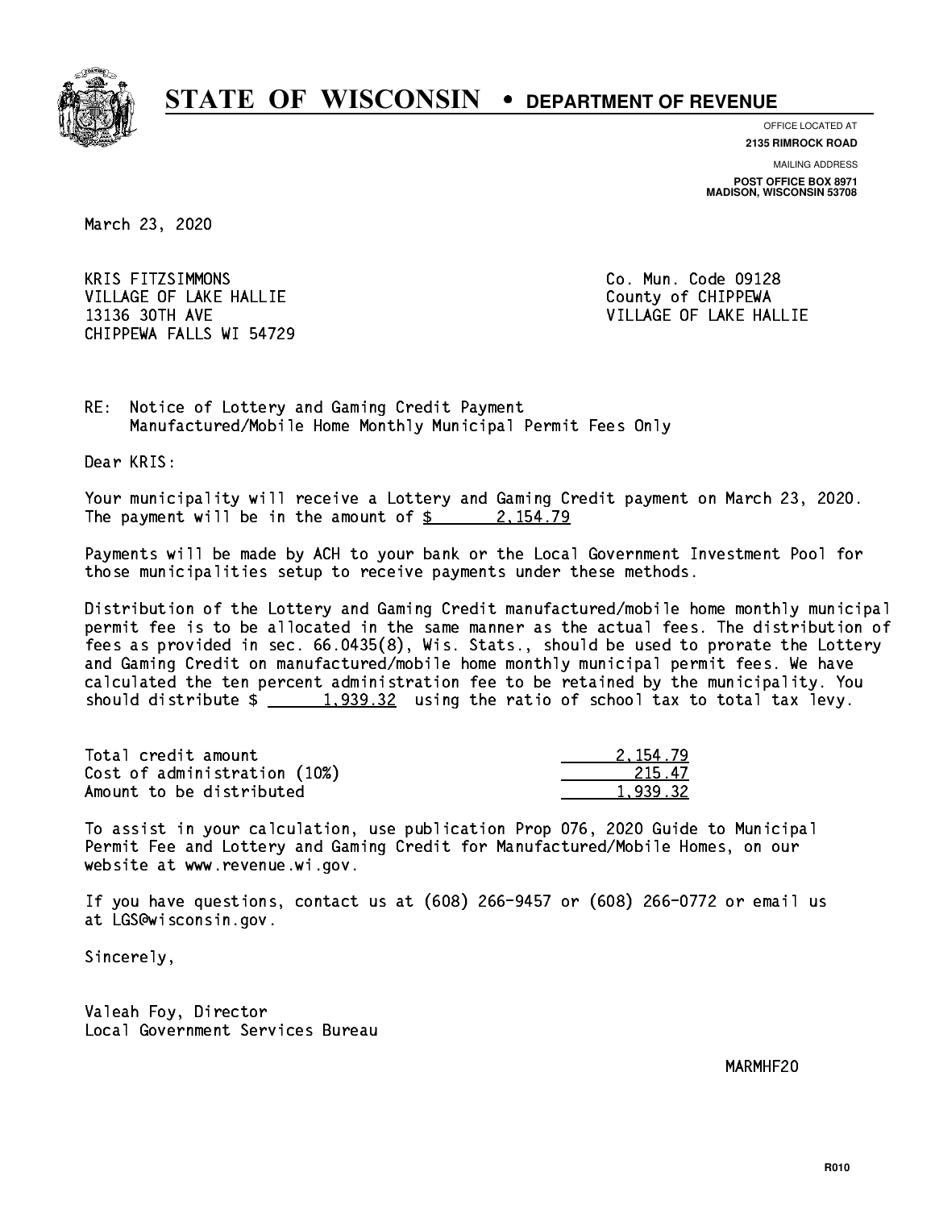# STATE OF WISCONSIN • DEPARTMENT OF REVENUE

OFFICE LOCATED AT
**2135 RIMROCK ROAD**

MAILING ADDRESS
**POST OFFICE BOX 8971**
**MADISON, WISCONSIN 53708**

March 23, 2020

KRIS FITZSIMMONS
VILLAGE OF LAKE HALLIE
13136 30TH AVE
CHIPPEWA FALLS WI 54729

Co. Mun. Code 09128
County of CHIPPEWA
VILLAGE OF LAKE HALLIE

RE: Notice of Lottery and Gaming Credit Payment
Manufactured/Mobile Home Monthly Municipal Permit Fees Only

Dear KRIS:

Your municipality will receive a Lottery and Gaming Credit payment on March 23, 2020. The payment will be in the amount of $ 2,154.79

Payments will be made by ACH to your bank or the Local Government Investment Pool for those municipalities setup to receive payments under these methods.

Distribution of the Lottery and Gaming Credit manufactured/mobile home monthly municipal permit fee is to be allocated in the same manner as the actual fees. The distribution of fees as provided in sec. 66.0435(8), Wis. Stats., should be used to prorate the Lottery and Gaming Credit on manufactured/mobile home monthly municipal permit fees. We have calculated the ten percent administration fee to be retained by the municipality. You should distribute $ 1,939.32 using the ratio of school tax to total tax levy.

| | |
|---|---|
| Total credit amount | 2,154.79 |
| Cost of administration (10%) | 215.47 |
| Amount to be distributed | 1,939.32 |

To assist in your calculation, use publication Prop 076, 2020 Guide to Municipal Permit Fee and Lottery and Gaming Credit for Manufactured/Mobile Homes, on our website at www.revenue.wi.gov.

If you have questions, contact us at (608) 266-9457 or (608) 266-0772 or email us at LGS@wisconsin.gov.

Sincerely,

Valeah Foy, Director
Local Government Services Bureau

MARMHF20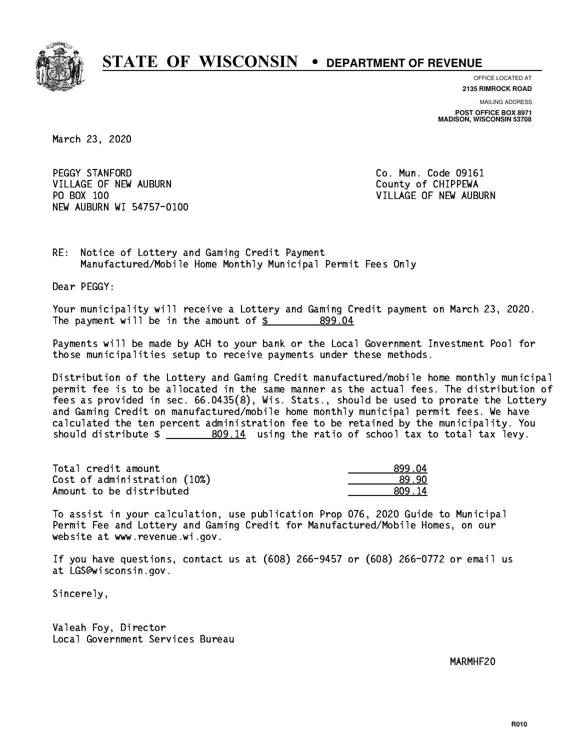# STATE OF WISCONSIN • DEPARTMENT OF REVENUE

OFFICE LOCATED AT
**2135 RIMROCK ROAD**

MAILING ADDRESS
**POST OFFICE BOX 8971**
**MADISON, WISCONSIN 53708**

March 23, 2020

PEGGY STANFORD
VILLAGE OF NEW AUBURN
PO BOX 100
NEW AUBURN WI 54757-0100

Co. Mun. Code 09161
County of CHIPPEWA
VILLAGE OF NEW AUBURN

RE: Notice of Lottery and Gaming Credit Payment
Manufactured/Mobile Home Monthly Municipal Permit Fees Only

Dear PEGGY:

Your municipality will receive a Lottery and Gaming Credit payment on March 23, 2020. The payment will be in the amount of $ 899.04

Payments will be made by ACH to your bank or the Local Government Investment Pool for those municipalities setup to receive payments under these methods.

Distribution of the Lottery and Gaming Credit manufactured/mobile home monthly municipal permit fee is to be allocated in the same manner as the actual fees. The distribution of fees as provided in sec. 66.0435(8), Wis. Stats., should be used to prorate the Lottery and Gaming Credit on manufactured/mobile home monthly municipal permit fees. We have calculated the ten percent administration fee to be retained by the municipality. You should distribute $ 809.14 using the ratio of school tax to total tax levy.

| | |
|---|---|
| Total credit amount | 899.04 |
| Cost of administration (10%) | 89.90 |
| Amount to be distributed | 809.14 |

To assist in your calculation, use publication Prop 076, 2020 Guide to Municipal Permit Fee and Lottery and Gaming Credit for Manufactured/Mobile Homes, on our website at www.revenue.wi.gov.

If you have questions, contact us at (608) 266-9457 or (608) 266-0772 or email us at LGS@wisconsin.gov.

Sincerely,

Valeah Foy, Director
Local Government Services Bureau

MARMHF20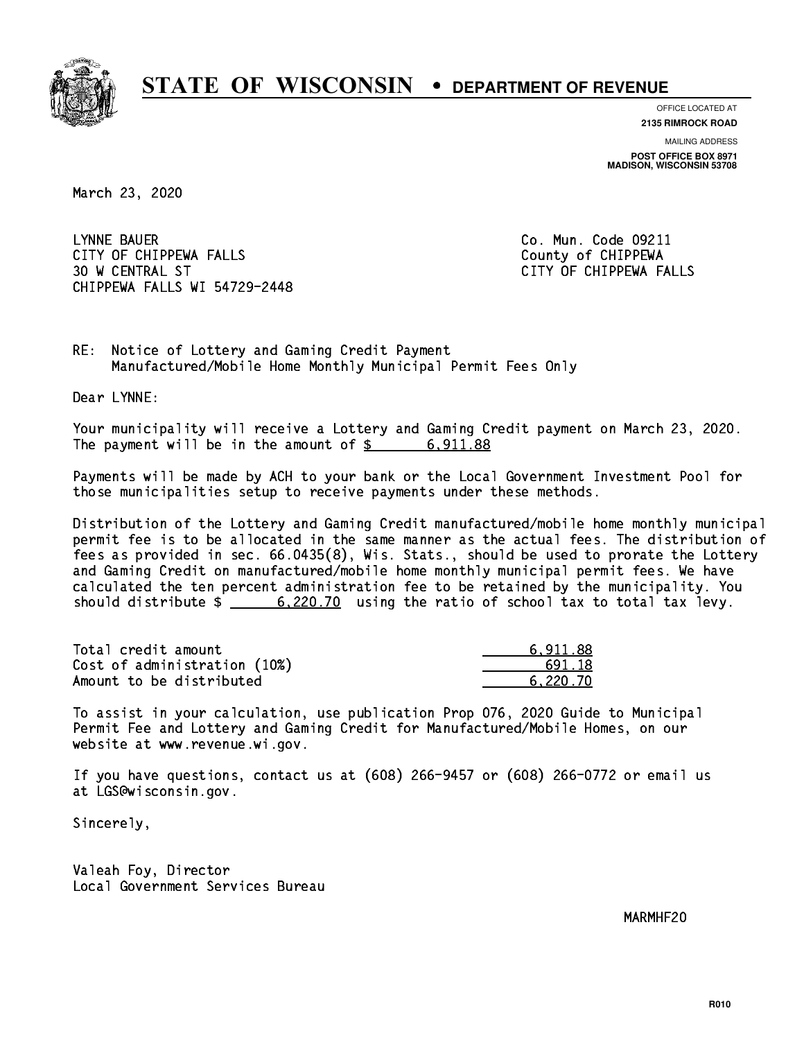# STATE OF WISCONSIN • DEPARTMENT OF REVENUE

OFFICE LOCATED AT
**2135 RIMROCK ROAD**

MAILING ADDRESS
**POST OFFICE BOX 8971**
**MADISON, WISCONSIN 53708**

March 23, 2020

LYNNE BAUER
CITY OF CHIPPEWA FALLS
30 W CENTRAL ST
CHIPPEWA FALLS WI 54729-2448

Co. Mun. Code 09211
County of CHIPPEWA
CITY OF CHIPPEWA FALLS

RE: Notice of Lottery and Gaming Credit Payment
Manufactured/Mobile Home Monthly Municipal Permit Fees Only

Dear LYNNE:

Your municipality will receive a Lottery and Gaming Credit payment on March 23, 2020. The payment will be in the amount of $ 6,911.88

Payments will be made by ACH to your bank or the Local Government Investment Pool for those municipalities setup to receive payments under these methods.

Distribution of the Lottery and Gaming Credit manufactured/mobile home monthly municipal permit fee is to be allocated in the same manner as the actual fees. The distribution of fees as provided in sec. 66.0435(8), Wis. Stats., should be used to prorate the Lottery and Gaming Credit on manufactured/mobile home monthly municipal permit fees. We have calculated the ten percent administration fee to be retained by the municipality. You should distribute $ 6,220.70 using the ratio of school tax to total tax levy.

| | |
|---|---|
| Total credit amount | 6,911.88 |
| Cost of administration (10%) | 691.18 |
| Amount to be distributed | 6,220.70 |

To assist in your calculation, use publication Prop 076, 2020 Guide to Municipal Permit Fee and Lottery and Gaming Credit for Manufactured/Mobile Homes, on our website at www.revenue.wi.gov.

If you have questions, contact us at (608) 266-9457 or (608) 266-0772 or email us at LGS@wisconsin.gov.

Sincerely,

Valeah Foy, Director
Local Government Services Bureau

MARMHF20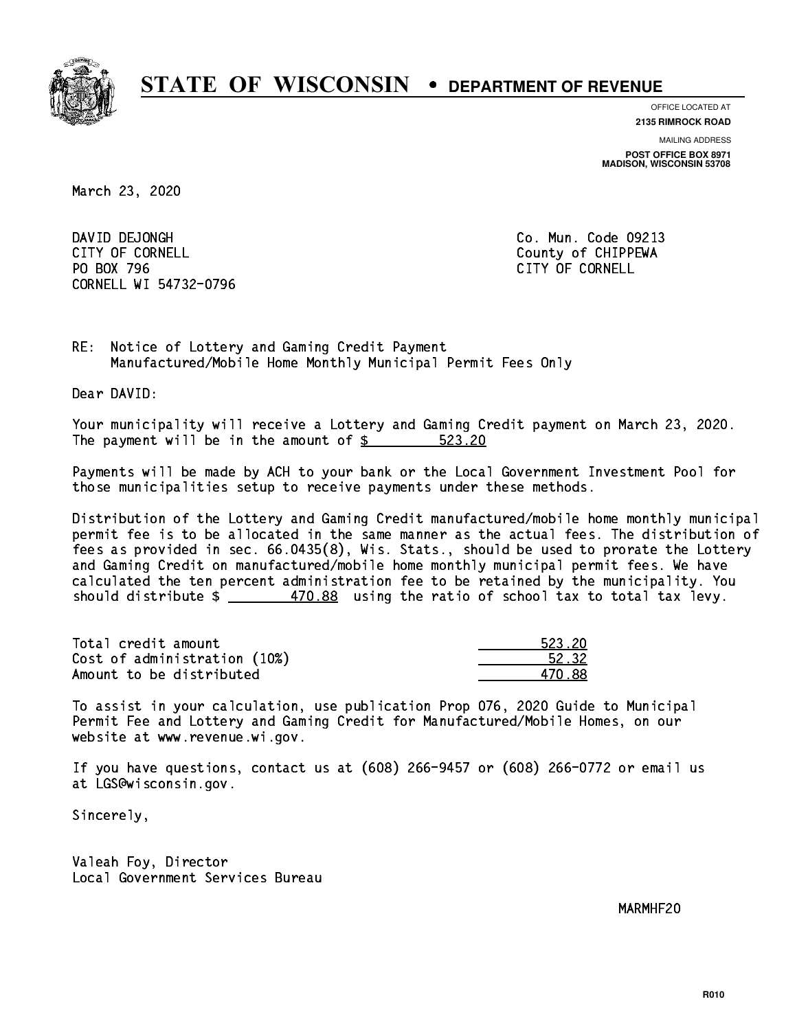# STATE OF WISCONSIN • DEPARTMENT OF REVENUE

OFFICE LOCATED AT
**2135 RIMROCK ROAD**

MAILING ADDRESS
**POST OFFICE BOX 8971**
**MADISON, WISCONSIN 53708**

March 23, 2020

DAVID DEJONGH
CITY OF CORNELL
PO BOX 796
CORNELL WI 54732-0796

Co. Mun. Code 09213
County of CHIPPEWA
CITY OF CORNELL

RE: Notice of Lottery and Gaming Credit Payment
Manufactured/Mobile Home Monthly Municipal Permit Fees Only

Dear DAVID:

Your municipality will receive a Lottery and Gaming Credit payment on March 23, 2020. The payment will be in the amount of $ 523.20

Payments will be made by ACH to your bank or the Local Government Investment Pool for those municipalities setup to receive payments under these methods.

Distribution of the Lottery and Gaming Credit manufactured/mobile home monthly municipal permit fee is to be allocated in the same manner as the actual fees. The distribution of fees as provided in sec. 66.0435(8), Wis. Stats., should be used to prorate the Lottery and Gaming Credit on manufactured/mobile home monthly municipal permit fees. We have calculated the ten percent administration fee to be retained by the municipality. You should distribute $ 470.88 using the ratio of school tax to total tax levy.

| | |
|---|---|
| Total credit amount | 523.20 |
| Cost of administration (10%) | 52.32 |
| Amount to be distributed | 470.88 |

To assist in your calculation, use publication Prop 076, 2020 Guide to Municipal Permit Fee and Lottery and Gaming Credit for Manufactured/Mobile Homes, on our website at www.revenue.wi.gov.

If you have questions, contact us at (608) 266-9457 or (608) 266-0772 or email us at LGS@wisconsin.gov.

Sincerely,

Valeah Foy, Director
Local Government Services Bureau

MARMHF20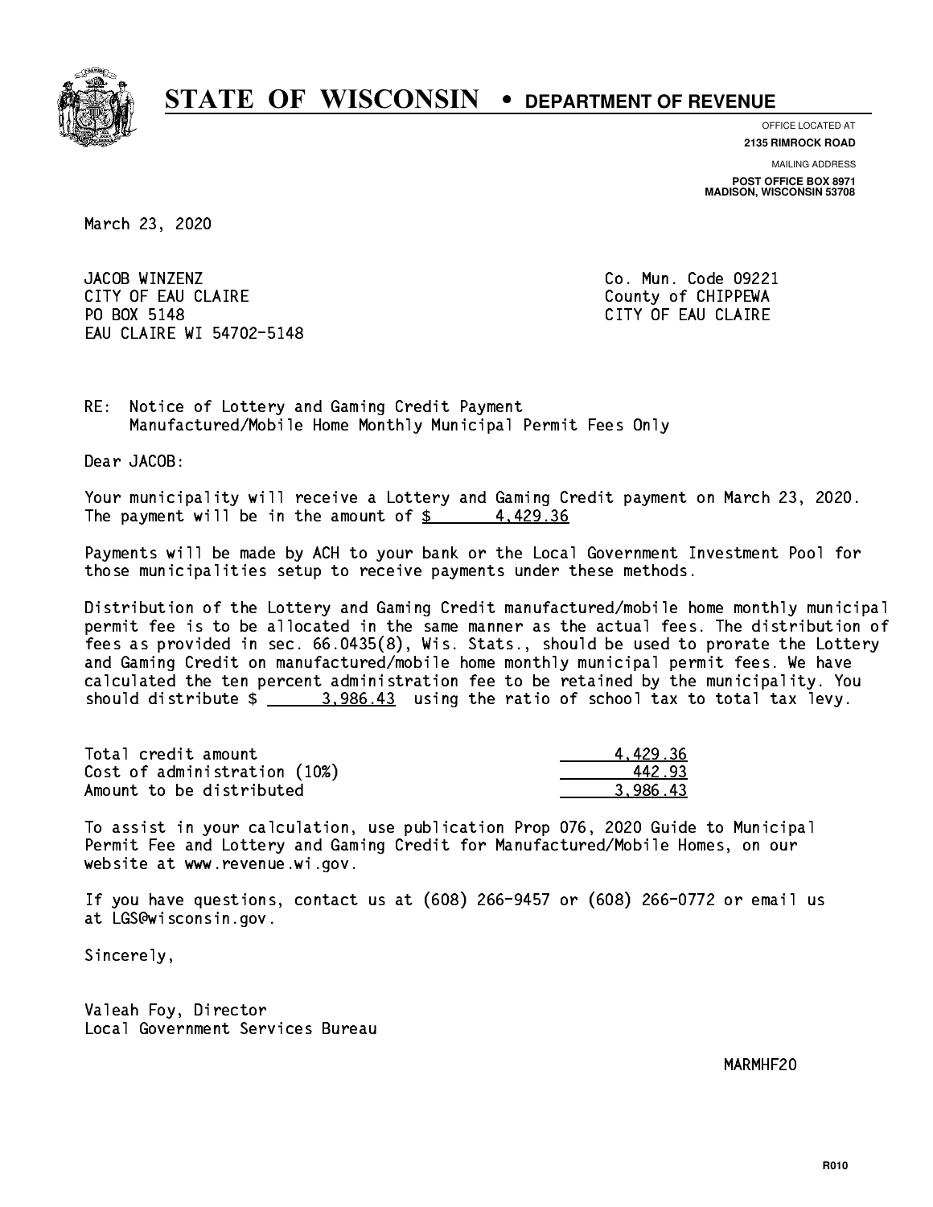# STATE OF WISCONSIN • DEPARTMENT OF REVENUE

OFFICE LOCATED AT
**2135 RIMROCK ROAD**

MAILING ADDRESS
**POST OFFICE BOX 8971**
**MADISON, WISCONSIN 53708**

March 23, 2020

JACOB WINZENZ
CITY OF EAU CLAIRE
PO BOX 5148
EAU CLAIRE WI 54702-5148

Co. Mun. Code 09221
County of CHIPPEWA
CITY OF EAU CLAIRE

RE: Notice of Lottery and Gaming Credit Payment
Manufactured/Mobile Home Monthly Municipal Permit Fees Only

Dear JACOB:

Your municipality will receive a Lottery and Gaming Credit payment on March 23, 2020. The payment will be in the amount of $ 4,429.36

Payments will be made by ACH to your bank or the Local Government Investment Pool for those municipalities setup to receive payments under these methods.

Distribution of the Lottery and Gaming Credit manufactured/mobile home monthly municipal permit fee is to be allocated in the same manner as the actual fees. The distribution of fees as provided in sec. 66.0435(8), Wis. Stats., should be used to prorate the Lottery and Gaming Credit on manufactured/mobile home monthly municipal permit fees. We have calculated the ten percent administration fee to be retained by the municipality. You should distribute $ 3,986.43 using the ratio of school tax to total tax levy.

| | |
|---|---|
| Total credit amount | 4,429.36 |
| Cost of administration (10%) | 442.93 |
| Amount to be distributed | 3,986.43 |

To assist in your calculation, use publication Prop 076, 2020 Guide to Municipal Permit Fee and Lottery and Gaming Credit for Manufactured/Mobile Homes, on our website at www.revenue.wi.gov.

If you have questions, contact us at (608) 266-9457 or (608) 266-0772 or email us at LGS@wisconsin.gov.

Sincerely,

Valeah Foy, Director
Local Government Services Bureau

MARMHF20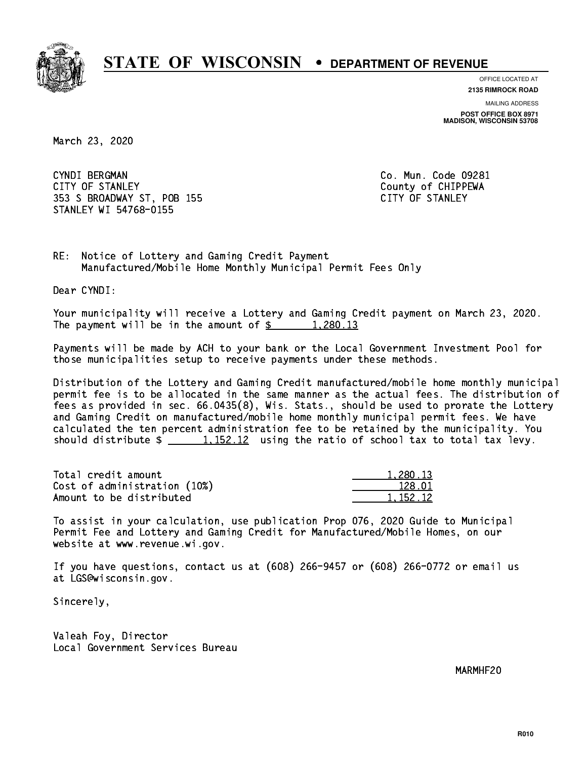# STATE OF WISCONSIN • DEPARTMENT OF REVENUE

OFFICE LOCATED AT
**2135 RIMROCK ROAD**

MAILING ADDRESS
**POST OFFICE BOX 8971**
**MADISON, WISCONSIN 53708**

March 23, 2020

CYNDI BERGMAN
CITY OF STANLEY
353 S BROADWAY ST, POB 155
STANLEY WI 54768-0155

Co. Mun. Code 09281
County of CHIPPEWA
CITY OF STANLEY

RE: Notice of Lottery and Gaming Credit Payment
Manufactured/Mobile Home Monthly Municipal Permit Fees Only

Dear CYNDI:

Your municipality will receive a Lottery and Gaming Credit payment on March 23, 2020. The payment will be in the amount of $ 1,280.13

Payments will be made by ACH to your bank or the Local Government Investment Pool for those municipalities setup to receive payments under these methods.

Distribution of the Lottery and Gaming Credit manufactured/mobile home monthly municipal permit fee is to be allocated in the same manner as the actual fees. The distribution of fees as provided in sec. 66.0435(8), Wis. Stats., should be used to prorate the Lottery and Gaming Credit on manufactured/mobile home monthly municipal permit fees. We have calculated the ten percent administration fee to be retained by the municipality. You should distribute $ 1,152.12 using the ratio of school tax to total tax levy.

| | |
|---|---|
| Total credit amount | 1,280.13 |
| Cost of administration (10%) | 128.01 |
| Amount to be distributed | 1,152.12 |

To assist in your calculation, use publication Prop 076, 2020 Guide to Municipal Permit Fee and Lottery and Gaming Credit for Manufactured/Mobile Homes, on our website at www.revenue.wi.gov.

If you have questions, contact us at (608) 266-9457 or (608) 266-0772 or email us at LGS@wisconsin.gov.

Sincerely,

Valeah Foy, Director
Local Government Services Bureau

MARMHF20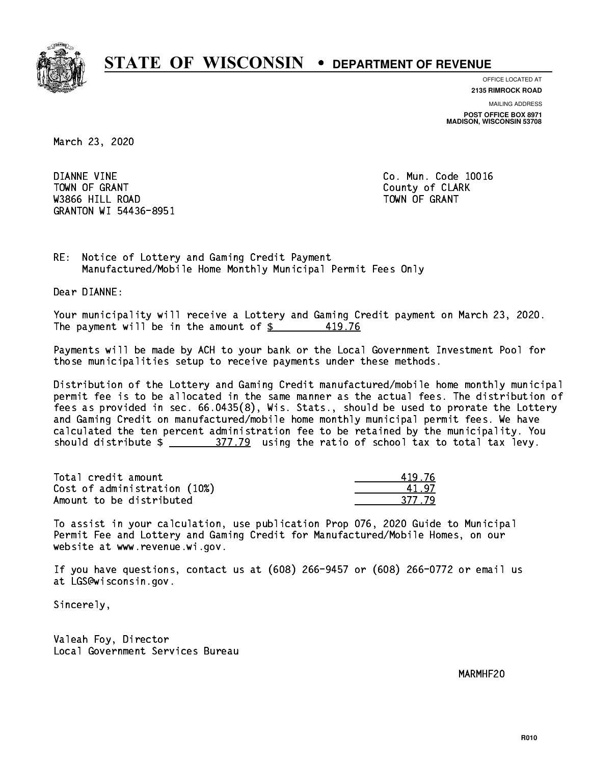# STATE OF WISCONSIN • DEPARTMENT OF REVENUE

OFFICE LOCATED AT
**2135 RIMROCK ROAD**

MAILING ADDRESS
**POST OFFICE BOX 8971**
**MADISON, WISCONSIN 53708**

March 23, 2020

DIANNE VINE
TOWN OF GRANT
W3866 HILL ROAD
GRANTON WI 54436-8951

Co. Mun. Code 10016
County of CLARK
TOWN OF GRANT

RE: Notice of Lottery and Gaming Credit Payment
Manufactured/Mobile Home Monthly Municipal Permit Fees Only

Dear DIANNE:

Your municipality will receive a Lottery and Gaming Credit payment on March 23, 2020. The payment will be in the amount of $ 419.76

Payments will be made by ACH to your bank or the Local Government Investment Pool for those municipalities setup to receive payments under these methods.

Distribution of the Lottery and Gaming Credit manufactured/mobile home monthly municipal permit fee is to be allocated in the same manner as the actual fees. The distribution of fees as provided in sec. 66.0435(8), Wis. Stats., should be used to prorate the Lottery and Gaming Credit on manufactured/mobile home monthly municipal permit fees. We have calculated the ten percent administration fee to be retained by the municipality. You should distribute $ 377.79 using the ratio of school tax to total tax levy.

| | |
|---|---|
| Total credit amount | 419.76 |
| Cost of administration (10%) | 41.97 |
| Amount to be distributed | 377.79 |

To assist in your calculation, use publication Prop 076, 2020 Guide to Municipal Permit Fee and Lottery and Gaming Credit for Manufactured/Mobile Homes, on our website at www.revenue.wi.gov.

If you have questions, contact us at (608) 266-9457 or (608) 266-0772 or email us at LGS@wisconsin.gov.

Sincerely,

Valeah Foy, Director
Local Government Services Bureau

MARMHF20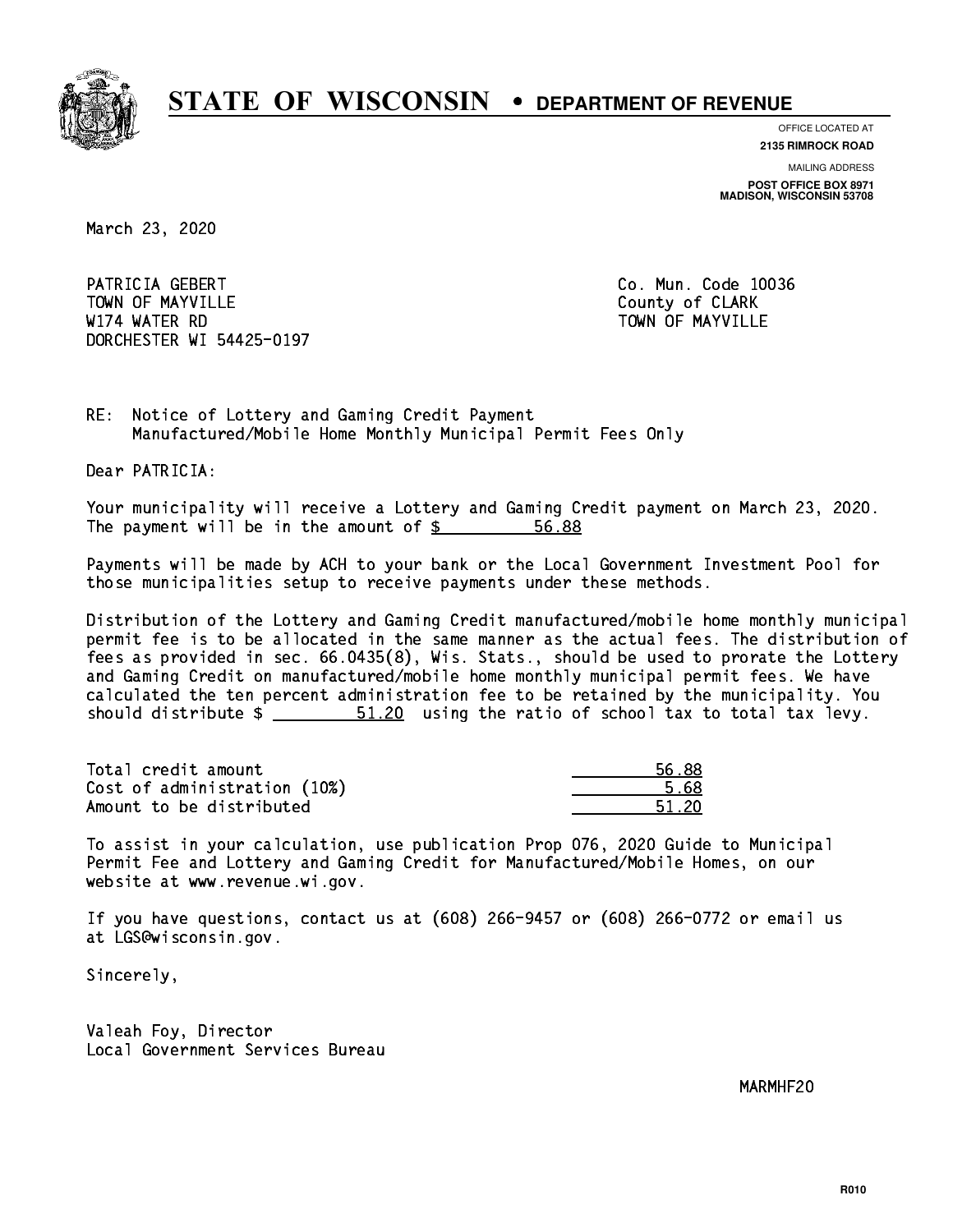# STATE OF WISCONSIN • DEPARTMENT OF REVENUE

OFFICE LOCATED AT
**2135 RIMROCK ROAD**

MAILING ADDRESS
**POST OFFICE BOX 8971**
**MADISON, WISCONSIN 53708**

March 23, 2020

PATRICIA GEBERT
TOWN OF MAYVILLE
W174 WATER RD
DORCHESTER WI 54425-0197

Co. Mun. Code 10036
County of CLARK
TOWN OF MAYVILLE

RE: Notice of Lottery and Gaming Credit Payment
Manufactured/Mobile Home Monthly Municipal Permit Fees Only

Dear PATRICIA:

Your municipality will receive a Lottery and Gaming Credit payment on March 23, 2020. The payment will be in the amount of $ 56.88

Payments will be made by ACH to your bank or the Local Government Investment Pool for those municipalities setup to receive payments under these methods.

Distribution of the Lottery and Gaming Credit manufactured/mobile home monthly municipal permit fee is to be allocated in the same manner as the actual fees. The distribution of fees as provided in sec. 66.0435(8), Wis. Stats., should be used to prorate the Lottery and Gaming Credit on manufactured/mobile home monthly municipal permit fees. We have calculated the ten percent administration fee to be retained by the municipality. You should distribute $ 51.20 using the ratio of school tax to total tax levy.

| | |
|---|---|
| Total credit amount | 56.88 |
| Cost of administration (10%) | 5.68 |
| Amount to be distributed | 51.20 |

To assist in your calculation, use publication Prop 076, 2020 Guide to Municipal Permit Fee and Lottery and Gaming Credit for Manufactured/Mobile Homes, on our website at www.revenue.wi.gov.

If you have questions, contact us at (608) 266-9457 or (608) 266-0772 or email us at LGS@wisconsin.gov.

Sincerely,

Valeah Foy, Director
Local Government Services Bureau

MARMHF20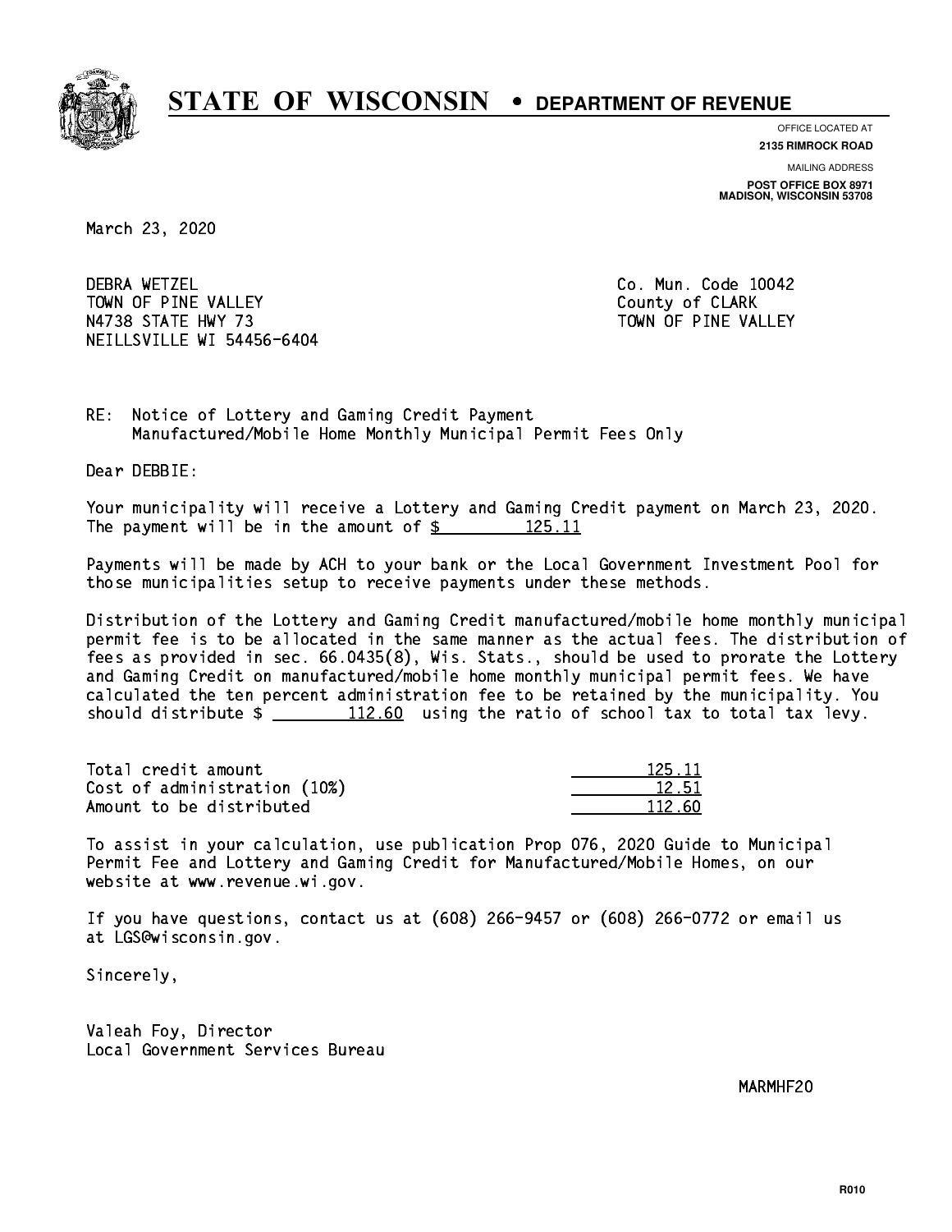# STATE OF WISCONSIN • DEPARTMENT OF REVENUE

OFFICE LOCATED AT
**2135 RIMROCK ROAD**

MAILING ADDRESS
**POST OFFICE BOX 8971**
**MADISON, WISCONSIN 53708**

March 23, 2020

DEBRA WETZEL
TOWN OF PINE VALLEY
N4738 STATE HWY 73
NEILLSVILLE WI 54456-6404

Co. Mun. Code 10042
County of CLARK
TOWN OF PINE VALLEY

RE: Notice of Lottery and Gaming Credit Payment
Manufactured/Mobile Home Monthly Municipal Permit Fees Only

Dear DEBBIE:

Your municipality will receive a Lottery and Gaming Credit payment on March 23, 2020. The payment will be in the amount of $ 125.11

Payments will be made by ACH to your bank or the Local Government Investment Pool for those municipalities setup to receive payments under these methods.

Distribution of the Lottery and Gaming Credit manufactured/mobile home monthly municipal permit fee is to be allocated in the same manner as the actual fees. The distribution of fees as provided in sec. 66.0435(8), Wis. Stats., should be used to prorate the Lottery and Gaming Credit on manufactured/mobile home monthly municipal permit fees. We have calculated the ten percent administration fee to be retained by the municipality. You should distribute $ 112.60 using the ratio of school tax to total tax levy.

| | |
|---|---|
| Total credit amount | 125.11 |
| Cost of administration (10%) | 12.51 |
| Amount to be distributed | 112.60 |

To assist in your calculation, use publication Prop 076, 2020 Guide to Municipal Permit Fee and Lottery and Gaming Credit for Manufactured/Mobile Homes, on our website at www.revenue.wi.gov.

If you have questions, contact us at (608) 266-9457 or (608) 266-0772 or email us at LGS@wisconsin.gov.

Sincerely,

Valeah Foy, Director
Local Government Services Bureau

MARMHF20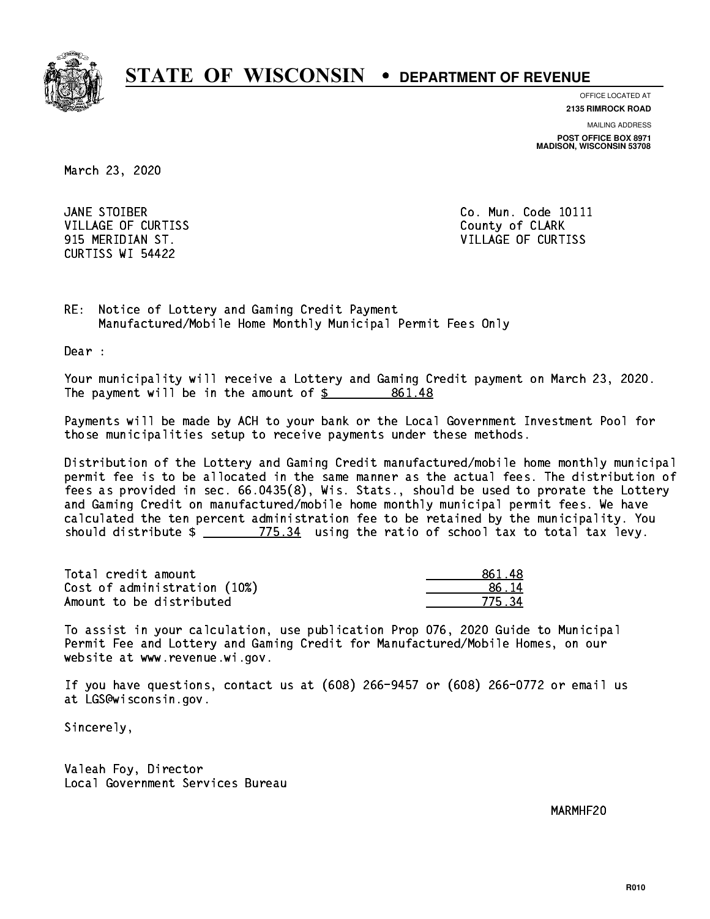# STATE OF WISCONSIN • DEPARTMENT OF REVENUE

OFFICE LOCATED AT
**2135 RIMROCK ROAD**

MAILING ADDRESS
**POST OFFICE BOX 8971**
**MADISON, WISCONSIN 53708**

March 23, 2020

JANE STOIBER
VILLAGE OF CURTISS
915 MERIDIAN ST.
CURTISS WI 54422

Co. Mun. Code 10111
County of CLARK
VILLAGE OF CURTISS

RE: Notice of Lottery and Gaming Credit Payment
Manufactured/Mobile Home Monthly Municipal Permit Fees Only

Dear :

Your municipality will receive a Lottery and Gaming Credit payment on March 23, 2020. The payment will be in the amount of $ 861.48

Payments will be made by ACH to your bank or the Local Government Investment Pool for those municipalities setup to receive payments under these methods.

Distribution of the Lottery and Gaming Credit manufactured/mobile home monthly municipal permit fee is to be allocated in the same manner as the actual fees. The distribution of fees as provided in sec. 66.0435(8), Wis. Stats., should be used to prorate the Lottery and Gaming Credit on manufactured/mobile home monthly municipal permit fees. We have calculated the ten percent administration fee to be retained by the municipality. You should distribute $ 775.34 using the ratio of school tax to total tax levy.

| | |
|---|---|
| Total credit amount | 861.48 |
| Cost of administration (10%) | 86.14 |
| Amount to be distributed | 775.34 |

To assist in your calculation, use publication Prop 076, 2020 Guide to Municipal Permit Fee and Lottery and Gaming Credit for Manufactured/Mobile Homes, on our website at www.revenue.wi.gov.

If you have questions, contact us at (608) 266-9457 or (608) 266-0772 or email us at LGS@wisconsin.gov.

Sincerely,

Valeah Foy, Director
Local Government Services Bureau

MARMHF20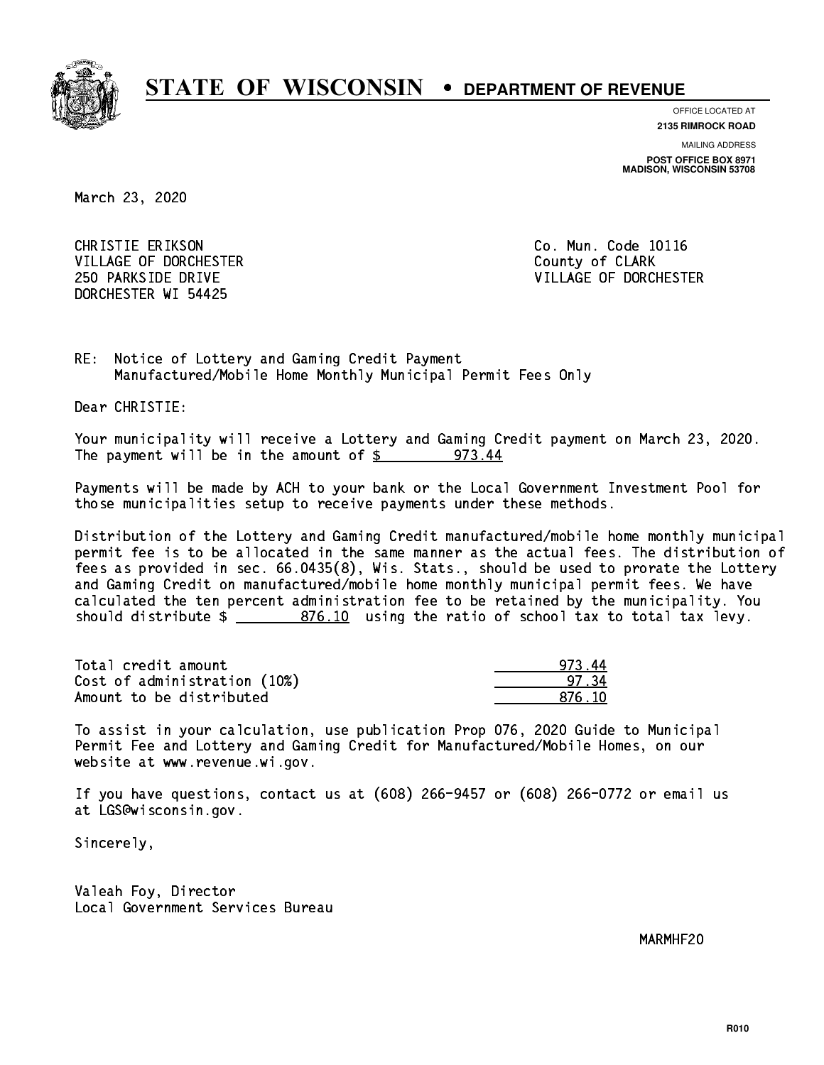# STATE OF WISCONSIN • DEPARTMENT OF REVENUE

OFFICE LOCATED AT
**2135 RIMROCK ROAD**

MAILING ADDRESS
**POST OFFICE BOX 8971**
**MADISON, WISCONSIN 53708**

March 23, 2020

CHRISTIE ERIKSON
VILLAGE OF DORCHESTER
250 PARKSIDE DRIVE
DORCHESTER WI 54425

Co. Mun. Code 10116
County of CLARK
VILLAGE OF DORCHESTER

RE: Notice of Lottery and Gaming Credit Payment
Manufactured/Mobile Home Monthly Municipal Permit Fees Only

Dear CHRISTIE:

Your municipality will receive a Lottery and Gaming Credit payment on March 23, 2020. The payment will be in the amount of $ 973.44

Payments will be made by ACH to your bank or the Local Government Investment Pool for those municipalities setup to receive payments under these methods.

Distribution of the Lottery and Gaming Credit manufactured/mobile home monthly municipal permit fee is to be allocated in the same manner as the actual fees. The distribution of fees as provided in sec. 66.0435(8), Wis. Stats., should be used to prorate the Lottery and Gaming Credit on manufactured/mobile home monthly municipal permit fees. We have calculated the ten percent administration fee to be retained by the municipality. You should distribute $ 876.10 using the ratio of school tax to total tax levy.

| | |
|---|---|
| Total credit amount | 973.44 |
| Cost of administration (10%) | 97.34 |
| Amount to be distributed | 876.10 |

To assist in your calculation, use publication Prop 076, 2020 Guide to Municipal Permit Fee and Lottery and Gaming Credit for Manufactured/Mobile Homes, on our website at www.revenue.wi.gov.

If you have questions, contact us at (608) 266-9457 or (608) 266-0772 or email us at LGS@wisconsin.gov.

Sincerely,

Valeah Foy, Director
Local Government Services Bureau

MARMHF20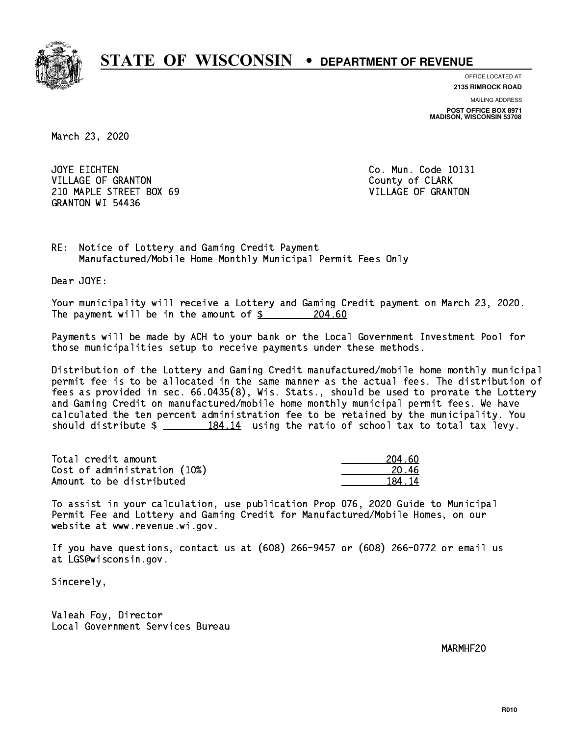# STATE OF WISCONSIN • DEPARTMENT OF REVENUE

OFFICE LOCATED AT
**2135 RIMROCK ROAD**

MAILING ADDRESS
**POST OFFICE BOX 8971**
**MADISON, WISCONSIN 53708**

March 23, 2020

JOYE EICHTEN
VILLAGE OF GRANTON
210 MAPLE STREET BOX 69
GRANTON WI 54436

Co. Mun. Code 10131
County of CLARK
VILLAGE OF GRANTON

RE: Notice of Lottery and Gaming Credit Payment
Manufactured/Mobile Home Monthly Municipal Permit Fees Only

Dear JOYE:

Your municipality will receive a Lottery and Gaming Credit payment on March 23, 2020. The payment will be in the amount of $ 204.60

Payments will be made by ACH to your bank or the Local Government Investment Pool for those municipalities setup to receive payments under these methods.

Distribution of the Lottery and Gaming Credit manufactured/mobile home monthly municipal permit fee is to be allocated in the same manner as the actual fees. The distribution of fees as provided in sec. 66.0435(8), Wis. Stats., should be used to prorate the Lottery and Gaming Credit on manufactured/mobile home monthly municipal permit fees. We have calculated the ten percent administration fee to be retained by the municipality. You should distribute $ 184.14 using the ratio of school tax to total tax levy.

| | |
|---|---|
| Total credit amount | 204.60 |
| Cost of administration (10%) | 20.46 |
| Amount to be distributed | 184.14 |

To assist in your calculation, use publication Prop 076, 2020 Guide to Municipal Permit Fee and Lottery and Gaming Credit for Manufactured/Mobile Homes, on our website at www.revenue.wi.gov.

If you have questions, contact us at (608) 266-9457 or (608) 266-0772 or email us at LGS@wisconsin.gov.

Sincerely,

Valeah Foy, Director
Local Government Services Bureau

MARMHF20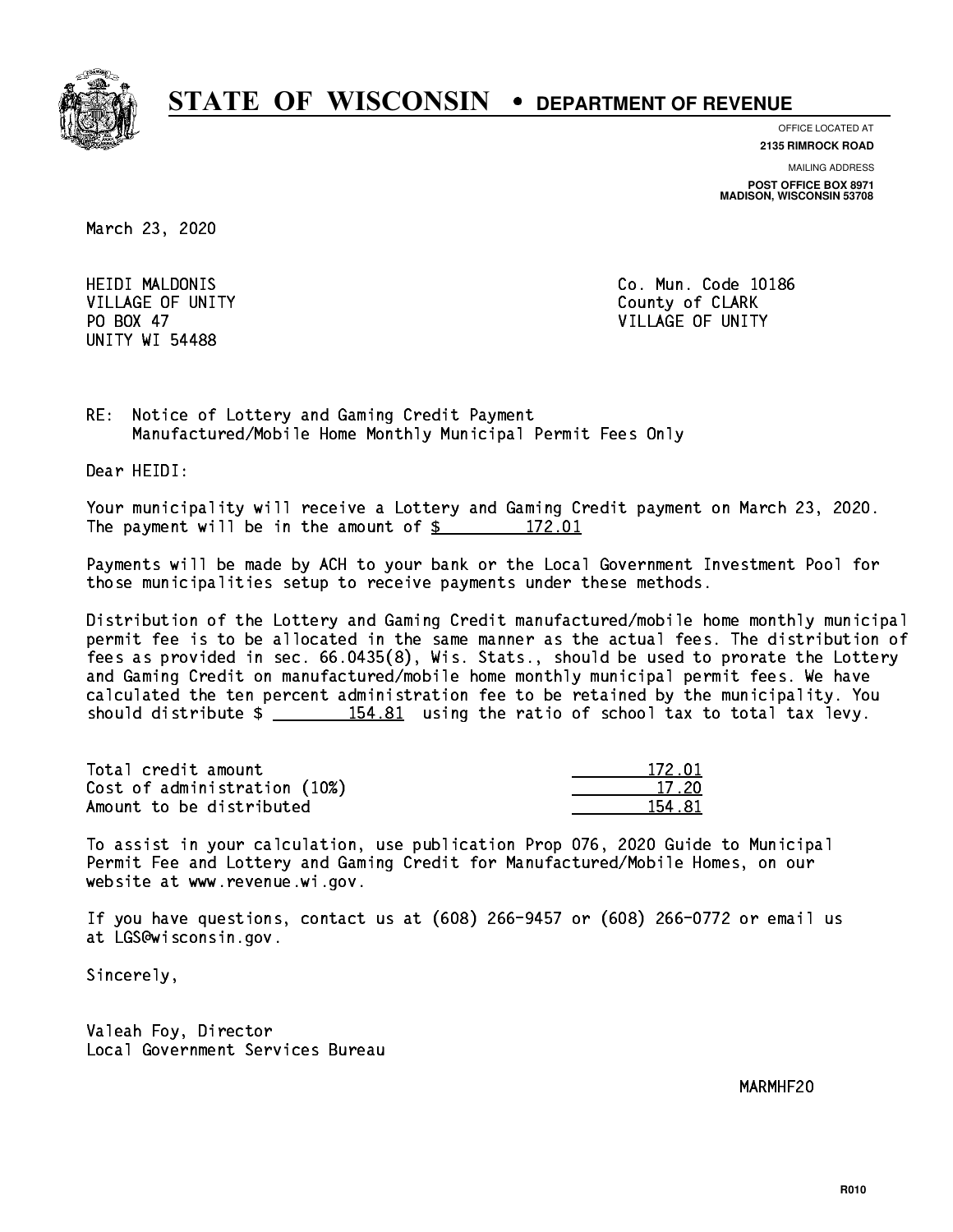# STATE OF WISCONSIN • DEPARTMENT OF REVENUE

OFFICE LOCATED AT
**2135 RIMROCK ROAD**

MAILING ADDRESS
**POST OFFICE BOX 8971**
**MADISON, WISCONSIN 53708**

March 23, 2020

HEIDI MALDONIS
VILLAGE OF UNITY
PO BOX 47
UNITY WI 54488

Co. Mun. Code 10186
County of CLARK
VILLAGE OF UNITY

RE: Notice of Lottery and Gaming Credit Payment
Manufactured/Mobile Home Monthly Municipal Permit Fees Only

Dear HEIDI:

Your municipality will receive a Lottery and Gaming Credit payment on March 23, 2020. The payment will be in the amount of $ 172.01

Payments will be made by ACH to your bank or the Local Government Investment Pool for those municipalities setup to receive payments under these methods.

Distribution of the Lottery and Gaming Credit manufactured/mobile home monthly municipal permit fee is to be allocated in the same manner as the actual fees. The distribution of fees as provided in sec. 66.0435(8), Wis. Stats., should be used to prorate the Lottery and Gaming Credit on manufactured/mobile home monthly municipal permit fees. We have calculated the ten percent administration fee to be retained by the municipality. You should distribute $ 154.81 using the ratio of school tax to total tax levy.

| | |
|---|---|
| Total credit amount | 172.01 |
| Cost of administration (10%) | 17.20 |
| Amount to be distributed | 154.81 |

To assist in your calculation, use publication Prop 076, 2020 Guide to Municipal Permit Fee and Lottery and Gaming Credit for Manufactured/Mobile Homes, on our website at www.revenue.wi.gov.

If you have questions, contact us at (608) 266-9457 or (608) 266-0772 or email us at LGS@wisconsin.gov.

Sincerely,

Valeah Foy, Director
Local Government Services Bureau

MARMHF20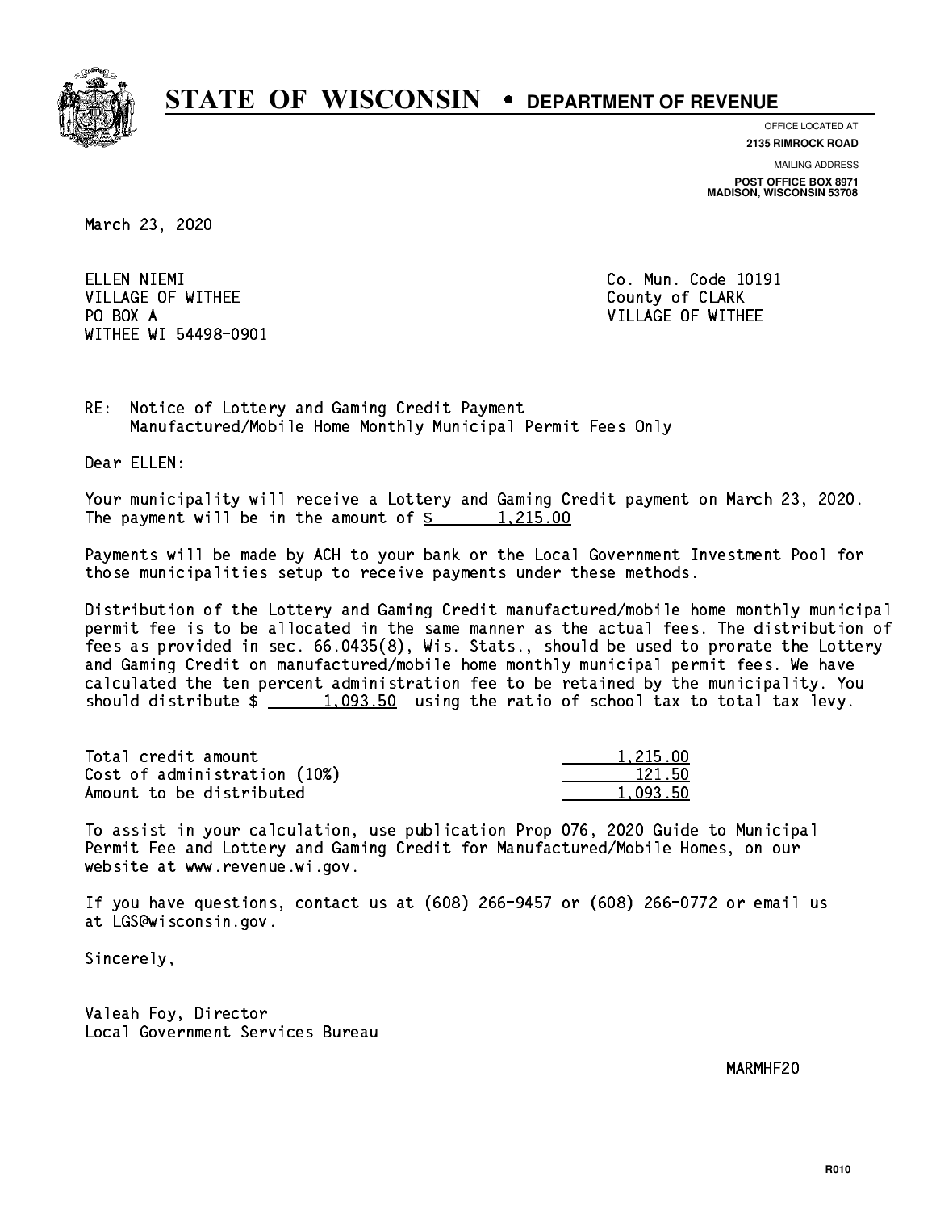# STATE OF WISCONSIN • DEPARTMENT OF REVENUE

OFFICE LOCATED AT
**2135 RIMROCK ROAD**

MAILING ADDRESS
**POST OFFICE BOX 8971**
**MADISON, WISCONSIN 53708**

March 23, 2020

ELLEN NIEMI
VILLAGE OF WITHEE
PO BOX A
WITHEE WI 54498-0901

Co. Mun. Code 10191
County of CLARK
VILLAGE OF WITHEE

RE: Notice of Lottery and Gaming Credit Payment
Manufactured/Mobile Home Monthly Municipal Permit Fees Only

Dear ELLEN:

Your municipality will receive a Lottery and Gaming Credit payment on March 23, 2020. The payment will be in the amount of $ 1,215.00

Payments will be made by ACH to your bank or the Local Government Investment Pool for those municipalities setup to receive payments under these methods.

Distribution of the Lottery and Gaming Credit manufactured/mobile home monthly municipal permit fee is to be allocated in the same manner as the actual fees. The distribution of fees as provided in sec. 66.0435(8), Wis. Stats., should be used to prorate the Lottery and Gaming Credit on manufactured/mobile home monthly municipal permit fees. We have calculated the ten percent administration fee to be retained by the municipality. You should distribute $ 1,093.50 using the ratio of school tax to total tax levy.

| | |
|---|---|
| Total credit amount | 1,215.00 |
| Cost of administration (10%) | 121.50 |
| Amount to be distributed | 1,093.50 |

To assist in your calculation, use publication Prop 076, 2020 Guide to Municipal Permit Fee and Lottery and Gaming Credit for Manufactured/Mobile Homes, on our website at www.revenue.wi.gov.

If you have questions, contact us at (608) 266-9457 or (608) 266-0772 or email us at LGS@wisconsin.gov.

Sincerely,

Valeah Foy, Director
Local Government Services Bureau

MARMHF20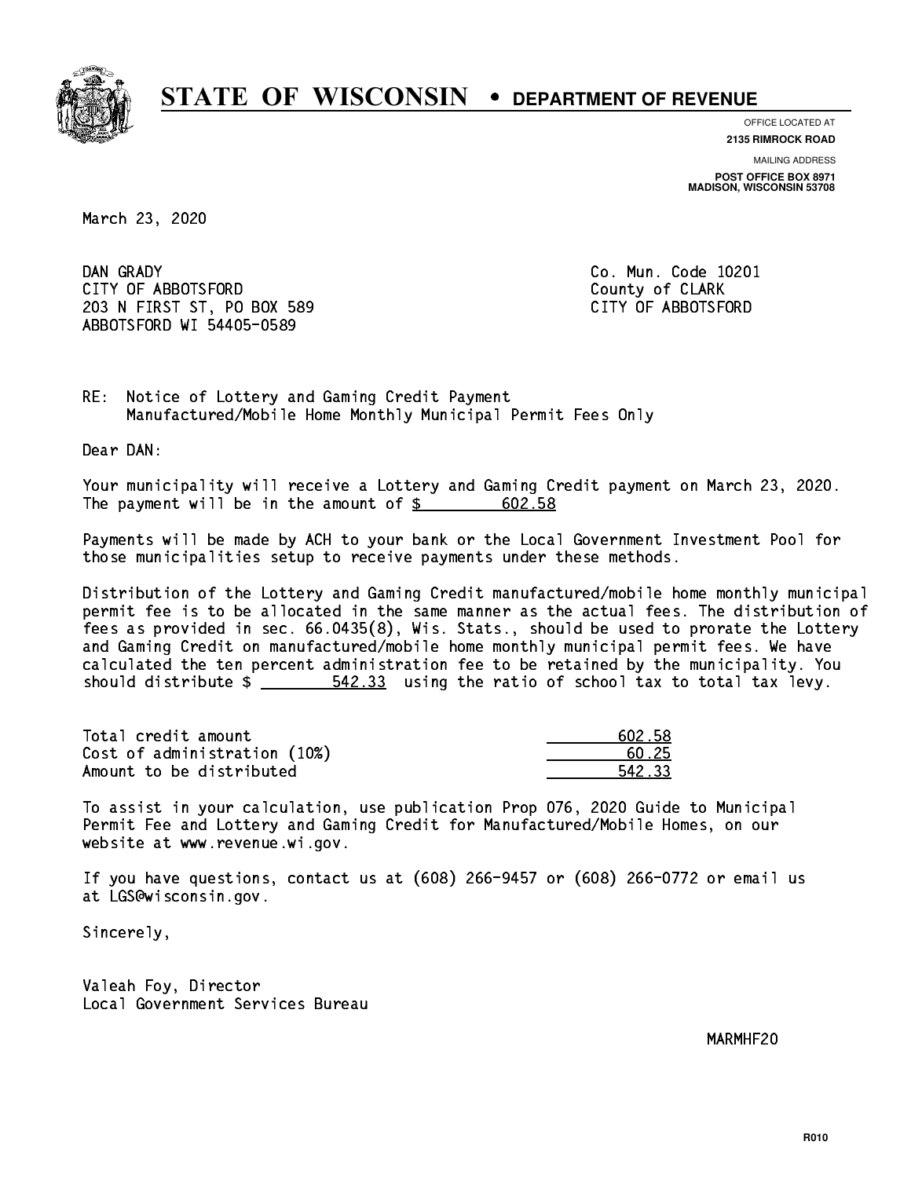# STATE OF WISCONSIN • DEPARTMENT OF REVENUE

OFFICE LOCATED AT
**2135 RIMROCK ROAD**

MAILING ADDRESS
**POST OFFICE BOX 8971**
**MADISON, WISCONSIN 53708**

March 23, 2020

DAN GRADY
CITY OF ABBOTSFORD
203 N FIRST ST, PO BOX 589
ABBOTSFORD WI 54405-0589

Co. Mun. Code 10201
County of CLARK
CITY OF ABBOTSFORD

RE: Notice of Lottery and Gaming Credit Payment
Manufactured/Mobile Home Monthly Municipal Permit Fees Only

Dear DAN:

Your municipality will receive a Lottery and Gaming Credit payment on March 23, 2020. The payment will be in the amount of $ 602.58

Payments will be made by ACH to your bank or the Local Government Investment Pool for those municipalities setup to receive payments under these methods.

Distribution of the Lottery and Gaming Credit manufactured/mobile home monthly municipal permit fee is to be allocated in the same manner as the actual fees. The distribution of fees as provided in sec. 66.0435(8), Wis. Stats., should be used to prorate the Lottery and Gaming Credit on manufactured/mobile home monthly municipal permit fees. We have calculated the ten percent administration fee to be retained by the municipality. You should distribute $ 542.33 using the ratio of school tax to total tax levy.

| | |
|---|---|
| Total credit amount | 602.58 |
| Cost of administration (10%) | 60.25 |
| Amount to be distributed | 542.33 |

To assist in your calculation, use publication Prop 076, 2020 Guide to Municipal Permit Fee and Lottery and Gaming Credit for Manufactured/Mobile Homes, on our website at www.revenue.wi.gov.

If you have questions, contact us at (608) 266-9457 or (608) 266-0772 or email us at LGS@wisconsin.gov.

Sincerely,

Valeah Foy, Director
Local Government Services Bureau

MARMHF20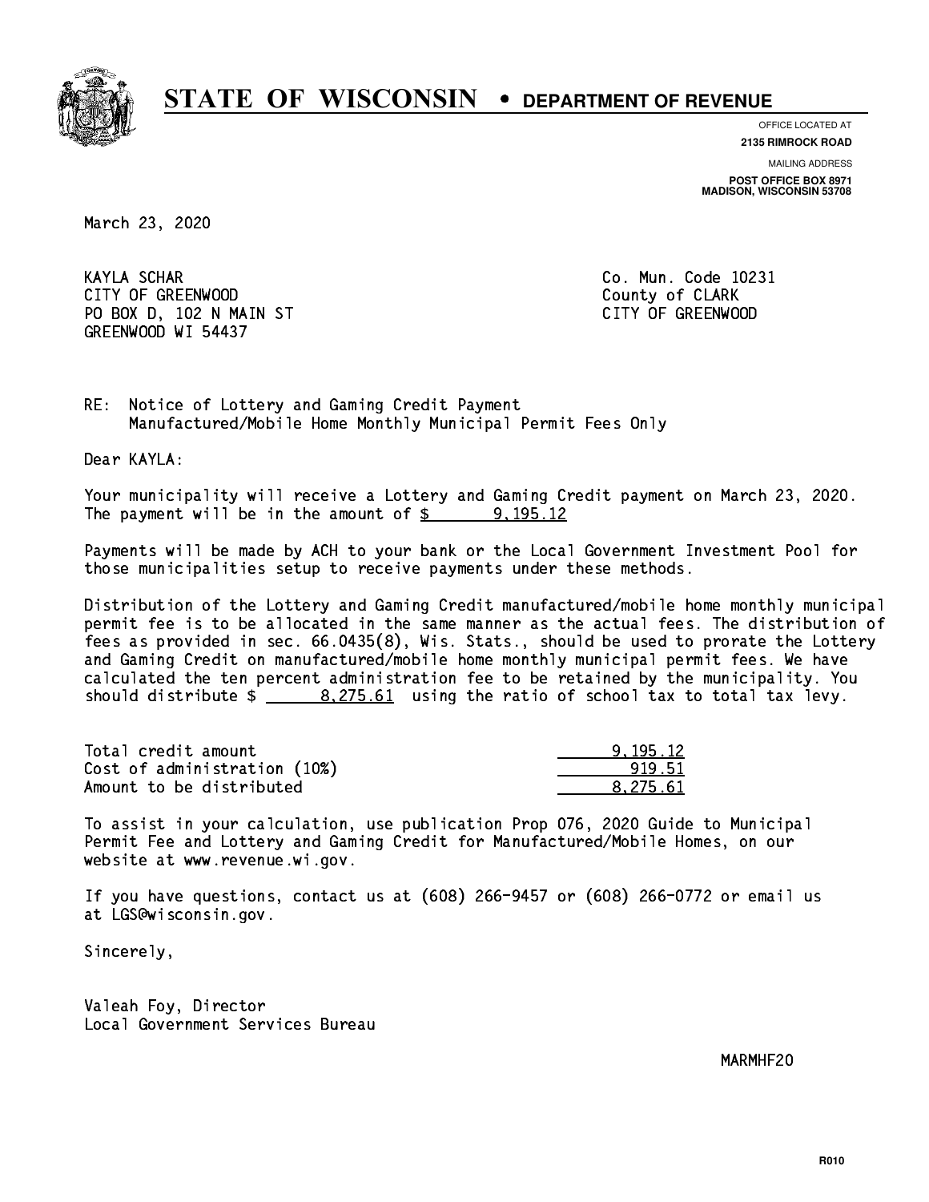# STATE OF WISCONSIN • DEPARTMENT OF REVENUE

OFFICE LOCATED AT
**2135 RIMROCK ROAD**

MAILING ADDRESS
**POST OFFICE BOX 8971**
**MADISON, WISCONSIN 53708**

March 23, 2020

KAYLA SCHAR
CITY OF GREENWOOD
PO BOX D, 102 N MAIN ST
GREENWOOD WI 54437

Co. Mun. Code 10231
County of CLARK
CITY OF GREENWOOD

RE: Notice of Lottery and Gaming Credit Payment
Manufactured/Mobile Home Monthly Municipal Permit Fees Only

Dear KAYLA:

Your municipality will receive a Lottery and Gaming Credit payment on March 23, 2020. The payment will be in the amount of $ 9,195.12

Payments will be made by ACH to your bank or the Local Government Investment Pool for those municipalities setup to receive payments under these methods.

Distribution of the Lottery and Gaming Credit manufactured/mobile home monthly municipal permit fee is to be allocated in the same manner as the actual fees. The distribution of fees as provided in sec. 66.0435(8), Wis. Stats., should be used to prorate the Lottery and Gaming Credit on manufactured/mobile home monthly municipal permit fees. We have calculated the ten percent administration fee to be retained by the municipality. You should distribute $ 8,275.61 using the ratio of school tax to total tax levy.

| | |
|---|---|
| Total credit amount | 9,195.12 |
| Cost of administration (10%) | 919.51 |
| Amount to be distributed | 8,275.61 |

To assist in your calculation, use publication Prop 076, 2020 Guide to Municipal Permit Fee and Lottery and Gaming Credit for Manufactured/Mobile Homes, on our website at www.revenue.wi.gov.

If you have questions, contact us at (608) 266-9457 or (608) 266-0772 or email us at LGS@wisconsin.gov.

Sincerely,

Valeah Foy, Director
Local Government Services Bureau

MARMHF20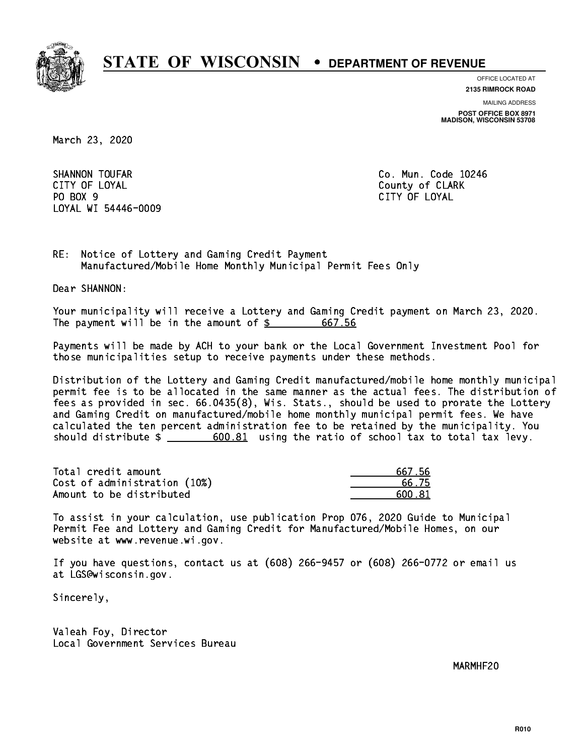# STATE OF WISCONSIN • DEPARTMENT OF REVENUE

OFFICE LOCATED AT
**2135 RIMROCK ROAD**

MAILING ADDRESS
**POST OFFICE BOX 8971**
**MADISON, WISCONSIN 53708**

March 23, 2020

SHANNON TOUFAR
CITY OF LOYAL
PO BOX 9
LOYAL WI 54446-0009

Co. Mun. Code 10246
County of CLARK
CITY OF LOYAL

RE: Notice of Lottery and Gaming Credit Payment
Manufactured/Mobile Home Monthly Municipal Permit Fees Only

Dear SHANNON:

Your municipality will receive a Lottery and Gaming Credit payment on March 23, 2020. The payment will be in the amount of $ 667.56

Payments will be made by ACH to your bank or the Local Government Investment Pool for those municipalities setup to receive payments under these methods.

Distribution of the Lottery and Gaming Credit manufactured/mobile home monthly municipal permit fee is to be allocated in the same manner as the actual fees. The distribution of fees as provided in sec. 66.0435(8), Wis. Stats., should be used to prorate the Lottery and Gaming Credit on manufactured/mobile home monthly municipal permit fees. We have calculated the ten percent administration fee to be retained by the municipality. You should distribute $ 600.81 using the ratio of school tax to total tax levy.

| | |
|---|---|
| Total credit amount | 667.56 |
| Cost of administration (10%) | 66.75 |
| Amount to be distributed | 600.81 |

To assist in your calculation, use publication Prop 076, 2020 Guide to Municipal Permit Fee and Lottery and Gaming Credit for Manufactured/Mobile Homes, on our website at www.revenue.wi.gov.

If you have questions, contact us at (608) 266-9457 or (608) 266-0772 or email us at LGS@wisconsin.gov.

Sincerely,

Valeah Foy, Director
Local Government Services Bureau

MARMHF20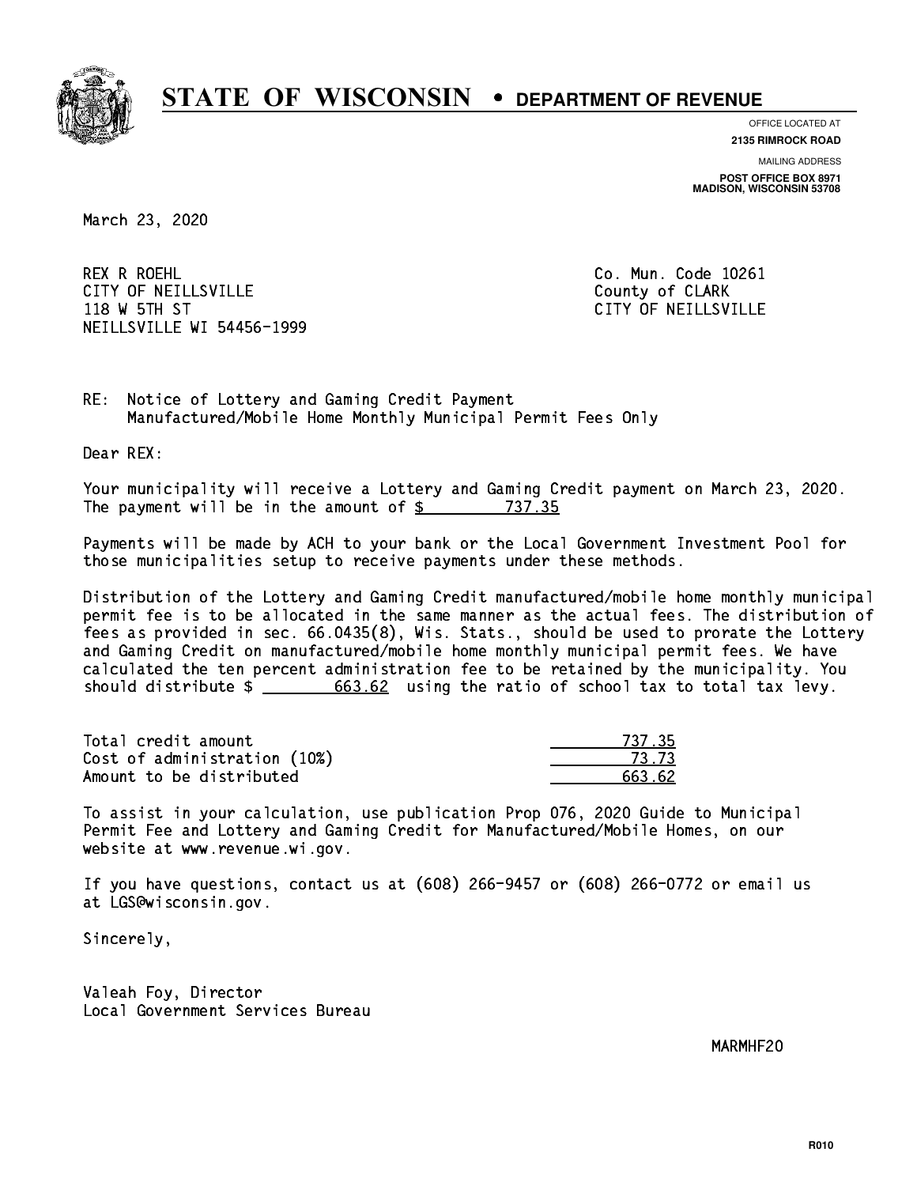# STATE OF WISCONSIN • DEPARTMENT OF REVENUE

OFFICE LOCATED AT
**2135 RIMROCK ROAD**

MAILING ADDRESS
**POST OFFICE BOX 8971**
**MADISON, WISCONSIN 53708**

March 23, 2020

REX R ROEHL
CITY OF NEILLSVILLE
118 W 5TH ST
NEILLSVILLE WI 54456-1999

Co. Mun. Code 10261
County of CLARK
CITY OF NEILLSVILLE

RE: Notice of Lottery and Gaming Credit Payment
Manufactured/Mobile Home Monthly Municipal Permit Fees Only

Dear REX:

Your municipality will receive a Lottery and Gaming Credit payment on March 23, 2020. The payment will be in the amount of $ 737.35

Payments will be made by ACH to your bank or the Local Government Investment Pool for those municipalities setup to receive payments under these methods.

Distribution of the Lottery and Gaming Credit manufactured/mobile home monthly municipal permit fee is to be allocated in the same manner as the actual fees. The distribution of fees as provided in sec. 66.0435(8), Wis. Stats., should be used to prorate the Lottery and Gaming Credit on manufactured/mobile home monthly municipal permit fees. We have calculated the ten percent administration fee to be retained by the municipality. You should distribute $ 663.62 using the ratio of school tax to total tax levy.

| | |
|---|---|
| Total credit amount | 737.35 |
| Cost of administration (10%) | 73.73 |
| Amount to be distributed | 663.62 |

To assist in your calculation, use publication Prop 076, 2020 Guide to Municipal Permit Fee and Lottery and Gaming Credit for Manufactured/Mobile Homes, on our website at www.revenue.wi.gov.

If you have questions, contact us at (608) 266-9457 or (608) 266-0772 or email us at LGS@wisconsin.gov.

Sincerely,

Valeah Foy, Director
Local Government Services Bureau

MARMHF20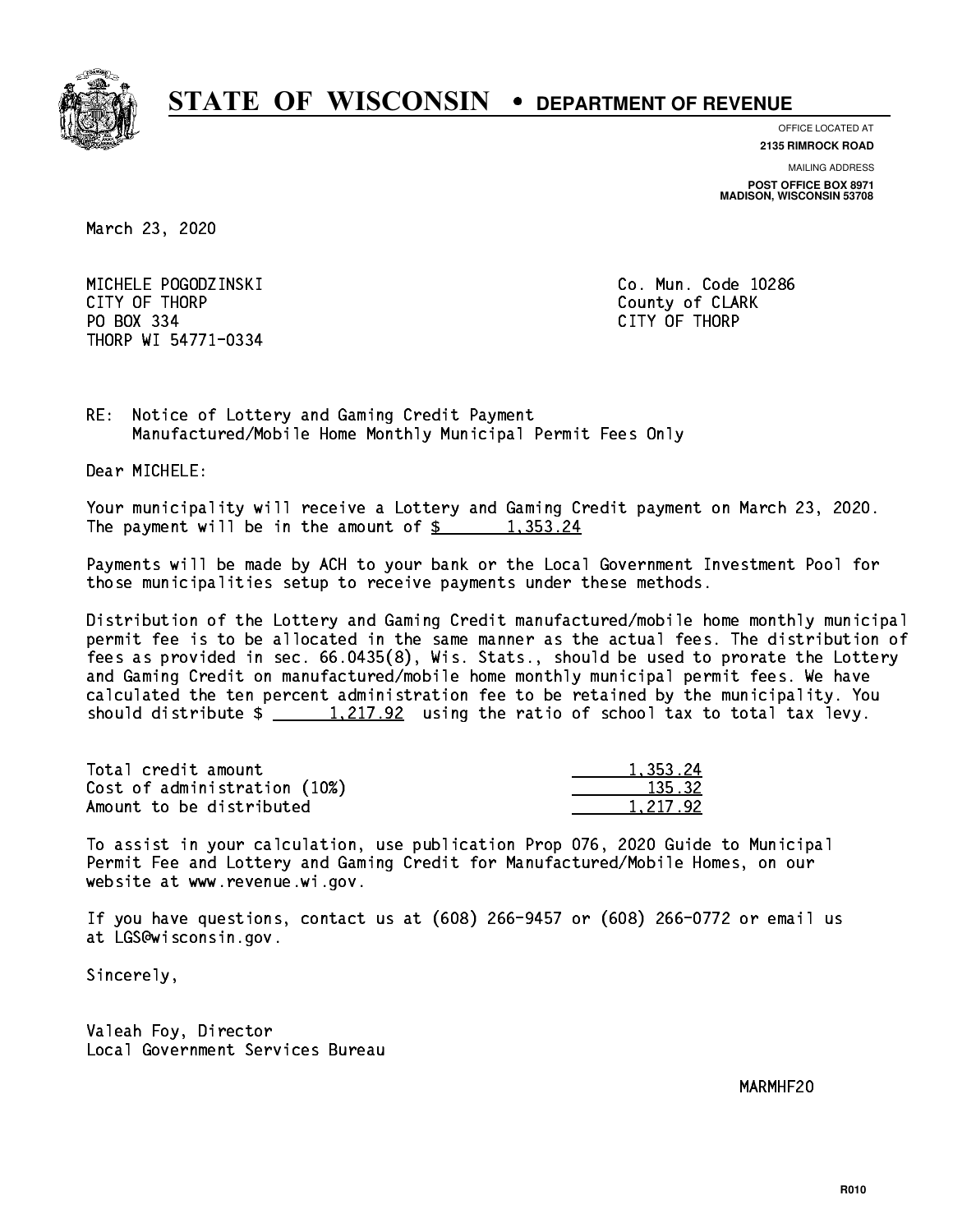# STATE OF WISCONSIN • DEPARTMENT OF REVENUE

OFFICE LOCATED AT
**2135 RIMROCK ROAD**

MAILING ADDRESS
**POST OFFICE BOX 8971**
**MADISON, WISCONSIN 53708**

March 23, 2020

MICHELE POGODZINSKI
CITY OF THORP
PO BOX 334
THORP WI 54771-0334

Co. Mun. Code 10286
County of CLARK
CITY OF THORP

RE: Notice of Lottery and Gaming Credit Payment
Manufactured/Mobile Home Monthly Municipal Permit Fees Only

Dear MICHELE:

Your municipality will receive a Lottery and Gaming Credit payment on March 23, 2020. The payment will be in the amount of $ 1,353.24

Payments will be made by ACH to your bank or the Local Government Investment Pool for those municipalities setup to receive payments under these methods.

Distribution of the Lottery and Gaming Credit manufactured/mobile home monthly municipal permit fee is to be allocated in the same manner as the actual fees. The distribution of fees as provided in sec. 66.0435(8), Wis. Stats., should be used to prorate the Lottery and Gaming Credit on manufactured/mobile home monthly municipal permit fees. We have calculated the ten percent administration fee to be retained by the municipality. You should distribute $ 1,217.92 using the ratio of school tax to total tax levy.

| | |
|---|---|
| Total credit amount | 1,353.24 |
| Cost of administration (10%) | 135.32 |
| Amount to be distributed | 1,217.92 |

To assist in your calculation, use publication Prop 076, 2020 Guide to Municipal Permit Fee and Lottery and Gaming Credit for Manufactured/Mobile Homes, on our website at www.revenue.wi.gov.

If you have questions, contact us at (608) 266-9457 or (608) 266-0772 or email us at LGS@wisconsin.gov.

Sincerely,

Valeah Foy, Director
Local Government Services Bureau

MARMHF20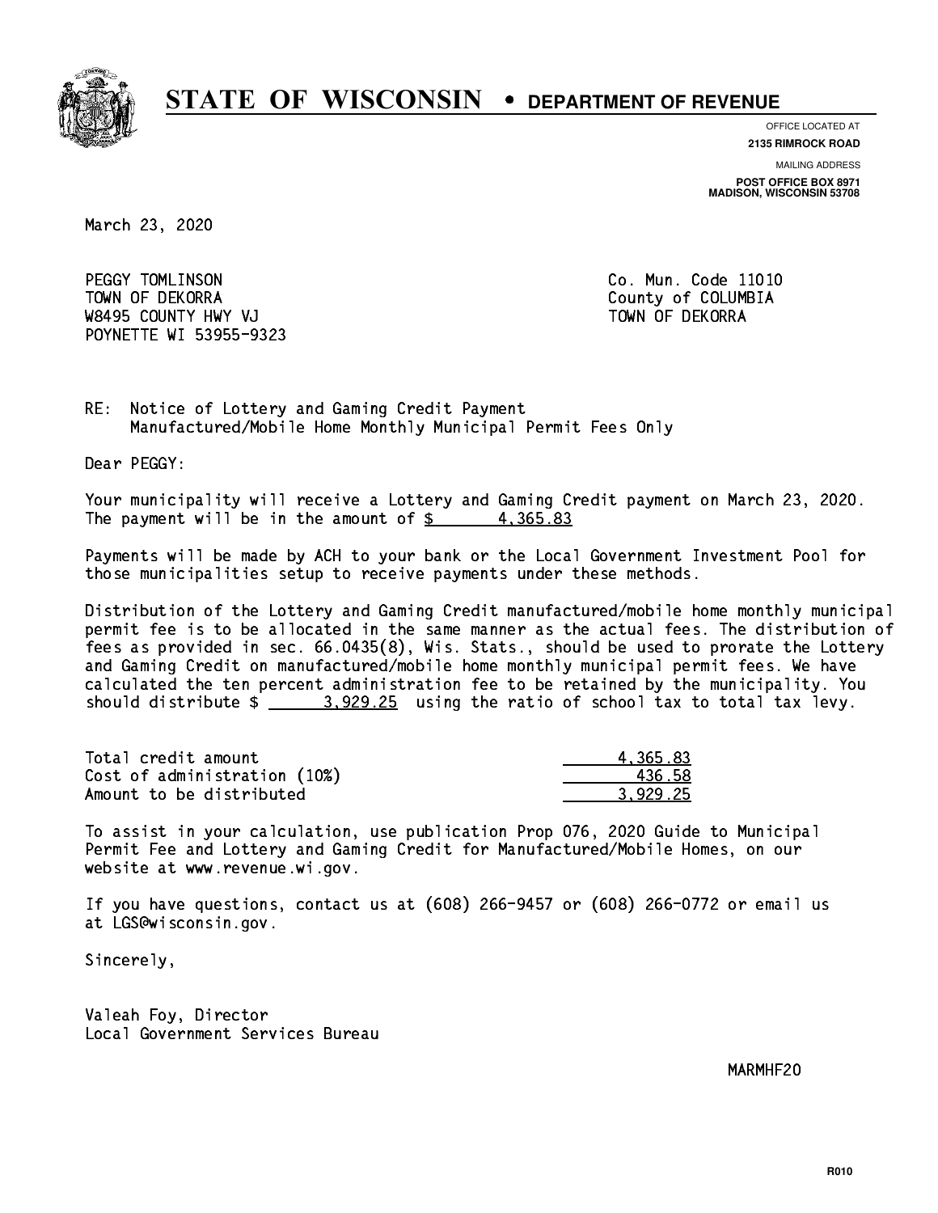# STATE OF WISCONSIN • DEPARTMENT OF REVENUE

OFFICE LOCATED AT
**2135 RIMROCK ROAD**

MAILING ADDRESS
**POST OFFICE BOX 8971**
**MADISON, WISCONSIN 53708**

March 23, 2020

PEGGY TOMLINSON
TOWN OF DEKORRA
W8495 COUNTY HWY VJ
POYNETTE WI 53955-9323

Co. Mun. Code 11010
County of COLUMBIA
TOWN OF DEKORRA

RE: Notice of Lottery and Gaming Credit Payment
Manufactured/Mobile Home Monthly Municipal Permit Fees Only

Dear PEGGY:

Your municipality will receive a Lottery and Gaming Credit payment on March 23, 2020. The payment will be in the amount of $ 4,365.83

Payments will be made by ACH to your bank or the Local Government Investment Pool for those municipalities setup to receive payments under these methods.

Distribution of the Lottery and Gaming Credit manufactured/mobile home monthly municipal permit fee is to be allocated in the same manner as the actual fees. The distribution of fees as provided in sec. 66.0435(8), Wis. Stats., should be used to prorate the Lottery and Gaming Credit on manufactured/mobile home monthly municipal permit fees. We have calculated the ten percent administration fee to be retained by the municipality. You should distribute $ 3,929.25 using the ratio of school tax to total tax levy.

| | |
|---|---|
| Total credit amount | 4,365.83 |
| Cost of administration (10%) | 436.58 |
| Amount to be distributed | 3,929.25 |

To assist in your calculation, use publication Prop 076, 2020 Guide to Municipal Permit Fee and Lottery and Gaming Credit for Manufactured/Mobile Homes, on our website at www.revenue.wi.gov.

If you have questions, contact us at (608) 266-9457 or (608) 266-0772 or email us at LGS@wisconsin.gov.

Sincerely,

Valeah Foy, Director
Local Government Services Bureau

MARMHF20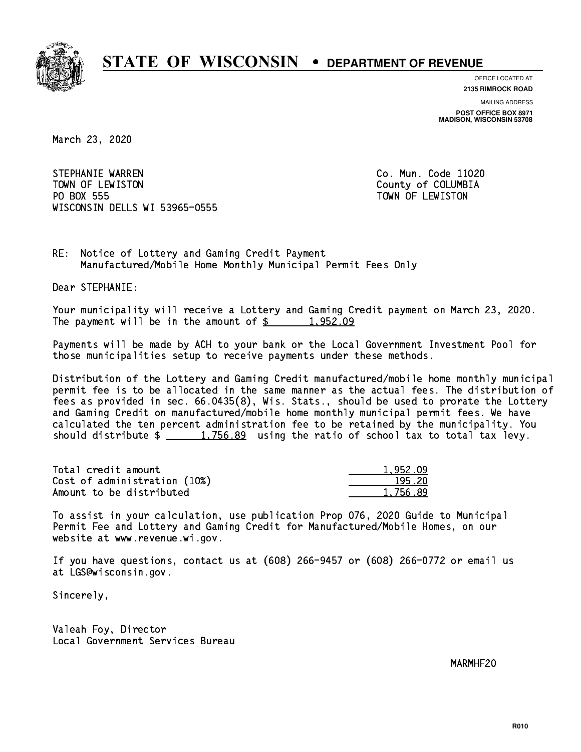# STATE OF WISCONSIN • DEPARTMENT OF REVENUE

OFFICE LOCATED AT
**2135 RIMROCK ROAD**

MAILING ADDRESS
**POST OFFICE BOX 8971**
**MADISON, WISCONSIN 53708**

March 23, 2020

STEPHANIE WARREN
TOWN OF LEWISTON
PO BOX 555
WISCONSIN DELLS WI 53965-0555

Co. Mun. Code 11020
County of COLUMBIA
TOWN OF LEWISTON

RE: Notice of Lottery and Gaming Credit Payment
Manufactured/Mobile Home Monthly Municipal Permit Fees Only

Dear STEPHANIE:

Your municipality will receive a Lottery and Gaming Credit payment on March 23, 2020. The payment will be in the amount of $ 1,952.09

Payments will be made by ACH to your bank or the Local Government Investment Pool for those municipalities setup to receive payments under these methods.

Distribution of the Lottery and Gaming Credit manufactured/mobile home monthly municipal permit fee is to be allocated in the same manner as the actual fees. The distribution of fees as provided in sec. 66.0435(8), Wis. Stats., should be used to prorate the Lottery and Gaming Credit on manufactured/mobile home monthly municipal permit fees. We have calculated the ten percent administration fee to be retained by the municipality. You should distribute $ 1,756.89 using the ratio of school tax to total tax levy.

| | |
|---|---|
| Total credit amount | 1,952.09 |
| Cost of administration (10%) | 195.20 |
| Amount to be distributed | 1,756.89 |

To assist in your calculation, use publication Prop 076, 2020 Guide to Municipal Permit Fee and Lottery and Gaming Credit for Manufactured/Mobile Homes, on our website at www.revenue.wi.gov.

If you have questions, contact us at (608) 266-9457 or (608) 266-0772 or email us at LGS@wisconsin.gov.

Sincerely,

Valeah Foy, Director
Local Government Services Bureau

MARMHF20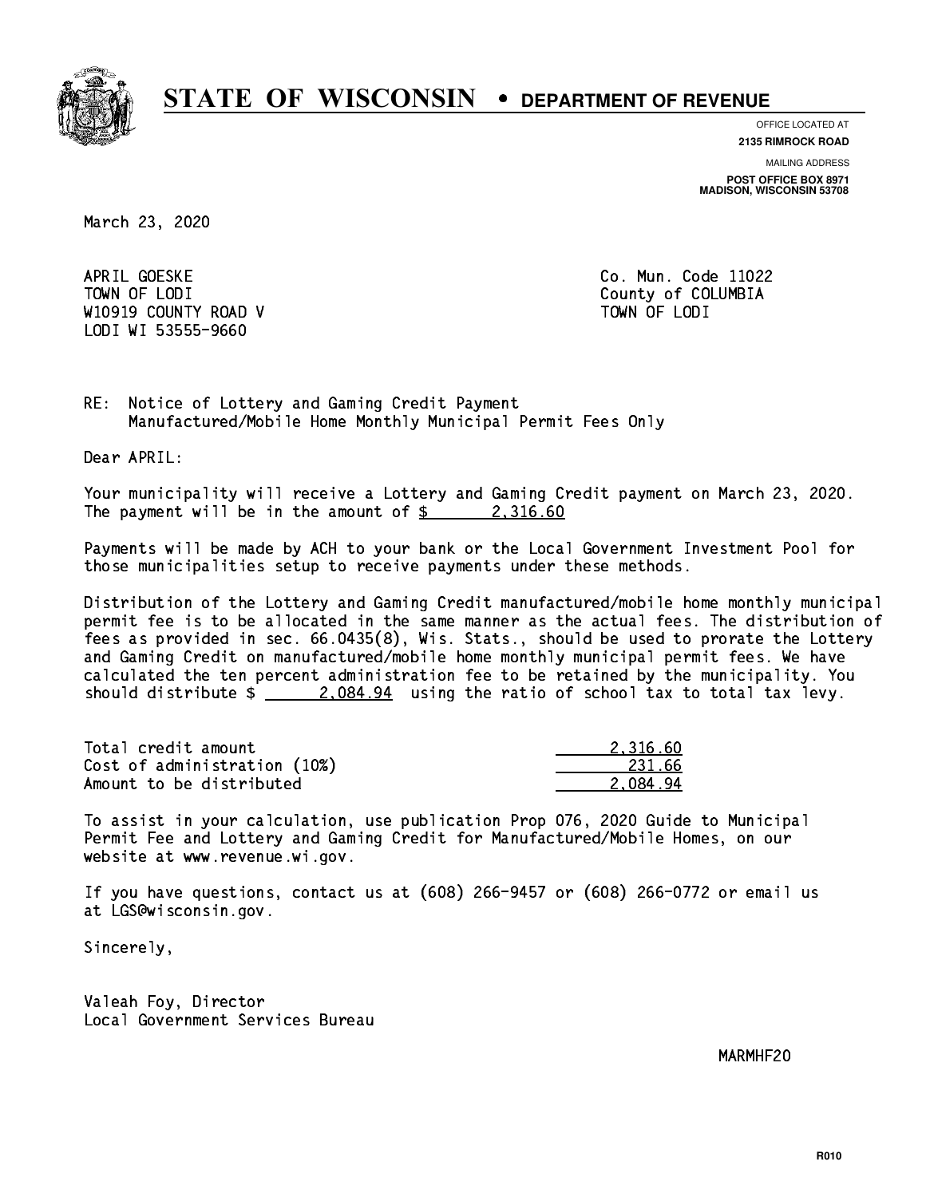# STATE OF WISCONSIN • DEPARTMENT OF REVENUE

OFFICE LOCATED AT
**2135 RIMROCK ROAD**

MAILING ADDRESS
**POST OFFICE BOX 8971**
**MADISON, WISCONSIN 53708**

March 23, 2020

APRIL GOESKE
TOWN OF LODI
W10919 COUNTY ROAD V
LODI WI 53555-9660

Co. Mun. Code 11022
County of COLUMBIA
TOWN OF LODI

RE: Notice of Lottery and Gaming Credit Payment
Manufactured/Mobile Home Monthly Municipal Permit Fees Only

Dear APRIL:

Your municipality will receive a Lottery and Gaming Credit payment on March 23, 2020. The payment will be in the amount of $ 2,316.60

Payments will be made by ACH to your bank or the Local Government Investment Pool for those municipalities setup to receive payments under these methods.

Distribution of the Lottery and Gaming Credit manufactured/mobile home monthly municipal permit fee is to be allocated in the same manner as the actual fees. The distribution of fees as provided in sec. 66.0435(8), Wis. Stats., should be used to prorate the Lottery and Gaming Credit on manufactured/mobile home monthly municipal permit fees. We have calculated the ten percent administration fee to be retained by the municipality. You should distribute $ 2,084.94 using the ratio of school tax to total tax levy.

| | |
|---|---|
| Total credit amount | 2,316.60 |
| Cost of administration (10%) | 231.66 |
| Amount to be distributed | 2,084.94 |

To assist in your calculation, use publication Prop 076, 2020 Guide to Municipal Permit Fee and Lottery and Gaming Credit for Manufactured/Mobile Homes, on our website at www.revenue.wi.gov.

If you have questions, contact us at (608) 266-9457 or (608) 266-0772 or email us at LGS@wisconsin.gov.

Sincerely,

Valeah Foy, Director
Local Government Services Bureau

MARMHF20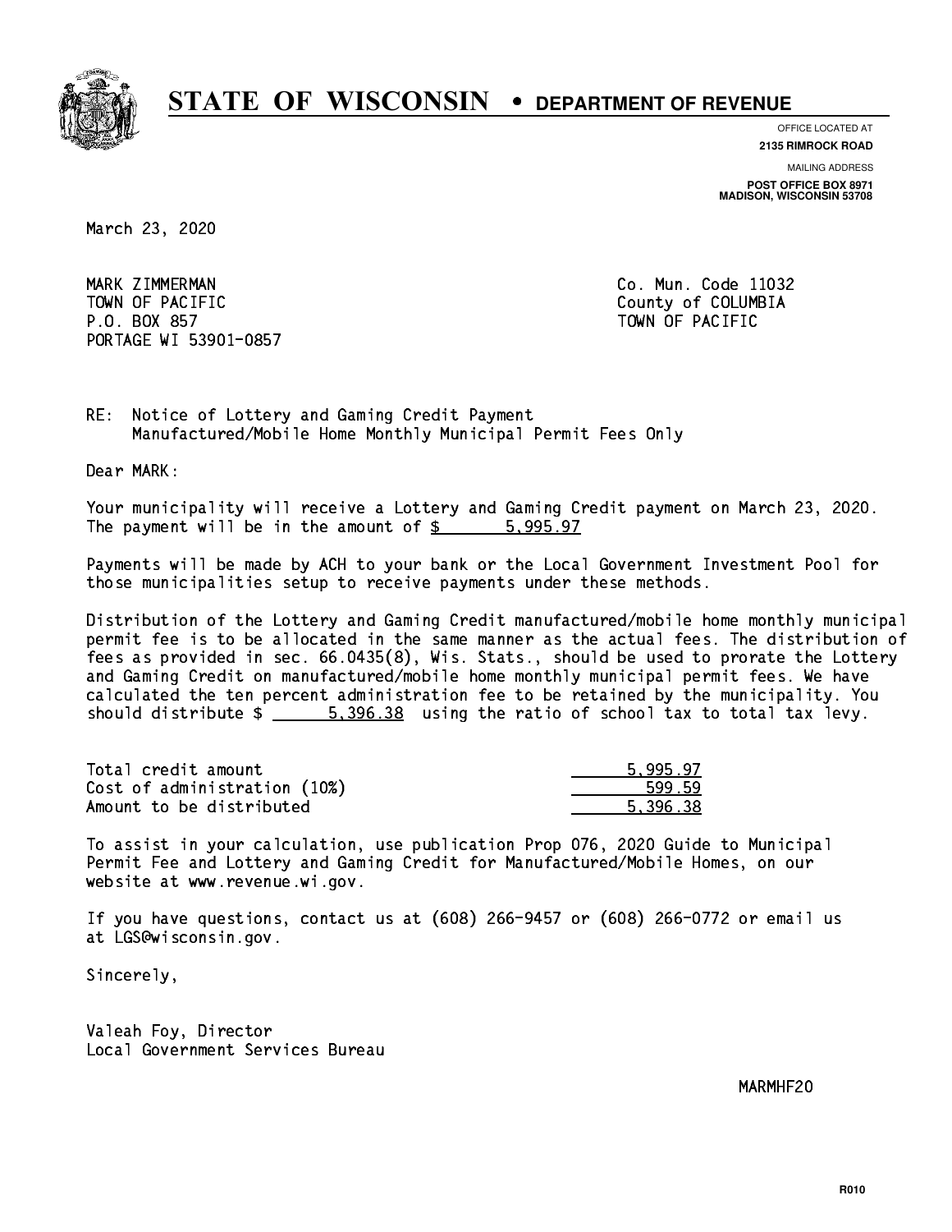# STATE OF WISCONSIN • DEPARTMENT OF REVENUE

OFFICE LOCATED AT
**2135 RIMROCK ROAD**

MAILING ADDRESS
**POST OFFICE BOX 8971**
**MADISON, WISCONSIN 53708**

March 23, 2020

MARK ZIMMERMAN
TOWN OF PACIFIC
P.O. BOX 857
PORTAGE WI 53901-0857

Co. Mun. Code 11032
County of COLUMBIA
TOWN OF PACIFIC

RE: Notice of Lottery and Gaming Credit Payment
Manufactured/Mobile Home Monthly Municipal Permit Fees Only

Dear MARK:

Your municipality will receive a Lottery and Gaming Credit payment on March 23, 2020. The payment will be in the amount of $ 5,995.97

Payments will be made by ACH to your bank or the Local Government Investment Pool for those municipalities setup to receive payments under these methods.

Distribution of the Lottery and Gaming Credit manufactured/mobile home monthly municipal permit fee is to be allocated in the same manner as the actual fees. The distribution of fees as provided in sec. 66.0435(8), Wis. Stats., should be used to prorate the Lottery and Gaming Credit on manufactured/mobile home monthly municipal permit fees. We have calculated the ten percent administration fee to be retained by the municipality. You should distribute $ 5,396.38 using the ratio of school tax to total tax levy.

| | |
|---|---|
| Total credit amount | 5,995.97 |
| Cost of administration (10%) | 599.59 |
| Amount to be distributed | 5,396.38 |

To assist in your calculation, use publication Prop 076, 2020 Guide to Municipal Permit Fee and Lottery and Gaming Credit for Manufactured/Mobile Homes, on our website at www.revenue.wi.gov.

If you have questions, contact us at (608) 266-9457 or (608) 266-0772 or email us at LGS@wisconsin.gov.

Sincerely,

Valeah Foy, Director
Local Government Services Bureau

MARMHF20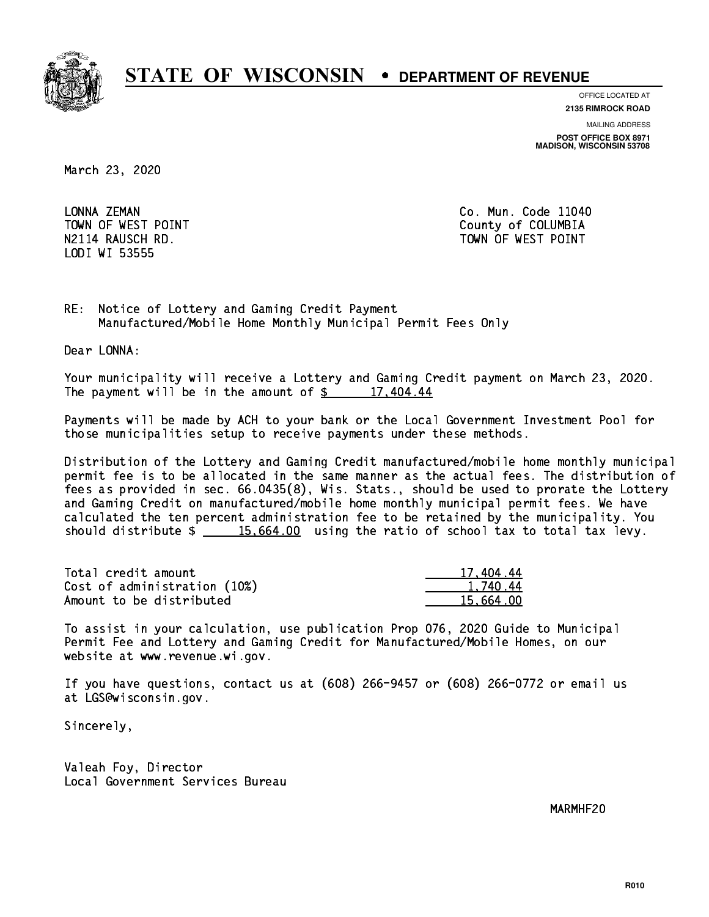# STATE OF WISCONSIN • DEPARTMENT OF REVENUE

OFFICE LOCATED AT
**2135 RIMROCK ROAD**

MAILING ADDRESS
**POST OFFICE BOX 8971**
**MADISON, WISCONSIN 53708**

March 23, 2020

LONNA ZEMAN
TOWN OF WEST POINT
N2114 RAUSCH RD.
LODI WI 53555

Co. Mun. Code 11040
County of COLUMBIA
TOWN OF WEST POINT

RE: Notice of Lottery and Gaming Credit Payment
Manufactured/Mobile Home Monthly Municipal Permit Fees Only

Dear LONNA:

Your municipality will receive a Lottery and Gaming Credit payment on March 23, 2020. The payment will be in the amount of $ 17,404.44

Payments will be made by ACH to your bank or the Local Government Investment Pool for those municipalities setup to receive payments under these methods.

Distribution of the Lottery and Gaming Credit manufactured/mobile home monthly municipal permit fee is to be allocated in the same manner as the actual fees. The distribution of fees as provided in sec. 66.0435(8), Wis. Stats., should be used to prorate the Lottery and Gaming Credit on manufactured/mobile home monthly municipal permit fees. We have calculated the ten percent administration fee to be retained by the municipality. You should distribute $ 15,664.00 using the ratio of school tax to total tax levy.

| | |
|---|---|
| Total credit amount | 17,404.44 |
| Cost of administration (10%) | 1,740.44 |
| Amount to be distributed | 15,664.00 |

To assist in your calculation, use publication Prop 076, 2020 Guide to Municipal Permit Fee and Lottery and Gaming Credit for Manufactured/Mobile Homes, on our website at www.revenue.wi.gov.

If you have questions, contact us at (608) 266-9457 or (608) 266-0772 or email us at LGS@wisconsin.gov.

Sincerely,

Valeah Foy, Director
Local Government Services Bureau

MARMHF20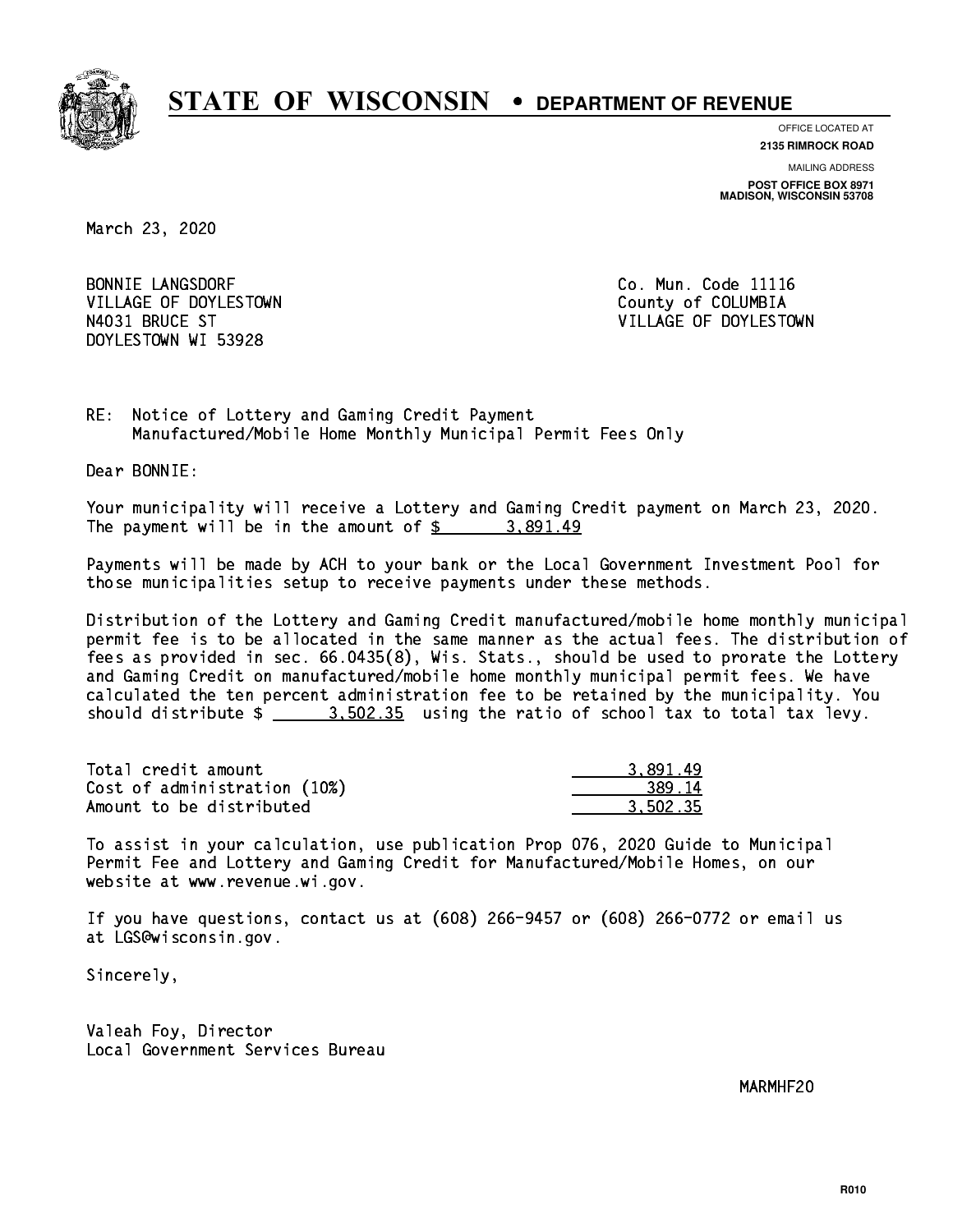# STATE OF WISCONSIN • DEPARTMENT OF REVENUE

OFFICE LOCATED AT
**2135 RIMROCK ROAD**

MAILING ADDRESS
**POST OFFICE BOX 8971**
**MADISON, WISCONSIN 53708**

March 23, 2020

BONNIE LANGSDORF
VILLAGE OF DOYLESTOWN
N4031 BRUCE ST
DOYLESTOWN WI 53928

Co. Mun. Code 11116
County of COLUMBIA
VILLAGE OF DOYLESTOWN

RE: Notice of Lottery and Gaming Credit Payment
Manufactured/Mobile Home Monthly Municipal Permit Fees Only

Dear BONNIE:

Your municipality will receive a Lottery and Gaming Credit payment on March 23, 2020. The payment will be in the amount of $ 3,891.49

Payments will be made by ACH to your bank or the Local Government Investment Pool for those municipalities setup to receive payments under these methods.

Distribution of the Lottery and Gaming Credit manufactured/mobile home monthly municipal permit fee is to be allocated in the same manner as the actual fees. The distribution of fees as provided in sec. 66.0435(8), Wis. Stats., should be used to prorate the Lottery and Gaming Credit on manufactured/mobile home monthly municipal permit fees. We have calculated the ten percent administration fee to be retained by the municipality. You should distribute $ 3,502.35 using the ratio of school tax to total tax levy.

| | |
|---|---|
| Total credit amount | 3,891.49 |
| Cost of administration (10%) | 389.14 |
| Amount to be distributed | 3,502.35 |

To assist in your calculation, use publication Prop 076, 2020 Guide to Municipal Permit Fee and Lottery and Gaming Credit for Manufactured/Mobile Homes, on our website at www.revenue.wi.gov.

If you have questions, contact us at (608) 266-9457 or (608) 266-0772 or email us at LGS@wisconsin.gov.

Sincerely,

Valeah Foy, Director
Local Government Services Bureau

MARMHF20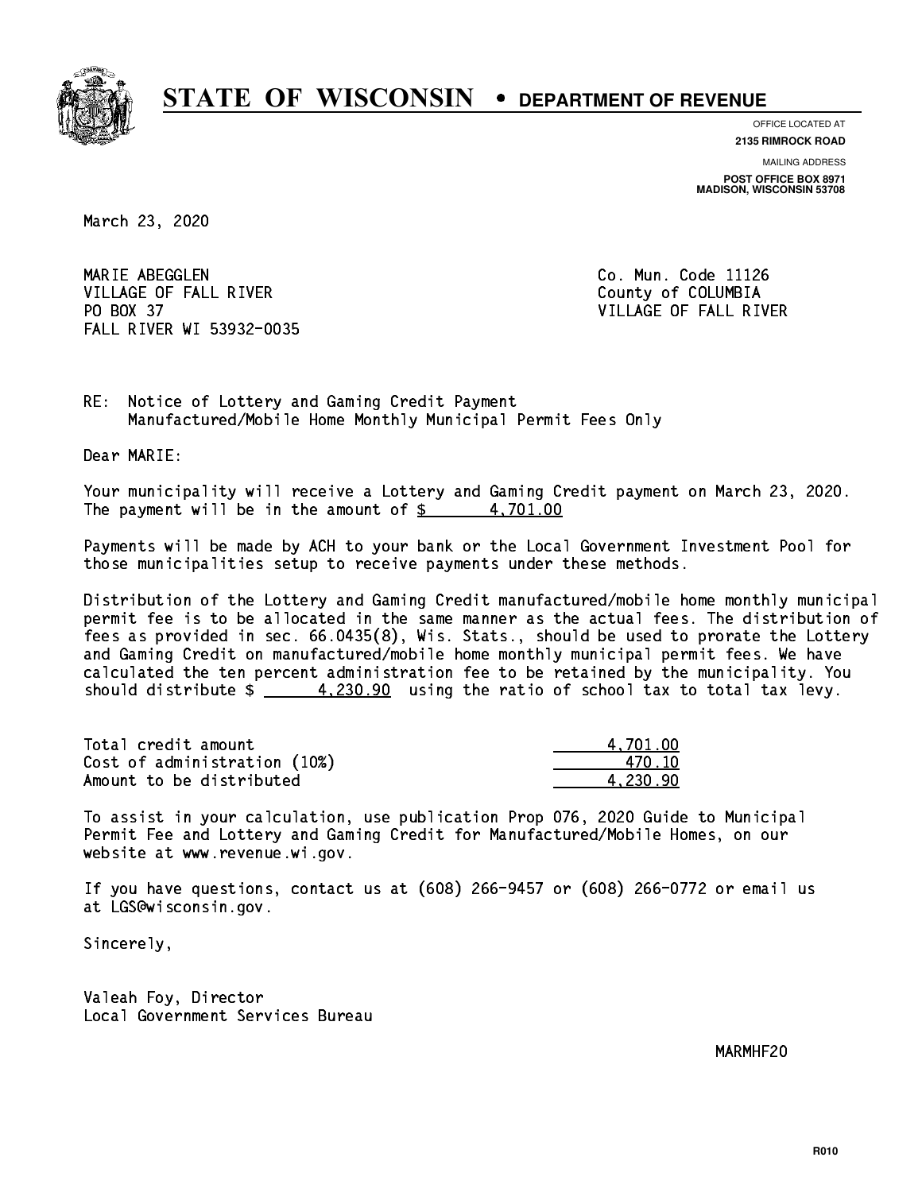# STATE OF WISCONSIN • DEPARTMENT OF REVENUE

OFFICE LOCATED AT
**2135 RIMROCK ROAD**

MAILING ADDRESS
**POST OFFICE BOX 8971**
**MADISON, WISCONSIN 53708**

March 23, 2020

MARIE ABEGGLEN
VILLAGE OF FALL RIVER
PO BOX 37
FALL RIVER WI 53932-0035

Co. Mun. Code 11126
County of COLUMBIA
VILLAGE OF FALL RIVER

RE: Notice of Lottery and Gaming Credit Payment
Manufactured/Mobile Home Monthly Municipal Permit Fees Only

Dear MARIE:

Your municipality will receive a Lottery and Gaming Credit payment on March 23, 2020. The payment will be in the amount of $ 4,701.00

Payments will be made by ACH to your bank or the Local Government Investment Pool for those municipalities setup to receive payments under these methods.

Distribution of the Lottery and Gaming Credit manufactured/mobile home monthly municipal permit fee is to be allocated in the same manner as the actual fees. The distribution of fees as provided in sec. 66.0435(8), Wis. Stats., should be used to prorate the Lottery and Gaming Credit on manufactured/mobile home monthly municipal permit fees. We have calculated the ten percent administration fee to be retained by the municipality. You should distribute $ 4,230.90 using the ratio of school tax to total tax levy.

| | |
|---|---|
| Total credit amount | 4,701.00 |
| Cost of administration (10%) | 470.10 |
| Amount to be distributed | 4,230.90 |

To assist in your calculation, use publication Prop 076, 2020 Guide to Municipal Permit Fee and Lottery and Gaming Credit for Manufactured/Mobile Homes, on our website at www.revenue.wi.gov.

If you have questions, contact us at (608) 266-9457 or (608) 266-0772 or email us at LGS@wisconsin.gov.

Sincerely,

Valeah Foy, Director
Local Government Services Bureau

MARMHF20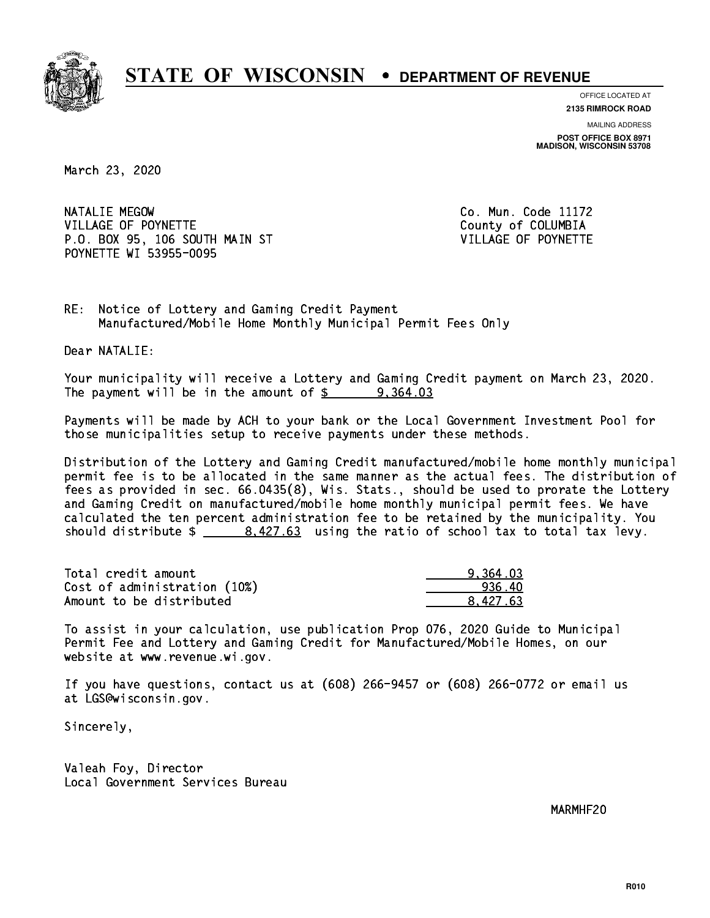# STATE OF WISCONSIN • DEPARTMENT OF REVENUE

OFFICE LOCATED AT
**2135 RIMROCK ROAD**

MAILING ADDRESS
**POST OFFICE BOX 8971**
**MADISON, WISCONSIN 53708**

March 23, 2020

NATALIE MEGOW
VILLAGE OF POYNETTE
P.O. BOX 95, 106 SOUTH MAIN ST
POYNETTE WI 53955-0095

Co. Mun. Code 11172
County of COLUMBIA
VILLAGE OF POYNETTE

RE: Notice of Lottery and Gaming Credit Payment
Manufactured/Mobile Home Monthly Municipal Permit Fees Only

Dear NATALIE:

Your municipality will receive a Lottery and Gaming Credit payment on March 23, 2020. The payment will be in the amount of $ 9,364.03

Payments will be made by ACH to your bank or the Local Government Investment Pool for those municipalities setup to receive payments under these methods.

Distribution of the Lottery and Gaming Credit manufactured/mobile home monthly municipal permit fee is to be allocated in the same manner as the actual fees. The distribution of fees as provided in sec. 66.0435(8), Wis. Stats., should be used to prorate the Lottery and Gaming Credit on manufactured/mobile home monthly municipal permit fees. We have calculated the ten percent administration fee to be retained by the municipality. You should distribute $ 8,427.63 using the ratio of school tax to total tax levy.

| | |
|---|---|
| Total credit amount | 9,364.03 |
| Cost of administration (10%) | 936.40 |
| Amount to be distributed | 8,427.63 |

To assist in your calculation, use publication Prop 076, 2020 Guide to Municipal Permit Fee and Lottery and Gaming Credit for Manufactured/Mobile Homes, on our website at www.revenue.wi.gov.

If you have questions, contact us at (608) 266-9457 or (608) 266-0772 or email us at LGS@wisconsin.gov.

Sincerely,

Valeah Foy, Director
Local Government Services Bureau

MARMHF20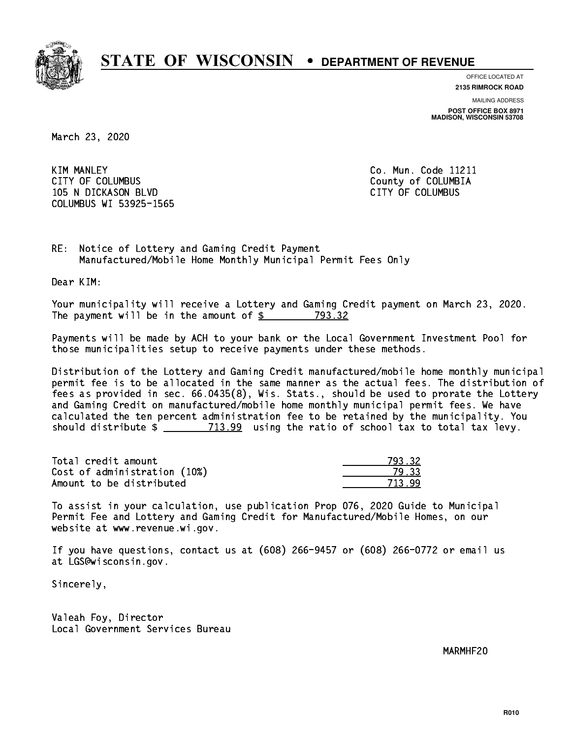# STATE OF WISCONSIN • DEPARTMENT OF REVENUE

OFFICE LOCATED AT
**2135 RIMROCK ROAD**

MAILING ADDRESS
**POST OFFICE BOX 8971**
**MADISON, WISCONSIN 53708**

March 23, 2020

KIM MANLEY
CITY OF COLUMBUS
105 N DICKASON BLVD
COLUMBUS WI 53925-1565

Co. Mun. Code 11211
County of COLUMBIA
CITY OF COLUMBUS

RE: Notice of Lottery and Gaming Credit Payment
Manufactured/Mobile Home Monthly Municipal Permit Fees Only

Dear KIM:

Your municipality will receive a Lottery and Gaming Credit payment on March 23, 2020.
The payment will be in the amount of $ 793.32

Payments will be made by ACH to your bank or the Local Government Investment Pool for those municipalities setup to receive payments under these methods.

Distribution of the Lottery and Gaming Credit manufactured/mobile home monthly municipal permit fee is to be allocated in the same manner as the actual fees. The distribution of fees as provided in sec. 66.0435(8), Wis. Stats., should be used to prorate the Lottery and Gaming Credit on manufactured/mobile home monthly municipal permit fees. We have calculated the ten percent administration fee to be retained by the municipality. You should distribute $ 713.99 using the ratio of school tax to total tax levy.

| | |
|---|---|
| Total credit amount | 793.32 |
| Cost of administration (10%) | 79.33 |
| Amount to be distributed | 713.99 |

To assist in your calculation, use publication Prop 076, 2020 Guide to Municipal Permit Fee and Lottery and Gaming Credit for Manufactured/Mobile Homes, on our website at www.revenue.wi.gov.

If you have questions, contact us at (608) 266-9457 or (608) 266-0772 or email us at LGS@wisconsin.gov.

Sincerely,

Valeah Foy, Director
Local Government Services Bureau

MARMHF20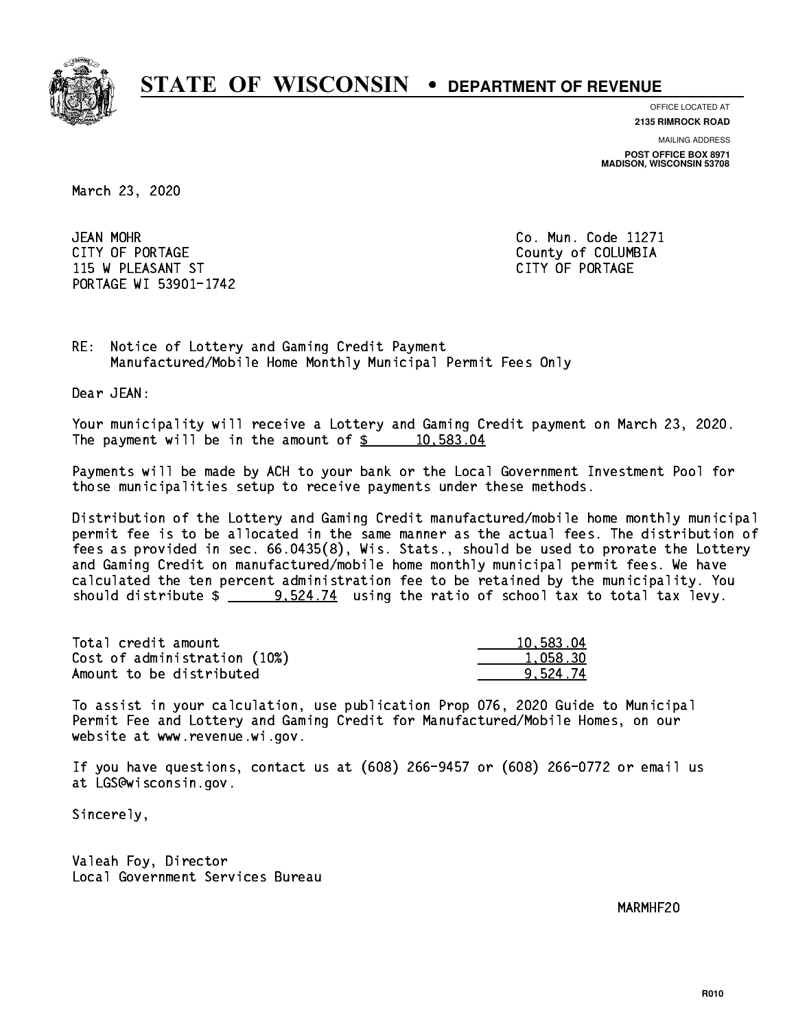# STATE OF WISCONSIN • DEPARTMENT OF REVENUE

OFFICE LOCATED AT
**2135 RIMROCK ROAD**

MAILING ADDRESS
**POST OFFICE BOX 8971**
**MADISON, WISCONSIN 53708**

March 23, 2020

JEAN MOHR
CITY OF PORTAGE
115 W PLEASANT ST
PORTAGE WI 53901-1742

Co. Mun. Code 11271
County of COLUMBIA
CITY OF PORTAGE

RE: Notice of Lottery and Gaming Credit Payment
Manufactured/Mobile Home Monthly Municipal Permit Fees Only

Dear JEAN:

Your municipality will receive a Lottery and Gaming Credit payment on March 23, 2020. The payment will be in the amount of $ 10,583.04

Payments will be made by ACH to your bank or the Local Government Investment Pool for those municipalities setup to receive payments under these methods.

Distribution of the Lottery and Gaming Credit manufactured/mobile home monthly municipal permit fee is to be allocated in the same manner as the actual fees. The distribution of fees as provided in sec. 66.0435(8), Wis. Stats., should be used to prorate the Lottery and Gaming Credit on manufactured/mobile home monthly municipal permit fees. We have calculated the ten percent administration fee to be retained by the municipality. You should distribute $ 9,524.74 using the ratio of school tax to total tax levy.

| | |
|---|---|
| Total credit amount | 10,583.04 |
| Cost of administration (10%) | 1,058.30 |
| Amount to be distributed | 9,524.74 |

To assist in your calculation, use publication Prop 076, 2020 Guide to Municipal Permit Fee and Lottery and Gaming Credit for Manufactured/Mobile Homes, on our website at www.revenue.wi.gov.

If you have questions, contact us at (608) 266-9457 or (608) 266-0772 or email us at LGS@wisconsin.gov.

Sincerely,

Valeah Foy, Director
Local Government Services Bureau

MARMHF20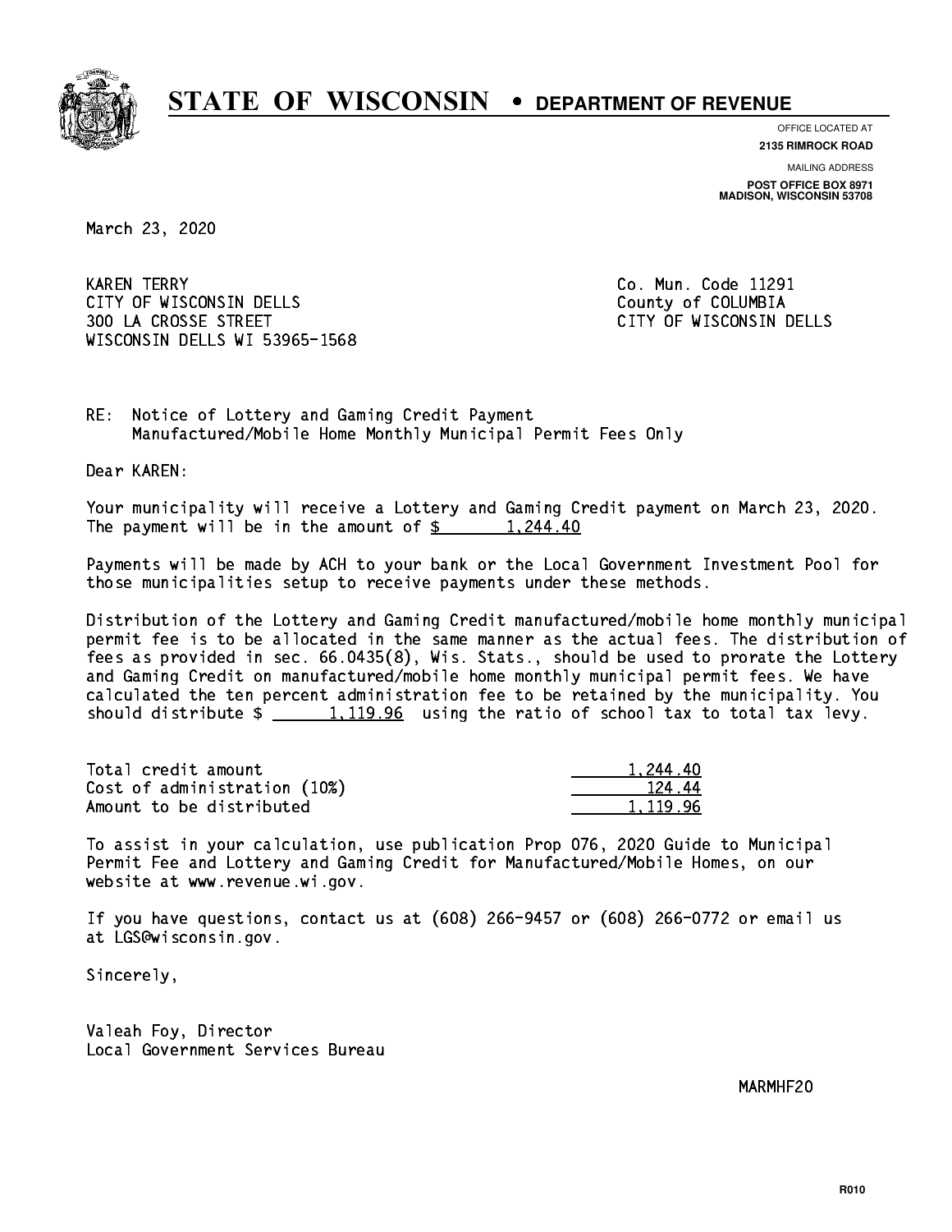# STATE OF WISCONSIN • DEPARTMENT OF REVENUE

OFFICE LOCATED AT
**2135 RIMROCK ROAD**

MAILING ADDRESS
**POST OFFICE BOX 8971**
**MADISON, WISCONSIN 53708**

March 23, 2020

KAREN TERRY
CITY OF WISCONSIN DELLS
300 LA CROSSE STREET
WISCONSIN DELLS WI 53965-1568

Co. Mun. Code 11291
County of COLUMBIA
CITY OF WISCONSIN DELLS

RE: Notice of Lottery and Gaming Credit Payment
Manufactured/Mobile Home Monthly Municipal Permit Fees Only

Dear KAREN:

Your municipality will receive a Lottery and Gaming Credit payment on March 23, 2020. The payment will be in the amount of $ 1,244.40

Payments will be made by ACH to your bank or the Local Government Investment Pool for those municipalities setup to receive payments under these methods.

Distribution of the Lottery and Gaming Credit manufactured/mobile home monthly municipal permit fee is to be allocated in the same manner as the actual fees. The distribution of fees as provided in sec. 66.0435(8), Wis. Stats., should be used to prorate the Lottery and Gaming Credit on manufactured/mobile home monthly municipal permit fees. We have calculated the ten percent administration fee to be retained by the municipality. You should distribute $ 1,119.96 using the ratio of school tax to total tax levy.

| | |
|---|---|
| Total credit amount | 1,244.40 |
| Cost of administration (10%) | 124.44 |
| Amount to be distributed | 1,119.96 |

To assist in your calculation, use publication Prop 076, 2020 Guide to Municipal Permit Fee and Lottery and Gaming Credit for Manufactured/Mobile Homes, on our website at www.revenue.wi.gov.

If you have questions, contact us at (608) 266-9457 or (608) 266-0772 or email us at LGS@wisconsin.gov.

Sincerely,

Valeah Foy, Director
Local Government Services Bureau

MARMHF20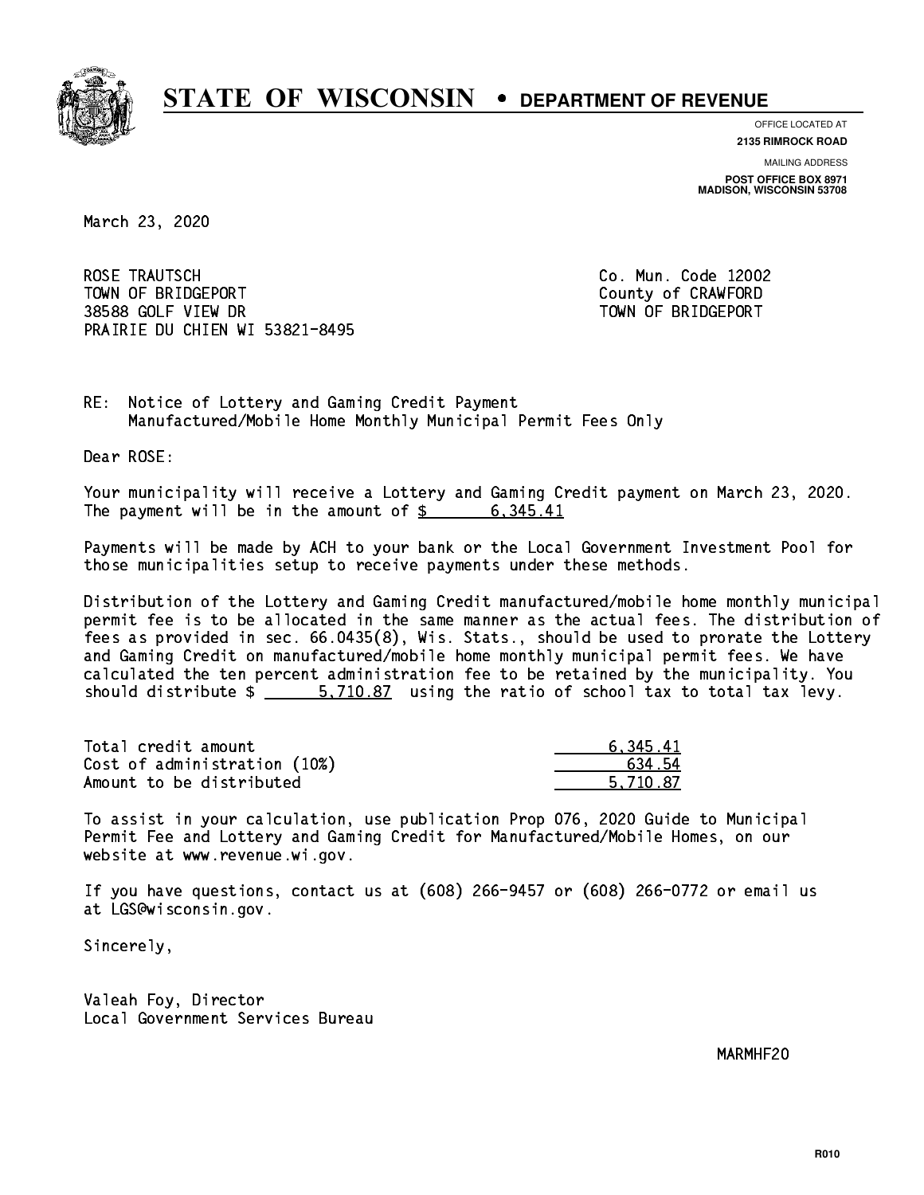# STATE OF WISCONSIN • DEPARTMENT OF REVENUE

OFFICE LOCATED AT
**2135 RIMROCK ROAD**

MAILING ADDRESS
**POST OFFICE BOX 8971**
**MADISON, WISCONSIN 53708**

March 23, 2020

ROSE TRAUTSCH
TOWN OF BRIDGEPORT
38588 GOLF VIEW DR
PRAIRIE DU CHIEN WI 53821-8495

Co. Mun. Code 12002
County of CRAWFORD
TOWN OF BRIDGEPORT

RE: Notice of Lottery and Gaming Credit Payment
Manufactured/Mobile Home Monthly Municipal Permit Fees Only

Dear ROSE:

Your municipality will receive a Lottery and Gaming Credit payment on March 23, 2020. The payment will be in the amount of $ 6,345.41

Payments will be made by ACH to your bank or the Local Government Investment Pool for those municipalities setup to receive payments under these methods.

Distribution of the Lottery and Gaming Credit manufactured/mobile home monthly municipal permit fee is to be allocated in the same manner as the actual fees. The distribution of fees as provided in sec. 66.0435(8), Wis. Stats., should be used to prorate the Lottery and Gaming Credit on manufactured/mobile home monthly municipal permit fees. We have calculated the ten percent administration fee to be retained by the municipality. You should distribute $ 5,710.87 using the ratio of school tax to total tax levy.

| | |
|---|---|
| Total credit amount | 6,345.41 |
| Cost of administration (10%) | 634.54 |
| Amount to be distributed | 5,710.87 |

To assist in your calculation, use publication Prop 076, 2020 Guide to Municipal Permit Fee and Lottery and Gaming Credit for Manufactured/Mobile Homes, on our website at www.revenue.wi.gov.

If you have questions, contact us at (608) 266-9457 or (608) 266-0772 or email us at LGS@wisconsin.gov.

Sincerely,

Valeah Foy, Director
Local Government Services Bureau

MARMHF20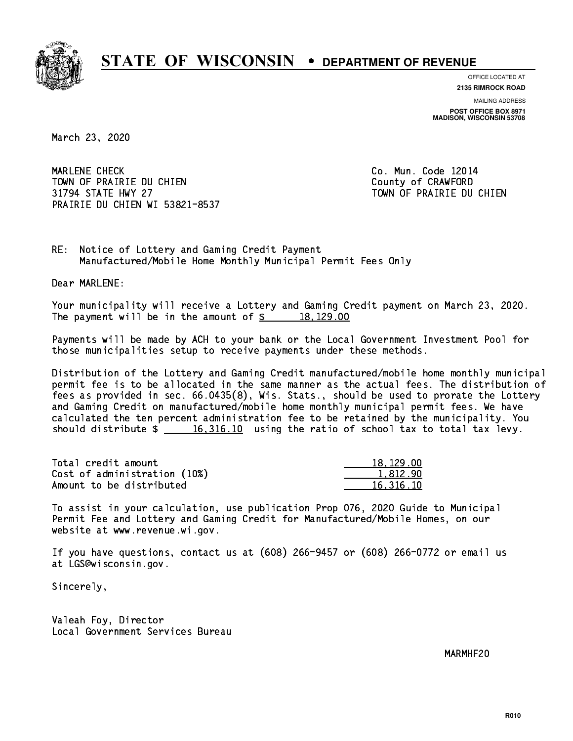# STATE OF WISCONSIN • DEPARTMENT OF REVENUE

OFFICE LOCATED AT
**2135 RIMROCK ROAD**

MAILING ADDRESS
**POST OFFICE BOX 8971**
**MADISON, WISCONSIN 53708**

March 23, 2020

MARLENE CHECK
TOWN OF PRAIRIE DU CHIEN
31794 STATE HWY 27
PRAIRIE DU CHIEN WI 53821-8537

Co. Mun. Code 12014
County of CRAWFORD
TOWN OF PRAIRIE DU CHIEN

RE: Notice of Lottery and Gaming Credit Payment
Manufactured/Mobile Home Monthly Municipal Permit Fees Only

Dear MARLENE:

Your municipality will receive a Lottery and Gaming Credit payment on March 23, 2020. The payment will be in the amount of $ 18,129.00

Payments will be made by ACH to your bank or the Local Government Investment Pool for those municipalities setup to receive payments under these methods.

Distribution of the Lottery and Gaming Credit manufactured/mobile home monthly municipal permit fee is to be allocated in the same manner as the actual fees. The distribution of fees as provided in sec. 66.0435(8), Wis. Stats., should be used to prorate the Lottery and Gaming Credit on manufactured/mobile home monthly municipal permit fees. We have calculated the ten percent administration fee to be retained by the municipality. You should distribute $ 16,316.10 using the ratio of school tax to total tax levy.

| | |
|---|---|
| Total credit amount | 18,129.00 |
| Cost of administration (10%) | 1,812.90 |
| Amount to be distributed | 16,316.10 |

To assist in your calculation, use publication Prop 076, 2020 Guide to Municipal Permit Fee and Lottery and Gaming Credit for Manufactured/Mobile Homes, on our website at www.revenue.wi.gov.

If you have questions, contact us at (608) 266-9457 or (608) 266-0772 or email us at LGS@wisconsin.gov.

Sincerely,

Valeah Foy, Director
Local Government Services Bureau

MARMHF20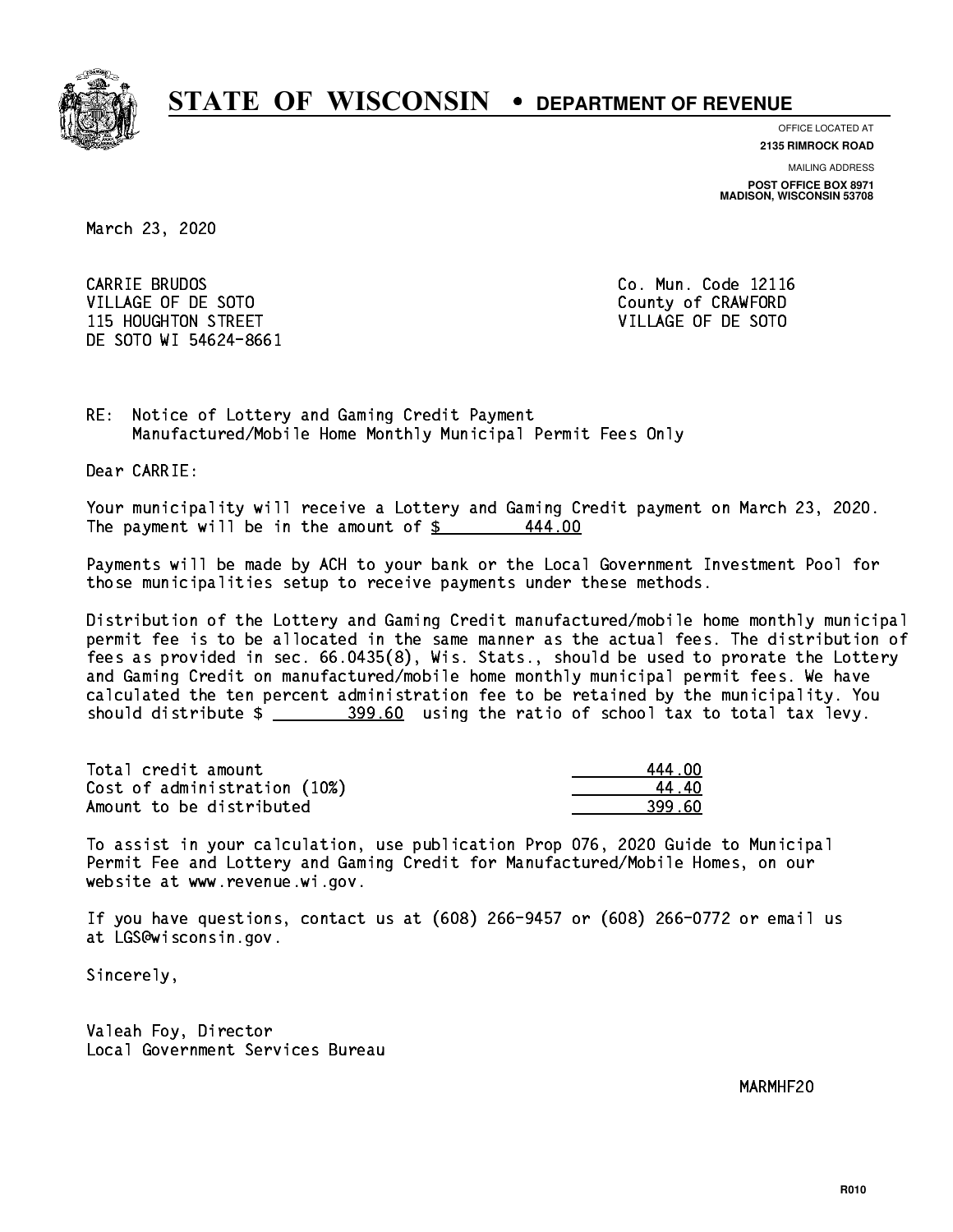# STATE OF WISCONSIN • DEPARTMENT OF REVENUE

OFFICE LOCATED AT
**2135 RIMROCK ROAD**

MAILING ADDRESS
**POST OFFICE BOX 8971**
**MADISON, WISCONSIN 53708**

March 23, 2020

CARRIE BRUDOS
VILLAGE OF DE SOTO
115 HOUGHTON STREET
DE SOTO WI 54624-8661

Co. Mun. Code 12116
County of CRAWFORD
VILLAGE OF DE SOTO

RE: Notice of Lottery and Gaming Credit Payment
Manufactured/Mobile Home Monthly Municipal Permit Fees Only

Dear CARRIE:

Your municipality will receive a Lottery and Gaming Credit payment on March 23, 2020. The payment will be in the amount of $ 444.00

Payments will be made by ACH to your bank or the Local Government Investment Pool for those municipalities setup to receive payments under these methods.

Distribution of the Lottery and Gaming Credit manufactured/mobile home monthly municipal permit fee is to be allocated in the same manner as the actual fees. The distribution of fees as provided in sec. 66.0435(8), Wis. Stats., should be used to prorate the Lottery and Gaming Credit on manufactured/mobile home monthly municipal permit fees. We have calculated the ten percent administration fee to be retained by the municipality. You should distribute $ 399.60 using the ratio of school tax to total tax levy.

| | |
|---|---|
| Total credit amount | 444.00 |
| Cost of administration (10%) | 44.40 |
| Amount to be distributed | 399.60 |

To assist in your calculation, use publication Prop 076, 2020 Guide to Municipal Permit Fee and Lottery and Gaming Credit for Manufactured/Mobile Homes, on our website at www.revenue.wi.gov.

If you have questions, contact us at (608) 266-9457 or (608) 266-0772 or email us at LGS@wisconsin.gov.

Sincerely,

Valeah Foy, Director
Local Government Services Bureau

MARMHF20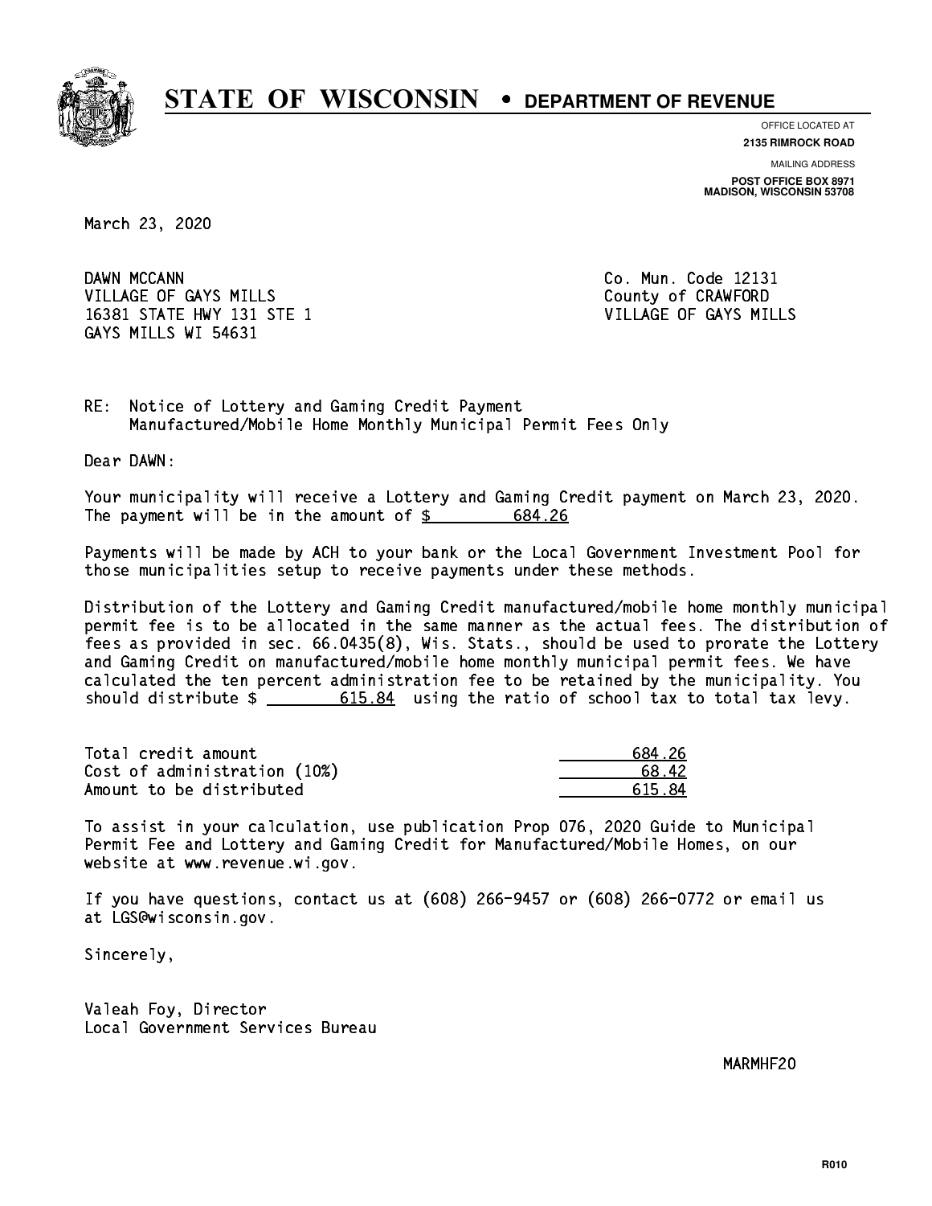# STATE OF WISCONSIN • DEPARTMENT OF REVENUE

OFFICE LOCATED AT
**2135 RIMROCK ROAD**

MAILING ADDRESS
**POST OFFICE BOX 8971**
**MADISON, WISCONSIN 53708**

March 23, 2020

DAWN MCCANN
VILLAGE OF GAYS MILLS
16381 STATE HWY 131 STE 1
GAYS MILLS WI 54631

Co. Mun. Code 12131
County of CRAWFORD
VILLAGE OF GAYS MILLS

RE: Notice of Lottery and Gaming Credit Payment
Manufactured/Mobile Home Monthly Municipal Permit Fees Only

Dear DAWN:

Your municipality will receive a Lottery and Gaming Credit payment on March 23, 2020. The payment will be in the amount of $ 684.26

Payments will be made by ACH to your bank or the Local Government Investment Pool for those municipalities setup to receive payments under these methods.

Distribution of the Lottery and Gaming Credit manufactured/mobile home monthly municipal permit fee is to be allocated in the same manner as the actual fees. The distribution of fees as provided in sec. 66.0435(8), Wis. Stats., should be used to prorate the Lottery and Gaming Credit on manufactured/mobile home monthly municipal permit fees. We have calculated the ten percent administration fee to be retained by the municipality. You should distribute $ 615.84 using the ratio of school tax to total tax levy.

| | |
|---|---|
| Total credit amount | 684.26 |
| Cost of administration (10%) | 68.42 |
| Amount to be distributed | 615.84 |

To assist in your calculation, use publication Prop 076, 2020 Guide to Municipal Permit Fee and Lottery and Gaming Credit for Manufactured/Mobile Homes, on our website at www.revenue.wi.gov.

If you have questions, contact us at (608) 266-9457 or (608) 266-0772 or email us at LGS@wisconsin.gov.

Sincerely,

Valeah Foy, Director
Local Government Services Bureau

MARMHF20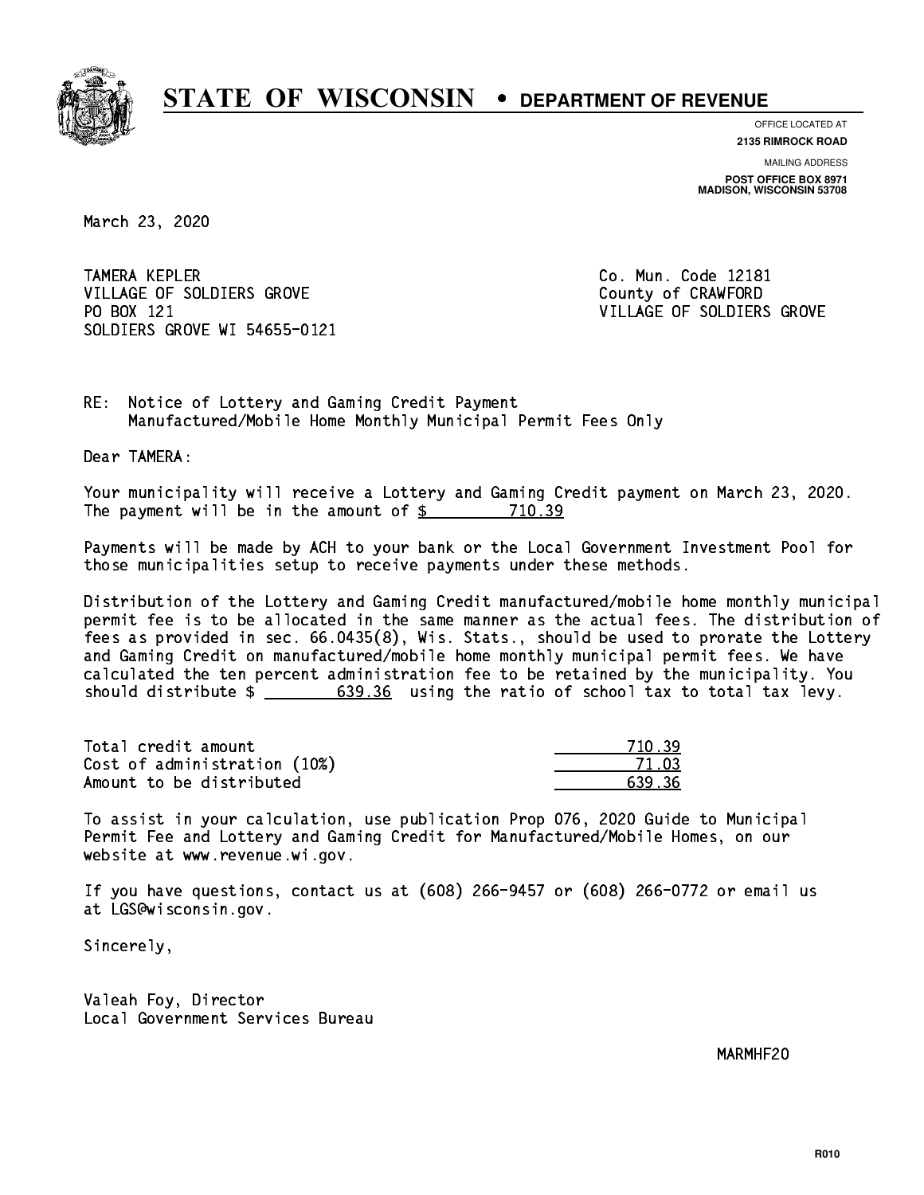# STATE OF WISCONSIN • DEPARTMENT OF REVENUE

OFFICE LOCATED AT
**2135 RIMROCK ROAD**

MAILING ADDRESS
**POST OFFICE BOX 8971**
**MADISON, WISCONSIN 53708**

March 23, 2020

TAMERA KEPLER
VILLAGE OF SOLDIERS GROVE
PO BOX 121
SOLDIERS GROVE WI 54655-0121

Co. Mun. Code 12181
County of CRAWFORD
VILLAGE OF SOLDIERS GROVE

RE: Notice of Lottery and Gaming Credit Payment
Manufactured/Mobile Home Monthly Municipal Permit Fees Only

Dear TAMERA:

Your municipality will receive a Lottery and Gaming Credit payment on March 23, 2020. The payment will be in the amount of $ 710.39

Payments will be made by ACH to your bank or the Local Government Investment Pool for those municipalities setup to receive payments under these methods.

Distribution of the Lottery and Gaming Credit manufactured/mobile home monthly municipal permit fee is to be allocated in the same manner as the actual fees. The distribution of fees as provided in sec. 66.0435(8), Wis. Stats., should be used to prorate the Lottery and Gaming Credit on manufactured/mobile home monthly municipal permit fees. We have calculated the ten percent administration fee to be retained by the municipality. You should distribute $ 639.36 using the ratio of school tax to total tax levy.

| | |
|---|---|
| Total credit amount | 710.39 |
| Cost of administration (10%) | 71.03 |
| Amount to be distributed | 639.36 |

To assist in your calculation, use publication Prop 076, 2020 Guide to Municipal Permit Fee and Lottery and Gaming Credit for Manufactured/Mobile Homes, on our website at www.revenue.wi.gov.

If you have questions, contact us at (608) 266-9457 or (608) 266-0772 or email us at LGS@wisconsin.gov.

Sincerely,

Valeah Foy, Director
Local Government Services Bureau

MARMHF20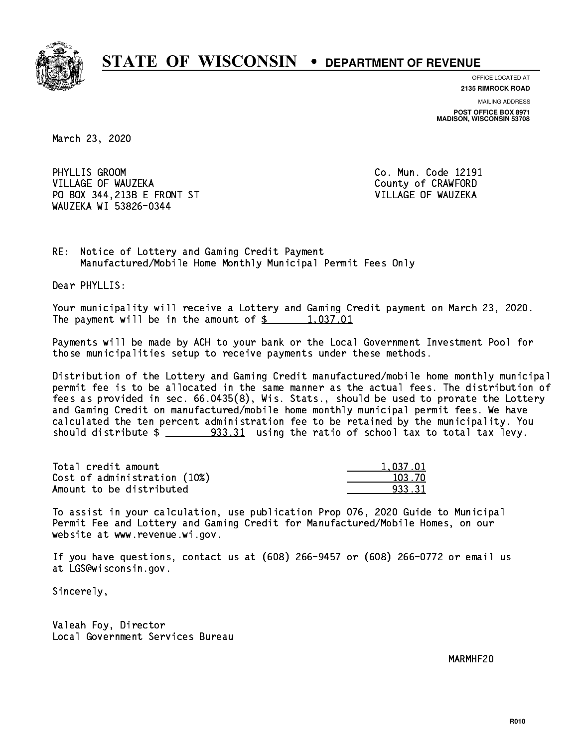# STATE OF WISCONSIN • DEPARTMENT OF REVENUE

OFFICE LOCATED AT
**2135 RIMROCK ROAD**

MAILING ADDRESS
**POST OFFICE BOX 8971**
**MADISON, WISCONSIN 53708**

March 23, 2020

PHYLLIS GROOM
VILLAGE OF WAUZEKA
PO BOX 344,213B E FRONT ST
WAUZEKA WI 53826-0344

Co. Mun. Code 12191
County of CRAWFORD
VILLAGE OF WAUZEKA

RE: Notice of Lottery and Gaming Credit Payment
Manufactured/Mobile Home Monthly Municipal Permit Fees Only

Dear PHYLLIS:

Your municipality will receive a Lottery and Gaming Credit payment on March 23, 2020. The payment will be in the amount of $ 1,037.01

Payments will be made by ACH to your bank or the Local Government Investment Pool for those municipalities setup to receive payments under these methods.

Distribution of the Lottery and Gaming Credit manufactured/mobile home monthly municipal permit fee is to be allocated in the same manner as the actual fees. The distribution of fees as provided in sec. 66.0435(8), Wis. Stats., should be used to prorate the Lottery and Gaming Credit on manufactured/mobile home monthly municipal permit fees. We have calculated the ten percent administration fee to be retained by the municipality. You should distribute $ 933.31 using the ratio of school tax to total tax levy.

| | |
|---|---|
| Total credit amount | 1,037.01 |
| Cost of administration (10%) | 103.70 |
| Amount to be distributed | 933.31 |

To assist in your calculation, use publication Prop 076, 2020 Guide to Municipal Permit Fee and Lottery and Gaming Credit for Manufactured/Mobile Homes, on our website at www.revenue.wi.gov.

If you have questions, contact us at (608) 266-9457 or (608) 266-0772 or email us at LGS@wisconsin.gov.

Sincerely,

Valeah Foy, Director
Local Government Services Bureau

MARMHF20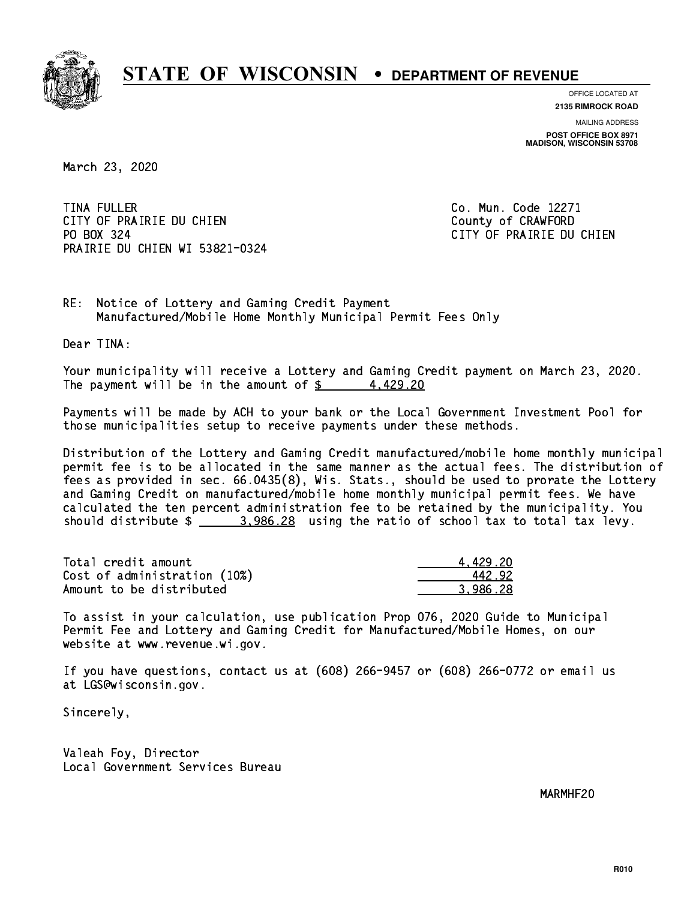# STATE OF WISCONSIN • DEPARTMENT OF REVENUE

OFFICE LOCATED AT
**2135 RIMROCK ROAD**

MAILING ADDRESS
**POST OFFICE BOX 8971**
**MADISON, WISCONSIN 53708**

March 23, 2020

TINA FULLER
CITY OF PRAIRIE DU CHIEN
PO BOX 324
PRAIRIE DU CHIEN WI 53821-0324

Co. Mun. Code 12271
County of CRAWFORD
CITY OF PRAIRIE DU CHIEN

RE: Notice of Lottery and Gaming Credit Payment
Manufactured/Mobile Home Monthly Municipal Permit Fees Only

Dear TINA:

Your municipality will receive a Lottery and Gaming Credit payment on March 23, 2020. The payment will be in the amount of $ 4,429.20

Payments will be made by ACH to your bank or the Local Government Investment Pool for those municipalities setup to receive payments under these methods.

Distribution of the Lottery and Gaming Credit manufactured/mobile home monthly municipal permit fee is to be allocated in the same manner as the actual fees. The distribution of fees as provided in sec. 66.0435(8), Wis. Stats., should be used to prorate the Lottery and Gaming Credit on manufactured/mobile home monthly municipal permit fees. We have calculated the ten percent administration fee to be retained by the municipality. You should distribute $ 3,986.28 using the ratio of school tax to total tax levy.

| | |
|---|---|
| Total credit amount | 4,429.20 |
| Cost of administration (10%) | 442.92 |
| Amount to be distributed | 3,986.28 |

To assist in your calculation, use publication Prop 076, 2020 Guide to Municipal Permit Fee and Lottery and Gaming Credit for Manufactured/Mobile Homes, on our website at www.revenue.wi.gov.

If you have questions, contact us at (608) 266-9457 or (608) 266-0772 or email us at LGS@wisconsin.gov.

Sincerely,

Valeah Foy, Director
Local Government Services Bureau

MARMHF20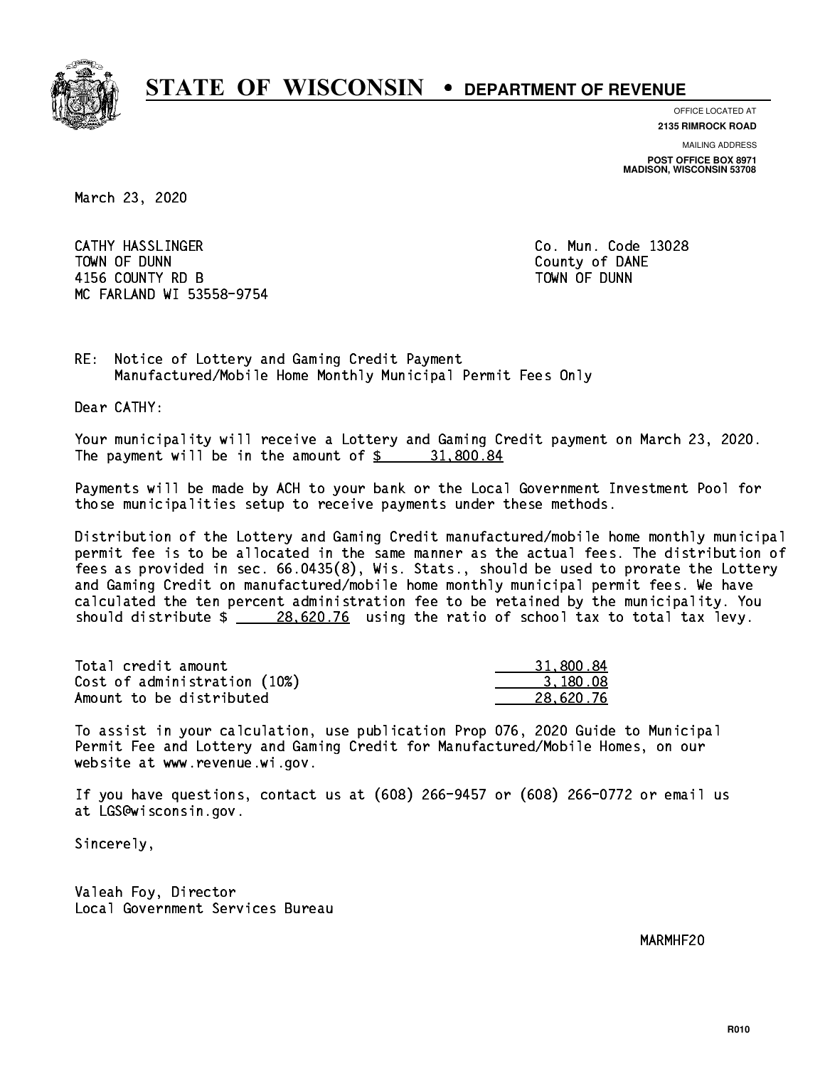# STATE OF WISCONSIN • DEPARTMENT OF REVENUE

OFFICE LOCATED AT
**2135 RIMROCK ROAD**

MAILING ADDRESS
**POST OFFICE BOX 8971**
**MADISON, WISCONSIN 53708**

March 23, 2020

CATHY HASSLINGER
TOWN OF DUNN
4156 COUNTY RD B
MC FARLAND WI 53558-9754

Co. Mun. Code 13028
County of DANE
TOWN OF DUNN

RE: Notice of Lottery and Gaming Credit Payment
Manufactured/Mobile Home Monthly Municipal Permit Fees Only

Dear CATHY:

Your municipality will receive a Lottery and Gaming Credit payment on March 23, 2020. The payment will be in the amount of $ 31,800.84

Payments will be made by ACH to your bank or the Local Government Investment Pool for those municipalities setup to receive payments under these methods.

Distribution of the Lottery and Gaming Credit manufactured/mobile home monthly municipal permit fee is to be allocated in the same manner as the actual fees. The distribution of fees as provided in sec. 66.0435(8), Wis. Stats., should be used to prorate the Lottery and Gaming Credit on manufactured/mobile home monthly municipal permit fees. We have calculated the ten percent administration fee to be retained by the municipality. You should distribute $ 28,620.76 using the ratio of school tax to total tax levy.

| | |
|---|---|
| Total credit amount | 31,800.84 |
| Cost of administration (10%) | 3,180.08 |
| Amount to be distributed | 28,620.76 |

To assist in your calculation, use publication Prop 076, 2020 Guide to Municipal Permit Fee and Lottery and Gaming Credit for Manufactured/Mobile Homes, on our website at www.revenue.wi.gov.

If you have questions, contact us at (608) 266-9457 or (608) 266-0772 or email us at LGS@wisconsin.gov.

Sincerely,

Valeah Foy, Director
Local Government Services Bureau

MARMHF20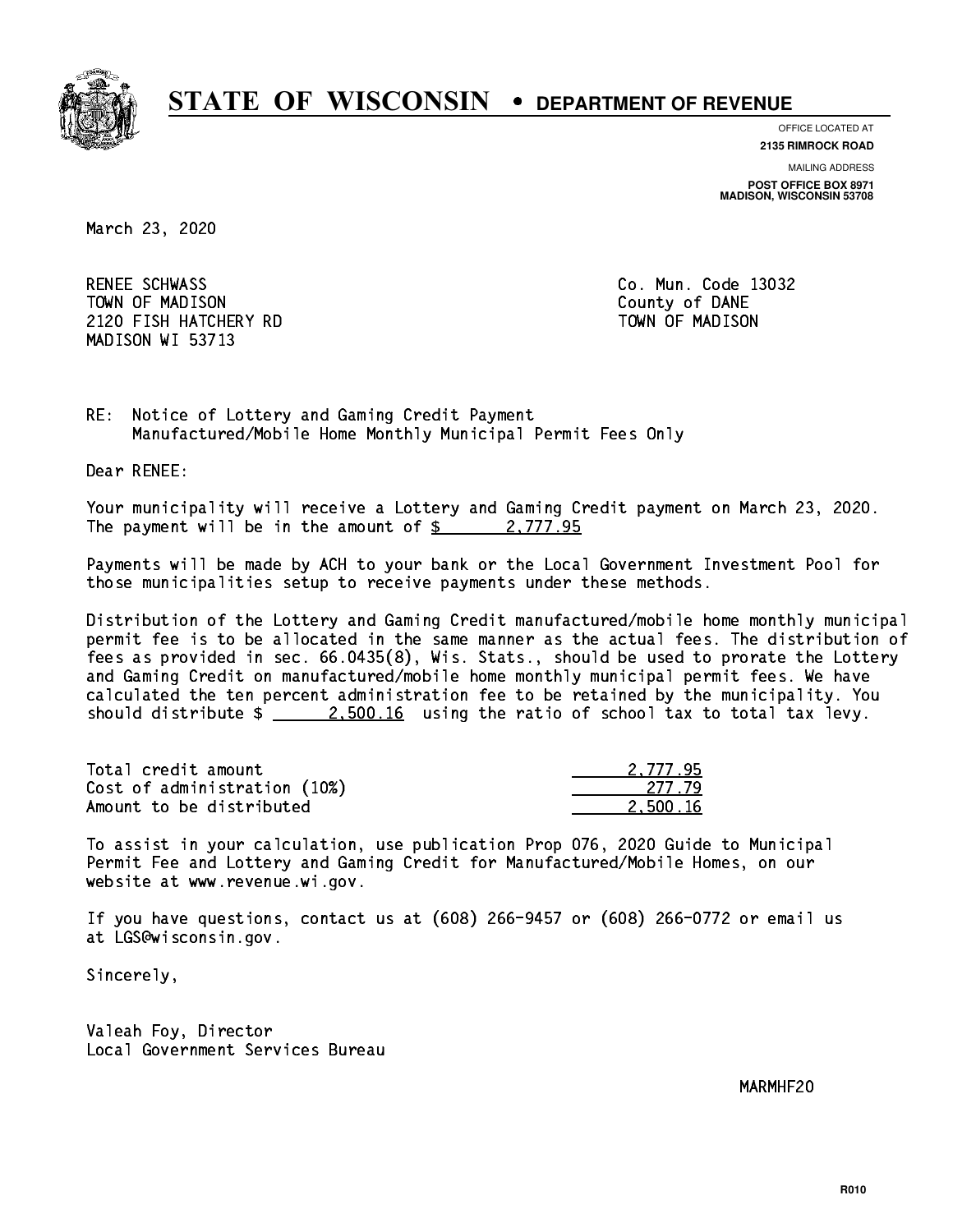# STATE OF WISCONSIN • DEPARTMENT OF REVENUE

OFFICE LOCATED AT
**2135 RIMROCK ROAD**

MAILING ADDRESS
**POST OFFICE BOX 8971**
**MADISON, WISCONSIN 53708**

March 23, 2020

RENEE SCHWASS
TOWN OF MADISON
2120 FISH HATCHERY RD
MADISON WI 53713

Co. Mun. Code 13032
County of DANE
TOWN OF MADISON

RE: Notice of Lottery and Gaming Credit Payment
Manufactured/Mobile Home Monthly Municipal Permit Fees Only

Dear RENEE:

Your municipality will receive a Lottery and Gaming Credit payment on March 23, 2020. The payment will be in the amount of $ 2,777.95

Payments will be made by ACH to your bank or the Local Government Investment Pool for those municipalities setup to receive payments under these methods.

Distribution of the Lottery and Gaming Credit manufactured/mobile home monthly municipal permit fee is to be allocated in the same manner as the actual fees. The distribution of fees as provided in sec. 66.0435(8), Wis. Stats., should be used to prorate the Lottery and Gaming Credit on manufactured/mobile home monthly municipal permit fees. We have calculated the ten percent administration fee to be retained by the municipality. You should distribute $ 2,500.16 using the ratio of school tax to total tax levy.

| | |
|---|---|
| Total credit amount | 2,777.95 |
| Cost of administration (10%) | 277.79 |
| Amount to be distributed | 2,500.16 |

To assist in your calculation, use publication Prop 076, 2020 Guide to Municipal Permit Fee and Lottery and Gaming Credit for Manufactured/Mobile Homes, on our website at www.revenue.wi.gov.

If you have questions, contact us at (608) 266-9457 or (608) 266-0772 or email us at LGS@wisconsin.gov.

Sincerely,

Valeah Foy, Director
Local Government Services Bureau

MARMHF20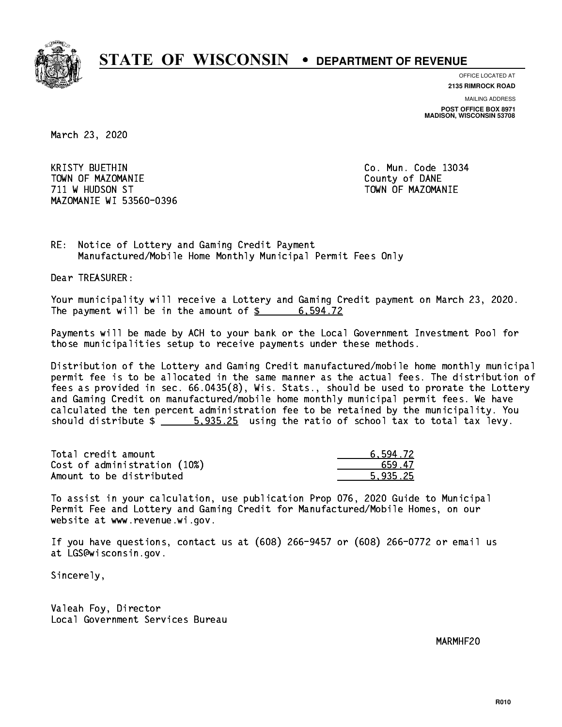# STATE OF WISCONSIN • DEPARTMENT OF REVENUE

OFFICE LOCATED AT
**2135 RIMROCK ROAD**

MAILING ADDRESS
**POST OFFICE BOX 8971**
**MADISON, WISCONSIN 53708**

March 23, 2020

KRISTY BUETHIN
TOWN OF MAZOMANIE
711 W HUDSON ST
MAZOMANIE WI 53560-0396

Co. Mun. Code 13034
County of DANE
TOWN OF MAZOMANIE

RE: Notice of Lottery and Gaming Credit Payment
Manufactured/Mobile Home Monthly Municipal Permit Fees Only

Dear TREASURER:

Your municipality will receive a Lottery and Gaming Credit payment on March 23, 2020. The payment will be in the amount of $ 6,594.72

Payments will be made by ACH to your bank or the Local Government Investment Pool for those municipalities setup to receive payments under these methods.

Distribution of the Lottery and Gaming Credit manufactured/mobile home monthly municipal permit fee is to be allocated in the same manner as the actual fees. The distribution of fees as provided in sec. 66.0435(8), Wis. Stats., should be used to prorate the Lottery and Gaming Credit on manufactured/mobile home monthly municipal permit fees. We have calculated the ten percent administration fee to be retained by the municipality. You should distribute $ 5,935.25 using the ratio of school tax to total tax levy.

| | |
|---|---|
| Total credit amount | 6,594.72 |
| Cost of administration (10%) | 659.47 |
| Amount to be distributed | 5,935.25 |

To assist in your calculation, use publication Prop 076, 2020 Guide to Municipal Permit Fee and Lottery and Gaming Credit for Manufactured/Mobile Homes, on our website at www.revenue.wi.gov.

If you have questions, contact us at (608) 266-9457 or (608) 266-0772 or email us at LGS@wisconsin.gov.

Sincerely,

Valeah Foy, Director
Local Government Services Bureau

MARMHF20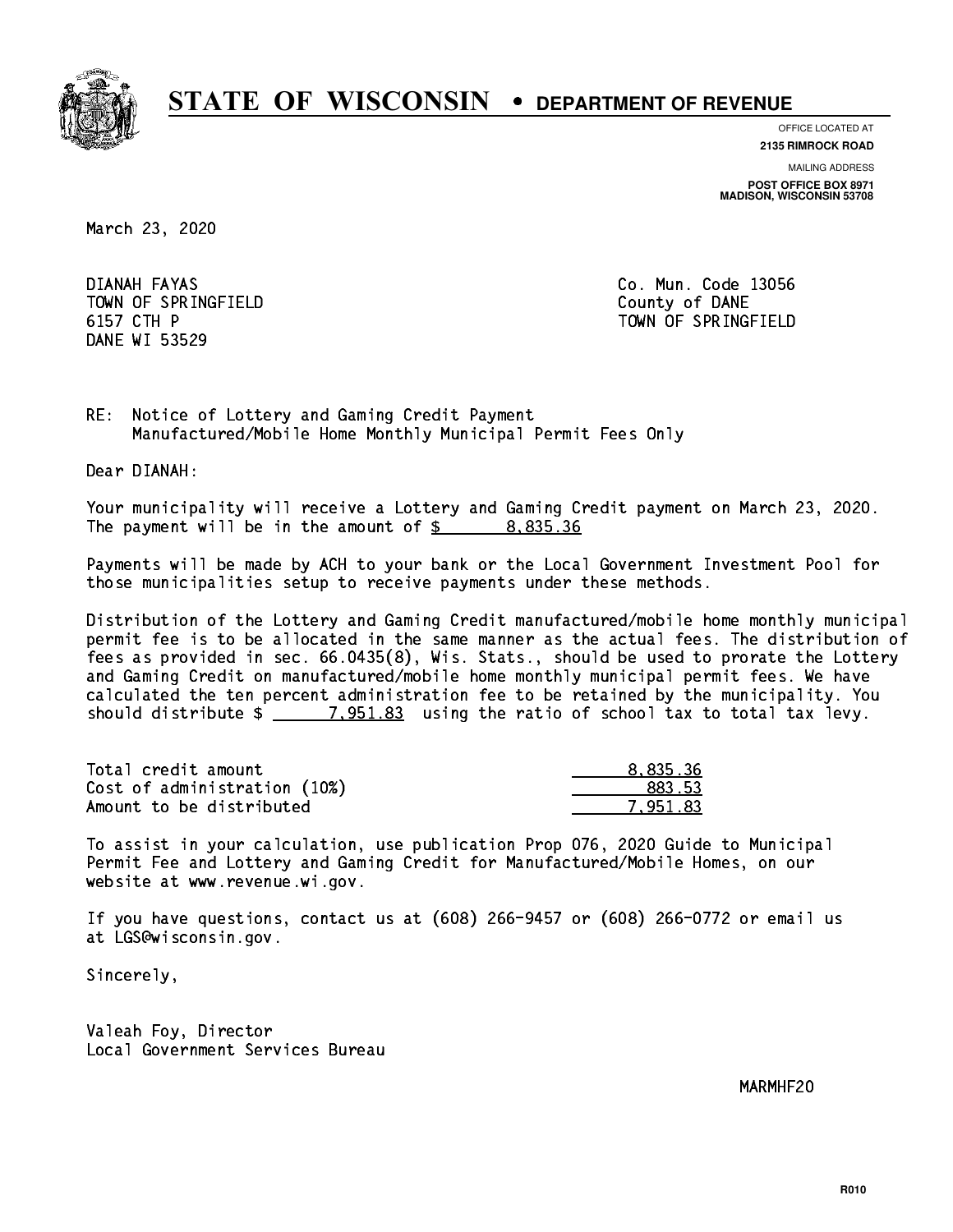# STATE OF WISCONSIN • DEPARTMENT OF REVENUE

OFFICE LOCATED AT
**2135 RIMROCK ROAD**

MAILING ADDRESS
**POST OFFICE BOX 8971**
**MADISON, WISCONSIN 53708**

March 23, 2020

DIANAH FAYAS
TOWN OF SPRINGFIELD
6157 CTH P
DANE WI 53529

Co. Mun. Code 13056
County of DANE
TOWN OF SPRINGFIELD

RE: Notice of Lottery and Gaming Credit Payment
Manufactured/Mobile Home Monthly Municipal Permit Fees Only

Dear DIANAH:

Your municipality will receive a Lottery and Gaming Credit payment on March 23, 2020. The payment will be in the amount of $ 8,835.36

Payments will be made by ACH to your bank or the Local Government Investment Pool for those municipalities setup to receive payments under these methods.

Distribution of the Lottery and Gaming Credit manufactured/mobile home monthly municipal permit fee is to be allocated in the same manner as the actual fees. The distribution of fees as provided in sec. 66.0435(8), Wis. Stats., should be used to prorate the Lottery and Gaming Credit on manufactured/mobile home monthly municipal permit fees. We have calculated the ten percent administration fee to be retained by the municipality. You should distribute $ 7,951.83 using the ratio of school tax to total tax levy.

| | |
|---|---|
| Total credit amount | 8,835.36 |
| Cost of administration (10%) | 883.53 |
| Amount to be distributed | 7,951.83 |

To assist in your calculation, use publication Prop 076, 2020 Guide to Municipal Permit Fee and Lottery and Gaming Credit for Manufactured/Mobile Homes, on our website at www.revenue.wi.gov.

If you have questions, contact us at (608) 266-9457 or (608) 266-0772 or email us at LGS@wisconsin.gov.

Sincerely,

Valeah Foy, Director
Local Government Services Bureau

MARMHF20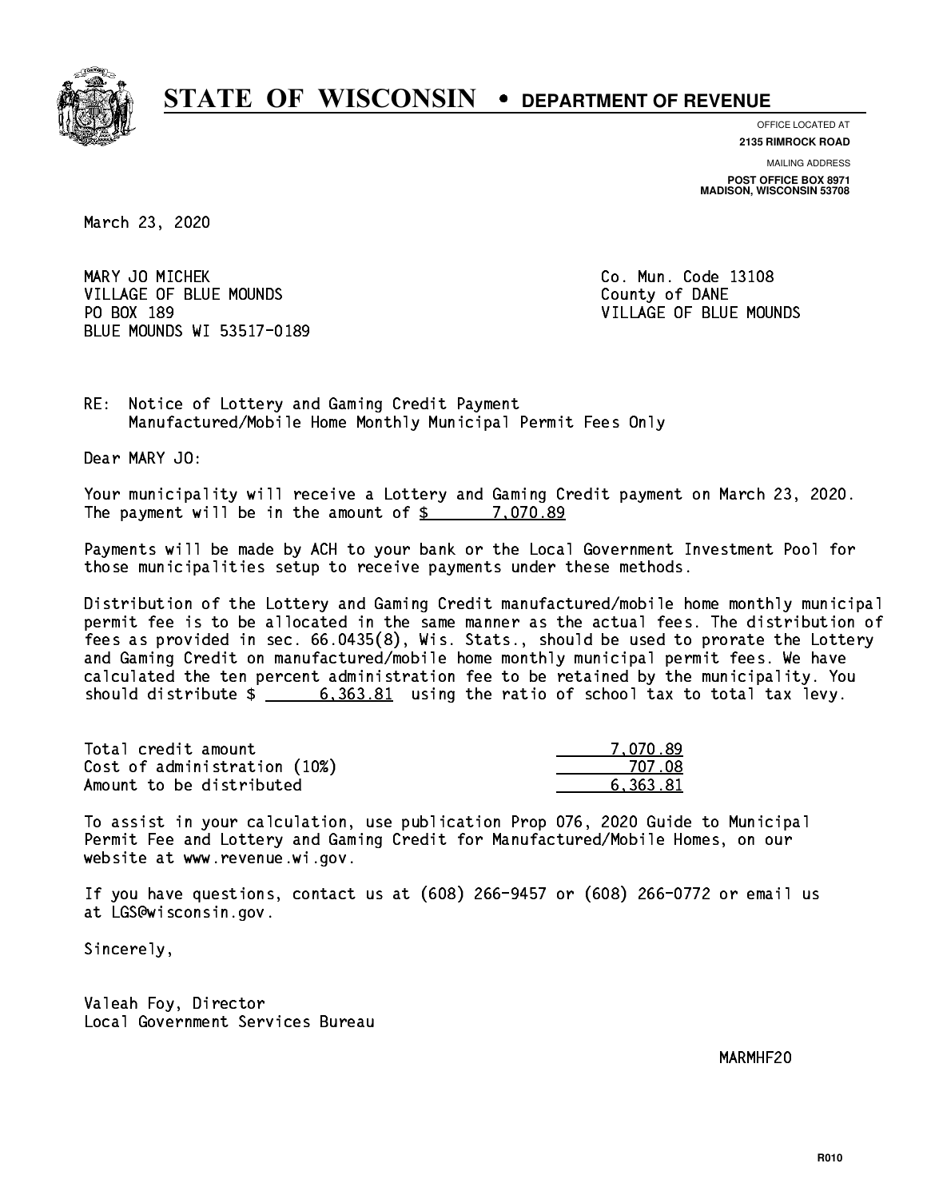# STATE OF WISCONSIN • DEPARTMENT OF REVENUE

OFFICE LOCATED AT
**2135 RIMROCK ROAD**

MAILING ADDRESS
**POST OFFICE BOX 8971**
**MADISON, WISCONSIN 53708**

March 23, 2020

MARY JO MICHEK
VILLAGE OF BLUE MOUNDS
PO BOX 189
BLUE MOUNDS WI 53517-0189

Co. Mun. Code 13108
County of DANE
VILLAGE OF BLUE MOUNDS

RE: Notice of Lottery and Gaming Credit Payment
Manufactured/Mobile Home Monthly Municipal Permit Fees Only

Dear MARY JO:

Your municipality will receive a Lottery and Gaming Credit payment on March 23, 2020. The payment will be in the amount of $ 7,070.89

Payments will be made by ACH to your bank or the Local Government Investment Pool for those municipalities setup to receive payments under these methods.

Distribution of the Lottery and Gaming Credit manufactured/mobile home monthly municipal permit fee is to be allocated in the same manner as the actual fees. The distribution of fees as provided in sec. 66.0435(8), Wis. Stats., should be used to prorate the Lottery and Gaming Credit on manufactured/mobile home monthly municipal permit fees. We have calculated the ten percent administration fee to be retained by the municipality. You should distribute $ 6,363.81 using the ratio of school tax to total tax levy.

| | |
|---|---|
| Total credit amount | 7,070.89 |
| Cost of administration (10%) | 707.08 |
| Amount to be distributed | 6,363.81 |

To assist in your calculation, use publication Prop 076, 2020 Guide to Municipal Permit Fee and Lottery and Gaming Credit for Manufactured/Mobile Homes, on our website at www.revenue.wi.gov.

If you have questions, contact us at (608) 266-9457 or (608) 266-0772 or email us at LGS@wisconsin.gov.

Sincerely,

Valeah Foy, Director
Local Government Services Bureau

MARMHF20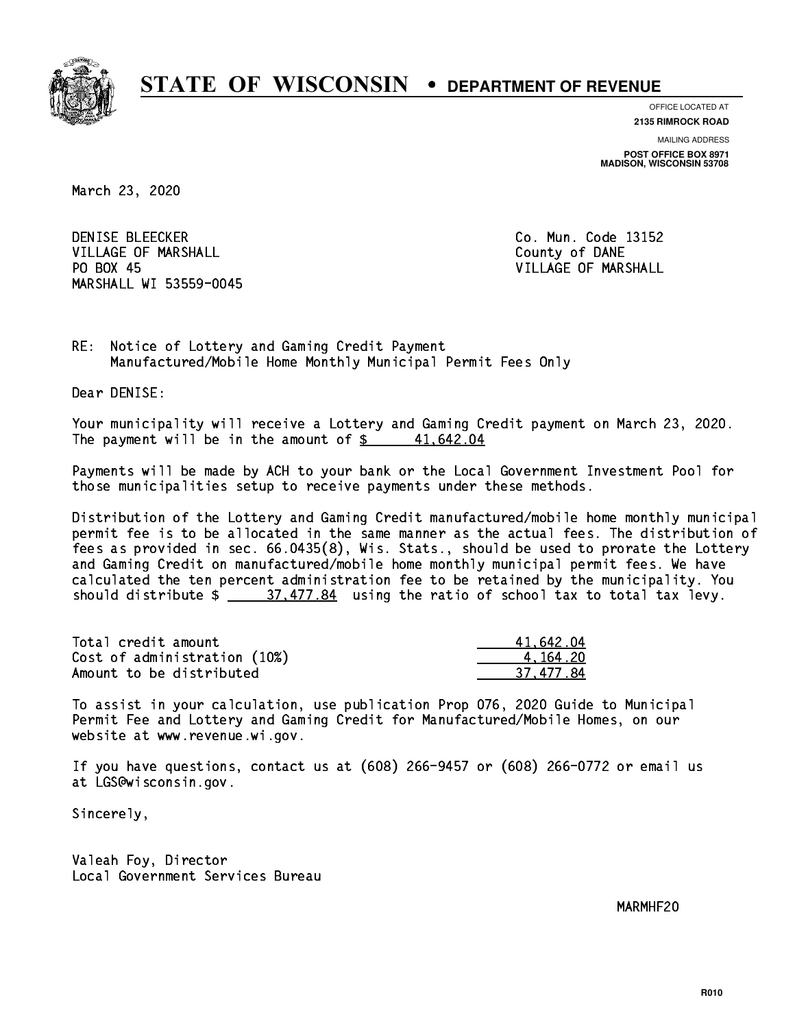# STATE OF WISCONSIN • DEPARTMENT OF REVENUE

OFFICE LOCATED AT
**2135 RIMROCK ROAD**

MAILING ADDRESS
**POST OFFICE BOX 8971**
**MADISON, WISCONSIN 53708**

March 23, 2020

DENISE BLEECKER
VILLAGE OF MARSHALL
PO BOX 45
MARSHALL WI 53559-0045

Co. Mun. Code 13152
County of DANE
VILLAGE OF MARSHALL

RE: Notice of Lottery and Gaming Credit Payment
Manufactured/Mobile Home Monthly Municipal Permit Fees Only

Dear DENISE:

Your municipality will receive a Lottery and Gaming Credit payment on March 23, 2020. The payment will be in the amount of $ 41,642.04

Payments will be made by ACH to your bank or the Local Government Investment Pool for those municipalities setup to receive payments under these methods.

Distribution of the Lottery and Gaming Credit manufactured/mobile home monthly municipal permit fee is to be allocated in the same manner as the actual fees. The distribution of fees as provided in sec. 66.0435(8), Wis. Stats., should be used to prorate the Lottery and Gaming Credit on manufactured/mobile home monthly municipal permit fees. We have calculated the ten percent administration fee to be retained by the municipality. You should distribute $ 37,477.84 using the ratio of school tax to total tax levy.

| | |
|---|---|
| Total credit amount | 41,642.04 |
| Cost of administration (10%) | 4,164.20 |
| Amount to be distributed | 37,477.84 |

To assist in your calculation, use publication Prop 076, 2020 Guide to Municipal Permit Fee and Lottery and Gaming Credit for Manufactured/Mobile Homes, on our website at www.revenue.wi.gov.

If you have questions, contact us at (608) 266-9457 or (608) 266-0772 or email us at LGS@wisconsin.gov.

Sincerely,

Valeah Foy, Director
Local Government Services Bureau

MARMHF20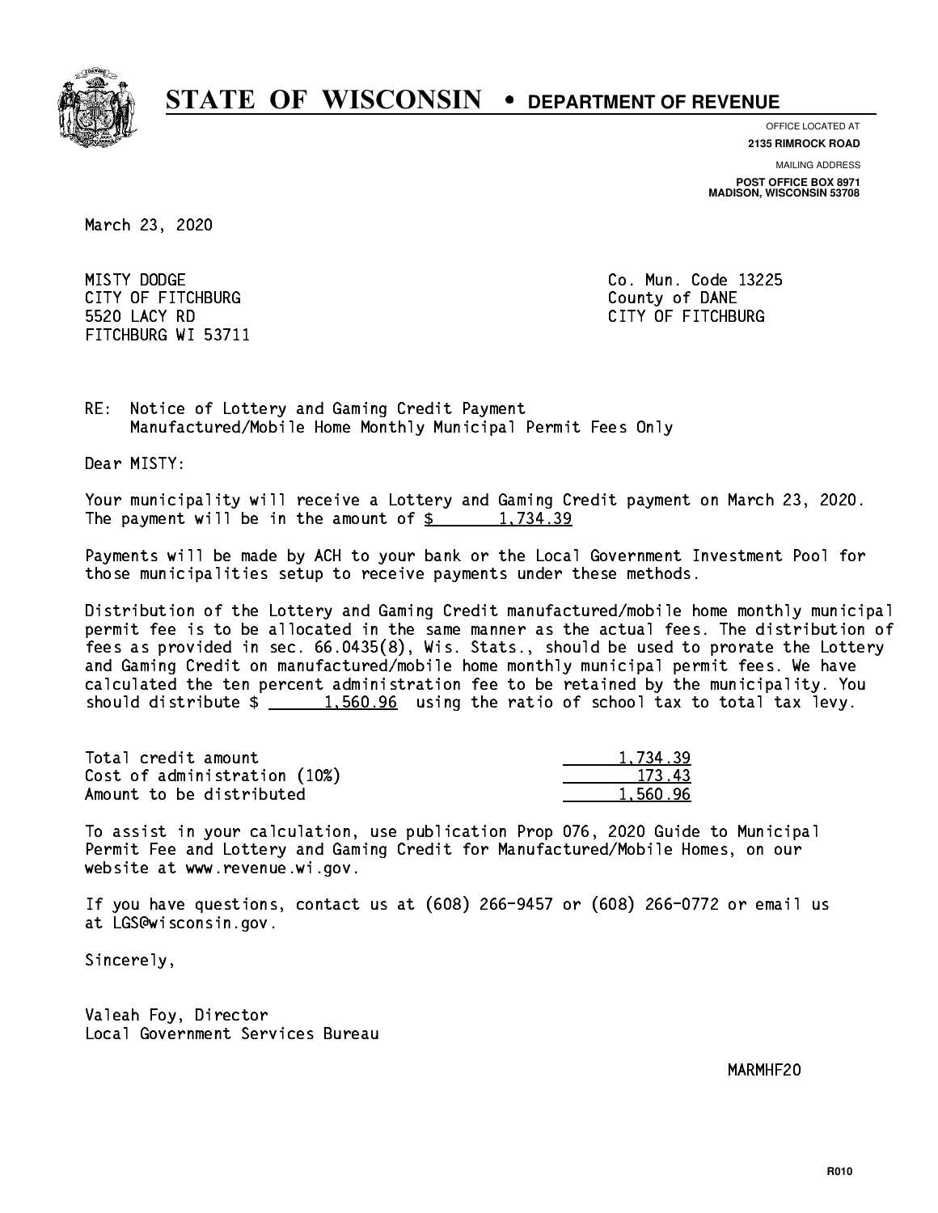# STATE OF WISCONSIN • DEPARTMENT OF REVENUE

OFFICE LOCATED AT
**2135 RIMROCK ROAD**

MAILING ADDRESS
**POST OFFICE BOX 8971**
**MADISON, WISCONSIN 53708**

March 23, 2020

MISTY DODGE
CITY OF FITCHBURG
5520 LACY RD
FITCHBURG WI 53711

Co. Mun. Code 13225
County of DANE
CITY OF FITCHBURG

RE: Notice of Lottery and Gaming Credit Payment
Manufactured/Mobile Home Monthly Municipal Permit Fees Only

Dear MISTY:

Your municipality will receive a Lottery and Gaming Credit payment on March 23, 2020. The payment will be in the amount of $ 1,734.39

Payments will be made by ACH to your bank or the Local Government Investment Pool for those municipalities setup to receive payments under these methods.

Distribution of the Lottery and Gaming Credit manufactured/mobile home monthly municipal permit fee is to be allocated in the same manner as the actual fees. The distribution of fees as provided in sec. 66.0435(8), Wis. Stats., should be used to prorate the Lottery and Gaming Credit on manufactured/mobile home monthly municipal permit fees. We have calculated the ten percent administration fee to be retained by the municipality. You should distribute $ 1,560.96 using the ratio of school tax to total tax levy.

| | |
|---|---|
| Total credit amount | 1,734.39 |
| Cost of administration (10%) | 173.43 |
| Amount to be distributed | 1,560.96 |

To assist in your calculation, use publication Prop 076, 2020 Guide to Municipal Permit Fee and Lottery and Gaming Credit for Manufactured/Mobile Homes, on our website at www.revenue.wi.gov.

If you have questions, contact us at (608) 266-9457 or (608) 266-0772 or email us at LGS@wisconsin.gov.

Sincerely,

Valeah Foy, Director
Local Government Services Bureau

MARMHF20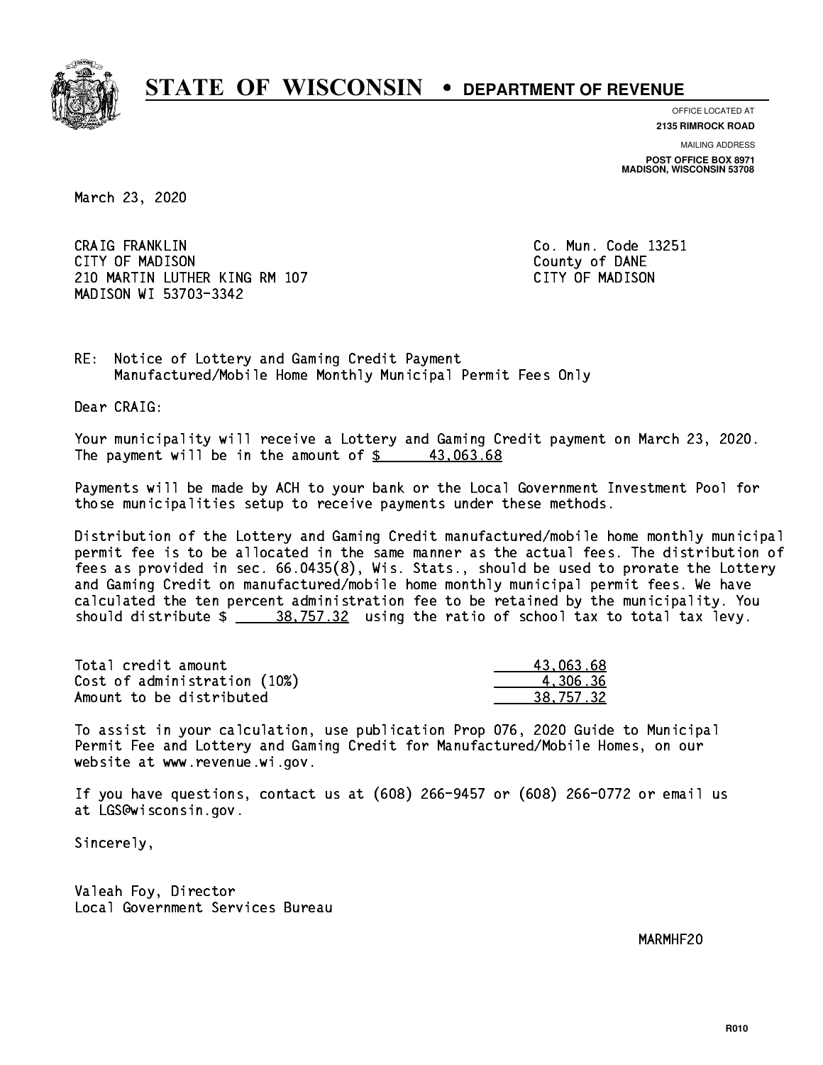# STATE OF WISCONSIN • DEPARTMENT OF REVENUE

OFFICE LOCATED AT
**2135 RIMROCK ROAD**

MAILING ADDRESS
**POST OFFICE BOX 8971**
**MADISON, WISCONSIN 53708**

March 23, 2020

CRAIG FRANKLIN
CITY OF MADISON
210 MARTIN LUTHER KING RM 107
MADISON WI 53703-3342

Co. Mun. Code 13251
County of DANE
CITY OF MADISON

RE: Notice of Lottery and Gaming Credit Payment
Manufactured/Mobile Home Monthly Municipal Permit Fees Only

Dear CRAIG:

Your municipality will receive a Lottery and Gaming Credit payment on March 23, 2020. The payment will be in the amount of $ 43,063.68

Payments will be made by ACH to your bank or the Local Government Investment Pool for those municipalities setup to receive payments under these methods.

Distribution of the Lottery and Gaming Credit manufactured/mobile home monthly municipal permit fee is to be allocated in the same manner as the actual fees. The distribution of fees as provided in sec. 66.0435(8), Wis. Stats., should be used to prorate the Lottery and Gaming Credit on manufactured/mobile home monthly municipal permit fees. We have calculated the ten percent administration fee to be retained by the municipality. You should distribute $ 38,757.32 using the ratio of school tax to total tax levy.

| | |
|---|---|
| Total credit amount | 43,063.68 |
| Cost of administration (10%) | 4,306.36 |
| Amount to be distributed | 38,757.32 |

To assist in your calculation, use publication Prop 076, 2020 Guide to Municipal Permit Fee and Lottery and Gaming Credit for Manufactured/Mobile Homes, on our website at www.revenue.wi.gov.

If you have questions, contact us at (608) 266-9457 or (608) 266-0772 or email us at LGS@wisconsin.gov.

Sincerely,

Valeah Foy, Director
Local Government Services Bureau

MARMHF20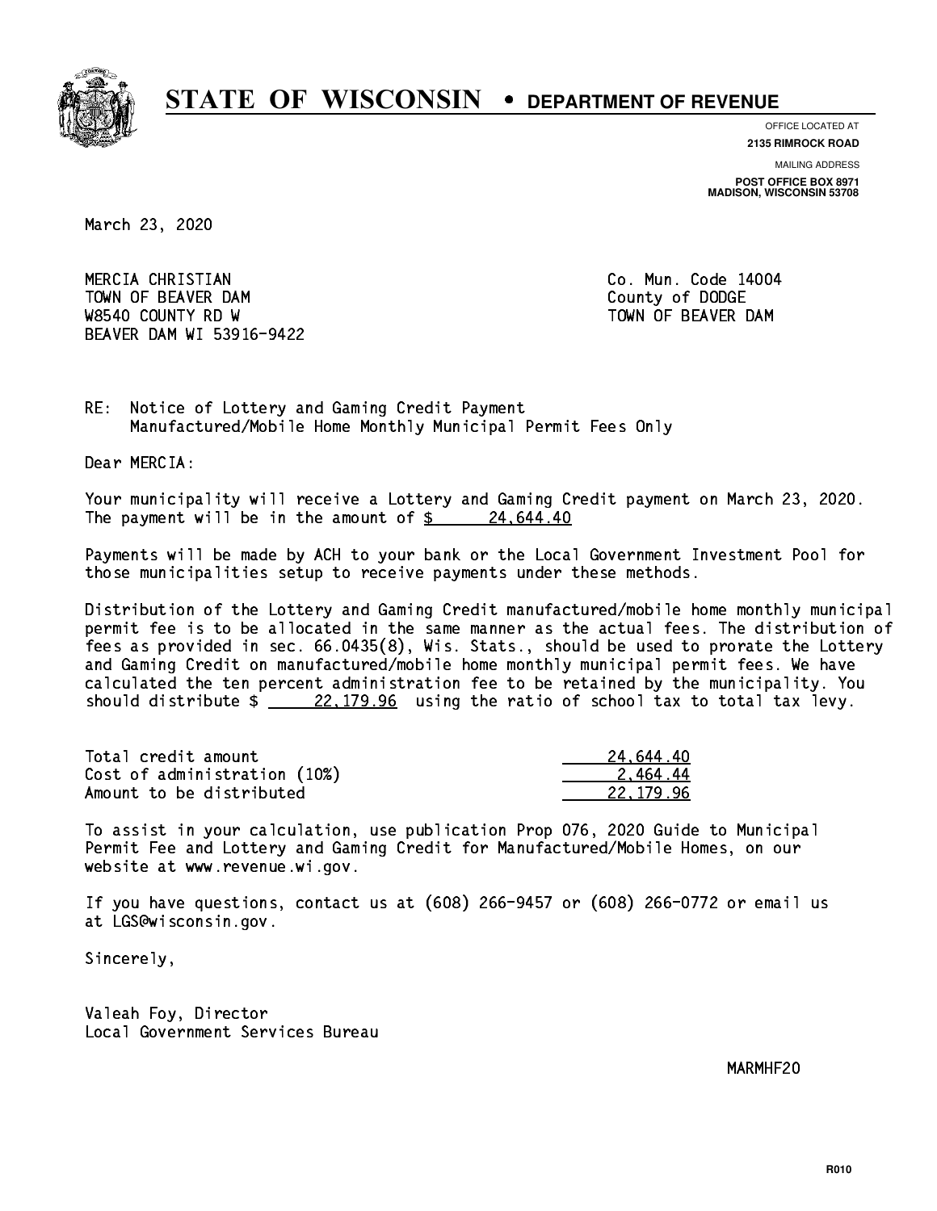# STATE OF WISCONSIN • DEPARTMENT OF REVENUE

OFFICE LOCATED AT
**2135 RIMROCK ROAD**

MAILING ADDRESS
**POST OFFICE BOX 8971**
**MADISON, WISCONSIN 53708**

March 23, 2020

MERCIA CHRISTIAN
TOWN OF BEAVER DAM
W8540 COUNTY RD W
BEAVER DAM WI 53916-9422

Co. Mun. Code 14004
County of DODGE
TOWN OF BEAVER DAM

RE: Notice of Lottery and Gaming Credit Payment
Manufactured/Mobile Home Monthly Municipal Permit Fees Only

Dear MERCIA:

Your municipality will receive a Lottery and Gaming Credit payment on March 23, 2020. The payment will be in the amount of $ 24,644.40

Payments will be made by ACH to your bank or the Local Government Investment Pool for those municipalities setup to receive payments under these methods.

Distribution of the Lottery and Gaming Credit manufactured/mobile home monthly municipal permit fee is to be allocated in the same manner as the actual fees. The distribution of fees as provided in sec. 66.0435(8), Wis. Stats., should be used to prorate the Lottery and Gaming Credit on manufactured/mobile home monthly municipal permit fees. We have calculated the ten percent administration fee to be retained by the municipality. You should distribute $ 22,179.96 using the ratio of school tax to total tax levy.

| | |
|---|---|
| Total credit amount | 24,644.40 |
| Cost of administration (10%) | 2,464.44 |
| Amount to be distributed | 22,179.96 |

To assist in your calculation, use publication Prop 076, 2020 Guide to Municipal Permit Fee and Lottery and Gaming Credit for Manufactured/Mobile Homes, on our website at www.revenue.wi.gov.

If you have questions, contact us at (608) 266-9457 or (608) 266-0772 or email us at LGS@wisconsin.gov.

Sincerely,

Valeah Foy, Director
Local Government Services Bureau

MARMHF20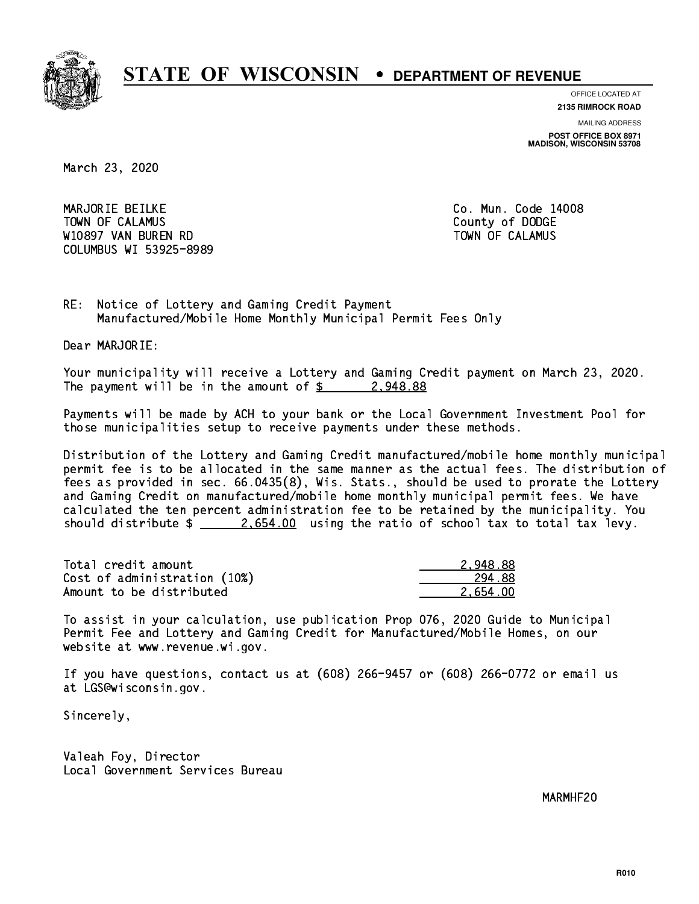# STATE OF WISCONSIN • DEPARTMENT OF REVENUE

OFFICE LOCATED AT
**2135 RIMROCK ROAD**

MAILING ADDRESS
**POST OFFICE BOX 8971**
**MADISON, WISCONSIN 53708**

March 23, 2020

MARJORIE BEILKE
TOWN OF CALAMUS
W10897 VAN BUREN RD
COLUMBUS WI 53925-8989

Co. Mun. Code 14008
County of DODGE
TOWN OF CALAMUS

RE: Notice of Lottery and Gaming Credit Payment
Manufactured/Mobile Home Monthly Municipal Permit Fees Only

Dear MARJORIE:

Your municipality will receive a Lottery and Gaming Credit payment on March 23, 2020. The payment will be in the amount of $ 2,948.88

Payments will be made by ACH to your bank or the Local Government Investment Pool for those municipalities setup to receive payments under these methods.

Distribution of the Lottery and Gaming Credit manufactured/mobile home monthly municipal permit fee is to be allocated in the same manner as the actual fees. The distribution of fees as provided in sec. 66.0435(8), Wis. Stats., should be used to prorate the Lottery and Gaming Credit on manufactured/mobile home monthly municipal permit fees. We have calculated the ten percent administration fee to be retained by the municipality. You should distribute $ 2,654.00 using the ratio of school tax to total tax levy.

| | |
|---|---|
| Total credit amount | 2,948.88 |
| Cost of administration (10%) | 294.88 |
| Amount to be distributed | 2,654.00 |

To assist in your calculation, use publication Prop 076, 2020 Guide to Municipal Permit Fee and Lottery and Gaming Credit for Manufactured/Mobile Homes, on our website at www.revenue.wi.gov.

If you have questions, contact us at (608) 266-9457 or (608) 266-0772 or email us at LGS@wisconsin.gov.

Sincerely,

Valeah Foy, Director
Local Government Services Bureau

MARMHF20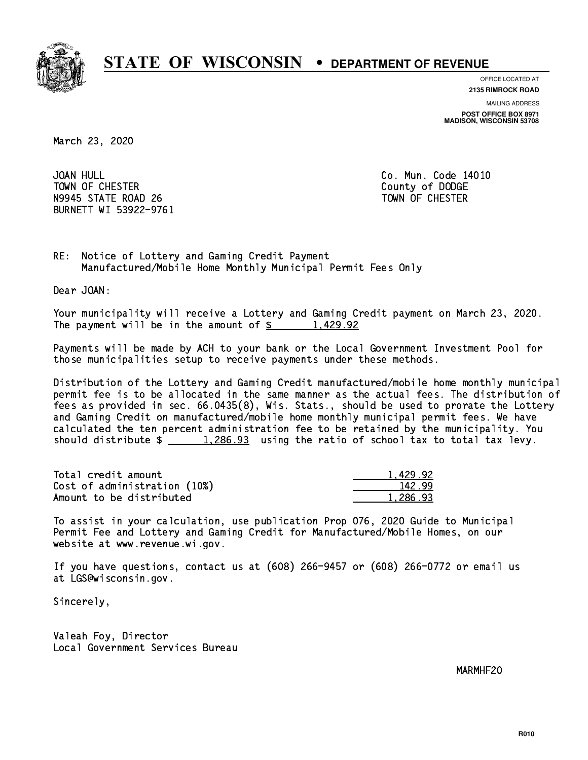# STATE OF WISCONSIN • DEPARTMENT OF REVENUE

OFFICE LOCATED AT
**2135 RIMROCK ROAD**

MAILING ADDRESS
**POST OFFICE BOX 8971**
**MADISON, WISCONSIN 53708**

March 23, 2020

JOAN HULL
TOWN OF CHESTER
N9945 STATE ROAD 26
BURNETT WI 53922-9761

Co. Mun. Code 14010
County of DODGE
TOWN OF CHESTER

RE: Notice of Lottery and Gaming Credit Payment
Manufactured/Mobile Home Monthly Municipal Permit Fees Only

Dear JOAN:

Your municipality will receive a Lottery and Gaming Credit payment on March 23, 2020. The payment will be in the amount of $ 1,429.92

Payments will be made by ACH to your bank or the Local Government Investment Pool for those municipalities setup to receive payments under these methods.

Distribution of the Lottery and Gaming Credit manufactured/mobile home monthly municipal permit fee is to be allocated in the same manner as the actual fees. The distribution of fees as provided in sec. 66.0435(8), Wis. Stats., should be used to prorate the Lottery and Gaming Credit on manufactured/mobile home monthly municipal permit fees. We have calculated the ten percent administration fee to be retained by the municipality. You should distribute $ 1,286.93 using the ratio of school tax to total tax levy.

| | |
|---|---|
| Total credit amount | 1,429.92 |
| Cost of administration (10%) | 142.99 |
| Amount to be distributed | 1,286.93 |

To assist in your calculation, use publication Prop 076, 2020 Guide to Municipal Permit Fee and Lottery and Gaming Credit for Manufactured/Mobile Homes, on our website at www.revenue.wi.gov.

If you have questions, contact us at (608) 266-9457 or (608) 266-0772 or email us at LGS@wisconsin.gov.

Sincerely,

Valeah Foy, Director
Local Government Services Bureau

MARMHF20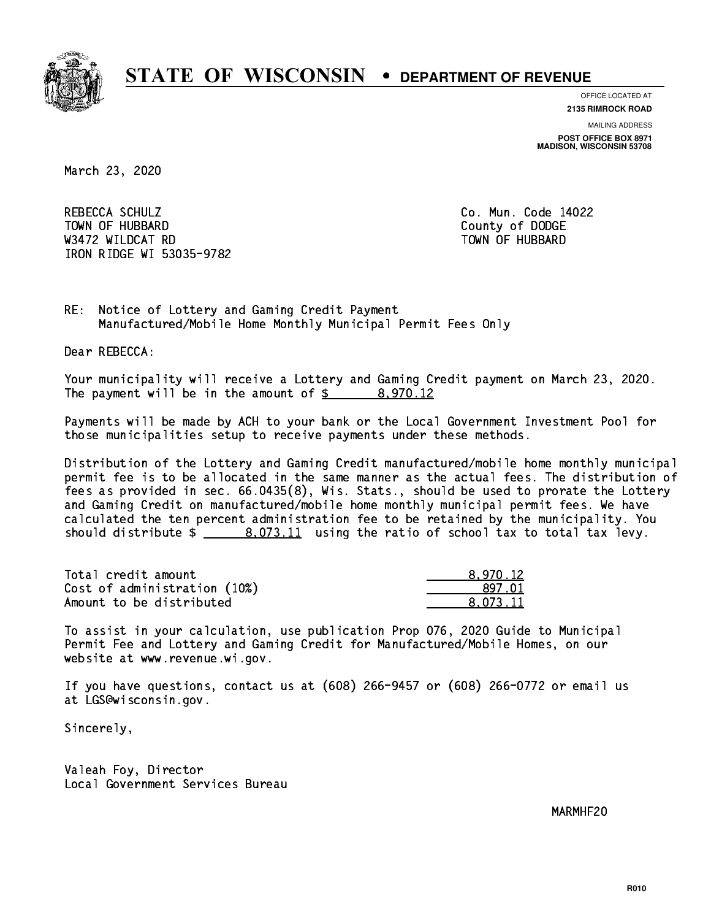# STATE OF WISCONSIN • DEPARTMENT OF REVENUE

OFFICE LOCATED AT
**2135 RIMROCK ROAD**

MAILING ADDRESS
**POST OFFICE BOX 8971**
**MADISON, WISCONSIN 53708**

March 23, 2020

REBECCA SCHULZ
TOWN OF HUBBARD
W3472 WILDCAT RD
IRON RIDGE WI 53035-9782

Co. Mun. Code 14022
County of DODGE
TOWN OF HUBBARD

RE: Notice of Lottery and Gaming Credit Payment
Manufactured/Mobile Home Monthly Municipal Permit Fees Only

Dear REBECCA:

Your municipality will receive a Lottery and Gaming Credit payment on March 23, 2020. The payment will be in the amount of $ 8,970.12

Payments will be made by ACH to your bank or the Local Government Investment Pool for those municipalities setup to receive payments under these methods.

Distribution of the Lottery and Gaming Credit manufactured/mobile home monthly municipal permit fee is to be allocated in the same manner as the actual fees. The distribution of fees as provided in sec. 66.0435(8), Wis. Stats., should be used to prorate the Lottery and Gaming Credit on manufactured/mobile home monthly municipal permit fees. We have calculated the ten percent administration fee to be retained by the municipality. You should distribute $ 8,073.11 using the ratio of school tax to total tax levy.

| | |
|---|---|
| Total credit amount | 8,970.12 |
| Cost of administration (10%) | 897.01 |
| Amount to be distributed | 8,073.11 |

To assist in your calculation, use publication Prop 076, 2020 Guide to Municipal Permit Fee and Lottery and Gaming Credit for Manufactured/Mobile Homes, on our website at www.revenue.wi.gov.

If you have questions, contact us at (608) 266-9457 or (608) 266-0772 or email us at LGS@wisconsin.gov.

Sincerely,

Valeah Foy, Director
Local Government Services Bureau

MARMHF20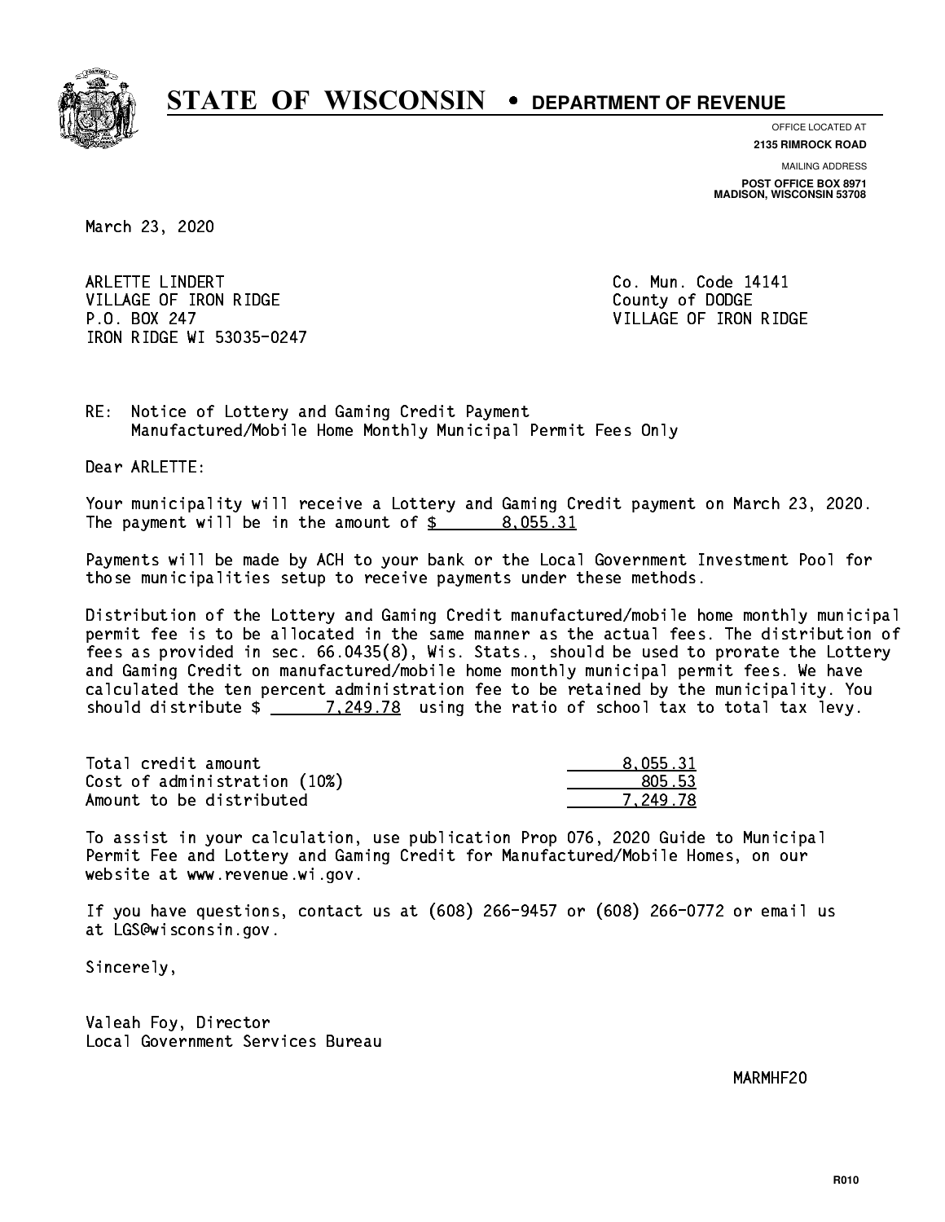# STATE OF WISCONSIN • DEPARTMENT OF REVENUE

OFFICE LOCATED AT
**2135 RIMROCK ROAD**

MAILING ADDRESS
**POST OFFICE BOX 8971**
**MADISON, WISCONSIN 53708**

March 23, 2020

ARLETTE LINDERT
VILLAGE OF IRON RIDGE
P.O. BOX 247
IRON RIDGE WI 53035-0247

Co. Mun. Code 14141
County of DODGE
VILLAGE OF IRON RIDGE

RE: Notice of Lottery and Gaming Credit Payment
Manufactured/Mobile Home Monthly Municipal Permit Fees Only

Dear ARLETTE:

Your municipality will receive a Lottery and Gaming Credit payment on March 23, 2020. The payment will be in the amount of $ 8,055.31

Payments will be made by ACH to your bank or the Local Government Investment Pool for those municipalities setup to receive payments under these methods.

Distribution of the Lottery and Gaming Credit manufactured/mobile home monthly municipal permit fee is to be allocated in the same manner as the actual fees. The distribution of fees as provided in sec. 66.0435(8), Wis. Stats., should be used to prorate the Lottery and Gaming Credit on manufactured/mobile home monthly municipal permit fees. We have calculated the ten percent administration fee to be retained by the municipality. You should distribute $ 7,249.78 using the ratio of school tax to total tax levy.

| | |
|---|---|
| Total credit amount | 8,055.31 |
| Cost of administration (10%) | 805.53 |
| Amount to be distributed | 7,249.78 |

To assist in your calculation, use publication Prop 076, 2020 Guide to Municipal Permit Fee and Lottery and Gaming Credit for Manufactured/Mobile Homes, on our website at www.revenue.wi.gov.

If you have questions, contact us at (608) 266-9457 or (608) 266-0772 or email us at LGS@wisconsin.gov.

Sincerely,

Valeah Foy, Director
Local Government Services Bureau

MARMHF20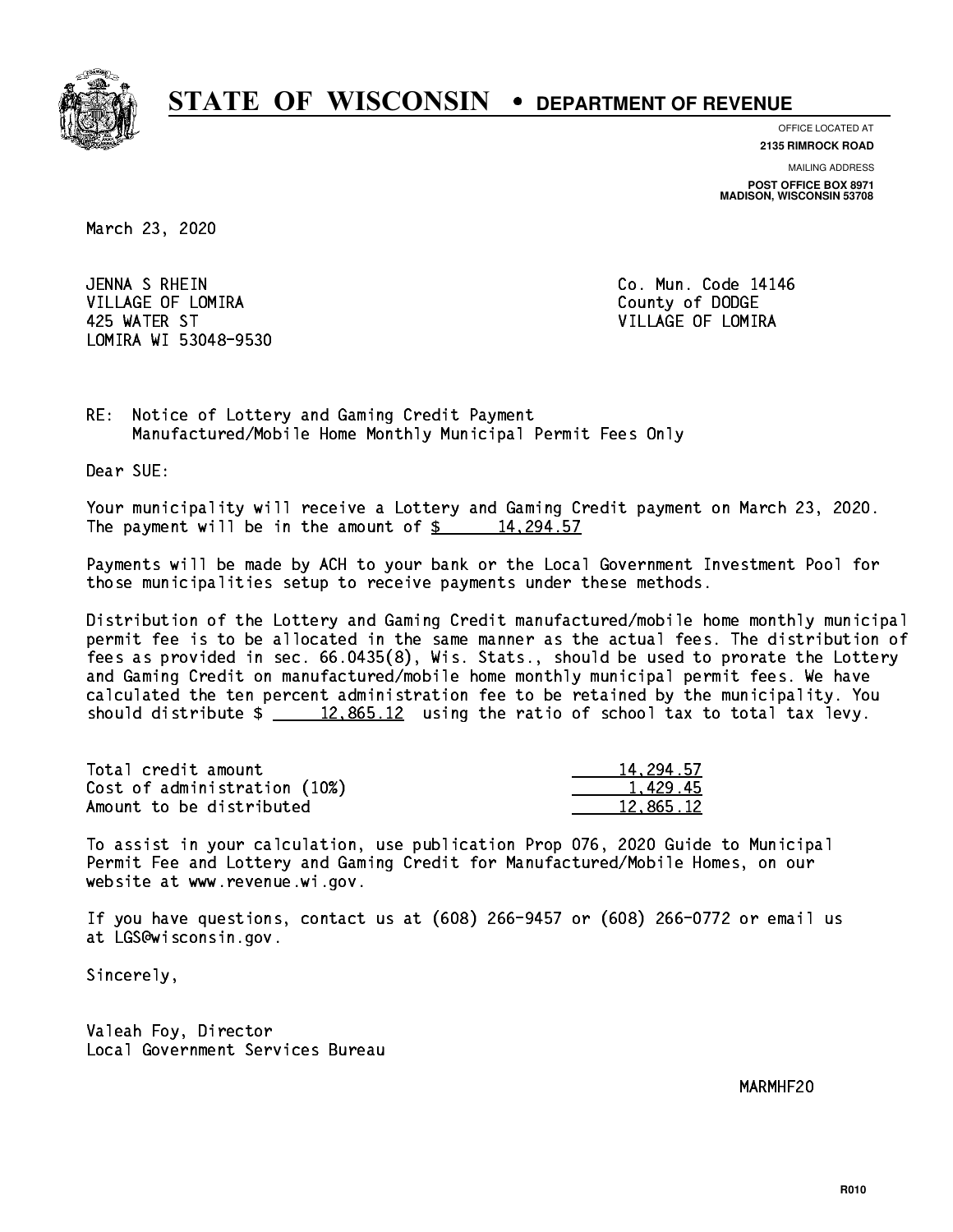# STATE OF WISCONSIN • DEPARTMENT OF REVENUE

OFFICE LOCATED AT
**2135 RIMROCK ROAD**

MAILING ADDRESS
**POST OFFICE BOX 8971**
**MADISON, WISCONSIN 53708**

March 23, 2020

JENNA S RHEIN
VILLAGE OF LOMIRA
425 WATER ST
LOMIRA WI 53048-9530

Co. Mun. Code 14146
County of DODGE
VILLAGE OF LOMIRA

RE: Notice of Lottery and Gaming Credit Payment
Manufactured/Mobile Home Monthly Municipal Permit Fees Only

Dear SUE:

Your municipality will receive a Lottery and Gaming Credit payment on March 23, 2020. The payment will be in the amount of $ 14,294.57

Payments will be made by ACH to your bank or the Local Government Investment Pool for those municipalities setup to receive payments under these methods.

Distribution of the Lottery and Gaming Credit manufactured/mobile home monthly municipal permit fee is to be allocated in the same manner as the actual fees. The distribution of fees as provided in sec. 66.0435(8), Wis. Stats., should be used to prorate the Lottery and Gaming Credit on manufactured/mobile home monthly municipal permit fees. We have calculated the ten percent administration fee to be retained by the municipality. You should distribute $ 12,865.12 using the ratio of school tax to total tax levy.

| | |
|---|---|
| Total credit amount | 14,294.57 |
| Cost of administration (10%) | 1,429.45 |
| Amount to be distributed | 12,865.12 |

To assist in your calculation, use publication Prop 076, 2020 Guide to Municipal Permit Fee and Lottery and Gaming Credit for Manufactured/Mobile Homes, on our website at www.revenue.wi.gov.

If you have questions, contact us at (608) 266-9457 or (608) 266-0772 or email us at LGS@wisconsin.gov.

Sincerely,

Valeah Foy, Director
Local Government Services Bureau

MARMHF20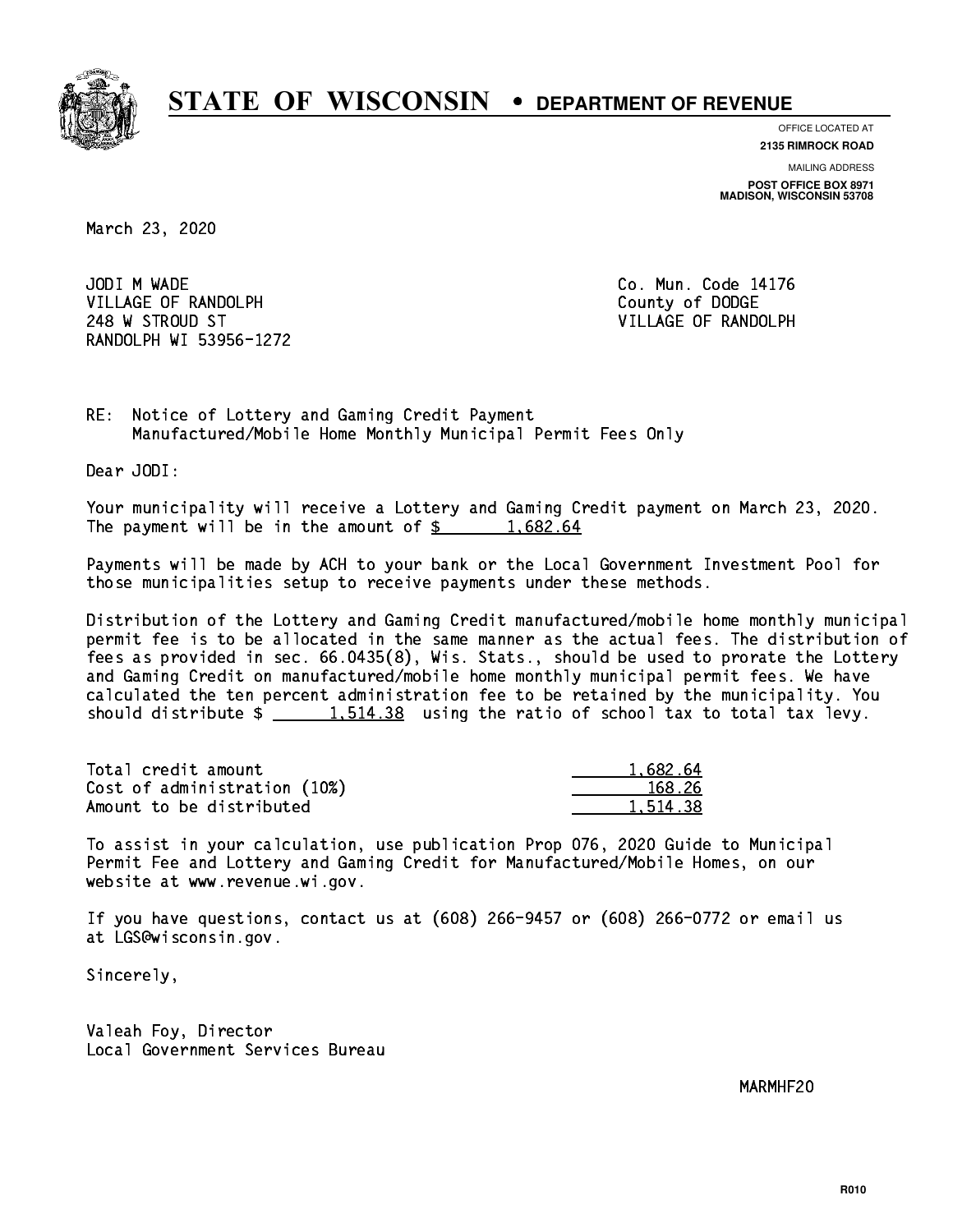# STATE OF WISCONSIN • DEPARTMENT OF REVENUE

OFFICE LOCATED AT
**2135 RIMROCK ROAD**

MAILING ADDRESS
**POST OFFICE BOX 8971**
**MADISON, WISCONSIN 53708**

March 23, 2020

JODI M WADE
VILLAGE OF RANDOLPH
248 W STROUD ST
RANDOLPH WI 53956-1272

Co. Mun. Code 14176
County of DODGE
VILLAGE OF RANDOLPH

RE: Notice of Lottery and Gaming Credit Payment
Manufactured/Mobile Home Monthly Municipal Permit Fees Only

Dear JODI:

Your municipality will receive a Lottery and Gaming Credit payment on March 23, 2020. The payment will be in the amount of $ 1,682.64

Payments will be made by ACH to your bank or the Local Government Investment Pool for those municipalities setup to receive payments under these methods.

Distribution of the Lottery and Gaming Credit manufactured/mobile home monthly municipal permit fee is to be allocated in the same manner as the actual fees. The distribution of fees as provided in sec. 66.0435(8), Wis. Stats., should be used to prorate the Lottery and Gaming Credit on manufactured/mobile home monthly municipal permit fees. We have calculated the ten percent administration fee to be retained by the municipality. You should distribute $ 1,514.38 using the ratio of school tax to total tax levy.

| | |
|---|---|
| Total credit amount | 1,682.64 |
| Cost of administration (10%) | 168.26 |
| Amount to be distributed | 1,514.38 |

To assist in your calculation, use publication Prop 076, 2020 Guide to Municipal Permit Fee and Lottery and Gaming Credit for Manufactured/Mobile Homes, on our website at www.revenue.wi.gov.

If you have questions, contact us at (608) 266-9457 or (608) 266-0772 or email us at LGS@wisconsin.gov.

Sincerely,

Valeah Foy, Director
Local Government Services Bureau

MARMHF20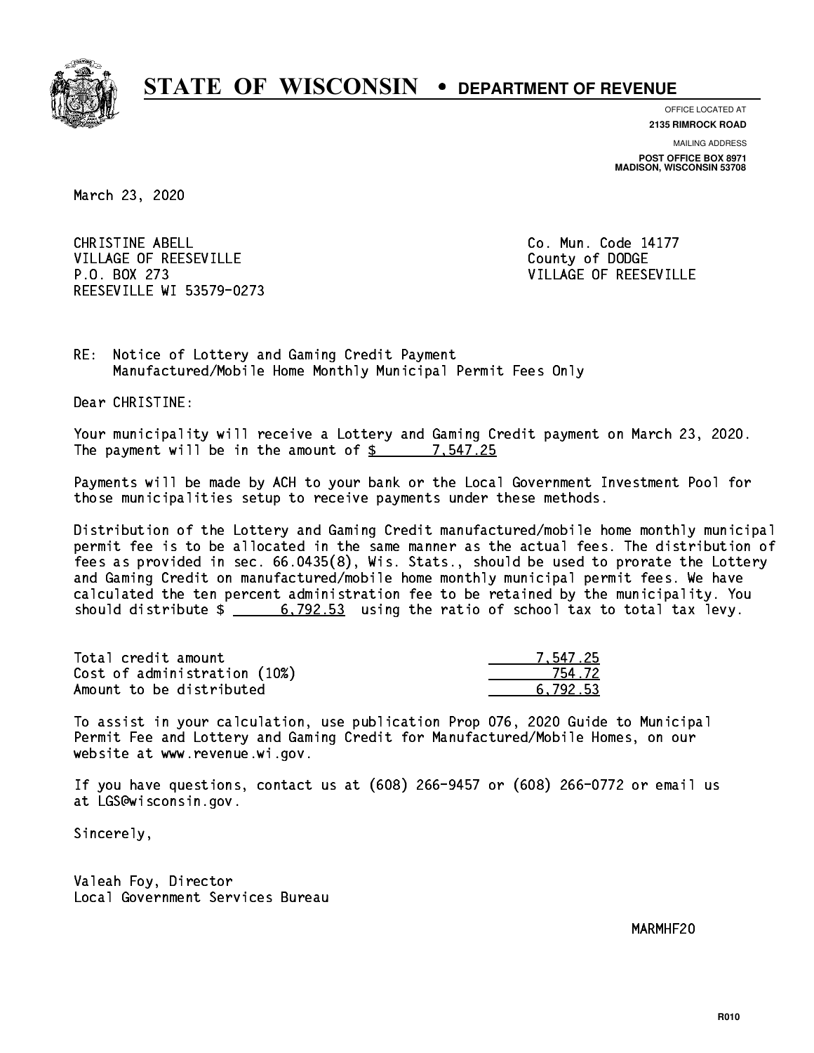# STATE OF WISCONSIN • DEPARTMENT OF REVENUE

OFFICE LOCATED AT
**2135 RIMROCK ROAD**

MAILING ADDRESS
**POST OFFICE BOX 8971**
**MADISON, WISCONSIN 53708**

March 23, 2020

CHRISTINE ABELL
VILLAGE OF REESEVILLE
P.O. BOX 273
REESEVILLE WI 53579-0273

Co. Mun. Code 14177
County of DODGE
VILLAGE OF REESEVILLE

RE: Notice of Lottery and Gaming Credit Payment
Manufactured/Mobile Home Monthly Municipal Permit Fees Only

Dear CHRISTINE:

Your municipality will receive a Lottery and Gaming Credit payment on March 23, 2020. The payment will be in the amount of $ 7,547.25

Payments will be made by ACH to your bank or the Local Government Investment Pool for those municipalities setup to receive payments under these methods.

Distribution of the Lottery and Gaming Credit manufactured/mobile home monthly municipal permit fee is to be allocated in the same manner as the actual fees. The distribution of fees as provided in sec. 66.0435(8), Wis. Stats., should be used to prorate the Lottery and Gaming Credit on manufactured/mobile home monthly municipal permit fees. We have calculated the ten percent administration fee to be retained by the municipality. You should distribute $ 6,792.53 using the ratio of school tax to total tax levy.

| | |
|---|---|
| Total credit amount | 7,547.25 |
| Cost of administration (10%) | 754.72 |
| Amount to be distributed | 6,792.53 |

To assist in your calculation, use publication Prop 076, 2020 Guide to Municipal Permit Fee and Lottery and Gaming Credit for Manufactured/Mobile Homes, on our website at www.revenue.wi.gov.

If you have questions, contact us at (608) 266-9457 or (608) 266-0772 or email us at LGS@wisconsin.gov.

Sincerely,

Valeah Foy, Director
Local Government Services Bureau

MARMHF20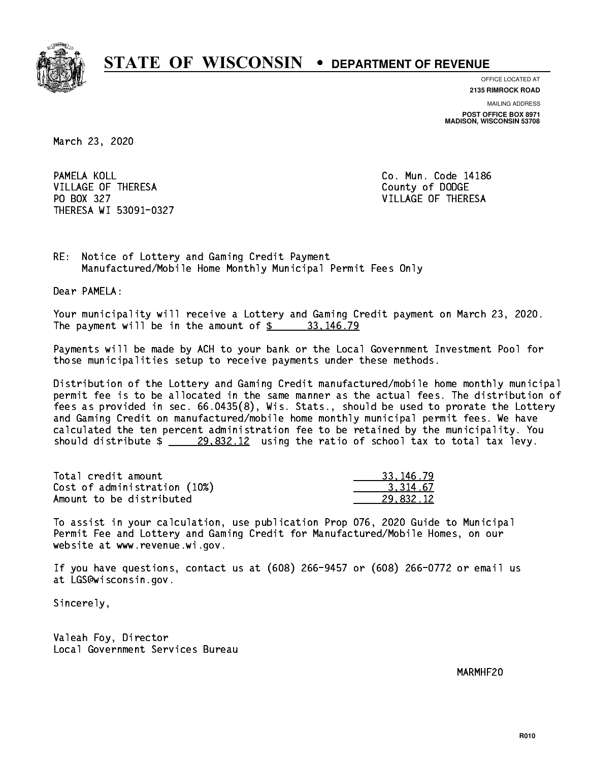# STATE OF WISCONSIN • DEPARTMENT OF REVENUE

OFFICE LOCATED AT
**2135 RIMROCK ROAD**

MAILING ADDRESS
**POST OFFICE BOX 8971**
**MADISON, WISCONSIN 53708**

March 23, 2020

PAMELA KOLL
VILLAGE OF THERESA
PO BOX 327
THERESA WI 53091-0327

Co. Mun. Code 14186
County of DODGE
VILLAGE OF THERESA

RE: Notice of Lottery and Gaming Credit Payment
Manufactured/Mobile Home Monthly Municipal Permit Fees Only

Dear PAMELA:

Your municipality will receive a Lottery and Gaming Credit payment on March 23, 2020. The payment will be in the amount of $ 33,146.79

Payments will be made by ACH to your bank or the Local Government Investment Pool for those municipalities setup to receive payments under these methods.

Distribution of the Lottery and Gaming Credit manufactured/mobile home monthly municipal permit fee is to be allocated in the same manner as the actual fees. The distribution of fees as provided in sec. 66.0435(8), Wis. Stats., should be used to prorate the Lottery and Gaming Credit on manufactured/mobile home monthly municipal permit fees. We have calculated the ten percent administration fee to be retained by the municipality. You should distribute $ 29,832.12 using the ratio of school tax to total tax levy.

| | |
|---|---|
| Total credit amount | 33,146.79 |
| Cost of administration (10%) | 3,314.67 |
| Amount to be distributed | 29,832.12 |

To assist in your calculation, use publication Prop 076, 2020 Guide to Municipal Permit Fee and Lottery and Gaming Credit for Manufactured/Mobile Homes, on our website at www.revenue.wi.gov.

If you have questions, contact us at (608) 266-9457 or (608) 266-0772 or email us at LGS@wisconsin.gov.

Sincerely,

Valeah Foy, Director
Local Government Services Bureau

MARMHF20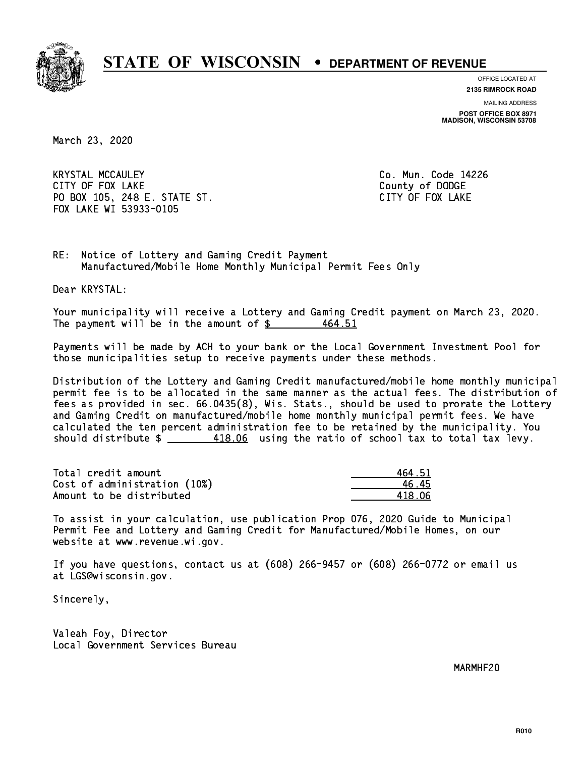# STATE OF WISCONSIN • DEPARTMENT OF REVENUE

OFFICE LOCATED AT
**2135 RIMROCK ROAD**

MAILING ADDRESS
**POST OFFICE BOX 8971**
**MADISON, WISCONSIN 53708**

March 23, 2020

KRYSTAL MCCAULEY
CITY OF FOX LAKE
PO BOX 105, 248 E. STATE ST.
FOX LAKE WI 53933-0105

Co. Mun. Code 14226
County of DODGE
CITY OF FOX LAKE

RE: Notice of Lottery and Gaming Credit Payment
Manufactured/Mobile Home Monthly Municipal Permit Fees Only

Dear KRYSTAL:

Your municipality will receive a Lottery and Gaming Credit payment on March 23, 2020. The payment will be in the amount of $ 464.51

Payments will be made by ACH to your bank or the Local Government Investment Pool for those municipalities setup to receive payments under these methods.

Distribution of the Lottery and Gaming Credit manufactured/mobile home monthly municipal permit fee is to be allocated in the same manner as the actual fees. The distribution of fees as provided in sec. 66.0435(8), Wis. Stats., should be used to prorate the Lottery and Gaming Credit on manufactured/mobile home monthly municipal permit fees. We have calculated the ten percent administration fee to be retained by the municipality. You should distribute $ 418.06 using the ratio of school tax to total tax levy.

| | |
|---|---|
| Total credit amount | 464.51 |
| Cost of administration (10%) | 46.45 |
| Amount to be distributed | 418.06 |

To assist in your calculation, use publication Prop 076, 2020 Guide to Municipal Permit Fee and Lottery and Gaming Credit for Manufactured/Mobile Homes, on our website at www.revenue.wi.gov.

If you have questions, contact us at (608) 266-9457 or (608) 266-0772 or email us at LGS@wisconsin.gov.

Sincerely,

Valeah Foy, Director
Local Government Services Bureau

MARMHF20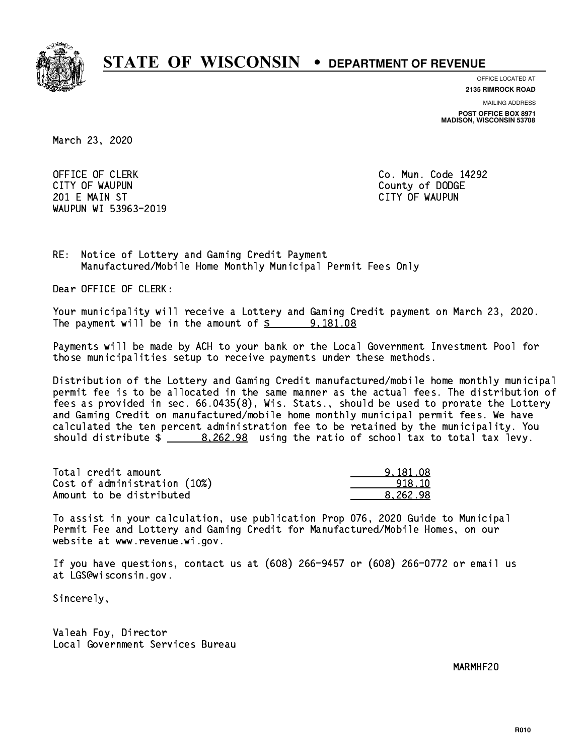# STATE OF WISCONSIN • DEPARTMENT OF REVENUE

OFFICE LOCATED AT
**2135 RIMROCK ROAD**

MAILING ADDRESS
**POST OFFICE BOX 8971**
**MADISON, WISCONSIN 53708**

March 23, 2020

OFFICE OF CLERK
CITY OF WAUPUN
201 E MAIN ST
WAUPUN WI 53963-2019

Co. Mun. Code 14292
County of DODGE
CITY OF WAUPUN

RE: Notice of Lottery and Gaming Credit Payment
Manufactured/Mobile Home Monthly Municipal Permit Fees Only

Dear OFFICE OF CLERK:

Your municipality will receive a Lottery and Gaming Credit payment on March 23, 2020. The payment will be in the amount of $ 9,181.08

Payments will be made by ACH to your bank or the Local Government Investment Pool for those municipalities setup to receive payments under these methods.

Distribution of the Lottery and Gaming Credit manufactured/mobile home monthly municipal permit fee is to be allocated in the same manner as the actual fees. The distribution of fees as provided in sec. 66.0435(8), Wis. Stats., should be used to prorate the Lottery and Gaming Credit on manufactured/mobile home monthly municipal permit fees. We have calculated the ten percent administration fee to be retained by the municipality. You should distribute $ 8,262.98 using the ratio of school tax to total tax levy.

| | |
|---|---|
| Total credit amount | 9,181.08 |
| Cost of administration (10%) | 918.10 |
| Amount to be distributed | 8,262.98 |

To assist in your calculation, use publication Prop 076, 2020 Guide to Municipal Permit Fee and Lottery and Gaming Credit for Manufactured/Mobile Homes, on our website at www.revenue.wi.gov.

If you have questions, contact us at (608) 266-9457 or (608) 266-0772 or email us at LGS@wisconsin.gov.

Sincerely,

Valeah Foy, Director
Local Government Services Bureau

MARMHF20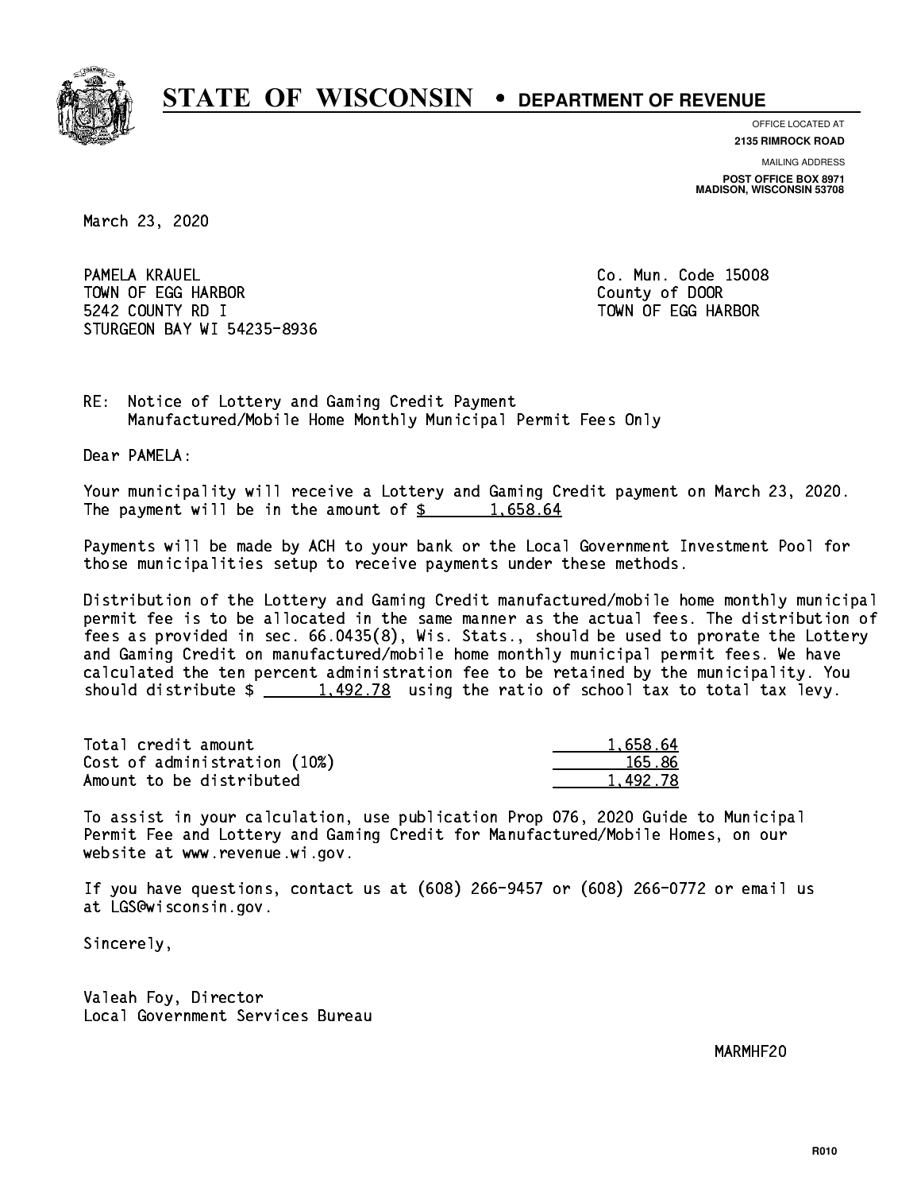# STATE OF WISCONSIN • DEPARTMENT OF REVENUE

OFFICE LOCATED AT
**2135 RIMROCK ROAD**

MAILING ADDRESS
**POST OFFICE BOX 8971**
**MADISON, WISCONSIN 53708**

March 23, 2020

PAMELA KRAUEL
TOWN OF EGG HARBOR
5242 COUNTY RD I
STURGEON BAY WI 54235-8936

Co. Mun. Code 15008
County of DOOR
TOWN OF EGG HARBOR

RE: Notice of Lottery and Gaming Credit Payment
Manufactured/Mobile Home Monthly Municipal Permit Fees Only

Dear PAMELA:

Your municipality will receive a Lottery and Gaming Credit payment on March 23, 2020. The payment will be in the amount of $ 1,658.64

Payments will be made by ACH to your bank or the Local Government Investment Pool for those municipalities setup to receive payments under these methods.

Distribution of the Lottery and Gaming Credit manufactured/mobile home monthly municipal permit fee is to be allocated in the same manner as the actual fees. The distribution of fees as provided in sec. 66.0435(8), Wis. Stats., should be used to prorate the Lottery and Gaming Credit on manufactured/mobile home monthly municipal permit fees. We have calculated the ten percent administration fee to be retained by the municipality. You should distribute $ 1,492.78 using the ratio of school tax to total tax levy.

| | |
|---|---|
| Total credit amount | 1,658.64 |
| Cost of administration (10%) | 165.86 |
| Amount to be distributed | 1,492.78 |

To assist in your calculation, use publication Prop 076, 2020 Guide to Municipal Permit Fee and Lottery and Gaming Credit for Manufactured/Mobile Homes, on our website at www.revenue.wi.gov.

If you have questions, contact us at (608) 266-9457 or (608) 266-0772 or email us at LGS@wisconsin.gov.

Sincerely,

Valeah Foy, Director
Local Government Services Bureau

MARMHF20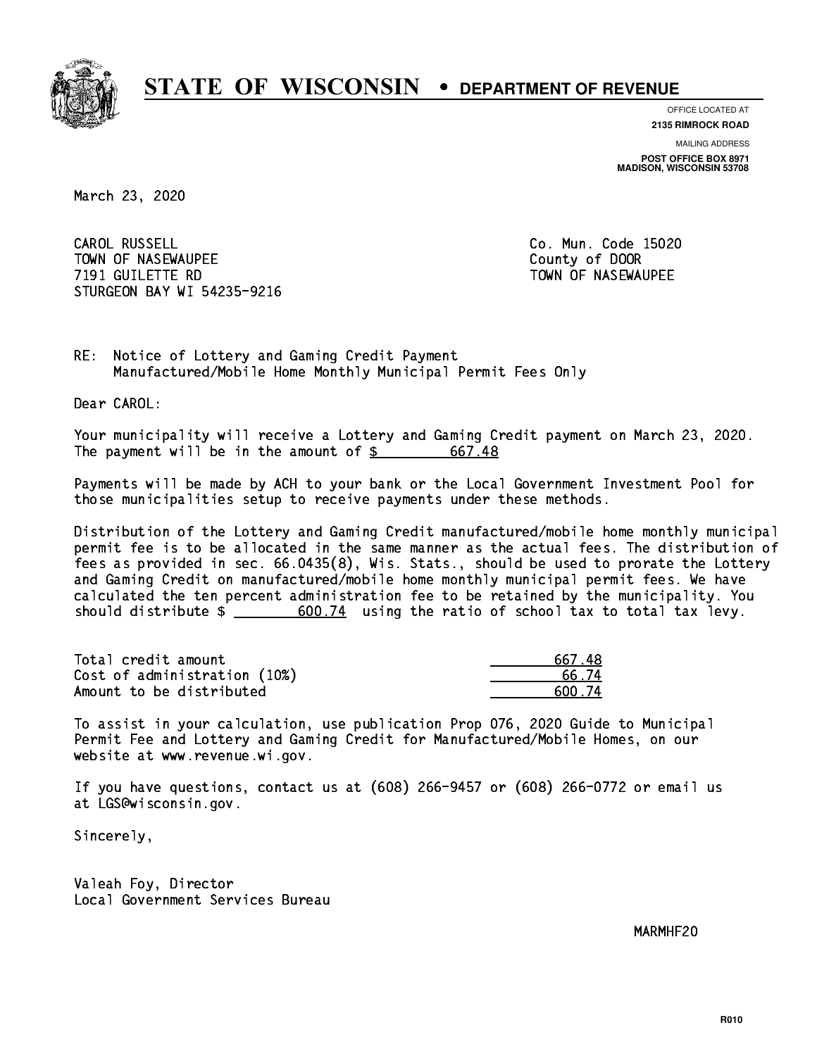# STATE OF WISCONSIN • DEPARTMENT OF REVENUE

OFFICE LOCATED AT
**2135 RIMROCK ROAD**

MAILING ADDRESS
**POST OFFICE BOX 8971**
**MADISON, WISCONSIN 53708**

March 23, 2020

CAROL RUSSELL
TOWN OF NASEWAUPEE
7191 GUILETTE RD
STURGEON BAY WI 54235-9216

Co. Mun. Code 15020
County of DOOR
TOWN OF NASEWAUPEE

RE: Notice of Lottery and Gaming Credit Payment
Manufactured/Mobile Home Monthly Municipal Permit Fees Only

Dear CAROL:

Your municipality will receive a Lottery and Gaming Credit payment on March 23, 2020. The payment will be in the amount of $ 667.48

Payments will be made by ACH to your bank or the Local Government Investment Pool for those municipalities setup to receive payments under these methods.

Distribution of the Lottery and Gaming Credit manufactured/mobile home monthly municipal permit fee is to be allocated in the same manner as the actual fees. The distribution of fees as provided in sec. 66.0435(8), Wis. Stats., should be used to prorate the Lottery and Gaming Credit on manufactured/mobile home monthly municipal permit fees. We have calculated the ten percent administration fee to be retained by the municipality. You should distribute $ 600.74 using the ratio of school tax to total tax levy.

| | |
|---|---|
| Total credit amount | 667.48 |
| Cost of administration (10%) | 66.74 |
| Amount to be distributed | 600.74 |

To assist in your calculation, use publication Prop 076, 2020 Guide to Municipal Permit Fee and Lottery and Gaming Credit for Manufactured/Mobile Homes, on our website at www.revenue.wi.gov.

If you have questions, contact us at (608) 266-9457 or (608) 266-0772 or email us at LGS@wisconsin.gov.

Sincerely,

Valeah Foy, Director
Local Government Services Bureau

MARMHF20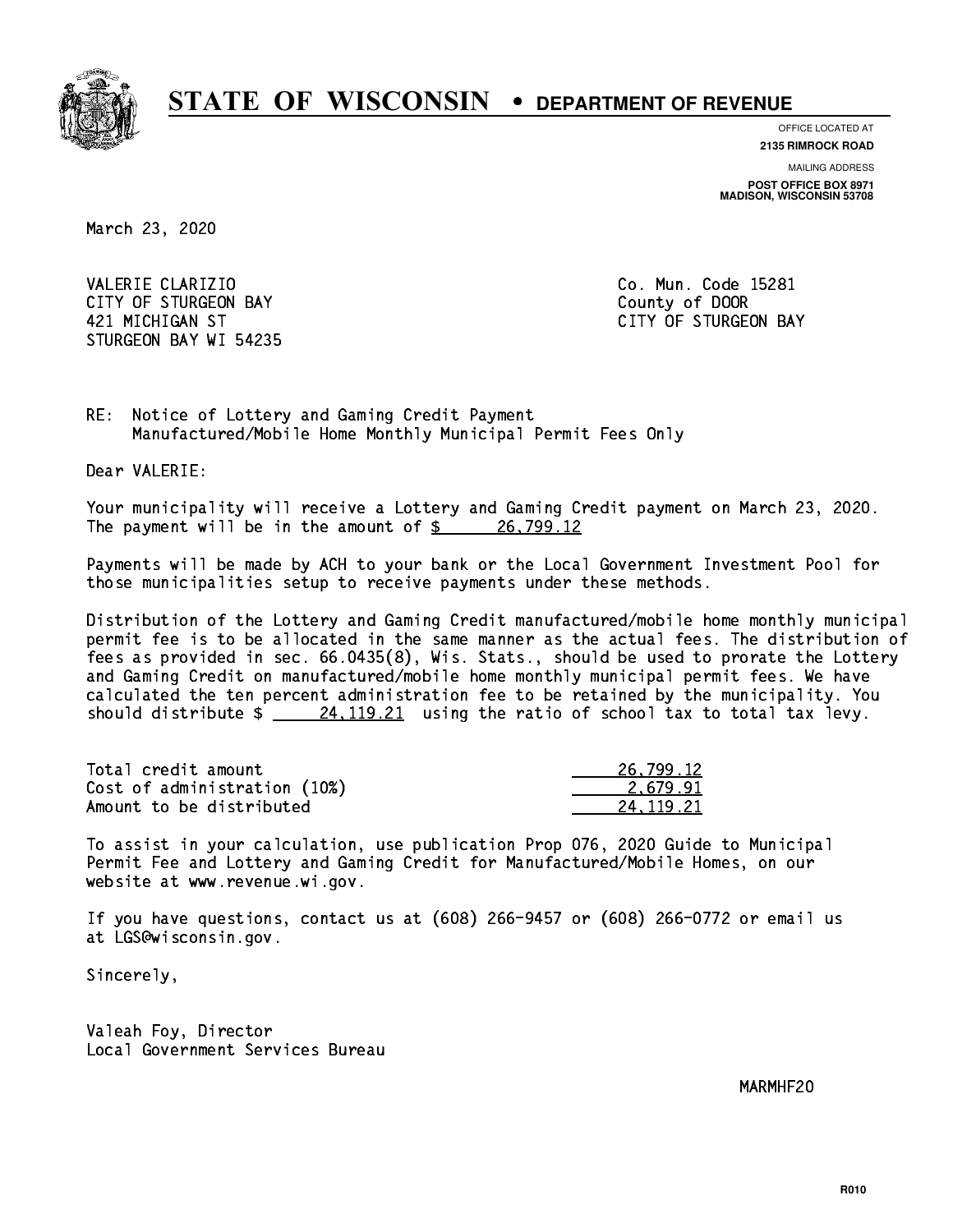# STATE OF WISCONSIN • DEPARTMENT OF REVENUE

OFFICE LOCATED AT
**2135 RIMROCK ROAD**

MAILING ADDRESS
**POST OFFICE BOX 8971**
**MADISON, WISCONSIN 53708**

March 23, 2020

VALERIE CLARIZIO
CITY OF STURGEON BAY
421 MICHIGAN ST
STURGEON BAY WI 54235

Co. Mun. Code 15281
County of DOOR
CITY OF STURGEON BAY

RE: Notice of Lottery and Gaming Credit Payment
Manufactured/Mobile Home Monthly Municipal Permit Fees Only

Dear VALERIE:

Your municipality will receive a Lottery and Gaming Credit payment on March 23, 2020. The payment will be in the amount of $ 26,799.12

Payments will be made by ACH to your bank or the Local Government Investment Pool for those municipalities setup to receive payments under these methods.

Distribution of the Lottery and Gaming Credit manufactured/mobile home monthly municipal permit fee is to be allocated in the same manner as the actual fees. The distribution of fees as provided in sec. 66.0435(8), Wis. Stats., should be used to prorate the Lottery and Gaming Credit on manufactured/mobile home monthly municipal permit fees. We have calculated the ten percent administration fee to be retained by the municipality. You should distribute $ 24,119.21 using the ratio of school tax to total tax levy.

| | |
|---|---|
| Total credit amount | 26,799.12 |
| Cost of administration (10%) | 2,679.91 |
| Amount to be distributed | 24,119.21 |

To assist in your calculation, use publication Prop 076, 2020 Guide to Municipal Permit Fee and Lottery and Gaming Credit for Manufactured/Mobile Homes, on our website at www.revenue.wi.gov.

If you have questions, contact us at (608) 266-9457 or (608) 266-0772 or email us at LGS@wisconsin.gov.

Sincerely,

Valeah Foy, Director
Local Government Services Bureau

MARMHF20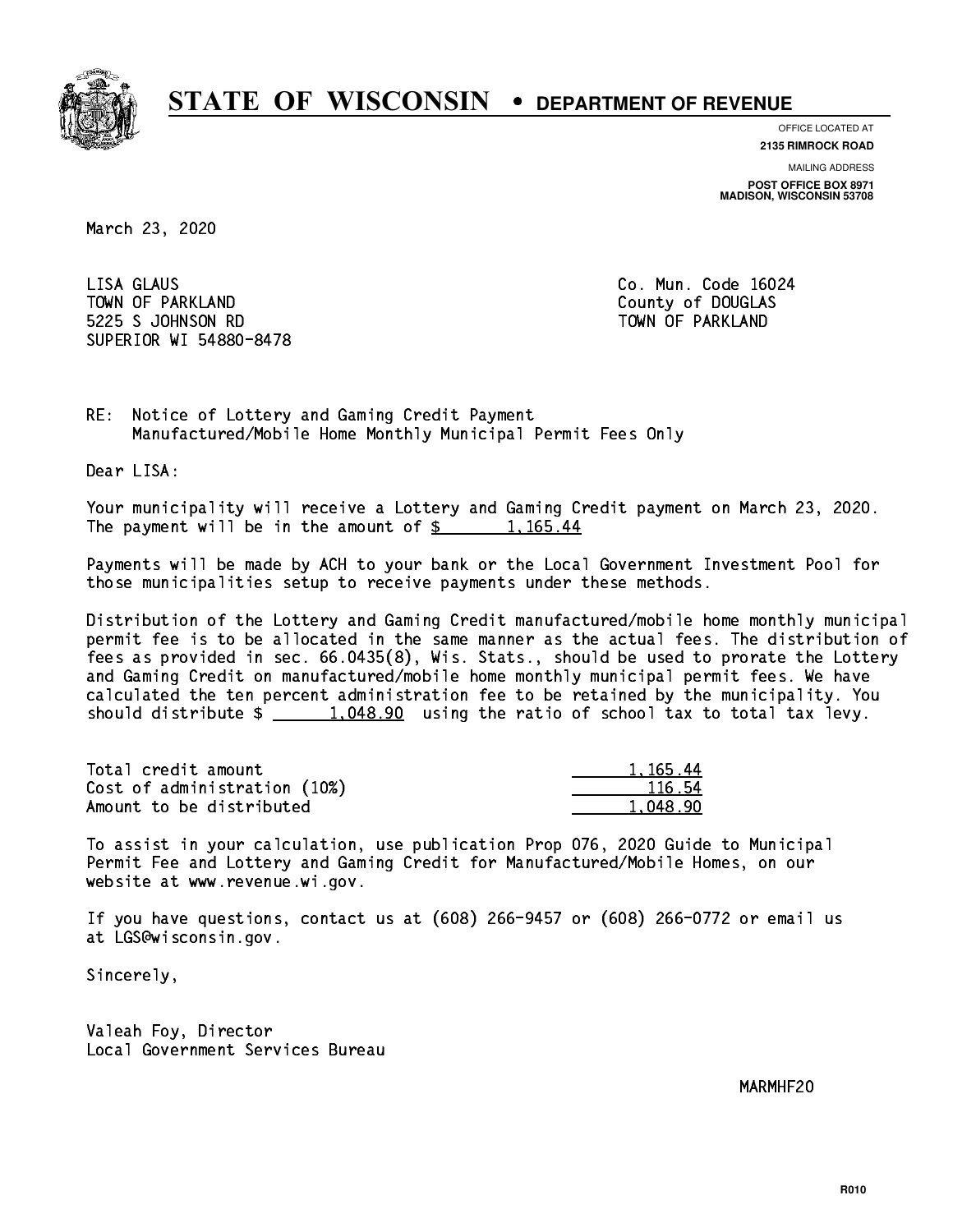# STATE OF WISCONSIN • DEPARTMENT OF REVENUE

OFFICE LOCATED AT
**2135 RIMROCK ROAD**

MAILING ADDRESS
**POST OFFICE BOX 8971**
**MADISON, WISCONSIN 53708**

March 23, 2020

LISA GLAUS
TOWN OF PARKLAND
5225 S JOHNSON RD
SUPERIOR WI 54880-8478

Co. Mun. Code 16024
County of DOUGLAS
TOWN OF PARKLAND

RE: Notice of Lottery and Gaming Credit Payment
Manufactured/Mobile Home Monthly Municipal Permit Fees Only

Dear LISA:

Your municipality will receive a Lottery and Gaming Credit payment on March 23, 2020. The payment will be in the amount of $ 1,165.44

Payments will be made by ACH to your bank or the Local Government Investment Pool for those municipalities setup to receive payments under these methods.

Distribution of the Lottery and Gaming Credit manufactured/mobile home monthly municipal permit fee is to be allocated in the same manner as the actual fees. The distribution of fees as provided in sec. 66.0435(8), Wis. Stats., should be used to prorate the Lottery and Gaming Credit on manufactured/mobile home monthly municipal permit fees. We have calculated the ten percent administration fee to be retained by the municipality. You should distribute $ 1,048.90 using the ratio of school tax to total tax levy.

| | |
|---|---|
| Total credit amount | 1,165.44 |
| Cost of administration (10%) | 116.54 |
| Amount to be distributed | 1,048.90 |

To assist in your calculation, use publication Prop 076, 2020 Guide to Municipal Permit Fee and Lottery and Gaming Credit for Manufactured/Mobile Homes, on our website at www.revenue.wi.gov.

If you have questions, contact us at (608) 266-9457 or (608) 266-0772 or email us at LGS@wisconsin.gov.

Sincerely,

Valeah Foy, Director
Local Government Services Bureau

MARMHF20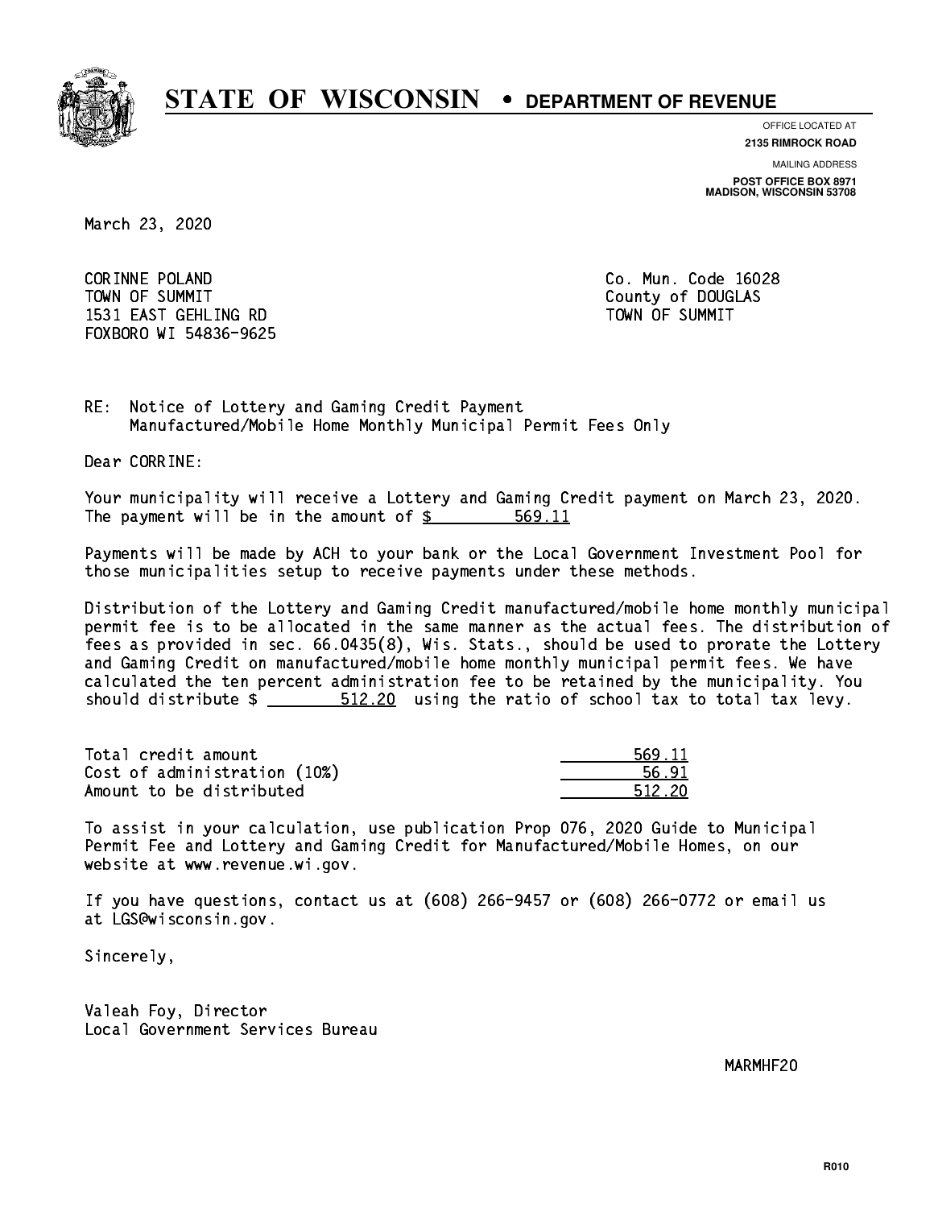# STATE OF WISCONSIN • DEPARTMENT OF REVENUE

OFFICE LOCATED AT
**2135 RIMROCK ROAD**

MAILING ADDRESS
**POST OFFICE BOX 8971**
**MADISON, WISCONSIN 53708**

March 23, 2020

CORINNE POLAND
TOWN OF SUMMIT
1531 EAST GEHLING RD
FOXBORO WI 54836-9625

Co. Mun. Code 16028
County of DOUGLAS
TOWN OF SUMMIT

RE: Notice of Lottery and Gaming Credit Payment
Manufactured/Mobile Home Monthly Municipal Permit Fees Only

Dear CORRINE:

Your municipality will receive a Lottery and Gaming Credit payment on March 23, 2020. The payment will be in the amount of $ 569.11

Payments will be made by ACH to your bank or the Local Government Investment Pool for those municipalities setup to receive payments under these methods.

Distribution of the Lottery and Gaming Credit manufactured/mobile home monthly municipal permit fee is to be allocated in the same manner as the actual fees. The distribution of fees as provided in sec. 66.0435(8), Wis. Stats., should be used to prorate the Lottery and Gaming Credit on manufactured/mobile home monthly municipal permit fees. We have calculated the ten percent administration fee to be retained by the municipality. You should distribute $ 512.20 using the ratio of school tax to total tax levy.

| | |
|---|---|
| Total credit amount | 569.11 |
| Cost of administration (10%) | 56.91 |
| Amount to be distributed | 512.20 |

To assist in your calculation, use publication Prop 076, 2020 Guide to Municipal Permit Fee and Lottery and Gaming Credit for Manufactured/Mobile Homes, on our website at www.revenue.wi.gov.

If you have questions, contact us at (608) 266-9457 or (608) 266-0772 or email us at LGS@wisconsin.gov.

Sincerely,

Valeah Foy, Director
Local Government Services Bureau

MARMHF20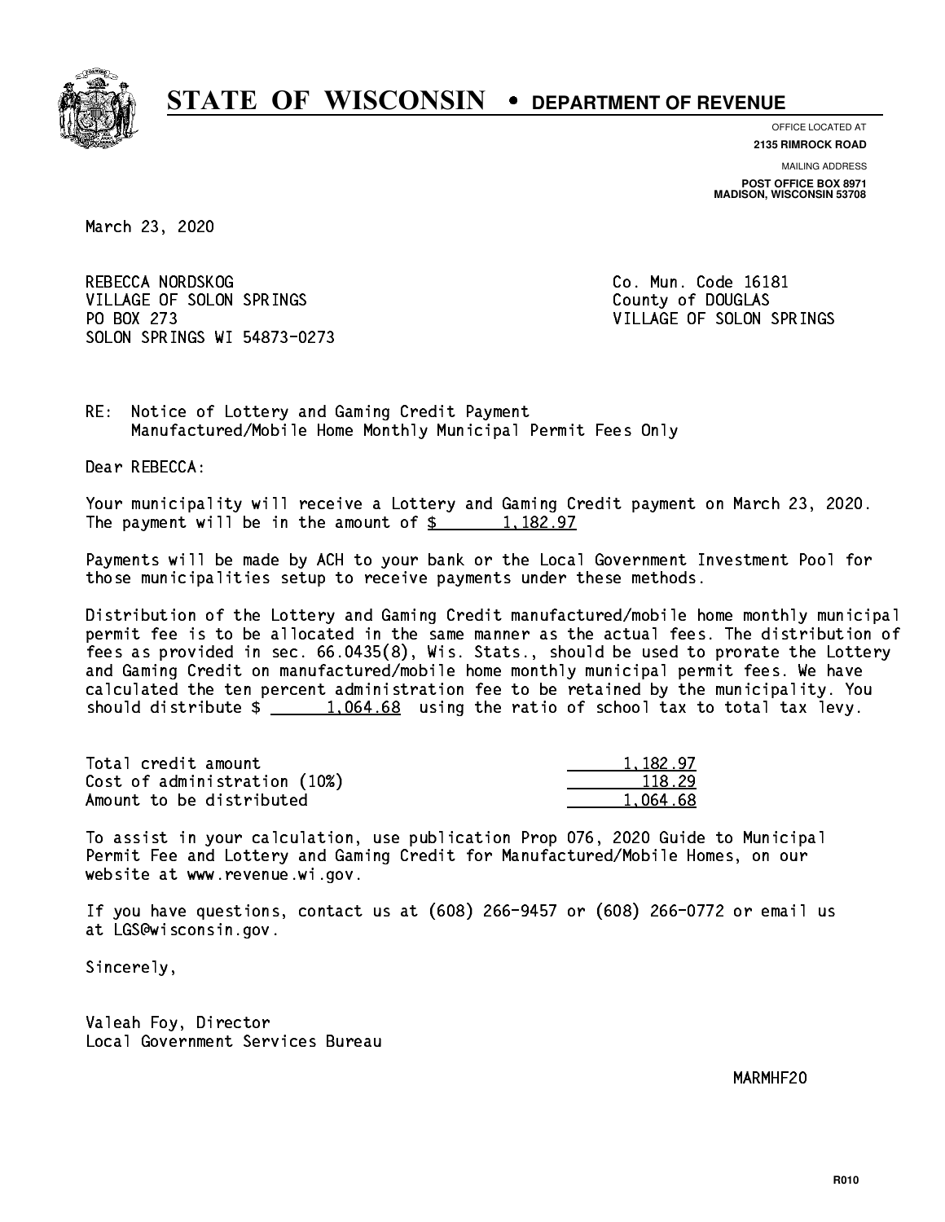# STATE OF WISCONSIN • DEPARTMENT OF REVENUE

OFFICE LOCATED AT
**2135 RIMROCK ROAD**

MAILING ADDRESS
**POST OFFICE BOX 8971**
**MADISON, WISCONSIN 53708**

March 23, 2020

REBECCA NORDSKOG
VILLAGE OF SOLON SPRINGS
PO BOX 273
SOLON SPRINGS WI 54873-0273

Co. Mun. Code 16181
County of DOUGLAS
VILLAGE OF SOLON SPRINGS

RE: Notice of Lottery and Gaming Credit Payment
Manufactured/Mobile Home Monthly Municipal Permit Fees Only

Dear REBECCA:

Your municipality will receive a Lottery and Gaming Credit payment on March 23, 2020. The payment will be in the amount of $ 1,182.97

Payments will be made by ACH to your bank or the Local Government Investment Pool for those municipalities setup to receive payments under these methods.

Distribution of the Lottery and Gaming Credit manufactured/mobile home monthly municipal permit fee is to be allocated in the same manner as the actual fees. The distribution of fees as provided in sec. 66.0435(8), Wis. Stats., should be used to prorate the Lottery and Gaming Credit on manufactured/mobile home monthly municipal permit fees. We have calculated the ten percent administration fee to be retained by the municipality. You should distribute $ 1,064.68 using the ratio of school tax to total tax levy.

| | |
|---|---|
| Total credit amount | 1,182.97 |
| Cost of administration (10%) | 118.29 |
| Amount to be distributed | 1,064.68 |

To assist in your calculation, use publication Prop 076, 2020 Guide to Municipal Permit Fee and Lottery and Gaming Credit for Manufactured/Mobile Homes, on our website at www.revenue.wi.gov.

If you have questions, contact us at (608) 266-9457 or (608) 266-0772 or email us at LGS@wisconsin.gov.

Sincerely,

Valeah Foy, Director
Local Government Services Bureau

MARMHF20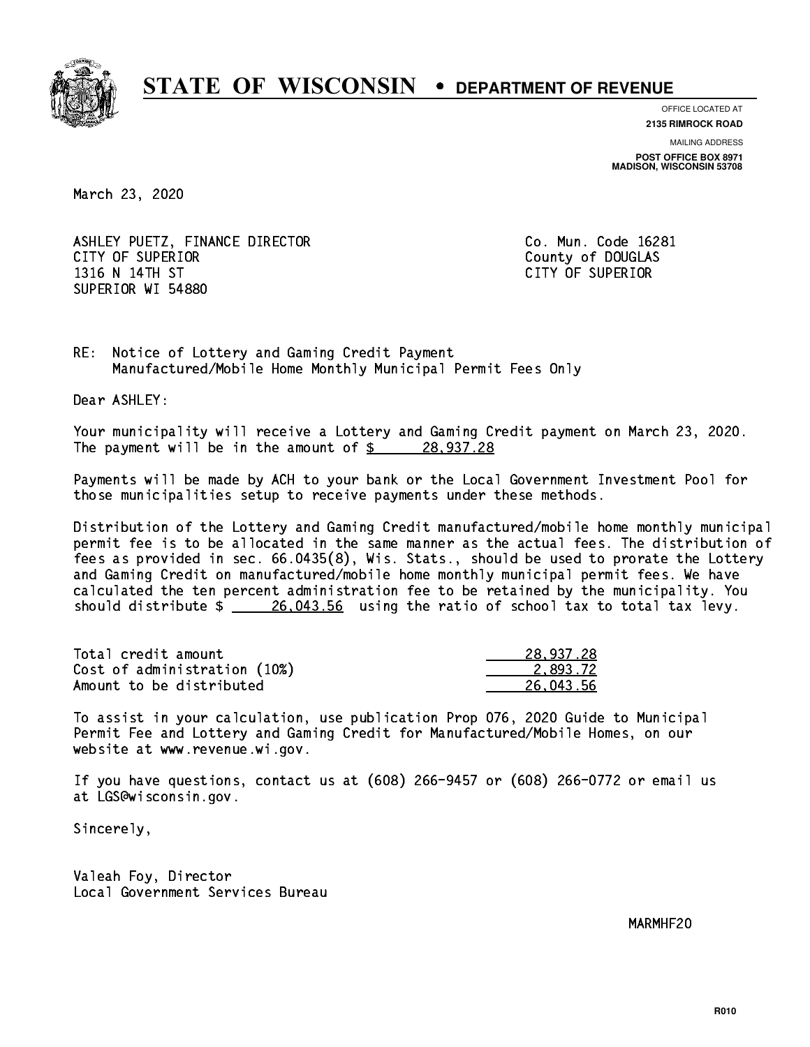# STATE OF WISCONSIN • DEPARTMENT OF REVENUE

OFFICE LOCATED AT
**2135 RIMROCK ROAD**

MAILING ADDRESS
**POST OFFICE BOX 8971**
**MADISON, WISCONSIN 53708**

March 23, 2020

ASHLEY PUETZ, FINANCE DIRECTOR
CITY OF SUPERIOR
1316 N 14TH ST
SUPERIOR WI 54880

Co. Mun. Code 16281
County of DOUGLAS
CITY OF SUPERIOR

RE: Notice of Lottery and Gaming Credit Payment
Manufactured/Mobile Home Monthly Municipal Permit Fees Only

Dear ASHLEY:

Your municipality will receive a Lottery and Gaming Credit payment on March 23, 2020. The payment will be in the amount of $ 28,937.28

Payments will be made by ACH to your bank or the Local Government Investment Pool for those municipalities setup to receive payments under these methods.

Distribution of the Lottery and Gaming Credit manufactured/mobile home monthly municipal permit fee is to be allocated in the same manner as the actual fees. The distribution of fees as provided in sec. 66.0435(8), Wis. Stats., should be used to prorate the Lottery and Gaming Credit on manufactured/mobile home monthly municipal permit fees. We have calculated the ten percent administration fee to be retained by the municipality. You should distribute $ 26,043.56 using the ratio of school tax to total tax levy.

| | |
|---|---|
| Total credit amount | 28,937.28 |
| Cost of administration (10%) | 2,893.72 |
| Amount to be distributed | 26,043.56 |

To assist in your calculation, use publication Prop 076, 2020 Guide to Municipal Permit Fee and Lottery and Gaming Credit for Manufactured/Mobile Homes, on our website at www.revenue.wi.gov.

If you have questions, contact us at (608) 266-9457 or (608) 266-0772 or email us at LGS@wisconsin.gov.

Sincerely,

Valeah Foy, Director
Local Government Services Bureau

MARMHF20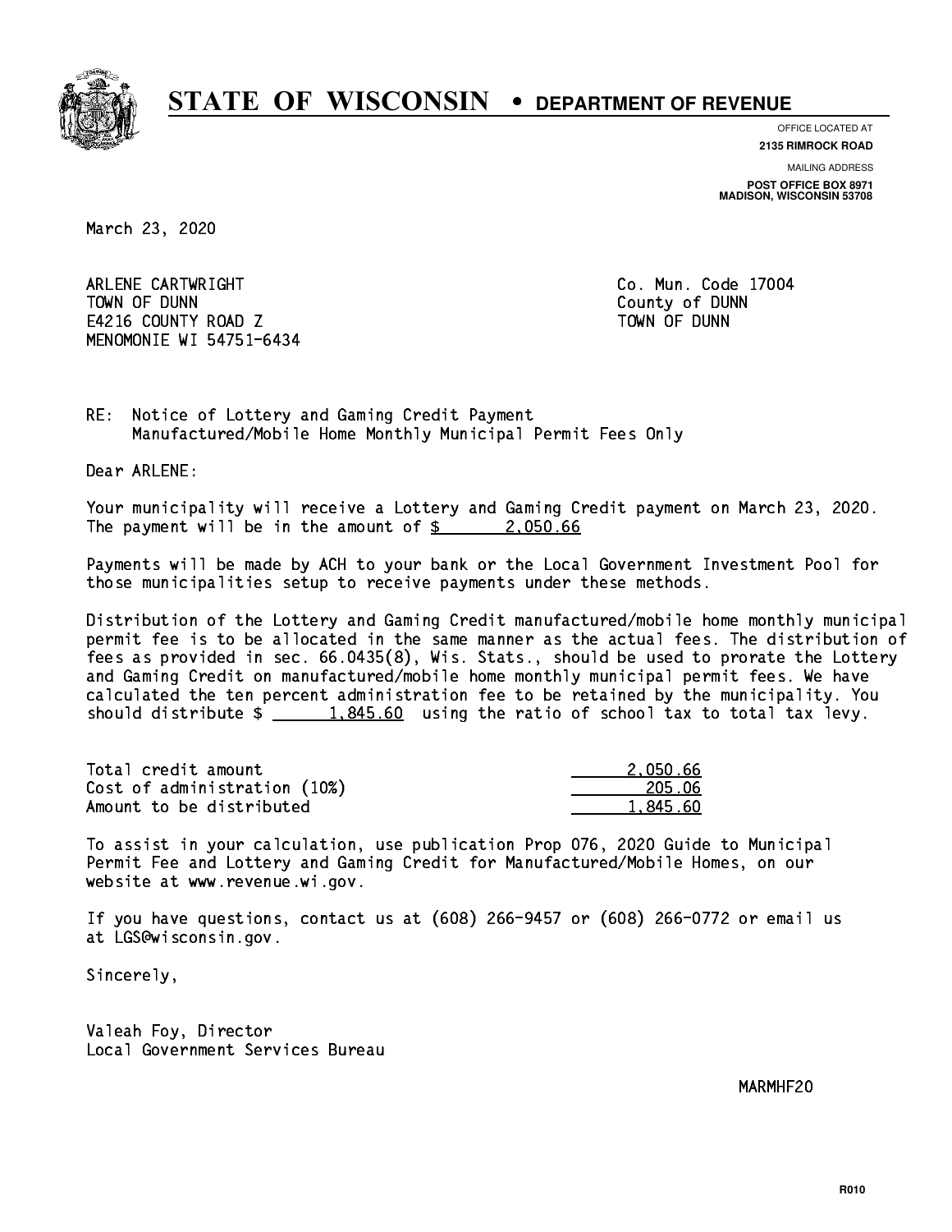# STATE OF WISCONSIN • DEPARTMENT OF REVENUE

OFFICE LOCATED AT
**2135 RIMROCK ROAD**

MAILING ADDRESS
**POST OFFICE BOX 8971**
**MADISON, WISCONSIN 53708**

March 23, 2020

ARLENE CARTWRIGHT
TOWN OF DUNN
E4216 COUNTY ROAD Z
MENOMONIE WI 54751-6434

Co. Mun. Code 17004
County of DUNN
TOWN OF DUNN

RE: Notice of Lottery and Gaming Credit Payment
Manufactured/Mobile Home Monthly Municipal Permit Fees Only

Dear ARLENE:

Your municipality will receive a Lottery and Gaming Credit payment on March 23, 2020. The payment will be in the amount of $ 2,050.66

Payments will be made by ACH to your bank or the Local Government Investment Pool for those municipalities setup to receive payments under these methods.

Distribution of the Lottery and Gaming Credit manufactured/mobile home monthly municipal permit fee is to be allocated in the same manner as the actual fees. The distribution of fees as provided in sec. 66.0435(8), Wis. Stats., should be used to prorate the Lottery and Gaming Credit on manufactured/mobile home monthly municipal permit fees. We have calculated the ten percent administration fee to be retained by the municipality. You should distribute $ 1,845.60 using the ratio of school tax to total tax levy.

| | |
|---|---|
| Total credit amount | 2,050.66 |
| Cost of administration (10%) | 205.06 |
| Amount to be distributed | 1,845.60 |

To assist in your calculation, use publication Prop 076, 2020 Guide to Municipal Permit Fee and Lottery and Gaming Credit for Manufactured/Mobile Homes, on our website at www.revenue.wi.gov.

If you have questions, contact us at (608) 266-9457 or (608) 266-0772 or email us at LGS@wisconsin.gov.

Sincerely,

Valeah Foy, Director
Local Government Services Bureau

MARMHF20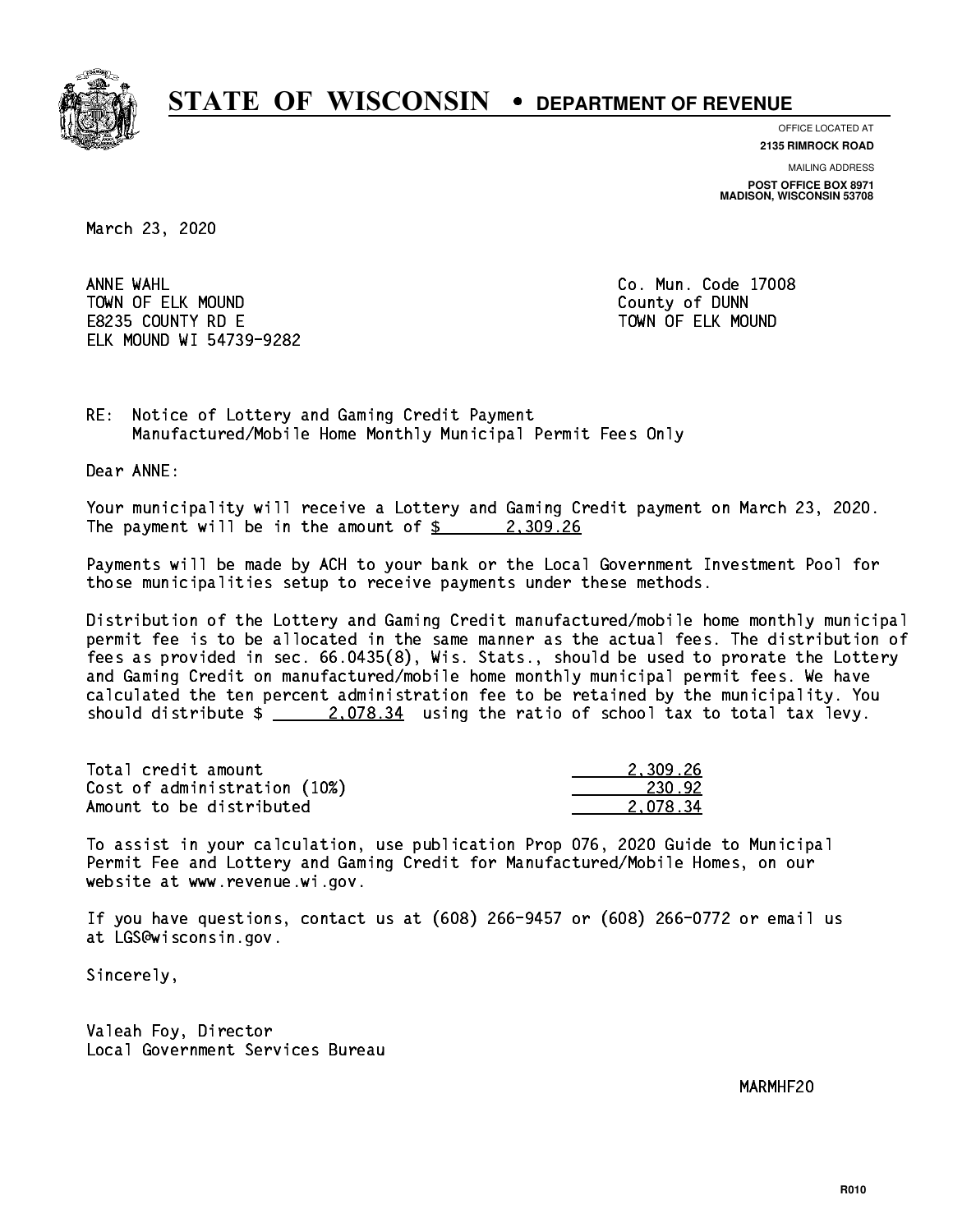# STATE OF WISCONSIN • DEPARTMENT OF REVENUE

OFFICE LOCATED AT
**2135 RIMROCK ROAD**

MAILING ADDRESS
**POST OFFICE BOX 8971**
**MADISON, WISCONSIN 53708**

March 23, 2020

ANNE WAHL
TOWN OF ELK MOUND
E8235 COUNTY RD E
ELK MOUND WI 54739-9282

Co. Mun. Code 17008
County of DUNN
TOWN OF ELK MOUND

RE: Notice of Lottery and Gaming Credit Payment
Manufactured/Mobile Home Monthly Municipal Permit Fees Only

Dear ANNE:

Your municipality will receive a Lottery and Gaming Credit payment on March 23, 2020. The payment will be in the amount of $ 2,309.26

Payments will be made by ACH to your bank or the Local Government Investment Pool for those municipalities setup to receive payments under these methods.

Distribution of the Lottery and Gaming Credit manufactured/mobile home monthly municipal permit fee is to be allocated in the same manner as the actual fees. The distribution of fees as provided in sec. 66.0435(8), Wis. Stats., should be used to prorate the Lottery and Gaming Credit on manufactured/mobile home monthly municipal permit fees. We have calculated the ten percent administration fee to be retained by the municipality. You should distribute $ 2,078.34 using the ratio of school tax to total tax levy.

| | |
|---|---|
| Total credit amount | 2,309.26 |
| Cost of administration (10%) | 230.92 |
| Amount to be distributed | 2,078.34 |

To assist in your calculation, use publication Prop 076, 2020 Guide to Municipal Permit Fee and Lottery and Gaming Credit for Manufactured/Mobile Homes, on our website at www.revenue.wi.gov.

If you have questions, contact us at (608) 266-9457 or (608) 266-0772 or email us at LGS@wisconsin.gov.

Sincerely,

Valeah Foy, Director
Local Government Services Bureau

MARMHF20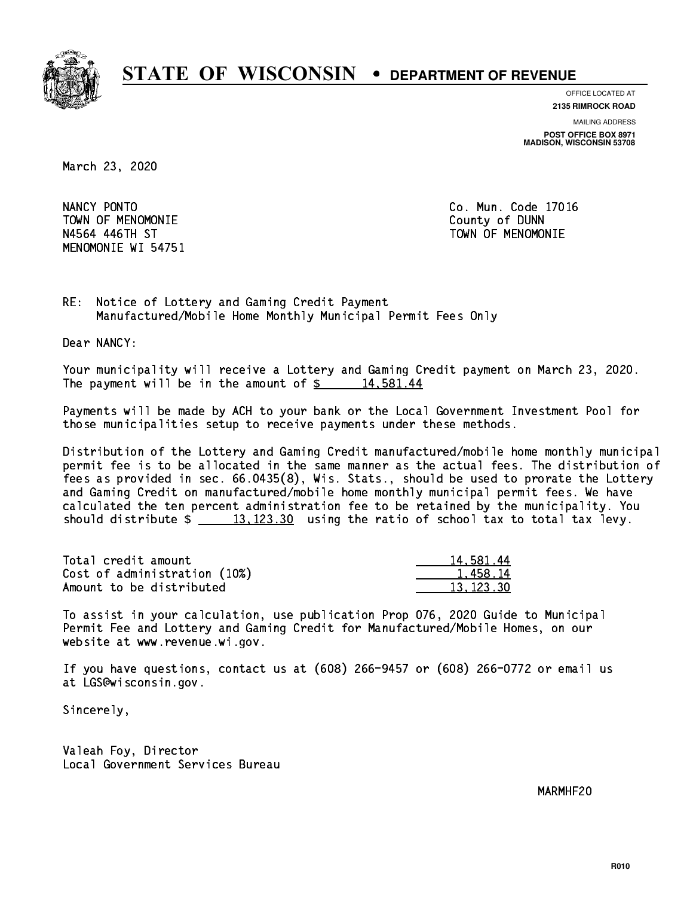# STATE OF WISCONSIN • DEPARTMENT OF REVENUE

OFFICE LOCATED AT
**2135 RIMROCK ROAD**

MAILING ADDRESS
**POST OFFICE BOX 8971**
**MADISON, WISCONSIN 53708**

March 23, 2020

NANCY PONTO
TOWN OF MENOMONIE
N4564 446TH ST
MENOMONIE WI 54751

Co. Mun. Code 17016
County of DUNN
TOWN OF MENOMONIE

RE: Notice of Lottery and Gaming Credit Payment
Manufactured/Mobile Home Monthly Municipal Permit Fees Only

Dear NANCY:

Your municipality will receive a Lottery and Gaming Credit payment on March 23, 2020. The payment will be in the amount of $ 14,581.44

Payments will be made by ACH to your bank or the Local Government Investment Pool for those municipalities setup to receive payments under these methods.

Distribution of the Lottery and Gaming Credit manufactured/mobile home monthly municipal permit fee is to be allocated in the same manner as the actual fees. The distribution of fees as provided in sec. 66.0435(8), Wis. Stats., should be used to prorate the Lottery and Gaming Credit on manufactured/mobile home monthly municipal permit fees. We have calculated the ten percent administration fee to be retained by the municipality. You should distribute $ 13,123.30 using the ratio of school tax to total tax levy.

| | |
|---|---|
| Total credit amount | 14,581.44 |
| Cost of administration (10%) | 1,458.14 |
| Amount to be distributed | 13,123.30 |

To assist in your calculation, use publication Prop 076, 2020 Guide to Municipal Permit Fee and Lottery and Gaming Credit for Manufactured/Mobile Homes, on our website at www.revenue.wi.gov.

If you have questions, contact us at (608) 266-9457 or (608) 266-0772 or email us at LGS@wisconsin.gov.

Sincerely,

Valeah Foy, Director
Local Government Services Bureau

MARMHF20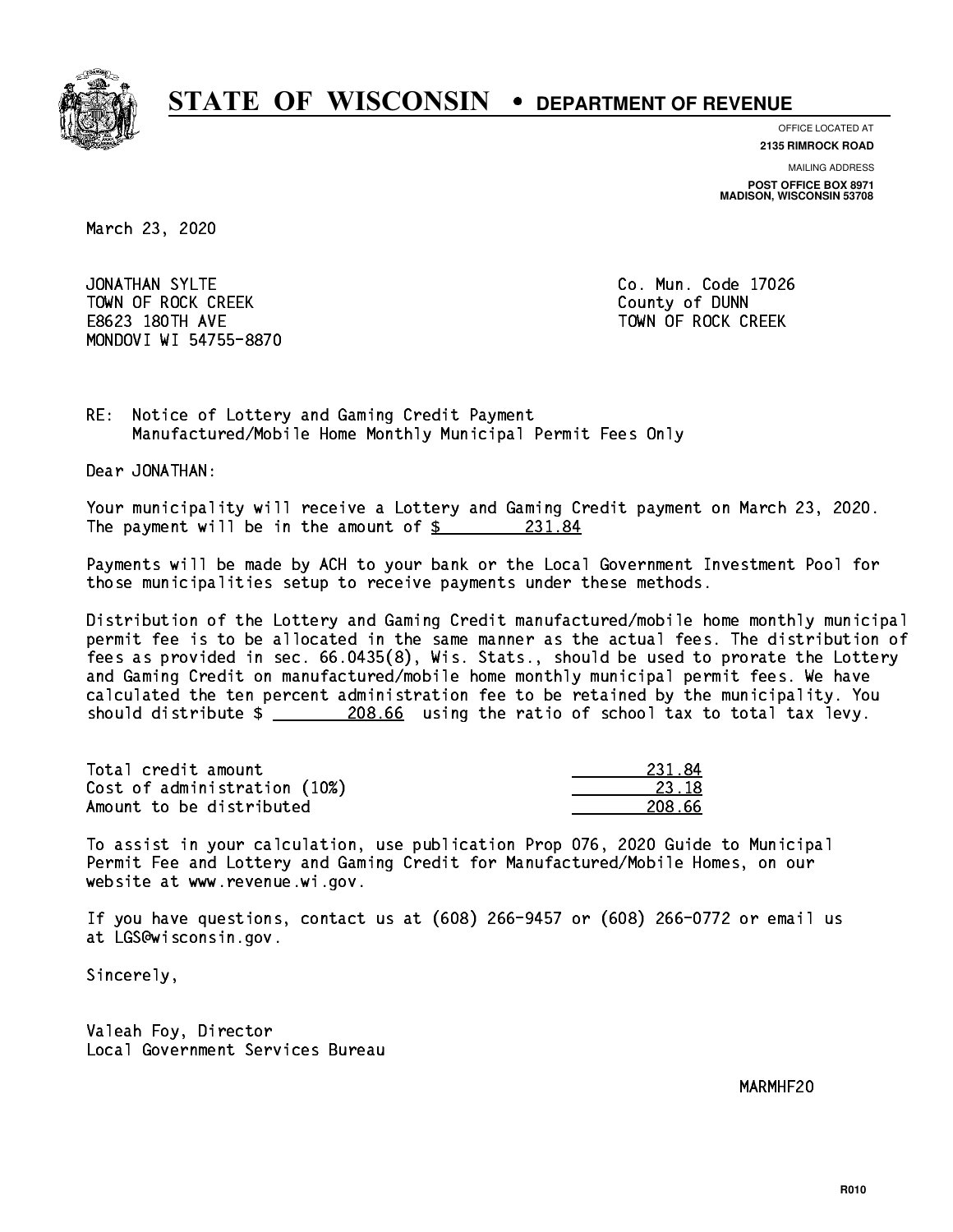# STATE OF WISCONSIN • DEPARTMENT OF REVENUE

OFFICE LOCATED AT
**2135 RIMROCK ROAD**

MAILING ADDRESS
**POST OFFICE BOX 8971**
**MADISON, WISCONSIN 53708**

March 23, 2020

JONATHAN SYLTE
TOWN OF ROCK CREEK
E8623 180TH AVE
MONDOVI WI 54755-8870

Co. Mun. Code 17026
County of DUNN
TOWN OF ROCK CREEK

RE: Notice of Lottery and Gaming Credit Payment
Manufactured/Mobile Home Monthly Municipal Permit Fees Only

Dear JONATHAN:

Your municipality will receive a Lottery and Gaming Credit payment on March 23, 2020. The payment will be in the amount of $ 231.84

Payments will be made by ACH to your bank or the Local Government Investment Pool for those municipalities setup to receive payments under these methods.

Distribution of the Lottery and Gaming Credit manufactured/mobile home monthly municipal permit fee is to be allocated in the same manner as the actual fees. The distribution of fees as provided in sec. 66.0435(8), Wis. Stats., should be used to prorate the Lottery and Gaming Credit on manufactured/mobile home monthly municipal permit fees. We have calculated the ten percent administration fee to be retained by the municipality. You should distribute $ 208.66 using the ratio of school tax to total tax levy.

| | |
|---|---|
| Total credit amount | 231.84 |
| Cost of administration (10%) | 23.18 |
| Amount to be distributed | 208.66 |

To assist in your calculation, use publication Prop 076, 2020 Guide to Municipal Permit Fee and Lottery and Gaming Credit for Manufactured/Mobile Homes, on our website at www.revenue.wi.gov.

If you have questions, contact us at (608) 266-9457 or (608) 266-0772 or email us at LGS@wisconsin.gov.

Sincerely,

Valeah Foy, Director
Local Government Services Bureau

MARMHF20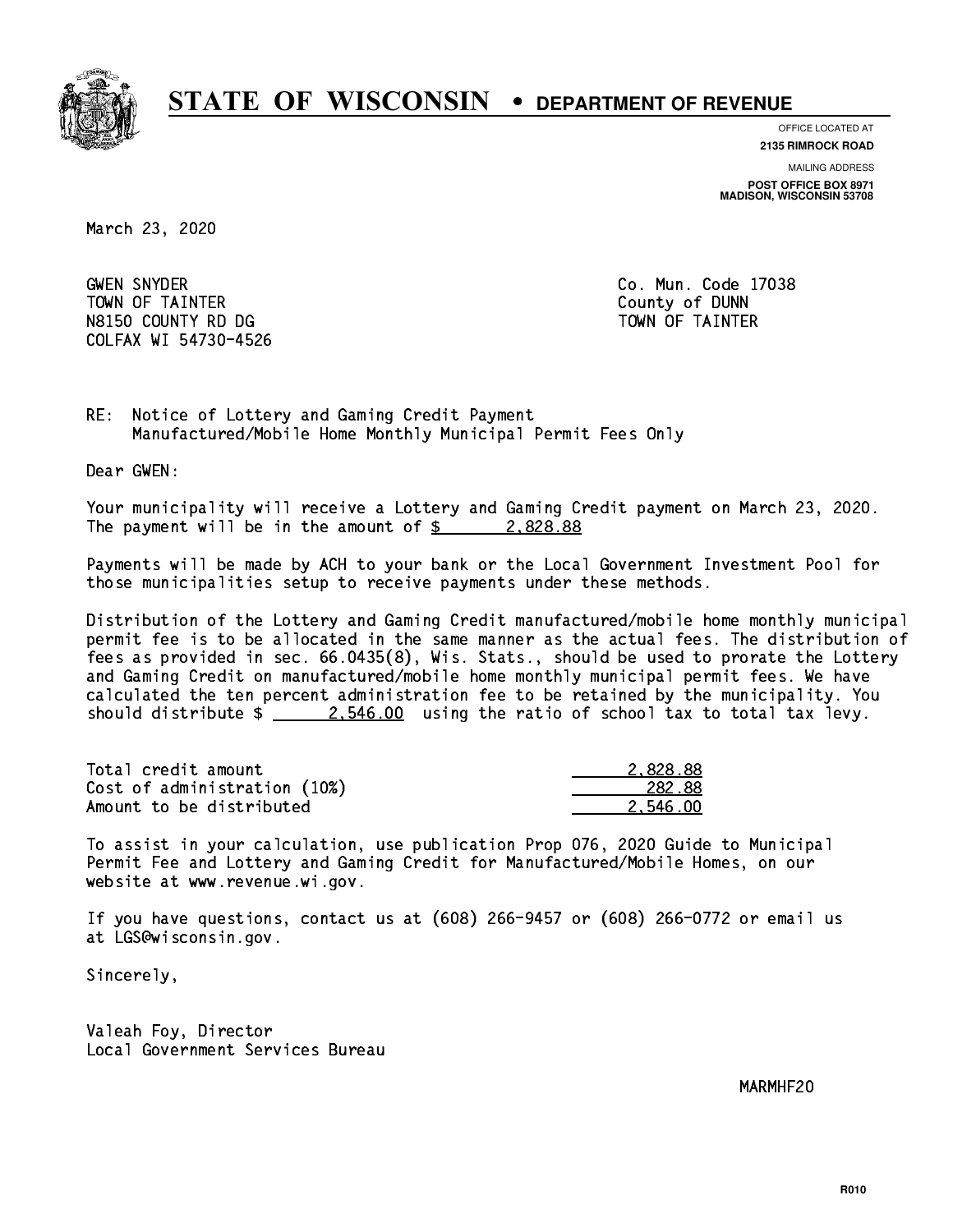# STATE OF WISCONSIN • DEPARTMENT OF REVENUE

OFFICE LOCATED AT
**2135 RIMROCK ROAD**

MAILING ADDRESS
**POST OFFICE BOX 8971**
**MADISON, WISCONSIN 53708**

March 23, 2020

GWEN SNYDER
TOWN OF TAINTER
N8150 COUNTY RD DG
COLFAX WI 54730-4526

Co. Mun. Code 17038
County of DUNN
TOWN OF TAINTER

RE: Notice of Lottery and Gaming Credit Payment
Manufactured/Mobile Home Monthly Municipal Permit Fees Only

Dear GWEN:

Your municipality will receive a Lottery and Gaming Credit payment on March 23, 2020. The payment will be in the amount of $ 2,828.88

Payments will be made by ACH to your bank or the Local Government Investment Pool for those municipalities setup to receive payments under these methods.

Distribution of the Lottery and Gaming Credit manufactured/mobile home monthly municipal permit fee is to be allocated in the same manner as the actual fees. The distribution of fees as provided in sec. 66.0435(8), Wis. Stats., should be used to prorate the Lottery and Gaming Credit on manufactured/mobile home monthly municipal permit fees. We have calculated the ten percent administration fee to be retained by the municipality. You should distribute $ 2,546.00 using the ratio of school tax to total tax levy.

| | |
|---|---|
| Total credit amount | 2,828.88 |
| Cost of administration (10%) | 282.88 |
| Amount to be distributed | 2,546.00 |

To assist in your calculation, use publication Prop 076, 2020 Guide to Municipal Permit Fee and Lottery and Gaming Credit for Manufactured/Mobile Homes, on our website at www.revenue.wi.gov.

If you have questions, contact us at (608) 266-9457 or (608) 266-0772 or email us at LGS@wisconsin.gov.

Sincerely,

Valeah Foy, Director
Local Government Services Bureau

MARMHF20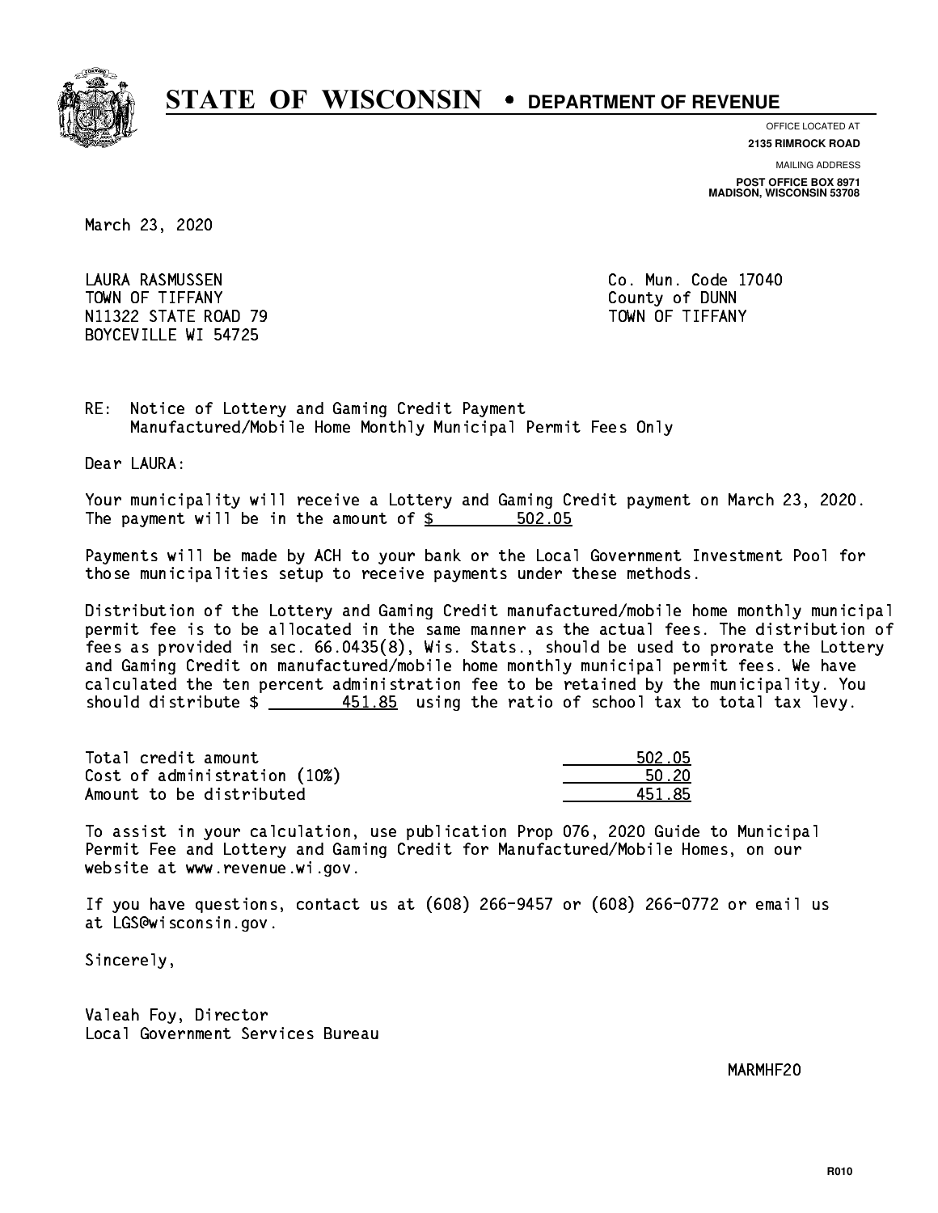# STATE OF WISCONSIN • DEPARTMENT OF REVENUE

OFFICE LOCATED AT
**2135 RIMROCK ROAD**

MAILING ADDRESS
**POST OFFICE BOX 8971**
**MADISON, WISCONSIN 53708**

March 23, 2020

LAURA RASMUSSEN
TOWN OF TIFFANY
N11322 STATE ROAD 79
BOYCEVILLE WI 54725

Co. Mun. Code 17040
County of DUNN
TOWN OF TIFFANY

RE: Notice of Lottery and Gaming Credit Payment
Manufactured/Mobile Home Monthly Municipal Permit Fees Only

Dear LAURA:

Your municipality will receive a Lottery and Gaming Credit payment on March 23, 2020. The payment will be in the amount of $ 502.05

Payments will be made by ACH to your bank or the Local Government Investment Pool for those municipalities setup to receive payments under these methods.

Distribution of the Lottery and Gaming Credit manufactured/mobile home monthly municipal permit fee is to be allocated in the same manner as the actual fees. The distribution of fees as provided in sec. 66.0435(8), Wis. Stats., should be used to prorate the Lottery and Gaming Credit on manufactured/mobile home monthly municipal permit fees. We have calculated the ten percent administration fee to be retained by the municipality. You should distribute $ 451.85 using the ratio of school tax to total tax levy.

| | |
|---|---|
| Total credit amount | 502.05 |
| Cost of administration (10%) | 50.20 |
| Amount to be distributed | 451.85 |

To assist in your calculation, use publication Prop 076, 2020 Guide to Municipal Permit Fee and Lottery and Gaming Credit for Manufactured/Mobile Homes, on our website at www.revenue.wi.gov.

If you have questions, contact us at (608) 266-9457 or (608) 266-0772 or email us at LGS@wisconsin.gov.

Sincerely,

Valeah Foy, Director
Local Government Services Bureau

MARMHF20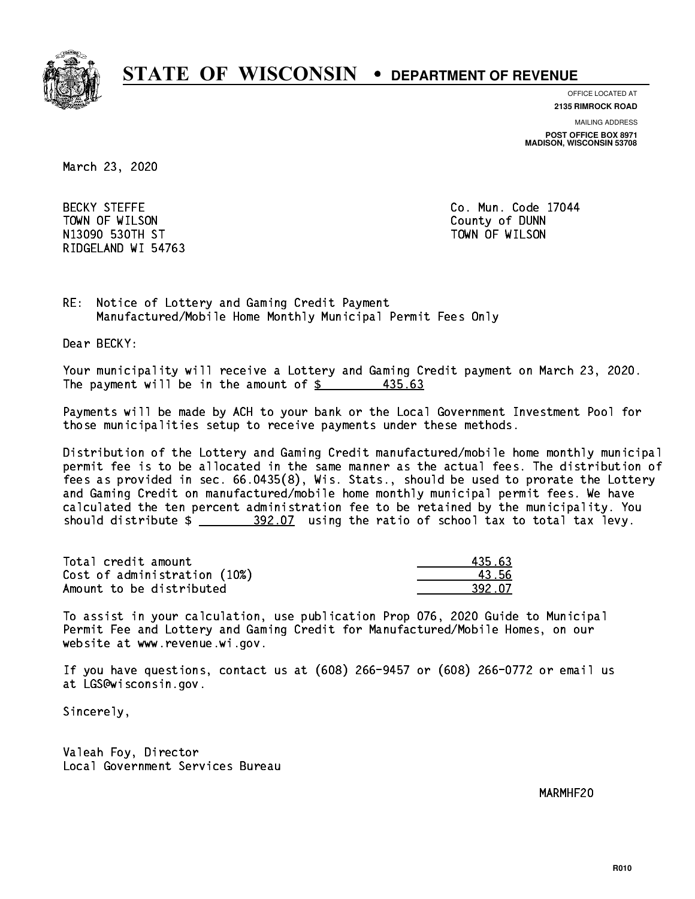# STATE OF WISCONSIN • DEPARTMENT OF REVENUE

OFFICE LOCATED AT
**2135 RIMROCK ROAD**

MAILING ADDRESS
**POST OFFICE BOX 8971**
**MADISON, WISCONSIN 53708**

March 23, 2020

BECKY STEFFE
TOWN OF WILSON
N13090 530TH ST
RIDGELAND WI 54763

Co. Mun. Code 17044
County of DUNN
TOWN OF WILSON

RE: Notice of Lottery and Gaming Credit Payment
Manufactured/Mobile Home Monthly Municipal Permit Fees Only

Dear BECKY:

Your municipality will receive a Lottery and Gaming Credit payment on March 23, 2020. The payment will be in the amount of $ 435.63

Payments will be made by ACH to your bank or the Local Government Investment Pool for those municipalities setup to receive payments under these methods.

Distribution of the Lottery and Gaming Credit manufactured/mobile home monthly municipal permit fee is to be allocated in the same manner as the actual fees. The distribution of fees as provided in sec. 66.0435(8), Wis. Stats., should be used to prorate the Lottery and Gaming Credit on manufactured/mobile home monthly municipal permit fees. We have calculated the ten percent administration fee to be retained by the municipality. You should distribute $ 392.07 using the ratio of school tax to total tax levy.

| | |
|---|---|
| Total credit amount | 435.63 |
| Cost of administration (10%) | 43.56 |
| Amount to be distributed | 392.07 |

To assist in your calculation, use publication Prop 076, 2020 Guide to Municipal Permit Fee and Lottery and Gaming Credit for Manufactured/Mobile Homes, on our website at www.revenue.wi.gov.

If you have questions, contact us at (608) 266-9457 or (608) 266-0772 or email us at LGS@wisconsin.gov.

Sincerely,

Valeah Foy, Director
Local Government Services Bureau

MARMHF20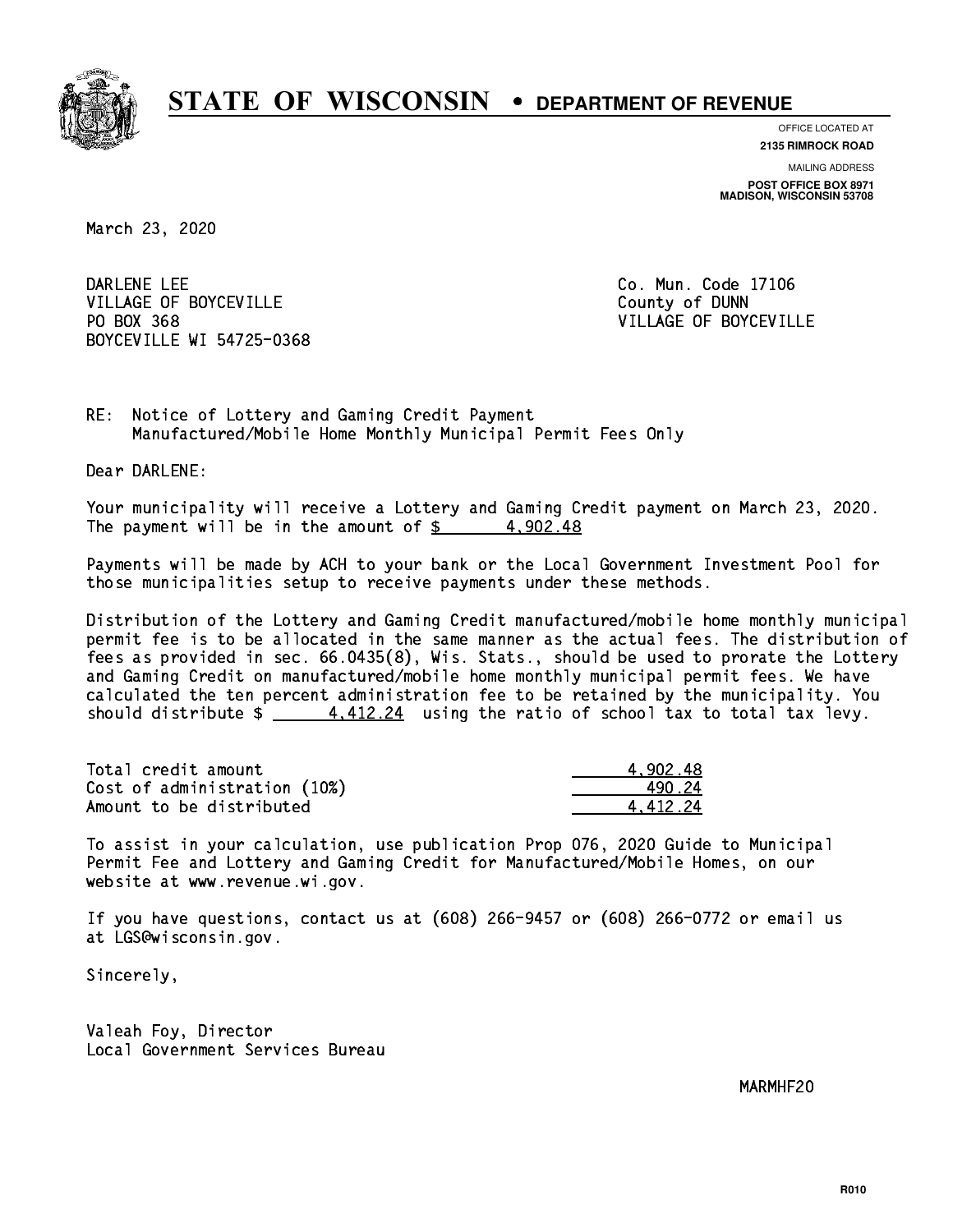# STATE OF WISCONSIN • DEPARTMENT OF REVENUE

OFFICE LOCATED AT
**2135 RIMROCK ROAD**

MAILING ADDRESS
**POST OFFICE BOX 8971**
**MADISON, WISCONSIN 53708**

March 23, 2020

DARLENE LEE
VILLAGE OF BOYCEVILLE
PO BOX 368
BOYCEVILLE WI 54725-0368

Co. Mun. Code 17106
County of DUNN
VILLAGE OF BOYCEVILLE

RE: Notice of Lottery and Gaming Credit Payment
Manufactured/Mobile Home Monthly Municipal Permit Fees Only

Dear DARLENE:

Your municipality will receive a Lottery and Gaming Credit payment on March 23, 2020. The payment will be in the amount of $ 4,902.48

Payments will be made by ACH to your bank or the Local Government Investment Pool for those municipalities setup to receive payments under these methods.

Distribution of the Lottery and Gaming Credit manufactured/mobile home monthly municipal permit fee is to be allocated in the same manner as the actual fees. The distribution of fees as provided in sec. 66.0435(8), Wis. Stats., should be used to prorate the Lottery and Gaming Credit on manufactured/mobile home monthly municipal permit fees. We have calculated the ten percent administration fee to be retained by the municipality. You should distribute $ 4,412.24 using the ratio of school tax to total tax levy.

| | |
|---|---|
| Total credit amount | 4,902.48 |
| Cost of administration (10%) | 490.24 |
| Amount to be distributed | 4,412.24 |

To assist in your calculation, use publication Prop 076, 2020 Guide to Municipal Permit Fee and Lottery and Gaming Credit for Manufactured/Mobile Homes, on our website at www.revenue.wi.gov.

If you have questions, contact us at (608) 266-9457 or (608) 266-0772 or email us at LGS@wisconsin.gov.

Sincerely,

Valeah Foy, Director
Local Government Services Bureau

MARMHF20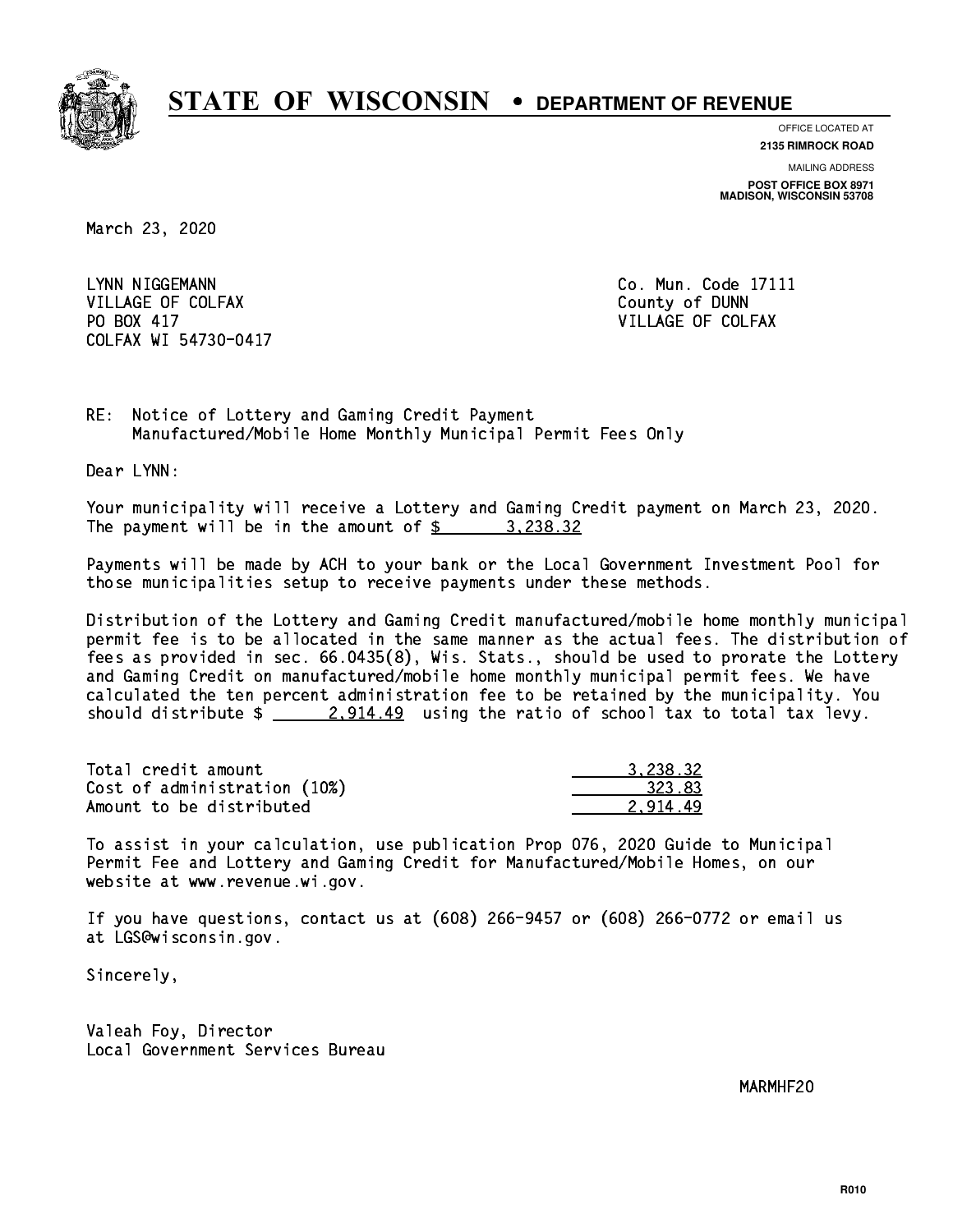# STATE OF WISCONSIN • DEPARTMENT OF REVENUE

OFFICE LOCATED AT
**2135 RIMROCK ROAD**

MAILING ADDRESS
**POST OFFICE BOX 8971**
**MADISON, WISCONSIN 53708**

March 23, 2020

LYNN NIGGEMANN
VILLAGE OF COLFAX
PO BOX 417
COLFAX WI 54730-0417

Co. Mun. Code 17111
County of DUNN
VILLAGE OF COLFAX

RE: Notice of Lottery and Gaming Credit Payment
Manufactured/Mobile Home Monthly Municipal Permit Fees Only

Dear LYNN:

Your municipality will receive a Lottery and Gaming Credit payment on March 23, 2020. The payment will be in the amount of $ 3,238.32

Payments will be made by ACH to your bank or the Local Government Investment Pool for those municipalities setup to receive payments under these methods.

Distribution of the Lottery and Gaming Credit manufactured/mobile home monthly municipal permit fee is to be allocated in the same manner as the actual fees. The distribution of fees as provided in sec. 66.0435(8), Wis. Stats., should be used to prorate the Lottery and Gaming Credit on manufactured/mobile home monthly municipal permit fees. We have calculated the ten percent administration fee to be retained by the municipality. You should distribute $ 2,914.49 using the ratio of school tax to total tax levy.

| | |
|---|---|
| Total credit amount | 3,238.32 |
| Cost of administration (10%) | 323.83 |
| Amount to be distributed | 2,914.49 |

To assist in your calculation, use publication Prop 076, 2020 Guide to Municipal Permit Fee and Lottery and Gaming Credit for Manufactured/Mobile Homes, on our website at www.revenue.wi.gov.

If you have questions, contact us at (608) 266-9457 or (608) 266-0772 or email us at LGS@wisconsin.gov.

Sincerely,

Valeah Foy, Director
Local Government Services Bureau

MARMHF20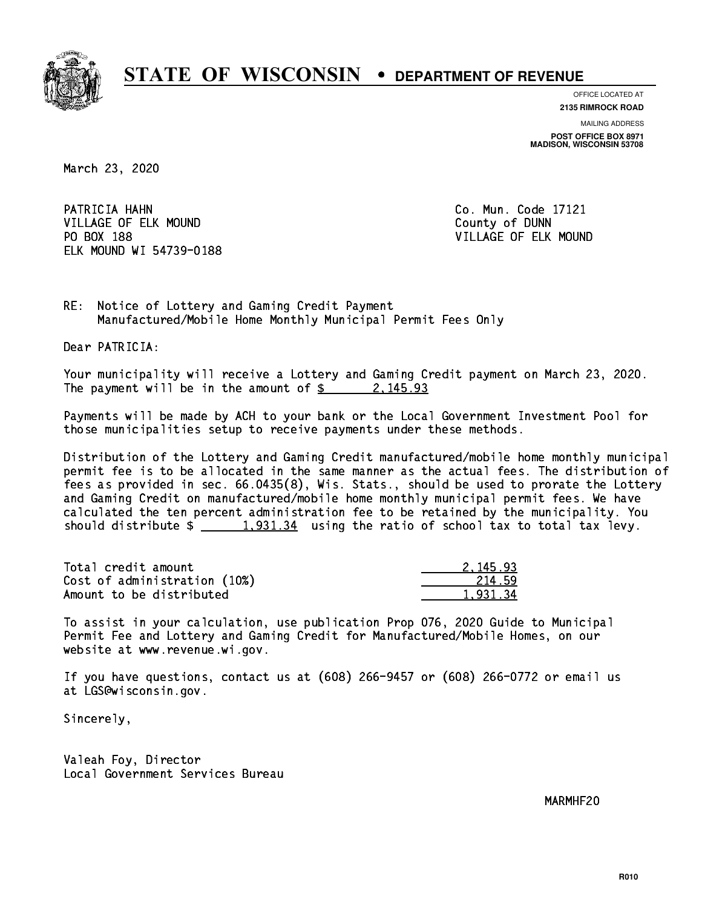# STATE OF WISCONSIN • DEPARTMENT OF REVENUE

OFFICE LOCATED AT
**2135 RIMROCK ROAD**

MAILING ADDRESS
**POST OFFICE BOX 8971**
**MADISON, WISCONSIN 53708**

March 23, 2020

PATRICIA HAHN
VILLAGE OF ELK MOUND
PO BOX 188
ELK MOUND WI 54739-0188

Co. Mun. Code 17121
County of DUNN
VILLAGE OF ELK MOUND

RE: Notice of Lottery and Gaming Credit Payment
Manufactured/Mobile Home Monthly Municipal Permit Fees Only

Dear PATRICIA:

Your municipality will receive a Lottery and Gaming Credit payment on March 23, 2020. The payment will be in the amount of $ 2,145.93

Payments will be made by ACH to your bank or the Local Government Investment Pool for those municipalities setup to receive payments under these methods.

Distribution of the Lottery and Gaming Credit manufactured/mobile home monthly municipal permit fee is to be allocated in the same manner as the actual fees. The distribution of fees as provided in sec. 66.0435(8), Wis. Stats., should be used to prorate the Lottery and Gaming Credit on manufactured/mobile home monthly municipal permit fees. We have calculated the ten percent administration fee to be retained by the municipality. You should distribute $ 1,931.34 using the ratio of school tax to total tax levy.

| | |
|---|---|
| Total credit amount | 2,145.93 |
| Cost of administration (10%) | 214.59 |
| Amount to be distributed | 1,931.34 |

To assist in your calculation, use publication Prop 076, 2020 Guide to Municipal Permit Fee and Lottery and Gaming Credit for Manufactured/Mobile Homes, on our website at www.revenue.wi.gov.

If you have questions, contact us at (608) 266-9457 or (608) 266-0772 or email us at LGS@wisconsin.gov.

Sincerely,

Valeah Foy, Director
Local Government Services Bureau

MARMHF20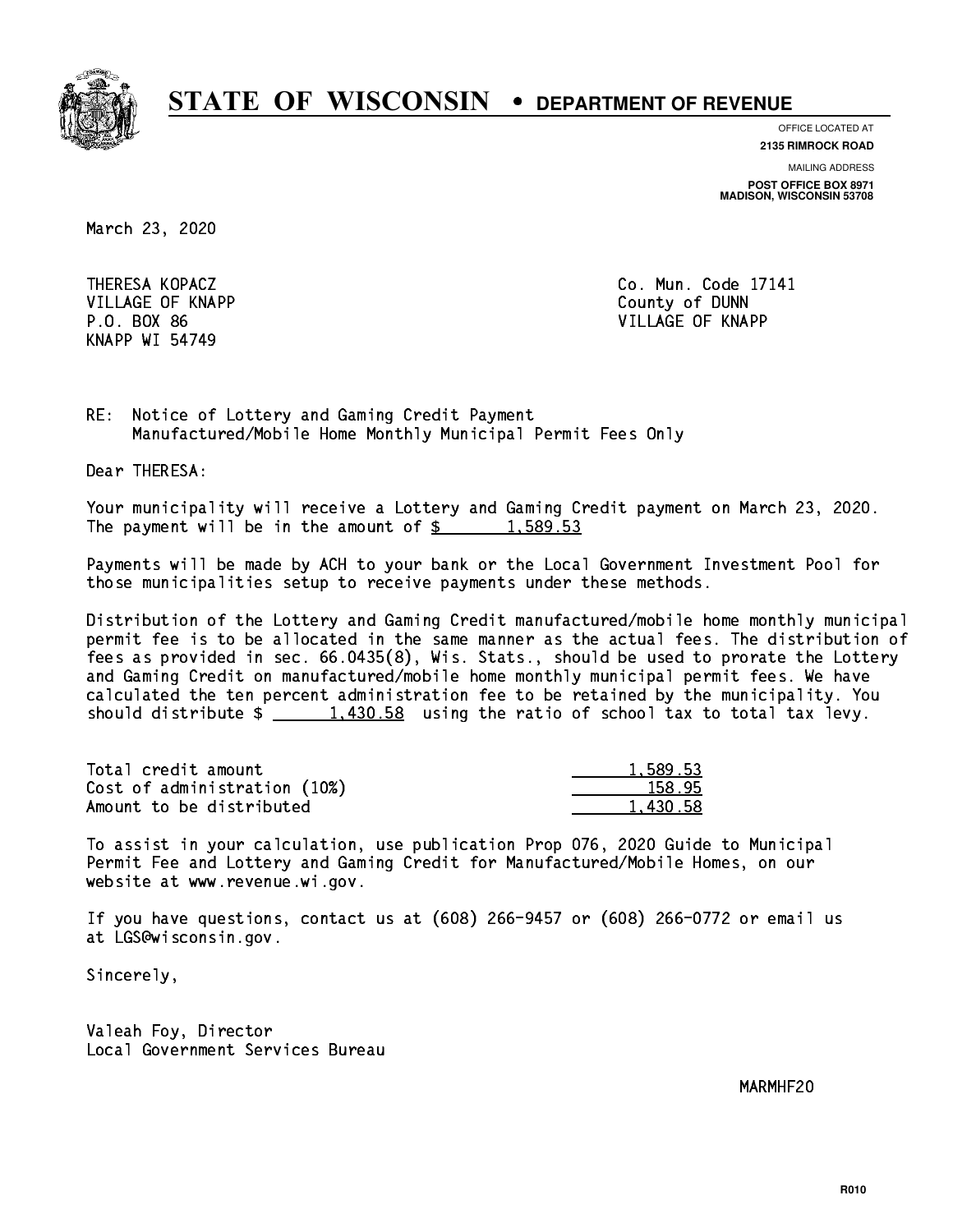# STATE OF WISCONSIN • DEPARTMENT OF REVENUE

OFFICE LOCATED AT
**2135 RIMROCK ROAD**

MAILING ADDRESS
**POST OFFICE BOX 8971**
**MADISON, WISCONSIN 53708**

March 23, 2020

THERESA KOPACZ
VILLAGE OF KNAPP
P.O. BOX 86
KNAPP WI 54749

Co. Mun. Code 17141
County of DUNN
VILLAGE OF KNAPP

RE: Notice of Lottery and Gaming Credit Payment
Manufactured/Mobile Home Monthly Municipal Permit Fees Only

Dear THERESA:

Your municipality will receive a Lottery and Gaming Credit payment on March 23, 2020. The payment will be in the amount of $ 1,589.53

Payments will be made by ACH to your bank or the Local Government Investment Pool for those municipalities setup to receive payments under these methods.

Distribution of the Lottery and Gaming Credit manufactured/mobile home monthly municipal permit fee is to be allocated in the same manner as the actual fees. The distribution of fees as provided in sec. 66.0435(8), Wis. Stats., should be used to prorate the Lottery and Gaming Credit on manufactured/mobile home monthly municipal permit fees. We have calculated the ten percent administration fee to be retained by the municipality. You should distribute $ 1,430.58 using the ratio of school tax to total tax levy.

| | |
|---|---|
| Total credit amount | 1,589.53 |
| Cost of administration (10%) | 158.95 |
| Amount to be distributed | 1,430.58 |

To assist in your calculation, use publication Prop 076, 2020 Guide to Municipal Permit Fee and Lottery and Gaming Credit for Manufactured/Mobile Homes, on our website at www.revenue.wi.gov.

If you have questions, contact us at (608) 266-9457 or (608) 266-0772 or email us at LGS@wisconsin.gov.

Sincerely,

Valeah Foy, Director
Local Government Services Bureau

MARMHF20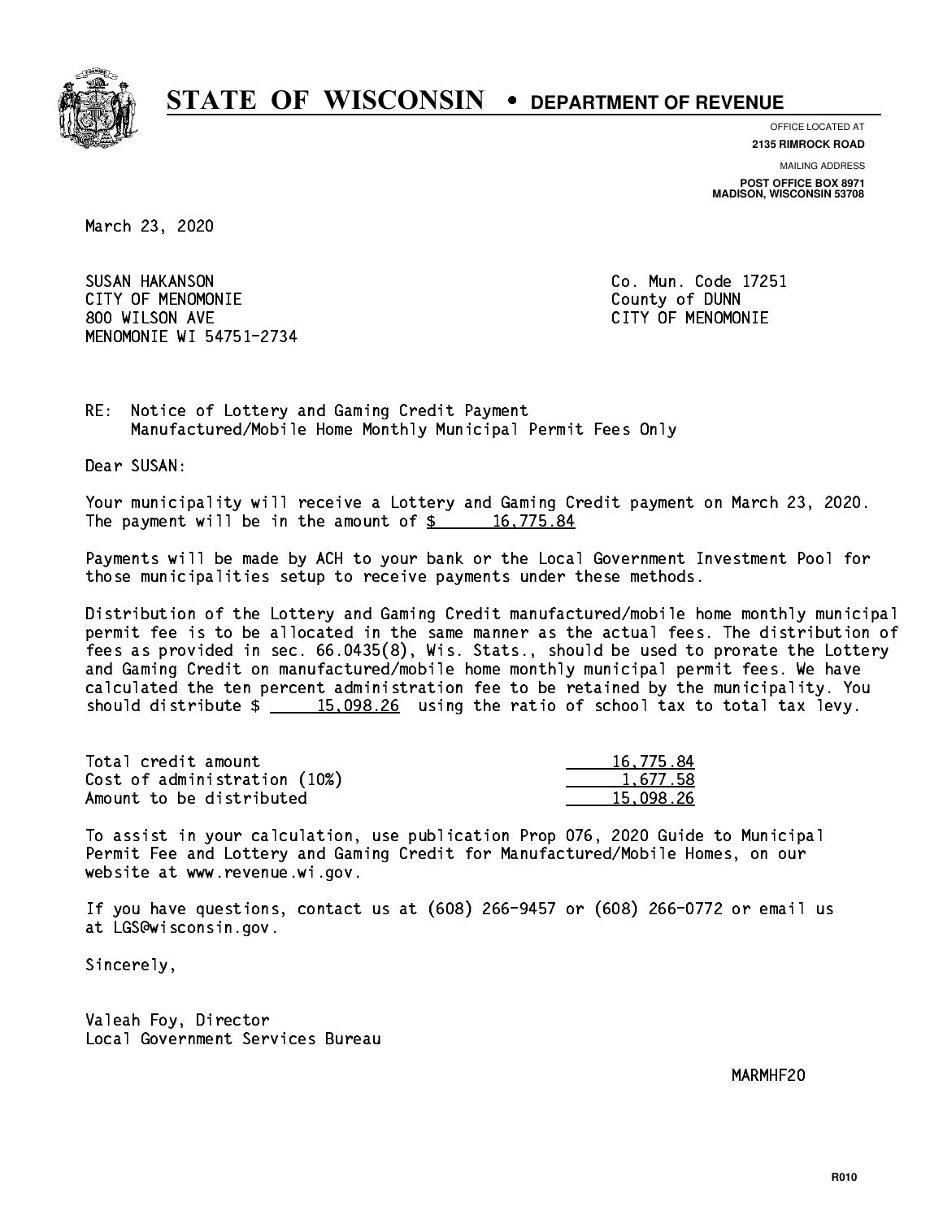# STATE OF WISCONSIN • DEPARTMENT OF REVENUE

OFFICE LOCATED AT
**2135 RIMROCK ROAD**

MAILING ADDRESS
**POST OFFICE BOX 8971**
**MADISON, WISCONSIN 53708**

March 23, 2020

SUSAN HAKANSON
CITY OF MENOMONIE
800 WILSON AVE
MENOMONIE WI 54751-2734

Co. Mun. Code 17251
County of DUNN
CITY OF MENOMONIE

RE: Notice of Lottery and Gaming Credit Payment
Manufactured/Mobile Home Monthly Municipal Permit Fees Only

Dear SUSAN:

Your municipality will receive a Lottery and Gaming Credit payment on March 23, 2020. The payment will be in the amount of $ 16,775.84

Payments will be made by ACH to your bank or the Local Government Investment Pool for those municipalities setup to receive payments under these methods.

Distribution of the Lottery and Gaming Credit manufactured/mobile home monthly municipal permit fee is to be allocated in the same manner as the actual fees. The distribution of fees as provided in sec. 66.0435(8), Wis. Stats., should be used to prorate the Lottery and Gaming Credit on manufactured/mobile home monthly municipal permit fees. We have calculated the ten percent administration fee to be retained by the municipality. You should distribute $ 15,098.26 using the ratio of school tax to total tax levy.

| | |
|---|---|
| Total credit amount | 16,775.84 |
| Cost of administration (10%) | 1,677.58 |
| Amount to be distributed | 15,098.26 |

To assist in your calculation, use publication Prop 076, 2020 Guide to Municipal Permit Fee and Lottery and Gaming Credit for Manufactured/Mobile Homes, on our website at www.revenue.wi.gov.

If you have questions, contact us at (608) 266-9457 or (608) 266-0772 or email us at LGS@wisconsin.gov.

Sincerely,

Valeah Foy, Director
Local Government Services Bureau

MARMHF20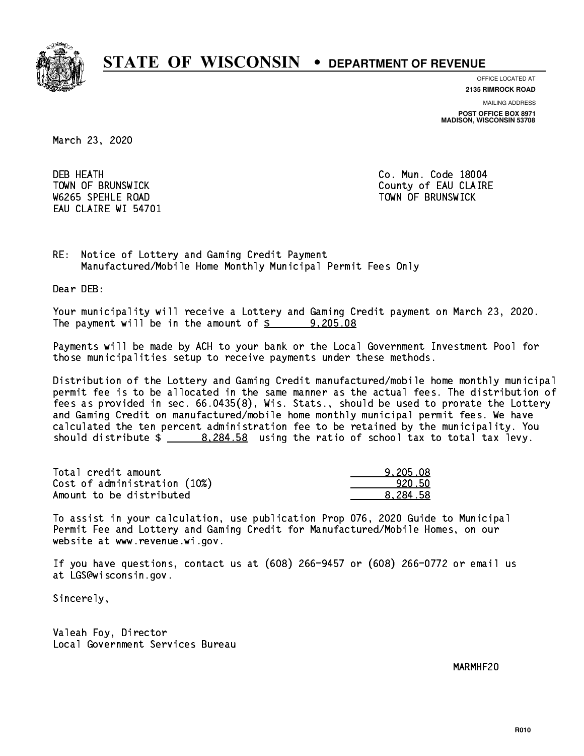# STATE OF WISCONSIN • DEPARTMENT OF REVENUE

OFFICE LOCATED AT
**2135 RIMROCK ROAD**

MAILING ADDRESS
**POST OFFICE BOX 8971**
**MADISON, WISCONSIN 53708**

March 23, 2020

DEB HEATH
TOWN OF BRUNSWICK
W6265 SPEHLE ROAD
EAU CLAIRE WI 54701

Co. Mun. Code 18004
County of EAU CLAIRE
TOWN OF BRUNSWICK

RE: Notice of Lottery and Gaming Credit Payment
Manufactured/Mobile Home Monthly Municipal Permit Fees Only

Dear DEB:

Your municipality will receive a Lottery and Gaming Credit payment on March 23, 2020. The payment will be in the amount of $ 9,205.08

Payments will be made by ACH to your bank or the Local Government Investment Pool for those municipalities setup to receive payments under these methods.

Distribution of the Lottery and Gaming Credit manufactured/mobile home monthly municipal permit fee is to be allocated in the same manner as the actual fees. The distribution of fees as provided in sec. 66.0435(8), Wis. Stats., should be used to prorate the Lottery and Gaming Credit on manufactured/mobile home monthly municipal permit fees. We have calculated the ten percent administration fee to be retained by the municipality. You should distribute $ 8,284.58 using the ratio of school tax to total tax levy.

| | |
|---|---:|
| Total credit amount | 9,205.08 |
| Cost of administration (10%) | 920.50 |
| Amount to be distributed | 8,284.58 |

To assist in your calculation, use publication Prop 076, 2020 Guide to Municipal Permit Fee and Lottery and Gaming Credit for Manufactured/Mobile Homes, on our website at www.revenue.wi.gov.

If you have questions, contact us at (608) 266-9457 or (608) 266-0772 or email us at LGS@wisconsin.gov.

Sincerely,

Valeah Foy, Director
Local Government Services Bureau

MARMHF20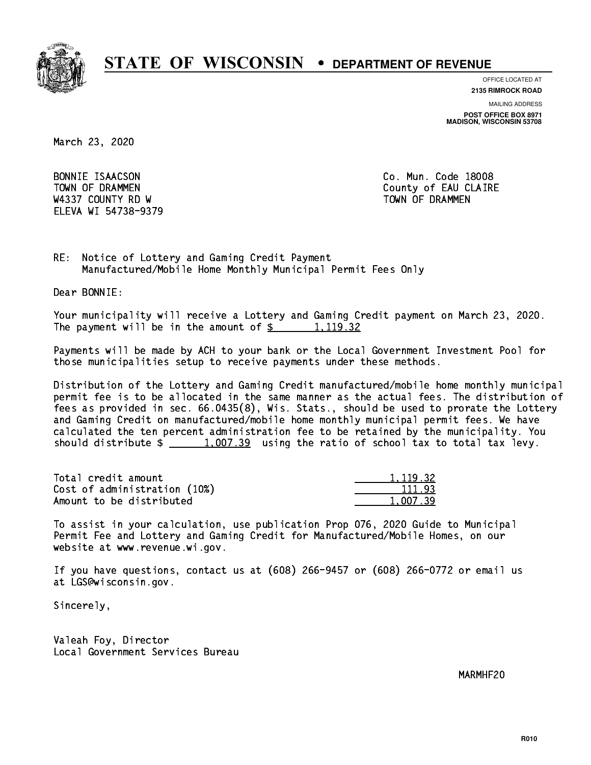# STATE OF WISCONSIN • DEPARTMENT OF REVENUE

OFFICE LOCATED AT
**2135 RIMROCK ROAD**

MAILING ADDRESS
**POST OFFICE BOX 8971**
**MADISON, WISCONSIN 53708**

March 23, 2020

BONNIE ISAACSON
TOWN OF DRAMMEN
W4337 COUNTY RD W
ELEVA WI 54738-9379

Co. Mun. Code 18008
County of EAU CLAIRE
TOWN OF DRAMMEN

RE: Notice of Lottery and Gaming Credit Payment
Manufactured/Mobile Home Monthly Municipal Permit Fees Only

Dear BONNIE:

Your municipality will receive a Lottery and Gaming Credit payment on March 23, 2020. The payment will be in the amount of $ 1,119.32

Payments will be made by ACH to your bank or the Local Government Investment Pool for those municipalities setup to receive payments under these methods.

Distribution of the Lottery and Gaming Credit manufactured/mobile home monthly municipal permit fee is to be allocated in the same manner as the actual fees. The distribution of fees as provided in sec. 66.0435(8), Wis. Stats., should be used to prorate the Lottery and Gaming Credit on manufactured/mobile home monthly municipal permit fees. We have calculated the ten percent administration fee to be retained by the municipality. You should distribute $ 1,007.39 using the ratio of school tax to total tax levy.

| | |
|---|---|
| Total credit amount | 1,119.32 |
| Cost of administration (10%) | 111.93 |
| Amount to be distributed | 1,007.39 |

To assist in your calculation, use publication Prop 076, 2020 Guide to Municipal Permit Fee and Lottery and Gaming Credit for Manufactured/Mobile Homes, on our website at www.revenue.wi.gov.

If you have questions, contact us at (608) 266-9457 or (608) 266-0772 or email us at LGS@wisconsin.gov.

Sincerely,

Valeah Foy, Director
Local Government Services Bureau

MARMHF20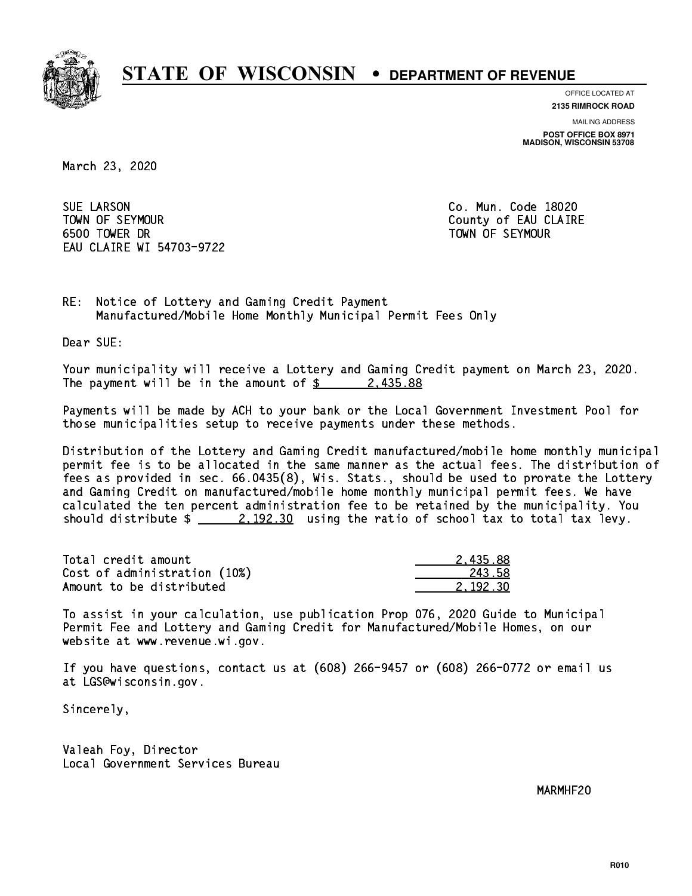# STATE OF WISCONSIN • DEPARTMENT OF REVENUE

OFFICE LOCATED AT
**2135 RIMROCK ROAD**

MAILING ADDRESS
**POST OFFICE BOX 8971**
**MADISON, WISCONSIN 53708**

March 23, 2020

SUE LARSON
TOWN OF SEYMOUR
6500 TOWER DR
EAU CLAIRE WI 54703-9722

Co. Mun. Code 18020
County of EAU CLAIRE
TOWN OF SEYMOUR

RE: Notice of Lottery and Gaming Credit Payment
Manufactured/Mobile Home Monthly Municipal Permit Fees Only

Dear SUE:

Your municipality will receive a Lottery and Gaming Credit payment on March 23, 2020. The payment will be in the amount of $ 2,435.88

Payments will be made by ACH to your bank or the Local Government Investment Pool for those municipalities setup to receive payments under these methods.

Distribution of the Lottery and Gaming Credit manufactured/mobile home monthly municipal permit fee is to be allocated in the same manner as the actual fees. The distribution of fees as provided in sec. 66.0435(8), Wis. Stats., should be used to prorate the Lottery and Gaming Credit on manufactured/mobile home monthly municipal permit fees. We have calculated the ten percent administration fee to be retained by the municipality. You should distribute $ 2,192.30 using the ratio of school tax to total tax levy.

| | |
|---|---|
| Total credit amount | 2,435.88 |
| Cost of administration (10%) | 243.58 |
| Amount to be distributed | 2,192.30 |

To assist in your calculation, use publication Prop 076, 2020 Guide to Municipal Permit Fee and Lottery and Gaming Credit for Manufactured/Mobile Homes, on our website at www.revenue.wi.gov.

If you have questions, contact us at (608) 266-9457 or (608) 266-0772 or email us at LGS@wisconsin.gov.

Sincerely,

Valeah Foy, Director
Local Government Services Bureau

MARMHF20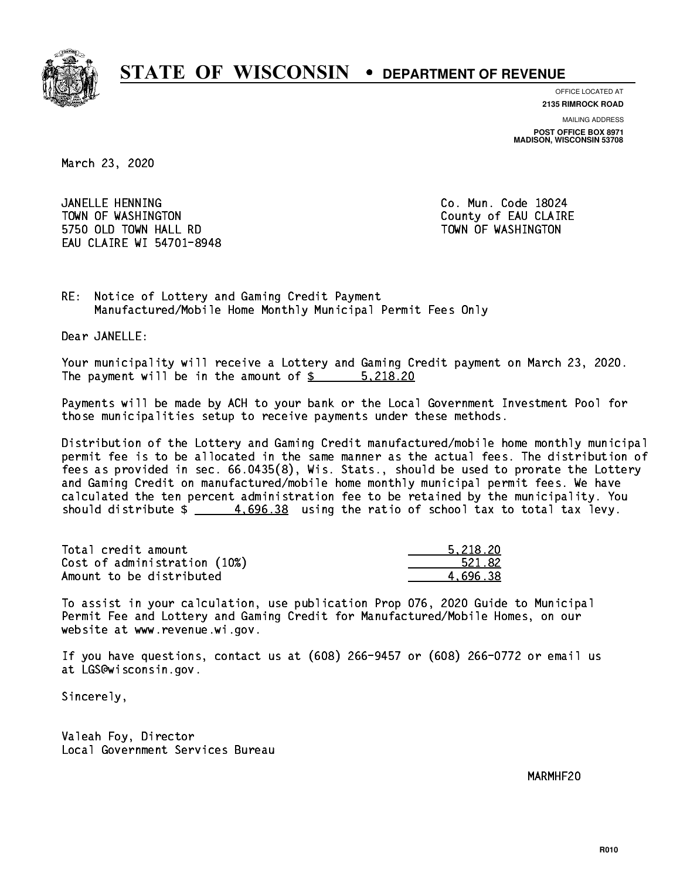# STATE OF WISCONSIN • DEPARTMENT OF REVENUE

OFFICE LOCATED AT
**2135 RIMROCK ROAD**

MAILING ADDRESS
**POST OFFICE BOX 8971**
**MADISON, WISCONSIN 53708**

March 23, 2020

JANELLE HENNING
TOWN OF WASHINGTON
5750 OLD TOWN HALL RD
EAU CLAIRE WI 54701-8948

Co. Mun. Code 18024
County of EAU CLAIRE
TOWN OF WASHINGTON

RE: Notice of Lottery and Gaming Credit Payment
Manufactured/Mobile Home Monthly Municipal Permit Fees Only

Dear JANELLE:

Your municipality will receive a Lottery and Gaming Credit payment on March 23, 2020. The payment will be in the amount of $ 5,218.20

Payments will be made by ACH to your bank or the Local Government Investment Pool for those municipalities setup to receive payments under these methods.

Distribution of the Lottery and Gaming Credit manufactured/mobile home monthly municipal permit fee is to be allocated in the same manner as the actual fees. The distribution of fees as provided in sec. 66.0435(8), Wis. Stats., should be used to prorate the Lottery and Gaming Credit on manufactured/mobile home monthly municipal permit fees. We have calculated the ten percent administration fee to be retained by the municipality. You should distribute $ 4,696.38 using the ratio of school tax to total tax levy.

| | |
|---|---|
| Total credit amount | 5,218.20 |
| Cost of administration (10%) | 521.82 |
| Amount to be distributed | 4,696.38 |

To assist in your calculation, use publication Prop 076, 2020 Guide to Municipal Permit Fee and Lottery and Gaming Credit for Manufactured/Mobile Homes, on our website at www.revenue.wi.gov.

If you have questions, contact us at (608) 266-9457 or (608) 266-0772 or email us at LGS@wisconsin.gov.

Sincerely,

Valeah Foy, Director
Local Government Services Bureau

MARMHF20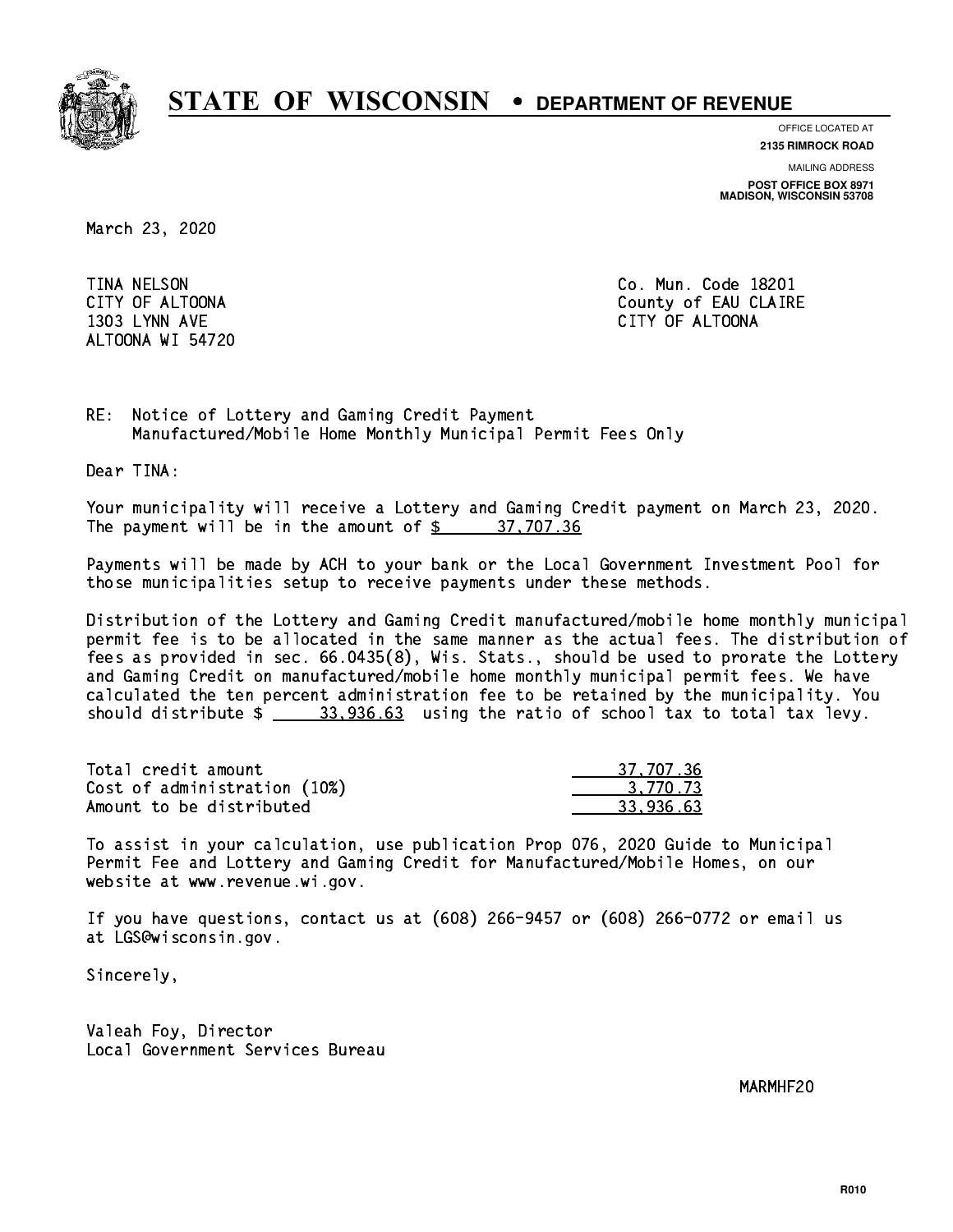# STATE OF WISCONSIN • DEPARTMENT OF REVENUE

OFFICE LOCATED AT
**2135 RIMROCK ROAD**

MAILING ADDRESS
**POST OFFICE BOX 8971**
**MADISON, WISCONSIN 53708**

March 23, 2020

TINA NELSON
CITY OF ALTOONA
1303 LYNN AVE
ALTOONA WI 54720

Co. Mun. Code 18201
County of EAU CLAIRE
CITY OF ALTOONA

RE: Notice of Lottery and Gaming Credit Payment
Manufactured/Mobile Home Monthly Municipal Permit Fees Only

Dear TINA:

Your municipality will receive a Lottery and Gaming Credit payment on March 23, 2020. The payment will be in the amount of $ 37,707.36

Payments will be made by ACH to your bank or the Local Government Investment Pool for those municipalities setup to receive payments under these methods.

Distribution of the Lottery and Gaming Credit manufactured/mobile home monthly municipal permit fee is to be allocated in the same manner as the actual fees. The distribution of fees as provided in sec. 66.0435(8), Wis. Stats., should be used to prorate the Lottery and Gaming Credit on manufactured/mobile home monthly municipal permit fees. We have calculated the ten percent administration fee to be retained by the municipality. You should distribute $ 33,936.63 using the ratio of school tax to total tax levy.

| | |
|---|---|
| Total credit amount | 37,707.36 |
| Cost of administration (10%) | 3,770.73 |
| Amount to be distributed | 33,936.63 |

To assist in your calculation, use publication Prop 076, 2020 Guide to Municipal Permit Fee and Lottery and Gaming Credit for Manufactured/Mobile Homes, on our website at www.revenue.wi.gov.

If you have questions, contact us at (608) 266-9457 or (608) 266-0772 or email us at LGS@wisconsin.gov.

Sincerely,

Valeah Foy, Director
Local Government Services Bureau

MARMHF20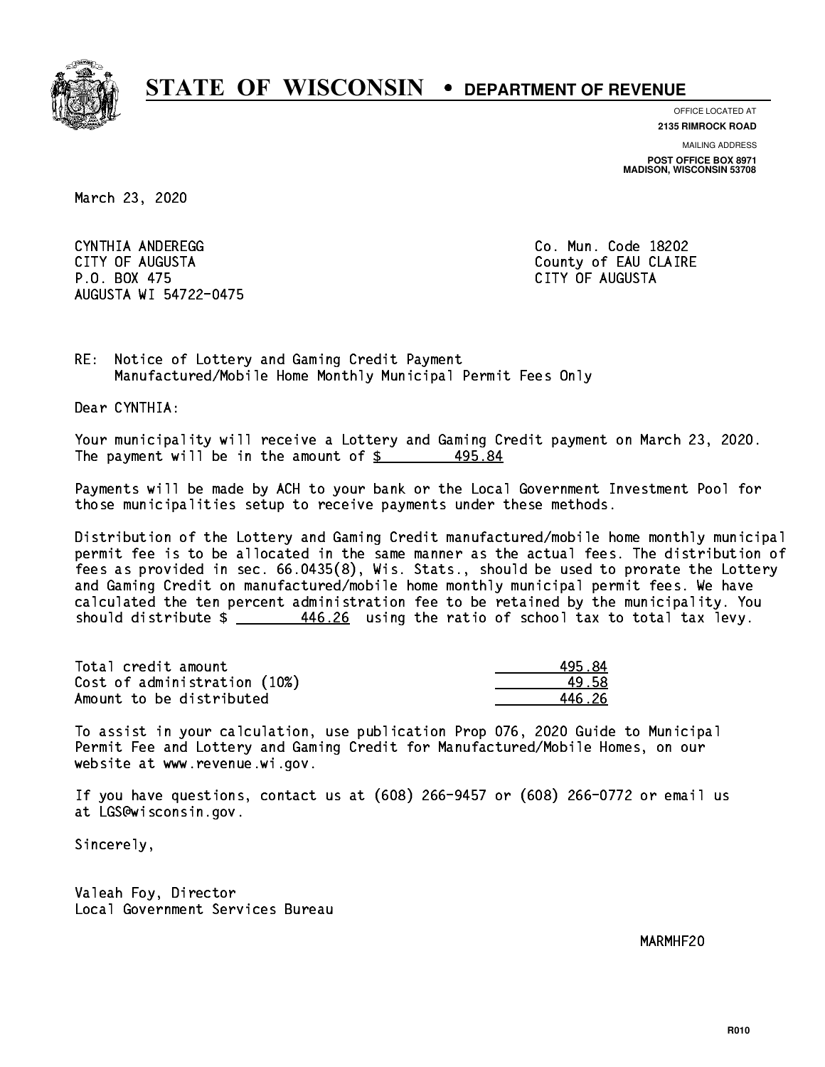# STATE OF WISCONSIN • DEPARTMENT OF REVENUE

OFFICE LOCATED AT
**2135 RIMROCK ROAD**

MAILING ADDRESS
**POST OFFICE BOX 8971**
**MADISON, WISCONSIN 53708**

March 23, 2020

CYNTHIA ANDEREGG
CITY OF AUGUSTA
P.O. BOX 475
AUGUSTA WI 54722-0475

Co. Mun. Code 18202
County of EAU CLAIRE
CITY OF AUGUSTA

RE: Notice of Lottery and Gaming Credit Payment
Manufactured/Mobile Home Monthly Municipal Permit Fees Only

Dear CYNTHIA:

Your municipality will receive a Lottery and Gaming Credit payment on March 23, 2020. The payment will be in the amount of $ 495.84

Payments will be made by ACH to your bank or the Local Government Investment Pool for those municipalities setup to receive payments under these methods.

Distribution of the Lottery and Gaming Credit manufactured/mobile home monthly municipal permit fee is to be allocated in the same manner as the actual fees. The distribution of fees as provided in sec. 66.0435(8), Wis. Stats., should be used to prorate the Lottery and Gaming Credit on manufactured/mobile home monthly municipal permit fees. We have calculated the ten percent administration fee to be retained by the municipality. You should distribute $ 446.26 using the ratio of school tax to total tax levy.

| | |
|---|---|
| Total credit amount | 495.84 |
| Cost of administration (10%) | 49.58 |
| Amount to be distributed | 446.26 |

To assist in your calculation, use publication Prop 076, 2020 Guide to Municipal Permit Fee and Lottery and Gaming Credit for Manufactured/Mobile Homes, on our website at www.revenue.wi.gov.

If you have questions, contact us at (608) 266-9457 or (608) 266-0772 or email us at LGS@wisconsin.gov.

Sincerely,

Valeah Foy, Director
Local Government Services Bureau

MARMHF20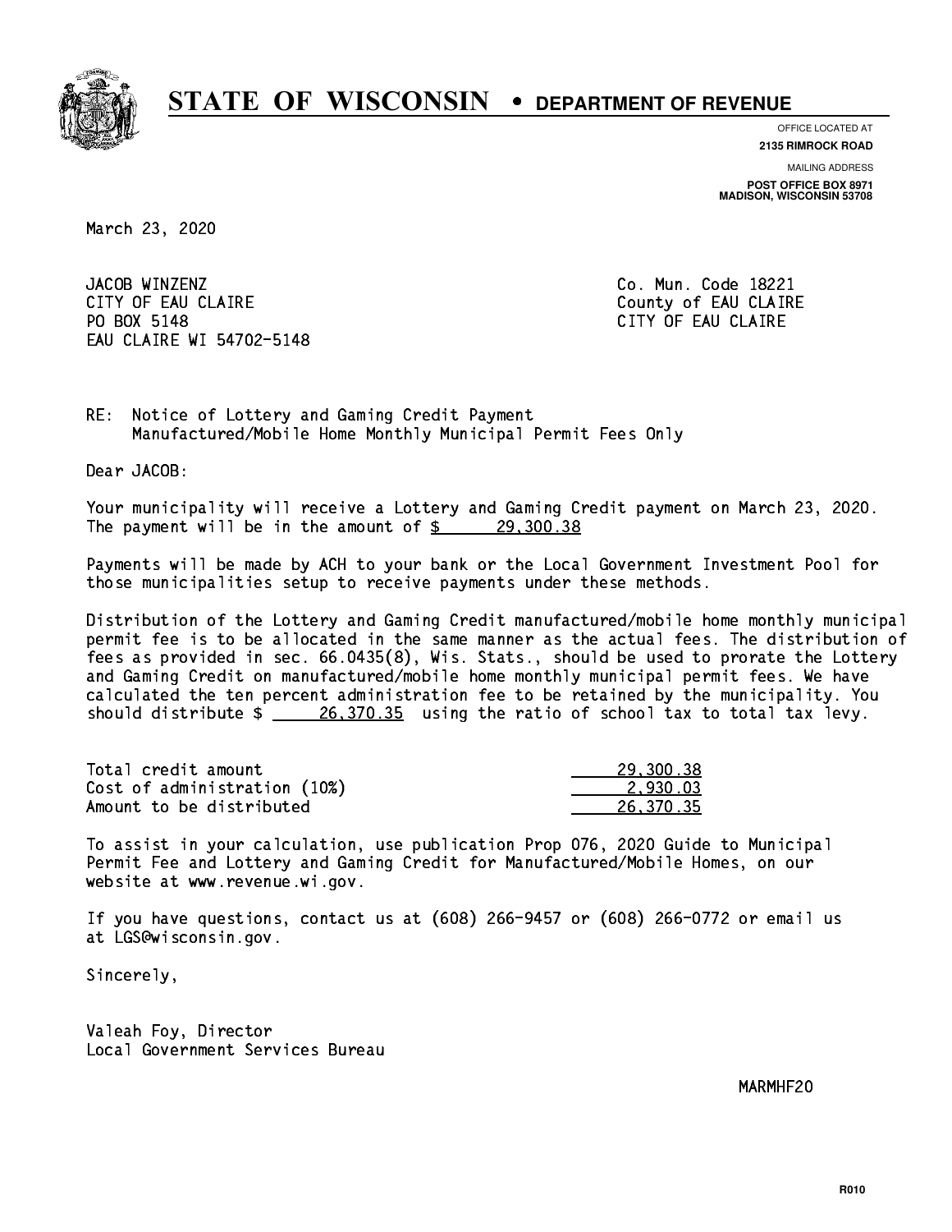# STATE OF WISCONSIN • DEPARTMENT OF REVENUE

OFFICE LOCATED AT
**2135 RIMROCK ROAD**

MAILING ADDRESS
**POST OFFICE BOX 8971**
**MADISON, WISCONSIN 53708**

March 23, 2020

JACOB WINZENZ
CITY OF EAU CLAIRE
PO BOX 5148
EAU CLAIRE WI 54702-5148

Co. Mun. Code 18221
County of EAU CLAIRE
CITY OF EAU CLAIRE

RE: Notice of Lottery and Gaming Credit Payment
Manufactured/Mobile Home Monthly Municipal Permit Fees Only

Dear JACOB:

Your municipality will receive a Lottery and Gaming Credit payment on March 23, 2020. The payment will be in the amount of $ 29,300.38

Payments will be made by ACH to your bank or the Local Government Investment Pool for those municipalities setup to receive payments under these methods.

Distribution of the Lottery and Gaming Credit manufactured/mobile home monthly municipal permit fee is to be allocated in the same manner as the actual fees. The distribution of fees as provided in sec. 66.0435(8), Wis. Stats., should be used to prorate the Lottery and Gaming Credit on manufactured/mobile home monthly municipal permit fees. We have calculated the ten percent administration fee to be retained by the municipality. You should distribute $ 26,370.35 using the ratio of school tax to total tax levy.

| | |
|---|---:|
| Total credit amount | 29,300.38 |
| Cost of administration (10%) | 2,930.03 |
| Amount to be distributed | 26,370.35 |

To assist in your calculation, use publication Prop 076, 2020 Guide to Municipal Permit Fee and Lottery and Gaming Credit for Manufactured/Mobile Homes, on our website at www.revenue.wi.gov.

If you have questions, contact us at (608) 266-9457 or (608) 266-0772 or email us at LGS@wisconsin.gov.

Sincerely,

Valeah Foy, Director
Local Government Services Bureau

MARMHF20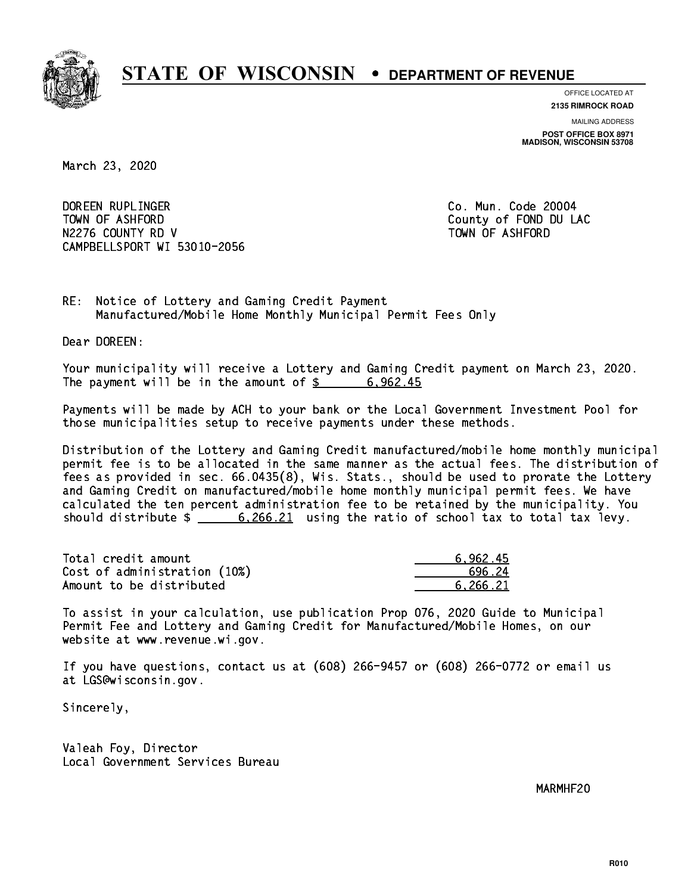# STATE OF WISCONSIN • DEPARTMENT OF REVENUE

OFFICE LOCATED AT
**2135 RIMROCK ROAD**

MAILING ADDRESS
**POST OFFICE BOX 8971**
**MADISON, WISCONSIN 53708**

March 23, 2020

DOREEN RUPLINGER
TOWN OF ASHFORD
N2276 COUNTY RD V
CAMPBELLSPORT WI 53010-2056

Co. Mun. Code 20004
County of FOND DU LAC
TOWN OF ASHFORD

RE: Notice of Lottery and Gaming Credit Payment
Manufactured/Mobile Home Monthly Municipal Permit Fees Only

Dear DOREEN:

Your municipality will receive a Lottery and Gaming Credit payment on March 23, 2020. The payment will be in the amount of $ 6,962.45

Payments will be made by ACH to your bank or the Local Government Investment Pool for those municipalities setup to receive payments under these methods.

Distribution of the Lottery and Gaming Credit manufactured/mobile home monthly municipal permit fee is to be allocated in the same manner as the actual fees. The distribution of fees as provided in sec. 66.0435(8), Wis. Stats., should be used to prorate the Lottery and Gaming Credit on manufactured/mobile home monthly municipal permit fees. We have calculated the ten percent administration fee to be retained by the municipality. You should distribute $ 6,266.21 using the ratio of school tax to total tax levy.

| | |
|---|---|
| Total credit amount | 6,962.45 |
| Cost of administration (10%) | 696.24 |
| Amount to be distributed | 6,266.21 |

To assist in your calculation, use publication Prop 076, 2020 Guide to Municipal Permit Fee and Lottery and Gaming Credit for Manufactured/Mobile Homes, on our website at www.revenue.wi.gov.

If you have questions, contact us at (608) 266-9457 or (608) 266-0772 or email us at LGS@wisconsin.gov.

Sincerely,

Valeah Foy, Director
Local Government Services Bureau

MARMHF20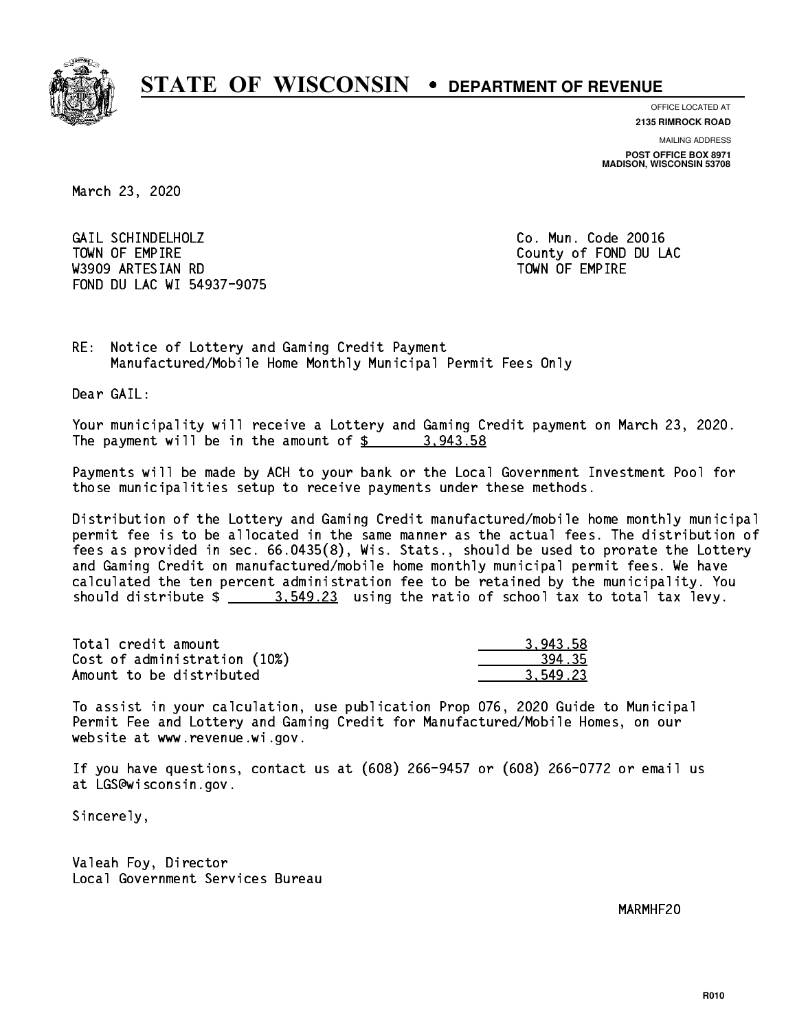# STATE OF WISCONSIN • DEPARTMENT OF REVENUE

OFFICE LOCATED AT
**2135 RIMROCK ROAD**

MAILING ADDRESS
**POST OFFICE BOX 8971**
**MADISON, WISCONSIN 53708**

March 23, 2020

GAIL SCHINDELHOLZ
TOWN OF EMPIRE
W3909 ARTESIAN RD
FOND DU LAC WI 54937-9075

Co. Mun. Code 20016
County of FOND DU LAC
TOWN OF EMPIRE

RE: Notice of Lottery and Gaming Credit Payment
Manufactured/Mobile Home Monthly Municipal Permit Fees Only

Dear GAIL:

Your municipality will receive a Lottery and Gaming Credit payment on March 23, 2020. The payment will be in the amount of $ 3,943.58

Payments will be made by ACH to your bank or the Local Government Investment Pool for those municipalities setup to receive payments under these methods.

Distribution of the Lottery and Gaming Credit manufactured/mobile home monthly municipal permit fee is to be allocated in the same manner as the actual fees. The distribution of fees as provided in sec. 66.0435(8), Wis. Stats., should be used to prorate the Lottery and Gaming Credit on manufactured/mobile home monthly municipal permit fees. We have calculated the ten percent administration fee to be retained by the municipality. You should distribute $ 3,549.23 using the ratio of school tax to total tax levy.

| | |
|---|---|
| Total credit amount | 3,943.58 |
| Cost of administration (10%) | 394.35 |
| Amount to be distributed | 3,549.23 |

To assist in your calculation, use publication Prop 076, 2020 Guide to Municipal Permit Fee and Lottery and Gaming Credit for Manufactured/Mobile Homes, on our website at www.revenue.wi.gov.

If you have questions, contact us at (608) 266-9457 or (608) 266-0772 or email us at LGS@wisconsin.gov.

Sincerely,

Valeah Foy, Director
Local Government Services Bureau

MARMHF20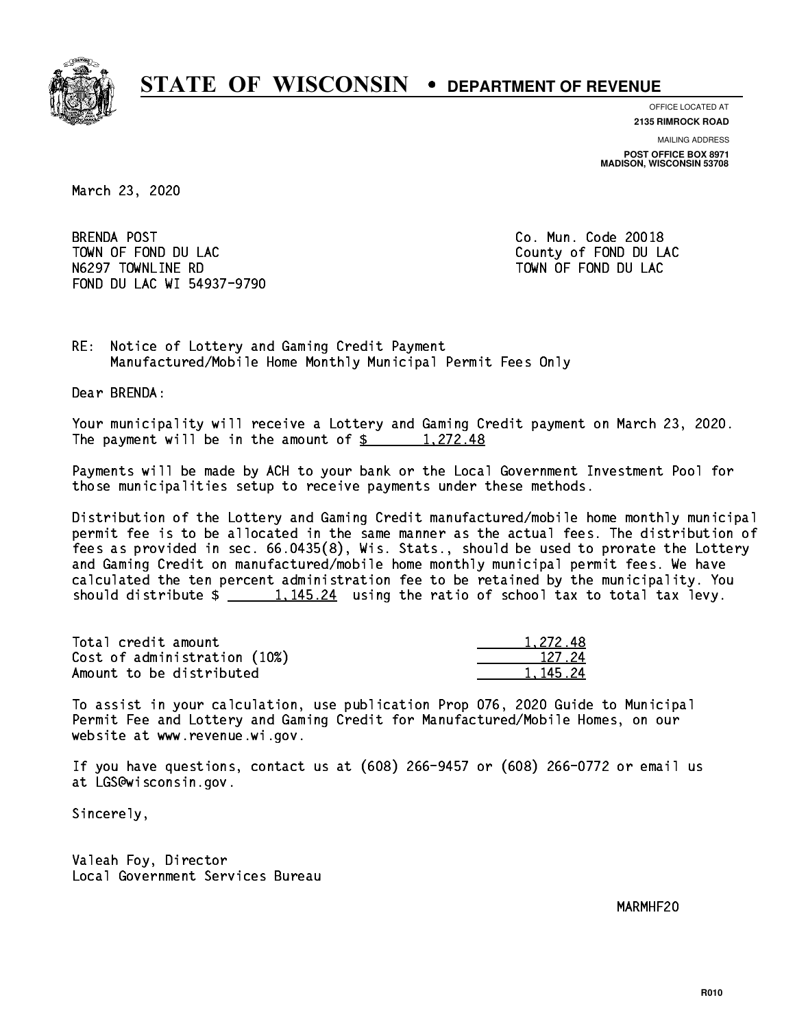# STATE OF WISCONSIN • DEPARTMENT OF REVENUE

OFFICE LOCATED AT
**2135 RIMROCK ROAD**

MAILING ADDRESS
**POST OFFICE BOX 8971**
**MADISON, WISCONSIN 53708**

March 23, 2020

BRENDA POST
TOWN OF FOND DU LAC
N6297 TOWNLINE RD
FOND DU LAC WI 54937-9790

Co. Mun. Code 20018
County of FOND DU LAC
TOWN OF FOND DU LAC

RE: Notice of Lottery and Gaming Credit Payment
Manufactured/Mobile Home Monthly Municipal Permit Fees Only

Dear BRENDA:

Your municipality will receive a Lottery and Gaming Credit payment on March 23, 2020. The payment will be in the amount of $ 1,272.48

Payments will be made by ACH to your bank or the Local Government Investment Pool for those municipalities setup to receive payments under these methods.

Distribution of the Lottery and Gaming Credit manufactured/mobile home monthly municipal permit fee is to be allocated in the same manner as the actual fees. The distribution of fees as provided in sec. 66.0435(8), Wis. Stats., should be used to prorate the Lottery and Gaming Credit on manufactured/mobile home monthly municipal permit fees. We have calculated the ten percent administration fee to be retained by the municipality. You should distribute $ 1,145.24 using the ratio of school tax to total tax levy.

| | |
|---|---|
| Total credit amount | 1,272.48 |
| Cost of administration (10%) | 127.24 |
| Amount to be distributed | 1,145.24 |

To assist in your calculation, use publication Prop 076, 2020 Guide to Municipal Permit Fee and Lottery and Gaming Credit for Manufactured/Mobile Homes, on our website at www.revenue.wi.gov.

If you have questions, contact us at (608) 266-9457 or (608) 266-0772 or email us at LGS@wisconsin.gov.

Sincerely,

Valeah Foy, Director
Local Government Services Bureau

MARMHF20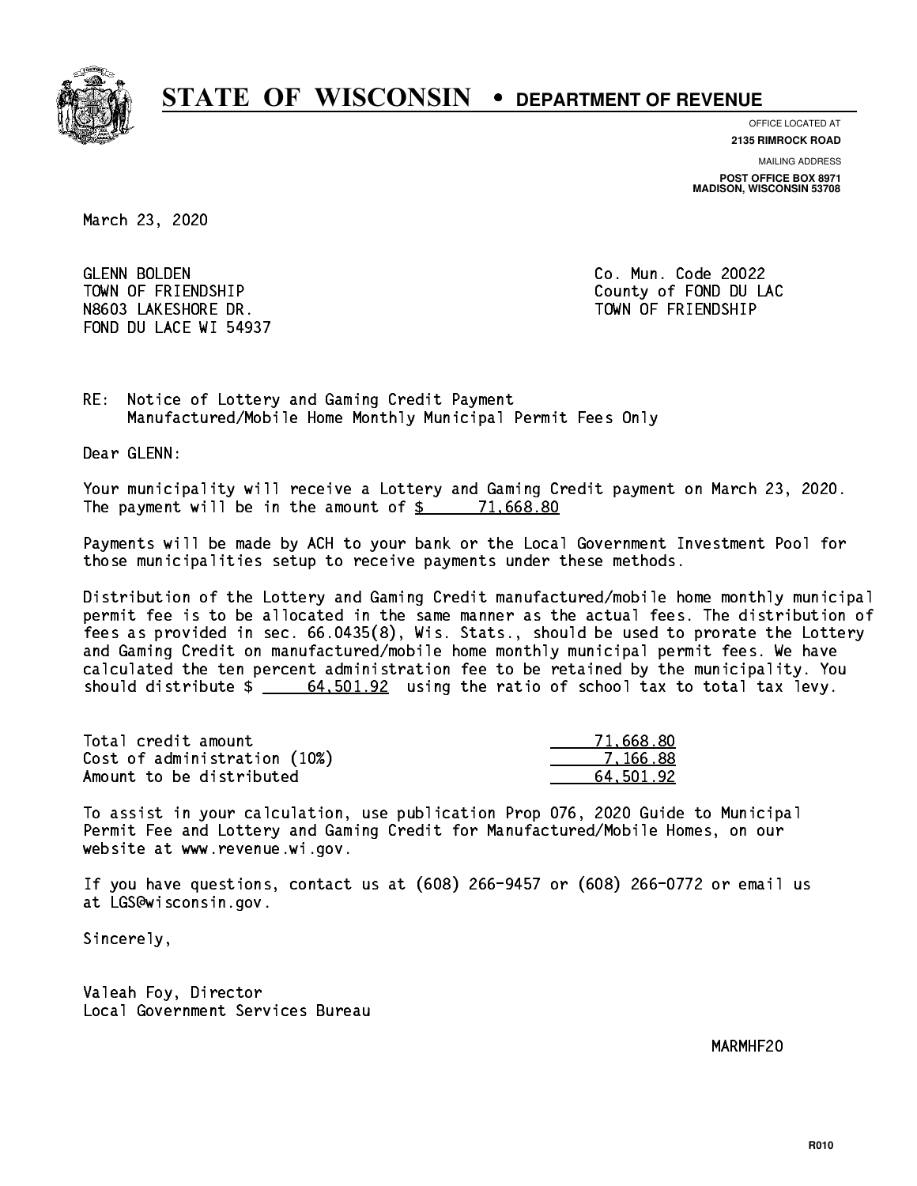# STATE OF WISCONSIN • DEPARTMENT OF REVENUE

OFFICE LOCATED AT
**2135 RIMROCK ROAD**

MAILING ADDRESS
**POST OFFICE BOX 8971**
**MADISON, WISCONSIN 53708**

March 23, 2020

GLENN BOLDEN
TOWN OF FRIENDSHIP
N8603 LAKESHORE DR.
FOND DU LACE WI 54937

Co. Mun. Code 20022
County of FOND DU LAC
TOWN OF FRIENDSHIP

RE: Notice of Lottery and Gaming Credit Payment
Manufactured/Mobile Home Monthly Municipal Permit Fees Only

Dear GLENN:

Your municipality will receive a Lottery and Gaming Credit payment on March 23, 2020. The payment will be in the amount of $ 71,668.80

Payments will be made by ACH to your bank or the Local Government Investment Pool for those municipalities setup to receive payments under these methods.

Distribution of the Lottery and Gaming Credit manufactured/mobile home monthly municipal permit fee is to be allocated in the same manner as the actual fees. The distribution of fees as provided in sec. 66.0435(8), Wis. Stats., should be used to prorate the Lottery and Gaming Credit on manufactured/mobile home monthly municipal permit fees. We have calculated the ten percent administration fee to be retained by the municipality. You should distribute $ 64,501.92 using the ratio of school tax to total tax levy.

| | |
|---|---|
| Total credit amount | 71,668.80 |
| Cost of administration (10%) | 7,166.88 |
| Amount to be distributed | 64,501.92 |

To assist in your calculation, use publication Prop 076, 2020 Guide to Municipal Permit Fee and Lottery and Gaming Credit for Manufactured/Mobile Homes, on our website at www.revenue.wi.gov.

If you have questions, contact us at (608) 266-9457 or (608) 266-0772 or email us at LGS@wisconsin.gov.

Sincerely,

Valeah Foy, Director
Local Government Services Bureau

MARMHF20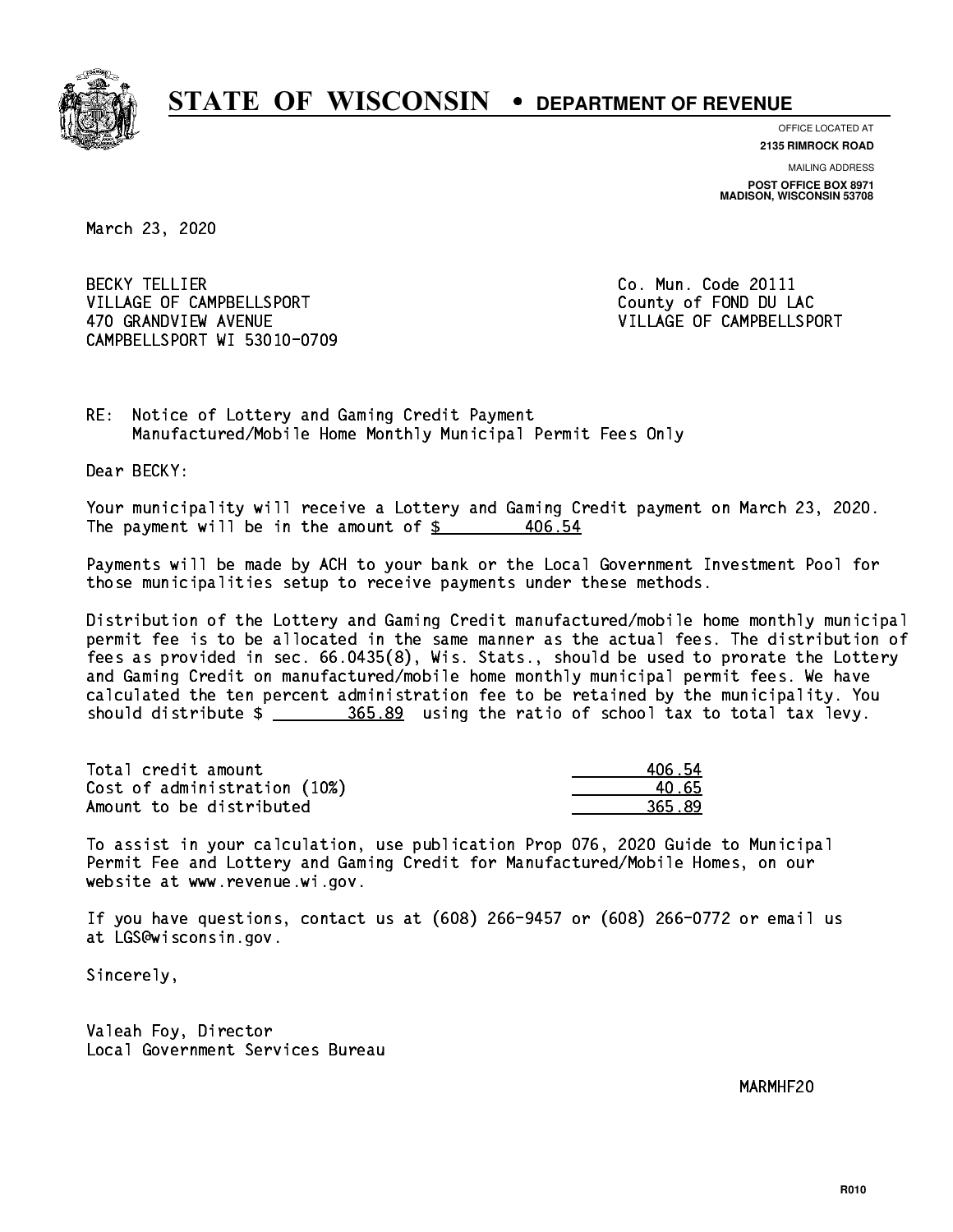# STATE OF WISCONSIN • DEPARTMENT OF REVENUE

OFFICE LOCATED AT
**2135 RIMROCK ROAD**

MAILING ADDRESS
**POST OFFICE BOX 8971**
**MADISON, WISCONSIN 53708**

March 23, 2020

BECKY TELLIER
VILLAGE OF CAMPBELLSPORT
470 GRANDVIEW AVENUE
CAMPBELLSPORT WI 53010-0709

Co. Mun. Code 20111
County of FOND DU LAC
VILLAGE OF CAMPBELLSPORT

RE: Notice of Lottery and Gaming Credit Payment
Manufactured/Mobile Home Monthly Municipal Permit Fees Only

Dear BECKY:

Your municipality will receive a Lottery and Gaming Credit payment on March 23, 2020. The payment will be in the amount of $ 406.54

Payments will be made by ACH to your bank or the Local Government Investment Pool for those municipalities setup to receive payments under these methods.

Distribution of the Lottery and Gaming Credit manufactured/mobile home monthly municipal permit fee is to be allocated in the same manner as the actual fees. The distribution of fees as provided in sec. 66.0435(8), Wis. Stats., should be used to prorate the Lottery and Gaming Credit on manufactured/mobile home monthly municipal permit fees. We have calculated the ten percent administration fee to be retained by the municipality. You should distribute $ 365.89 using the ratio of school tax to total tax levy.

| | |
|---|---|
| Total credit amount | 406.54 |
| Cost of administration (10%) | 40.65 |
| Amount to be distributed | 365.89 |

To assist in your calculation, use publication Prop 076, 2020 Guide to Municipal Permit Fee and Lottery and Gaming Credit for Manufactured/Mobile Homes, on our website at www.revenue.wi.gov.

If you have questions, contact us at (608) 266-9457 or (608) 266-0772 or email us at LGS@wisconsin.gov.

Sincerely,

Valeah Foy, Director
Local Government Services Bureau

MARMHF20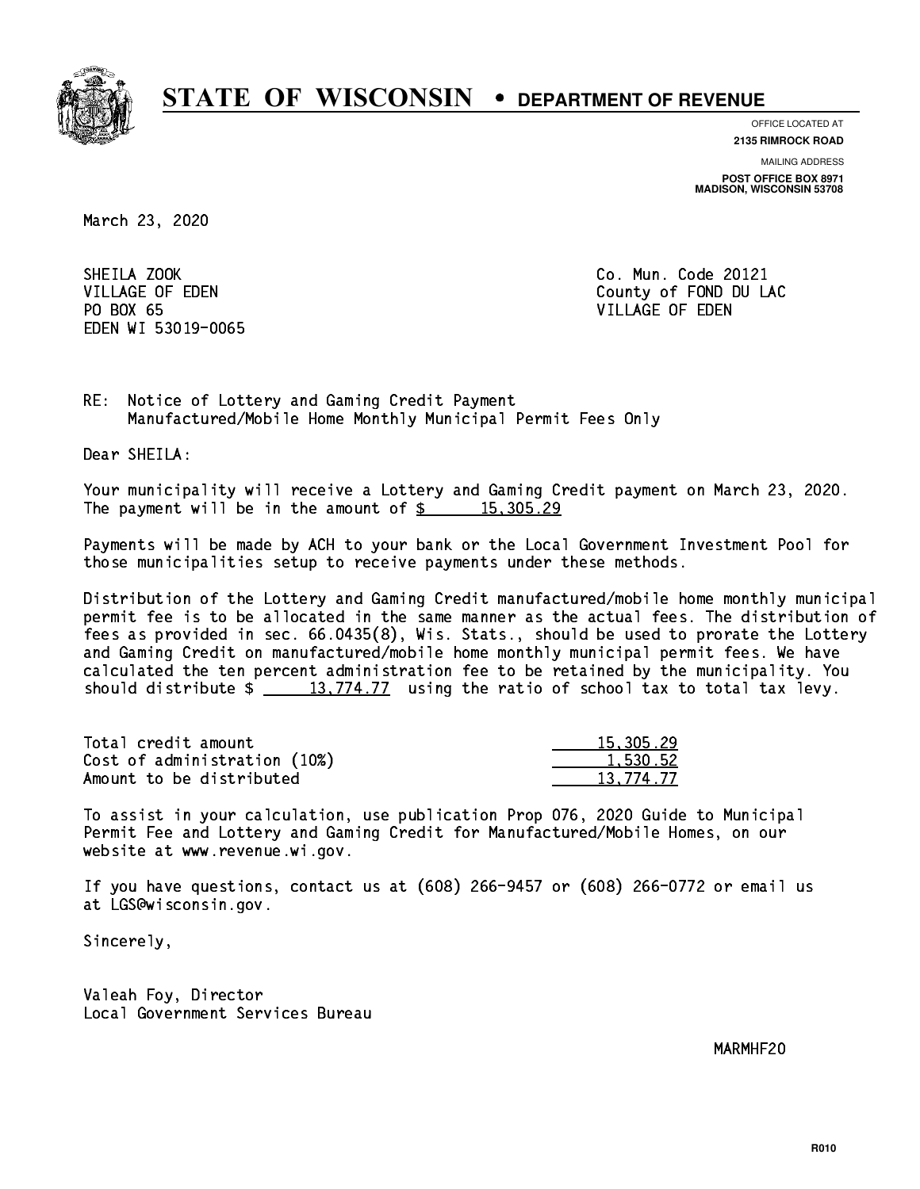# STATE OF WISCONSIN • DEPARTMENT OF REVENUE

OFFICE LOCATED AT
**2135 RIMROCK ROAD**

MAILING ADDRESS
**POST OFFICE BOX 8971**
**MADISON, WISCONSIN 53708**

March 23, 2020

SHEILA ZOOK
VILLAGE OF EDEN
PO BOX 65
EDEN WI 53019-0065

Co. Mun. Code 20121
County of FOND DU LAC
VILLAGE OF EDEN

RE: Notice of Lottery and Gaming Credit Payment
Manufactured/Mobile Home Monthly Municipal Permit Fees Only

Dear SHEILA:

Your municipality will receive a Lottery and Gaming Credit payment on March 23, 2020. The payment will be in the amount of $ 15,305.29

Payments will be made by ACH to your bank or the Local Government Investment Pool for those municipalities setup to receive payments under these methods.

Distribution of the Lottery and Gaming Credit manufactured/mobile home monthly municipal permit fee is to be allocated in the same manner as the actual fees. The distribution of fees as provided in sec. 66.0435(8), Wis. Stats., should be used to prorate the Lottery and Gaming Credit on manufactured/mobile home monthly municipal permit fees. We have calculated the ten percent administration fee to be retained by the municipality. You should distribute $ 13,774.77 using the ratio of school tax to total tax levy.

| | |
|---|---|
| Total credit amount | 15,305.29 |
| Cost of administration (10%) | 1,530.52 |
| Amount to be distributed | 13,774.77 |

To assist in your calculation, use publication Prop 076, 2020 Guide to Municipal Permit Fee and Lottery and Gaming Credit for Manufactured/Mobile Homes, on our website at www.revenue.wi.gov.

If you have questions, contact us at (608) 266-9457 or (608) 266-0772 or email us at LGS@wisconsin.gov.

Sincerely,

Valeah Foy, Director
Local Government Services Bureau

MARMHF20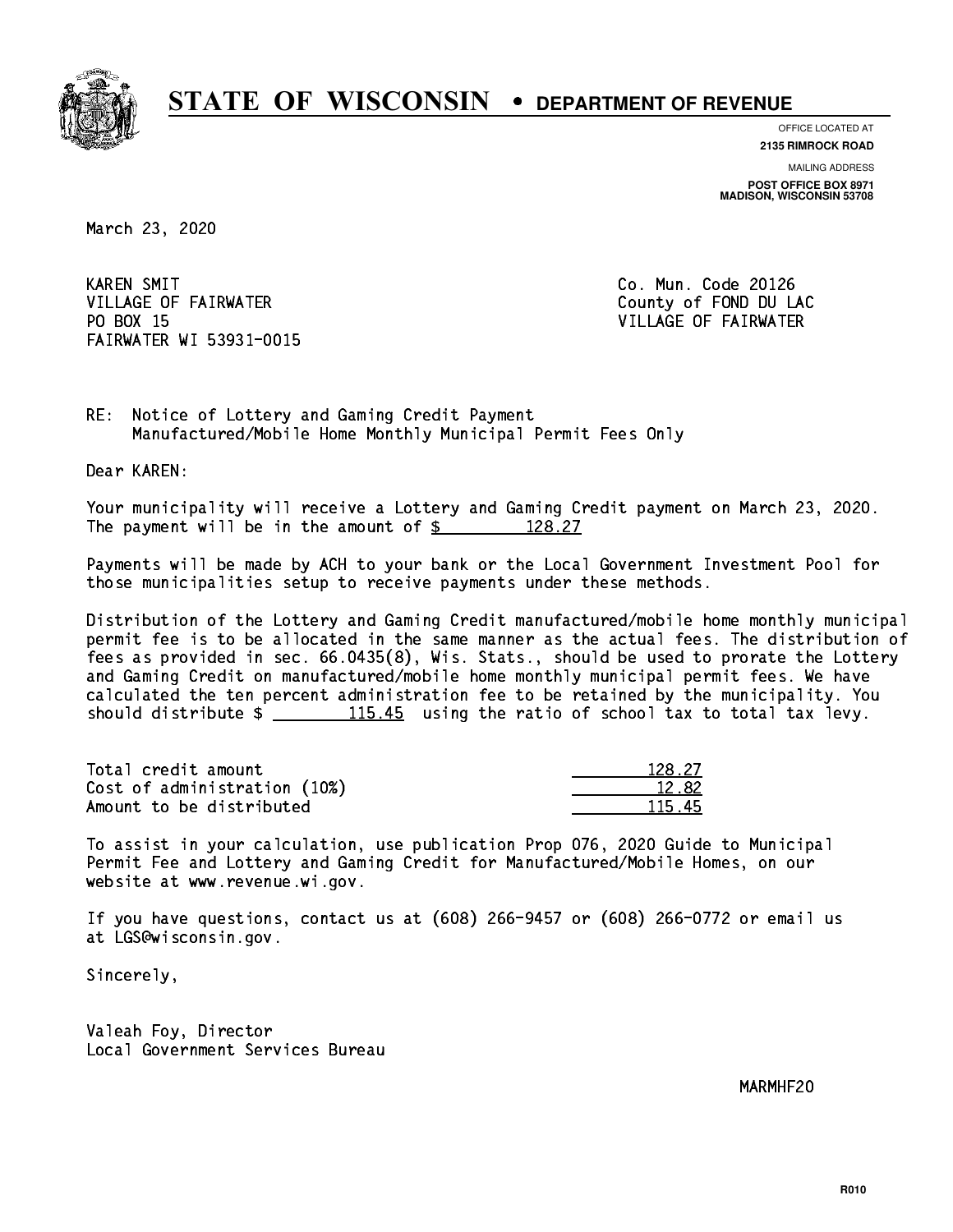# STATE OF WISCONSIN • DEPARTMENT OF REVENUE

OFFICE LOCATED AT
**2135 RIMROCK ROAD**

MAILING ADDRESS
**POST OFFICE BOX 8971**
**MADISON, WISCONSIN 53708**

March 23, 2020

KAREN SMIT
VILLAGE OF FAIRWATER
PO BOX 15
FAIRWATER WI 53931-0015

Co. Mun. Code 20126
County of FOND DU LAC
VILLAGE OF FAIRWATER

RE: Notice of Lottery and Gaming Credit Payment
Manufactured/Mobile Home Monthly Municipal Permit Fees Only

Dear KAREN:

Your municipality will receive a Lottery and Gaming Credit payment on March 23, 2020. The payment will be in the amount of $ 128.27

Payments will be made by ACH to your bank or the Local Government Investment Pool for those municipalities setup to receive payments under these methods.

Distribution of the Lottery and Gaming Credit manufactured/mobile home monthly municipal permit fee is to be allocated in the same manner as the actual fees. The distribution of fees as provided in sec. 66.0435(8), Wis. Stats., should be used to prorate the Lottery and Gaming Credit on manufactured/mobile home monthly municipal permit fees. We have calculated the ten percent administration fee to be retained by the municipality. You should distribute $ 115.45 using the ratio of school tax to total tax levy.

| | |
|---|---|
| Total credit amount | 128.27 |
| Cost of administration (10%) | 12.82 |
| Amount to be distributed | 115.45 |

To assist in your calculation, use publication Prop 076, 2020 Guide to Municipal Permit Fee and Lottery and Gaming Credit for Manufactured/Mobile Homes, on our website at www.revenue.wi.gov.

If you have questions, contact us at (608) 266-9457 or (608) 266-0772 or email us at LGS@wisconsin.gov.

Sincerely,

Valeah Foy, Director
Local Government Services Bureau

MARMHF20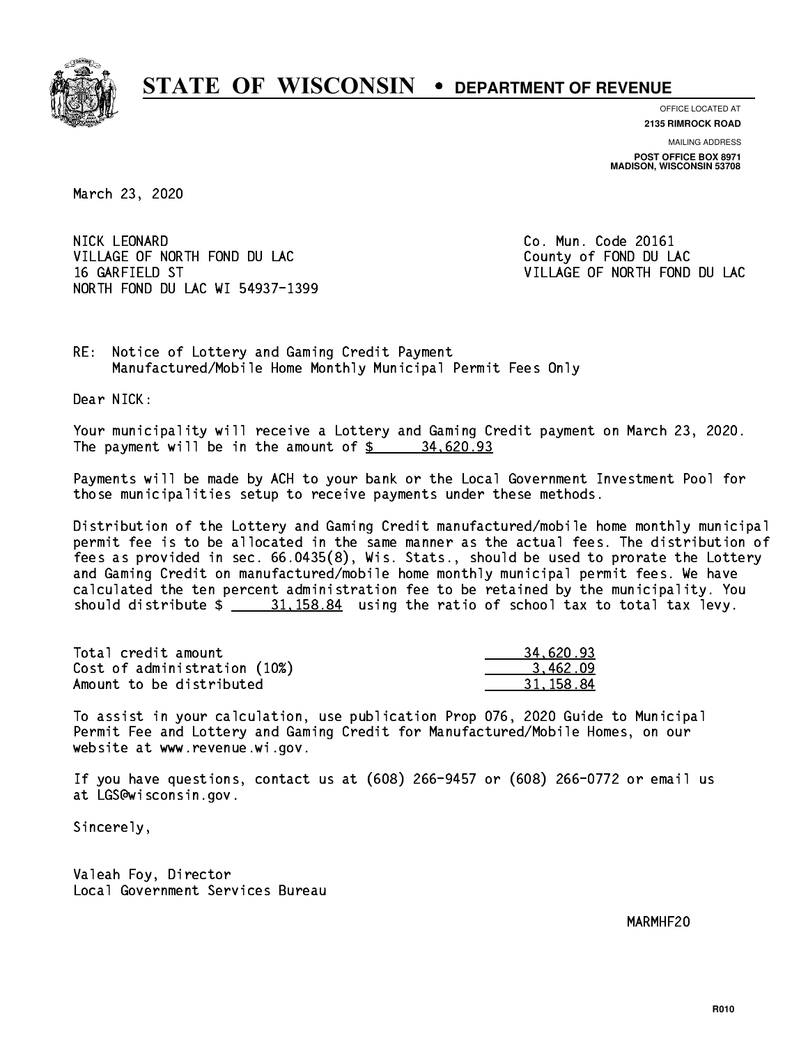# STATE OF WISCONSIN • DEPARTMENT OF REVENUE

OFFICE LOCATED AT
**2135 RIMROCK ROAD**

MAILING ADDRESS
**POST OFFICE BOX 8971**
**MADISON, WISCONSIN 53708**

March 23, 2020

NICK LEONARD
VILLAGE OF NORTH FOND DU LAC
16 GARFIELD ST
NORTH FOND DU LAC WI 54937-1399

Co. Mun. Code 20161
County of FOND DU LAC
VILLAGE OF NORTH FOND DU LAC

RE: Notice of Lottery and Gaming Credit Payment
Manufactured/Mobile Home Monthly Municipal Permit Fees Only

Dear NICK:

Your municipality will receive a Lottery and Gaming Credit payment on March 23, 2020. The payment will be in the amount of $ 34,620.93

Payments will be made by ACH to your bank or the Local Government Investment Pool for those municipalities setup to receive payments under these methods.

Distribution of the Lottery and Gaming Credit manufactured/mobile home monthly municipal permit fee is to be allocated in the same manner as the actual fees. The distribution of fees as provided in sec. 66.0435(8), Wis. Stats., should be used to prorate the Lottery and Gaming Credit on manufactured/mobile home monthly municipal permit fees. We have calculated the ten percent administration fee to be retained by the municipality. You should distribute $ 31,158.84 using the ratio of school tax to total tax levy.

| | |
|---|---|
| Total credit amount | 34,620.93 |
| Cost of administration (10%) | 3,462.09 |
| Amount to be distributed | 31,158.84 |

To assist in your calculation, use publication Prop 076, 2020 Guide to Municipal Permit Fee and Lottery and Gaming Credit for Manufactured/Mobile Homes, on our website at www.revenue.wi.gov.

If you have questions, contact us at (608) 266-9457 or (608) 266-0772 or email us at LGS@wisconsin.gov.

Sincerely,

Valeah Foy, Director
Local Government Services Bureau

MARMHF20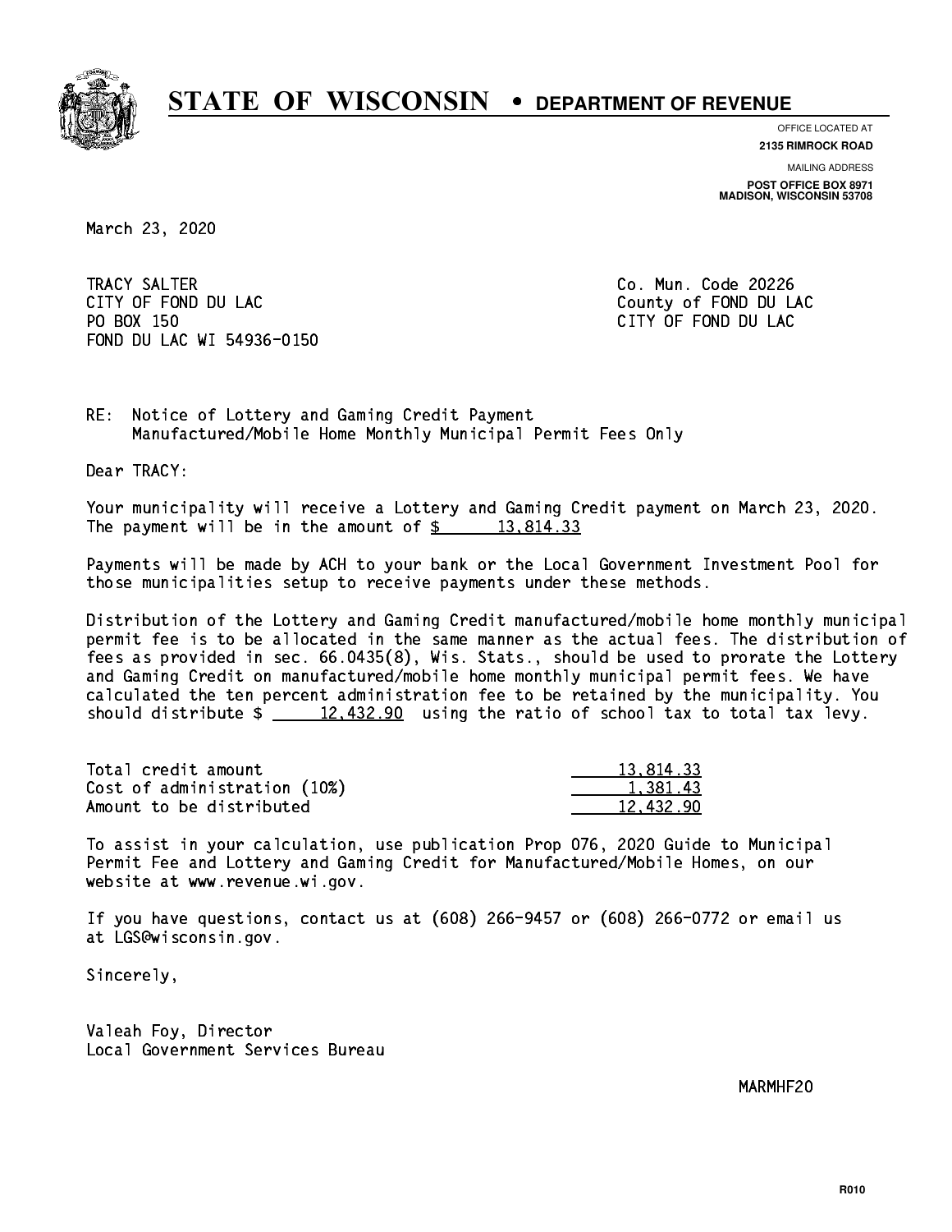# STATE OF WISCONSIN • DEPARTMENT OF REVENUE

OFFICE LOCATED AT
**2135 RIMROCK ROAD**

MAILING ADDRESS
**POST OFFICE BOX 8971**
**MADISON, WISCONSIN 53708**

March 23, 2020

TRACY SALTER
CITY OF FOND DU LAC
PO BOX 150
FOND DU LAC WI 54936-0150

Co. Mun. Code 20226
County of FOND DU LAC
CITY OF FOND DU LAC

RE: Notice of Lottery and Gaming Credit Payment
Manufactured/Mobile Home Monthly Municipal Permit Fees Only

Dear TRACY:

Your municipality will receive a Lottery and Gaming Credit payment on March 23, 2020. The payment will be in the amount of $ 13,814.33

Payments will be made by ACH to your bank or the Local Government Investment Pool for those municipalities setup to receive payments under these methods.

Distribution of the Lottery and Gaming Credit manufactured/mobile home monthly municipal permit fee is to be allocated in the same manner as the actual fees. The distribution of fees as provided in sec. 66.0435(8), Wis. Stats., should be used to prorate the Lottery and Gaming Credit on manufactured/mobile home monthly municipal permit fees. We have calculated the ten percent administration fee to be retained by the municipality. You should distribute $ 12,432.90 using the ratio of school tax to total tax levy.

| | |
|---|---|
| Total credit amount | 13,814.33 |
| Cost of administration (10%) | 1,381.43 |
| Amount to be distributed | 12,432.90 |

To assist in your calculation, use publication Prop 076, 2020 Guide to Municipal Permit Fee and Lottery and Gaming Credit for Manufactured/Mobile Homes, on our website at www.revenue.wi.gov.

If you have questions, contact us at (608) 266-9457 or (608) 266-0772 or email us at LGS@wisconsin.gov.

Sincerely,

Valeah Foy, Director
Local Government Services Bureau

MARMHF20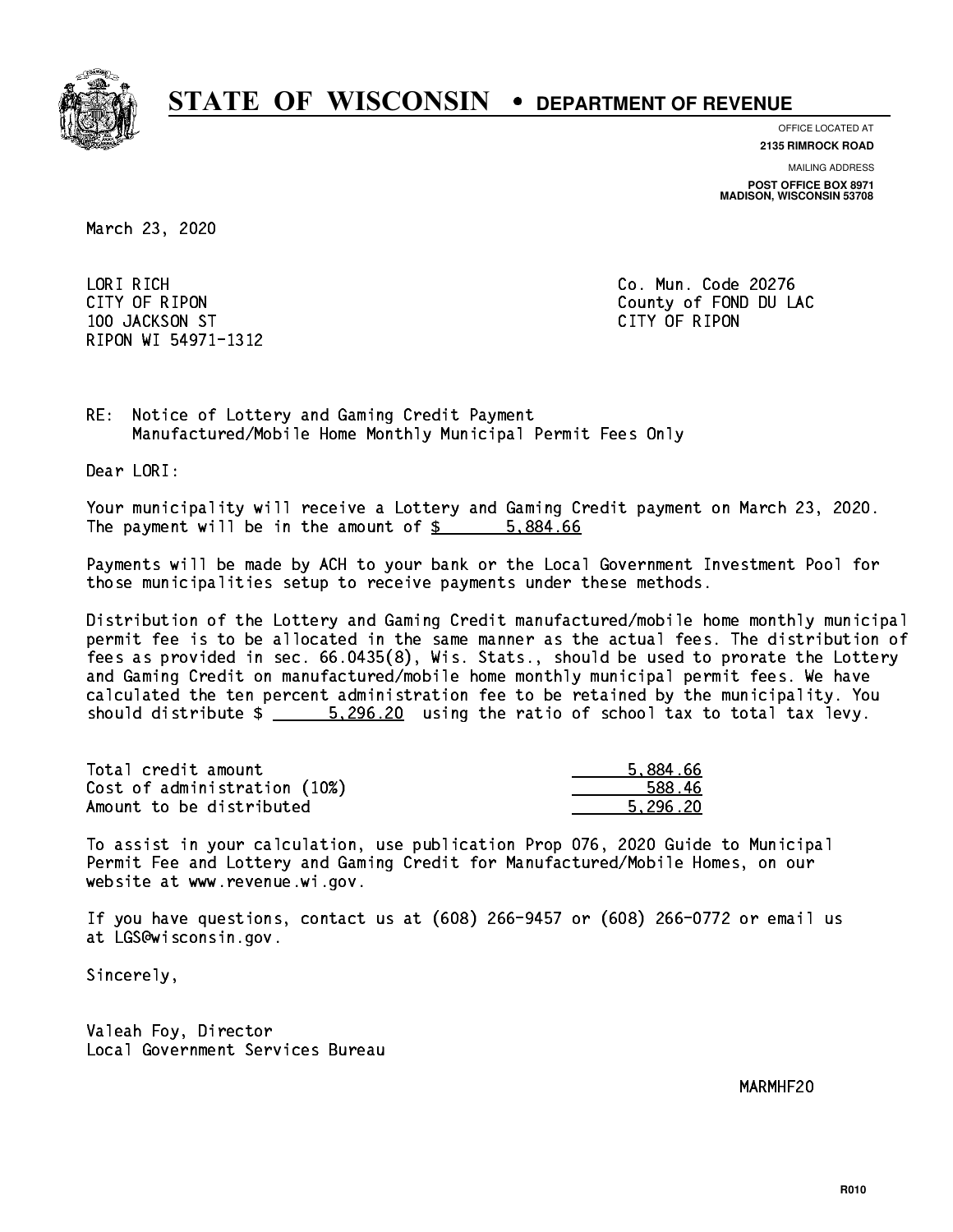# STATE OF WISCONSIN • DEPARTMENT OF REVENUE

OFFICE LOCATED AT
**2135 RIMROCK ROAD**

MAILING ADDRESS
**POST OFFICE BOX 8971**
**MADISON, WISCONSIN 53708**

March 23, 2020

LORI RICH
CITY OF RIPON
100 JACKSON ST
RIPON WI 54971-1312

Co. Mun. Code 20276
County of FOND DU LAC
CITY OF RIPON

RE: Notice of Lottery and Gaming Credit Payment
Manufactured/Mobile Home Monthly Municipal Permit Fees Only

Dear LORI:

Your municipality will receive a Lottery and Gaming Credit payment on March 23, 2020. The payment will be in the amount of $ 5,884.66

Payments will be made by ACH to your bank or the Local Government Investment Pool for those municipalities setup to receive payments under these methods.

Distribution of the Lottery and Gaming Credit manufactured/mobile home monthly municipal permit fee is to be allocated in the same manner as the actual fees. The distribution of fees as provided in sec. 66.0435(8), Wis. Stats., should be used to prorate the Lottery and Gaming Credit on manufactured/mobile home monthly municipal permit fees. We have calculated the ten percent administration fee to be retained by the municipality. You should distribute $ 5,296.20 using the ratio of school tax to total tax levy.

| | |
|---|---|
| Total credit amount | 5,884.66 |
| Cost of administration (10%) | 588.46 |
| Amount to be distributed | 5,296.20 |

To assist in your calculation, use publication Prop 076, 2020 Guide to Municipal Permit Fee and Lottery and Gaming Credit for Manufactured/Mobile Homes, on our website at www.revenue.wi.gov.

If you have questions, contact us at (608) 266-9457 or (608) 266-0772 or email us at LGS@wisconsin.gov.

Sincerely,

Valeah Foy, Director
Local Government Services Bureau

MARMHF20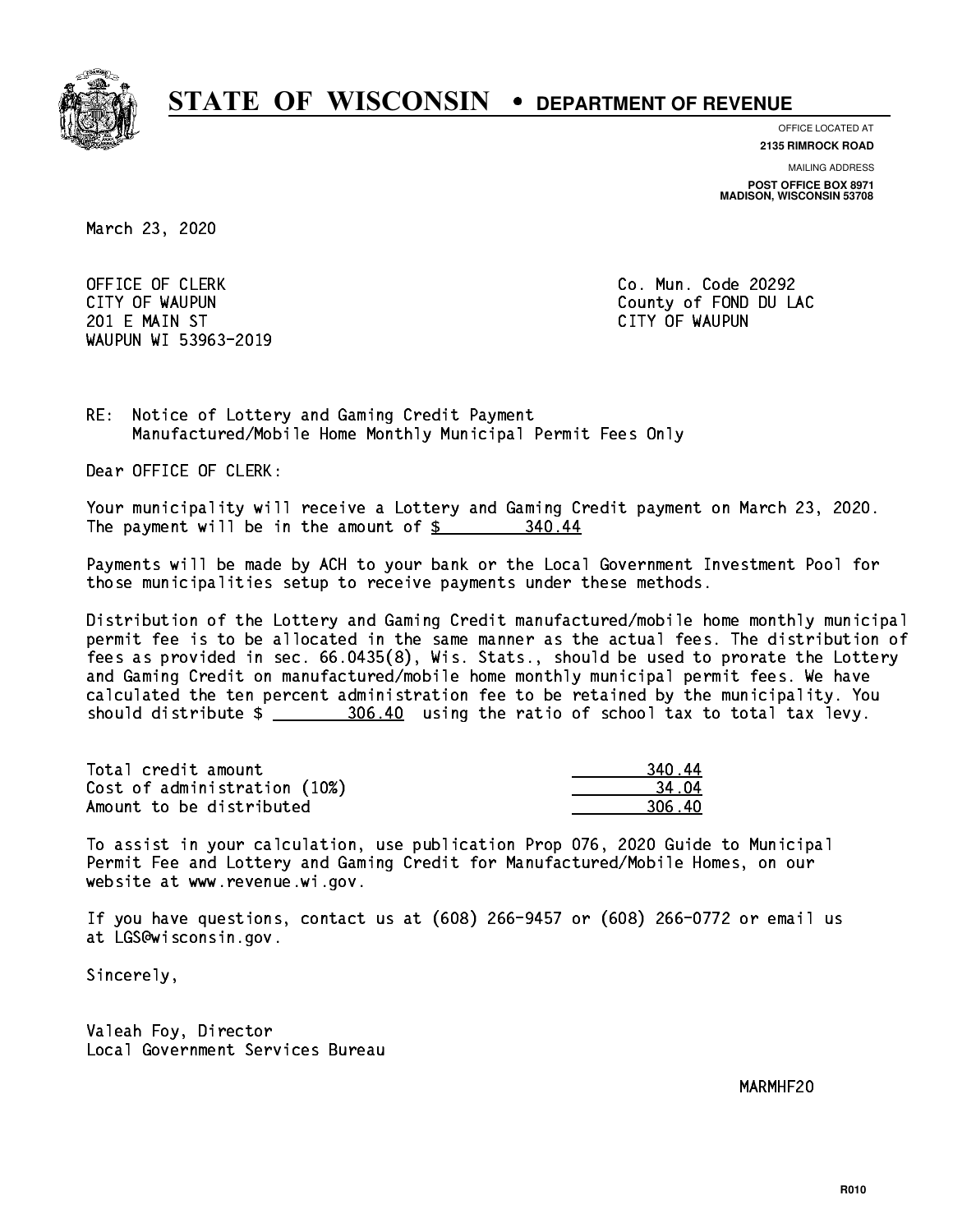# STATE OF WISCONSIN • DEPARTMENT OF REVENUE

OFFICE LOCATED AT
**2135 RIMROCK ROAD**

MAILING ADDRESS
**POST OFFICE BOX 8971**
**MADISON, WISCONSIN 53708**

March 23, 2020

OFFICE OF CLERK
CITY OF WAUPUN
201 E MAIN ST
WAUPUN WI 53963-2019

Co. Mun. Code 20292
County of FOND DU LAC
CITY OF WAUPUN

RE: Notice of Lottery and Gaming Credit Payment
Manufactured/Mobile Home Monthly Municipal Permit Fees Only

Dear OFFICE OF CLERK:

Your municipality will receive a Lottery and Gaming Credit payment on March 23, 2020. The payment will be in the amount of $ 340.44

Payments will be made by ACH to your bank or the Local Government Investment Pool for those municipalities setup to receive payments under these methods.

Distribution of the Lottery and Gaming Credit manufactured/mobile home monthly municipal permit fee is to be allocated in the same manner as the actual fees. The distribution of fees as provided in sec. 66.0435(8), Wis. Stats., should be used to prorate the Lottery and Gaming Credit on manufactured/mobile home monthly municipal permit fees. We have calculated the ten percent administration fee to be retained by the municipality. You should distribute $ 306.40 using the ratio of school tax to total tax levy.

| | |
|---|---|
| Total credit amount | 340.44 |
| Cost of administration (10%) | 34.04 |
| Amount to be distributed | 306.40 |

To assist in your calculation, use publication Prop 076, 2020 Guide to Municipal Permit Fee and Lottery and Gaming Credit for Manufactured/Mobile Homes, on our website at www.revenue.wi.gov.

If you have questions, contact us at (608) 266-9457 or (608) 266-0772 or email us at LGS@wisconsin.gov.

Sincerely,

Valeah Foy, Director
Local Government Services Bureau

MARMHF20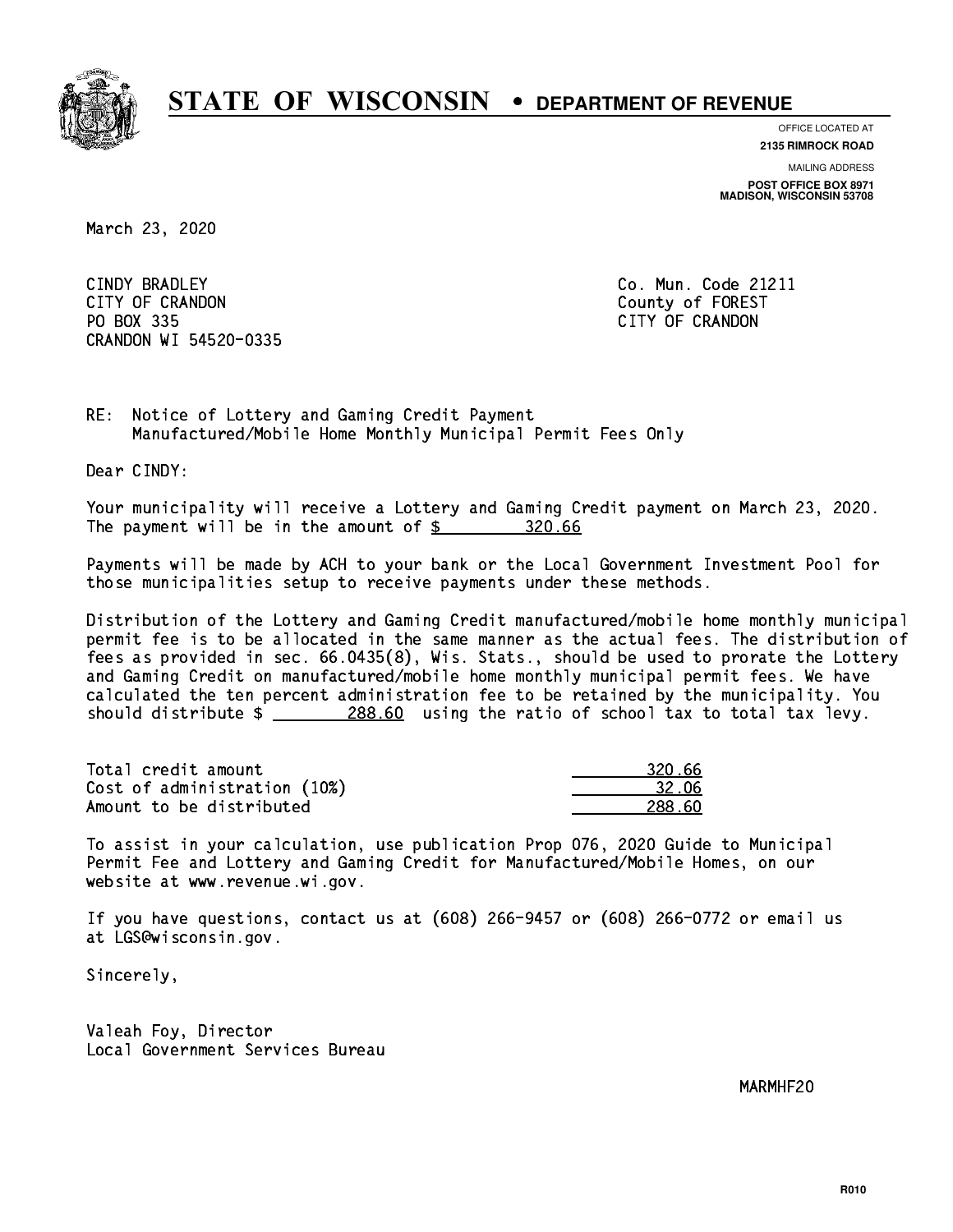# STATE OF WISCONSIN • DEPARTMENT OF REVENUE

OFFICE LOCATED AT
**2135 RIMROCK ROAD**

MAILING ADDRESS
**POST OFFICE BOX 8971**
**MADISON, WISCONSIN 53708**

March 23, 2020

CINDY BRADLEY
CITY OF CRANDON
PO BOX 335
CRANDON WI 54520-0335

Co. Mun. Code 21211
County of FOREST
CITY OF CRANDON

RE: Notice of Lottery and Gaming Credit Payment
Manufactured/Mobile Home Monthly Municipal Permit Fees Only

Dear CINDY:

Your municipality will receive a Lottery and Gaming Credit payment on March 23, 2020. The payment will be in the amount of $ 320.66

Payments will be made by ACH to your bank or the Local Government Investment Pool for those municipalities setup to receive payments under these methods.

Distribution of the Lottery and Gaming Credit manufactured/mobile home monthly municipal permit fee is to be allocated in the same manner as the actual fees. The distribution of fees as provided in sec. 66.0435(8), Wis. Stats., should be used to prorate the Lottery and Gaming Credit on manufactured/mobile home monthly municipal permit fees. We have calculated the ten percent administration fee to be retained by the municipality. You should distribute $ 288.60 using the ratio of school tax to total tax levy.

| | |
|---|---|
| Total credit amount | 320.66 |
| Cost of administration (10%) | 32.06 |
| Amount to be distributed | 288.60 |

To assist in your calculation, use publication Prop 076, 2020 Guide to Municipal Permit Fee and Lottery and Gaming Credit for Manufactured/Mobile Homes, on our website at www.revenue.wi.gov.

If you have questions, contact us at (608) 266-9457 or (608) 266-0772 or email us at LGS@wisconsin.gov.

Sincerely,

Valeah Foy, Director
Local Government Services Bureau

MARMHF20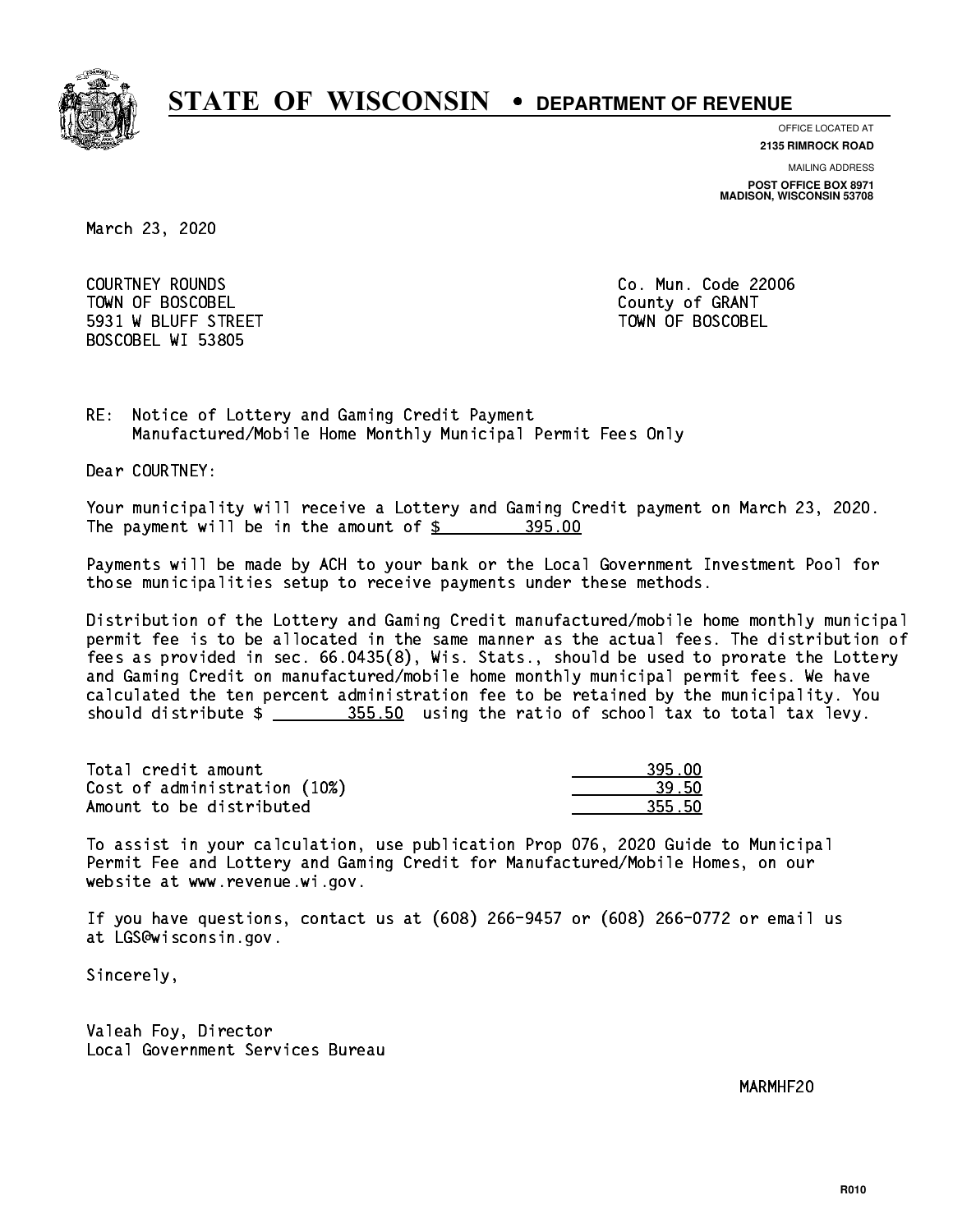# STATE OF WISCONSIN • DEPARTMENT OF REVENUE

OFFICE LOCATED AT
**2135 RIMROCK ROAD**

MAILING ADDRESS
**POST OFFICE BOX 8971**
**MADISON, WISCONSIN 53708**

March 23, 2020

COURTNEY ROUNDS
TOWN OF BOSCOBEL
5931 W BLUFF STREET
BOSCOBEL WI 53805

Co. Mun. Code 22006
County of GRANT
TOWN OF BOSCOBEL

RE: Notice of Lottery and Gaming Credit Payment
Manufactured/Mobile Home Monthly Municipal Permit Fees Only

Dear COURTNEY:

Your municipality will receive a Lottery and Gaming Credit payment on March 23, 2020. The payment will be in the amount of $ 395.00

Payments will be made by ACH to your bank or the Local Government Investment Pool for those municipalities setup to receive payments under these methods.

Distribution of the Lottery and Gaming Credit manufactured/mobile home monthly municipal permit fee is to be allocated in the same manner as the actual fees. The distribution of fees as provided in sec. 66.0435(8), Wis. Stats., should be used to prorate the Lottery and Gaming Credit on manufactured/mobile home monthly municipal permit fees. We have calculated the ten percent administration fee to be retained by the municipality. You should distribute $ 355.50 using the ratio of school tax to total tax levy.

| | |
|---|---|
| Total credit amount | 395.00 |
| Cost of administration (10%) | 39.50 |
| Amount to be distributed | 355.50 |

To assist in your calculation, use publication Prop 076, 2020 Guide to Municipal Permit Fee and Lottery and Gaming Credit for Manufactured/Mobile Homes, on our website at www.revenue.wi.gov.

If you have questions, contact us at (608) 266-9457 or (608) 266-0772 or email us at LGS@wisconsin.gov.

Sincerely,

Valeah Foy, Director
Local Government Services Bureau

MARMHF20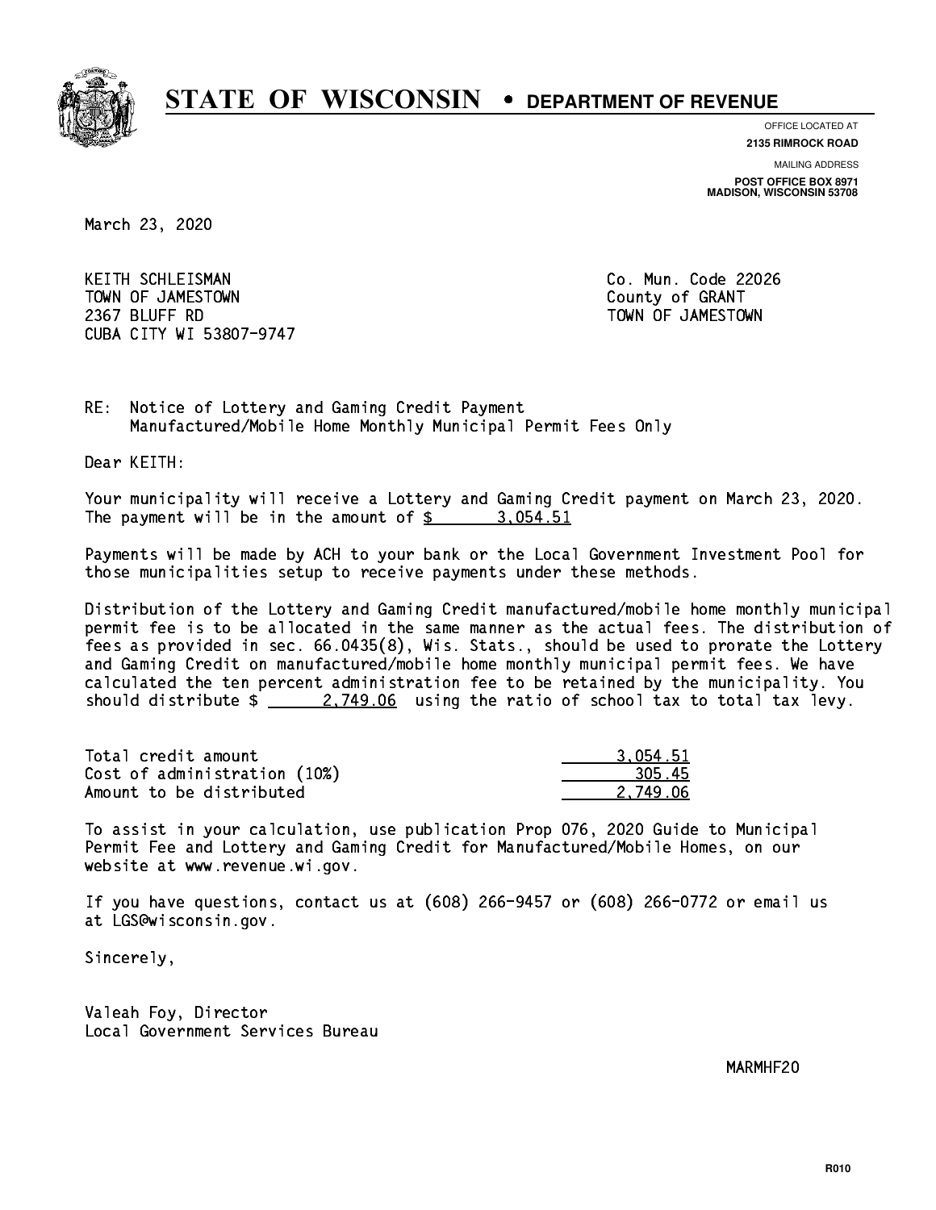# STATE OF WISCONSIN • DEPARTMENT OF REVENUE

OFFICE LOCATED AT
**2135 RIMROCK ROAD**

MAILING ADDRESS
**POST OFFICE BOX 8971**
**MADISON, WISCONSIN 53708**

March 23, 2020

KEITH SCHLEISMAN
TOWN OF JAMESTOWN
2367 BLUFF RD
CUBA CITY WI 53807-9747

Co. Mun. Code 22026
County of GRANT
TOWN OF JAMESTOWN

RE: Notice of Lottery and Gaming Credit Payment
Manufactured/Mobile Home Monthly Municipal Permit Fees Only

Dear KEITH:

Your municipality will receive a Lottery and Gaming Credit payment on March 23, 2020. The payment will be in the amount of $ 3,054.51

Payments will be made by ACH to your bank or the Local Government Investment Pool for those municipalities setup to receive payments under these methods.

Distribution of the Lottery and Gaming Credit manufactured/mobile home monthly municipal permit fee is to be allocated in the same manner as the actual fees. The distribution of fees as provided in sec. 66.0435(8), Wis. Stats., should be used to prorate the Lottery and Gaming Credit on manufactured/mobile home monthly municipal permit fees. We have calculated the ten percent administration fee to be retained by the municipality. You should distribute $ 2,749.06 using the ratio of school tax to total tax levy.

| | |
|---|---|
| Total credit amount | 3,054.51 |
| Cost of administration (10%) | 305.45 |
| Amount to be distributed | 2,749.06 |

To assist in your calculation, use publication Prop 076, 2020 Guide to Municipal Permit Fee and Lottery and Gaming Credit for Manufactured/Mobile Homes, on our website at www.revenue.wi.gov.

If you have questions, contact us at (608) 266-9457 or (608) 266-0772 or email us at LGS@wisconsin.gov.

Sincerely,

Valeah Foy, Director
Local Government Services Bureau

MARMHF20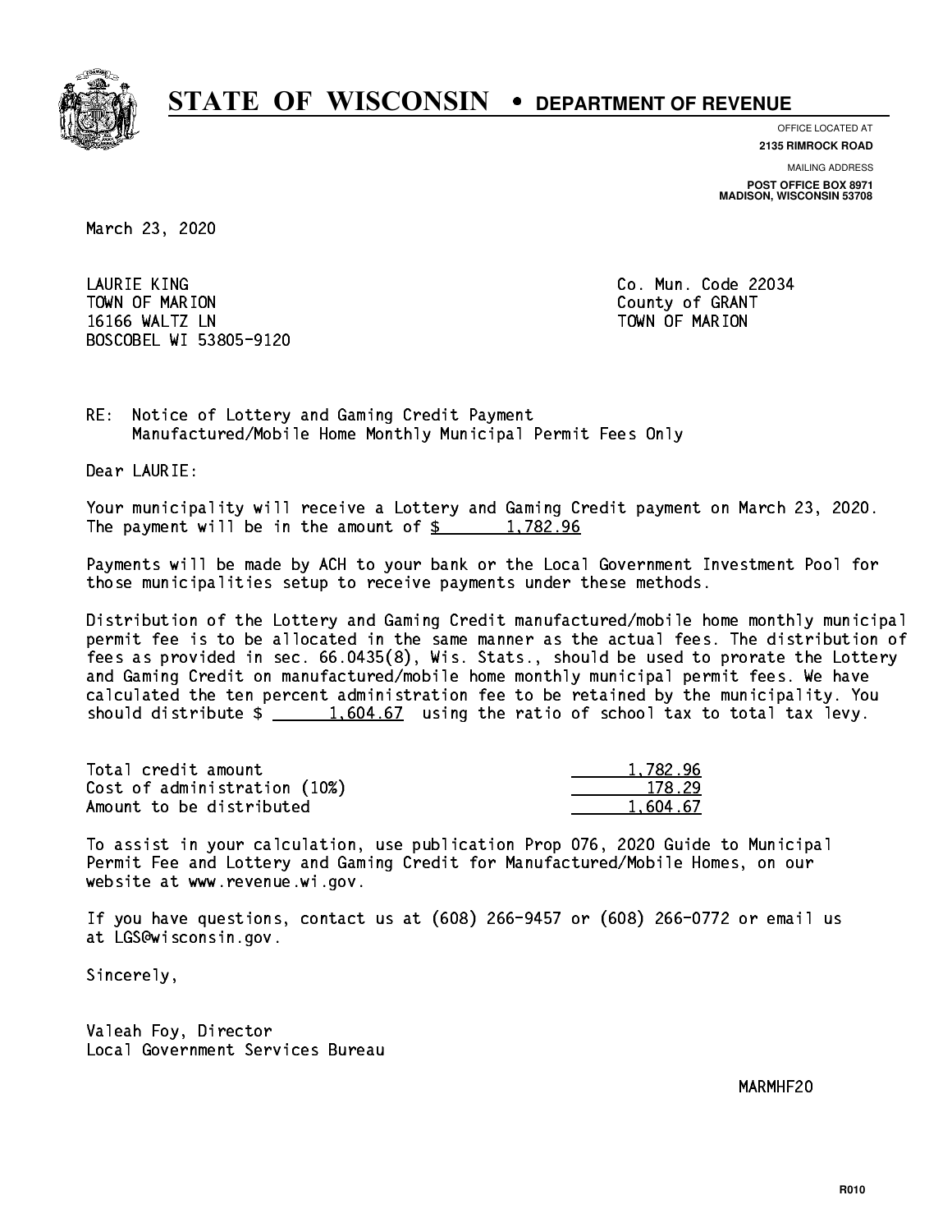# STATE OF WISCONSIN • DEPARTMENT OF REVENUE

OFFICE LOCATED AT
**2135 RIMROCK ROAD**

MAILING ADDRESS
**POST OFFICE BOX 8971**
**MADISON, WISCONSIN 53708**

March 23, 2020

LAURIE KING
TOWN OF MARION
16166 WALTZ LN
BOSCOBEL WI 53805-9120

Co. Mun. Code 22034
County of GRANT
TOWN OF MARION

RE: Notice of Lottery and Gaming Credit Payment
Manufactured/Mobile Home Monthly Municipal Permit Fees Only

Dear LAURIE:

Your municipality will receive a Lottery and Gaming Credit payment on March 23, 2020. The payment will be in the amount of $ 1,782.96

Payments will be made by ACH to your bank or the Local Government Investment Pool for those municipalities setup to receive payments under these methods.

Distribution of the Lottery and Gaming Credit manufactured/mobile home monthly municipal permit fee is to be allocated in the same manner as the actual fees. The distribution of fees as provided in sec. 66.0435(8), Wis. Stats., should be used to prorate the Lottery and Gaming Credit on manufactured/mobile home monthly municipal permit fees. We have calculated the ten percent administration fee to be retained by the municipality. You should distribute $ 1,604.67 using the ratio of school tax to total tax levy.

| | |
|---|---|
| Total credit amount | 1,782.96 |
| Cost of administration (10%) | 178.29 |
| Amount to be distributed | 1,604.67 |

To assist in your calculation, use publication Prop 076, 2020 Guide to Municipal Permit Fee and Lottery and Gaming Credit for Manufactured/Mobile Homes, on our website at www.revenue.wi.gov.

If you have questions, contact us at (608) 266-9457 or (608) 266-0772 or email us at LGS@wisconsin.gov.

Sincerely,

Valeah Foy, Director
Local Government Services Bureau

MARMHF20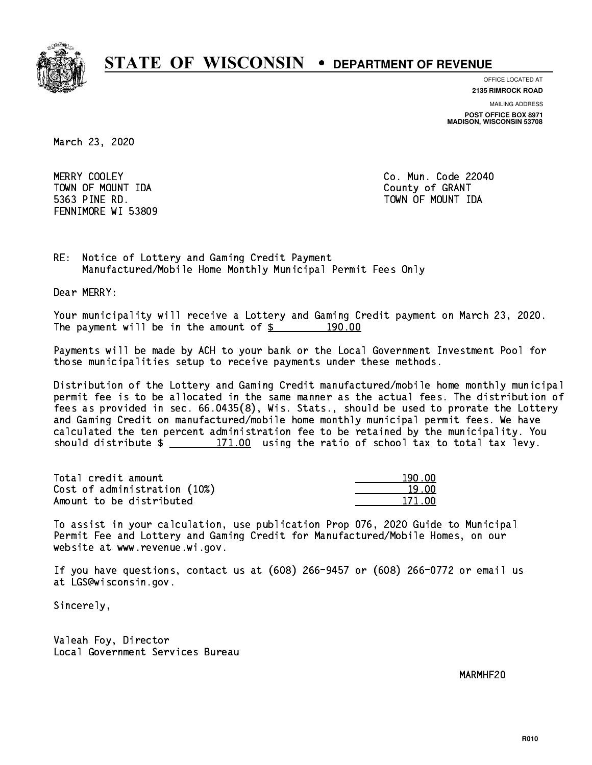# STATE OF WISCONSIN • DEPARTMENT OF REVENUE

OFFICE LOCATED AT
**2135 RIMROCK ROAD**

MAILING ADDRESS
**POST OFFICE BOX 8971**
**MADISON, WISCONSIN 53708**

March 23, 2020

MERRY COOLEY
TOWN OF MOUNT IDA
5363 PINE RD.
FENNIMORE WI 53809

Co. Mun. Code 22040
County of GRANT
TOWN OF MOUNT IDA

RE: Notice of Lottery and Gaming Credit Payment
Manufactured/Mobile Home Monthly Municipal Permit Fees Only

Dear MERRY:

Your municipality will receive a Lottery and Gaming Credit payment on March 23, 2020. The payment will be in the amount of $ 190.00

Payments will be made by ACH to your bank or the Local Government Investment Pool for those municipalities setup to receive payments under these methods.

Distribution of the Lottery and Gaming Credit manufactured/mobile home monthly municipal permit fee is to be allocated in the same manner as the actual fees. The distribution of fees as provided in sec. 66.0435(8), Wis. Stats., should be used to prorate the Lottery and Gaming Credit on manufactured/mobile home monthly municipal permit fees. We have calculated the ten percent administration fee to be retained by the municipality. You should distribute $ 171.00 using the ratio of school tax to total tax levy.

| | |
|---|---|
| Total credit amount | 190.00 |
| Cost of administration (10%) | 19.00 |
| Amount to be distributed | 171.00 |

To assist in your calculation, use publication Prop 076, 2020 Guide to Municipal Permit Fee and Lottery and Gaming Credit for Manufactured/Mobile Homes, on our website at www.revenue.wi.gov.

If you have questions, contact us at (608) 266-9457 or (608) 266-0772 or email us at LGS@wisconsin.gov.

Sincerely,

Valeah Foy, Director
Local Government Services Bureau

MARMHF20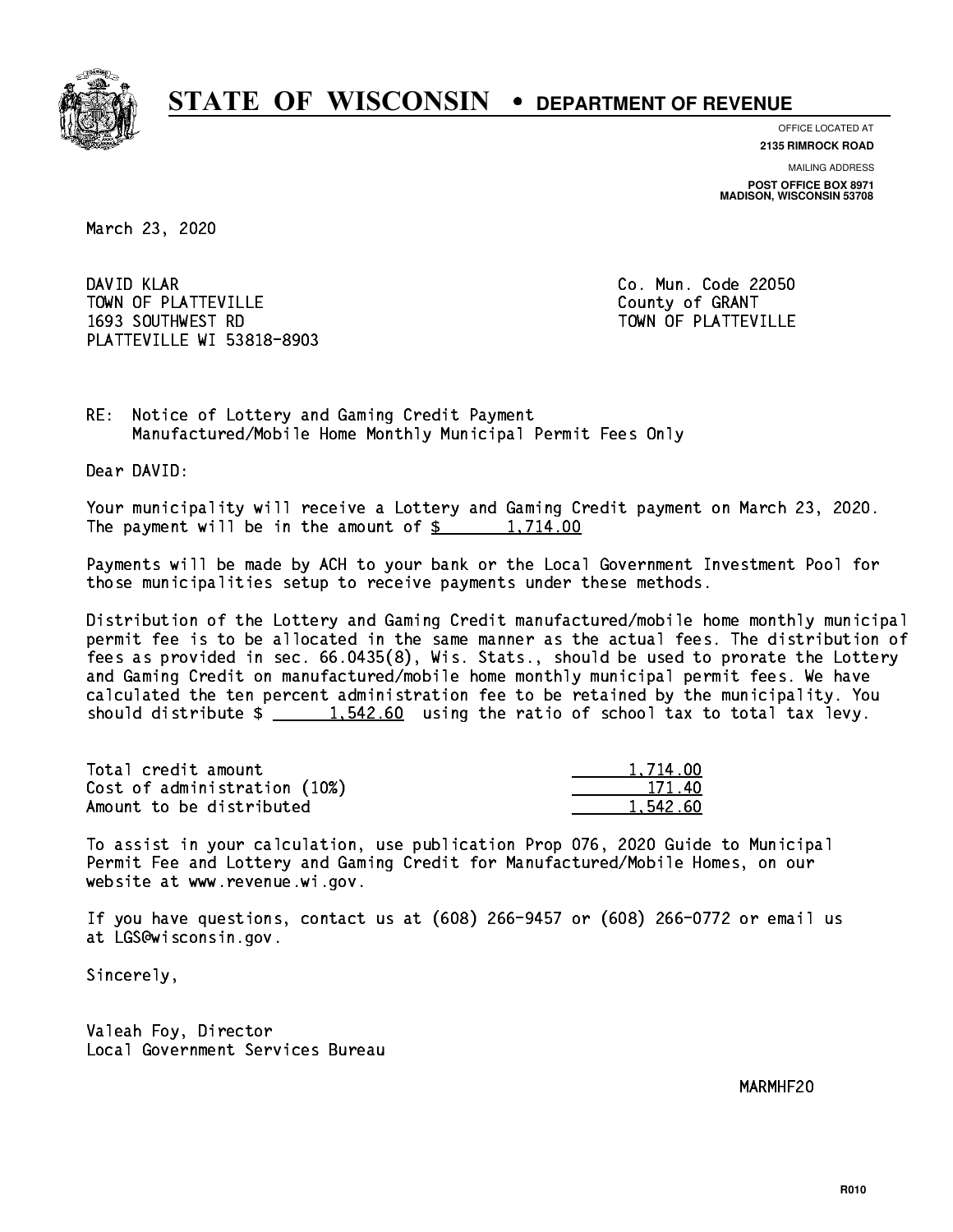# STATE OF WISCONSIN • DEPARTMENT OF REVENUE

OFFICE LOCATED AT
**2135 RIMROCK ROAD**

MAILING ADDRESS
**POST OFFICE BOX 8971**
**MADISON, WISCONSIN 53708**

March 23, 2020

DAVID KLAR
TOWN OF PLATTEVILLE
1693 SOUTHWEST RD
PLATTEVILLE WI 53818-8903

Co. Mun. Code 22050
County of GRANT
TOWN OF PLATTEVILLE

RE: Notice of Lottery and Gaming Credit Payment
Manufactured/Mobile Home Monthly Municipal Permit Fees Only

Dear DAVID:

Your municipality will receive a Lottery and Gaming Credit payment on March 23, 2020. The payment will be in the amount of $ 1,714.00

Payments will be made by ACH to your bank or the Local Government Investment Pool for those municipalities setup to receive payments under these methods.

Distribution of the Lottery and Gaming Credit manufactured/mobile home monthly municipal permit fee is to be allocated in the same manner as the actual fees. The distribution of fees as provided in sec. 66.0435(8), Wis. Stats., should be used to prorate the Lottery and Gaming Credit on manufactured/mobile home monthly municipal permit fees. We have calculated the ten percent administration fee to be retained by the municipality. You should distribute $ 1,542.60 using the ratio of school tax to total tax levy.

| | |
|---|---|
| Total credit amount | 1,714.00 |
| Cost of administration (10%) | 171.40 |
| Amount to be distributed | 1,542.60 |

To assist in your calculation, use publication Prop 076, 2020 Guide to Municipal Permit Fee and Lottery and Gaming Credit for Manufactured/Mobile Homes, on our website at www.revenue.wi.gov.

If you have questions, contact us at (608) 266-9457 or (608) 266-0772 or email us at LGS@wisconsin.gov.

Sincerely,

Valeah Foy, Director
Local Government Services Bureau

MARMHF20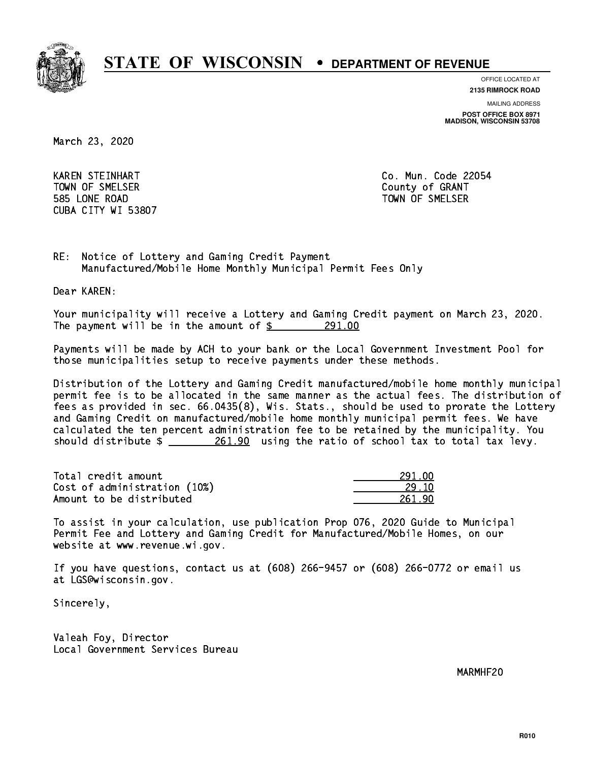# STATE OF WISCONSIN • DEPARTMENT OF REVENUE

OFFICE LOCATED AT
**2135 RIMROCK ROAD**

MAILING ADDRESS
**POST OFFICE BOX 8971**
**MADISON, WISCONSIN 53708**

March 23, 2020

KAREN STEINHART
TOWN OF SMELSER
585 LONE ROAD
CUBA CITY WI 53807

Co. Mun. Code 22054
County of GRANT
TOWN OF SMELSER

RE: Notice of Lottery and Gaming Credit Payment
Manufactured/Mobile Home Monthly Municipal Permit Fees Only

Dear KAREN:

Your municipality will receive a Lottery and Gaming Credit payment on March 23, 2020. The payment will be in the amount of $ 291.00

Payments will be made by ACH to your bank or the Local Government Investment Pool for those municipalities setup to receive payments under these methods.

Distribution of the Lottery and Gaming Credit manufactured/mobile home monthly municipal permit fee is to be allocated in the same manner as the actual fees. The distribution of fees as provided in sec. 66.0435(8), Wis. Stats., should be used to prorate the Lottery and Gaming Credit on manufactured/mobile home monthly municipal permit fees. We have calculated the ten percent administration fee to be retained by the municipality. You should distribute $ 261.90 using the ratio of school tax to total tax levy.

| | |
|---|---|
| Total credit amount | 291.00 |
| Cost of administration (10%) | 29.10 |
| Amount to be distributed | 261.90 |

To assist in your calculation, use publication Prop 076, 2020 Guide to Municipal Permit Fee and Lottery and Gaming Credit for Manufactured/Mobile Homes, on our website at www.revenue.wi.gov.

If you have questions, contact us at (608) 266-9457 or (608) 266-0772 or email us at LGS@wisconsin.gov.

Sincerely,

Valeah Foy, Director
Local Government Services Bureau

MARMHF20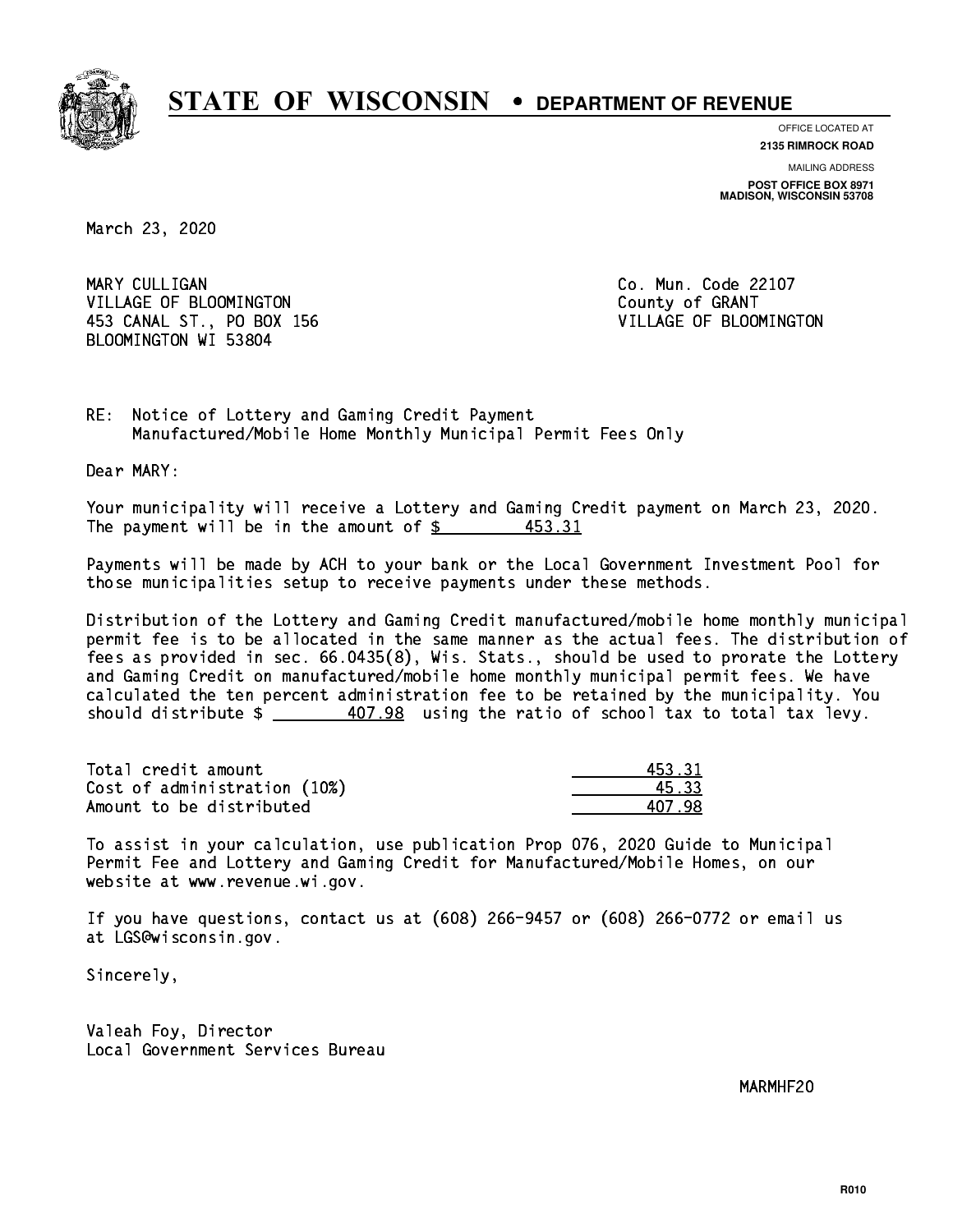# STATE OF WISCONSIN • DEPARTMENT OF REVENUE

OFFICE LOCATED AT
**2135 RIMROCK ROAD**

MAILING ADDRESS
**POST OFFICE BOX 8971**
**MADISON, WISCONSIN 53708**

March 23, 2020

MARY CULLIGAN
VILLAGE OF BLOOMINGTON
453 CANAL ST., PO BOX 156
BLOOMINGTON WI 53804

Co. Mun. Code 22107
County of GRANT
VILLAGE OF BLOOMINGTON

RE: Notice of Lottery and Gaming Credit Payment
Manufactured/Mobile Home Monthly Municipal Permit Fees Only

Dear MARY:

Your municipality will receive a Lottery and Gaming Credit payment on March 23, 2020. The payment will be in the amount of $ 453.31

Payments will be made by ACH to your bank or the Local Government Investment Pool for those municipalities setup to receive payments under these methods.

Distribution of the Lottery and Gaming Credit manufactured/mobile home monthly municipal permit fee is to be allocated in the same manner as the actual fees. The distribution of fees as provided in sec. 66.0435(8), Wis. Stats., should be used to prorate the Lottery and Gaming Credit on manufactured/mobile home monthly municipal permit fees. We have calculated the ten percent administration fee to be retained by the municipality. You should distribute $ 407.98 using the ratio of school tax to total tax levy.

| | |
|---|---|
| Total credit amount | 453.31 |
| Cost of administration (10%) | 45.33 |
| Amount to be distributed | 407.98 |

To assist in your calculation, use publication Prop 076, 2020 Guide to Municipal Permit Fee and Lottery and Gaming Credit for Manufactured/Mobile Homes, on our website at www.revenue.wi.gov.

If you have questions, contact us at (608) 266-9457 or (608) 266-0772 or email us at LGS@wisconsin.gov.

Sincerely,

Valeah Foy, Director
Local Government Services Bureau

MARMHF20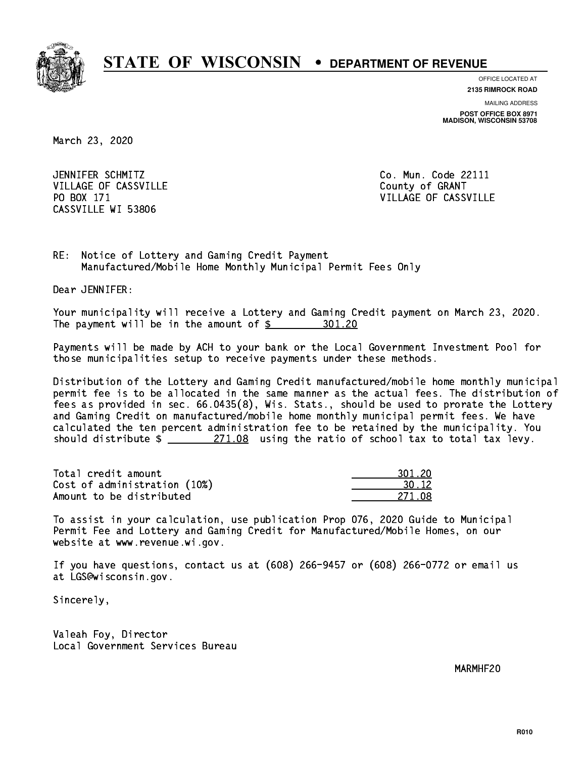# STATE OF WISCONSIN • DEPARTMENT OF REVENUE

OFFICE LOCATED AT
**2135 RIMROCK ROAD**

MAILING ADDRESS
**POST OFFICE BOX 8971**
**MADISON, WISCONSIN 53708**

March 23, 2020

JENNIFER SCHMITZ
VILLAGE OF CASSVILLE
PO BOX 171
CASSVILLE WI 53806

Co. Mun. Code 22111
County of GRANT
VILLAGE OF CASSVILLE

RE: Notice of Lottery and Gaming Credit Payment
Manufactured/Mobile Home Monthly Municipal Permit Fees Only

Dear JENNIFER:

Your municipality will receive a Lottery and Gaming Credit payment on March 23, 2020. The payment will be in the amount of $ 301.20

Payments will be made by ACH to your bank or the Local Government Investment Pool for those municipalities setup to receive payments under these methods.

Distribution of the Lottery and Gaming Credit manufactured/mobile home monthly municipal permit fee is to be allocated in the same manner as the actual fees. The distribution of fees as provided in sec. 66.0435(8), Wis. Stats., should be used to prorate the Lottery and Gaming Credit on manufactured/mobile home monthly municipal permit fees. We have calculated the ten percent administration fee to be retained by the municipality. You should distribute $ 271.08 using the ratio of school tax to total tax levy.

| | |
|---|---|
| Total credit amount | 301.20 |
| Cost of administration (10%) | 30.12 |
| Amount to be distributed | 271.08 |

To assist in your calculation, use publication Prop 076, 2020 Guide to Municipal Permit Fee and Lottery and Gaming Credit for Manufactured/Mobile Homes, on our website at www.revenue.wi.gov.

If you have questions, contact us at (608) 266-9457 or (608) 266-0772 or email us at LGS@wisconsin.gov.

Sincerely,

Valeah Foy, Director
Local Government Services Bureau

MARMHF20

R010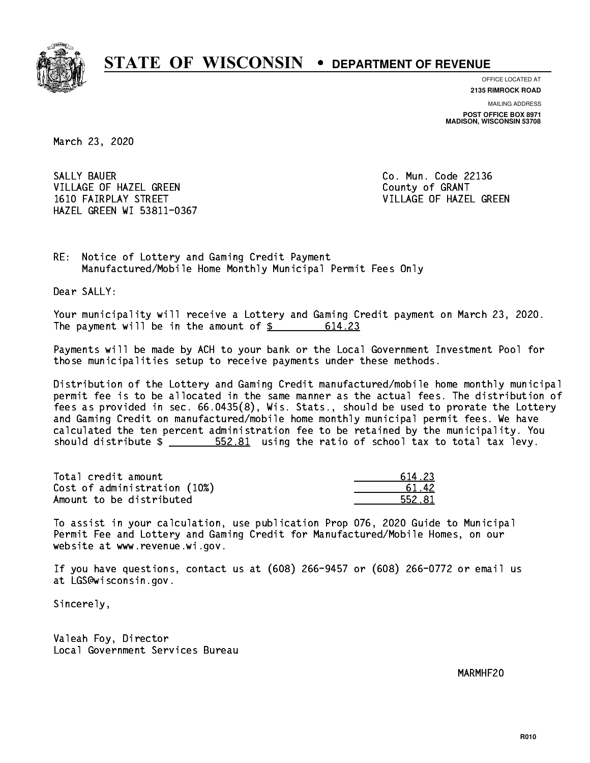# STATE OF WISCONSIN • DEPARTMENT OF REVENUE

OFFICE LOCATED AT
**2135 RIMROCK ROAD**

MAILING ADDRESS
**POST OFFICE BOX 8971**
**MADISON, WISCONSIN 53708**

March 23, 2020

SALLY BAUER
VILLAGE OF HAZEL GREEN
1610 FAIRPLAY STREET
HAZEL GREEN WI 53811-0367

Co. Mun. Code 22136
County of GRANT
VILLAGE OF HAZEL GREEN

RE: Notice of Lottery and Gaming Credit Payment
Manufactured/Mobile Home Monthly Municipal Permit Fees Only

Dear SALLY:

Your municipality will receive a Lottery and Gaming Credit payment on March 23, 2020. The payment will be in the amount of $ 614.23

Payments will be made by ACH to your bank or the Local Government Investment Pool for those municipalities setup to receive payments under these methods.

Distribution of the Lottery and Gaming Credit manufactured/mobile home monthly municipal permit fee is to be allocated in the same manner as the actual fees. The distribution of fees as provided in sec. 66.0435(8), Wis. Stats., should be used to prorate the Lottery and Gaming Credit on manufactured/mobile home monthly municipal permit fees. We have calculated the ten percent administration fee to be retained by the municipality. You should distribute $ 552.81 using the ratio of school tax to total tax levy.

| | |
|---|---|
| Total credit amount | 614.23 |
| Cost of administration (10%) | 61.42 |
| Amount to be distributed | 552.81 |

To assist in your calculation, use publication Prop 076, 2020 Guide to Municipal Permit Fee and Lottery and Gaming Credit for Manufactured/Mobile Homes, on our website at www.revenue.wi.gov.

If you have questions, contact us at (608) 266-9457 or (608) 266-0772 or email us at LGS@wisconsin.gov.

Sincerely,

Valeah Foy, Director
Local Government Services Bureau

MARMHF20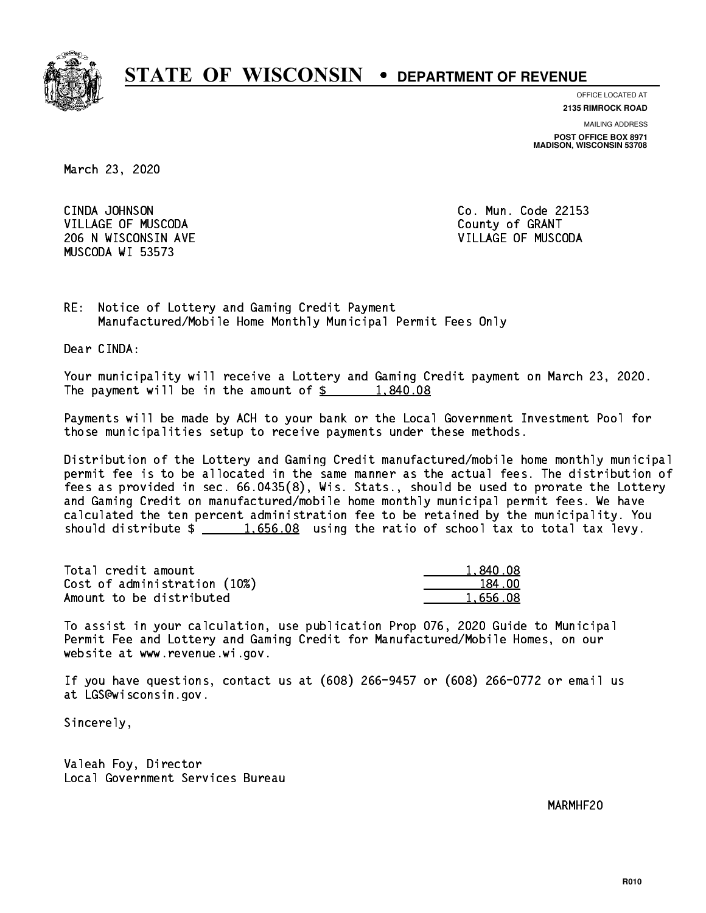# STATE OF WISCONSIN • DEPARTMENT OF REVENUE

OFFICE LOCATED AT
**2135 RIMROCK ROAD**

MAILING ADDRESS
**POST OFFICE BOX 8971**
**MADISON, WISCONSIN 53708**

March 23, 2020

CINDA JOHNSON
VILLAGE OF MUSCODA
206 N WISCONSIN AVE
MUSCODA WI 53573

Co. Mun. Code 22153
County of GRANT
VILLAGE OF MUSCODA

RE: Notice of Lottery and Gaming Credit Payment
Manufactured/Mobile Home Monthly Municipal Permit Fees Only

Dear CINDA:

Your municipality will receive a Lottery and Gaming Credit payment on March 23, 2020. The payment will be in the amount of $ 1,840.08

Payments will be made by ACH to your bank or the Local Government Investment Pool for those municipalities setup to receive payments under these methods.

Distribution of the Lottery and Gaming Credit manufactured/mobile home monthly municipal permit fee is to be allocated in the same manner as the actual fees. The distribution of fees as provided in sec. 66.0435(8), Wis. Stats., should be used to prorate the Lottery and Gaming Credit on manufactured/mobile home monthly municipal permit fees. We have calculated the ten percent administration fee to be retained by the municipality. You should distribute $ 1,656.08 using the ratio of school tax to total tax levy.

| | |
|---|---|
| Total credit amount | 1,840.08 |
| Cost of administration (10%) | 184.00 |
| Amount to be distributed | 1,656.08 |

To assist in your calculation, use publication Prop 076, 2020 Guide to Municipal Permit Fee and Lottery and Gaming Credit for Manufactured/Mobile Homes, on our website at www.revenue.wi.gov.

If you have questions, contact us at (608) 266-9457 or (608) 266-0772 or email us at LGS@wisconsin.gov.

Sincerely,

Valeah Foy, Director
Local Government Services Bureau

MARMHF20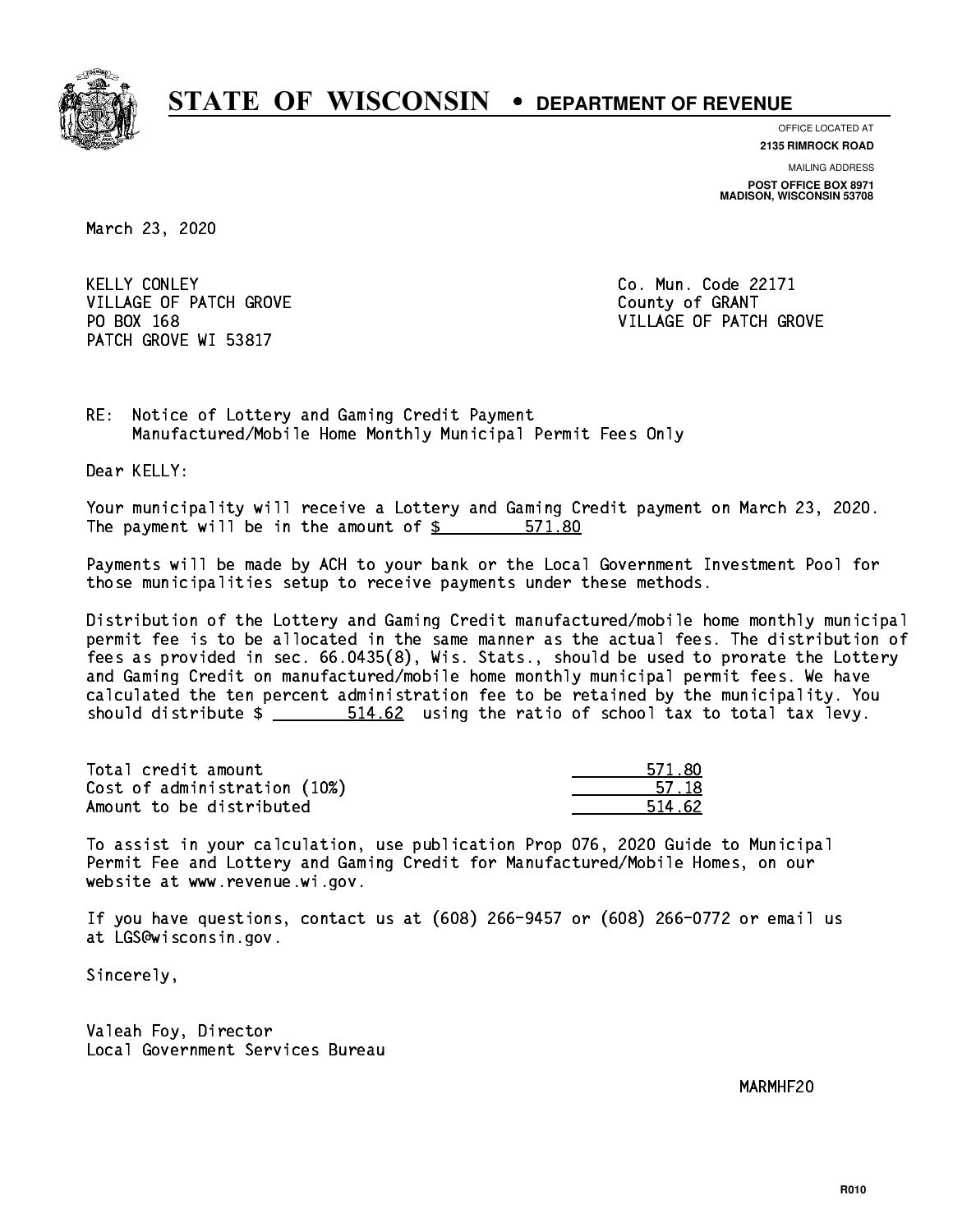# STATE OF WISCONSIN • DEPARTMENT OF REVENUE

OFFICE LOCATED AT
**2135 RIMROCK ROAD**

MAILING ADDRESS
**POST OFFICE BOX 8971**
**MADISON, WISCONSIN 53708**

March 23, 2020

KELLY CONLEY
VILLAGE OF PATCH GROVE
PO BOX 168
PATCH GROVE WI 53817

Co. Mun. Code 22171
County of GRANT
VILLAGE OF PATCH GROVE

RE: Notice of Lottery and Gaming Credit Payment
Manufactured/Mobile Home Monthly Municipal Permit Fees Only

Dear KELLY:

Your municipality will receive a Lottery and Gaming Credit payment on March 23, 2020. The payment will be in the amount of $ 571.80

Payments will be made by ACH to your bank or the Local Government Investment Pool for those municipalities setup to receive payments under these methods.

Distribution of the Lottery and Gaming Credit manufactured/mobile home monthly municipal permit fee is to be allocated in the same manner as the actual fees. The distribution of fees as provided in sec. 66.0435(8), Wis. Stats., should be used to prorate the Lottery and Gaming Credit on manufactured/mobile home monthly municipal permit fees. We have calculated the ten percent administration fee to be retained by the municipality. You should distribute $ 514.62 using the ratio of school tax to total tax levy.

| | |
|---|---|
| Total credit amount | 571.80 |
| Cost of administration (10%) | 57.18 |
| Amount to be distributed | 514.62 |

To assist in your calculation, use publication Prop 076, 2020 Guide to Municipal Permit Fee and Lottery and Gaming Credit for Manufactured/Mobile Homes, on our website at www.revenue.wi.gov.

If you have questions, contact us at (608) 266-9457 or (608) 266-0772 or email us at LGS@wisconsin.gov.

Sincerely,

Valeah Foy, Director
Local Government Services Bureau

MARMHF20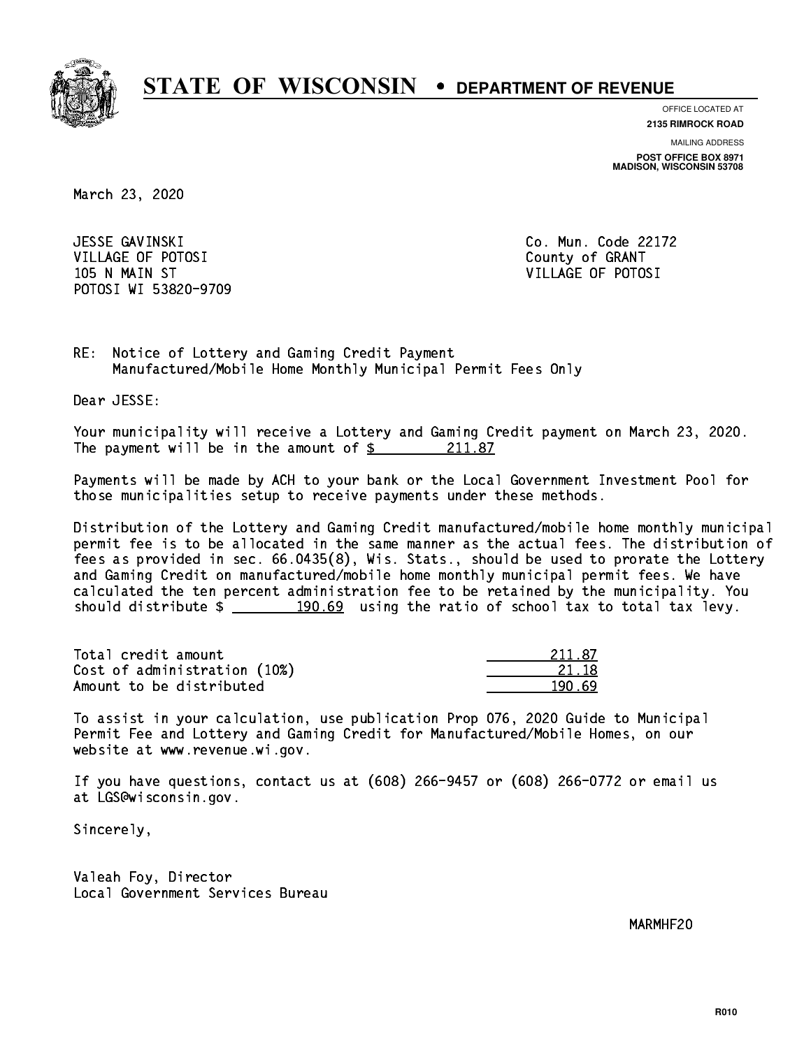# STATE OF WISCONSIN • DEPARTMENT OF REVENUE

OFFICE LOCATED AT
**2135 RIMROCK ROAD**

MAILING ADDRESS
**POST OFFICE BOX 8971**
**MADISON, WISCONSIN 53708**

March 23, 2020

JESSE GAVINSKI
VILLAGE OF POTOSI
105 N MAIN ST
POTOSI WI 53820-9709

Co. Mun. Code 22172
County of GRANT
VILLAGE OF POTOSI

RE: Notice of Lottery and Gaming Credit Payment
Manufactured/Mobile Home Monthly Municipal Permit Fees Only

Dear JESSE:

Your municipality will receive a Lottery and Gaming Credit payment on March 23, 2020. The payment will be in the amount of $ 211.87

Payments will be made by ACH to your bank or the Local Government Investment Pool for those municipalities setup to receive payments under these methods.

Distribution of the Lottery and Gaming Credit manufactured/mobile home monthly municipal permit fee is to be allocated in the same manner as the actual fees. The distribution of fees as provided in sec. 66.0435(8), Wis. Stats., should be used to prorate the Lottery and Gaming Credit on manufactured/mobile home monthly municipal permit fees. We have calculated the ten percent administration fee to be retained by the municipality. You should distribute $ 190.69 using the ratio of school tax to total tax levy.

| | |
|---|---|
| Total credit amount | 211.87 |
| Cost of administration (10%) | 21.18 |
| Amount to be distributed | 190.69 |

To assist in your calculation, use publication Prop 076, 2020 Guide to Municipal Permit Fee and Lottery and Gaming Credit for Manufactured/Mobile Homes, on our website at www.revenue.wi.gov.

If you have questions, contact us at (608) 266-9457 or (608) 266-0772 or email us at LGS@wisconsin.gov.

Sincerely,

Valeah Foy, Director
Local Government Services Bureau

MARMHF20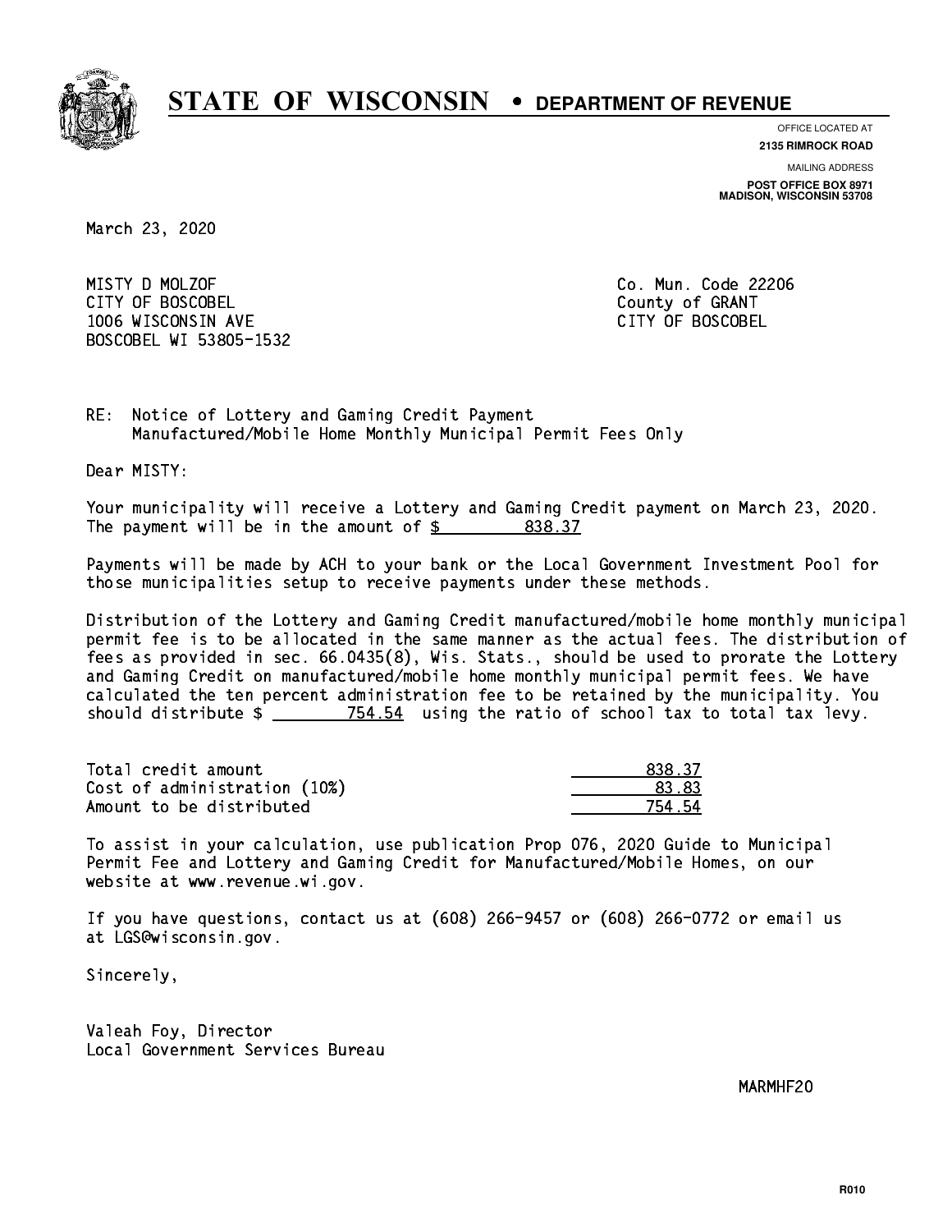# STATE OF WISCONSIN • DEPARTMENT OF REVENUE

OFFICE LOCATED AT
**2135 RIMROCK ROAD**

MAILING ADDRESS
**POST OFFICE BOX 8971**
**MADISON, WISCONSIN 53708**

March 23, 2020

MISTY D MOLZOF
CITY OF BOSCOBEL
1006 WISCONSIN AVE
BOSCOBEL WI 53805-1532

Co. Mun. Code 22206
County of GRANT
CITY OF BOSCOBEL

RE: Notice of Lottery and Gaming Credit Payment
Manufactured/Mobile Home Monthly Municipal Permit Fees Only

Dear MISTY:

Your municipality will receive a Lottery and Gaming Credit payment on March 23, 2020. The payment will be in the amount of $ 838.37

Payments will be made by ACH to your bank or the Local Government Investment Pool for those municipalities setup to receive payments under these methods.

Distribution of the Lottery and Gaming Credit manufactured/mobile home monthly municipal permit fee is to be allocated in the same manner as the actual fees. The distribution of fees as provided in sec. 66.0435(8), Wis. Stats., should be used to prorate the Lottery and Gaming Credit on manufactured/mobile home monthly municipal permit fees. We have calculated the ten percent administration fee to be retained by the municipality. You should distribute $ 754.54 using the ratio of school tax to total tax levy.

| | |
|---|---|
| Total credit amount | 838.37 |
| Cost of administration (10%) | 83.83 |
| Amount to be distributed | 754.54 |

To assist in your calculation, use publication Prop 076, 2020 Guide to Municipal Permit Fee and Lottery and Gaming Credit for Manufactured/Mobile Homes, on our website at www.revenue.wi.gov.

If you have questions, contact us at (608) 266-9457 or (608) 266-0772 or email us at LGS@wisconsin.gov.

Sincerely,

Valeah Foy, Director
Local Government Services Bureau

MARMHF20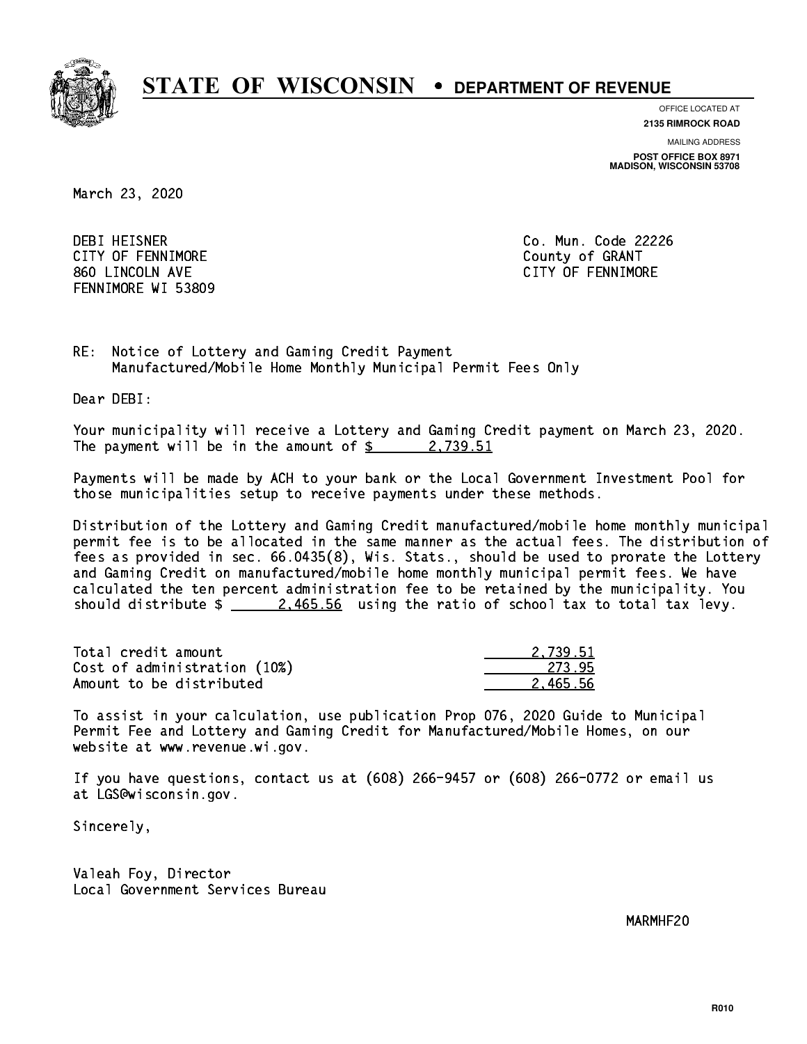# STATE OF WISCONSIN • DEPARTMENT OF REVENUE

OFFICE LOCATED AT
**2135 RIMROCK ROAD**

MAILING ADDRESS
**POST OFFICE BOX 8971**
**MADISON, WISCONSIN 53708**

March 23, 2020

DEBI HEISNER
CITY OF FENNIMORE
860 LINCOLN AVE
FENNIMORE WI 53809

Co. Mun. Code 22226
County of GRANT
CITY OF FENNIMORE

RE: Notice of Lottery and Gaming Credit Payment
Manufactured/Mobile Home Monthly Municipal Permit Fees Only

Dear DEBI:

Your municipality will receive a Lottery and Gaming Credit payment on March 23, 2020. The payment will be in the amount of $ 2,739.51

Payments will be made by ACH to your bank or the Local Government Investment Pool for those municipalities setup to receive payments under these methods.

Distribution of the Lottery and Gaming Credit manufactured/mobile home monthly municipal permit fee is to be allocated in the same manner as the actual fees. The distribution of fees as provided in sec. 66.0435(8), Wis. Stats., should be used to prorate the Lottery and Gaming Credit on manufactured/mobile home monthly municipal permit fees. We have calculated the ten percent administration fee to be retained by the municipality. You should distribute $ 2,465.56 using the ratio of school tax to total tax levy.

| | |
|---|---|
| Total credit amount | 2,739.51 |
| Cost of administration (10%) | 273.95 |
| Amount to be distributed | 2,465.56 |

To assist in your calculation, use publication Prop 076, 2020 Guide to Municipal Permit Fee and Lottery and Gaming Credit for Manufactured/Mobile Homes, on our website at www.revenue.wi.gov.

If you have questions, contact us at (608) 266-9457 or (608) 266-0772 or email us at LGS@wisconsin.gov.

Sincerely,

Valeah Foy, Director
Local Government Services Bureau

MARMHF20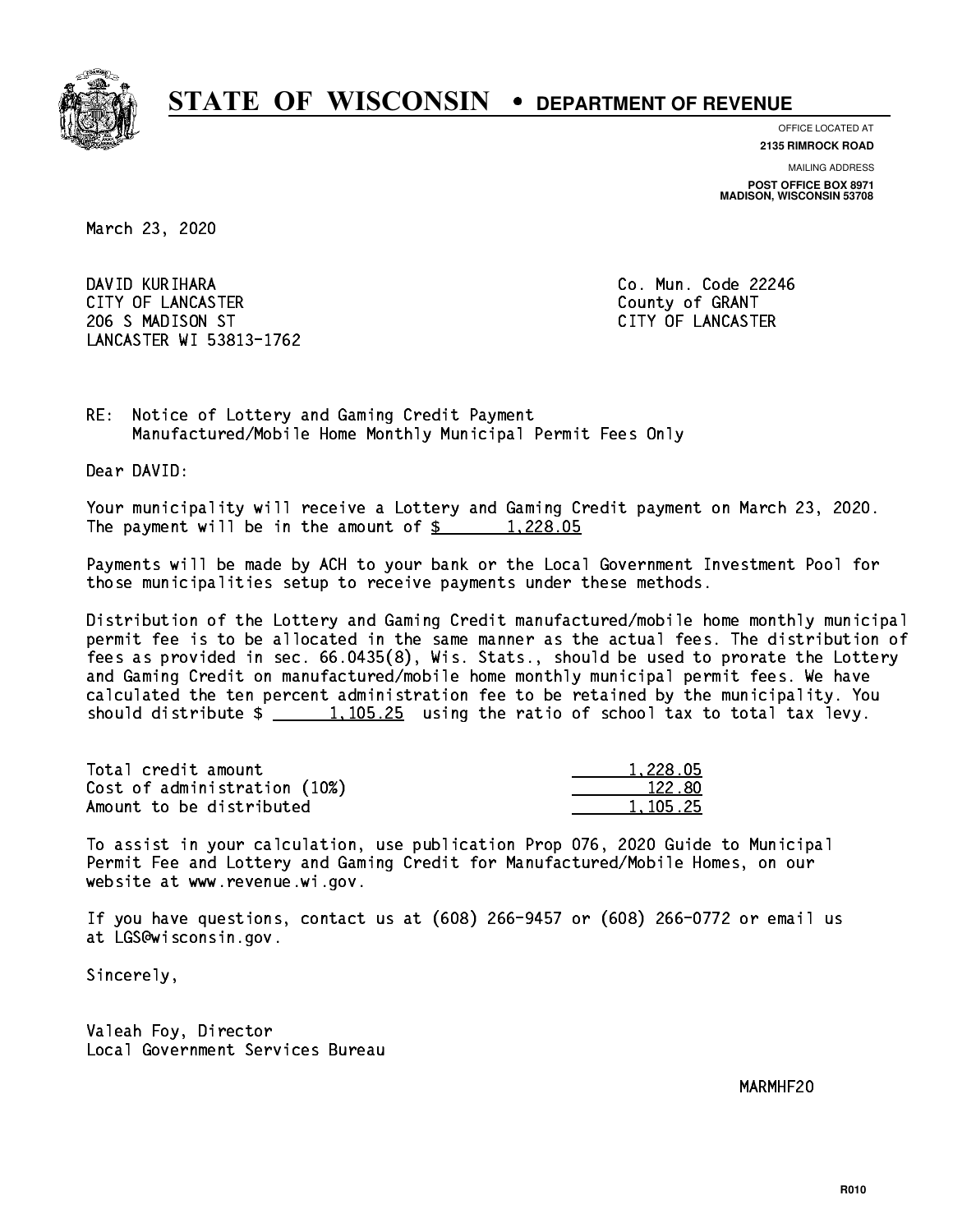# STATE OF WISCONSIN • DEPARTMENT OF REVENUE

OFFICE LOCATED AT
**2135 RIMROCK ROAD**

MAILING ADDRESS
**POST OFFICE BOX 8971**
**MADISON, WISCONSIN 53708**

March 23, 2020

DAVID KURIHARA
CITY OF LANCASTER
206 S MADISON ST
LANCASTER WI 53813-1762

Co. Mun. Code 22246
County of GRANT
CITY OF LANCASTER

RE: Notice of Lottery and Gaming Credit Payment
Manufactured/Mobile Home Monthly Municipal Permit Fees Only

Dear DAVID:

Your municipality will receive a Lottery and Gaming Credit payment on March 23, 2020. The payment will be in the amount of $ 1,228.05

Payments will be made by ACH to your bank or the Local Government Investment Pool for those municipalities setup to receive payments under these methods.

Distribution of the Lottery and Gaming Credit manufactured/mobile home monthly municipal permit fee is to be allocated in the same manner as the actual fees. The distribution of fees as provided in sec. 66.0435(8), Wis. Stats., should be used to prorate the Lottery and Gaming Credit on manufactured/mobile home monthly municipal permit fees. We have calculated the ten percent administration fee to be retained by the municipality. You should distribute $ 1,105.25 using the ratio of school tax to total tax levy.

| | |
|---|---|
| Total credit amount | 1,228.05 |
| Cost of administration (10%) | 122.80 |
| Amount to be distributed | 1,105.25 |

To assist in your calculation, use publication Prop 076, 2020 Guide to Municipal Permit Fee and Lottery and Gaming Credit for Manufactured/Mobile Homes, on our website at www.revenue.wi.gov.

If you have questions, contact us at (608) 266-9457 or (608) 266-0772 or email us at LGS@wisconsin.gov.

Sincerely,

Valeah Foy, Director
Local Government Services Bureau

MARMHF20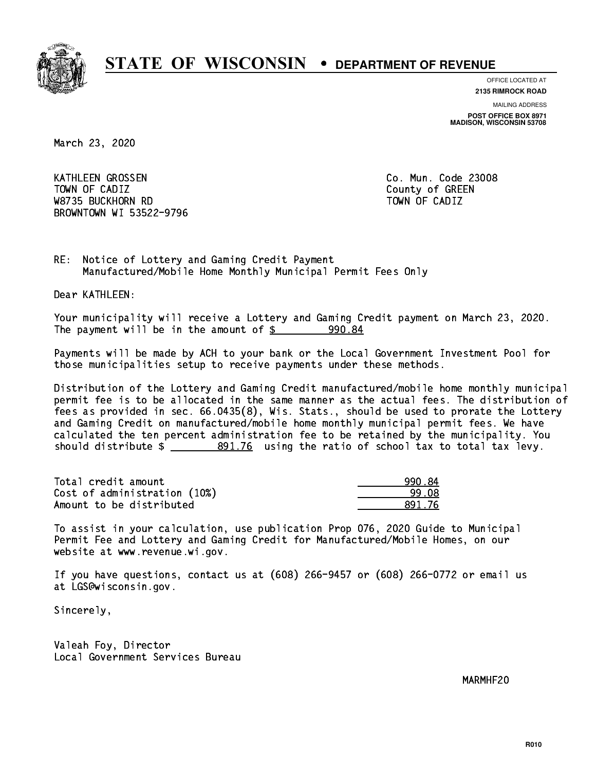# STATE OF WISCONSIN • DEPARTMENT OF REVENUE

OFFICE LOCATED AT
**2135 RIMROCK ROAD**

MAILING ADDRESS
**POST OFFICE BOX 8971**
**MADISON, WISCONSIN 53708**

March 23, 2020

KATHLEEN GROSSEN
TOWN OF CADIZ
W8735 BUCKHORN RD
BROWNTOWN WI 53522-9796

Co. Mun. Code 23008
County of GREEN
TOWN OF CADIZ

RE: Notice of Lottery and Gaming Credit Payment
Manufactured/Mobile Home Monthly Municipal Permit Fees Only

Dear KATHLEEN:

Your municipality will receive a Lottery and Gaming Credit payment on March 23, 2020. The payment will be in the amount of $ 990.84

Payments will be made by ACH to your bank or the Local Government Investment Pool for those municipalities setup to receive payments under these methods.

Distribution of the Lottery and Gaming Credit manufactured/mobile home monthly municipal permit fee is to be allocated in the same manner as the actual fees. The distribution of fees as provided in sec. 66.0435(8), Wis. Stats., should be used to prorate the Lottery and Gaming Credit on manufactured/mobile home monthly municipal permit fees. We have calculated the ten percent administration fee to be retained by the municipality. You should distribute $ 891.76 using the ratio of school tax to total tax levy.

| | |
|---|---|
| Total credit amount | 990.84 |
| Cost of administration (10%) | 99.08 |
| Amount to be distributed | 891.76 |

To assist in your calculation, use publication Prop 076, 2020 Guide to Municipal Permit Fee and Lottery and Gaming Credit for Manufactured/Mobile Homes, on our website at www.revenue.wi.gov.

If you have questions, contact us at (608) 266-9457 or (608) 266-0772 or email us at LGS@wisconsin.gov.

Sincerely,

Valeah Foy, Director
Local Government Services Bureau

MARMHF20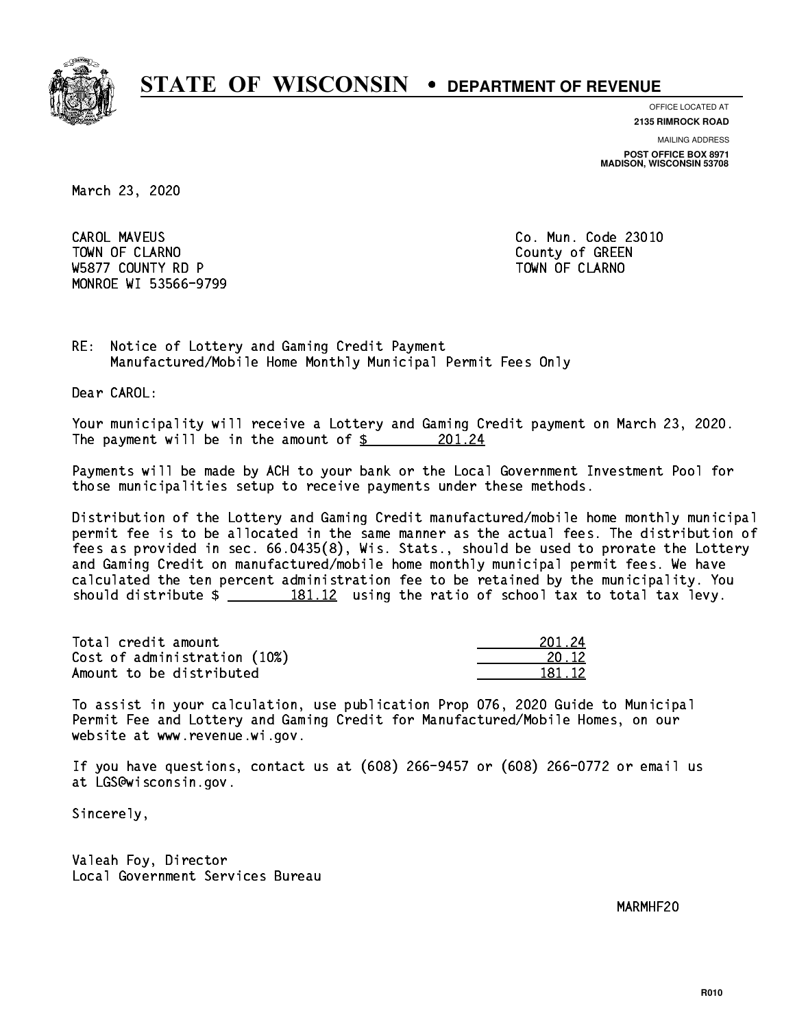# STATE OF WISCONSIN • DEPARTMENT OF REVENUE

OFFICE LOCATED AT
**2135 RIMROCK ROAD**

MAILING ADDRESS
**POST OFFICE BOX 8971**
**MADISON, WISCONSIN 53708**

March 23, 2020

CAROL MAVEUS
TOWN OF CLARNO
W5877 COUNTY RD P
MONROE WI 53566-9799

Co. Mun. Code 23010
County of GREEN
TOWN OF CLARNO

RE: Notice of Lottery and Gaming Credit Payment
Manufactured/Mobile Home Monthly Municipal Permit Fees Only

Dear CAROL:

Your municipality will receive a Lottery and Gaming Credit payment on March 23, 2020. The payment will be in the amount of $ 201.24

Payments will be made by ACH to your bank or the Local Government Investment Pool for those municipalities setup to receive payments under these methods.

Distribution of the Lottery and Gaming Credit manufactured/mobile home monthly municipal permit fee is to be allocated in the same manner as the actual fees. The distribution of fees as provided in sec. 66.0435(8), Wis. Stats., should be used to prorate the Lottery and Gaming Credit on manufactured/mobile home monthly municipal permit fees. We have calculated the ten percent administration fee to be retained by the municipality. You should distribute $ 181.12 using the ratio of school tax to total tax levy.

| | |
|---|---|
| Total credit amount | 201.24 |
| Cost of administration (10%) | 20.12 |
| Amount to be distributed | 181.12 |

To assist in your calculation, use publication Prop 076, 2020 Guide to Municipal Permit Fee and Lottery and Gaming Credit for Manufactured/Mobile Homes, on our website at www.revenue.wi.gov.

If you have questions, contact us at (608) 266-9457 or (608) 266-0772 or email us at LGS@wisconsin.gov.

Sincerely,

Valeah Foy, Director
Local Government Services Bureau

MARMHF20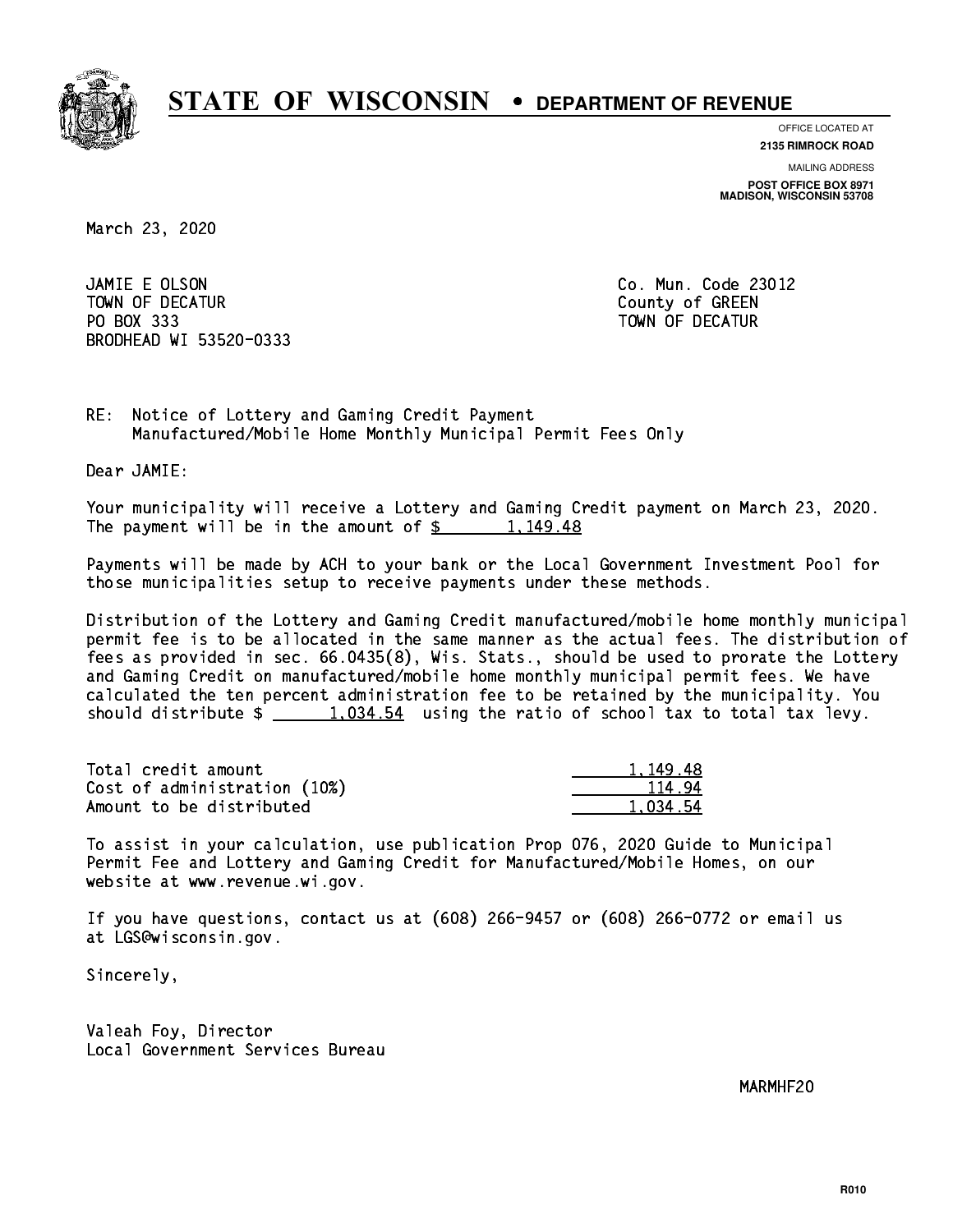# STATE OF WISCONSIN • DEPARTMENT OF REVENUE

OFFICE LOCATED AT
**2135 RIMROCK ROAD**

MAILING ADDRESS
**POST OFFICE BOX 8971**
**MADISON, WISCONSIN 53708**

March 23, 2020

JAMIE E OLSON
TOWN OF DECATUR
PO BOX 333
BRODHEAD WI 53520-0333

Co. Mun. Code 23012
County of GREEN
TOWN OF DECATUR

RE: Notice of Lottery and Gaming Credit Payment
Manufactured/Mobile Home Monthly Municipal Permit Fees Only

Dear JAMIE:

Your municipality will receive a Lottery and Gaming Credit payment on March 23, 2020. The payment will be in the amount of $ 1,149.48

Payments will be made by ACH to your bank or the Local Government Investment Pool for those municipalities setup to receive payments under these methods.

Distribution of the Lottery and Gaming Credit manufactured/mobile home monthly municipal permit fee is to be allocated in the same manner as the actual fees. The distribution of fees as provided in sec. 66.0435(8), Wis. Stats., should be used to prorate the Lottery and Gaming Credit on manufactured/mobile home monthly municipal permit fees. We have calculated the ten percent administration fee to be retained by the municipality. You should distribute $ 1,034.54 using the ratio of school tax to total tax levy.

| | |
|---|---|
| Total credit amount | 1,149.48 |
| Cost of administration (10%) | 114.94 |
| Amount to be distributed | 1,034.54 |

To assist in your calculation, use publication Prop 076, 2020 Guide to Municipal Permit Fee and Lottery and Gaming Credit for Manufactured/Mobile Homes, on our website at www.revenue.wi.gov.

If you have questions, contact us at (608) 266-9457 or (608) 266-0772 or email us at LGS@wisconsin.gov.

Sincerely,

Valeah Foy, Director
Local Government Services Bureau

MARMHF20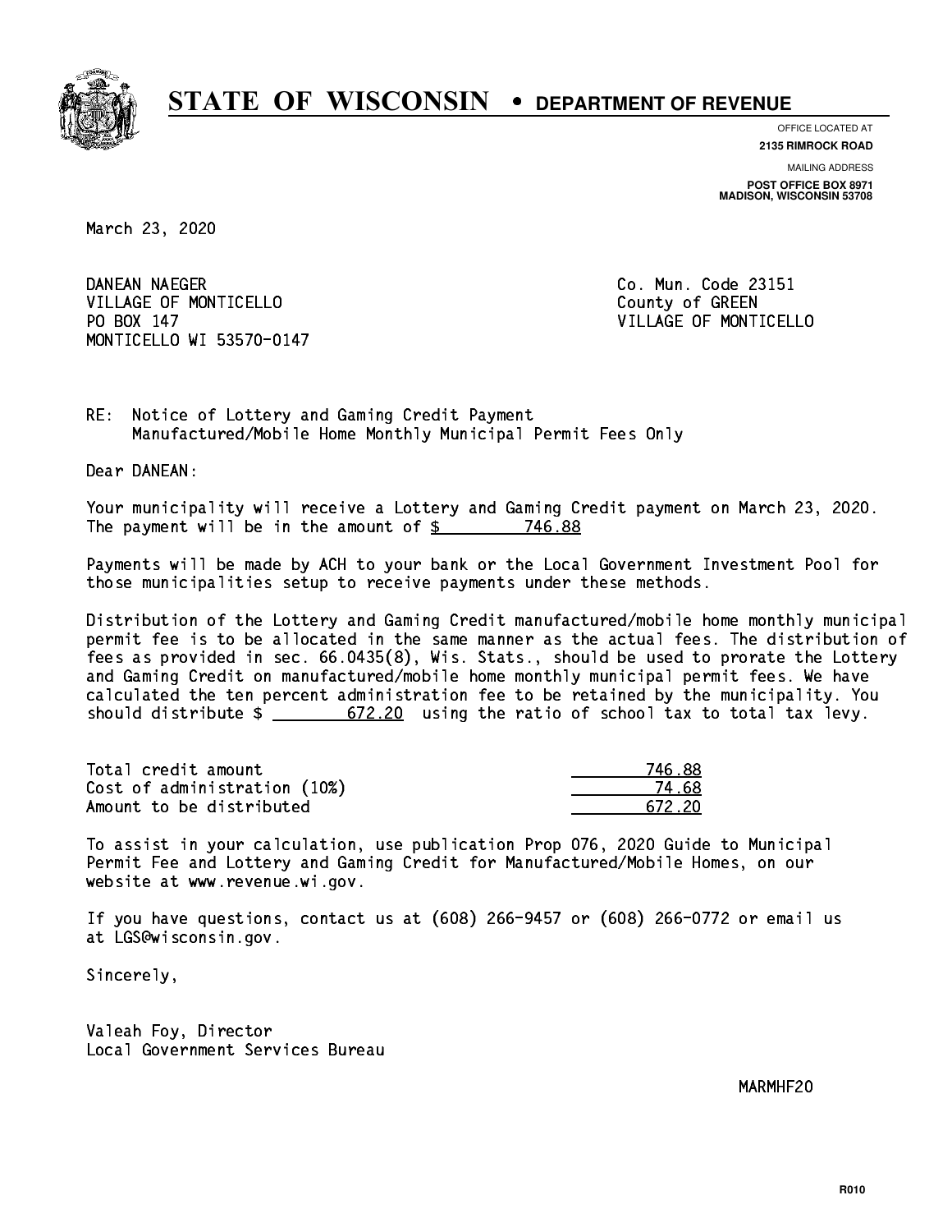# STATE OF WISCONSIN • DEPARTMENT OF REVENUE

OFFICE LOCATED AT
**2135 RIMROCK ROAD**

MAILING ADDRESS
**POST OFFICE BOX 8971**
**MADISON, WISCONSIN 53708**

March 23, 2020

DANEAN NAEGER
VILLAGE OF MONTICELLO
PO BOX 147
MONTICELLO WI 53570-0147

Co. Mun. Code 23151
County of GREEN
VILLAGE OF MONTICELLO

RE: Notice of Lottery and Gaming Credit Payment
Manufactured/Mobile Home Monthly Municipal Permit Fees Only

Dear DANEAN:

Your municipality will receive a Lottery and Gaming Credit payment on March 23, 2020. The payment will be in the amount of $ 746.88

Payments will be made by ACH to your bank or the Local Government Investment Pool for those municipalities setup to receive payments under these methods.

Distribution of the Lottery and Gaming Credit manufactured/mobile home monthly municipal permit fee is to be allocated in the same manner as the actual fees. The distribution of fees as provided in sec. 66.0435(8), Wis. Stats., should be used to prorate the Lottery and Gaming Credit on manufactured/mobile home monthly municipal permit fees. We have calculated the ten percent administration fee to be retained by the municipality. You should distribute $ 672.20 using the ratio of school tax to total tax levy.

| | |
|---|---|
| Total credit amount | 746.88 |
| Cost of administration (10%) | 74.68 |
| Amount to be distributed | 672.20 |

To assist in your calculation, use publication Prop 076, 2020 Guide to Municipal Permit Fee and Lottery and Gaming Credit for Manufactured/Mobile Homes, on our website at www.revenue.wi.gov.

If you have questions, contact us at (608) 266-9457 or (608) 266-0772 or email us at LGS@wisconsin.gov.

Sincerely,

Valeah Foy, Director
Local Government Services Bureau

MARMHF20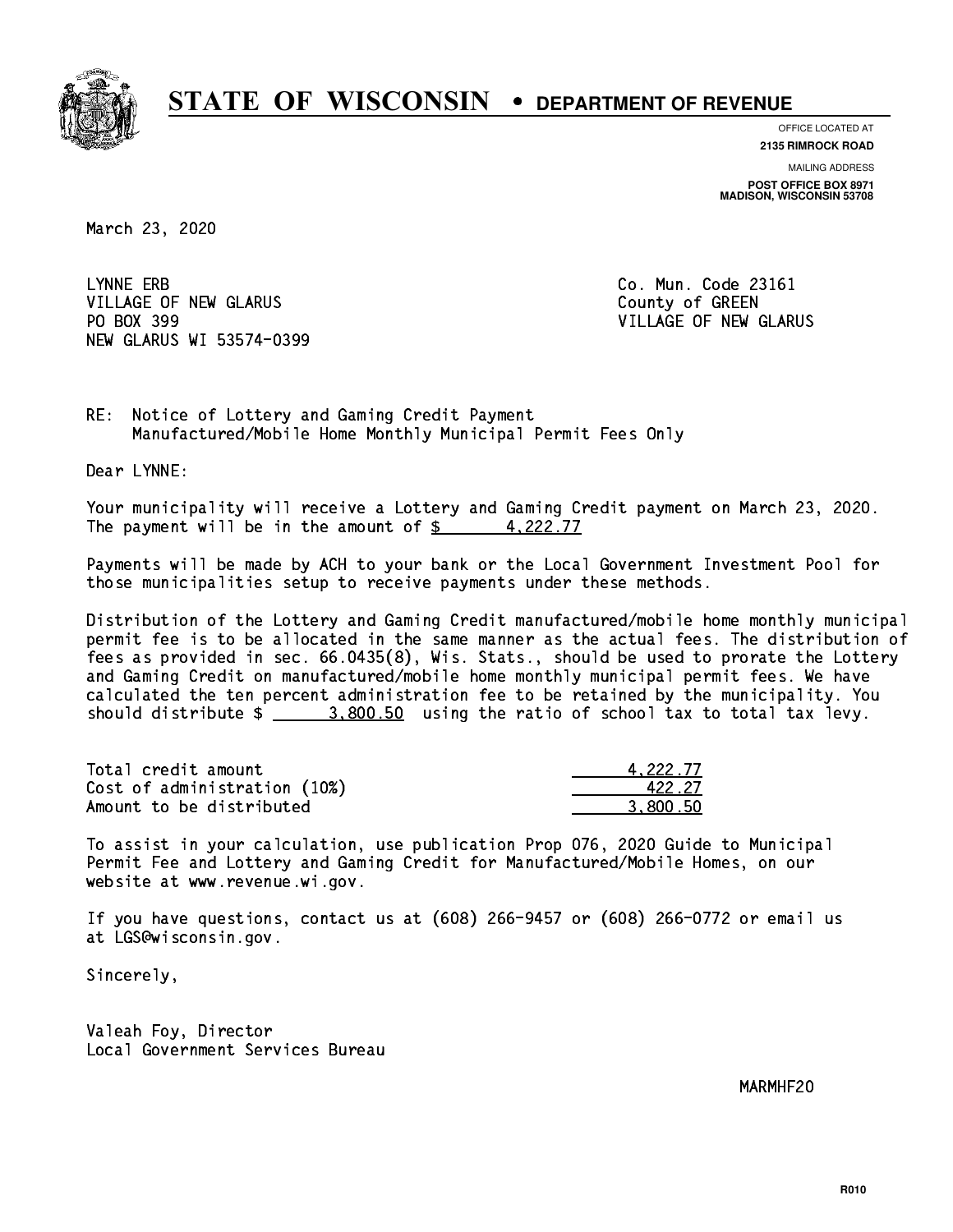# STATE OF WISCONSIN • DEPARTMENT OF REVENUE

OFFICE LOCATED AT
**2135 RIMROCK ROAD**

MAILING ADDRESS
**POST OFFICE BOX 8971**
**MADISON, WISCONSIN 53708**

March 23, 2020

LYNNE ERB
VILLAGE OF NEW GLARUS
PO BOX 399
NEW GLARUS WI 53574-0399

Co. Mun. Code 23161
County of GREEN
VILLAGE OF NEW GLARUS

RE: Notice of Lottery and Gaming Credit Payment
Manufactured/Mobile Home Monthly Municipal Permit Fees Only

Dear LYNNE:

Your municipality will receive a Lottery and Gaming Credit payment on March 23, 2020. The payment will be in the amount of $ 4,222.77

Payments will be made by ACH to your bank or the Local Government Investment Pool for those municipalities setup to receive payments under these methods.

Distribution of the Lottery and Gaming Credit manufactured/mobile home monthly municipal permit fee is to be allocated in the same manner as the actual fees. The distribution of fees as provided in sec. 66.0435(8), Wis. Stats., should be used to prorate the Lottery and Gaming Credit on manufactured/mobile home monthly municipal permit fees. We have calculated the ten percent administration fee to be retained by the municipality. You should distribute $ 3,800.50 using the ratio of school tax to total tax levy.

| | |
|---|---|
| Total credit amount | 4,222.77 |
| Cost of administration (10%) | 422.27 |
| Amount to be distributed | 3,800.50 |

To assist in your calculation, use publication Prop 076, 2020 Guide to Municipal Permit Fee and Lottery and Gaming Credit for Manufactured/Mobile Homes, on our website at www.revenue.wi.gov.

If you have questions, contact us at (608) 266-9457 or (608) 266-0772 or email us at LGS@wisconsin.gov.

Sincerely,

Valeah Foy, Director
Local Government Services Bureau

MARMHF20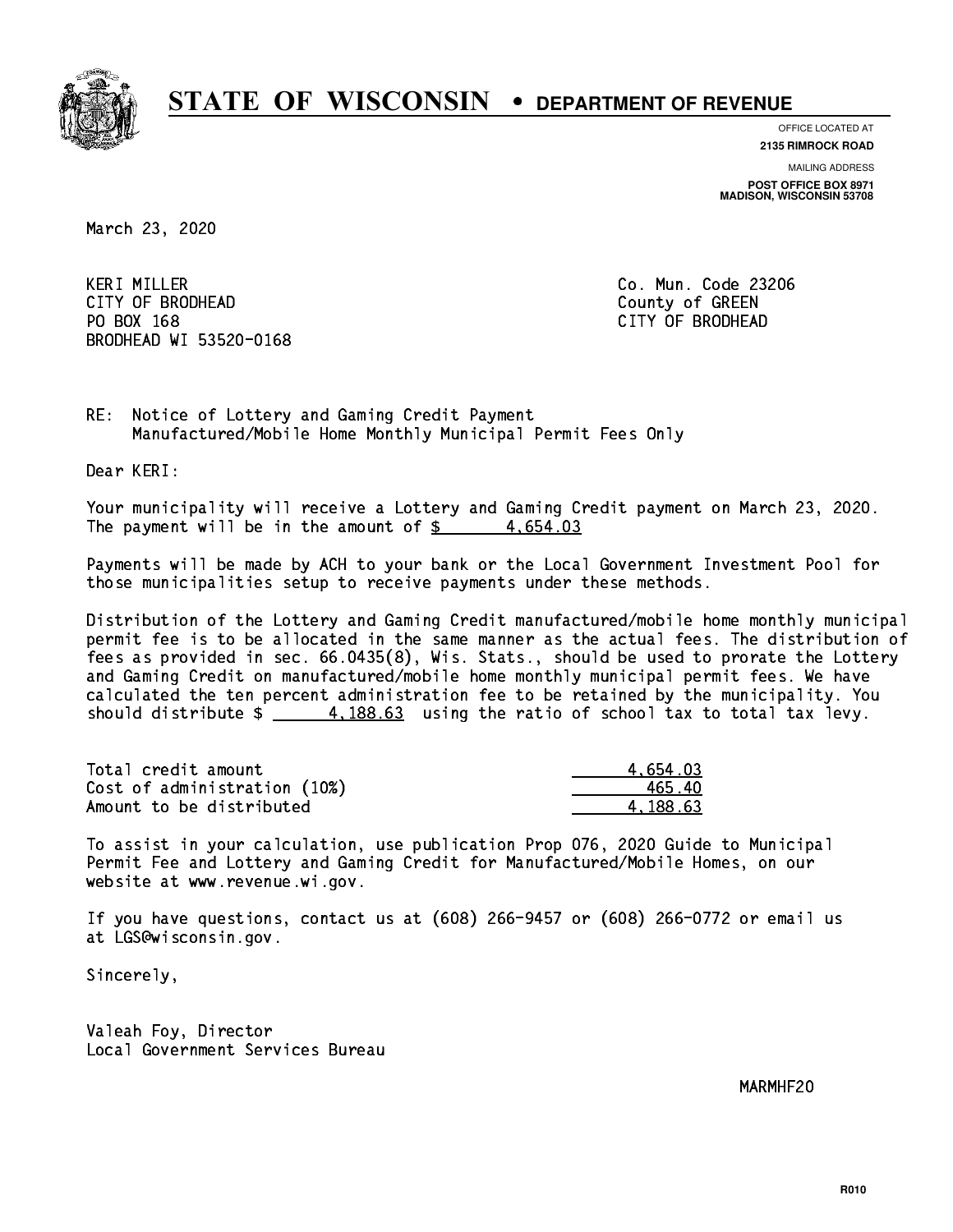# STATE OF WISCONSIN • DEPARTMENT OF REVENUE

OFFICE LOCATED AT
**2135 RIMROCK ROAD**

MAILING ADDRESS
**POST OFFICE BOX 8971**
**MADISON, WISCONSIN 53708**

March 23, 2020

KERI MILLER
CITY OF BRODHEAD
PO BOX 168
BRODHEAD WI 53520-0168

Co. Mun. Code 23206
County of GREEN
CITY OF BRODHEAD

RE: Notice of Lottery and Gaming Credit Payment
Manufactured/Mobile Home Monthly Municipal Permit Fees Only

Dear KERI:

Your municipality will receive a Lottery and Gaming Credit payment on March 23, 2020. The payment will be in the amount of $ 4,654.03

Payments will be made by ACH to your bank or the Local Government Investment Pool for those municipalities setup to receive payments under these methods.

Distribution of the Lottery and Gaming Credit manufactured/mobile home monthly municipal permit fee is to be allocated in the same manner as the actual fees. The distribution of fees as provided in sec. 66.0435(8), Wis. Stats., should be used to prorate the Lottery and Gaming Credit on manufactured/mobile home monthly municipal permit fees. We have calculated the ten percent administration fee to be retained by the municipality. You should distribute $ 4,188.63 using the ratio of school tax to total tax levy.

| | |
|---|---|
| Total credit amount | 4,654.03 |
| Cost of administration (10%) | 465.40 |
| Amount to be distributed | 4,188.63 |

To assist in your calculation, use publication Prop 076, 2020 Guide to Municipal Permit Fee and Lottery and Gaming Credit for Manufactured/Mobile Homes, on our website at www.revenue.wi.gov.

If you have questions, contact us at (608) 266-9457 or (608) 266-0772 or email us at LGS@wisconsin.gov.

Sincerely,

Valeah Foy, Director
Local Government Services Bureau

MARMHF20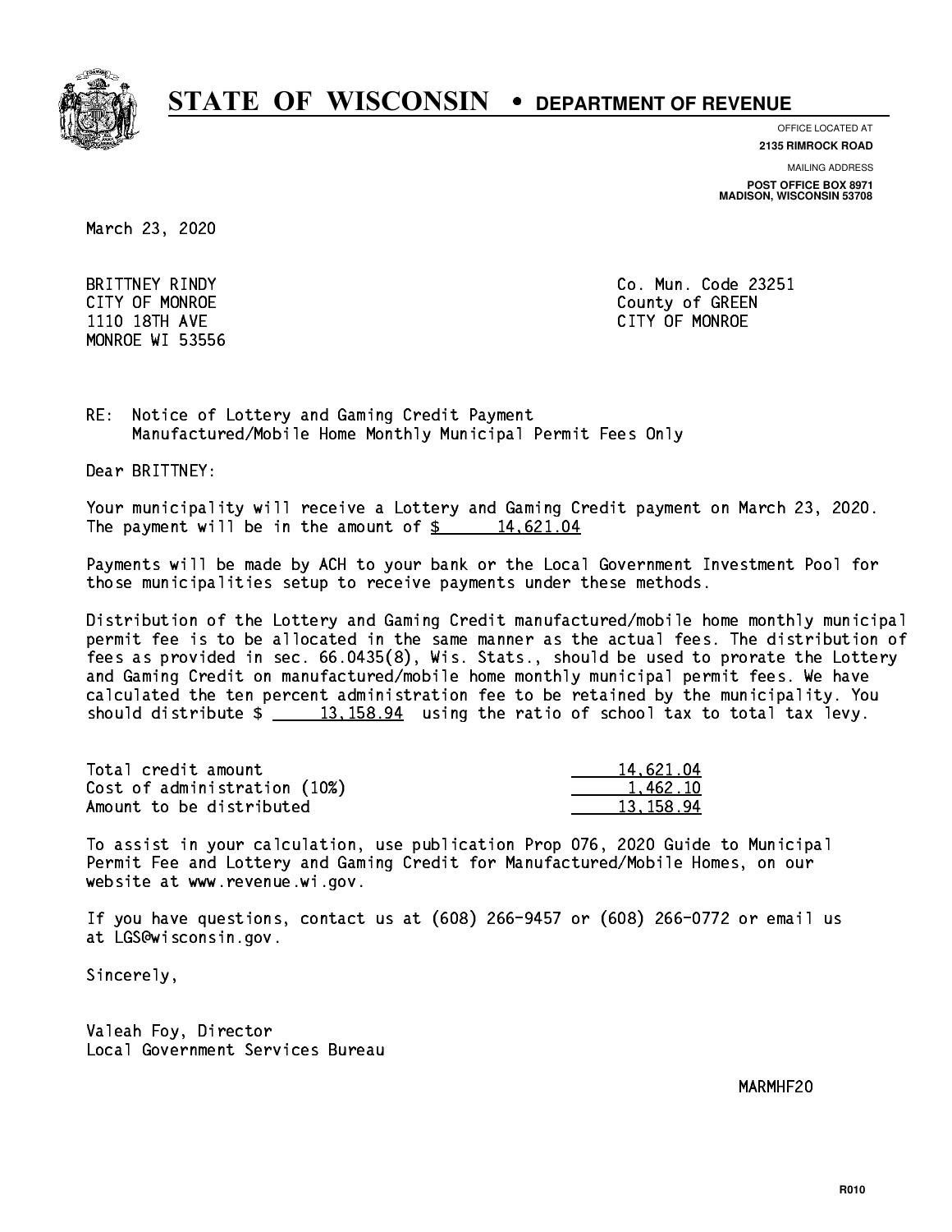# STATE OF WISCONSIN • DEPARTMENT OF REVENUE

OFFICE LOCATED AT
**2135 RIMROCK ROAD**

MAILING ADDRESS
**POST OFFICE BOX 8971**
**MADISON, WISCONSIN 53708**

March 23, 2020

BRITTNEY RINDY
CITY OF MONROE
1110 18TH AVE
MONROE WI 53556

Co. Mun. Code 23251
County of GREEN
CITY OF MONROE

RE: Notice of Lottery and Gaming Credit Payment
Manufactured/Mobile Home Monthly Municipal Permit Fees Only

Dear BRITTNEY:

Your municipality will receive a Lottery and Gaming Credit payment on March 23, 2020. The payment will be in the amount of $ 14,621.04

Payments will be made by ACH to your bank or the Local Government Investment Pool for those municipalities setup to receive payments under these methods.

Distribution of the Lottery and Gaming Credit manufactured/mobile home monthly municipal permit fee is to be allocated in the same manner as the actual fees. The distribution of fees as provided in sec. 66.0435(8), Wis. Stats., should be used to prorate the Lottery and Gaming Credit on manufactured/mobile home monthly municipal permit fees. We have calculated the ten percent administration fee to be retained by the municipality. You should distribute $ 13,158.94 using the ratio of school tax to total tax levy.

| | |
|---|---|
| Total credit amount | 14,621.04 |
| Cost of administration (10%) | 1,462.10 |
| Amount to be distributed | 13,158.94 |

To assist in your calculation, use publication Prop 076, 2020 Guide to Municipal Permit Fee and Lottery and Gaming Credit for Manufactured/Mobile Homes, on our website at www.revenue.wi.gov.

If you have questions, contact us at (608) 266-9457 or (608) 266-0772 or email us at LGS@wisconsin.gov.

Sincerely,

Valeah Foy, Director
Local Government Services Bureau

MARMHF20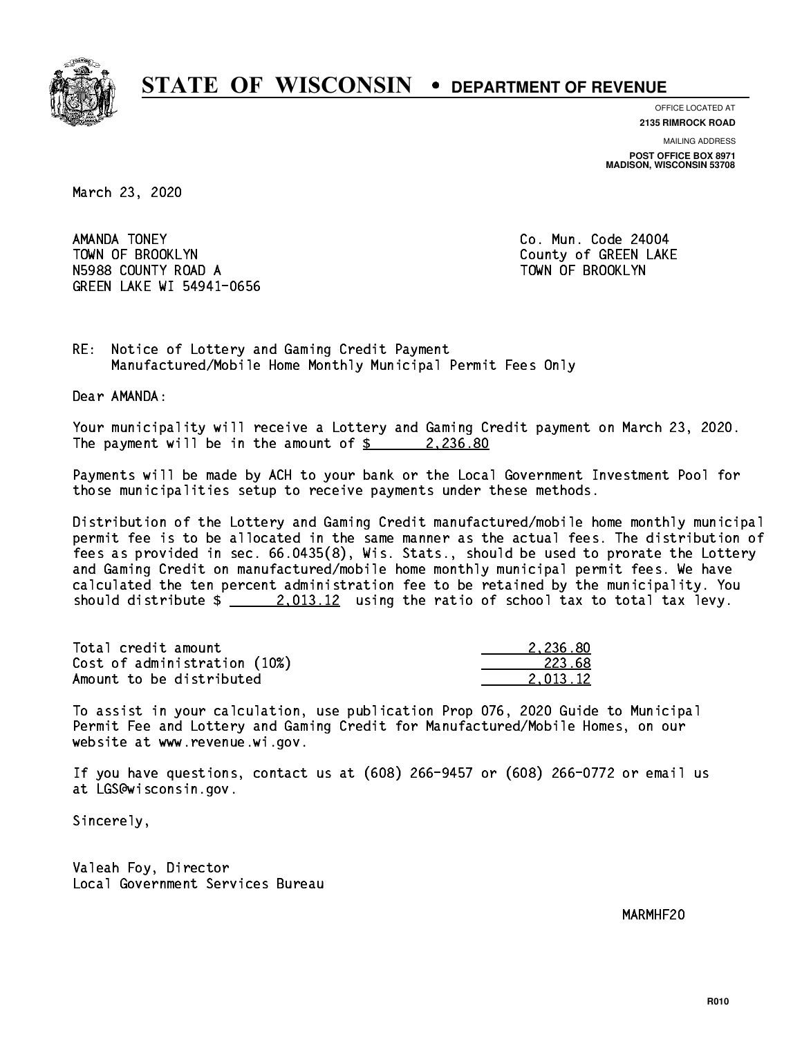# STATE OF WISCONSIN • DEPARTMENT OF REVENUE

OFFICE LOCATED AT
**2135 RIMROCK ROAD**

MAILING ADDRESS
**POST OFFICE BOX 8971**
**MADISON, WISCONSIN 53708**

March 23, 2020

AMANDA TONEY
TOWN OF BROOKLYN
N5988 COUNTY ROAD A
GREEN LAKE WI 54941-0656

Co. Mun. Code 24004
County of GREEN LAKE
TOWN OF BROOKLYN

RE: Notice of Lottery and Gaming Credit Payment
Manufactured/Mobile Home Monthly Municipal Permit Fees Only

Dear AMANDA:

Your municipality will receive a Lottery and Gaming Credit payment on March 23, 2020. The payment will be in the amount of $ 2,236.80

Payments will be made by ACH to your bank or the Local Government Investment Pool for those municipalities setup to receive payments under these methods.

Distribution of the Lottery and Gaming Credit manufactured/mobile home monthly municipal permit fee is to be allocated in the same manner as the actual fees. The distribution of fees as provided in sec. 66.0435(8), Wis. Stats., should be used to prorate the Lottery and Gaming Credit on manufactured/mobile home monthly municipal permit fees. We have calculated the ten percent administration fee to be retained by the municipality. You should distribute $ 2,013.12 using the ratio of school tax to total tax levy.

| | |
|---|---|
| Total credit amount | 2,236.80 |
| Cost of administration (10%) | 223.68 |
| Amount to be distributed | 2,013.12 |

To assist in your calculation, use publication Prop 076, 2020 Guide to Municipal Permit Fee and Lottery and Gaming Credit for Manufactured/Mobile Homes, on our website at www.revenue.wi.gov.

If you have questions, contact us at (608) 266-9457 or (608) 266-0772 or email us at LGS@wisconsin.gov.

Sincerely,

Valeah Foy, Director
Local Government Services Bureau

MARMHF20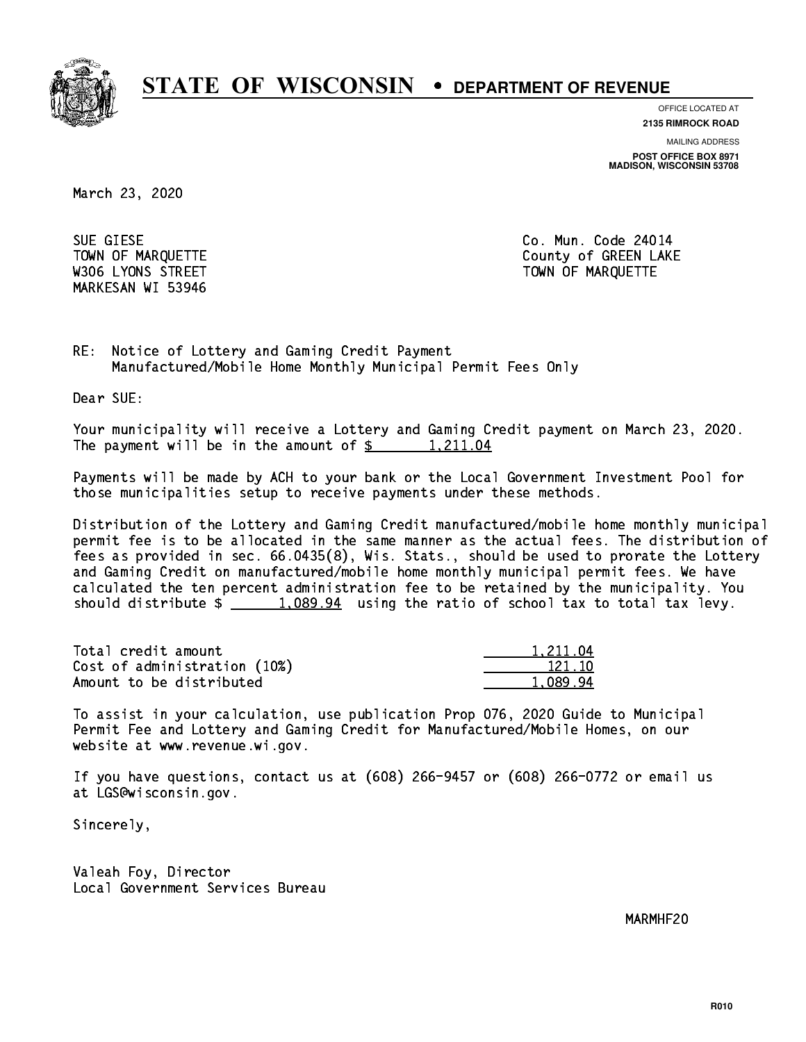**STATE OF WISCONSIN • DEPARTMENT OF REVENUE**

OFFICE LOCATED AT
**2135 RIMROCK ROAD**

MAILING ADDRESS
**POST OFFICE BOX 8971**
**MADISON, WISCONSIN 53708**

March 23, 2020

SUE GIESE
TOWN OF MARQUETTE
W306 LYONS STREET
MARKESAN WI 53946

Co. Mun. Code 24014
County of GREEN LAKE
TOWN OF MARQUETTE

RE: Notice of Lottery and Gaming Credit Payment
Manufactured/Mobile Home Monthly Municipal Permit Fees Only

Dear SUE:

Your municipality will receive a Lottery and Gaming Credit payment on March 23, 2020. The payment will be in the amount of $ 1,211.04

Payments will be made by ACH to your bank or the Local Government Investment Pool for those municipalities setup to receive payments under these methods.

Distribution of the Lottery and Gaming Credit manufactured/mobile home monthly municipal permit fee is to be allocated in the same manner as the actual fees. The distribution of fees as provided in sec. 66.0435(8), Wis. Stats., should be used to prorate the Lottery and Gaming Credit on manufactured/mobile home monthly municipal permit fees. We have calculated the ten percent administration fee to be retained by the municipality. You should distribute $ 1,089.94 using the ratio of school tax to total tax levy.

| | |
|---|---|
| Total credit amount | 1,211.04 |
| Cost of administration (10%) | 121.10 |
| Amount to be distributed | 1,089.94 |

To assist in your calculation, use publication Prop 076, 2020 Guide to Municipal Permit Fee and Lottery and Gaming Credit for Manufactured/Mobile Homes, on our website at www.revenue.wi.gov.

If you have questions, contact us at (608) 266-9457 or (608) 266-0772 or email us at LGS@wisconsin.gov.

Sincerely,

Valeah Foy, Director
Local Government Services Bureau

MARMHF20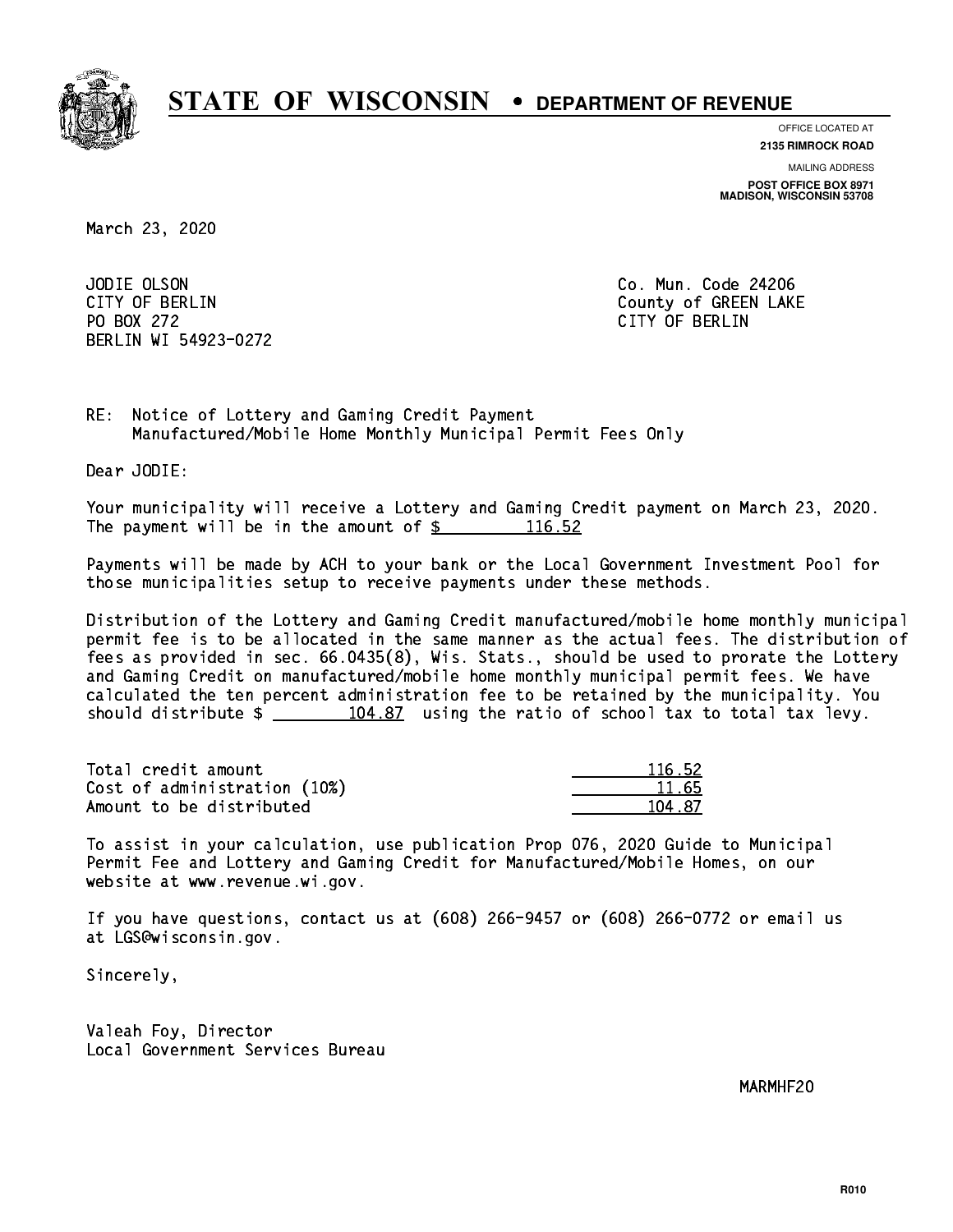# STATE OF WISCONSIN • DEPARTMENT OF REVENUE

OFFICE LOCATED AT
**2135 RIMROCK ROAD**

MAILING ADDRESS
**POST OFFICE BOX 8971**
**MADISON, WISCONSIN 53708**

March 23, 2020

JODIE OLSON
CITY OF BERLIN
PO BOX 272
BERLIN WI 54923-0272

Co. Mun. Code 24206
County of GREEN LAKE
CITY OF BERLIN

RE: Notice of Lottery and Gaming Credit Payment
Manufactured/Mobile Home Monthly Municipal Permit Fees Only

Dear JODIE:

Your municipality will receive a Lottery and Gaming Credit payment on March 23, 2020. The payment will be in the amount of $ 116.52

Payments will be made by ACH to your bank or the Local Government Investment Pool for those municipalities setup to receive payments under these methods.

Distribution of the Lottery and Gaming Credit manufactured/mobile home monthly municipal permit fee is to be allocated in the same manner as the actual fees. The distribution of fees as provided in sec. 66.0435(8), Wis. Stats., should be used to prorate the Lottery and Gaming Credit on manufactured/mobile home monthly municipal permit fees. We have calculated the ten percent administration fee to be retained by the municipality. You should distribute $ 104.87 using the ratio of school tax to total tax levy.

| | |
|---|---|
| Total credit amount | 116.52 |
| Cost of administration (10%) | 11.65 |
| Amount to be distributed | 104.87 |

To assist in your calculation, use publication Prop 076, 2020 Guide to Municipal Permit Fee and Lottery and Gaming Credit for Manufactured/Mobile Homes, on our website at www.revenue.wi.gov.

If you have questions, contact us at (608) 266-9457 or (608) 266-0772 or email us at LGS@wisconsin.gov.

Sincerely,

Valeah Foy, Director
Local Government Services Bureau

MARMHF20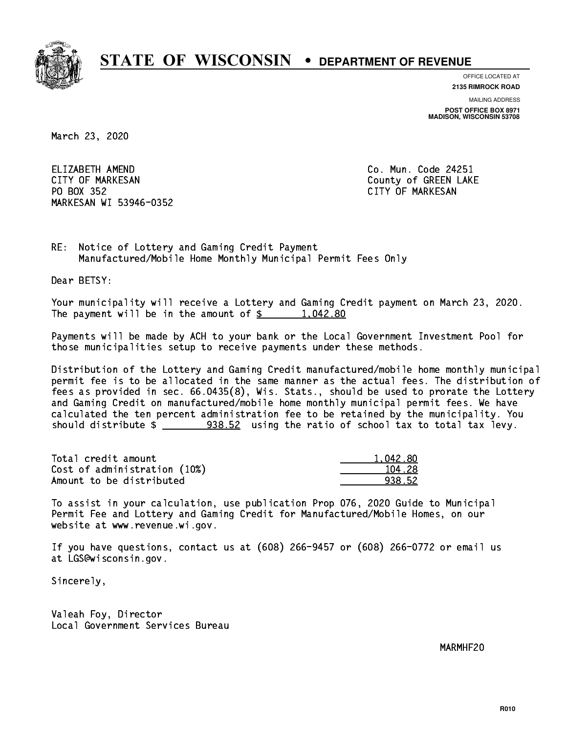# STATE OF WISCONSIN • DEPARTMENT OF REVENUE

OFFICE LOCATED AT
**2135 RIMROCK ROAD**

MAILING ADDRESS
**POST OFFICE BOX 8971**
**MADISON, WISCONSIN 53708**

March 23, 2020

ELIZABETH AMEND
CITY OF MARKESAN
PO BOX 352
MARKESAN WI 53946-0352

Co. Mun. Code 24251
County of GREEN LAKE
CITY OF MARKESAN

RE: Notice of Lottery and Gaming Credit Payment
Manufactured/Mobile Home Monthly Municipal Permit Fees Only

Dear BETSY:

Your municipality will receive a Lottery and Gaming Credit payment on March 23, 2020. The payment will be in the amount of $ 1,042.80

Payments will be made by ACH to your bank or the Local Government Investment Pool for those municipalities setup to receive payments under these methods.

Distribution of the Lottery and Gaming Credit manufactured/mobile home monthly municipal permit fee is to be allocated in the same manner as the actual fees. The distribution of fees as provided in sec. 66.0435(8), Wis. Stats., should be used to prorate the Lottery and Gaming Credit on manufactured/mobile home monthly municipal permit fees. We have calculated the ten percent administration fee to be retained by the municipality. You should distribute $ 938.52 using the ratio of school tax to total tax levy.

| | |
|---|---|
| Total credit amount | 1,042.80 |
| Cost of administration (10%) | 104.28 |
| Amount to be distributed | 938.52 |

To assist in your calculation, use publication Prop 076, 2020 Guide to Municipal Permit Fee and Lottery and Gaming Credit for Manufactured/Mobile Homes, on our website at www.revenue.wi.gov.

If you have questions, contact us at (608) 266-9457 or (608) 266-0772 or email us at LGS@wisconsin.gov.

Sincerely,

Valeah Foy, Director
Local Government Services Bureau

MARMHF20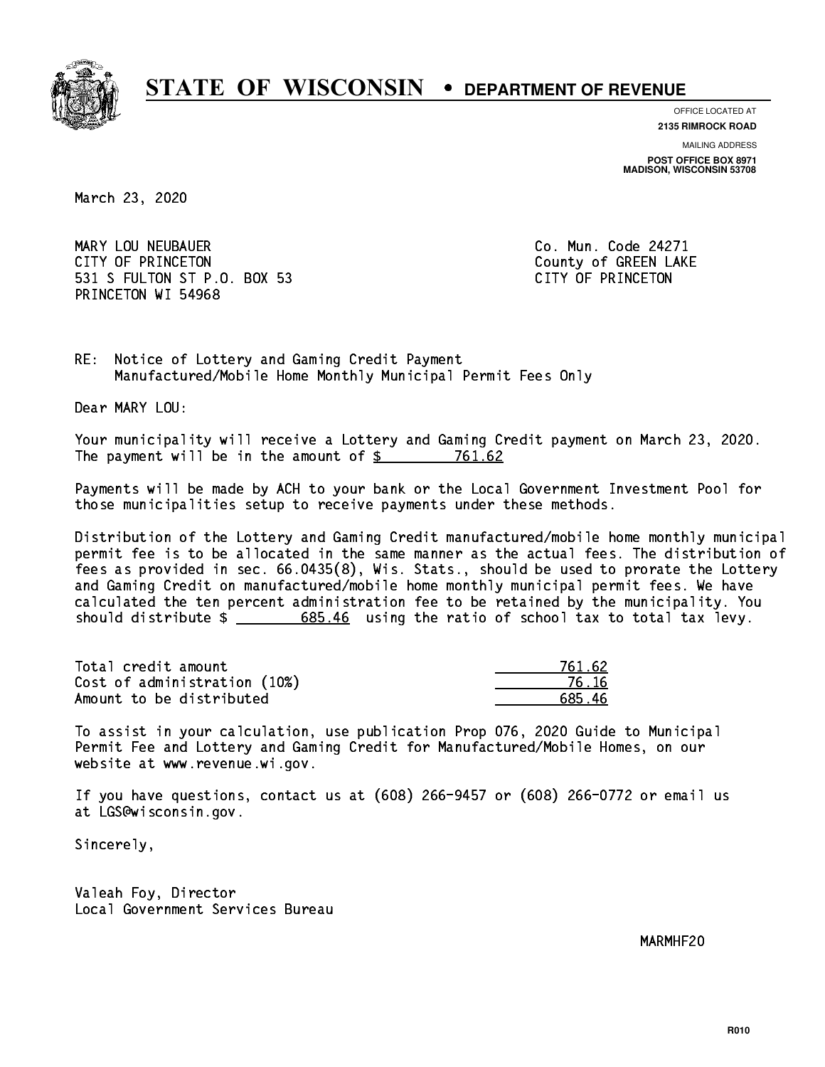# STATE OF WISCONSIN • DEPARTMENT OF REVENUE

OFFICE LOCATED AT
**2135 RIMROCK ROAD**

MAILING ADDRESS
**POST OFFICE BOX 8971**
**MADISON, WISCONSIN 53708**

March 23, 2020

MARY LOU NEUBAUER
CITY OF PRINCETON
531 S FULTON ST P.O. BOX 53
PRINCETON WI 54968

Co. Mun. Code 24271
County of GREEN LAKE
CITY OF PRINCETON

RE: Notice of Lottery and Gaming Credit Payment
Manufactured/Mobile Home Monthly Municipal Permit Fees Only

Dear MARY LOU:

Your municipality will receive a Lottery and Gaming Credit payment on March 23, 2020. The payment will be in the amount of $ 761.62

Payments will be made by ACH to your bank or the Local Government Investment Pool for those municipalities setup to receive payments under these methods.

Distribution of the Lottery and Gaming Credit manufactured/mobile home monthly municipal permit fee is to be allocated in the same manner as the actual fees. The distribution of fees as provided in sec. 66.0435(8), Wis. Stats., should be used to prorate the Lottery and Gaming Credit on manufactured/mobile home monthly municipal permit fees. We have calculated the ten percent administration fee to be retained by the municipality. You should distribute $ 685.46 using the ratio of school tax to total tax levy.

| | |
|---|---|
| Total credit amount | 761.62 |
| Cost of administration (10%) | 76.16 |
| Amount to be distributed | 685.46 |

To assist in your calculation, use publication Prop 076, 2020 Guide to Municipal Permit Fee and Lottery and Gaming Credit for Manufactured/Mobile Homes, on our website at www.revenue.wi.gov.

If you have questions, contact us at (608) 266-9457 or (608) 266-0772 or email us at LGS@wisconsin.gov.

Sincerely,

Valeah Foy, Director
Local Government Services Bureau

MARMHF20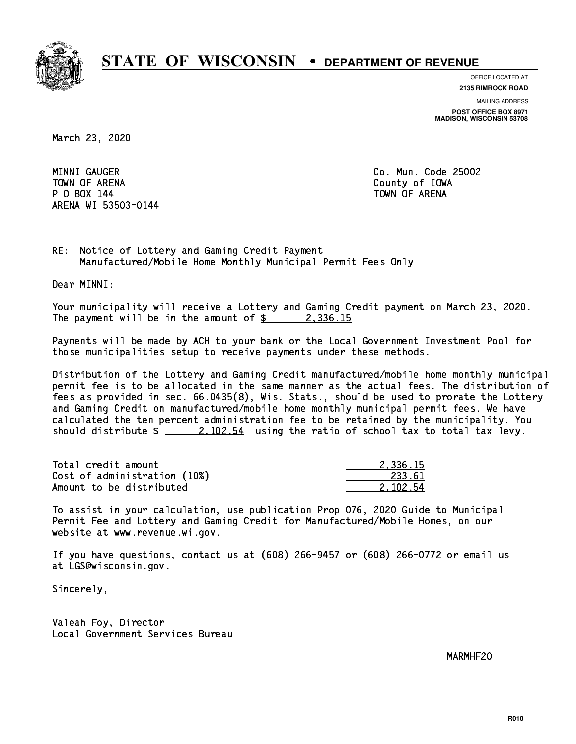# STATE OF WISCONSIN • DEPARTMENT OF REVENUE

OFFICE LOCATED AT
**2135 RIMROCK ROAD**

MAILING ADDRESS
**POST OFFICE BOX 8971**
**MADISON, WISCONSIN 53708**

March 23, 2020

MINNI GAUGER
TOWN OF ARENA
P O BOX 144
ARENA WI 53503-0144

Co. Mun. Code 25002
County of IOWA
TOWN OF ARENA

RE: Notice of Lottery and Gaming Credit Payment
Manufactured/Mobile Home Monthly Municipal Permit Fees Only

Dear MINNI:

Your municipality will receive a Lottery and Gaming Credit payment on March 23, 2020. The payment will be in the amount of $ 2,336.15

Payments will be made by ACH to your bank or the Local Government Investment Pool for those municipalities setup to receive payments under these methods.

Distribution of the Lottery and Gaming Credit manufactured/mobile home monthly municipal permit fee is to be allocated in the same manner as the actual fees. The distribution of fees as provided in sec. 66.0435(8), Wis. Stats., should be used to prorate the Lottery and Gaming Credit on manufactured/mobile home monthly municipal permit fees. We have calculated the ten percent administration fee to be retained by the municipality. You should distribute $ 2,102.54 using the ratio of school tax to total tax levy.

| | |
|---|---|
| Total credit amount | 2,336.15 |
| Cost of administration (10%) | 233.61 |
| Amount to be distributed | 2,102.54 |

To assist in your calculation, use publication Prop 076, 2020 Guide to Municipal Permit Fee and Lottery and Gaming Credit for Manufactured/Mobile Homes, on our website at www.revenue.wi.gov.

If you have questions, contact us at (608) 266-9457 or (608) 266-0772 or email us at LGS@wisconsin.gov.

Sincerely,

Valeah Foy, Director
Local Government Services Bureau

MARMHF20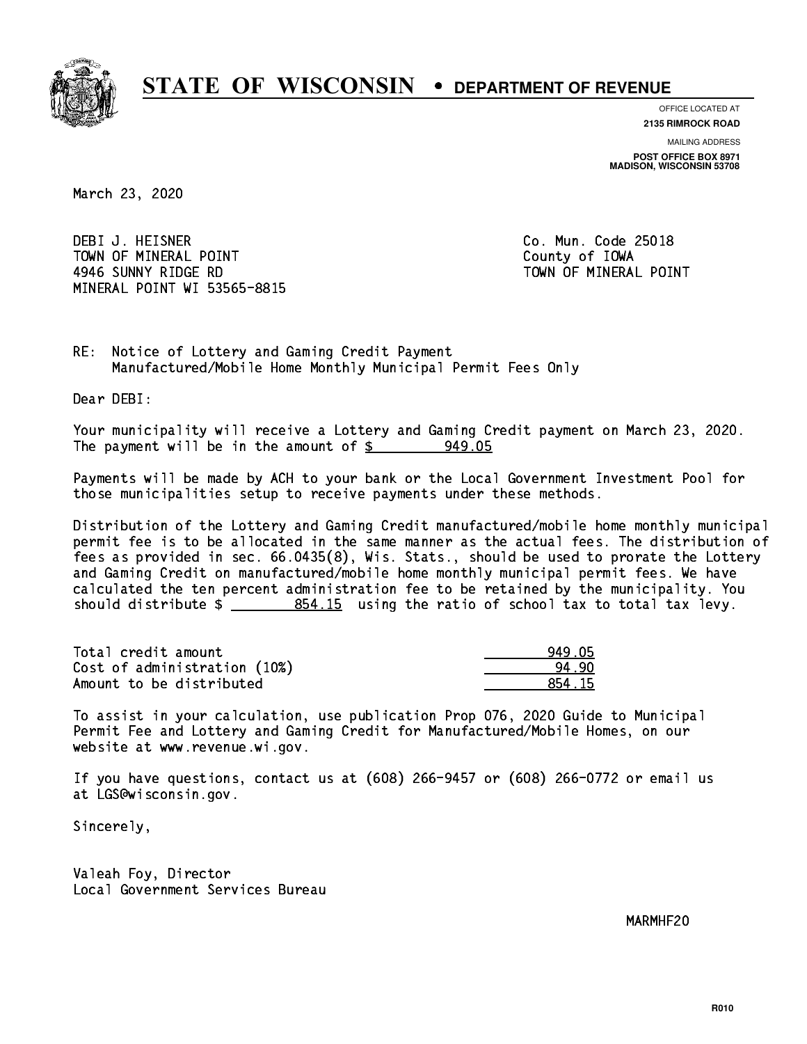# STATE OF WISCONSIN • DEPARTMENT OF REVENUE

OFFICE LOCATED AT
**2135 RIMROCK ROAD**

MAILING ADDRESS
**POST OFFICE BOX 8971**
**MADISON, WISCONSIN 53708**

March 23, 2020

DEBI J. HEISNER
TOWN OF MINERAL POINT
4946 SUNNY RIDGE RD
MINERAL POINT WI 53565-8815

Co. Mun. Code 25018
County of IOWA
TOWN OF MINERAL POINT

RE: Notice of Lottery and Gaming Credit Payment
Manufactured/Mobile Home Monthly Municipal Permit Fees Only

Dear DEBI:

Your municipality will receive a Lottery and Gaming Credit payment on March 23, 2020. The payment will be in the amount of $ 949.05

Payments will be made by ACH to your bank or the Local Government Investment Pool for those municipalities setup to receive payments under these methods.

Distribution of the Lottery and Gaming Credit manufactured/mobile home monthly municipal permit fee is to be allocated in the same manner as the actual fees. The distribution of fees as provided in sec. 66.0435(8), Wis. Stats., should be used to prorate the Lottery and Gaming Credit on manufactured/mobile home monthly municipal permit fees. We have calculated the ten percent administration fee to be retained by the municipality. You should distribute $ 854.15 using the ratio of school tax to total tax levy.

| | |
|---|---|
| Total credit amount | 949.05 |
| Cost of administration (10%) | 94.90 |
| Amount to be distributed | 854.15 |

To assist in your calculation, use publication Prop 076, 2020 Guide to Municipal Permit Fee and Lottery and Gaming Credit for Manufactured/Mobile Homes, on our website at www.revenue.wi.gov.

If you have questions, contact us at (608) 266-9457 or (608) 266-0772 or email us at LGS@wisconsin.gov.

Sincerely,

Valeah Foy, Director
Local Government Services Bureau

MARMHF20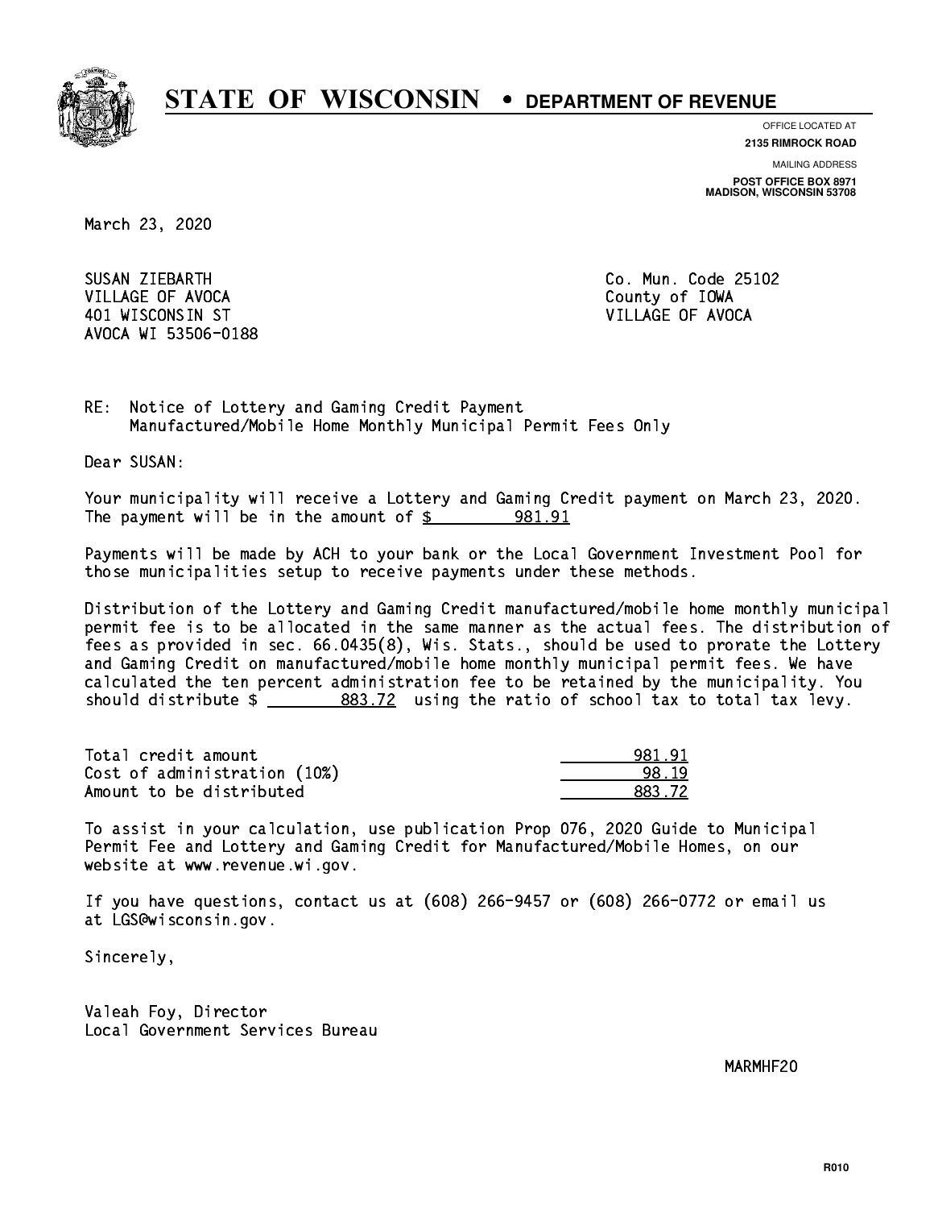# STATE OF WISCONSIN • DEPARTMENT OF REVENUE

OFFICE LOCATED AT
**2135 RIMROCK ROAD**

MAILING ADDRESS
**POST OFFICE BOX 8971**
**MADISON, WISCONSIN 53708**

March 23, 2020

SUSAN ZIEBARTH
VILLAGE OF AVOCA
401 WISCONSIN ST
AVOCA WI 53506-0188

Co. Mun. Code 25102
County of IOWA
VILLAGE OF AVOCA

RE: Notice of Lottery and Gaming Credit Payment
Manufactured/Mobile Home Monthly Municipal Permit Fees Only

Dear SUSAN:

Your municipality will receive a Lottery and Gaming Credit payment on March 23, 2020. The payment will be in the amount of $ 981.91

Payments will be made by ACH to your bank or the Local Government Investment Pool for those municipalities setup to receive payments under these methods.

Distribution of the Lottery and Gaming Credit manufactured/mobile home monthly municipal permit fee is to be allocated in the same manner as the actual fees. The distribution of fees as provided in sec. 66.0435(8), Wis. Stats., should be used to prorate the Lottery and Gaming Credit on manufactured/mobile home monthly municipal permit fees. We have calculated the ten percent administration fee to be retained by the municipality. You should distribute $ 883.72 using the ratio of school tax to total tax levy.

| | |
|---|---|
| Total credit amount | 981.91 |
| Cost of administration (10%) | 98.19 |
| Amount to be distributed | 883.72 |

To assist in your calculation, use publication Prop 076, 2020 Guide to Municipal Permit Fee and Lottery and Gaming Credit for Manufactured/Mobile Homes, on our website at www.revenue.wi.gov.

If you have questions, contact us at (608) 266-9457 or (608) 266-0772 or email us at LGS@wisconsin.gov.

Sincerely,

Valeah Foy, Director
Local Government Services Bureau

MARMHF20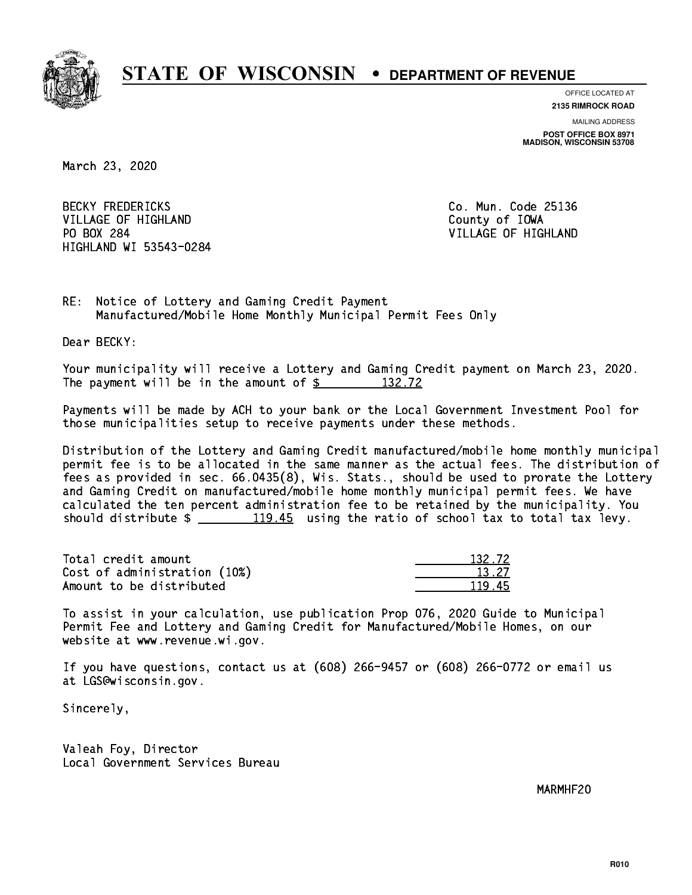# STATE OF WISCONSIN • DEPARTMENT OF REVENUE

OFFICE LOCATED AT
**2135 RIMROCK ROAD**

MAILING ADDRESS
**POST OFFICE BOX 8971**
**MADISON, WISCONSIN 53708**

March 23, 2020

BECKY FREDERICKS
VILLAGE OF HIGHLAND
PO BOX 284
HIGHLAND WI 53543-0284

Co. Mun. Code 25136
County of IOWA
VILLAGE OF HIGHLAND

RE: Notice of Lottery and Gaming Credit Payment
Manufactured/Mobile Home Monthly Municipal Permit Fees Only

Dear BECKY:

Your municipality will receive a Lottery and Gaming Credit payment on March 23, 2020. The payment will be in the amount of $ 132.72

Payments will be made by ACH to your bank or the Local Government Investment Pool for those municipalities setup to receive payments under these methods.

Distribution of the Lottery and Gaming Credit manufactured/mobile home monthly municipal permit fee is to be allocated in the same manner as the actual fees. The distribution of fees as provided in sec. 66.0435(8), Wis. Stats., should be used to prorate the Lottery and Gaming Credit on manufactured/mobile home monthly municipal permit fees. We have calculated the ten percent administration fee to be retained by the municipality. You should distribute $ 119.45 using the ratio of school tax to total tax levy.

| | |
|---|---|
| Total credit amount | 132.72 |
| Cost of administration (10%) | 13.27 |
| Amount to be distributed | 119.45 |

To assist in your calculation, use publication Prop 076, 2020 Guide to Municipal Permit Fee and Lottery and Gaming Credit for Manufactured/Mobile Homes, on our website at www.revenue.wi.gov.

If you have questions, contact us at (608) 266-9457 or (608) 266-0772 or email us at LGS@wisconsin.gov.

Sincerely,

Valeah Foy, Director
Local Government Services Bureau

MARMHF20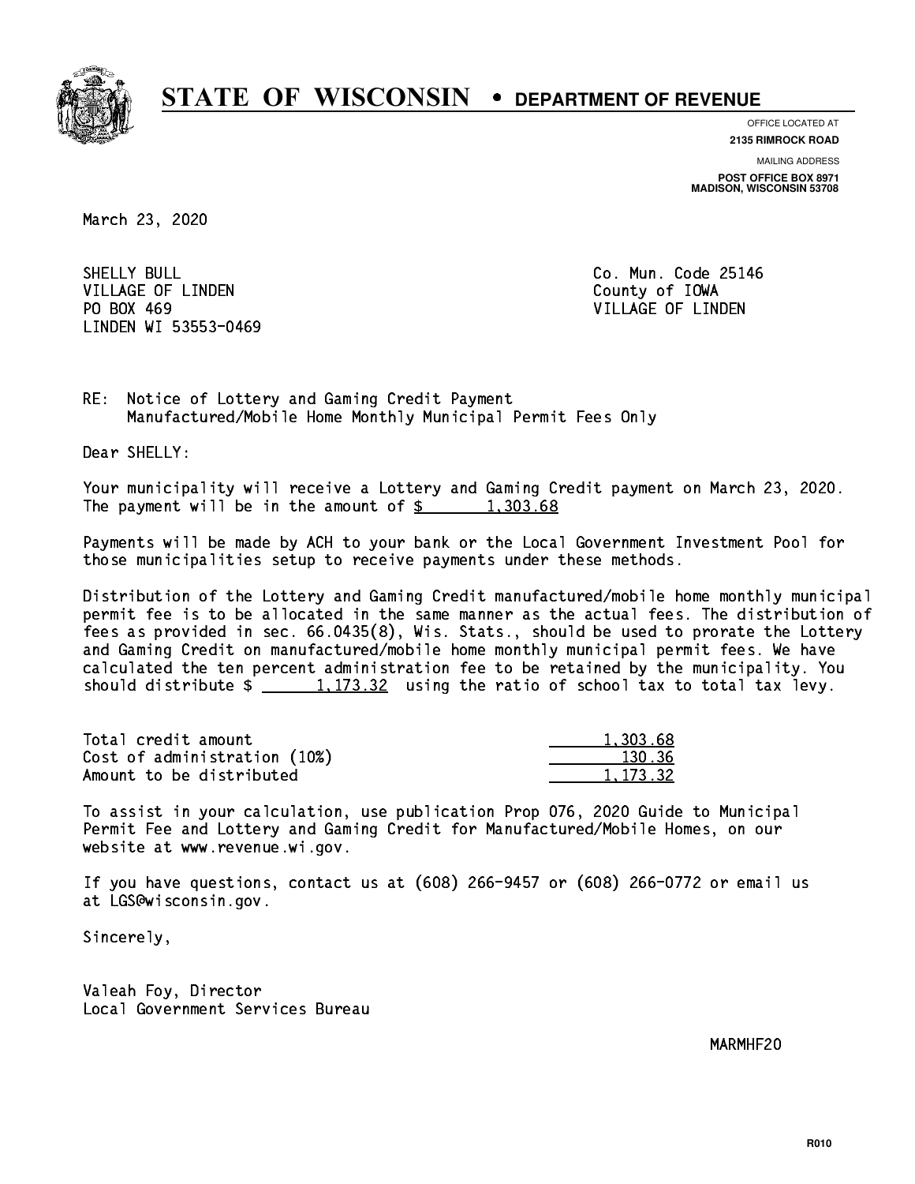# STATE OF WISCONSIN • DEPARTMENT OF REVENUE

OFFICE LOCATED AT
**2135 RIMROCK ROAD**

MAILING ADDRESS
**POST OFFICE BOX 8971**
**MADISON, WISCONSIN 53708**

March 23, 2020

SHELLY BULL
VILLAGE OF LINDEN
PO BOX 469
LINDEN WI 53553-0469

Co. Mun. Code 25146
County of IOWA
VILLAGE OF LINDEN

RE: Notice of Lottery and Gaming Credit Payment
Manufactured/Mobile Home Monthly Municipal Permit Fees Only

Dear SHELLY:

Your municipality will receive a Lottery and Gaming Credit payment on March 23, 2020. The payment will be in the amount of $ 1,303.68

Payments will be made by ACH to your bank or the Local Government Investment Pool for those municipalities setup to receive payments under these methods.

Distribution of the Lottery and Gaming Credit manufactured/mobile home monthly municipal permit fee is to be allocated in the same manner as the actual fees. The distribution of fees as provided in sec. 66.0435(8), Wis. Stats., should be used to prorate the Lottery and Gaming Credit on manufactured/mobile home monthly municipal permit fees. We have calculated the ten percent administration fee to be retained by the municipality. You should distribute $ 1,173.32 using the ratio of school tax to total tax levy.

| | |
|---|---|
| Total credit amount | 1,303.68 |
| Cost of administration (10%) | 130.36 |
| Amount to be distributed | 1,173.32 |

To assist in your calculation, use publication Prop 076, 2020 Guide to Municipal Permit Fee and Lottery and Gaming Credit for Manufactured/Mobile Homes, on our website at www.revenue.wi.gov.

If you have questions, contact us at (608) 266-9457 or (608) 266-0772 or email us at LGS@wisconsin.gov.

Sincerely,

Valeah Foy, Director
Local Government Services Bureau

MARMHF20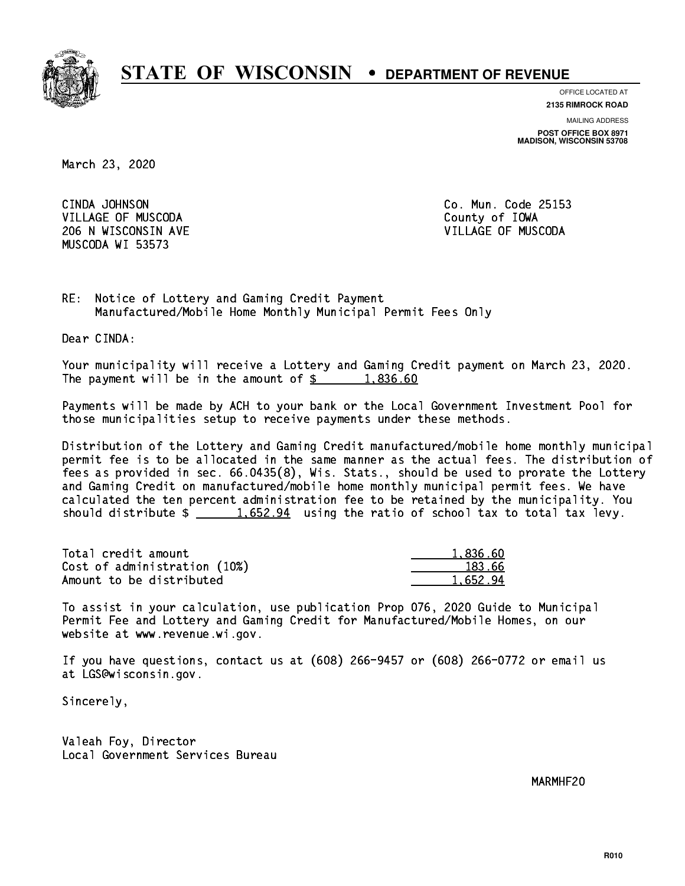# STATE OF WISCONSIN • DEPARTMENT OF REVENUE

OFFICE LOCATED AT
**2135 RIMROCK ROAD**

MAILING ADDRESS
**POST OFFICE BOX 8971**
**MADISON, WISCONSIN 53708**

March 23, 2020

CINDA JOHNSON
VILLAGE OF MUSCODA
206 N WISCONSIN AVE
MUSCODA WI 53573

Co. Mun. Code 25153
County of IOWA
VILLAGE OF MUSCODA

RE: Notice of Lottery and Gaming Credit Payment
Manufactured/Mobile Home Monthly Municipal Permit Fees Only

Dear CINDA:

Your municipality will receive a Lottery and Gaming Credit payment on March 23, 2020. The payment will be in the amount of $ 1,836.60

Payments will be made by ACH to your bank or the Local Government Investment Pool for those municipalities setup to receive payments under these methods.

Distribution of the Lottery and Gaming Credit manufactured/mobile home monthly municipal permit fee is to be allocated in the same manner as the actual fees. The distribution of fees as provided in sec. 66.0435(8), Wis. Stats., should be used to prorate the Lottery and Gaming Credit on manufactured/mobile home monthly municipal permit fees. We have calculated the ten percent administration fee to be retained by the municipality. You should distribute $ 1,652.94 using the ratio of school tax to total tax levy.

| | |
|---|---|
| Total credit amount | 1,836.60 |
| Cost of administration (10%) | 183.66 |
| Amount to be distributed | 1,652.94 |

To assist in your calculation, use publication Prop 076, 2020 Guide to Municipal Permit Fee and Lottery and Gaming Credit for Manufactured/Mobile Homes, on our website at www.revenue.wi.gov.

If you have questions, contact us at (608) 266-9457 or (608) 266-0772 or email us at LGS@wisconsin.gov.

Sincerely,

Valeah Foy, Director
Local Government Services Bureau

MARMHF20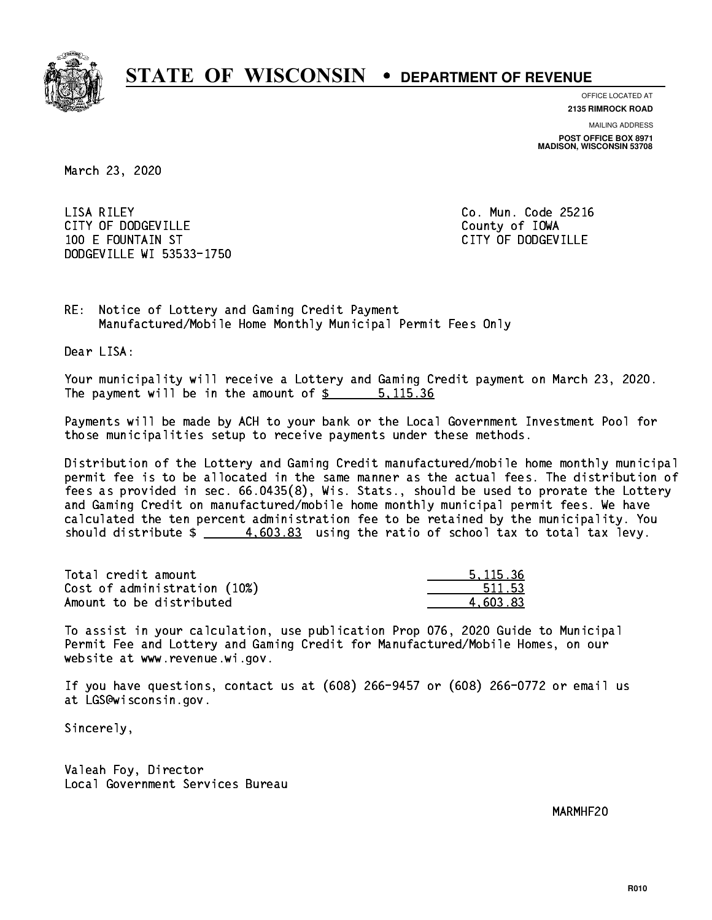# STATE OF WISCONSIN • DEPARTMENT OF REVENUE

OFFICE LOCATED AT
**2135 RIMROCK ROAD**

MAILING ADDRESS
**POST OFFICE BOX 8971**
**MADISON, WISCONSIN 53708**

March 23, 2020

LISA RILEY
CITY OF DODGEVILLE
100 E FOUNTAIN ST
DODGEVILLE WI 53533-1750

Co. Mun. Code 25216
County of IOWA
CITY OF DODGEVILLE

RE: Notice of Lottery and Gaming Credit Payment
Manufactured/Mobile Home Monthly Municipal Permit Fees Only

Dear LISA:

Your municipality will receive a Lottery and Gaming Credit payment on March 23, 2020. The payment will be in the amount of $ 5,115.36

Payments will be made by ACH to your bank or the Local Government Investment Pool for those municipalities setup to receive payments under these methods.

Distribution of the Lottery and Gaming Credit manufactured/mobile home monthly municipal permit fee is to be allocated in the same manner as the actual fees. The distribution of fees as provided in sec. 66.0435(8), Wis. Stats., should be used to prorate the Lottery and Gaming Credit on manufactured/mobile home monthly municipal permit fees. We have calculated the ten percent administration fee to be retained by the municipality. You should distribute $ 4,603.83 using the ratio of school tax to total tax levy.

| | |
|---|---|
| Total credit amount | 5,115.36 |
| Cost of administration (10%) | 511.53 |
| Amount to be distributed | 4,603.83 |

To assist in your calculation, use publication Prop 076, 2020 Guide to Municipal Permit Fee and Lottery and Gaming Credit for Manufactured/Mobile Homes, on our website at www.revenue.wi.gov.

If you have questions, contact us at (608) 266-9457 or (608) 266-0772 or email us at LGS@wisconsin.gov.

Sincerely,

Valeah Foy, Director
Local Government Services Bureau

MARMHF20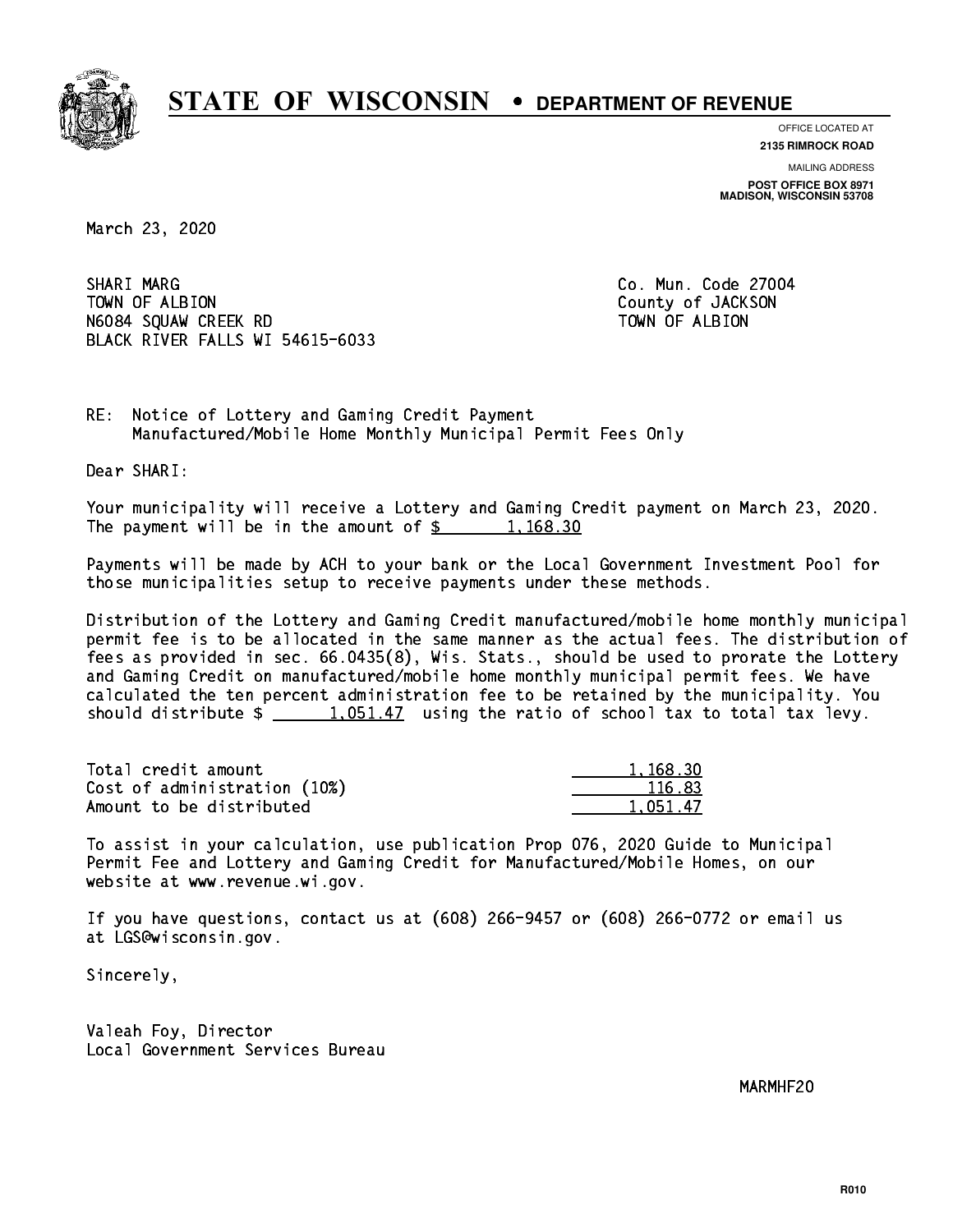# STATE OF WISCONSIN • DEPARTMENT OF REVENUE

OFFICE LOCATED AT
**2135 RIMROCK ROAD**

MAILING ADDRESS
**POST OFFICE BOX 8971**
**MADISON, WISCONSIN 53708**

March 23, 2020

SHARI MARG
TOWN OF ALBION
N6084 SQUAW CREEK RD
BLACK RIVER FALLS WI 54615-6033

Co. Mun. Code 27004
County of JACKSON
TOWN OF ALBION

RE: Notice of Lottery and Gaming Credit Payment
Manufactured/Mobile Home Monthly Municipal Permit Fees Only

Dear SHARI:

Your municipality will receive a Lottery and Gaming Credit payment on March 23, 2020. The payment will be in the amount of $ 1,168.30

Payments will be made by ACH to your bank or the Local Government Investment Pool for those municipalities setup to receive payments under these methods.

Distribution of the Lottery and Gaming Credit manufactured/mobile home monthly municipal permit fee is to be allocated in the same manner as the actual fees. The distribution of fees as provided in sec. 66.0435(8), Wis. Stats., should be used to prorate the Lottery and Gaming Credit on manufactured/mobile home monthly municipal permit fees. We have calculated the ten percent administration fee to be retained by the municipality. You should distribute $ 1,051.47 using the ratio of school tax to total tax levy.

| | |
|---|---|
| Total credit amount | 1,168.30 |
| Cost of administration (10%) | 116.83 |
| Amount to be distributed | 1,051.47 |

To assist in your calculation, use publication Prop 076, 2020 Guide to Municipal Permit Fee and Lottery and Gaming Credit for Manufactured/Mobile Homes, on our website at www.revenue.wi.gov.

If you have questions, contact us at (608) 266-9457 or (608) 266-0772 or email us at LGS@wisconsin.gov.

Sincerely,

Valeah Foy, Director
Local Government Services Bureau

MARMHF20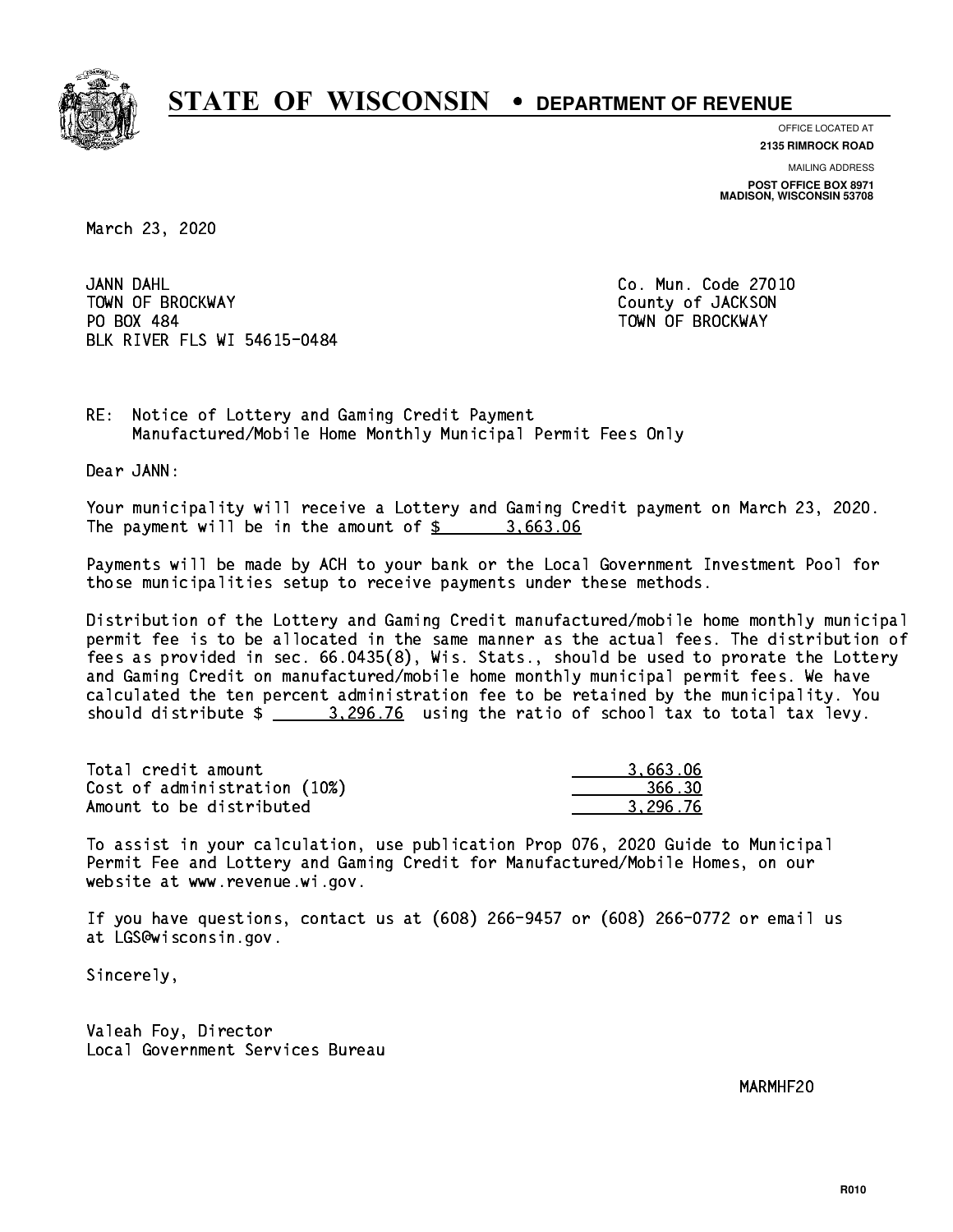# STATE OF WISCONSIN • DEPARTMENT OF REVENUE

OFFICE LOCATED AT
**2135 RIMROCK ROAD**

MAILING ADDRESS
**POST OFFICE BOX 8971**
**MADISON, WISCONSIN 53708**

March 23, 2020

JANN DAHL
TOWN OF BROCKWAY
PO BOX 484
BLK RIVER FLS WI 54615-0484

Co. Mun. Code 27010
County of JACKSON
TOWN OF BROCKWAY

RE: Notice of Lottery and Gaming Credit Payment
Manufactured/Mobile Home Monthly Municipal Permit Fees Only

Dear JANN:

Your municipality will receive a Lottery and Gaming Credit payment on March 23, 2020. The payment will be in the amount of $ 3,663.06

Payments will be made by ACH to your bank or the Local Government Investment Pool for those municipalities setup to receive payments under these methods.

Distribution of the Lottery and Gaming Credit manufactured/mobile home monthly municipal permit fee is to be allocated in the same manner as the actual fees. The distribution of fees as provided in sec. 66.0435(8), Wis. Stats., should be used to prorate the Lottery and Gaming Credit on manufactured/mobile home monthly municipal permit fees. We have calculated the ten percent administration fee to be retained by the municipality. You should distribute $ 3,296.76 using the ratio of school tax to total tax levy.

| | |
|---|---|
| Total credit amount | 3,663.06 |
| Cost of administration (10%) | 366.30 |
| Amount to be distributed | 3,296.76 |

To assist in your calculation, use publication Prop 076, 2020 Guide to Municipal Permit Fee and Lottery and Gaming Credit for Manufactured/Mobile Homes, on our website at www.revenue.wi.gov.

If you have questions, contact us at (608) 266-9457 or (608) 266-0772 or email us at LGS@wisconsin.gov.

Sincerely,

Valeah Foy, Director
Local Government Services Bureau

MARMHF20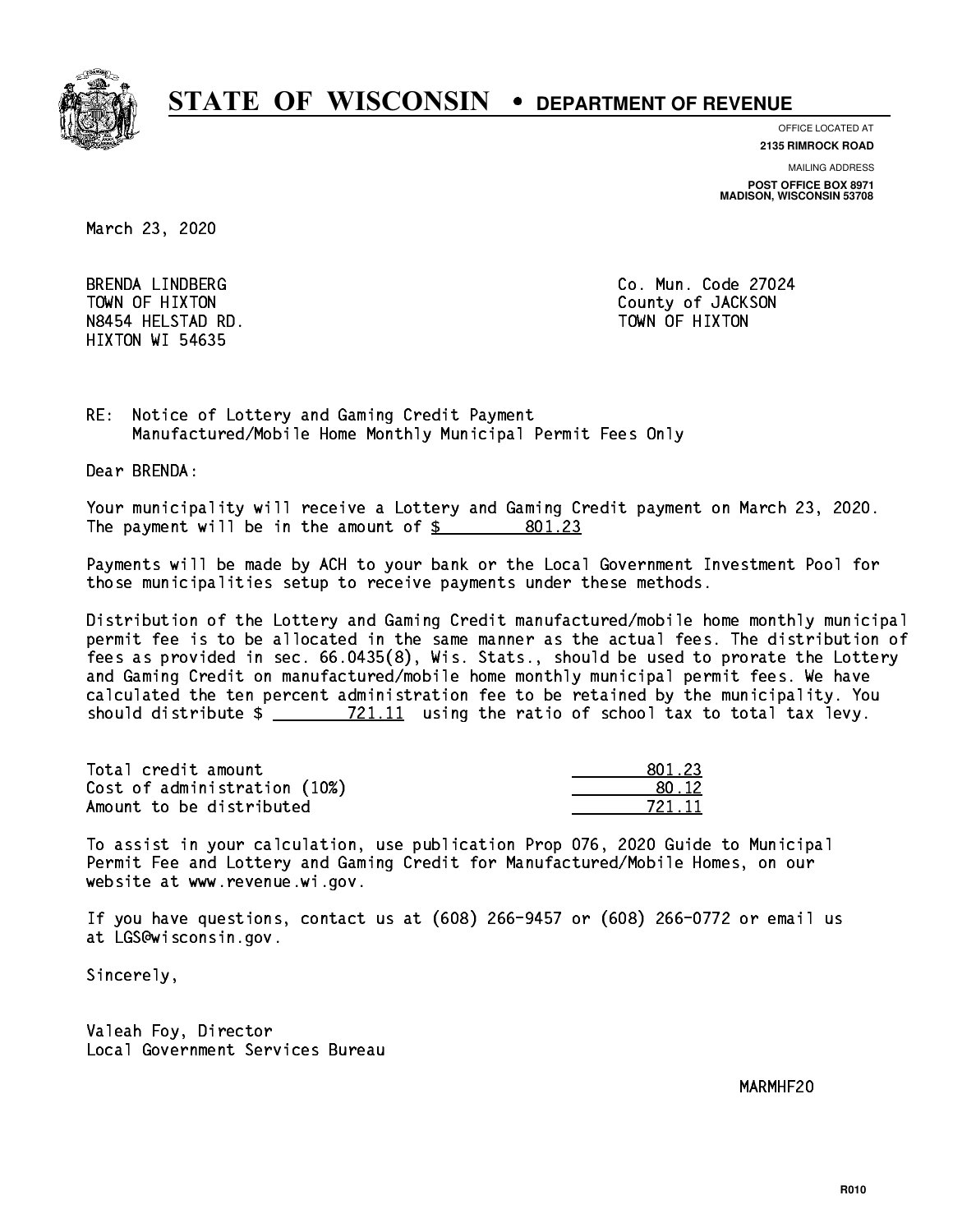# STATE OF WISCONSIN • DEPARTMENT OF REVENUE

OFFICE LOCATED AT
**2135 RIMROCK ROAD**

MAILING ADDRESS
**POST OFFICE BOX 8971**
**MADISON, WISCONSIN 53708**

March 23, 2020

BRENDA LINDBERG
TOWN OF HIXTON
N8454 HELSTAD RD.
HIXTON WI 54635

Co. Mun. Code 27024
County of JACKSON
TOWN OF HIXTON

RE: Notice of Lottery and Gaming Credit Payment
Manufactured/Mobile Home Monthly Municipal Permit Fees Only

Dear BRENDA:

Your municipality will receive a Lottery and Gaming Credit payment on March 23, 2020. The payment will be in the amount of $ 801.23

Payments will be made by ACH to your bank or the Local Government Investment Pool for those municipalities setup to receive payments under these methods.

Distribution of the Lottery and Gaming Credit manufactured/mobile home monthly municipal permit fee is to be allocated in the same manner as the actual fees. The distribution of fees as provided in sec. 66.0435(8), Wis. Stats., should be used to prorate the Lottery and Gaming Credit on manufactured/mobile home monthly municipal permit fees. We have calculated the ten percent administration fee to be retained by the municipality. You should distribute $ 721.11 using the ratio of school tax to total tax levy.

| | |
|---|---|
| Total credit amount | 801.23 |
| Cost of administration (10%) | 80.12 |
| Amount to be distributed | 721.11 |

To assist in your calculation, use publication Prop 076, 2020 Guide to Municipal Permit Fee and Lottery and Gaming Credit for Manufactured/Mobile Homes, on our website at www.revenue.wi.gov.

If you have questions, contact us at (608) 266-9457 or (608) 266-0772 or email us at LGS@wisconsin.gov.

Sincerely,

Valeah Foy, Director
Local Government Services Bureau

MARMHF20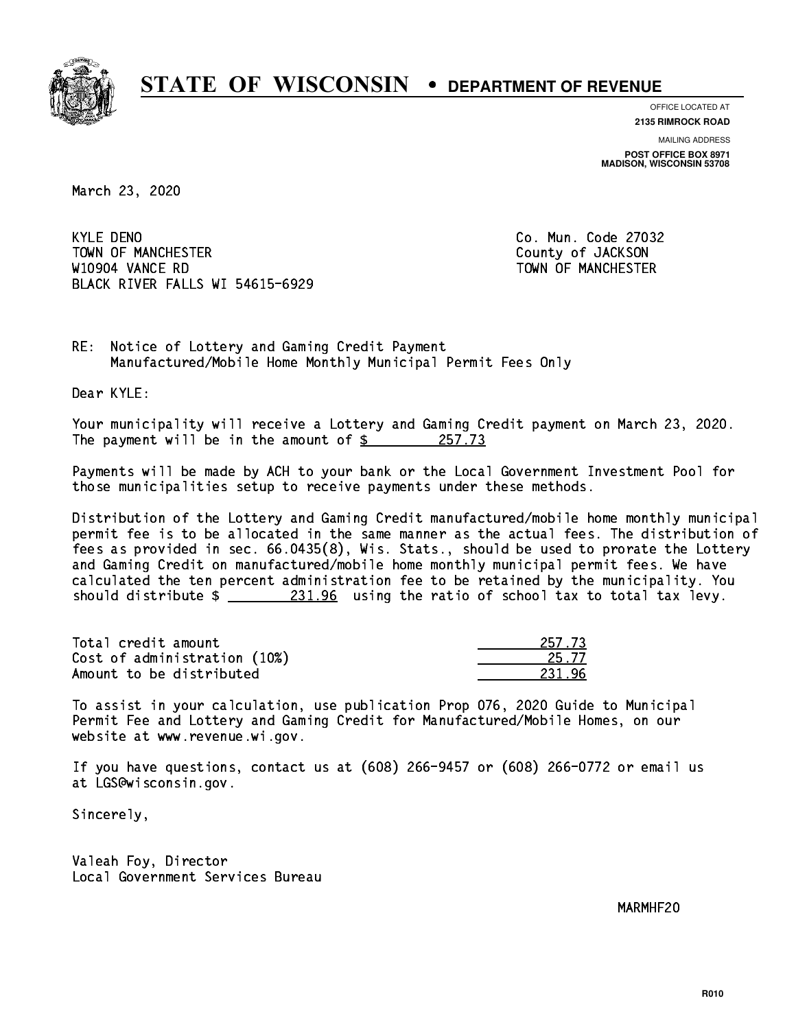# STATE OF WISCONSIN • DEPARTMENT OF REVENUE

OFFICE LOCATED AT
**2135 RIMROCK ROAD**

MAILING ADDRESS
**POST OFFICE BOX 8971**
**MADISON, WISCONSIN 53708**

March 23, 2020

KYLE DENO
TOWN OF MANCHESTER
W10904 VANCE RD
BLACK RIVER FALLS WI 54615-6929

Co. Mun. Code 27032
County of JACKSON
TOWN OF MANCHESTER

RE: Notice of Lottery and Gaming Credit Payment
Manufactured/Mobile Home Monthly Municipal Permit Fees Only

Dear KYLE:

Your municipality will receive a Lottery and Gaming Credit payment on March 23, 2020. The payment will be in the amount of $ 257.73

Payments will be made by ACH to your bank or the Local Government Investment Pool for those municipalities setup to receive payments under these methods.

Distribution of the Lottery and Gaming Credit manufactured/mobile home monthly municipal permit fee is to be allocated in the same manner as the actual fees. The distribution of fees as provided in sec. 66.0435(8), Wis. Stats., should be used to prorate the Lottery and Gaming Credit on manufactured/mobile home monthly municipal permit fees. We have calculated the ten percent administration fee to be retained by the municipality. You should distribute $ 231.96 using the ratio of school tax to total tax levy.

| | |
|---|---|
| Total credit amount | 257.73 |
| Cost of administration (10%) | 25.77 |
| Amount to be distributed | 231.96 |

To assist in your calculation, use publication Prop 076, 2020 Guide to Municipal Permit Fee and Lottery and Gaming Credit for Manufactured/Mobile Homes, on our website at www.revenue.wi.gov.

If you have questions, contact us at (608) 266-9457 or (608) 266-0772 or email us at LGS@wisconsin.gov.

Sincerely,

Valeah Foy, Director
Local Government Services Bureau

MARMHF20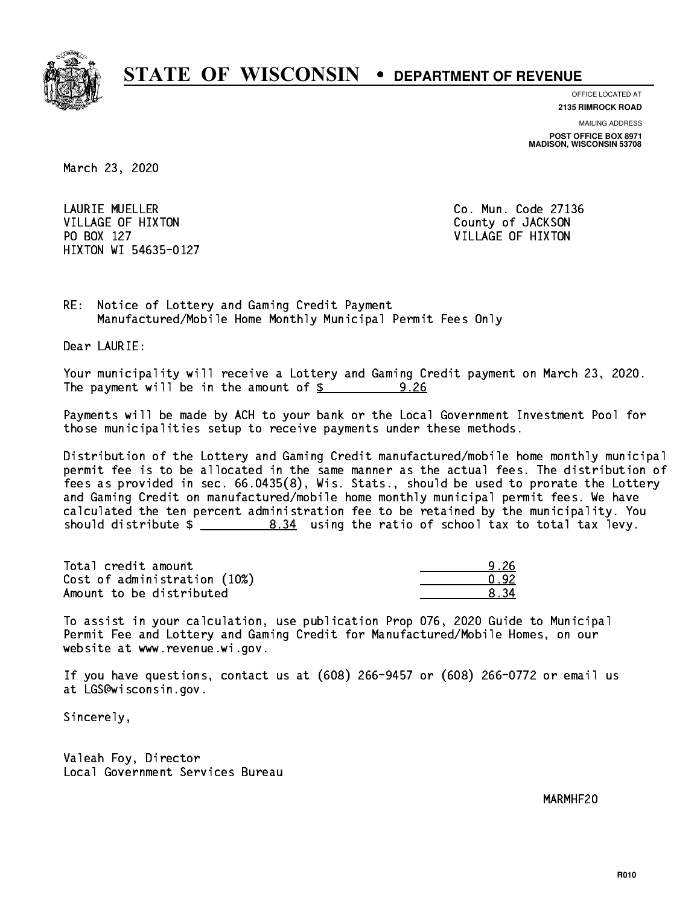# STATE OF WISCONSIN • DEPARTMENT OF REVENUE

OFFICE LOCATED AT
**2135 RIMROCK ROAD**

MAILING ADDRESS
**POST OFFICE BOX 8971**
**MADISON, WISCONSIN 53708**

March 23, 2020

LAURIE MUELLER
VILLAGE OF HIXTON
PO BOX 127
HIXTON WI 54635-0127

Co. Mun. Code 27136
County of JACKSON
VILLAGE OF HIXTON

RE: Notice of Lottery and Gaming Credit Payment
Manufactured/Mobile Home Monthly Municipal Permit Fees Only

Dear LAURIE:

Your municipality will receive a Lottery and Gaming Credit payment on March 23, 2020. The payment will be in the amount of $ 9.26

Payments will be made by ACH to your bank or the Local Government Investment Pool for those municipalities setup to receive payments under these methods.

Distribution of the Lottery and Gaming Credit manufactured/mobile home monthly municipal permit fee is to be allocated in the same manner as the actual fees. The distribution of fees as provided in sec. 66.0435(8), Wis. Stats., should be used to prorate the Lottery and Gaming Credit on manufactured/mobile home monthly municipal permit fees. We have calculated the ten percent administration fee to be retained by the municipality. You should distribute $ 8.34 using the ratio of school tax to total tax levy.

| | |
|---|---|
| Total credit amount | 9.26 |
| Cost of administration (10%) | 0.92 |
| Amount to be distributed | 8.34 |

To assist in your calculation, use publication Prop 076, 2020 Guide to Municipal Permit Fee and Lottery and Gaming Credit for Manufactured/Mobile Homes, on our website at www.revenue.wi.gov.

If you have questions, contact us at (608) 266-9457 or (608) 266-0772 or email us at LGS@wisconsin.gov.

Sincerely,

Valeah Foy, Director
Local Government Services Bureau

MARMHF20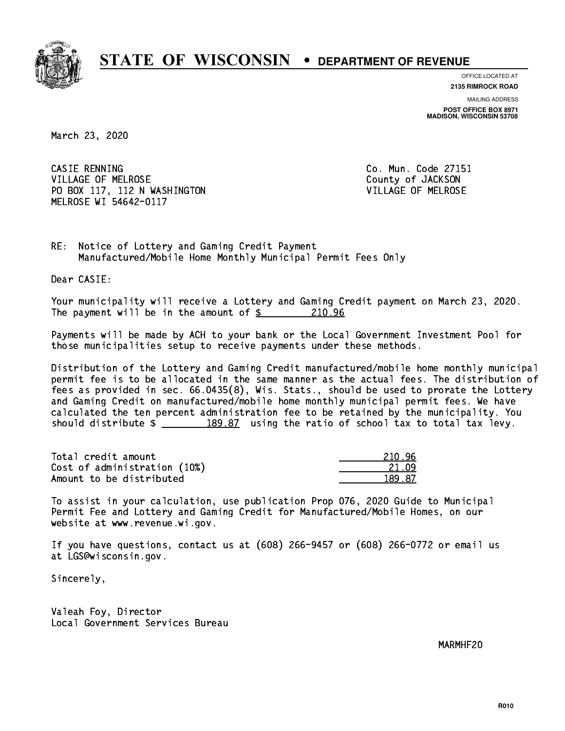# STATE OF WISCONSIN • DEPARTMENT OF REVENUE

OFFICE LOCATED AT
**2135 RIMROCK ROAD**

MAILING ADDRESS
**POST OFFICE BOX 8971**
**MADISON, WISCONSIN 53708**

March 23, 2020

CASIE RENNING
VILLAGE OF MELROSE
PO BOX 117, 112 N WASHINGTON
MELROSE WI 54642-0117

Co. Mun. Code 27151
County of JACKSON
VILLAGE OF MELROSE

RE: Notice of Lottery and Gaming Credit Payment
Manufactured/Mobile Home Monthly Municipal Permit Fees Only

Dear CASIE:

Your municipality will receive a Lottery and Gaming Credit payment on March 23, 2020. The payment will be in the amount of $ 210.96

Payments will be made by ACH to your bank or the Local Government Investment Pool for those municipalities setup to receive payments under these methods.

Distribution of the Lottery and Gaming Credit manufactured/mobile home monthly municipal permit fee is to be allocated in the same manner as the actual fees. The distribution of fees as provided in sec. 66.0435(8), Wis. Stats., should be used to prorate the Lottery and Gaming Credit on manufactured/mobile home monthly municipal permit fees. We have calculated the ten percent administration fee to be retained by the municipality. You should distribute $ 189.87 using the ratio of school tax to total tax levy.

| | |
|---|---|
| Total credit amount | 210.96 |
| Cost of administration (10%) | 21.09 |
| Amount to be distributed | 189.87 |

To assist in your calculation, use publication Prop 076, 2020 Guide to Municipal Permit Fee and Lottery and Gaming Credit for Manufactured/Mobile Homes, on our website at www.revenue.wi.gov.

If you have questions, contact us at (608) 266-9457 or (608) 266-0772 or email us at LGS@wisconsin.gov.

Sincerely,

Valeah Foy, Director
Local Government Services Bureau

MARMHF20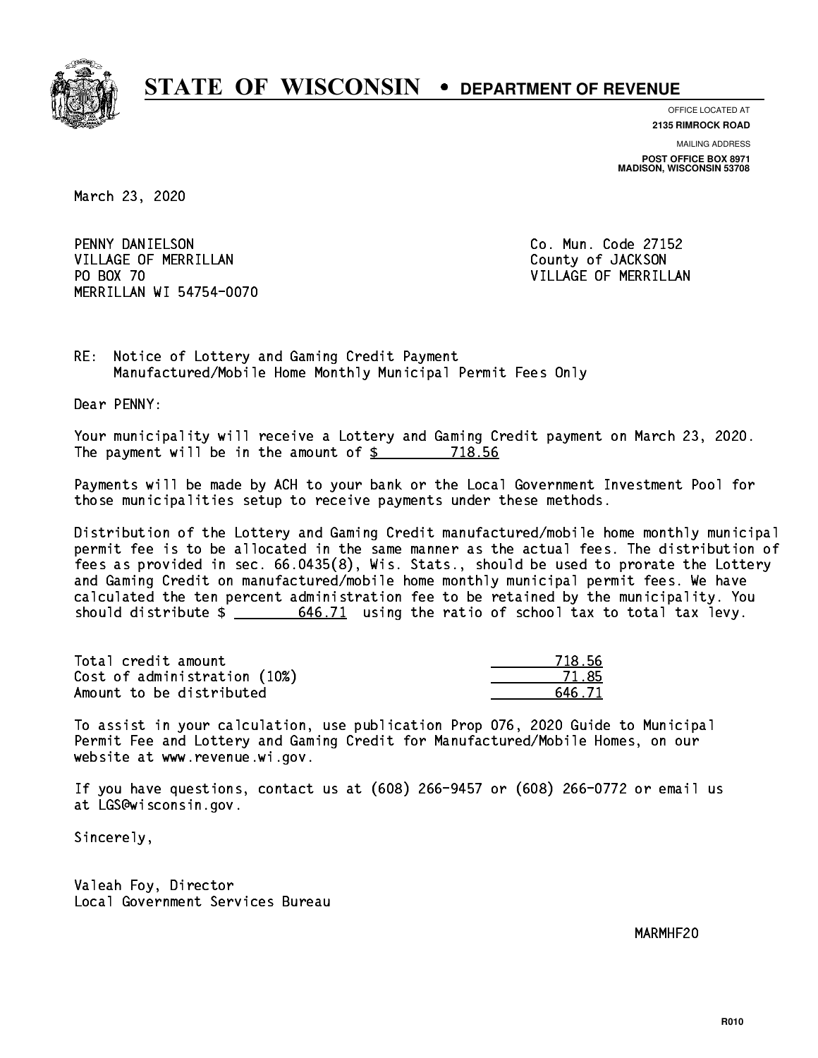# STATE OF WISCONSIN • DEPARTMENT OF REVENUE

OFFICE LOCATED AT
**2135 RIMROCK ROAD**

MAILING ADDRESS
**POST OFFICE BOX 8971**
**MADISON, WISCONSIN 53708**

March 23, 2020

PENNY DANIELSON
VILLAGE OF MERRILLAN
PO BOX 70
MERRILLAN WI 54754-0070

Co. Mun. Code 27152
County of JACKSON
VILLAGE OF MERRILLAN

RE: Notice of Lottery and Gaming Credit Payment
Manufactured/Mobile Home Monthly Municipal Permit Fees Only

Dear PENNY:

Your municipality will receive a Lottery and Gaming Credit payment on March 23, 2020. The payment will be in the amount of $ 718.56

Payments will be made by ACH to your bank or the Local Government Investment Pool for those municipalities setup to receive payments under these methods.

Distribution of the Lottery and Gaming Credit manufactured/mobile home monthly municipal permit fee is to be allocated in the same manner as the actual fees. The distribution of fees as provided in sec. 66.0435(8), Wis. Stats., should be used to prorate the Lottery and Gaming Credit on manufactured/mobile home monthly municipal permit fees. We have calculated the ten percent administration fee to be retained by the municipality. You should distribute $ 646.71 using the ratio of school tax to total tax levy.

| | |
|---|---|
| Total credit amount | 718.56 |
| Cost of administration (10%) | 71.85 |
| Amount to be distributed | 646.71 |

To assist in your calculation, use publication Prop 076, 2020 Guide to Municipal Permit Fee and Lottery and Gaming Credit for Manufactured/Mobile Homes, on our website at www.revenue.wi.gov.

If you have questions, contact us at (608) 266-9457 or (608) 266-0772 or email us at LGS@wisconsin.gov.

Sincerely,

Valeah Foy, Director
Local Government Services Bureau

MARMHF20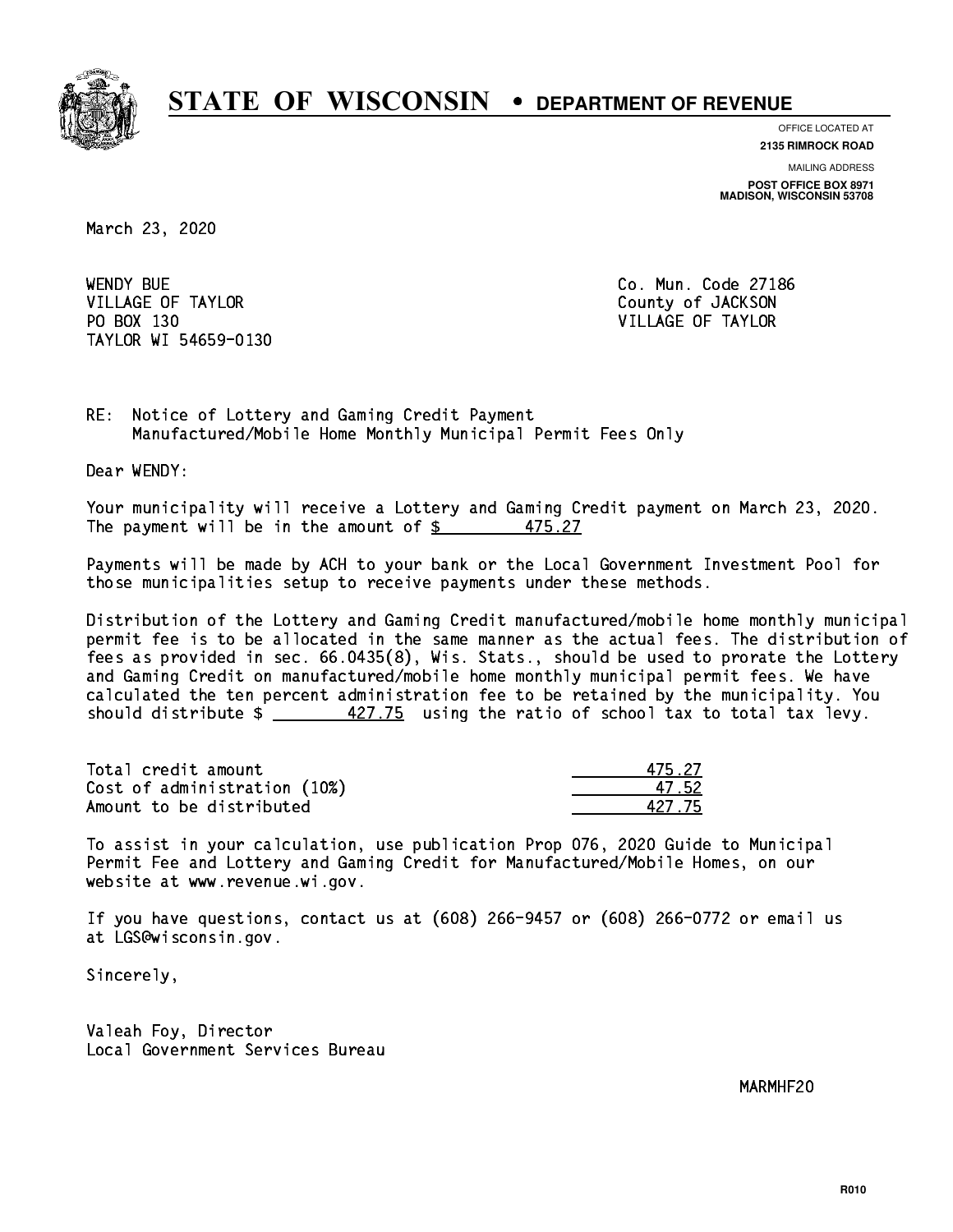# STATE OF WISCONSIN • DEPARTMENT OF REVENUE

OFFICE LOCATED AT
**2135 RIMROCK ROAD**

MAILING ADDRESS
**POST OFFICE BOX 8971**
**MADISON, WISCONSIN 53708**

March 23, 2020

WENDY BUE
VILLAGE OF TAYLOR
PO BOX 130
TAYLOR WI 54659-0130

Co. Mun. Code 27186
County of JACKSON
VILLAGE OF TAYLOR

RE: Notice of Lottery and Gaming Credit Payment
Manufactured/Mobile Home Monthly Municipal Permit Fees Only

Dear WENDY:

Your municipality will receive a Lottery and Gaming Credit payment on March 23, 2020. The payment will be in the amount of $ 475.27

Payments will be made by ACH to your bank or the Local Government Investment Pool for those municipalities setup to receive payments under these methods.

Distribution of the Lottery and Gaming Credit manufactured/mobile home monthly municipal permit fee is to be allocated in the same manner as the actual fees. The distribution of fees as provided in sec. 66.0435(8), Wis. Stats., should be used to prorate the Lottery and Gaming Credit on manufactured/mobile home monthly municipal permit fees. We have calculated the ten percent administration fee to be retained by the municipality. You should distribute $ 427.75 using the ratio of school tax to total tax levy.

| | |
|---|---|
| Total credit amount | 475.27 |
| Cost of administration (10%) | 47.52 |
| Amount to be distributed | 427.75 |

To assist in your calculation, use publication Prop 076, 2020 Guide to Municipal Permit Fee and Lottery and Gaming Credit for Manufactured/Mobile Homes, on our website at www.revenue.wi.gov.

If you have questions, contact us at (608) 266-9457 or (608) 266-0772 or email us at LGS@wisconsin.gov.

Sincerely,

Valeah Foy, Director
Local Government Services Bureau

MARMHF20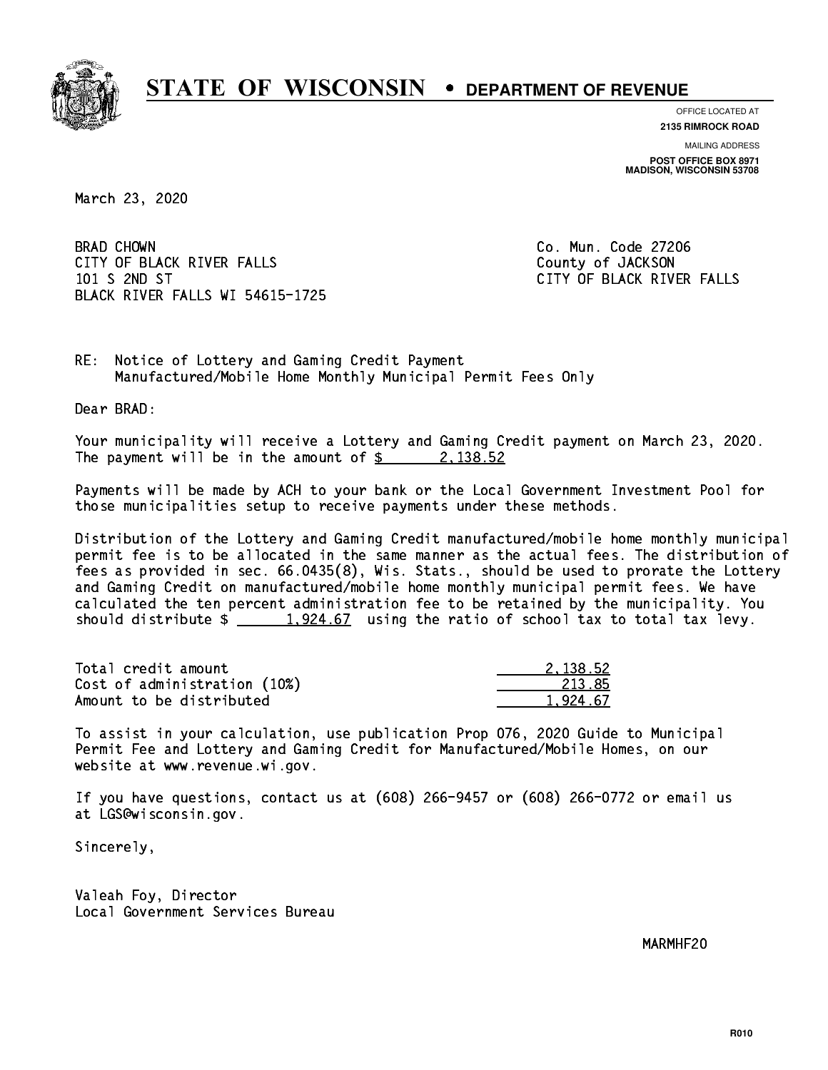# STATE OF WISCONSIN • DEPARTMENT OF REVENUE

OFFICE LOCATED AT
**2135 RIMROCK ROAD**

MAILING ADDRESS
**POST OFFICE BOX 8971**
**MADISON, WISCONSIN 53708**

March 23, 2020

BRAD CHOWN
CITY OF BLACK RIVER FALLS
101 S 2ND ST
BLACK RIVER FALLS WI 54615-1725

Co. Mun. Code 27206
County of JACKSON
CITY OF BLACK RIVER FALLS

RE: Notice of Lottery and Gaming Credit Payment
Manufactured/Mobile Home Monthly Municipal Permit Fees Only

Dear BRAD:

Your municipality will receive a Lottery and Gaming Credit payment on March 23, 2020. The payment will be in the amount of $ 2,138.52

Payments will be made by ACH to your bank or the Local Government Investment Pool for those municipalities setup to receive payments under these methods.

Distribution of the Lottery and Gaming Credit manufactured/mobile home monthly municipal permit fee is to be allocated in the same manner as the actual fees. The distribution of fees as provided in sec. 66.0435(8), Wis. Stats., should be used to prorate the Lottery and Gaming Credit on manufactured/mobile home monthly municipal permit fees. We have calculated the ten percent administration fee to be retained by the municipality. You should distribute $ 1,924.67 using the ratio of school tax to total tax levy.

| | |
|---|---|
| Total credit amount | 2,138.52 |
| Cost of administration (10%) | 213.85 |
| Amount to be distributed | 1,924.67 |

To assist in your calculation, use publication Prop 076, 2020 Guide to Municipal Permit Fee and Lottery and Gaming Credit for Manufactured/Mobile Homes, on our website at www.revenue.wi.gov.

If you have questions, contact us at (608) 266-9457 or (608) 266-0772 or email us at LGS@wisconsin.gov.

Sincerely,

Valeah Foy, Director
Local Government Services Bureau

MARMHF20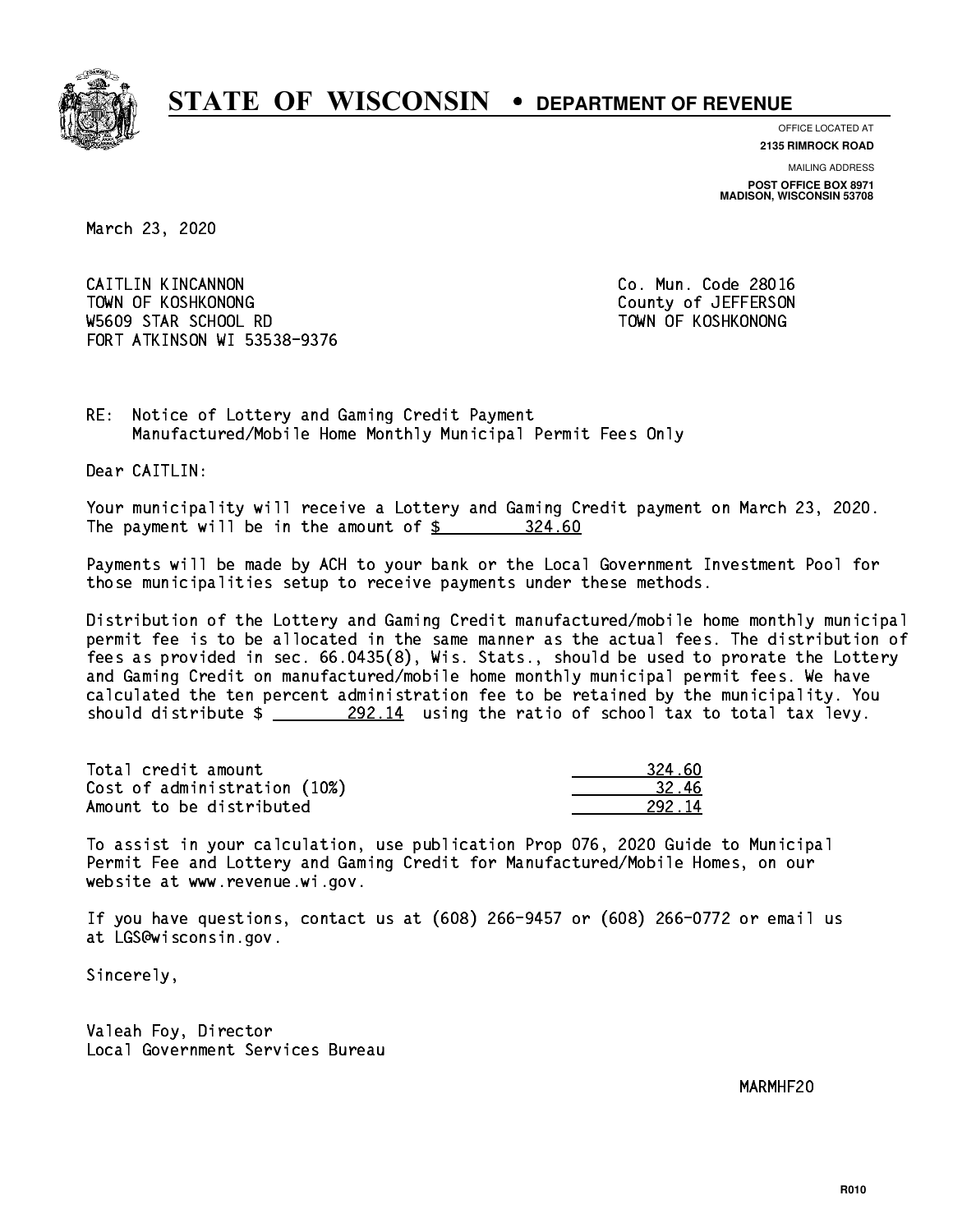# STATE OF WISCONSIN • DEPARTMENT OF REVENUE

OFFICE LOCATED AT
**2135 RIMROCK ROAD**

MAILING ADDRESS
**POST OFFICE BOX 8971**
**MADISON, WISCONSIN 53708**

March 23, 2020

CAITLIN KINCANNON
TOWN OF KOSHKONONG
W5609 STAR SCHOOL RD
FORT ATKINSON WI 53538-9376

Co. Mun. Code 28016
County of JEFFERSON
TOWN OF KOSHKONONG

RE: Notice of Lottery and Gaming Credit Payment
Manufactured/Mobile Home Monthly Municipal Permit Fees Only

Dear CAITLIN:

Your municipality will receive a Lottery and Gaming Credit payment on March 23, 2020. The payment will be in the amount of $ 324.60

Payments will be made by ACH to your bank or the Local Government Investment Pool for those municipalities setup to receive payments under these methods.

Distribution of the Lottery and Gaming Credit manufactured/mobile home monthly municipal permit fee is to be allocated in the same manner as the actual fees. The distribution of fees as provided in sec. 66.0435(8), Wis. Stats., should be used to prorate the Lottery and Gaming Credit on manufactured/mobile home monthly municipal permit fees. We have calculated the ten percent administration fee to be retained by the municipality. You should distribute $ 292.14 using the ratio of school tax to total tax levy.

| | |
|---|---|
| Total credit amount | 324.60 |
| Cost of administration (10%) | 32.46 |
| Amount to be distributed | 292.14 |

To assist in your calculation, use publication Prop 076, 2020 Guide to Municipal Permit Fee and Lottery and Gaming Credit for Manufactured/Mobile Homes, on our website at www.revenue.wi.gov.

If you have questions, contact us at (608) 266-9457 or (608) 266-0772 or email us at LGS@wisconsin.gov.

Sincerely,

Valeah Foy, Director
Local Government Services Bureau

MARMHF20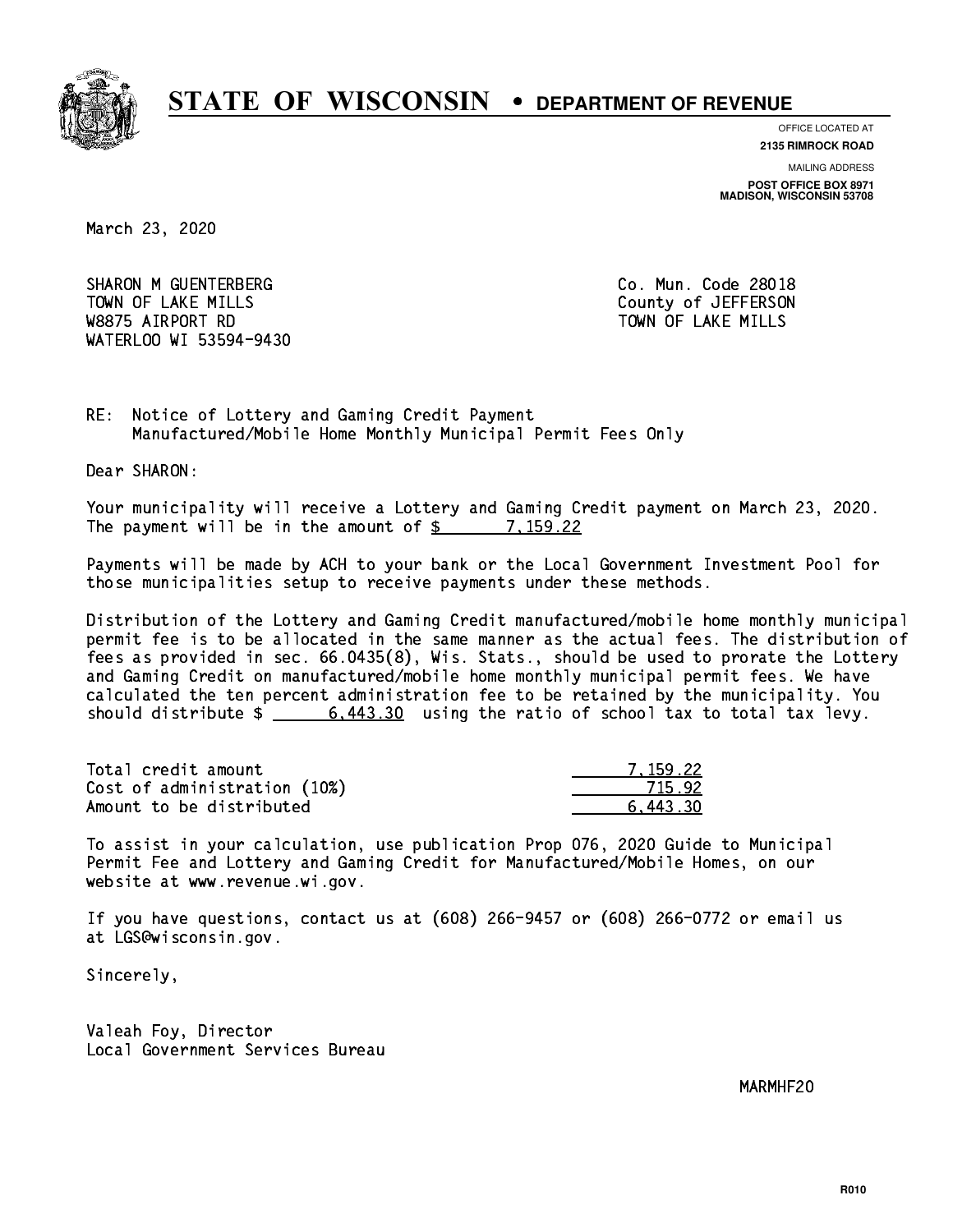# STATE OF WISCONSIN • DEPARTMENT OF REVENUE

OFFICE LOCATED AT
**2135 RIMROCK ROAD**

MAILING ADDRESS
**POST OFFICE BOX 8971**
**MADISON, WISCONSIN 53708**

March 23, 2020

SHARON M GUENTERBERG
TOWN OF LAKE MILLS
W8875 AIRPORT RD
WATERLOO WI 53594-9430

Co. Mun. Code 28018
County of JEFFERSON
TOWN OF LAKE MILLS

RE: Notice of Lottery and Gaming Credit Payment
Manufactured/Mobile Home Monthly Municipal Permit Fees Only

Dear SHARON:

Your municipality will receive a Lottery and Gaming Credit payment on March 23, 2020. The payment will be in the amount of $ 7,159.22

Payments will be made by ACH to your bank or the Local Government Investment Pool for those municipalities setup to receive payments under these methods.

Distribution of the Lottery and Gaming Credit manufactured/mobile home monthly municipal permit fee is to be allocated in the same manner as the actual fees. The distribution of fees as provided in sec. 66.0435(8), Wis. Stats., should be used to prorate the Lottery and Gaming Credit on manufactured/mobile home monthly municipal permit fees. We have calculated the ten percent administration fee to be retained by the municipality. You should distribute $ 6,443.30 using the ratio of school tax to total tax levy.

| | |
|---|---|
| Total credit amount | 7,159.22 |
| Cost of administration (10%) | 715.92 |
| Amount to be distributed | 6,443.30 |

To assist in your calculation, use publication Prop 076, 2020 Guide to Municipal Permit Fee and Lottery and Gaming Credit for Manufactured/Mobile Homes, on our website at www.revenue.wi.gov.

If you have questions, contact us at (608) 266-9457 or (608) 266-0772 or email us at LGS@wisconsin.gov.

Sincerely,

Valeah Foy, Director
Local Government Services Bureau

MARMHF20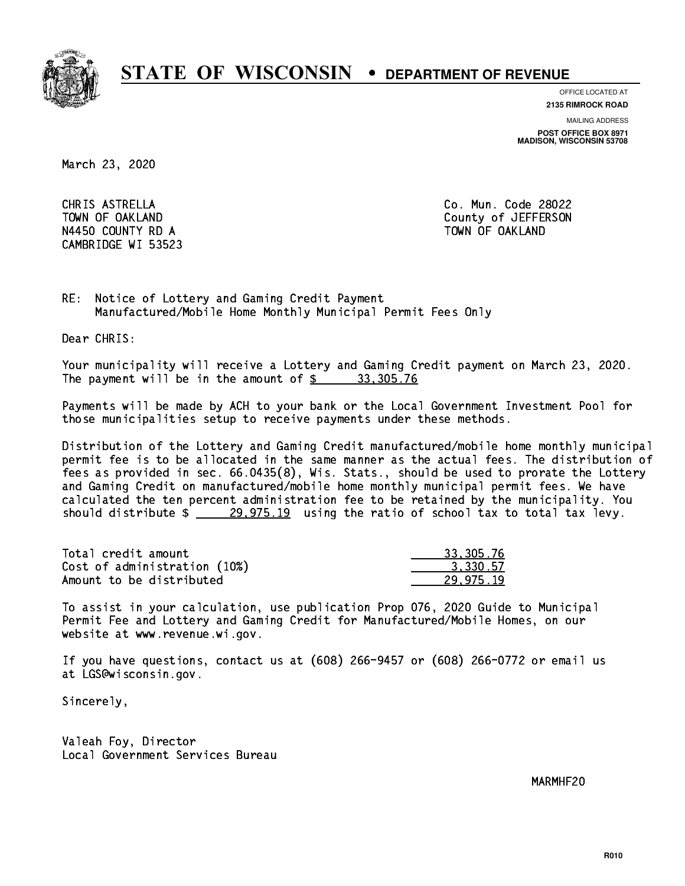# STATE OF WISCONSIN • DEPARTMENT OF REVENUE

OFFICE LOCATED AT
**2135 RIMROCK ROAD**

MAILING ADDRESS
**POST OFFICE BOX 8971**
**MADISON, WISCONSIN 53708**

March 23, 2020

CHRIS ASTRELLA
TOWN OF OAKLAND
N4450 COUNTY RD A
CAMBRIDGE WI 53523

Co. Mun. Code 28022
County of JEFFERSON
TOWN OF OAKLAND

RE: Notice of Lottery and Gaming Credit Payment
Manufactured/Mobile Home Monthly Municipal Permit Fees Only

Dear CHRIS:

Your municipality will receive a Lottery and Gaming Credit payment on March 23, 2020. The payment will be in the amount of $ 33,305.76

Payments will be made by ACH to your bank or the Local Government Investment Pool for those municipalities setup to receive payments under these methods.

Distribution of the Lottery and Gaming Credit manufactured/mobile home monthly municipal permit fee is to be allocated in the same manner as the actual fees. The distribution of fees as provided in sec. 66.0435(8), Wis. Stats., should be used to prorate the Lottery and Gaming Credit on manufactured/mobile home monthly municipal permit fees. We have calculated the ten percent administration fee to be retained by the municipality. You should distribute $ 29,975.19 using the ratio of school tax to total tax levy.

| | |
|---|---|
| Total credit amount | 33,305.76 |
| Cost of administration (10%) | 3,330.57 |
| Amount to be distributed | 29,975.19 |

To assist in your calculation, use publication Prop 076, 2020 Guide to Municipal Permit Fee and Lottery and Gaming Credit for Manufactured/Mobile Homes, on our website at www.revenue.wi.gov.

If you have questions, contact us at (608) 266-9457 or (608) 266-0772 or email us at LGS@wisconsin.gov.

Sincerely,

Valeah Foy, Director
Local Government Services Bureau

MARMHF20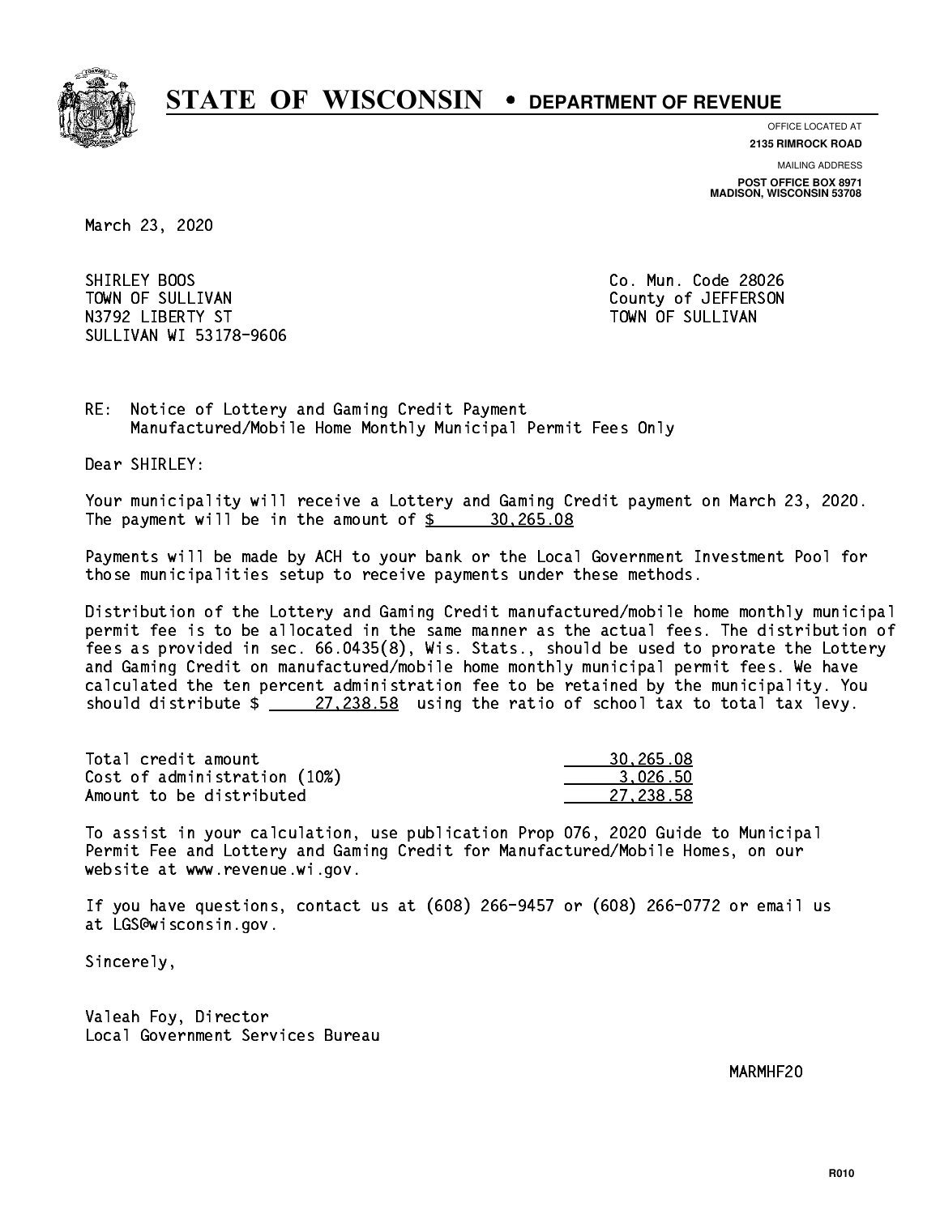# STATE OF WISCONSIN • DEPARTMENT OF REVENUE

OFFICE LOCATED AT
**2135 RIMROCK ROAD**

MAILING ADDRESS
**POST OFFICE BOX 8971**
**MADISON, WISCONSIN 53708**

March 23, 2020

SHIRLEY BOOS
TOWN OF SULLIVAN
N3792 LIBERTY ST
SULLIVAN WI 53178-9606

Co. Mun. Code 28026
County of JEFFERSON
TOWN OF SULLIVAN

RE: Notice of Lottery and Gaming Credit Payment
Manufactured/Mobile Home Monthly Municipal Permit Fees Only

Dear SHIRLEY:

Your municipality will receive a Lottery and Gaming Credit payment on March 23, 2020. The payment will be in the amount of $ 30,265.08

Payments will be made by ACH to your bank or the Local Government Investment Pool for those municipalities setup to receive payments under these methods.

Distribution of the Lottery and Gaming Credit manufactured/mobile home monthly municipal permit fee is to be allocated in the same manner as the actual fees. The distribution of fees as provided in sec. 66.0435(8), Wis. Stats., should be used to prorate the Lottery and Gaming Credit on manufactured/mobile home monthly municipal permit fees. We have calculated the ten percent administration fee to be retained by the municipality. You should distribute $ 27,238.58 using the ratio of school tax to total tax levy.

| | |
|---|---|
| Total credit amount | 30,265.08 |
| Cost of administration (10%) | 3,026.50 |
| Amount to be distributed | 27,238.58 |

To assist in your calculation, use publication Prop 076, 2020 Guide to Municipal Permit Fee and Lottery and Gaming Credit for Manufactured/Mobile Homes, on our website at www.revenue.wi.gov.

If you have questions, contact us at (608) 266-9457 or (608) 266-0772 or email us at LGS@wisconsin.gov.

Sincerely,

Valeah Foy, Director
Local Government Services Bureau

MARMHF20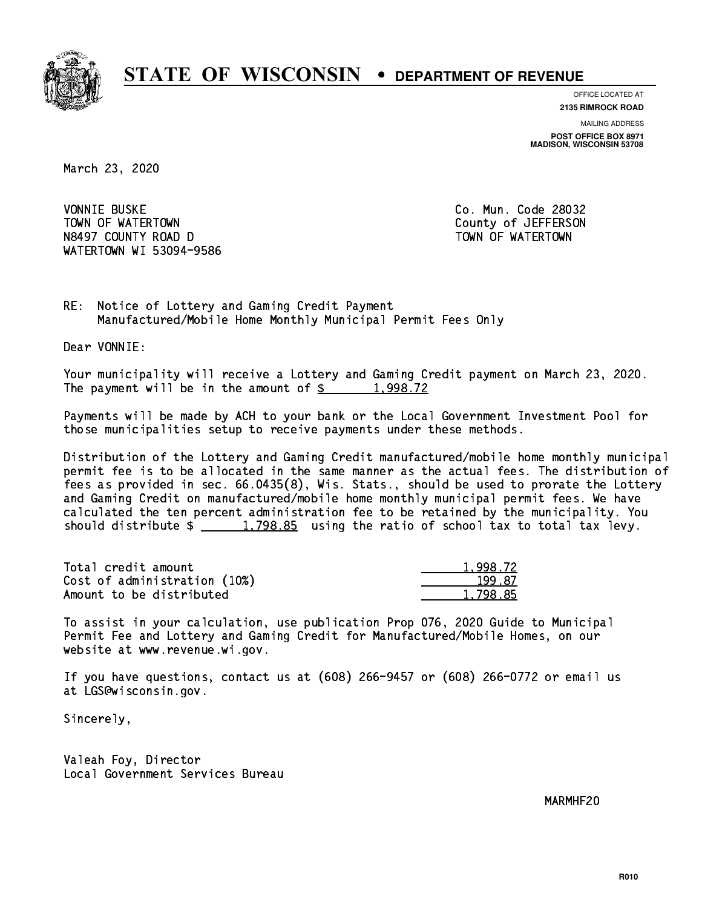# STATE OF WISCONSIN • DEPARTMENT OF REVENUE

OFFICE LOCATED AT
**2135 RIMROCK ROAD**

MAILING ADDRESS
**POST OFFICE BOX 8971**
**MADISON, WISCONSIN 53708**

March 23, 2020

VONNIE BUSKE
TOWN OF WATERTOWN
N8497 COUNTY ROAD D
WATERTOWN WI 53094-9586

Co. Mun. Code 28032
County of JEFFERSON
TOWN OF WATERTOWN

RE: Notice of Lottery and Gaming Credit Payment
Manufactured/Mobile Home Monthly Municipal Permit Fees Only

Dear VONNIE:

Your municipality will receive a Lottery and Gaming Credit payment on March 23, 2020. The payment will be in the amount of $ 1,998.72

Payments will be made by ACH to your bank or the Local Government Investment Pool for those municipalities setup to receive payments under these methods.

Distribution of the Lottery and Gaming Credit manufactured/mobile home monthly municipal permit fee is to be allocated in the same manner as the actual fees. The distribution of fees as provided in sec. 66.0435(8), Wis. Stats., should be used to prorate the Lottery and Gaming Credit on manufactured/mobile home monthly municipal permit fees. We have calculated the ten percent administration fee to be retained by the municipality. You should distribute $ 1,798.85 using the ratio of school tax to total tax levy.

| | |
|---|---|
| Total credit amount | 1,998.72 |
| Cost of administration (10%) | 199.87 |
| Amount to be distributed | 1,798.85 |

To assist in your calculation, use publication Prop 076, 2020 Guide to Municipal Permit Fee and Lottery and Gaming Credit for Manufactured/Mobile Homes, on our website at www.revenue.wi.gov.

If you have questions, contact us at (608) 266-9457 or (608) 266-0772 or email us at LGS@wisconsin.gov.

Sincerely,

Valeah Foy, Director
Local Government Services Bureau

MARMHF20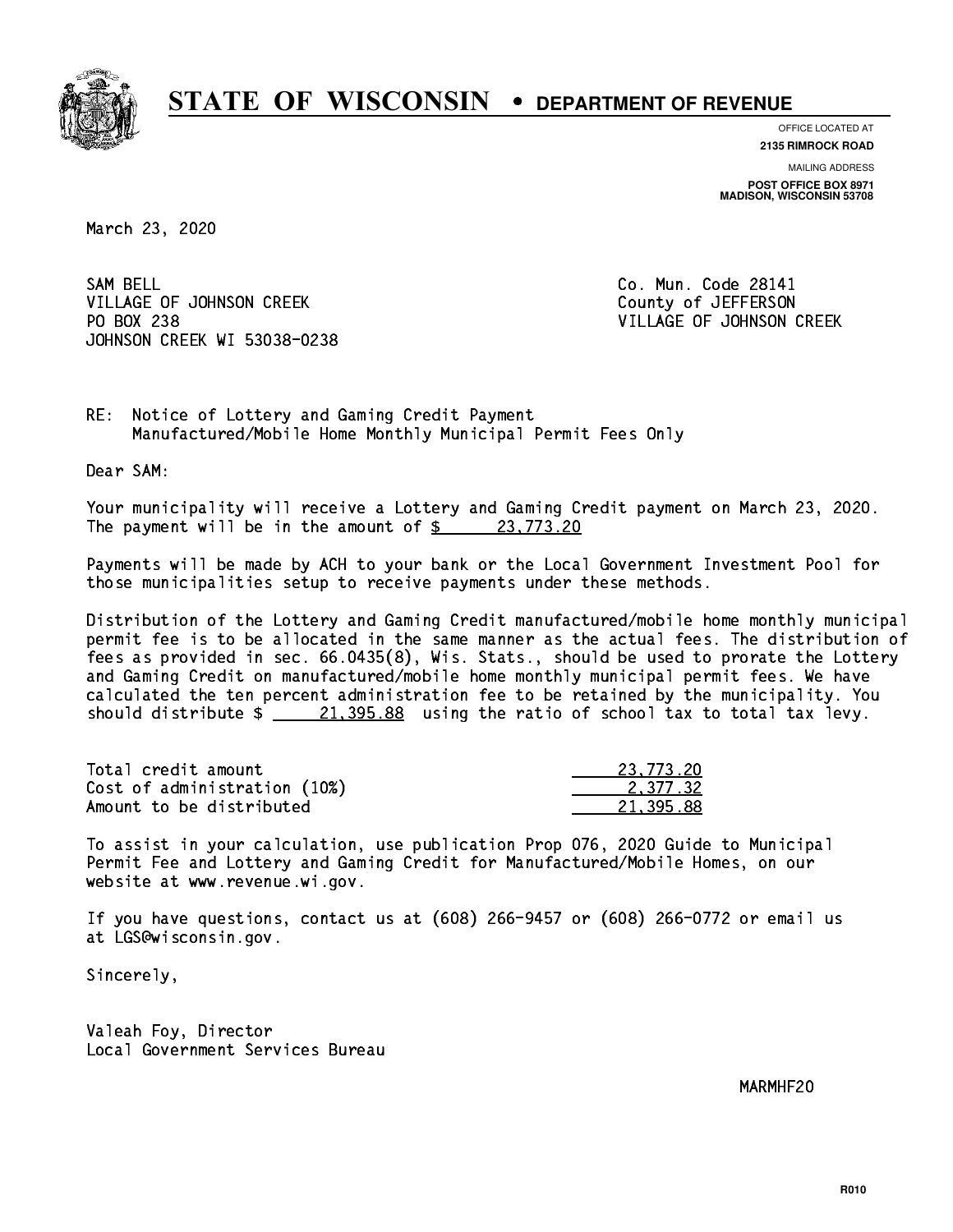# STATE OF WISCONSIN • DEPARTMENT OF REVENUE

OFFICE LOCATED AT
**2135 RIMROCK ROAD**

MAILING ADDRESS
**POST OFFICE BOX 8971**
**MADISON, WISCONSIN 53708**

March 23, 2020

SAM BELL
VILLAGE OF JOHNSON CREEK
PO BOX 238
JOHNSON CREEK WI 53038-0238

Co. Mun. Code 28141
County of JEFFERSON
VILLAGE OF JOHNSON CREEK

RE: Notice of Lottery and Gaming Credit Payment
Manufactured/Mobile Home Monthly Municipal Permit Fees Only

Dear SAM:

Your municipality will receive a Lottery and Gaming Credit payment on March 23, 2020. The payment will be in the amount of $ 23,773.20

Payments will be made by ACH to your bank or the Local Government Investment Pool for those municipalities setup to receive payments under these methods.

Distribution of the Lottery and Gaming Credit manufactured/mobile home monthly municipal permit fee is to be allocated in the same manner as the actual fees. The distribution of fees as provided in sec. 66.0435(8), Wis. Stats., should be used to prorate the Lottery and Gaming Credit on manufactured/mobile home monthly municipal permit fees. We have calculated the ten percent administration fee to be retained by the municipality. You should distribute $ 21,395.88 using the ratio of school tax to total tax levy.

| | |
|---|---|
| Total credit amount | 23,773.20 |
| Cost of administration (10%) | 2,377.32 |
| Amount to be distributed | 21,395.88 |

To assist in your calculation, use publication Prop 076, 2020 Guide to Municipal Permit Fee and Lottery and Gaming Credit for Manufactured/Mobile Homes, on our website at www.revenue.wi.gov.

If you have questions, contact us at (608) 266-9457 or (608) 266-0772 or email us at LGS@wisconsin.gov.

Sincerely,

Valeah Foy, Director
Local Government Services Bureau

MARMHF20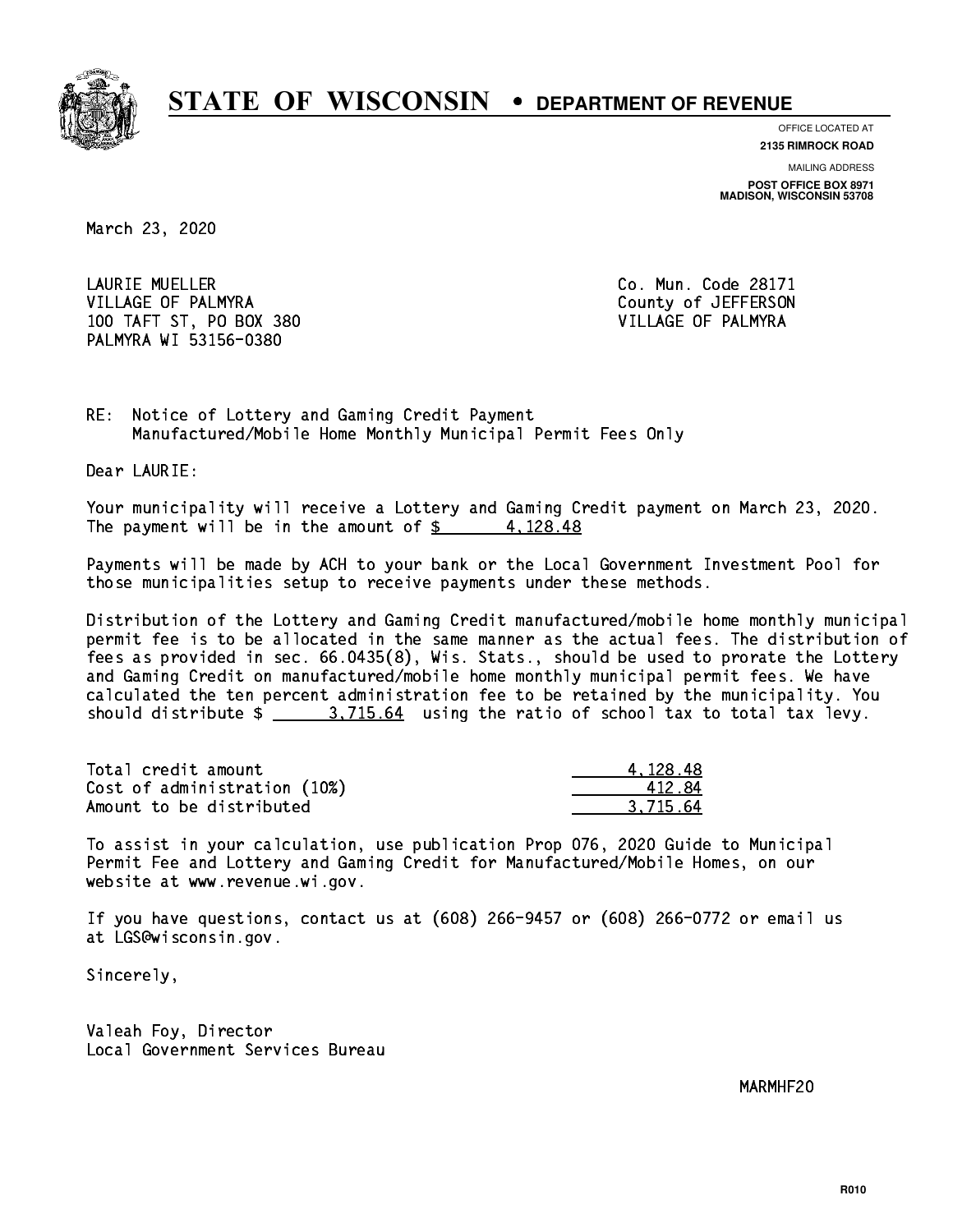# STATE OF WISCONSIN • DEPARTMENT OF REVENUE

OFFICE LOCATED AT
**2135 RIMROCK ROAD**

MAILING ADDRESS
**POST OFFICE BOX 8971**
**MADISON, WISCONSIN 53708**

March 23, 2020

LAURIE MUELLER
VILLAGE OF PALMYRA
100 TAFT ST, PO BOX 380
PALMYRA WI 53156-0380

Co. Mun. Code 28171
County of JEFFERSON
VILLAGE OF PALMYRA

RE: Notice of Lottery and Gaming Credit Payment
Manufactured/Mobile Home Monthly Municipal Permit Fees Only

Dear LAURIE:

Your municipality will receive a Lottery and Gaming Credit payment on March 23, 2020. The payment will be in the amount of $ 4,128.48

Payments will be made by ACH to your bank or the Local Government Investment Pool for those municipalities setup to receive payments under these methods.

Distribution of the Lottery and Gaming Credit manufactured/mobile home monthly municipal permit fee is to be allocated in the same manner as the actual fees. The distribution of fees as provided in sec. 66.0435(8), Wis. Stats., should be used to prorate the Lottery and Gaming Credit on manufactured/mobile home monthly municipal permit fees. We have calculated the ten percent administration fee to be retained by the municipality. You should distribute $ 3,715.64 using the ratio of school tax to total tax levy.

| | |
|---|---|
| Total credit amount | 4,128.48 |
| Cost of administration (10%) | 412.84 |
| Amount to be distributed | 3,715.64 |

To assist in your calculation, use publication Prop 076, 2020 Guide to Municipal Permit Fee and Lottery and Gaming Credit for Manufactured/Mobile Homes, on our website at www.revenue.wi.gov.

If you have questions, contact us at (608) 266-9457 or (608) 266-0772 or email us at LGS@wisconsin.gov.

Sincerely,

Valeah Foy, Director
Local Government Services Bureau

MARMHF20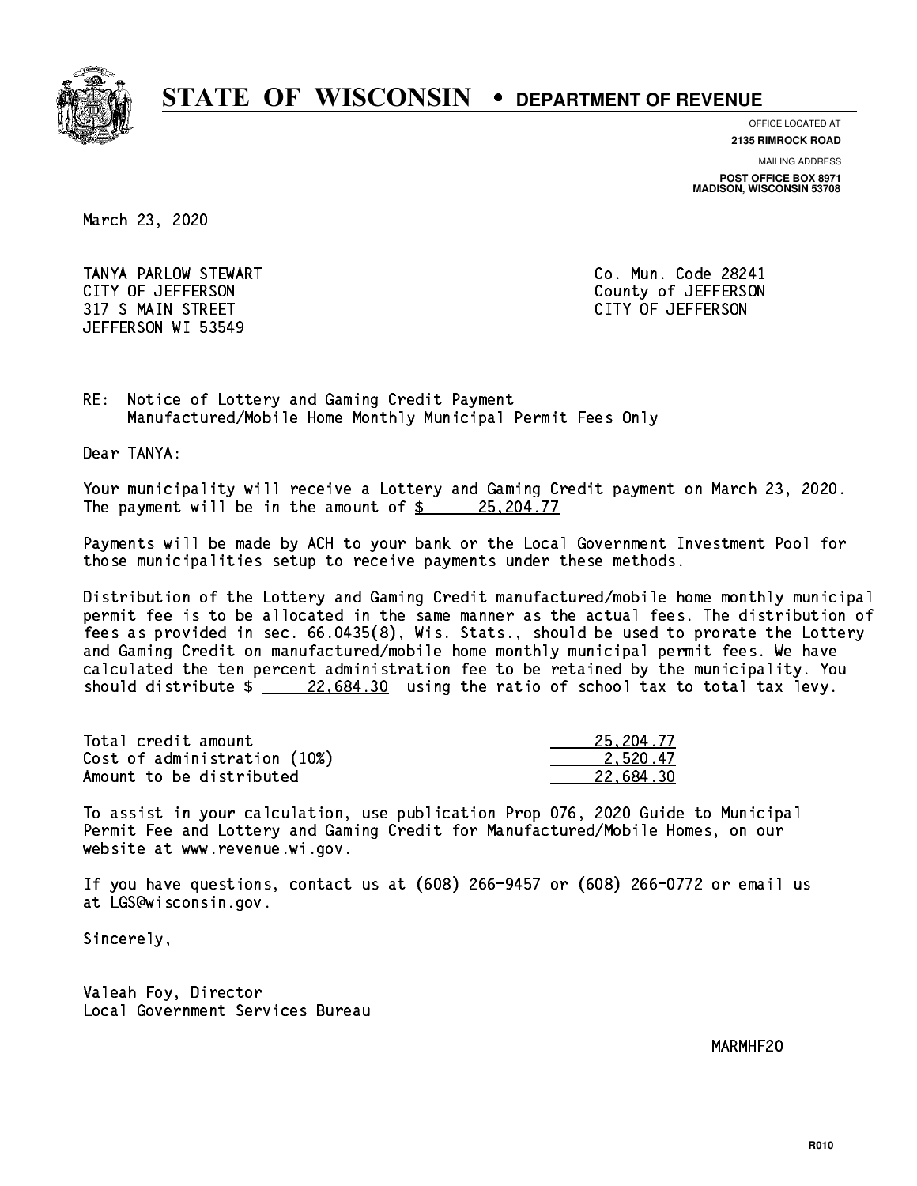# STATE OF WISCONSIN • DEPARTMENT OF REVENUE

OFFICE LOCATED AT
**2135 RIMROCK ROAD**

MAILING ADDRESS
**POST OFFICE BOX 8971**
**MADISON, WISCONSIN 53708**

March 23, 2020

TANYA PARLOW STEWART
CITY OF JEFFERSON
317 S MAIN STREET
JEFFERSON WI 53549

Co. Mun. Code 28241
County of JEFFERSON
CITY OF JEFFERSON

RE: Notice of Lottery and Gaming Credit Payment
Manufactured/Mobile Home Monthly Municipal Permit Fees Only

Dear TANYA:

Your municipality will receive a Lottery and Gaming Credit payment on March 23, 2020. The payment will be in the amount of $ 25,204.77

Payments will be made by ACH to your bank or the Local Government Investment Pool for those municipalities setup to receive payments under these methods.

Distribution of the Lottery and Gaming Credit manufactured/mobile home monthly municipal permit fee is to be allocated in the same manner as the actual fees. The distribution of fees as provided in sec. 66.0435(8), Wis. Stats., should be used to prorate the Lottery and Gaming Credit on manufactured/mobile home monthly municipal permit fees. We have calculated the ten percent administration fee to be retained by the municipality. You should distribute $ 22,684.30 using the ratio of school tax to total tax levy.

| | |
|---|---|
| Total credit amount | 25,204.77 |
| Cost of administration (10%) | 2,520.47 |
| Amount to be distributed | 22,684.30 |

To assist in your calculation, use publication Prop 076, 2020 Guide to Municipal Permit Fee and Lottery and Gaming Credit for Manufactured/Mobile Homes, on our website at www.revenue.wi.gov.

If you have questions, contact us at (608) 266-9457 or (608) 266-0772 or email us at LGS@wisconsin.gov.

Sincerely,

Valeah Foy, Director
Local Government Services Bureau

MARMHF20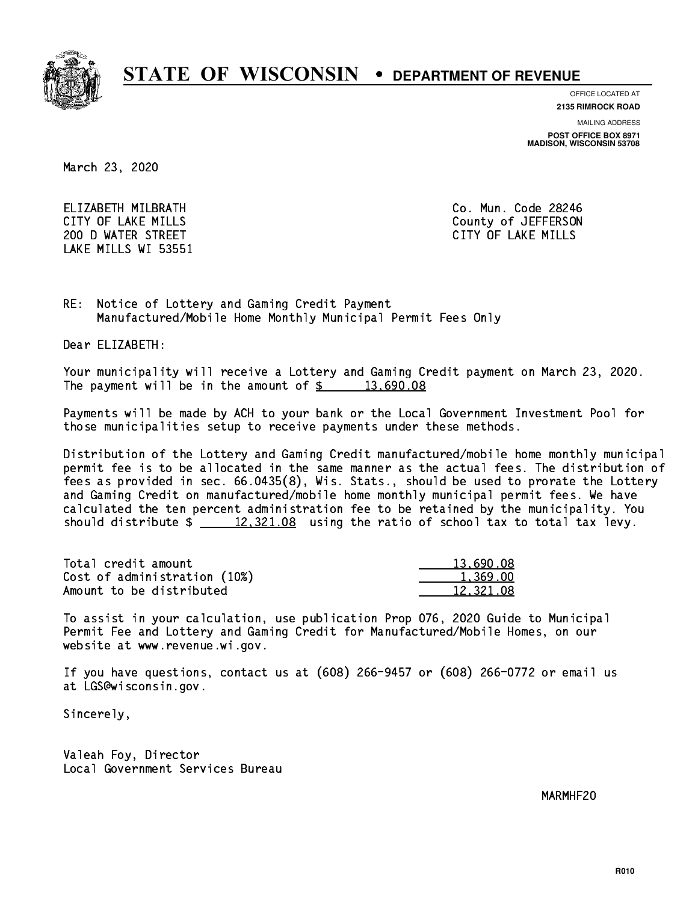# STATE OF WISCONSIN • DEPARTMENT OF REVENUE

OFFICE LOCATED AT
**2135 RIMROCK ROAD**

MAILING ADDRESS
**POST OFFICE BOX 8971**
**MADISON, WISCONSIN 53708**

March 23, 2020

ELIZABETH MILBRATH
CITY OF LAKE MILLS
200 D WATER STREET
LAKE MILLS WI 53551

Co. Mun. Code 28246
County of JEFFERSON
CITY OF LAKE MILLS

RE: Notice of Lottery and Gaming Credit Payment
Manufactured/Mobile Home Monthly Municipal Permit Fees Only

Dear ELIZABETH:

Your municipality will receive a Lottery and Gaming Credit payment on March 23, 2020. The payment will be in the amount of $ 13,690.08

Payments will be made by ACH to your bank or the Local Government Investment Pool for those municipalities setup to receive payments under these methods.

Distribution of the Lottery and Gaming Credit manufactured/mobile home monthly municipal permit fee is to be allocated in the same manner as the actual fees. The distribution of fees as provided in sec. 66.0435(8), Wis. Stats., should be used to prorate the Lottery and Gaming Credit on manufactured/mobile home monthly municipal permit fees. We have calculated the ten percent administration fee to be retained by the municipality. You should distribute $ 12,321.08 using the ratio of school tax to total tax levy.

| | |
|---|---|
| Total credit amount | 13,690.08 |
| Cost of administration (10%) | 1,369.00 |
| Amount to be distributed | 12,321.08 |

To assist in your calculation, use publication Prop 076, 2020 Guide to Municipal Permit Fee and Lottery and Gaming Credit for Manufactured/Mobile Homes, on our website at www.revenue.wi.gov.

If you have questions, contact us at (608) 266-9457 or (608) 266-0772 or email us at LGS@wisconsin.gov.

Sincerely,

Valeah Foy, Director
Local Government Services Bureau

MARMHF20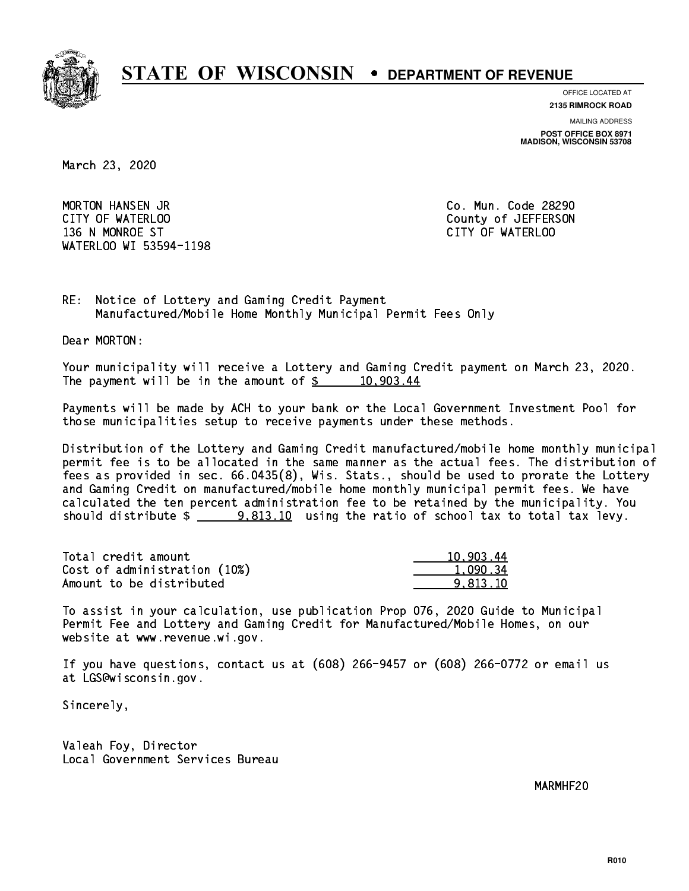# STATE OF WISCONSIN • DEPARTMENT OF REVENUE

OFFICE LOCATED AT
**2135 RIMROCK ROAD**

MAILING ADDRESS
**POST OFFICE BOX 8971**
**MADISON, WISCONSIN 53708**

March 23, 2020

MORTON HANSEN JR
CITY OF WATERLOO
136 N MONROE ST
WATERLOO WI 53594-1198

Co. Mun. Code 28290
County of JEFFERSON
CITY OF WATERLOO

RE: Notice of Lottery and Gaming Credit Payment
Manufactured/Mobile Home Monthly Municipal Permit Fees Only

Dear MORTON:

Your municipality will receive a Lottery and Gaming Credit payment on March 23, 2020. The payment will be in the amount of $ 10,903.44

Payments will be made by ACH to your bank or the Local Government Investment Pool for those municipalities setup to receive payments under these methods.

Distribution of the Lottery and Gaming Credit manufactured/mobile home monthly municipal permit fee is to be allocated in the same manner as the actual fees. The distribution of fees as provided in sec. 66.0435(8), Wis. Stats., should be used to prorate the Lottery and Gaming Credit on manufactured/mobile home monthly municipal permit fees. We have calculated the ten percent administration fee to be retained by the municipality. You should distribute $ 9,813.10 using the ratio of school tax to total tax levy.

| | |
|---|---|
| Total credit amount | 10,903.44 |
| Cost of administration (10%) | 1,090.34 |
| Amount to be distributed | 9,813.10 |

To assist in your calculation, use publication Prop 076, 2020 Guide to Municipal Permit Fee and Lottery and Gaming Credit for Manufactured/Mobile Homes, on our website at www.revenue.wi.gov.

If you have questions, contact us at (608) 266-9457 or (608) 266-0772 or email us at LGS@wisconsin.gov.

Sincerely,

Valeah Foy, Director
Local Government Services Bureau

MARMHF20

R010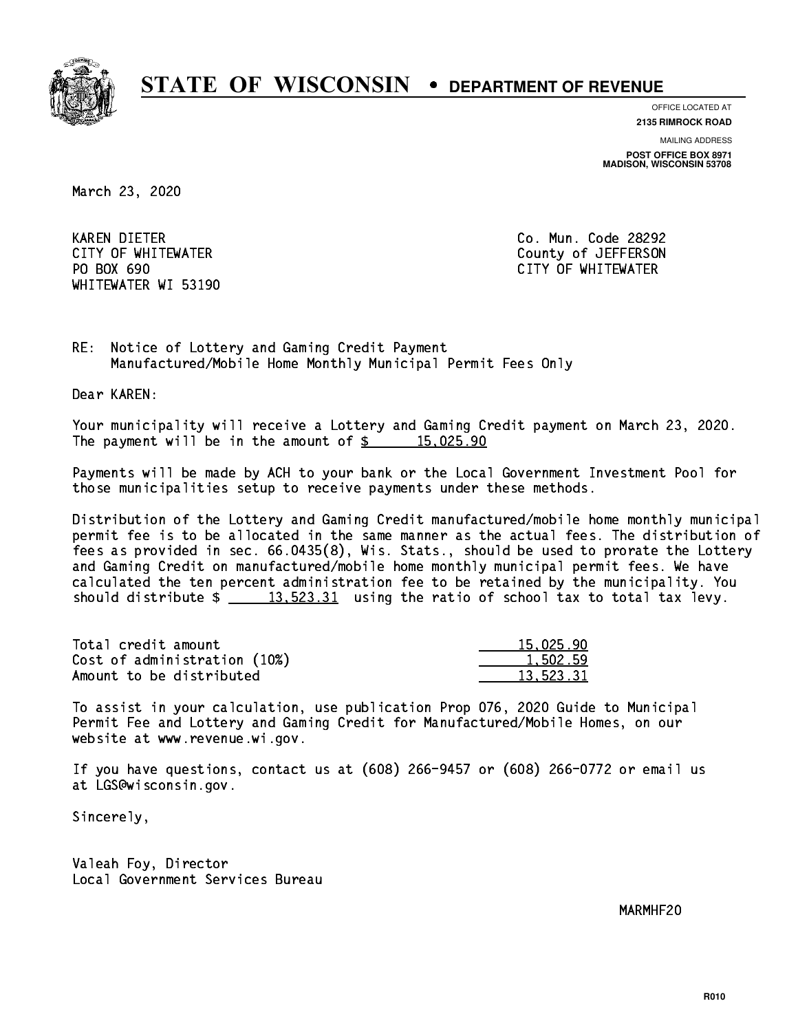# STATE OF WISCONSIN • DEPARTMENT OF REVENUE

OFFICE LOCATED AT
**2135 RIMROCK ROAD**

MAILING ADDRESS
**POST OFFICE BOX 8971**
**MADISON, WISCONSIN 53708**

March 23, 2020

KAREN DIETER
CITY OF WHITEWATER
PO BOX 690
WHITEWATER WI 53190

Co. Mun. Code 28292
County of JEFFERSON
CITY OF WHITEWATER

RE: Notice of Lottery and Gaming Credit Payment
Manufactured/Mobile Home Monthly Municipal Permit Fees Only

Dear KAREN:

Your municipality will receive a Lottery and Gaming Credit payment on March 23, 2020. The payment will be in the amount of $ 15,025.90

Payments will be made by ACH to your bank or the Local Government Investment Pool for those municipalities setup to receive payments under these methods.

Distribution of the Lottery and Gaming Credit manufactured/mobile home monthly municipal permit fee is to be allocated in the same manner as the actual fees. The distribution of fees as provided in sec. 66.0435(8), Wis. Stats., should be used to prorate the Lottery and Gaming Credit on manufactured/mobile home monthly municipal permit fees. We have calculated the ten percent administration fee to be retained by the municipality. You should distribute $ 13,523.31 using the ratio of school tax to total tax levy.

| | |
|---|---|
| Total credit amount | 15,025.90 |
| Cost of administration (10%) | 1,502.59 |
| Amount to be distributed | 13,523.31 |

To assist in your calculation, use publication Prop 076, 2020 Guide to Municipal Permit Fee and Lottery and Gaming Credit for Manufactured/Mobile Homes, on our website at www.revenue.wi.gov.

If you have questions, contact us at (608) 266-9457 or (608) 266-0772 or email us at LGS@wisconsin.gov.

Sincerely,

Valeah Foy, Director
Local Government Services Bureau

MARMHF20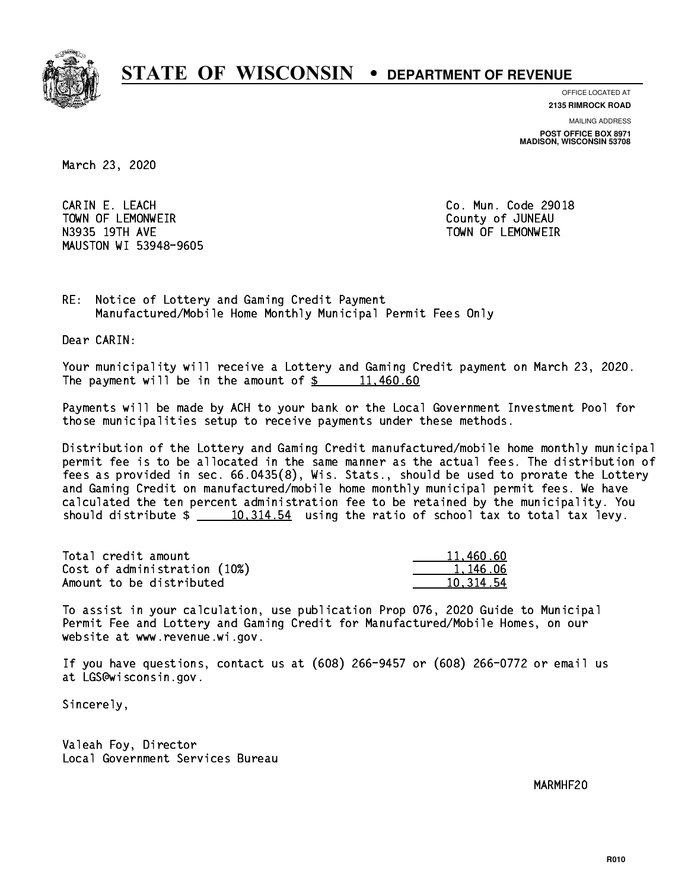# STATE OF WISCONSIN • DEPARTMENT OF REVENUE

OFFICE LOCATED AT
**2135 RIMROCK ROAD**

MAILING ADDRESS
**POST OFFICE BOX 8971**
**MADISON, WISCONSIN 53708**

March 23, 2020

CARIN E. LEACH
TOWN OF LEMONWEIR
N3935 19TH AVE
MAUSTON WI 53948-9605

Co. Mun. Code 29018
County of JUNEAU
TOWN OF LEMONWEIR

RE: Notice of Lottery and Gaming Credit Payment
Manufactured/Mobile Home Monthly Municipal Permit Fees Only

Dear CARIN:

Your municipality will receive a Lottery and Gaming Credit payment on March 23, 2020. The payment will be in the amount of $ 11,460.60

Payments will be made by ACH to your bank or the Local Government Investment Pool for those municipalities setup to receive payments under these methods.

Distribution of the Lottery and Gaming Credit manufactured/mobile home monthly municipal permit fee is to be allocated in the same manner as the actual fees. The distribution of fees as provided in sec. 66.0435(8), Wis. Stats., should be used to prorate the Lottery and Gaming Credit on manufactured/mobile home monthly municipal permit fees. We have calculated the ten percent administration fee to be retained by the municipality. You should distribute $ 10,314.54 using the ratio of school tax to total tax levy.

| | |
|---|---|
| Total credit amount | 11,460.60 |
| Cost of administration (10%) | 1,146.06 |
| Amount to be distributed | 10,314.54 |

To assist in your calculation, use publication Prop 076, 2020 Guide to Municipal Permit Fee and Lottery and Gaming Credit for Manufactured/Mobile Homes, on our website at www.revenue.wi.gov.

If you have questions, contact us at (608) 266-9457 or (608) 266-0772 or email us at LGS@wisconsin.gov.

Sincerely,

Valeah Foy, Director
Local Government Services Bureau

MARMHF20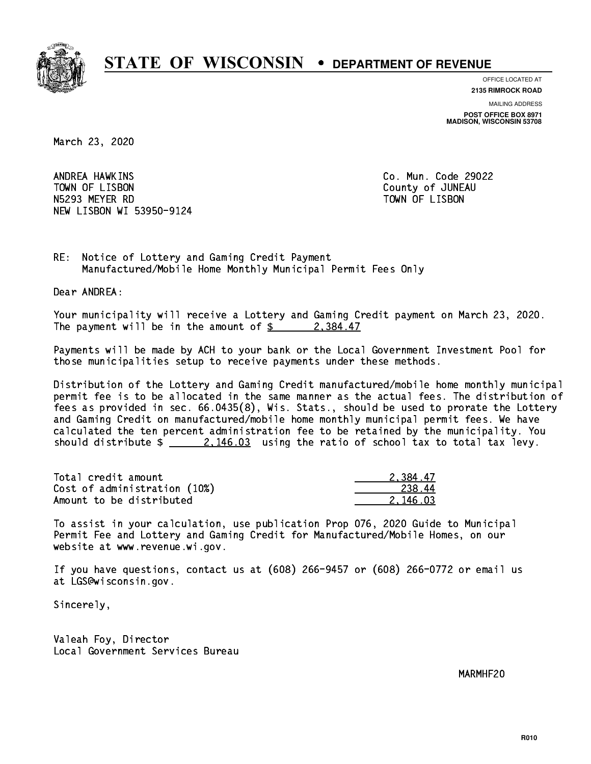# STATE OF WISCONSIN • DEPARTMENT OF REVENUE

OFFICE LOCATED AT
**2135 RIMROCK ROAD**

MAILING ADDRESS
**POST OFFICE BOX 8971**
**MADISON, WISCONSIN 53708**

March 23, 2020

ANDREA HAWKINS
TOWN OF LISBON
N5293 MEYER RD
NEW LISBON WI 53950-9124

Co. Mun. Code 29022
County of JUNEAU
TOWN OF LISBON

RE: Notice of Lottery and Gaming Credit Payment
Manufactured/Mobile Home Monthly Municipal Permit Fees Only

Dear ANDREA:

Your municipality will receive a Lottery and Gaming Credit payment on March 23, 2020. The payment will be in the amount of $ 2,384.47

Payments will be made by ACH to your bank or the Local Government Investment Pool for those municipalities setup to receive payments under these methods.

Distribution of the Lottery and Gaming Credit manufactured/mobile home monthly municipal permit fee is to be allocated in the same manner as the actual fees. The distribution of fees as provided in sec. 66.0435(8), Wis. Stats., should be used to prorate the Lottery and Gaming Credit on manufactured/mobile home monthly municipal permit fees. We have calculated the ten percent administration fee to be retained by the municipality. You should distribute $ 2,146.03 using the ratio of school tax to total tax levy.

| | |
|---|---|
| Total credit amount | 2,384.47 |
| Cost of administration (10%) | 238.44 |
| Amount to be distributed | 2,146.03 |

To assist in your calculation, use publication Prop 076, 2020 Guide to Municipal Permit Fee and Lottery and Gaming Credit for Manufactured/Mobile Homes, on our website at www.revenue.wi.gov.

If you have questions, contact us at (608) 266-9457 or (608) 266-0772 or email us at LGS@wisconsin.gov.

Sincerely,

Valeah Foy, Director
Local Government Services Bureau

MARMHF20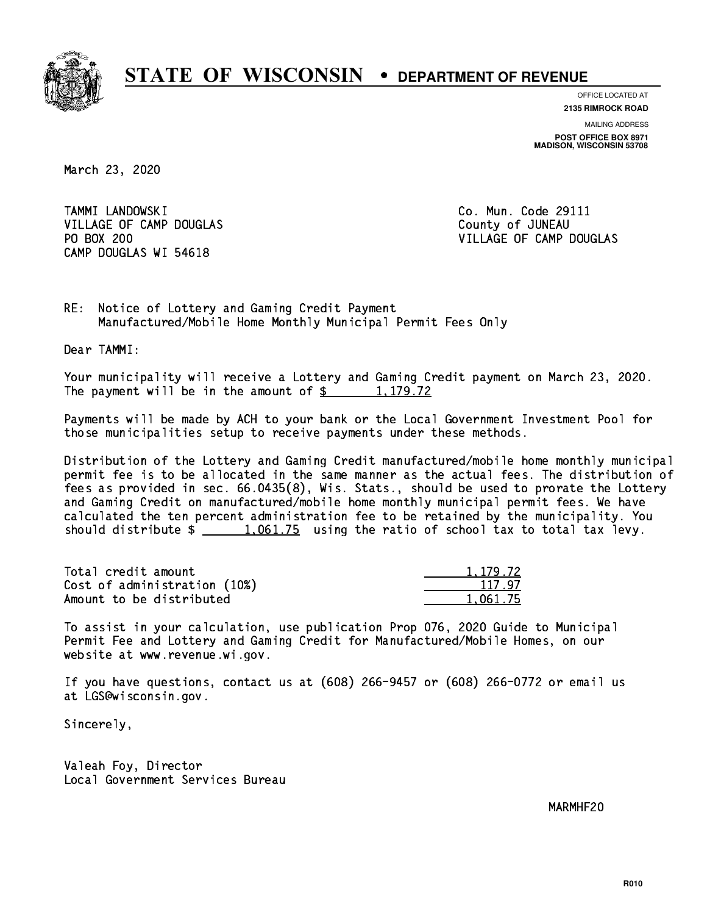# STATE OF WISCONSIN • DEPARTMENT OF REVENUE

OFFICE LOCATED AT
**2135 RIMROCK ROAD**

MAILING ADDRESS
**POST OFFICE BOX 8971**
**MADISON, WISCONSIN 53708**

March 23, 2020

TAMMI LANDOWSKI
VILLAGE OF CAMP DOUGLAS
PO BOX 200
CAMP DOUGLAS WI 54618

Co. Mun. Code 29111
County of JUNEAU
VILLAGE OF CAMP DOUGLAS

RE: Notice of Lottery and Gaming Credit Payment
Manufactured/Mobile Home Monthly Municipal Permit Fees Only

Dear TAMMI:

Your municipality will receive a Lottery and Gaming Credit payment on March 23, 2020. The payment will be in the amount of $ 1,179.72

Payments will be made by ACH to your bank or the Local Government Investment Pool for those municipalities setup to receive payments under these methods.

Distribution of the Lottery and Gaming Credit manufactured/mobile home monthly municipal permit fee is to be allocated in the same manner as the actual fees. The distribution of fees as provided in sec. 66.0435(8), Wis. Stats., should be used to prorate the Lottery and Gaming Credit on manufactured/mobile home monthly municipal permit fees. We have calculated the ten percent administration fee to be retained by the municipality. You should distribute $ 1,061.75 using the ratio of school tax to total tax levy.

| | |
|---|---|
| Total credit amount | 1,179.72 |
| Cost of administration (10%) | 117.97 |
| Amount to be distributed | 1,061.75 |

To assist in your calculation, use publication Prop 076, 2020 Guide to Municipal Permit Fee and Lottery and Gaming Credit for Manufactured/Mobile Homes, on our website at www.revenue.wi.gov.

If you have questions, contact us at (608) 266-9457 or (608) 266-0772 or email us at LGS@wisconsin.gov.

Sincerely,

Valeah Foy, Director
Local Government Services Bureau

MARMHF20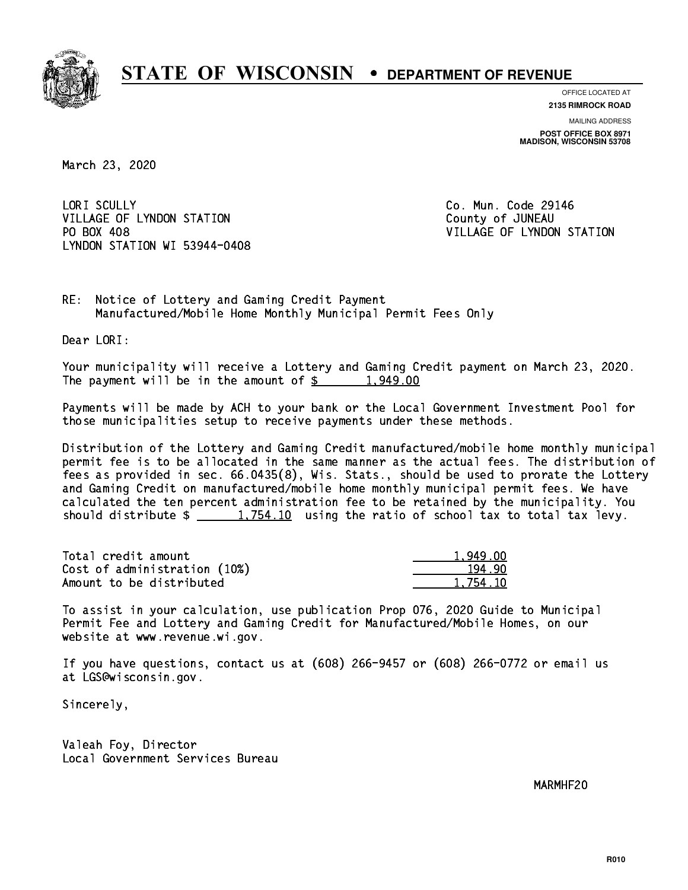# STATE OF WISCONSIN • DEPARTMENT OF REVENUE

OFFICE LOCATED AT
**2135 RIMROCK ROAD**

MAILING ADDRESS
**POST OFFICE BOX 8971**
**MADISON, WISCONSIN 53708**

March 23, 2020

LORI SCULLY
VILLAGE OF LYNDON STATION
PO BOX 408
LYNDON STATION WI 53944-0408

Co. Mun. Code 29146
County of JUNEAU
VILLAGE OF LYNDON STATION

RE: Notice of Lottery and Gaming Credit Payment
Manufactured/Mobile Home Monthly Municipal Permit Fees Only

Dear LORI:

Your municipality will receive a Lottery and Gaming Credit payment on March 23, 2020. The payment will be in the amount of $ 1,949.00

Payments will be made by ACH to your bank or the Local Government Investment Pool for those municipalities setup to receive payments under these methods.

Distribution of the Lottery and Gaming Credit manufactured/mobile home monthly municipal permit fee is to be allocated in the same manner as the actual fees. The distribution of fees as provided in sec. 66.0435(8), Wis. Stats., should be used to prorate the Lottery and Gaming Credit on manufactured/mobile home monthly municipal permit fees. We have calculated the ten percent administration fee to be retained by the municipality. You should distribute $ 1,754.10 using the ratio of school tax to total tax levy.

| | |
|---|---|
| Total credit amount | 1,949.00 |
| Cost of administration (10%) | 194.90 |
| Amount to be distributed | 1,754.10 |

To assist in your calculation, use publication Prop 076, 2020 Guide to Municipal Permit Fee and Lottery and Gaming Credit for Manufactured/Mobile Homes, on our website at www.revenue.wi.gov.

If you have questions, contact us at (608) 266-9457 or (608) 266-0772 or email us at LGS@wisconsin.gov.

Sincerely,

Valeah Foy, Director
Local Government Services Bureau

MARMHF20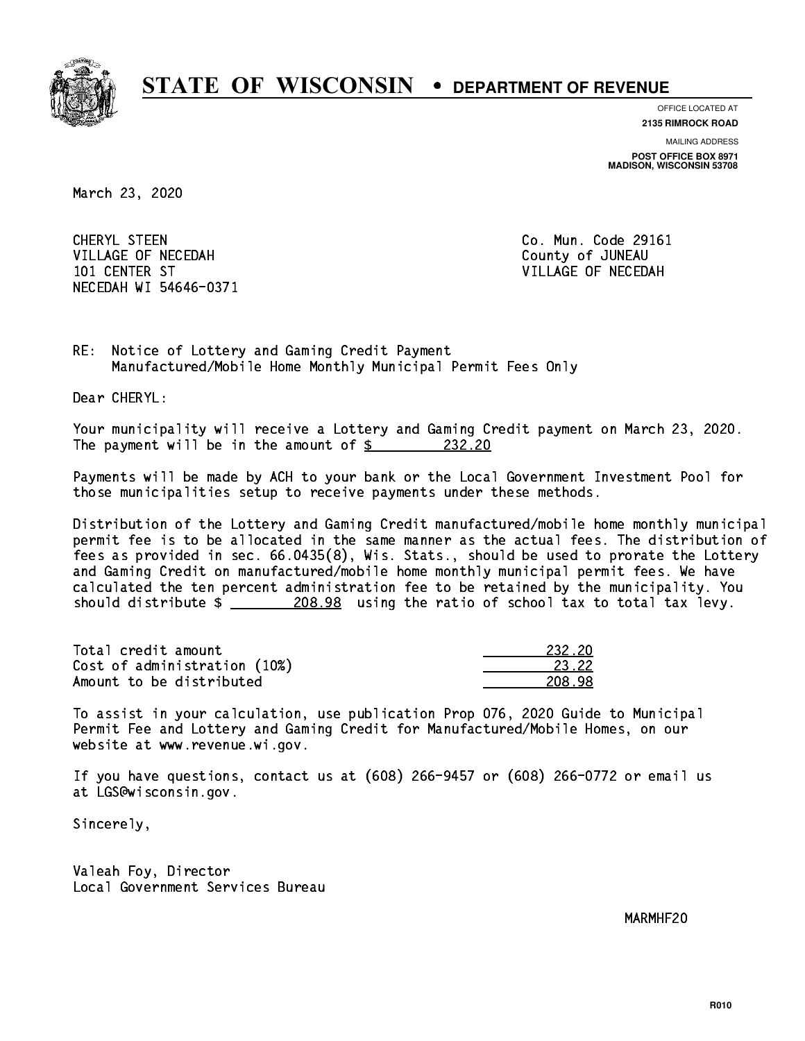# STATE OF WISCONSIN • DEPARTMENT OF REVENUE

OFFICE LOCATED AT
**2135 RIMROCK ROAD**

MAILING ADDRESS
**POST OFFICE BOX 8971**
**MADISON, WISCONSIN 53708**

March 23, 2020

CHERYL STEEN
VILLAGE OF NECEDAH
101 CENTER ST
NECEDAH WI 54646-0371

Co. Mun. Code 29161
County of JUNEAU
VILLAGE OF NECEDAH

RE: Notice of Lottery and Gaming Credit Payment
Manufactured/Mobile Home Monthly Municipal Permit Fees Only

Dear CHERYL:

Your municipality will receive a Lottery and Gaming Credit payment on March 23, 2020. The payment will be in the amount of $ 232.20

Payments will be made by ACH to your bank or the Local Government Investment Pool for those municipalities setup to receive payments under these methods.

Distribution of the Lottery and Gaming Credit manufactured/mobile home monthly municipal permit fee is to be allocated in the same manner as the actual fees. The distribution of fees as provided in sec. 66.0435(8), Wis. Stats., should be used to prorate the Lottery and Gaming Credit on manufactured/mobile home monthly municipal permit fees. We have calculated the ten percent administration fee to be retained by the municipality. You should distribute $ 208.98 using the ratio of school tax to total tax levy.

| | |
|---|---|
| Total credit amount | 232.20 |
| Cost of administration (10%) | 23.22 |
| Amount to be distributed | 208.98 |

To assist in your calculation, use publication Prop 076, 2020 Guide to Municipal Permit Fee and Lottery and Gaming Credit for Manufactured/Mobile Homes, on our website at www.revenue.wi.gov.

If you have questions, contact us at (608) 266-9457 or (608) 266-0772 or email us at LGS@wisconsin.gov.

Sincerely,

Valeah Foy, Director
Local Government Services Bureau

MARMHF20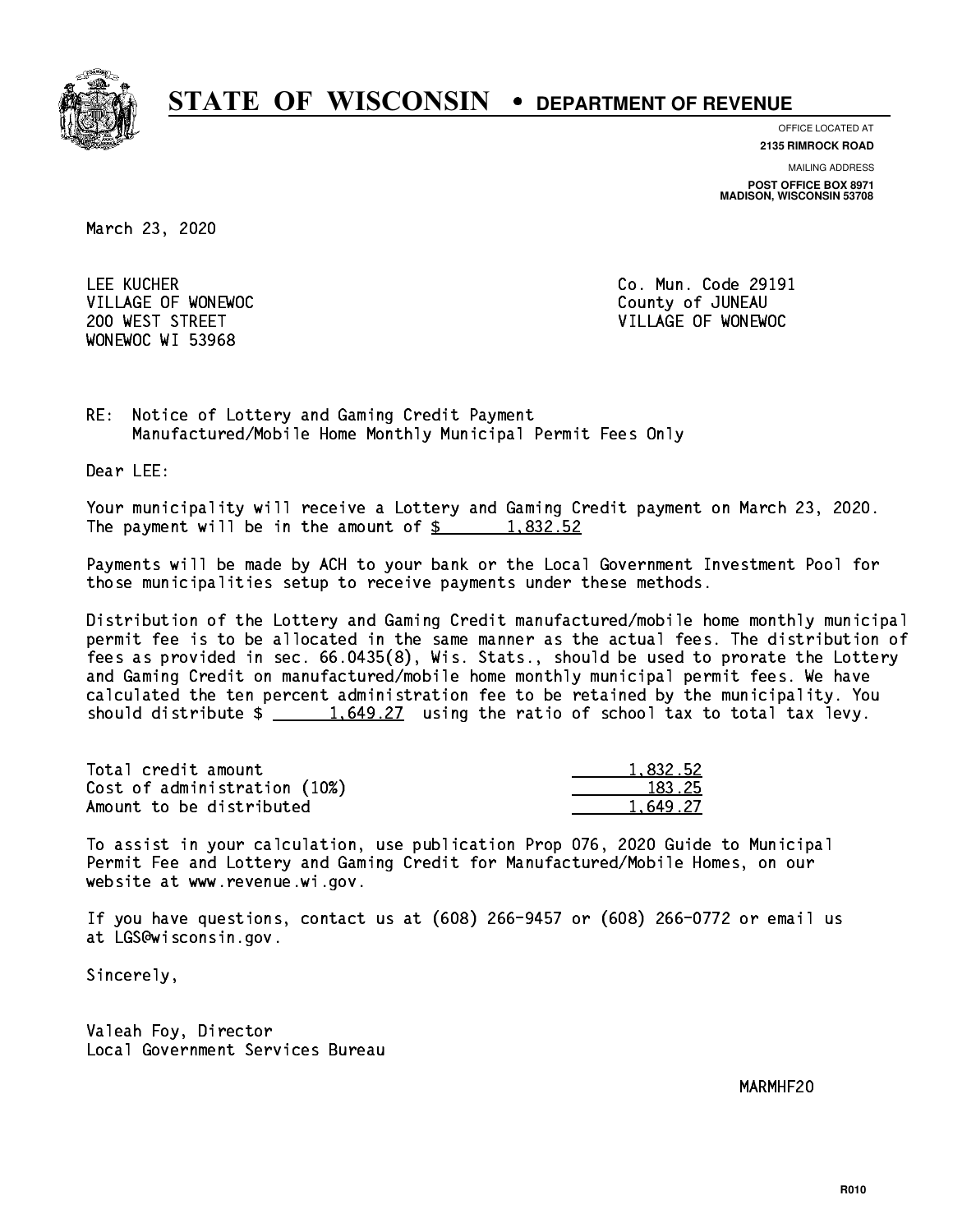# STATE OF WISCONSIN • DEPARTMENT OF REVENUE

OFFICE LOCATED AT
**2135 RIMROCK ROAD**

MAILING ADDRESS
**POST OFFICE BOX 8971**
**MADISON, WISCONSIN 53708**

March 23, 2020

LEE KUCHER
VILLAGE OF WONEWOC
200 WEST STREET
WONEWOC WI 53968

Co. Mun. Code 29191
County of JUNEAU
VILLAGE OF WONEWOC

RE: Notice of Lottery and Gaming Credit Payment
Manufactured/Mobile Home Monthly Municipal Permit Fees Only

Dear LEE:

Your municipality will receive a Lottery and Gaming Credit payment on March 23, 2020. The payment will be in the amount of $ 1,832.52

Payments will be made by ACH to your bank or the Local Government Investment Pool for those municipalities setup to receive payments under these methods.

Distribution of the Lottery and Gaming Credit manufactured/mobile home monthly municipal permit fee is to be allocated in the same manner as the actual fees. The distribution of fees as provided in sec. 66.0435(8), Wis. Stats., should be used to prorate the Lottery and Gaming Credit on manufactured/mobile home monthly municipal permit fees. We have calculated the ten percent administration fee to be retained by the municipality. You should distribute $ 1,649.27 using the ratio of school tax to total tax levy.

| | |
|---|---|
| Total credit amount | 1,832.52 |
| Cost of administration (10%) | 183.25 |
| Amount to be distributed | 1,649.27 |

To assist in your calculation, use publication Prop 076, 2020 Guide to Municipal Permit Fee and Lottery and Gaming Credit for Manufactured/Mobile Homes, on our website at www.revenue.wi.gov.

If you have questions, contact us at (608) 266-9457 or (608) 266-0772 or email us at LGS@wisconsin.gov.

Sincerely,

Valeah Foy, Director
Local Government Services Bureau

MARMHF20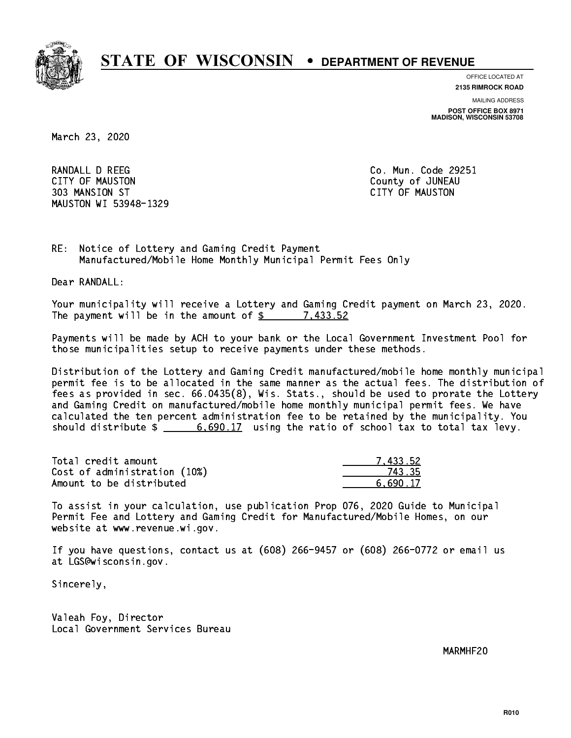# STATE OF WISCONSIN • DEPARTMENT OF REVENUE

OFFICE LOCATED AT
**2135 RIMROCK ROAD**

MAILING ADDRESS
**POST OFFICE BOX 8971**
**MADISON, WISCONSIN 53708**

March 23, 2020

RANDALL D REEG
CITY OF MAUSTON
303 MANSION ST
MAUSTON WI 53948-1329

Co. Mun. Code 29251
County of JUNEAU
CITY OF MAUSTON

RE: Notice of Lottery and Gaming Credit Payment
Manufactured/Mobile Home Monthly Municipal Permit Fees Only

Dear RANDALL:

Your municipality will receive a Lottery and Gaming Credit payment on March 23, 2020. The payment will be in the amount of $ 7,433.52

Payments will be made by ACH to your bank or the Local Government Investment Pool for those municipalities setup to receive payments under these methods.

Distribution of the Lottery and Gaming Credit manufactured/mobile home monthly municipal permit fee is to be allocated in the same manner as the actual fees. The distribution of fees as provided in sec. 66.0435(8), Wis. Stats., should be used to prorate the Lottery and Gaming Credit on manufactured/mobile home monthly municipal permit fees. We have calculated the ten percent administration fee to be retained by the municipality. You should distribute $ 6,690.17 using the ratio of school tax to total tax levy.

| | |
|---|---:|
| Total credit amount | 7,433.52 |
| Cost of administration (10%) | 743.35 |
| Amount to be distributed | 6,690.17 |

To assist in your calculation, use publication Prop 076, 2020 Guide to Municipal Permit Fee and Lottery and Gaming Credit for Manufactured/Mobile Homes, on our website at www.revenue.wi.gov.

If you have questions, contact us at (608) 266-9457 or (608) 266-0772 or email us at LGS@wisconsin.gov.

Sincerely,

Valeah Foy, Director
Local Government Services Bureau

MARMHF20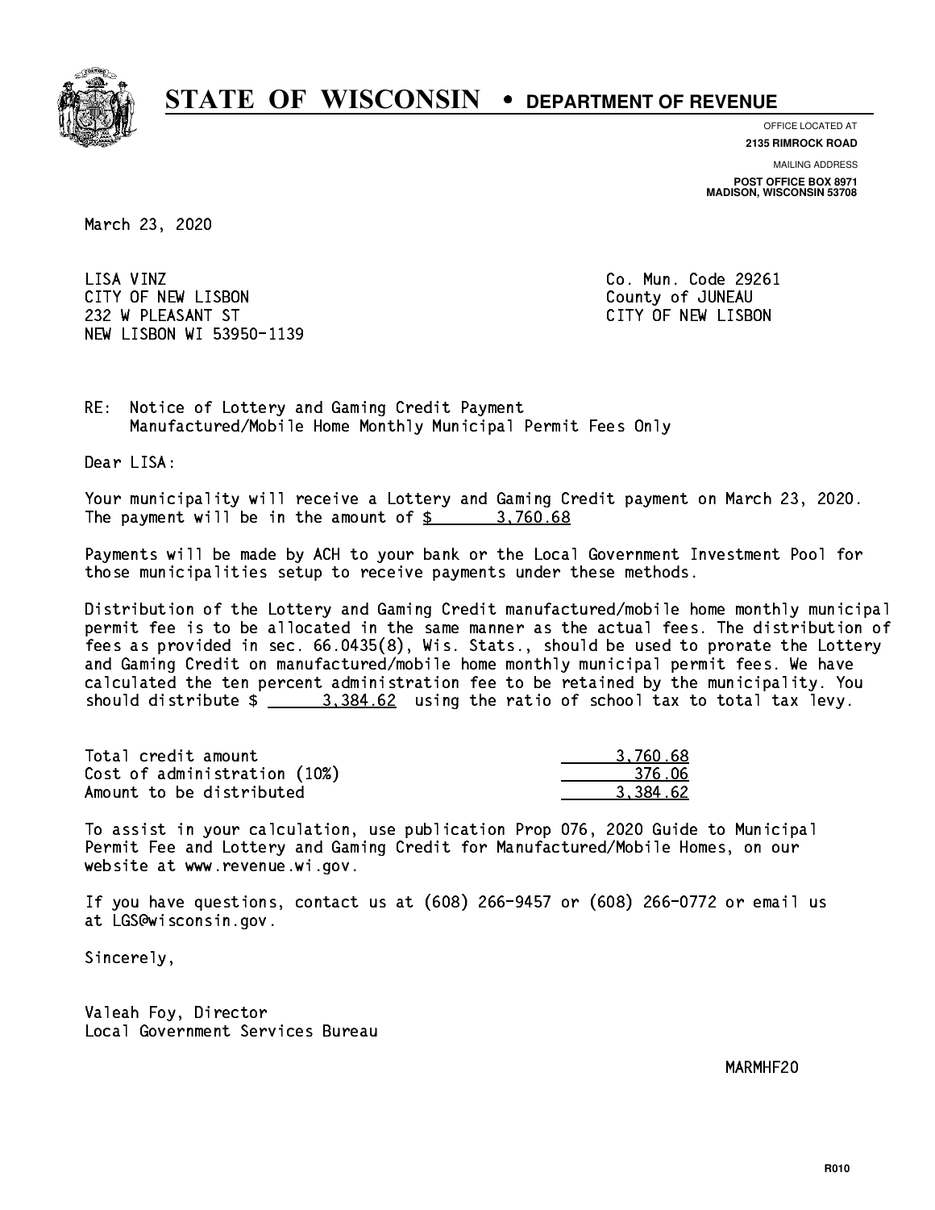# STATE OF WISCONSIN • DEPARTMENT OF REVENUE

OFFICE LOCATED AT
**2135 RIMROCK ROAD**

MAILING ADDRESS
**POST OFFICE BOX 8971**
**MADISON, WISCONSIN 53708**

March 23, 2020

LISA VINZ
CITY OF NEW LISBON
232 W PLEASANT ST
NEW LISBON WI 53950-1139

Co. Mun. Code 29261
County of JUNEAU
CITY OF NEW LISBON

RE: Notice of Lottery and Gaming Credit Payment
Manufactured/Mobile Home Monthly Municipal Permit Fees Only

Dear LISA:

Your municipality will receive a Lottery and Gaming Credit payment on March 23, 2020. The payment will be in the amount of $ 3,760.68

Payments will be made by ACH to your bank or the Local Government Investment Pool for those municipalities setup to receive payments under these methods.

Distribution of the Lottery and Gaming Credit manufactured/mobile home monthly municipal permit fee is to be allocated in the same manner as the actual fees. The distribution of fees as provided in sec. 66.0435(8), Wis. Stats., should be used to prorate the Lottery and Gaming Credit on manufactured/mobile home monthly municipal permit fees. We have calculated the ten percent administration fee to be retained by the municipality. You should distribute $ 3,384.62 using the ratio of school tax to total tax levy.

| | |
|---|---|
| Total credit amount | 3,760.68 |
| Cost of administration (10%) | 376.06 |
| Amount to be distributed | 3,384.62 |

To assist in your calculation, use publication Prop 076, 2020 Guide to Municipal Permit Fee and Lottery and Gaming Credit for Manufactured/Mobile Homes, on our website at www.revenue.wi.gov.

If you have questions, contact us at (608) 266-9457 or (608) 266-0772 or email us at LGS@wisconsin.gov.

Sincerely,

Valeah Foy, Director
Local Government Services Bureau

MARMHF20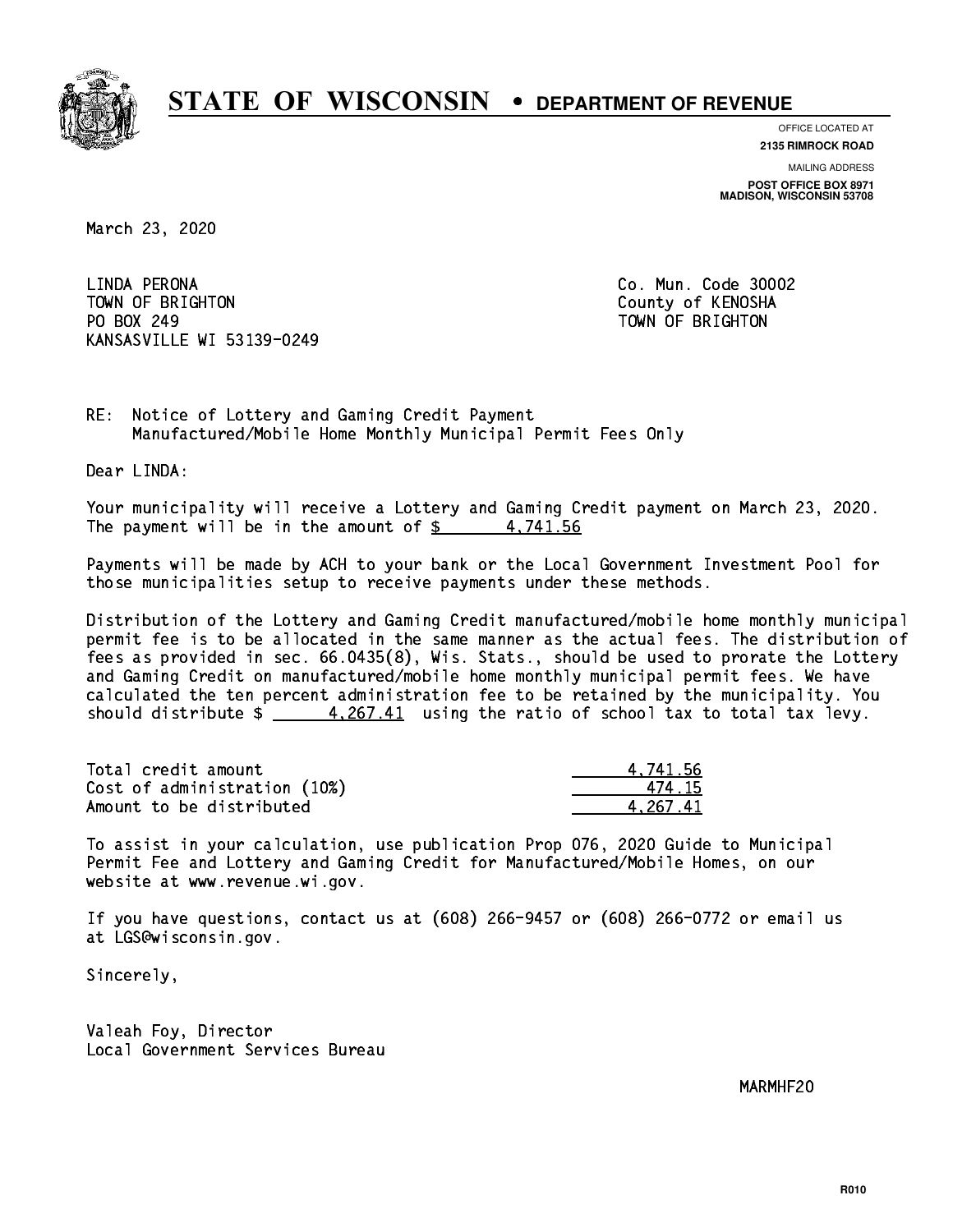# STATE OF WISCONSIN • DEPARTMENT OF REVENUE

OFFICE LOCATED AT
**2135 RIMROCK ROAD**

MAILING ADDRESS
**POST OFFICE BOX 8971**
**MADISON, WISCONSIN 53708**

March 23, 2020

LINDA PERONA
TOWN OF BRIGHTON
PO BOX 249
KANSASVILLE WI 53139-0249

Co. Mun. Code 30002
County of KENOSHA
TOWN OF BRIGHTON

RE: Notice of Lottery and Gaming Credit Payment
Manufactured/Mobile Home Monthly Municipal Permit Fees Only

Dear LINDA:

Your municipality will receive a Lottery and Gaming Credit payment on March 23, 2020. The payment will be in the amount of $ 4,741.56

Payments will be made by ACH to your bank or the Local Government Investment Pool for those municipalities setup to receive payments under these methods.

Distribution of the Lottery and Gaming Credit manufactured/mobile home monthly municipal permit fee is to be allocated in the same manner as the actual fees. The distribution of fees as provided in sec. 66.0435(8), Wis. Stats., should be used to prorate the Lottery and Gaming Credit on manufactured/mobile home monthly municipal permit fees. We have calculated the ten percent administration fee to be retained by the municipality. You should distribute $ 4,267.41 using the ratio of school tax to total tax levy.

| | |
|---|---|
| Total credit amount | 4,741.56 |
| Cost of administration (10%) | 474.15 |
| Amount to be distributed | 4,267.41 |

To assist in your calculation, use publication Prop 076, 2020 Guide to Municipal Permit Fee and Lottery and Gaming Credit for Manufactured/Mobile Homes, on our website at www.revenue.wi.gov.

If you have questions, contact us at (608) 266-9457 or (608) 266-0772 or email us at LGS@wisconsin.gov.

Sincerely,

Valeah Foy, Director
Local Government Services Bureau

MARMHF20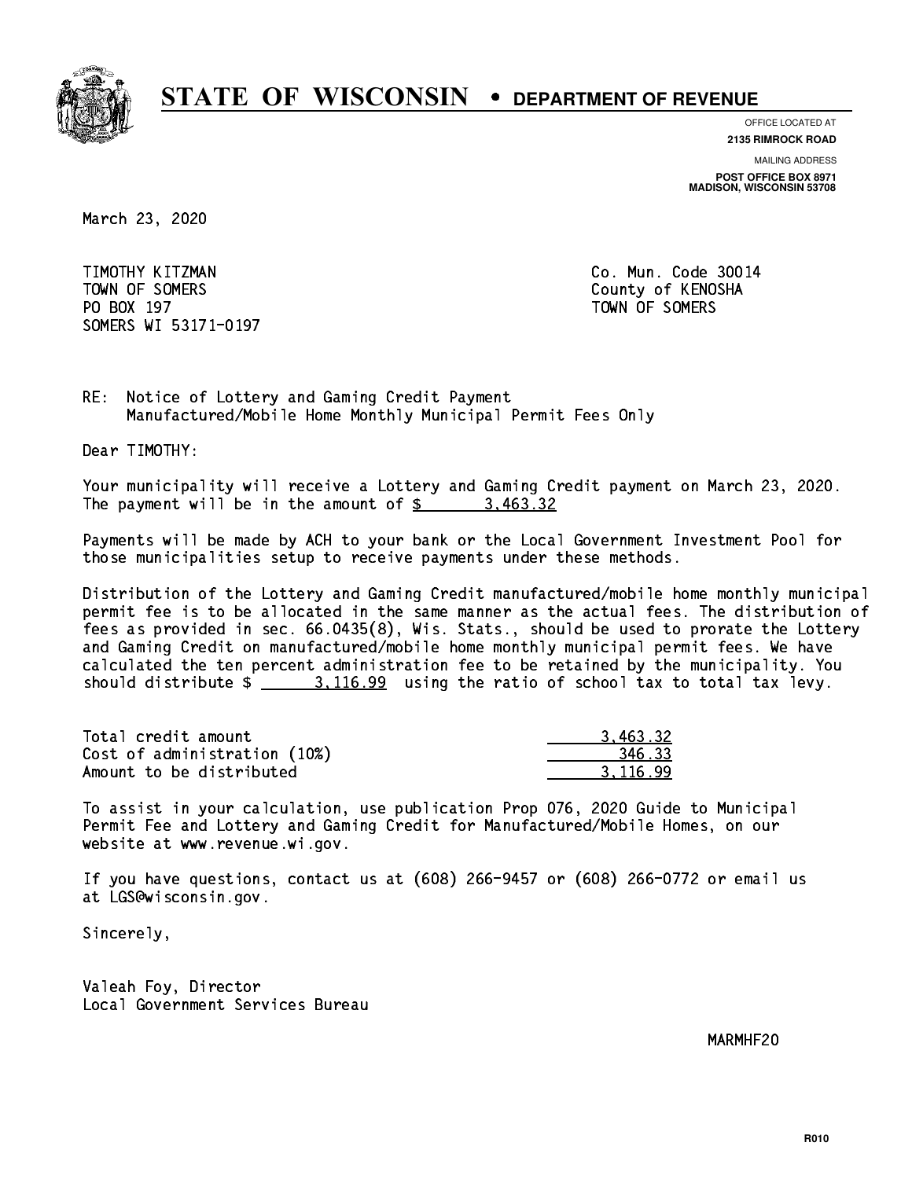# STATE OF WISCONSIN • DEPARTMENT OF REVENUE

OFFICE LOCATED AT
**2135 RIMROCK ROAD**

MAILING ADDRESS
**POST OFFICE BOX 8971**
**MADISON, WISCONSIN 53708**

March 23, 2020

TIMOTHY KITZMAN
TOWN OF SOMERS
PO BOX 197
SOMERS WI 53171-0197

Co. Mun. Code 30014
County of KENOSHA
TOWN OF SOMERS

RE: Notice of Lottery and Gaming Credit Payment
Manufactured/Mobile Home Monthly Municipal Permit Fees Only

Dear TIMOTHY:

Your municipality will receive a Lottery and Gaming Credit payment on March 23, 2020. The payment will be in the amount of $ 3,463.32

Payments will be made by ACH to your bank or the Local Government Investment Pool for those municipalities setup to receive payments under these methods.

Distribution of the Lottery and Gaming Credit manufactured/mobile home monthly municipal permit fee is to be allocated in the same manner as the actual fees. The distribution of fees as provided in sec. 66.0435(8), Wis. Stats., should be used to prorate the Lottery and Gaming Credit on manufactured/mobile home monthly municipal permit fees. We have calculated the ten percent administration fee to be retained by the municipality. You should distribute $ 3,116.99 using the ratio of school tax to total tax levy.

| | |
|---|---|
| Total credit amount | 3,463.32 |
| Cost of administration (10%) | 346.33 |
| Amount to be distributed | 3,116.99 |

To assist in your calculation, use publication Prop 076, 2020 Guide to Municipal Permit Fee and Lottery and Gaming Credit for Manufactured/Mobile Homes, on our website at www.revenue.wi.gov.

If you have questions, contact us at (608) 266-9457 or (608) 266-0772 or email us at LGS@wisconsin.gov.

Sincerely,

Valeah Foy, Director
Local Government Services Bureau

MARMHF20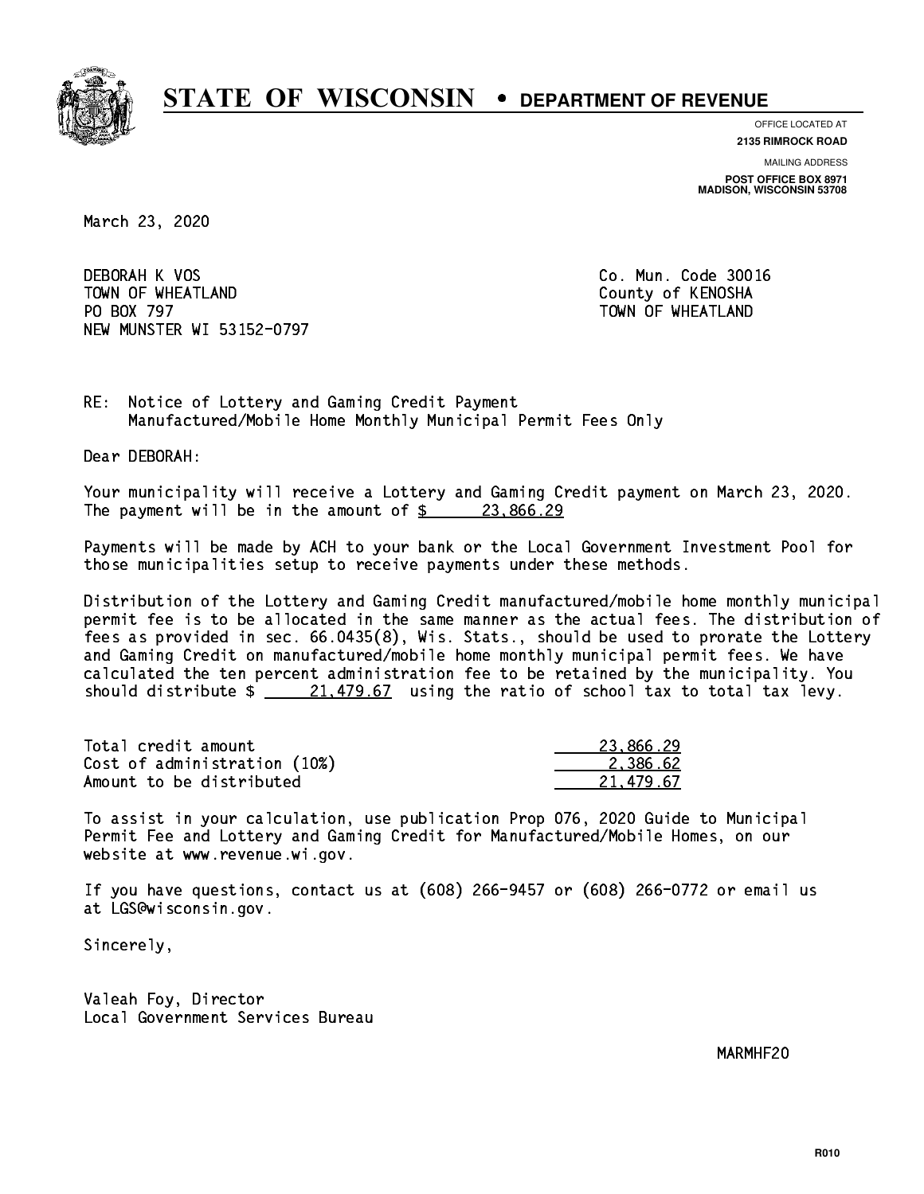# STATE OF WISCONSIN • DEPARTMENT OF REVENUE

OFFICE LOCATED AT
**2135 RIMROCK ROAD**

MAILING ADDRESS
**POST OFFICE BOX 8971**
**MADISON, WISCONSIN 53708**

March 23, 2020

DEBORAH K VOS
TOWN OF WHEATLAND
PO BOX 797
NEW MUNSTER WI 53152-0797

Co. Mun. Code 30016
County of KENOSHA
TOWN OF WHEATLAND

RE: Notice of Lottery and Gaming Credit Payment
Manufactured/Mobile Home Monthly Municipal Permit Fees Only

Dear DEBORAH:

Your municipality will receive a Lottery and Gaming Credit payment on March 23, 2020. The payment will be in the amount of $ 23,866.29

Payments will be made by ACH to your bank or the Local Government Investment Pool for those municipalities setup to receive payments under these methods.

Distribution of the Lottery and Gaming Credit manufactured/mobile home monthly municipal permit fee is to be allocated in the same manner as the actual fees. The distribution of fees as provided in sec. 66.0435(8), Wis. Stats., should be used to prorate the Lottery and Gaming Credit on manufactured/mobile home monthly municipal permit fees. We have calculated the ten percent administration fee to be retained by the municipality. You should distribute $ 21,479.67 using the ratio of school tax to total tax levy.

| | |
|---|---|
| Total credit amount | 23,866.29 |
| Cost of administration (10%) | 2,386.62 |
| Amount to be distributed | 21,479.67 |

To assist in your calculation, use publication Prop 076, 2020 Guide to Municipal Permit Fee and Lottery and Gaming Credit for Manufactured/Mobile Homes, on our website at www.revenue.wi.gov.

If you have questions, contact us at (608) 266-9457 or (608) 266-0772 or email us at LGS@wisconsin.gov.

Sincerely,

Valeah Foy, Director
Local Government Services Bureau

MARMHF20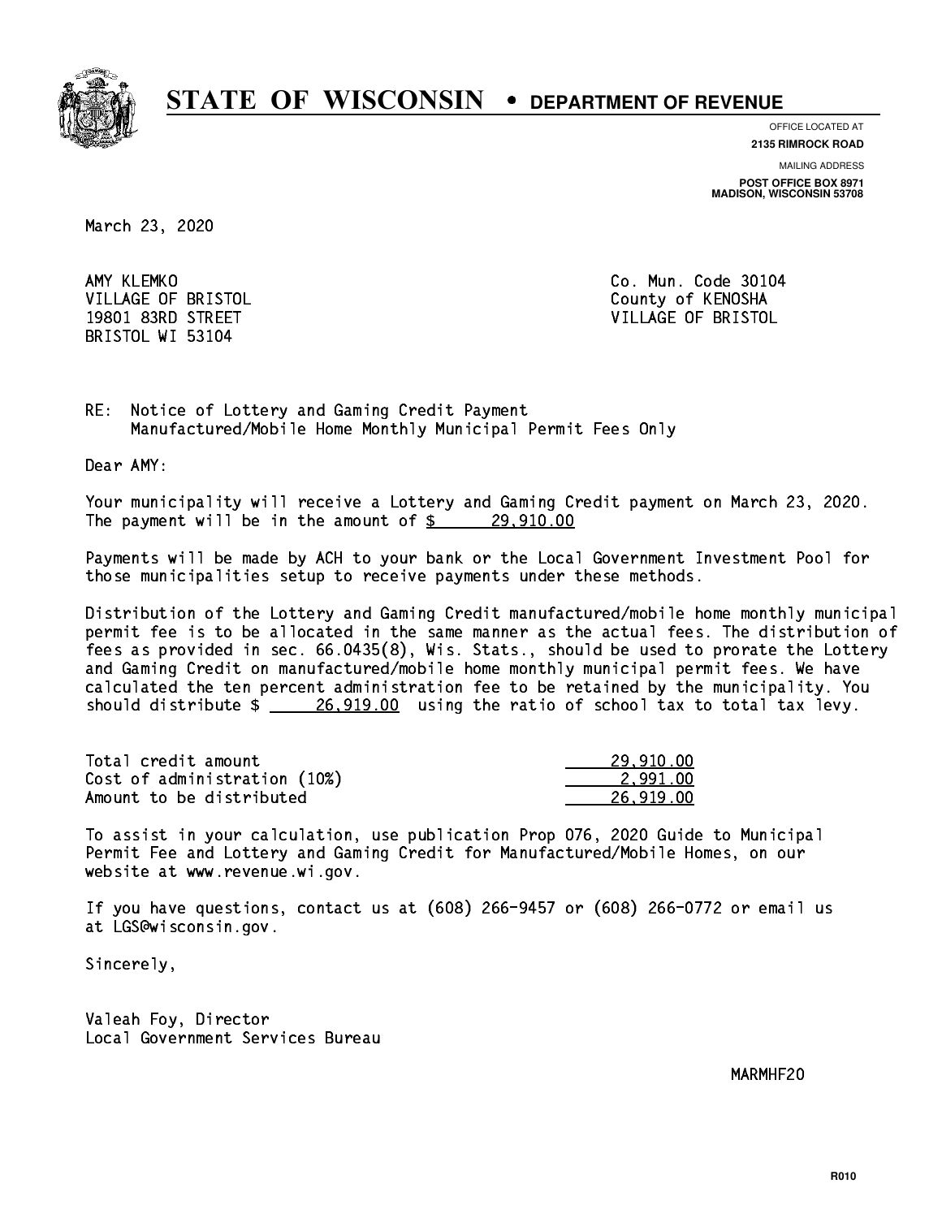# STATE OF WISCONSIN • DEPARTMENT OF REVENUE

OFFICE LOCATED AT
**2135 RIMROCK ROAD**

MAILING ADDRESS
**POST OFFICE BOX 8971**
**MADISON, WISCONSIN 53708**

March 23, 2020

AMY KLEMKO
VILLAGE OF BRISTOL
19801 83RD STREET
BRISTOL WI 53104

Co. Mun. Code 30104
County of KENOSHA
VILLAGE OF BRISTOL

RE: Notice of Lottery and Gaming Credit Payment
Manufactured/Mobile Home Monthly Municipal Permit Fees Only

Dear AMY:

Your municipality will receive a Lottery and Gaming Credit payment on March 23, 2020. The payment will be in the amount of $ 29,910.00

Payments will be made by ACH to your bank or the Local Government Investment Pool for those municipalities setup to receive payments under these methods.

Distribution of the Lottery and Gaming Credit manufactured/mobile home monthly municipal permit fee is to be allocated in the same manner as the actual fees. The distribution of fees as provided in sec. 66.0435(8), Wis. Stats., should be used to prorate the Lottery and Gaming Credit on manufactured/mobile home monthly municipal permit fees. We have calculated the ten percent administration fee to be retained by the municipality. You should distribute $ 26,919.00 using the ratio of school tax to total tax levy.

| | |
|---|---|
| Total credit amount | 29,910.00 |
| Cost of administration (10%) | 2,991.00 |
| Amount to be distributed | 26,919.00 |

To assist in your calculation, use publication Prop 076, 2020 Guide to Municipal Permit Fee and Lottery and Gaming Credit for Manufactured/Mobile Homes, on our website at www.revenue.wi.gov.

If you have questions, contact us at (608) 266-9457 or (608) 266-0772 or email us at LGS@wisconsin.gov.

Sincerely,

Valeah Foy, Director
Local Government Services Bureau

MARMHF20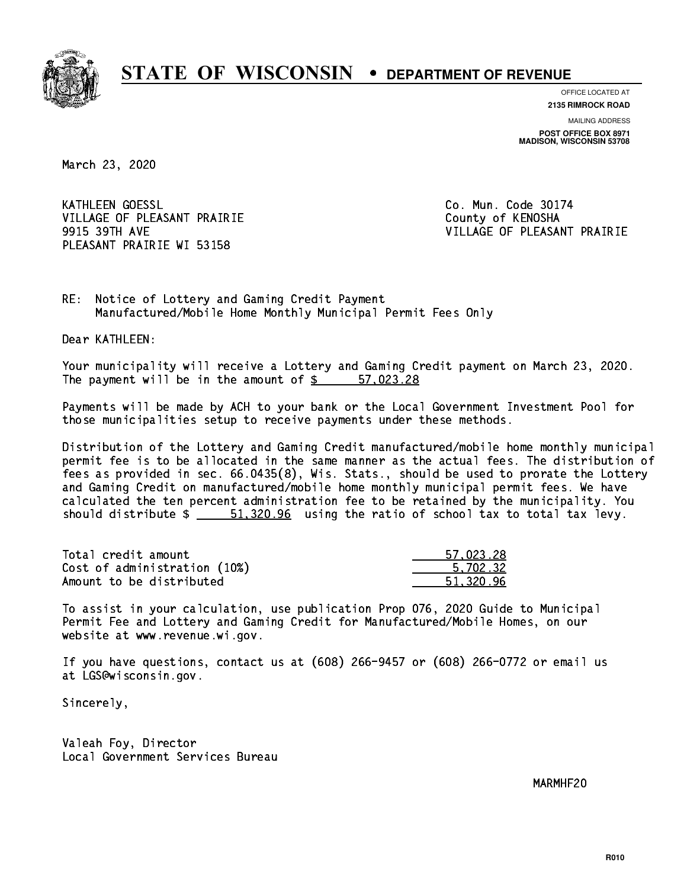# STATE OF WISCONSIN • DEPARTMENT OF REVENUE

OFFICE LOCATED AT
**2135 RIMROCK ROAD**

MAILING ADDRESS
**POST OFFICE BOX 8971**
**MADISON, WISCONSIN 53708**

March 23, 2020

KATHLEEN GOESSL
VILLAGE OF PLEASANT PRAIRIE
9915 39TH AVE
PLEASANT PRAIRIE WI 53158

Co. Mun. Code 30174
County of KENOSHA
VILLAGE OF PLEASANT PRAIRIE

RE: Notice of Lottery and Gaming Credit Payment
Manufactured/Mobile Home Monthly Municipal Permit Fees Only

Dear KATHLEEN:

Your municipality will receive a Lottery and Gaming Credit payment on March 23, 2020. The payment will be in the amount of $ 57,023.28

Payments will be made by ACH to your bank or the Local Government Investment Pool for those municipalities setup to receive payments under these methods.

Distribution of the Lottery and Gaming Credit manufactured/mobile home monthly municipal permit fee is to be allocated in the same manner as the actual fees. The distribution of fees as provided in sec. 66.0435(8), Wis. Stats., should be used to prorate the Lottery and Gaming Credit on manufactured/mobile home monthly municipal permit fees. We have calculated the ten percent administration fee to be retained by the municipality. You should distribute $ 51,320.96 using the ratio of school tax to total tax levy.

| | |
|---|---|
| Total credit amount | 57,023.28 |
| Cost of administration (10%) | 5,702.32 |
| Amount to be distributed | 51,320.96 |

To assist in your calculation, use publication Prop 076, 2020 Guide to Municipal Permit Fee and Lottery and Gaming Credit for Manufactured/Mobile Homes, on our website at www.revenue.wi.gov.

If you have questions, contact us at (608) 266-9457 or (608) 266-0772 or email us at LGS@wisconsin.gov.

Sincerely,

Valeah Foy, Director
Local Government Services Bureau

MARMHF20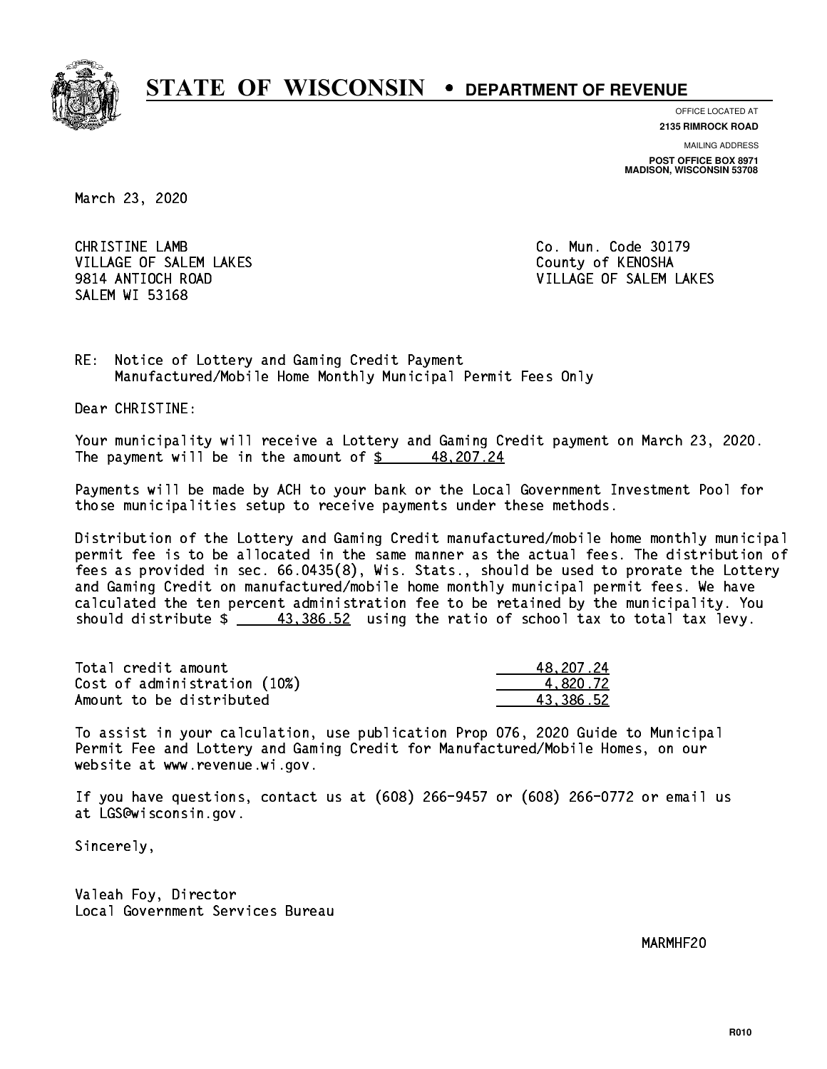# STATE OF WISCONSIN • DEPARTMENT OF REVENUE

OFFICE LOCATED AT
**2135 RIMROCK ROAD**

MAILING ADDRESS
**POST OFFICE BOX 8971**
**MADISON, WISCONSIN 53708**

March 23, 2020

CHRISTINE LAMB
VILLAGE OF SALEM LAKES
9814 ANTIOCH ROAD
SALEM WI 53168

Co. Mun. Code 30179
County of KENOSHA
VILLAGE OF SALEM LAKES

RE: Notice of Lottery and Gaming Credit Payment
Manufactured/Mobile Home Monthly Municipal Permit Fees Only

Dear CHRISTINE:

Your municipality will receive a Lottery and Gaming Credit payment on March 23, 2020. The payment will be in the amount of $ 48,207.24

Payments will be made by ACH to your bank or the Local Government Investment Pool for those municipalities setup to receive payments under these methods.

Distribution of the Lottery and Gaming Credit manufactured/mobile home monthly municipal permit fee is to be allocated in the same manner as the actual fees. The distribution of fees as provided in sec. 66.0435(8), Wis. Stats., should be used to prorate the Lottery and Gaming Credit on manufactured/mobile home monthly municipal permit fees. We have calculated the ten percent administration fee to be retained by the municipality. You should distribute $ 43,386.52 using the ratio of school tax to total tax levy.

| | |
|---|---|
| Total credit amount | 48,207.24 |
| Cost of administration (10%) | 4,820.72 |
| Amount to be distributed | 43,386.52 |

To assist in your calculation, use publication Prop 076, 2020 Guide to Municipal Permit Fee and Lottery and Gaming Credit for Manufactured/Mobile Homes, on our website at www.revenue.wi.gov.

If you have questions, contact us at (608) 266-9457 or (608) 266-0772 or email us at LGS@wisconsin.gov.

Sincerely,

Valeah Foy, Director
Local Government Services Bureau

MARMHF20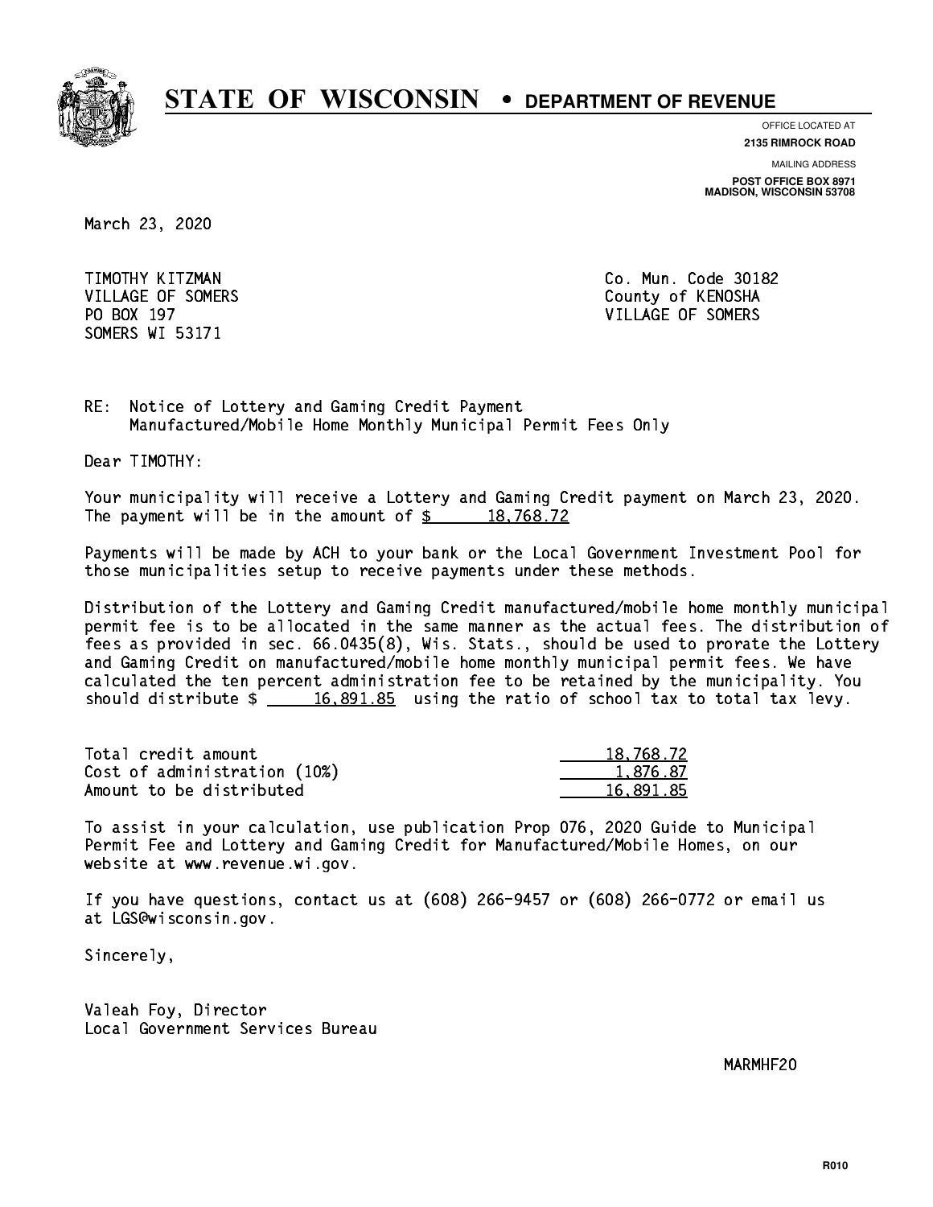# STATE OF WISCONSIN • DEPARTMENT OF REVENUE

OFFICE LOCATED AT
**2135 RIMROCK ROAD**

MAILING ADDRESS
**POST OFFICE BOX 8971**
**MADISON, WISCONSIN 53708**

March 23, 2020

TIMOTHY KITZMAN
VILLAGE OF SOMERS
PO BOX 197
SOMERS WI 53171

Co. Mun. Code 30182
County of KENOSHA
VILLAGE OF SOMERS

RE: Notice of Lottery and Gaming Credit Payment
Manufactured/Mobile Home Monthly Municipal Permit Fees Only

Dear TIMOTHY:

Your municipality will receive a Lottery and Gaming Credit payment on March 23, 2020. The payment will be in the amount of $ 18,768.72

Payments will be made by ACH to your bank or the Local Government Investment Pool for those municipalities setup to receive payments under these methods.

Distribution of the Lottery and Gaming Credit manufactured/mobile home monthly municipal permit fee is to be allocated in the same manner as the actual fees. The distribution of fees as provided in sec. 66.0435(8), Wis. Stats., should be used to prorate the Lottery and Gaming Credit on manufactured/mobile home monthly municipal permit fees. We have calculated the ten percent administration fee to be retained by the municipality. You should distribute $ 16,891.85 using the ratio of school tax to total tax levy.

| | |
|---|---|
| Total credit amount | 18,768.72 |
| Cost of administration (10%) | 1,876.87 |
| Amount to be distributed | 16,891.85 |

To assist in your calculation, use publication Prop 076, 2020 Guide to Municipal Permit Fee and Lottery and Gaming Credit for Manufactured/Mobile Homes, on our website at www.revenue.wi.gov.

If you have questions, contact us at (608) 266-9457 or (608) 266-0772 or email us at LGS@wisconsin.gov.

Sincerely,

Valeah Foy, Director
Local Government Services Bureau

MARMHF20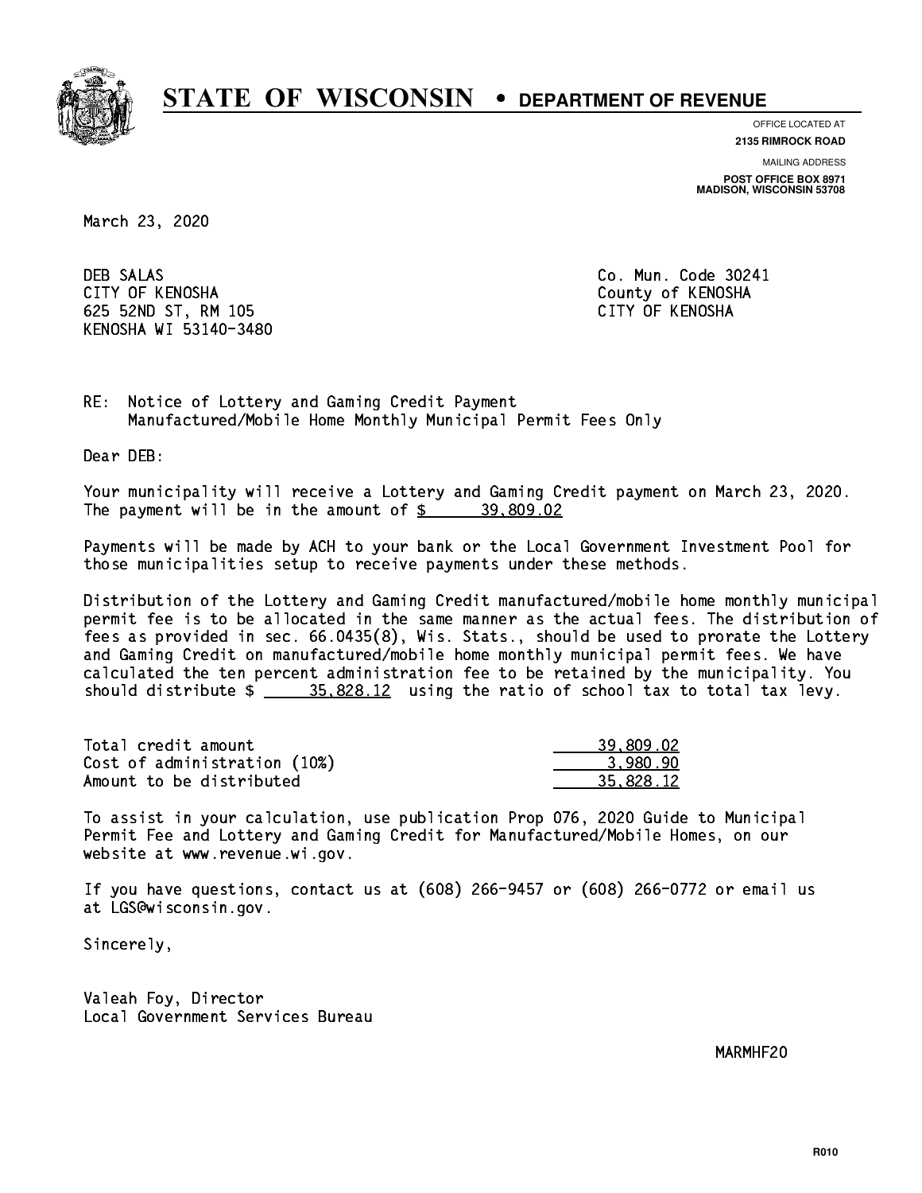# STATE OF WISCONSIN • DEPARTMENT OF REVENUE

OFFICE LOCATED AT
**2135 RIMROCK ROAD**

MAILING ADDRESS
**POST OFFICE BOX 8971**
**MADISON, WISCONSIN 53708**

March 23, 2020

DEB SALAS
CITY OF KENOSHA
625 52ND ST, RM 105
KENOSHA WI 53140-3480

Co. Mun. Code 30241
County of KENOSHA
CITY OF KENOSHA

RE: Notice of Lottery and Gaming Credit Payment
Manufactured/Mobile Home Monthly Municipal Permit Fees Only

Dear DEB:

Your municipality will receive a Lottery and Gaming Credit payment on March 23, 2020. The payment will be in the amount of $ 39,809.02

Payments will be made by ACH to your bank or the Local Government Investment Pool for those municipalities setup to receive payments under these methods.

Distribution of the Lottery and Gaming Credit manufactured/mobile home monthly municipal permit fee is to be allocated in the same manner as the actual fees. The distribution of fees as provided in sec. 66.0435(8), Wis. Stats., should be used to prorate the Lottery and Gaming Credit on manufactured/mobile home monthly municipal permit fees. We have calculated the ten percent administration fee to be retained by the municipality. You should distribute $ 35,828.12 using the ratio of school tax to total tax levy.

| | |
|---|---|
| Total credit amount | 39,809.02 |
| Cost of administration (10%) | 3,980.90 |
| Amount to be distributed | 35,828.12 |

To assist in your calculation, use publication Prop 076, 2020 Guide to Municipal Permit Fee and Lottery and Gaming Credit for Manufactured/Mobile Homes, on our website at www.revenue.wi.gov.

If you have questions, contact us at (608) 266-9457 or (608) 266-0772 or email us at LGS@wisconsin.gov.

Sincerely,

Valeah Foy, Director
Local Government Services Bureau

MARMHF20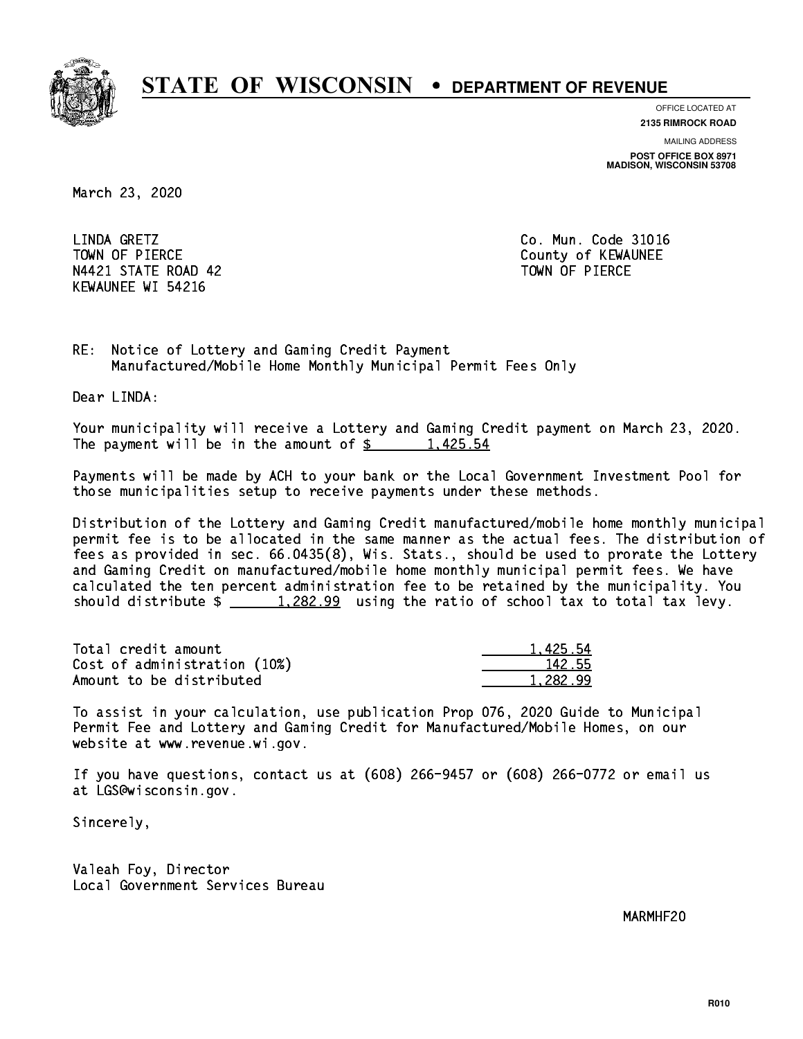# STATE OF WISCONSIN • DEPARTMENT OF REVENUE

OFFICE LOCATED AT
**2135 RIMROCK ROAD**

MAILING ADDRESS
**POST OFFICE BOX 8971**
**MADISON, WISCONSIN 53708**

March 23, 2020

LINDA GRETZ
TOWN OF PIERCE
N4421 STATE ROAD 42
KEWAUNEE WI 54216

Co. Mun. Code 31016
County of KEWAUNEE
TOWN OF PIERCE

RE: Notice of Lottery and Gaming Credit Payment
Manufactured/Mobile Home Monthly Municipal Permit Fees Only

Dear LINDA:

Your municipality will receive a Lottery and Gaming Credit payment on March 23, 2020. The payment will be in the amount of $ 1,425.54

Payments will be made by ACH to your bank or the Local Government Investment Pool for those municipalities setup to receive payments under these methods.

Distribution of the Lottery and Gaming Credit manufactured/mobile home monthly municipal permit fee is to be allocated in the same manner as the actual fees. The distribution of fees as provided in sec. 66.0435(8), Wis. Stats., should be used to prorate the Lottery and Gaming Credit on manufactured/mobile home monthly municipal permit fees. We have calculated the ten percent administration fee to be retained by the municipality. You should distribute $ 1,282.99 using the ratio of school tax to total tax levy.

| | |
|---|---|
| Total credit amount | 1,425.54 |
| Cost of administration (10%) | 142.55 |
| Amount to be distributed | 1,282.99 |

To assist in your calculation, use publication Prop 076, 2020 Guide to Municipal Permit Fee and Lottery and Gaming Credit for Manufactured/Mobile Homes, on our website at www.revenue.wi.gov.

If you have questions, contact us at (608) 266-9457 or (608) 266-0772 or email us at LGS@wisconsin.gov.

Sincerely,

Valeah Foy, Director
Local Government Services Bureau

MARMHF20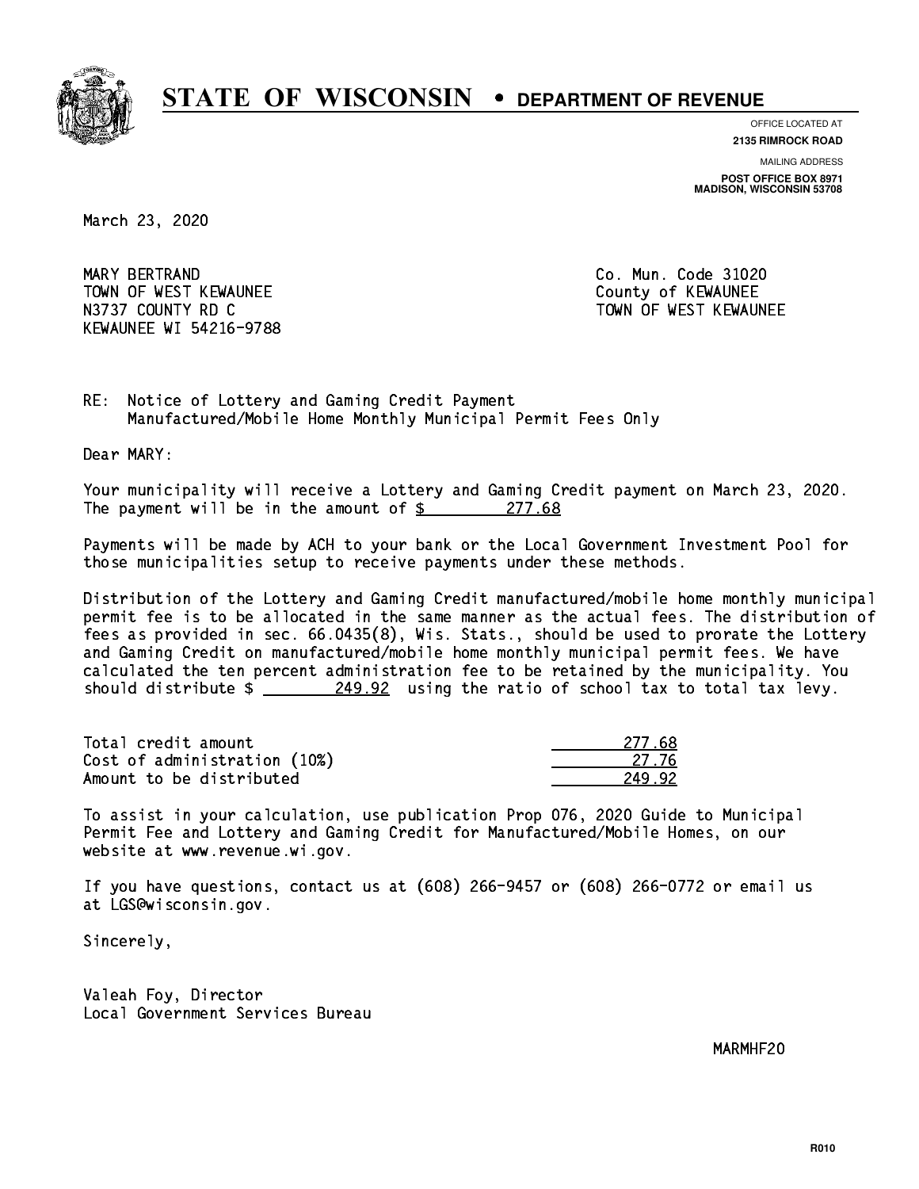# STATE OF WISCONSIN • DEPARTMENT OF REVENUE

OFFICE LOCATED AT
**2135 RIMROCK ROAD**

MAILING ADDRESS
**POST OFFICE BOX 8971**
**MADISON, WISCONSIN 53708**

March 23, 2020

MARY BERTRAND
TOWN OF WEST KEWAUNEE
N3737 COUNTY RD C
KEWAUNEE WI 54216-9788

Co. Mun. Code 31020
County of KEWAUNEE
TOWN OF WEST KEWAUNEE

RE: Notice of Lottery and Gaming Credit Payment
Manufactured/Mobile Home Monthly Municipal Permit Fees Only

Dear MARY:

Your municipality will receive a Lottery and Gaming Credit payment on March 23, 2020. The payment will be in the amount of $ 277.68

Payments will be made by ACH to your bank or the Local Government Investment Pool for those municipalities setup to receive payments under these methods.

Distribution of the Lottery and Gaming Credit manufactured/mobile home monthly municipal permit fee is to be allocated in the same manner as the actual fees. The distribution of fees as provided in sec. 66.0435(8), Wis. Stats., should be used to prorate the Lottery and Gaming Credit on manufactured/mobile home monthly municipal permit fees. We have calculated the ten percent administration fee to be retained by the municipality. You should distribute $ 249.92 using the ratio of school tax to total tax levy.

| | |
|---|---|
| Total credit amount | 277.68 |
| Cost of administration (10%) | 27.76 |
| Amount to be distributed | 249.92 |

To assist in your calculation, use publication Prop 076, 2020 Guide to Municipal Permit Fee and Lottery and Gaming Credit for Manufactured/Mobile Homes, on our website at www.revenue.wi.gov.

If you have questions, contact us at (608) 266-9457 or (608) 266-0772 or email us at LGS@wisconsin.gov.

Sincerely,

Valeah Foy, Director
Local Government Services Bureau

MARMHF20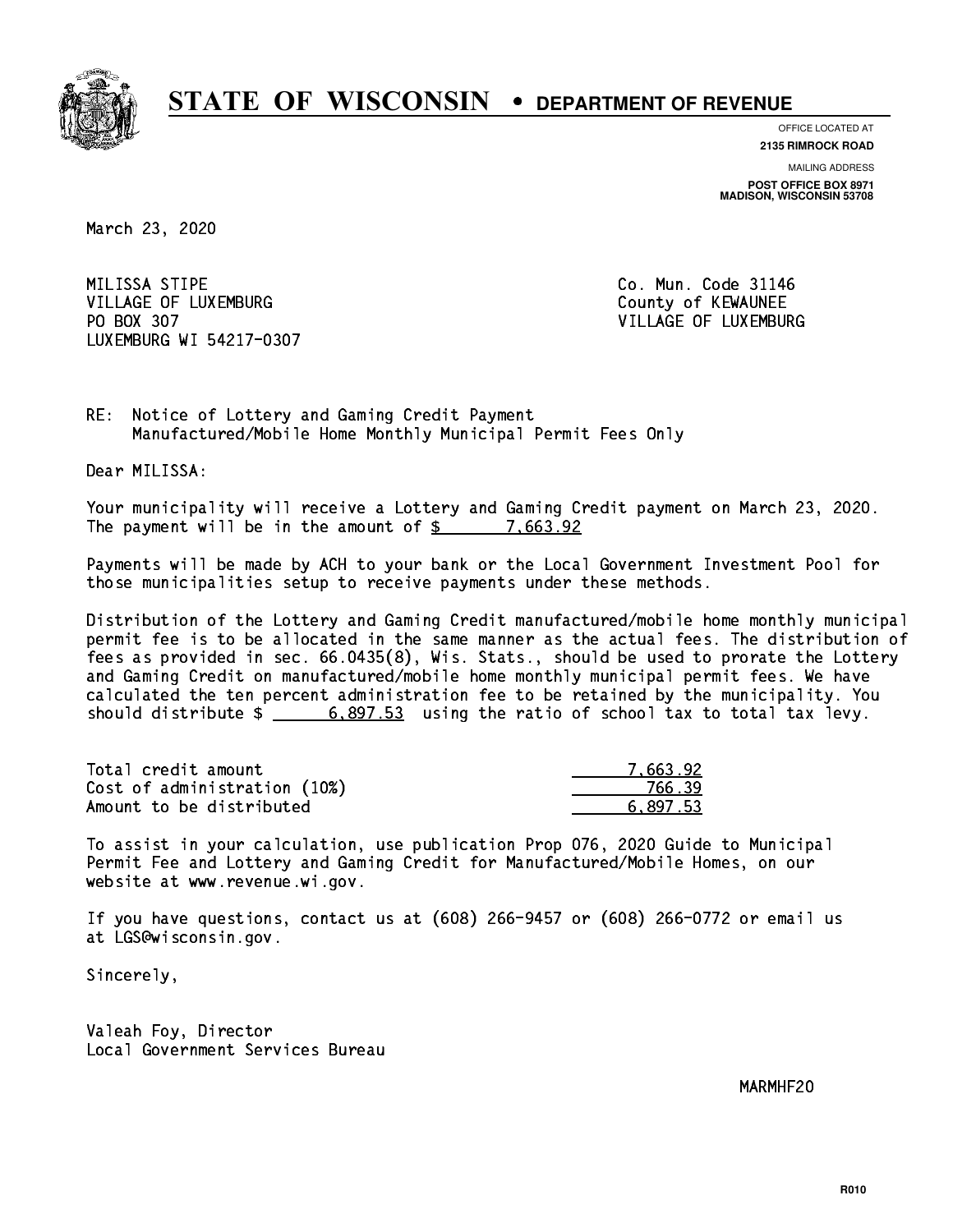# STATE OF WISCONSIN • DEPARTMENT OF REVENUE

OFFICE LOCATED AT
**2135 RIMROCK ROAD**

MAILING ADDRESS
**POST OFFICE BOX 8971**
**MADISON, WISCONSIN 53708**

March 23, 2020

MILISSA STIPE
VILLAGE OF LUXEMBURG
PO BOX 307
LUXEMBURG WI 54217-0307

Co. Mun. Code 31146
County of KEWAUNEE
VILLAGE OF LUXEMBURG

RE: Notice of Lottery and Gaming Credit Payment
Manufactured/Mobile Home Monthly Municipal Permit Fees Only

Dear MILISSA:

Your municipality will receive a Lottery and Gaming Credit payment on March 23, 2020. The payment will be in the amount of $ 7,663.92

Payments will be made by ACH to your bank or the Local Government Investment Pool for those municipalities setup to receive payments under these methods.

Distribution of the Lottery and Gaming Credit manufactured/mobile home monthly municipal permit fee is to be allocated in the same manner as the actual fees. The distribution of fees as provided in sec. 66.0435(8), Wis. Stats., should be used to prorate the Lottery and Gaming Credit on manufactured/mobile home monthly municipal permit fees. We have calculated the ten percent administration fee to be retained by the municipality. You should distribute $ 6,897.53 using the ratio of school tax to total tax levy.

| | |
|---|---|
| Total credit amount | 7,663.92 |
| Cost of administration (10%) | 766.39 |
| Amount to be distributed | 6,897.53 |

To assist in your calculation, use publication Prop 076, 2020 Guide to Municipal Permit Fee and Lottery and Gaming Credit for Manufactured/Mobile Homes, on our website at www.revenue.wi.gov.

If you have questions, contact us at (608) 266-9457 or (608) 266-0772 or email us at LGS@wisconsin.gov.

Sincerely,

Valeah Foy, Director
Local Government Services Bureau

MARMHF20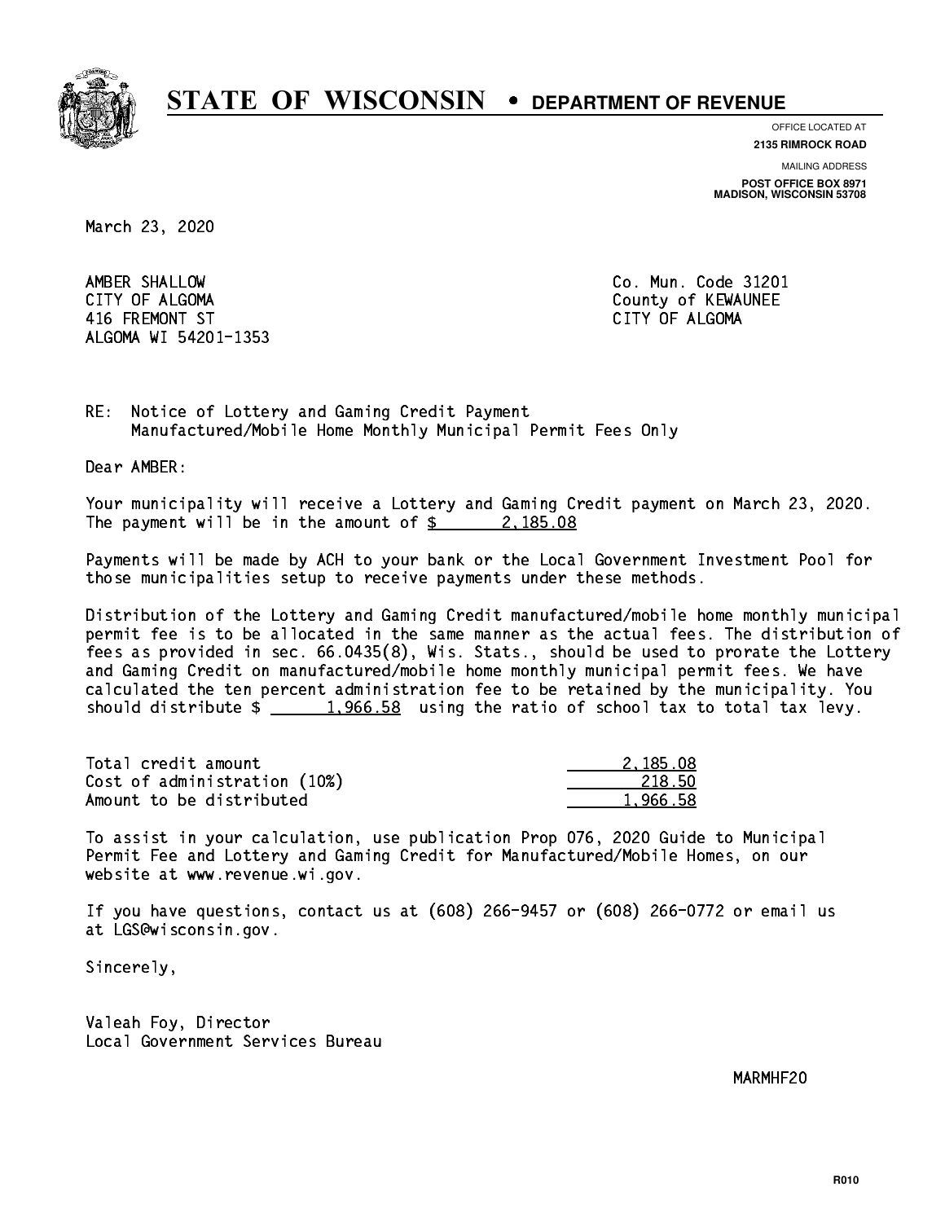# STATE OF WISCONSIN • DEPARTMENT OF REVENUE

OFFICE LOCATED AT
**2135 RIMROCK ROAD**

MAILING ADDRESS
**POST OFFICE BOX 8971**
**MADISON, WISCONSIN 53708**

March 23, 2020

AMBER SHALLOW
CITY OF ALGOMA
416 FREMONT ST
ALGOMA WI 54201-1353

Co. Mun. Code 31201
County of KEWAUNEE
CITY OF ALGOMA

RE: Notice of Lottery and Gaming Credit Payment
Manufactured/Mobile Home Monthly Municipal Permit Fees Only

Dear AMBER:

Your municipality will receive a Lottery and Gaming Credit payment on March 23, 2020. The payment will be in the amount of $ 2,185.08

Payments will be made by ACH to your bank or the Local Government Investment Pool for those municipalities setup to receive payments under these methods.

Distribution of the Lottery and Gaming Credit manufactured/mobile home monthly municipal permit fee is to be allocated in the same manner as the actual fees. The distribution of fees as provided in sec. 66.0435(8), Wis. Stats., should be used to prorate the Lottery and Gaming Credit on manufactured/mobile home monthly municipal permit fees. We have calculated the ten percent administration fee to be retained by the municipality. You should distribute $ 1,966.58 using the ratio of school tax to total tax levy.

| | |
|---|---|
| Total credit amount | 2,185.08 |
| Cost of administration (10%) | 218.50 |
| Amount to be distributed | 1,966.58 |

To assist in your calculation, use publication Prop 076, 2020 Guide to Municipal Permit Fee and Lottery and Gaming Credit for Manufactured/Mobile Homes, on our website at www.revenue.wi.gov.

If you have questions, contact us at (608) 266-9457 or (608) 266-0772 or email us at LGS@wisconsin.gov.

Sincerely,

Valeah Foy, Director
Local Government Services Bureau

MARMHF20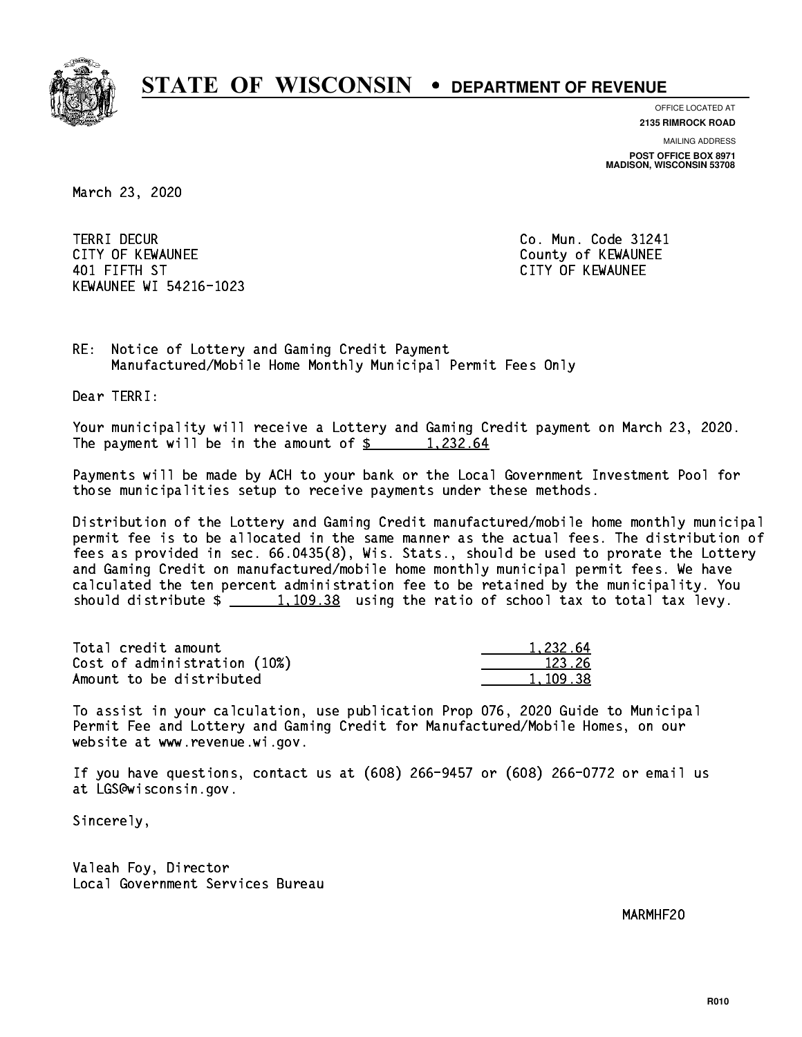# STATE OF WISCONSIN • DEPARTMENT OF REVENUE

OFFICE LOCATED AT
**2135 RIMROCK ROAD**

MAILING ADDRESS
**POST OFFICE BOX 8971**
**MADISON, WISCONSIN 53708**

March 23, 2020

TERRI DECUR
CITY OF KEWAUNEE
401 FIFTH ST
KEWAUNEE WI 54216-1023

Co. Mun. Code 31241
County of KEWAUNEE
CITY OF KEWAUNEE

RE: Notice of Lottery and Gaming Credit Payment
Manufactured/Mobile Home Monthly Municipal Permit Fees Only

Dear TERRI:

Your municipality will receive a Lottery and Gaming Credit payment on March 23, 2020. The payment will be in the amount of $ 1,232.64

Payments will be made by ACH to your bank or the Local Government Investment Pool for those municipalities setup to receive payments under these methods.

Distribution of the Lottery and Gaming Credit manufactured/mobile home monthly municipal permit fee is to be allocated in the same manner as the actual fees. The distribution of fees as provided in sec. 66.0435(8), Wis. Stats., should be used to prorate the Lottery and Gaming Credit on manufactured/mobile home monthly municipal permit fees. We have calculated the ten percent administration fee to be retained by the municipality. You should distribute $ 1,109.38 using the ratio of school tax to total tax levy.

| | |
|---|---|
| Total credit amount | 1,232.64 |
| Cost of administration (10%) | 123.26 |
| Amount to be distributed | 1,109.38 |

To assist in your calculation, use publication Prop 076, 2020 Guide to Municipal Permit Fee and Lottery and Gaming Credit for Manufactured/Mobile Homes, on our website at www.revenue.wi.gov.

If you have questions, contact us at (608) 266-9457 or (608) 266-0772 or email us at LGS@wisconsin.gov.

Sincerely,

Valeah Foy, Director
Local Government Services Bureau

MARMHF20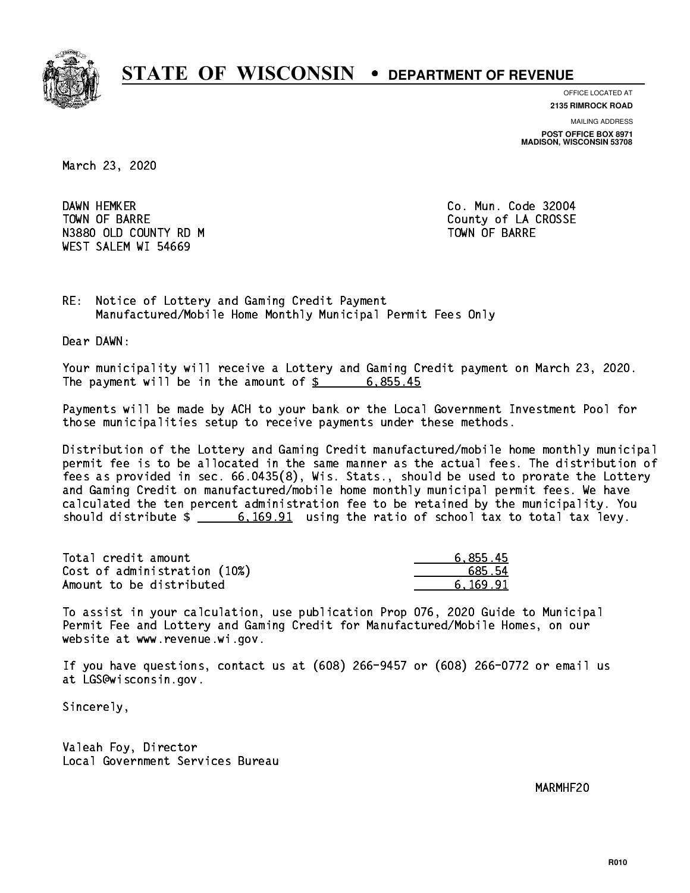# STATE OF WISCONSIN • DEPARTMENT OF REVENUE

OFFICE LOCATED AT
**2135 RIMROCK ROAD**

MAILING ADDRESS
**POST OFFICE BOX 8971**
**MADISON, WISCONSIN 53708**

March 23, 2020

DAWN HEMKER
TOWN OF BARRE
N3880 OLD COUNTY RD M
WEST SALEM WI 54669

Co. Mun. Code 32004
County of LA CROSSE
TOWN OF BARRE

RE: Notice of Lottery and Gaming Credit Payment
Manufactured/Mobile Home Monthly Municipal Permit Fees Only

Dear DAWN:

Your municipality will receive a Lottery and Gaming Credit payment on March 23, 2020. The payment will be in the amount of $ 6,855.45

Payments will be made by ACH to your bank or the Local Government Investment Pool for those municipalities setup to receive payments under these methods.

Distribution of the Lottery and Gaming Credit manufactured/mobile home monthly municipal permit fee is to be allocated in the same manner as the actual fees. The distribution of fees as provided in sec. 66.0435(8), Wis. Stats., should be used to prorate the Lottery and Gaming Credit on manufactured/mobile home monthly municipal permit fees. We have calculated the ten percent administration fee to be retained by the municipality. You should distribute $ 6,169.91 using the ratio of school tax to total tax levy.

| | |
|---|---|
| Total credit amount | 6,855.45 |
| Cost of administration (10%) | 685.54 |
| Amount to be distributed | 6,169.91 |

To assist in your calculation, use publication Prop 076, 2020 Guide to Municipal Permit Fee and Lottery and Gaming Credit for Manufactured/Mobile Homes, on our website at www.revenue.wi.gov.

If you have questions, contact us at (608) 266-9457 or (608) 266-0772 or email us at LGS@wisconsin.gov.

Sincerely,

Valeah Foy, Director
Local Government Services Bureau

MARMHF20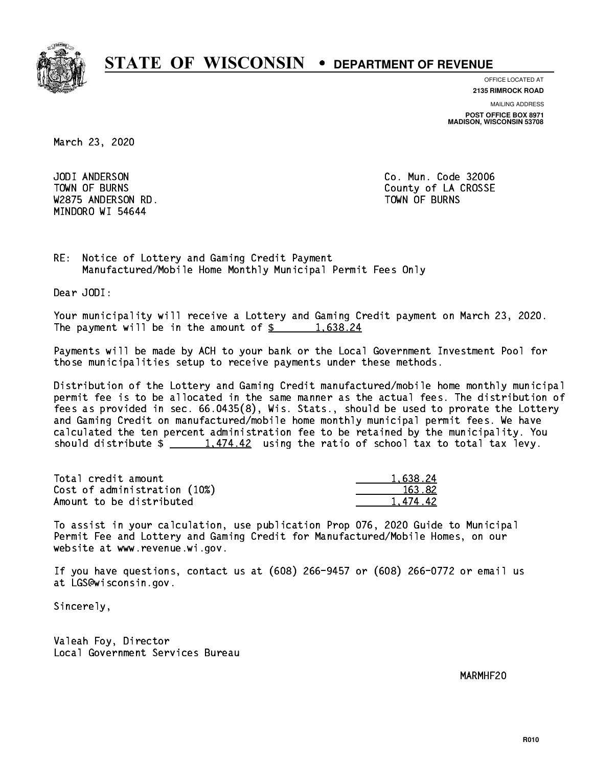**STATE OF WISCONSIN • DEPARTMENT OF REVENUE**

OFFICE LOCATED AT
**2135 RIMROCK ROAD**

MAILING ADDRESS
**POST OFFICE BOX 8971**
**MADISON, WISCONSIN 53708**

March 23, 2020

JODI ANDERSON
TOWN OF BURNS
W2875 ANDERSON RD.
MINDORO WI 54644

Co. Mun. Code 32006
County of LA CROSSE
TOWN OF BURNS

RE: Notice of Lottery and Gaming Credit Payment
Manufactured/Mobile Home Monthly Municipal Permit Fees Only

Dear JODI:

Your municipality will receive a Lottery and Gaming Credit payment on March 23, 2020. The payment will be in the amount of $ 1,638.24

Payments will be made by ACH to your bank or the Local Government Investment Pool for those municipalities setup to receive payments under these methods.

Distribution of the Lottery and Gaming Credit manufactured/mobile home monthly municipal permit fee is to be allocated in the same manner as the actual fees. The distribution of fees as provided in sec. 66.0435(8), Wis. Stats., should be used to prorate the Lottery and Gaming Credit on manufactured/mobile home monthly municipal permit fees. We have calculated the ten percent administration fee to be retained by the municipality. You should distribute $ 1,474.42 using the ratio of school tax to total tax levy.

| | |
|---|---|
| Total credit amount | 1,638.24 |
| Cost of administration (10%) | 163.82 |
| Amount to be distributed | 1,474.42 |

To assist in your calculation, use publication Prop 076, 2020 Guide to Municipal Permit Fee and Lottery and Gaming Credit for Manufactured/Mobile Homes, on our website at www.revenue.wi.gov.

If you have questions, contact us at (608) 266-9457 or (608) 266-0772 or email us at LGS@wisconsin.gov.

Sincerely,

Valeah Foy, Director
Local Government Services Bureau

MARMHF20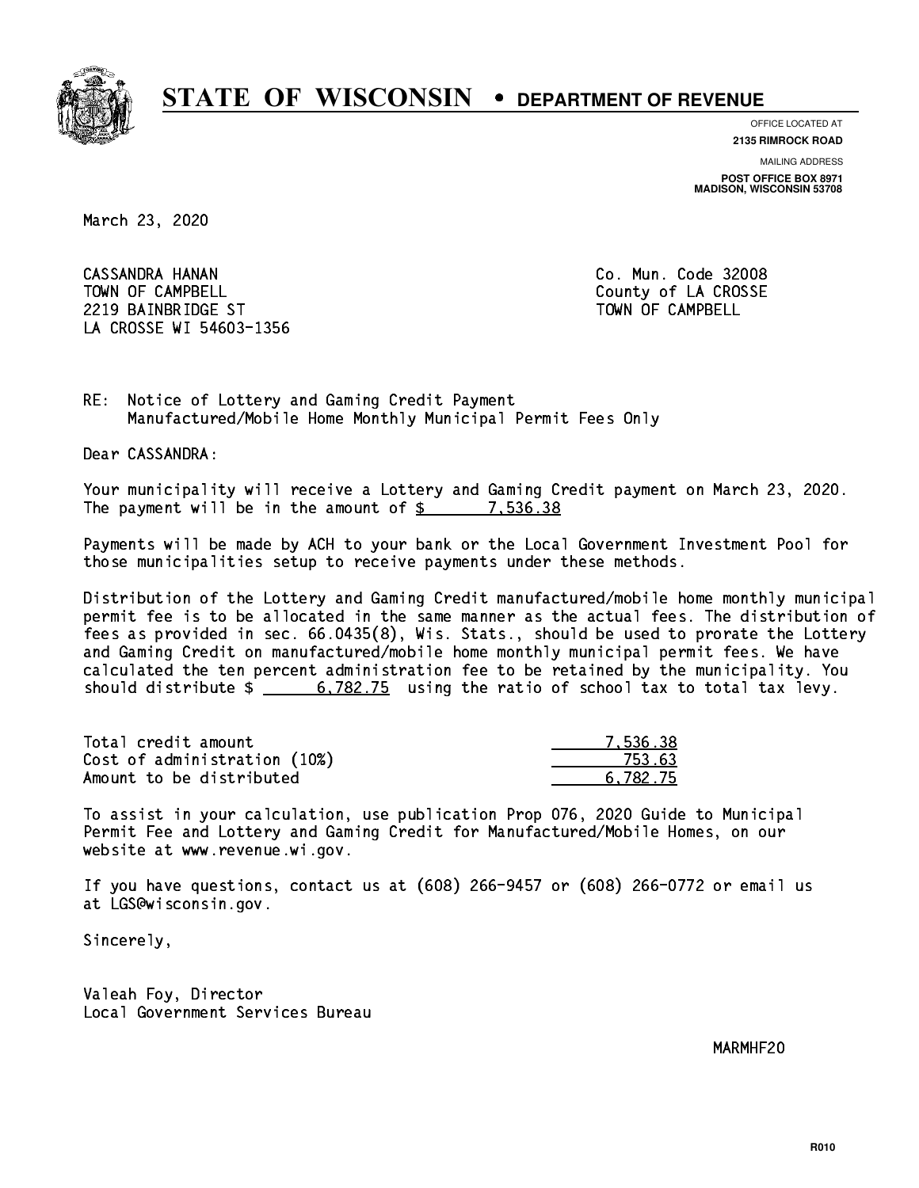# STATE OF WISCONSIN • DEPARTMENT OF REVENUE

OFFICE LOCATED AT
**2135 RIMROCK ROAD**

MAILING ADDRESS
**POST OFFICE BOX 8971**
**MADISON, WISCONSIN 53708**

March 23, 2020

CASSANDRA HANAN
TOWN OF CAMPBELL
2219 BAINBRIDGE ST
LA CROSSE WI 54603-1356

Co. Mun. Code 32008
County of LA CROSSE
TOWN OF CAMPBELL

RE: Notice of Lottery and Gaming Credit Payment
Manufactured/Mobile Home Monthly Municipal Permit Fees Only

Dear CASSANDRA:

Your municipality will receive a Lottery and Gaming Credit payment on March 23, 2020. The payment will be in the amount of $ 7,536.38

Payments will be made by ACH to your bank or the Local Government Investment Pool for those municipalities setup to receive payments under these methods.

Distribution of the Lottery and Gaming Credit manufactured/mobile home monthly municipal permit fee is to be allocated in the same manner as the actual fees. The distribution of fees as provided in sec. 66.0435(8), Wis. Stats., should be used to prorate the Lottery and Gaming Credit on manufactured/mobile home monthly municipal permit fees. We have calculated the ten percent administration fee to be retained by the municipality. You should distribute $ 6,782.75 using the ratio of school tax to total tax levy.

| | |
|---|---|
| Total credit amount | 7,536.38 |
| Cost of administration (10%) | 753.63 |
| Amount to be distributed | 6,782.75 |

To assist in your calculation, use publication Prop 076, 2020 Guide to Municipal Permit Fee and Lottery and Gaming Credit for Manufactured/Mobile Homes, on our website at www.revenue.wi.gov.

If you have questions, contact us at (608) 266-9457 or (608) 266-0772 or email us at LGS@wisconsin.gov.

Sincerely,

Valeah Foy, Director
Local Government Services Bureau

MARMHF20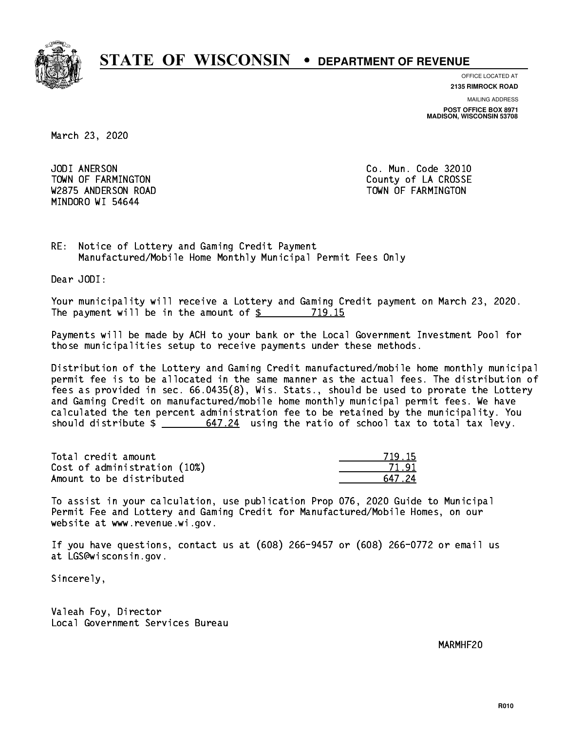# STATE OF WISCONSIN • DEPARTMENT OF REVENUE

OFFICE LOCATED AT
**2135 RIMROCK ROAD**

MAILING ADDRESS
**POST OFFICE BOX 8971**
**MADISON, WISCONSIN 53708**

March 23, 2020

JODI ANERSON
TOWN OF FARMINGTON
W2875 ANDERSON ROAD
MINDORO WI 54644

Co. Mun. Code 32010
County of LA CROSSE
TOWN OF FARMINGTON

RE: Notice of Lottery and Gaming Credit Payment
Manufactured/Mobile Home Monthly Municipal Permit Fees Only

Dear JODI:

Your municipality will receive a Lottery and Gaming Credit payment on March 23, 2020. The payment will be in the amount of $ 719.15

Payments will be made by ACH to your bank or the Local Government Investment Pool for those municipalities setup to receive payments under these methods.

Distribution of the Lottery and Gaming Credit manufactured/mobile home monthly municipal permit fee is to be allocated in the same manner as the actual fees. The distribution of fees as provided in sec. 66.0435(8), Wis. Stats., should be used to prorate the Lottery and Gaming Credit on manufactured/mobile home monthly municipal permit fees. We have calculated the ten percent administration fee to be retained by the municipality. You should distribute $ 647.24 using the ratio of school tax to total tax levy.

| | |
|---|---|
| Total credit amount | 719.15 |
| Cost of administration (10%) | 71.91 |
| Amount to be distributed | 647.24 |

To assist in your calculation, use publication Prop 076, 2020 Guide to Municipal Permit Fee and Lottery and Gaming Credit for Manufactured/Mobile Homes, on our website at www.revenue.wi.gov.

If you have questions, contact us at (608) 266-9457 or (608) 266-0772 or email us at LGS@wisconsin.gov.

Sincerely,

Valeah Foy, Director
Local Government Services Bureau

MARMHF20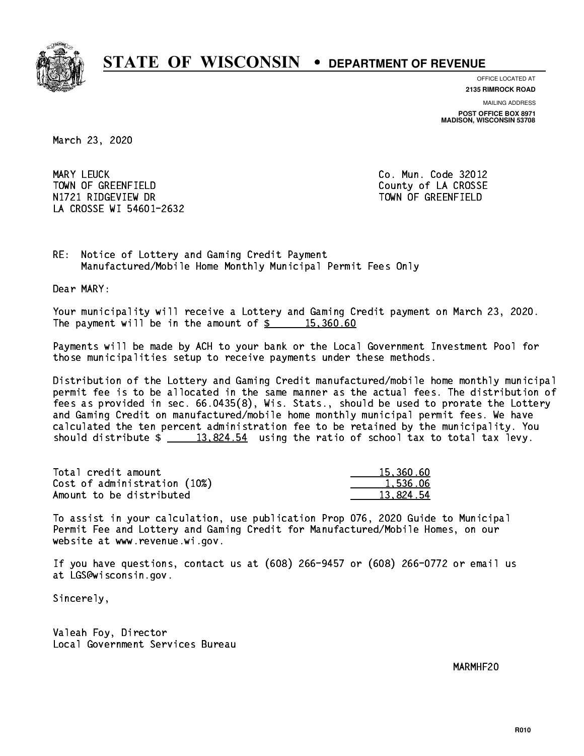# STATE OF WISCONSIN • DEPARTMENT OF REVENUE

OFFICE LOCATED AT
**2135 RIMROCK ROAD**

MAILING ADDRESS
**POST OFFICE BOX 8971**
**MADISON, WISCONSIN 53708**

March 23, 2020

MARY LEUCK
TOWN OF GREENFIELD
N1721 RIDGEVIEW DR
LA CROSSE WI 54601-2632

Co. Mun. Code 32012
County of LA CROSSE
TOWN OF GREENFIELD

RE: Notice of Lottery and Gaming Credit Payment
Manufactured/Mobile Home Monthly Municipal Permit Fees Only

Dear MARY:

Your municipality will receive a Lottery and Gaming Credit payment on March 23, 2020. The payment will be in the amount of $ 15,360.60

Payments will be made by ACH to your bank or the Local Government Investment Pool for those municipalities setup to receive payments under these methods.

Distribution of the Lottery and Gaming Credit manufactured/mobile home monthly municipal permit fee is to be allocated in the same manner as the actual fees. The distribution of fees as provided in sec. 66.0435(8), Wis. Stats., should be used to prorate the Lottery and Gaming Credit on manufactured/mobile home monthly municipal permit fees. We have calculated the ten percent administration fee to be retained by the municipality. You should distribute $ 13,824.54 using the ratio of school tax to total tax levy.

| | |
|---|---|
| Total credit amount | 15,360.60 |
| Cost of administration (10%) | 1,536.06 |
| Amount to be distributed | 13,824.54 |

To assist in your calculation, use publication Prop 076, 2020 Guide to Municipal Permit Fee and Lottery and Gaming Credit for Manufactured/Mobile Homes, on our website at www.revenue.wi.gov.

If you have questions, contact us at (608) 266-9457 or (608) 266-0772 or email us at LGS@wisconsin.gov.

Sincerely,

Valeah Foy, Director
Local Government Services Bureau

MARMHF20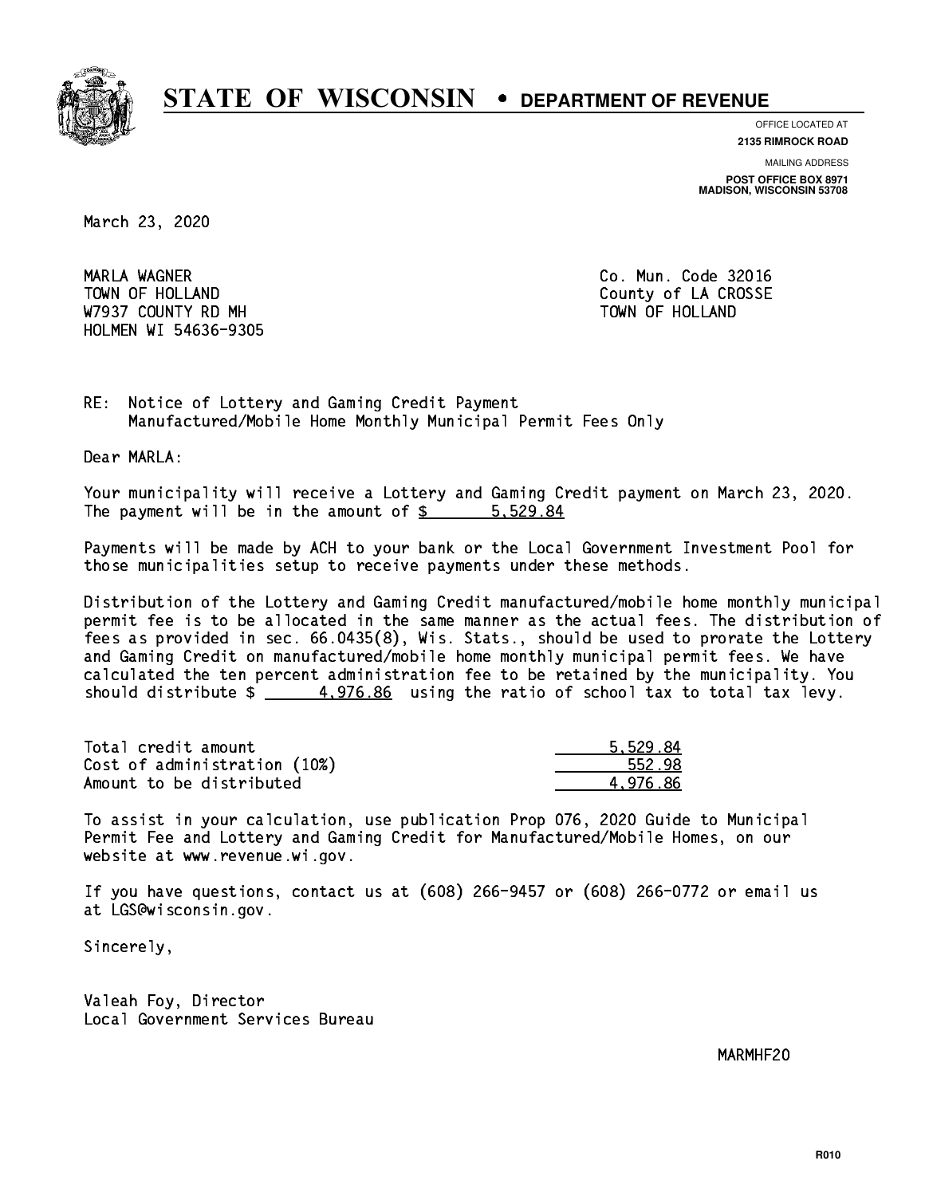# STATE OF WISCONSIN • DEPARTMENT OF REVENUE

OFFICE LOCATED AT
**2135 RIMROCK ROAD**

MAILING ADDRESS
**POST OFFICE BOX 8971**
**MADISON, WISCONSIN 53708**

March 23, 2020

MARLA WAGNER
TOWN OF HOLLAND
W7937 COUNTY RD MH
HOLMEN WI 54636-9305

Co. Mun. Code 32016
County of LA CROSSE
TOWN OF HOLLAND

RE: Notice of Lottery and Gaming Credit Payment
Manufactured/Mobile Home Monthly Municipal Permit Fees Only

Dear MARLA:

Your municipality will receive a Lottery and Gaming Credit payment on March 23, 2020. The payment will be in the amount of $ 5,529.84

Payments will be made by ACH to your bank or the Local Government Investment Pool for those municipalities setup to receive payments under these methods.

Distribution of the Lottery and Gaming Credit manufactured/mobile home monthly municipal permit fee is to be allocated in the same manner as the actual fees. The distribution of fees as provided in sec. 66.0435(8), Wis. Stats., should be used to prorate the Lottery and Gaming Credit on manufactured/mobile home monthly municipal permit fees. We have calculated the ten percent administration fee to be retained by the municipality. You should distribute $ 4,976.86 using the ratio of school tax to total tax levy.

| | |
|---|---|
| Total credit amount | 5,529.84 |
| Cost of administration (10%) | 552.98 |
| Amount to be distributed | 4,976.86 |

To assist in your calculation, use publication Prop 076, 2020 Guide to Municipal Permit Fee and Lottery and Gaming Credit for Manufactured/Mobile Homes, on our website at www.revenue.wi.gov.

If you have questions, contact us at (608) 266-9457 or (608) 266-0772 or email us at LGS@wisconsin.gov.

Sincerely,

Valeah Foy, Director
Local Government Services Bureau

MARMHF20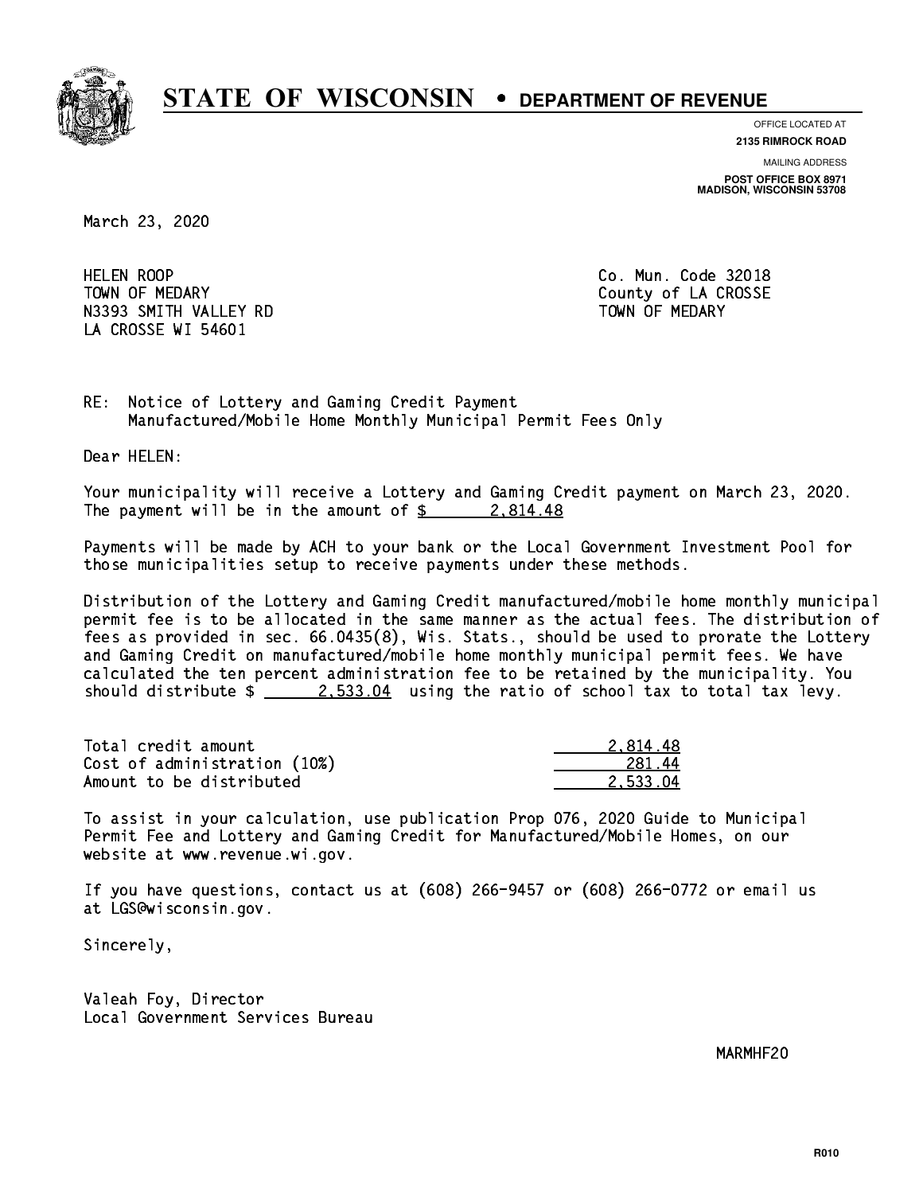# STATE OF WISCONSIN • DEPARTMENT OF REVENUE

OFFICE LOCATED AT
**2135 RIMROCK ROAD**

MAILING ADDRESS
**POST OFFICE BOX 8971**
**MADISON, WISCONSIN 53708**

March 23, 2020

HELEN ROOP
TOWN OF MEDARY
N3393 SMITH VALLEY RD
LA CROSSE WI 54601

Co. Mun. Code 32018
County of LA CROSSE
TOWN OF MEDARY

RE: Notice of Lottery and Gaming Credit Payment
Manufactured/Mobile Home Monthly Municipal Permit Fees Only

Dear HELEN:

Your municipality will receive a Lottery and Gaming Credit payment on March 23, 2020. The payment will be in the amount of $ 2,814.48

Payments will be made by ACH to your bank or the Local Government Investment Pool for those municipalities setup to receive payments under these methods.

Distribution of the Lottery and Gaming Credit manufactured/mobile home monthly municipal permit fee is to be allocated in the same manner as the actual fees. The distribution of fees as provided in sec. 66.0435(8), Wis. Stats., should be used to prorate the Lottery and Gaming Credit on manufactured/mobile home monthly municipal permit fees. We have calculated the ten percent administration fee to be retained by the municipality. You should distribute $ 2,533.04 using the ratio of school tax to total tax levy.

| | |
|---|---|
| Total credit amount | 2,814.48 |
| Cost of administration (10%) | 281.44 |
| Amount to be distributed | 2,533.04 |

To assist in your calculation, use publication Prop 076, 2020 Guide to Municipal Permit Fee and Lottery and Gaming Credit for Manufactured/Mobile Homes, on our website at www.revenue.wi.gov.

If you have questions, contact us at (608) 266-9457 or (608) 266-0772 or email us at LGS@wisconsin.gov.

Sincerely,

Valeah Foy, Director
Local Government Services Bureau

MARMHF20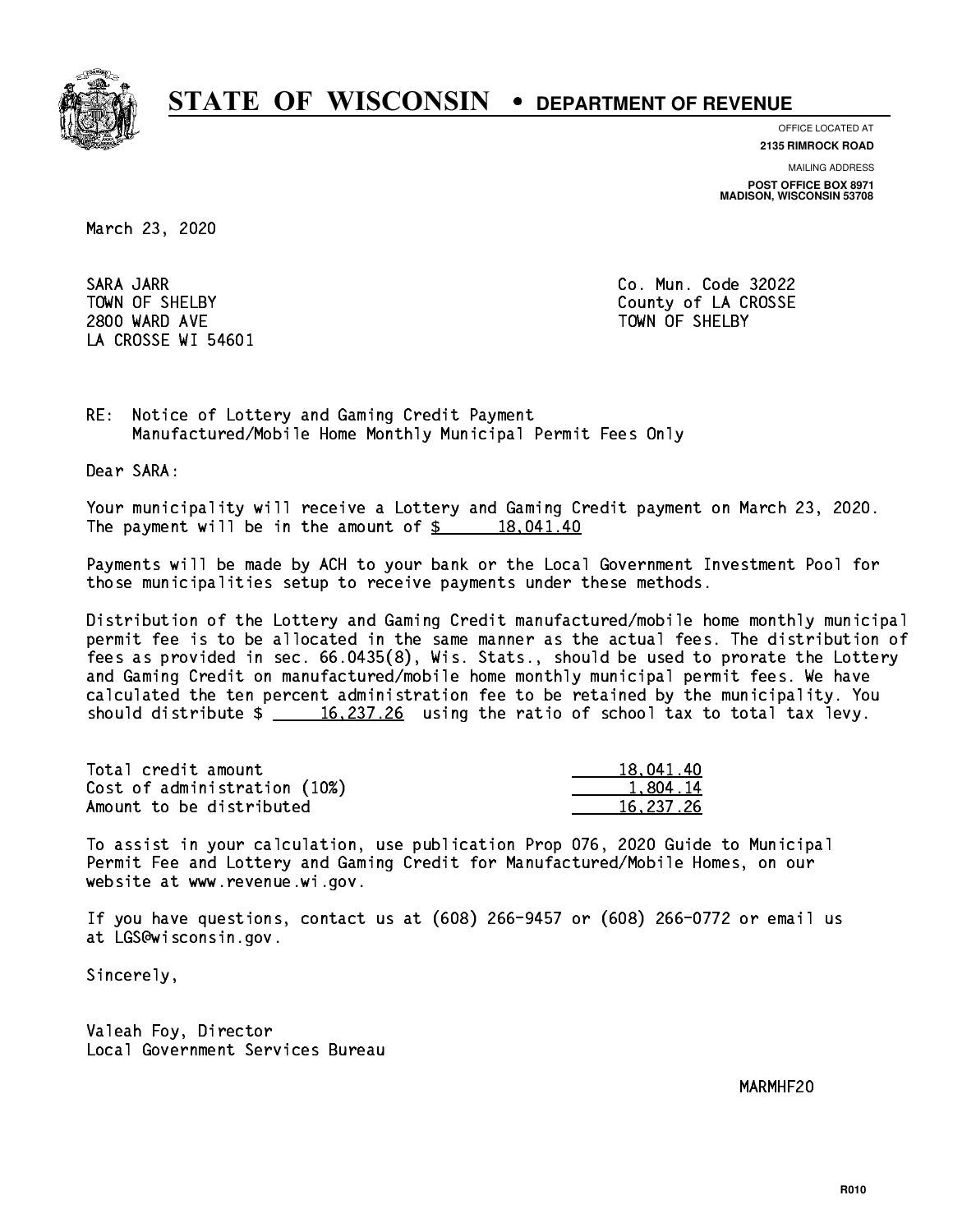# STATE OF WISCONSIN • DEPARTMENT OF REVENUE

OFFICE LOCATED AT
**2135 RIMROCK ROAD**

MAILING ADDRESS
**POST OFFICE BOX 8971**
**MADISON, WISCONSIN 53708**

March 23, 2020

SARA JARR
TOWN OF SHELBY
2800 WARD AVE
LA CROSSE WI 54601

Co. Mun. Code 32022
County of LA CROSSE
TOWN OF SHELBY

RE: Notice of Lottery and Gaming Credit Payment
Manufactured/Mobile Home Monthly Municipal Permit Fees Only

Dear SARA:

Your municipality will receive a Lottery and Gaming Credit payment on March 23, 2020. The payment will be in the amount of $ 18,041.40

Payments will be made by ACH to your bank or the Local Government Investment Pool for those municipalities setup to receive payments under these methods.

Distribution of the Lottery and Gaming Credit manufactured/mobile home monthly municipal permit fee is to be allocated in the same manner as the actual fees. The distribution of fees as provided in sec. 66.0435(8), Wis. Stats., should be used to prorate the Lottery and Gaming Credit on manufactured/mobile home monthly municipal permit fees. We have calculated the ten percent administration fee to be retained by the municipality. You should distribute $ 16,237.26 using the ratio of school tax to total tax levy.

| | |
|---|---|
| Total credit amount | 18,041.40 |
| Cost of administration (10%) | 1,804.14 |
| Amount to be distributed | 16,237.26 |

To assist in your calculation, use publication Prop 076, 2020 Guide to Municipal Permit Fee and Lottery and Gaming Credit for Manufactured/Mobile Homes, on our website at www.revenue.wi.gov.

If you have questions, contact us at (608) 266-9457 or (608) 266-0772 or email us at LGS@wisconsin.gov.

Sincerely,

Valeah Foy, Director
Local Government Services Bureau

MARMHF20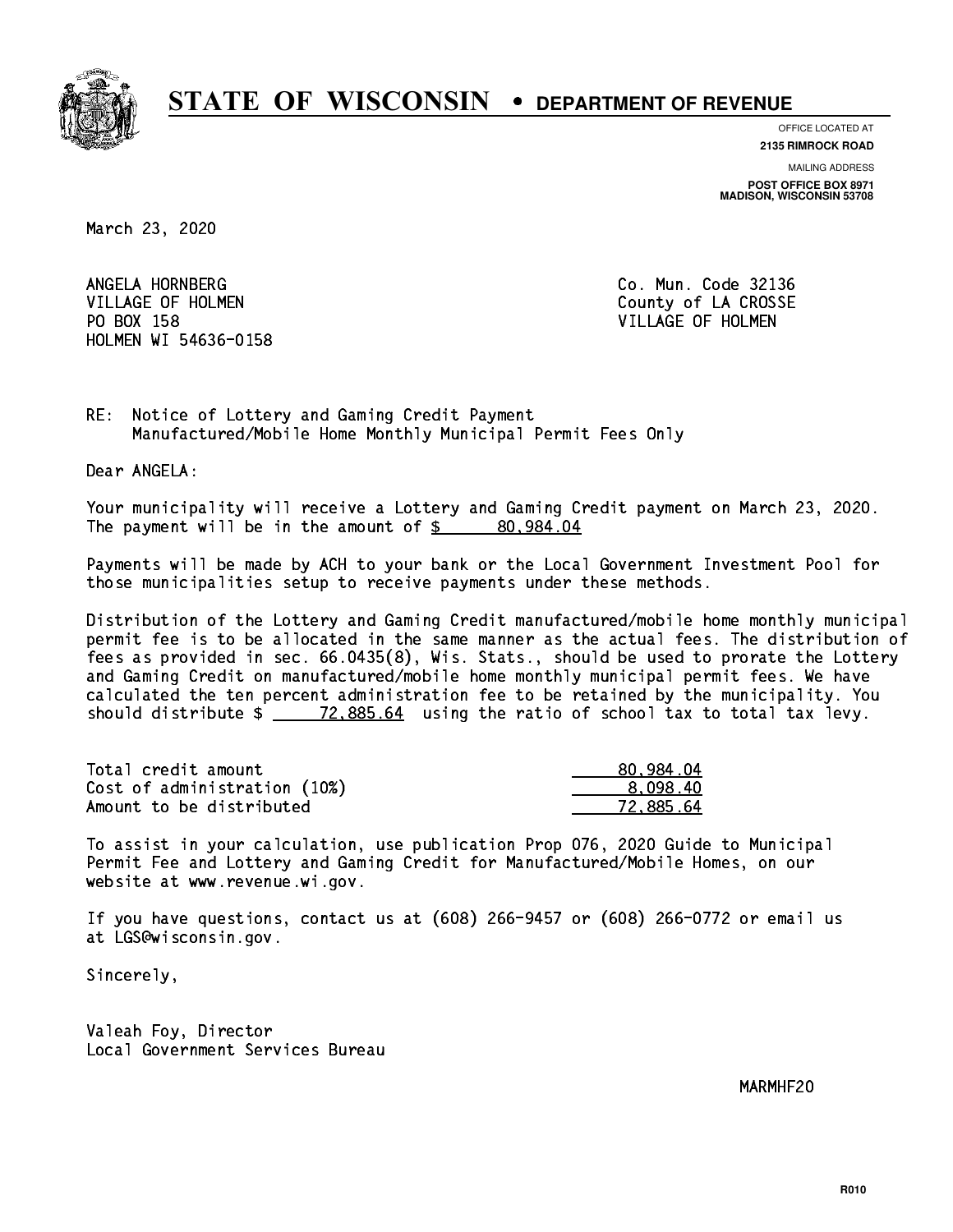# STATE OF WISCONSIN • DEPARTMENT OF REVENUE

OFFICE LOCATED AT
**2135 RIMROCK ROAD**

MAILING ADDRESS
**POST OFFICE BOX 8971**
**MADISON, WISCONSIN 53708**

March 23, 2020

ANGELA HORNBERG
VILLAGE OF HOLMEN
PO BOX 158
HOLMEN WI 54636-0158

Co. Mun. Code 32136
County of LA CROSSE
VILLAGE OF HOLMEN

RE: Notice of Lottery and Gaming Credit Payment
Manufactured/Mobile Home Monthly Municipal Permit Fees Only

Dear ANGELA:

Your municipality will receive a Lottery and Gaming Credit payment on March 23, 2020. The payment will be in the amount of $ 80,984.04

Payments will be made by ACH to your bank or the Local Government Investment Pool for those municipalities setup to receive payments under these methods.

Distribution of the Lottery and Gaming Credit manufactured/mobile home monthly municipal permit fee is to be allocated in the same manner as the actual fees. The distribution of fees as provided in sec. 66.0435(8), Wis. Stats., should be used to prorate the Lottery and Gaming Credit on manufactured/mobile home monthly municipal permit fees. We have calculated the ten percent administration fee to be retained by the municipality. You should distribute $ 72,885.64 using the ratio of school tax to total tax levy.

| | |
|---|---|
| Total credit amount | 80,984.04 |
| Cost of administration (10%) | 8,098.40 |
| Amount to be distributed | 72,885.64 |

To assist in your calculation, use publication Prop 076, 2020 Guide to Municipal Permit Fee and Lottery and Gaming Credit for Manufactured/Mobile Homes, on our website at www.revenue.wi.gov.

If you have questions, contact us at (608) 266-9457 or (608) 266-0772 or email us at LGS@wisconsin.gov.

Sincerely,

Valeah Foy, Director
Local Government Services Bureau

MARMHF20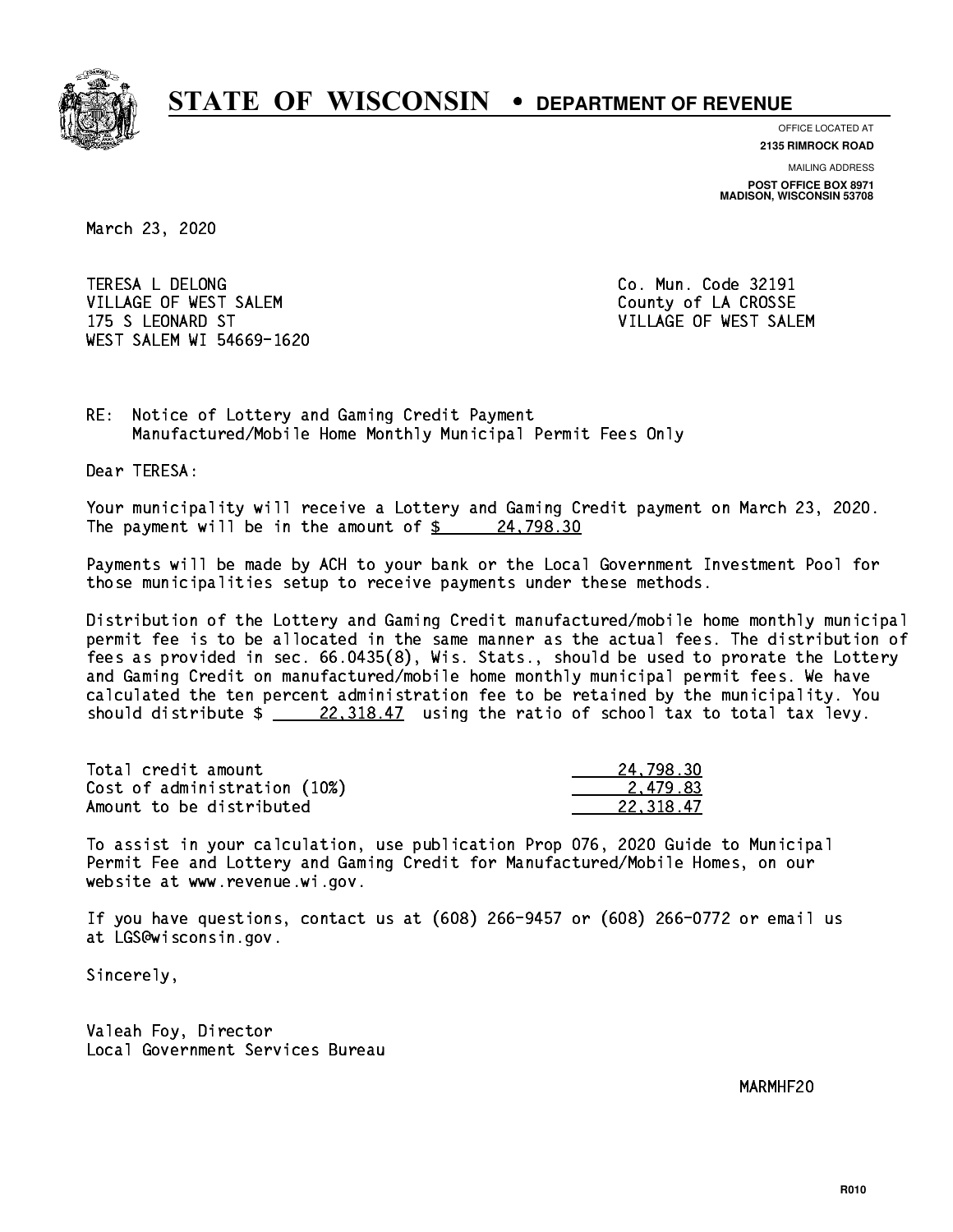# STATE OF WISCONSIN • DEPARTMENT OF REVENUE

OFFICE LOCATED AT
**2135 RIMROCK ROAD**

MAILING ADDRESS
**POST OFFICE BOX 8971**
**MADISON, WISCONSIN 53708**

March 23, 2020

TERESA L DELONG
VILLAGE OF WEST SALEM
175 S LEONARD ST
WEST SALEM WI 54669-1620

Co. Mun. Code 32191
County of LA CROSSE
VILLAGE OF WEST SALEM

RE: Notice of Lottery and Gaming Credit Payment
Manufactured/Mobile Home Monthly Municipal Permit Fees Only

Dear TERESA:

Your municipality will receive a Lottery and Gaming Credit payment on March 23, 2020. The payment will be in the amount of $ 24,798.30

Payments will be made by ACH to your bank or the Local Government Investment Pool for those municipalities setup to receive payments under these methods.

Distribution of the Lottery and Gaming Credit manufactured/mobile home monthly municipal permit fee is to be allocated in the same manner as the actual fees. The distribution of fees as provided in sec. 66.0435(8), Wis. Stats., should be used to prorate the Lottery and Gaming Credit on manufactured/mobile home monthly municipal permit fees. We have calculated the ten percent administration fee to be retained by the municipality. You should distribute $ 22,318.47 using the ratio of school tax to total tax levy.

| | |
|---|---|
| Total credit amount | 24,798.30 |
| Cost of administration (10%) | 2,479.83 |
| Amount to be distributed | 22,318.47 |

To assist in your calculation, use publication Prop 076, 2020 Guide to Municipal Permit Fee and Lottery and Gaming Credit for Manufactured/Mobile Homes, on our website at www.revenue.wi.gov.

If you have questions, contact us at (608) 266-9457 or (608) 266-0772 or email us at LGS@wisconsin.gov.

Sincerely,

Valeah Foy, Director
Local Government Services Bureau

MARMHF20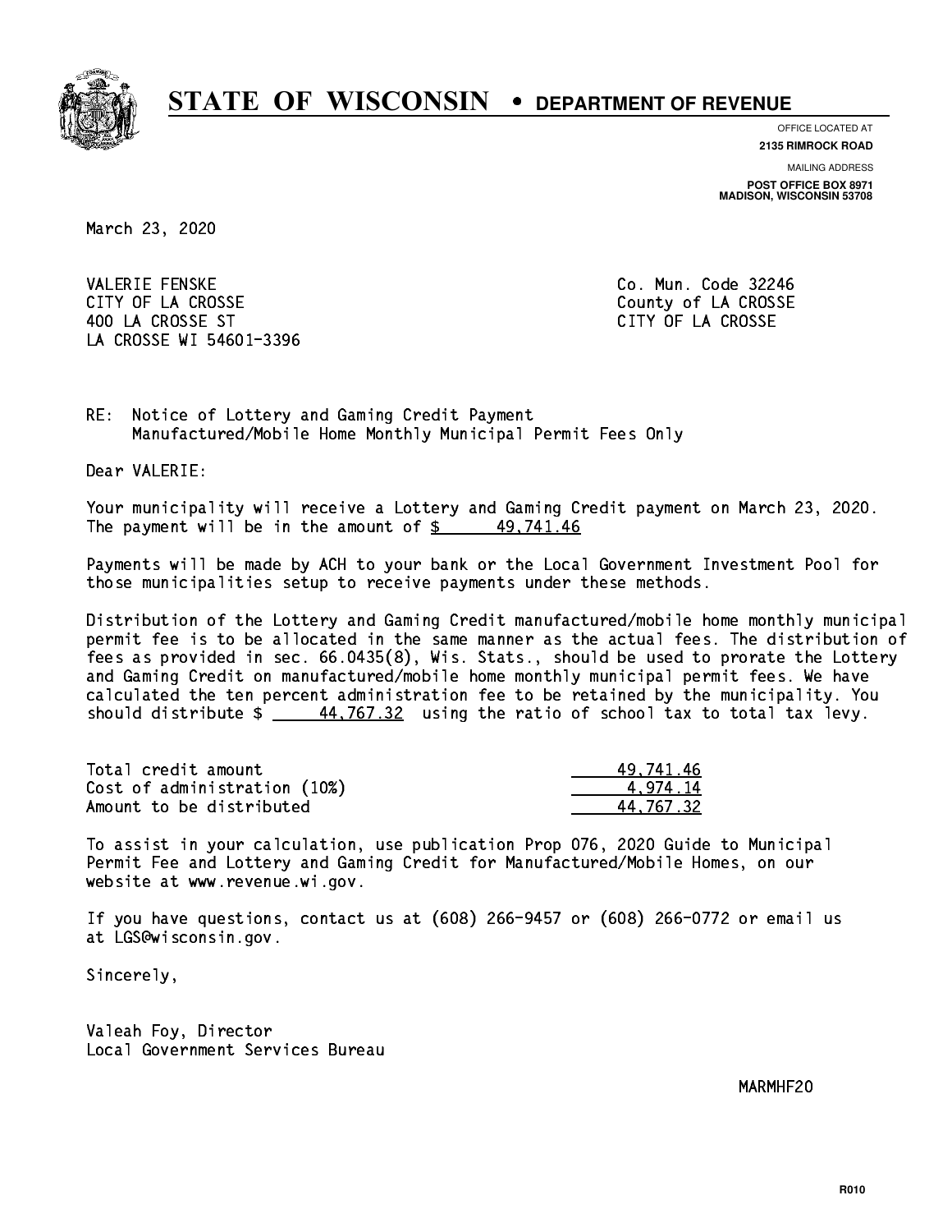# STATE OF WISCONSIN • DEPARTMENT OF REVENUE

OFFICE LOCATED AT
**2135 RIMROCK ROAD**

MAILING ADDRESS
**POST OFFICE BOX 8971**
**MADISON, WISCONSIN 53708**

March 23, 2020

VALERIE FENSKE
CITY OF LA CROSSE
400 LA CROSSE ST
LA CROSSE WI 54601-3396

Co. Mun. Code 32246
County of LA CROSSE
CITY OF LA CROSSE

RE: Notice of Lottery and Gaming Credit Payment
Manufactured/Mobile Home Monthly Municipal Permit Fees Only

Dear VALERIE:

Your municipality will receive a Lottery and Gaming Credit payment on March 23, 2020. The payment will be in the amount of $ 49,741.46

Payments will be made by ACH to your bank or the Local Government Investment Pool for those municipalities setup to receive payments under these methods.

Distribution of the Lottery and Gaming Credit manufactured/mobile home monthly municipal permit fee is to be allocated in the same manner as the actual fees. The distribution of fees as provided in sec. 66.0435(8), Wis. Stats., should be used to prorate the Lottery and Gaming Credit on manufactured/mobile home monthly municipal permit fees. We have calculated the ten percent administration fee to be retained by the municipality. You should distribute $ 44,767.32 using the ratio of school tax to total tax levy.

| | |
|---|---|
| Total credit amount | 49,741.46 |
| Cost of administration (10%) | 4,974.14 |
| Amount to be distributed | 44,767.32 |

To assist in your calculation, use publication Prop 076, 2020 Guide to Municipal Permit Fee and Lottery and Gaming Credit for Manufactured/Mobile Homes, on our website at www.revenue.wi.gov.

If you have questions, contact us at (608) 266-9457 or (608) 266-0772 or email us at LGS@wisconsin.gov.

Sincerely,

Valeah Foy, Director
Local Government Services Bureau

MARMHF20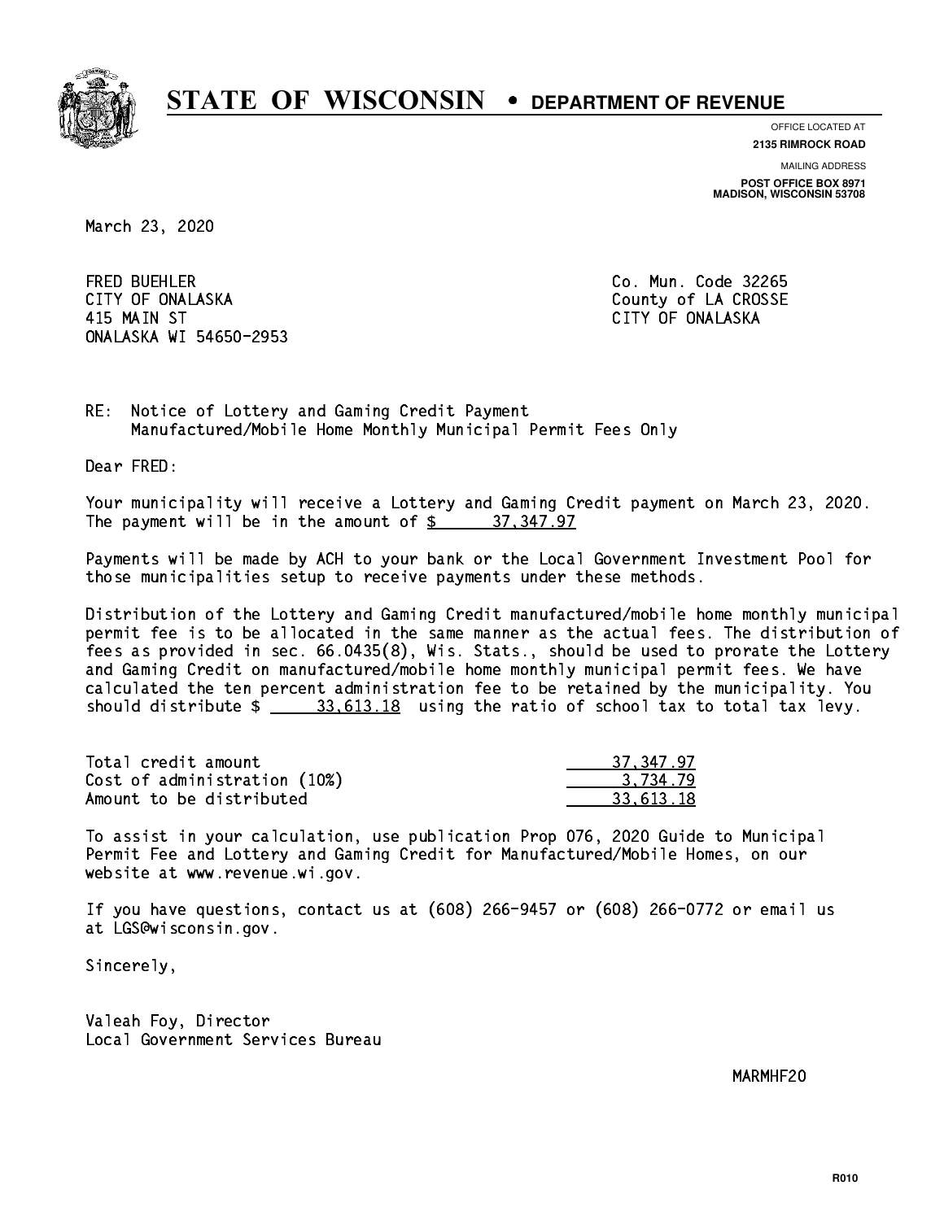# STATE OF WISCONSIN • DEPARTMENT OF REVENUE

OFFICE LOCATED AT
**2135 RIMROCK ROAD**

MAILING ADDRESS
**POST OFFICE BOX 8971**
**MADISON, WISCONSIN 53708**

March 23, 2020

FRED BUEHLER
CITY OF ONALASKA
415 MAIN ST
ONALASKA WI 54650-2953

Co. Mun. Code 32265
County of LA CROSSE
CITY OF ONALASKA

RE: Notice of Lottery and Gaming Credit Payment
Manufactured/Mobile Home Monthly Municipal Permit Fees Only

Dear FRED:

Your municipality will receive a Lottery and Gaming Credit payment on March 23, 2020. The payment will be in the amount of $ 37,347.97

Payments will be made by ACH to your bank or the Local Government Investment Pool for those municipalities setup to receive payments under these methods.

Distribution of the Lottery and Gaming Credit manufactured/mobile home monthly municipal permit fee is to be allocated in the same manner as the actual fees. The distribution of fees as provided in sec. 66.0435(8), Wis. Stats., should be used to prorate the Lottery and Gaming Credit on manufactured/mobile home monthly municipal permit fees. We have calculated the ten percent administration fee to be retained by the municipality. You should distribute $ 33,613.18 using the ratio of school tax to total tax levy.

| | |
|---|---|
| Total credit amount | 37,347.97 |
| Cost of administration (10%) | 3,734.79 |
| Amount to be distributed | 33,613.18 |

To assist in your calculation, use publication Prop 076, 2020 Guide to Municipal Permit Fee and Lottery and Gaming Credit for Manufactured/Mobile Homes, on our website at www.revenue.wi.gov.

If you have questions, contact us at (608) 266-9457 or (608) 266-0772 or email us at LGS@wisconsin.gov.

Sincerely,

Valeah Foy, Director
Local Government Services Bureau

MARMHF20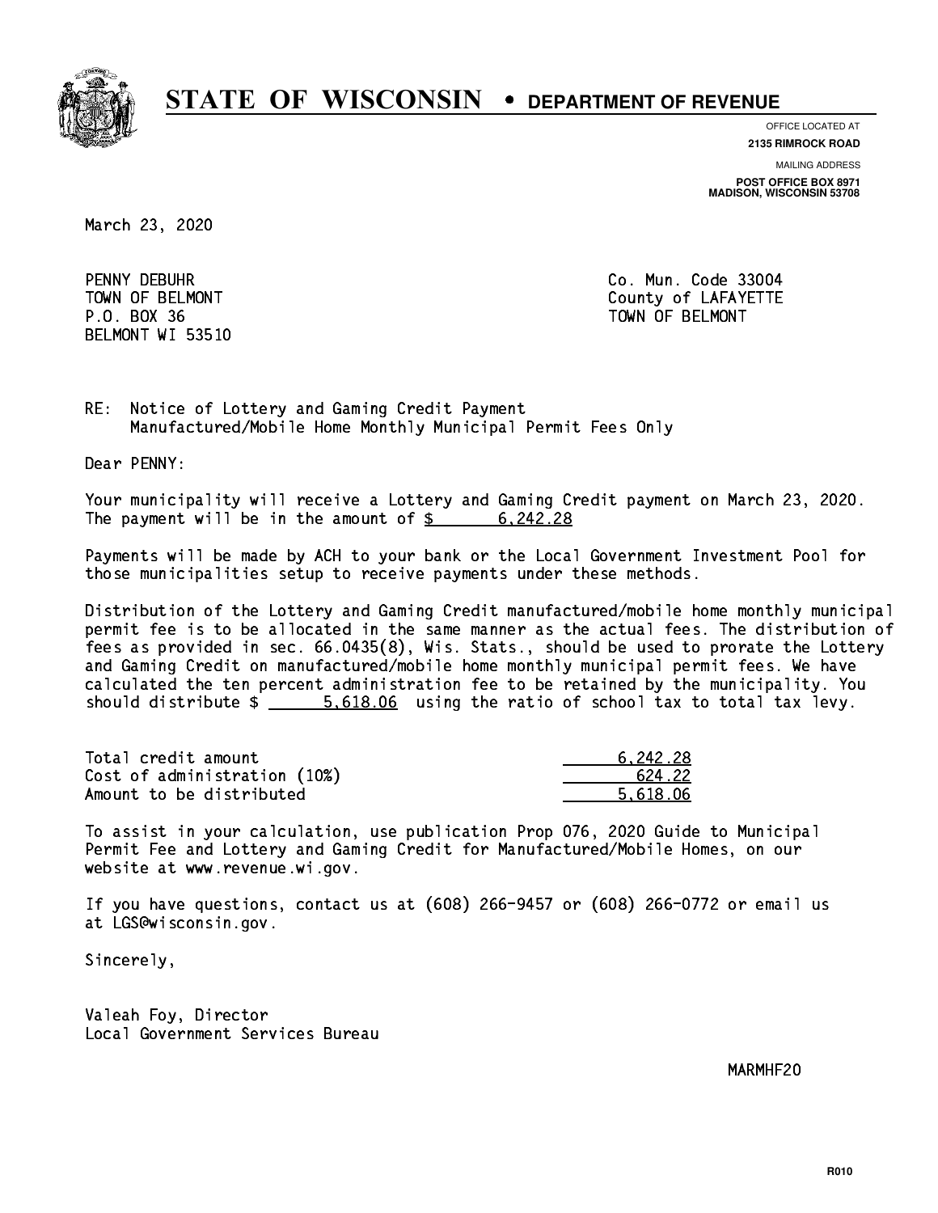# STATE OF WISCONSIN • DEPARTMENT OF REVENUE

OFFICE LOCATED AT
**2135 RIMROCK ROAD**

MAILING ADDRESS
**POST OFFICE BOX 8971**
**MADISON, WISCONSIN 53708**

March 23, 2020

PENNY DEBUHR
TOWN OF BELMONT
P.O. BOX 36
BELMONT WI 53510

Co. Mun. Code 33004
County of LAFAYETTE
TOWN OF BELMONT

RE: Notice of Lottery and Gaming Credit Payment
Manufactured/Mobile Home Monthly Municipal Permit Fees Only

Dear PENNY:

Your municipality will receive a Lottery and Gaming Credit payment on March 23, 2020. The payment will be in the amount of $ 6,242.28

Payments will be made by ACH to your bank or the Local Government Investment Pool for those municipalities setup to receive payments under these methods.

Distribution of the Lottery and Gaming Credit manufactured/mobile home monthly municipal permit fee is to be allocated in the same manner as the actual fees. The distribution of fees as provided in sec. 66.0435(8), Wis. Stats., should be used to prorate the Lottery and Gaming Credit on manufactured/mobile home monthly municipal permit fees. We have calculated the ten percent administration fee to be retained by the municipality. You should distribute $ 5,618.06 using the ratio of school tax to total tax levy.

| | |
|---|---|
| Total credit amount | 6,242.28 |
| Cost of administration (10%) | 624.22 |
| Amount to be distributed | 5,618.06 |

To assist in your calculation, use publication Prop 076, 2020 Guide to Municipal Permit Fee and Lottery and Gaming Credit for Manufactured/Mobile Homes, on our website at www.revenue.wi.gov.

If you have questions, contact us at (608) 266-9457 or (608) 266-0772 or email us at LGS@wisconsin.gov.

Sincerely,

Valeah Foy, Director
Local Government Services Bureau

MARMHF20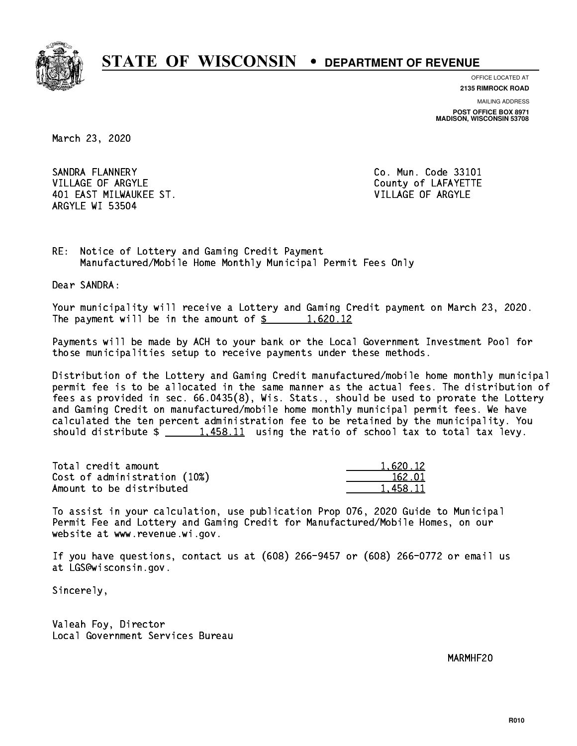# STATE OF WISCONSIN • DEPARTMENT OF REVENUE

OFFICE LOCATED AT
**2135 RIMROCK ROAD**

MAILING ADDRESS
**POST OFFICE BOX 8971**
**MADISON, WISCONSIN 53708**

March 23, 2020

SANDRA FLANNERY
VILLAGE OF ARGYLE
401 EAST MILWAUKEE ST.
ARGYLE WI 53504

Co. Mun. Code 33101
County of LAFAYETTE
VILLAGE OF ARGYLE

RE: Notice of Lottery and Gaming Credit Payment
Manufactured/Mobile Home Monthly Municipal Permit Fees Only

Dear SANDRA:

Your municipality will receive a Lottery and Gaming Credit payment on March 23, 2020. The payment will be in the amount of $ 1,620.12

Payments will be made by ACH to your bank or the Local Government Investment Pool for those municipalities setup to receive payments under these methods.

Distribution of the Lottery and Gaming Credit manufactured/mobile home monthly municipal permit fee is to be allocated in the same manner as the actual fees. The distribution of fees as provided in sec. 66.0435(8), Wis. Stats., should be used to prorate the Lottery and Gaming Credit on manufactured/mobile home monthly municipal permit fees. We have calculated the ten percent administration fee to be retained by the municipality. You should distribute $ 1,458.11 using the ratio of school tax to total tax levy.

| | |
|---|---|
| Total credit amount | 1,620.12 |
| Cost of administration (10%) | 162.01 |
| Amount to be distributed | 1,458.11 |

To assist in your calculation, use publication Prop 076, 2020 Guide to Municipal Permit Fee and Lottery and Gaming Credit for Manufactured/Mobile Homes, on our website at www.revenue.wi.gov.

If you have questions, contact us at (608) 266-9457 or (608) 266-0772 or email us at LGS@wisconsin.gov.

Sincerely,

Valeah Foy, Director
Local Government Services Bureau

MARMHF20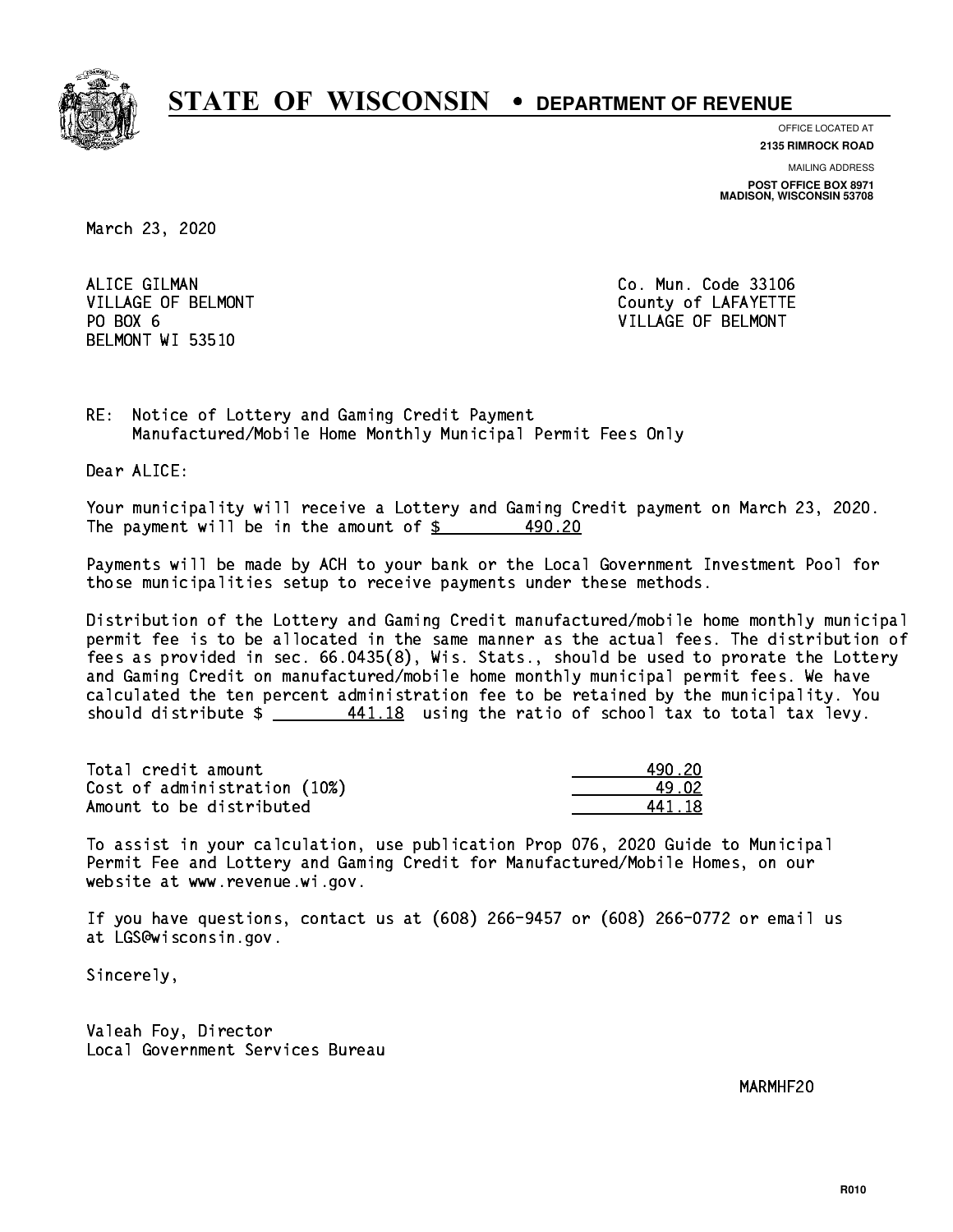# STATE OF WISCONSIN • DEPARTMENT OF REVENUE

OFFICE LOCATED AT
**2135 RIMROCK ROAD**

MAILING ADDRESS
**POST OFFICE BOX 8971**
**MADISON, WISCONSIN 53708**

March 23, 2020

ALICE GILMAN
VILLAGE OF BELMONT
PO BOX 6
BELMONT WI 53510

Co. Mun. Code 33106
County of LAFAYETTE
VILLAGE OF BELMONT

RE: Notice of Lottery and Gaming Credit Payment
Manufactured/Mobile Home Monthly Municipal Permit Fees Only

Dear ALICE:

Your municipality will receive a Lottery and Gaming Credit payment on March 23, 2020. The payment will be in the amount of $ 490.20

Payments will be made by ACH to your bank or the Local Government Investment Pool for those municipalities setup to receive payments under these methods.

Distribution of the Lottery and Gaming Credit manufactured/mobile home monthly municipal permit fee is to be allocated in the same manner as the actual fees. The distribution of fees as provided in sec. 66.0435(8), Wis. Stats., should be used to prorate the Lottery and Gaming Credit on manufactured/mobile home monthly municipal permit fees. We have calculated the ten percent administration fee to be retained by the municipality. You should distribute $ 441.18 using the ratio of school tax to total tax levy.

| | |
|---|---|
| Total credit amount | 490.20 |
| Cost of administration (10%) | 49.02 |
| Amount to be distributed | 441.18 |

To assist in your calculation, use publication Prop 076, 2020 Guide to Municipal Permit Fee and Lottery and Gaming Credit for Manufactured/Mobile Homes, on our website at www.revenue.wi.gov.

If you have questions, contact us at (608) 266-9457 or (608) 266-0772 or email us at LGS@wisconsin.gov.

Sincerely,

Valeah Foy, Director
Local Government Services Bureau

MARMHF20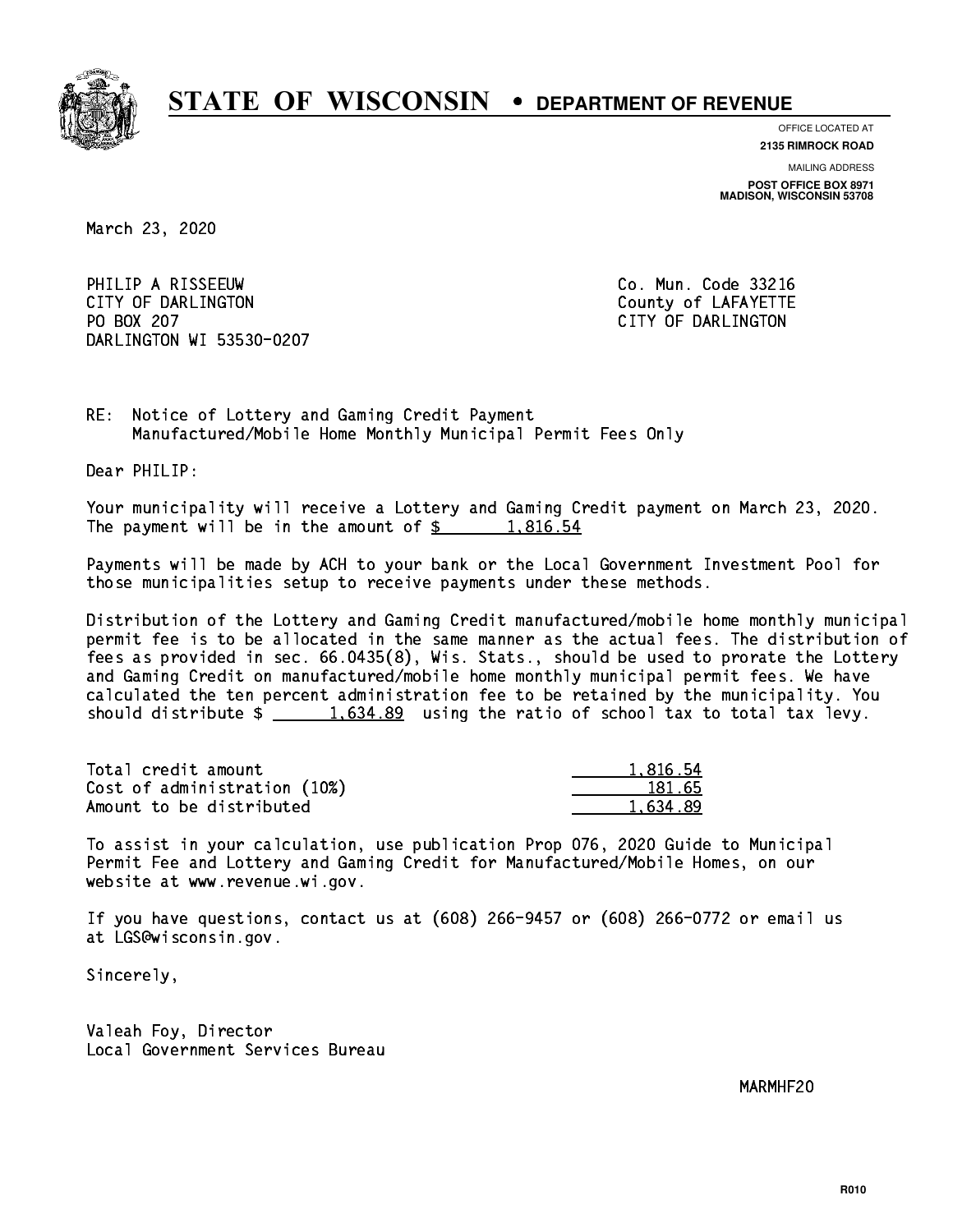# STATE OF WISCONSIN • DEPARTMENT OF REVENUE

OFFICE LOCATED AT
**2135 RIMROCK ROAD**

MAILING ADDRESS
**POST OFFICE BOX 8971**
**MADISON, WISCONSIN 53708**

March 23, 2020

PHILIP A RISSEEUW
CITY OF DARLINGTON
PO BOX 207
DARLINGTON WI 53530-0207

Co. Mun. Code 33216
County of LAFAYETTE
CITY OF DARLINGTON

RE: Notice of Lottery and Gaming Credit Payment
Manufactured/Mobile Home Monthly Municipal Permit Fees Only

Dear PHILIP:

Your municipality will receive a Lottery and Gaming Credit payment on March 23, 2020. The payment will be in the amount of $ 1,816.54

Payments will be made by ACH to your bank or the Local Government Investment Pool for those municipalities setup to receive payments under these methods.

Distribution of the Lottery and Gaming Credit manufactured/mobile home monthly municipal permit fee is to be allocated in the same manner as the actual fees. The distribution of fees as provided in sec. 66.0435(8), Wis. Stats., should be used to prorate the Lottery and Gaming Credit on manufactured/mobile home monthly municipal permit fees. We have calculated the ten percent administration fee to be retained by the municipality. You should distribute $ 1,634.89 using the ratio of school tax to total tax levy.

| | |
|---|---|
| Total credit amount | 1,816.54 |
| Cost of administration (10%) | 181.65 |
| Amount to be distributed | 1,634.89 |

To assist in your calculation, use publication Prop 076, 2020 Guide to Municipal Permit Fee and Lottery and Gaming Credit for Manufactured/Mobile Homes, on our website at www.revenue.wi.gov.

If you have questions, contact us at (608) 266-9457 or (608) 266-0772 or email us at LGS@wisconsin.gov.

Sincerely,

Valeah Foy, Director
Local Government Services Bureau

MARMHF20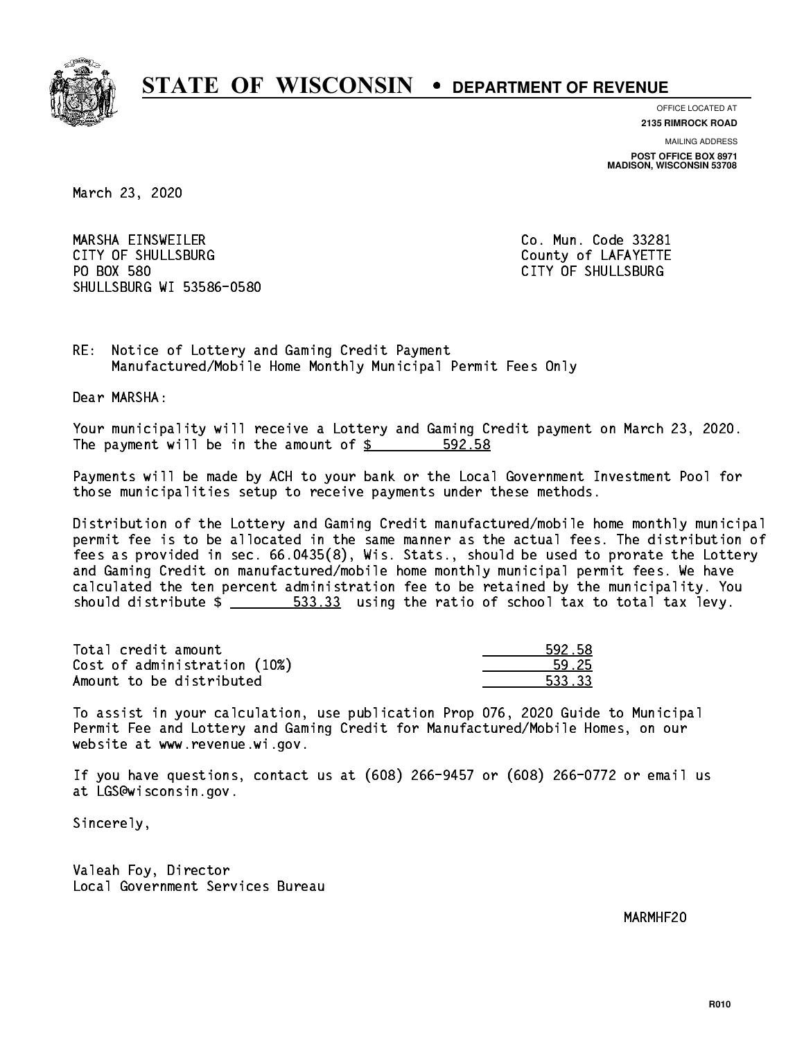# STATE OF WISCONSIN • DEPARTMENT OF REVENUE

OFFICE LOCATED AT
**2135 RIMROCK ROAD**

MAILING ADDRESS
**POST OFFICE BOX 8971**
**MADISON, WISCONSIN 53708**

March 23, 2020

MARSHA EINSWEILER
CITY OF SHULLSBURG
PO BOX 580
SHULLSBURG WI 53586-0580

Co. Mun. Code 33281
County of LAFAYETTE
CITY OF SHULLSBURG

RE: Notice of Lottery and Gaming Credit Payment
Manufactured/Mobile Home Monthly Municipal Permit Fees Only

Dear MARSHA:

Your municipality will receive a Lottery and Gaming Credit payment on March 23, 2020. The payment will be in the amount of $ 592.58

Payments will be made by ACH to your bank or the Local Government Investment Pool for those municipalities setup to receive payments under these methods.

Distribution of the Lottery and Gaming Credit manufactured/mobile home monthly municipal permit fee is to be allocated in the same manner as the actual fees. The distribution of fees as provided in sec. 66.0435(8), Wis. Stats., should be used to prorate the Lottery and Gaming Credit on manufactured/mobile home monthly municipal permit fees. We have calculated the ten percent administration fee to be retained by the municipality. You should distribute $ 533.33 using the ratio of school tax to total tax levy.

| | |
|---|---|
| Total credit amount | 592.58 |
| Cost of administration (10%) | 59.25 |
| Amount to be distributed | 533.33 |

To assist in your calculation, use publication Prop 076, 2020 Guide to Municipal Permit Fee and Lottery and Gaming Credit for Manufactured/Mobile Homes, on our website at www.revenue.wi.gov.

If you have questions, contact us at (608) 266-9457 or (608) 266-0772 or email us at LGS@wisconsin.gov.

Sincerely,

Valeah Foy, Director
Local Government Services Bureau

MARMHF20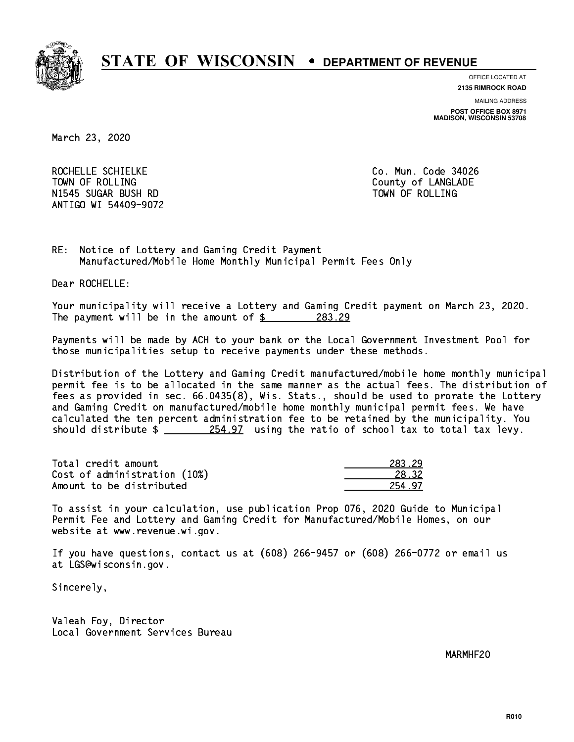# STATE OF WISCONSIN • DEPARTMENT OF REVENUE

OFFICE LOCATED AT
**2135 RIMROCK ROAD**

MAILING ADDRESS
**POST OFFICE BOX 8971**
**MADISON, WISCONSIN 53708**

March 23, 2020

ROCHELLE SCHIELKE
TOWN OF ROLLING
N1545 SUGAR BUSH RD
ANTIGO WI 54409-9072

Co. Mun. Code 34026
County of LANGLADE
TOWN OF ROLLING

RE: Notice of Lottery and Gaming Credit Payment
Manufactured/Mobile Home Monthly Municipal Permit Fees Only

Dear ROCHELLE:

Your municipality will receive a Lottery and Gaming Credit payment on March 23, 2020. The payment will be in the amount of $ 283.29

Payments will be made by ACH to your bank or the Local Government Investment Pool for those municipalities setup to receive payments under these methods.

Distribution of the Lottery and Gaming Credit manufactured/mobile home monthly municipal permit fee is to be allocated in the same manner as the actual fees. The distribution of fees as provided in sec. 66.0435(8), Wis. Stats., should be used to prorate the Lottery and Gaming Credit on manufactured/mobile home monthly municipal permit fees. We have calculated the ten percent administration fee to be retained by the municipality. You should distribute $ 254.97 using the ratio of school tax to total tax levy.

| | |
|---|---|
| Total credit amount | 283.29 |
| Cost of administration (10%) | 28.32 |
| Amount to be distributed | 254.97 |

To assist in your calculation, use publication Prop 076, 2020 Guide to Municipal Permit Fee and Lottery and Gaming Credit for Manufactured/Mobile Homes, on our website at www.revenue.wi.gov.

If you have questions, contact us at (608) 266-9457 or (608) 266-0772 or email us at LGS@wisconsin.gov.

Sincerely,

Valeah Foy, Director
Local Government Services Bureau

MARMHF20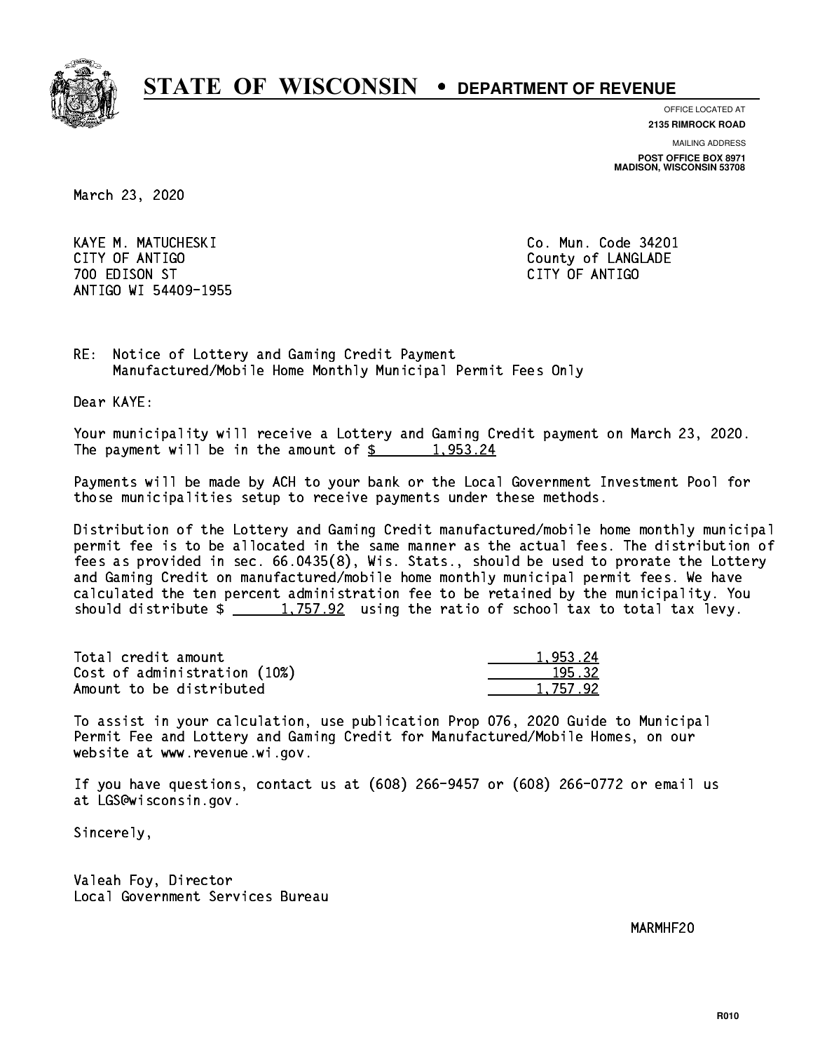# STATE OF WISCONSIN • DEPARTMENT OF REVENUE

OFFICE LOCATED AT
**2135 RIMROCK ROAD**

MAILING ADDRESS
**POST OFFICE BOX 8971**
**MADISON, WISCONSIN 53708**

March 23, 2020

KAYE M. MATUCHESKI
CITY OF ANTIGO
700 EDISON ST
ANTIGO WI 54409-1955

Co. Mun. Code 34201
County of LANGLADE
CITY OF ANTIGO

RE: Notice of Lottery and Gaming Credit Payment
Manufactured/Mobile Home Monthly Municipal Permit Fees Only

Dear KAYE:

Your municipality will receive a Lottery and Gaming Credit payment on March 23, 2020. The payment will be in the amount of $ 1,953.24

Payments will be made by ACH to your bank or the Local Government Investment Pool for those municipalities setup to receive payments under these methods.

Distribution of the Lottery and Gaming Credit manufactured/mobile home monthly municipal permit fee is to be allocated in the same manner as the actual fees. The distribution of fees as provided in sec. 66.0435(8), Wis. Stats., should be used to prorate the Lottery and Gaming Credit on manufactured/mobile home monthly municipal permit fees. We have calculated the ten percent administration fee to be retained by the municipality. You should distribute $ 1,757.92 using the ratio of school tax to total tax levy.

| | |
|---|---|
| Total credit amount | 1,953.24 |
| Cost of administration (10%) | 195.32 |
| Amount to be distributed | 1,757.92 |

To assist in your calculation, use publication Prop 076, 2020 Guide to Municipal Permit Fee and Lottery and Gaming Credit for Manufactured/Mobile Homes, on our website at www.revenue.wi.gov.

If you have questions, contact us at (608) 266-9457 or (608) 266-0772 or email us at LGS@wisconsin.gov.

Sincerely,

Valeah Foy, Director
Local Government Services Bureau

MARMHF20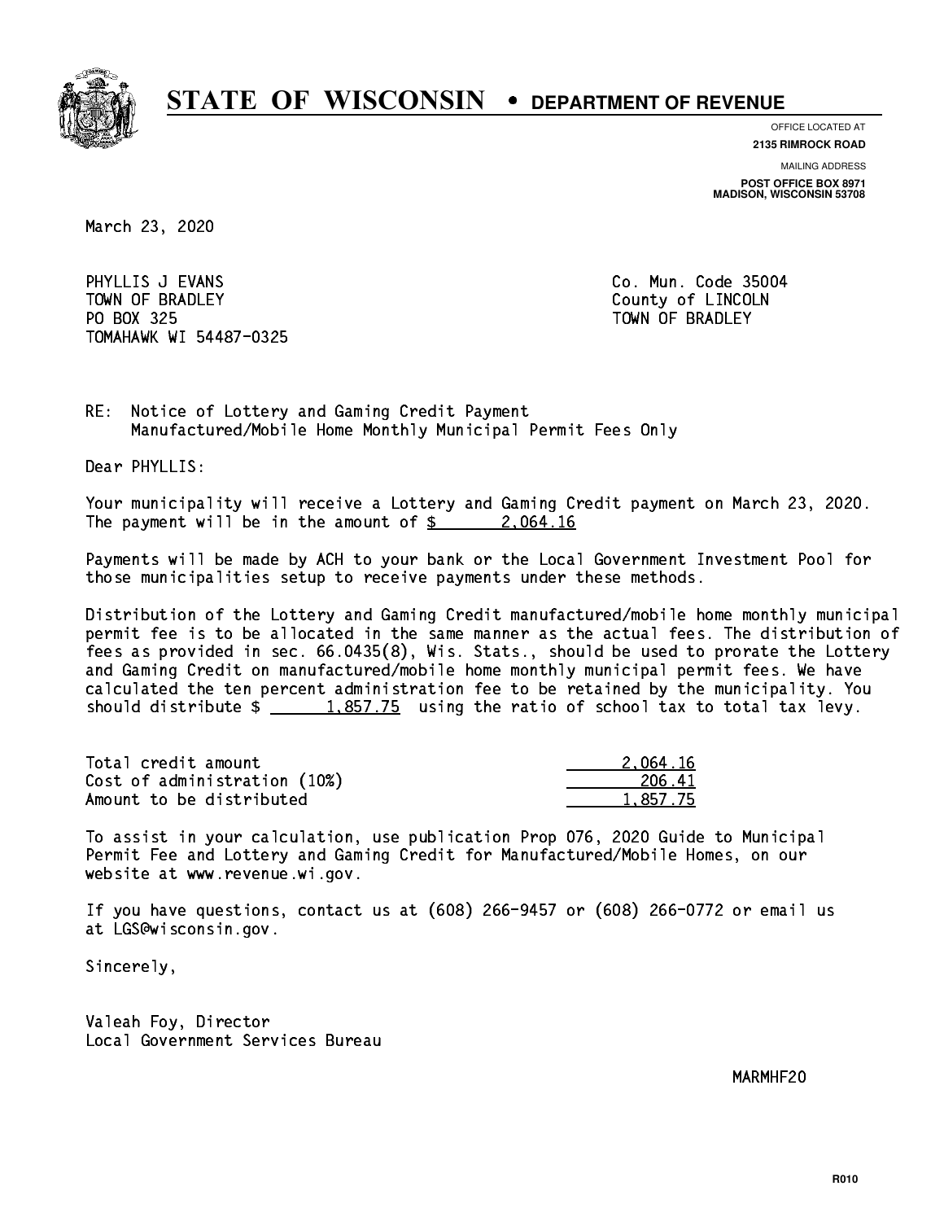# STATE OF WISCONSIN • DEPARTMENT OF REVENUE

OFFICE LOCATED AT
**2135 RIMROCK ROAD**

MAILING ADDRESS
**POST OFFICE BOX 8971**
**MADISON, WISCONSIN 53708**

March 23, 2020

PHYLLIS J EVANS
TOWN OF BRADLEY
PO BOX 325
TOMAHAWK WI 54487-0325

Co. Mun. Code 35004
County of LINCOLN
TOWN OF BRADLEY

RE: Notice of Lottery and Gaming Credit Payment
Manufactured/Mobile Home Monthly Municipal Permit Fees Only

Dear PHYLLIS:

Your municipality will receive a Lottery and Gaming Credit payment on March 23, 2020. The payment will be in the amount of $ 2,064.16

Payments will be made by ACH to your bank or the Local Government Investment Pool for those municipalities setup to receive payments under these methods.

Distribution of the Lottery and Gaming Credit manufactured/mobile home monthly municipal permit fee is to be allocated in the same manner as the actual fees. The distribution of fees as provided in sec. 66.0435(8), Wis. Stats., should be used to prorate the Lottery and Gaming Credit on manufactured/mobile home monthly municipal permit fees. We have calculated the ten percent administration fee to be retained by the municipality. You should distribute $ 1,857.75 using the ratio of school tax to total tax levy.

| | |
|---|---|
| Total credit amount | 2,064.16 |
| Cost of administration (10%) | 206.41 |
| Amount to be distributed | 1,857.75 |

To assist in your calculation, use publication Prop 076, 2020 Guide to Municipal Permit Fee and Lottery and Gaming Credit for Manufactured/Mobile Homes, on our website at www.revenue.wi.gov.

If you have questions, contact us at (608) 266-9457 or (608) 266-0772 or email us at LGS@wisconsin.gov.

Sincerely,

Valeah Foy, Director
Local Government Services Bureau

MARMHF20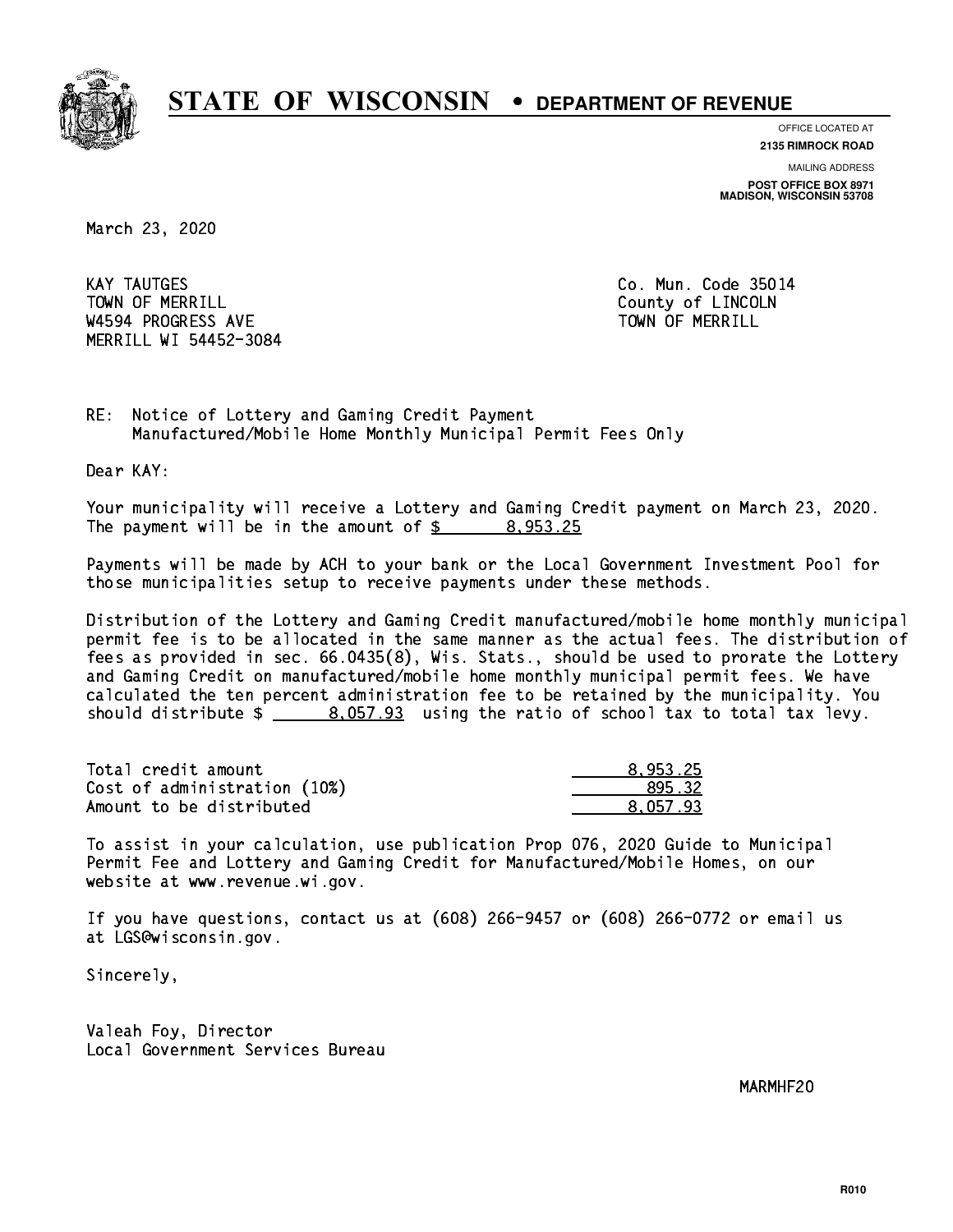# STATE OF WISCONSIN • DEPARTMENT OF REVENUE

OFFICE LOCATED AT
**2135 RIMROCK ROAD**

MAILING ADDRESS
**POST OFFICE BOX 8971**
**MADISON, WISCONSIN 53708**

March 23, 2020

KAY TAUTGES
TOWN OF MERRILL
W4594 PROGRESS AVE
MERRILL WI 54452-3084

Co. Mun. Code 35014
County of LINCOLN
TOWN OF MERRILL

RE: Notice of Lottery and Gaming Credit Payment
Manufactured/Mobile Home Monthly Municipal Permit Fees Only

Dear KAY:

Your municipality will receive a Lottery and Gaming Credit payment on March 23, 2020. The payment will be in the amount of $ 8,953.25

Payments will be made by ACH to your bank or the Local Government Investment Pool for those municipalities setup to receive payments under these methods.

Distribution of the Lottery and Gaming Credit manufactured/mobile home monthly municipal permit fee is to be allocated in the same manner as the actual fees. The distribution of fees as provided in sec. 66.0435(8), Wis. Stats., should be used to prorate the Lottery and Gaming Credit on manufactured/mobile home monthly municipal permit fees. We have calculated the ten percent administration fee to be retained by the municipality. You should distribute $ 8,057.93 using the ratio of school tax to total tax levy.

| | |
|---|---|
| Total credit amount | 8,953.25 |
| Cost of administration (10%) | 895.32 |
| Amount to be distributed | 8,057.93 |

To assist in your calculation, use publication Prop 076, 2020 Guide to Municipal Permit Fee and Lottery and Gaming Credit for Manufactured/Mobile Homes, on our website at www.revenue.wi.gov.

If you have questions, contact us at (608) 266-9457 or (608) 266-0772 or email us at LGS@wisconsin.gov.

Sincerely,

Valeah Foy, Director
Local Government Services Bureau

MARMHF20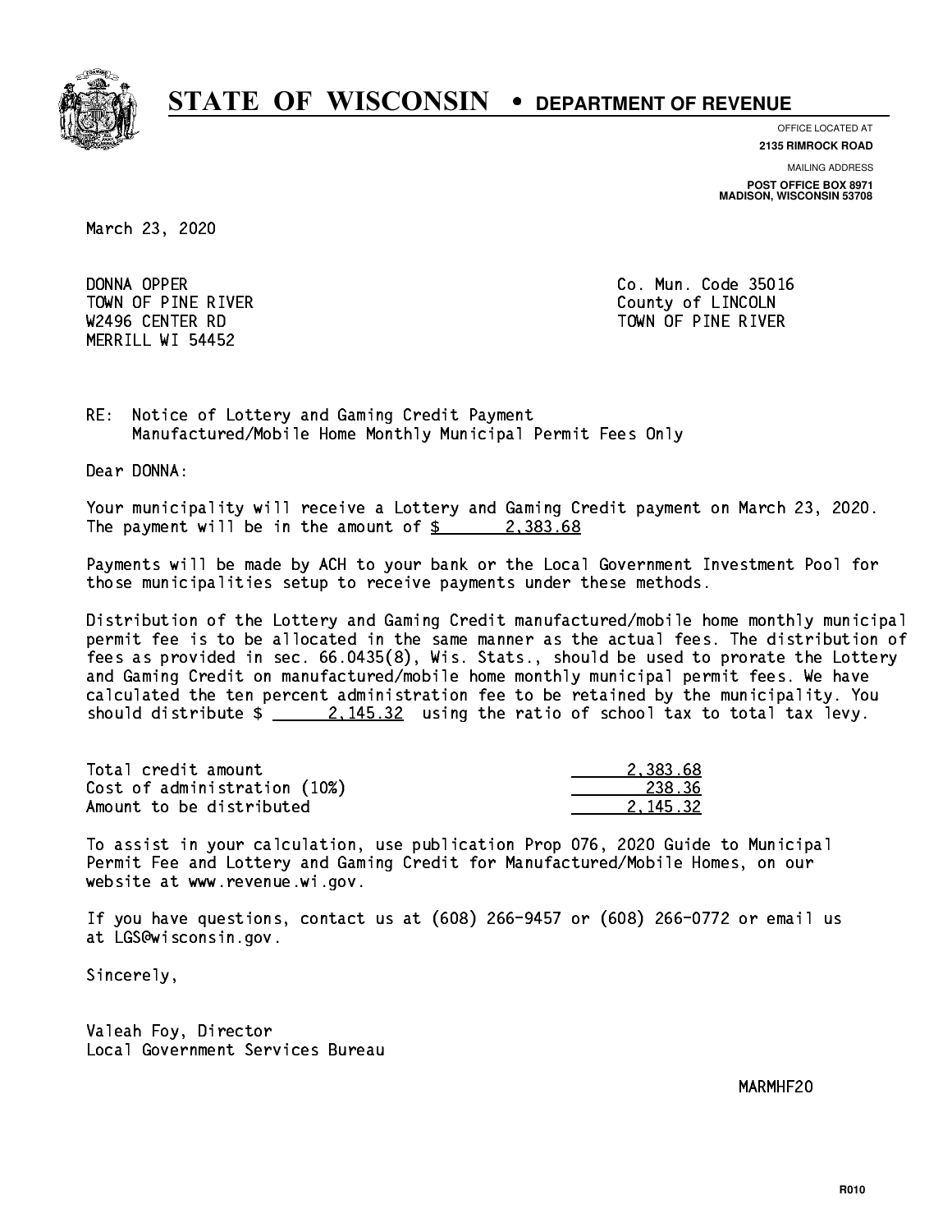# STATE OF WISCONSIN • DEPARTMENT OF REVENUE

OFFICE LOCATED AT
**2135 RIMROCK ROAD**

MAILING ADDRESS
**POST OFFICE BOX 8971**
**MADISON, WISCONSIN 53708**

March 23, 2020

DONNA OPPER
TOWN OF PINE RIVER
W2496 CENTER RD
MERRILL WI 54452

Co. Mun. Code 35016
County of LINCOLN
TOWN OF PINE RIVER

RE: Notice of Lottery and Gaming Credit Payment
Manufactured/Mobile Home Monthly Municipal Permit Fees Only

Dear DONNA:

Your municipality will receive a Lottery and Gaming Credit payment on March 23, 2020. The payment will be in the amount of $ 2,383.68

Payments will be made by ACH to your bank or the Local Government Investment Pool for those municipalities setup to receive payments under these methods.

Distribution of the Lottery and Gaming Credit manufactured/mobile home monthly municipal permit fee is to be allocated in the same manner as the actual fees. The distribution of fees as provided in sec. 66.0435(8), Wis. Stats., should be used to prorate the Lottery and Gaming Credit on manufactured/mobile home monthly municipal permit fees. We have calculated the ten percent administration fee to be retained by the municipality. You should distribute $ 2,145.32 using the ratio of school tax to total tax levy.

| | |
|---|---|
| Total credit amount | 2,383.68 |
| Cost of administration (10%) | 238.36 |
| Amount to be distributed | 2,145.32 |

To assist in your calculation, use publication Prop 076, 2020 Guide to Municipal Permit Fee and Lottery and Gaming Credit for Manufactured/Mobile Homes, on our website at www.revenue.wi.gov.

If you have questions, contact us at (608) 266-9457 or (608) 266-0772 or email us at LGS@wisconsin.gov.

Sincerely,

Valeah Foy, Director
Local Government Services Bureau

MARMHF20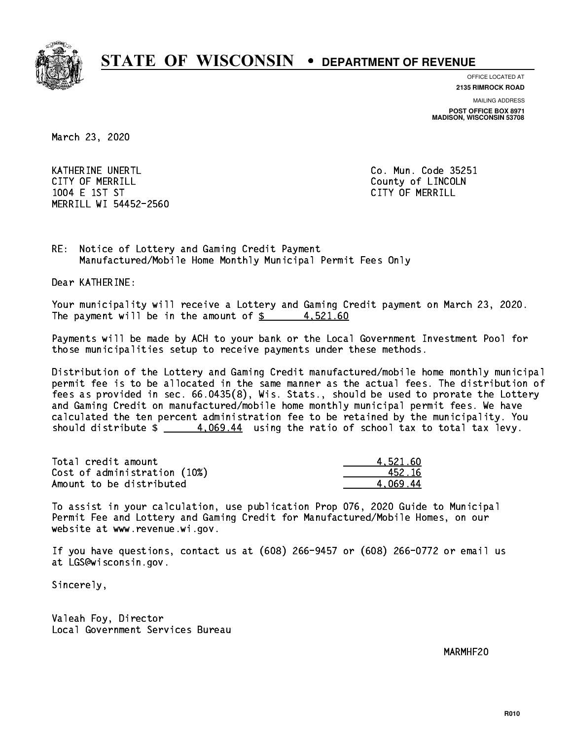# STATE OF WISCONSIN • DEPARTMENT OF REVENUE

OFFICE LOCATED AT
**2135 RIMROCK ROAD**

MAILING ADDRESS
**POST OFFICE BOX 8971**
**MADISON, WISCONSIN 53708**

March 23, 2020

KATHERINE UNERTL
CITY OF MERRILL
1004 E 1ST ST
MERRILL WI 54452-2560

Co. Mun. Code 35251
County of LINCOLN
CITY OF MERRILL

RE: Notice of Lottery and Gaming Credit Payment
Manufactured/Mobile Home Monthly Municipal Permit Fees Only

Dear KATHERINE:

Your municipality will receive a Lottery and Gaming Credit payment on March 23, 2020. The payment will be in the amount of $ 4,521.60

Payments will be made by ACH to your bank or the Local Government Investment Pool for those municipalities setup to receive payments under these methods.

Distribution of the Lottery and Gaming Credit manufactured/mobile home monthly municipal permit fee is to be allocated in the same manner as the actual fees. The distribution of fees as provided in sec. 66.0435(8), Wis. Stats., should be used to prorate the Lottery and Gaming Credit on manufactured/mobile home monthly municipal permit fees. We have calculated the ten percent administration fee to be retained by the municipality. You should distribute $ 4,069.44 using the ratio of school tax to total tax levy.

| | |
|---|---|
| Total credit amount | 4,521.60 |
| Cost of administration (10%) | 452.16 |
| Amount to be distributed | 4,069.44 |

To assist in your calculation, use publication Prop 076, 2020 Guide to Municipal Permit Fee and Lottery and Gaming Credit for Manufactured/Mobile Homes, on our website at www.revenue.wi.gov.

If you have questions, contact us at (608) 266-9457 or (608) 266-0772 or email us at LGS@wisconsin.gov.

Sincerely,

Valeah Foy, Director
Local Government Services Bureau

MARMHF20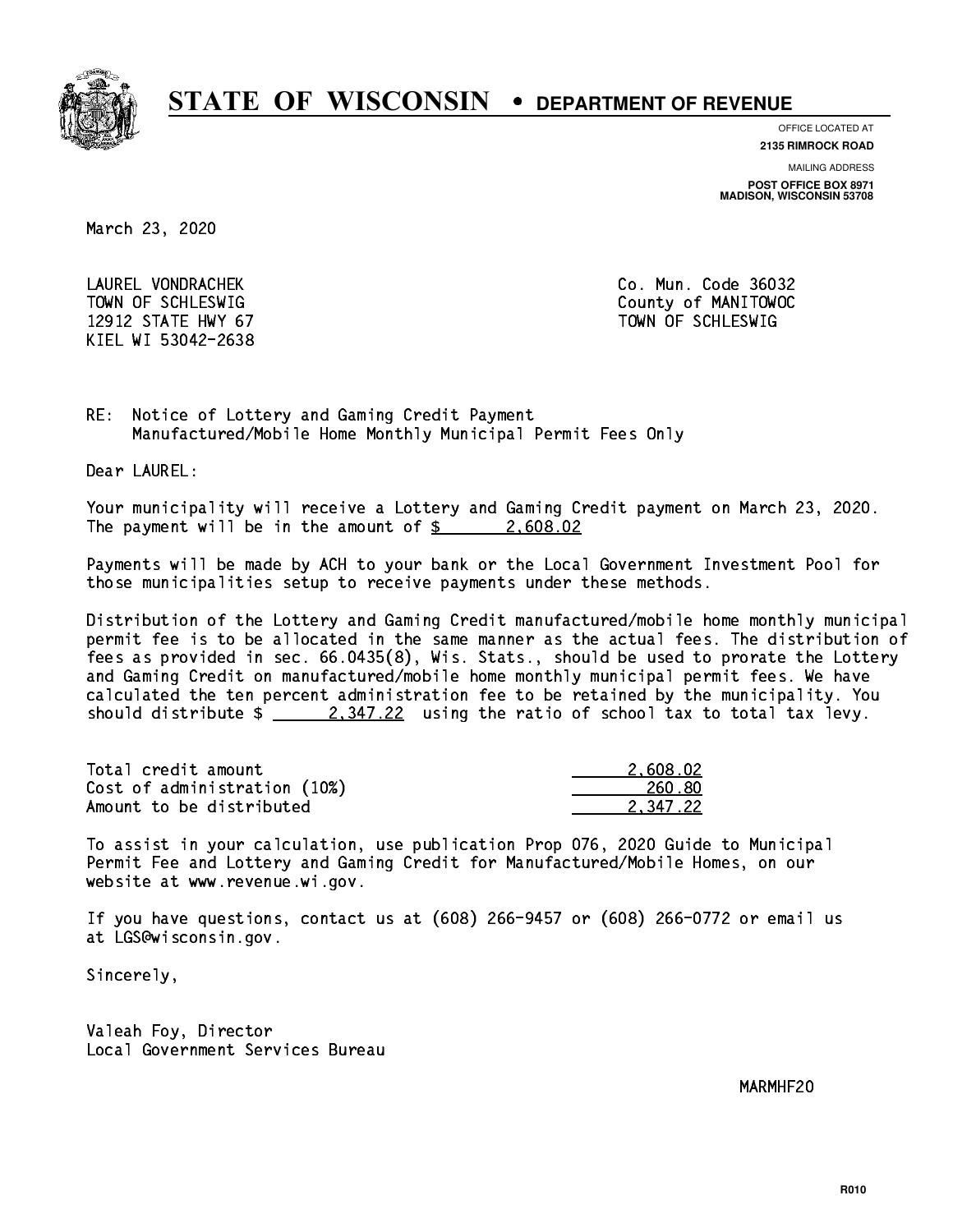# STATE OF WISCONSIN • DEPARTMENT OF REVENUE

OFFICE LOCATED AT
**2135 RIMROCK ROAD**

MAILING ADDRESS
**POST OFFICE BOX 8971**
**MADISON, WISCONSIN 53708**

March 23, 2020

LAUREL VONDRACHEK
TOWN OF SCHLESWIG
12912 STATE HWY 67
KIEL WI 53042-2638

Co. Mun. Code 36032
County of MANITOWOC
TOWN OF SCHLESWIG

RE: Notice of Lottery and Gaming Credit Payment
Manufactured/Mobile Home Monthly Municipal Permit Fees Only

Dear LAUREL:

Your municipality will receive a Lottery and Gaming Credit payment on March 23, 2020. The payment will be in the amount of $ 2,608.02

Payments will be made by ACH to your bank or the Local Government Investment Pool for those municipalities setup to receive payments under these methods.

Distribution of the Lottery and Gaming Credit manufactured/mobile home monthly municipal permit fee is to be allocated in the same manner as the actual fees. The distribution of fees as provided in sec. 66.0435(8), Wis. Stats., should be used to prorate the Lottery and Gaming Credit on manufactured/mobile home monthly municipal permit fees. We have calculated the ten percent administration fee to be retained by the municipality. You should distribute $ 2,347.22 using the ratio of school tax to total tax levy.

| | |
|---|---|
| Total credit amount | 2,608.02 |
| Cost of administration (10%) | 260.80 |
| Amount to be distributed | 2,347.22 |

To assist in your calculation, use publication Prop 076, 2020 Guide to Municipal Permit Fee and Lottery and Gaming Credit for Manufactured/Mobile Homes, on our website at www.revenue.wi.gov.

If you have questions, contact us at (608) 266-9457 or (608) 266-0772 or email us at LGS@wisconsin.gov.

Sincerely,

Valeah Foy, Director
Local Government Services Bureau

MARMHF20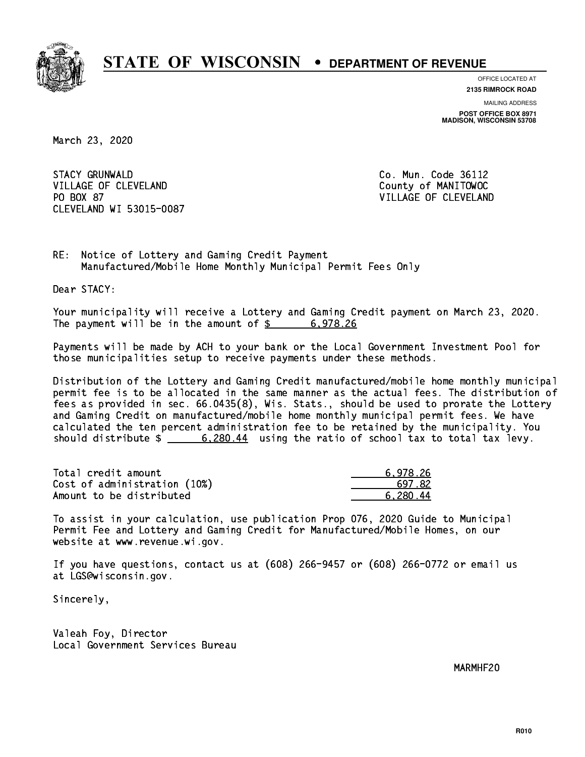# STATE OF WISCONSIN • DEPARTMENT OF REVENUE

OFFICE LOCATED AT
**2135 RIMROCK ROAD**

MAILING ADDRESS
**POST OFFICE BOX 8971**
**MADISON, WISCONSIN 53708**

March 23, 2020

STACY GRUNWALD
VILLAGE OF CLEVELAND
PO BOX 87
CLEVELAND WI 53015-0087

Co. Mun. Code 36112
County of MANITOWOC
VILLAGE OF CLEVELAND

RE: Notice of Lottery and Gaming Credit Payment
Manufactured/Mobile Home Monthly Municipal Permit Fees Only

Dear STACY:

Your municipality will receive a Lottery and Gaming Credit payment on March 23, 2020. The payment will be in the amount of $ 6,978.26

Payments will be made by ACH to your bank or the Local Government Investment Pool for those municipalities setup to receive payments under these methods.

Distribution of the Lottery and Gaming Credit manufactured/mobile home monthly municipal permit fee is to be allocated in the same manner as the actual fees. The distribution of fees as provided in sec. 66.0435(8), Wis. Stats., should be used to prorate the Lottery and Gaming Credit on manufactured/mobile home monthly municipal permit fees. We have calculated the ten percent administration fee to be retained by the municipality. You should distribute $ 6,280.44 using the ratio of school tax to total tax levy.

| | |
|---|---|
| Total credit amount | 6,978.26 |
| Cost of administration (10%) | 697.82 |
| Amount to be distributed | 6,280.44 |

To assist in your calculation, use publication Prop 076, 2020 Guide to Municipal Permit Fee and Lottery and Gaming Credit for Manufactured/Mobile Homes, on our website at www.revenue.wi.gov.

If you have questions, contact us at (608) 266-9457 or (608) 266-0772 or email us at LGS@wisconsin.gov.

Sincerely,

Valeah Foy, Director
Local Government Services Bureau

MARMHF20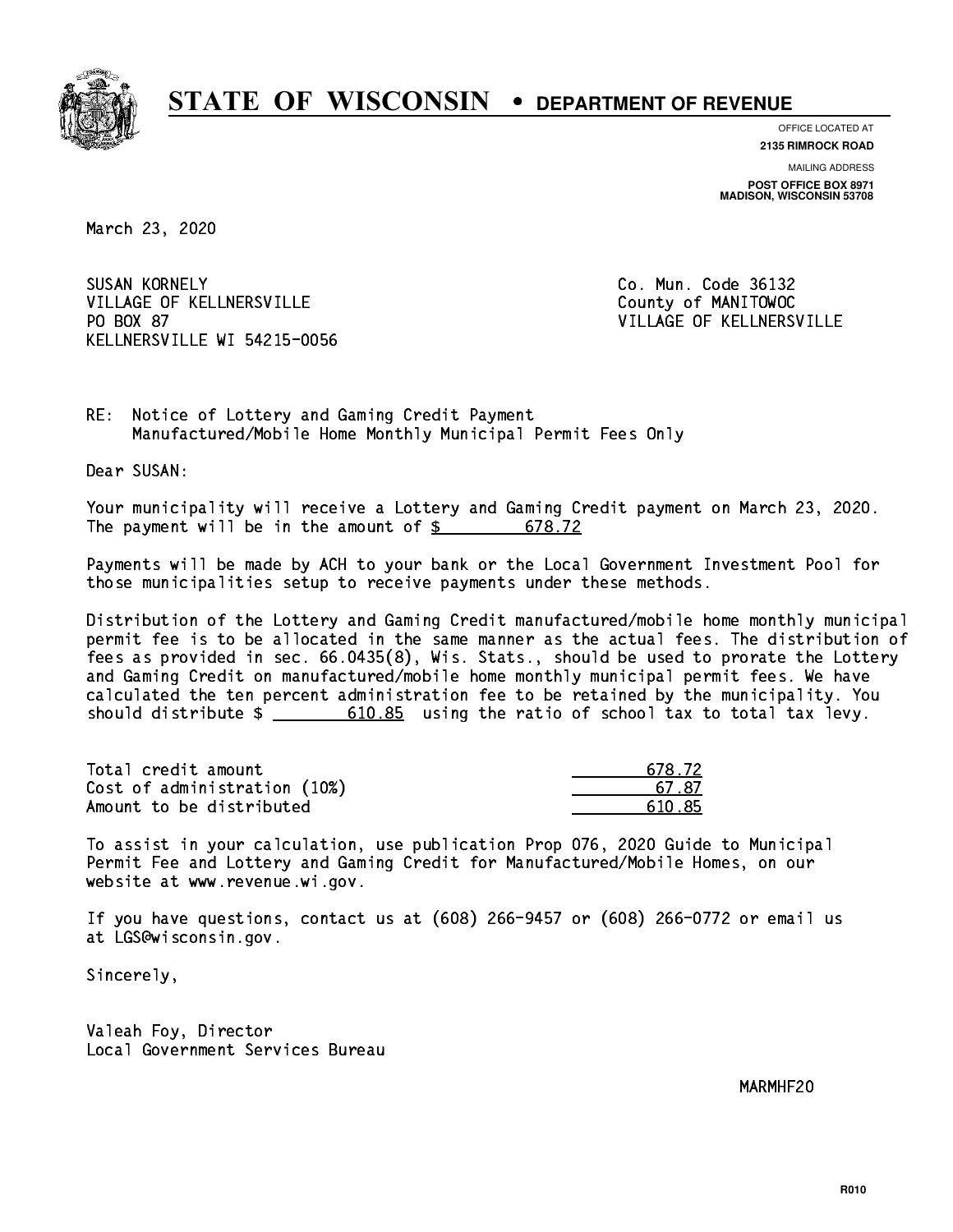# STATE OF WISCONSIN • DEPARTMENT OF REVENUE

OFFICE LOCATED AT
**2135 RIMROCK ROAD**

MAILING ADDRESS
**POST OFFICE BOX 8971**
**MADISON, WISCONSIN 53708**

March 23, 2020

SUSAN KORNELY
VILLAGE OF KELLNERSVILLE
PO BOX 87
KELLNERSVILLE WI 54215-0056

Co. Mun. Code 36132
County of MANITOWOC
VILLAGE OF KELLNERSVILLE

RE: Notice of Lottery and Gaming Credit Payment
Manufactured/Mobile Home Monthly Municipal Permit Fees Only

Dear SUSAN:

Your municipality will receive a Lottery and Gaming Credit payment on March 23, 2020. The payment will be in the amount of $ 678.72

Payments will be made by ACH to your bank or the Local Government Investment Pool for those municipalities setup to receive payments under these methods.

Distribution of the Lottery and Gaming Credit manufactured/mobile home monthly municipal permit fee is to be allocated in the same manner as the actual fees. The distribution of fees as provided in sec. 66.0435(8), Wis. Stats., should be used to prorate the Lottery and Gaming Credit on manufactured/mobile home monthly municipal permit fees. We have calculated the ten percent administration fee to be retained by the municipality. You should distribute $ 610.85 using the ratio of school tax to total tax levy.

| | |
|---|---|
| Total credit amount | 678.72 |
| Cost of administration (10%) | 67.87 |
| Amount to be distributed | 610.85 |

To assist in your calculation, use publication Prop 076, 2020 Guide to Municipal Permit Fee and Lottery and Gaming Credit for Manufactured/Mobile Homes, on our website at www.revenue.wi.gov.

If you have questions, contact us at (608) 266-9457 or (608) 266-0772 or email us at LGS@wisconsin.gov.

Sincerely,

Valeah Foy, Director
Local Government Services Bureau

MARMHF20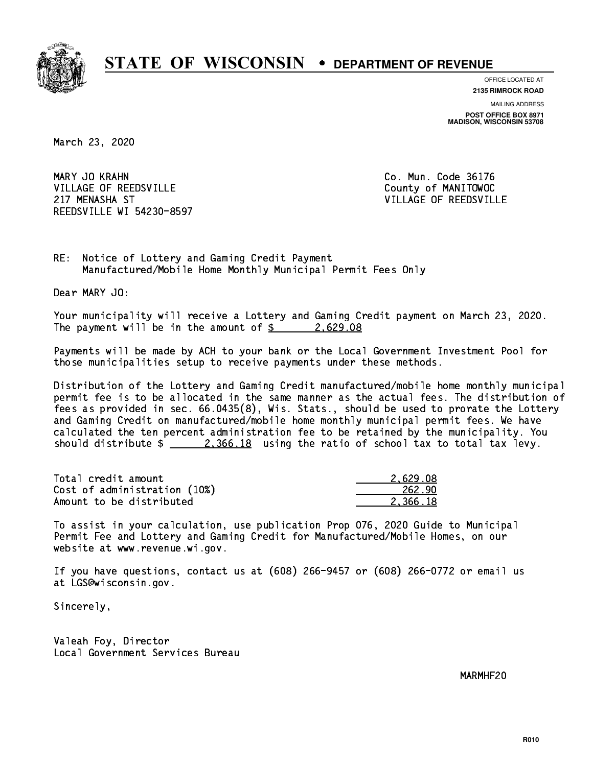# STATE OF WISCONSIN • DEPARTMENT OF REVENUE

OFFICE LOCATED AT
**2135 RIMROCK ROAD**

MAILING ADDRESS
**POST OFFICE BOX 8971**
**MADISON, WISCONSIN 53708**

March 23, 2020

MARY JO KRAHN
VILLAGE OF REEDSVILLE
217 MENASHA ST
REEDSVILLE WI 54230-8597

Co. Mun. Code 36176
County of MANITOWOC
VILLAGE OF REEDSVILLE

RE: Notice of Lottery and Gaming Credit Payment
Manufactured/Mobile Home Monthly Municipal Permit Fees Only

Dear MARY JO:

Your municipality will receive a Lottery and Gaming Credit payment on March 23, 2020. The payment will be in the amount of $ 2,629.08

Payments will be made by ACH to your bank or the Local Government Investment Pool for those municipalities setup to receive payments under these methods.

Distribution of the Lottery and Gaming Credit manufactured/mobile home monthly municipal permit fee is to be allocated in the same manner as the actual fees. The distribution of fees as provided in sec. 66.0435(8), Wis. Stats., should be used to prorate the Lottery and Gaming Credit on manufactured/mobile home monthly municipal permit fees. We have calculated the ten percent administration fee to be retained by the municipality. You should distribute $ 2,366.18 using the ratio of school tax to total tax levy.

| | |
|---|---|
| Total credit amount | 2,629.08 |
| Cost of administration (10%) | 262.90 |
| Amount to be distributed | 2,366.18 |

To assist in your calculation, use publication Prop 076, 2020 Guide to Municipal Permit Fee and Lottery and Gaming Credit for Manufactured/Mobile Homes, on our website at www.revenue.wi.gov.

If you have questions, contact us at (608) 266-9457 or (608) 266-0772 or email us at LGS@wisconsin.gov.

Sincerely,

Valeah Foy, Director
Local Government Services Bureau

MARMHF20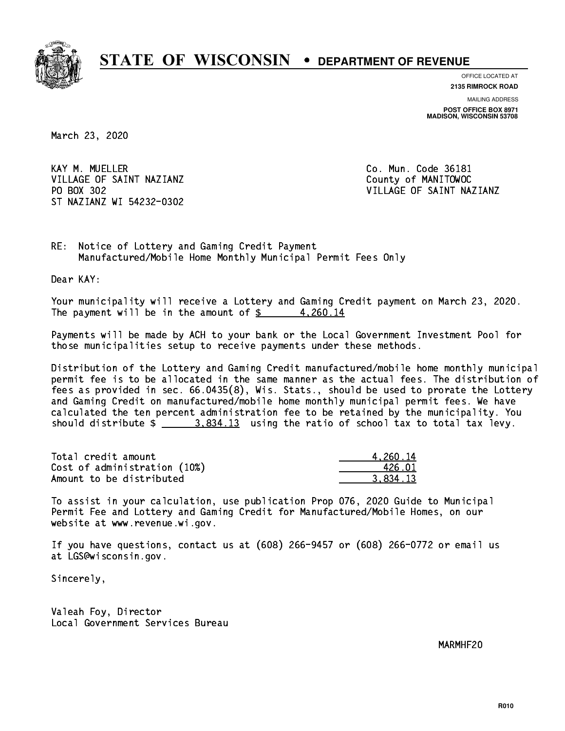# STATE OF WISCONSIN • DEPARTMENT OF REVENUE

OFFICE LOCATED AT
**2135 RIMROCK ROAD**

MAILING ADDRESS
**POST OFFICE BOX 8971**
**MADISON, WISCONSIN 53708**

March 23, 2020

KAY M. MUELLER
VILLAGE OF SAINT NAZIANZ
PO BOX 302
ST NAZIANZ WI 54232-0302

Co. Mun. Code 36181
County of MANITOWOC
VILLAGE OF SAINT NAZIANZ

RE: Notice of Lottery and Gaming Credit Payment
Manufactured/Mobile Home Monthly Municipal Permit Fees Only

Dear KAY:

Your municipality will receive a Lottery and Gaming Credit payment on March 23, 2020. The payment will be in the amount of $ 4,260.14

Payments will be made by ACH to your bank or the Local Government Investment Pool for those municipalities setup to receive payments under these methods.

Distribution of the Lottery and Gaming Credit manufactured/mobile home monthly municipal permit fee is to be allocated in the same manner as the actual fees. The distribution of fees as provided in sec. 66.0435(8), Wis. Stats., should be used to prorate the Lottery and Gaming Credit on manufactured/mobile home monthly municipal permit fees. We have calculated the ten percent administration fee to be retained by the municipality. You should distribute $ 3,834.13 using the ratio of school tax to total tax levy.

| | |
|---|---:|
| Total credit amount | 4,260.14 |
| Cost of administration (10%) | 426.01 |
| Amount to be distributed | 3,834.13 |

To assist in your calculation, use publication Prop 076, 2020 Guide to Municipal Permit Fee and Lottery and Gaming Credit for Manufactured/Mobile Homes, on our website at www.revenue.wi.gov.

If you have questions, contact us at (608) 266-9457 or (608) 266-0772 or email us at LGS@wisconsin.gov.

Sincerely,

Valeah Foy, Director
Local Government Services Bureau

MARMHF20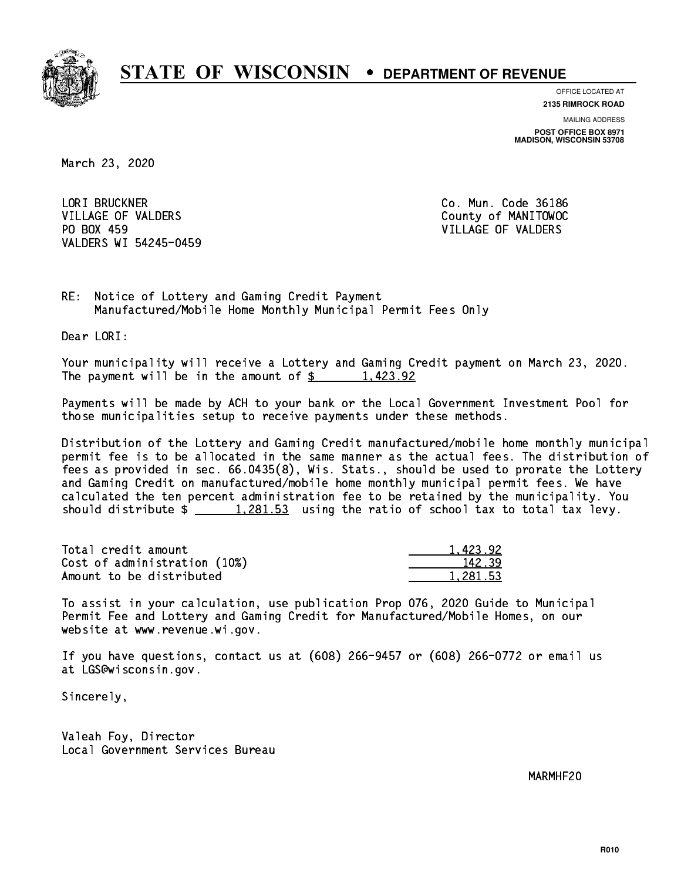# STATE OF WISCONSIN • DEPARTMENT OF REVENUE

OFFICE LOCATED AT
**2135 RIMROCK ROAD**

MAILING ADDRESS
**POST OFFICE BOX 8971**
**MADISON, WISCONSIN 53708**

March 23, 2020

LORI BRUCKNER
VILLAGE OF VALDERS
PO BOX 459
VALDERS WI 54245-0459

Co. Mun. Code 36186
County of MANITOWOC
VILLAGE OF VALDERS

RE: Notice of Lottery and Gaming Credit Payment
Manufactured/Mobile Home Monthly Municipal Permit Fees Only

Dear LORI:

Your municipality will receive a Lottery and Gaming Credit payment on March 23, 2020. The payment will be in the amount of $ 1,423.92

Payments will be made by ACH to your bank or the Local Government Investment Pool for those municipalities setup to receive payments under these methods.

Distribution of the Lottery and Gaming Credit manufactured/mobile home monthly municipal permit fee is to be allocated in the same manner as the actual fees. The distribution of fees as provided in sec. 66.0435(8), Wis. Stats., should be used to prorate the Lottery and Gaming Credit on manufactured/mobile home monthly municipal permit fees. We have calculated the ten percent administration fee to be retained by the municipality. You should distribute $ 1,281.53 using the ratio of school tax to total tax levy.

| | |
|---|---|
| Total credit amount | 1,423.92 |
| Cost of administration (10%) | 142.39 |
| Amount to be distributed | 1,281.53 |

To assist in your calculation, use publication Prop 076, 2020 Guide to Municipal Permit Fee and Lottery and Gaming Credit for Manufactured/Mobile Homes, on our website at www.revenue.wi.gov.

If you have questions, contact us at (608) 266-9457 or (608) 266-0772 or email us at LGS@wisconsin.gov.

Sincerely,

Valeah Foy, Director
Local Government Services Bureau

MARMHF20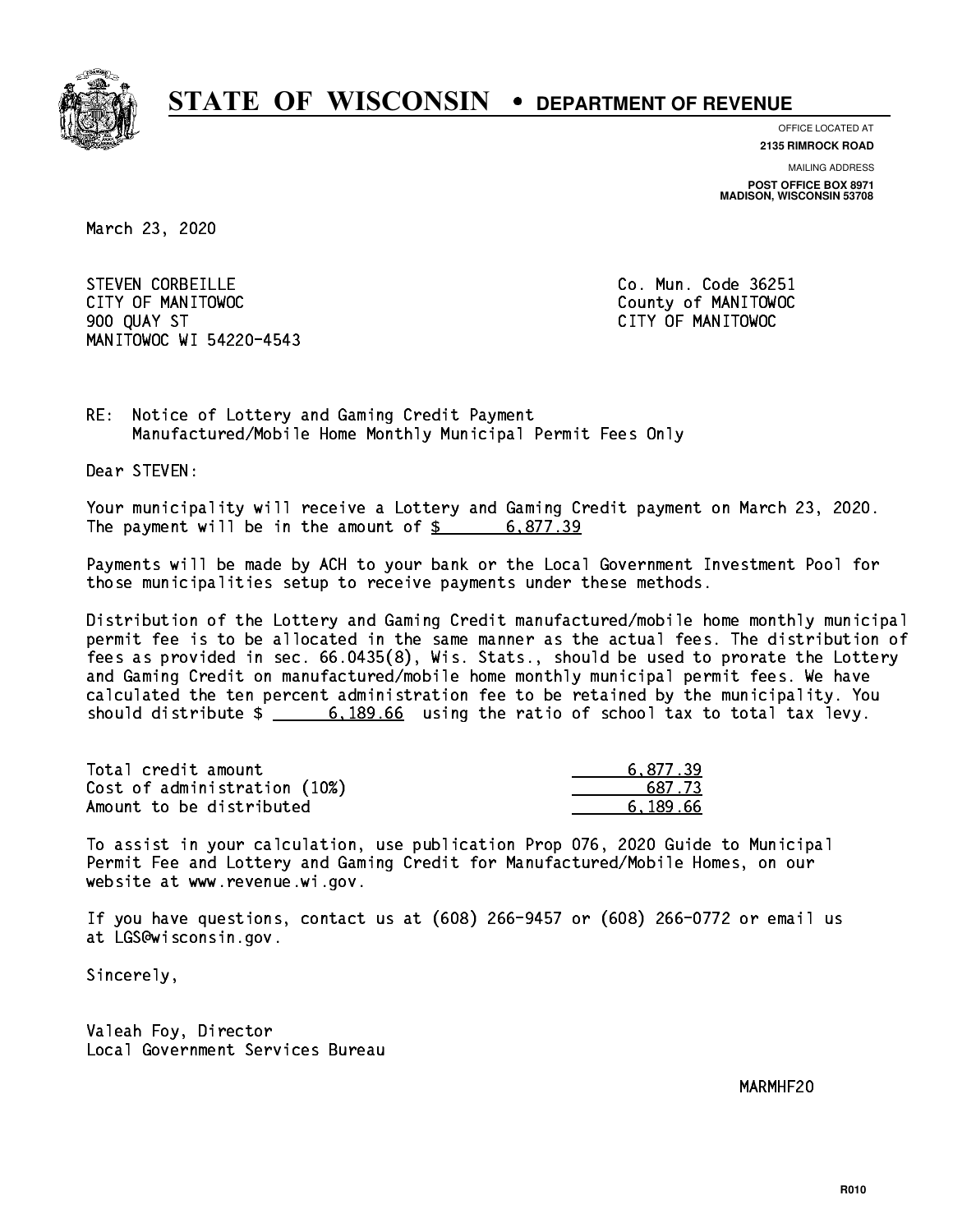# STATE OF WISCONSIN • DEPARTMENT OF REVENUE

OFFICE LOCATED AT
**2135 RIMROCK ROAD**

MAILING ADDRESS
**POST OFFICE BOX 8971**
**MADISON, WISCONSIN 53708**

March 23, 2020

STEVEN CORBEILLE
CITY OF MANITOWOC
900 QUAY ST
MANITOWOC WI 54220-4543

Co. Mun. Code 36251
County of MANITOWOC
CITY OF MANITOWOC

RE: Notice of Lottery and Gaming Credit Payment
Manufactured/Mobile Home Monthly Municipal Permit Fees Only

Dear STEVEN:

Your municipality will receive a Lottery and Gaming Credit payment on March 23, 2020. The payment will be in the amount of $ 6,877.39

Payments will be made by ACH to your bank or the Local Government Investment Pool for those municipalities setup to receive payments under these methods.

Distribution of the Lottery and Gaming Credit manufactured/mobile home monthly municipal permit fee is to be allocated in the same manner as the actual fees. The distribution of fees as provided in sec. 66.0435(8), Wis. Stats., should be used to prorate the Lottery and Gaming Credit on manufactured/mobile home monthly municipal permit fees. We have calculated the ten percent administration fee to be retained by the municipality. You should distribute $ 6,189.66 using the ratio of school tax to total tax levy.

| | |
|---|---|
| Total credit amount | 6,877.39 |
| Cost of administration (10%) | 687.73 |
| Amount to be distributed | 6,189.66 |

To assist in your calculation, use publication Prop 076, 2020 Guide to Municipal Permit Fee and Lottery and Gaming Credit for Manufactured/Mobile Homes, on our website at www.revenue.wi.gov.

If you have questions, contact us at (608) 266-9457 or (608) 266-0772 or email us at LGS@wisconsin.gov.

Sincerely,

Valeah Foy, Director
Local Government Services Bureau

MARMHF20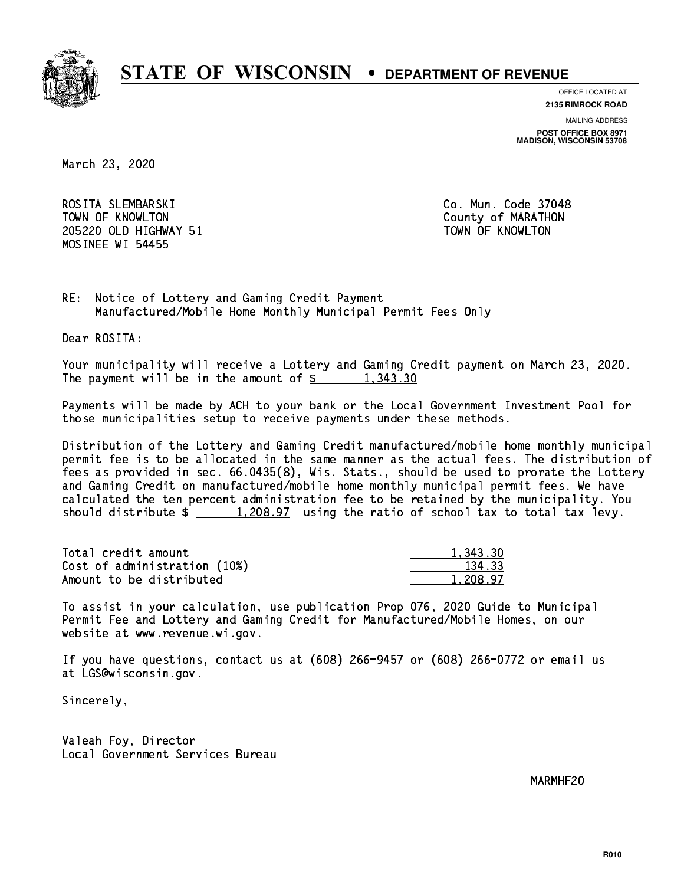# STATE OF WISCONSIN • DEPARTMENT OF REVENUE

OFFICE LOCATED AT
**2135 RIMROCK ROAD**

MAILING ADDRESS
**POST OFFICE BOX 8971**
**MADISON, WISCONSIN 53708**

March 23, 2020

ROSITA SLEMBARSKI
TOWN OF KNOWLTON
205220 OLD HIGHWAY 51
MOSINEE WI 54455

Co. Mun. Code 37048
County of MARATHON
TOWN OF KNOWLTON

RE: Notice of Lottery and Gaming Credit Payment
Manufactured/Mobile Home Monthly Municipal Permit Fees Only

Dear ROSITA:

Your municipality will receive a Lottery and Gaming Credit payment on March 23, 2020. The payment will be in the amount of $ 1,343.30

Payments will be made by ACH to your bank or the Local Government Investment Pool for those municipalities setup to receive payments under these methods.

Distribution of the Lottery and Gaming Credit manufactured/mobile home monthly municipal permit fee is to be allocated in the same manner as the actual fees. The distribution of fees as provided in sec. 66.0435(8), Wis. Stats., should be used to prorate the Lottery and Gaming Credit on manufactured/mobile home monthly municipal permit fees. We have calculated the ten percent administration fee to be retained by the municipality. You should distribute $ 1,208.97 using the ratio of school tax to total tax levy.

| | |
|---|---|
| Total credit amount | 1,343.30 |
| Cost of administration (10%) | 134.33 |
| Amount to be distributed | 1,208.97 |

To assist in your calculation, use publication Prop 076, 2020 Guide to Municipal Permit Fee and Lottery and Gaming Credit for Manufactured/Mobile Homes, on our website at www.revenue.wi.gov.

If you have questions, contact us at (608) 266-9457 or (608) 266-0772 or email us at LGS@wisconsin.gov.

Sincerely,

Valeah Foy, Director
Local Government Services Bureau

MARMHF20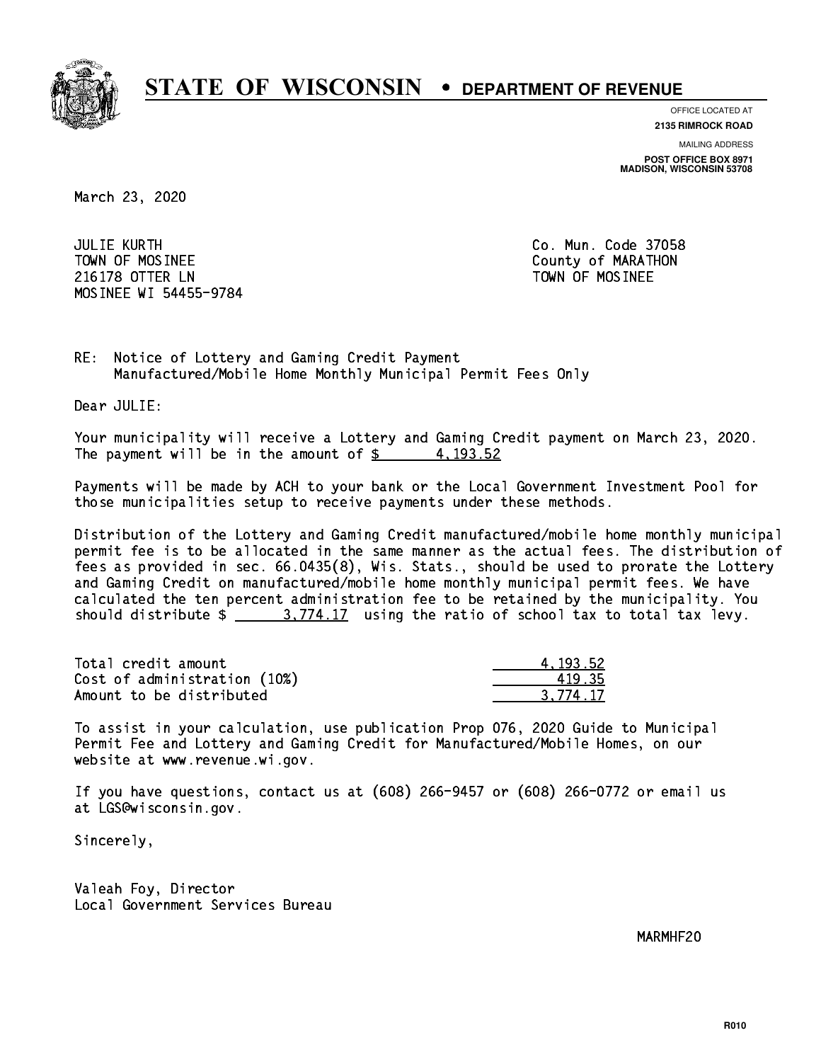# STATE OF WISCONSIN • DEPARTMENT OF REVENUE

OFFICE LOCATED AT
**2135 RIMROCK ROAD**

MAILING ADDRESS
**POST OFFICE BOX 8971**
**MADISON, WISCONSIN 53708**

March 23, 2020

JULIE KURTH
TOWN OF MOSINEE
216178 OTTER LN
MOSINEE WI 54455-9784

Co. Mun. Code 37058
County of MARATHON
TOWN OF MOSINEE

RE: Notice of Lottery and Gaming Credit Payment
Manufactured/Mobile Home Monthly Municipal Permit Fees Only

Dear JULIE:

Your municipality will receive a Lottery and Gaming Credit payment on March 23, 2020. The payment will be in the amount of $ 4,193.52

Payments will be made by ACH to your bank or the Local Government Investment Pool for those municipalities setup to receive payments under these methods.

Distribution of the Lottery and Gaming Credit manufactured/mobile home monthly municipal permit fee is to be allocated in the same manner as the actual fees. The distribution of fees as provided in sec. 66.0435(8), Wis. Stats., should be used to prorate the Lottery and Gaming Credit on manufactured/mobile home monthly municipal permit fees. We have calculated the ten percent administration fee to be retained by the municipality. You should distribute $ 3,774.17 using the ratio of school tax to total tax levy.

| | |
|---|---|
| Total credit amount | 4,193.52 |
| Cost of administration (10%) | 419.35 |
| Amount to be distributed | 3,774.17 |

To assist in your calculation, use publication Prop 076, 2020 Guide to Municipal Permit Fee and Lottery and Gaming Credit for Manufactured/Mobile Homes, on our website at www.revenue.wi.gov.

If you have questions, contact us at (608) 266-9457 or (608) 266-0772 or email us at LGS@wisconsin.gov.

Sincerely,

Valeah Foy, Director
Local Government Services Bureau

MARMHF20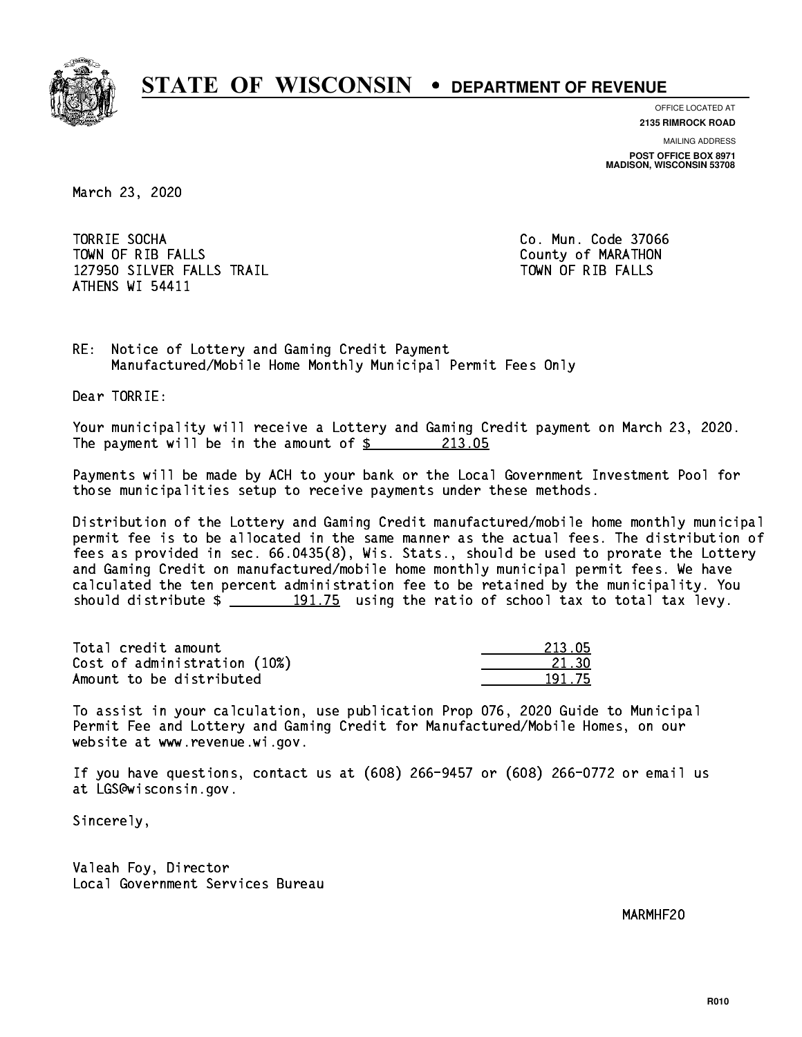# STATE OF WISCONSIN • DEPARTMENT OF REVENUE

OFFICE LOCATED AT
**2135 RIMROCK ROAD**

MAILING ADDRESS
**POST OFFICE BOX 8971**
**MADISON, WISCONSIN 53708**

March 23, 2020

TORRIE SOCHA
TOWN OF RIB FALLS
127950 SILVER FALLS TRAIL
ATHENS WI 54411

Co. Mun. Code 37066
County of MARATHON
TOWN OF RIB FALLS

RE: Notice of Lottery and Gaming Credit Payment
Manufactured/Mobile Home Monthly Municipal Permit Fees Only

Dear TORRIE:

Your municipality will receive a Lottery and Gaming Credit payment on March 23, 2020. The payment will be in the amount of $ 213.05

Payments will be made by ACH to your bank or the Local Government Investment Pool for those municipalities setup to receive payments under these methods.

Distribution of the Lottery and Gaming Credit manufactured/mobile home monthly municipal permit fee is to be allocated in the same manner as the actual fees. The distribution of fees as provided in sec. 66.0435(8), Wis. Stats., should be used to prorate the Lottery and Gaming Credit on manufactured/mobile home monthly municipal permit fees. We have calculated the ten percent administration fee to be retained by the municipality. You should distribute $ 191.75 using the ratio of school tax to total tax levy.

| | |
|---|---|
| Total credit amount | 213.05 |
| Cost of administration (10%) | 21.30 |
| Amount to be distributed | 191.75 |

To assist in your calculation, use publication Prop 076, 2020 Guide to Municipal Permit Fee and Lottery and Gaming Credit for Manufactured/Mobile Homes, on our website at www.revenue.wi.gov.

If you have questions, contact us at (608) 266-9457 or (608) 266-0772 or email us at LGS@wisconsin.gov.

Sincerely,

Valeah Foy, Director
Local Government Services Bureau

MARMHF20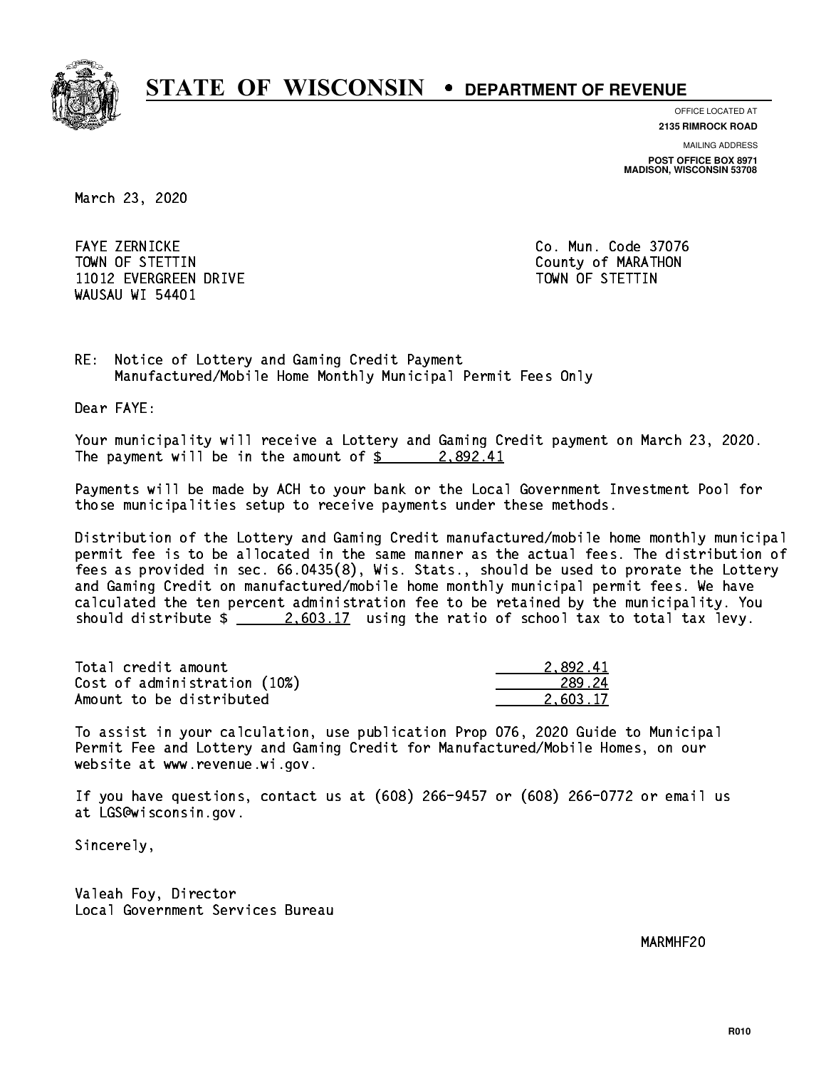# STATE OF WISCONSIN • DEPARTMENT OF REVENUE

OFFICE LOCATED AT
**2135 RIMROCK ROAD**

MAILING ADDRESS
**POST OFFICE BOX 8971**
**MADISON, WISCONSIN 53708**

March 23, 2020

FAYE ZERNICKE
TOWN OF STETTIN
11012 EVERGREEN DRIVE
WAUSAU WI 54401

Co. Mun. Code 37076
County of MARATHON
TOWN OF STETTIN

RE: Notice of Lottery and Gaming Credit Payment
Manufactured/Mobile Home Monthly Municipal Permit Fees Only

Dear FAYE:

Your municipality will receive a Lottery and Gaming Credit payment on March 23, 2020. The payment will be in the amount of $ 2,892.41

Payments will be made by ACH to your bank or the Local Government Investment Pool for those municipalities setup to receive payments under these methods.

Distribution of the Lottery and Gaming Credit manufactured/mobile home monthly municipal permit fee is to be allocated in the same manner as the actual fees. The distribution of fees as provided in sec. 66.0435(8), Wis. Stats., should be used to prorate the Lottery and Gaming Credit on manufactured/mobile home monthly municipal permit fees. We have calculated the ten percent administration fee to be retained by the municipality. You should distribute $ 2,603.17 using the ratio of school tax to total tax levy.

| | |
|---|---|
| Total credit amount | 2,892.41 |
| Cost of administration (10%) | 289.24 |
| Amount to be distributed | 2,603.17 |

To assist in your calculation, use publication Prop 076, 2020 Guide to Municipal Permit Fee and Lottery and Gaming Credit for Manufactured/Mobile Homes, on our website at www.revenue.wi.gov.

If you have questions, contact us at (608) 266-9457 or (608) 266-0772 or email us at LGS@wisconsin.gov.

Sincerely,

Valeah Foy, Director
Local Government Services Bureau

MARMHF20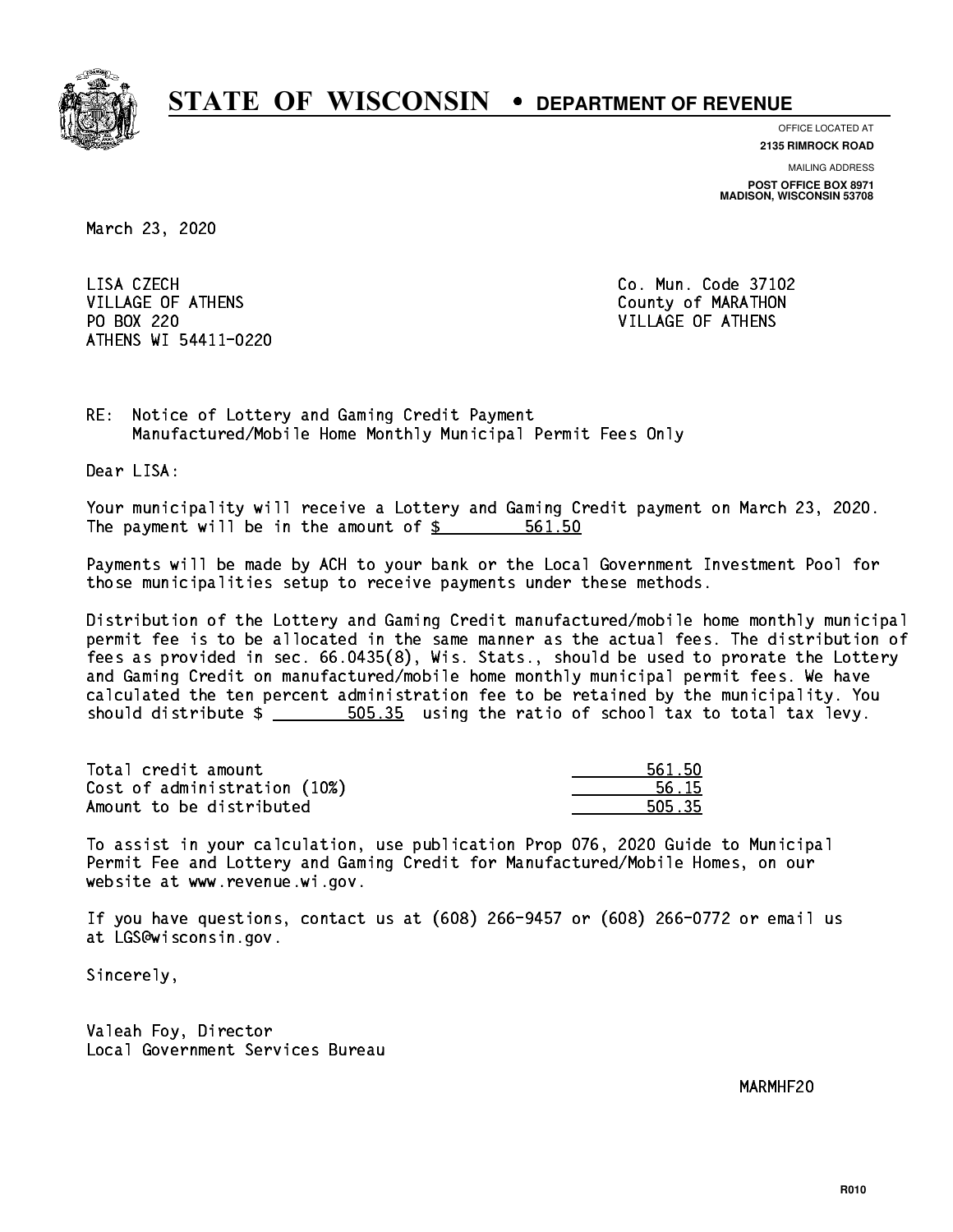# STATE OF WISCONSIN • DEPARTMENT OF REVENUE

OFFICE LOCATED AT
**2135 RIMROCK ROAD**

MAILING ADDRESS
**POST OFFICE BOX 8971**
**MADISON, WISCONSIN 53708**

March 23, 2020

LISA CZECH
VILLAGE OF ATHENS
PO BOX 220
ATHENS WI 54411-0220

Co. Mun. Code 37102
County of MARATHON
VILLAGE OF ATHENS

RE: Notice of Lottery and Gaming Credit Payment
Manufactured/Mobile Home Monthly Municipal Permit Fees Only

Dear LISA:

Your municipality will receive a Lottery and Gaming Credit payment on March 23, 2020. The payment will be in the amount of $ 561.50

Payments will be made by ACH to your bank or the Local Government Investment Pool for those municipalities setup to receive payments under these methods.

Distribution of the Lottery and Gaming Credit manufactured/mobile home monthly municipal permit fee is to be allocated in the same manner as the actual fees. The distribution of fees as provided in sec. 66.0435(8), Wis. Stats., should be used to prorate the Lottery and Gaming Credit on manufactured/mobile home monthly municipal permit fees. We have calculated the ten percent administration fee to be retained by the municipality. You should distribute $ 505.35 using the ratio of school tax to total tax levy.

| | |
|---|---|
| Total credit amount | 561.50 |
| Cost of administration (10%) | 56.15 |
| Amount to be distributed | 505.35 |

To assist in your calculation, use publication Prop 076, 2020 Guide to Municipal Permit Fee and Lottery and Gaming Credit for Manufactured/Mobile Homes, on our website at www.revenue.wi.gov.

If you have questions, contact us at (608) 266-9457 or (608) 266-0772 or email us at LGS@wisconsin.gov.

Sincerely,

Valeah Foy, Director
Local Government Services Bureau

MARMHF20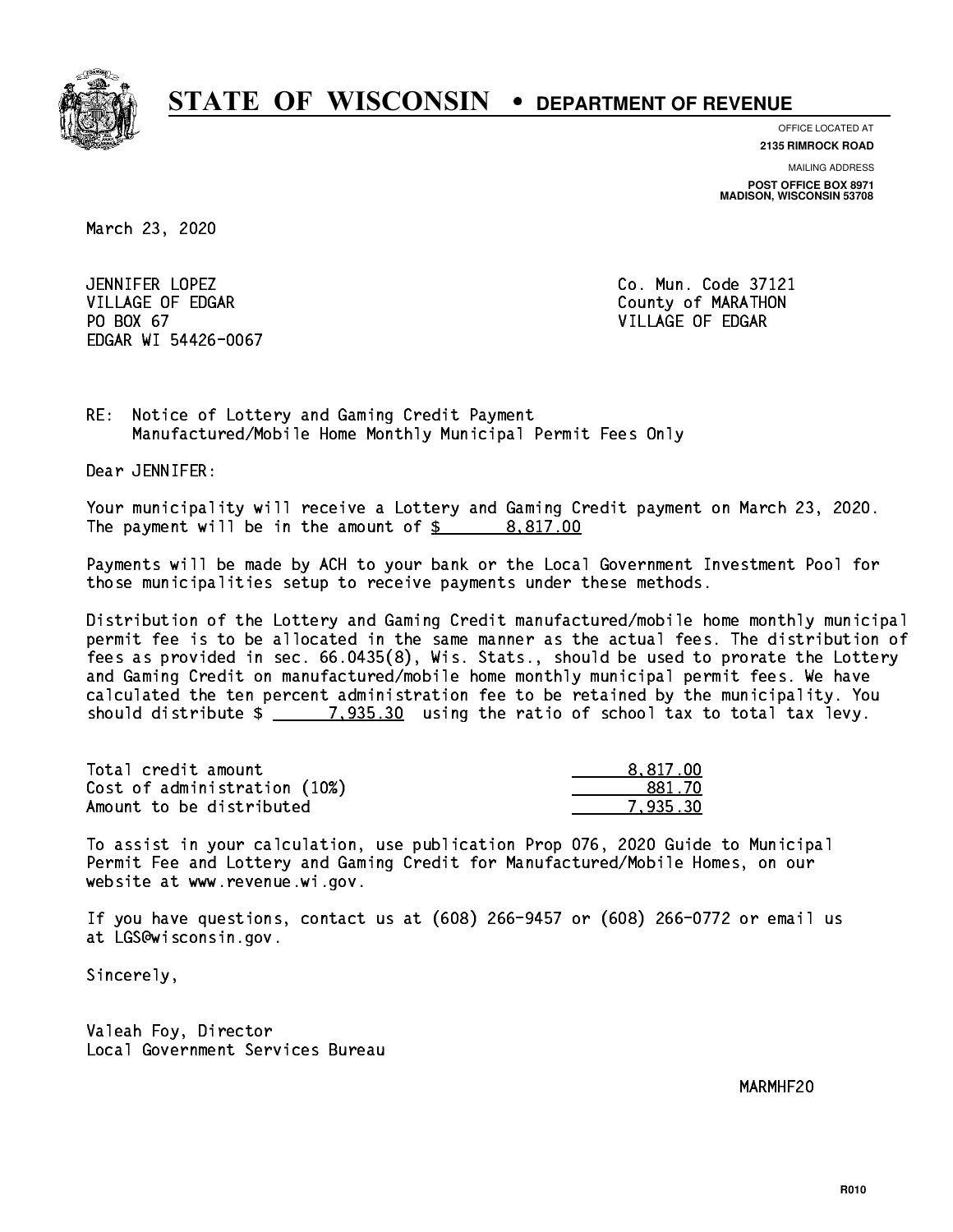# STATE OF WISCONSIN • DEPARTMENT OF REVENUE

OFFICE LOCATED AT
**2135 RIMROCK ROAD**

MAILING ADDRESS
**POST OFFICE BOX 8971**
**MADISON, WISCONSIN 53708**

March 23, 2020

JENNIFER LOPEZ
VILLAGE OF EDGAR
PO BOX 67
EDGAR WI 54426-0067

Co. Mun. Code 37121
County of MARATHON
VILLAGE OF EDGAR

RE: Notice of Lottery and Gaming Credit Payment
Manufactured/Mobile Home Monthly Municipal Permit Fees Only

Dear JENNIFER:

Your municipality will receive a Lottery and Gaming Credit payment on March 23, 2020. The payment will be in the amount of $ 8,817.00

Payments will be made by ACH to your bank or the Local Government Investment Pool for those municipalities setup to receive payments under these methods.

Distribution of the Lottery and Gaming Credit manufactured/mobile home monthly municipal permit fee is to be allocated in the same manner as the actual fees. The distribution of fees as provided in sec. 66.0435(8), Wis. Stats., should be used to prorate the Lottery and Gaming Credit on manufactured/mobile home monthly municipal permit fees. We have calculated the ten percent administration fee to be retained by the municipality. You should distribute $ 7,935.30 using the ratio of school tax to total tax levy.

| | |
|---|---|
| Total credit amount | 8,817.00 |
| Cost of administration (10%) | 881.70 |
| Amount to be distributed | 7,935.30 |

To assist in your calculation, use publication Prop 076, 2020 Guide to Municipal Permit Fee and Lottery and Gaming Credit for Manufactured/Mobile Homes, on our website at www.revenue.wi.gov.

If you have questions, contact us at (608) 266-9457 or (608) 266-0772 or email us at LGS@wisconsin.gov.

Sincerely,

Valeah Foy, Director
Local Government Services Bureau

MARMHF20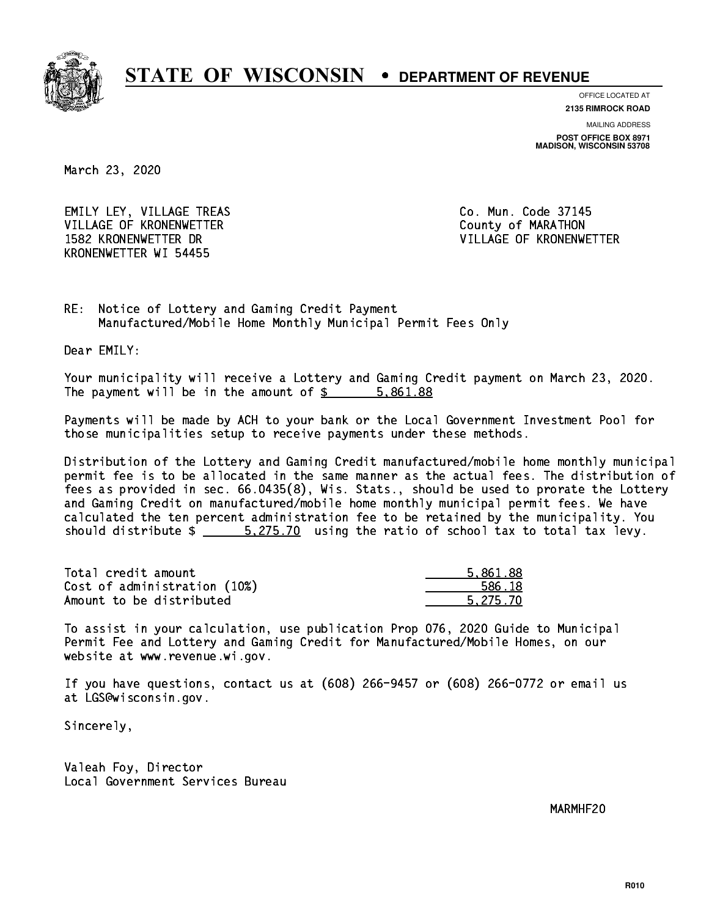# STATE OF WISCONSIN • DEPARTMENT OF REVENUE

OFFICE LOCATED AT
**2135 RIMROCK ROAD**

MAILING ADDRESS
**POST OFFICE BOX 8971**
**MADISON, WISCONSIN 53708**

March 23, 2020

EMILY LEY, VILLAGE TREAS
VILLAGE OF KRONENWETTER
1582 KRONENWETTER DR
KRONENWETTER WI 54455

Co. Mun. Code 37145
County of MARATHON
VILLAGE OF KRONENWETTER

RE: Notice of Lottery and Gaming Credit Payment
Manufactured/Mobile Home Monthly Municipal Permit Fees Only

Dear EMILY:

Your municipality will receive a Lottery and Gaming Credit payment on March 23, 2020. The payment will be in the amount of $ 5,861.88

Payments will be made by ACH to your bank or the Local Government Investment Pool for those municipalities setup to receive payments under these methods.

Distribution of the Lottery and Gaming Credit manufactured/mobile home monthly municipal permit fee is to be allocated in the same manner as the actual fees. The distribution of fees as provided in sec. 66.0435(8), Wis. Stats., should be used to prorate the Lottery and Gaming Credit on manufactured/mobile home monthly municipal permit fees. We have calculated the ten percent administration fee to be retained by the municipality. You should distribute $ 5,275.70 using the ratio of school tax to total tax levy.

| | |
|---|---|
| Total credit amount | 5,861.88 |
| Cost of administration (10%) | 586.18 |
| Amount to be distributed | 5,275.70 |

To assist in your calculation, use publication Prop 076, 2020 Guide to Municipal Permit Fee and Lottery and Gaming Credit for Manufactured/Mobile Homes, on our website at www.revenue.wi.gov.

If you have questions, contact us at (608) 266-9457 or (608) 266-0772 or email us at LGS@wisconsin.gov.

Sincerely,

Valeah Foy, Director
Local Government Services Bureau

MARMHF20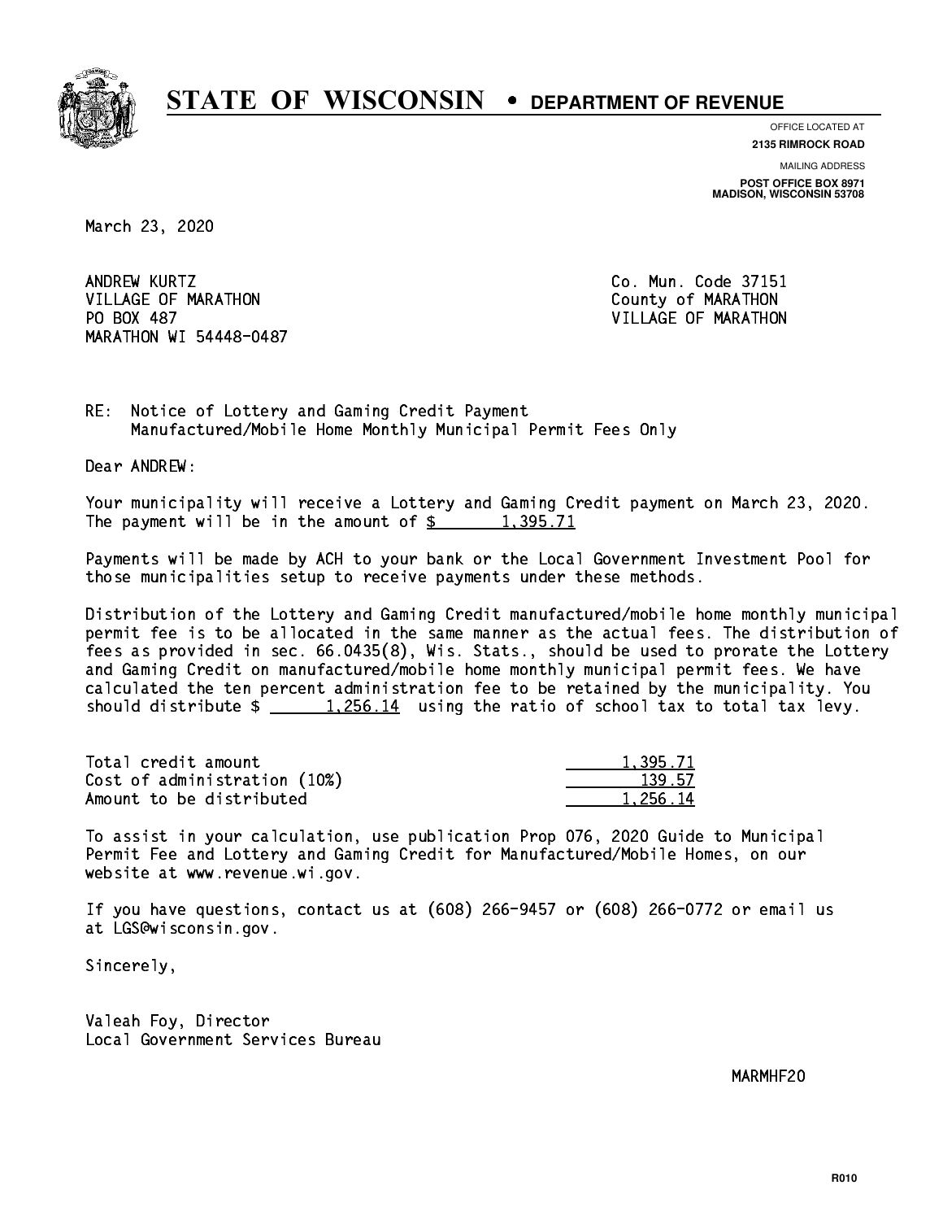# STATE OF WISCONSIN • DEPARTMENT OF REVENUE

OFFICE LOCATED AT
**2135 RIMROCK ROAD**

MAILING ADDRESS
**POST OFFICE BOX 8971**
**MADISON, WISCONSIN 53708**

March 23, 2020

ANDREW KURTZ
VILLAGE OF MARATHON
PO BOX 487
MARATHON WI 54448-0487

Co. Mun. Code 37151
County of MARATHON
VILLAGE OF MARATHON

RE: Notice of Lottery and Gaming Credit Payment
Manufactured/Mobile Home Monthly Municipal Permit Fees Only

Dear ANDREW:

Your municipality will receive a Lottery and Gaming Credit payment on March 23, 2020. The payment will be in the amount of $ 1,395.71

Payments will be made by ACH to your bank or the Local Government Investment Pool for those municipalities setup to receive payments under these methods.

Distribution of the Lottery and Gaming Credit manufactured/mobile home monthly municipal permit fee is to be allocated in the same manner as the actual fees. The distribution of fees as provided in sec. 66.0435(8), Wis. Stats., should be used to prorate the Lottery and Gaming Credit on manufactured/mobile home monthly municipal permit fees. We have calculated the ten percent administration fee to be retained by the municipality. You should distribute $ 1,256.14 using the ratio of school tax to total tax levy.

| | |
|---|---|
| Total credit amount | 1,395.71 |
| Cost of administration (10%) | 139.57 |
| Amount to be distributed | 1,256.14 |

To assist in your calculation, use publication Prop 076, 2020 Guide to Municipal Permit Fee and Lottery and Gaming Credit for Manufactured/Mobile Homes, on our website at www.revenue.wi.gov.

If you have questions, contact us at (608) 266-9457 or (608) 266-0772 or email us at LGS@wisconsin.gov.

Sincerely,

Valeah Foy, Director
Local Government Services Bureau

MARMHF20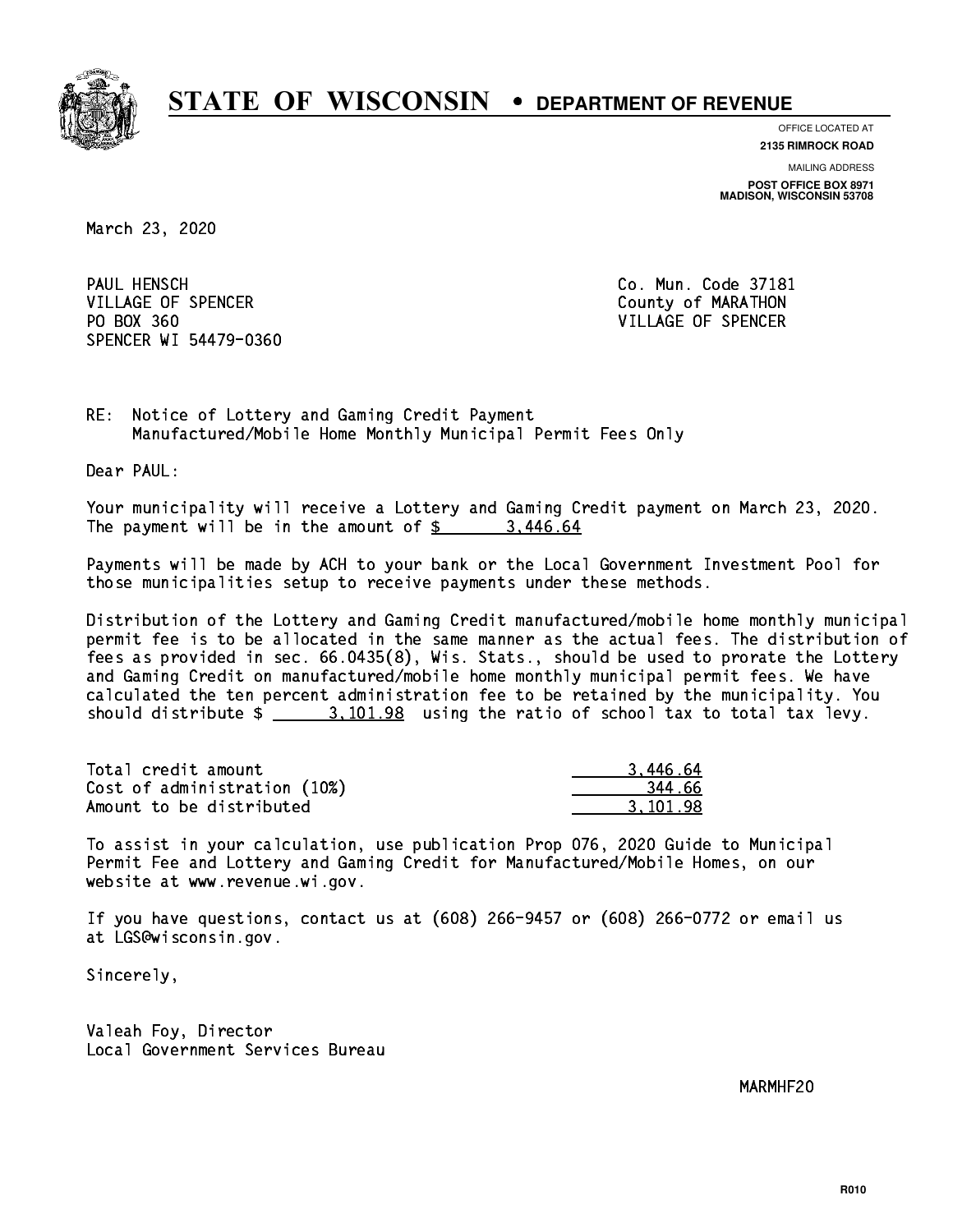# STATE OF WISCONSIN • DEPARTMENT OF REVENUE

OFFICE LOCATED AT
**2135 RIMROCK ROAD**

MAILING ADDRESS
**POST OFFICE BOX 8971**
**MADISON, WISCONSIN 53708**

March 23, 2020

PAUL HENSCH
VILLAGE OF SPENCER
PO BOX 360
SPENCER WI 54479-0360

Co. Mun. Code 37181
County of MARATHON
VILLAGE OF SPENCER

RE: Notice of Lottery and Gaming Credit Payment
Manufactured/Mobile Home Monthly Municipal Permit Fees Only

Dear PAUL:

Your municipality will receive a Lottery and Gaming Credit payment on March 23, 2020. The payment will be in the amount of $ 3,446.64

Payments will be made by ACH to your bank or the Local Government Investment Pool for those municipalities setup to receive payments under these methods.

Distribution of the Lottery and Gaming Credit manufactured/mobile home monthly municipal permit fee is to be allocated in the same manner as the actual fees. The distribution of fees as provided in sec. 66.0435(8), Wis. Stats., should be used to prorate the Lottery and Gaming Credit on manufactured/mobile home monthly municipal permit fees. We have calculated the ten percent administration fee to be retained by the municipality. You should distribute $ 3,101.98 using the ratio of school tax to total tax levy.

| | |
|---|---|
| Total credit amount | 3,446.64 |
| Cost of administration (10%) | 344.66 |
| Amount to be distributed | 3,101.98 |

To assist in your calculation, use publication Prop 076, 2020 Guide to Municipal Permit Fee and Lottery and Gaming Credit for Manufactured/Mobile Homes, on our website at www.revenue.wi.gov.

If you have questions, contact us at (608) 266-9457 or (608) 266-0772 or email us at LGS@wisconsin.gov.

Sincerely,

Valeah Foy, Director
Local Government Services Bureau

MARMHF20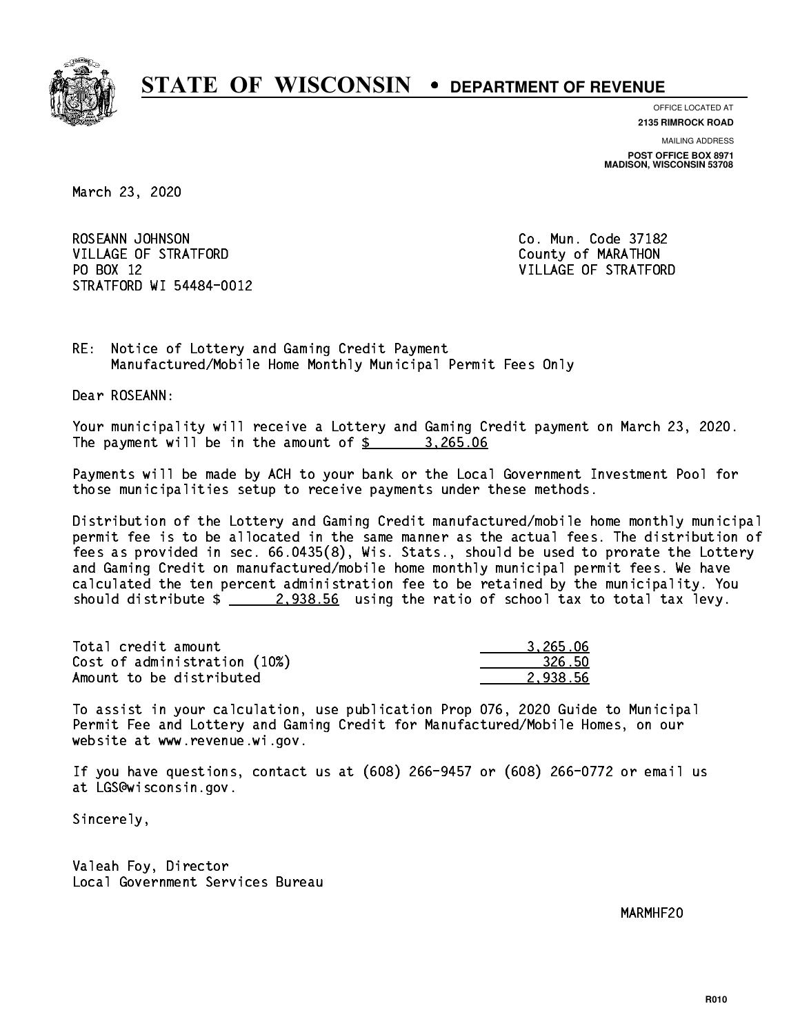# STATE OF WISCONSIN • DEPARTMENT OF REVENUE

OFFICE LOCATED AT
**2135 RIMROCK ROAD**

MAILING ADDRESS
**POST OFFICE BOX 8971**
**MADISON, WISCONSIN 53708**

March 23, 2020

ROSEANN JOHNSON
VILLAGE OF STRATFORD
PO BOX 12
STRATFORD WI 54484-0012

Co. Mun. Code 37182
County of MARATHON
VILLAGE OF STRATFORD

RE: Notice of Lottery and Gaming Credit Payment
Manufactured/Mobile Home Monthly Municipal Permit Fees Only

Dear ROSEANN:

Your municipality will receive a Lottery and Gaming Credit payment on March 23, 2020. The payment will be in the amount of $ 3,265.06

Payments will be made by ACH to your bank or the Local Government Investment Pool for those municipalities setup to receive payments under these methods.

Distribution of the Lottery and Gaming Credit manufactured/mobile home monthly municipal permit fee is to be allocated in the same manner as the actual fees. The distribution of fees as provided in sec. 66.0435(8), Wis. Stats., should be used to prorate the Lottery and Gaming Credit on manufactured/mobile home monthly municipal permit fees. We have calculated the ten percent administration fee to be retained by the municipality. You should distribute $ 2,938.56 using the ratio of school tax to total tax levy.

| | |
|---|---|
| Total credit amount | 3,265.06 |
| Cost of administration (10%) | 326.50 |
| Amount to be distributed | 2,938.56 |

To assist in your calculation, use publication Prop 076, 2020 Guide to Municipal Permit Fee and Lottery and Gaming Credit for Manufactured/Mobile Homes, on our website at www.revenue.wi.gov.

If you have questions, contact us at (608) 266-9457 or (608) 266-0772 or email us at LGS@wisconsin.gov.

Sincerely,

Valeah Foy, Director
Local Government Services Bureau

MARMHF20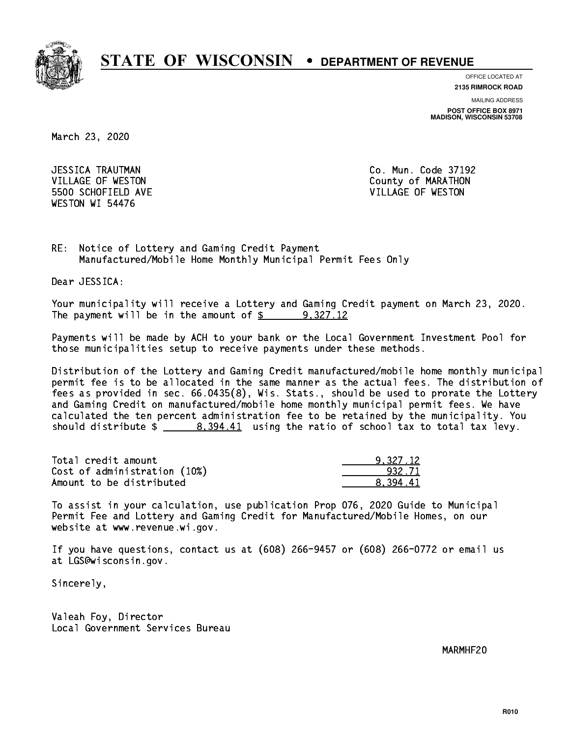# STATE OF WISCONSIN • DEPARTMENT OF REVENUE

OFFICE LOCATED AT
**2135 RIMROCK ROAD**

MAILING ADDRESS
**POST OFFICE BOX 8971**
**MADISON, WISCONSIN 53708**

March 23, 2020

JESSICA TRAUTMAN
VILLAGE OF WESTON
5500 SCHOFIELD AVE
WESTON WI 54476

Co. Mun. Code 37192
County of MARATHON
VILLAGE OF WESTON

RE: Notice of Lottery and Gaming Credit Payment
Manufactured/Mobile Home Monthly Municipal Permit Fees Only

Dear JESSICA:

Your municipality will receive a Lottery and Gaming Credit payment on March 23, 2020. The payment will be in the amount of $ 9,327.12

Payments will be made by ACH to your bank or the Local Government Investment Pool for those municipalities setup to receive payments under these methods.

Distribution of the Lottery and Gaming Credit manufactured/mobile home monthly municipal permit fee is to be allocated in the same manner as the actual fees. The distribution of fees as provided in sec. 66.0435(8), Wis. Stats., should be used to prorate the Lottery and Gaming Credit on manufactured/mobile home monthly municipal permit fees. We have calculated the ten percent administration fee to be retained by the municipality. You should distribute $ 8,394.41 using the ratio of school tax to total tax levy.

| | |
|---|---|
| Total credit amount | 9,327.12 |
| Cost of administration (10%) | 932.71 |
| Amount to be distributed | 8,394.41 |

To assist in your calculation, use publication Prop 076, 2020 Guide to Municipal Permit Fee and Lottery and Gaming Credit for Manufactured/Mobile Homes, on our website at www.revenue.wi.gov.

If you have questions, contact us at (608) 266-9457 or (608) 266-0772 or email us at LGS@wisconsin.gov.

Sincerely,

Valeah Foy, Director
Local Government Services Bureau

MARMHF20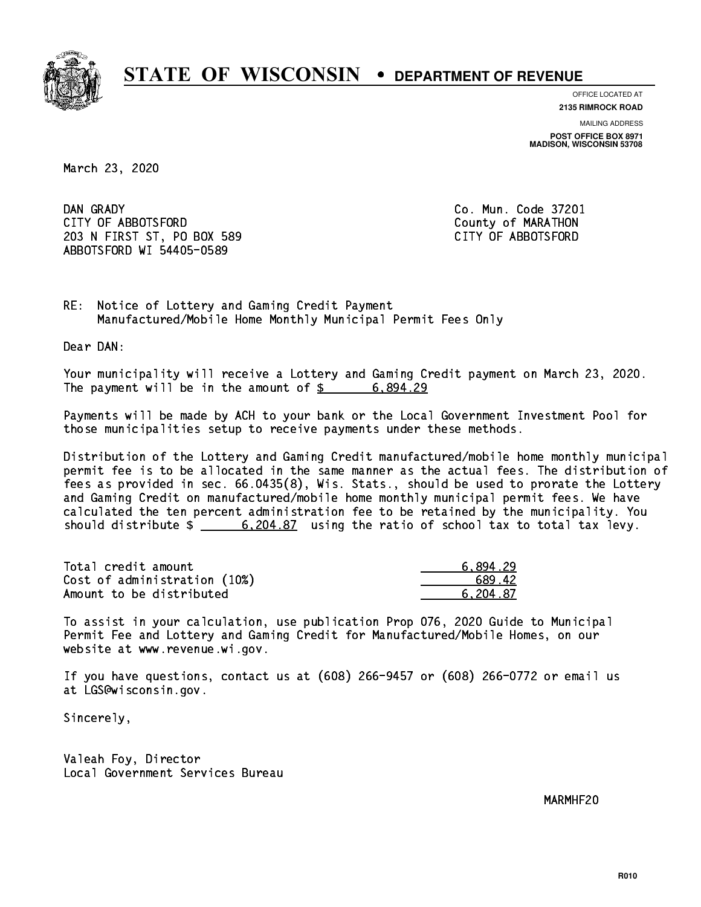# STATE OF WISCONSIN • DEPARTMENT OF REVENUE

OFFICE LOCATED AT
**2135 RIMROCK ROAD**

MAILING ADDRESS
**POST OFFICE BOX 8971**
**MADISON, WISCONSIN 53708**

March 23, 2020

DAN GRADY
CITY OF ABBOTSFORD
203 N FIRST ST, PO BOX 589
ABBOTSFORD WI 54405-0589

Co. Mun. Code 37201
County of MARATHON
CITY OF ABBOTSFORD

RE: Notice of Lottery and Gaming Credit Payment
Manufactured/Mobile Home Monthly Municipal Permit Fees Only

Dear DAN:

Your municipality will receive a Lottery and Gaming Credit payment on March 23, 2020. The payment will be in the amount of $ 6,894.29

Payments will be made by ACH to your bank or the Local Government Investment Pool for those municipalities setup to receive payments under these methods.

Distribution of the Lottery and Gaming Credit manufactured/mobile home monthly municipal permit fee is to be allocated in the same manner as the actual fees. The distribution of fees as provided in sec. 66.0435(8), Wis. Stats., should be used to prorate the Lottery and Gaming Credit on manufactured/mobile home monthly municipal permit fees. We have calculated the ten percent administration fee to be retained by the municipality. You should distribute $ 6,204.87 using the ratio of school tax to total tax levy.

| | |
|---|---|
| Total credit amount | 6,894.29 |
| Cost of administration (10%) | 689.42 |
| Amount to be distributed | 6,204.87 |

To assist in your calculation, use publication Prop 076, 2020 Guide to Municipal Permit Fee and Lottery and Gaming Credit for Manufactured/Mobile Homes, on our website at www.revenue.wi.gov.

If you have questions, contact us at (608) 266-9457 or (608) 266-0772 or email us at LGS@wisconsin.gov.

Sincerely,

Valeah Foy, Director
Local Government Services Bureau

MARMHF20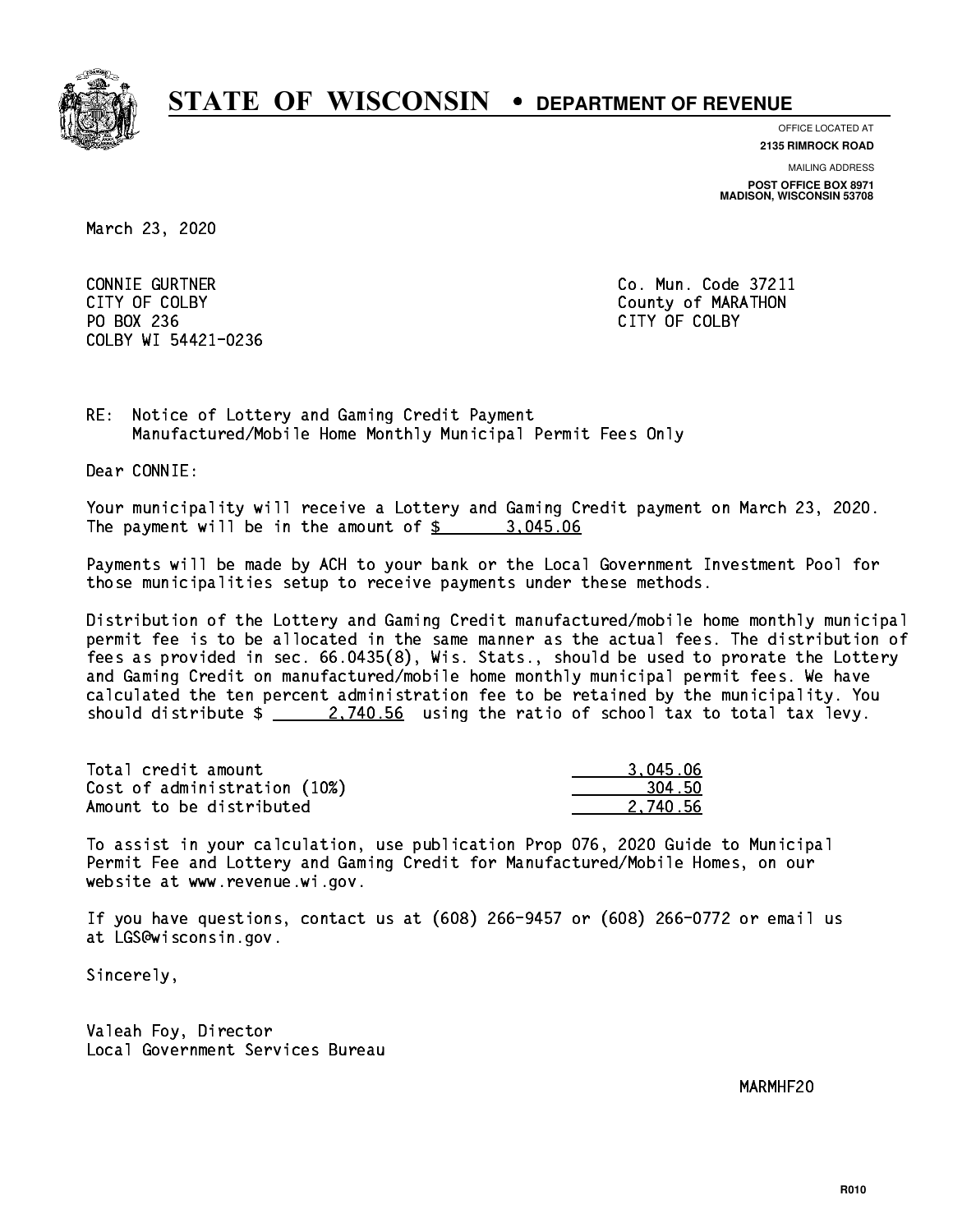# STATE OF WISCONSIN • DEPARTMENT OF REVENUE

OFFICE LOCATED AT
**2135 RIMROCK ROAD**

MAILING ADDRESS
**POST OFFICE BOX 8971**
**MADISON, WISCONSIN 53708**

March 23, 2020

CONNIE GURTNER
CITY OF COLBY
PO BOX 236
COLBY WI 54421-0236

Co. Mun. Code 37211
County of MARATHON
CITY OF COLBY

RE: Notice of Lottery and Gaming Credit Payment
Manufactured/Mobile Home Monthly Municipal Permit Fees Only

Dear CONNIE:

Your municipality will receive a Lottery and Gaming Credit payment on March 23, 2020. The payment will be in the amount of $ 3,045.06

Payments will be made by ACH to your bank or the Local Government Investment Pool for those municipalities setup to receive payments under these methods.

Distribution of the Lottery and Gaming Credit manufactured/mobile home monthly municipal permit fee is to be allocated in the same manner as the actual fees. The distribution of fees as provided in sec. 66.0435(8), Wis. Stats., should be used to prorate the Lottery and Gaming Credit on manufactured/mobile home monthly municipal permit fees. We have calculated the ten percent administration fee to be retained by the municipality. You should distribute $ 2,740.56 using the ratio of school tax to total tax levy.

| | |
|---|---|
| Total credit amount | 3,045.06 |
| Cost of administration (10%) | 304.50 |
| Amount to be distributed | 2,740.56 |

To assist in your calculation, use publication Prop 076, 2020 Guide to Municipal Permit Fee and Lottery and Gaming Credit for Manufactured/Mobile Homes, on our website at www.revenue.wi.gov.

If you have questions, contact us at (608) 266-9457 or (608) 266-0772 or email us at LGS@wisconsin.gov.

Sincerely,

Valeah Foy, Director
Local Government Services Bureau

MARMHF20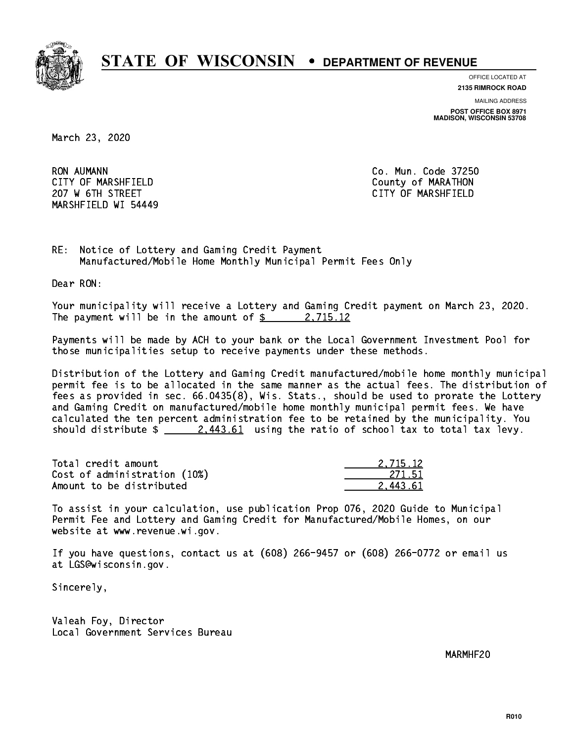# STATE OF WISCONSIN • DEPARTMENT OF REVENUE

OFFICE LOCATED AT
**2135 RIMROCK ROAD**

MAILING ADDRESS
**POST OFFICE BOX 8971**
**MADISON, WISCONSIN 53708**

March 23, 2020

RON AUMANN
CITY OF MARSHFIELD
207 W 6TH STREET
MARSHFIELD WI 54449

Co. Mun. Code 37250
County of MARATHON
CITY OF MARSHFIELD

RE: Notice of Lottery and Gaming Credit Payment
Manufactured/Mobile Home Monthly Municipal Permit Fees Only

Dear RON:

Your municipality will receive a Lottery and Gaming Credit payment on March 23, 2020. The payment will be in the amount of $ 2,715.12

Payments will be made by ACH to your bank or the Local Government Investment Pool for those municipalities setup to receive payments under these methods.

Distribution of the Lottery and Gaming Credit manufactured/mobile home monthly municipal permit fee is to be allocated in the same manner as the actual fees. The distribution of fees as provided in sec. 66.0435(8), Wis. Stats., should be used to prorate the Lottery and Gaming Credit on manufactured/mobile home monthly municipal permit fees. We have calculated the ten percent administration fee to be retained by the municipality. You should distribute $ 2,443.61 using the ratio of school tax to total tax levy.

| | |
|---|---|
| Total credit amount | 2,715.12 |
| Cost of administration (10%) | 271.51 |
| Amount to be distributed | 2,443.61 |

To assist in your calculation, use publication Prop 076, 2020 Guide to Municipal Permit Fee and Lottery and Gaming Credit for Manufactured/Mobile Homes, on our website at www.revenue.wi.gov.

If you have questions, contact us at (608) 266-9457 or (608) 266-0772 or email us at LGS@wisconsin.gov.

Sincerely,

Valeah Foy, Director
Local Government Services Bureau

MARMHF20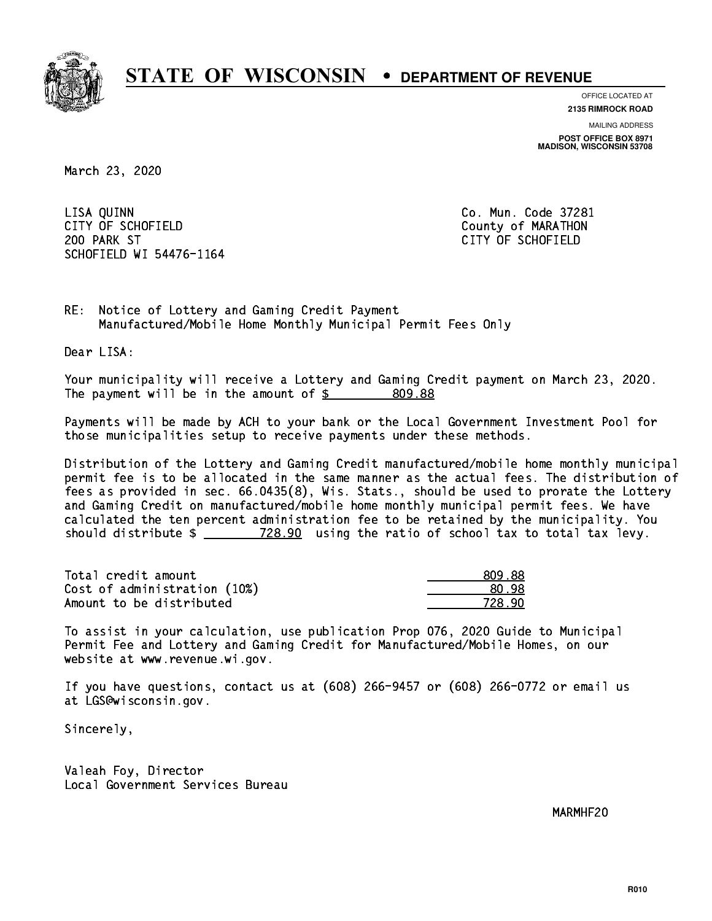# STATE OF WISCONSIN • DEPARTMENT OF REVENUE

OFFICE LOCATED AT
**2135 RIMROCK ROAD**

MAILING ADDRESS
**POST OFFICE BOX 8971**
**MADISON, WISCONSIN 53708**

March 23, 2020

LISA QUINN
CITY OF SCHOFIELD
200 PARK ST
SCHOFIELD WI 54476-1164

Co. Mun. Code 37281
County of MARATHON
CITY OF SCHOFIELD

RE: Notice of Lottery and Gaming Credit Payment
Manufactured/Mobile Home Monthly Municipal Permit Fees Only

Dear LISA:

Your municipality will receive a Lottery and Gaming Credit payment on March 23, 2020. The payment will be in the amount of $ 809.88

Payments will be made by ACH to your bank or the Local Government Investment Pool for those municipalities setup to receive payments under these methods.

Distribution of the Lottery and Gaming Credit manufactured/mobile home monthly municipal permit fee is to be allocated in the same manner as the actual fees. The distribution of fees as provided in sec. 66.0435(8), Wis. Stats., should be used to prorate the Lottery and Gaming Credit on manufactured/mobile home monthly municipal permit fees. We have calculated the ten percent administration fee to be retained by the municipality. You should distribute $ 728.90 using the ratio of school tax to total tax levy.

| | |
|---|---|
| Total credit amount | 809.88 |
| Cost of administration (10%) | 80.98 |
| Amount to be distributed | 728.90 |

To assist in your calculation, use publication Prop 076, 2020 Guide to Municipal Permit Fee and Lottery and Gaming Credit for Manufactured/Mobile Homes, on our website at www.revenue.wi.gov.

If you have questions, contact us at (608) 266-9457 or (608) 266-0772 or email us at LGS@wisconsin.gov.

Sincerely,

Valeah Foy, Director
Local Government Services Bureau

MARMHF20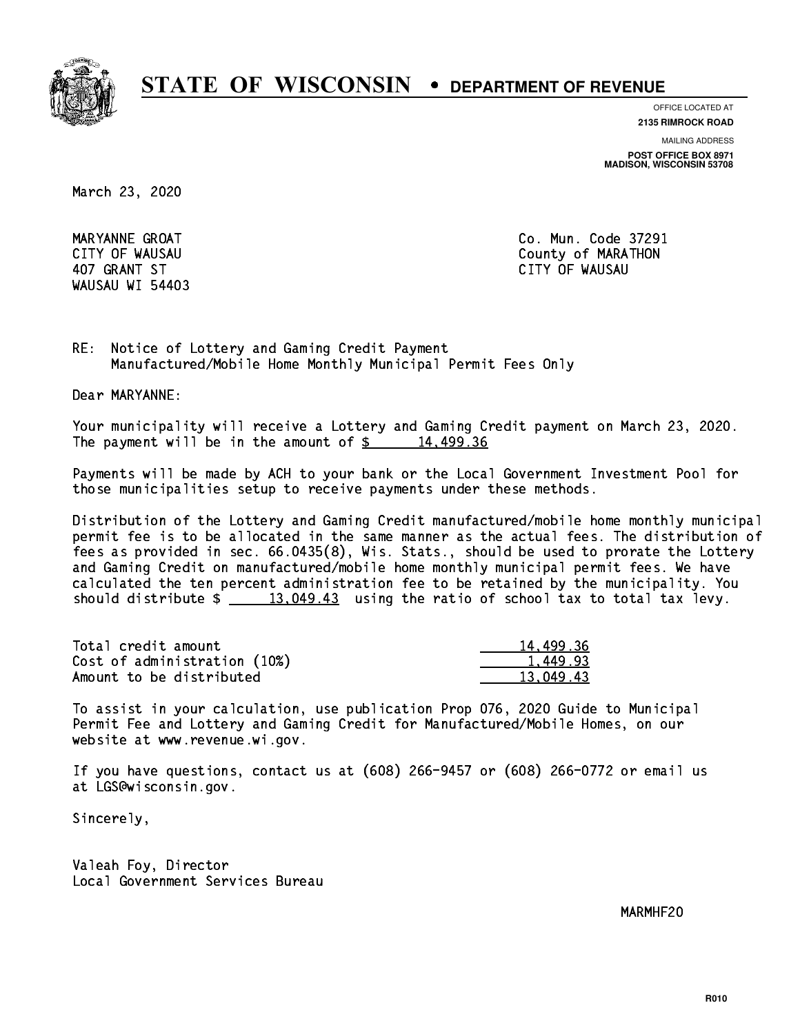# STATE OF WISCONSIN • DEPARTMENT OF REVENUE

OFFICE LOCATED AT
**2135 RIMROCK ROAD**

MAILING ADDRESS
**POST OFFICE BOX 8971**
**MADISON, WISCONSIN 53708**

March 23, 2020

MARYANNE GROAT
CITY OF WAUSAU
407 GRANT ST
WAUSAU WI 54403

Co. Mun. Code 37291
County of MARATHON
CITY OF WAUSAU

RE: Notice of Lottery and Gaming Credit Payment
Manufactured/Mobile Home Monthly Municipal Permit Fees Only

Dear MARYANNE:

Your municipality will receive a Lottery and Gaming Credit payment on March 23, 2020. The payment will be in the amount of $ 14,499.36

Payments will be made by ACH to your bank or the Local Government Investment Pool for those municipalities setup to receive payments under these methods.

Distribution of the Lottery and Gaming Credit manufactured/mobile home monthly municipal permit fee is to be allocated in the same manner as the actual fees. The distribution of fees as provided in sec. 66.0435(8), Wis. Stats., should be used to prorate the Lottery and Gaming Credit on manufactured/mobile home monthly municipal permit fees. We have calculated the ten percent administration fee to be retained by the municipality. You should distribute $ 13,049.43 using the ratio of school tax to total tax levy.

| | |
|---|---|
| Total credit amount | 14,499.36 |
| Cost of administration (10%) | 1,449.93 |
| Amount to be distributed | 13,049.43 |

To assist in your calculation, use publication Prop 076, 2020 Guide to Municipal Permit Fee and Lottery and Gaming Credit for Manufactured/Mobile Homes, on our website at www.revenue.wi.gov.

If you have questions, contact us at (608) 266-9457 or (608) 266-0772 or email us at LGS@wisconsin.gov.

Sincerely,

Valeah Foy, Director
Local Government Services Bureau

MARMHF20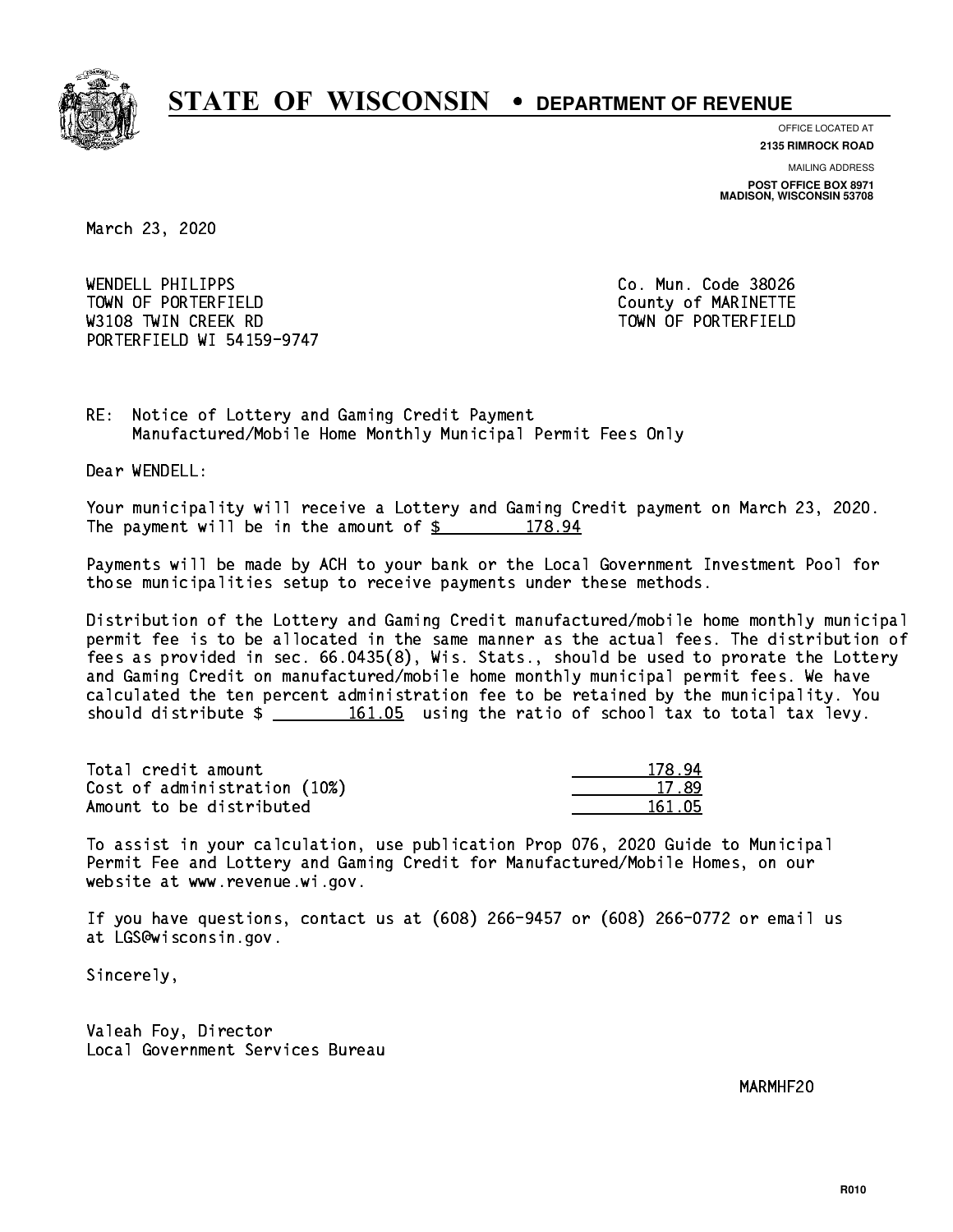# STATE OF WISCONSIN • DEPARTMENT OF REVENUE

OFFICE LOCATED AT
**2135 RIMROCK ROAD**

MAILING ADDRESS
**POST OFFICE BOX 8971**
**MADISON, WISCONSIN 53708**

March 23, 2020

WENDELL PHILIPPS
TOWN OF PORTERFIELD
W3108 TWIN CREEK RD
PORTERFIELD WI 54159-9747

Co. Mun. Code 38026
County of MARINETTE
TOWN OF PORTERFIELD

RE: Notice of Lottery and Gaming Credit Payment
Manufactured/Mobile Home Monthly Municipal Permit Fees Only

Dear WENDELL:

Your municipality will receive a Lottery and Gaming Credit payment on March 23, 2020. The payment will be in the amount of $ 178.94

Payments will be made by ACH to your bank or the Local Government Investment Pool for those municipalities setup to receive payments under these methods.

Distribution of the Lottery and Gaming Credit manufactured/mobile home monthly municipal permit fee is to be allocated in the same manner as the actual fees. The distribution of fees as provided in sec. 66.0435(8), Wis. Stats., should be used to prorate the Lottery and Gaming Credit on manufactured/mobile home monthly municipal permit fees. We have calculated the ten percent administration fee to be retained by the municipality. You should distribute $ 161.05 using the ratio of school tax to total tax levy.

| | |
|---|---|
| Total credit amount | 178.94 |
| Cost of administration (10%) | 17.89 |
| Amount to be distributed | 161.05 |

To assist in your calculation, use publication Prop 076, 2020 Guide to Municipal Permit Fee and Lottery and Gaming Credit for Manufactured/Mobile Homes, on our website at www.revenue.wi.gov.

If you have questions, contact us at (608) 266-9457 or (608) 266-0772 or email us at LGS@wisconsin.gov.

Sincerely,

Valeah Foy, Director
Local Government Services Bureau

MARMHF20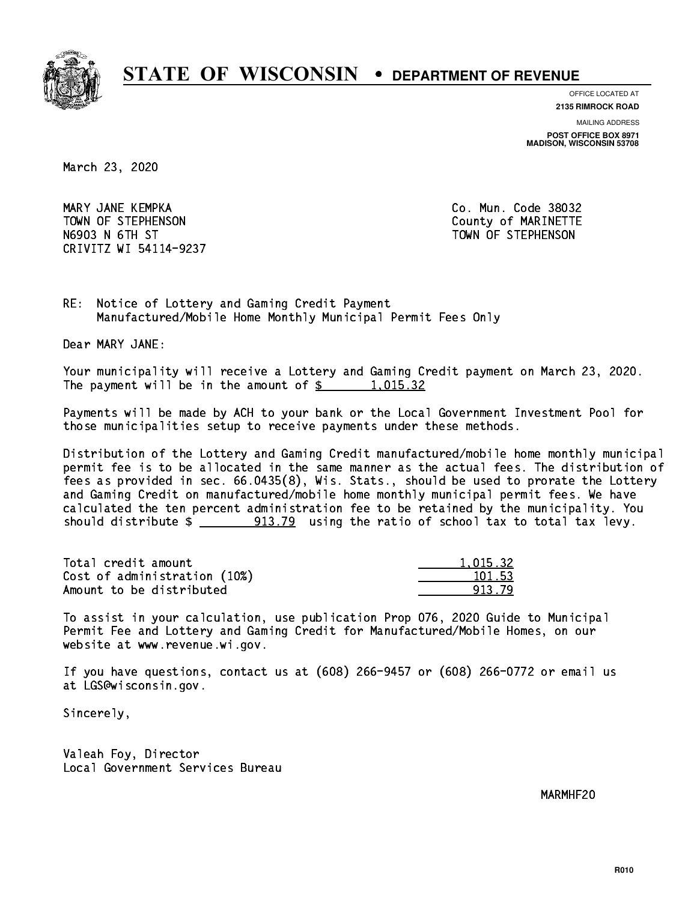# STATE OF WISCONSIN • DEPARTMENT OF REVENUE

OFFICE LOCATED AT
**2135 RIMROCK ROAD**

MAILING ADDRESS
**POST OFFICE BOX 8971**
**MADISON, WISCONSIN 53708**

March 23, 2020

MARY JANE KEMPKA
TOWN OF STEPHENSON
N6903 N 6TH ST
CRIVITZ WI 54114-9237

Co. Mun. Code 38032
County of MARINETTE
TOWN OF STEPHENSON

RE: Notice of Lottery and Gaming Credit Payment
Manufactured/Mobile Home Monthly Municipal Permit Fees Only

Dear MARY JANE:

Your municipality will receive a Lottery and Gaming Credit payment on March 23, 2020. The payment will be in the amount of $ 1,015.32

Payments will be made by ACH to your bank or the Local Government Investment Pool for those municipalities setup to receive payments under these methods.

Distribution of the Lottery and Gaming Credit manufactured/mobile home monthly municipal permit fee is to be allocated in the same manner as the actual fees. The distribution of fees as provided in sec. 66.0435(8), Wis. Stats., should be used to prorate the Lottery and Gaming Credit on manufactured/mobile home monthly municipal permit fees. We have calculated the ten percent administration fee to be retained by the municipality. You should distribute $ 913.79 using the ratio of school tax to total tax levy.

| | |
|---|---:|
| Total credit amount | 1,015.32 |
| Cost of administration (10%) | 101.53 |
| Amount to be distributed | 913.79 |

To assist in your calculation, use publication Prop 076, 2020 Guide to Municipal Permit Fee and Lottery and Gaming Credit for Manufactured/Mobile Homes, on our website at www.revenue.wi.gov.

If you have questions, contact us at (608) 266-9457 or (608) 266-0772 or email us at LGS@wisconsin.gov.

Sincerely,

Valeah Foy, Director
Local Government Services Bureau

MARMHF20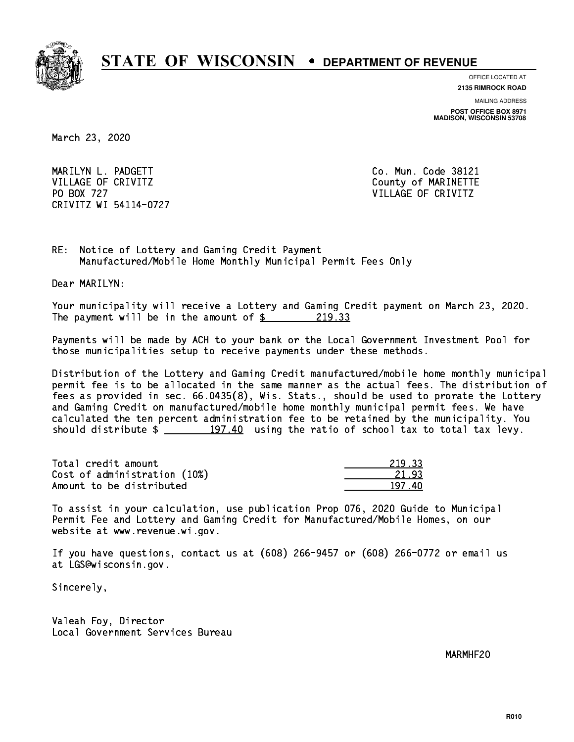# STATE OF WISCONSIN • DEPARTMENT OF REVENUE

OFFICE LOCATED AT
**2135 RIMROCK ROAD**

MAILING ADDRESS
**POST OFFICE BOX 8971**
**MADISON, WISCONSIN 53708**

March 23, 2020

MARILYN L. PADGETT
VILLAGE OF CRIVITZ
PO BOX 727
CRIVITZ WI 54114-0727

Co. Mun. Code 38121
County of MARINETTE
VILLAGE OF CRIVITZ

RE: Notice of Lottery and Gaming Credit Payment
Manufactured/Mobile Home Monthly Municipal Permit Fees Only

Dear MARILYN:

Your municipality will receive a Lottery and Gaming Credit payment on March 23, 2020. The payment will be in the amount of $ 219.33

Payments will be made by ACH to your bank or the Local Government Investment Pool for those municipalities setup to receive payments under these methods.

Distribution of the Lottery and Gaming Credit manufactured/mobile home monthly municipal permit fee is to be allocated in the same manner as the actual fees. The distribution of fees as provided in sec. 66.0435(8), Wis. Stats., should be used to prorate the Lottery and Gaming Credit on manufactured/mobile home monthly municipal permit fees. We have calculated the ten percent administration fee to be retained by the municipality. You should distribute $ 197.40 using the ratio of school tax to total tax levy.

| | |
|---|---|
| Total credit amount | 219.33 |
| Cost of administration (10%) | 21.93 |
| Amount to be distributed | 197.40 |

To assist in your calculation, use publication Prop 076, 2020 Guide to Municipal Permit Fee and Lottery and Gaming Credit for Manufactured/Mobile Homes, on our website at www.revenue.wi.gov.

If you have questions, contact us at (608) 266-9457 or (608) 266-0772 or email us at LGS@wisconsin.gov.

Sincerely,

Valeah Foy, Director
Local Government Services Bureau

MARMHF20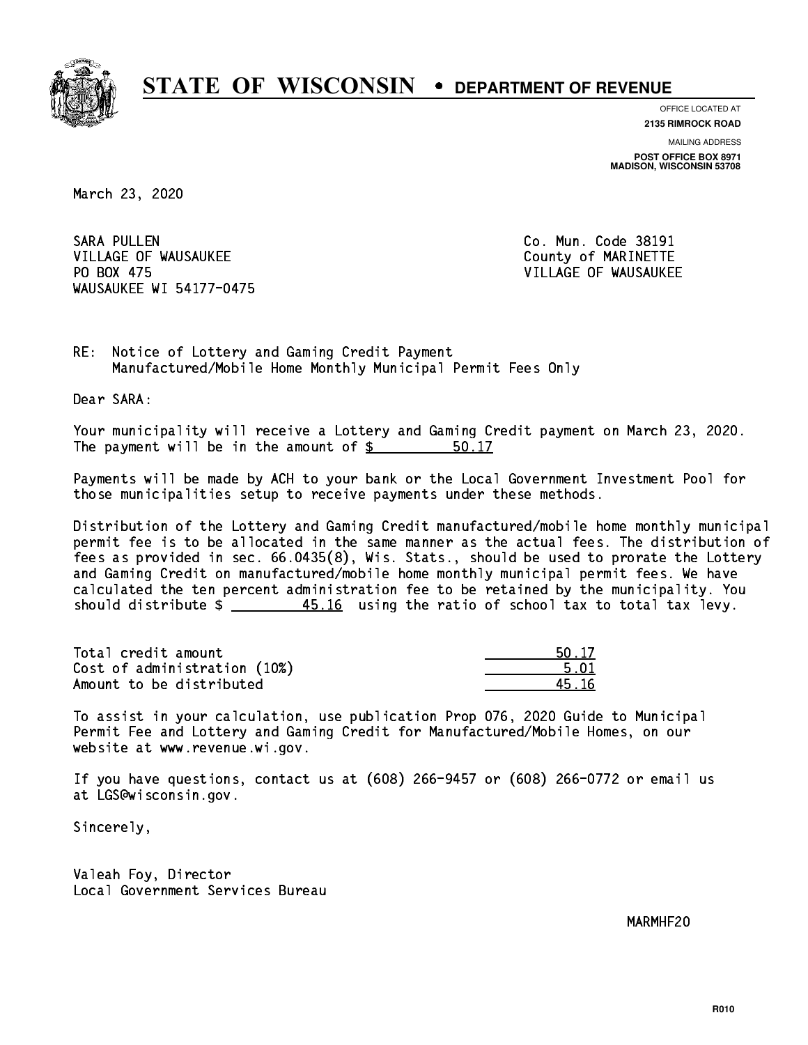# STATE OF WISCONSIN • DEPARTMENT OF REVENUE

OFFICE LOCATED AT
**2135 RIMROCK ROAD**

MAILING ADDRESS
**POST OFFICE BOX 8971**
**MADISON, WISCONSIN 53708**

March 23, 2020

SARA PULLEN
VILLAGE OF WAUSAUKEE
PO BOX 475
WAUSAUKEE WI 54177-0475

Co. Mun. Code 38191
County of MARINETTE
VILLAGE OF WAUSAUKEE

RE: Notice of Lottery and Gaming Credit Payment
Manufactured/Mobile Home Monthly Municipal Permit Fees Only

Dear SARA:

Your municipality will receive a Lottery and Gaming Credit payment on March 23, 2020. The payment will be in the amount of $ 50.17

Payments will be made by ACH to your bank or the Local Government Investment Pool for those municipalities setup to receive payments under these methods.

Distribution of the Lottery and Gaming Credit manufactured/mobile home monthly municipal permit fee is to be allocated in the same manner as the actual fees. The distribution of fees as provided in sec. 66.0435(8), Wis. Stats., should be used to prorate the Lottery and Gaming Credit on manufactured/mobile home monthly municipal permit fees. We have calculated the ten percent administration fee to be retained by the municipality. You should distribute $ 45.16 using the ratio of school tax to total tax levy.

| | |
|---|---|
| Total credit amount | 50.17 |
| Cost of administration (10%) | 5.01 |
| Amount to be distributed | 45.16 |

To assist in your calculation, use publication Prop 076, 2020 Guide to Municipal Permit Fee and Lottery and Gaming Credit for Manufactured/Mobile Homes, on our website at www.revenue.wi.gov.

If you have questions, contact us at (608) 266-9457 or (608) 266-0772 or email us at LGS@wisconsin.gov.

Sincerely,

Valeah Foy, Director
Local Government Services Bureau

MARMHF20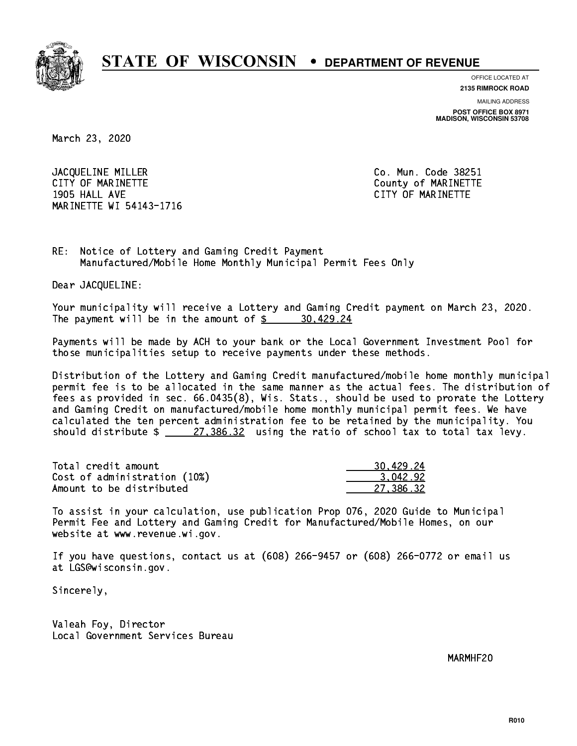# STATE OF WISCONSIN • DEPARTMENT OF REVENUE

OFFICE LOCATED AT
**2135 RIMROCK ROAD**

MAILING ADDRESS
**POST OFFICE BOX 8971**
**MADISON, WISCONSIN 53708**

March 23, 2020

JACQUELINE MILLER
CITY OF MARINETTE
1905 HALL AVE
MARINETTE WI 54143-1716

Co. Mun. Code 38251
County of MARINETTE
CITY OF MARINETTE

RE: Notice of Lottery and Gaming Credit Payment
Manufactured/Mobile Home Monthly Municipal Permit Fees Only

Dear JACQUELINE:

Your municipality will receive a Lottery and Gaming Credit payment on March 23, 2020. The payment will be in the amount of $ 30,429.24

Payments will be made by ACH to your bank or the Local Government Investment Pool for those municipalities setup to receive payments under these methods.

Distribution of the Lottery and Gaming Credit manufactured/mobile home monthly municipal permit fee is to be allocated in the same manner as the actual fees. The distribution of fees as provided in sec. 66.0435(8), Wis. Stats., should be used to prorate the Lottery and Gaming Credit on manufactured/mobile home monthly municipal permit fees. We have calculated the ten percent administration fee to be retained by the municipality. You should distribute $ 27,386.32 using the ratio of school tax to total tax levy.

| | |
|---|---|
| Total credit amount | 30,429.24 |
| Cost of administration (10%) | 3,042.92 |
| Amount to be distributed | 27,386.32 |

To assist in your calculation, use publication Prop 076, 2020 Guide to Municipal Permit Fee and Lottery and Gaming Credit for Manufactured/Mobile Homes, on our website at www.revenue.wi.gov.

If you have questions, contact us at (608) 266-9457 or (608) 266-0772 or email us at LGS@wisconsin.gov.

Sincerely,

Valeah Foy, Director
Local Government Services Bureau

MARMHF20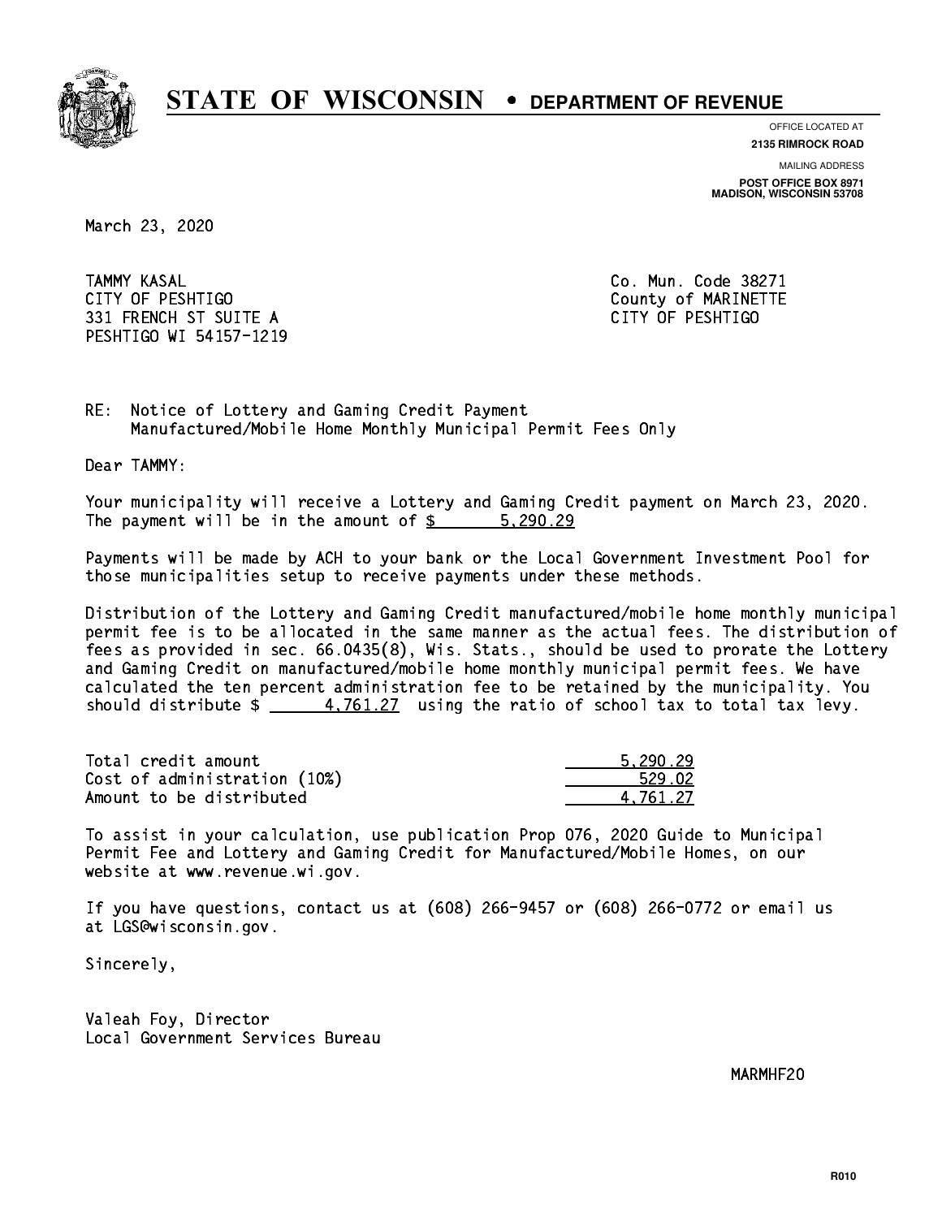# STATE OF WISCONSIN • DEPARTMENT OF REVENUE

OFFICE LOCATED AT
**2135 RIMROCK ROAD**

MAILING ADDRESS
**POST OFFICE BOX 8971**
**MADISON, WISCONSIN 53708**

March 23, 2020

TAMMY KASAL
CITY OF PESHTIGO
331 FRENCH ST SUITE A
PESHTIGO WI 54157-1219

Co. Mun. Code 38271
County of MARINETTE
CITY OF PESHTIGO

RE: Notice of Lottery and Gaming Credit Payment
Manufactured/Mobile Home Monthly Municipal Permit Fees Only

Dear TAMMY:

Your municipality will receive a Lottery and Gaming Credit payment on March 23, 2020. The payment will be in the amount of $ 5,290.29

Payments will be made by ACH to your bank or the Local Government Investment Pool for those municipalities setup to receive payments under these methods.

Distribution of the Lottery and Gaming Credit manufactured/mobile home monthly municipal permit fee is to be allocated in the same manner as the actual fees. The distribution of fees as provided in sec. 66.0435(8), Wis. Stats., should be used to prorate the Lottery and Gaming Credit on manufactured/mobile home monthly municipal permit fees. We have calculated the ten percent administration fee to be retained by the municipality. You should distribute $ 4,761.27 using the ratio of school tax to total tax levy.

| | |
|---|---|
| Total credit amount | 5,290.29 |
| Cost of administration (10%) | 529.02 |
| Amount to be distributed | 4,761.27 |

To assist in your calculation, use publication Prop 076, 2020 Guide to Municipal Permit Fee and Lottery and Gaming Credit for Manufactured/Mobile Homes, on our website at www.revenue.wi.gov.

If you have questions, contact us at (608) 266-9457 or (608) 266-0772 or email us at LGS@wisconsin.gov.

Sincerely,

Valeah Foy, Director
Local Government Services Bureau

MARMHF20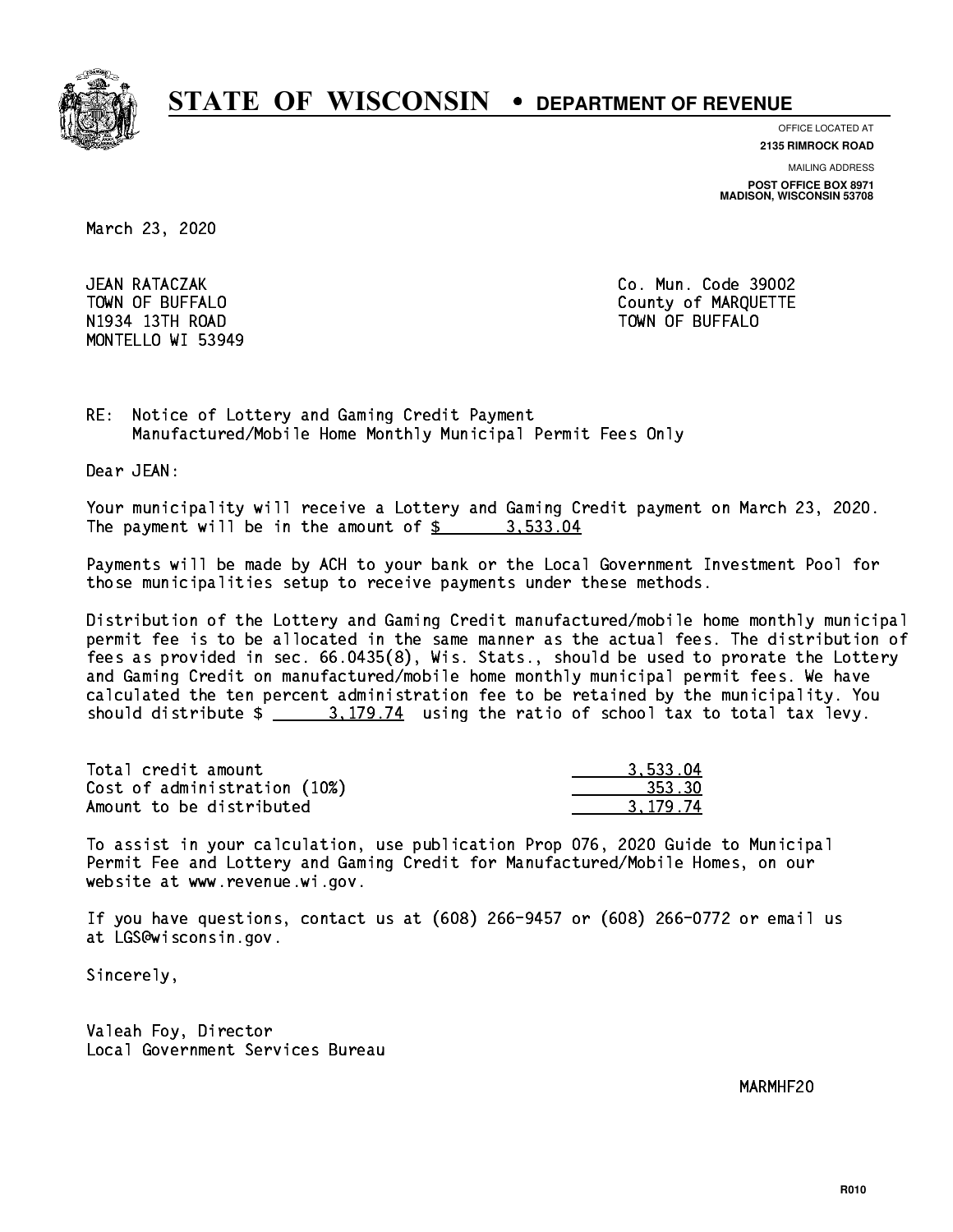# STATE OF WISCONSIN • DEPARTMENT OF REVENUE

OFFICE LOCATED AT
**2135 RIMROCK ROAD**

MAILING ADDRESS
**POST OFFICE BOX 8971**
**MADISON, WISCONSIN 53708**

March 23, 2020

JEAN RATACZAK
TOWN OF BUFFALO
N1934 13TH ROAD
MONTELLO WI 53949

Co. Mun. Code 39002
County of MARQUETTE
TOWN OF BUFFALO

RE: Notice of Lottery and Gaming Credit Payment
Manufactured/Mobile Home Monthly Municipal Permit Fees Only

Dear JEAN:

Your municipality will receive a Lottery and Gaming Credit payment on March 23, 2020. The payment will be in the amount of $ 3,533.04

Payments will be made by ACH to your bank or the Local Government Investment Pool for those municipalities setup to receive payments under these methods.

Distribution of the Lottery and Gaming Credit manufactured/mobile home monthly municipal permit fee is to be allocated in the same manner as the actual fees. The distribution of fees as provided in sec. 66.0435(8), Wis. Stats., should be used to prorate the Lottery and Gaming Credit on manufactured/mobile home monthly municipal permit fees. We have calculated the ten percent administration fee to be retained by the municipality. You should distribute $ 3,179.74 using the ratio of school tax to total tax levy.

| | |
|---|---|
| Total credit amount | 3,533.04 |
| Cost of administration (10%) | 353.30 |
| Amount to be distributed | 3,179.74 |

To assist in your calculation, use publication Prop 076, 2020 Guide to Municipal Permit Fee and Lottery and Gaming Credit for Manufactured/Mobile Homes, on our website at www.revenue.wi.gov.

If you have questions, contact us at (608) 266-9457 or (608) 266-0772 or email us at LGS@wisconsin.gov.

Sincerely,

Valeah Foy, Director
Local Government Services Bureau

MARMHF20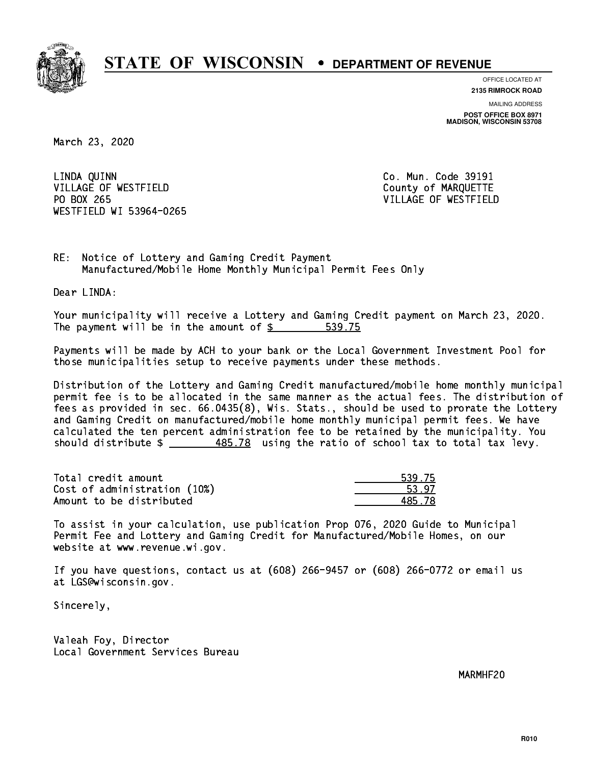# STATE OF WISCONSIN • DEPARTMENT OF REVENUE

OFFICE LOCATED AT
**2135 RIMROCK ROAD**

MAILING ADDRESS
**POST OFFICE BOX 8971**
**MADISON, WISCONSIN 53708**

March 23, 2020

LINDA QUINN
VILLAGE OF WESTFIELD
PO BOX 265
WESTFIELD WI 53964-0265

Co. Mun. Code 39191
County of MARQUETTE
VILLAGE OF WESTFIELD

RE: Notice of Lottery and Gaming Credit Payment
Manufactured/Mobile Home Monthly Municipal Permit Fees Only

Dear LINDA:

Your municipality will receive a Lottery and Gaming Credit payment on March 23, 2020. The payment will be in the amount of $ 539.75

Payments will be made by ACH to your bank or the Local Government Investment Pool for those municipalities setup to receive payments under these methods.

Distribution of the Lottery and Gaming Credit manufactured/mobile home monthly municipal permit fee is to be allocated in the same manner as the actual fees. The distribution of fees as provided in sec. 66.0435(8), Wis. Stats., should be used to prorate the Lottery and Gaming Credit on manufactured/mobile home monthly municipal permit fees. We have calculated the ten percent administration fee to be retained by the municipality. You should distribute $ 485.78 using the ratio of school tax to total tax levy.

| | |
|---|---|
| Total credit amount | 539.75 |
| Cost of administration (10%) | 53.97 |
| Amount to be distributed | 485.78 |

To assist in your calculation, use publication Prop 076, 2020 Guide to Municipal Permit Fee and Lottery and Gaming Credit for Manufactured/Mobile Homes, on our website at www.revenue.wi.gov.

If you have questions, contact us at (608) 266-9457 or (608) 266-0772 or email us at LGS@wisconsin.gov.

Sincerely,

Valeah Foy, Director
Local Government Services Bureau

MARMHF20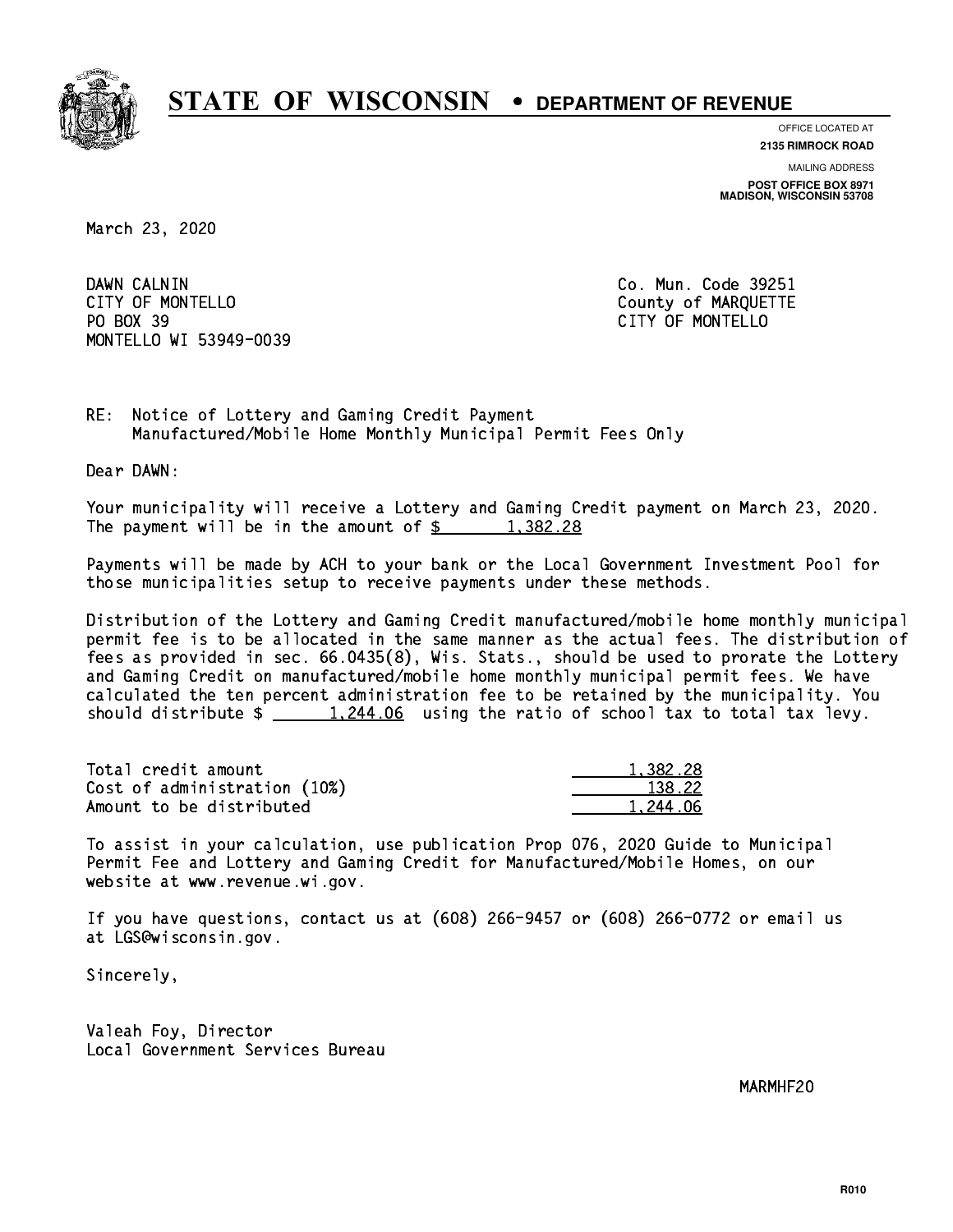# STATE OF WISCONSIN • DEPARTMENT OF REVENUE

OFFICE LOCATED AT
**2135 RIMROCK ROAD**

MAILING ADDRESS
**POST OFFICE BOX 8971**
**MADISON, WISCONSIN 53708**

March 23, 2020

DAWN CALNIN
CITY OF MONTELLO
PO BOX 39
MONTELLO WI 53949-0039

Co. Mun. Code 39251
County of MARQUETTE
CITY OF MONTELLO

RE: Notice of Lottery and Gaming Credit Payment
Manufactured/Mobile Home Monthly Municipal Permit Fees Only

Dear DAWN:

Your municipality will receive a Lottery and Gaming Credit payment on March 23, 2020. The payment will be in the amount of $ 1,382.28

Payments will be made by ACH to your bank or the Local Government Investment Pool for those municipalities setup to receive payments under these methods.

Distribution of the Lottery and Gaming Credit manufactured/mobile home monthly municipal permit fee is to be allocated in the same manner as the actual fees. The distribution of fees as provided in sec. 66.0435(8), Wis. Stats., should be used to prorate the Lottery and Gaming Credit on manufactured/mobile home monthly municipal permit fees. We have calculated the ten percent administration fee to be retained by the municipality. You should distribute $ 1,244.06 using the ratio of school tax to total tax levy.

| | |
|---|---|
| Total credit amount | 1,382.28 |
| Cost of administration (10%) | 138.22 |
| Amount to be distributed | 1,244.06 |

To assist in your calculation, use publication Prop 076, 2020 Guide to Municipal Permit Fee and Lottery and Gaming Credit for Manufactured/Mobile Homes, on our website at www.revenue.wi.gov.

If you have questions, contact us at (608) 266-9457 or (608) 266-0772 or email us at LGS@wisconsin.gov.

Sincerely,

Valeah Foy, Director
Local Government Services Bureau

MARMHF20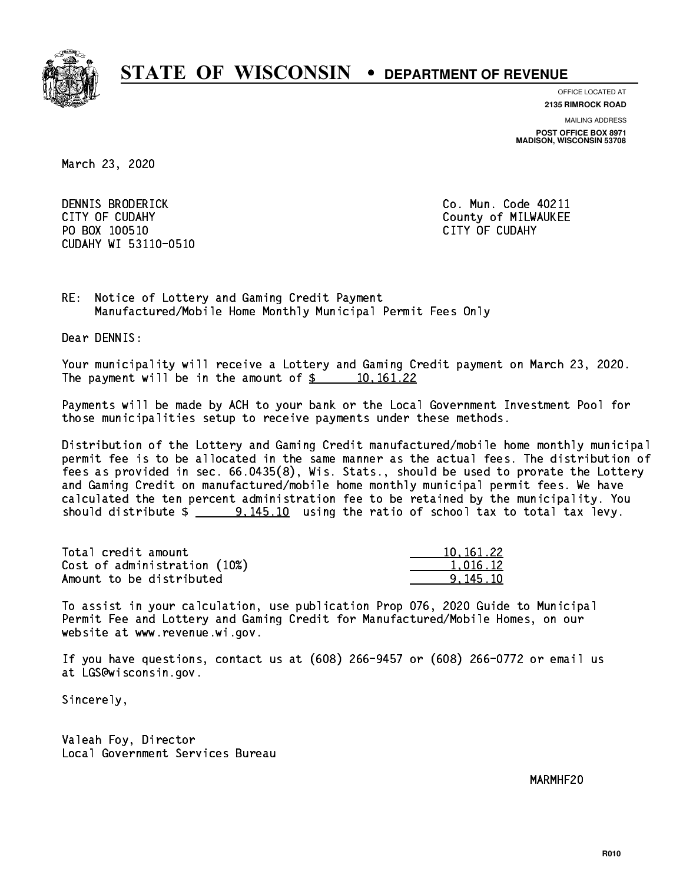# STATE OF WISCONSIN • DEPARTMENT OF REVENUE

OFFICE LOCATED AT
**2135 RIMROCK ROAD**

MAILING ADDRESS
**POST OFFICE BOX 8971**
**MADISON, WISCONSIN 53708**

March 23, 2020

DENNIS BRODERICK
CITY OF CUDAHY
PO BOX 100510
CUDAHY WI 53110-0510

Co. Mun. Code 40211
County of MILWAUKEE
CITY OF CUDAHY

RE: Notice of Lottery and Gaming Credit Payment
Manufactured/Mobile Home Monthly Municipal Permit Fees Only

Dear DENNIS:

Your municipality will receive a Lottery and Gaming Credit payment on March 23, 2020. The payment will be in the amount of $ 10,161.22

Payments will be made by ACH to your bank or the Local Government Investment Pool for those municipalities setup to receive payments under these methods.

Distribution of the Lottery and Gaming Credit manufactured/mobile home monthly municipal permit fee is to be allocated in the same manner as the actual fees. The distribution of fees as provided in sec. 66.0435(8), Wis. Stats., should be used to prorate the Lottery and Gaming Credit on manufactured/mobile home monthly municipal permit fees. We have calculated the ten percent administration fee to be retained by the municipality. You should distribute $ 9,145.10 using the ratio of school tax to total tax levy.

| | |
|---|---|
| Total credit amount | 10,161.22 |
| Cost of administration (10%) | 1,016.12 |
| Amount to be distributed | 9,145.10 |

To assist in your calculation, use publication Prop 076, 2020 Guide to Municipal Permit Fee and Lottery and Gaming Credit for Manufactured/Mobile Homes, on our website at www.revenue.wi.gov.

If you have questions, contact us at (608) 266-9457 or (608) 266-0772 or email us at LGS@wisconsin.gov.

Sincerely,

Valeah Foy, Director
Local Government Services Bureau

MARMHF20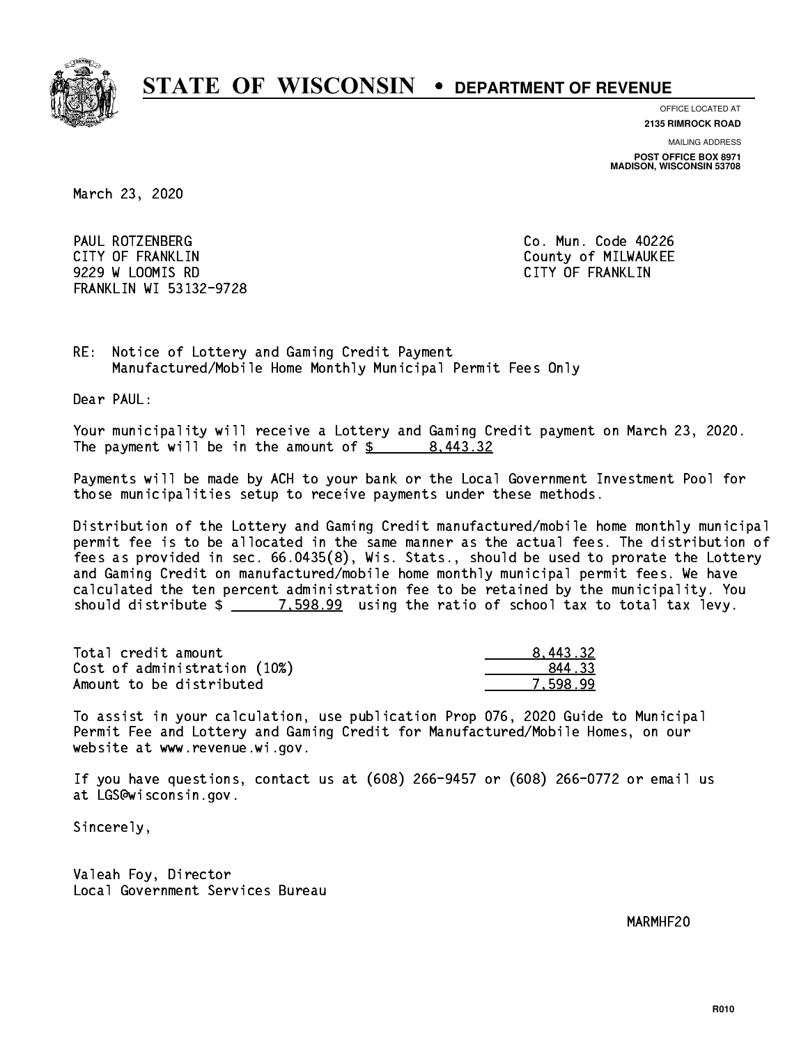# STATE OF WISCONSIN • DEPARTMENT OF REVENUE

OFFICE LOCATED AT
**2135 RIMROCK ROAD**

MAILING ADDRESS
**POST OFFICE BOX 8971**
**MADISON, WISCONSIN 53708**

March 23, 2020

PAUL ROTZENBERG
CITY OF FRANKLIN
9229 W LOOMIS RD
FRANKLIN WI 53132-9728

Co. Mun. Code 40226
County of MILWAUKEE
CITY OF FRANKLIN

RE: Notice of Lottery and Gaming Credit Payment
Manufactured/Mobile Home Monthly Municipal Permit Fees Only

Dear PAUL:

Your municipality will receive a Lottery and Gaming Credit payment on March 23, 2020. The payment will be in the amount of $ 8,443.32

Payments will be made by ACH to your bank or the Local Government Investment Pool for those municipalities setup to receive payments under these methods.

Distribution of the Lottery and Gaming Credit manufactured/mobile home monthly municipal permit fee is to be allocated in the same manner as the actual fees. The distribution of fees as provided in sec. 66.0435(8), Wis. Stats., should be used to prorate the Lottery and Gaming Credit on manufactured/mobile home monthly municipal permit fees. We have calculated the ten percent administration fee to be retained by the municipality. You should distribute $ 7,598.99 using the ratio of school tax to total tax levy.

| | |
|---|---|
| Total credit amount | 8,443.32 |
| Cost of administration (10%) | 844.33 |
| Amount to be distributed | 7,598.99 |

To assist in your calculation, use publication Prop 076, 2020 Guide to Municipal Permit Fee and Lottery and Gaming Credit for Manufactured/Mobile Homes, on our website at www.revenue.wi.gov.

If you have questions, contact us at (608) 266-9457 or (608) 266-0772 or email us at LGS@wisconsin.gov.

Sincerely,

Valeah Foy, Director
Local Government Services Bureau

MARMHF20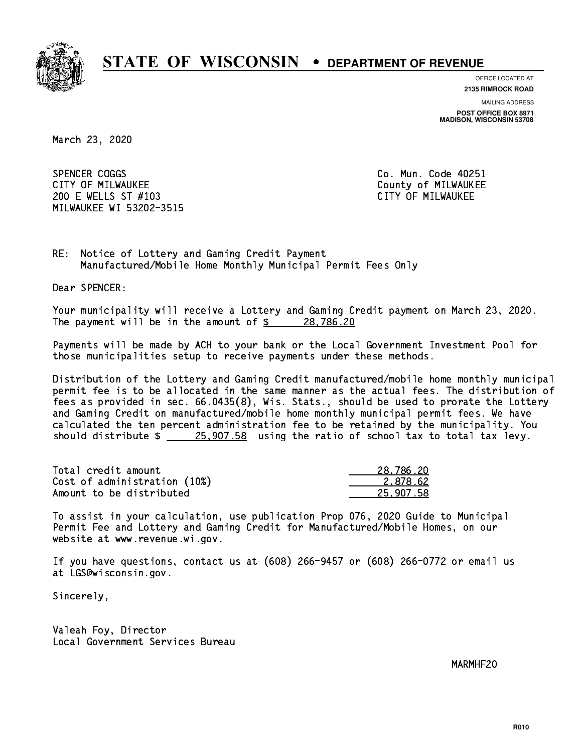# STATE OF WISCONSIN • DEPARTMENT OF REVENUE

OFFICE LOCATED AT
**2135 RIMROCK ROAD**

MAILING ADDRESS
**POST OFFICE BOX 8971**
**MADISON, WISCONSIN 53708**

March 23, 2020

SPENCER COGGS
CITY OF MILWAUKEE
200 E WELLS ST #103
MILWAUKEE WI 53202-3515

Co. Mun. Code 40251
County of MILWAUKEE
CITY OF MILWAUKEE

RE: Notice of Lottery and Gaming Credit Payment
Manufactured/Mobile Home Monthly Municipal Permit Fees Only

Dear SPENCER:

Your municipality will receive a Lottery and Gaming Credit payment on March 23, 2020. The payment will be in the amount of $ 28,786.20

Payments will be made by ACH to your bank or the Local Government Investment Pool for those municipalities setup to receive payments under these methods.

Distribution of the Lottery and Gaming Credit manufactured/mobile home monthly municipal permit fee is to be allocated in the same manner as the actual fees. The distribution of fees as provided in sec. 66.0435(8), Wis. Stats., should be used to prorate the Lottery and Gaming Credit on manufactured/mobile home monthly municipal permit fees. We have calculated the ten percent administration fee to be retained by the municipality. You should distribute $ 25,907.58 using the ratio of school tax to total tax levy.

| | |
|---|---|
| Total credit amount | 28,786.20 |
| Cost of administration (10%) | 2,878.62 |
| Amount to be distributed | 25,907.58 |

To assist in your calculation, use publication Prop 076, 2020 Guide to Municipal Permit Fee and Lottery and Gaming Credit for Manufactured/Mobile Homes, on our website at www.revenue.wi.gov.

If you have questions, contact us at (608) 266-9457 or (608) 266-0772 or email us at LGS@wisconsin.gov.

Sincerely,

Valeah Foy, Director
Local Government Services Bureau

MARMHF20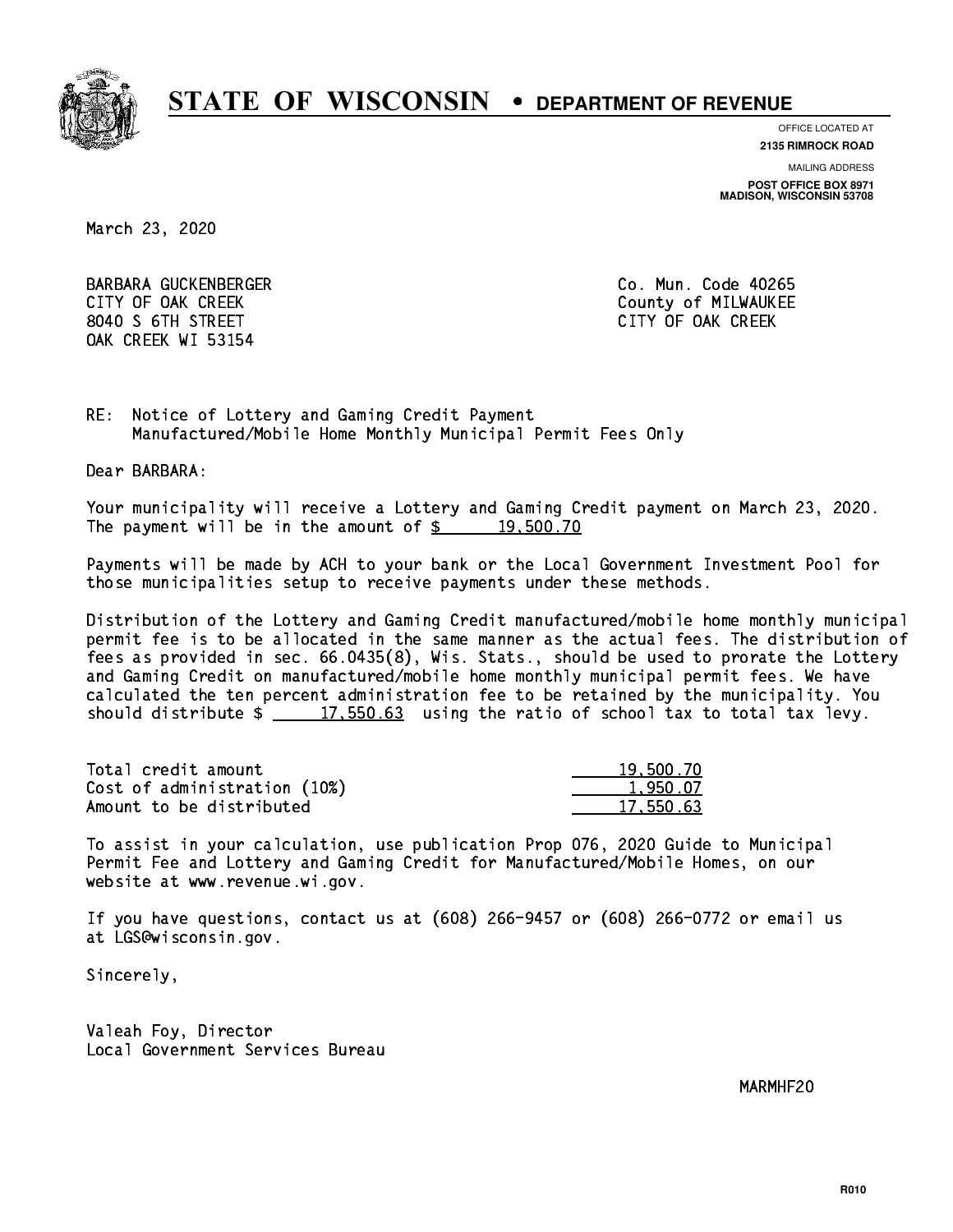# STATE OF WISCONSIN • DEPARTMENT OF REVENUE

OFFICE LOCATED AT
**2135 RIMROCK ROAD**

MAILING ADDRESS
**POST OFFICE BOX 8971**
**MADISON, WISCONSIN 53708**

March 23, 2020

BARBARA GUCKENBERGER
CITY OF OAK CREEK
8040 S 6TH STREET
OAK CREEK WI 53154

Co. Mun. Code 40265
County of MILWAUKEE
CITY OF OAK CREEK

RE: Notice of Lottery and Gaming Credit Payment
Manufactured/Mobile Home Monthly Municipal Permit Fees Only

Dear BARBARA:

Your municipality will receive a Lottery and Gaming Credit payment on March 23, 2020. The payment will be in the amount of $ 19,500.70

Payments will be made by ACH to your bank or the Local Government Investment Pool for those municipalities setup to receive payments under these methods.

Distribution of the Lottery and Gaming Credit manufactured/mobile home monthly municipal permit fee is to be allocated in the same manner as the actual fees. The distribution of fees as provided in sec. 66.0435(8), Wis. Stats., should be used to prorate the Lottery and Gaming Credit on manufactured/mobile home monthly municipal permit fees. We have calculated the ten percent administration fee to be retained by the municipality. You should distribute $ 17,550.63 using the ratio of school tax to total tax levy.

| | |
|---|---|
| Total credit amount | 19,500.70 |
| Cost of administration (10%) | 1,950.07 |
| Amount to be distributed | 17,550.63 |

To assist in your calculation, use publication Prop 076, 2020 Guide to Municipal Permit Fee and Lottery and Gaming Credit for Manufactured/Mobile Homes, on our website at www.revenue.wi.gov.

If you have questions, contact us at (608) 266-9457 or (608) 266-0772 or email us at LGS@wisconsin.gov.

Sincerely,

Valeah Foy, Director
Local Government Services Bureau

MARMHF20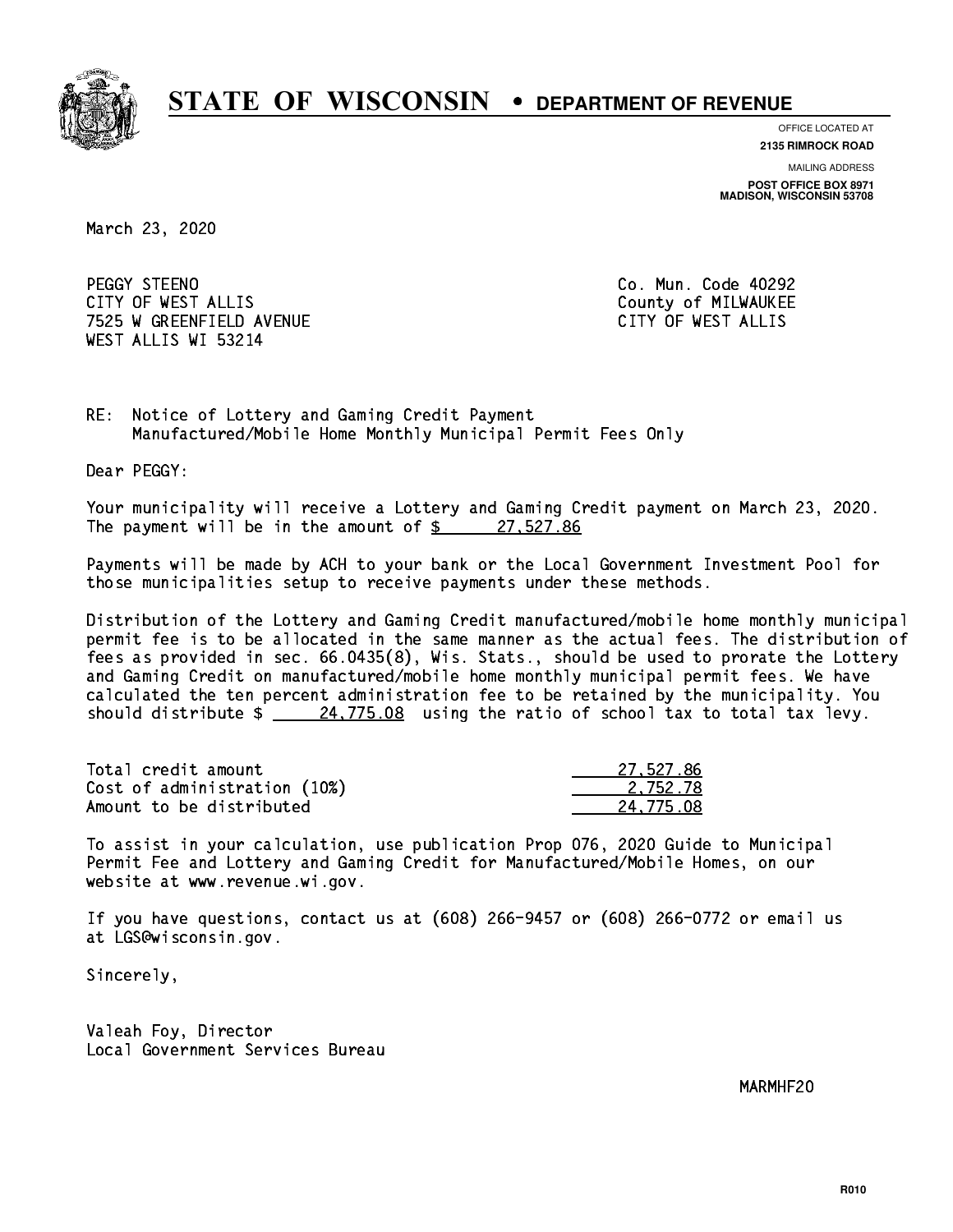# STATE OF WISCONSIN • DEPARTMENT OF REVENUE

OFFICE LOCATED AT
**2135 RIMROCK ROAD**

MAILING ADDRESS
**POST OFFICE BOX 8971**
**MADISON, WISCONSIN 53708**

March 23, 2020

PEGGY STEENO
CITY OF WEST ALLIS
7525 W GREENFIELD AVENUE
WEST ALLIS WI 53214

Co. Mun. Code 40292
County of MILWAUKEE
CITY OF WEST ALLIS

RE: Notice of Lottery and Gaming Credit Payment
Manufactured/Mobile Home Monthly Municipal Permit Fees Only

Dear PEGGY:

Your municipality will receive a Lottery and Gaming Credit payment on March 23, 2020. The payment will be in the amount of $ 27,527.86

Payments will be made by ACH to your bank or the Local Government Investment Pool for those municipalities setup to receive payments under these methods.

Distribution of the Lottery and Gaming Credit manufactured/mobile home monthly municipal permit fee is to be allocated in the same manner as the actual fees. The distribution of fees as provided in sec. 66.0435(8), Wis. Stats., should be used to prorate the Lottery and Gaming Credit on manufactured/mobile home monthly municipal permit fees. We have calculated the ten percent administration fee to be retained by the municipality. You should distribute $ 24,775.08 using the ratio of school tax to total tax levy.

| | |
|---|---|
| Total credit amount | 27,527.86 |
| Cost of administration (10%) | 2,752.78 |
| Amount to be distributed | 24,775.08 |

To assist in your calculation, use publication Prop 076, 2020 Guide to Municipal Permit Fee and Lottery and Gaming Credit for Manufactured/Mobile Homes, on our website at www.revenue.wi.gov.

If you have questions, contact us at (608) 266-9457 or (608) 266-0772 or email us at LGS@wisconsin.gov.

Sincerely,

Valeah Foy, Director
Local Government Services Bureau

MARMHF20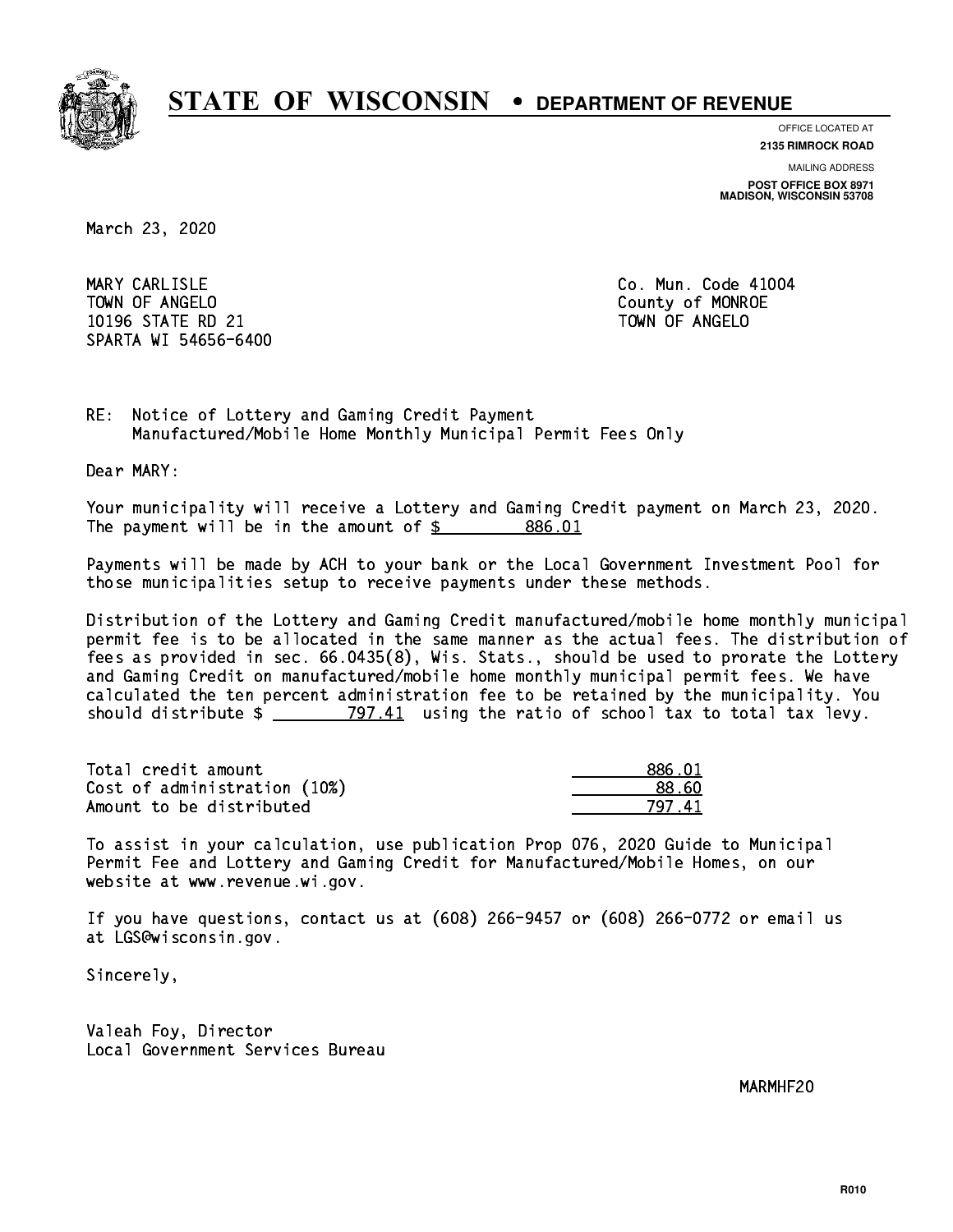# STATE OF WISCONSIN • DEPARTMENT OF REVENUE

OFFICE LOCATED AT
**2135 RIMROCK ROAD**

MAILING ADDRESS
**POST OFFICE BOX 8971**
**MADISON, WISCONSIN 53708**

March 23, 2020

MARY CARLISLE
TOWN OF ANGELO
10196 STATE RD 21
SPARTA WI 54656-6400

Co. Mun. Code 41004
County of MONROE
TOWN OF ANGELO

RE: Notice of Lottery and Gaming Credit Payment
Manufactured/Mobile Home Monthly Municipal Permit Fees Only

Dear MARY:

Your municipality will receive a Lottery and Gaming Credit payment on March 23, 2020. The payment will be in the amount of $ 886.01

Payments will be made by ACH to your bank or the Local Government Investment Pool for those municipalities setup to receive payments under these methods.

Distribution of the Lottery and Gaming Credit manufactured/mobile home monthly municipal permit fee is to be allocated in the same manner as the actual fees. The distribution of fees as provided in sec. 66.0435(8), Wis. Stats., should be used to prorate the Lottery and Gaming Credit on manufactured/mobile home monthly municipal permit fees. We have calculated the ten percent administration fee to be retained by the municipality. You should distribute $ 797.41 using the ratio of school tax to total tax levy.

| | |
|---|---|
| Total credit amount | 886.01 |
| Cost of administration (10%) | 88.60 |
| Amount to be distributed | 797.41 |

To assist in your calculation, use publication Prop 076, 2020 Guide to Municipal Permit Fee and Lottery and Gaming Credit for Manufactured/Mobile Homes, on our website at www.revenue.wi.gov.

If you have questions, contact us at (608) 266-9457 or (608) 266-0772 or email us at LGS@wisconsin.gov.

Sincerely,

Valeah Foy, Director
Local Government Services Bureau

MARMHF20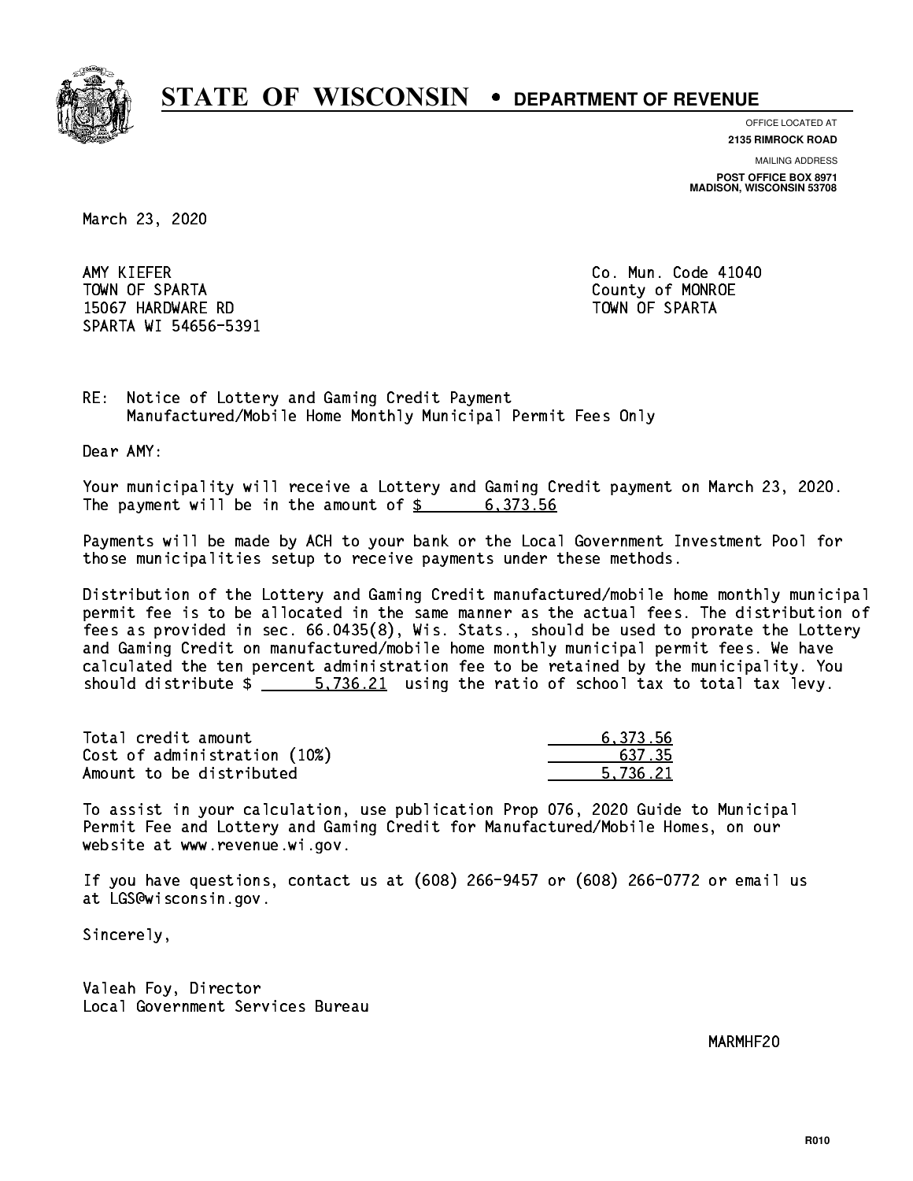# STATE OF WISCONSIN • DEPARTMENT OF REVENUE

OFFICE LOCATED AT
**2135 RIMROCK ROAD**

MAILING ADDRESS
**POST OFFICE BOX 8971**
**MADISON, WISCONSIN 53708**

March 23, 2020

AMY KIEFER
TOWN OF SPARTA
15067 HARDWARE RD
SPARTA WI 54656-5391

Co. Mun. Code 41040
County of MONROE
TOWN OF SPARTA

RE: Notice of Lottery and Gaming Credit Payment
Manufactured/Mobile Home Monthly Municipal Permit Fees Only

Dear AMY:

Your municipality will receive a Lottery and Gaming Credit payment on March 23, 2020. The payment will be in the amount of $ 6,373.56

Payments will be made by ACH to your bank or the Local Government Investment Pool for those municipalities setup to receive payments under these methods.

Distribution of the Lottery and Gaming Credit manufactured/mobile home monthly municipal permit fee is to be allocated in the same manner as the actual fees. The distribution of fees as provided in sec. 66.0435(8), Wis. Stats., should be used to prorate the Lottery and Gaming Credit on manufactured/mobile home monthly municipal permit fees. We have calculated the ten percent administration fee to be retained by the municipality. You should distribute $ 5,736.21 using the ratio of school tax to total tax levy.

| | |
|---|---|
| Total credit amount | 6,373.56 |
| Cost of administration (10%) | 637.35 |
| Amount to be distributed | 5,736.21 |

To assist in your calculation, use publication Prop 076, 2020 Guide to Municipal Permit Fee and Lottery and Gaming Credit for Manufactured/Mobile Homes, on our website at www.revenue.wi.gov.

If you have questions, contact us at (608) 266-9457 or (608) 266-0772 or email us at LGS@wisconsin.gov.

Sincerely,

Valeah Foy, Director
Local Government Services Bureau

MARMHF20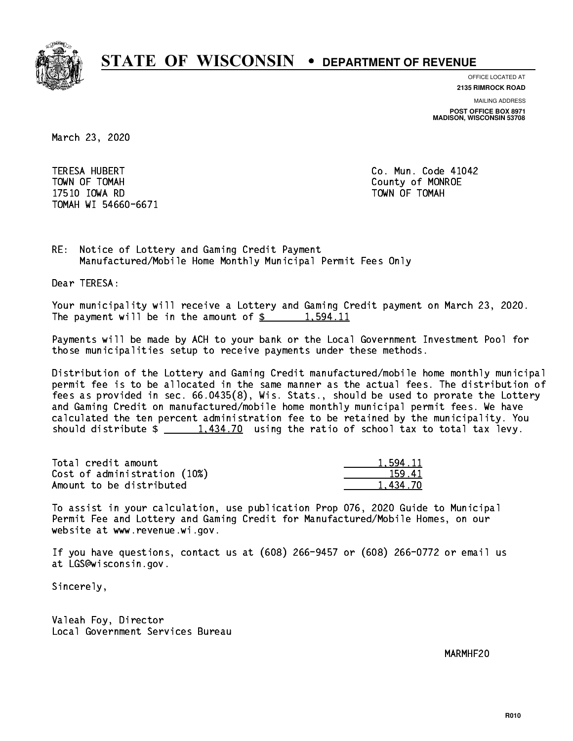# STATE OF WISCONSIN • DEPARTMENT OF REVENUE

OFFICE LOCATED AT
**2135 RIMROCK ROAD**

MAILING ADDRESS
**POST OFFICE BOX 8971**
**MADISON, WISCONSIN 53708**

March 23, 2020

TERESA HUBERT
TOWN OF TOMAH
17510 IOWA RD
TOMAH WI 54660-6671

Co. Mun. Code 41042
County of MONROE
TOWN OF TOMAH

RE: Notice of Lottery and Gaming Credit Payment
Manufactured/Mobile Home Monthly Municipal Permit Fees Only

Dear TERESA:

Your municipality will receive a Lottery and Gaming Credit payment on March 23, 2020. The payment will be in the amount of $ 1,594.11

Payments will be made by ACH to your bank or the Local Government Investment Pool for those municipalities setup to receive payments under these methods.

Distribution of the Lottery and Gaming Credit manufactured/mobile home monthly municipal permit fee is to be allocated in the same manner as the actual fees. The distribution of fees as provided in sec. 66.0435(8), Wis. Stats., should be used to prorate the Lottery and Gaming Credit on manufactured/mobile home monthly municipal permit fees. We have calculated the ten percent administration fee to be retained by the municipality. You should distribute $ 1,434.70 using the ratio of school tax to total tax levy.

| | |
|---|---|
| Total credit amount | 1,594.11 |
| Cost of administration (10%) | 159.41 |
| Amount to be distributed | 1,434.70 |

To assist in your calculation, use publication Prop 076, 2020 Guide to Municipal Permit Fee and Lottery and Gaming Credit for Manufactured/Mobile Homes, on our website at www.revenue.wi.gov.

If you have questions, contact us at (608) 266-9457 or (608) 266-0772 or email us at LGS@wisconsin.gov.

Sincerely,

Valeah Foy, Director
Local Government Services Bureau

MARMHF20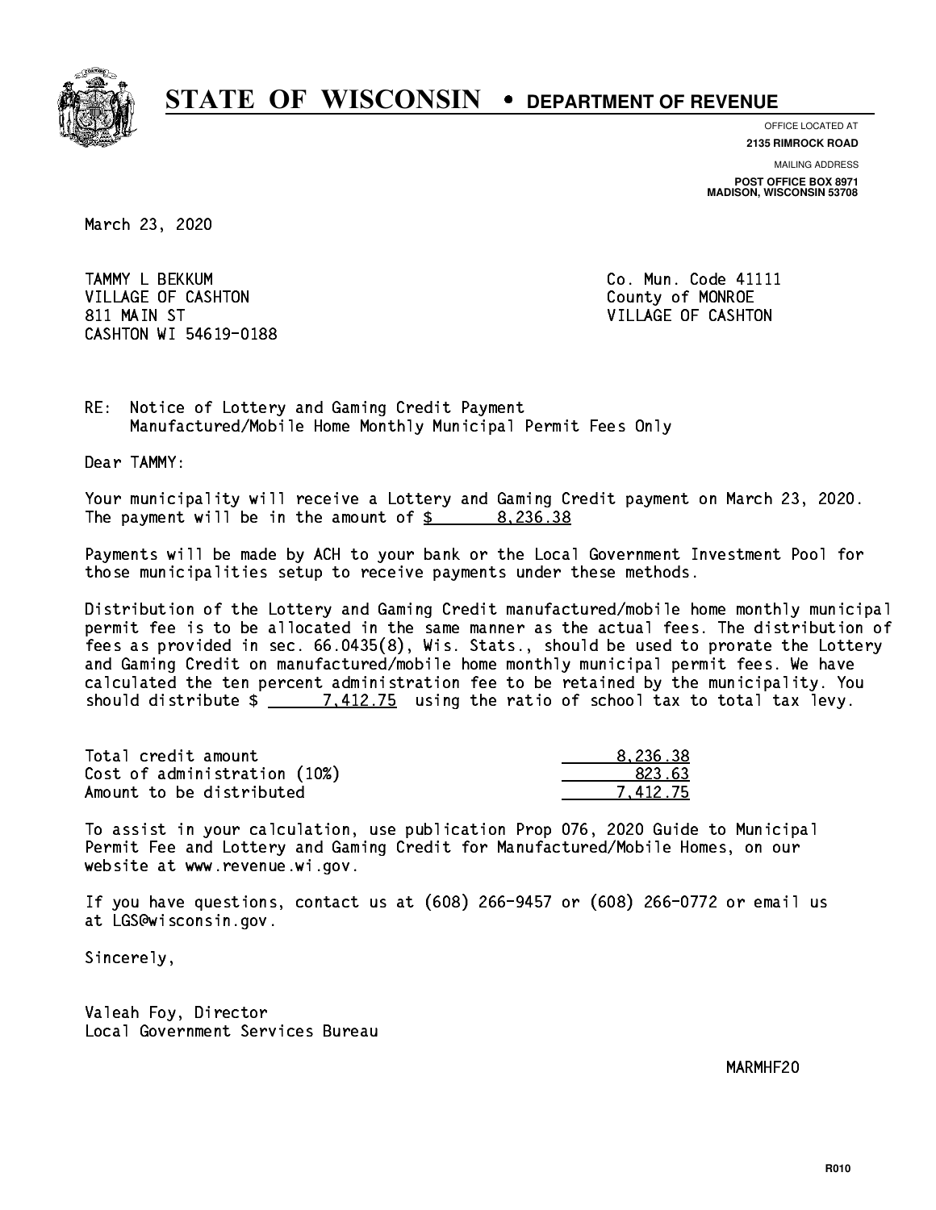# STATE OF WISCONSIN • DEPARTMENT OF REVENUE

OFFICE LOCATED AT
**2135 RIMROCK ROAD**

MAILING ADDRESS
**POST OFFICE BOX 8971**
**MADISON, WISCONSIN 53708**

March 23, 2020

TAMMY L BEKKUM
VILLAGE OF CASHTON
811 MAIN ST
CASHTON WI 54619-0188

Co. Mun. Code 41111
County of MONROE
VILLAGE OF CASHTON

RE: Notice of Lottery and Gaming Credit Payment
Manufactured/Mobile Home Monthly Municipal Permit Fees Only

Dear TAMMY:

Your municipality will receive a Lottery and Gaming Credit payment on March 23, 2020. The payment will be in the amount of $ 8,236.38

Payments will be made by ACH to your bank or the Local Government Investment Pool for those municipalities setup to receive payments under these methods.

Distribution of the Lottery and Gaming Credit manufactured/mobile home monthly municipal permit fee is to be allocated in the same manner as the actual fees. The distribution of fees as provided in sec. 66.0435(8), Wis. Stats., should be used to prorate the Lottery and Gaming Credit on manufactured/mobile home monthly municipal permit fees. We have calculated the ten percent administration fee to be retained by the municipality. You should distribute $ 7,412.75 using the ratio of school tax to total tax levy.

| | |
|---|---|
| Total credit amount | 8,236.38 |
| Cost of administration (10%) | 823.63 |
| Amount to be distributed | 7,412.75 |

To assist in your calculation, use publication Prop 076, 2020 Guide to Municipal Permit Fee and Lottery and Gaming Credit for Manufactured/Mobile Homes, on our website at www.revenue.wi.gov.

If you have questions, contact us at (608) 266-9457 or (608) 266-0772 or email us at LGS@wisconsin.gov.

Sincerely,

Valeah Foy, Director
Local Government Services Bureau

MARMHF20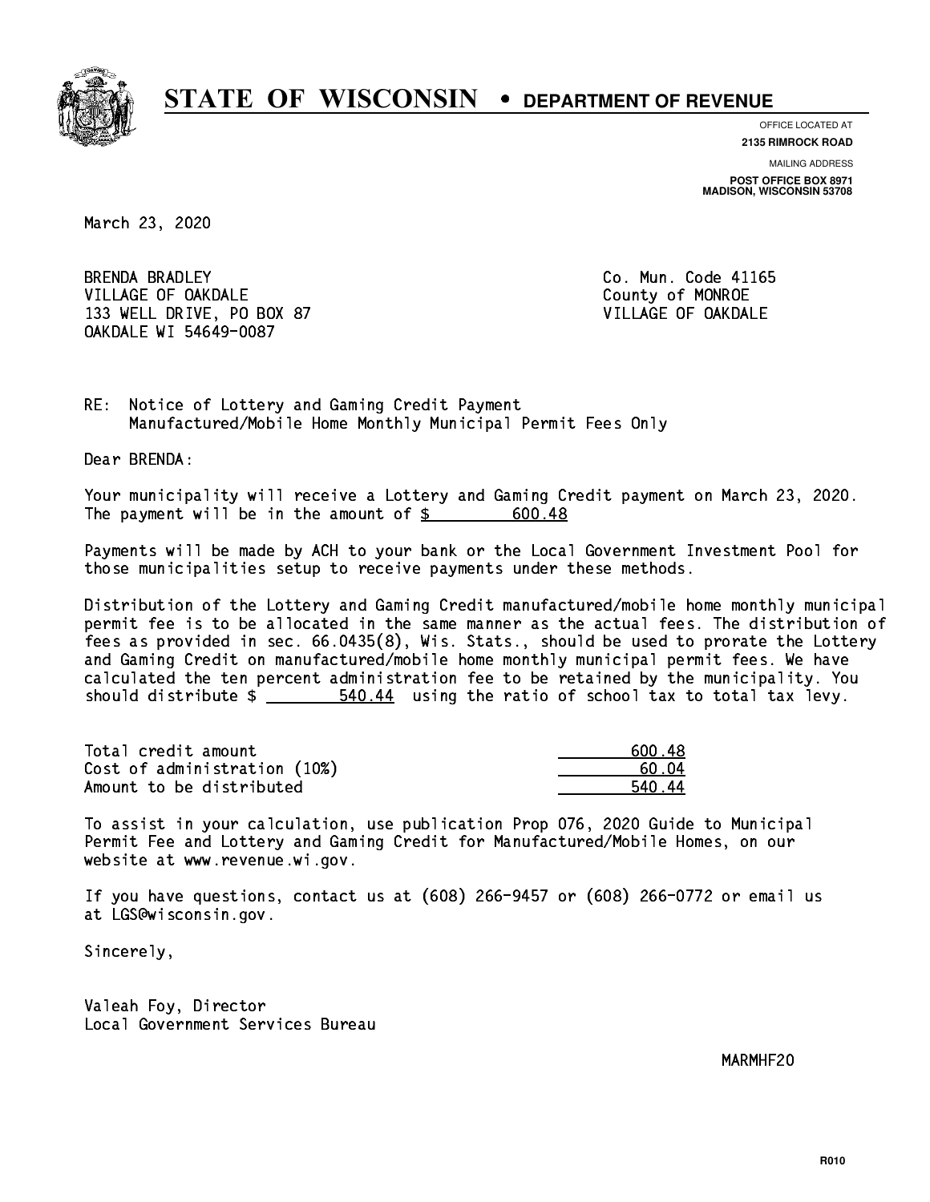# STATE OF WISCONSIN • DEPARTMENT OF REVENUE

OFFICE LOCATED AT
**2135 RIMROCK ROAD**

MAILING ADDRESS
**POST OFFICE BOX 8971**
**MADISON, WISCONSIN 53708**

March 23, 2020

BRENDA BRADLEY
VILLAGE OF OAKDALE
133 WELL DRIVE, PO BOX 87
OAKDALE WI 54649-0087

Co. Mun. Code 41165
County of MONROE
VILLAGE OF OAKDALE

RE: Notice of Lottery and Gaming Credit Payment
Manufactured/Mobile Home Monthly Municipal Permit Fees Only

Dear BRENDA:

Your municipality will receive a Lottery and Gaming Credit payment on March 23, 2020. The payment will be in the amount of $ 600.48

Payments will be made by ACH to your bank or the Local Government Investment Pool for those municipalities setup to receive payments under these methods.

Distribution of the Lottery and Gaming Credit manufactured/mobile home monthly municipal permit fee is to be allocated in the same manner as the actual fees. The distribution of fees as provided in sec. 66.0435(8), Wis. Stats., should be used to prorate the Lottery and Gaming Credit on manufactured/mobile home monthly municipal permit fees. We have calculated the ten percent administration fee to be retained by the municipality. You should distribute $ 540.44 using the ratio of school tax to total tax levy.

| | |
|---|---|
| Total credit amount | 600.48 |
| Cost of administration (10%) | 60.04 |
| Amount to be distributed | 540.44 |

To assist in your calculation, use publication Prop 076, 2020 Guide to Municipal Permit Fee and Lottery and Gaming Credit for Manufactured/Mobile Homes, on our website at www.revenue.wi.gov.

If you have questions, contact us at (608) 266-9457 or (608) 266-0772 or email us at LGS@wisconsin.gov.

Sincerely,

Valeah Foy, Director
Local Government Services Bureau

MARMHF20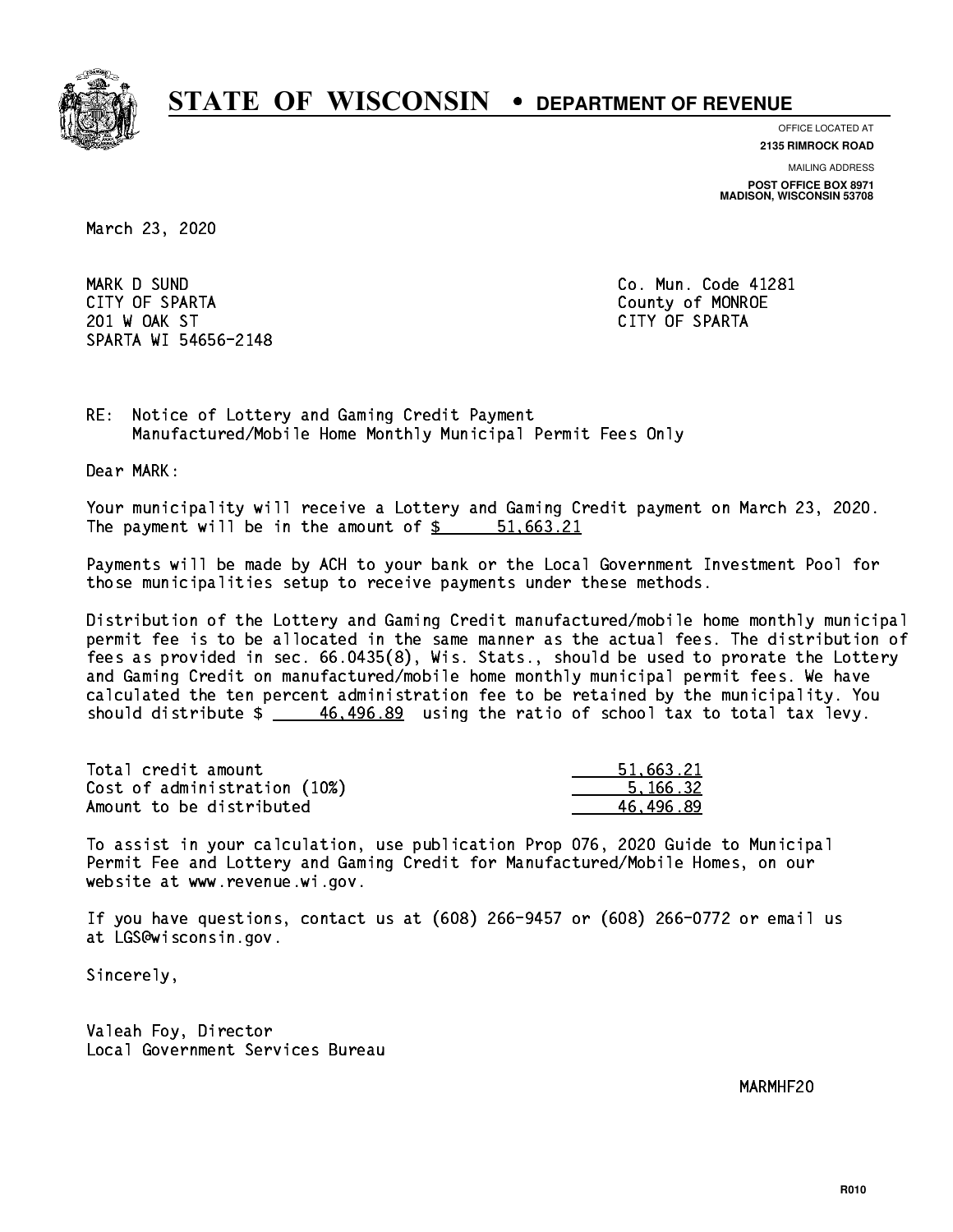# STATE OF WISCONSIN • DEPARTMENT OF REVENUE

OFFICE LOCATED AT
**2135 RIMROCK ROAD**

MAILING ADDRESS
**POST OFFICE BOX 8971**
**MADISON, WISCONSIN 53708**

March 23, 2020

MARK D SUND
CITY OF SPARTA
201 W OAK ST
SPARTA WI 54656-2148

Co. Mun. Code 41281
County of MONROE
CITY OF SPARTA

RE: Notice of Lottery and Gaming Credit Payment
Manufactured/Mobile Home Monthly Municipal Permit Fees Only

Dear MARK:

Your municipality will receive a Lottery and Gaming Credit payment on March 23, 2020. The payment will be in the amount of $ 51,663.21

Payments will be made by ACH to your bank or the Local Government Investment Pool for those municipalities setup to receive payments under these methods.

Distribution of the Lottery and Gaming Credit manufactured/mobile home monthly municipal permit fee is to be allocated in the same manner as the actual fees. The distribution of fees as provided in sec. 66.0435(8), Wis. Stats., should be used to prorate the Lottery and Gaming Credit on manufactured/mobile home monthly municipal permit fees. We have calculated the ten percent administration fee to be retained by the municipality. You should distribute $ 46,496.89 using the ratio of school tax to total tax levy.

| | |
|---|---|
| Total credit amount | 51,663.21 |
| Cost of administration (10%) | 5,166.32 |
| Amount to be distributed | 46,496.89 |

To assist in your calculation, use publication Prop 076, 2020 Guide to Municipal Permit Fee and Lottery and Gaming Credit for Manufactured/Mobile Homes, on our website at www.revenue.wi.gov.

If you have questions, contact us at (608) 266-9457 or (608) 266-0772 or email us at LGS@wisconsin.gov.

Sincerely,

Valeah Foy, Director
Local Government Services Bureau

MARMHF20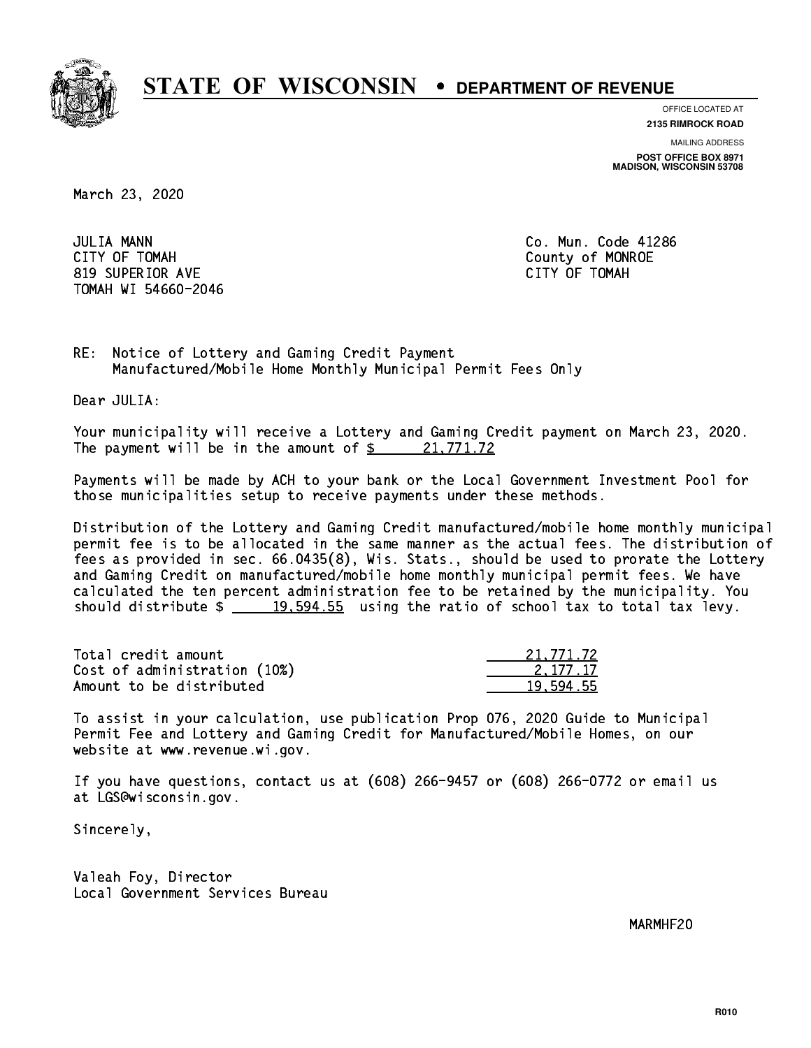# STATE OF WISCONSIN • DEPARTMENT OF REVENUE

OFFICE LOCATED AT
**2135 RIMROCK ROAD**

MAILING ADDRESS
**POST OFFICE BOX 8971**
**MADISON, WISCONSIN 53708**

March 23, 2020

JULIA MANN
CITY OF TOMAH
819 SUPERIOR AVE
TOMAH WI 54660-2046

Co. Mun. Code 41286
County of MONROE
CITY OF TOMAH

RE: Notice of Lottery and Gaming Credit Payment
Manufactured/Mobile Home Monthly Municipal Permit Fees Only

Dear JULIA:

Your municipality will receive a Lottery and Gaming Credit payment on March 23, 2020. The payment will be in the amount of $ 21,771.72

Payments will be made by ACH to your bank or the Local Government Investment Pool for those municipalities setup to receive payments under these methods.

Distribution of the Lottery and Gaming Credit manufactured/mobile home monthly municipal permit fee is to be allocated in the same manner as the actual fees. The distribution of fees as provided in sec. 66.0435(8), Wis. Stats., should be used to prorate the Lottery and Gaming Credit on manufactured/mobile home monthly municipal permit fees. We have calculated the ten percent administration fee to be retained by the municipality. You should distribute $ 19,594.55 using the ratio of school tax to total tax levy.

| | |
|---|---|
| Total credit amount | 21,771.72 |
| Cost of administration (10%) | 2,177.17 |
| Amount to be distributed | 19,594.55 |

To assist in your calculation, use publication Prop 076, 2020 Guide to Municipal Permit Fee and Lottery and Gaming Credit for Manufactured/Mobile Homes, on our website at www.revenue.wi.gov.

If you have questions, contact us at (608) 266-9457 or (608) 266-0772 or email us at LGS@wisconsin.gov.

Sincerely,

Valeah Foy, Director
Local Government Services Bureau

MARMHF20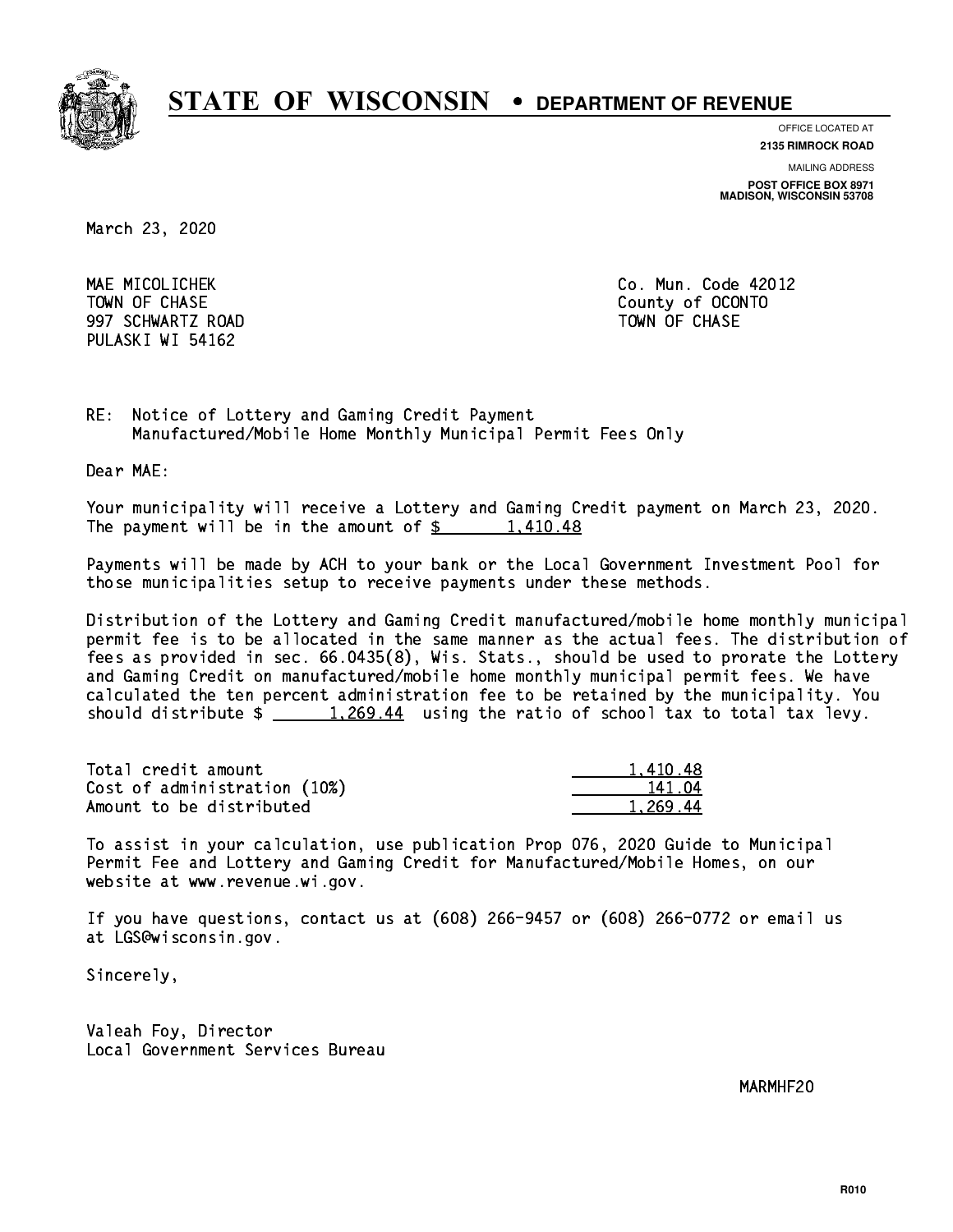# STATE OF WISCONSIN • DEPARTMENT OF REVENUE

OFFICE LOCATED AT
**2135 RIMROCK ROAD**

MAILING ADDRESS
**POST OFFICE BOX 8971**
**MADISON, WISCONSIN 53708**

March 23, 2020

MAE MICOLICHEK
TOWN OF CHASE
997 SCHWARTZ ROAD
PULASKI WI 54162

Co. Mun. Code 42012
County of OCONTO
TOWN OF CHASE

RE: Notice of Lottery and Gaming Credit Payment
Manufactured/Mobile Home Monthly Municipal Permit Fees Only

Dear MAE:

Your municipality will receive a Lottery and Gaming Credit payment on March 23, 2020. The payment will be in the amount of $ 1,410.48

Payments will be made by ACH to your bank or the Local Government Investment Pool for those municipalities setup to receive payments under these methods.

Distribution of the Lottery and Gaming Credit manufactured/mobile home monthly municipal permit fee is to be allocated in the same manner as the actual fees. The distribution of fees as provided in sec. 66.0435(8), Wis. Stats., should be used to prorate the Lottery and Gaming Credit on manufactured/mobile home monthly municipal permit fees. We have calculated the ten percent administration fee to be retained by the municipality. You should distribute $ 1,269.44 using the ratio of school tax to total tax levy.

| | |
|---|---|
| Total credit amount | 1,410.48 |
| Cost of administration (10%) | 141.04 |
| Amount to be distributed | 1,269.44 |

To assist in your calculation, use publication Prop 076, 2020 Guide to Municipal Permit Fee and Lottery and Gaming Credit for Manufactured/Mobile Homes, on our website at www.revenue.wi.gov.

If you have questions, contact us at (608) 266-9457 or (608) 266-0772 or email us at LGS@wisconsin.gov.

Sincerely,

Valeah Foy, Director
Local Government Services Bureau

MARMHF20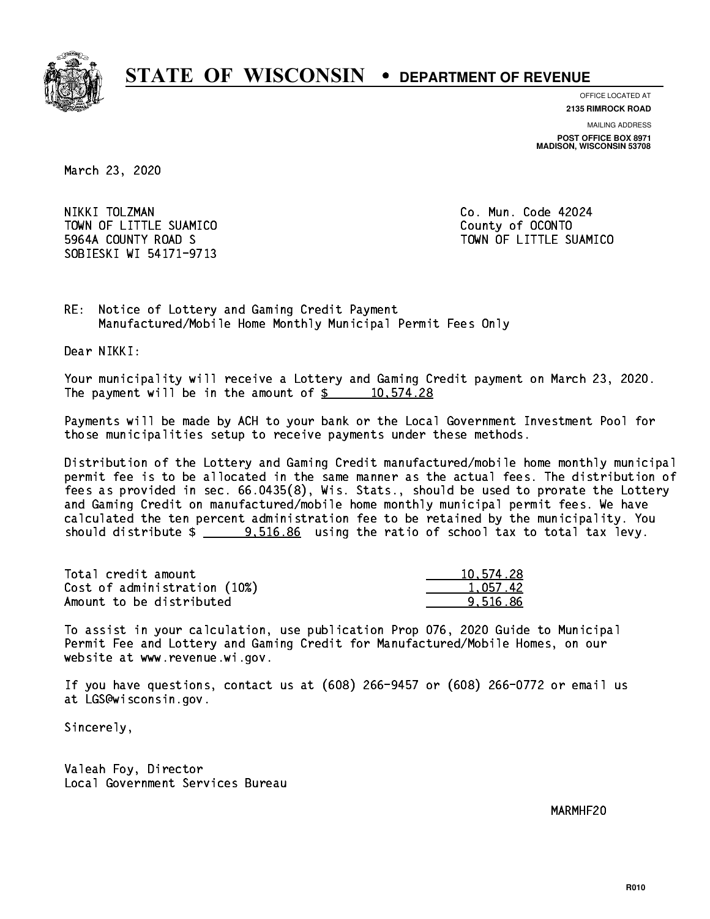# STATE OF WISCONSIN • DEPARTMENT OF REVENUE

OFFICE LOCATED AT
**2135 RIMROCK ROAD**

MAILING ADDRESS
**POST OFFICE BOX 8971**
**MADISON, WISCONSIN 53708**

March 23, 2020

NIKKI TOLZMAN
TOWN OF LITTLE SUAMICO
5964A COUNTY ROAD S
SOBIESKI WI 54171-9713

Co. Mun. Code 42024
County of OCONTO
TOWN OF LITTLE SUAMICO

RE: Notice of Lottery and Gaming Credit Payment
Manufactured/Mobile Home Monthly Municipal Permit Fees Only

Dear NIKKI:

Your municipality will receive a Lottery and Gaming Credit payment on March 23, 2020. The payment will be in the amount of $ 10,574.28

Payments will be made by ACH to your bank or the Local Government Investment Pool for those municipalities setup to receive payments under these methods.

Distribution of the Lottery and Gaming Credit manufactured/mobile home monthly municipal permit fee is to be allocated in the same manner as the actual fees. The distribution of fees as provided in sec. 66.0435(8), Wis. Stats., should be used to prorate the Lottery and Gaming Credit on manufactured/mobile home monthly municipal permit fees. We have calculated the ten percent administration fee to be retained by the municipality. You should distribute $ 9,516.86 using the ratio of school tax to total tax levy.

| | |
|---|---|
| Total credit amount | 10,574.28 |
| Cost of administration (10%) | 1,057.42 |
| Amount to be distributed | 9,516.86 |

To assist in your calculation, use publication Prop 076, 2020 Guide to Municipal Permit Fee and Lottery and Gaming Credit for Manufactured/Mobile Homes, on our website at www.revenue.wi.gov.

If you have questions, contact us at (608) 266-9457 or (608) 266-0772 or email us at LGS@wisconsin.gov.

Sincerely,

Valeah Foy, Director
Local Government Services Bureau

MARMHF20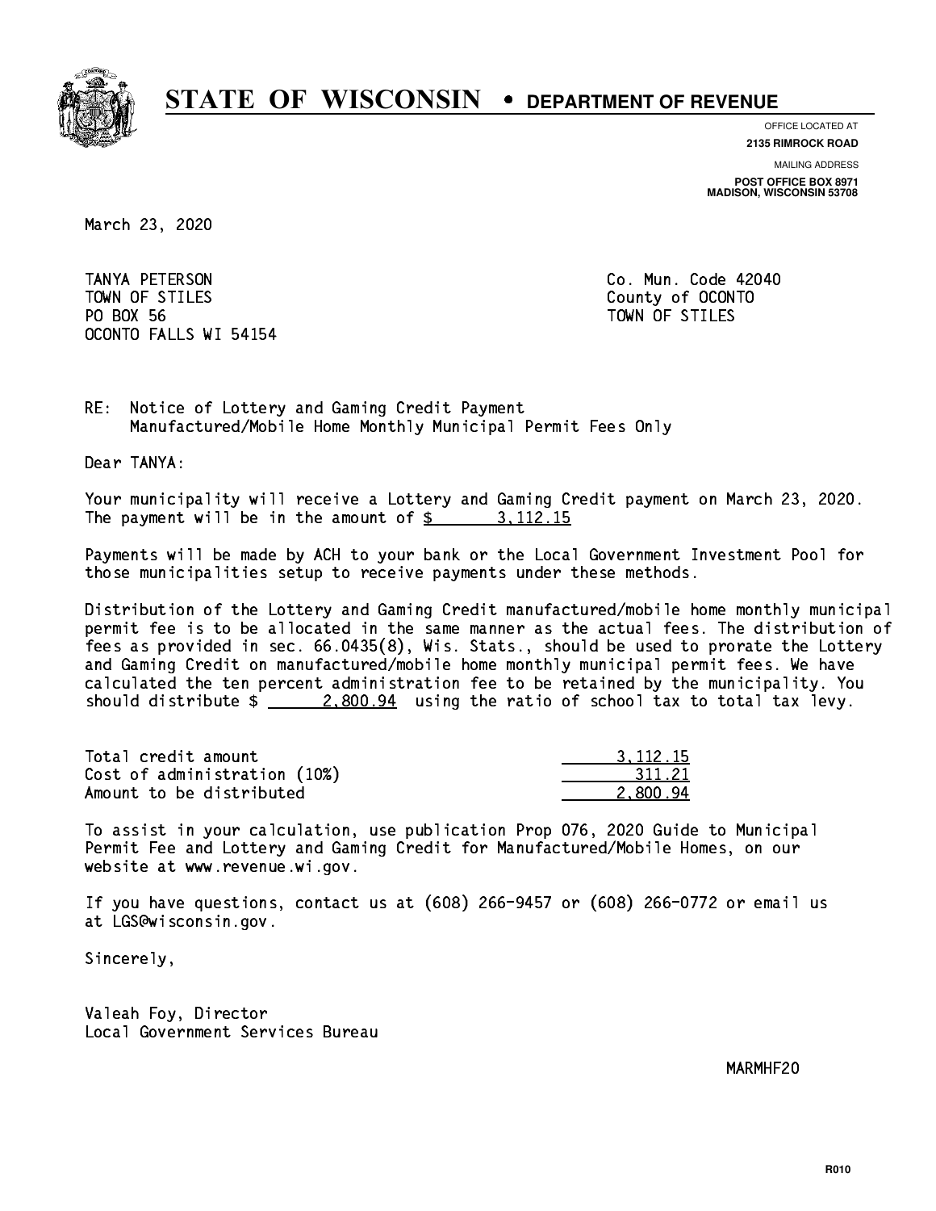# STATE OF WISCONSIN • DEPARTMENT OF REVENUE

OFFICE LOCATED AT
**2135 RIMROCK ROAD**

MAILING ADDRESS
**POST OFFICE BOX 8971**
**MADISON, WISCONSIN 53708**

March 23, 2020

TANYA PETERSON
TOWN OF STILES
PO BOX 56
OCONTO FALLS WI 54154

Co. Mun. Code 42040
County of OCONTO
TOWN OF STILES

RE: Notice of Lottery and Gaming Credit Payment
Manufactured/Mobile Home Monthly Municipal Permit Fees Only

Dear TANYA:

Your municipality will receive a Lottery and Gaming Credit payment on March 23, 2020. The payment will be in the amount of $ 3,112.15

Payments will be made by ACH to your bank or the Local Government Investment Pool for those municipalities setup to receive payments under these methods.

Distribution of the Lottery and Gaming Credit manufactured/mobile home monthly municipal permit fee is to be allocated in the same manner as the actual fees. The distribution of fees as provided in sec. 66.0435(8), Wis. Stats., should be used to prorate the Lottery and Gaming Credit on manufactured/mobile home monthly municipal permit fees. We have calculated the ten percent administration fee to be retained by the municipality. You should distribute $ 2,800.94 using the ratio of school tax to total tax levy.

| | |
|---|---|
| Total credit amount | 3,112.15 |
| Cost of administration (10%) | 311.21 |
| Amount to be distributed | 2,800.94 |

To assist in your calculation, use publication Prop 076, 2020 Guide to Municipal Permit Fee and Lottery and Gaming Credit for Manufactured/Mobile Homes, on our website at www.revenue.wi.gov.

If you have questions, contact us at (608) 266-9457 or (608) 266-0772 or email us at LGS@wisconsin.gov.

Sincerely,

Valeah Foy, Director
Local Government Services Bureau

MARMHF20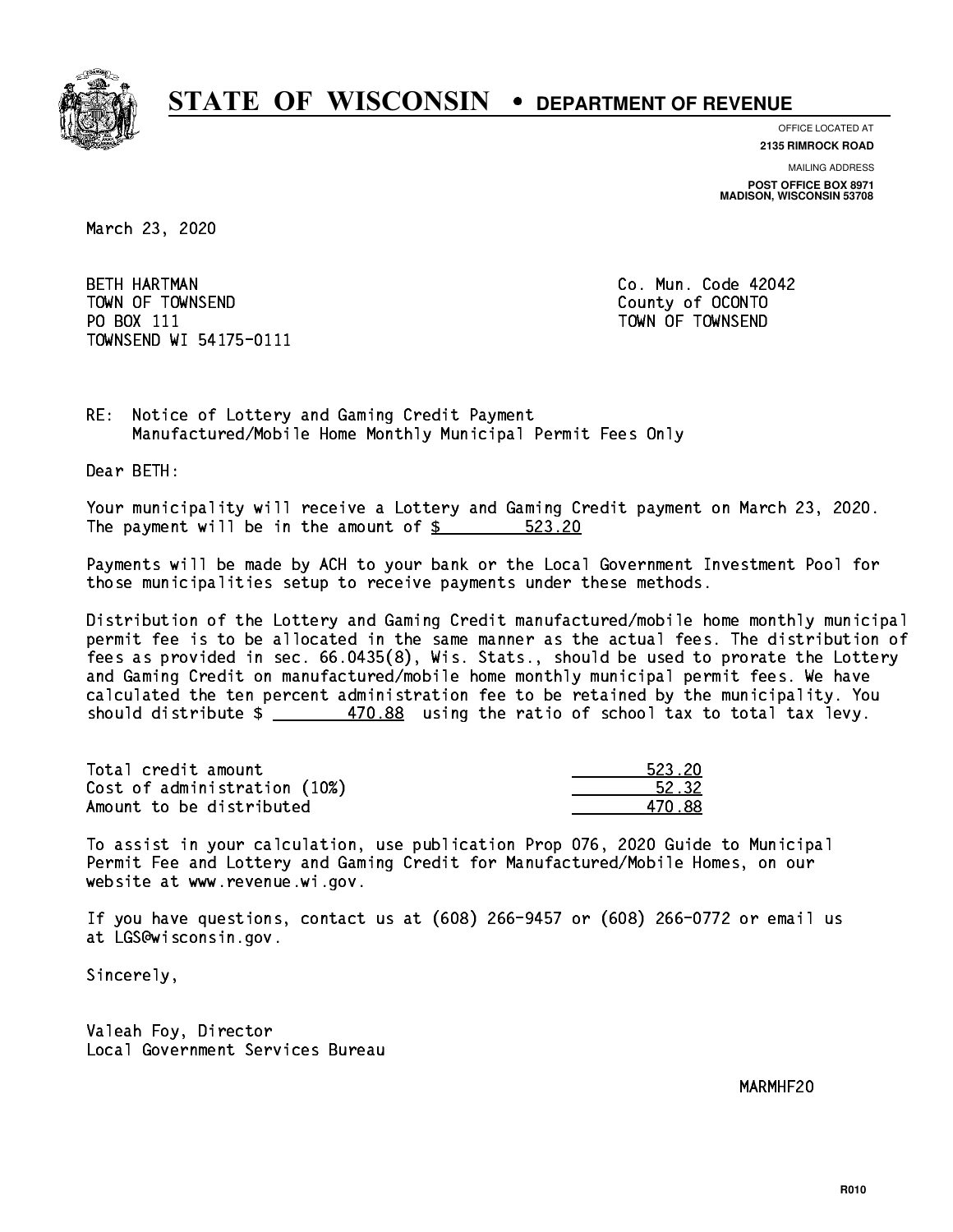# STATE OF WISCONSIN • DEPARTMENT OF REVENUE

OFFICE LOCATED AT
**2135 RIMROCK ROAD**

MAILING ADDRESS
**POST OFFICE BOX 8971**
**MADISON, WISCONSIN 53708**

March 23, 2020

BETH HARTMAN
TOWN OF TOWNSEND
PO BOX 111
TOWNSEND WI 54175-0111

Co. Mun. Code 42042
County of OCONTO
TOWN OF TOWNSEND

RE: Notice of Lottery and Gaming Credit Payment
Manufactured/Mobile Home Monthly Municipal Permit Fees Only

Dear BETH:

Your municipality will receive a Lottery and Gaming Credit payment on March 23, 2020. The payment will be in the amount of $ 523.20

Payments will be made by ACH to your bank or the Local Government Investment Pool for those municipalities setup to receive payments under these methods.

Distribution of the Lottery and Gaming Credit manufactured/mobile home monthly municipal permit fee is to be allocated in the same manner as the actual fees. The distribution of fees as provided in sec. 66.0435(8), Wis. Stats., should be used to prorate the Lottery and Gaming Credit on manufactured/mobile home monthly municipal permit fees. We have calculated the ten percent administration fee to be retained by the municipality. You should distribute $ 470.88 using the ratio of school tax to total tax levy.

| | |
|---|---|
| Total credit amount | 523.20 |
| Cost of administration (10%) | 52.32 |
| Amount to be distributed | 470.88 |

To assist in your calculation, use publication Prop 076, 2020 Guide to Municipal Permit Fee and Lottery and Gaming Credit for Manufactured/Mobile Homes, on our website at www.revenue.wi.gov.

If you have questions, contact us at (608) 266-9457 or (608) 266-0772 or email us at LGS@wisconsin.gov.

Sincerely,

Valeah Foy, Director
Local Government Services Bureau

MARMHF20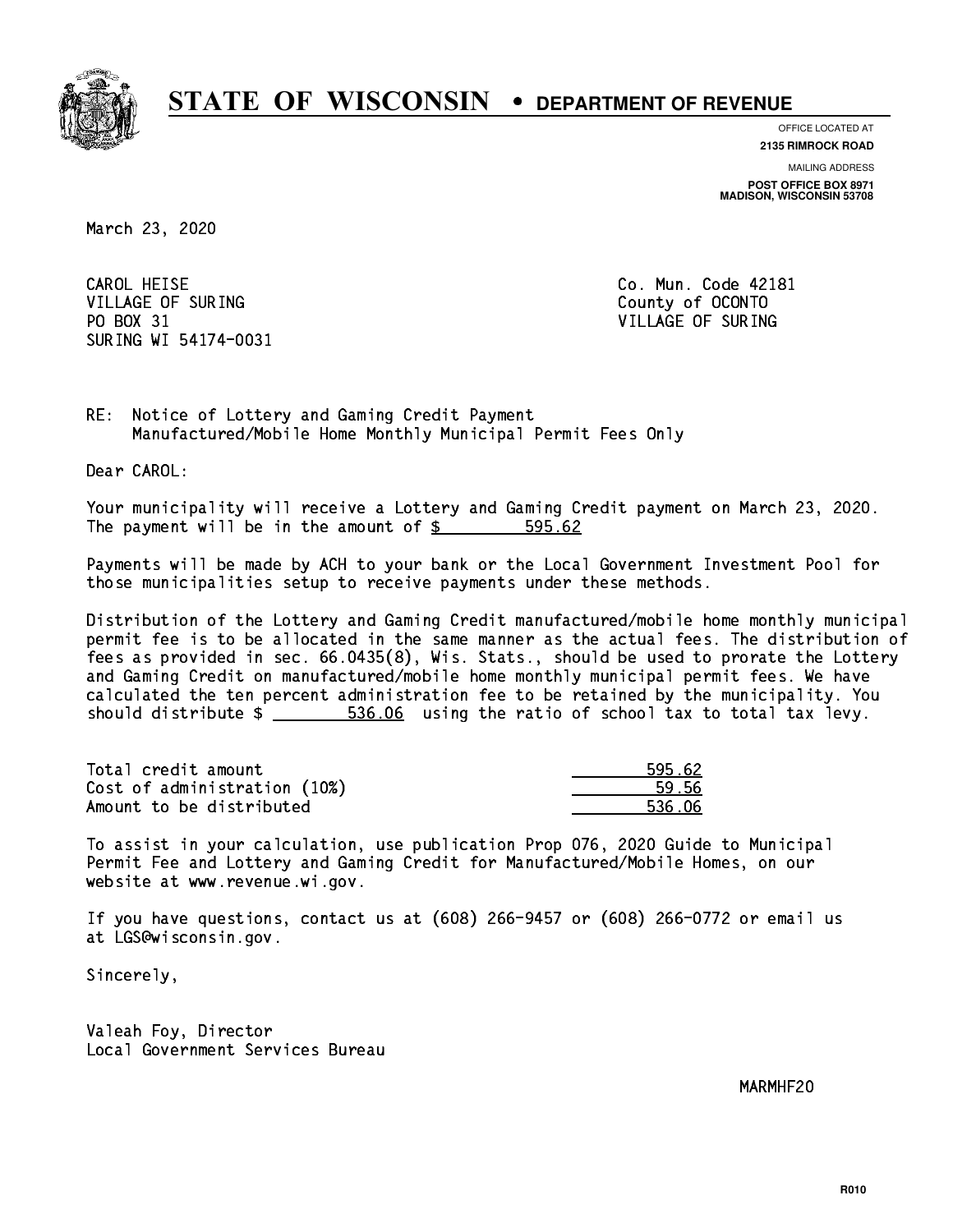# STATE OF WISCONSIN • DEPARTMENT OF REVENUE

OFFICE LOCATED AT
**2135 RIMROCK ROAD**

MAILING ADDRESS
**POST OFFICE BOX 8971**
**MADISON, WISCONSIN 53708**

March 23, 2020

CAROL HEISE
VILLAGE OF SURING
PO BOX 31
SURING WI 54174-0031

Co. Mun. Code 42181
County of OCONTO
VILLAGE OF SURING

RE: Notice of Lottery and Gaming Credit Payment
Manufactured/Mobile Home Monthly Municipal Permit Fees Only

Dear CAROL:

Your municipality will receive a Lottery and Gaming Credit payment on March 23, 2020. The payment will be in the amount of $ 595.62

Payments will be made by ACH to your bank or the Local Government Investment Pool for those municipalities setup to receive payments under these methods.

Distribution of the Lottery and Gaming Credit manufactured/mobile home monthly municipal permit fee is to be allocated in the same manner as the actual fees. The distribution of fees as provided in sec. 66.0435(8), Wis. Stats., should be used to prorate the Lottery and Gaming Credit on manufactured/mobile home monthly municipal permit fees. We have calculated the ten percent administration fee to be retained by the municipality. You should distribute $ 536.06 using the ratio of school tax to total tax levy.

| | |
|---|---:|
| Total credit amount | 595.62 |
| Cost of administration (10%) | 59.56 |
| Amount to be distributed | 536.06 |

To assist in your calculation, use publication Prop 076, 2020 Guide to Municipal Permit Fee and Lottery and Gaming Credit for Manufactured/Mobile Homes, on our website at www.revenue.wi.gov.

If you have questions, contact us at (608) 266-9457 or (608) 266-0772 or email us at LGS@wisconsin.gov.

Sincerely,

Valeah Foy, Director
Local Government Services Bureau

MARMHF20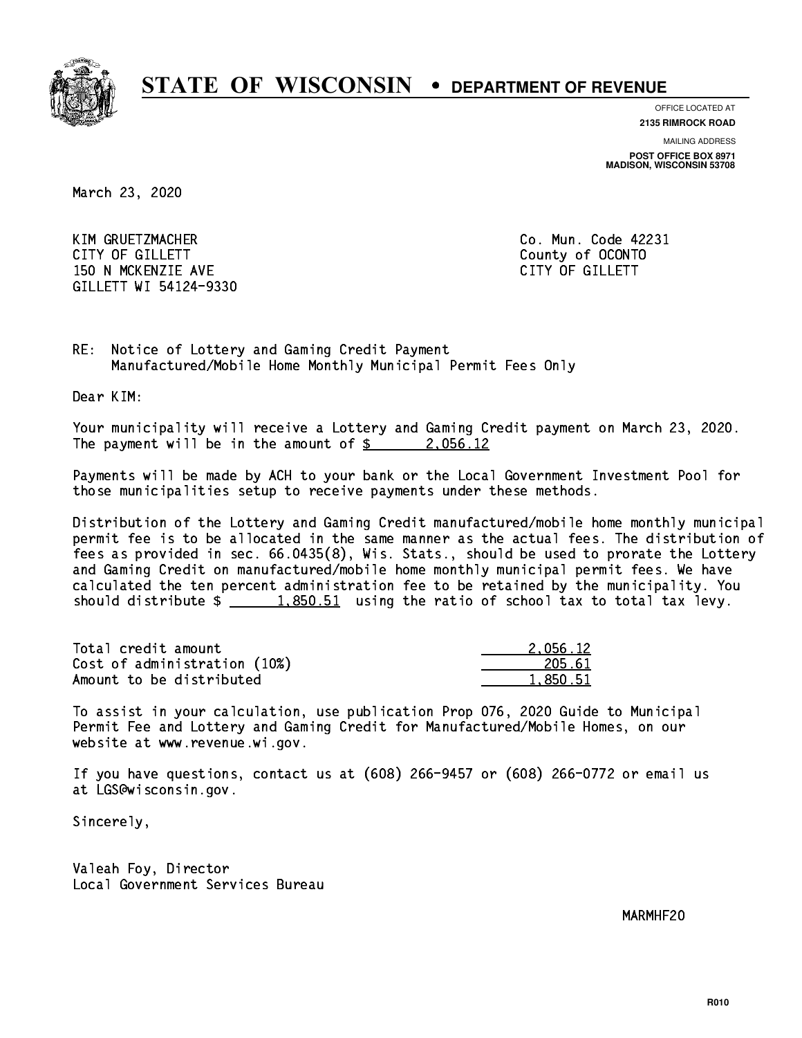# STATE OF WISCONSIN • DEPARTMENT OF REVENUE

OFFICE LOCATED AT
**2135 RIMROCK ROAD**

MAILING ADDRESS
**POST OFFICE BOX 8971**
**MADISON, WISCONSIN 53708**

March 23, 2020

KIM GRUETZMACHER
CITY OF GILLETT
150 N MCKENZIE AVE
GILLETT WI 54124-9330

Co. Mun. Code 42231
County of OCONTO
CITY OF GILLETT

RE: Notice of Lottery and Gaming Credit Payment
Manufactured/Mobile Home Monthly Municipal Permit Fees Only

Dear KIM:

Your municipality will receive a Lottery and Gaming Credit payment on March 23, 2020. The payment will be in the amount of $ 2,056.12

Payments will be made by ACH to your bank or the Local Government Investment Pool for those municipalities setup to receive payments under these methods.

Distribution of the Lottery and Gaming Credit manufactured/mobile home monthly municipal permit fee is to be allocated in the same manner as the actual fees. The distribution of fees as provided in sec. 66.0435(8), Wis. Stats., should be used to prorate the Lottery and Gaming Credit on manufactured/mobile home monthly municipal permit fees. We have calculated the ten percent administration fee to be retained by the municipality. You should distribute $ 1,850.51 using the ratio of school tax to total tax levy.

| | |
|---|---|
| Total credit amount | 2,056.12 |
| Cost of administration (10%) | 205.61 |
| Amount to be distributed | 1,850.51 |

To assist in your calculation, use publication Prop 076, 2020 Guide to Municipal Permit Fee and Lottery and Gaming Credit for Manufactured/Mobile Homes, on our website at www.revenue.wi.gov.

If you have questions, contact us at (608) 266-9457 or (608) 266-0772 or email us at LGS@wisconsin.gov.

Sincerely,

Valeah Foy, Director
Local Government Services Bureau

MARMHF20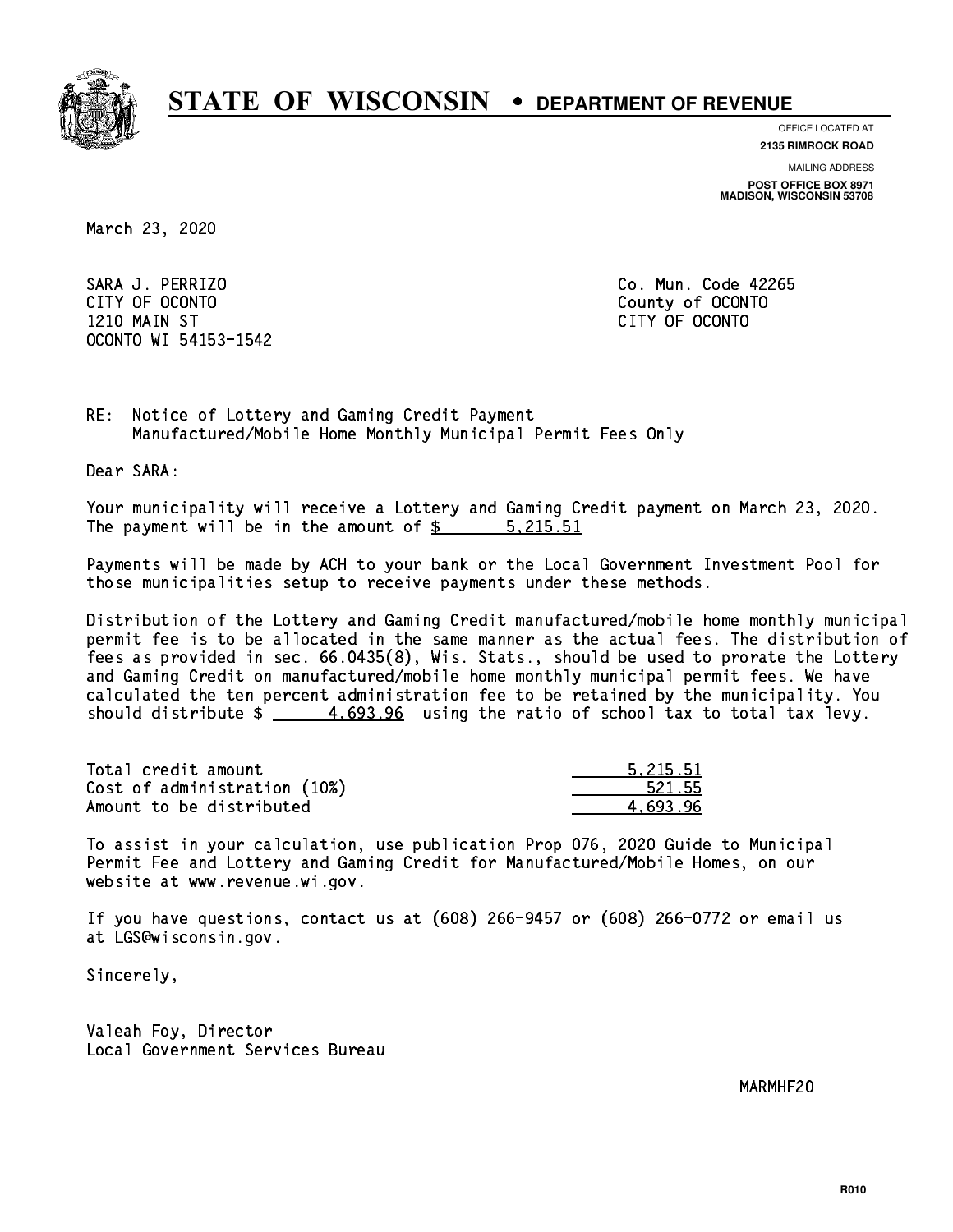# STATE OF WISCONSIN • DEPARTMENT OF REVENUE

OFFICE LOCATED AT
**2135 RIMROCK ROAD**

MAILING ADDRESS
**POST OFFICE BOX 8971**
**MADISON, WISCONSIN 53708**

March 23, 2020

SARA J. PERRIZO
CITY OF OCONTO
1210 MAIN ST
OCONTO WI 54153-1542

Co. Mun. Code 42265
County of OCONTO
CITY OF OCONTO

RE: Notice of Lottery and Gaming Credit Payment
Manufactured/Mobile Home Monthly Municipal Permit Fees Only

Dear SARA:

Your municipality will receive a Lottery and Gaming Credit payment on March 23, 2020. The payment will be in the amount of $ 5,215.51

Payments will be made by ACH to your bank or the Local Government Investment Pool for those municipalities setup to receive payments under these methods.

Distribution of the Lottery and Gaming Credit manufactured/mobile home monthly municipal permit fee is to be allocated in the same manner as the actual fees. The distribution of fees as provided in sec. 66.0435(8), Wis. Stats., should be used to prorate the Lottery and Gaming Credit on manufactured/mobile home monthly municipal permit fees. We have calculated the ten percent administration fee to be retained by the municipality. You should distribute $ 4,693.96 using the ratio of school tax to total tax levy.

| | |
|---|---|
| Total credit amount | 5,215.51 |
| Cost of administration (10%) | 521.55 |
| Amount to be distributed | 4,693.96 |

To assist in your calculation, use publication Prop 076, 2020 Guide to Municipal Permit Fee and Lottery and Gaming Credit for Manufactured/Mobile Homes, on our website at www.revenue.wi.gov.

If you have questions, contact us at (608) 266-9457 or (608) 266-0772 or email us at LGS@wisconsin.gov.

Sincerely,

Valeah Foy, Director
Local Government Services Bureau

MARMHF20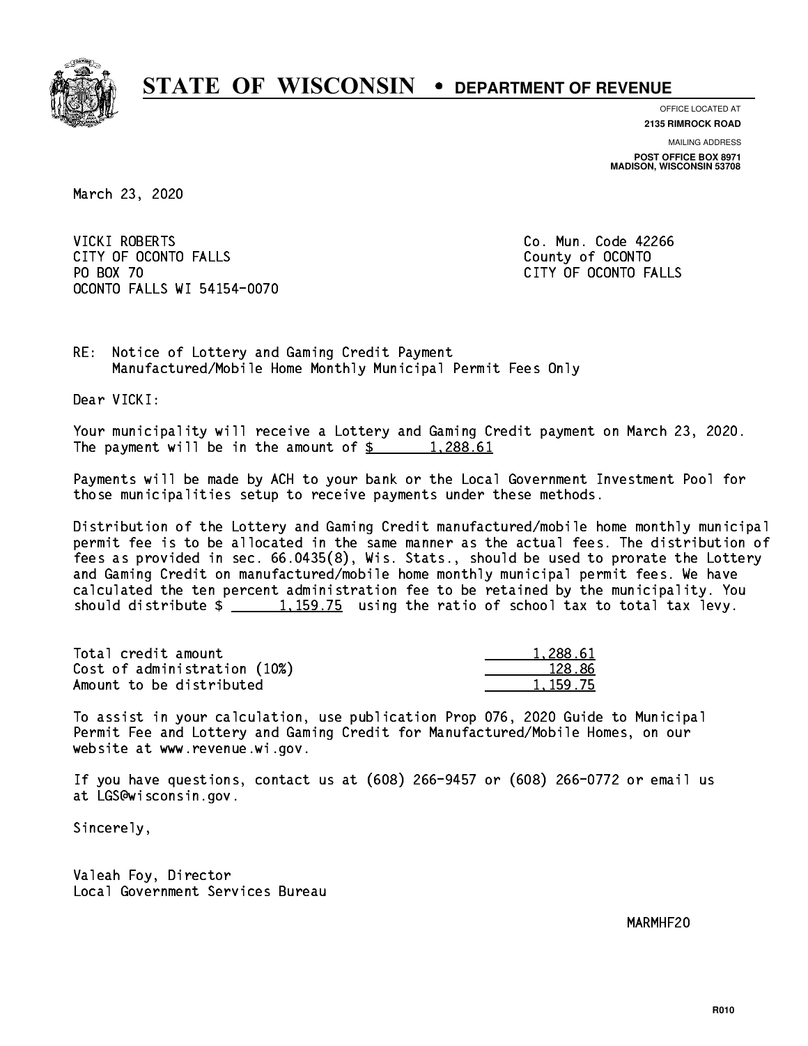# STATE OF WISCONSIN • DEPARTMENT OF REVENUE

OFFICE LOCATED AT
**2135 RIMROCK ROAD**

MAILING ADDRESS
**POST OFFICE BOX 8971**
**MADISON, WISCONSIN 53708**

March 23, 2020

VICKI ROBERTS
CITY OF OCONTO FALLS
PO BOX 70
OCONTO FALLS WI 54154-0070

Co. Mun. Code 42266
County of OCONTO
CITY OF OCONTO FALLS

RE: Notice of Lottery and Gaming Credit Payment
Manufactured/Mobile Home Monthly Municipal Permit Fees Only

Dear VICKI:

Your municipality will receive a Lottery and Gaming Credit payment on March 23, 2020. The payment will be in the amount of $ 1,288.61

Payments will be made by ACH to your bank or the Local Government Investment Pool for those municipalities setup to receive payments under these methods.

Distribution of the Lottery and Gaming Credit manufactured/mobile home monthly municipal permit fee is to be allocated in the same manner as the actual fees. The distribution of fees as provided in sec. 66.0435(8), Wis. Stats., should be used to prorate the Lottery and Gaming Credit on manufactured/mobile home monthly municipal permit fees. We have calculated the ten percent administration fee to be retained by the municipality. You should distribute $ 1,159.75 using the ratio of school tax to total tax levy.

| | |
|---|---|
| Total credit amount | 1,288.61 |
| Cost of administration (10%) | 128.86 |
| Amount to be distributed | 1,159.75 |

To assist in your calculation, use publication Prop 076, 2020 Guide to Municipal Permit Fee and Lottery and Gaming Credit for Manufactured/Mobile Homes, on our website at www.revenue.wi.gov.

If you have questions, contact us at (608) 266-9457 or (608) 266-0772 or email us at LGS@wisconsin.gov.

Sincerely,

Valeah Foy, Director
Local Government Services Bureau

MARMHF20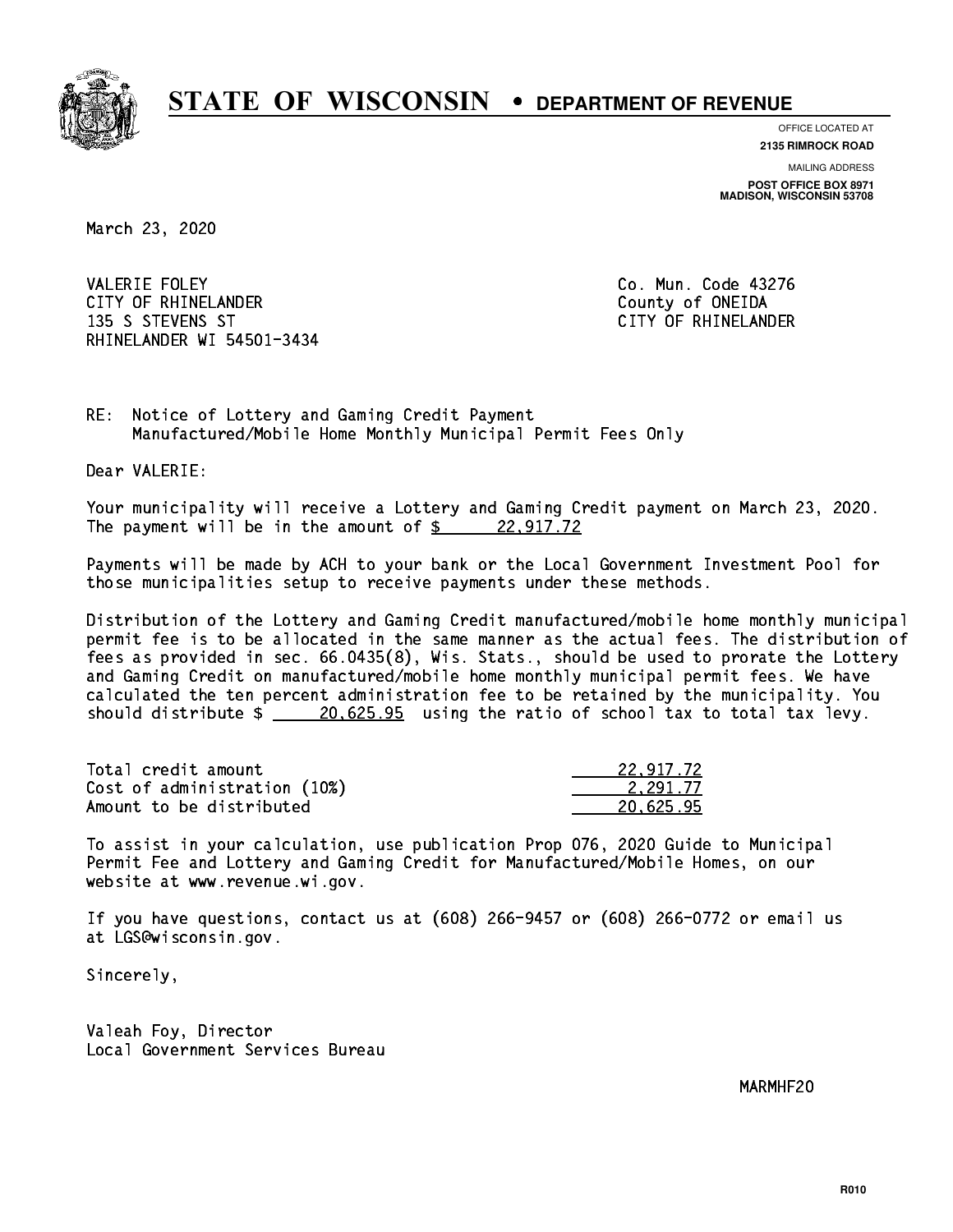# STATE OF WISCONSIN • DEPARTMENT OF REVENUE

OFFICE LOCATED AT
**2135 RIMROCK ROAD**

MAILING ADDRESS
**POST OFFICE BOX 8971**
**MADISON, WISCONSIN 53708**

March 23, 2020

VALERIE FOLEY
CITY OF RHINELANDER
135 S STEVENS ST
RHINELANDER WI 54501-3434

Co. Mun. Code 43276
County of ONEIDA
CITY OF RHINELANDER

RE: Notice of Lottery and Gaming Credit Payment
Manufactured/Mobile Home Monthly Municipal Permit Fees Only

Dear VALERIE:

Your municipality will receive a Lottery and Gaming Credit payment on March 23, 2020. The payment will be in the amount of $ 22,917.72

Payments will be made by ACH to your bank or the Local Government Investment Pool for those municipalities setup to receive payments under these methods.

Distribution of the Lottery and Gaming Credit manufactured/mobile home monthly municipal permit fee is to be allocated in the same manner as the actual fees. The distribution of fees as provided in sec. 66.0435(8), Wis. Stats., should be used to prorate the Lottery and Gaming Credit on manufactured/mobile home monthly municipal permit fees. We have calculated the ten percent administration fee to be retained by the municipality. You should distribute $ 20,625.95 using the ratio of school tax to total tax levy.

| | |
|---|---|
| Total credit amount | 22,917.72 |
| Cost of administration (10%) | 2,291.77 |
| Amount to be distributed | 20,625.95 |

To assist in your calculation, use publication Prop 076, 2020 Guide to Municipal Permit Fee and Lottery and Gaming Credit for Manufactured/Mobile Homes, on our website at www.revenue.wi.gov.

If you have questions, contact us at (608) 266-9457 or (608) 266-0772 or email us at LGS@wisconsin.gov.

Sincerely,

Valeah Foy, Director
Local Government Services Bureau

MARMHF20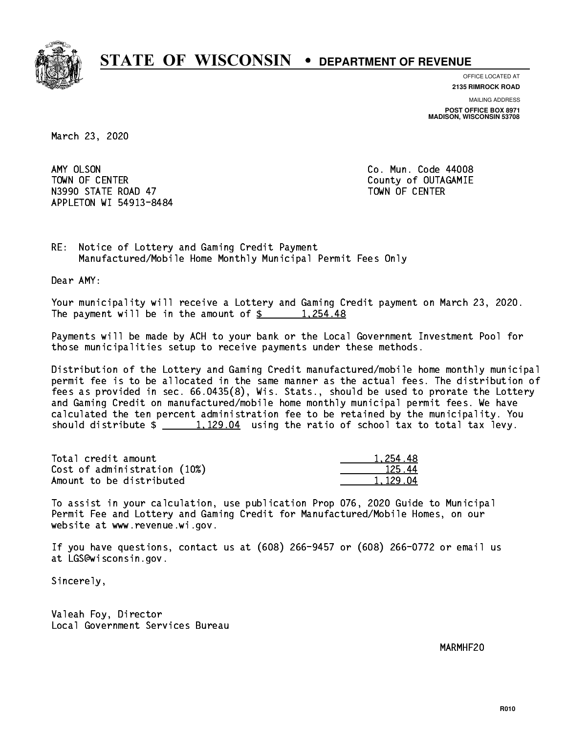# STATE OF WISCONSIN • DEPARTMENT OF REVENUE

OFFICE LOCATED AT
**2135 RIMROCK ROAD**

MAILING ADDRESS
**POST OFFICE BOX 8971**
**MADISON, WISCONSIN 53708**

March 23, 2020

AMY OLSON
TOWN OF CENTER
N3990 STATE ROAD 47
APPLETON WI 54913-8484

Co. Mun. Code 44008
County of OUTAGAMIE
TOWN OF CENTER

RE: Notice of Lottery and Gaming Credit Payment
Manufactured/Mobile Home Monthly Municipal Permit Fees Only

Dear AMY:

Your municipality will receive a Lottery and Gaming Credit payment on March 23, 2020. The payment will be in the amount of $ 1,254.48

Payments will be made by ACH to your bank or the Local Government Investment Pool for those municipalities setup to receive payments under these methods.

Distribution of the Lottery and Gaming Credit manufactured/mobile home monthly municipal permit fee is to be allocated in the same manner as the actual fees. The distribution of fees as provided in sec. 66.0435(8), Wis. Stats., should be used to prorate the Lottery and Gaming Credit on manufactured/mobile home monthly municipal permit fees. We have calculated the ten percent administration fee to be retained by the municipality. You should distribute $ 1,129.04 using the ratio of school tax to total tax levy.

| | |
|---|---|
| Total credit amount | 1,254.48 |
| Cost of administration (10%) | 125.44 |
| Amount to be distributed | 1,129.04 |

To assist in your calculation, use publication Prop 076, 2020 Guide to Municipal Permit Fee and Lottery and Gaming Credit for Manufactured/Mobile Homes, on our website at www.revenue.wi.gov.

If you have questions, contact us at (608) 266-9457 or (608) 266-0772 or email us at LGS@wisconsin.gov.

Sincerely,

Valeah Foy, Director
Local Government Services Bureau

MARMHF20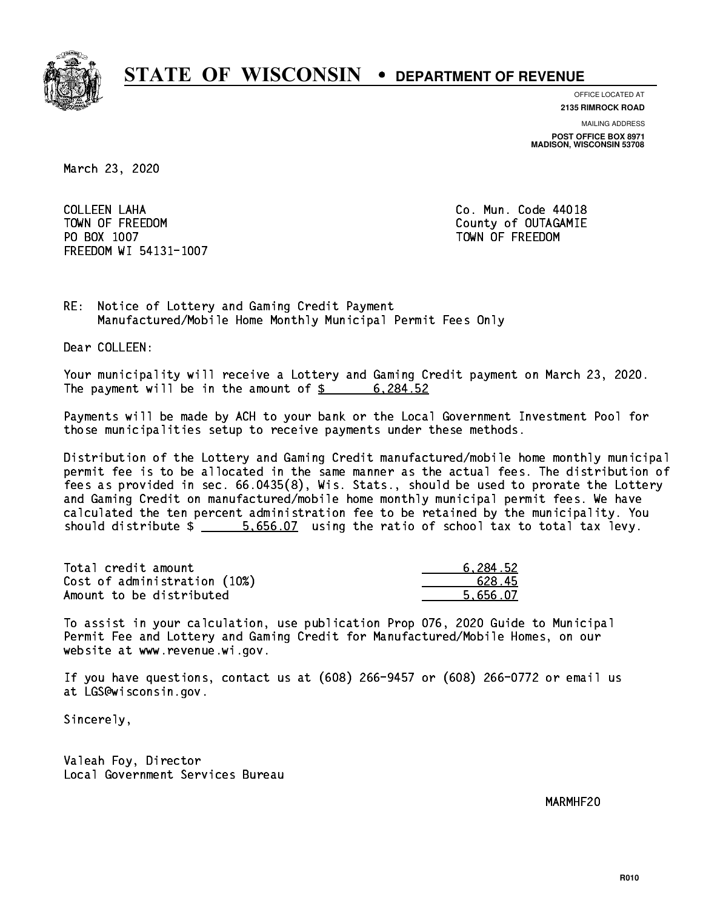# STATE OF WISCONSIN • DEPARTMENT OF REVENUE

OFFICE LOCATED AT
**2135 RIMROCK ROAD**

MAILING ADDRESS
**POST OFFICE BOX 8971**
**MADISON, WISCONSIN 53708**

March 23, 2020

COLLEEN LAHA
TOWN OF FREEDOM
PO BOX 1007
FREEDOM WI 54131-1007

Co. Mun. Code 44018
County of OUTAGAMIE
TOWN OF FREEDOM

RE: Notice of Lottery and Gaming Credit Payment
Manufactured/Mobile Home Monthly Municipal Permit Fees Only

Dear COLLEEN:

Your municipality will receive a Lottery and Gaming Credit payment on March 23, 2020. The payment will be in the amount of $ 6,284.52

Payments will be made by ACH to your bank or the Local Government Investment Pool for those municipalities setup to receive payments under these methods.

Distribution of the Lottery and Gaming Credit manufactured/mobile home monthly municipal permit fee is to be allocated in the same manner as the actual fees. The distribution of fees as provided in sec. 66.0435(8), Wis. Stats., should be used to prorate the Lottery and Gaming Credit on manufactured/mobile home monthly municipal permit fees. We have calculated the ten percent administration fee to be retained by the municipality. You should distribute $ 5,656.07 using the ratio of school tax to total tax levy.

| | |
|---|---|
| Total credit amount | 6,284.52 |
| Cost of administration (10%) | 628.45 |
| Amount to be distributed | 5,656.07 |

To assist in your calculation, use publication Prop 076, 2020 Guide to Municipal Permit Fee and Lottery and Gaming Credit for Manufactured/Mobile Homes, on our website at www.revenue.wi.gov.

If you have questions, contact us at (608) 266-9457 or (608) 266-0772 or email us at LGS@wisconsin.gov.

Sincerely,

Valeah Foy, Director
Local Government Services Bureau

MARMHF20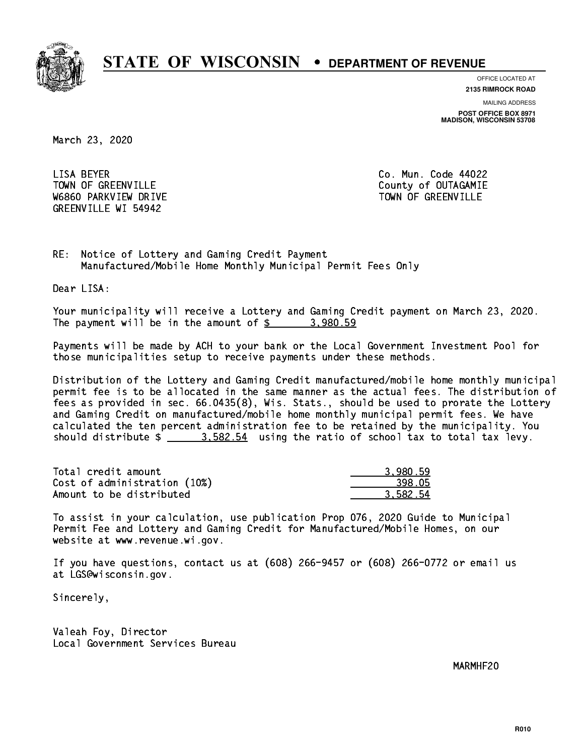# STATE OF WISCONSIN • DEPARTMENT OF REVENUE

OFFICE LOCATED AT
**2135 RIMROCK ROAD**

MAILING ADDRESS
**POST OFFICE BOX 8971**
**MADISON, WISCONSIN 53708**

March 23, 2020

LISA BEYER
TOWN OF GREENVILLE
W6860 PARKVIEW DRIVE
GREENVILLE WI 54942

Co. Mun. Code 44022
County of OUTAGAMIE
TOWN OF GREENVILLE

RE: Notice of Lottery and Gaming Credit Payment
Manufactured/Mobile Home Monthly Municipal Permit Fees Only

Dear LISA:

Your municipality will receive a Lottery and Gaming Credit payment on March 23, 2020. The payment will be in the amount of $ 3,980.59

Payments will be made by ACH to your bank or the Local Government Investment Pool for those municipalities setup to receive payments under these methods.

Distribution of the Lottery and Gaming Credit manufactured/mobile home monthly municipal permit fee is to be allocated in the same manner as the actual fees. The distribution of fees as provided in sec. 66.0435(8), Wis. Stats., should be used to prorate the Lottery and Gaming Credit on manufactured/mobile home monthly municipal permit fees. We have calculated the ten percent administration fee to be retained by the municipality. You should distribute $ 3,582.54 using the ratio of school tax to total tax levy.

| | |
|---|---|
| Total credit amount | 3,980.59 |
| Cost of administration (10%) | 398.05 |
| Amount to be distributed | 3,582.54 |

To assist in your calculation, use publication Prop 076, 2020 Guide to Municipal Permit Fee and Lottery and Gaming Credit for Manufactured/Mobile Homes, on our website at www.revenue.wi.gov.

If you have questions, contact us at (608) 266-9457 or (608) 266-0772 or email us at LGS@wisconsin.gov.

Sincerely,

Valeah Foy, Director
Local Government Services Bureau

MARMHF20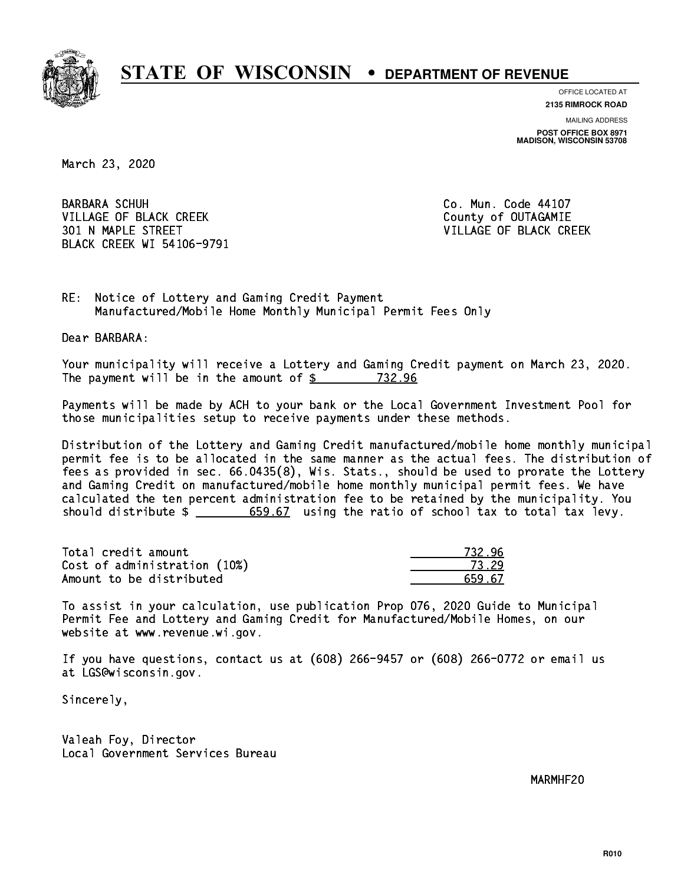# STATE OF WISCONSIN • DEPARTMENT OF REVENUE

OFFICE LOCATED AT
**2135 RIMROCK ROAD**

MAILING ADDRESS
**POST OFFICE BOX 8971**
**MADISON, WISCONSIN 53708**

March 23, 2020

BARBARA SCHUH
VILLAGE OF BLACK CREEK
301 N MAPLE STREET
BLACK CREEK WI 54106-9791

Co. Mun. Code 44107
County of OUTAGAMIE
VILLAGE OF BLACK CREEK

RE: Notice of Lottery and Gaming Credit Payment
Manufactured/Mobile Home Monthly Municipal Permit Fees Only

Dear BARBARA:

Your municipality will receive a Lottery and Gaming Credit payment on March 23, 2020. The payment will be in the amount of $ 732.96

Payments will be made by ACH to your bank or the Local Government Investment Pool for those municipalities setup to receive payments under these methods.

Distribution of the Lottery and Gaming Credit manufactured/mobile home monthly municipal permit fee is to be allocated in the same manner as the actual fees. The distribution of fees as provided in sec. 66.0435(8), Wis. Stats., should be used to prorate the Lottery and Gaming Credit on manufactured/mobile home monthly municipal permit fees. We have calculated the ten percent administration fee to be retained by the municipality. You should distribute $ 659.67 using the ratio of school tax to total tax levy.

| | |
|---|---|
| Total credit amount | 732.96 |
| Cost of administration (10%) | 73.29 |
| Amount to be distributed | 659.67 |

To assist in your calculation, use publication Prop 076, 2020 Guide to Municipal Permit Fee and Lottery and Gaming Credit for Manufactured/Mobile Homes, on our website at www.revenue.wi.gov.

If you have questions, contact us at (608) 266-9457 or (608) 266-0772 or email us at LGS@wisconsin.gov.

Sincerely,

Valeah Foy, Director
Local Government Services Bureau

MARMHF20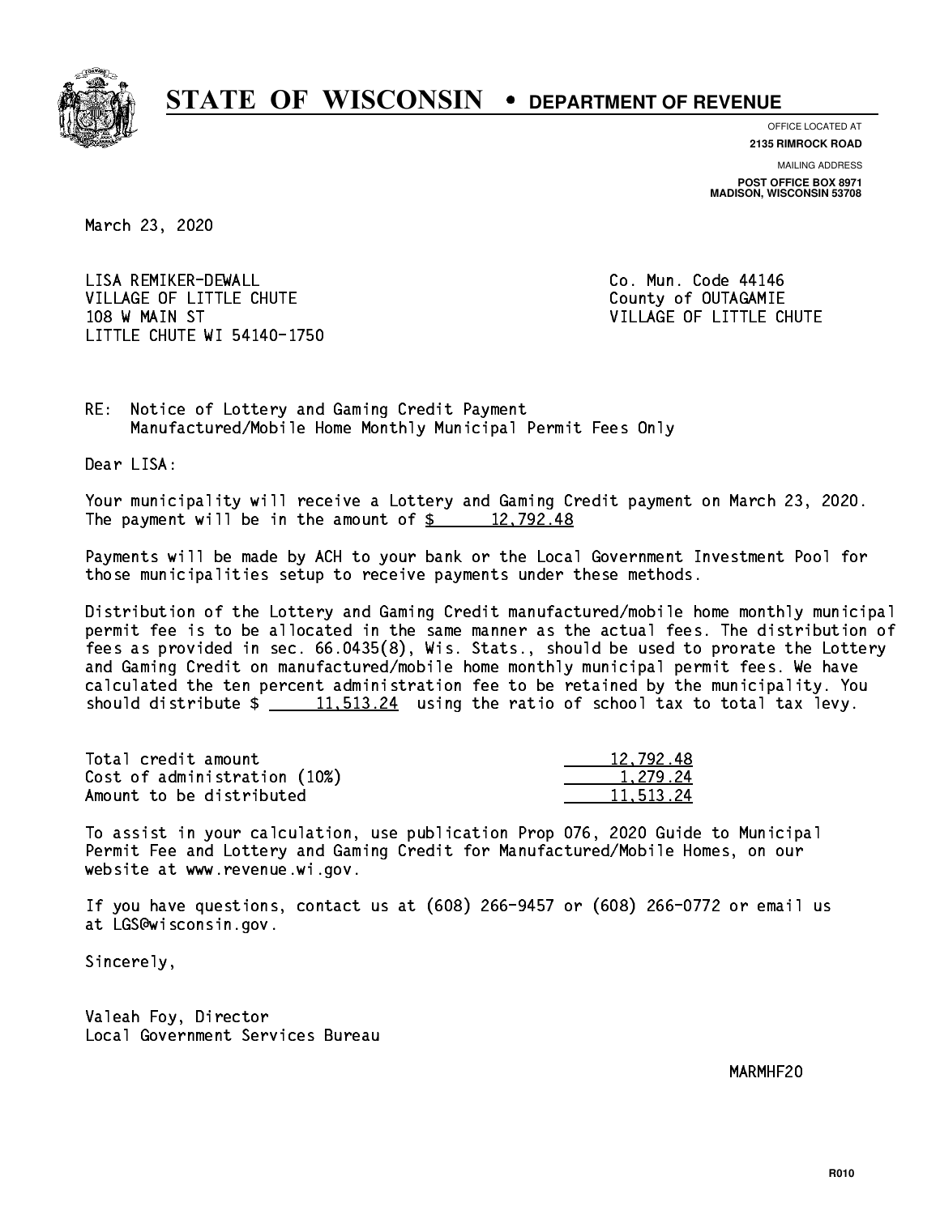# STATE OF WISCONSIN • DEPARTMENT OF REVENUE

OFFICE LOCATED AT
**2135 RIMROCK ROAD**

MAILING ADDRESS
**POST OFFICE BOX 8971**
**MADISON, WISCONSIN 53708**

March 23, 2020

LISA REMIKER-DEWALL
VILLAGE OF LITTLE CHUTE
108 W MAIN ST
LITTLE CHUTE WI 54140-1750

Co. Mun. Code 44146
County of OUTAGAMIE
VILLAGE OF LITTLE CHUTE

RE: Notice of Lottery and Gaming Credit Payment
Manufactured/Mobile Home Monthly Municipal Permit Fees Only

Dear LISA:

Your municipality will receive a Lottery and Gaming Credit payment on March 23, 2020. The payment will be in the amount of $ 12,792.48

Payments will be made by ACH to your bank or the Local Government Investment Pool for those municipalities setup to receive payments under these methods.

Distribution of the Lottery and Gaming Credit manufactured/mobile home monthly municipal permit fee is to be allocated in the same manner as the actual fees. The distribution of fees as provided in sec. 66.0435(8), Wis. Stats., should be used to prorate the Lottery and Gaming Credit on manufactured/mobile home monthly municipal permit fees. We have calculated the ten percent administration fee to be retained by the municipality. You should distribute $ 11,513.24 using the ratio of school tax to total tax levy.

| | |
|---|---|
| Total credit amount | 12,792.48 |
| Cost of administration (10%) | 1,279.24 |
| Amount to be distributed | 11,513.24 |

To assist in your calculation, use publication Prop 076, 2020 Guide to Municipal Permit Fee and Lottery and Gaming Credit for Manufactured/Mobile Homes, on our website at www.revenue.wi.gov.

If you have questions, contact us at (608) 266-9457 or (608) 266-0772 or email us at LGS@wisconsin.gov.

Sincerely,

Valeah Foy, Director
Local Government Services Bureau

MARMHF20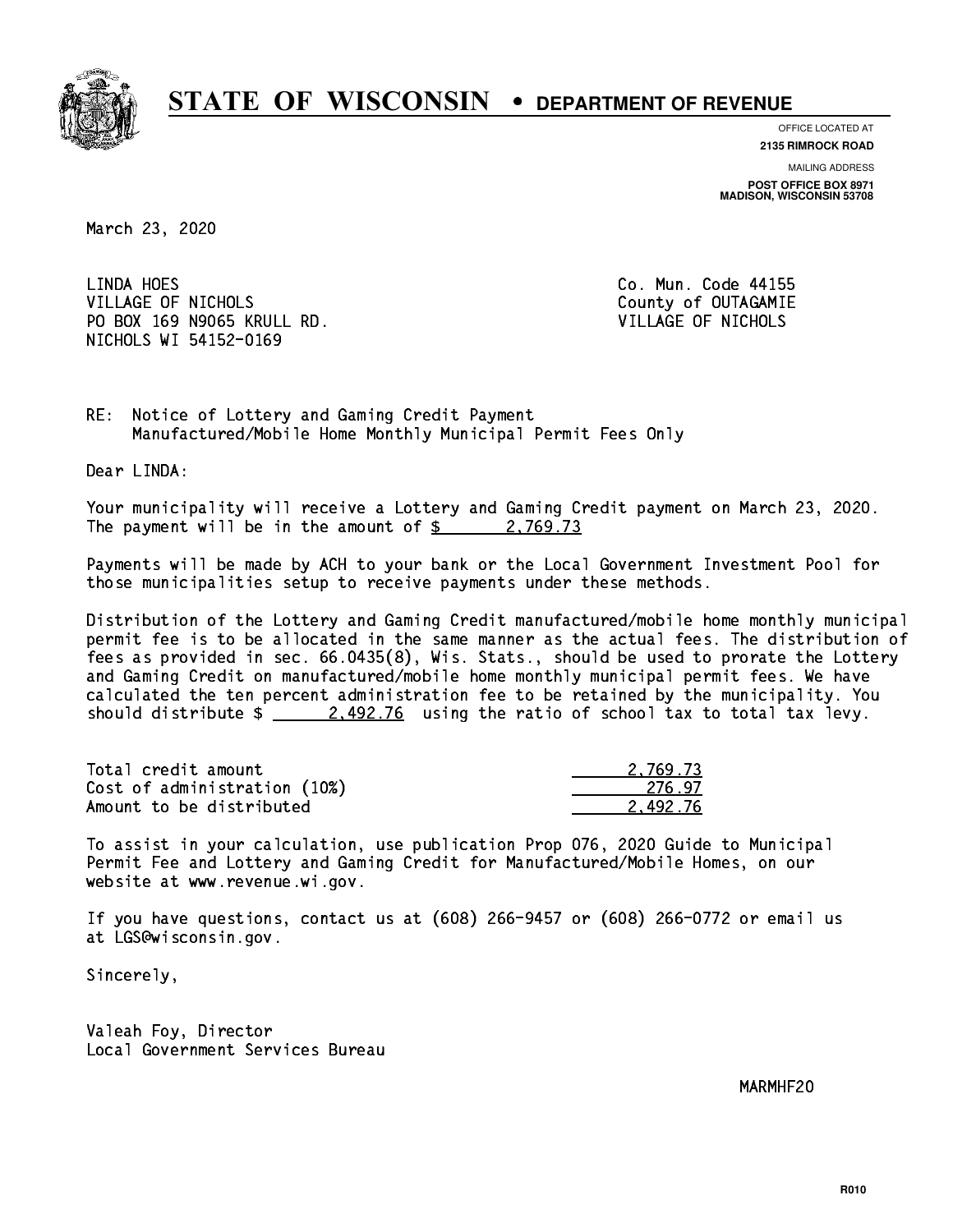# STATE OF WISCONSIN • DEPARTMENT OF REVENUE

OFFICE LOCATED AT
**2135 RIMROCK ROAD**

MAILING ADDRESS
**POST OFFICE BOX 8971**
**MADISON, WISCONSIN 53708**

March 23, 2020

LINDA HOES
VILLAGE OF NICHOLS
PO BOX 169 N9065 KRULL RD.
NICHOLS WI 54152-0169

Co. Mun. Code 44155
County of OUTAGAMIE
VILLAGE OF NICHOLS

RE: Notice of Lottery and Gaming Credit Payment
Manufactured/Mobile Home Monthly Municipal Permit Fees Only

Dear LINDA:

Your municipality will receive a Lottery and Gaming Credit payment on March 23, 2020. The payment will be in the amount of $ 2,769.73

Payments will be made by ACH to your bank or the Local Government Investment Pool for those municipalities setup to receive payments under these methods.

Distribution of the Lottery and Gaming Credit manufactured/mobile home monthly municipal permit fee is to be allocated in the same manner as the actual fees. The distribution of fees as provided in sec. 66.0435(8), Wis. Stats., should be used to prorate the Lottery and Gaming Credit on manufactured/mobile home monthly municipal permit fees. We have calculated the ten percent administration fee to be retained by the municipality. You should distribute $ 2,492.76 using the ratio of school tax to total tax levy.

| | |
|---|---|
| Total credit amount | 2,769.73 |
| Cost of administration (10%) | 276.97 |
| Amount to be distributed | 2,492.76 |

To assist in your calculation, use publication Prop 076, 2020 Guide to Municipal Permit Fee and Lottery and Gaming Credit for Manufactured/Mobile Homes, on our website at www.revenue.wi.gov.

If you have questions, contact us at (608) 266-9457 or (608) 266-0772 or email us at LGS@wisconsin.gov.

Sincerely,

Valeah Foy, Director
Local Government Services Bureau

MARMHF20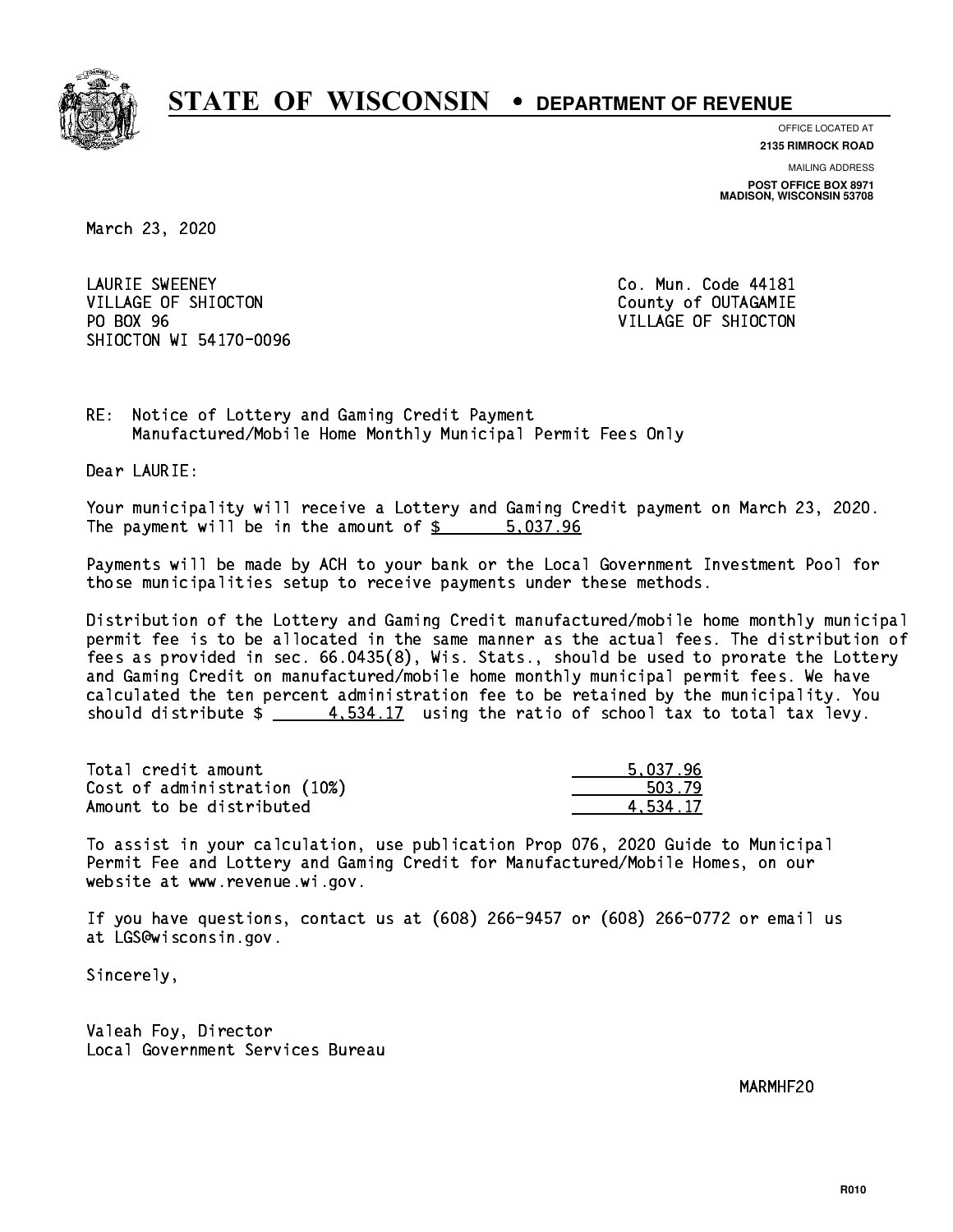# STATE OF WISCONSIN • DEPARTMENT OF REVENUE

OFFICE LOCATED AT
**2135 RIMROCK ROAD**

MAILING ADDRESS
**POST OFFICE BOX 8971**
**MADISON, WISCONSIN 53708**

March 23, 2020

LAURIE SWEENEY
VILLAGE OF SHIOCTON
PO BOX 96
SHIOCTON WI 54170-0096

Co. Mun. Code 44181
County of OUTAGAMIE
VILLAGE OF SHIOCTON

RE: Notice of Lottery and Gaming Credit Payment
Manufactured/Mobile Home Monthly Municipal Permit Fees Only

Dear LAURIE:

Your municipality will receive a Lottery and Gaming Credit payment on March 23, 2020. The payment will be in the amount of $ 5,037.96

Payments will be made by ACH to your bank or the Local Government Investment Pool for those municipalities setup to receive payments under these methods.

Distribution of the Lottery and Gaming Credit manufactured/mobile home monthly municipal permit fee is to be allocated in the same manner as the actual fees. The distribution of fees as provided in sec. 66.0435(8), Wis. Stats., should be used to prorate the Lottery and Gaming Credit on manufactured/mobile home monthly municipal permit fees. We have calculated the ten percent administration fee to be retained by the municipality. You should distribute $ 4,534.17 using the ratio of school tax to total tax levy.

| | |
|---|---|
| Total credit amount | 5,037.96 |
| Cost of administration (10%) | 503.79 |
| Amount to be distributed | 4,534.17 |

To assist in your calculation, use publication Prop 076, 2020 Guide to Municipal Permit Fee and Lottery and Gaming Credit for Manufactured/Mobile Homes, on our website at www.revenue.wi.gov.

If you have questions, contact us at (608) 266-9457 or (608) 266-0772 or email us at LGS@wisconsin.gov.

Sincerely,

Valeah Foy, Director
Local Government Services Bureau

MARMHF20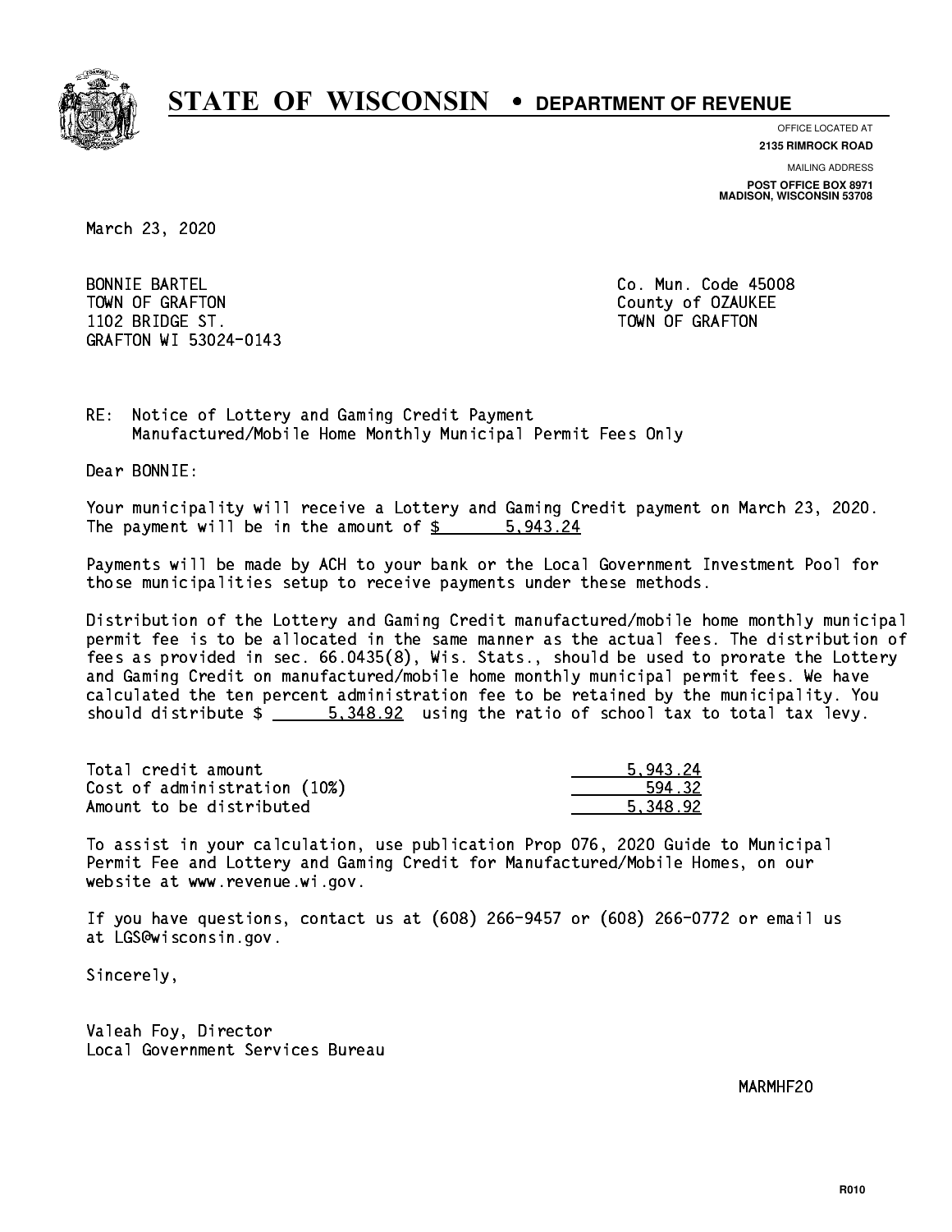# STATE OF WISCONSIN • DEPARTMENT OF REVENUE

OFFICE LOCATED AT
**2135 RIMROCK ROAD**

MAILING ADDRESS
**POST OFFICE BOX 8971**
**MADISON, WISCONSIN 53708**

March 23, 2020

BONNIE BARTEL
TOWN OF GRAFTON
1102 BRIDGE ST.
GRAFTON WI 53024-0143

Co. Mun. Code 45008
County of OZAUKEE
TOWN OF GRAFTON

RE: Notice of Lottery and Gaming Credit Payment
Manufactured/Mobile Home Monthly Municipal Permit Fees Only

Dear BONNIE:

Your municipality will receive a Lottery and Gaming Credit payment on March 23, 2020. The payment will be in the amount of $ 5,943.24

Payments will be made by ACH to your bank or the Local Government Investment Pool for those municipalities setup to receive payments under these methods.

Distribution of the Lottery and Gaming Credit manufactured/mobile home monthly municipal permit fee is to be allocated in the same manner as the actual fees. The distribution of fees as provided in sec. 66.0435(8), Wis. Stats., should be used to prorate the Lottery and Gaming Credit on manufactured/mobile home monthly municipal permit fees. We have calculated the ten percent administration fee to be retained by the municipality. You should distribute $ 5,348.92 using the ratio of school tax to total tax levy.

| | |
|---|---|
| Total credit amount | 5,943.24 |
| Cost of administration (10%) | 594.32 |
| Amount to be distributed | 5,348.92 |

To assist in your calculation, use publication Prop 076, 2020 Guide to Municipal Permit Fee and Lottery and Gaming Credit for Manufactured/Mobile Homes, on our website at www.revenue.wi.gov.

If you have questions, contact us at (608) 266-9457 or (608) 266-0772 or email us at LGS@wisconsin.gov.

Sincerely,

Valeah Foy, Director
Local Government Services Bureau

MARMHF20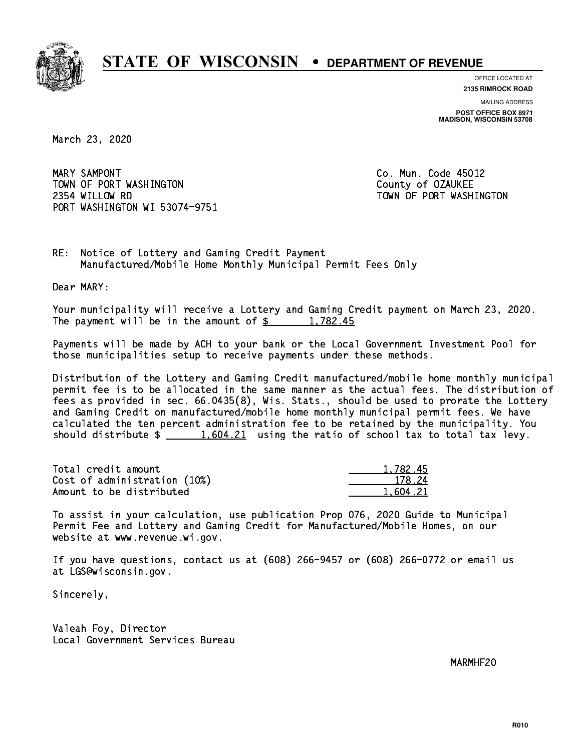# STATE OF WISCONSIN • DEPARTMENT OF REVENUE

OFFICE LOCATED AT
**2135 RIMROCK ROAD**

MAILING ADDRESS
**POST OFFICE BOX 8971**
**MADISON, WISCONSIN 53708**

March 23, 2020

MARY SAMPONT
TOWN OF PORT WASHINGTON
2354 WILLOW RD
PORT WASHINGTON WI 53074-9751

Co. Mun. Code 45012
County of OZAUKEE
TOWN OF PORT WASHINGTON

RE: Notice of Lottery and Gaming Credit Payment
Manufactured/Mobile Home Monthly Municipal Permit Fees Only

Dear MARY:

Your municipality will receive a Lottery and Gaming Credit payment on March 23, 2020. The payment will be in the amount of $ 1,782.45

Payments will be made by ACH to your bank or the Local Government Investment Pool for those municipalities setup to receive payments under these methods.

Distribution of the Lottery and Gaming Credit manufactured/mobile home monthly municipal permit fee is to be allocated in the same manner as the actual fees. The distribution of fees as provided in sec. 66.0435(8), Wis. Stats., should be used to prorate the Lottery and Gaming Credit on manufactured/mobile home monthly municipal permit fees. We have calculated the ten percent administration fee to be retained by the municipality. You should distribute $ 1,604.21 using the ratio of school tax to total tax levy.

| | |
|---|---|
| Total credit amount | 1,782.45 |
| Cost of administration (10%) | 178.24 |
| Amount to be distributed | 1,604.21 |

To assist in your calculation, use publication Prop 076, 2020 Guide to Municipal Permit Fee and Lottery and Gaming Credit for Manufactured/Mobile Homes, on our website at www.revenue.wi.gov.

If you have questions, contact us at (608) 266-9457 or (608) 266-0772 or email us at LGS@wisconsin.gov.

Sincerely,

Valeah Foy, Director
Local Government Services Bureau

MARMHF20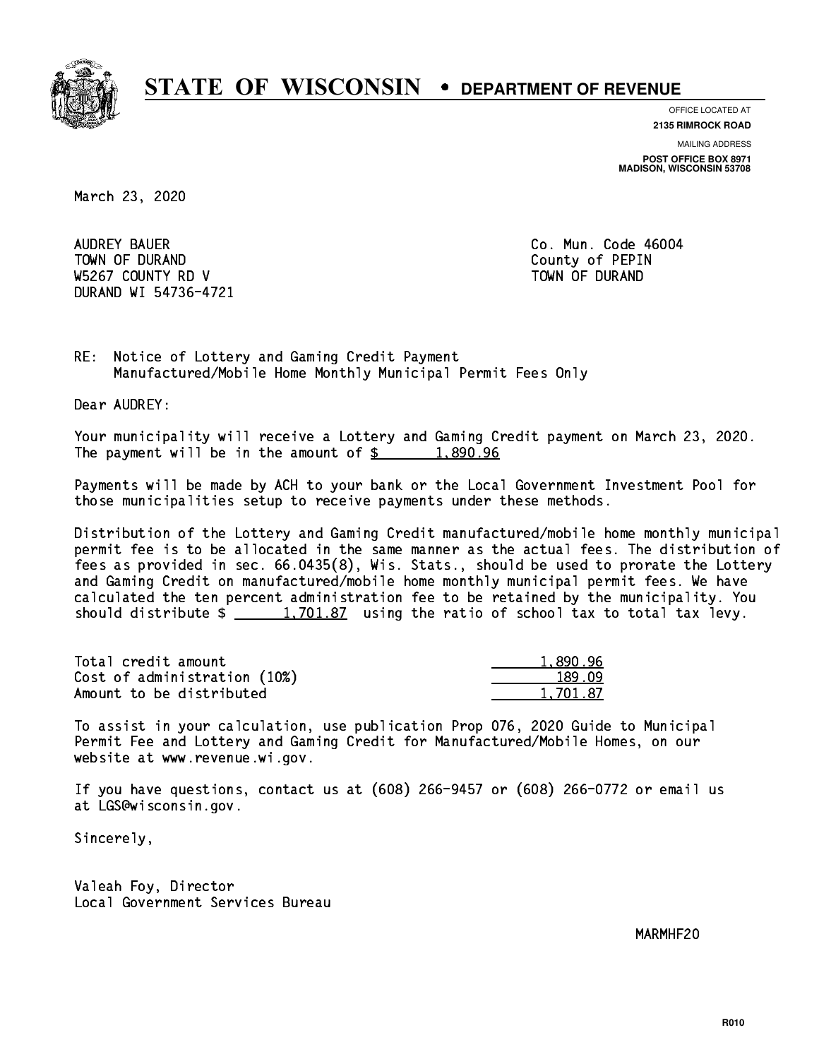# STATE OF WISCONSIN • DEPARTMENT OF REVENUE

OFFICE LOCATED AT
**2135 RIMROCK ROAD**

MAILING ADDRESS
**POST OFFICE BOX 8971**
**MADISON, WISCONSIN 53708**

March 23, 2020

AUDREY BAUER
TOWN OF DURAND
W5267 COUNTY RD V
DURAND WI 54736-4721

Co. Mun. Code 46004
County of PEPIN
TOWN OF DURAND

RE: Notice of Lottery and Gaming Credit Payment
Manufactured/Mobile Home Monthly Municipal Permit Fees Only

Dear AUDREY:

Your municipality will receive a Lottery and Gaming Credit payment on March 23, 2020. The payment will be in the amount of $ 1,890.96

Payments will be made by ACH to your bank or the Local Government Investment Pool for those municipalities setup to receive payments under these methods.

Distribution of the Lottery and Gaming Credit manufactured/mobile home monthly municipal permit fee is to be allocated in the same manner as the actual fees. The distribution of fees as provided in sec. 66.0435(8), Wis. Stats., should be used to prorate the Lottery and Gaming Credit on manufactured/mobile home monthly municipal permit fees. We have calculated the ten percent administration fee to be retained by the municipality. You should distribute $ 1,701.87 using the ratio of school tax to total tax levy.

| | |
|---|---|
| Total credit amount | 1,890.96 |
| Cost of administration (10%) | 189.09 |
| Amount to be distributed | 1,701.87 |

To assist in your calculation, use publication Prop 076, 2020 Guide to Municipal Permit Fee and Lottery and Gaming Credit for Manufactured/Mobile Homes, on our website at www.revenue.wi.gov.

If you have questions, contact us at (608) 266-9457 or (608) 266-0772 or email us at LGS@wisconsin.gov.

Sincerely,

Valeah Foy, Director
Local Government Services Bureau

MARMHF20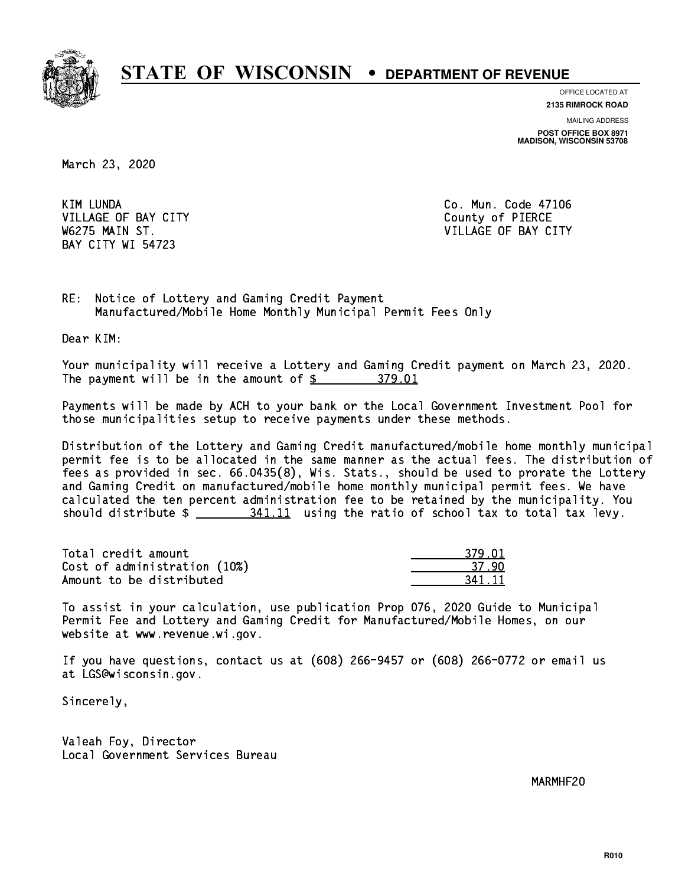# STATE OF WISCONSIN • DEPARTMENT OF REVENUE

OFFICE LOCATED AT
**2135 RIMROCK ROAD**

MAILING ADDRESS
**POST OFFICE BOX 8971**
**MADISON, WISCONSIN 53708**

March 23, 2020

KIM LUNDA
VILLAGE OF BAY CITY
W6275 MAIN ST.
BAY CITY WI 54723

Co. Mun. Code 47106
County of PIERCE
VILLAGE OF BAY CITY

RE: Notice of Lottery and Gaming Credit Payment
Manufactured/Mobile Home Monthly Municipal Permit Fees Only

Dear KIM:

Your municipality will receive a Lottery and Gaming Credit payment on March 23, 2020. The payment will be in the amount of $ 379.01

Payments will be made by ACH to your bank or the Local Government Investment Pool for those municipalities setup to receive payments under these methods.

Distribution of the Lottery and Gaming Credit manufactured/mobile home monthly municipal permit fee is to be allocated in the same manner as the actual fees. The distribution of fees as provided in sec. 66.0435(8), Wis. Stats., should be used to prorate the Lottery and Gaming Credit on manufactured/mobile home monthly municipal permit fees. We have calculated the ten percent administration fee to be retained by the municipality. You should distribute $ 341.11 using the ratio of school tax to total tax levy.

| | |
|---|---|
| Total credit amount | 379.01 |
| Cost of administration (10%) | 37.90 |
| Amount to be distributed | 341.11 |

To assist in your calculation, use publication Prop 076, 2020 Guide to Municipal Permit Fee and Lottery and Gaming Credit for Manufactured/Mobile Homes, on our website at www.revenue.wi.gov.

If you have questions, contact us at (608) 266-9457 or (608) 266-0772 or email us at LGS@wisconsin.gov.

Sincerely,

Valeah Foy, Director
Local Government Services Bureau

MARMHF20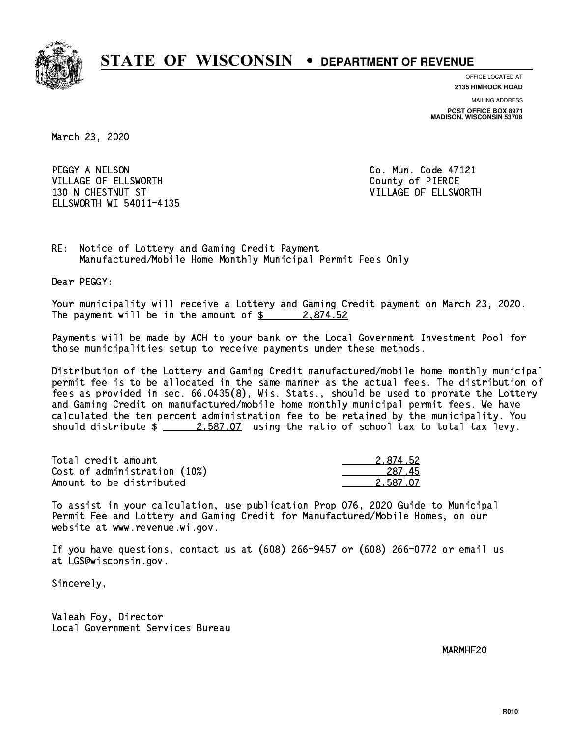# STATE OF WISCONSIN • DEPARTMENT OF REVENUE

OFFICE LOCATED AT
**2135 RIMROCK ROAD**

MAILING ADDRESS
**POST OFFICE BOX 8971**
**MADISON, WISCONSIN 53708**

March 23, 2020

PEGGY A NELSON
VILLAGE OF ELLSWORTH
130 N CHESTNUT ST
ELLSWORTH WI 54011-4135

Co. Mun. Code 47121
County of PIERCE
VILLAGE OF ELLSWORTH

RE: Notice of Lottery and Gaming Credit Payment
Manufactured/Mobile Home Monthly Municipal Permit Fees Only

Dear PEGGY:

Your municipality will receive a Lottery and Gaming Credit payment on March 23, 2020. The payment will be in the amount of $ 2,874.52

Payments will be made by ACH to your bank or the Local Government Investment Pool for those municipalities setup to receive payments under these methods.

Distribution of the Lottery and Gaming Credit manufactured/mobile home monthly municipal permit fee is to be allocated in the same manner as the actual fees. The distribution of fees as provided in sec. 66.0435(8), Wis. Stats., should be used to prorate the Lottery and Gaming Credit on manufactured/mobile home monthly municipal permit fees. We have calculated the ten percent administration fee to be retained by the municipality. You should distribute $ 2,587.07 using the ratio of school tax to total tax levy.

| | |
|---|---|
| Total credit amount | 2,874.52 |
| Cost of administration (10%) | 287.45 |
| Amount to be distributed | 2,587.07 |

To assist in your calculation, use publication Prop 076, 2020 Guide to Municipal Permit Fee and Lottery and Gaming Credit for Manufactured/Mobile Homes, on our website at www.revenue.wi.gov.

If you have questions, contact us at (608) 266-9457 or (608) 266-0772 or email us at LGS@wisconsin.gov.

Sincerely,

Valeah Foy, Director
Local Government Services Bureau

MARMHF20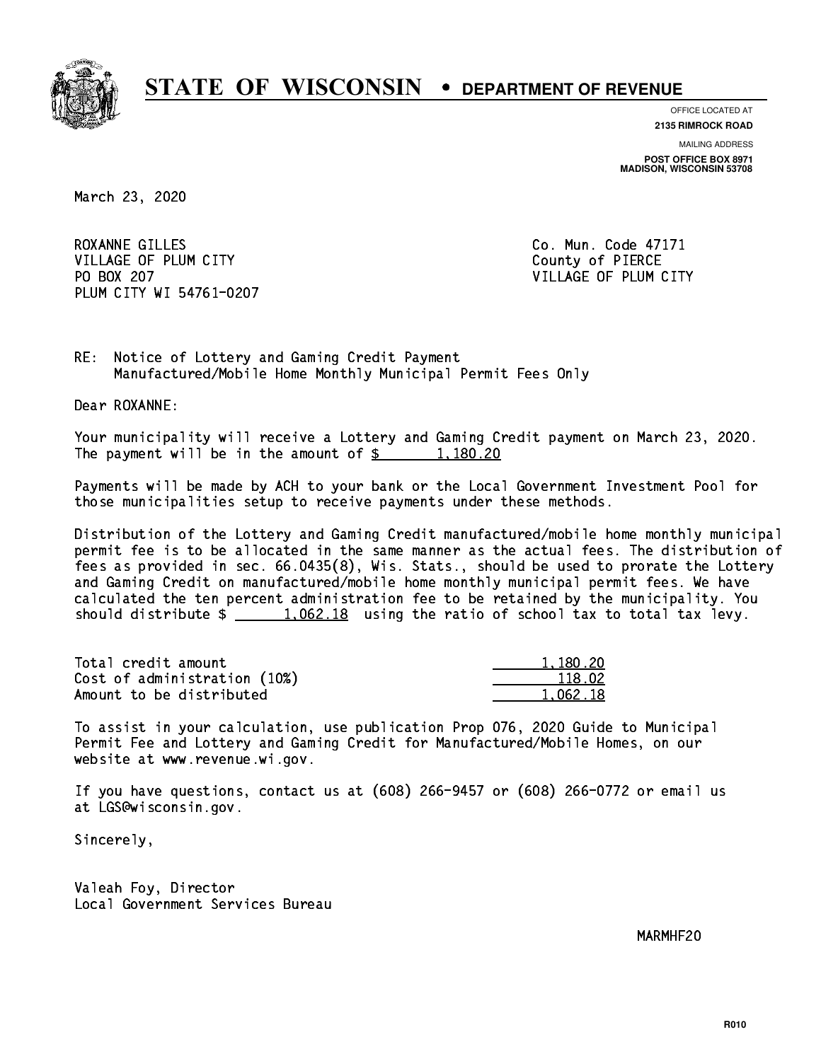# STATE OF WISCONSIN • DEPARTMENT OF REVENUE

OFFICE LOCATED AT
**2135 RIMROCK ROAD**

MAILING ADDRESS
**POST OFFICE BOX 8971**
**MADISON, WISCONSIN 53708**

March 23, 2020

ROXANNE GILLES
VILLAGE OF PLUM CITY
PO BOX 207
PLUM CITY WI 54761-0207

Co. Mun. Code 47171
County of PIERCE
VILLAGE OF PLUM CITY

RE: Notice of Lottery and Gaming Credit Payment
Manufactured/Mobile Home Monthly Municipal Permit Fees Only

Dear ROXANNE:

Your municipality will receive a Lottery and Gaming Credit payment on March 23, 2020. The payment will be in the amount of $ 1,180.20

Payments will be made by ACH to your bank or the Local Government Investment Pool for those municipalities setup to receive payments under these methods.

Distribution of the Lottery and Gaming Credit manufactured/mobile home monthly municipal permit fee is to be allocated in the same manner as the actual fees. The distribution of fees as provided in sec. 66.0435(8), Wis. Stats., should be used to prorate the Lottery and Gaming Credit on manufactured/mobile home monthly municipal permit fees. We have calculated the ten percent administration fee to be retained by the municipality. You should distribute $ 1,062.18 using the ratio of school tax to total tax levy.

| | |
|---|---|
| Total credit amount | 1,180.20 |
| Cost of administration (10%) | 118.02 |
| Amount to be distributed | 1,062.18 |

To assist in your calculation, use publication Prop 076, 2020 Guide to Municipal Permit Fee and Lottery and Gaming Credit for Manufactured/Mobile Homes, on our website at www.revenue.wi.gov.

If you have questions, contact us at (608) 266-9457 or (608) 266-0772 or email us at LGS@wisconsin.gov.

Sincerely,

Valeah Foy, Director
Local Government Services Bureau

MARMHF20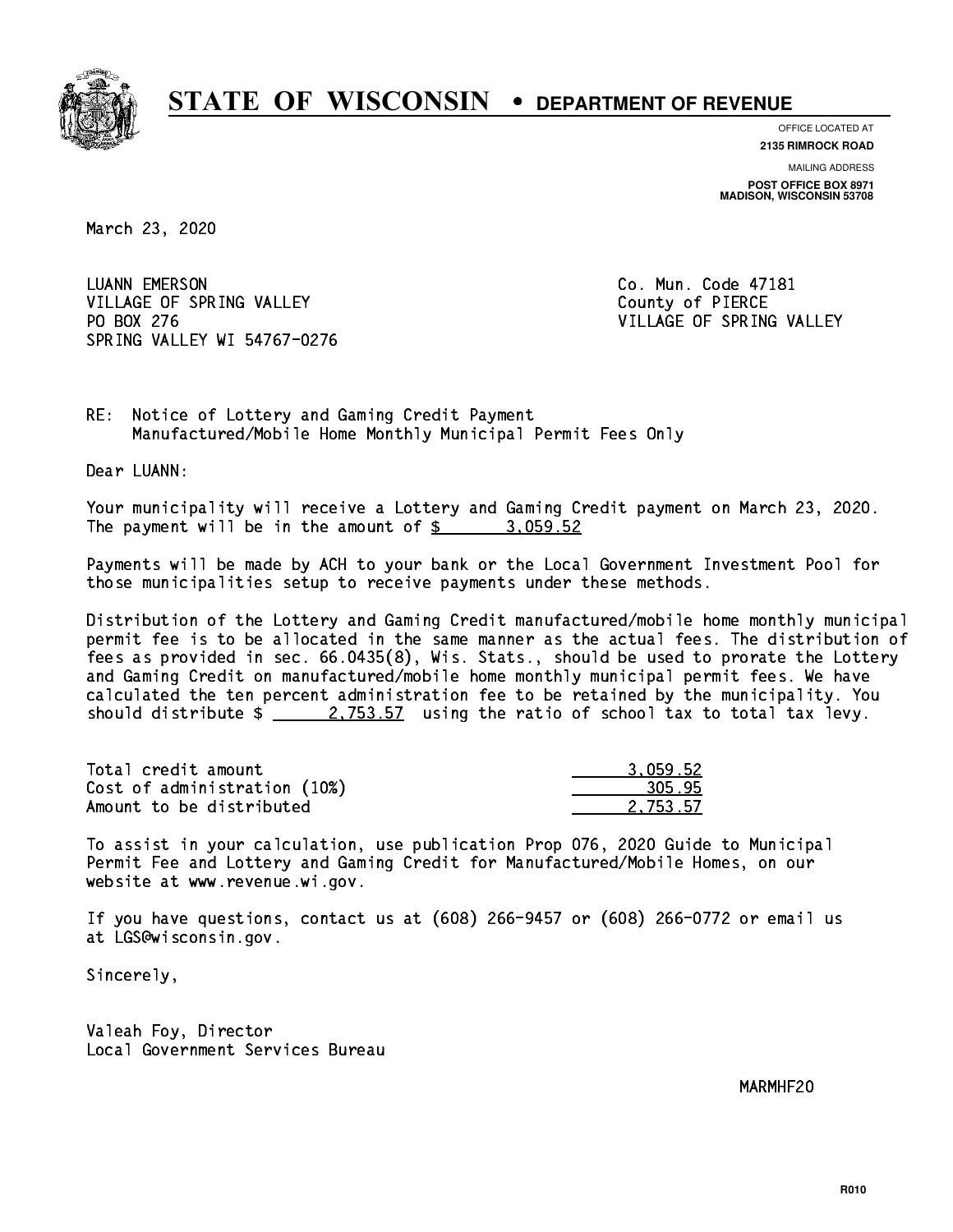# STATE OF WISCONSIN • DEPARTMENT OF REVENUE

OFFICE LOCATED AT
**2135 RIMROCK ROAD**

MAILING ADDRESS
**POST OFFICE BOX 8971**
**MADISON, WISCONSIN 53708**

March 23, 2020

LUANN EMERSON
VILLAGE OF SPRING VALLEY
PO BOX 276
SPRING VALLEY WI 54767-0276

Co. Mun. Code 47181
County of PIERCE
VILLAGE OF SPRING VALLEY

RE: Notice of Lottery and Gaming Credit Payment
Manufactured/Mobile Home Monthly Municipal Permit Fees Only

Dear LUANN:

Your municipality will receive a Lottery and Gaming Credit payment on March 23, 2020. The payment will be in the amount of $ 3,059.52

Payments will be made by ACH to your bank or the Local Government Investment Pool for those municipalities setup to receive payments under these methods.

Distribution of the Lottery and Gaming Credit manufactured/mobile home monthly municipal permit fee is to be allocated in the same manner as the actual fees. The distribution of fees as provided in sec. 66.0435(8), Wis. Stats., should be used to prorate the Lottery and Gaming Credit on manufactured/mobile home monthly municipal permit fees. We have calculated the ten percent administration fee to be retained by the municipality. You should distribute $ 2,753.57 using the ratio of school tax to total tax levy.

| | |
|---|---|
| Total credit amount | 3,059.52 |
| Cost of administration (10%) | 305.95 |
| Amount to be distributed | 2,753.57 |

To assist in your calculation, use publication Prop 076, 2020 Guide to Municipal Permit Fee and Lottery and Gaming Credit for Manufactured/Mobile Homes, on our website at www.revenue.wi.gov.

If you have questions, contact us at (608) 266-9457 or (608) 266-0772 or email us at LGS@wisconsin.gov.

Sincerely,

Valeah Foy, Director
Local Government Services Bureau

MARMHF20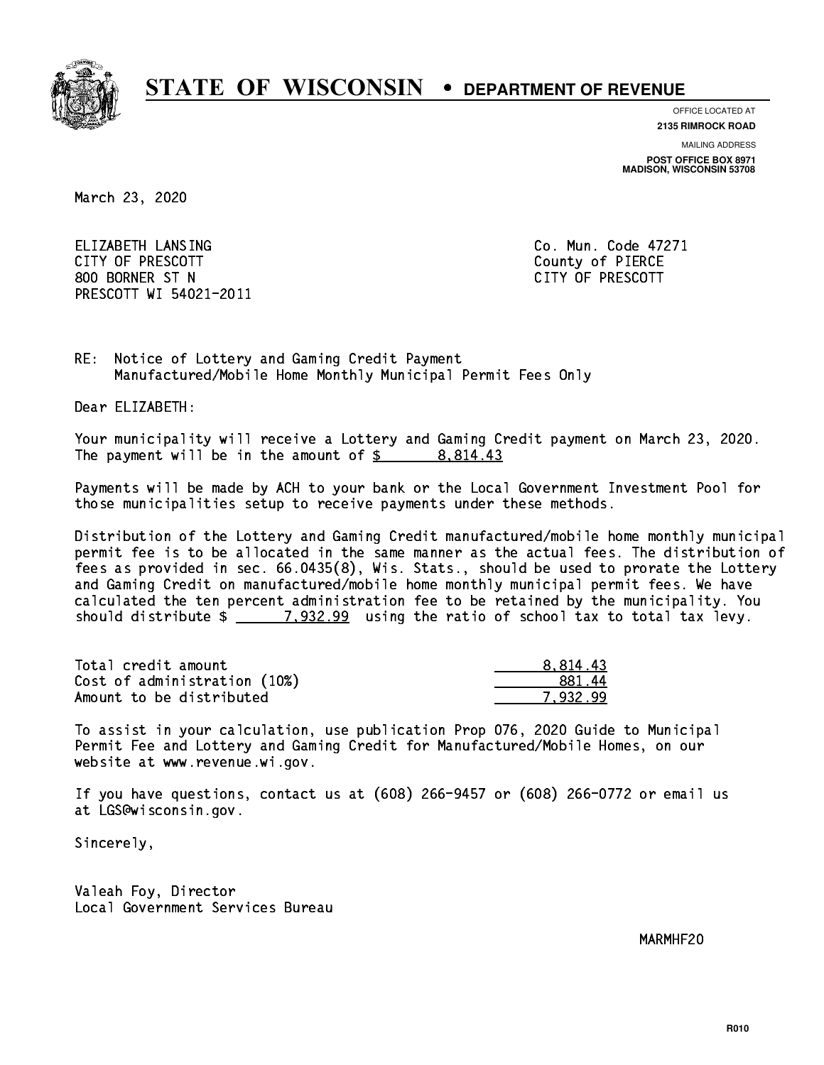# STATE OF WISCONSIN • DEPARTMENT OF REVENUE

OFFICE LOCATED AT
**2135 RIMROCK ROAD**

MAILING ADDRESS
**POST OFFICE BOX 8971**
**MADISON, WISCONSIN 53708**

March 23, 2020

ELIZABETH LANSING
CITY OF PRESCOTT
800 BORNER ST N
PRESCOTT WI 54021-2011

Co. Mun. Code 47271
County of PIERCE
CITY OF PRESCOTT

RE: Notice of Lottery and Gaming Credit Payment
Manufactured/Mobile Home Monthly Municipal Permit Fees Only

Dear ELIZABETH:

Your municipality will receive a Lottery and Gaming Credit payment on March 23, 2020. The payment will be in the amount of $ 8,814.43

Payments will be made by ACH to your bank or the Local Government Investment Pool for those municipalities setup to receive payments under these methods.

Distribution of the Lottery and Gaming Credit manufactured/mobile home monthly municipal permit fee is to be allocated in the same manner as the actual fees. The distribution of fees as provided in sec. 66.0435(8), Wis. Stats., should be used to prorate the Lottery and Gaming Credit on manufactured/mobile home monthly municipal permit fees. We have calculated the ten percent administration fee to be retained by the municipality. You should distribute $ 7,932.99 using the ratio of school tax to total tax levy.

| | |
|---|---|
| Total credit amount | 8,814.43 |
| Cost of administration (10%) | 881.44 |
| Amount to be distributed | 7,932.99 |

To assist in your calculation, use publication Prop 076, 2020 Guide to Municipal Permit Fee and Lottery and Gaming Credit for Manufactured/Mobile Homes, on our website at www.revenue.wi.gov.

If you have questions, contact us at (608) 266-9457 or (608) 266-0772 or email us at LGS@wisconsin.gov.

Sincerely,

Valeah Foy, Director
Local Government Services Bureau

MARMHF20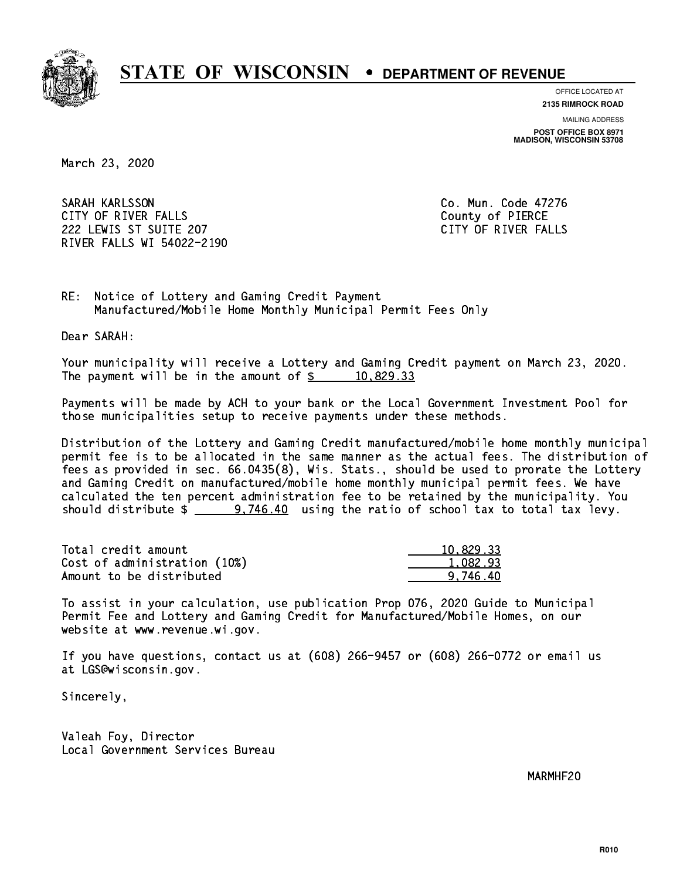# STATE OF WISCONSIN • DEPARTMENT OF REVENUE

OFFICE LOCATED AT
**2135 RIMROCK ROAD**

MAILING ADDRESS
**POST OFFICE BOX 8971**
**MADISON, WISCONSIN 53708**

March 23, 2020

SARAH KARLSSON
CITY OF RIVER FALLS
222 LEWIS ST SUITE 207
RIVER FALLS WI 54022-2190

Co. Mun. Code 47276
County of PIERCE
CITY OF RIVER FALLS

RE: Notice of Lottery and Gaming Credit Payment
Manufactured/Mobile Home Monthly Municipal Permit Fees Only

Dear SARAH:

Your municipality will receive a Lottery and Gaming Credit payment on March 23, 2020. The payment will be in the amount of $ 10,829.33

Payments will be made by ACH to your bank or the Local Government Investment Pool for those municipalities setup to receive payments under these methods.

Distribution of the Lottery and Gaming Credit manufactured/mobile home monthly municipal permit fee is to be allocated in the same manner as the actual fees. The distribution of fees as provided in sec. 66.0435(8), Wis. Stats., should be used to prorate the Lottery and Gaming Credit on manufactured/mobile home monthly municipal permit fees. We have calculated the ten percent administration fee to be retained by the municipality. You should distribute $ 9,746.40 using the ratio of school tax to total tax levy.

| | |
|---|---|
| Total credit amount | 10,829.33 |
| Cost of administration (10%) | 1,082.93 |
| Amount to be distributed | 9,746.40 |

To assist in your calculation, use publication Prop 076, 2020 Guide to Municipal Permit Fee and Lottery and Gaming Credit for Manufactured/Mobile Homes, on our website at www.revenue.wi.gov.

If you have questions, contact us at (608) 266-9457 or (608) 266-0772 or email us at LGS@wisconsin.gov.

Sincerely,

Valeah Foy, Director
Local Government Services Bureau

MARMHF20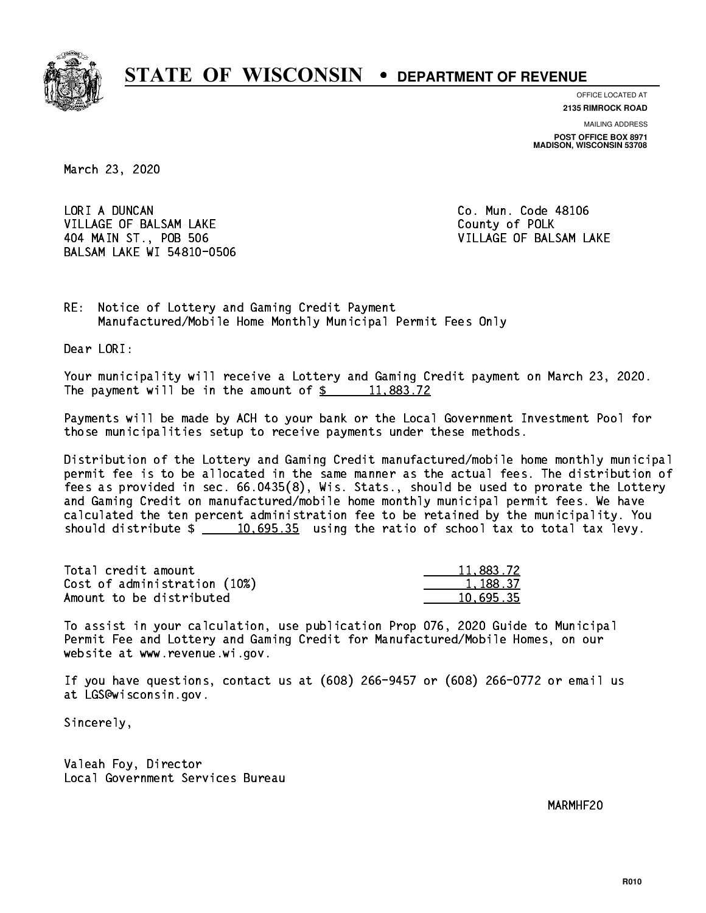# STATE OF WISCONSIN • DEPARTMENT OF REVENUE

OFFICE LOCATED AT
**2135 RIMROCK ROAD**

MAILING ADDRESS
**POST OFFICE BOX 8971**
**MADISON, WISCONSIN 53708**

March 23, 2020

LORI A DUNCAN
VILLAGE OF BALSAM LAKE
404 MAIN ST., POB 506
BALSAM LAKE WI 54810-0506

Co. Mun. Code 48106
County of POLK
VILLAGE OF BALSAM LAKE

RE: Notice of Lottery and Gaming Credit Payment
Manufactured/Mobile Home Monthly Municipal Permit Fees Only

Dear LORI:

Your municipality will receive a Lottery and Gaming Credit payment on March 23, 2020. The payment will be in the amount of $ 11,883.72

Payments will be made by ACH to your bank or the Local Government Investment Pool for those municipalities setup to receive payments under these methods.

Distribution of the Lottery and Gaming Credit manufactured/mobile home monthly municipal permit fee is to be allocated in the same manner as the actual fees. The distribution of fees as provided in sec. 66.0435(8), Wis. Stats., should be used to prorate the Lottery and Gaming Credit on manufactured/mobile home monthly municipal permit fees. We have calculated the ten percent administration fee to be retained by the municipality. You should distribute $ 10,695.35 using the ratio of school tax to total tax levy.

| | |
|---|---|
| Total credit amount | 11,883.72 |
| Cost of administration (10%) | 1,188.37 |
| Amount to be distributed | 10,695.35 |

To assist in your calculation, use publication Prop 076, 2020 Guide to Municipal Permit Fee and Lottery and Gaming Credit for Manufactured/Mobile Homes, on our website at www.revenue.wi.gov.

If you have questions, contact us at (608) 266-9457 or (608) 266-0772 or email us at LGS@wisconsin.gov.

Sincerely,

Valeah Foy, Director
Local Government Services Bureau

MARMHF20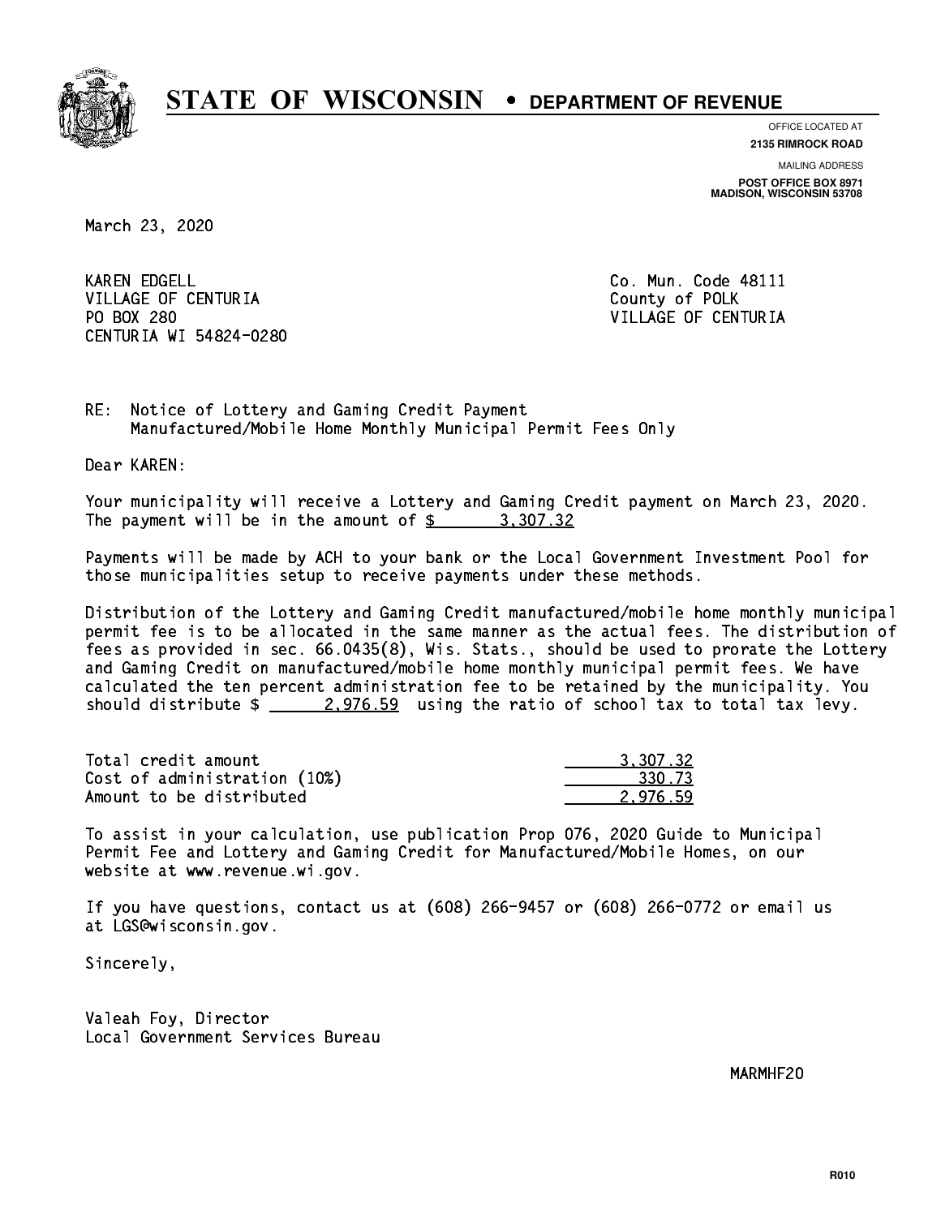# STATE OF WISCONSIN • DEPARTMENT OF REVENUE

OFFICE LOCATED AT
**2135 RIMROCK ROAD**

MAILING ADDRESS
**POST OFFICE BOX 8971**
**MADISON, WISCONSIN 53708**

March 23, 2020

KAREN EDGELL
VILLAGE OF CENTURIA
PO BOX 280
CENTURIA WI 54824-0280

Co. Mun. Code 48111
County of POLK
VILLAGE OF CENTURIA

RE: Notice of Lottery and Gaming Credit Payment
Manufactured/Mobile Home Monthly Municipal Permit Fees Only

Dear KAREN:

Your municipality will receive a Lottery and Gaming Credit payment on March 23, 2020. The payment will be in the amount of $ 3,307.32

Payments will be made by ACH to your bank or the Local Government Investment Pool for those municipalities setup to receive payments under these methods.

Distribution of the Lottery and Gaming Credit manufactured/mobile home monthly municipal permit fee is to be allocated in the same manner as the actual fees. The distribution of fees as provided in sec. 66.0435(8), Wis. Stats., should be used to prorate the Lottery and Gaming Credit on manufactured/mobile home monthly municipal permit fees. We have calculated the ten percent administration fee to be retained by the municipality. You should distribute $ 2,976.59 using the ratio of school tax to total tax levy.

| | |
|---|---|
| Total credit amount | 3,307.32 |
| Cost of administration (10%) | 330.73 |
| Amount to be distributed | 2,976.59 |

To assist in your calculation, use publication Prop 076, 2020 Guide to Municipal Permit Fee and Lottery and Gaming Credit for Manufactured/Mobile Homes, on our website at www.revenue.wi.gov.

If you have questions, contact us at (608) 266-9457 or (608) 266-0772 or email us at LGS@wisconsin.gov.

Sincerely,

Valeah Foy, Director
Local Government Services Bureau

MARMHF20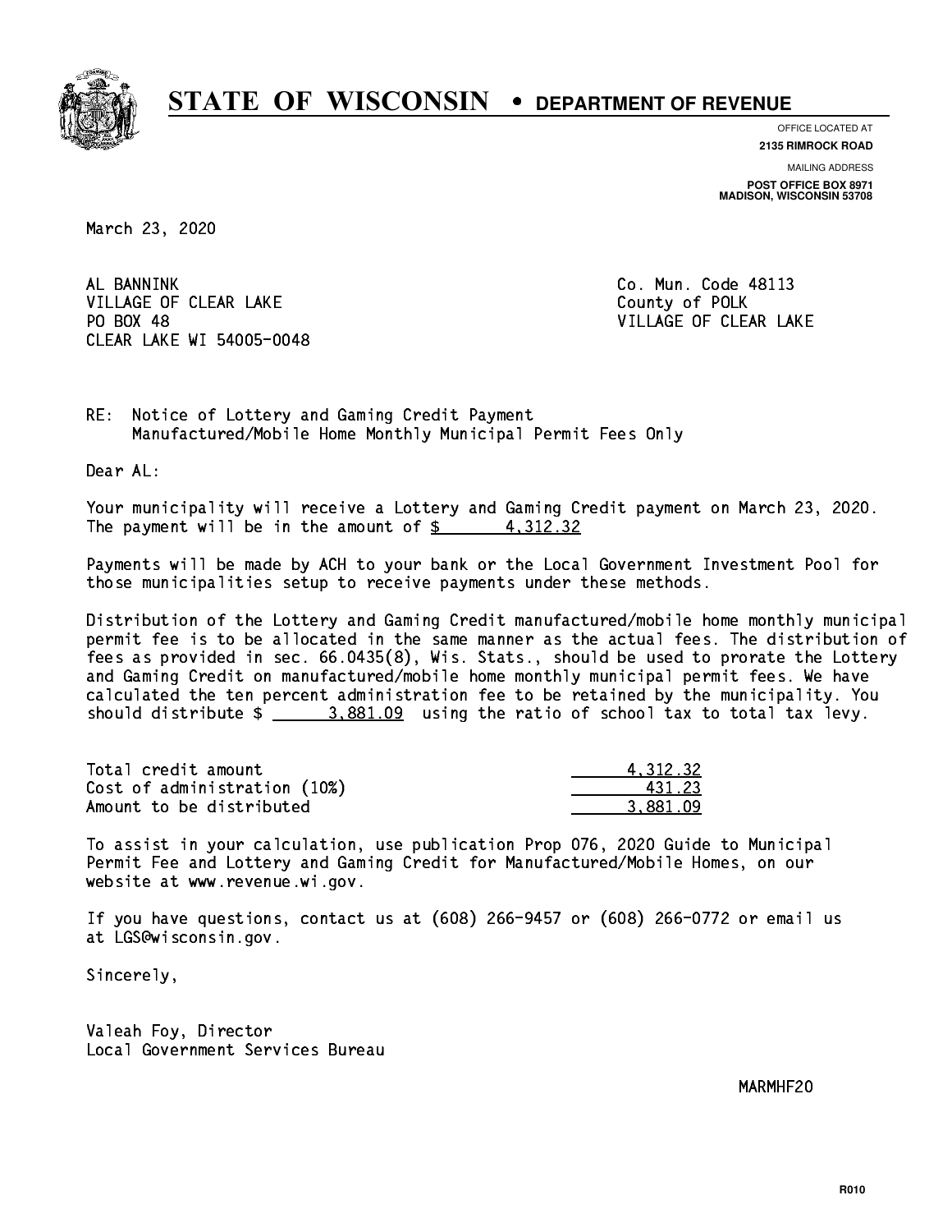# STATE OF WISCONSIN • DEPARTMENT OF REVENUE

OFFICE LOCATED AT
**2135 RIMROCK ROAD**

MAILING ADDRESS
**POST OFFICE BOX 8971**
**MADISON, WISCONSIN 53708**

March 23, 2020

AL BANNINK
VILLAGE OF CLEAR LAKE
PO BOX 48
CLEAR LAKE WI 54005-0048

Co. Mun. Code 48113
County of POLK
VILLAGE OF CLEAR LAKE

RE: Notice of Lottery and Gaming Credit Payment
Manufactured/Mobile Home Monthly Municipal Permit Fees Only

Dear AL:

Your municipality will receive a Lottery and Gaming Credit payment on March 23, 2020. The payment will be in the amount of $ 4,312.32

Payments will be made by ACH to your bank or the Local Government Investment Pool for those municipalities setup to receive payments under these methods.

Distribution of the Lottery and Gaming Credit manufactured/mobile home monthly municipal permit fee is to be allocated in the same manner as the actual fees. The distribution of fees as provided in sec. 66.0435(8), Wis. Stats., should be used to prorate the Lottery and Gaming Credit on manufactured/mobile home monthly municipal permit fees. We have calculated the ten percent administration fee to be retained by the municipality. You should distribute $ 3,881.09 using the ratio of school tax to total tax levy.

| | |
|---|---|
| Total credit amount | 4,312.32 |
| Cost of administration (10%) | 431.23 |
| Amount to be distributed | 3,881.09 |

To assist in your calculation, use publication Prop 076, 2020 Guide to Municipal Permit Fee and Lottery and Gaming Credit for Manufactured/Mobile Homes, on our website at www.revenue.wi.gov.

If you have questions, contact us at (608) 266-9457 or (608) 266-0772 or email us at LGS@wisconsin.gov.

Sincerely,

Valeah Foy, Director
Local Government Services Bureau

MARMHF20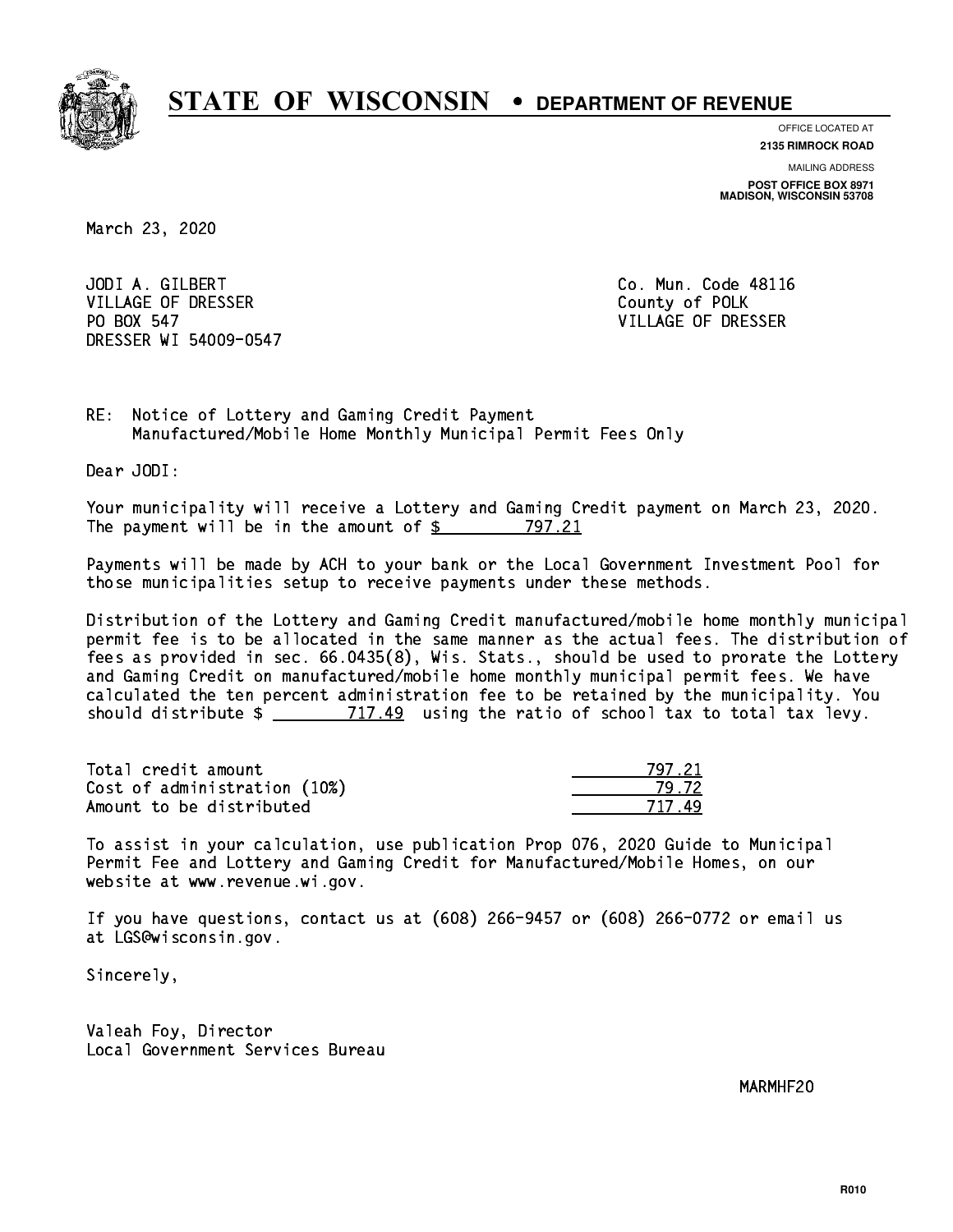# STATE OF WISCONSIN • DEPARTMENT OF REVENUE

OFFICE LOCATED AT
**2135 RIMROCK ROAD**

MAILING ADDRESS
**POST OFFICE BOX 8971**
**MADISON, WISCONSIN 53708**

March 23, 2020

JODI A. GILBERT
VILLAGE OF DRESSER
PO BOX 547
DRESSER WI 54009-0547

Co. Mun. Code 48116
County of POLK
VILLAGE OF DRESSER

RE: Notice of Lottery and Gaming Credit Payment
Manufactured/Mobile Home Monthly Municipal Permit Fees Only

Dear JODI:

Your municipality will receive a Lottery and Gaming Credit payment on March 23, 2020. The payment will be in the amount of $ 797.21

Payments will be made by ACH to your bank or the Local Government Investment Pool for those municipalities setup to receive payments under these methods.

Distribution of the Lottery and Gaming Credit manufactured/mobile home monthly municipal permit fee is to be allocated in the same manner as the actual fees. The distribution of fees as provided in sec. 66.0435(8), Wis. Stats., should be used to prorate the Lottery and Gaming Credit on manufactured/mobile home monthly municipal permit fees. We have calculated the ten percent administration fee to be retained by the municipality. You should distribute $ 717.49 using the ratio of school tax to total tax levy.

| | |
|---|---|
| Total credit amount | 797.21 |
| Cost of administration (10%) | 79.72 |
| Amount to be distributed | 717.49 |

To assist in your calculation, use publication Prop 076, 2020 Guide to Municipal Permit Fee and Lottery and Gaming Credit for Manufactured/Mobile Homes, on our website at www.revenue.wi.gov.

If you have questions, contact us at (608) 266-9457 or (608) 266-0772 or email us at LGS@wisconsin.gov.

Sincerely,

Valeah Foy, Director
Local Government Services Bureau

MARMHF20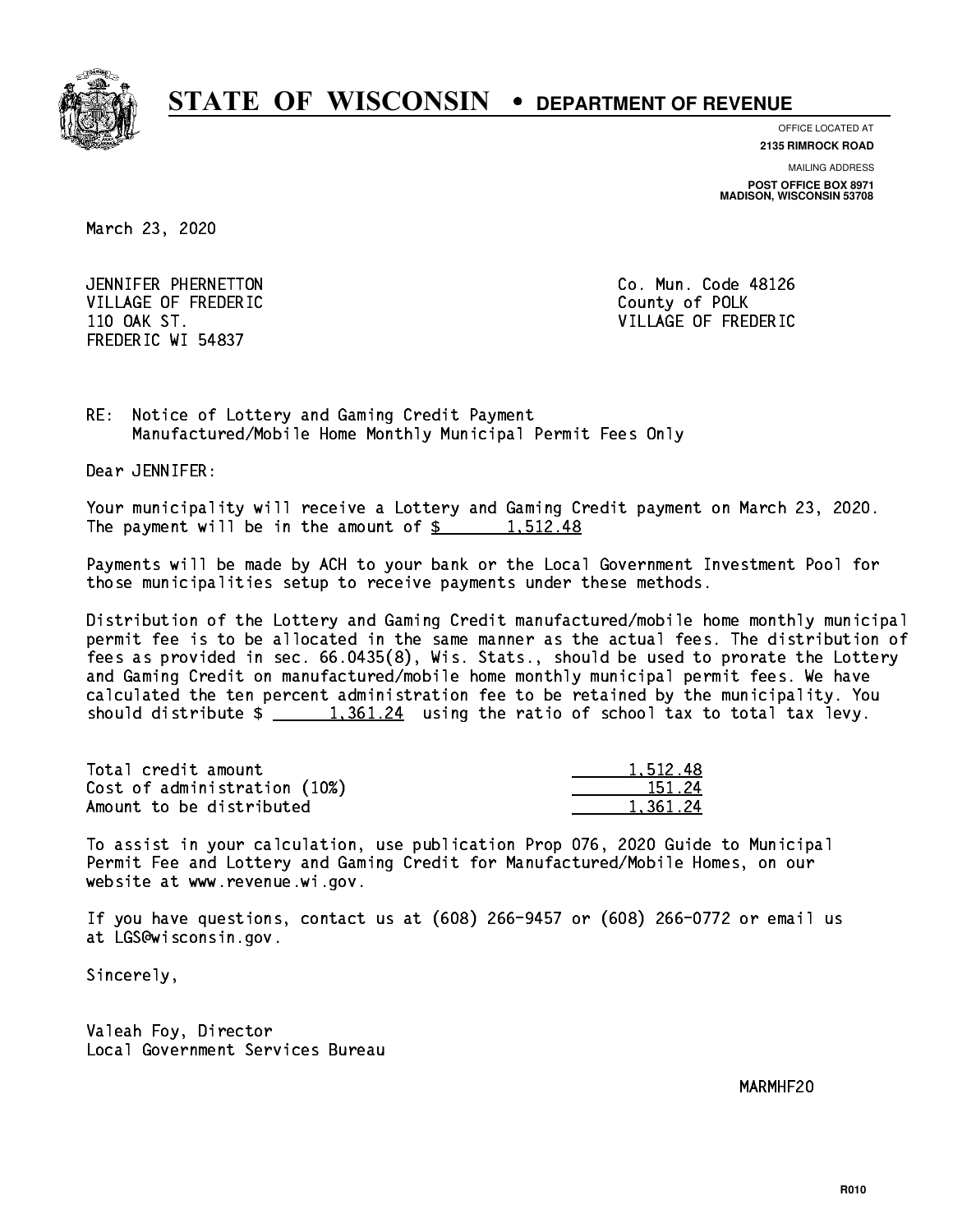# STATE OF WISCONSIN • DEPARTMENT OF REVENUE

OFFICE LOCATED AT
**2135 RIMROCK ROAD**

MAILING ADDRESS
**POST OFFICE BOX 8971**
**MADISON, WISCONSIN 53708**

March 23, 2020

JENNIFER PHERNETTON
VILLAGE OF FREDERIC
110 OAK ST.
FREDERIC WI 54837

Co. Mun. Code 48126
County of POLK
VILLAGE OF FREDERIC

RE: Notice of Lottery and Gaming Credit Payment
Manufactured/Mobile Home Monthly Municipal Permit Fees Only

Dear JENNIFER:

Your municipality will receive a Lottery and Gaming Credit payment on March 23, 2020. The payment will be in the amount of $ 1,512.48

Payments will be made by ACH to your bank or the Local Government Investment Pool for those municipalities setup to receive payments under these methods.

Distribution of the Lottery and Gaming Credit manufactured/mobile home monthly municipal permit fee is to be allocated in the same manner as the actual fees. The distribution of fees as provided in sec. 66.0435(8), Wis. Stats., should be used to prorate the Lottery and Gaming Credit on manufactured/mobile home monthly municipal permit fees. We have calculated the ten percent administration fee to be retained by the municipality. You should distribute $ 1,361.24 using the ratio of school tax to total tax levy.

| | |
|---|---|
| Total credit amount | 1,512.48 |
| Cost of administration (10%) | 151.24 |
| Amount to be distributed | 1,361.24 |

To assist in your calculation, use publication Prop 076, 2020 Guide to Municipal Permit Fee and Lottery and Gaming Credit for Manufactured/Mobile Homes, on our website at www.revenue.wi.gov.

If you have questions, contact us at (608) 266-9457 or (608) 266-0772 or email us at LGS@wisconsin.gov.

Sincerely,

Valeah Foy, Director
Local Government Services Bureau

MARMHF20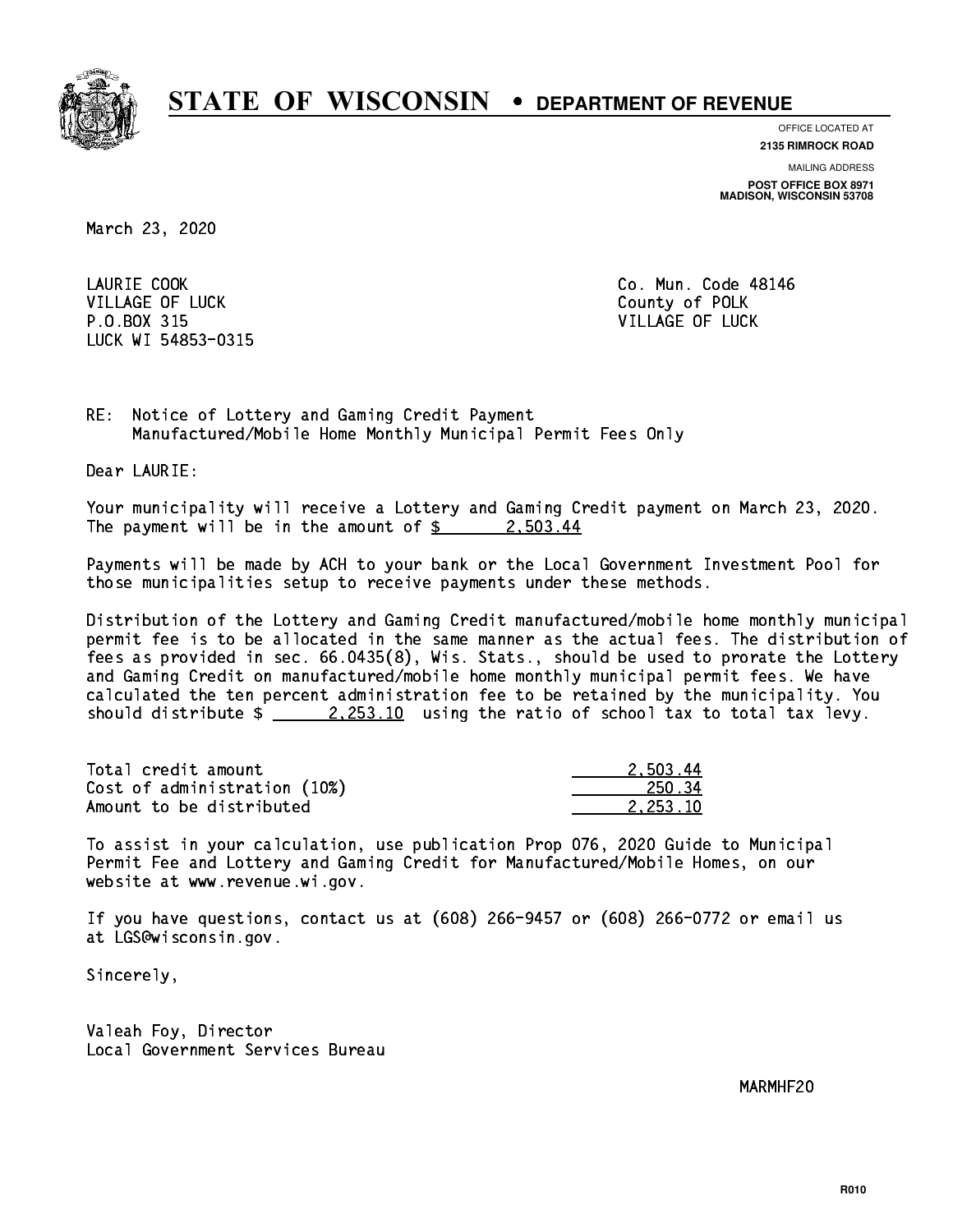# STATE OF WISCONSIN • DEPARTMENT OF REVENUE

OFFICE LOCATED AT
**2135 RIMROCK ROAD**

MAILING ADDRESS
**POST OFFICE BOX 8971**
**MADISON, WISCONSIN 53708**

March 23, 2020

LAURIE COOK
VILLAGE OF LUCK
P.O.BOX 315
LUCK WI 54853-0315

Co. Mun. Code 48146
County of POLK
VILLAGE OF LUCK

RE: Notice of Lottery and Gaming Credit Payment
Manufactured/Mobile Home Monthly Municipal Permit Fees Only

Dear LAURIE:

Your municipality will receive a Lottery and Gaming Credit payment on March 23, 2020. The payment will be in the amount of $ 2,503.44

Payments will be made by ACH to your bank or the Local Government Investment Pool for those municipalities setup to receive payments under these methods.

Distribution of the Lottery and Gaming Credit manufactured/mobile home monthly municipal permit fee is to be allocated in the same manner as the actual fees. The distribution of fees as provided in sec. 66.0435(8), Wis. Stats., should be used to prorate the Lottery and Gaming Credit on manufactured/mobile home monthly municipal permit fees. We have calculated the ten percent administration fee to be retained by the municipality. You should distribute $ 2,253.10 using the ratio of school tax to total tax levy.

| | |
|---|---|
| Total credit amount | 2,503.44 |
| Cost of administration (10%) | 250.34 |
| Amount to be distributed | 2,253.10 |

To assist in your calculation, use publication Prop 076, 2020 Guide to Municipal Permit Fee and Lottery and Gaming Credit for Manufactured/Mobile Homes, on our website at www.revenue.wi.gov.

If you have questions, contact us at (608) 266-9457 or (608) 266-0772 or email us at LGS@wisconsin.gov.

Sincerely,

Valeah Foy, Director
Local Government Services Bureau

MARMHF20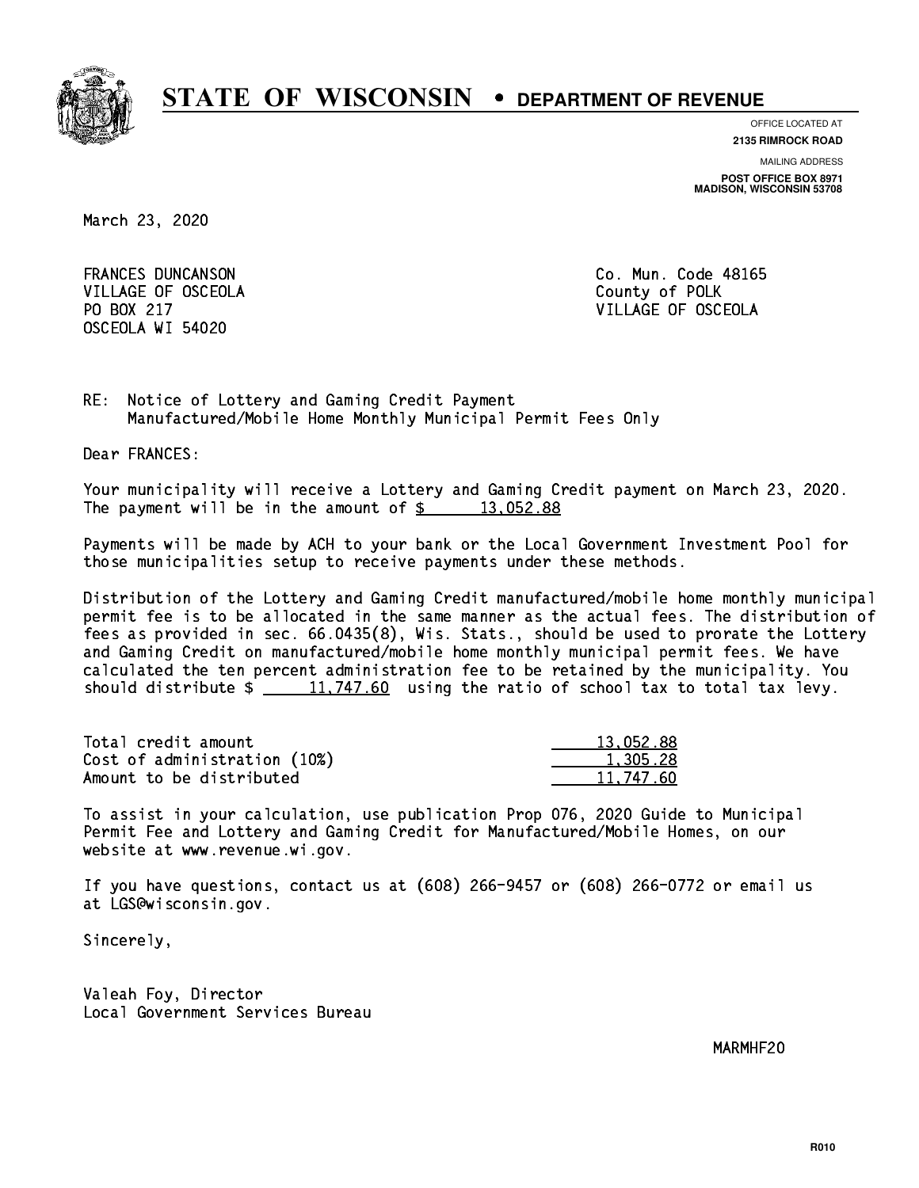# STATE OF WISCONSIN • DEPARTMENT OF REVENUE

OFFICE LOCATED AT
**2135 RIMROCK ROAD**

MAILING ADDRESS
**POST OFFICE BOX 8971**
**MADISON, WISCONSIN 53708**

March 23, 2020

FRANCES DUNCANSON
VILLAGE OF OSCEOLA
PO BOX 217
OSCEOLA WI 54020

Co. Mun. Code 48165
County of POLK
VILLAGE OF OSCEOLA

RE: Notice of Lottery and Gaming Credit Payment
Manufactured/Mobile Home Monthly Municipal Permit Fees Only

Dear FRANCES:

Your municipality will receive a Lottery and Gaming Credit payment on March 23, 2020. The payment will be in the amount of $ 13,052.88

Payments will be made by ACH to your bank or the Local Government Investment Pool for those municipalities setup to receive payments under these methods.

Distribution of the Lottery and Gaming Credit manufactured/mobile home monthly municipal permit fee is to be allocated in the same manner as the actual fees. The distribution of fees as provided in sec. 66.0435(8), Wis. Stats., should be used to prorate the Lottery and Gaming Credit on manufactured/mobile home monthly municipal permit fees. We have calculated the ten percent administration fee to be retained by the municipality. You should distribute $ 11,747.60 using the ratio of school tax to total tax levy.

| | |
|---|---|
| Total credit amount | 13,052.88 |
| Cost of administration (10%) | 1,305.28 |
| Amount to be distributed | 11,747.60 |

To assist in your calculation, use publication Prop 076, 2020 Guide to Municipal Permit Fee and Lottery and Gaming Credit for Manufactured/Mobile Homes, on our website at www.revenue.wi.gov.

If you have questions, contact us at (608) 266-9457 or (608) 266-0772 or email us at LGS@wisconsin.gov.

Sincerely,

Valeah Foy, Director
Local Government Services Bureau

MARMHF20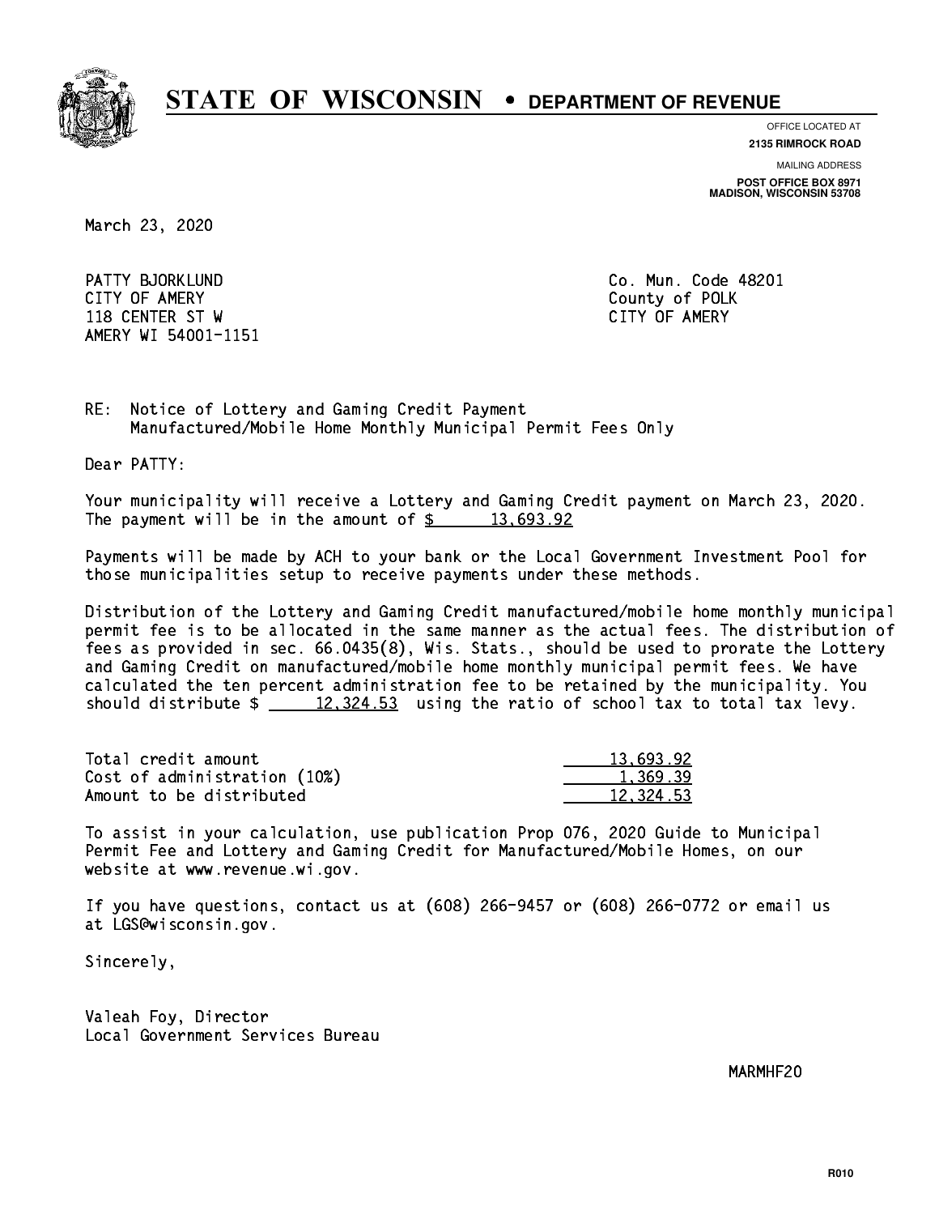# STATE OF WISCONSIN • DEPARTMENT OF REVENUE

OFFICE LOCATED AT
**2135 RIMROCK ROAD**

MAILING ADDRESS
**POST OFFICE BOX 8971**
**MADISON, WISCONSIN 53708**

March 23, 2020

PATTY BJORKLUND
CITY OF AMERY
118 CENTER ST W
AMERY WI 54001-1151

Co. Mun. Code 48201
County of POLK
CITY OF AMERY

RE: Notice of Lottery and Gaming Credit Payment
Manufactured/Mobile Home Monthly Municipal Permit Fees Only

Dear PATTY:

Your municipality will receive a Lottery and Gaming Credit payment on March 23, 2020. The payment will be in the amount of $ 13,693.92

Payments will be made by ACH to your bank or the Local Government Investment Pool for those municipalities setup to receive payments under these methods.

Distribution of the Lottery and Gaming Credit manufactured/mobile home monthly municipal permit fee is to be allocated in the same manner as the actual fees. The distribution of fees as provided in sec. 66.0435(8), Wis. Stats., should be used to prorate the Lottery and Gaming Credit on manufactured/mobile home monthly municipal permit fees. We have calculated the ten percent administration fee to be retained by the municipality. You should distribute $ 12,324.53 using the ratio of school tax to total tax levy.

| | |
|---|---|
| Total credit amount | 13,693.92 |
| Cost of administration (10%) | 1,369.39 |
| Amount to be distributed | 12,324.53 |

To assist in your calculation, use publication Prop 076, 2020 Guide to Municipal Permit Fee and Lottery and Gaming Credit for Manufactured/Mobile Homes, on our website at www.revenue.wi.gov.

If you have questions, contact us at (608) 266-9457 or (608) 266-0772 or email us at LGS@wisconsin.gov.

Sincerely,

Valeah Foy, Director
Local Government Services Bureau

MARMHF20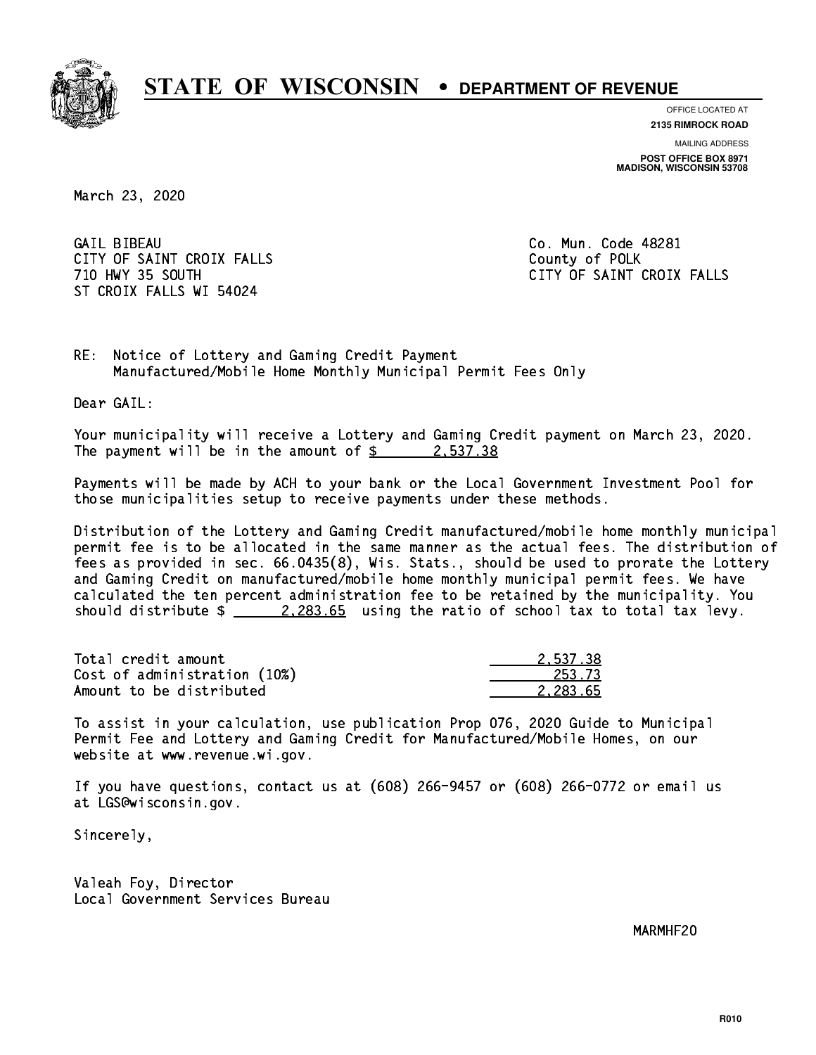# STATE OF WISCONSIN • DEPARTMENT OF REVENUE

OFFICE LOCATED AT
**2135 RIMROCK ROAD**

MAILING ADDRESS
**POST OFFICE BOX 8971**
**MADISON, WISCONSIN 53708**

March 23, 2020

GAIL BIBEAU
CITY OF SAINT CROIX FALLS
710 HWY 35 SOUTH
ST CROIX FALLS WI 54024

Co. Mun. Code 48281
County of POLK
CITY OF SAINT CROIX FALLS

RE: Notice of Lottery and Gaming Credit Payment
Manufactured/Mobile Home Monthly Municipal Permit Fees Only

Dear GAIL:

Your municipality will receive a Lottery and Gaming Credit payment on March 23, 2020. The payment will be in the amount of $ 2,537.38

Payments will be made by ACH to your bank or the Local Government Investment Pool for those municipalities setup to receive payments under these methods.

Distribution of the Lottery and Gaming Credit manufactured/mobile home monthly municipal permit fee is to be allocated in the same manner as the actual fees. The distribution of fees as provided in sec. 66.0435(8), Wis. Stats., should be used to prorate the Lottery and Gaming Credit on manufactured/mobile home monthly municipal permit fees. We have calculated the ten percent administration fee to be retained by the municipality. You should distribute $ 2,283.65 using the ratio of school tax to total tax levy.

| | |
|---|---|
| Total credit amount | 2,537.38 |
| Cost of administration (10%) | 253.73 |
| Amount to be distributed | 2,283.65 |

To assist in your calculation, use publication Prop 076, 2020 Guide to Municipal Permit Fee and Lottery and Gaming Credit for Manufactured/Mobile Homes, on our website at www.revenue.wi.gov.

If you have questions, contact us at (608) 266-9457 or (608) 266-0772 or email us at LGS@wisconsin.gov.

Sincerely,

Valeah Foy, Director
Local Government Services Bureau

MARMHF20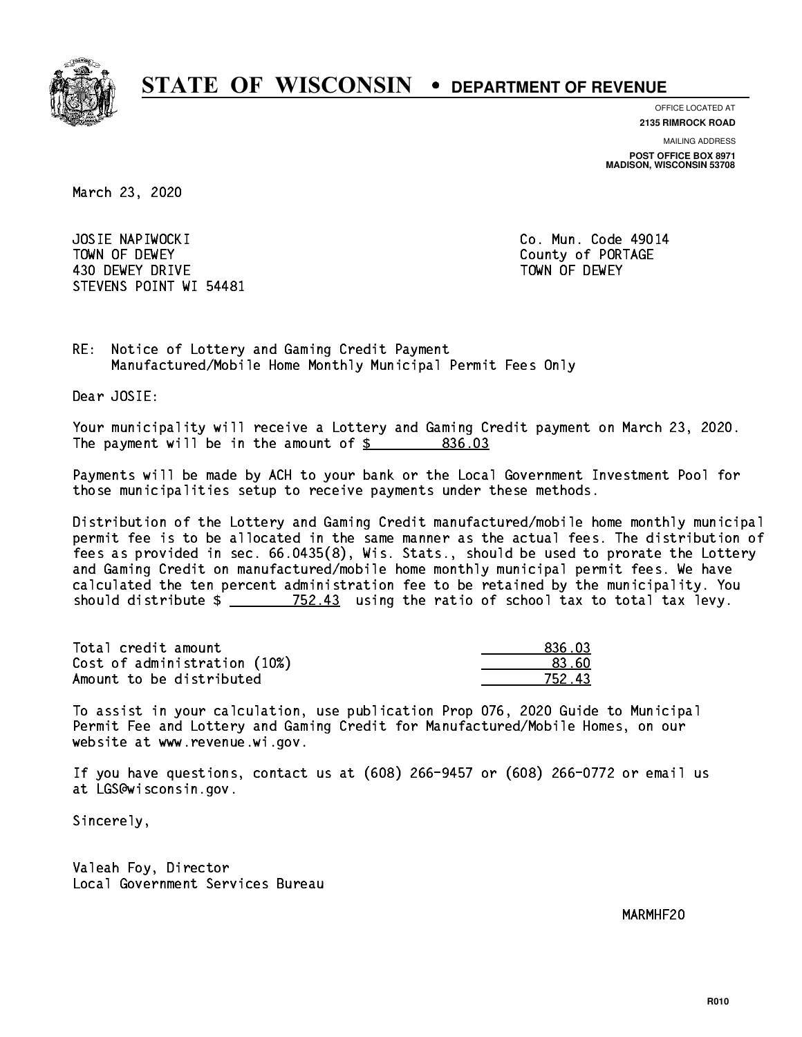# STATE OF WISCONSIN • DEPARTMENT OF REVENUE

OFFICE LOCATED AT
**2135 RIMROCK ROAD**

MAILING ADDRESS
**POST OFFICE BOX 8971**
**MADISON, WISCONSIN 53708**

March 23, 2020

JOSIE NAPIWOCKI
TOWN OF DEWEY
430 DEWEY DRIVE
STEVENS POINT WI 54481

Co. Mun. Code 49014
County of PORTAGE
TOWN OF DEWEY

RE: Notice of Lottery and Gaming Credit Payment
Manufactured/Mobile Home Monthly Municipal Permit Fees Only

Dear JOSIE:

Your municipality will receive a Lottery and Gaming Credit payment on March 23, 2020. The payment will be in the amount of $ 836.03

Payments will be made by ACH to your bank or the Local Government Investment Pool for those municipalities setup to receive payments under these methods.

Distribution of the Lottery and Gaming Credit manufactured/mobile home monthly municipal permit fee is to be allocated in the same manner as the actual fees. The distribution of fees as provided in sec. 66.0435(8), Wis. Stats., should be used to prorate the Lottery and Gaming Credit on manufactured/mobile home monthly municipal permit fees. We have calculated the ten percent administration fee to be retained by the municipality. You should distribute $ 752.43 using the ratio of school tax to total tax levy.

| | |
|---|---|
| Total credit amount | 836.03 |
| Cost of administration (10%) | 83.60 |
| Amount to be distributed | 752.43 |

To assist in your calculation, use publication Prop 076, 2020 Guide to Municipal Permit Fee and Lottery and Gaming Credit for Manufactured/Mobile Homes, on our website at www.revenue.wi.gov.

If you have questions, contact us at (608) 266-9457 or (608) 266-0772 or email us at LGS@wisconsin.gov.

Sincerely,

Valeah Foy, Director
Local Government Services Bureau

MARMHF20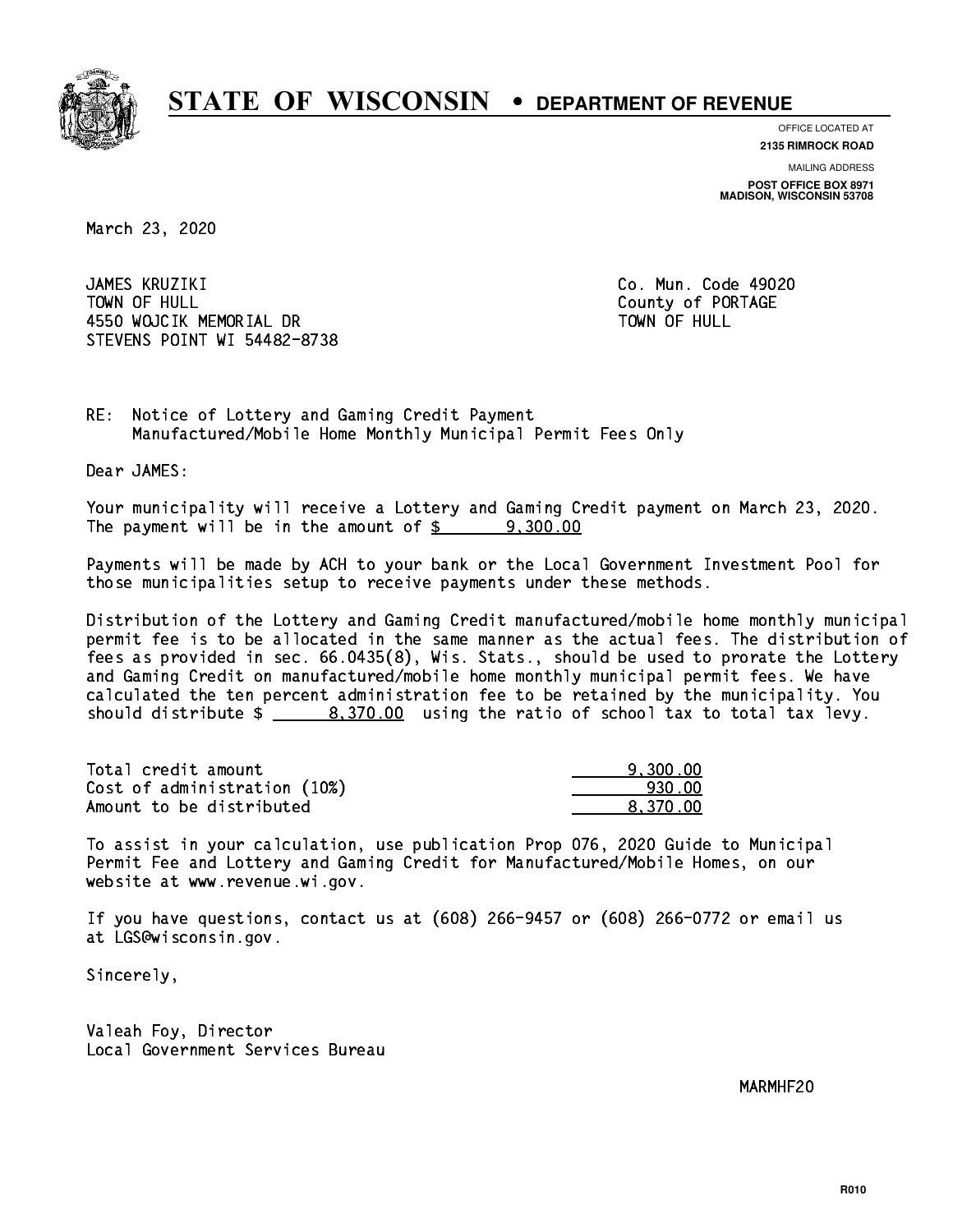# STATE OF WISCONSIN • DEPARTMENT OF REVENUE

OFFICE LOCATED AT
**2135 RIMROCK ROAD**

MAILING ADDRESS
**POST OFFICE BOX 8971**
**MADISON, WISCONSIN 53708**

March 23, 2020

JAMES KRUZIKI
TOWN OF HULL
4550 WOJCIK MEMORIAL DR
STEVENS POINT WI 54482-8738

Co. Mun. Code 49020
County of PORTAGE
TOWN OF HULL

RE: Notice of Lottery and Gaming Credit Payment
Manufactured/Mobile Home Monthly Municipal Permit Fees Only

Dear JAMES:

Your municipality will receive a Lottery and Gaming Credit payment on March 23, 2020. The payment will be in the amount of $ 9,300.00

Payments will be made by ACH to your bank or the Local Government Investment Pool for those municipalities setup to receive payments under these methods.

Distribution of the Lottery and Gaming Credit manufactured/mobile home monthly municipal permit fee is to be allocated in the same manner as the actual fees. The distribution of fees as provided in sec. 66.0435(8), Wis. Stats., should be used to prorate the Lottery and Gaming Credit on manufactured/mobile home monthly municipal permit fees. We have calculated the ten percent administration fee to be retained by the municipality. You should distribute $ 8,370.00 using the ratio of school tax to total tax levy.

| | |
|---|---|
| Total credit amount | 9,300.00 |
| Cost of administration (10%) | 930.00 |
| Amount to be distributed | 8,370.00 |

To assist in your calculation, use publication Prop 076, 2020 Guide to Municipal Permit Fee and Lottery and Gaming Credit for Manufactured/Mobile Homes, on our website at www.revenue.wi.gov.

If you have questions, contact us at (608) 266-9457 or (608) 266-0772 or email us at LGS@wisconsin.gov.

Sincerely,

Valeah Foy, Director
Local Government Services Bureau

MARMHF20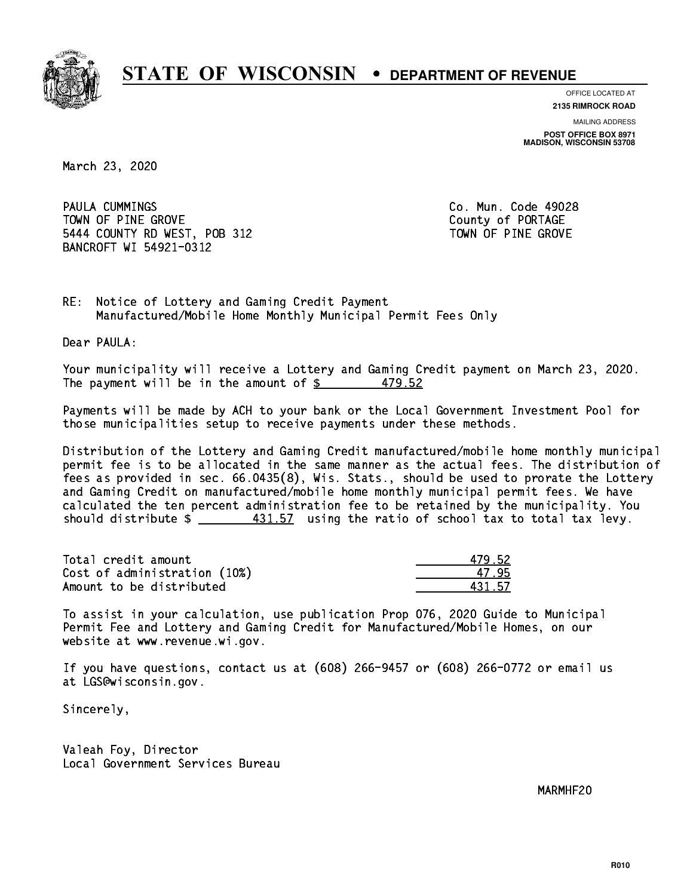# STATE OF WISCONSIN • DEPARTMENT OF REVENUE

OFFICE LOCATED AT
**2135 RIMROCK ROAD**

MAILING ADDRESS
**POST OFFICE BOX 8971**
**MADISON, WISCONSIN 53708**

March 23, 2020

PAULA CUMMINGS
TOWN OF PINE GROVE
5444 COUNTY RD WEST, POB 312
BANCROFT WI 54921-0312

Co. Mun. Code 49028
County of PORTAGE
TOWN OF PINE GROVE

RE: Notice of Lottery and Gaming Credit Payment
Manufactured/Mobile Home Monthly Municipal Permit Fees Only

Dear PAULA:

Your municipality will receive a Lottery and Gaming Credit payment on March 23, 2020. The payment will be in the amount of $ 479.52

Payments will be made by ACH to your bank or the Local Government Investment Pool for those municipalities setup to receive payments under these methods.

Distribution of the Lottery and Gaming Credit manufactured/mobile home monthly municipal permit fee is to be allocated in the same manner as the actual fees. The distribution of fees as provided in sec. 66.0435(8), Wis. Stats., should be used to prorate the Lottery and Gaming Credit on manufactured/mobile home monthly municipal permit fees. We have calculated the ten percent administration fee to be retained by the municipality. You should distribute $ 431.57 using the ratio of school tax to total tax levy.

| | |
|---|---|
| Total credit amount | 479.52 |
| Cost of administration (10%) | 47.95 |
| Amount to be distributed | 431.57 |

To assist in your calculation, use publication Prop 076, 2020 Guide to Municipal Permit Fee and Lottery and Gaming Credit for Manufactured/Mobile Homes, on our website at www.revenue.wi.gov.

If you have questions, contact us at (608) 266-9457 or (608) 266-0772 or email us at LGS@wisconsin.gov.

Sincerely,

Valeah Foy, Director
Local Government Services Bureau

MARMHF20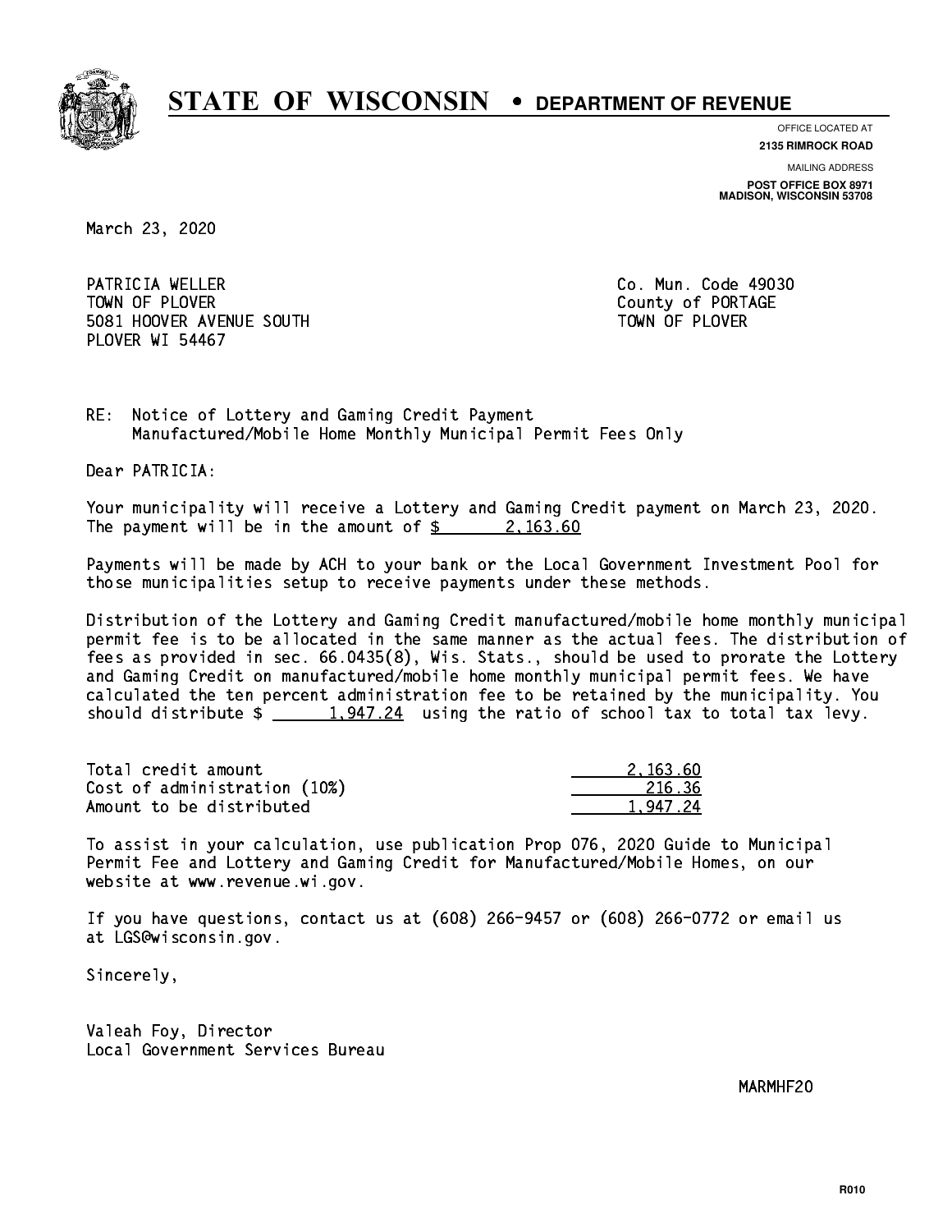# STATE OF WISCONSIN • DEPARTMENT OF REVENUE

OFFICE LOCATED AT
**2135 RIMROCK ROAD**

MAILING ADDRESS
**POST OFFICE BOX 8971**
**MADISON, WISCONSIN 53708**

March 23, 2020

PATRICIA WELLER
TOWN OF PLOVER
5081 HOOVER AVENUE SOUTH
PLOVER WI 54467

Co. Mun. Code 49030
County of PORTAGE
TOWN OF PLOVER

RE: Notice of Lottery and Gaming Credit Payment
Manufactured/Mobile Home Monthly Municipal Permit Fees Only

Dear PATRICIA:

Your municipality will receive a Lottery and Gaming Credit payment on March 23, 2020. The payment will be in the amount of $ 2,163.60

Payments will be made by ACH to your bank or the Local Government Investment Pool for those municipalities setup to receive payments under these methods.

Distribution of the Lottery and Gaming Credit manufactured/mobile home monthly municipal permit fee is to be allocated in the same manner as the actual fees. The distribution of fees as provided in sec. 66.0435(8), Wis. Stats., should be used to prorate the Lottery and Gaming Credit on manufactured/mobile home monthly municipal permit fees. We have calculated the ten percent administration fee to be retained by the municipality. You should distribute $ 1,947.24 using the ratio of school tax to total tax levy.

| | |
|---|---|
| Total credit amount | 2,163.60 |
| Cost of administration (10%) | 216.36 |
| Amount to be distributed | 1,947.24 |

To assist in your calculation, use publication Prop 076, 2020 Guide to Municipal Permit Fee and Lottery and Gaming Credit for Manufactured/Mobile Homes, on our website at www.revenue.wi.gov.

If you have questions, contact us at (608) 266-9457 or (608) 266-0772 or email us at LGS@wisconsin.gov.

Sincerely,

Valeah Foy, Director
Local Government Services Bureau

MARMHF20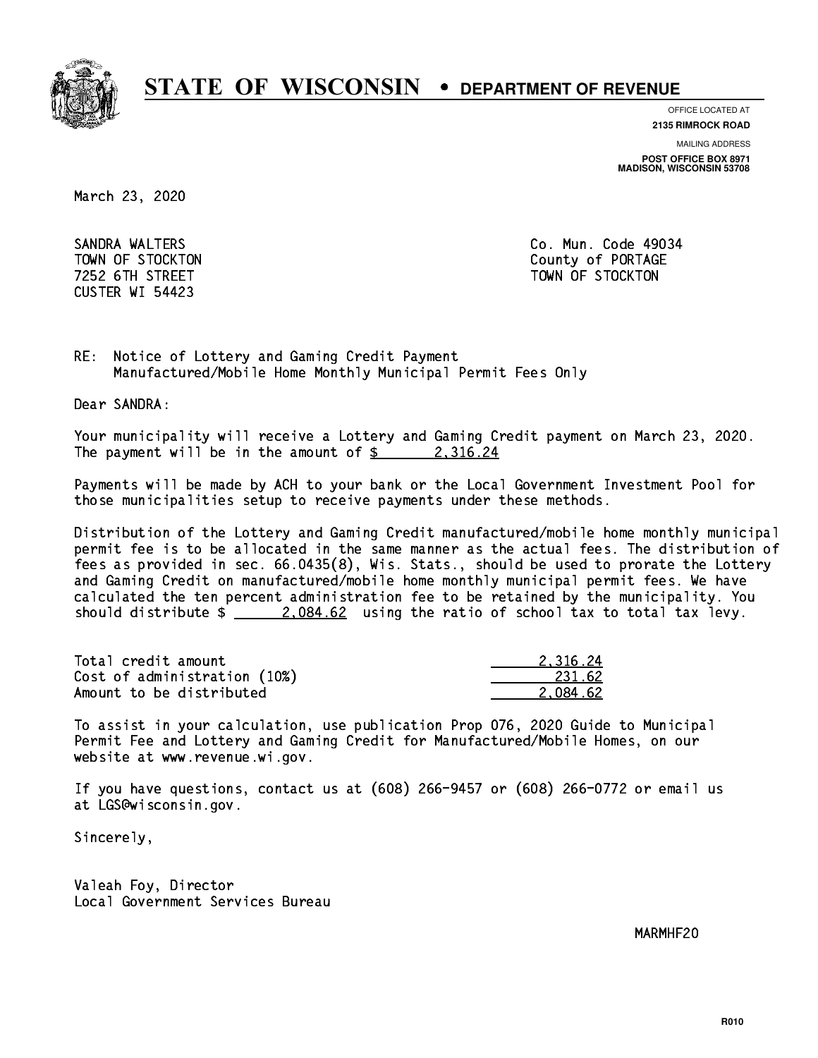# STATE OF WISCONSIN • DEPARTMENT OF REVENUE

OFFICE LOCATED AT
**2135 RIMROCK ROAD**

MAILING ADDRESS
**POST OFFICE BOX 8971**
**MADISON, WISCONSIN 53708**

March 23, 2020

SANDRA WALTERS
TOWN OF STOCKTON
7252 6TH STREET
CUSTER WI 54423

Co. Mun. Code 49034
County of PORTAGE
TOWN OF STOCKTON

RE: Notice of Lottery and Gaming Credit Payment
Manufactured/Mobile Home Monthly Municipal Permit Fees Only

Dear SANDRA:

Your municipality will receive a Lottery and Gaming Credit payment on March 23, 2020. The payment will be in the amount of $ 2,316.24

Payments will be made by ACH to your bank or the Local Government Investment Pool for those municipalities setup to receive payments under these methods.

Distribution of the Lottery and Gaming Credit manufactured/mobile home monthly municipal permit fee is to be allocated in the same manner as the actual fees. The distribution of fees as provided in sec. 66.0435(8), Wis. Stats., should be used to prorate the Lottery and Gaming Credit on manufactured/mobile home monthly municipal permit fees. We have calculated the ten percent administration fee to be retained by the municipality. You should distribute $ 2,084.62 using the ratio of school tax to total tax levy.

| | |
|---|---|
| Total credit amount | 2,316.24 |
| Cost of administration (10%) | 231.62 |
| Amount to be distributed | 2,084.62 |

To assist in your calculation, use publication Prop 076, 2020 Guide to Municipal Permit Fee and Lottery and Gaming Credit for Manufactured/Mobile Homes, on our website at www.revenue.wi.gov.

If you have questions, contact us at (608) 266-9457 or (608) 266-0772 or email us at LGS@wisconsin.gov.

Sincerely,

Valeah Foy, Director
Local Government Services Bureau

MARMHF20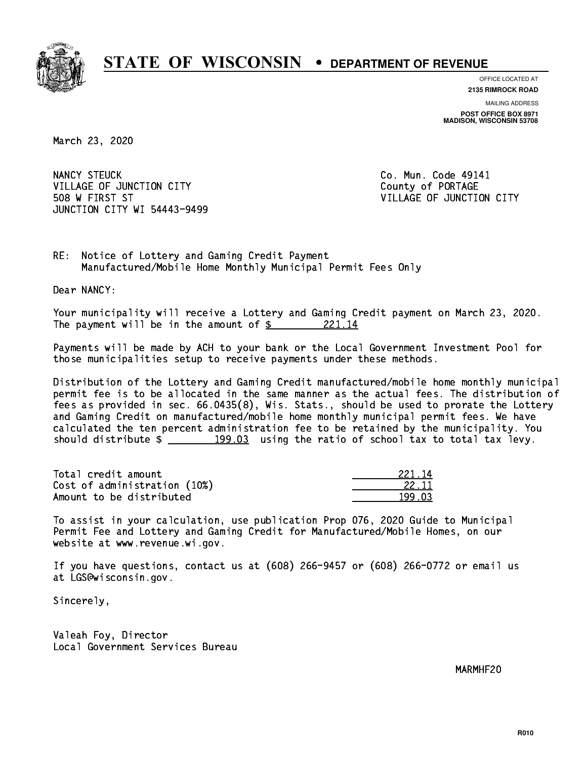# STATE OF WISCONSIN • DEPARTMENT OF REVENUE

OFFICE LOCATED AT
**2135 RIMROCK ROAD**

MAILING ADDRESS
**POST OFFICE BOX 8971**
**MADISON, WISCONSIN 53708**

March 23, 2020

NANCY STEUCK
VILLAGE OF JUNCTION CITY
508 W FIRST ST
JUNCTION CITY WI 54443-9499

Co. Mun. Code 49141
County of PORTAGE
VILLAGE OF JUNCTION CITY

RE: Notice of Lottery and Gaming Credit Payment
Manufactured/Mobile Home Monthly Municipal Permit Fees Only

Dear NANCY:

Your municipality will receive a Lottery and Gaming Credit payment on March 23, 2020. The payment will be in the amount of $ 221.14

Payments will be made by ACH to your bank or the Local Government Investment Pool for those municipalities setup to receive payments under these methods.

Distribution of the Lottery and Gaming Credit manufactured/mobile home monthly municipal permit fee is to be allocated in the same manner as the actual fees. The distribution of fees as provided in sec. 66.0435(8), Wis. Stats., should be used to prorate the Lottery and Gaming Credit on manufactured/mobile home monthly municipal permit fees. We have calculated the ten percent administration fee to be retained by the municipality. You should distribute $ 199.03 using the ratio of school tax to total tax levy.

| | |
|---|---|
| Total credit amount | 221.14 |
| Cost of administration (10%) | 22.11 |
| Amount to be distributed | 199.03 |

To assist in your calculation, use publication Prop 076, 2020 Guide to Municipal Permit Fee and Lottery and Gaming Credit for Manufactured/Mobile Homes, on our website at www.revenue.wi.gov.

If you have questions, contact us at (608) 266-9457 or (608) 266-0772 or email us at LGS@wisconsin.gov.

Sincerely,

Valeah Foy, Director
Local Government Services Bureau

MARMHF20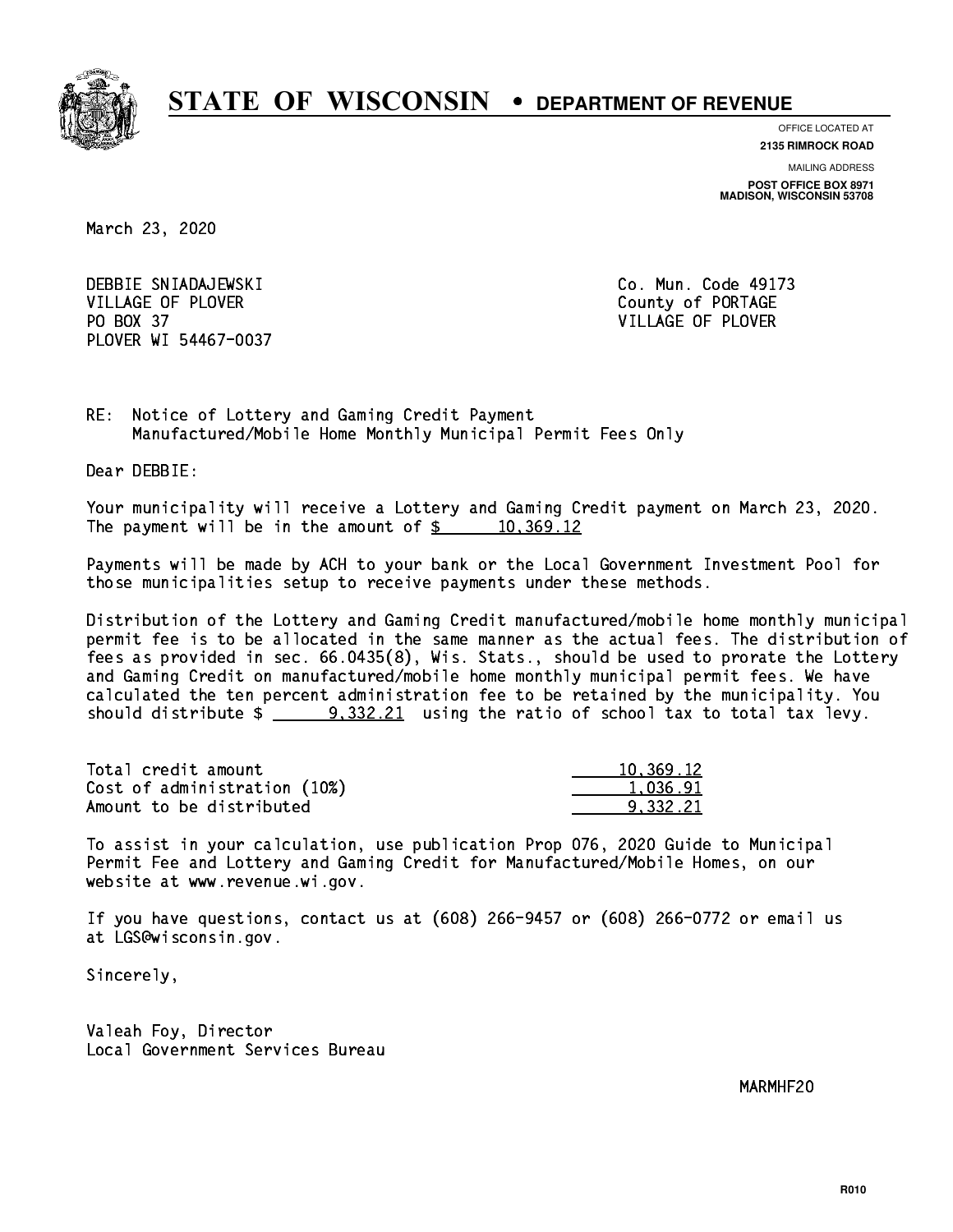# STATE OF WISCONSIN • DEPARTMENT OF REVENUE

OFFICE LOCATED AT
**2135 RIMROCK ROAD**

MAILING ADDRESS
**POST OFFICE BOX 8971**
**MADISON, WISCONSIN 53708**

March 23, 2020

DEBBIE SNIADAJEWSKI
VILLAGE OF PLOVER
PO BOX 37
PLOVER WI 54467-0037

Co. Mun. Code 49173
County of PORTAGE
VILLAGE OF PLOVER

RE: Notice of Lottery and Gaming Credit Payment
Manufactured/Mobile Home Monthly Municipal Permit Fees Only

Dear DEBBIE:

Your municipality will receive a Lottery and Gaming Credit payment on March 23, 2020. The payment will be in the amount of $ 10,369.12

Payments will be made by ACH to your bank or the Local Government Investment Pool for those municipalities setup to receive payments under these methods.

Distribution of the Lottery and Gaming Credit manufactured/mobile home monthly municipal permit fee is to be allocated in the same manner as the actual fees. The distribution of fees as provided in sec. 66.0435(8), Wis. Stats., should be used to prorate the Lottery and Gaming Credit on manufactured/mobile home monthly municipal permit fees. We have calculated the ten percent administration fee to be retained by the municipality. You should distribute $ 9,332.21 using the ratio of school tax to total tax levy.

| | |
|---|---|
| Total credit amount | 10,369.12 |
| Cost of administration (10%) | 1,036.91 |
| Amount to be distributed | 9,332.21 |

To assist in your calculation, use publication Prop 076, 2020 Guide to Municipal Permit Fee and Lottery and Gaming Credit for Manufactured/Mobile Homes, on our website at www.revenue.wi.gov.

If you have questions, contact us at (608) 266-9457 or (608) 266-0772 or email us at LGS@wisconsin.gov.

Sincerely,

Valeah Foy, Director
Local Government Services Bureau

MARMHF20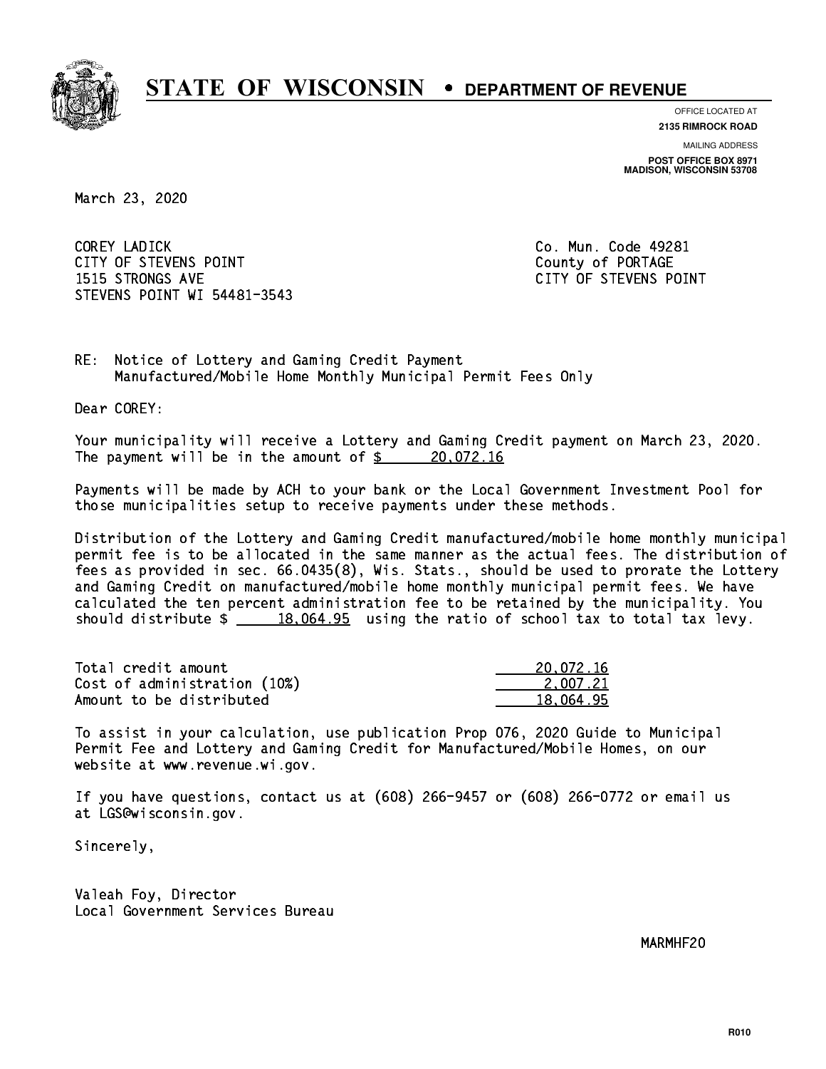# STATE OF WISCONSIN • DEPARTMENT OF REVENUE

OFFICE LOCATED AT
**2135 RIMROCK ROAD**

MAILING ADDRESS
**POST OFFICE BOX 8971**
**MADISON, WISCONSIN 53708**

March 23, 2020

COREY LADICK
CITY OF STEVENS POINT
1515 STRONGS AVE
STEVENS POINT WI 54481-3543

Co. Mun. Code 49281
County of PORTAGE
CITY OF STEVENS POINT

RE: Notice of Lottery and Gaming Credit Payment
Manufactured/Mobile Home Monthly Municipal Permit Fees Only

Dear COREY:

Your municipality will receive a Lottery and Gaming Credit payment on March 23, 2020. The payment will be in the amount of $ 20,072.16

Payments will be made by ACH to your bank or the Local Government Investment Pool for those municipalities setup to receive payments under these methods.

Distribution of the Lottery and Gaming Credit manufactured/mobile home monthly municipal permit fee is to be allocated in the same manner as the actual fees. The distribution of fees as provided in sec. 66.0435(8), Wis. Stats., should be used to prorate the Lottery and Gaming Credit on manufactured/mobile home monthly municipal permit fees. We have calculated the ten percent administration fee to be retained by the municipality. You should distribute $ 18,064.95 using the ratio of school tax to total tax levy.

| | |
|---|---|
| Total credit amount | 20,072.16 |
| Cost of administration (10%) | 2,007.21 |
| Amount to be distributed | 18,064.95 |

To assist in your calculation, use publication Prop 076, 2020 Guide to Municipal Permit Fee and Lottery and Gaming Credit for Manufactured/Mobile Homes, on our website at www.revenue.wi.gov.

If you have questions, contact us at (608) 266-9457 or (608) 266-0772 or email us at LGS@wisconsin.gov.

Sincerely,

Valeah Foy, Director
Local Government Services Bureau

MARMHF20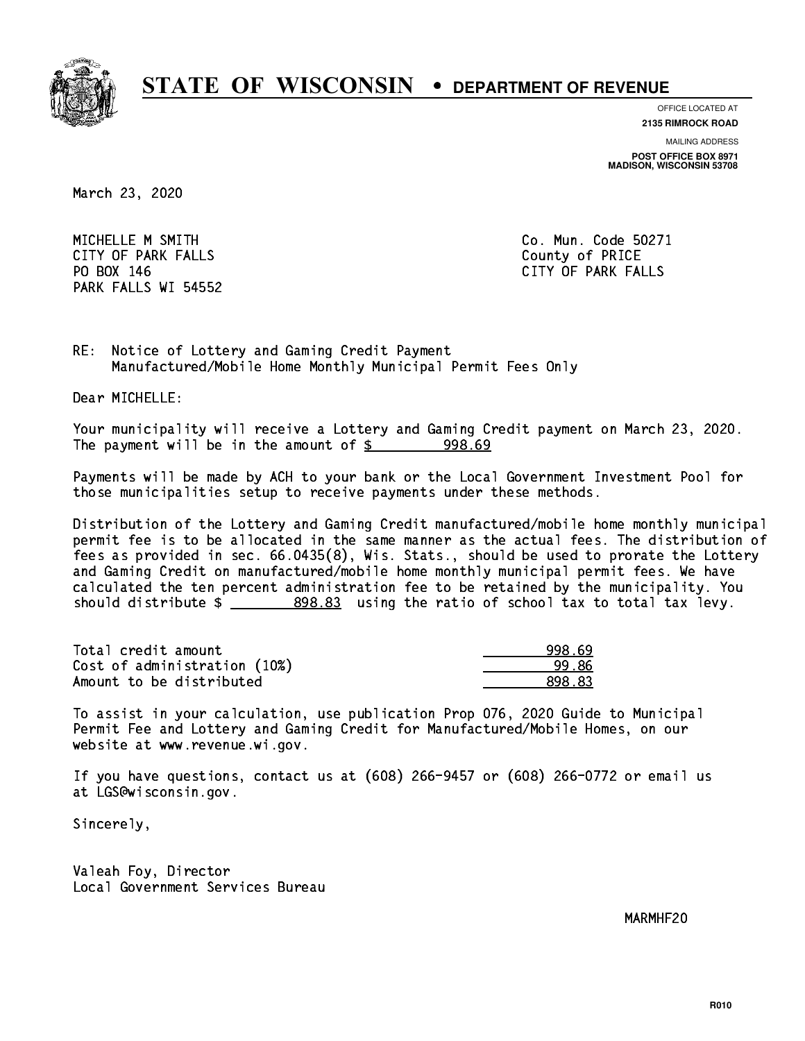# STATE OF WISCONSIN • DEPARTMENT OF REVENUE

OFFICE LOCATED AT
**2135 RIMROCK ROAD**

MAILING ADDRESS
**POST OFFICE BOX 8971**
**MADISON, WISCONSIN 53708**

March 23, 2020

MICHELLE M SMITH
CITY OF PARK FALLS
PO BOX 146
PARK FALLS WI 54552

Co. Mun. Code 50271
County of PRICE
CITY OF PARK FALLS

RE: Notice of Lottery and Gaming Credit Payment
Manufactured/Mobile Home Monthly Municipal Permit Fees Only

Dear MICHELLE:

Your municipality will receive a Lottery and Gaming Credit payment on March 23, 2020. The payment will be in the amount of $ 998.69

Payments will be made by ACH to your bank or the Local Government Investment Pool for those municipalities setup to receive payments under these methods.

Distribution of the Lottery and Gaming Credit manufactured/mobile home monthly municipal permit fee is to be allocated in the same manner as the actual fees. The distribution of fees as provided in sec. 66.0435(8), Wis. Stats., should be used to prorate the Lottery and Gaming Credit on manufactured/mobile home monthly municipal permit fees. We have calculated the ten percent administration fee to be retained by the municipality. You should distribute $ 898.83 using the ratio of school tax to total tax levy.

| | |
|---|---|
| Total credit amount | 998.69 |
| Cost of administration (10%) | 99.86 |
| Amount to be distributed | 898.83 |

To assist in your calculation, use publication Prop 076, 2020 Guide to Municipal Permit Fee and Lottery and Gaming Credit for Manufactured/Mobile Homes, on our website at www.revenue.wi.gov.

If you have questions, contact us at (608) 266-9457 or (608) 266-0772 or email us at LGS@wisconsin.gov.

Sincerely,

Valeah Foy, Director
Local Government Services Bureau

MARMHF20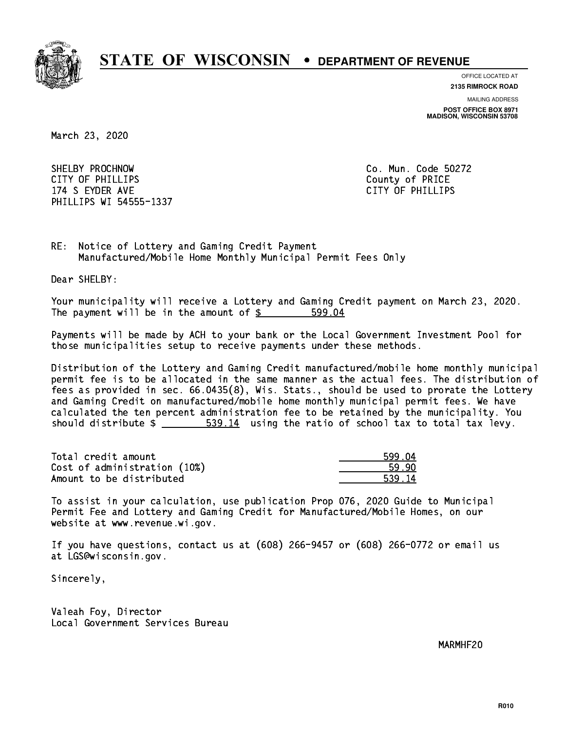# STATE OF WISCONSIN • DEPARTMENT OF REVENUE

OFFICE LOCATED AT
**2135 RIMROCK ROAD**

MAILING ADDRESS
**POST OFFICE BOX 8971**
**MADISON, WISCONSIN 53708**

March 23, 2020

SHELBY PROCHNOW
CITY OF PHILLIPS
174 S EYDER AVE
PHILLIPS WI 54555-1337

Co. Mun. Code 50272
County of PRICE
CITY OF PHILLIPS

RE: Notice of Lottery and Gaming Credit Payment
Manufactured/Mobile Home Monthly Municipal Permit Fees Only

Dear SHELBY:

Your municipality will receive a Lottery and Gaming Credit payment on March 23, 2020. The payment will be in the amount of $ 599.04

Payments will be made by ACH to your bank or the Local Government Investment Pool for those municipalities setup to receive payments under these methods.

Distribution of the Lottery and Gaming Credit manufactured/mobile home monthly municipal permit fee is to be allocated in the same manner as the actual fees. The distribution of fees as provided in sec. 66.0435(8), Wis. Stats., should be used to prorate the Lottery and Gaming Credit on manufactured/mobile home monthly municipal permit fees. We have calculated the ten percent administration fee to be retained by the municipality. You should distribute $ 539.14 using the ratio of school tax to total tax levy.

| | |
|---|---|
| Total credit amount | 599.04 |
| Cost of administration (10%) | 59.90 |
| Amount to be distributed | 539.14 |

To assist in your calculation, use publication Prop 076, 2020 Guide to Municipal Permit Fee and Lottery and Gaming Credit for Manufactured/Mobile Homes, on our website at www.revenue.wi.gov.

If you have questions, contact us at (608) 266-9457 or (608) 266-0772 or email us at LGS@wisconsin.gov.

Sincerely,

Valeah Foy, Director
Local Government Services Bureau

MARMHF20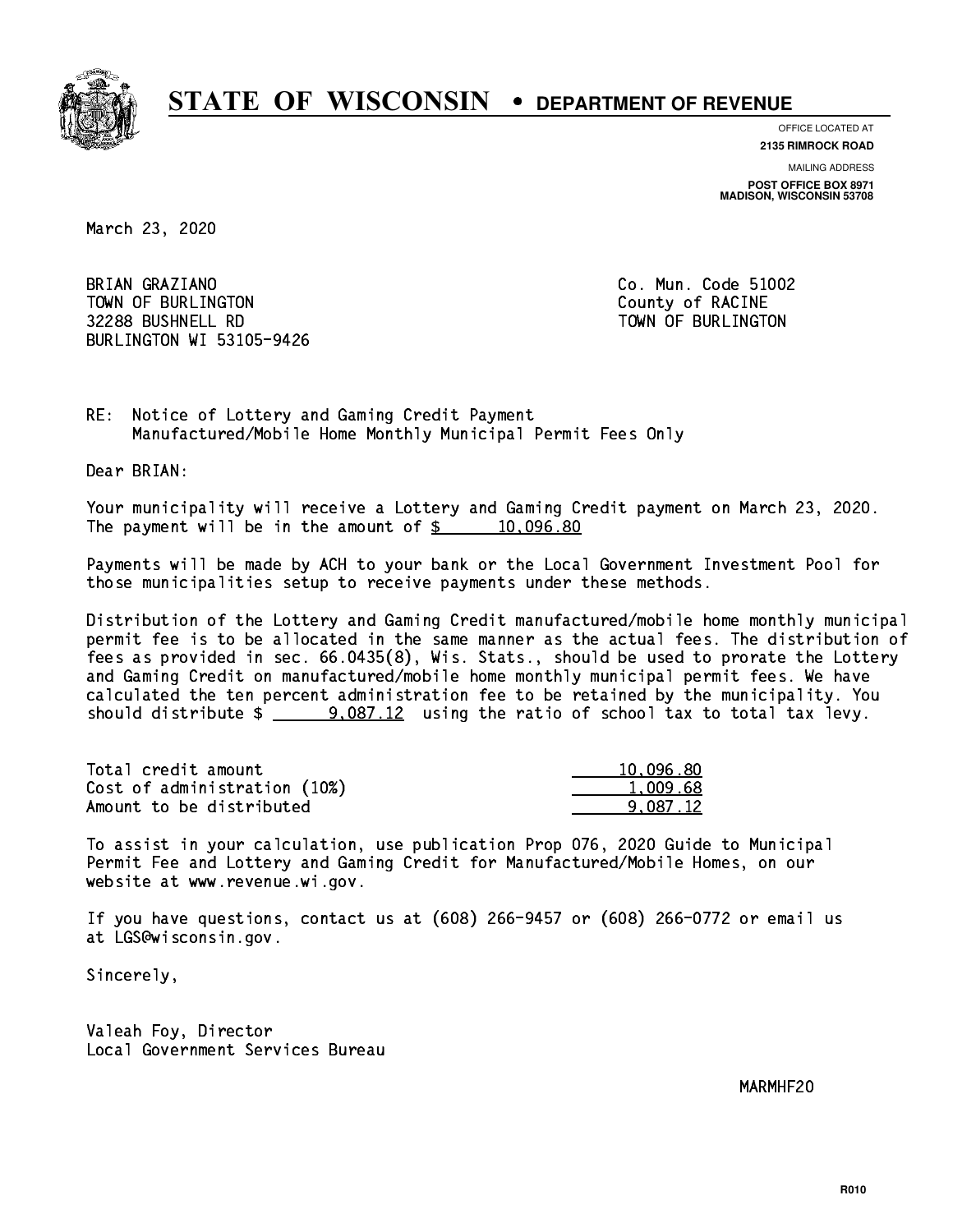# STATE OF WISCONSIN • DEPARTMENT OF REVENUE

OFFICE LOCATED AT
**2135 RIMROCK ROAD**

MAILING ADDRESS
**POST OFFICE BOX 8971**
**MADISON, WISCONSIN 53708**

March 23, 2020

BRIAN GRAZIANO
TOWN OF BURLINGTON
32288 BUSHNELL RD
BURLINGTON WI 53105-9426

Co. Mun. Code 51002
County of RACINE
TOWN OF BURLINGTON

RE: Notice of Lottery and Gaming Credit Payment
Manufactured/Mobile Home Monthly Municipal Permit Fees Only

Dear BRIAN:

Your municipality will receive a Lottery and Gaming Credit payment on March 23, 2020. The payment will be in the amount of $ 10,096.80

Payments will be made by ACH to your bank or the Local Government Investment Pool for those municipalities setup to receive payments under these methods.

Distribution of the Lottery and Gaming Credit manufactured/mobile home monthly municipal permit fee is to be allocated in the same manner as the actual fees. The distribution of fees as provided in sec. 66.0435(8), Wis. Stats., should be used to prorate the Lottery and Gaming Credit on manufactured/mobile home monthly municipal permit fees. We have calculated the ten percent administration fee to be retained by the municipality. You should distribute $ 9,087.12 using the ratio of school tax to total tax levy.

| | |
|---|---|
| Total credit amount | 10,096.80 |
| Cost of administration (10%) | 1,009.68 |
| Amount to be distributed | 9,087.12 |

To assist in your calculation, use publication Prop 076, 2020 Guide to Municipal Permit Fee and Lottery and Gaming Credit for Manufactured/Mobile Homes, on our website at www.revenue.wi.gov.

If you have questions, contact us at (608) 266-9457 or (608) 266-0772 or email us at LGS@wisconsin.gov.

Sincerely,

Valeah Foy, Director
Local Government Services Bureau

MARMHF20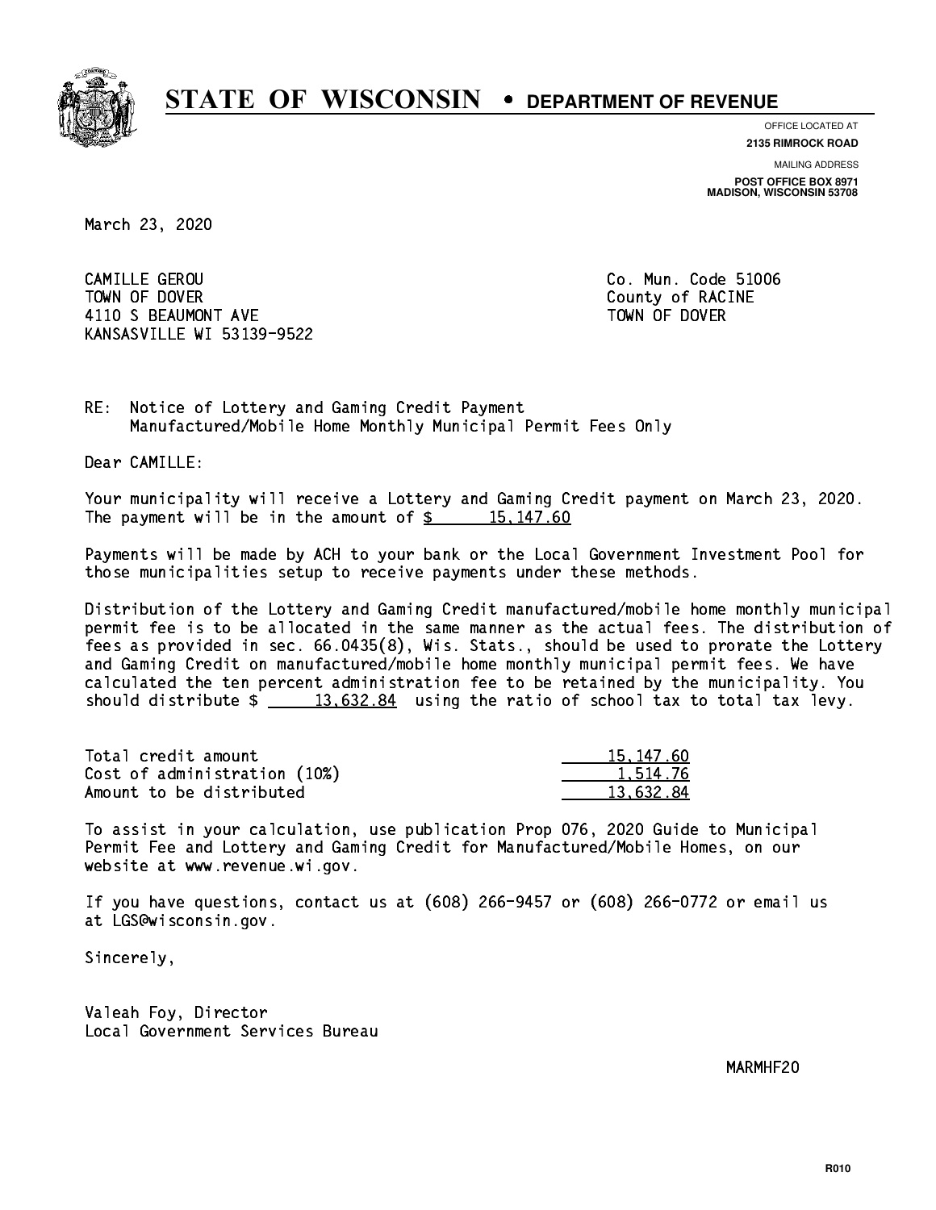# STATE OF WISCONSIN • DEPARTMENT OF REVENUE

OFFICE LOCATED AT
**2135 RIMROCK ROAD**

MAILING ADDRESS
**POST OFFICE BOX 8971**
**MADISON, WISCONSIN 53708**

March 23, 2020

CAMILLE GEROU
TOWN OF DOVER
4110 S BEAUMONT AVE
KANSASVILLE WI 53139-9522

Co. Mun. Code 51006
County of RACINE
TOWN OF DOVER

RE: Notice of Lottery and Gaming Credit Payment
Manufactured/Mobile Home Monthly Municipal Permit Fees Only

Dear CAMILLE:

Your municipality will receive a Lottery and Gaming Credit payment on March 23, 2020. The payment will be in the amount of $ 15,147.60

Payments will be made by ACH to your bank or the Local Government Investment Pool for those municipalities setup to receive payments under these methods.

Distribution of the Lottery and Gaming Credit manufactured/mobile home monthly municipal permit fee is to be allocated in the same manner as the actual fees. The distribution of fees as provided in sec. 66.0435(8), Wis. Stats., should be used to prorate the Lottery and Gaming Credit on manufactured/mobile home monthly municipal permit fees. We have calculated the ten percent administration fee to be retained by the municipality. You should distribute $ 13,632.84 using the ratio of school tax to total tax levy.

| | |
|---|---|
| Total credit amount | 15,147.60 |
| Cost of administration (10%) | 1,514.76 |
| Amount to be distributed | 13,632.84 |

To assist in your calculation, use publication Prop 076, 2020 Guide to Municipal Permit Fee and Lottery and Gaming Credit for Manufactured/Mobile Homes, on our website at www.revenue.wi.gov.

If you have questions, contact us at (608) 266-9457 or (608) 266-0772 or email us at LGS@wisconsin.gov.

Sincerely,

Valeah Foy, Director
Local Government Services Bureau

MARMHF20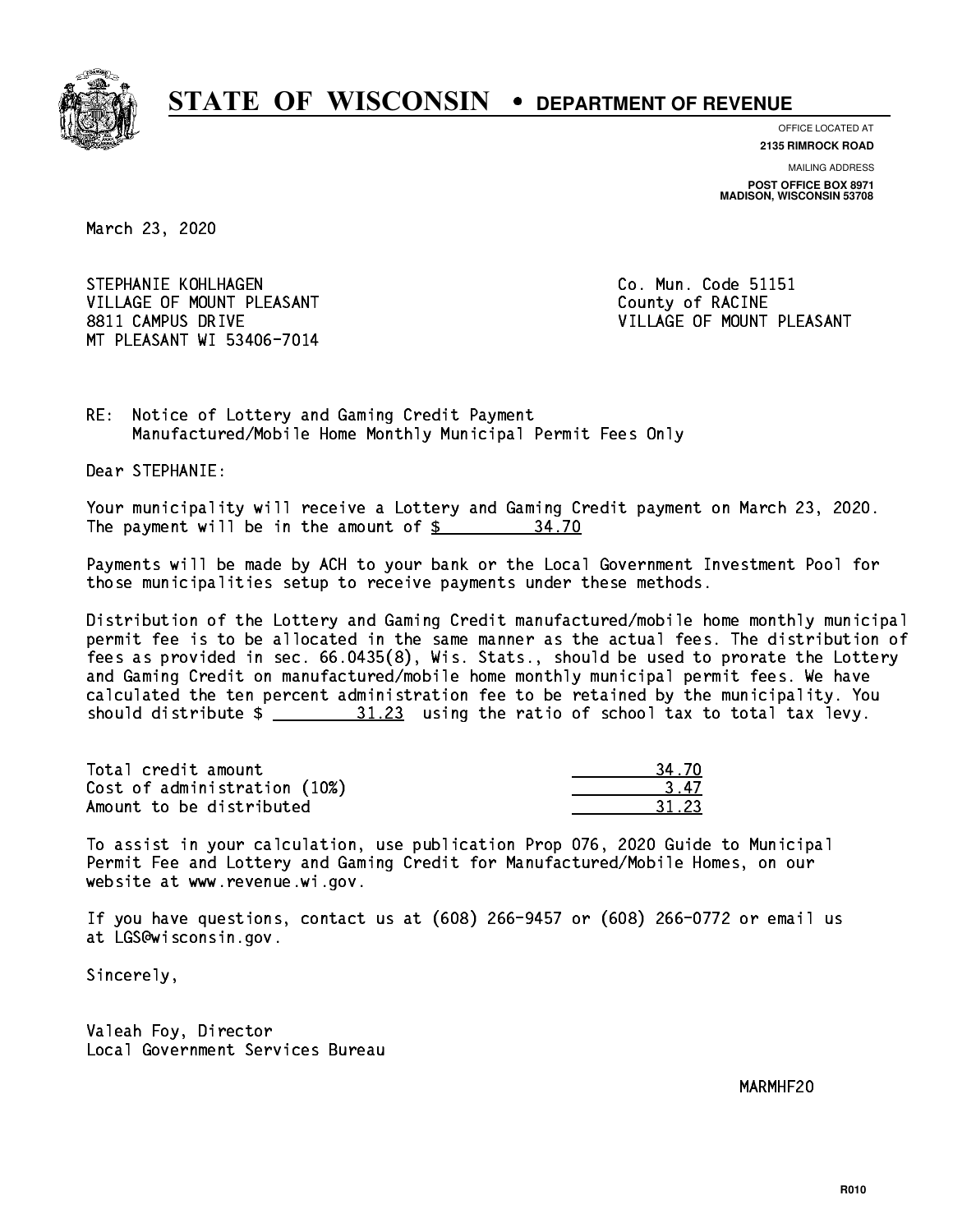# STATE OF WISCONSIN • DEPARTMENT OF REVENUE

OFFICE LOCATED AT
**2135 RIMROCK ROAD**

MAILING ADDRESS
**POST OFFICE BOX 8971**
**MADISON, WISCONSIN 53708**

March 23, 2020

STEPHANIE KOHLHAGEN
VILLAGE OF MOUNT PLEASANT
8811 CAMPUS DRIVE
MT PLEASANT WI 53406-7014

Co. Mun. Code 51151
County of RACINE
VILLAGE OF MOUNT PLEASANT

RE: Notice of Lottery and Gaming Credit Payment
Manufactured/Mobile Home Monthly Municipal Permit Fees Only

Dear STEPHANIE:

Your municipality will receive a Lottery and Gaming Credit payment on March 23, 2020. The payment will be in the amount of $ 34.70

Payments will be made by ACH to your bank or the Local Government Investment Pool for those municipalities setup to receive payments under these methods.

Distribution of the Lottery and Gaming Credit manufactured/mobile home monthly municipal permit fee is to be allocated in the same manner as the actual fees. The distribution of fees as provided in sec. 66.0435(8), Wis. Stats., should be used to prorate the Lottery and Gaming Credit on manufactured/mobile home monthly municipal permit fees. We have calculated the ten percent administration fee to be retained by the municipality. You should distribute $ 31.23 using the ratio of school tax to total tax levy.

| | |
|---|---|
| Total credit amount | 34.70 |
| Cost of administration (10%) | 3.47 |
| Amount to be distributed | 31.23 |

To assist in your calculation, use publication Prop 076, 2020 Guide to Municipal Permit Fee and Lottery and Gaming Credit for Manufactured/Mobile Homes, on our website at www.revenue.wi.gov.

If you have questions, contact us at (608) 266-9457 or (608) 266-0772 or email us at LGS@wisconsin.gov.

Sincerely,

Valeah Foy, Director
Local Government Services Bureau

MARMHF20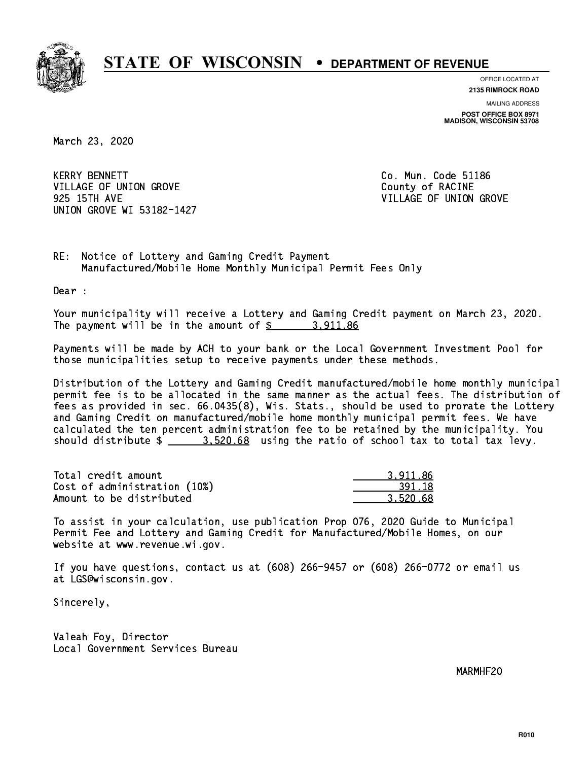# STATE OF WISCONSIN • DEPARTMENT OF REVENUE

OFFICE LOCATED AT
**2135 RIMROCK ROAD**

MAILING ADDRESS
**POST OFFICE BOX 8971**
**MADISON, WISCONSIN 53708**

March 23, 2020

KERRY BENNETT
VILLAGE OF UNION GROVE
925 15TH AVE
UNION GROVE WI 53182-1427

Co. Mun. Code 51186
County of RACINE
VILLAGE OF UNION GROVE

RE: Notice of Lottery and Gaming Credit Payment
Manufactured/Mobile Home Monthly Municipal Permit Fees Only

Dear :

Your municipality will receive a Lottery and Gaming Credit payment on March 23, 2020. The payment will be in the amount of $ 3,911.86

Payments will be made by ACH to your bank or the Local Government Investment Pool for those municipalities setup to receive payments under these methods.

Distribution of the Lottery and Gaming Credit manufactured/mobile home monthly municipal permit fee is to be allocated in the same manner as the actual fees. The distribution of fees as provided in sec. 66.0435(8), Wis. Stats., should be used to prorate the Lottery and Gaming Credit on manufactured/mobile home monthly municipal permit fees. We have calculated the ten percent administration fee to be retained by the municipality. You should distribute $ 3,520.68 using the ratio of school tax to total tax levy.

| | |
|---|---|
| Total credit amount | 3,911.86 |
| Cost of administration (10%) | 391.18 |
| Amount to be distributed | 3,520.68 |

To assist in your calculation, use publication Prop 076, 2020 Guide to Municipal Permit Fee and Lottery and Gaming Credit for Manufactured/Mobile Homes, on our website at www.revenue.wi.gov.

If you have questions, contact us at (608) 266-9457 or (608) 266-0772 or email us at LGS@wisconsin.gov.

Sincerely,

Valeah Foy, Director
Local Government Services Bureau

MARMHF20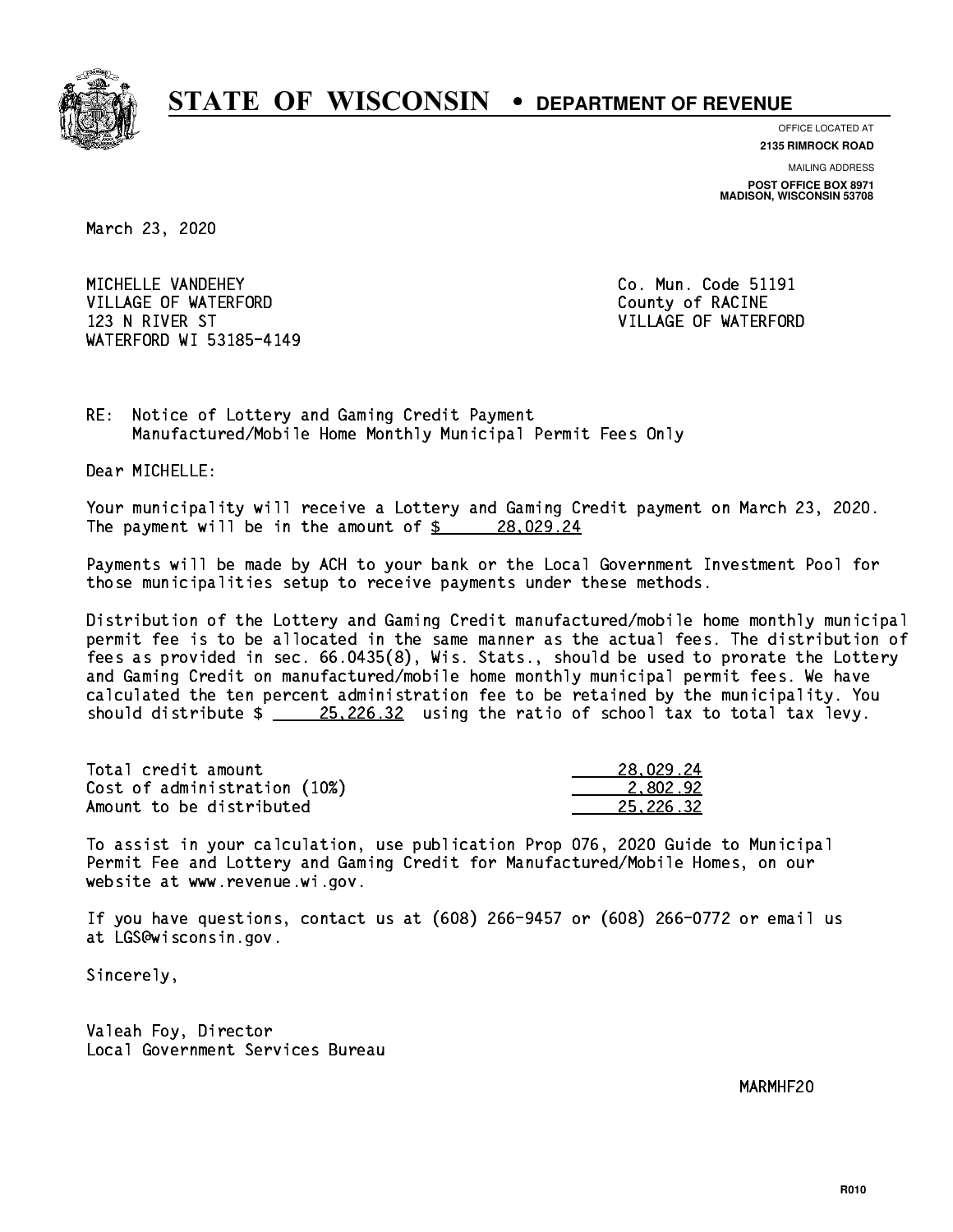# STATE OF WISCONSIN • DEPARTMENT OF REVENUE

OFFICE LOCATED AT
**2135 RIMROCK ROAD**

MAILING ADDRESS
**POST OFFICE BOX 8971**
**MADISON, WISCONSIN 53708**

March 23, 2020

MICHELLE VANDEHEY
VILLAGE OF WATERFORD
123 N RIVER ST
WATERFORD WI 53185-4149

Co. Mun. Code 51191
County of RACINE
VILLAGE OF WATERFORD

RE: Notice of Lottery and Gaming Credit Payment
Manufactured/Mobile Home Monthly Municipal Permit Fees Only

Dear MICHELLE:

Your municipality will receive a Lottery and Gaming Credit payment on March 23, 2020. The payment will be in the amount of $ 28,029.24

Payments will be made by ACH to your bank or the Local Government Investment Pool for those municipalities setup to receive payments under these methods.

Distribution of the Lottery and Gaming Credit manufactured/mobile home monthly municipal permit fee is to be allocated in the same manner as the actual fees. The distribution of fees as provided in sec. 66.0435(8), Wis. Stats., should be used to prorate the Lottery and Gaming Credit on manufactured/mobile home monthly municipal permit fees. We have calculated the ten percent administration fee to be retained by the municipality. You should distribute $ 25,226.32 using the ratio of school tax to total tax levy.

| | |
|---|---|
| Total credit amount | 28,029.24 |
| Cost of administration (10%) | 2,802.92 |
| Amount to be distributed | 25,226.32 |

To assist in your calculation, use publication Prop 076, 2020 Guide to Municipal Permit Fee and Lottery and Gaming Credit for Manufactured/Mobile Homes, on our website at www.revenue.wi.gov.

If you have questions, contact us at (608) 266-9457 or (608) 266-0772 or email us at LGS@wisconsin.gov.

Sincerely,

Valeah Foy, Director
Local Government Services Bureau

MARMHF20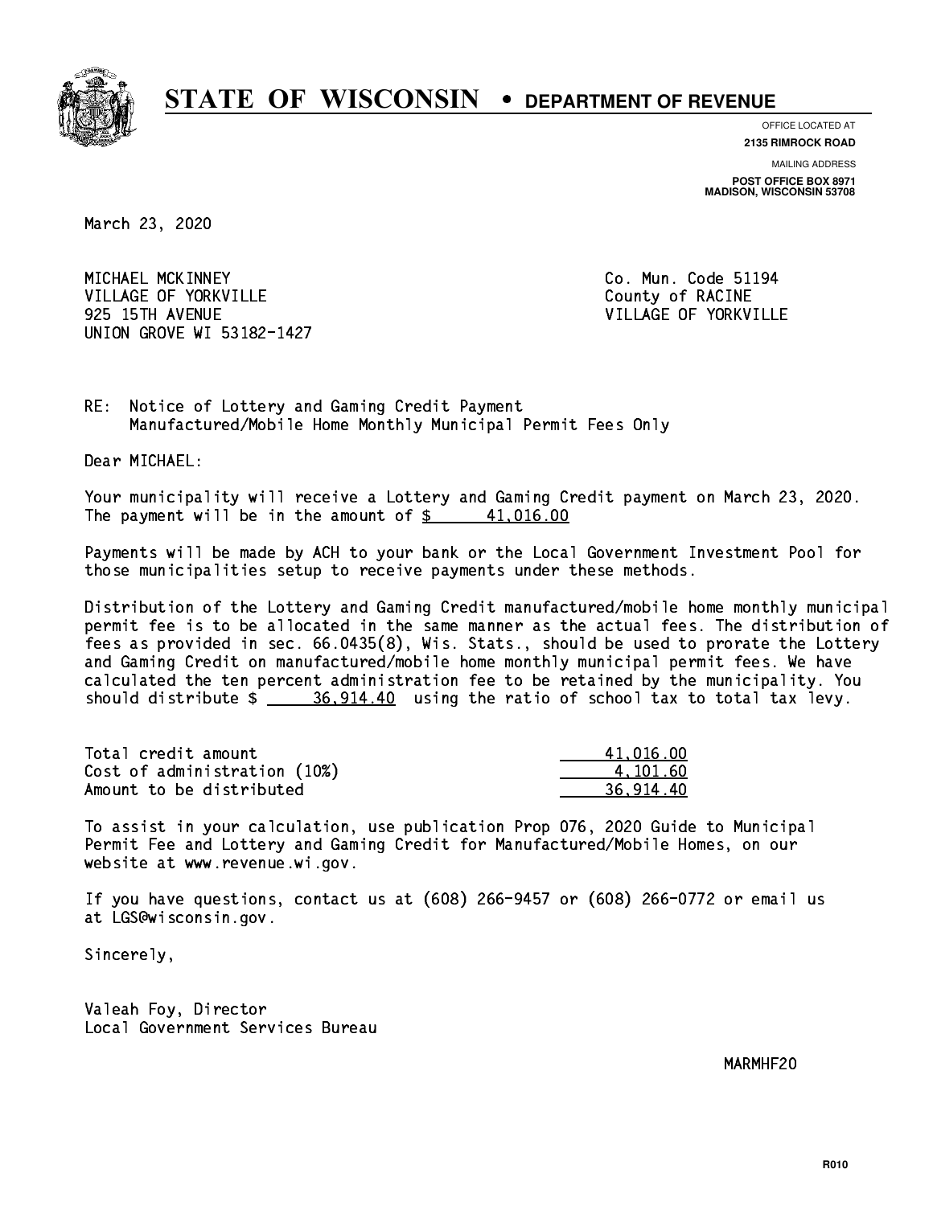# STATE OF WISCONSIN • DEPARTMENT OF REVENUE

OFFICE LOCATED AT
**2135 RIMROCK ROAD**

MAILING ADDRESS
**POST OFFICE BOX 8971**
**MADISON, WISCONSIN 53708**

March 23, 2020

MICHAEL MCKINNEY
VILLAGE OF YORKVILLE
925 15TH AVENUE
UNION GROVE WI 53182-1427

Co. Mun. Code 51194
County of RACINE
VILLAGE OF YORKVILLE

RE: Notice of Lottery and Gaming Credit Payment
Manufactured/Mobile Home Monthly Municipal Permit Fees Only

Dear MICHAEL:

Your municipality will receive a Lottery and Gaming Credit payment on March 23, 2020. The payment will be in the amount of $ 41,016.00

Payments will be made by ACH to your bank or the Local Government Investment Pool for those municipalities setup to receive payments under these methods.

Distribution of the Lottery and Gaming Credit manufactured/mobile home monthly municipal permit fee is to be allocated in the same manner as the actual fees. The distribution of fees as provided in sec. 66.0435(8), Wis. Stats., should be used to prorate the Lottery and Gaming Credit on manufactured/mobile home monthly municipal permit fees. We have calculated the ten percent administration fee to be retained by the municipality. You should distribute $ 36,914.40 using the ratio of school tax to total tax levy.

| | |
|---|---|
| Total credit amount | 41,016.00 |
| Cost of administration (10%) | 4,101.60 |
| Amount to be distributed | 36,914.40 |

To assist in your calculation, use publication Prop 076, 2020 Guide to Municipal Permit Fee and Lottery and Gaming Credit for Manufactured/Mobile Homes, on our website at www.revenue.wi.gov.

If you have questions, contact us at (608) 266-9457 or (608) 266-0772 or email us at LGS@wisconsin.gov.

Sincerely,

Valeah Foy, Director
Local Government Services Bureau

MARMHF20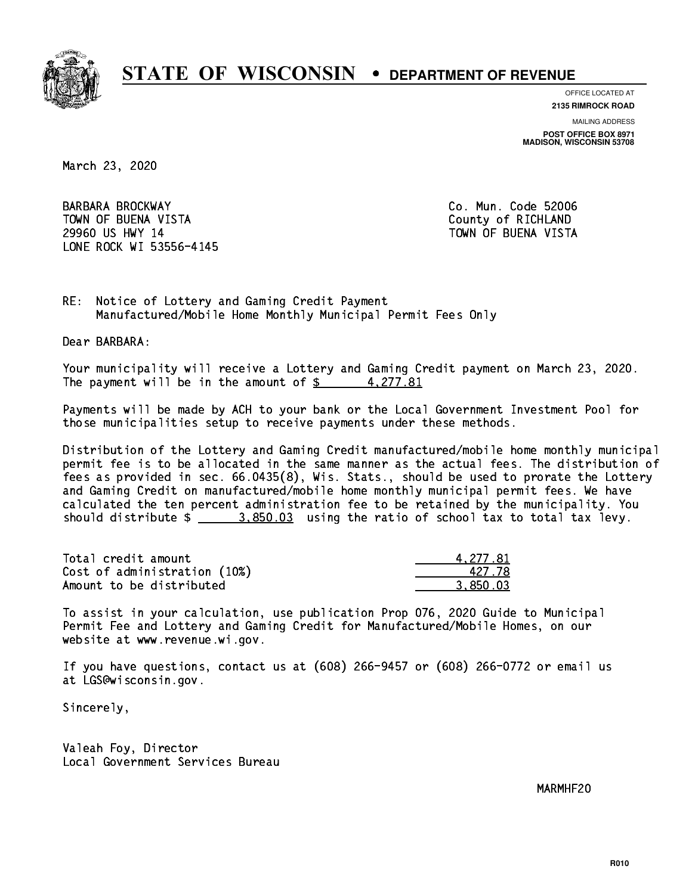# STATE OF WISCONSIN • DEPARTMENT OF REVENUE

OFFICE LOCATED AT
**2135 RIMROCK ROAD**

MAILING ADDRESS
**POST OFFICE BOX 8971**
**MADISON, WISCONSIN 53708**

March 23, 2020

BARBARA BROCKWAY
TOWN OF BUENA VISTA
29960 US HWY 14
LONE ROCK WI 53556-4145

Co. Mun. Code 52006
County of RICHLAND
TOWN OF BUENA VISTA

RE: Notice of Lottery and Gaming Credit Payment
Manufactured/Mobile Home Monthly Municipal Permit Fees Only

Dear BARBARA:

Your municipality will receive a Lottery and Gaming Credit payment on March 23, 2020. The payment will be in the amount of $ 4,277.81

Payments will be made by ACH to your bank or the Local Government Investment Pool for those municipalities setup to receive payments under these methods.

Distribution of the Lottery and Gaming Credit manufactured/mobile home monthly municipal permit fee is to be allocated in the same manner as the actual fees. The distribution of fees as provided in sec. 66.0435(8), Wis. Stats., should be used to prorate the Lottery and Gaming Credit on manufactured/mobile home monthly municipal permit fees. We have calculated the ten percent administration fee to be retained by the municipality. You should distribute $ 3,850.03 using the ratio of school tax to total tax levy.

| | |
|---|---|
| Total credit amount | 4,277.81 |
| Cost of administration (10%) | 427.78 |
| Amount to be distributed | 3,850.03 |

To assist in your calculation, use publication Prop 076, 2020 Guide to Municipal Permit Fee and Lottery and Gaming Credit for Manufactured/Mobile Homes, on our website at www.revenue.wi.gov.

If you have questions, contact us at (608) 266-9457 or (608) 266-0772 or email us at LGS@wisconsin.gov.

Sincerely,

Valeah Foy, Director
Local Government Services Bureau

MARMHF20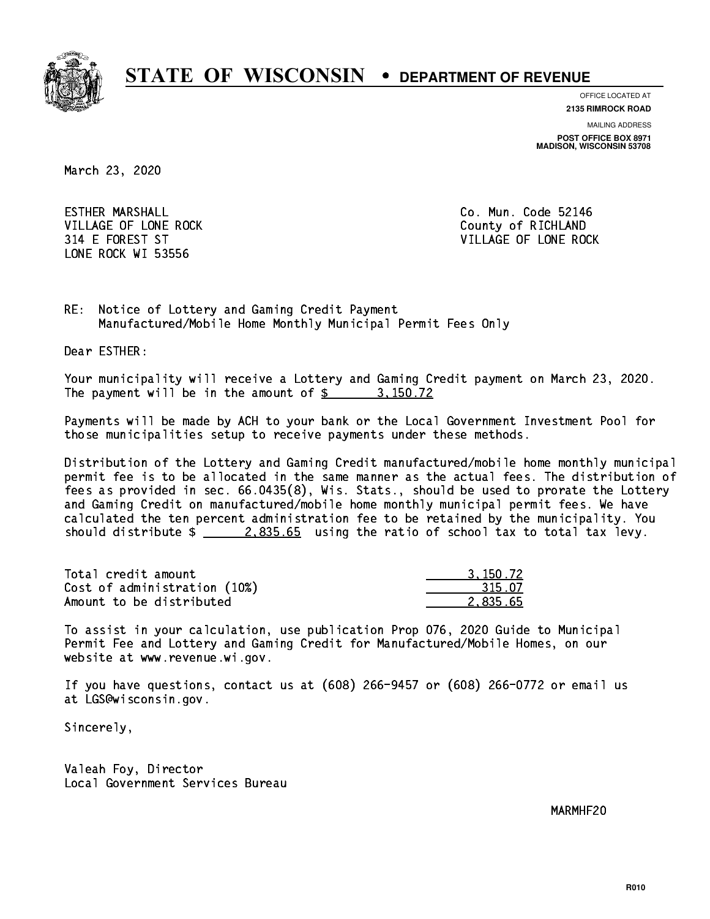# STATE OF WISCONSIN • DEPARTMENT OF REVENUE

OFFICE LOCATED AT
**2135 RIMROCK ROAD**

MAILING ADDRESS
**POST OFFICE BOX 8971**
**MADISON, WISCONSIN 53708**

March 23, 2020

ESTHER MARSHALL
VILLAGE OF LONE ROCK
314 E FOREST ST
LONE ROCK WI 53556

Co. Mun. Code 52146
County of RICHLAND
VILLAGE OF LONE ROCK

RE: Notice of Lottery and Gaming Credit Payment
Manufactured/Mobile Home Monthly Municipal Permit Fees Only

Dear ESTHER:

Your municipality will receive a Lottery and Gaming Credit payment on March 23, 2020. The payment will be in the amount of $ 3,150.72

Payments will be made by ACH to your bank or the Local Government Investment Pool for those municipalities setup to receive payments under these methods.

Distribution of the Lottery and Gaming Credit manufactured/mobile home monthly municipal permit fee is to be allocated in the same manner as the actual fees. The distribution of fees as provided in sec. 66.0435(8), Wis. Stats., should be used to prorate the Lottery and Gaming Credit on manufactured/mobile home monthly municipal permit fees. We have calculated the ten percent administration fee to be retained by the municipality. You should distribute $ 2,835.65 using the ratio of school tax to total tax levy.

| | |
|---|---|
| Total credit amount | 3,150.72 |
| Cost of administration (10%) | 315.07 |
| Amount to be distributed | 2,835.65 |

To assist in your calculation, use publication Prop 076, 2020 Guide to Municipal Permit Fee and Lottery and Gaming Credit for Manufactured/Mobile Homes, on our website at www.revenue.wi.gov.

If you have questions, contact us at (608) 266-9457 or (608) 266-0772 or email us at LGS@wisconsin.gov.

Sincerely,

Valeah Foy, Director
Local Government Services Bureau

MARMHF20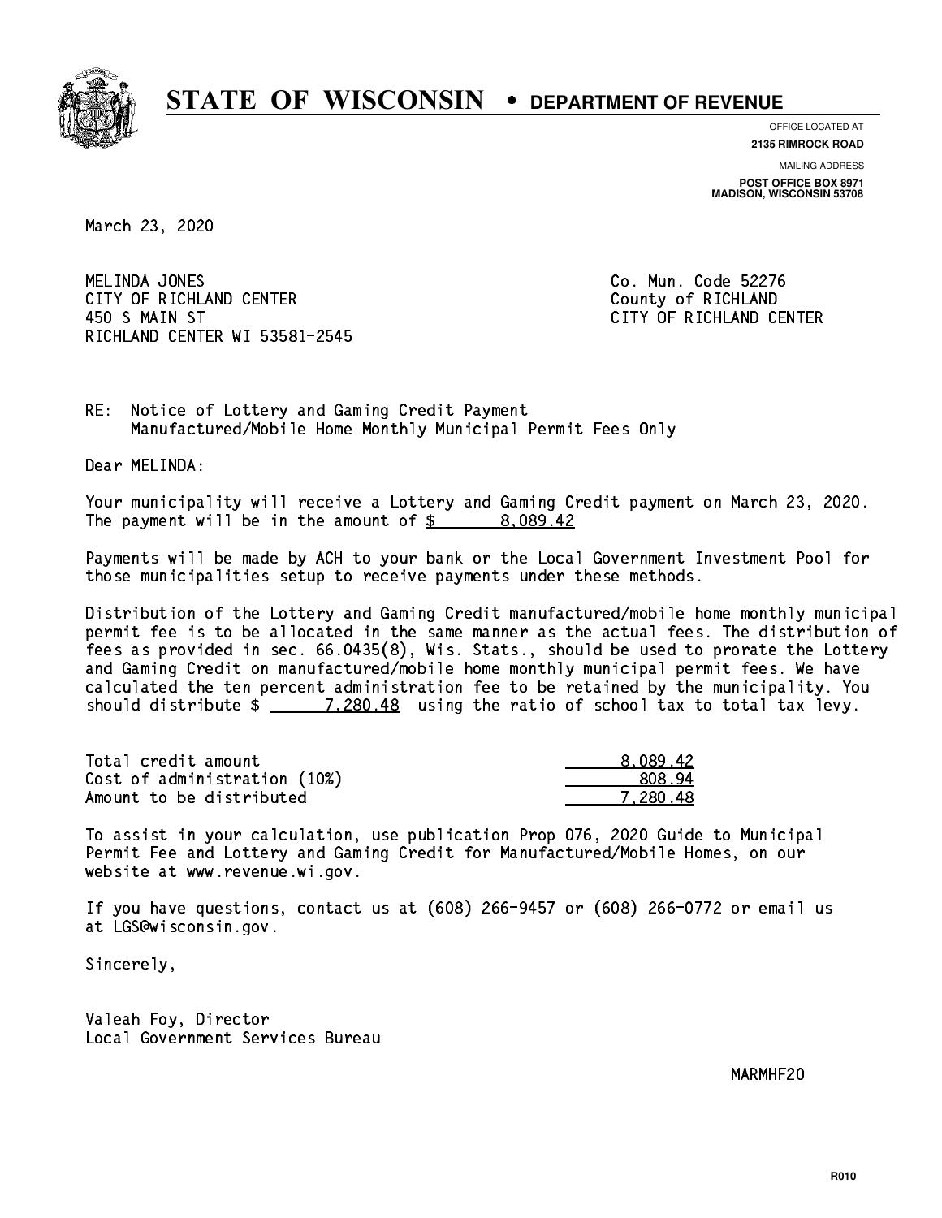# STATE OF WISCONSIN • DEPARTMENT OF REVENUE

OFFICE LOCATED AT
**2135 RIMROCK ROAD**

MAILING ADDRESS
**POST OFFICE BOX 8971**
**MADISON, WISCONSIN 53708**

March 23, 2020

MELINDA JONES
CITY OF RICHLAND CENTER
450 S MAIN ST
RICHLAND CENTER WI 53581-2545

Co. Mun. Code 52276
County of RICHLAND
CITY OF RICHLAND CENTER

RE: Notice of Lottery and Gaming Credit Payment
Manufactured/Mobile Home Monthly Municipal Permit Fees Only

Dear MELINDA:

Your municipality will receive a Lottery and Gaming Credit payment on March 23, 2020. The payment will be in the amount of $ 8,089.42

Payments will be made by ACH to your bank or the Local Government Investment Pool for those municipalities setup to receive payments under these methods.

Distribution of the Lottery and Gaming Credit manufactured/mobile home monthly municipal permit fee is to be allocated in the same manner as the actual fees. The distribution of fees as provided in sec. 66.0435(8), Wis. Stats., should be used to prorate the Lottery and Gaming Credit on manufactured/mobile home monthly municipal permit fees. We have calculated the ten percent administration fee to be retained by the municipality. You should distribute $ 7,280.48 using the ratio of school tax to total tax levy.

| | |
|---|---|
| Total credit amount | 8,089.42 |
| Cost of administration (10%) | 808.94 |
| Amount to be distributed | 7,280.48 |

To assist in your calculation, use publication Prop 076, 2020 Guide to Municipal Permit Fee and Lottery and Gaming Credit for Manufactured/Mobile Homes, on our website at www.revenue.wi.gov.

If you have questions, contact us at (608) 266-9457 or (608) 266-0772 or email us at LGS@wisconsin.gov.

Sincerely,

Valeah Foy, Director
Local Government Services Bureau

MARMHF20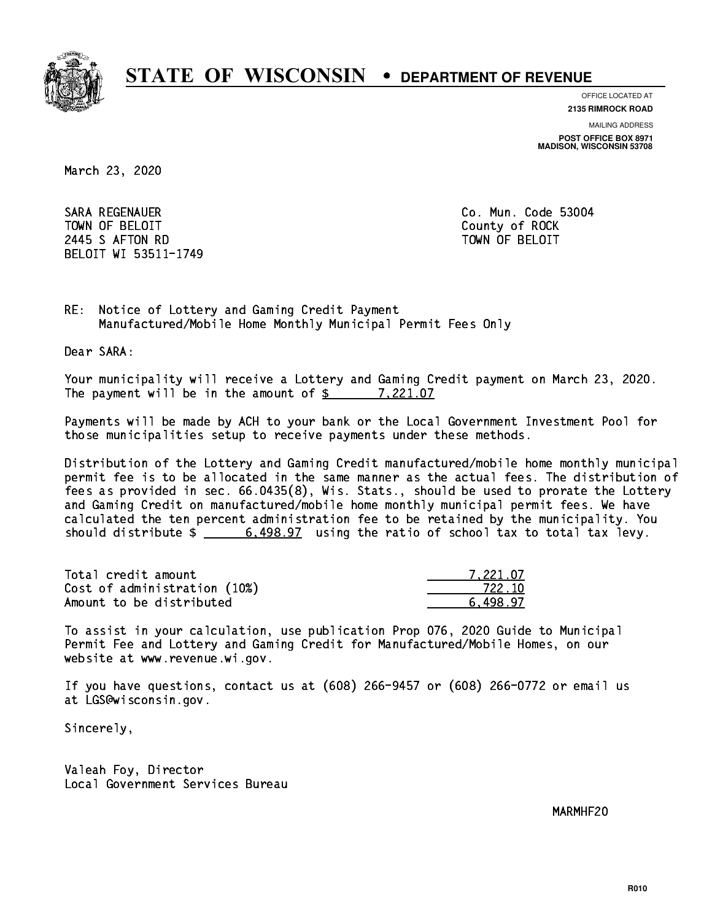# STATE OF WISCONSIN • DEPARTMENT OF REVENUE

OFFICE LOCATED AT
**2135 RIMROCK ROAD**

MAILING ADDRESS
**POST OFFICE BOX 8971**
**MADISON, WISCONSIN 53708**

March 23, 2020

SARA REGENAUER
TOWN OF BELOIT
2445 S AFTON RD
BELOIT WI 53511-1749

Co. Mun. Code 53004
County of ROCK
TOWN OF BELOIT

RE: Notice of Lottery and Gaming Credit Payment
Manufactured/Mobile Home Monthly Municipal Permit Fees Only

Dear SARA:

Your municipality will receive a Lottery and Gaming Credit payment on March 23, 2020. The payment will be in the amount of $ 7,221.07

Payments will be made by ACH to your bank or the Local Government Investment Pool for those municipalities setup to receive payments under these methods.

Distribution of the Lottery and Gaming Credit manufactured/mobile home monthly municipal permit fee is to be allocated in the same manner as the actual fees. The distribution of fees as provided in sec. 66.0435(8), Wis. Stats., should be used to prorate the Lottery and Gaming Credit on manufactured/mobile home monthly municipal permit fees. We have calculated the ten percent administration fee to be retained by the municipality. You should distribute $ 6,498.97 using the ratio of school tax to total tax levy.

| | |
|---|---|
| Total credit amount | 7,221.07 |
| Cost of administration (10%) | 722.10 |
| Amount to be distributed | 6,498.97 |

To assist in your calculation, use publication Prop 076, 2020 Guide to Municipal Permit Fee and Lottery and Gaming Credit for Manufactured/Mobile Homes, on our website at www.revenue.wi.gov.

If you have questions, contact us at (608) 266-9457 or (608) 266-0772 or email us at LGS@wisconsin.gov.

Sincerely,

Valeah Foy, Director
Local Government Services Bureau

MARMHF20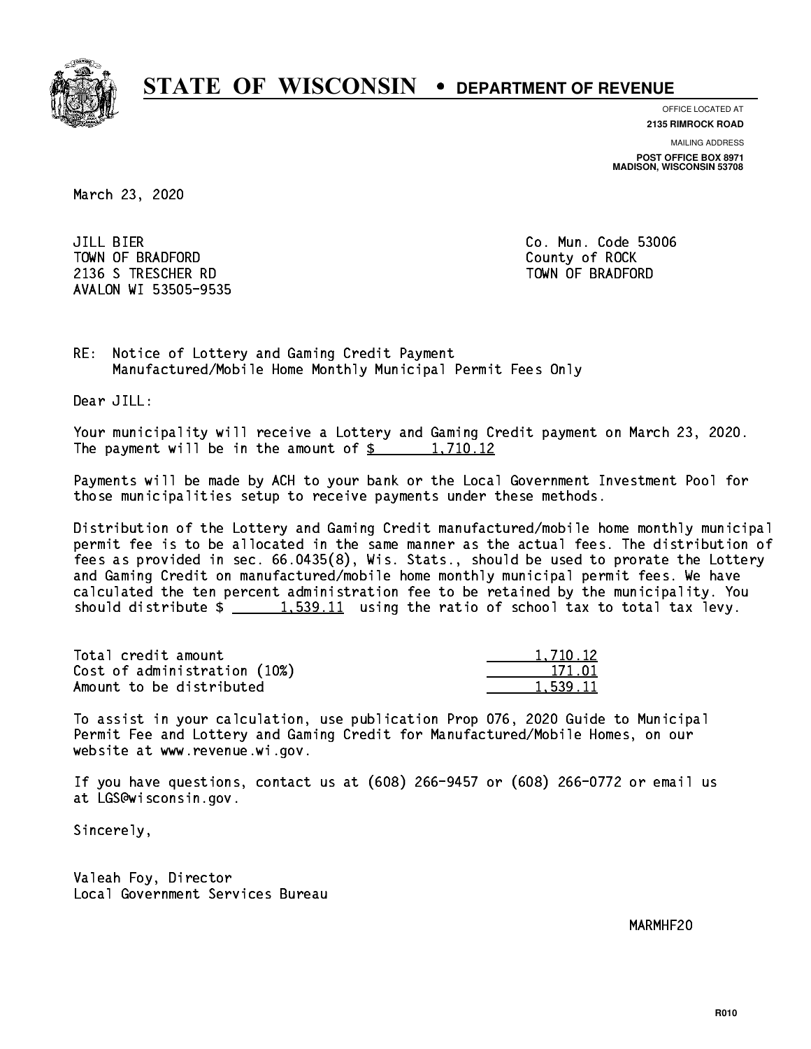# STATE OF WISCONSIN • DEPARTMENT OF REVENUE

OFFICE LOCATED AT
**2135 RIMROCK ROAD**

MAILING ADDRESS
**POST OFFICE BOX 8971**
**MADISON, WISCONSIN 53708**

March 23, 2020

JILL BIER
TOWN OF BRADFORD
2136 S TRESCHER RD
AVALON WI 53505-9535

Co. Mun. Code 53006
County of ROCK
TOWN OF BRADFORD

RE: Notice of Lottery and Gaming Credit Payment
Manufactured/Mobile Home Monthly Municipal Permit Fees Only

Dear JILL:

Your municipality will receive a Lottery and Gaming Credit payment on March 23, 2020. The payment will be in the amount of $ 1,710.12

Payments will be made by ACH to your bank or the Local Government Investment Pool for those municipalities setup to receive payments under these methods.

Distribution of the Lottery and Gaming Credit manufactured/mobile home monthly municipal permit fee is to be allocated in the same manner as the actual fees. The distribution of fees as provided in sec. 66.0435(8), Wis. Stats., should be used to prorate the Lottery and Gaming Credit on manufactured/mobile home monthly municipal permit fees. We have calculated the ten percent administration fee to be retained by the municipality. You should distribute $ 1,539.11 using the ratio of school tax to total tax levy.

| | |
|---|---|
| Total credit amount | 1,710.12 |
| Cost of administration (10%) | 171.01 |
| Amount to be distributed | 1,539.11 |

To assist in your calculation, use publication Prop 076, 2020 Guide to Municipal Permit Fee and Lottery and Gaming Credit for Manufactured/Mobile Homes, on our website at www.revenue.wi.gov.

If you have questions, contact us at (608) 266-9457 or (608) 266-0772 or email us at LGS@wisconsin.gov.

Sincerely,

Valeah Foy, Director
Local Government Services Bureau

MARMHF20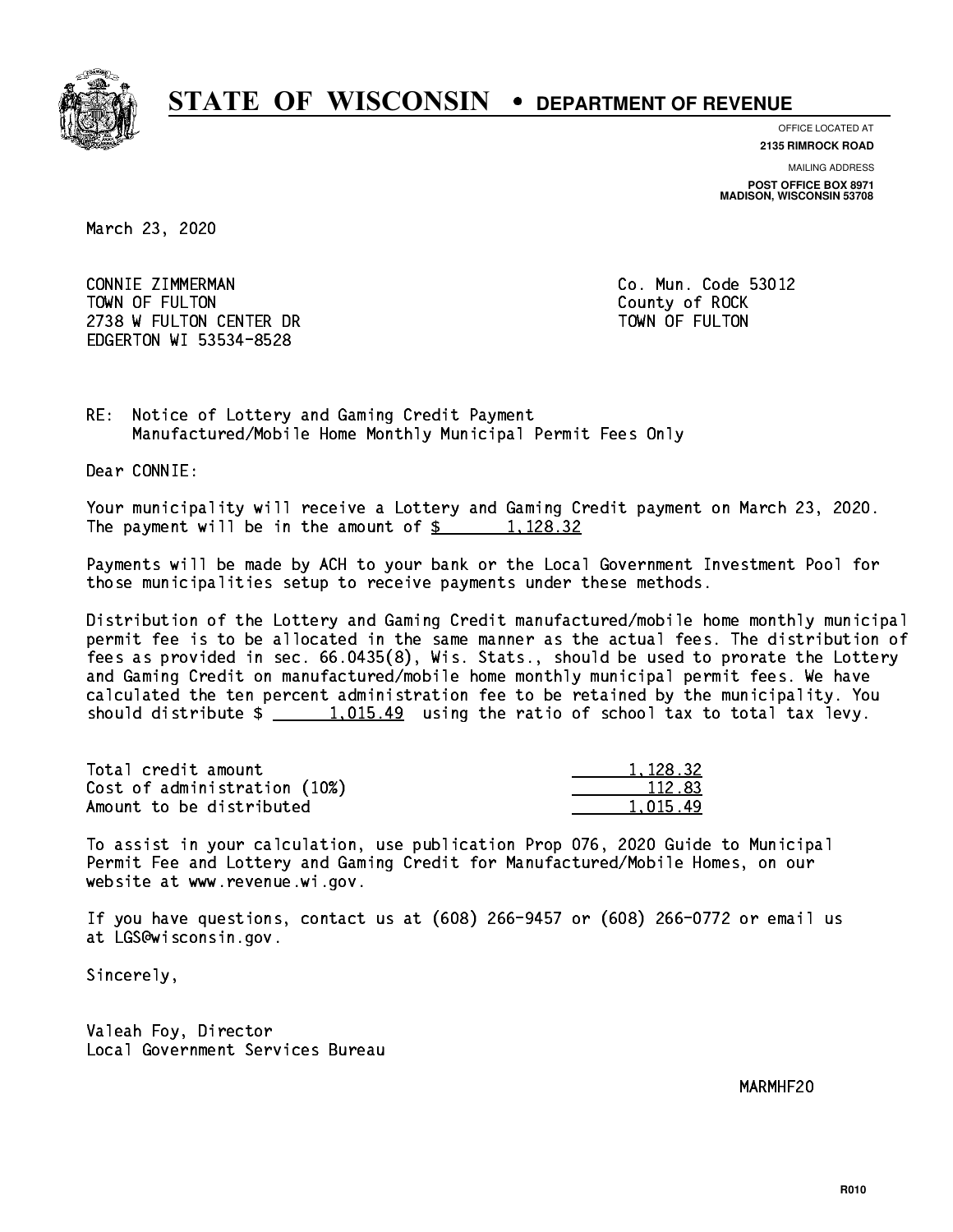# STATE OF WISCONSIN • DEPARTMENT OF REVENUE

OFFICE LOCATED AT
**2135 RIMROCK ROAD**

MAILING ADDRESS
**POST OFFICE BOX 8971**
**MADISON, WISCONSIN 53708**

March 23, 2020

CONNIE ZIMMERMAN
TOWN OF FULTON
2738 W FULTON CENTER DR
EDGERTON WI 53534-8528

Co. Mun. Code 53012
County of ROCK
TOWN OF FULTON

RE: Notice of Lottery and Gaming Credit Payment
Manufactured/Mobile Home Monthly Municipal Permit Fees Only

Dear CONNIE:

Your municipality will receive a Lottery and Gaming Credit payment on March 23, 2020. The payment will be in the amount of $ 1,128.32

Payments will be made by ACH to your bank or the Local Government Investment Pool for those municipalities setup to receive payments under these methods.

Distribution of the Lottery and Gaming Credit manufactured/mobile home monthly municipal permit fee is to be allocated in the same manner as the actual fees. The distribution of fees as provided in sec. 66.0435(8), Wis. Stats., should be used to prorate the Lottery and Gaming Credit on manufactured/mobile home monthly municipal permit fees. We have calculated the ten percent administration fee to be retained by the municipality. You should distribute $ 1,015.49 using the ratio of school tax to total tax levy.

| | |
|---|---|
| Total credit amount | 1,128.32 |
| Cost of administration (10%) | 112.83 |
| Amount to be distributed | 1,015.49 |

To assist in your calculation, use publication Prop 076, 2020 Guide to Municipal Permit Fee and Lottery and Gaming Credit for Manufactured/Mobile Homes, on our website at www.revenue.wi.gov.

If you have questions, contact us at (608) 266-9457 or (608) 266-0772 or email us at LGS@wisconsin.gov.

Sincerely,

Valeah Foy, Director
Local Government Services Bureau

MARMHF20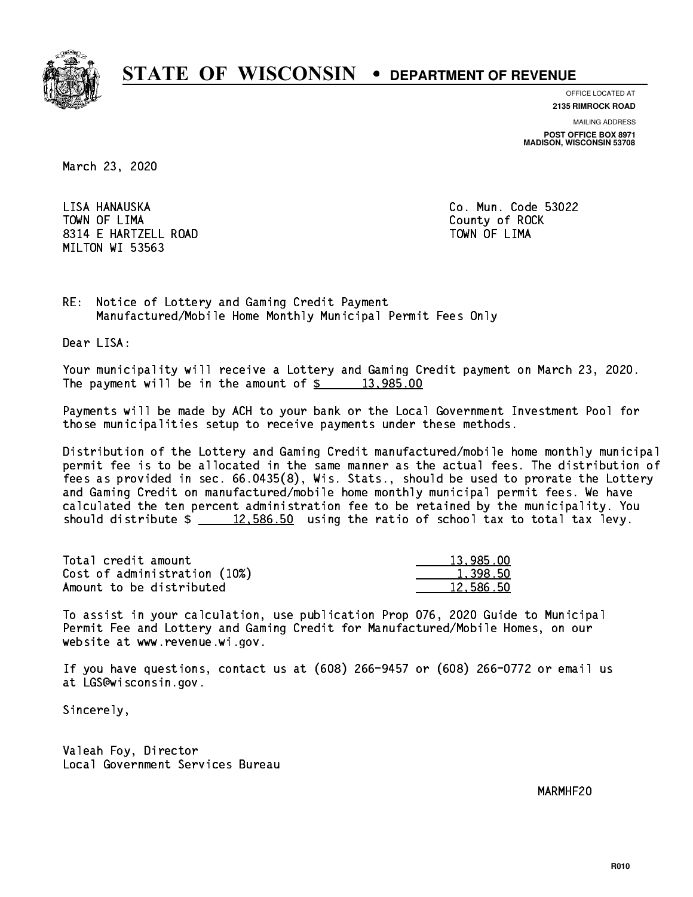# STATE OF WISCONSIN • DEPARTMENT OF REVENUE

OFFICE LOCATED AT
**2135 RIMROCK ROAD**

MAILING ADDRESS
**POST OFFICE BOX 8971**
**MADISON, WISCONSIN 53708**

March 23, 2020

LISA HANAUSKA
TOWN OF LIMA
8314 E HARTZELL ROAD
MILTON WI 53563

Co. Mun. Code 53022
County of ROCK
TOWN OF LIMA

RE: Notice of Lottery and Gaming Credit Payment
Manufactured/Mobile Home Monthly Municipal Permit Fees Only

Dear LISA:

Your municipality will receive a Lottery and Gaming Credit payment on March 23, 2020. The payment will be in the amount of $ 13,985.00

Payments will be made by ACH to your bank or the Local Government Investment Pool for those municipalities setup to receive payments under these methods.

Distribution of the Lottery and Gaming Credit manufactured/mobile home monthly municipal permit fee is to be allocated in the same manner as the actual fees. The distribution of fees as provided in sec. 66.0435(8), Wis. Stats., should be used to prorate the Lottery and Gaming Credit on manufactured/mobile home monthly municipal permit fees. We have calculated the ten percent administration fee to be retained by the municipality. You should distribute $ 12,586.50 using the ratio of school tax to total tax levy.

| | |
|---|---|
| Total credit amount | 13,985.00 |
| Cost of administration (10%) | 1,398.50 |
| Amount to be distributed | 12,586.50 |

To assist in your calculation, use publication Prop 076, 2020 Guide to Municipal Permit Fee and Lottery and Gaming Credit for Manufactured/Mobile Homes, on our website at www.revenue.wi.gov.

If you have questions, contact us at (608) 266-9457 or (608) 266-0772 or email us at LGS@wisconsin.gov.

Sincerely,

Valeah Foy, Director
Local Government Services Bureau

MARMHF20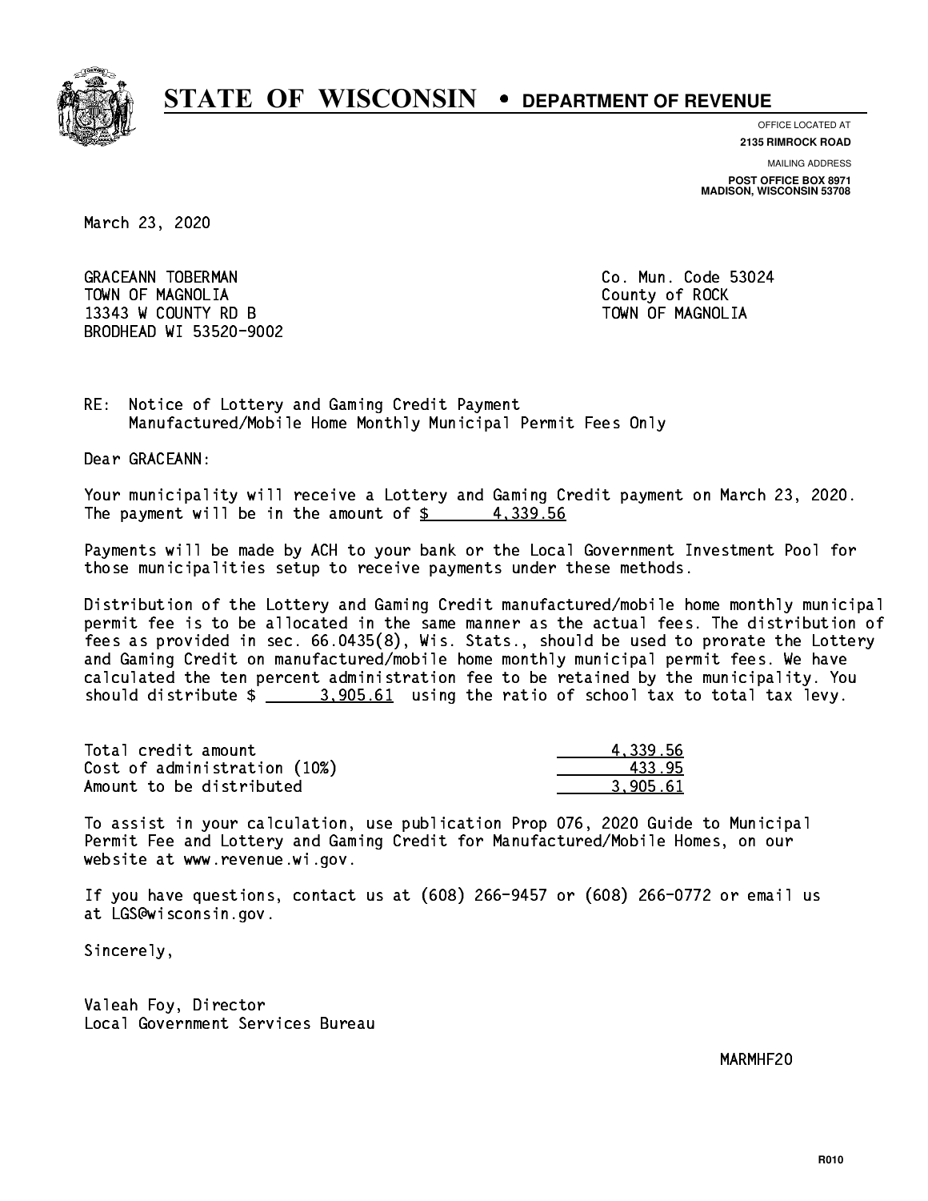# STATE OF WISCONSIN • DEPARTMENT OF REVENUE

OFFICE LOCATED AT
**2135 RIMROCK ROAD**

MAILING ADDRESS
**POST OFFICE BOX 8971**
**MADISON, WISCONSIN 53708**

March 23, 2020

GRACEANN TOBERMAN
TOWN OF MAGNOLIA
13343 W COUNTY RD B
BRODHEAD WI 53520-9002

Co. Mun. Code 53024
County of ROCK
TOWN OF MAGNOLIA

RE: Notice of Lottery and Gaming Credit Payment
Manufactured/Mobile Home Monthly Municipal Permit Fees Only

Dear GRACEANN:

Your municipality will receive a Lottery and Gaming Credit payment on March 23, 2020. The payment will be in the amount of $ 4,339.56

Payments will be made by ACH to your bank or the Local Government Investment Pool for those municipalities setup to receive payments under these methods.

Distribution of the Lottery and Gaming Credit manufactured/mobile home monthly municipal permit fee is to be allocated in the same manner as the actual fees. The distribution of fees as provided in sec. 66.0435(8), Wis. Stats., should be used to prorate the Lottery and Gaming Credit on manufactured/mobile home monthly municipal permit fees. We have calculated the ten percent administration fee to be retained by the municipality. You should distribute $ 3,905.61 using the ratio of school tax to total tax levy.

| | |
|---|---|
| Total credit amount | 4,339.56 |
| Cost of administration (10%) | 433.95 |
| Amount to be distributed | 3,905.61 |

To assist in your calculation, use publication Prop 076, 2020 Guide to Municipal Permit Fee and Lottery and Gaming Credit for Manufactured/Mobile Homes, on our website at www.revenue.wi.gov.

If you have questions, contact us at (608) 266-9457 or (608) 266-0772 or email us at LGS@wisconsin.gov.

Sincerely,

Valeah Foy, Director
Local Government Services Bureau

MARMHF20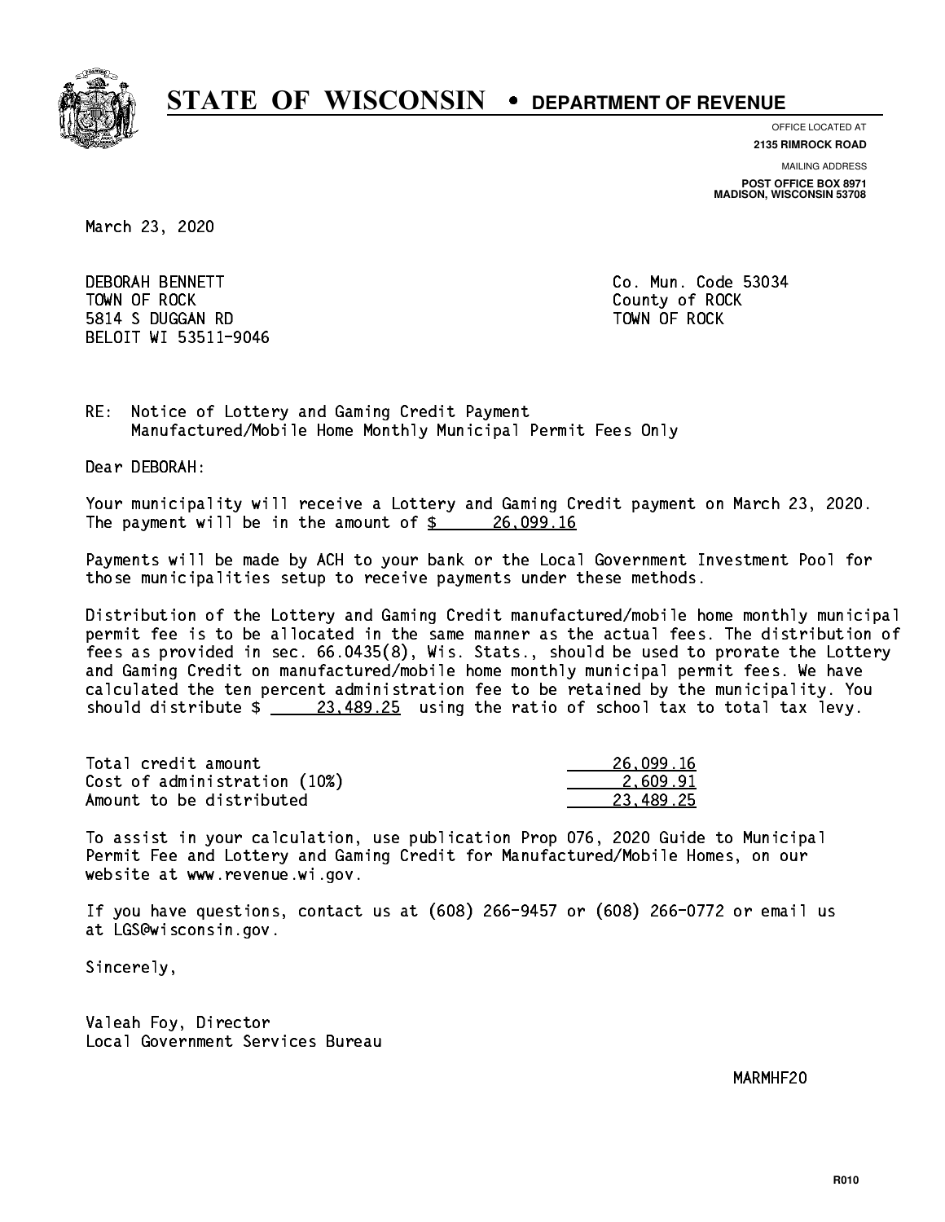# STATE OF WISCONSIN • DEPARTMENT OF REVENUE

OFFICE LOCATED AT
**2135 RIMROCK ROAD**

MAILING ADDRESS
**POST OFFICE BOX 8971**
**MADISON, WISCONSIN 53708**

March 23, 2020

DEBORAH BENNETT
TOWN OF ROCK
5814 S DUGGAN RD
BELOIT WI 53511-9046

Co. Mun. Code 53034
County of ROCK
TOWN OF ROCK

RE: Notice of Lottery and Gaming Credit Payment
Manufactured/Mobile Home Monthly Municipal Permit Fees Only

Dear DEBORAH:

Your municipality will receive a Lottery and Gaming Credit payment on March 23, 2020. The payment will be in the amount of $ 26,099.16

Payments will be made by ACH to your bank or the Local Government Investment Pool for those municipalities setup to receive payments under these methods.

Distribution of the Lottery and Gaming Credit manufactured/mobile home monthly municipal permit fee is to be allocated in the same manner as the actual fees. The distribution of fees as provided in sec. 66.0435(8), Wis. Stats., should be used to prorate the Lottery and Gaming Credit on manufactured/mobile home monthly municipal permit fees. We have calculated the ten percent administration fee to be retained by the municipality. You should distribute $ 23,489.25 using the ratio of school tax to total tax levy.

| | |
|---|---|
| Total credit amount | 26,099.16 |
| Cost of administration (10%) | 2,609.91 |
| Amount to be distributed | 23,489.25 |

To assist in your calculation, use publication Prop 076, 2020 Guide to Municipal Permit Fee and Lottery and Gaming Credit for Manufactured/Mobile Homes, on our website at www.revenue.wi.gov.

If you have questions, contact us at (608) 266-9457 or (608) 266-0772 or email us at LGS@wisconsin.gov.

Sincerely,

Valeah Foy, Director
Local Government Services Bureau

MARMHF20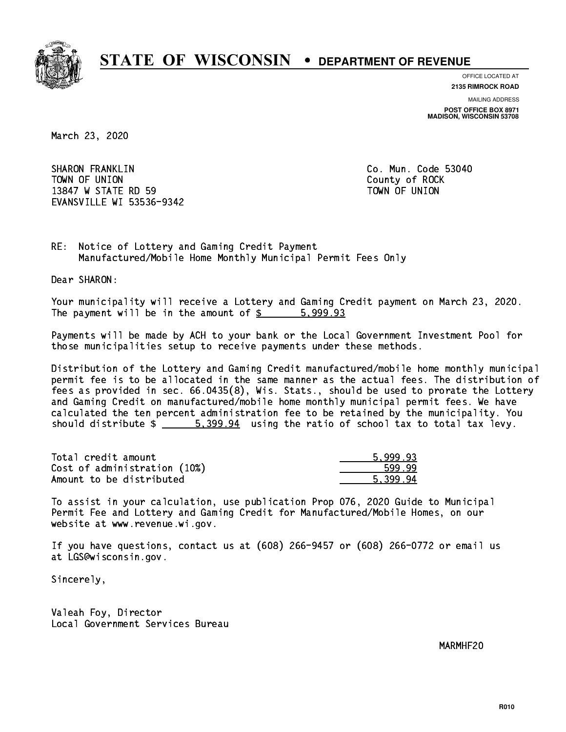# STATE OF WISCONSIN • DEPARTMENT OF REVENUE

OFFICE LOCATED AT
**2135 RIMROCK ROAD**

MAILING ADDRESS
**POST OFFICE BOX 8971**
**MADISON, WISCONSIN 53708**

March 23, 2020

SHARON FRANKLIN
TOWN OF UNION
13847 W STATE RD 59
EVANSVILLE WI 53536-9342

Co. Mun. Code 53040
County of ROCK
TOWN OF UNION

RE: Notice of Lottery and Gaming Credit Payment
Manufactured/Mobile Home Monthly Municipal Permit Fees Only

Dear SHARON:

Your municipality will receive a Lottery and Gaming Credit payment on March 23, 2020. The payment will be in the amount of $ 5,999.93

Payments will be made by ACH to your bank or the Local Government Investment Pool for those municipalities setup to receive payments under these methods.

Distribution of the Lottery and Gaming Credit manufactured/mobile home monthly municipal permit fee is to be allocated in the same manner as the actual fees. The distribution of fees as provided in sec. 66.0435(8), Wis. Stats., should be used to prorate the Lottery and Gaming Credit on manufactured/mobile home monthly municipal permit fees. We have calculated the ten percent administration fee to be retained by the municipality. You should distribute $ 5,399.94 using the ratio of school tax to total tax levy.

| | |
|---|---|
| Total credit amount | 5,999.93 |
| Cost of administration (10%) | 599.99 |
| Amount to be distributed | 5,399.94 |

To assist in your calculation, use publication Prop 076, 2020 Guide to Municipal Permit Fee and Lottery and Gaming Credit for Manufactured/Mobile Homes, on our website at www.revenue.wi.gov.

If you have questions, contact us at (608) 266-9457 or (608) 266-0772 or email us at LGS@wisconsin.gov.

Sincerely,

Valeah Foy, Director
Local Government Services Bureau

MARMHF20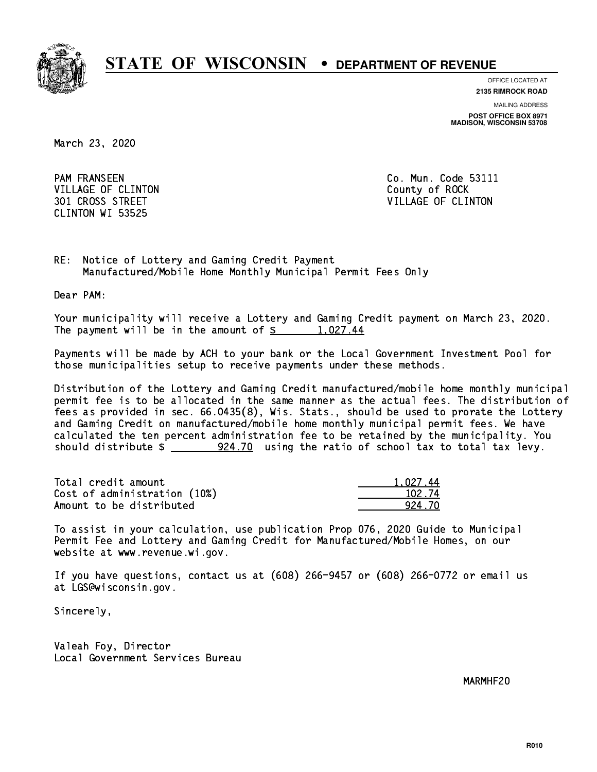# STATE OF WISCONSIN • DEPARTMENT OF REVENUE

OFFICE LOCATED AT
**2135 RIMROCK ROAD**

MAILING ADDRESS
**POST OFFICE BOX 8971**
**MADISON, WISCONSIN 53708**

March 23, 2020

PAM FRANSEEN
VILLAGE OF CLINTON
301 CROSS STREET
CLINTON WI 53525

Co. Mun. Code 53111
County of ROCK
VILLAGE OF CLINTON

RE: Notice of Lottery and Gaming Credit Payment
Manufactured/Mobile Home Monthly Municipal Permit Fees Only

Dear PAM:

Your municipality will receive a Lottery and Gaming Credit payment on March 23, 2020. The payment will be in the amount of $ 1,027.44

Payments will be made by ACH to your bank or the Local Government Investment Pool for those municipalities setup to receive payments under these methods.

Distribution of the Lottery and Gaming Credit manufactured/mobile home monthly municipal permit fee is to be allocated in the same manner as the actual fees. The distribution of fees as provided in sec. 66.0435(8), Wis. Stats., should be used to prorate the Lottery and Gaming Credit on manufactured/mobile home monthly municipal permit fees. We have calculated the ten percent administration fee to be retained by the municipality. You should distribute $ 924.70 using the ratio of school tax to total tax levy.

| | |
|---|---|
| Total credit amount | 1,027.44 |
| Cost of administration (10%) | 102.74 |
| Amount to be distributed | 924.70 |

To assist in your calculation, use publication Prop 076, 2020 Guide to Municipal Permit Fee and Lottery and Gaming Credit for Manufactured/Mobile Homes, on our website at www.revenue.wi.gov.

If you have questions, contact us at (608) 266-9457 or (608) 266-0772 or email us at LGS@wisconsin.gov.

Sincerely,

Valeah Foy, Director
Local Government Services Bureau

MARMHF20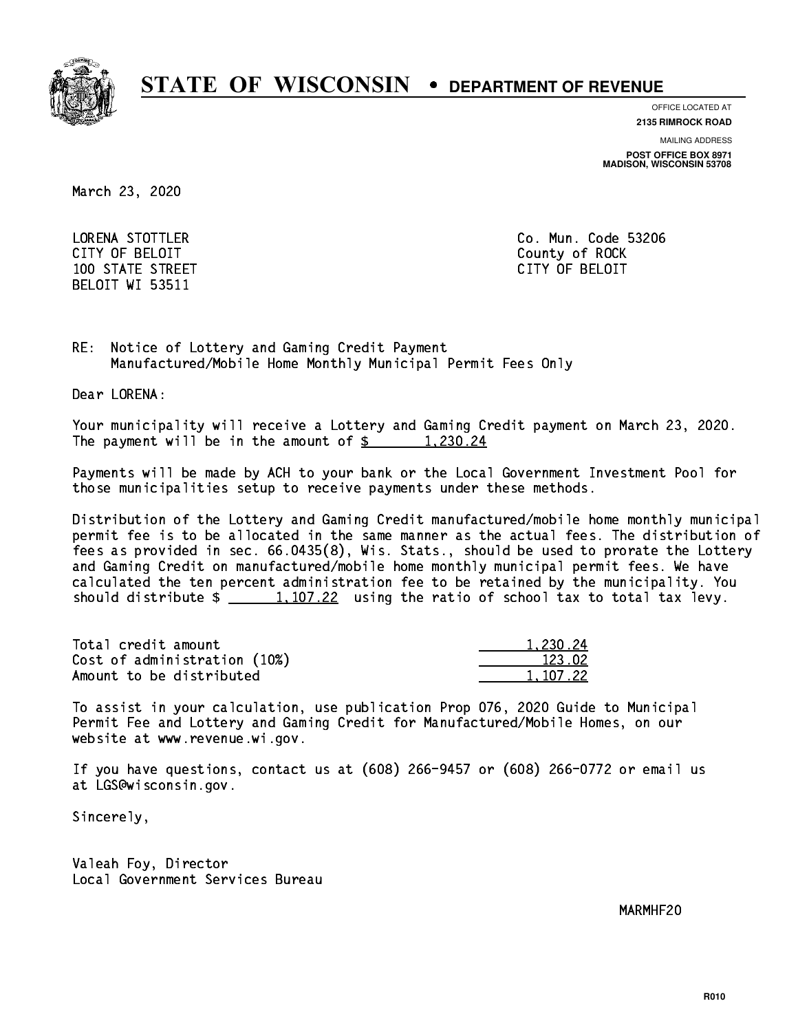# STATE OF WISCONSIN • DEPARTMENT OF REVENUE

OFFICE LOCATED AT
**2135 RIMROCK ROAD**

MAILING ADDRESS
**POST OFFICE BOX 8971**
**MADISON, WISCONSIN 53708**

March 23, 2020

LORENA STOTTLER
CITY OF BELOIT
100 STATE STREET
BELOIT WI 53511

Co. Mun. Code 53206
County of ROCK
CITY OF BELOIT

RE: Notice of Lottery and Gaming Credit Payment
Manufactured/Mobile Home Monthly Municipal Permit Fees Only

Dear LORENA:

Your municipality will receive a Lottery and Gaming Credit payment on March 23, 2020. The payment will be in the amount of $ 1,230.24

Payments will be made by ACH to your bank or the Local Government Investment Pool for those municipalities setup to receive payments under these methods.

Distribution of the Lottery and Gaming Credit manufactured/mobile home monthly municipal permit fee is to be allocated in the same manner as the actual fees. The distribution of fees as provided in sec. 66.0435(8), Wis. Stats., should be used to prorate the Lottery and Gaming Credit on manufactured/mobile home monthly municipal permit fees. We have calculated the ten percent administration fee to be retained by the municipality. You should distribute $ 1,107.22 using the ratio of school tax to total tax levy.

| | |
|---|---|
| Total credit amount | 1,230.24 |
| Cost of administration (10%) | 123.02 |
| Amount to be distributed | 1,107.22 |

To assist in your calculation, use publication Prop 076, 2020 Guide to Municipal Permit Fee and Lottery and Gaming Credit for Manufactured/Mobile Homes, on our website at www.revenue.wi.gov.

If you have questions, contact us at (608) 266-9457 or (608) 266-0772 or email us at LGS@wisconsin.gov.

Sincerely,

Valeah Foy, Director
Local Government Services Bureau

MARMHF20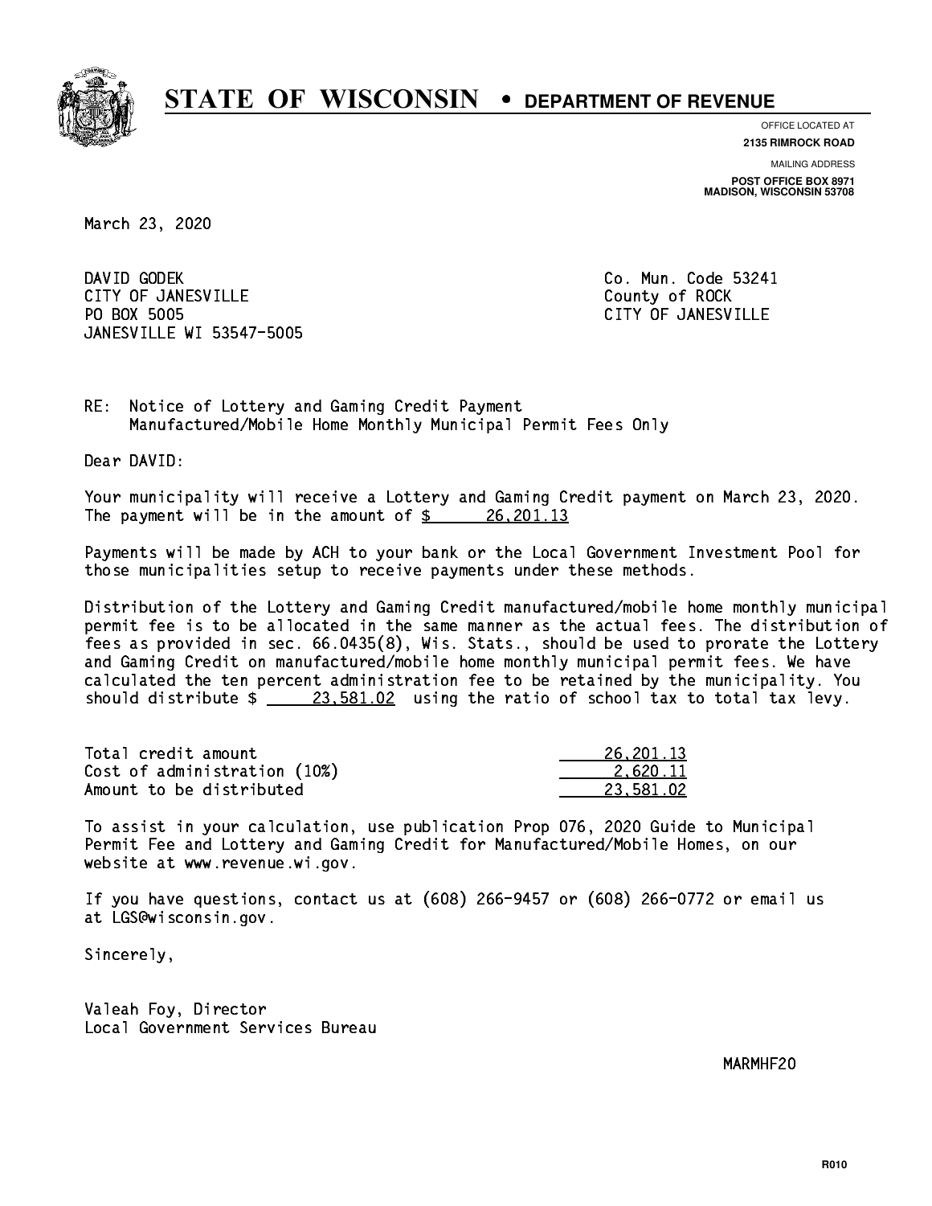# STATE OF WISCONSIN • DEPARTMENT OF REVENUE

OFFICE LOCATED AT
**2135 RIMROCK ROAD**

MAILING ADDRESS
**POST OFFICE BOX 8971**
**MADISON, WISCONSIN 53708**

March 23, 2020

DAVID GODEK
CITY OF JANESVILLE
PO BOX 5005
JANESVILLE WI 53547-5005

Co. Mun. Code 53241
County of ROCK
CITY OF JANESVILLE

RE: Notice of Lottery and Gaming Credit Payment
Manufactured/Mobile Home Monthly Municipal Permit Fees Only

Dear DAVID:

Your municipality will receive a Lottery and Gaming Credit payment on March 23, 2020. The payment will be in the amount of $ 26,201.13

Payments will be made by ACH to your bank or the Local Government Investment Pool for those municipalities setup to receive payments under these methods.

Distribution of the Lottery and Gaming Credit manufactured/mobile home monthly municipal permit fee is to be allocated in the same manner as the actual fees. The distribution of fees as provided in sec. 66.0435(8), Wis. Stats., should be used to prorate the Lottery and Gaming Credit on manufactured/mobile home monthly municipal permit fees. We have calculated the ten percent administration fee to be retained by the municipality. You should distribute $ 23,581.02 using the ratio of school tax to total tax levy.

| | |
|---|---|
| Total credit amount | 26,201.13 |
| Cost of administration (10%) | 2,620.11 |
| Amount to be distributed | 23,581.02 |

To assist in your calculation, use publication Prop 076, 2020 Guide to Municipal Permit Fee and Lottery and Gaming Credit for Manufactured/Mobile Homes, on our website at www.revenue.wi.gov.

If you have questions, contact us at (608) 266-9457 or (608) 266-0772 or email us at LGS@wisconsin.gov.

Sincerely,

Valeah Foy, Director
Local Government Services Bureau

MARMHF20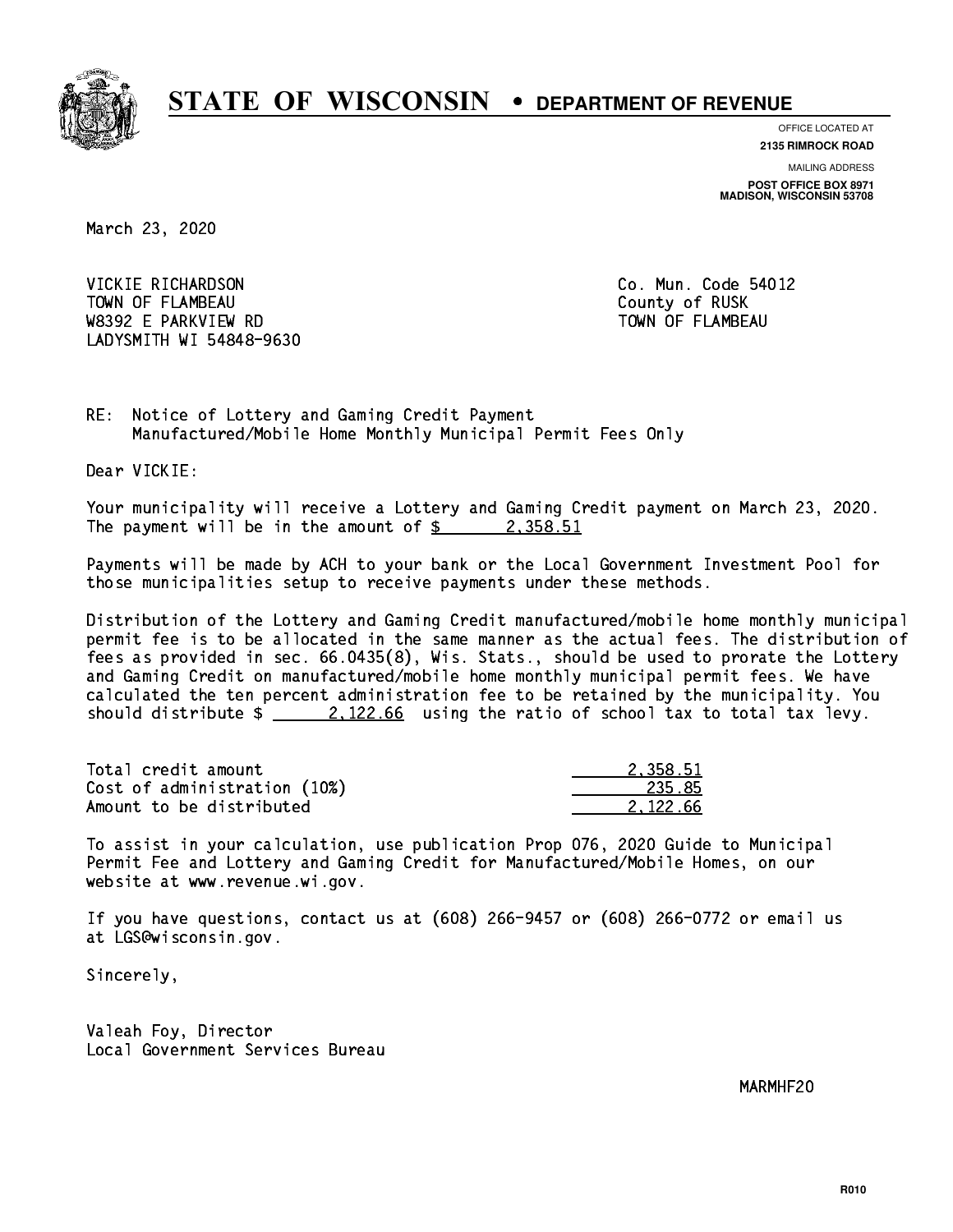# STATE OF WISCONSIN • DEPARTMENT OF REVENUE

OFFICE LOCATED AT
**2135 RIMROCK ROAD**

MAILING ADDRESS
**POST OFFICE BOX 8971**
**MADISON, WISCONSIN 53708**

March 23, 2020

VICKIE RICHARDSON
TOWN OF FLAMBEAU
W8392 E PARKVIEW RD
LADYSMITH WI 54848-9630

Co. Mun. Code 54012
County of RUSK
TOWN OF FLAMBEAU

RE: Notice of Lottery and Gaming Credit Payment
Manufactured/Mobile Home Monthly Municipal Permit Fees Only

Dear VICKIE:

Your municipality will receive a Lottery and Gaming Credit payment on March 23, 2020. The payment will be in the amount of $ 2,358.51

Payments will be made by ACH to your bank or the Local Government Investment Pool for those municipalities setup to receive payments under these methods.

Distribution of the Lottery and Gaming Credit manufactured/mobile home monthly municipal permit fee is to be allocated in the same manner as the actual fees. The distribution of fees as provided in sec. 66.0435(8), Wis. Stats., should be used to prorate the Lottery and Gaming Credit on manufactured/mobile home monthly municipal permit fees. We have calculated the ten percent administration fee to be retained by the municipality. You should distribute $ 2,122.66 using the ratio of school tax to total tax levy.

| | |
|---|---|
| Total credit amount | 2,358.51 |
| Cost of administration (10%) | 235.85 |
| Amount to be distributed | 2,122.66 |

To assist in your calculation, use publication Prop 076, 2020 Guide to Municipal Permit Fee and Lottery and Gaming Credit for Manufactured/Mobile Homes, on our website at www.revenue.wi.gov.

If you have questions, contact us at (608) 266-9457 or (608) 266-0772 or email us at LGS@wisconsin.gov.

Sincerely,

Valeah Foy, Director
Local Government Services Bureau

MARMHF20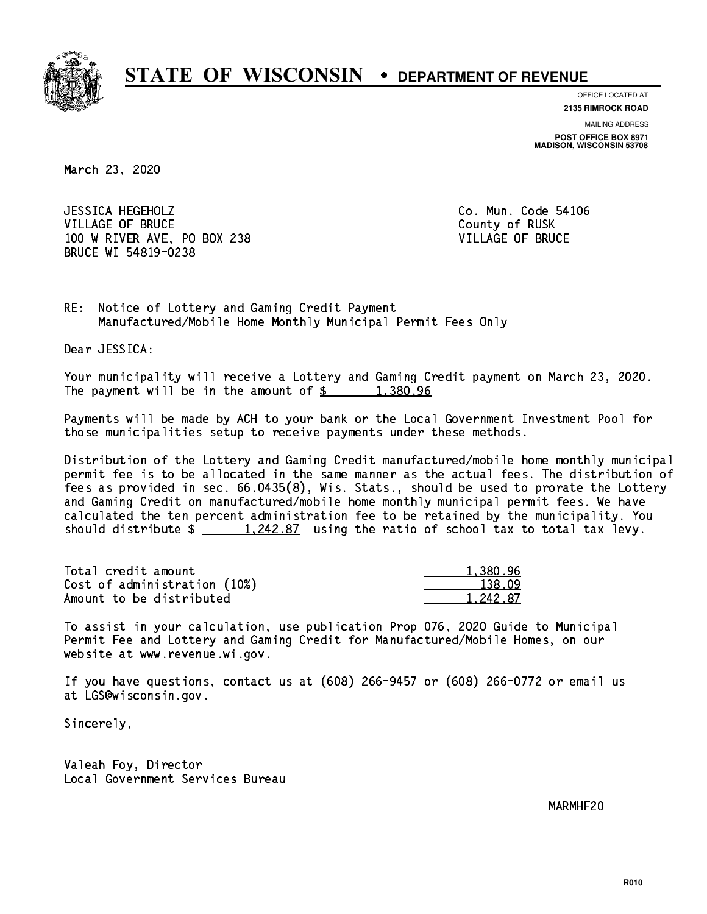# STATE OF WISCONSIN • DEPARTMENT OF REVENUE

OFFICE LOCATED AT
**2135 RIMROCK ROAD**

MAILING ADDRESS
**POST OFFICE BOX 8971**
**MADISON, WISCONSIN 53708**

March 23, 2020

JESSICA HEGEHOLZ
VILLAGE OF BRUCE
100 W RIVER AVE, PO BOX 238
BRUCE WI 54819-0238

Co. Mun. Code 54106
County of RUSK
VILLAGE OF BRUCE

RE: Notice of Lottery and Gaming Credit Payment
Manufactured/Mobile Home Monthly Municipal Permit Fees Only

Dear JESSICA:

Your municipality will receive a Lottery and Gaming Credit payment on March 23, 2020. The payment will be in the amount of $ 1,380.96

Payments will be made by ACH to your bank or the Local Government Investment Pool for those municipalities setup to receive payments under these methods.

Distribution of the Lottery and Gaming Credit manufactured/mobile home monthly municipal permit fee is to be allocated in the same manner as the actual fees. The distribution of fees as provided in sec. 66.0435(8), Wis. Stats., should be used to prorate the Lottery and Gaming Credit on manufactured/mobile home monthly municipal permit fees. We have calculated the ten percent administration fee to be retained by the municipality. You should distribute $ 1,242.87 using the ratio of school tax to total tax levy.

| | |
|---|---|
| Total credit amount | 1,380.96 |
| Cost of administration (10%) | 138.09 |
| Amount to be distributed | 1,242.87 |

To assist in your calculation, use publication Prop 076, 2020 Guide to Municipal Permit Fee and Lottery and Gaming Credit for Manufactured/Mobile Homes, on our website at www.revenue.wi.gov.

If you have questions, contact us at (608) 266-9457 or (608) 266-0772 or email us at LGS@wisconsin.gov.

Sincerely,

Valeah Foy, Director
Local Government Services Bureau

MARMHF20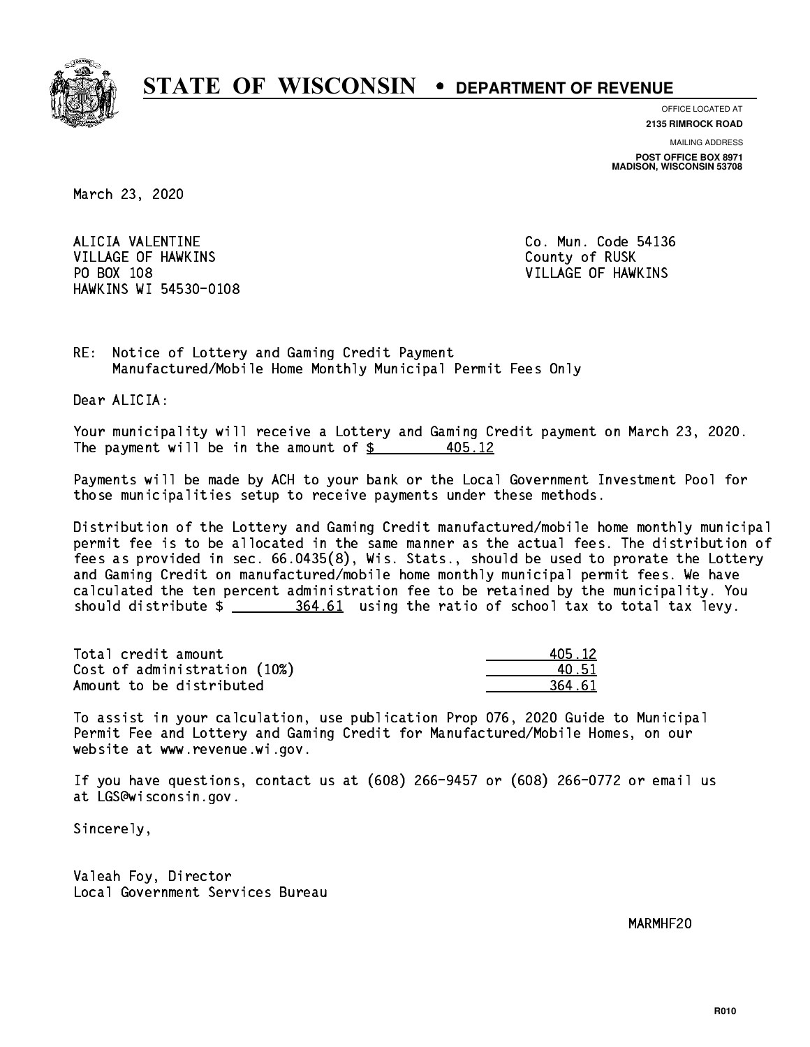# STATE OF WISCONSIN • DEPARTMENT OF REVENUE

OFFICE LOCATED AT
**2135 RIMROCK ROAD**

MAILING ADDRESS
**POST OFFICE BOX 8971**
**MADISON, WISCONSIN 53708**

March 23, 2020

ALICIA VALENTINE
VILLAGE OF HAWKINS
PO BOX 108
HAWKINS WI 54530-0108

Co. Mun. Code 54136
County of RUSK
VILLAGE OF HAWKINS

RE: Notice of Lottery and Gaming Credit Payment
Manufactured/Mobile Home Monthly Municipal Permit Fees Only

Dear ALICIA:

Your municipality will receive a Lottery and Gaming Credit payment on March 23, 2020. The payment will be in the amount of $ 405.12

Payments will be made by ACH to your bank or the Local Government Investment Pool for those municipalities setup to receive payments under these methods.

Distribution of the Lottery and Gaming Credit manufactured/mobile home monthly municipal permit fee is to be allocated in the same manner as the actual fees. The distribution of fees as provided in sec. 66.0435(8), Wis. Stats., should be used to prorate the Lottery and Gaming Credit on manufactured/mobile home monthly municipal permit fees. We have calculated the ten percent administration fee to be retained by the municipality. You should distribute $ 364.61 using the ratio of school tax to total tax levy.

| | |
|---|---|
| Total credit amount | 405.12 |
| Cost of administration (10%) | 40.51 |
| Amount to be distributed | 364.61 |

To assist in your calculation, use publication Prop 076, 2020 Guide to Municipal Permit Fee and Lottery and Gaming Credit for Manufactured/Mobile Homes, on our website at www.revenue.wi.gov.

If you have questions, contact us at (608) 266-9457 or (608) 266-0772 or email us at LGS@wisconsin.gov.

Sincerely,

Valeah Foy, Director
Local Government Services Bureau

MARMHF20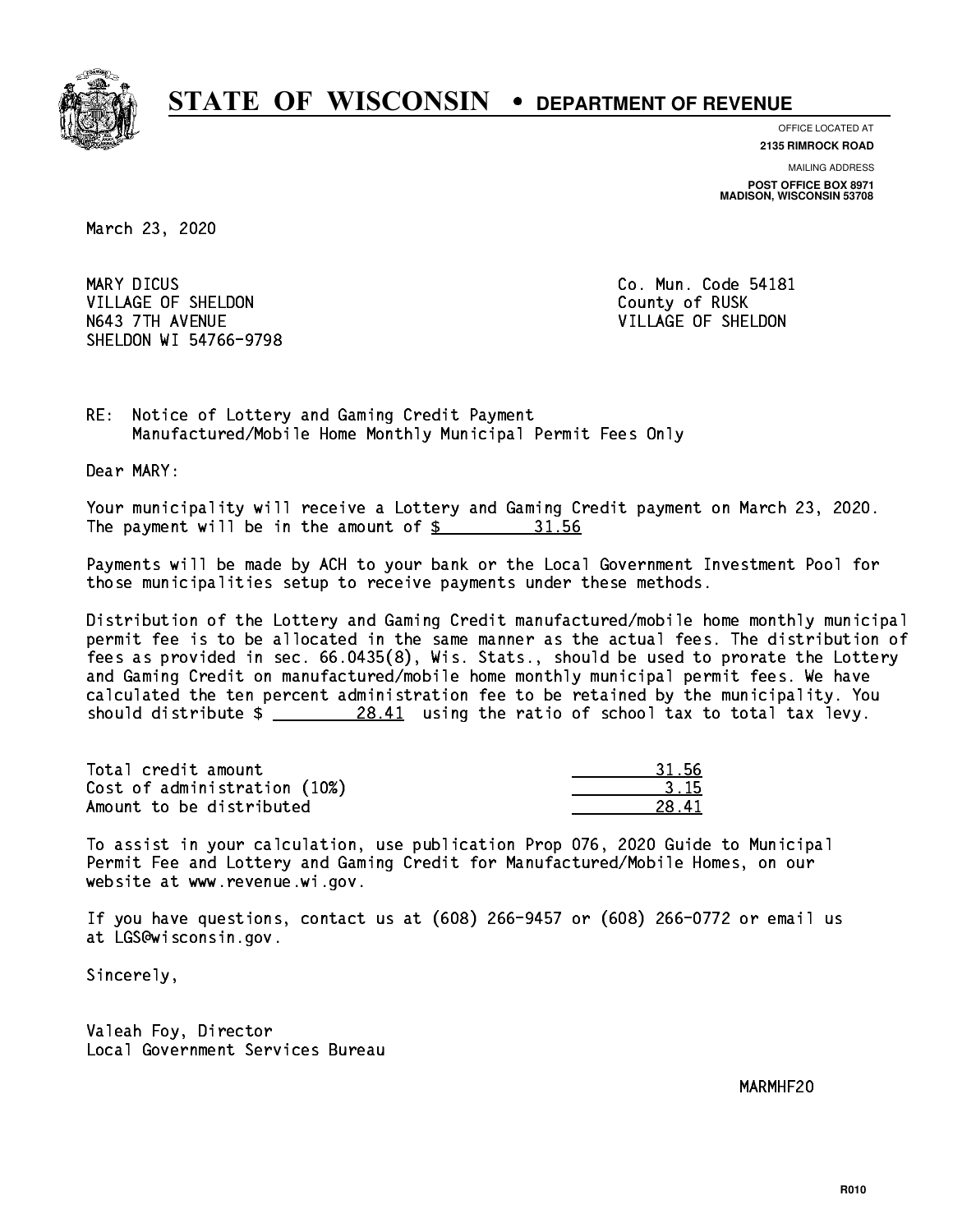# STATE OF WISCONSIN • DEPARTMENT OF REVENUE

OFFICE LOCATED AT
**2135 RIMROCK ROAD**

MAILING ADDRESS
**POST OFFICE BOX 8971**
**MADISON, WISCONSIN 53708**

March 23, 2020

MARY DICUS
VILLAGE OF SHELDON
N643 7TH AVENUE
SHELDON WI 54766-9798

Co. Mun. Code 54181
County of RUSK
VILLAGE OF SHELDON

RE: Notice of Lottery and Gaming Credit Payment
Manufactured/Mobile Home Monthly Municipal Permit Fees Only

Dear MARY:

Your municipality will receive a Lottery and Gaming Credit payment on March 23, 2020. The payment will be in the amount of $ 31.56

Payments will be made by ACH to your bank or the Local Government Investment Pool for those municipalities setup to receive payments under these methods.

Distribution of the Lottery and Gaming Credit manufactured/mobile home monthly municipal permit fee is to be allocated in the same manner as the actual fees. The distribution of fees as provided in sec. 66.0435(8), Wis. Stats., should be used to prorate the Lottery and Gaming Credit on manufactured/mobile home monthly municipal permit fees. We have calculated the ten percent administration fee to be retained by the municipality. You should distribute $ 28.41 using the ratio of school tax to total tax levy.

| | |
|---|---|
| Total credit amount | 31.56 |
| Cost of administration (10%) | 3.15 |
| Amount to be distributed | 28.41 |

To assist in your calculation, use publication Prop 076, 2020 Guide to Municipal Permit Fee and Lottery and Gaming Credit for Manufactured/Mobile Homes, on our website at www.revenue.wi.gov.

If you have questions, contact us at (608) 266-9457 or (608) 266-0772 or email us at LGS@wisconsin.gov.

Sincerely,

Valeah Foy, Director
Local Government Services Bureau

MARMHF20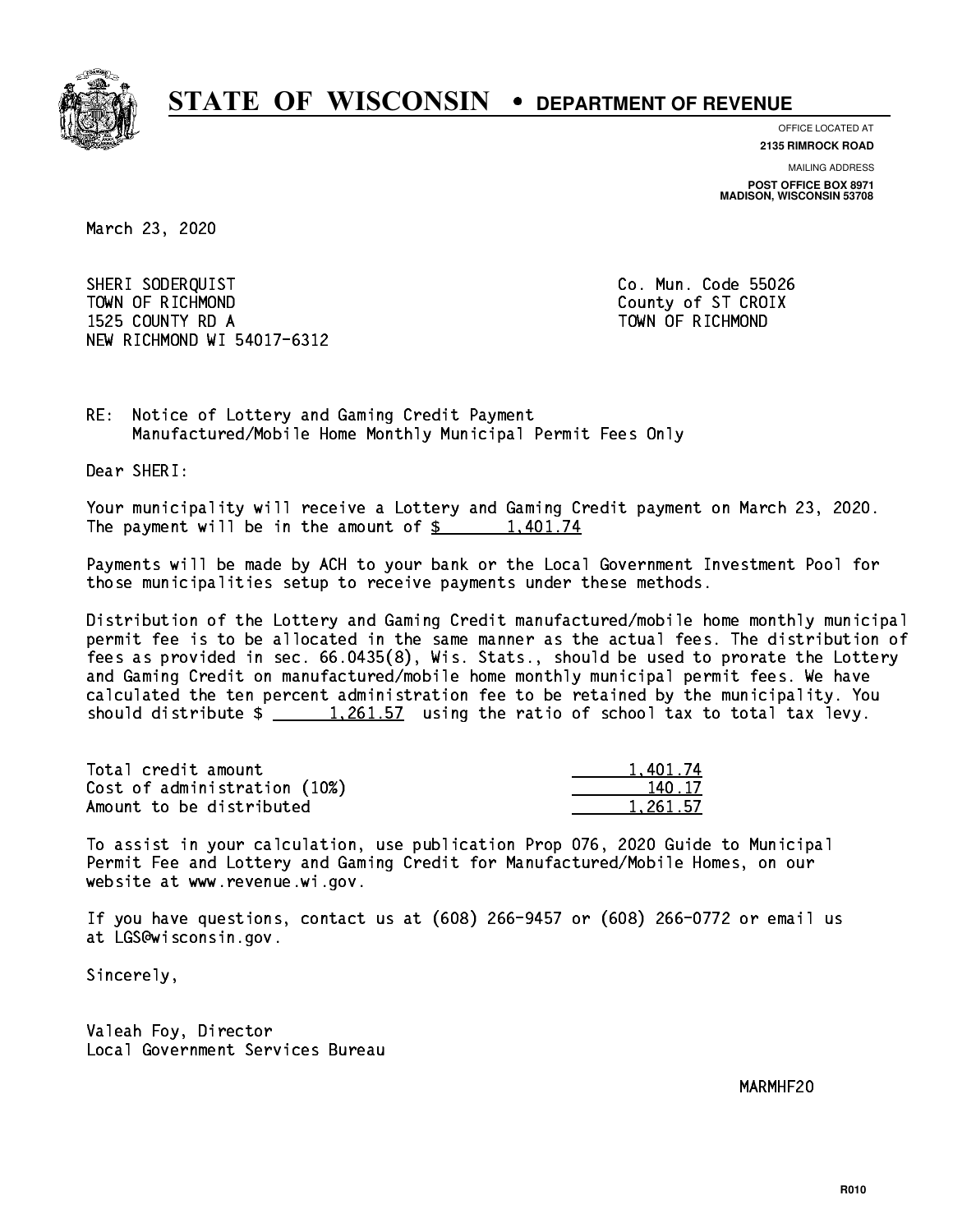# STATE OF WISCONSIN • DEPARTMENT OF REVENUE

OFFICE LOCATED AT
**2135 RIMROCK ROAD**

MAILING ADDRESS
**POST OFFICE BOX 8971**
**MADISON, WISCONSIN 53708**

March 23, 2020

SHERI SODERQUIST
TOWN OF RICHMOND
1525 COUNTY RD A
NEW RICHMOND WI 54017-6312

Co. Mun. Code 55026
County of ST CROIX
TOWN OF RICHMOND

RE: Notice of Lottery and Gaming Credit Payment
Manufactured/Mobile Home Monthly Municipal Permit Fees Only

Dear SHERI:

Your municipality will receive a Lottery and Gaming Credit payment on March 23, 2020. The payment will be in the amount of $ 1,401.74

Payments will be made by ACH to your bank or the Local Government Investment Pool for those municipalities setup to receive payments under these methods.

Distribution of the Lottery and Gaming Credit manufactured/mobile home monthly municipal permit fee is to be allocated in the same manner as the actual fees. The distribution of fees as provided in sec. 66.0435(8), Wis. Stats., should be used to prorate the Lottery and Gaming Credit on manufactured/mobile home monthly municipal permit fees. We have calculated the ten percent administration fee to be retained by the municipality. You should distribute $ 1,261.57 using the ratio of school tax to total tax levy.

| | |
|---|---|
| Total credit amount | 1,401.74 |
| Cost of administration (10%) | 140.17 |
| Amount to be distributed | 1,261.57 |

To assist in your calculation, use publication Prop 076, 2020 Guide to Municipal Permit Fee and Lottery and Gaming Credit for Manufactured/Mobile Homes, on our website at www.revenue.wi.gov.

If you have questions, contact us at (608) 266-9457 or (608) 266-0772 or email us at LGS@wisconsin.gov.

Sincerely,

Valeah Foy, Director
Local Government Services Bureau

MARMHF20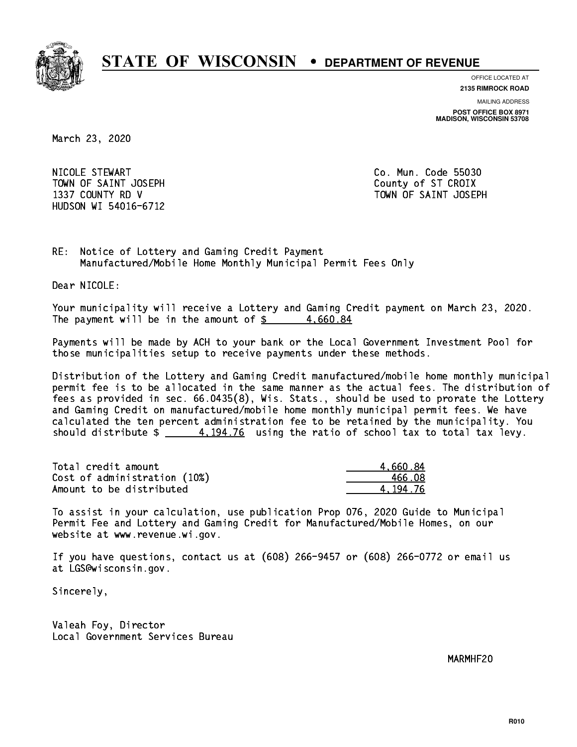# STATE OF WISCONSIN • DEPARTMENT OF REVENUE

OFFICE LOCATED AT
**2135 RIMROCK ROAD**

MAILING ADDRESS
**POST OFFICE BOX 8971**
**MADISON, WISCONSIN 53708**

March 23, 2020

NICOLE STEWART
TOWN OF SAINT JOSEPH
1337 COUNTY RD V
HUDSON WI 54016-6712

Co. Mun. Code 55030
County of ST CROIX
TOWN OF SAINT JOSEPH

RE: Notice of Lottery and Gaming Credit Payment
Manufactured/Mobile Home Monthly Municipal Permit Fees Only

Dear NICOLE:

Your municipality will receive a Lottery and Gaming Credit payment on March 23, 2020. The payment will be in the amount of $ 4,660.84

Payments will be made by ACH to your bank or the Local Government Investment Pool for those municipalities setup to receive payments under these methods.

Distribution of the Lottery and Gaming Credit manufactured/mobile home monthly municipal permit fee is to be allocated in the same manner as the actual fees. The distribution of fees as provided in sec. 66.0435(8), Wis. Stats., should be used to prorate the Lottery and Gaming Credit on manufactured/mobile home monthly municipal permit fees. We have calculated the ten percent administration fee to be retained by the municipality. You should distribute $ 4,194.76 using the ratio of school tax to total tax levy.

| | |
|---|---|
| Total credit amount | 4,660.84 |
| Cost of administration (10%) | 466.08 |
| Amount to be distributed | 4,194.76 |

To assist in your calculation, use publication Prop 076, 2020 Guide to Municipal Permit Fee and Lottery and Gaming Credit for Manufactured/Mobile Homes, on our website at www.revenue.wi.gov.

If you have questions, contact us at (608) 266-9457 or (608) 266-0772 or email us at LGS@wisconsin.gov.

Sincerely,

Valeah Foy, Director
Local Government Services Bureau

MARMHF20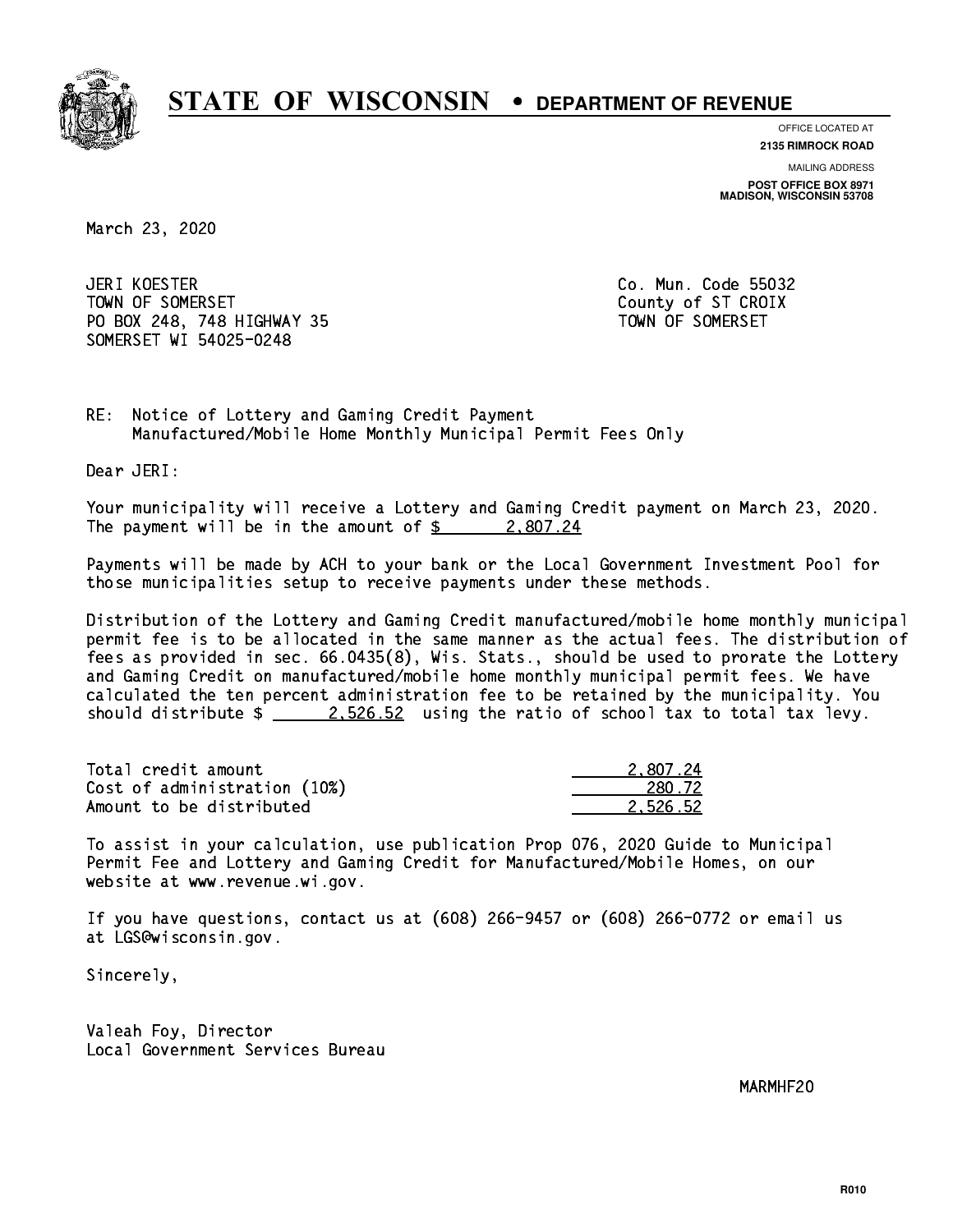# STATE OF WISCONSIN • DEPARTMENT OF REVENUE

OFFICE LOCATED AT
**2135 RIMROCK ROAD**

MAILING ADDRESS
**POST OFFICE BOX 8971**
**MADISON, WISCONSIN 53708**

March 23, 2020

JERI KOESTER
TOWN OF SOMERSET
PO BOX 248, 748 HIGHWAY 35
SOMERSET WI 54025-0248

Co. Mun. Code 55032
County of ST CROIX
TOWN OF SOMERSET

RE: Notice of Lottery and Gaming Credit Payment
Manufactured/Mobile Home Monthly Municipal Permit Fees Only

Dear JERI:

Your municipality will receive a Lottery and Gaming Credit payment on March 23, 2020. The payment will be in the amount of $ 2,807.24

Payments will be made by ACH to your bank or the Local Government Investment Pool for those municipalities setup to receive payments under these methods.

Distribution of the Lottery and Gaming Credit manufactured/mobile home monthly municipal permit fee is to be allocated in the same manner as the actual fees. The distribution of fees as provided in sec. 66.0435(8), Wis. Stats., should be used to prorate the Lottery and Gaming Credit on manufactured/mobile home monthly municipal permit fees. We have calculated the ten percent administration fee to be retained by the municipality. You should distribute $ 2,526.52 using the ratio of school tax to total tax levy.

| | |
|---|---|
| Total credit amount | 2,807.24 |
| Cost of administration (10%) | 280.72 |
| Amount to be distributed | 2,526.52 |

To assist in your calculation, use publication Prop 076, 2020 Guide to Municipal Permit Fee and Lottery and Gaming Credit for Manufactured/Mobile Homes, on our website at www.revenue.wi.gov.

If you have questions, contact us at (608) 266-9457 or (608) 266-0772 or email us at LGS@wisconsin.gov.

Sincerely,

Valeah Foy, Director
Local Government Services Bureau

MARMHF20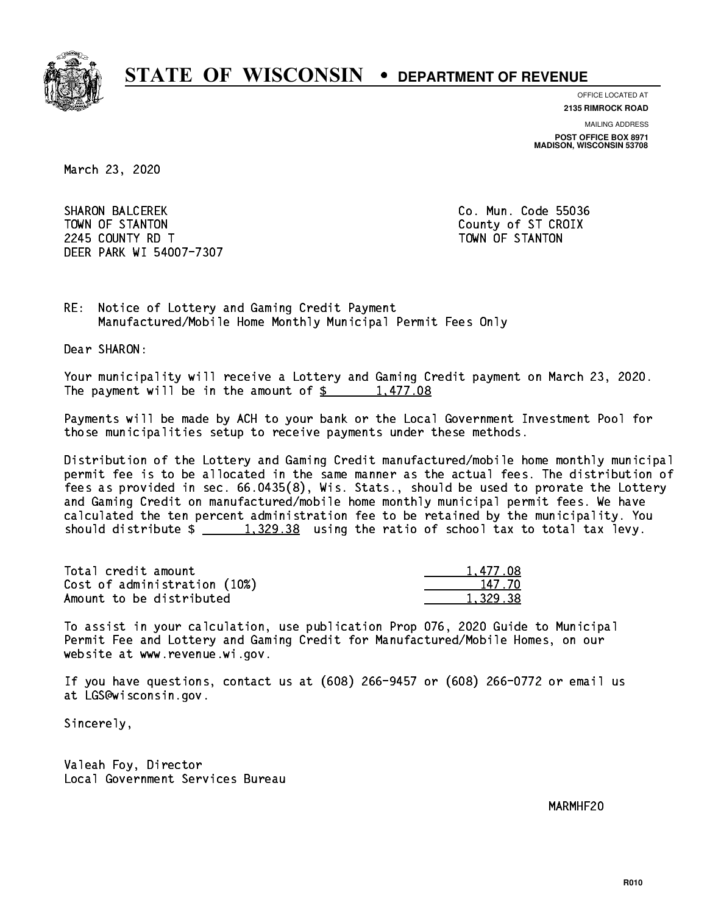# STATE OF WISCONSIN • DEPARTMENT OF REVENUE

OFFICE LOCATED AT
**2135 RIMROCK ROAD**

MAILING ADDRESS
**POST OFFICE BOX 8971**
**MADISON, WISCONSIN 53708**

March 23, 2020

SHARON BALCEREK
TOWN OF STANTON
2245 COUNTY RD T
DEER PARK WI 54007-7307

Co. Mun. Code 55036
County of ST CROIX
TOWN OF STANTON

RE: Notice of Lottery and Gaming Credit Payment
Manufactured/Mobile Home Monthly Municipal Permit Fees Only

Dear SHARON:

Your municipality will receive a Lottery and Gaming Credit payment on March 23, 2020. The payment will be in the amount of $ 1,477.08

Payments will be made by ACH to your bank or the Local Government Investment Pool for those municipalities setup to receive payments under these methods.

Distribution of the Lottery and Gaming Credit manufactured/mobile home monthly municipal permit fee is to be allocated in the same manner as the actual fees. The distribution of fees as provided in sec. 66.0435(8), Wis. Stats., should be used to prorate the Lottery and Gaming Credit on manufactured/mobile home monthly municipal permit fees. We have calculated the ten percent administration fee to be retained by the municipality. You should distribute $ 1,329.38 using the ratio of school tax to total tax levy.

| | |
|---|---|
| Total credit amount | 1,477.08 |
| Cost of administration (10%) | 147.70 |
| Amount to be distributed | 1,329.38 |

To assist in your calculation, use publication Prop 076, 2020 Guide to Municipal Permit Fee and Lottery and Gaming Credit for Manufactured/Mobile Homes, on our website at www.revenue.wi.gov.

If you have questions, contact us at (608) 266-9457 or (608) 266-0772 or email us at LGS@wisconsin.gov.

Sincerely,

Valeah Foy, Director
Local Government Services Bureau

MARMHF20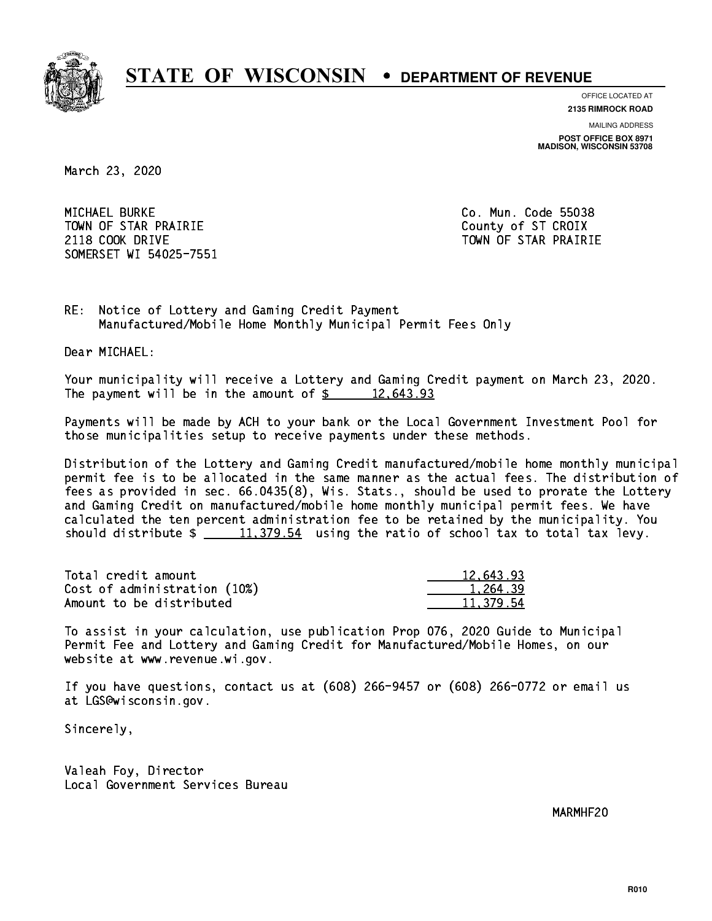# STATE OF WISCONSIN • DEPARTMENT OF REVENUE

OFFICE LOCATED AT
**2135 RIMROCK ROAD**

MAILING ADDRESS
**POST OFFICE BOX 8971**
**MADISON, WISCONSIN 53708**

March 23, 2020

MICHAEL BURKE
TOWN OF STAR PRAIRIE
2118 COOK DRIVE
SOMERSET WI 54025-7551

Co. Mun. Code 55038
County of ST CROIX
TOWN OF STAR PRAIRIE

RE: Notice of Lottery and Gaming Credit Payment
Manufactured/Mobile Home Monthly Municipal Permit Fees Only

Dear MICHAEL:

Your municipality will receive a Lottery and Gaming Credit payment on March 23, 2020. The payment will be in the amount of $ 12,643.93

Payments will be made by ACH to your bank or the Local Government Investment Pool for those municipalities setup to receive payments under these methods.

Distribution of the Lottery and Gaming Credit manufactured/mobile home monthly municipal permit fee is to be allocated in the same manner as the actual fees. The distribution of fees as provided in sec. 66.0435(8), Wis. Stats., should be used to prorate the Lottery and Gaming Credit on manufactured/mobile home monthly municipal permit fees. We have calculated the ten percent administration fee to be retained by the municipality. You should distribute $ 11,379.54 using the ratio of school tax to total tax levy.

| | |
|---|---|
| Total credit amount | 12,643.93 |
| Cost of administration (10%) | 1,264.39 |
| Amount to be distributed | 11,379.54 |

To assist in your calculation, use publication Prop 076, 2020 Guide to Municipal Permit Fee and Lottery and Gaming Credit for Manufactured/Mobile Homes, on our website at www.revenue.wi.gov.

If you have questions, contact us at (608) 266-9457 or (608) 266-0772 or email us at LGS@wisconsin.gov.

Sincerely,

Valeah Foy, Director
Local Government Services Bureau

MARMHF20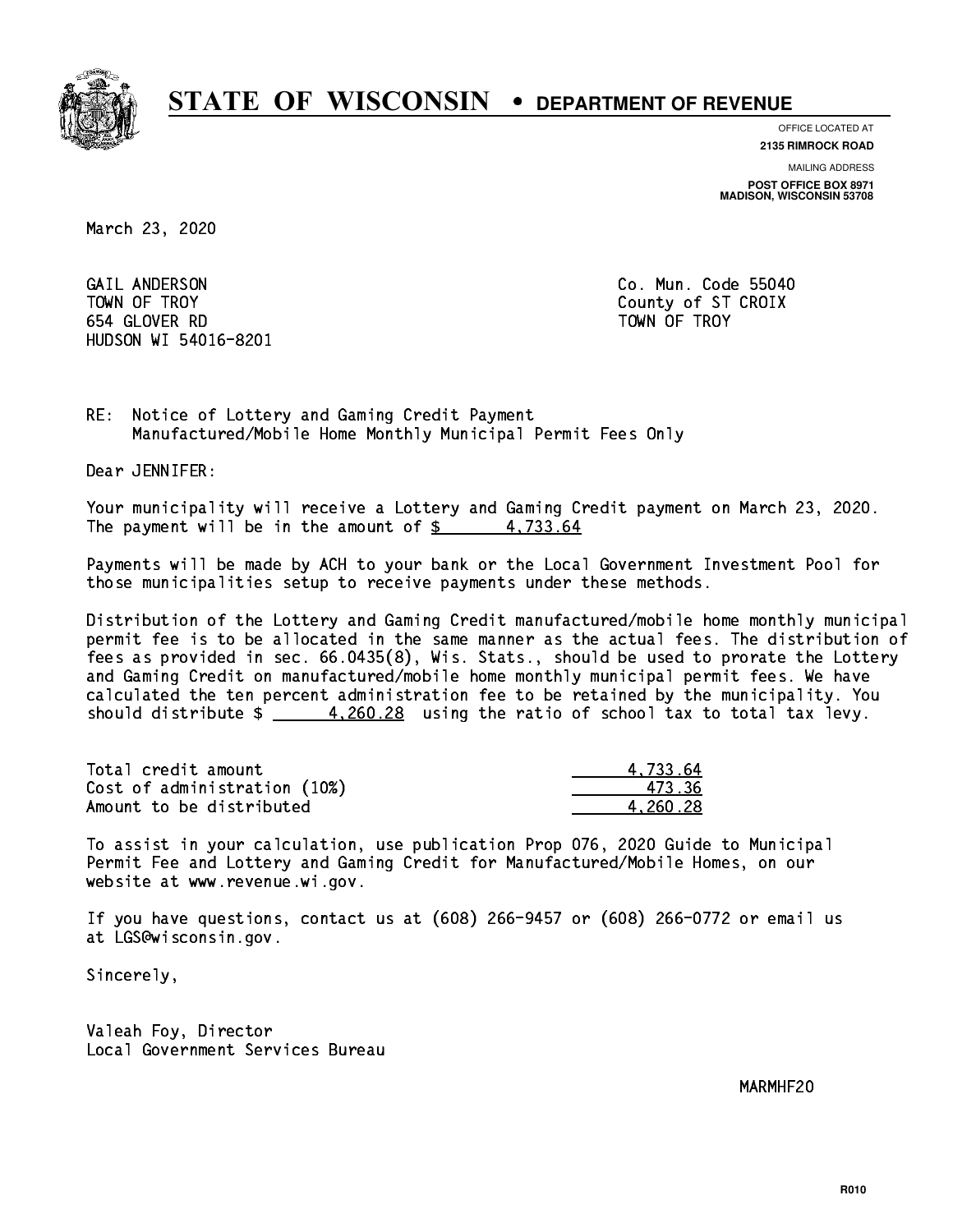# STATE OF WISCONSIN • DEPARTMENT OF REVENUE

OFFICE LOCATED AT
**2135 RIMROCK ROAD**

MAILING ADDRESS
**POST OFFICE BOX 8971**
**MADISON, WISCONSIN 53708**

March 23, 2020

GAIL ANDERSON
TOWN OF TROY
654 GLOVER RD
HUDSON WI 54016-8201

Co. Mun. Code 55040
County of ST CROIX
TOWN OF TROY

RE: Notice of Lottery and Gaming Credit Payment
Manufactured/Mobile Home Monthly Municipal Permit Fees Only

Dear JENNIFER:

Your municipality will receive a Lottery and Gaming Credit payment on March 23, 2020. The payment will be in the amount of $ 4,733.64

Payments will be made by ACH to your bank or the Local Government Investment Pool for those municipalities setup to receive payments under these methods.

Distribution of the Lottery and Gaming Credit manufactured/mobile home monthly municipal permit fee is to be allocated in the same manner as the actual fees. The distribution of fees as provided in sec. 66.0435(8), Wis. Stats., should be used to prorate the Lottery and Gaming Credit on manufactured/mobile home monthly municipal permit fees. We have calculated the ten percent administration fee to be retained by the municipality. You should distribute $ 4,260.28 using the ratio of school tax to total tax levy.

| | |
|---|---|
| Total credit amount | 4,733.64 |
| Cost of administration (10%) | 473.36 |
| Amount to be distributed | 4,260.28 |

To assist in your calculation, use publication Prop 076, 2020 Guide to Municipal Permit Fee and Lottery and Gaming Credit for Manufactured/Mobile Homes, on our website at www.revenue.wi.gov.

If you have questions, contact us at (608) 266-9457 or (608) 266-0772 or email us at LGS@wisconsin.gov.

Sincerely,

Valeah Foy, Director
Local Government Services Bureau

MARMHF20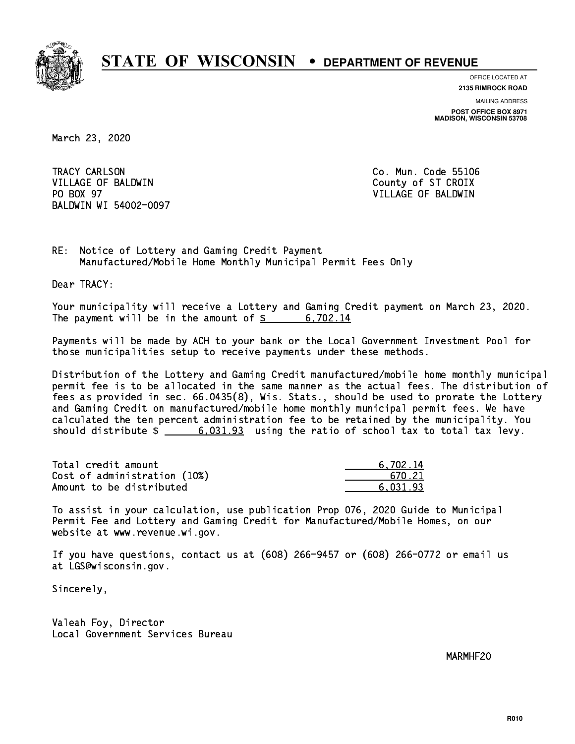# STATE OF WISCONSIN • DEPARTMENT OF REVENUE

OFFICE LOCATED AT
**2135 RIMROCK ROAD**

MAILING ADDRESS
**POST OFFICE BOX 8971**
**MADISON, WISCONSIN 53708**

March 23, 2020

TRACY CARLSON
VILLAGE OF BALDWIN
PO BOX 97
BALDWIN WI 54002-0097

Co. Mun. Code 55106
County of ST CROIX
VILLAGE OF BALDWIN

RE: Notice of Lottery and Gaming Credit Payment
Manufactured/Mobile Home Monthly Municipal Permit Fees Only

Dear TRACY:

Your municipality will receive a Lottery and Gaming Credit payment on March 23, 2020. The payment will be in the amount of $ 6,702.14

Payments will be made by ACH to your bank or the Local Government Investment Pool for those municipalities setup to receive payments under these methods.

Distribution of the Lottery and Gaming Credit manufactured/mobile home monthly municipal permit fee is to be allocated in the same manner as the actual fees. The distribution of fees as provided in sec. 66.0435(8), Wis. Stats., should be used to prorate the Lottery and Gaming Credit on manufactured/mobile home monthly municipal permit fees. We have calculated the ten percent administration fee to be retained by the municipality. You should distribute $ 6,031.93 using the ratio of school tax to total tax levy.

| | |
|---|---|
| Total credit amount | 6,702.14 |
| Cost of administration (10%) | 670.21 |
| Amount to be distributed | 6,031.93 |

To assist in your calculation, use publication Prop 076, 2020 Guide to Municipal Permit Fee and Lottery and Gaming Credit for Manufactured/Mobile Homes, on our website at www.revenue.wi.gov.

If you have questions, contact us at (608) 266-9457 or (608) 266-0772 or email us at LGS@wisconsin.gov.

Sincerely,

Valeah Foy, Director
Local Government Services Bureau

MARMHF20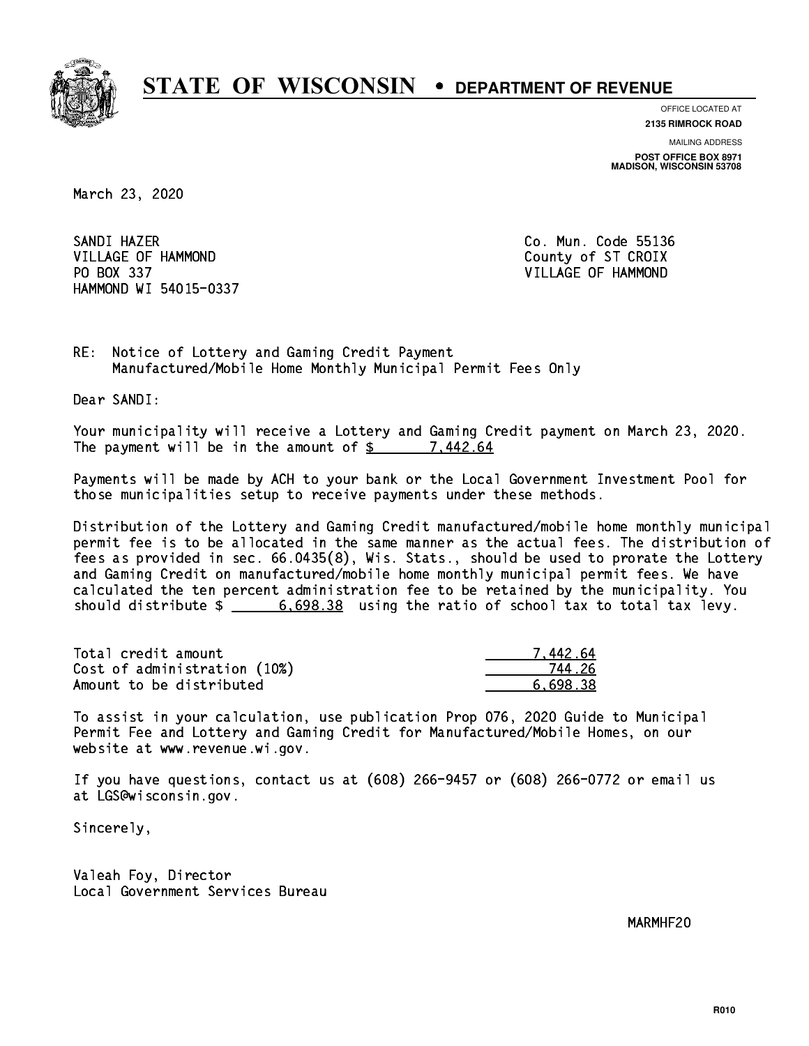# STATE OF WISCONSIN • DEPARTMENT OF REVENUE

OFFICE LOCATED AT
**2135 RIMROCK ROAD**

MAILING ADDRESS
**POST OFFICE BOX 8971**
**MADISON, WISCONSIN 53708**

March 23, 2020

SANDI HAZER
VILLAGE OF HAMMOND
PO BOX 337
HAMMOND WI 54015-0337

Co. Mun. Code 55136
County of ST CROIX
VILLAGE OF HAMMOND

RE: Notice of Lottery and Gaming Credit Payment
Manufactured/Mobile Home Monthly Municipal Permit Fees Only

Dear SANDI:

Your municipality will receive a Lottery and Gaming Credit payment on March 23, 2020. The payment will be in the amount of $ 7,442.64

Payments will be made by ACH to your bank or the Local Government Investment Pool for those municipalities setup to receive payments under these methods.

Distribution of the Lottery and Gaming Credit manufactured/mobile home monthly municipal permit fee is to be allocated in the same manner as the actual fees. The distribution of fees as provided in sec. 66.0435(8), Wis. Stats., should be used to prorate the Lottery and Gaming Credit on manufactured/mobile home monthly municipal permit fees. We have calculated the ten percent administration fee to be retained by the municipality. You should distribute $ 6,698.38 using the ratio of school tax to total tax levy.

| | |
|---|---|
| Total credit amount | 7,442.64 |
| Cost of administration (10%) | 744.26 |
| Amount to be distributed | 6,698.38 |

To assist in your calculation, use publication Prop 076, 2020 Guide to Municipal Permit Fee and Lottery and Gaming Credit for Manufactured/Mobile Homes, on our website at www.revenue.wi.gov.

If you have questions, contact us at (608) 266-9457 or (608) 266-0772 or email us at LGS@wisconsin.gov.

Sincerely,

Valeah Foy, Director
Local Government Services Bureau

MARMHF20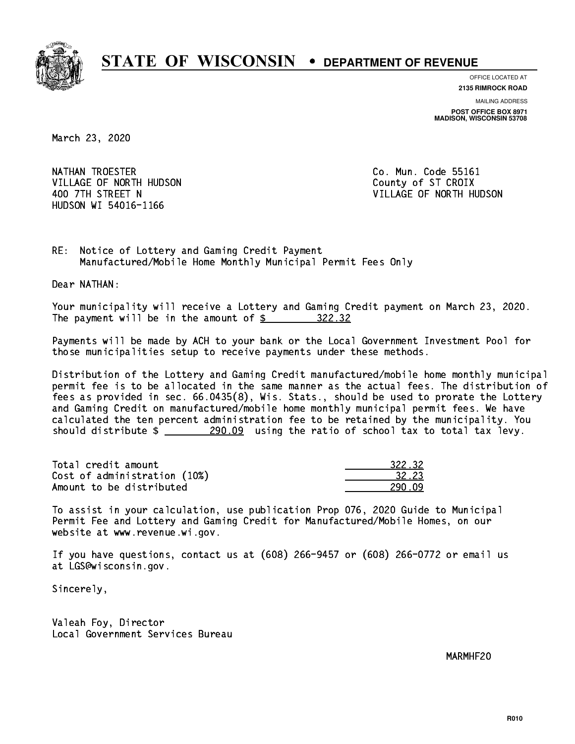# STATE OF WISCONSIN • DEPARTMENT OF REVENUE

OFFICE LOCATED AT
**2135 RIMROCK ROAD**

MAILING ADDRESS
**POST OFFICE BOX 8971**
**MADISON, WISCONSIN 53708**

March 23, 2020

NATHAN TROESTER
VILLAGE OF NORTH HUDSON
400 7TH STREET N
HUDSON WI 54016-1166

Co. Mun. Code 55161
County of ST CROIX
VILLAGE OF NORTH HUDSON

RE: Notice of Lottery and Gaming Credit Payment
Manufactured/Mobile Home Monthly Municipal Permit Fees Only

Dear NATHAN:

Your municipality will receive a Lottery and Gaming Credit payment on March 23, 2020. The payment will be in the amount of $ 322.32

Payments will be made by ACH to your bank or the Local Government Investment Pool for those municipalities setup to receive payments under these methods.

Distribution of the Lottery and Gaming Credit manufactured/mobile home monthly municipal permit fee is to be allocated in the same manner as the actual fees. The distribution of fees as provided in sec. 66.0435(8), Wis. Stats., should be used to prorate the Lottery and Gaming Credit on manufactured/mobile home monthly municipal permit fees. We have calculated the ten percent administration fee to be retained by the municipality. You should distribute $ 290.09 using the ratio of school tax to total tax levy.

| | |
|---|---|
| Total credit amount | 322.32 |
| Cost of administration (10%) | 32.23 |
| Amount to be distributed | 290.09 |

To assist in your calculation, use publication Prop 076, 2020 Guide to Municipal Permit Fee and Lottery and Gaming Credit for Manufactured/Mobile Homes, on our website at www.revenue.wi.gov.

If you have questions, contact us at (608) 266-9457 or (608) 266-0772 or email us at LGS@wisconsin.gov.

Sincerely,

Valeah Foy, Director
Local Government Services Bureau

MARMHF20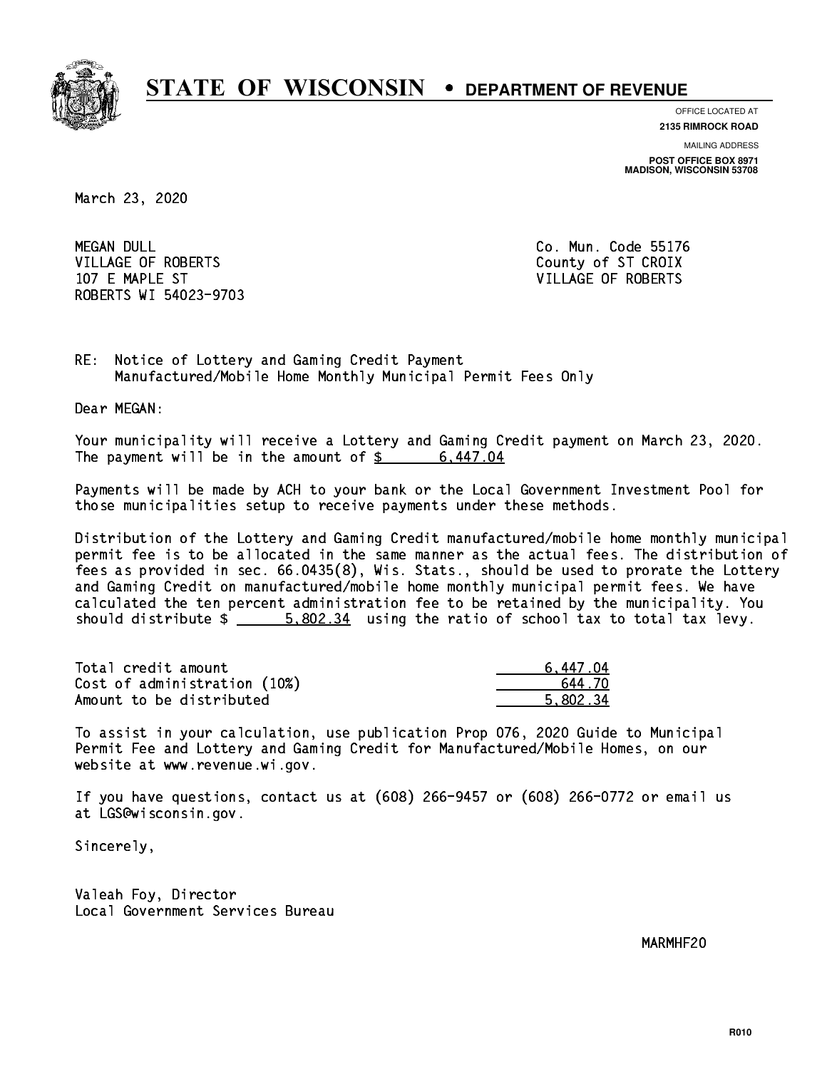# STATE OF WISCONSIN • DEPARTMENT OF REVENUE

OFFICE LOCATED AT
**2135 RIMROCK ROAD**

MAILING ADDRESS
**POST OFFICE BOX 8971**
**MADISON, WISCONSIN 53708**

March 23, 2020

MEGAN DULL
VILLAGE OF ROBERTS
107 E MAPLE ST
ROBERTS WI 54023-9703

Co. Mun. Code 55176
County of ST CROIX
VILLAGE OF ROBERTS

RE: Notice of Lottery and Gaming Credit Payment
Manufactured/Mobile Home Monthly Municipal Permit Fees Only

Dear MEGAN:

Your municipality will receive a Lottery and Gaming Credit payment on March 23, 2020. The payment will be in the amount of $ 6,447.04

Payments will be made by ACH to your bank or the Local Government Investment Pool for those municipalities setup to receive payments under these methods.

Distribution of the Lottery and Gaming Credit manufactured/mobile home monthly municipal permit fee is to be allocated in the same manner as the actual fees. The distribution of fees as provided in sec. 66.0435(8), Wis. Stats., should be used to prorate the Lottery and Gaming Credit on manufactured/mobile home monthly municipal permit fees. We have calculated the ten percent administration fee to be retained by the municipality. You should distribute $ 5,802.34 using the ratio of school tax to total tax levy.

| | |
|---|---|
| Total credit amount | 6,447.04 |
| Cost of administration (10%) | 644.70 |
| Amount to be distributed | 5,802.34 |

To assist in your calculation, use publication Prop 076, 2020 Guide to Municipal Permit Fee and Lottery and Gaming Credit for Manufactured/Mobile Homes, on our website at www.revenue.wi.gov.

If you have questions, contact us at (608) 266-9457 or (608) 266-0772 or email us at LGS@wisconsin.gov.

Sincerely,

Valeah Foy, Director
Local Government Services Bureau

MARMHF20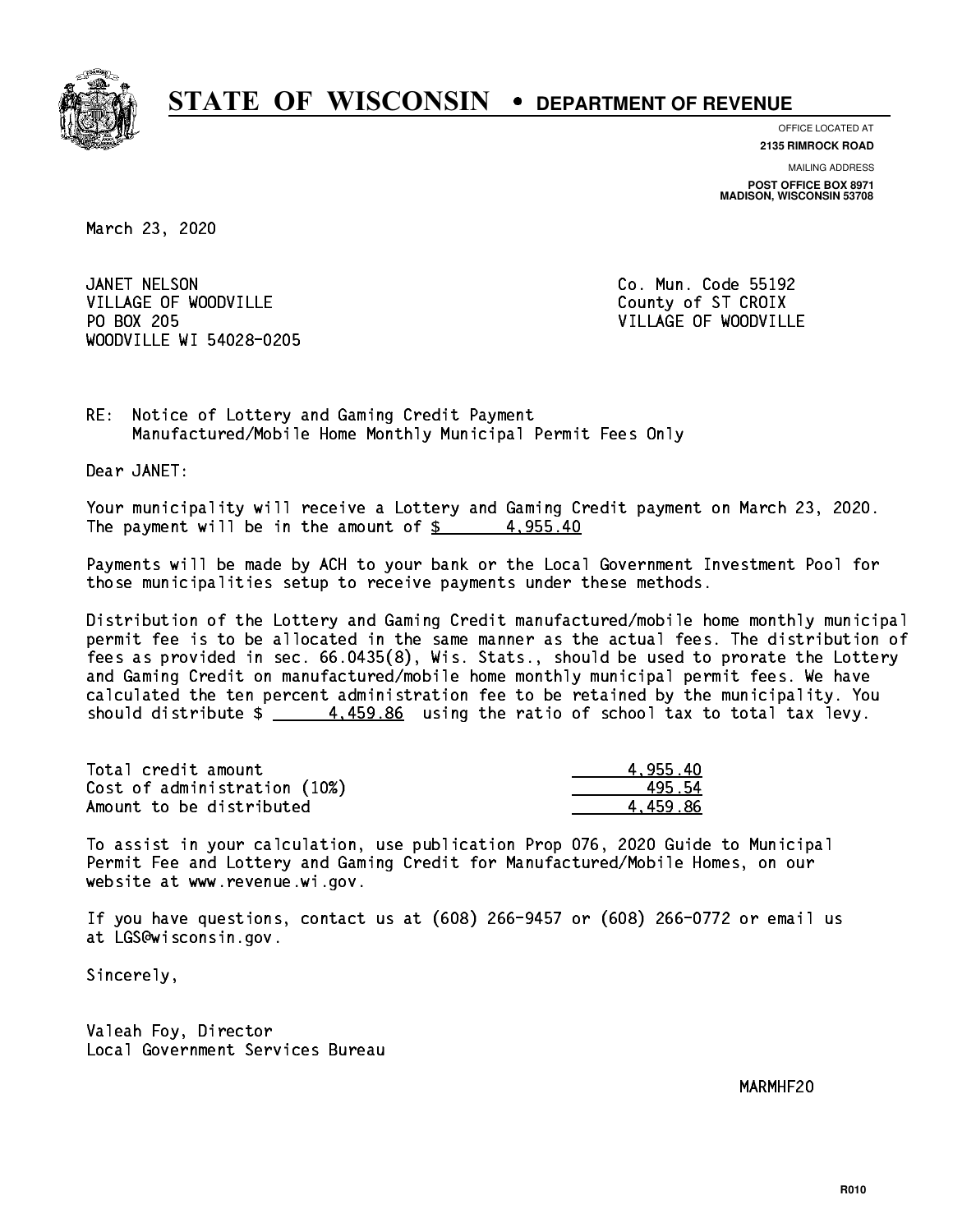# STATE OF WISCONSIN • DEPARTMENT OF REVENUE

OFFICE LOCATED AT
**2135 RIMROCK ROAD**

MAILING ADDRESS
**POST OFFICE BOX 8971**
**MADISON, WISCONSIN 53708**

March 23, 2020

JANET NELSON
VILLAGE OF WOODVILLE
PO BOX 205
WOODVILLE WI 54028-0205

Co. Mun. Code 55192
County of ST CROIX
VILLAGE OF WOODVILLE

RE: Notice of Lottery and Gaming Credit Payment
Manufactured/Mobile Home Monthly Municipal Permit Fees Only

Dear JANET:

Your municipality will receive a Lottery and Gaming Credit payment on March 23, 2020. The payment will be in the amount of $ 4,955.40

Payments will be made by ACH to your bank or the Local Government Investment Pool for those municipalities setup to receive payments under these methods.

Distribution of the Lottery and Gaming Credit manufactured/mobile home monthly municipal permit fee is to be allocated in the same manner as the actual fees. The distribution of fees as provided in sec. 66.0435(8), Wis. Stats., should be used to prorate the Lottery and Gaming Credit on manufactured/mobile home monthly municipal permit fees. We have calculated the ten percent administration fee to be retained by the municipality. You should distribute $ 4,459.86 using the ratio of school tax to total tax levy.

| | |
|---|---|
| Total credit amount | 4,955.40 |
| Cost of administration (10%) | 495.54 |
| Amount to be distributed | 4,459.86 |

To assist in your calculation, use publication Prop 076, 2020 Guide to Municipal Permit Fee and Lottery and Gaming Credit for Manufactured/Mobile Homes, on our website at www.revenue.wi.gov.

If you have questions, contact us at (608) 266-9457 or (608) 266-0772 or email us at LGS@wisconsin.gov.

Sincerely,

Valeah Foy, Director
Local Government Services Bureau

MARMHF20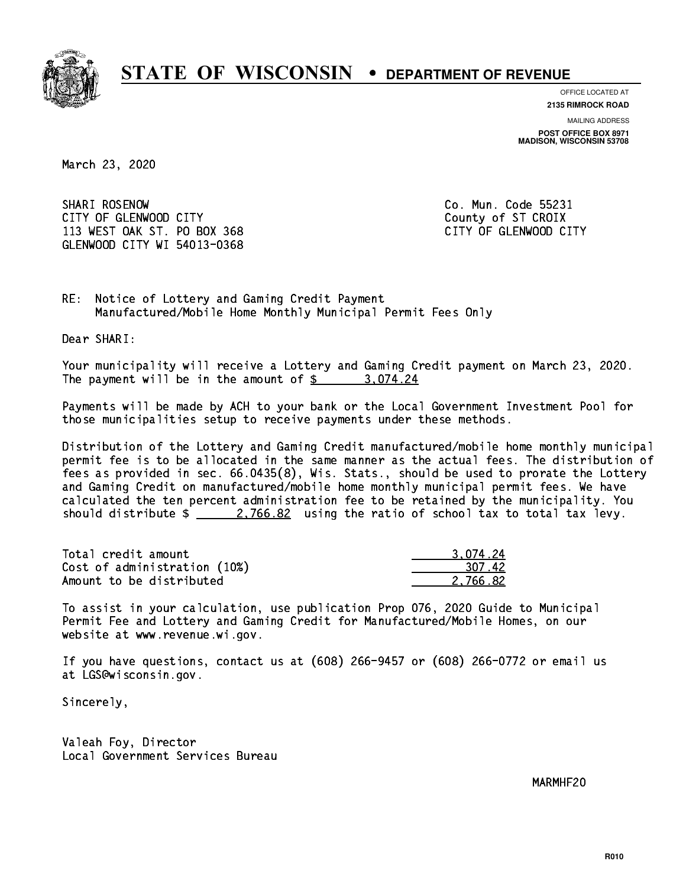# STATE OF WISCONSIN • DEPARTMENT OF REVENUE

OFFICE LOCATED AT
**2135 RIMROCK ROAD**

MAILING ADDRESS
**POST OFFICE BOX 8971**
**MADISON, WISCONSIN 53708**

March 23, 2020

SHARI ROSENOW
CITY OF GLENWOOD CITY
113 WEST OAK ST. PO BOX 368
GLENWOOD CITY WI 54013-0368

Co. Mun. Code 55231
County of ST CROIX
CITY OF GLENWOOD CITY

RE: Notice of Lottery and Gaming Credit Payment
Manufactured/Mobile Home Monthly Municipal Permit Fees Only

Dear SHARI:

Your municipality will receive a Lottery and Gaming Credit payment on March 23, 2020. The payment will be in the amount of $ 3,074.24

Payments will be made by ACH to your bank or the Local Government Investment Pool for those municipalities setup to receive payments under these methods.

Distribution of the Lottery and Gaming Credit manufactured/mobile home monthly municipal permit fee is to be allocated in the same manner as the actual fees. The distribution of fees as provided in sec. 66.0435(8), Wis. Stats., should be used to prorate the Lottery and Gaming Credit on manufactured/mobile home monthly municipal permit fees. We have calculated the ten percent administration fee to be retained by the municipality. You should distribute $ 2,766.82 using the ratio of school tax to total tax levy.

| | |
|---|---|
| Total credit amount | 3,074.24 |
| Cost of administration (10%) | 307.42 |
| Amount to be distributed | 2,766.82 |

To assist in your calculation, use publication Prop 076, 2020 Guide to Municipal Permit Fee and Lottery and Gaming Credit for Manufactured/Mobile Homes, on our website at www.revenue.wi.gov.

If you have questions, contact us at (608) 266-9457 or (608) 266-0772 or email us at LGS@wisconsin.gov.

Sincerely,

Valeah Foy, Director
Local Government Services Bureau

MARMHF20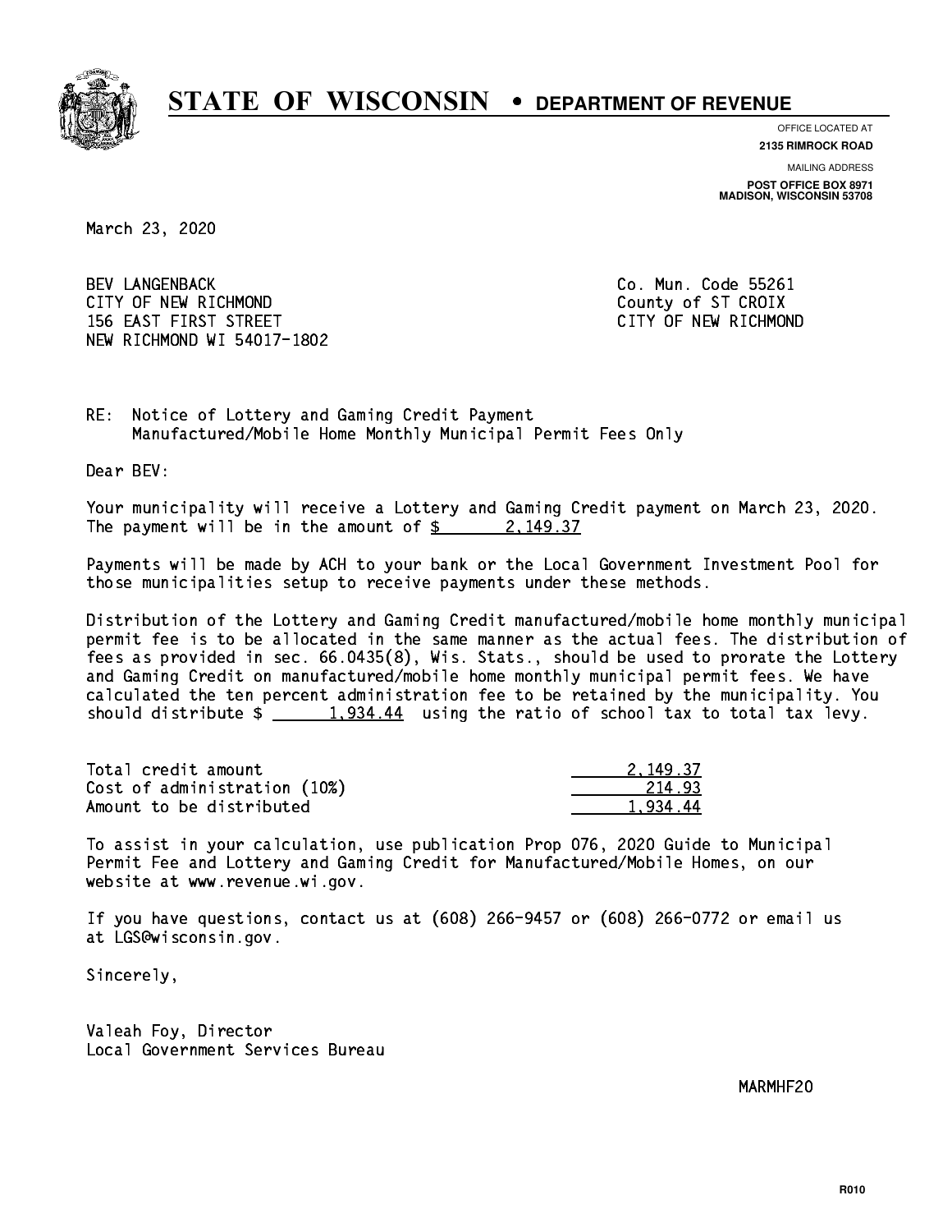# STATE OF WISCONSIN • DEPARTMENT OF REVENUE

OFFICE LOCATED AT
**2135 RIMROCK ROAD**

MAILING ADDRESS
**POST OFFICE BOX 8971**
**MADISON, WISCONSIN 53708**

March 23, 2020

BEV LANGENBACK
CITY OF NEW RICHMOND
156 EAST FIRST STREET
NEW RICHMOND WI 54017-1802

Co. Mun. Code 55261
County of ST CROIX
CITY OF NEW RICHMOND

RE: Notice of Lottery and Gaming Credit Payment
Manufactured/Mobile Home Monthly Municipal Permit Fees Only

Dear BEV:

Your municipality will receive a Lottery and Gaming Credit payment on March 23, 2020. The payment will be in the amount of $ 2,149.37

Payments will be made by ACH to your bank or the Local Government Investment Pool for those municipalities setup to receive payments under these methods.

Distribution of the Lottery and Gaming Credit manufactured/mobile home monthly municipal permit fee is to be allocated in the same manner as the actual fees. The distribution of fees as provided in sec. 66.0435(8), Wis. Stats., should be used to prorate the Lottery and Gaming Credit on manufactured/mobile home monthly municipal permit fees. We have calculated the ten percent administration fee to be retained by the municipality. You should distribute $ 1,934.44 using the ratio of school tax to total tax levy.

| | |
|---|---|
| Total credit amount | 2,149.37 |
| Cost of administration (10%) | 214.93 |
| Amount to be distributed | 1,934.44 |

To assist in your calculation, use publication Prop 076, 2020 Guide to Municipal Permit Fee and Lottery and Gaming Credit for Manufactured/Mobile Homes, on our website at www.revenue.wi.gov.

If you have questions, contact us at (608) 266-9457 or (608) 266-0772 or email us at LGS@wisconsin.gov.

Sincerely,

Valeah Foy, Director
Local Government Services Bureau

MARMHF20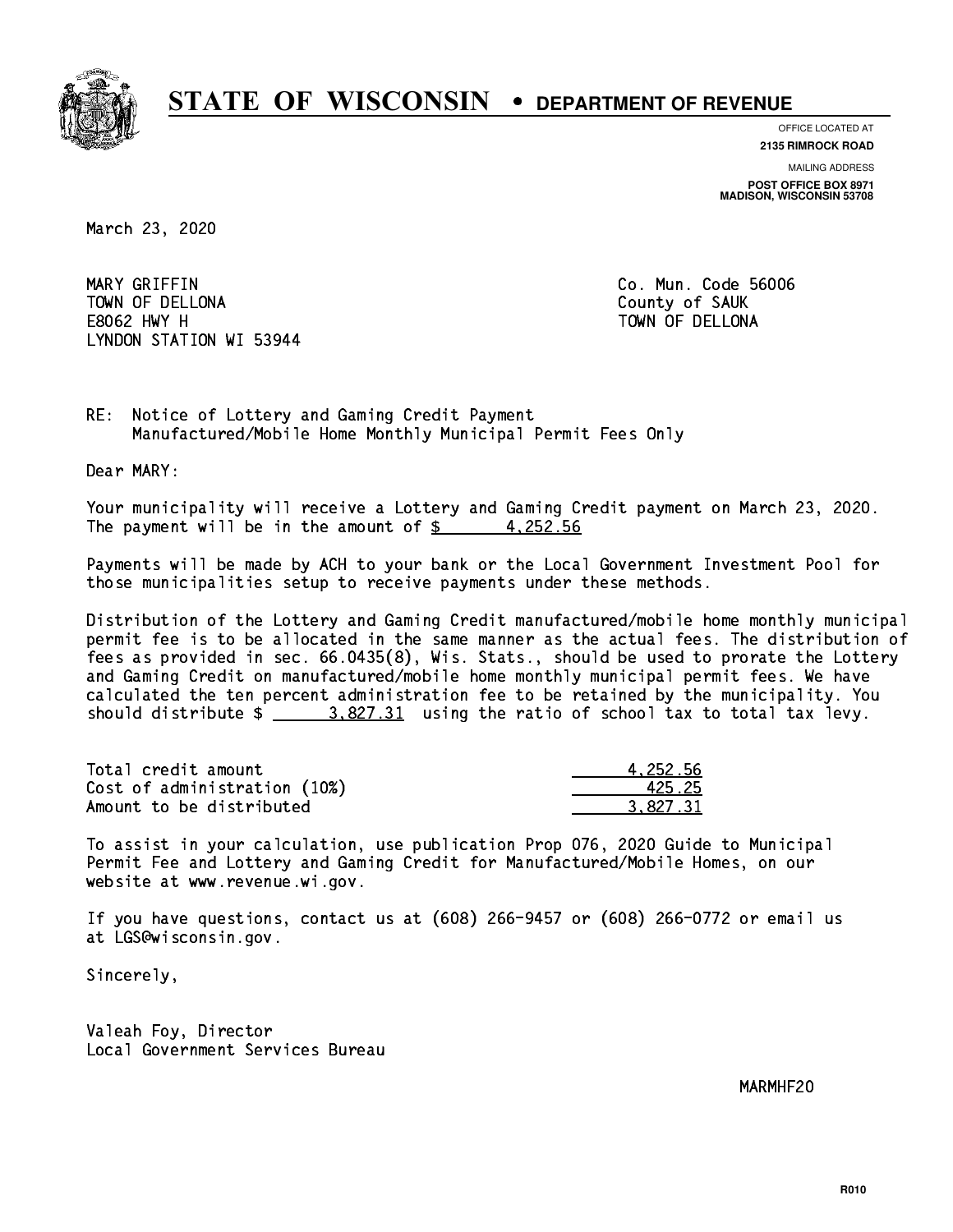# STATE OF WISCONSIN • DEPARTMENT OF REVENUE

OFFICE LOCATED AT
**2135 RIMROCK ROAD**

MAILING ADDRESS
**POST OFFICE BOX 8971**
**MADISON, WISCONSIN 53708**

March 23, 2020

MARY GRIFFIN
TOWN OF DELLONA
E8062 HWY H
LYNDON STATION WI 53944

Co. Mun. Code 56006
County of SAUK
TOWN OF DELLONA

RE: Notice of Lottery and Gaming Credit Payment
Manufactured/Mobile Home Monthly Municipal Permit Fees Only

Dear MARY:

Your municipality will receive a Lottery and Gaming Credit payment on March 23, 2020. The payment will be in the amount of $ 4,252.56

Payments will be made by ACH to your bank or the Local Government Investment Pool for those municipalities setup to receive payments under these methods.

Distribution of the Lottery and Gaming Credit manufactured/mobile home monthly municipal permit fee is to be allocated in the same manner as the actual fees. The distribution of fees as provided in sec. 66.0435(8), Wis. Stats., should be used to prorate the Lottery and Gaming Credit on manufactured/mobile home monthly municipal permit fees. We have calculated the ten percent administration fee to be retained by the municipality. You should distribute $ 3,827.31 using the ratio of school tax to total tax levy.

| | |
|---|---|
| Total credit amount | 4,252.56 |
| Cost of administration (10%) | 425.25 |
| Amount to be distributed | 3,827.31 |

To assist in your calculation, use publication Prop 076, 2020 Guide to Municipal Permit Fee and Lottery and Gaming Credit for Manufactured/Mobile Homes, on our website at www.revenue.wi.gov.

If you have questions, contact us at (608) 266-9457 or (608) 266-0772 or email us at LGS@wisconsin.gov.

Sincerely,

Valeah Foy, Director
Local Government Services Bureau

MARMHF20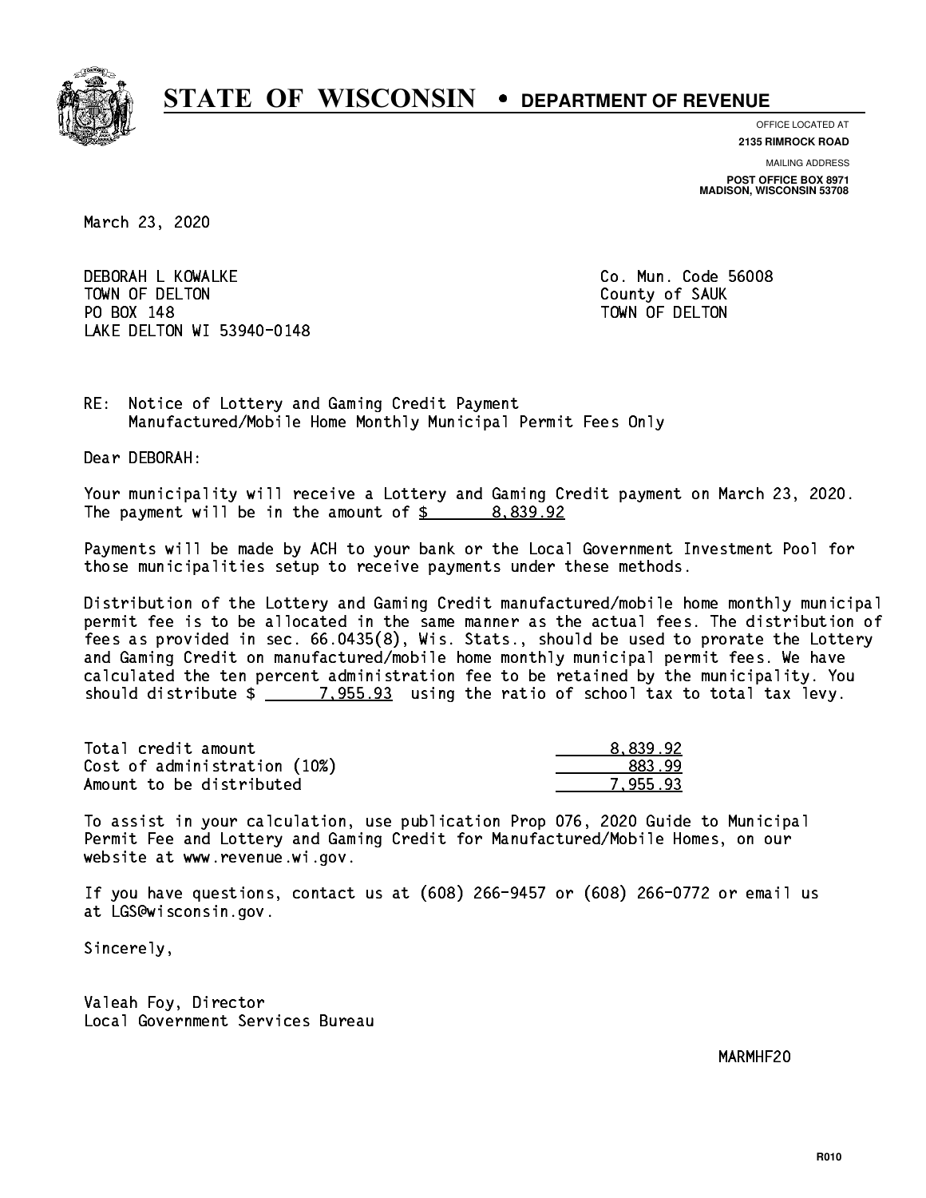# STATE OF WISCONSIN • DEPARTMENT OF REVENUE

OFFICE LOCATED AT
**2135 RIMROCK ROAD**

MAILING ADDRESS
**POST OFFICE BOX 8971**
**MADISON, WISCONSIN 53708**

March 23, 2020

DEBORAH L KOWALKE
TOWN OF DELTON
PO BOX 148
LAKE DELTON WI 53940-0148

Co. Mun. Code 56008
County of SAUK
TOWN OF DELTON

RE: Notice of Lottery and Gaming Credit Payment
Manufactured/Mobile Home Monthly Municipal Permit Fees Only

Dear DEBORAH:

Your municipality will receive a Lottery and Gaming Credit payment on March 23, 2020. The payment will be in the amount of $ 8,839.92

Payments will be made by ACH to your bank or the Local Government Investment Pool for those municipalities setup to receive payments under these methods.

Distribution of the Lottery and Gaming Credit manufactured/mobile home monthly municipal permit fee is to be allocated in the same manner as the actual fees. The distribution of fees as provided in sec. 66.0435(8), Wis. Stats., should be used to prorate the Lottery and Gaming Credit on manufactured/mobile home monthly municipal permit fees. We have calculated the ten percent administration fee to be retained by the municipality. You should distribute $ 7,955.93 using the ratio of school tax to total tax levy.

| | |
|---|---:|
| Total credit amount | 8,839.92 |
| Cost of administration (10%) | 883.99 |
| Amount to be distributed | 7,955.93 |

To assist in your calculation, use publication Prop 076, 2020 Guide to Municipal Permit Fee and Lottery and Gaming Credit for Manufactured/Mobile Homes, on our website at www.revenue.wi.gov.

If you have questions, contact us at (608) 266-9457 or (608) 266-0772 or email us at LGS@wisconsin.gov.

Sincerely,

Valeah Foy, Director
Local Government Services Bureau

MARMHF20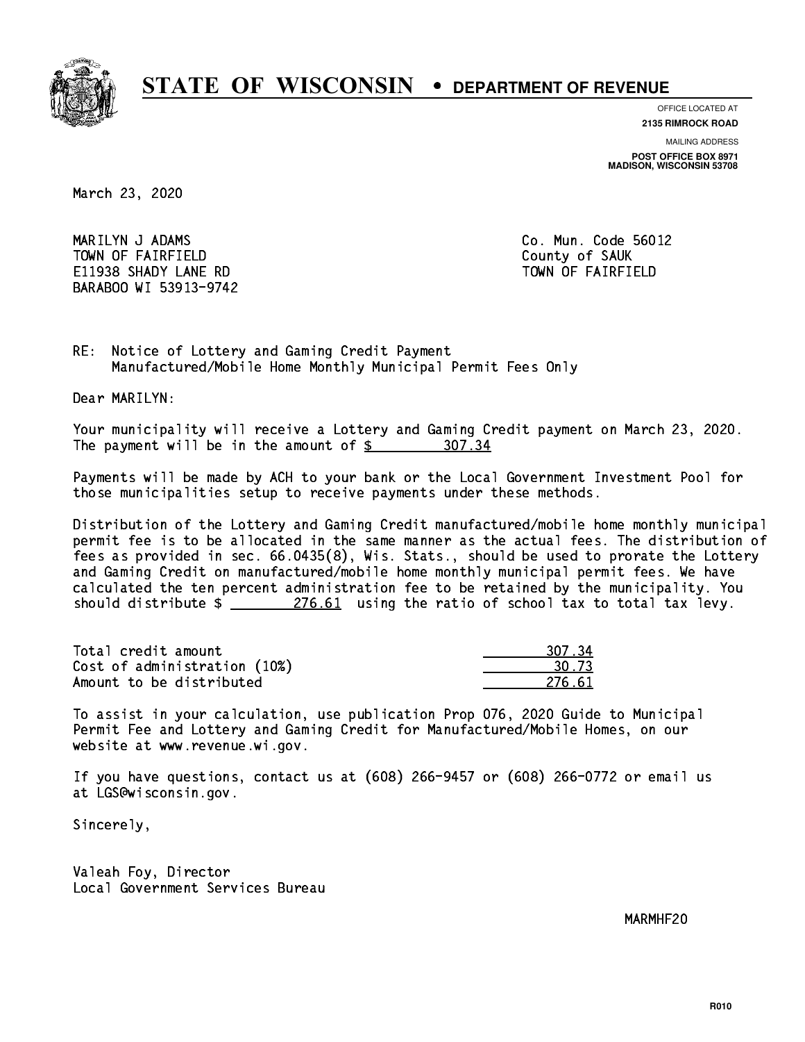# STATE OF WISCONSIN • DEPARTMENT OF REVENUE

OFFICE LOCATED AT
**2135 RIMROCK ROAD**

MAILING ADDRESS
**POST OFFICE BOX 8971**
**MADISON, WISCONSIN 53708**

March 23, 2020

MARILYN J ADAMS
TOWN OF FAIRFIELD
E11938 SHADY LANE RD
BARABOO WI 53913-9742

Co. Mun. Code 56012
County of SAUK
TOWN OF FAIRFIELD

RE: Notice of Lottery and Gaming Credit Payment
Manufactured/Mobile Home Monthly Municipal Permit Fees Only

Dear MARILYN:

Your municipality will receive a Lottery and Gaming Credit payment on March 23, 2020. The payment will be in the amount of $ 307.34

Payments will be made by ACH to your bank or the Local Government Investment Pool for those municipalities setup to receive payments under these methods.

Distribution of the Lottery and Gaming Credit manufactured/mobile home monthly municipal permit fee is to be allocated in the same manner as the actual fees. The distribution of fees as provided in sec. 66.0435(8), Wis. Stats., should be used to prorate the Lottery and Gaming Credit on manufactured/mobile home monthly municipal permit fees. We have calculated the ten percent administration fee to be retained by the municipality. You should distribute $ 276.61 using the ratio of school tax to total tax levy.

| | |
|---|---|
| Total credit amount | 307.34 |
| Cost of administration (10%) | 30.73 |
| Amount to be distributed | 276.61 |

To assist in your calculation, use publication Prop 076, 2020 Guide to Municipal Permit Fee and Lottery and Gaming Credit for Manufactured/Mobile Homes, on our website at www.revenue.wi.gov.

If you have questions, contact us at (608) 266-9457 or (608) 266-0772 or email us at LGS@wisconsin.gov.

Sincerely,

Valeah Foy, Director
Local Government Services Bureau

MARMHF20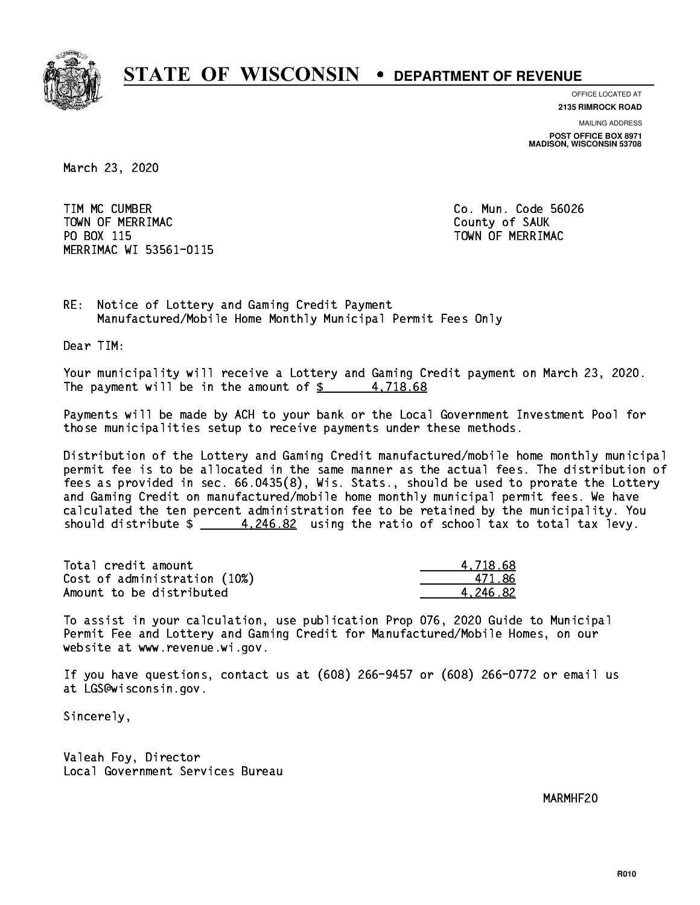# STATE OF WISCONSIN • DEPARTMENT OF REVENUE

OFFICE LOCATED AT
**2135 RIMROCK ROAD**

MAILING ADDRESS
**POST OFFICE BOX 8971**
**MADISON, WISCONSIN 53708**

March 23, 2020

TIM MC CUMBER
TOWN OF MERRIMAC
PO BOX 115
MERRIMAC WI 53561-0115

Co. Mun. Code 56026
County of SAUK
TOWN OF MERRIMAC

RE: Notice of Lottery and Gaming Credit Payment
Manufactured/Mobile Home Monthly Municipal Permit Fees Only

Dear TIM:

Your municipality will receive a Lottery and Gaming Credit payment on March 23, 2020. The payment will be in the amount of $ 4,718.68

Payments will be made by ACH to your bank or the Local Government Investment Pool for those municipalities setup to receive payments under these methods.

Distribution of the Lottery and Gaming Credit manufactured/mobile home monthly municipal permit fee is to be allocated in the same manner as the actual fees. The distribution of fees as provided in sec. 66.0435(8), Wis. Stats., should be used to prorate the Lottery and Gaming Credit on manufactured/mobile home monthly municipal permit fees. We have calculated the ten percent administration fee to be retained by the municipality. You should distribute $ 4,246.82 using the ratio of school tax to total tax levy.

| | |
|---|---|
| Total credit amount | 4,718.68 |
| Cost of administration (10%) | 471.86 |
| Amount to be distributed | 4,246.82 |

To assist in your calculation, use publication Prop 076, 2020 Guide to Municipal Permit Fee and Lottery and Gaming Credit for Manufactured/Mobile Homes, on our website at www.revenue.wi.gov.

If you have questions, contact us at (608) 266-9457 or (608) 266-0772 or email us at LGS@wisconsin.gov.

Sincerely,

Valeah Foy, Director
Local Government Services Bureau

MARMHF20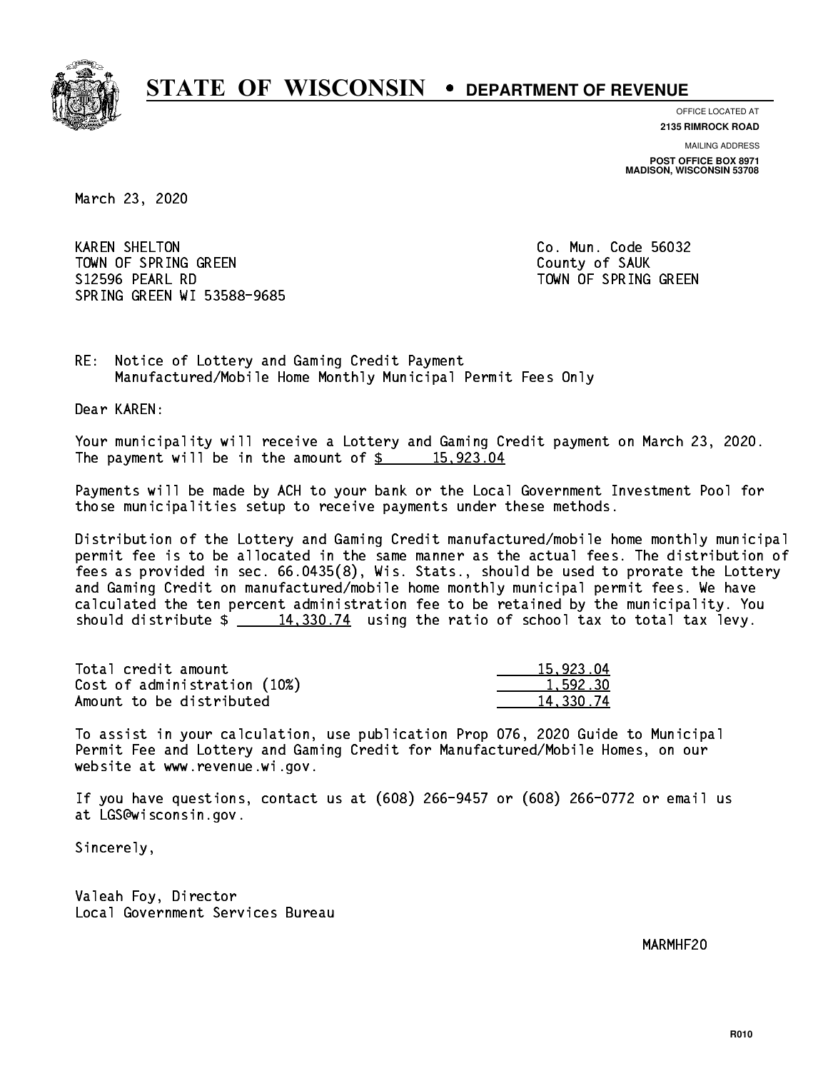# STATE OF WISCONSIN • DEPARTMENT OF REVENUE

OFFICE LOCATED AT
**2135 RIMROCK ROAD**

MAILING ADDRESS
**POST OFFICE BOX 8971**
**MADISON, WISCONSIN 53708**

March 23, 2020

KAREN SHELTON
TOWN OF SPRING GREEN
S12596 PEARL RD
SPRING GREEN WI 53588-9685

Co. Mun. Code 56032
County of SAUK
TOWN OF SPRING GREEN

RE: Notice of Lottery and Gaming Credit Payment
Manufactured/Mobile Home Monthly Municipal Permit Fees Only

Dear KAREN:

Your municipality will receive a Lottery and Gaming Credit payment on March 23, 2020. The payment will be in the amount of $ 15,923.04

Payments will be made by ACH to your bank or the Local Government Investment Pool for those municipalities setup to receive payments under these methods.

Distribution of the Lottery and Gaming Credit manufactured/mobile home monthly municipal permit fee is to be allocated in the same manner as the actual fees. The distribution of fees as provided in sec. 66.0435(8), Wis. Stats., should be used to prorate the Lottery and Gaming Credit on manufactured/mobile home monthly municipal permit fees. We have calculated the ten percent administration fee to be retained by the municipality. You should distribute $ 14,330.74 using the ratio of school tax to total tax levy.

| | |
|---|---|
| Total credit amount | 15,923.04 |
| Cost of administration (10%) | 1,592.30 |
| Amount to be distributed | 14,330.74 |

To assist in your calculation, use publication Prop 076, 2020 Guide to Municipal Permit Fee and Lottery and Gaming Credit for Manufactured/Mobile Homes, on our website at www.revenue.wi.gov.

If you have questions, contact us at (608) 266-9457 or (608) 266-0772 or email us at LGS@wisconsin.gov.

Sincerely,

Valeah Foy, Director
Local Government Services Bureau

MARMHF20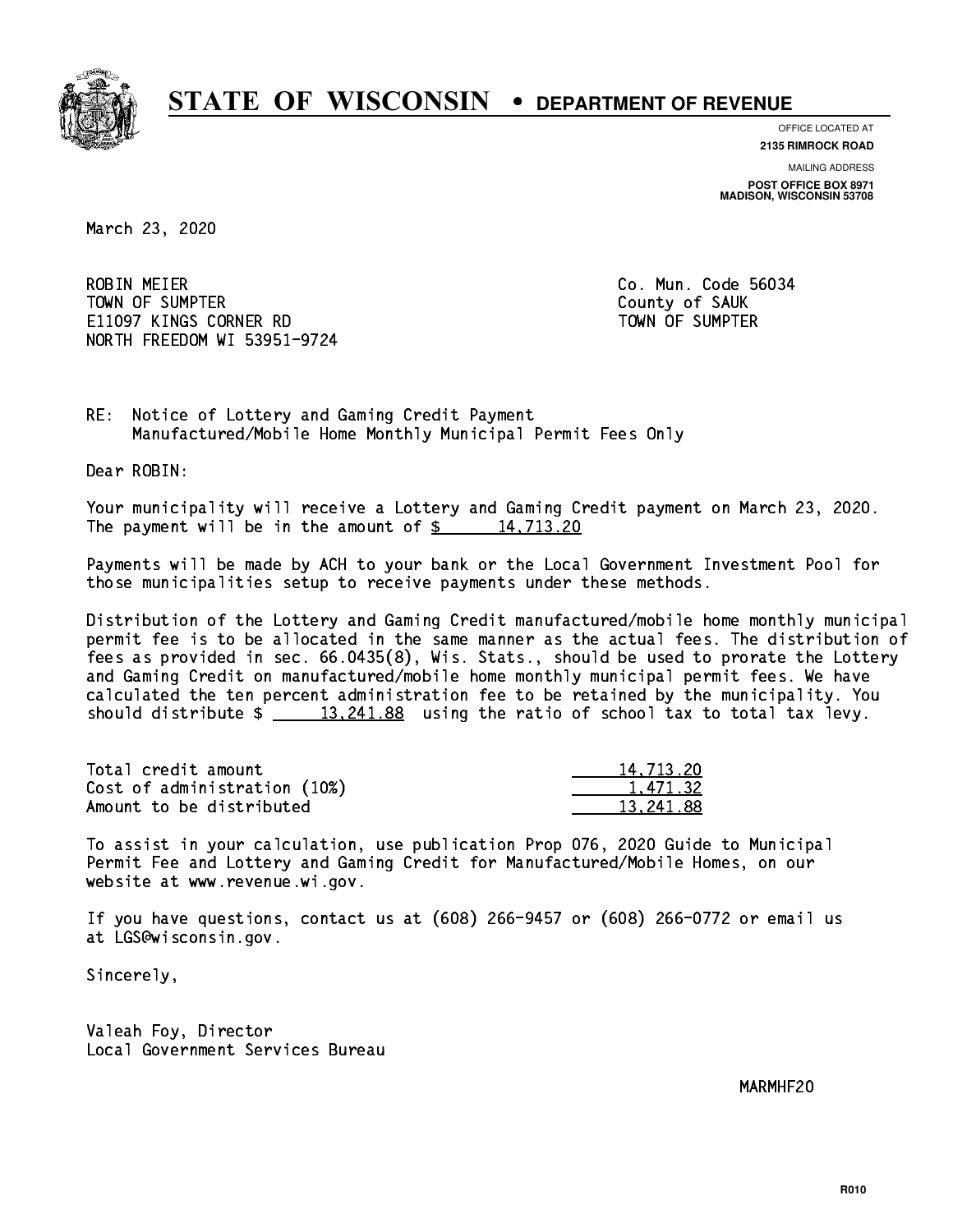# STATE OF WISCONSIN • DEPARTMENT OF REVENUE

OFFICE LOCATED AT
**2135 RIMROCK ROAD**

MAILING ADDRESS
**POST OFFICE BOX 8971**
**MADISON, WISCONSIN 53708**

March 23, 2020

ROBIN MEIER
TOWN OF SUMPTER
E11097 KINGS CORNER RD
NORTH FREEDOM WI 53951-9724

Co. Mun. Code 56034
County of SAUK
TOWN OF SUMPTER

RE: Notice of Lottery and Gaming Credit Payment
Manufactured/Mobile Home Monthly Municipal Permit Fees Only

Dear ROBIN:

Your municipality will receive a Lottery and Gaming Credit payment on March 23, 2020. The payment will be in the amount of $ 14,713.20

Payments will be made by ACH to your bank or the Local Government Investment Pool for those municipalities setup to receive payments under these methods.

Distribution of the Lottery and Gaming Credit manufactured/mobile home monthly municipal permit fee is to be allocated in the same manner as the actual fees. The distribution of fees as provided in sec. 66.0435(8), Wis. Stats., should be used to prorate the Lottery and Gaming Credit on manufactured/mobile home monthly municipal permit fees. We have calculated the ten percent administration fee to be retained by the municipality. You should distribute $ 13,241.88 using the ratio of school tax to total tax levy.

| | |
|---|---|
| Total credit amount | 14,713.20 |
| Cost of administration (10%) | 1,471.32 |
| Amount to be distributed | 13,241.88 |

To assist in your calculation, use publication Prop 076, 2020 Guide to Municipal Permit Fee and Lottery and Gaming Credit for Manufactured/Mobile Homes, on our website at www.revenue.wi.gov.

If you have questions, contact us at (608) 266-9457 or (608) 266-0772 or email us at LGS@wisconsin.gov.

Sincerely,

Valeah Foy, Director
Local Government Services Bureau

MARMHF20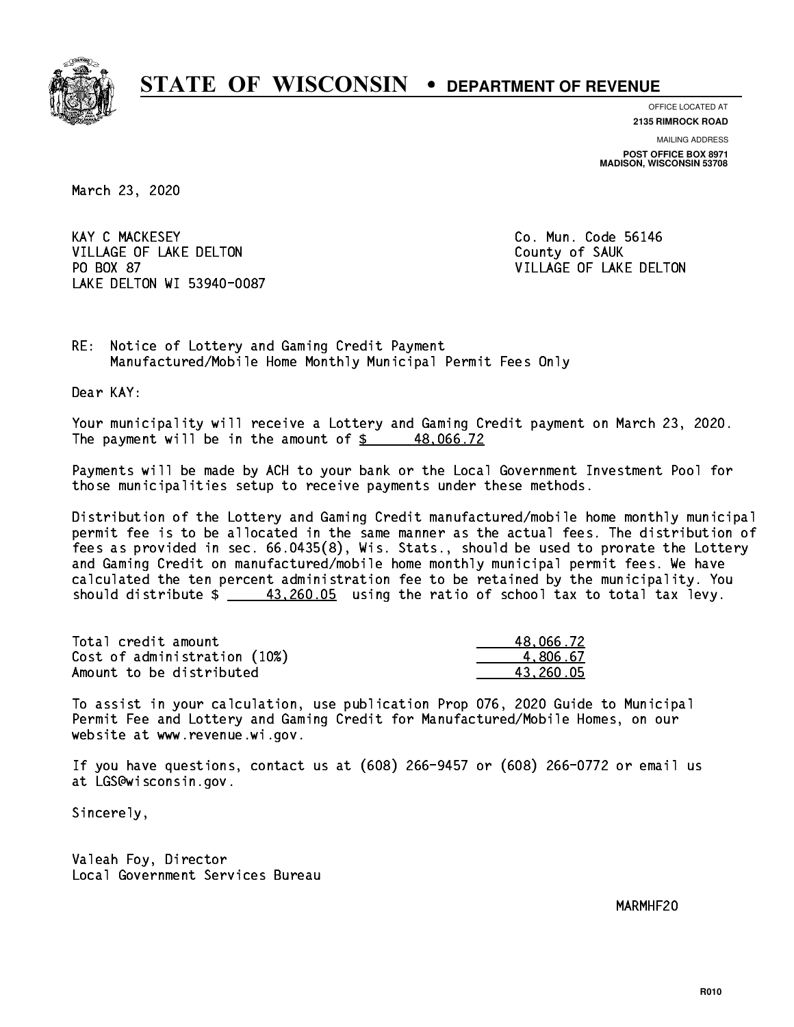# STATE OF WISCONSIN • DEPARTMENT OF REVENUE

OFFICE LOCATED AT
**2135 RIMROCK ROAD**

MAILING ADDRESS
**POST OFFICE BOX 8971**
**MADISON, WISCONSIN 53708**

March 23, 2020

KAY C MACKESEY
VILLAGE OF LAKE DELTON
PO BOX 87
LAKE DELTON WI 53940-0087

Co. Mun. Code 56146
County of SAUK
VILLAGE OF LAKE DELTON

RE: Notice of Lottery and Gaming Credit Payment
Manufactured/Mobile Home Monthly Municipal Permit Fees Only

Dear KAY:

Your municipality will receive a Lottery and Gaming Credit payment on March 23, 2020. The payment will be in the amount of $ 48,066.72

Payments will be made by ACH to your bank or the Local Government Investment Pool for those municipalities setup to receive payments under these methods.

Distribution of the Lottery and Gaming Credit manufactured/mobile home monthly municipal permit fee is to be allocated in the same manner as the actual fees. The distribution of fees as provided in sec. 66.0435(8), Wis. Stats., should be used to prorate the Lottery and Gaming Credit on manufactured/mobile home monthly municipal permit fees. We have calculated the ten percent administration fee to be retained by the municipality. You should distribute $ 43,260.05 using the ratio of school tax to total tax levy.

| | |
|---|---|
| Total credit amount | 48,066.72 |
| Cost of administration (10%) | 4,806.67 |
| Amount to be distributed | 43,260.05 |

To assist in your calculation, use publication Prop 076, 2020 Guide to Municipal Permit Fee and Lottery and Gaming Credit for Manufactured/Mobile Homes, on our website at www.revenue.wi.gov.

If you have questions, contact us at (608) 266-9457 or (608) 266-0772 or email us at LGS@wisconsin.gov.

Sincerely,

Valeah Foy, Director
Local Government Services Bureau

MARMHF20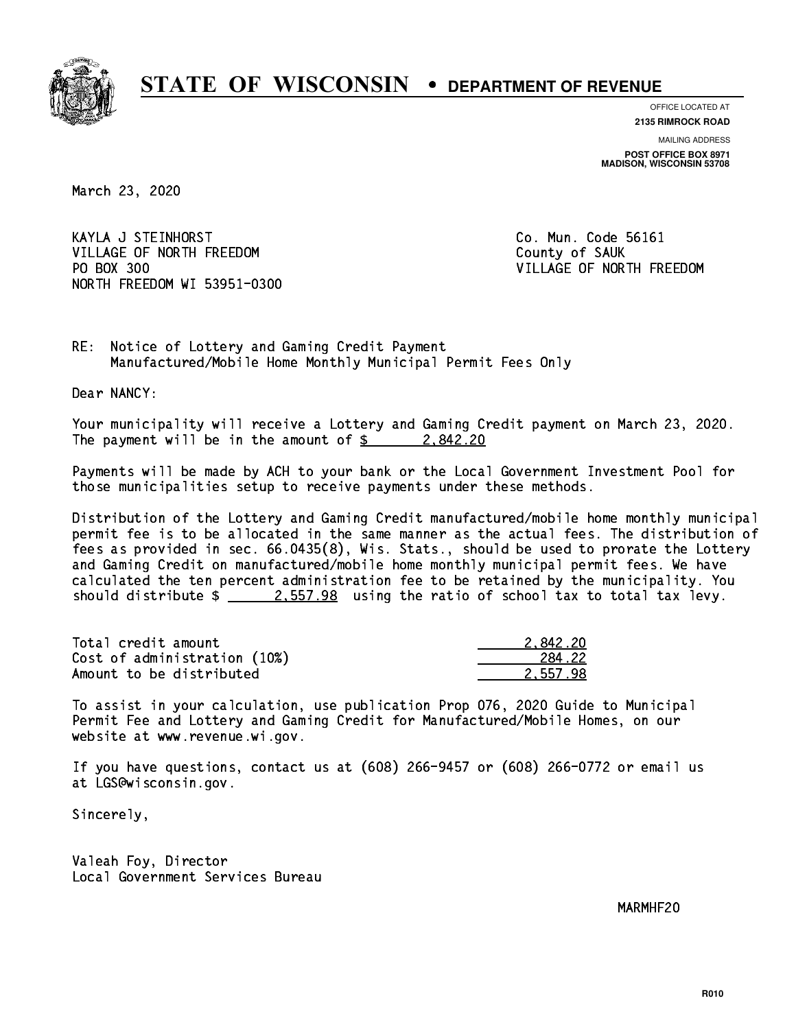# STATE OF WISCONSIN • DEPARTMENT OF REVENUE

OFFICE LOCATED AT
**2135 RIMROCK ROAD**

MAILING ADDRESS
**POST OFFICE BOX 8971**
**MADISON, WISCONSIN 53708**

March 23, 2020

KAYLA J STEINHORST
VILLAGE OF NORTH FREEDOM
PO BOX 300
NORTH FREEDOM WI 53951-0300

Co. Mun. Code 56161
County of SAUK
VILLAGE OF NORTH FREEDOM

RE: Notice of Lottery and Gaming Credit Payment
Manufactured/Mobile Home Monthly Municipal Permit Fees Only

Dear NANCY:

Your municipality will receive a Lottery and Gaming Credit payment on March 23, 2020. The payment will be in the amount of $ 2,842.20

Payments will be made by ACH to your bank or the Local Government Investment Pool for those municipalities setup to receive payments under these methods.

Distribution of the Lottery and Gaming Credit manufactured/mobile home monthly municipal permit fee is to be allocated in the same manner as the actual fees. The distribution of fees as provided in sec. 66.0435(8), Wis. Stats., should be used to prorate the Lottery and Gaming Credit on manufactured/mobile home monthly municipal permit fees. We have calculated the ten percent administration fee to be retained by the municipality. You should distribute $ 2,557.98 using the ratio of school tax to total tax levy.

| | |
|---|---|
| Total credit amount | 2,842.20 |
| Cost of administration (10%) | 284.22 |
| Amount to be distributed | 2,557.98 |

To assist in your calculation, use publication Prop 076, 2020 Guide to Municipal Permit Fee and Lottery and Gaming Credit for Manufactured/Mobile Homes, on our website at www.revenue.wi.gov.

If you have questions, contact us at (608) 266-9457 or (608) 266-0772 or email us at LGS@wisconsin.gov.

Sincerely,

Valeah Foy, Director
Local Government Services Bureau

MARMHF20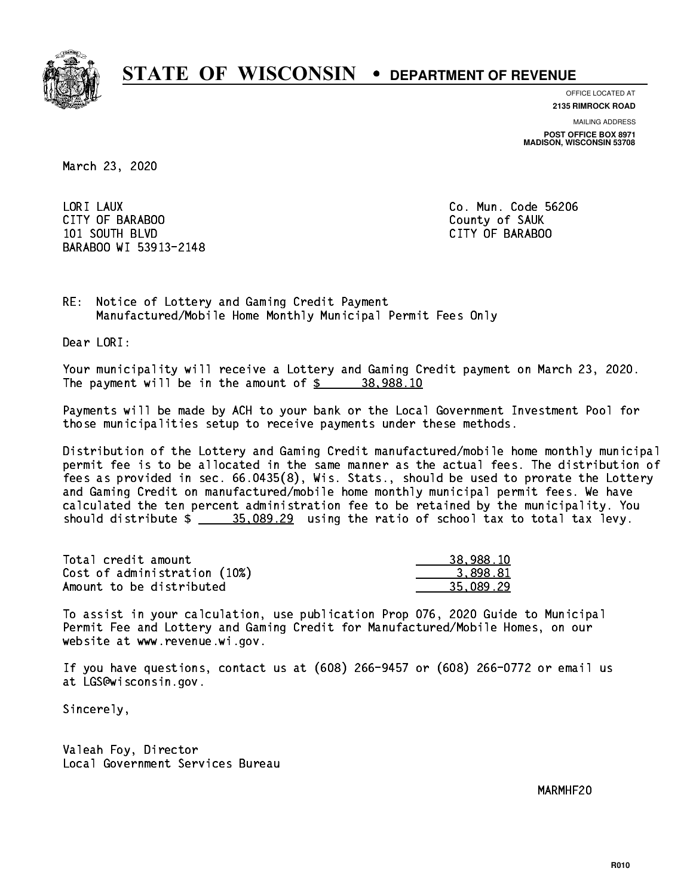# STATE OF WISCONSIN • DEPARTMENT OF REVENUE

OFFICE LOCATED AT
**2135 RIMROCK ROAD**

MAILING ADDRESS
**POST OFFICE BOX 8971**
**MADISON, WISCONSIN 53708**

March 23, 2020

LORI LAUX
CITY OF BARABOO
101 SOUTH BLVD
BARABOO WI 53913-2148

Co. Mun. Code 56206
County of SAUK
CITY OF BARABOO

RE: Notice of Lottery and Gaming Credit Payment
Manufactured/Mobile Home Monthly Municipal Permit Fees Only

Dear LORI:

Your municipality will receive a Lottery and Gaming Credit payment on March 23, 2020. The payment will be in the amount of $ 38,988.10

Payments will be made by ACH to your bank or the Local Government Investment Pool for those municipalities setup to receive payments under these methods.

Distribution of the Lottery and Gaming Credit manufactured/mobile home monthly municipal permit fee is to be allocated in the same manner as the actual fees. The distribution of fees as provided in sec. 66.0435(8), Wis. Stats., should be used to prorate the Lottery and Gaming Credit on manufactured/mobile home monthly municipal permit fees. We have calculated the ten percent administration fee to be retained by the municipality. You should distribute $ 35,089.29 using the ratio of school tax to total tax levy.

| | |
|---|---|
| Total credit amount | 38,988.10 |
| Cost of administration (10%) | 3,898.81 |
| Amount to be distributed | 35,089.29 |

To assist in your calculation, use publication Prop 076, 2020 Guide to Municipal Permit Fee and Lottery and Gaming Credit for Manufactured/Mobile Homes, on our website at www.revenue.wi.gov.

If you have questions, contact us at (608) 266-9457 or (608) 266-0772 or email us at LGS@wisconsin.gov.

Sincerely,

Valeah Foy, Director
Local Government Services Bureau

MARMHF20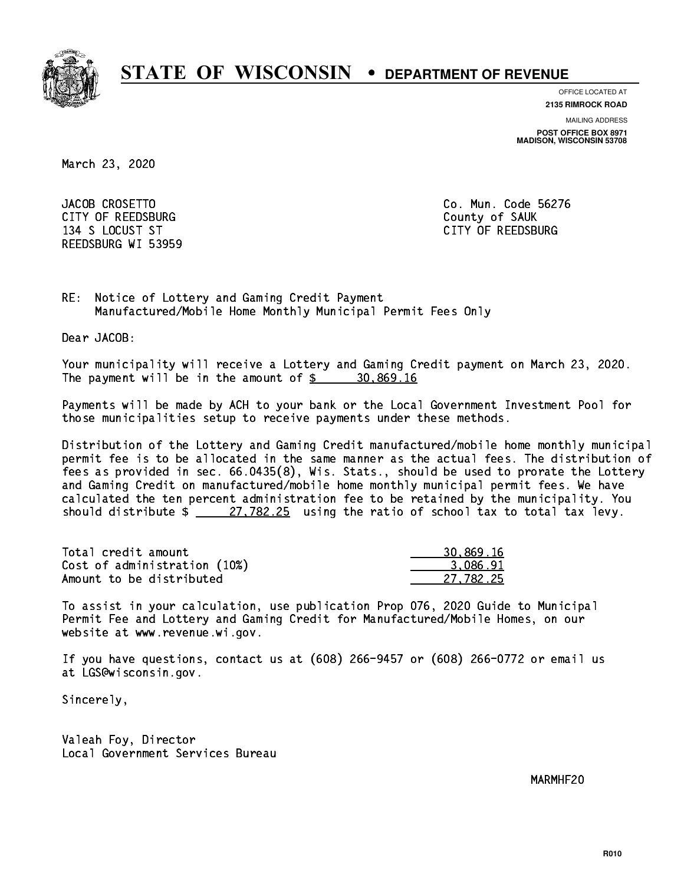# STATE OF WISCONSIN • DEPARTMENT OF REVENUE

OFFICE LOCATED AT
**2135 RIMROCK ROAD**

MAILING ADDRESS
**POST OFFICE BOX 8971**
**MADISON, WISCONSIN 53708**

March 23, 2020

JACOB CROSETTO
CITY OF REEDSBURG
134 S LOCUST ST
REEDSBURG WI 53959

Co. Mun. Code 56276
County of SAUK
CITY OF REEDSBURG

RE: Notice of Lottery and Gaming Credit Payment
Manufactured/Mobile Home Monthly Municipal Permit Fees Only

Dear JACOB:

Your municipality will receive a Lottery and Gaming Credit payment on March 23, 2020. The payment will be in the amount of $ 30,869.16

Payments will be made by ACH to your bank or the Local Government Investment Pool for those municipalities setup to receive payments under these methods.

Distribution of the Lottery and Gaming Credit manufactured/mobile home monthly municipal permit fee is to be allocated in the same manner as the actual fees. The distribution of fees as provided in sec. 66.0435(8), Wis. Stats., should be used to prorate the Lottery and Gaming Credit on manufactured/mobile home monthly municipal permit fees. We have calculated the ten percent administration fee to be retained by the municipality. You should distribute $ 27,782.25 using the ratio of school tax to total tax levy.

| | |
|---|---|
| Total credit amount | 30,869.16 |
| Cost of administration (10%) | 3,086.91 |
| Amount to be distributed | 27,782.25 |

To assist in your calculation, use publication Prop 076, 2020 Guide to Municipal Permit Fee and Lottery and Gaming Credit for Manufactured/Mobile Homes, on our website at www.revenue.wi.gov.

If you have questions, contact us at (608) 266-9457 or (608) 266-0772 or email us at LGS@wisconsin.gov.

Sincerely,

Valeah Foy, Director
Local Government Services Bureau

MARMHF20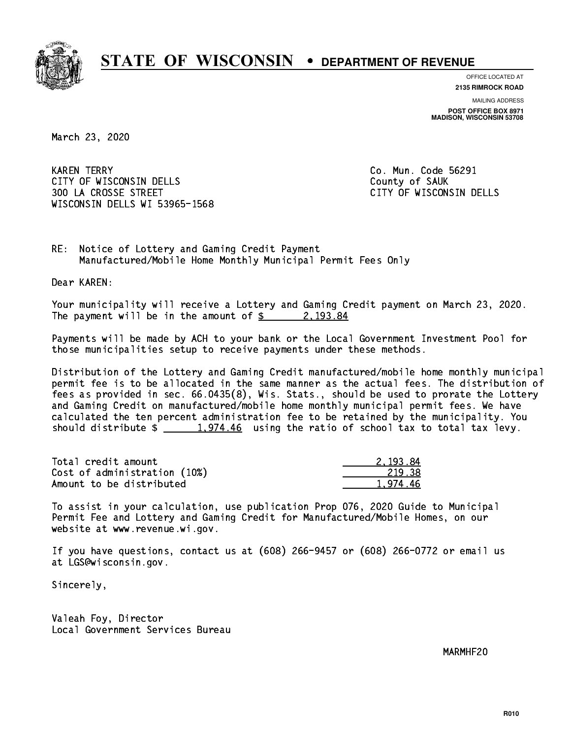# STATE OF WISCONSIN • DEPARTMENT OF REVENUE

OFFICE LOCATED AT
**2135 RIMROCK ROAD**

MAILING ADDRESS
**POST OFFICE BOX 8971**
**MADISON, WISCONSIN 53708**

March 23, 2020

KAREN TERRY
CITY OF WISCONSIN DELLS
300 LA CROSSE STREET
WISCONSIN DELLS WI 53965-1568

Co. Mun. Code 56291
County of SAUK
CITY OF WISCONSIN DELLS

RE: Notice of Lottery and Gaming Credit Payment
Manufactured/Mobile Home Monthly Municipal Permit Fees Only

Dear KAREN:

Your municipality will receive a Lottery and Gaming Credit payment on March 23, 2020. The payment will be in the amount of $ 2,193.84

Payments will be made by ACH to your bank or the Local Government Investment Pool for those municipalities setup to receive payments under these methods.

Distribution of the Lottery and Gaming Credit manufactured/mobile home monthly municipal permit fee is to be allocated in the same manner as the actual fees. The distribution of fees as provided in sec. 66.0435(8), Wis. Stats., should be used to prorate the Lottery and Gaming Credit on manufactured/mobile home monthly municipal permit fees. We have calculated the ten percent administration fee to be retained by the municipality. You should distribute $ 1,974.46 using the ratio of school tax to total tax levy.

| | |
|---|---|
| Total credit amount | 2,193.84 |
| Cost of administration (10%) | 219.38 |
| Amount to be distributed | 1,974.46 |

To assist in your calculation, use publication Prop 076, 2020 Guide to Municipal Permit Fee and Lottery and Gaming Credit for Manufactured/Mobile Homes, on our website at www.revenue.wi.gov.

If you have questions, contact us at (608) 266-9457 or (608) 266-0772 or email us at LGS@wisconsin.gov.

Sincerely,

Valeah Foy, Director
Local Government Services Bureau

MARMHF20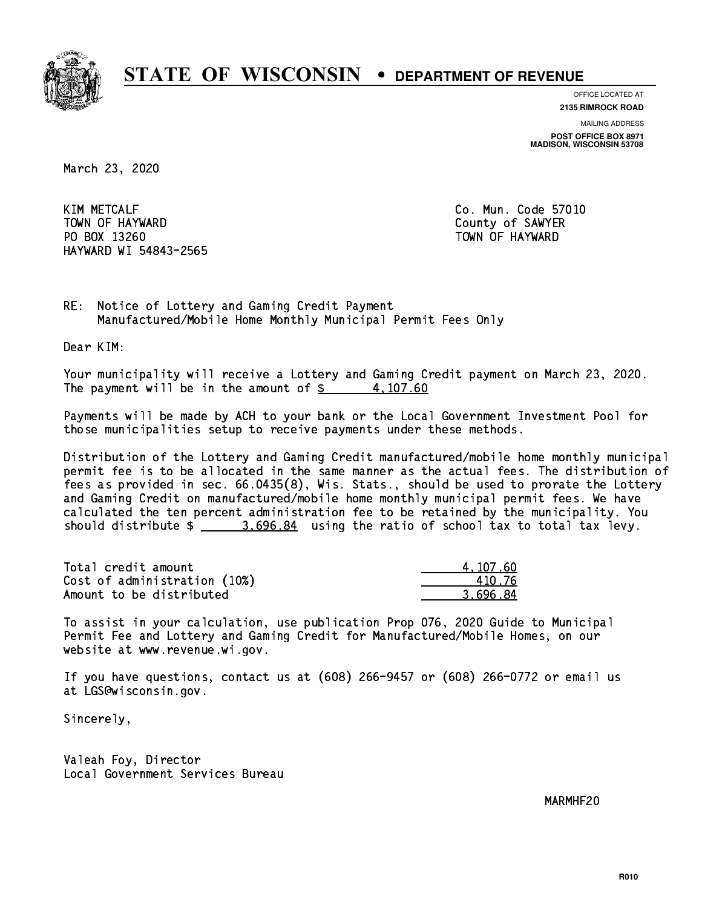**STATE OF WISCONSIN • DEPARTMENT OF REVENUE**

OFFICE LOCATED AT
**2135 RIMROCK ROAD**

MAILING ADDRESS
**POST OFFICE BOX 8971**
**MADISON, WISCONSIN 53708**

March 23, 2020

KIM METCALF
TOWN OF HAYWARD
PO BOX 13260
HAYWARD WI 54843-2565

Co. Mun. Code 57010
County of SAWYER
TOWN OF HAYWARD

RE: Notice of Lottery and Gaming Credit Payment
Manufactured/Mobile Home Monthly Municipal Permit Fees Only

Dear KIM:

Your municipality will receive a Lottery and Gaming Credit payment on March 23, 2020. The payment will be in the amount of $ 4,107.60

Payments will be made by ACH to your bank or the Local Government Investment Pool for those municipalities setup to receive payments under these methods.

Distribution of the Lottery and Gaming Credit manufactured/mobile home monthly municipal permit fee is to be allocated in the same manner as the actual fees. The distribution of fees as provided in sec. 66.0435(8), Wis. Stats., should be used to prorate the Lottery and Gaming Credit on manufactured/mobile home monthly municipal permit fees. We have calculated the ten percent administration fee to be retained by the municipality. You should distribute $ 3,696.84 using the ratio of school tax to total tax levy.

| | |
|---|---|
| Total credit amount | 4,107.60 |
| Cost of administration (10%) | 410.76 |
| Amount to be distributed | 3,696.84 |

To assist in your calculation, use publication Prop 076, 2020 Guide to Municipal Permit Fee and Lottery and Gaming Credit for Manufactured/Mobile Homes, on our website at www.revenue.wi.gov.

If you have questions, contact us at (608) 266-9457 or (608) 266-0772 or email us at LGS@wisconsin.gov.

Sincerely,

Valeah Foy, Director
Local Government Services Bureau

MARMHF20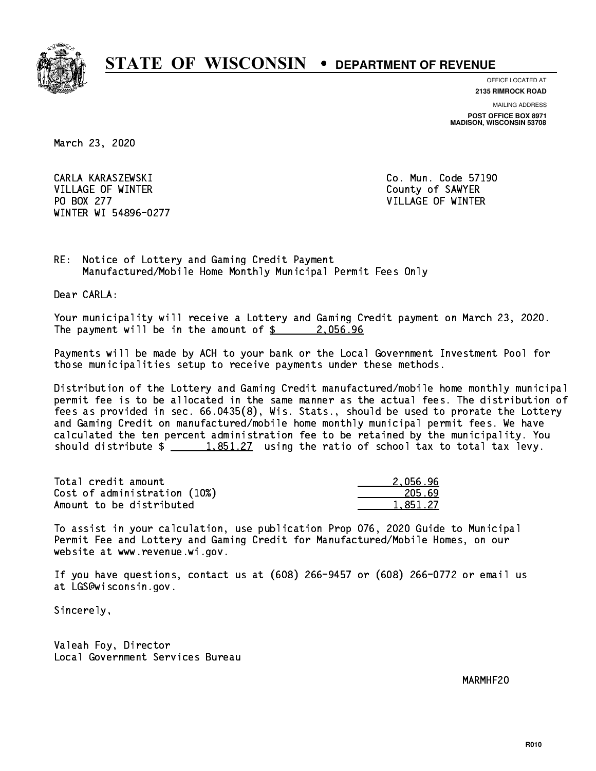# STATE OF WISCONSIN • DEPARTMENT OF REVENUE

OFFICE LOCATED AT
**2135 RIMROCK ROAD**

MAILING ADDRESS
**POST OFFICE BOX 8971**
**MADISON, WISCONSIN 53708**

March 23, 2020

CARLA KARASZEWSKI
VILLAGE OF WINTER
PO BOX 277
WINTER WI 54896-0277

Co. Mun. Code 57190
County of SAWYER
VILLAGE OF WINTER

RE: Notice of Lottery and Gaming Credit Payment
Manufactured/Mobile Home Monthly Municipal Permit Fees Only

Dear CARLA:

Your municipality will receive a Lottery and Gaming Credit payment on March 23, 2020. The payment will be in the amount of $ 2,056.96

Payments will be made by ACH to your bank or the Local Government Investment Pool for those municipalities setup to receive payments under these methods.

Distribution of the Lottery and Gaming Credit manufactured/mobile home monthly municipal permit fee is to be allocated in the same manner as the actual fees. The distribution of fees as provided in sec. 66.0435(8), Wis. Stats., should be used to prorate the Lottery and Gaming Credit on manufactured/mobile home monthly municipal permit fees. We have calculated the ten percent administration fee to be retained by the municipality. You should distribute $ 1,851.27 using the ratio of school tax to total tax levy.

| | |
|---|---|
| Total credit amount | 2,056.96 |
| Cost of administration (10%) | 205.69 |
| Amount to be distributed | 1,851.27 |

To assist in your calculation, use publication Prop 076, 2020 Guide to Municipal Permit Fee and Lottery and Gaming Credit for Manufactured/Mobile Homes, on our website at www.revenue.wi.gov.

If you have questions, contact us at (608) 266-9457 or (608) 266-0772 or email us at LGS@wisconsin.gov.

Sincerely,

Valeah Foy, Director
Local Government Services Bureau

MARMHF20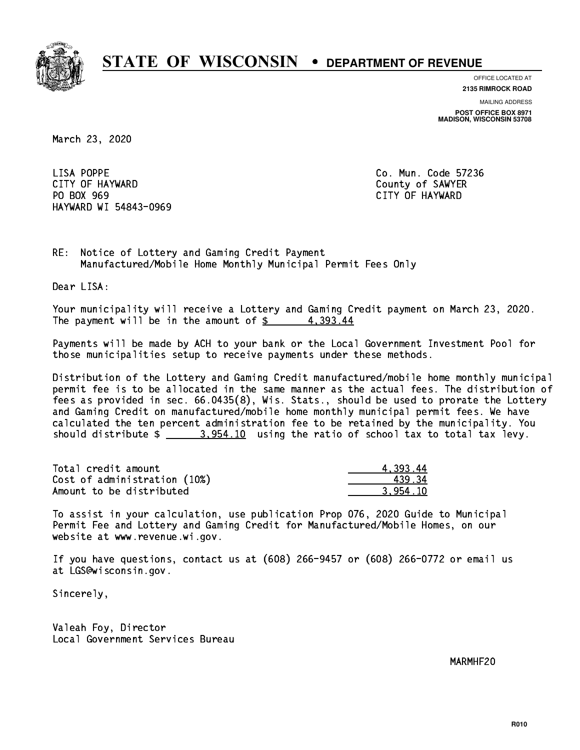# STATE OF WISCONSIN • DEPARTMENT OF REVENUE

OFFICE LOCATED AT
**2135 RIMROCK ROAD**

MAILING ADDRESS
**POST OFFICE BOX 8971**
**MADISON, WISCONSIN 53708**

March 23, 2020

LISA POPPE
CITY OF HAYWARD
PO BOX 969
HAYWARD WI 54843-0969

Co. Mun. Code 57236
County of SAWYER
CITY OF HAYWARD

RE: Notice of Lottery and Gaming Credit Payment
Manufactured/Mobile Home Monthly Municipal Permit Fees Only

Dear LISA:

Your municipality will receive a Lottery and Gaming Credit payment on March 23, 2020. The payment will be in the amount of $ 4,393.44

Payments will be made by ACH to your bank or the Local Government Investment Pool for those municipalities setup to receive payments under these methods.

Distribution of the Lottery and Gaming Credit manufactured/mobile home monthly municipal permit fee is to be allocated in the same manner as the actual fees. The distribution of fees as provided in sec. 66.0435(8), Wis. Stats., should be used to prorate the Lottery and Gaming Credit on manufactured/mobile home monthly municipal permit fees. We have calculated the ten percent administration fee to be retained by the municipality. You should distribute $ 3,954.10 using the ratio of school tax to total tax levy.

| | |
|---|---|
| Total credit amount | 4,393.44 |
| Cost of administration (10%) | 439.34 |
| Amount to be distributed | 3,954.10 |

To assist in your calculation, use publication Prop 076, 2020 Guide to Municipal Permit Fee and Lottery and Gaming Credit for Manufactured/Mobile Homes, on our website at www.revenue.wi.gov.

If you have questions, contact us at (608) 266-9457 or (608) 266-0772 or email us at LGS@wisconsin.gov.

Sincerely,

Valeah Foy, Director
Local Government Services Bureau

MARMHF20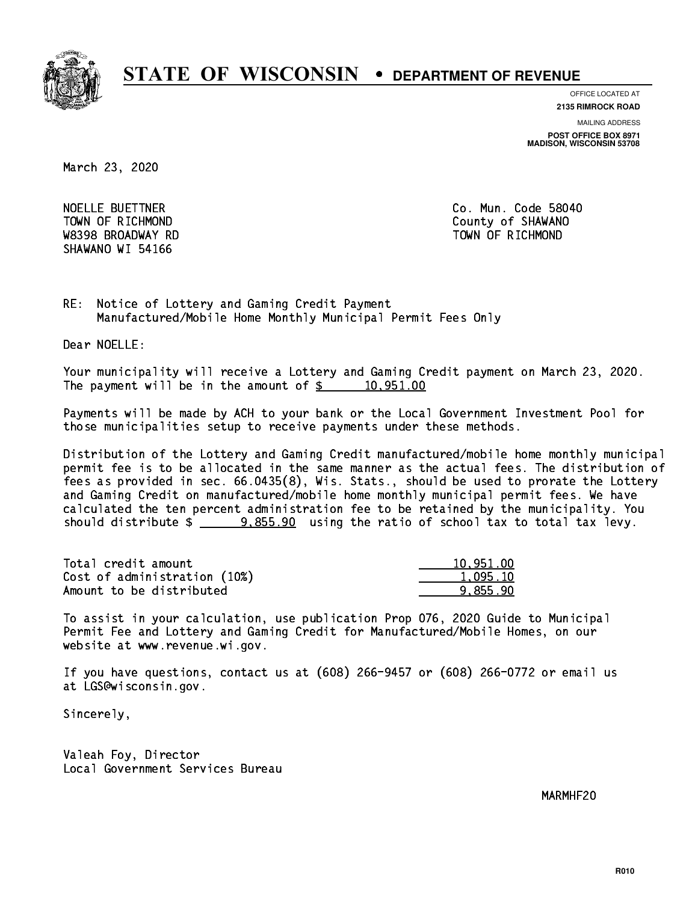# STATE OF WISCONSIN • DEPARTMENT OF REVENUE

OFFICE LOCATED AT
**2135 RIMROCK ROAD**

MAILING ADDRESS
**POST OFFICE BOX 8971**
**MADISON, WISCONSIN 53708**

March 23, 2020

NOELLE BUETTNER
TOWN OF RICHMOND
W8398 BROADWAY RD
SHAWANO WI 54166

Co. Mun. Code 58040
County of SHAWANO
TOWN OF RICHMOND

RE: Notice of Lottery and Gaming Credit Payment
Manufactured/Mobile Home Monthly Municipal Permit Fees Only

Dear NOELLE:

Your municipality will receive a Lottery and Gaming Credit payment on March 23, 2020. The payment will be in the amount of $ 10,951.00

Payments will be made by ACH to your bank or the Local Government Investment Pool for those municipalities setup to receive payments under these methods.

Distribution of the Lottery and Gaming Credit manufactured/mobile home monthly municipal permit fee is to be allocated in the same manner as the actual fees. The distribution of fees as provided in sec. 66.0435(8), Wis. Stats., should be used to prorate the Lottery and Gaming Credit on manufactured/mobile home monthly municipal permit fees. We have calculated the ten percent administration fee to be retained by the municipality. You should distribute $ 9,855.90 using the ratio of school tax to total tax levy.

| | |
|---|---|
| Total credit amount | 10,951.00 |
| Cost of administration (10%) | 1,095.10 |
| Amount to be distributed | 9,855.90 |

To assist in your calculation, use publication Prop 076, 2020 Guide to Municipal Permit Fee and Lottery and Gaming Credit for Manufactured/Mobile Homes, on our website at www.revenue.wi.gov.

If you have questions, contact us at (608) 266-9457 or (608) 266-0772 or email us at LGS@wisconsin.gov.

Sincerely,

Valeah Foy, Director
Local Government Services Bureau

MARMHF20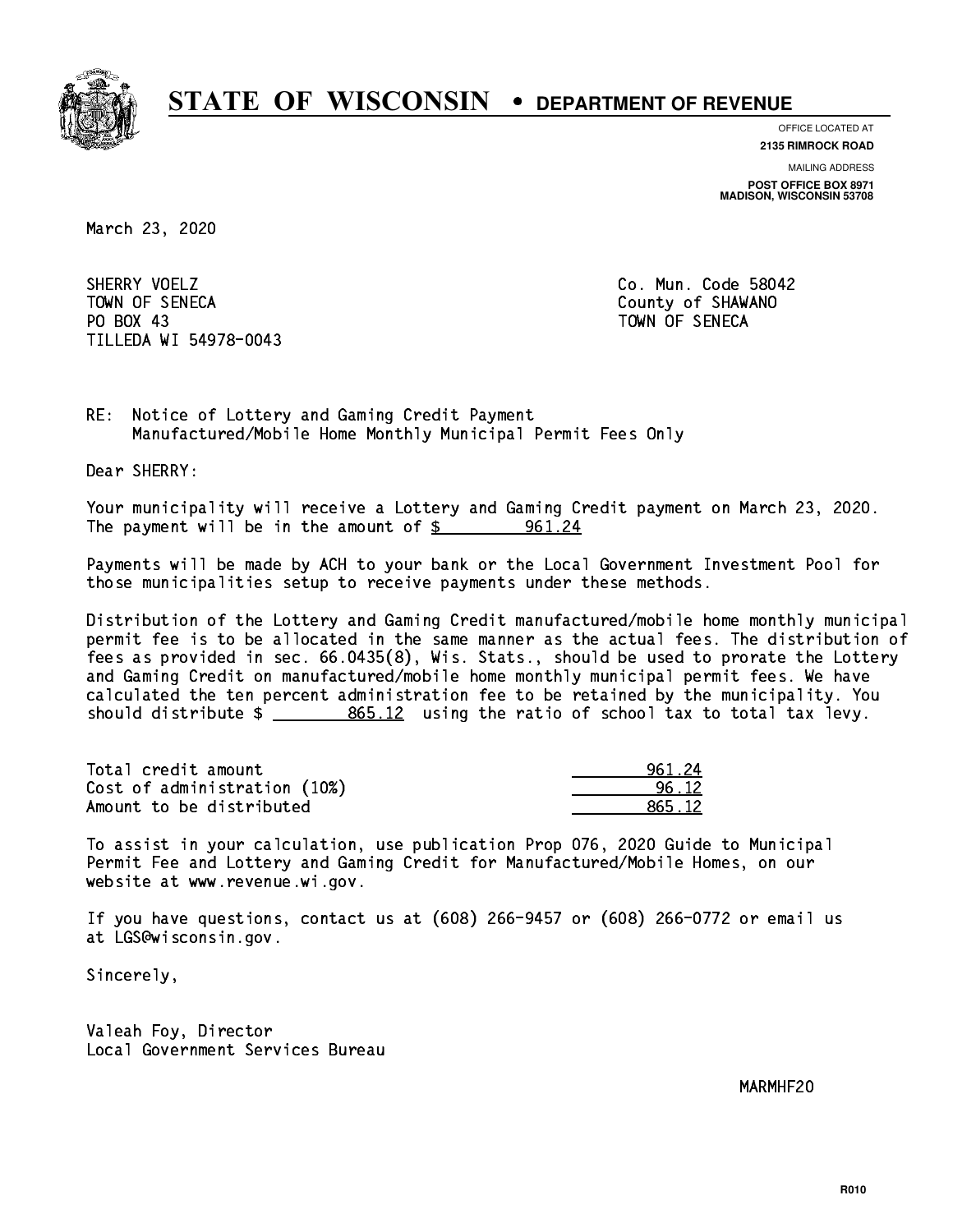# STATE OF WISCONSIN • DEPARTMENT OF REVENUE

OFFICE LOCATED AT
**2135 RIMROCK ROAD**

MAILING ADDRESS
**POST OFFICE BOX 8971**
**MADISON, WISCONSIN 53708**

March 23, 2020

SHERRY VOELZ
TOWN OF SENECA
PO BOX 43
TILLEDA WI 54978-0043

Co. Mun. Code 58042
County of SHAWANO
TOWN OF SENECA

RE: Notice of Lottery and Gaming Credit Payment
Manufactured/Mobile Home Monthly Municipal Permit Fees Only

Dear SHERRY:

Your municipality will receive a Lottery and Gaming Credit payment on March 23, 2020. The payment will be in the amount of $ 961.24

Payments will be made by ACH to your bank or the Local Government Investment Pool for those municipalities setup to receive payments under these methods.

Distribution of the Lottery and Gaming Credit manufactured/mobile home monthly municipal permit fee is to be allocated in the same manner as the actual fees. The distribution of fees as provided in sec. 66.0435(8), Wis. Stats., should be used to prorate the Lottery and Gaming Credit on manufactured/mobile home monthly municipal permit fees. We have calculated the ten percent administration fee to be retained by the municipality. You should distribute $ 865.12 using the ratio of school tax to total tax levy.

| | |
|---|---|
| Total credit amount | 961.24 |
| Cost of administration (10%) | 96.12 |
| Amount to be distributed | 865.12 |

To assist in your calculation, use publication Prop 076, 2020 Guide to Municipal Permit Fee and Lottery and Gaming Credit for Manufactured/Mobile Homes, on our website at www.revenue.wi.gov.

If you have questions, contact us at (608) 266-9457 or (608) 266-0772 or email us at LGS@wisconsin.gov.

Sincerely,

Valeah Foy, Director
Local Government Services Bureau

MARMHF20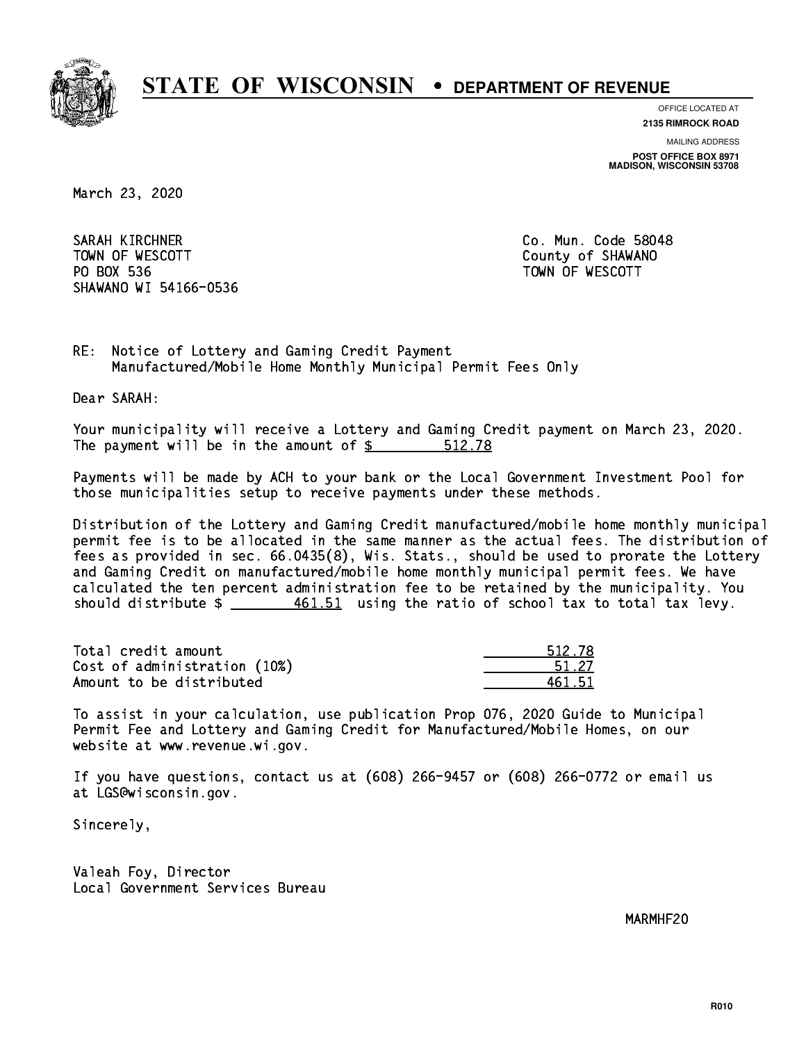# STATE OF WISCONSIN • DEPARTMENT OF REVENUE

OFFICE LOCATED AT
**2135 RIMROCK ROAD**

MAILING ADDRESS
**POST OFFICE BOX 8971**
**MADISON, WISCONSIN 53708**

March 23, 2020

SARAH KIRCHNER
TOWN OF WESCOTT
PO BOX 536
SHAWANO WI 54166-0536

Co. Mun. Code 58048
County of SHAWANO
TOWN OF WESCOTT

RE: Notice of Lottery and Gaming Credit Payment
Manufactured/Mobile Home Monthly Municipal Permit Fees Only

Dear SARAH:

Your municipality will receive a Lottery and Gaming Credit payment on March 23, 2020. The payment will be in the amount of $ 512.78

Payments will be made by ACH to your bank or the Local Government Investment Pool for those municipalities setup to receive payments under these methods.

Distribution of the Lottery and Gaming Credit manufactured/mobile home monthly municipal permit fee is to be allocated in the same manner as the actual fees. The distribution of fees as provided in sec. 66.0435(8), Wis. Stats., should be used to prorate the Lottery and Gaming Credit on manufactured/mobile home monthly municipal permit fees. We have calculated the ten percent administration fee to be retained by the municipality. You should distribute $ 461.51 using the ratio of school tax to total tax levy.

| | |
|---|---|
| Total credit amount | 512.78 |
| Cost of administration (10%) | 51.27 |
| Amount to be distributed | 461.51 |

To assist in your calculation, use publication Prop 076, 2020 Guide to Municipal Permit Fee and Lottery and Gaming Credit for Manufactured/Mobile Homes, on our website at www.revenue.wi.gov.

If you have questions, contact us at (608) 266-9457 or (608) 266-0772 or email us at LGS@wisconsin.gov.

Sincerely,

Valeah Foy, Director
Local Government Services Bureau

MARMHF20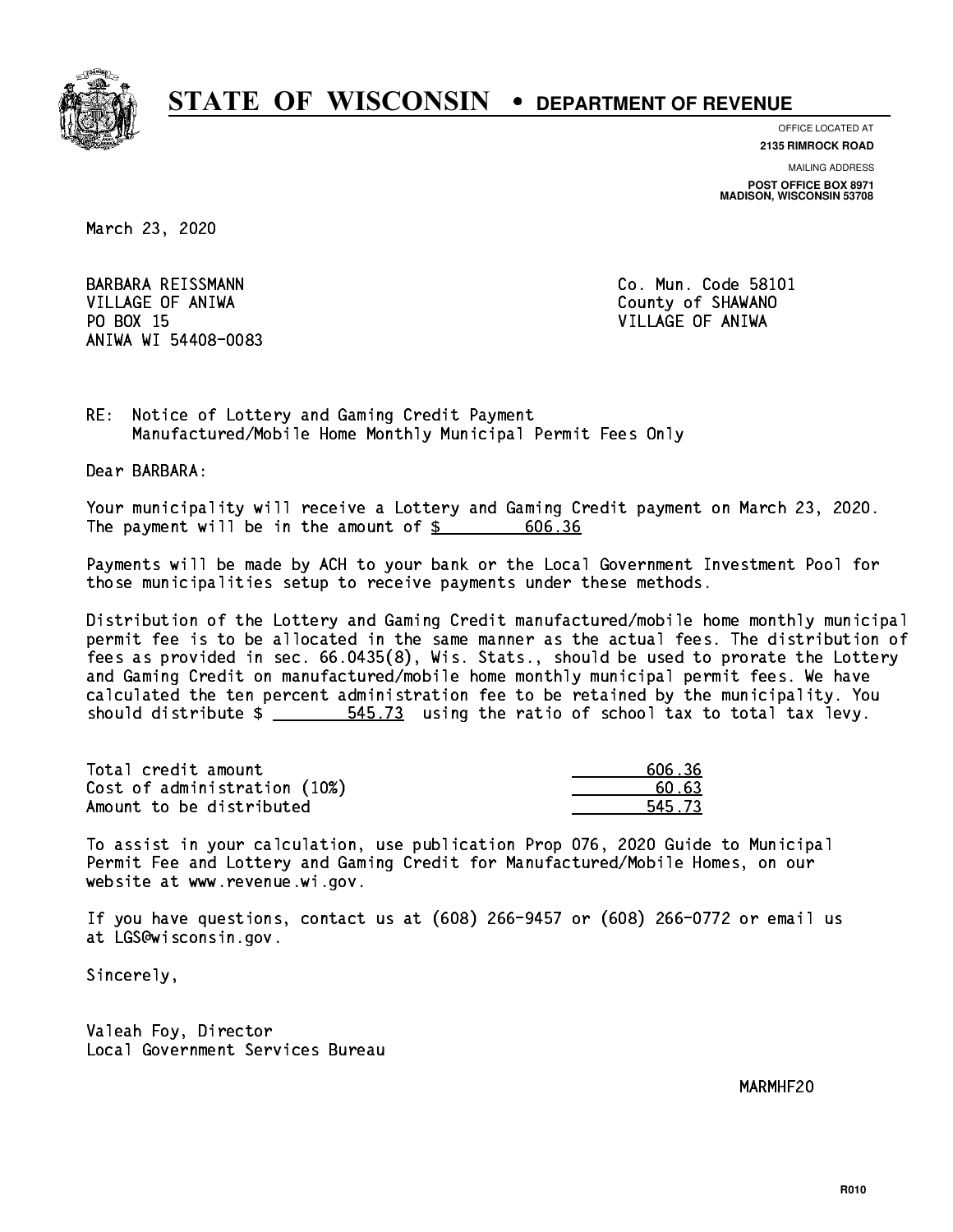# STATE OF WISCONSIN • DEPARTMENT OF REVENUE

OFFICE LOCATED AT
**2135 RIMROCK ROAD**

MAILING ADDRESS
**POST OFFICE BOX 8971**
**MADISON, WISCONSIN 53708**

March 23, 2020

BARBARA REISSMANN
VILLAGE OF ANIWA
PO BOX 15
ANIWA WI 54408-0083

Co. Mun. Code 58101
County of SHAWANO
VILLAGE OF ANIWA

RE: Notice of Lottery and Gaming Credit Payment
Manufactured/Mobile Home Monthly Municipal Permit Fees Only

Dear BARBARA:

Your municipality will receive a Lottery and Gaming Credit payment on March 23, 2020. The payment will be in the amount of $ 606.36

Payments will be made by ACH to your bank or the Local Government Investment Pool for those municipalities setup to receive payments under these methods.

Distribution of the Lottery and Gaming Credit manufactured/mobile home monthly municipal permit fee is to be allocated in the same manner as the actual fees. The distribution of fees as provided in sec. 66.0435(8), Wis. Stats., should be used to prorate the Lottery and Gaming Credit on manufactured/mobile home monthly municipal permit fees. We have calculated the ten percent administration fee to be retained by the municipality. You should distribute $ 545.73 using the ratio of school tax to total tax levy.

| | |
|---|---|
| Total credit amount | 606.36 |
| Cost of administration (10%) | 60.63 |
| Amount to be distributed | 545.73 |

To assist in your calculation, use publication Prop 076, 2020 Guide to Municipal Permit Fee and Lottery and Gaming Credit for Manufactured/Mobile Homes, on our website at www.revenue.wi.gov.

If you have questions, contact us at (608) 266-9457 or (608) 266-0772 or email us at LGS@wisconsin.gov.

Sincerely,

Valeah Foy, Director
Local Government Services Bureau

MARMHF20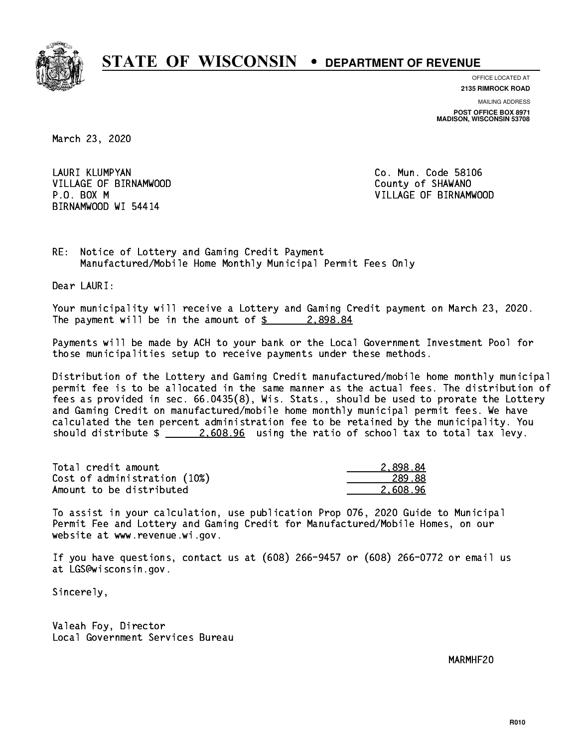# STATE OF WISCONSIN • DEPARTMENT OF REVENUE

OFFICE LOCATED AT
**2135 RIMROCK ROAD**

MAILING ADDRESS
**POST OFFICE BOX 8971**
**MADISON, WISCONSIN 53708**

March 23, 2020

LAURI KLUMPYAN
VILLAGE OF BIRNAMWOOD
P.O. BOX M
BIRNAMWOOD WI 54414

Co. Mun. Code 58106
County of SHAWANO
VILLAGE OF BIRNAMWOOD

RE: Notice of Lottery and Gaming Credit Payment
Manufactured/Mobile Home Monthly Municipal Permit Fees Only

Dear LAURI:

Your municipality will receive a Lottery and Gaming Credit payment on March 23, 2020. The payment will be in the amount of $ 2,898.84

Payments will be made by ACH to your bank or the Local Government Investment Pool for those municipalities setup to receive payments under these methods.

Distribution of the Lottery and Gaming Credit manufactured/mobile home monthly municipal permit fee is to be allocated in the same manner as the actual fees. The distribution of fees as provided in sec. 66.0435(8), Wis. Stats., should be used to prorate the Lottery and Gaming Credit on manufactured/mobile home monthly municipal permit fees. We have calculated the ten percent administration fee to be retained by the municipality. You should distribute $ 2,608.96 using the ratio of school tax to total tax levy.

| | |
|---|---|
| Total credit amount | 2,898.84 |
| Cost of administration (10%) | 289.88 |
| Amount to be distributed | 2,608.96 |

To assist in your calculation, use publication Prop 076, 2020 Guide to Municipal Permit Fee and Lottery and Gaming Credit for Manufactured/Mobile Homes, on our website at www.revenue.wi.gov.

If you have questions, contact us at (608) 266-9457 or (608) 266-0772 or email us at LGS@wisconsin.gov.

Sincerely,

Valeah Foy, Director
Local Government Services Bureau

MARMHF20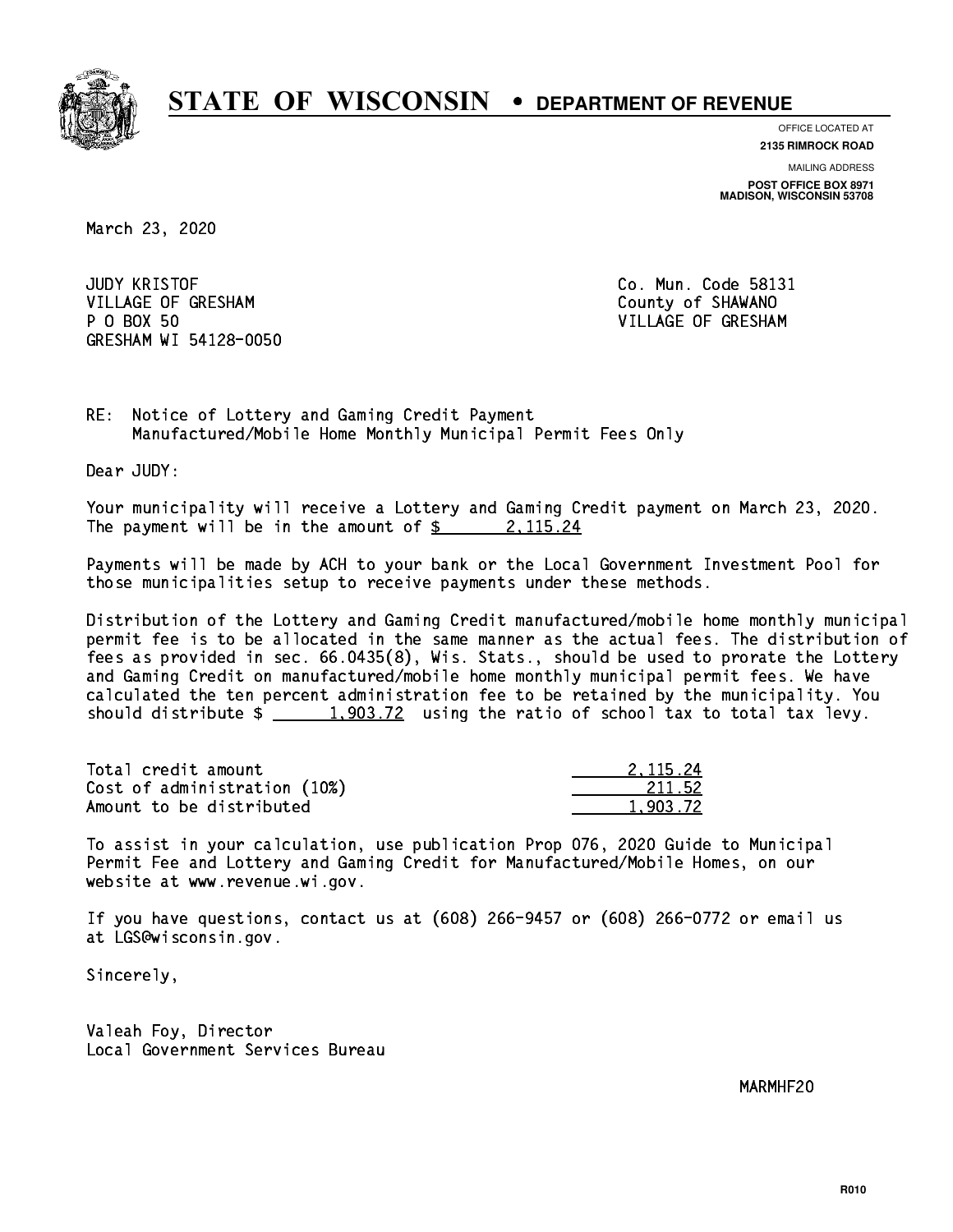# STATE OF WISCONSIN • DEPARTMENT OF REVENUE

OFFICE LOCATED AT
**2135 RIMROCK ROAD**

MAILING ADDRESS
**POST OFFICE BOX 8971**
**MADISON, WISCONSIN 53708**

March 23, 2020

JUDY KRISTOF
VILLAGE OF GRESHAM
P O BOX 50
GRESHAM WI 54128-0050

Co. Mun. Code 58131
County of SHAWANO
VILLAGE OF GRESHAM

RE: Notice of Lottery and Gaming Credit Payment
Manufactured/Mobile Home Monthly Municipal Permit Fees Only

Dear JUDY:

Your municipality will receive a Lottery and Gaming Credit payment on March 23, 2020. The payment will be in the amount of $ 2,115.24

Payments will be made by ACH to your bank or the Local Government Investment Pool for those municipalities setup to receive payments under these methods.

Distribution of the Lottery and Gaming Credit manufactured/mobile home monthly municipal permit fee is to be allocated in the same manner as the actual fees. The distribution of fees as provided in sec. 66.0435(8), Wis. Stats., should be used to prorate the Lottery and Gaming Credit on manufactured/mobile home monthly municipal permit fees. We have calculated the ten percent administration fee to be retained by the municipality. You should distribute $ 1,903.72 using the ratio of school tax to total tax levy.

| | |
|---|---:|
| Total credit amount | 2,115.24 |
| Cost of administration (10%) | 211.52 |
| Amount to be distributed | 1,903.72 |

To assist in your calculation, use publication Prop 076, 2020 Guide to Municipal Permit Fee and Lottery and Gaming Credit for Manufactured/Mobile Homes, on our website at www.revenue.wi.gov.

If you have questions, contact us at (608) 266-9457 or (608) 266-0772 or email us at LGS@wisconsin.gov.

Sincerely,

Valeah Foy, Director
Local Government Services Bureau

MARMHF20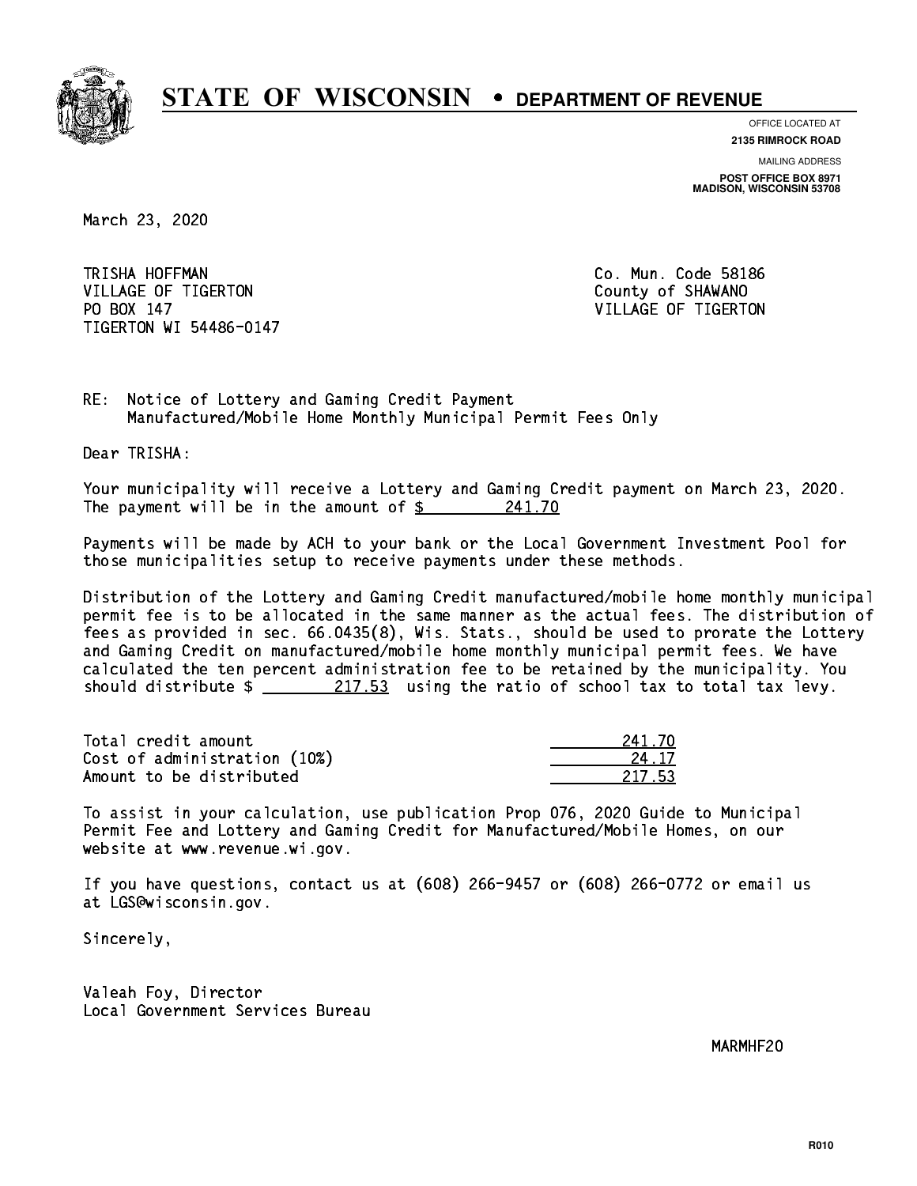# STATE OF WISCONSIN • DEPARTMENT OF REVENUE

OFFICE LOCATED AT
**2135 RIMROCK ROAD**

MAILING ADDRESS
**POST OFFICE BOX 8971**
**MADISON, WISCONSIN 53708**

March 23, 2020

TRISHA HOFFMAN
VILLAGE OF TIGERTON
PO BOX 147
TIGERTON WI 54486-0147

Co. Mun. Code 58186
County of SHAWANO
VILLAGE OF TIGERTON

RE: Notice of Lottery and Gaming Credit Payment
Manufactured/Mobile Home Monthly Municipal Permit Fees Only

Dear TRISHA:

Your municipality will receive a Lottery and Gaming Credit payment on March 23, 2020. The payment will be in the amount of $ 241.70

Payments will be made by ACH to your bank or the Local Government Investment Pool for those municipalities setup to receive payments under these methods.

Distribution of the Lottery and Gaming Credit manufactured/mobile home monthly municipal permit fee is to be allocated in the same manner as the actual fees. The distribution of fees as provided in sec. 66.0435(8), Wis. Stats., should be used to prorate the Lottery and Gaming Credit on manufactured/mobile home monthly municipal permit fees. We have calculated the ten percent administration fee to be retained by the municipality. You should distribute $ 217.53 using the ratio of school tax to total tax levy.

| | |
|---|---|
| Total credit amount | 241.70 |
| Cost of administration (10%) | 24.17 |
| Amount to be distributed | 217.53 |

To assist in your calculation, use publication Prop 076, 2020 Guide to Municipal Permit Fee and Lottery and Gaming Credit for Manufactured/Mobile Homes, on our website at www.revenue.wi.gov.

If you have questions, contact us at (608) 266-9457 or (608) 266-0772 or email us at LGS@wisconsin.gov.

Sincerely,

Valeah Foy, Director
Local Government Services Bureau

MARMHF20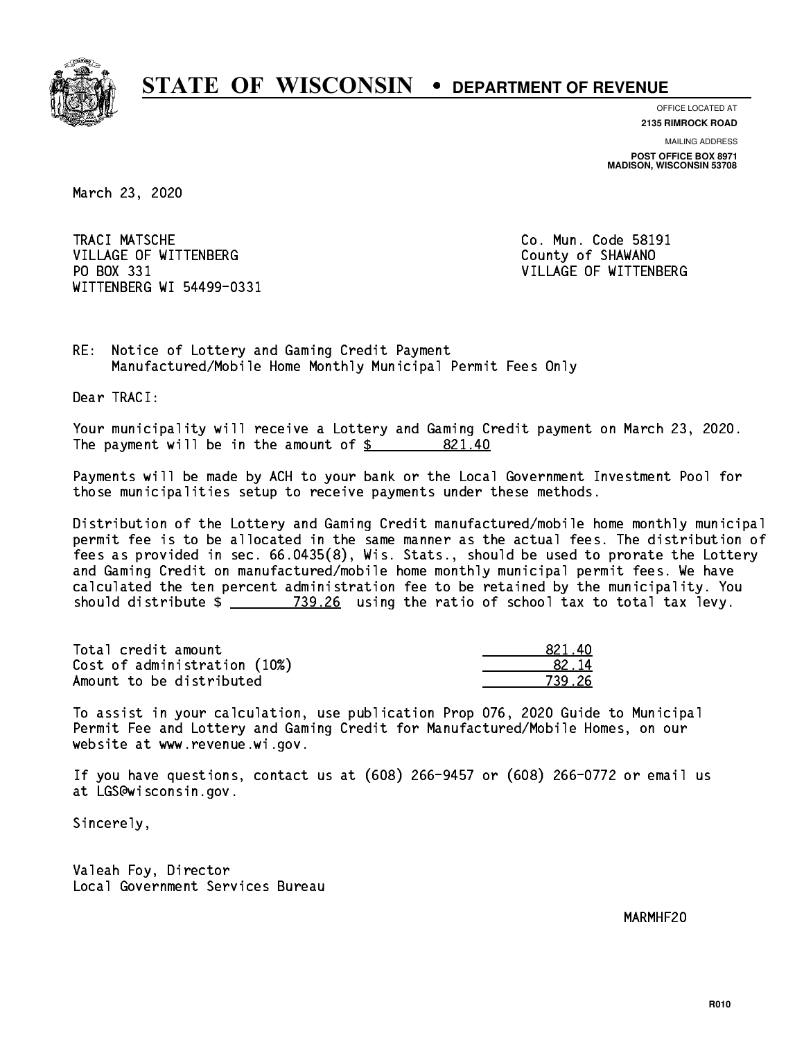# STATE OF WISCONSIN • DEPARTMENT OF REVENUE

OFFICE LOCATED AT
**2135 RIMROCK ROAD**

MAILING ADDRESS
**POST OFFICE BOX 8971**
**MADISON, WISCONSIN 53708**

March 23, 2020

TRACI MATSCHE
VILLAGE OF WITTENBERG
PO BOX 331
WITTENBERG WI 54499-0331

Co. Mun. Code 58191
County of SHAWANO
VILLAGE OF WITTENBERG

RE: Notice of Lottery and Gaming Credit Payment
Manufactured/Mobile Home Monthly Municipal Permit Fees Only

Dear TRACI:

Your municipality will receive a Lottery and Gaming Credit payment on March 23, 2020. The payment will be in the amount of $ 821.40

Payments will be made by ACH to your bank or the Local Government Investment Pool for those municipalities setup to receive payments under these methods.

Distribution of the Lottery and Gaming Credit manufactured/mobile home monthly municipal permit fee is to be allocated in the same manner as the actual fees. The distribution of fees as provided in sec. 66.0435(8), Wis. Stats., should be used to prorate the Lottery and Gaming Credit on manufactured/mobile home monthly municipal permit fees. We have calculated the ten percent administration fee to be retained by the municipality. You should distribute $ 739.26 using the ratio of school tax to total tax levy.

| | |
|---|---|
| Total credit amount | 821.40 |
| Cost of administration (10%) | 82.14 |
| Amount to be distributed | 739.26 |

To assist in your calculation, use publication Prop 076, 2020 Guide to Municipal Permit Fee and Lottery and Gaming Credit for Manufactured/Mobile Homes, on our website at www.revenue.wi.gov.

If you have questions, contact us at (608) 266-9457 or (608) 266-0772 or email us at LGS@wisconsin.gov.

Sincerely,

Valeah Foy, Director
Local Government Services Bureau

MARMHF20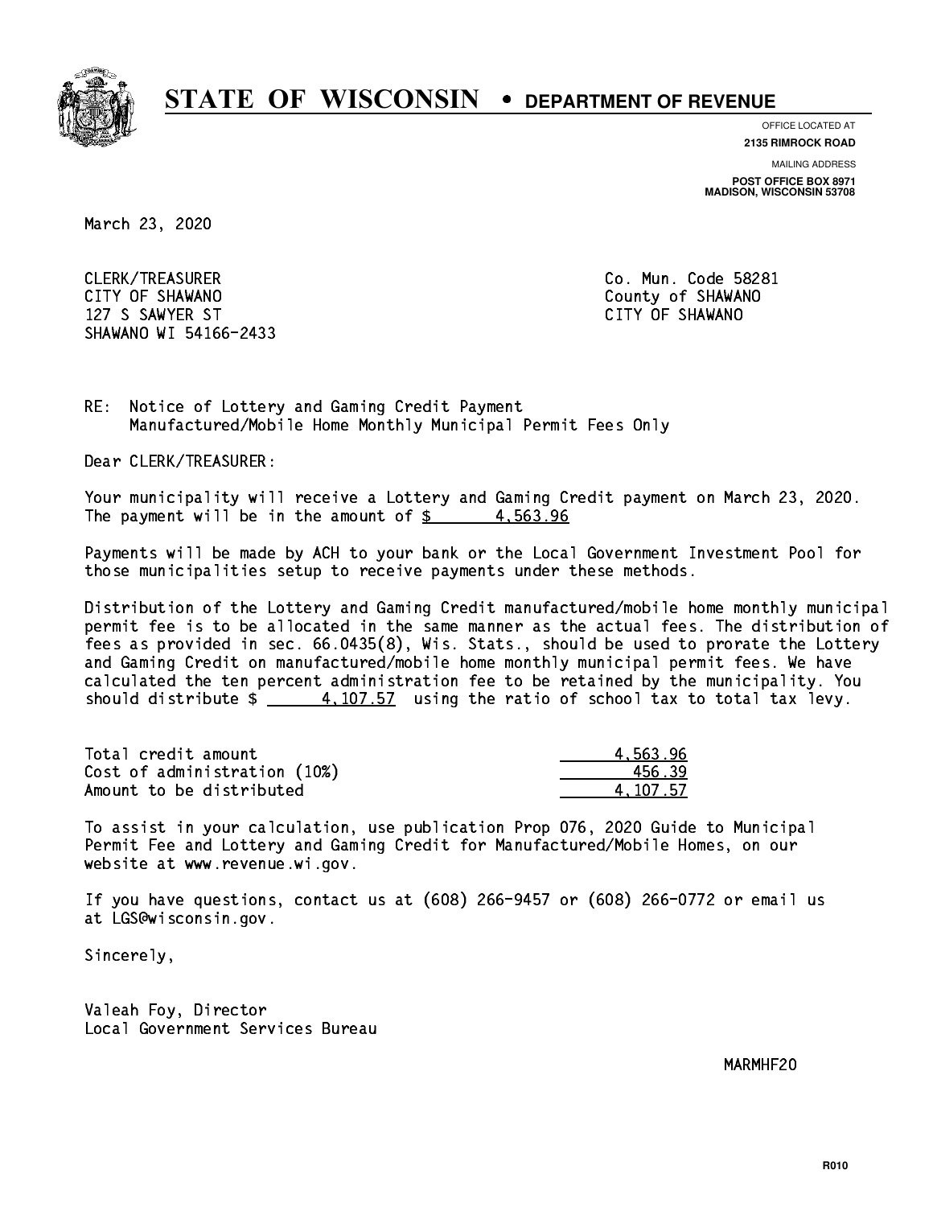# STATE OF WISCONSIN • DEPARTMENT OF REVENUE

OFFICE LOCATED AT
**2135 RIMROCK ROAD**

MAILING ADDRESS
**POST OFFICE BOX 8971**
**MADISON, WISCONSIN 53708**

March 23, 2020

CLERK/TREASURER
CITY OF SHAWANO
127 S SAWYER ST
SHAWANO WI 54166-2433

Co. Mun. Code 58281
County of SHAWANO
CITY OF SHAWANO

RE: Notice of Lottery and Gaming Credit Payment
Manufactured/Mobile Home Monthly Municipal Permit Fees Only

Dear CLERK/TREASURER:

Your municipality will receive a Lottery and Gaming Credit payment on March 23, 2020. The payment will be in the amount of $ 4,563.96

Payments will be made by ACH to your bank or the Local Government Investment Pool for those municipalities setup to receive payments under these methods.

Distribution of the Lottery and Gaming Credit manufactured/mobile home monthly municipal permit fee is to be allocated in the same manner as the actual fees. The distribution of fees as provided in sec. 66.0435(8), Wis. Stats., should be used to prorate the Lottery and Gaming Credit on manufactured/mobile home monthly municipal permit fees. We have calculated the ten percent administration fee to be retained by the municipality. You should distribute $ 4,107.57 using the ratio of school tax to total tax levy.

| | |
|---|---|
| Total credit amount | 4,563.96 |
| Cost of administration (10%) | 456.39 |
| Amount to be distributed | 4,107.57 |

To assist in your calculation, use publication Prop 076, 2020 Guide to Municipal Permit Fee and Lottery and Gaming Credit for Manufactured/Mobile Homes, on our website at www.revenue.wi.gov.

If you have questions, contact us at (608) 266-9457 or (608) 266-0772 or email us at LGS@wisconsin.gov.

Sincerely,

Valeah Foy, Director
Local Government Services Bureau

MARMHF20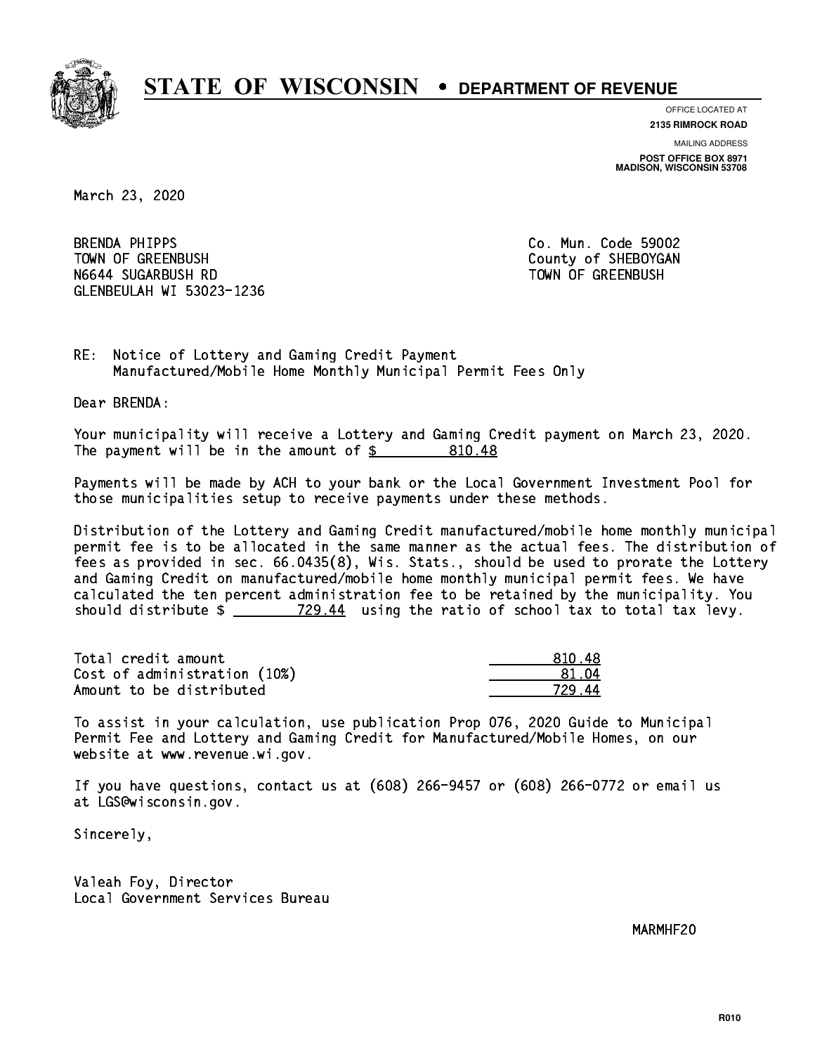# STATE OF WISCONSIN • DEPARTMENT OF REVENUE

OFFICE LOCATED AT
**2135 RIMROCK ROAD**

MAILING ADDRESS
**POST OFFICE BOX 8971**
**MADISON, WISCONSIN 53708**

March 23, 2020

BRENDA PHIPPS
TOWN OF GREENBUSH
N6644 SUGARBUSH RD
GLENBEULAH WI 53023-1236

Co. Mun. Code 59002
County of SHEBOYGAN
TOWN OF GREENBUSH

RE: Notice of Lottery and Gaming Credit Payment
Manufactured/Mobile Home Monthly Municipal Permit Fees Only

Dear BRENDA:

Your municipality will receive a Lottery and Gaming Credit payment on March 23, 2020. The payment will be in the amount of $ 810.48

Payments will be made by ACH to your bank or the Local Government Investment Pool for those municipalities setup to receive payments under these methods.

Distribution of the Lottery and Gaming Credit manufactured/mobile home monthly municipal permit fee is to be allocated in the same manner as the actual fees. The distribution of fees as provided in sec. 66.0435(8), Wis. Stats., should be used to prorate the Lottery and Gaming Credit on manufactured/mobile home monthly municipal permit fees. We have calculated the ten percent administration fee to be retained by the municipality. You should distribute $ 729.44 using the ratio of school tax to total tax levy.

| | |
|---|---|
| Total credit amount | 810.48 |
| Cost of administration (10%) | 81.04 |
| Amount to be distributed | 729.44 |

To assist in your calculation, use publication Prop 076, 2020 Guide to Municipal Permit Fee and Lottery and Gaming Credit for Manufactured/Mobile Homes, on our website at www.revenue.wi.gov.

If you have questions, contact us at (608) 266-9457 or (608) 266-0772 or email us at LGS@wisconsin.gov.

Sincerely,

Valeah Foy, Director
Local Government Services Bureau

MARMHF20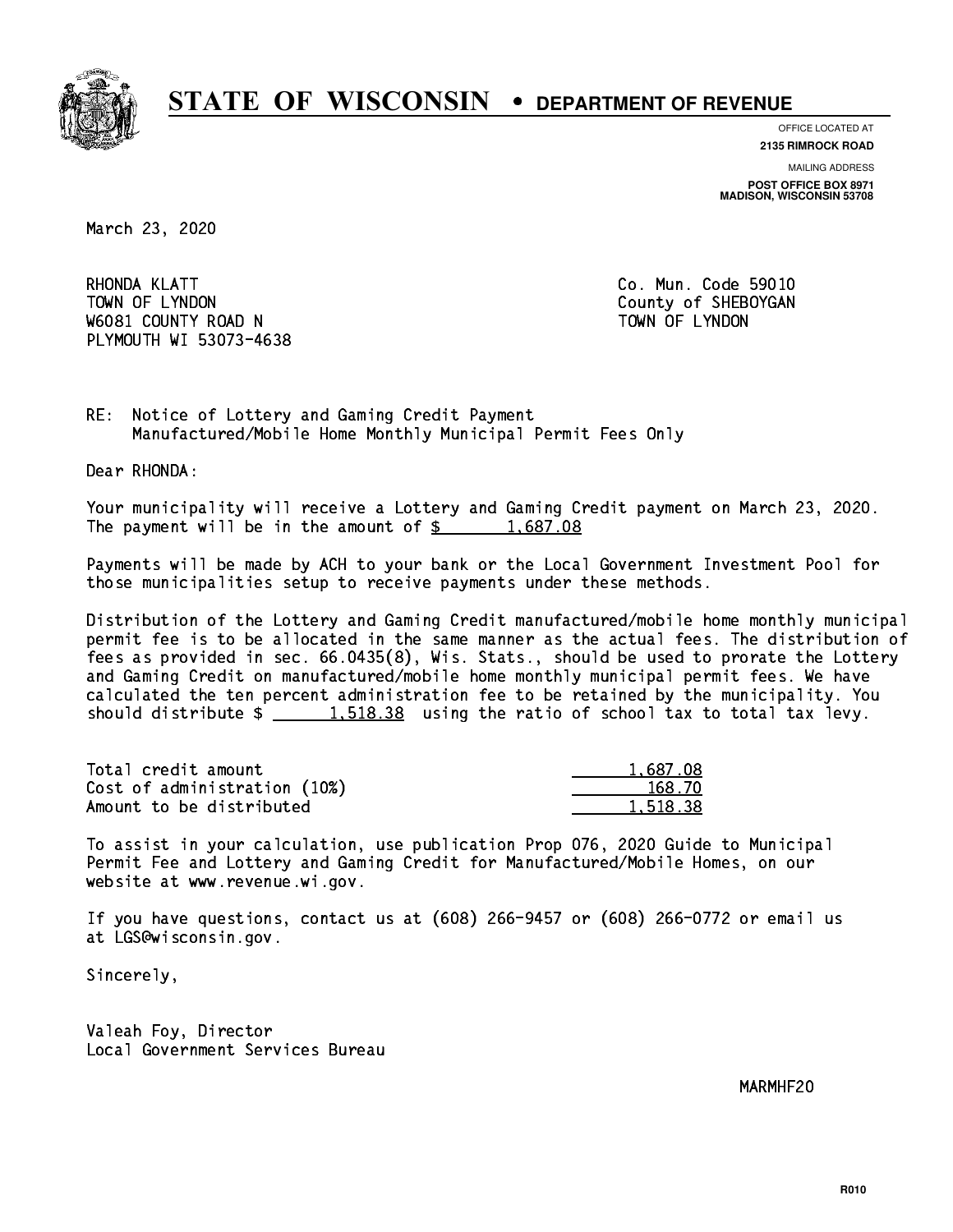# STATE OF WISCONSIN • DEPARTMENT OF REVENUE

OFFICE LOCATED AT
**2135 RIMROCK ROAD**

MAILING ADDRESS
**POST OFFICE BOX 8971**
**MADISON, WISCONSIN 53708**

March 23, 2020

RHONDA KLATT
TOWN OF LYNDON
W6081 COUNTY ROAD N
PLYMOUTH WI 53073-4638

Co. Mun. Code 59010
County of SHEBOYGAN
TOWN OF LYNDON

RE: Notice of Lottery and Gaming Credit Payment
Manufactured/Mobile Home Monthly Municipal Permit Fees Only

Dear RHONDA:

Your municipality will receive a Lottery and Gaming Credit payment on March 23, 2020. The payment will be in the amount of $ 1,687.08

Payments will be made by ACH to your bank or the Local Government Investment Pool for those municipalities setup to receive payments under these methods.

Distribution of the Lottery and Gaming Credit manufactured/mobile home monthly municipal permit fee is to be allocated in the same manner as the actual fees. The distribution of fees as provided in sec. 66.0435(8), Wis. Stats., should be used to prorate the Lottery and Gaming Credit on manufactured/mobile home monthly municipal permit fees. We have calculated the ten percent administration fee to be retained by the municipality. You should distribute $ 1,518.38 using the ratio of school tax to total tax levy.

| | |
|---|---|
| Total credit amount | 1,687.08 |
| Cost of administration (10%) | 168.70 |
| Amount to be distributed | 1,518.38 |

To assist in your calculation, use publication Prop 076, 2020 Guide to Municipal Permit Fee and Lottery and Gaming Credit for Manufactured/Mobile Homes, on our website at www.revenue.wi.gov.

If you have questions, contact us at (608) 266-9457 or (608) 266-0772 or email us at LGS@wisconsin.gov.

Sincerely,

Valeah Foy, Director
Local Government Services Bureau

MARMHF20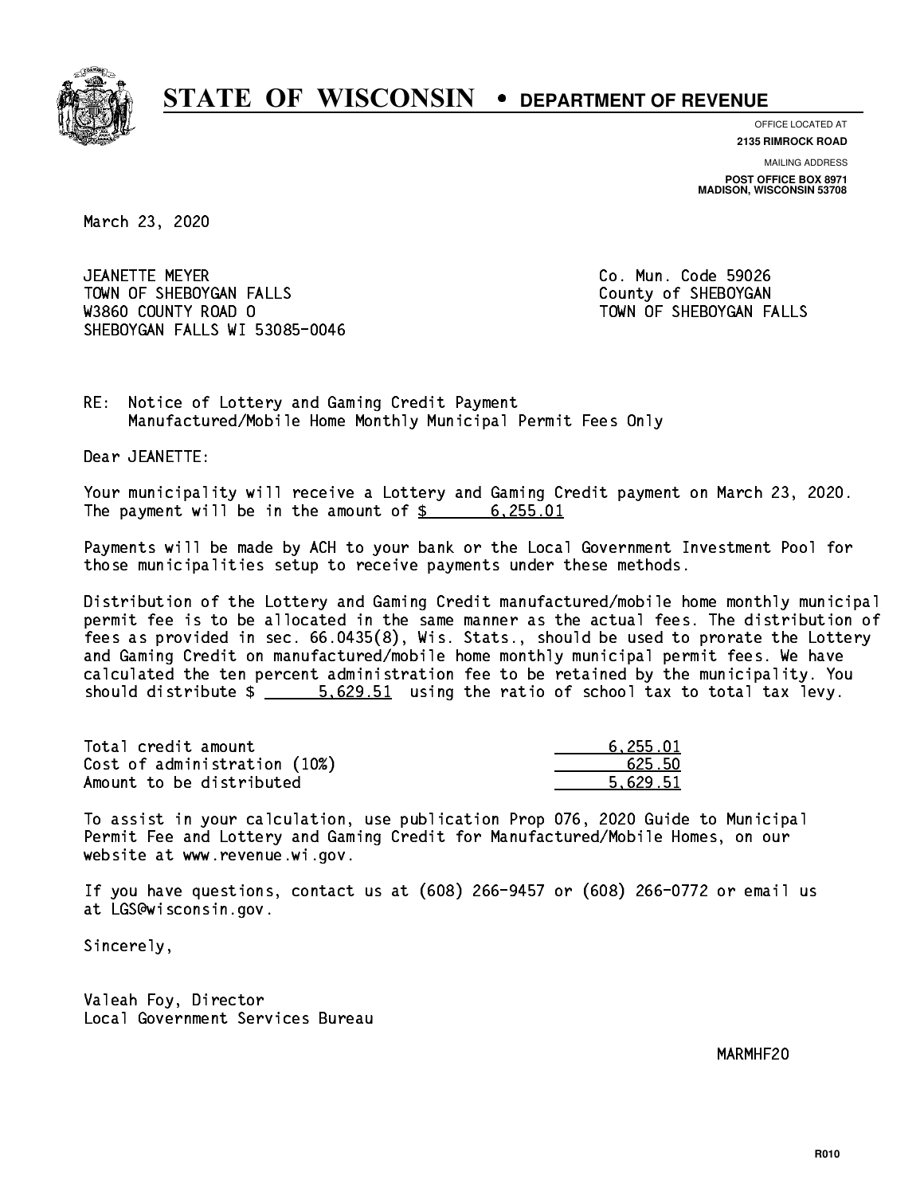# STATE OF WISCONSIN • DEPARTMENT OF REVENUE

OFFICE LOCATED AT
**2135 RIMROCK ROAD**

MAILING ADDRESS
**POST OFFICE BOX 8971**
**MADISON, WISCONSIN 53708**

March 23, 2020

JEANETTE MEYER
TOWN OF SHEBOYGAN FALLS
W3860 COUNTY ROAD O
SHEBOYGAN FALLS WI 53085-0046

Co. Mun. Code 59026
County of SHEBOYGAN
TOWN OF SHEBOYGAN FALLS

RE: Notice of Lottery and Gaming Credit Payment
Manufactured/Mobile Home Monthly Municipal Permit Fees Only

Dear JEANETTE:

Your municipality will receive a Lottery and Gaming Credit payment on March 23, 2020. The payment will be in the amount of $ 6,255.01

Payments will be made by ACH to your bank or the Local Government Investment Pool for those municipalities setup to receive payments under these methods.

Distribution of the Lottery and Gaming Credit manufactured/mobile home monthly municipal permit fee is to be allocated in the same manner as the actual fees. The distribution of fees as provided in sec. 66.0435(8), Wis. Stats., should be used to prorate the Lottery and Gaming Credit on manufactured/mobile home monthly municipal permit fees. We have calculated the ten percent administration fee to be retained by the municipality. You should distribute $ 5,629.51 using the ratio of school tax to total tax levy.

| | |
|---|---|
| Total credit amount | 6,255.01 |
| Cost of administration (10%) | 625.50 |
| Amount to be distributed | 5,629.51 |

To assist in your calculation, use publication Prop 076, 2020 Guide to Municipal Permit Fee and Lottery and Gaming Credit for Manufactured/Mobile Homes, on our website at www.revenue.wi.gov.

If you have questions, contact us at (608) 266-9457 or (608) 266-0772 or email us at LGS@wisconsin.gov.

Sincerely,

Valeah Foy, Director
Local Government Services Bureau

MARMHF20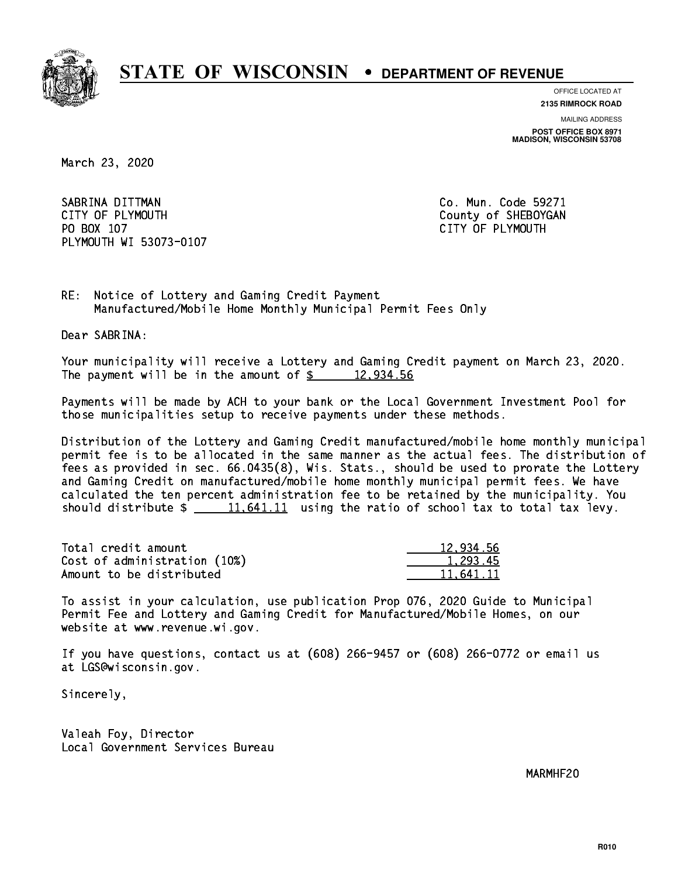# STATE OF WISCONSIN • DEPARTMENT OF REVENUE

OFFICE LOCATED AT
**2135 RIMROCK ROAD**

MAILING ADDRESS
**POST OFFICE BOX 8971**
**MADISON, WISCONSIN 53708**

March 23, 2020

SABRINA DITTMAN
CITY OF PLYMOUTH
PO BOX 107
PLYMOUTH WI 53073-0107

Co. Mun. Code 59271
County of SHEBOYGAN
CITY OF PLYMOUTH

RE: Notice of Lottery and Gaming Credit Payment
Manufactured/Mobile Home Monthly Municipal Permit Fees Only

Dear SABRINA:

Your municipality will receive a Lottery and Gaming Credit payment on March 23, 2020. The payment will be in the amount of $ 12,934.56

Payments will be made by ACH to your bank or the Local Government Investment Pool for those municipalities setup to receive payments under these methods.

Distribution of the Lottery and Gaming Credit manufactured/mobile home monthly municipal permit fee is to be allocated in the same manner as the actual fees. The distribution of fees as provided in sec. 66.0435(8), Wis. Stats., should be used to prorate the Lottery and Gaming Credit on manufactured/mobile home monthly municipal permit fees. We have calculated the ten percent administration fee to be retained by the municipality. You should distribute $ 11,641.11 using the ratio of school tax to total tax levy.

| | |
|---|---|
| Total credit amount | 12,934.56 |
| Cost of administration (10%) | 1,293.45 |
| Amount to be distributed | 11,641.11 |

To assist in your calculation, use publication Prop 076, 2020 Guide to Municipal Permit Fee and Lottery and Gaming Credit for Manufactured/Mobile Homes, on our website at www.revenue.wi.gov.

If you have questions, contact us at (608) 266-9457 or (608) 266-0772 or email us at LGS@wisconsin.gov.

Sincerely,

Valeah Foy, Director
Local Government Services Bureau

MARMHF20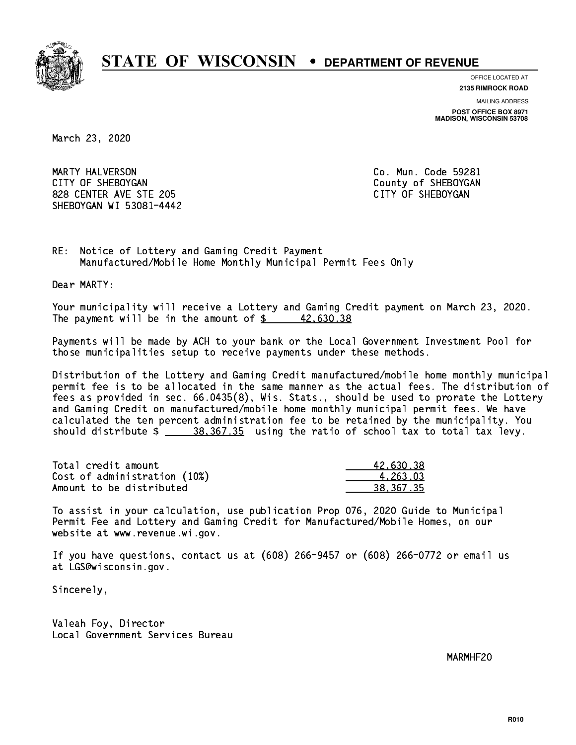# STATE OF WISCONSIN • DEPARTMENT OF REVENUE

OFFICE LOCATED AT
**2135 RIMROCK ROAD**

MAILING ADDRESS
**POST OFFICE BOX 8971**
**MADISON, WISCONSIN 53708**

March 23, 2020

MARTY HALVERSON
CITY OF SHEBOYGAN
828 CENTER AVE STE 205
SHEBOYGAN WI 53081-4442

Co. Mun. Code 59281
County of SHEBOYGAN
CITY OF SHEBOYGAN

RE: Notice of Lottery and Gaming Credit Payment
Manufactured/Mobile Home Monthly Municipal Permit Fees Only

Dear MARTY:

Your municipality will receive a Lottery and Gaming Credit payment on March 23, 2020. The payment will be in the amount of $ 42,630.38

Payments will be made by ACH to your bank or the Local Government Investment Pool for those municipalities setup to receive payments under these methods.

Distribution of the Lottery and Gaming Credit manufactured/mobile home monthly municipal permit fee is to be allocated in the same manner as the actual fees. The distribution of fees as provided in sec. 66.0435(8), Wis. Stats., should be used to prorate the Lottery and Gaming Credit on manufactured/mobile home monthly municipal permit fees. We have calculated the ten percent administration fee to be retained by the municipality. You should distribute $ 38,367.35 using the ratio of school tax to total tax levy.

| | |
|---|---|
| Total credit amount | 42,630.38 |
| Cost of administration (10%) | 4,263.03 |
| Amount to be distributed | 38,367.35 |

To assist in your calculation, use publication Prop 076, 2020 Guide to Municipal Permit Fee and Lottery and Gaming Credit for Manufactured/Mobile Homes, on our website at www.revenue.wi.gov.

If you have questions, contact us at (608) 266-9457 or (608) 266-0772 or email us at LGS@wisconsin.gov.

Sincerely,

Valeah Foy, Director
Local Government Services Bureau

MARMHF20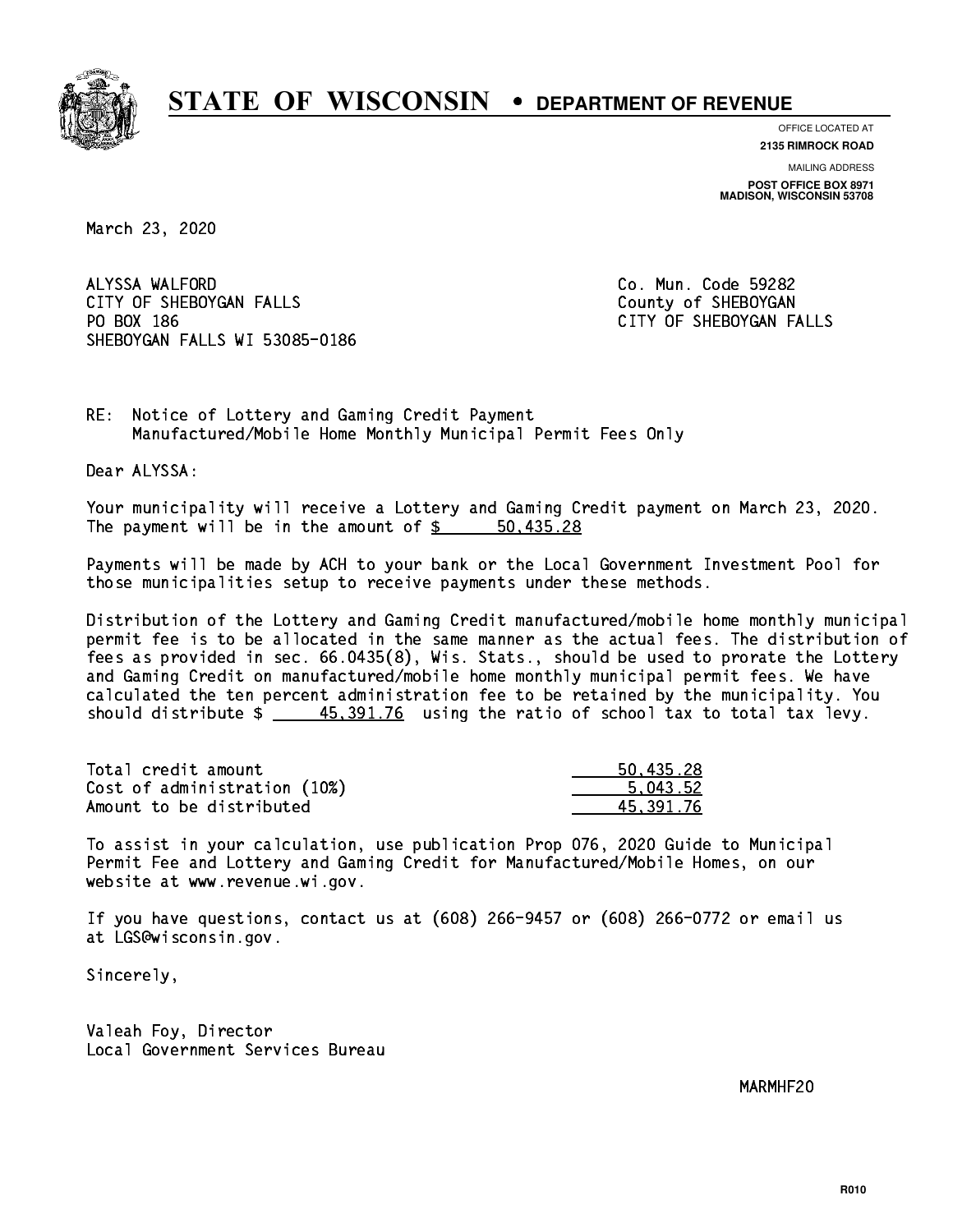# STATE OF WISCONSIN • DEPARTMENT OF REVENUE

OFFICE LOCATED AT
**2135 RIMROCK ROAD**

MAILING ADDRESS
**POST OFFICE BOX 8971**
**MADISON, WISCONSIN 53708**

March 23, 2020

ALYSSA WALFORD
CITY OF SHEBOYGAN FALLS
PO BOX 186
SHEBOYGAN FALLS WI 53085-0186

Co. Mun. Code 59282
County of SHEBOYGAN
CITY OF SHEBOYGAN FALLS

RE: Notice of Lottery and Gaming Credit Payment
Manufactured/Mobile Home Monthly Municipal Permit Fees Only

Dear ALYSSA:

Your municipality will receive a Lottery and Gaming Credit payment on March 23, 2020. The payment will be in the amount of $ 50,435.28

Payments will be made by ACH to your bank or the Local Government Investment Pool for those municipalities setup to receive payments under these methods.

Distribution of the Lottery and Gaming Credit manufactured/mobile home monthly municipal permit fee is to be allocated in the same manner as the actual fees. The distribution of fees as provided in sec. 66.0435(8), Wis. Stats., should be used to prorate the Lottery and Gaming Credit on manufactured/mobile home monthly municipal permit fees. We have calculated the ten percent administration fee to be retained by the municipality. You should distribute $ 45,391.76 using the ratio of school tax to total tax levy.

| | |
|---|---|
| Total credit amount | 50,435.28 |
| Cost of administration (10%) | 5,043.52 |
| Amount to be distributed | 45,391.76 |

To assist in your calculation, use publication Prop 076, 2020 Guide to Municipal Permit Fee and Lottery and Gaming Credit for Manufactured/Mobile Homes, on our website at www.revenue.wi.gov.

If you have questions, contact us at (608) 266-9457 or (608) 266-0772 or email us at LGS@wisconsin.gov.

Sincerely,

Valeah Foy, Director
Local Government Services Bureau

MARMHF20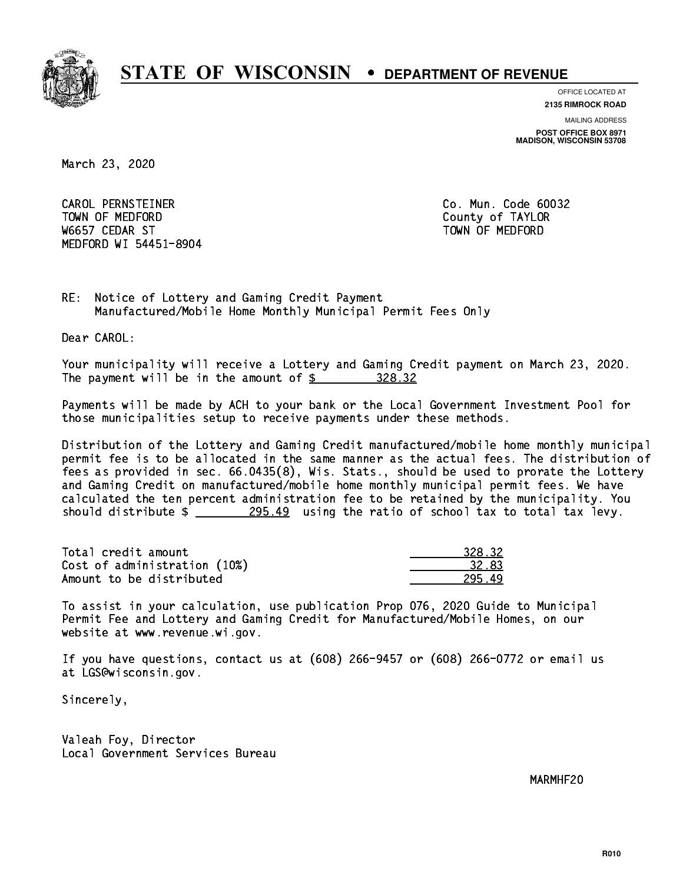# STATE OF WISCONSIN • DEPARTMENT OF REVENUE

OFFICE LOCATED AT
**2135 RIMROCK ROAD**

MAILING ADDRESS
**POST OFFICE BOX 8971**
**MADISON, WISCONSIN 53708**

March 23, 2020

CAROL PERNSTEINER
TOWN OF MEDFORD
W6657 CEDAR ST
MEDFORD WI 54451-8904

Co. Mun. Code 60032
County of TAYLOR
TOWN OF MEDFORD

RE: Notice of Lottery and Gaming Credit Payment
Manufactured/Mobile Home Monthly Municipal Permit Fees Only

Dear CAROL:

Your municipality will receive a Lottery and Gaming Credit payment on March 23, 2020. The payment will be in the amount of $ 328.32

Payments will be made by ACH to your bank or the Local Government Investment Pool for those municipalities setup to receive payments under these methods.

Distribution of the Lottery and Gaming Credit manufactured/mobile home monthly municipal permit fee is to be allocated in the same manner as the actual fees. The distribution of fees as provided in sec. 66.0435(8), Wis. Stats., should be used to prorate the Lottery and Gaming Credit on manufactured/mobile home monthly municipal permit fees. We have calculated the ten percent administration fee to be retained by the municipality. You should distribute $ 295.49 using the ratio of school tax to total tax levy.

| | |
|---|---:|
| Total credit amount | 328.32 |
| Cost of administration (10%) | 32.83 |
| Amount to be distributed | 295.49 |

To assist in your calculation, use publication Prop 076, 2020 Guide to Municipal Permit Fee and Lottery and Gaming Credit for Manufactured/Mobile Homes, on our website at www.revenue.wi.gov.

If you have questions, contact us at (608) 266-9457 or (608) 266-0772 or email us at LGS@wisconsin.gov.

Sincerely,

Valeah Foy, Director
Local Government Services Bureau

MARMHF20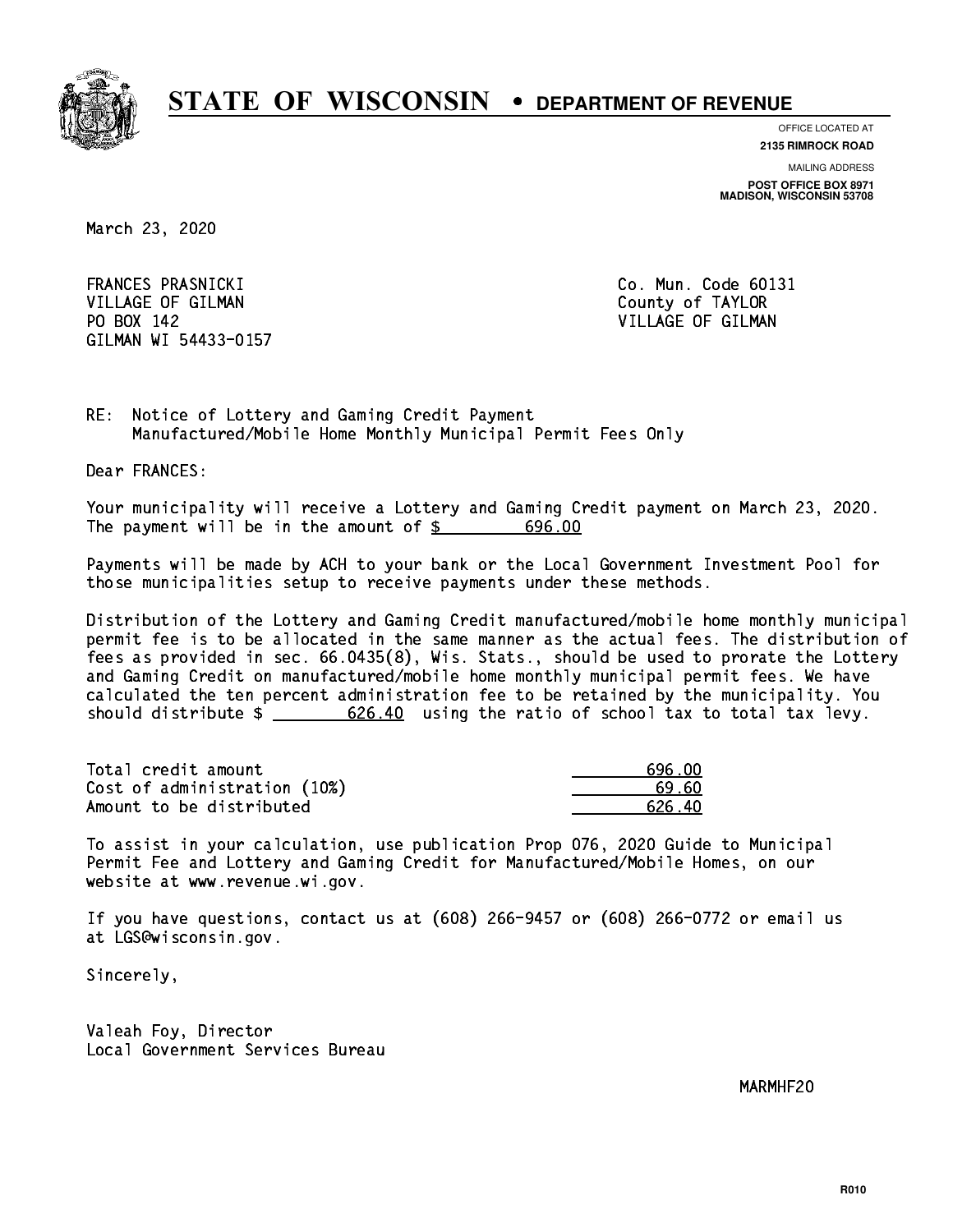# STATE OF WISCONSIN • DEPARTMENT OF REVENUE

OFFICE LOCATED AT
**2135 RIMROCK ROAD**

MAILING ADDRESS
**POST OFFICE BOX 8971**
**MADISON, WISCONSIN 53708**

March 23, 2020

FRANCES PRASNICKI
VILLAGE OF GILMAN
PO BOX 142
GILMAN WI 54433-0157

Co. Mun. Code 60131
County of TAYLOR
VILLAGE OF GILMAN

RE: Notice of Lottery and Gaming Credit Payment
Manufactured/Mobile Home Monthly Municipal Permit Fees Only

Dear FRANCES:

Your municipality will receive a Lottery and Gaming Credit payment on March 23, 2020. The payment will be in the amount of $ 696.00

Payments will be made by ACH to your bank or the Local Government Investment Pool for those municipalities setup to receive payments under these methods.

Distribution of the Lottery and Gaming Credit manufactured/mobile home monthly municipal permit fee is to be allocated in the same manner as the actual fees. The distribution of fees as provided in sec. 66.0435(8), Wis. Stats., should be used to prorate the Lottery and Gaming Credit on manufactured/mobile home monthly municipal permit fees. We have calculated the ten percent administration fee to be retained by the municipality. You should distribute $ 626.40 using the ratio of school tax to total tax levy.

| | |
|---|---|
| Total credit amount | 696.00 |
| Cost of administration (10%) | 69.60 |
| Amount to be distributed | 626.40 |

To assist in your calculation, use publication Prop 076, 2020 Guide to Municipal Permit Fee and Lottery and Gaming Credit for Manufactured/Mobile Homes, on our website at www.revenue.wi.gov.

If you have questions, contact us at (608) 266-9457 or (608) 266-0772 or email us at LGS@wisconsin.gov.

Sincerely,

Valeah Foy, Director
Local Government Services Bureau

MARMHF20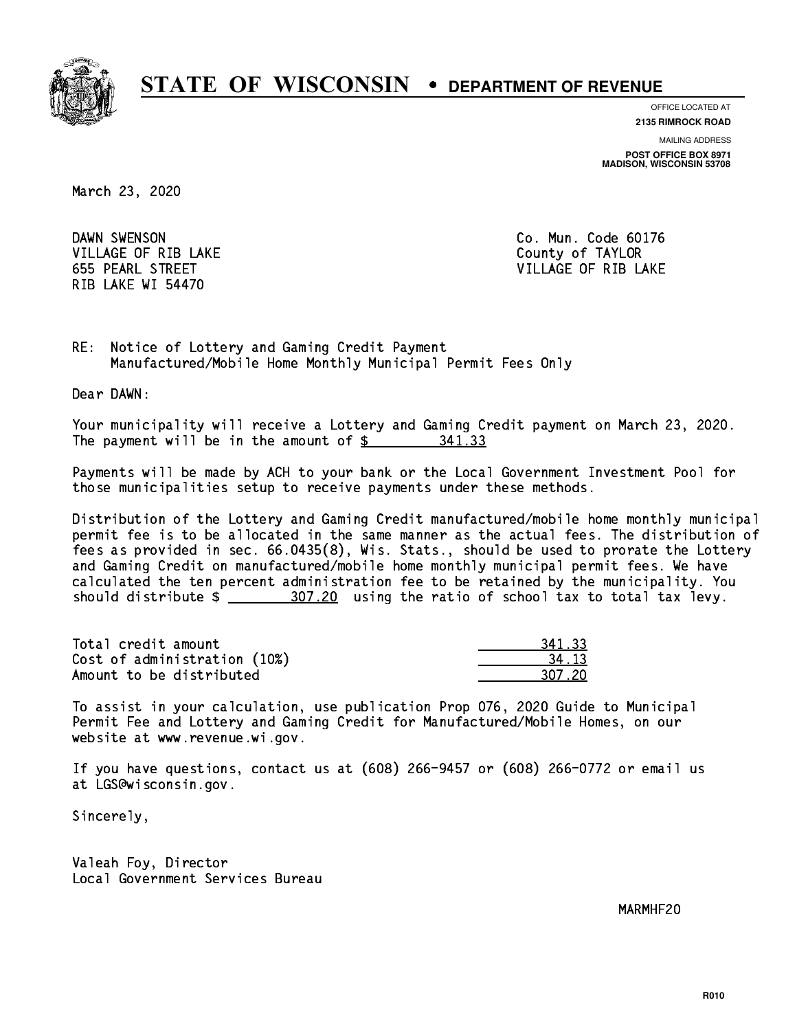# STATE OF WISCONSIN • DEPARTMENT OF REVENUE

OFFICE LOCATED AT
**2135 RIMROCK ROAD**

MAILING ADDRESS
**POST OFFICE BOX 8971**
**MADISON, WISCONSIN 53708**

March 23, 2020

DAWN SWENSON
VILLAGE OF RIB LAKE
655 PEARL STREET
RIB LAKE WI 54470

Co. Mun. Code 60176
County of TAYLOR
VILLAGE OF RIB LAKE

RE: Notice of Lottery and Gaming Credit Payment
Manufactured/Mobile Home Monthly Municipal Permit Fees Only

Dear DAWN:

Your municipality will receive a Lottery and Gaming Credit payment on March 23, 2020. The payment will be in the amount of $ 341.33

Payments will be made by ACH to your bank or the Local Government Investment Pool for those municipalities setup to receive payments under these methods.

Distribution of the Lottery and Gaming Credit manufactured/mobile home monthly municipal permit fee is to be allocated in the same manner as the actual fees. The distribution of fees as provided in sec. 66.0435(8), Wis. Stats., should be used to prorate the Lottery and Gaming Credit on manufactured/mobile home monthly municipal permit fees. We have calculated the ten percent administration fee to be retained by the municipality. You should distribute $ 307.20 using the ratio of school tax to total tax levy.

| | |
|---|---|
| Total credit amount | 341.33 |
| Cost of administration (10%) | 34.13 |
| Amount to be distributed | 307.20 |

To assist in your calculation, use publication Prop 076, 2020 Guide to Municipal Permit Fee and Lottery and Gaming Credit for Manufactured/Mobile Homes, on our website at www.revenue.wi.gov.

If you have questions, contact us at (608) 266-9457 or (608) 266-0772 or email us at LGS@wisconsin.gov.

Sincerely,

Valeah Foy, Director
Local Government Services Bureau

MARMHF20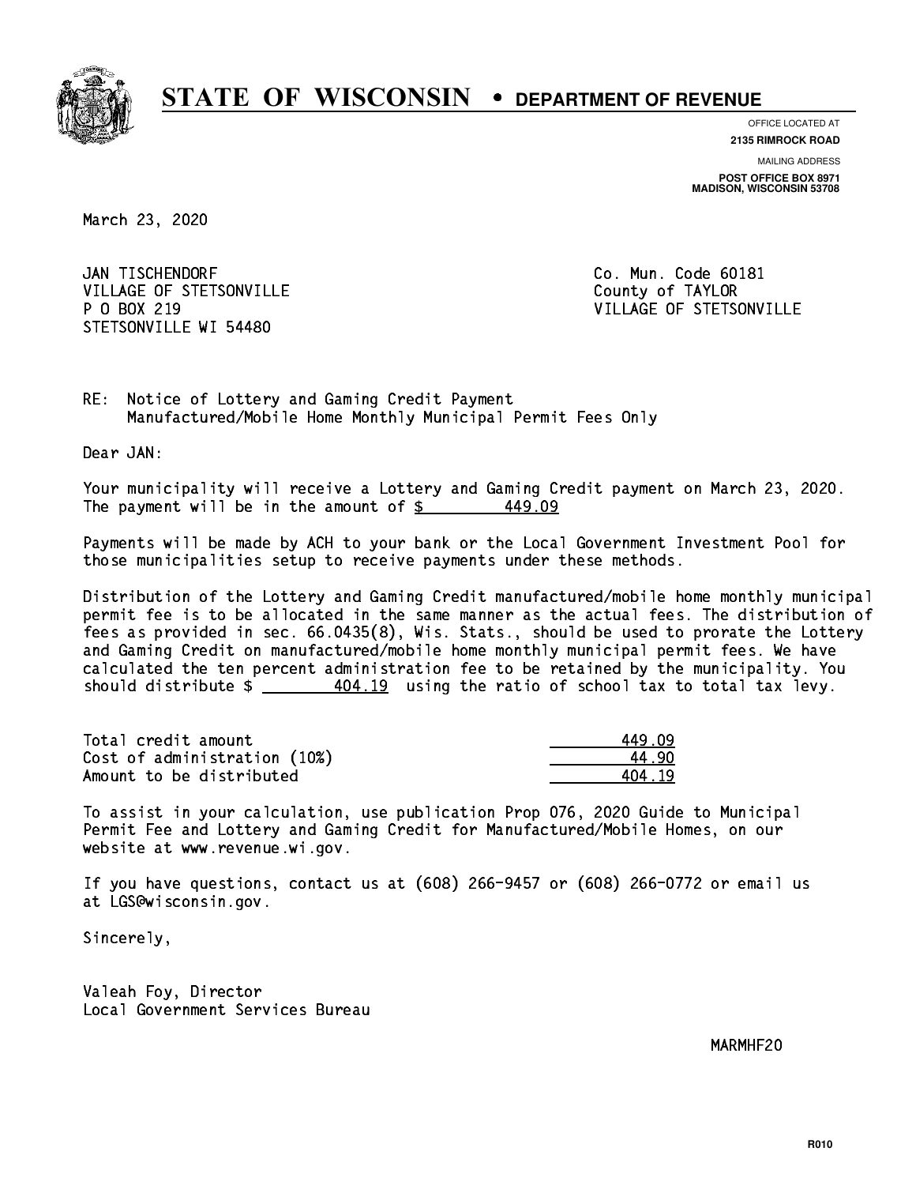# STATE OF WISCONSIN • DEPARTMENT OF REVENUE

OFFICE LOCATED AT
**2135 RIMROCK ROAD**

MAILING ADDRESS
**POST OFFICE BOX 8971**
**MADISON, WISCONSIN 53708**

March 23, 2020

JAN TISCHENDORF
VILLAGE OF STETSONVILLE
P O BOX 219
STETSONVILLE WI 54480

Co. Mun. Code 60181
County of TAYLOR
VILLAGE OF STETSONVILLE

RE: Notice of Lottery and Gaming Credit Payment
Manufactured/Mobile Home Monthly Municipal Permit Fees Only

Dear JAN:

Your municipality will receive a Lottery and Gaming Credit payment on March 23, 2020. The payment will be in the amount of $ 449.09

Payments will be made by ACH to your bank or the Local Government Investment Pool for those municipalities setup to receive payments under these methods.

Distribution of the Lottery and Gaming Credit manufactured/mobile home monthly municipal permit fee is to be allocated in the same manner as the actual fees. The distribution of fees as provided in sec. 66.0435(8), Wis. Stats., should be used to prorate the Lottery and Gaming Credit on manufactured/mobile home monthly municipal permit fees. We have calculated the ten percent administration fee to be retained by the municipality. You should distribute $ 404.19 using the ratio of school tax to total tax levy.

| | |
|---|---|
| Total credit amount | 449.09 |
| Cost of administration (10%) | 44.90 |
| Amount to be distributed | 404.19 |

To assist in your calculation, use publication Prop 076, 2020 Guide to Municipal Permit Fee and Lottery and Gaming Credit for Manufactured/Mobile Homes, on our website at www.revenue.wi.gov.

If you have questions, contact us at (608) 266-9457 or (608) 266-0772 or email us at LGS@wisconsin.gov.

Sincerely,

Valeah Foy, Director
Local Government Services Bureau

MARMHF20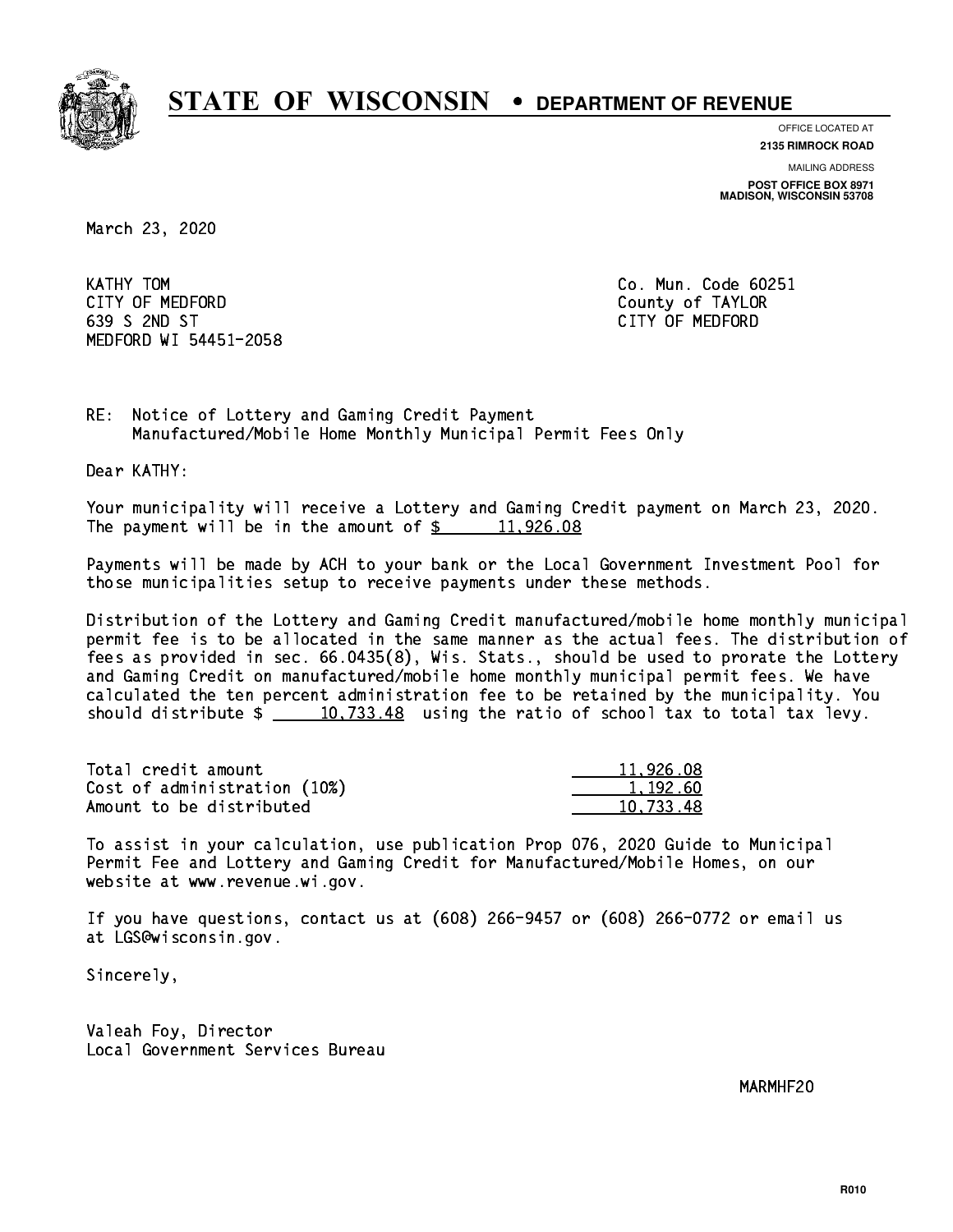# STATE OF WISCONSIN • DEPARTMENT OF REVENUE

OFFICE LOCATED AT
**2135 RIMROCK ROAD**

MAILING ADDRESS
**POST OFFICE BOX 8971**
**MADISON, WISCONSIN 53708**

March 23, 2020

KATHY TOM
CITY OF MEDFORD
639 S 2ND ST
MEDFORD WI 54451-2058

Co. Mun. Code 60251
County of TAYLOR
CITY OF MEDFORD

RE: Notice of Lottery and Gaming Credit Payment
Manufactured/Mobile Home Monthly Municipal Permit Fees Only

Dear KATHY:

Your municipality will receive a Lottery and Gaming Credit payment on March 23, 2020. The payment will be in the amount of $ 11,926.08

Payments will be made by ACH to your bank or the Local Government Investment Pool for those municipalities setup to receive payments under these methods.

Distribution of the Lottery and Gaming Credit manufactured/mobile home monthly municipal permit fee is to be allocated in the same manner as the actual fees. The distribution of fees as provided in sec. 66.0435(8), Wis. Stats., should be used to prorate the Lottery and Gaming Credit on manufactured/mobile home monthly municipal permit fees. We have calculated the ten percent administration fee to be retained by the municipality. You should distribute $ 10,733.48 using the ratio of school tax to total tax levy.

| | |
|---|---|
| Total credit amount | 11,926.08 |
| Cost of administration (10%) | 1,192.60 |
| Amount to be distributed | 10,733.48 |

To assist in your calculation, use publication Prop 076, 2020 Guide to Municipal Permit Fee and Lottery and Gaming Credit for Manufactured/Mobile Homes, on our website at www.revenue.wi.gov.

If you have questions, contact us at (608) 266-9457 or (608) 266-0772 or email us at LGS@wisconsin.gov.

Sincerely,

Valeah Foy, Director
Local Government Services Bureau

MARMHF20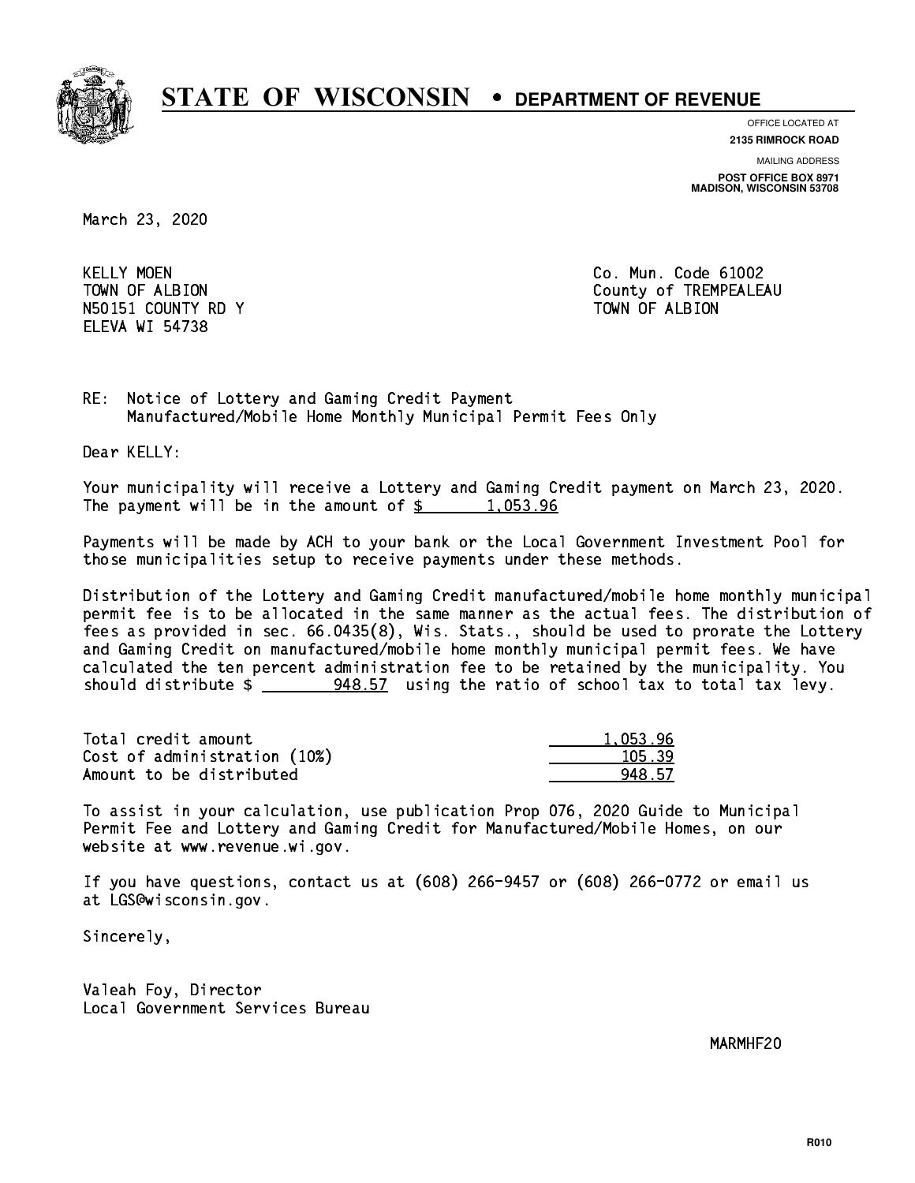# STATE OF WISCONSIN • DEPARTMENT OF REVENUE

OFFICE LOCATED AT
**2135 RIMROCK ROAD**

MAILING ADDRESS
**POST OFFICE BOX 8971**
**MADISON, WISCONSIN 53708**

March 23, 2020

KELLY MOEN
TOWN OF ALBION
N50151 COUNTY RD Y
ELEVA WI 54738

Co. Mun. Code 61002
County of TREMPEALEAU
TOWN OF ALBION

RE: Notice of Lottery and Gaming Credit Payment
Manufactured/Mobile Home Monthly Municipal Permit Fees Only

Dear KELLY:

Your municipality will receive a Lottery and Gaming Credit payment on March 23, 2020. The payment will be in the amount of $ 1,053.96

Payments will be made by ACH to your bank or the Local Government Investment Pool for those municipalities setup to receive payments under these methods.

Distribution of the Lottery and Gaming Credit manufactured/mobile home monthly municipal permit fee is to be allocated in the same manner as the actual fees. The distribution of fees as provided in sec. 66.0435(8), Wis. Stats., should be used to prorate the Lottery and Gaming Credit on manufactured/mobile home monthly municipal permit fees. We have calculated the ten percent administration fee to be retained by the municipality. You should distribute $ 948.57 using the ratio of school tax to total tax levy.

| | |
|---|---|
| Total credit amount | 1,053.96 |
| Cost of administration (10%) | 105.39 |
| Amount to be distributed | 948.57 |

To assist in your calculation, use publication Prop 076, 2020 Guide to Municipal Permit Fee and Lottery and Gaming Credit for Manufactured/Mobile Homes, on our website at www.revenue.wi.gov.

If you have questions, contact us at (608) 266-9457 or (608) 266-0772 or email us at LGS@wisconsin.gov.

Sincerely,

Valeah Foy, Director
Local Government Services Bureau

MARMHF20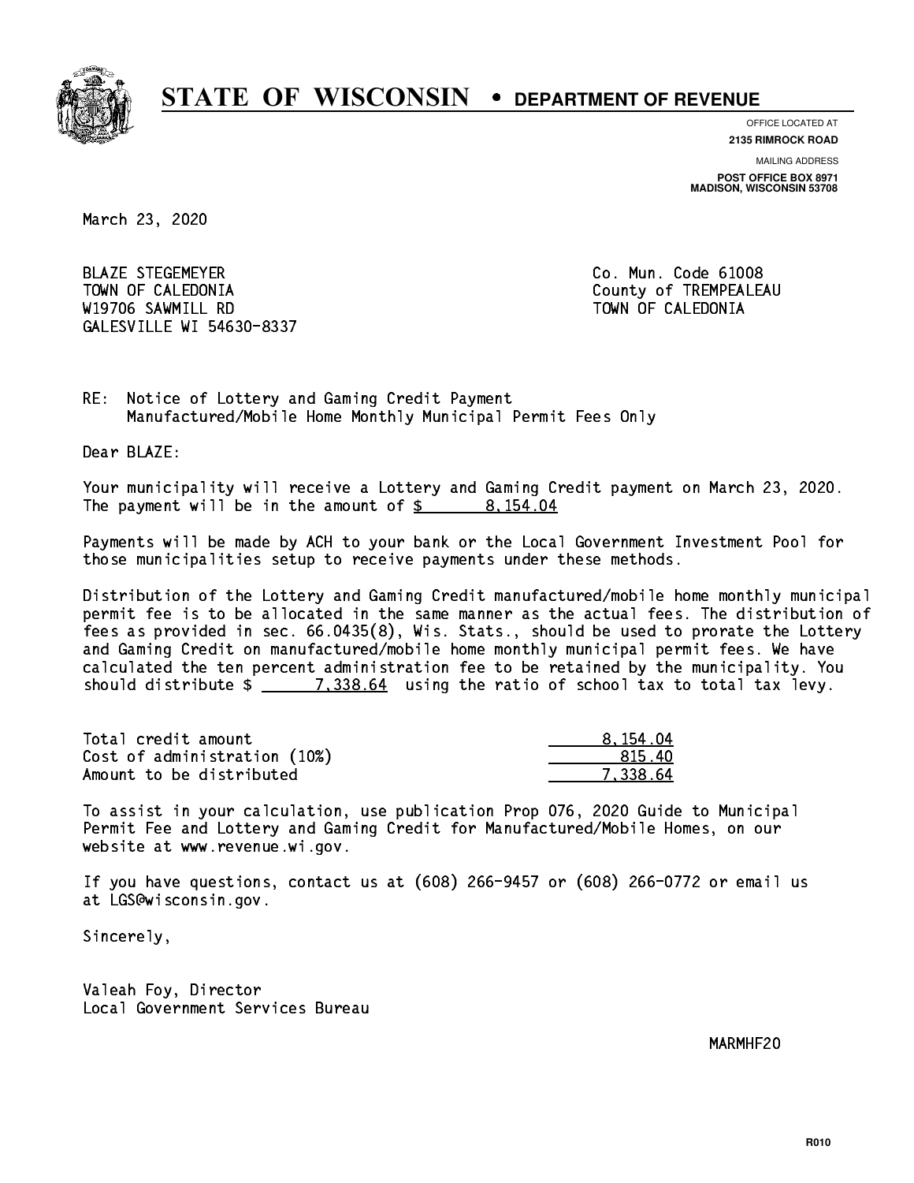# STATE OF WISCONSIN • DEPARTMENT OF REVENUE

OFFICE LOCATED AT
**2135 RIMROCK ROAD**

MAILING ADDRESS
**POST OFFICE BOX 8971**
**MADISON, WISCONSIN 53708**

March 23, 2020

BLAZE STEGEMEYER
TOWN OF CALEDONIA
W19706 SAWMILL RD
GALESVILLE WI 54630-8337

Co. Mun. Code 61008
County of TREMPEALEAU
TOWN OF CALEDONIA

RE: Notice of Lottery and Gaming Credit Payment
Manufactured/Mobile Home Monthly Municipal Permit Fees Only

Dear BLAZE:

Your municipality will receive a Lottery and Gaming Credit payment on March 23, 2020. The payment will be in the amount of $ 8,154.04

Payments will be made by ACH to your bank or the Local Government Investment Pool for those municipalities setup to receive payments under these methods.

Distribution of the Lottery and Gaming Credit manufactured/mobile home monthly municipal permit fee is to be allocated in the same manner as the actual fees. The distribution of fees as provided in sec. 66.0435(8), Wis. Stats., should be used to prorate the Lottery and Gaming Credit on manufactured/mobile home monthly municipal permit fees. We have calculated the ten percent administration fee to be retained by the municipality. You should distribute $ 7,338.64 using the ratio of school tax to total tax levy.

| | |
|---|---|
| Total credit amount | 8,154.04 |
| Cost of administration (10%) | 815.40 |
| Amount to be distributed | 7,338.64 |

To assist in your calculation, use publication Prop 076, 2020 Guide to Municipal Permit Fee and Lottery and Gaming Credit for Manufactured/Mobile Homes, on our website at www.revenue.wi.gov.

If you have questions, contact us at (608) 266-9457 or (608) 266-0772 or email us at LGS@wisconsin.gov.

Sincerely,

Valeah Foy, Director
Local Government Services Bureau

MARMHF20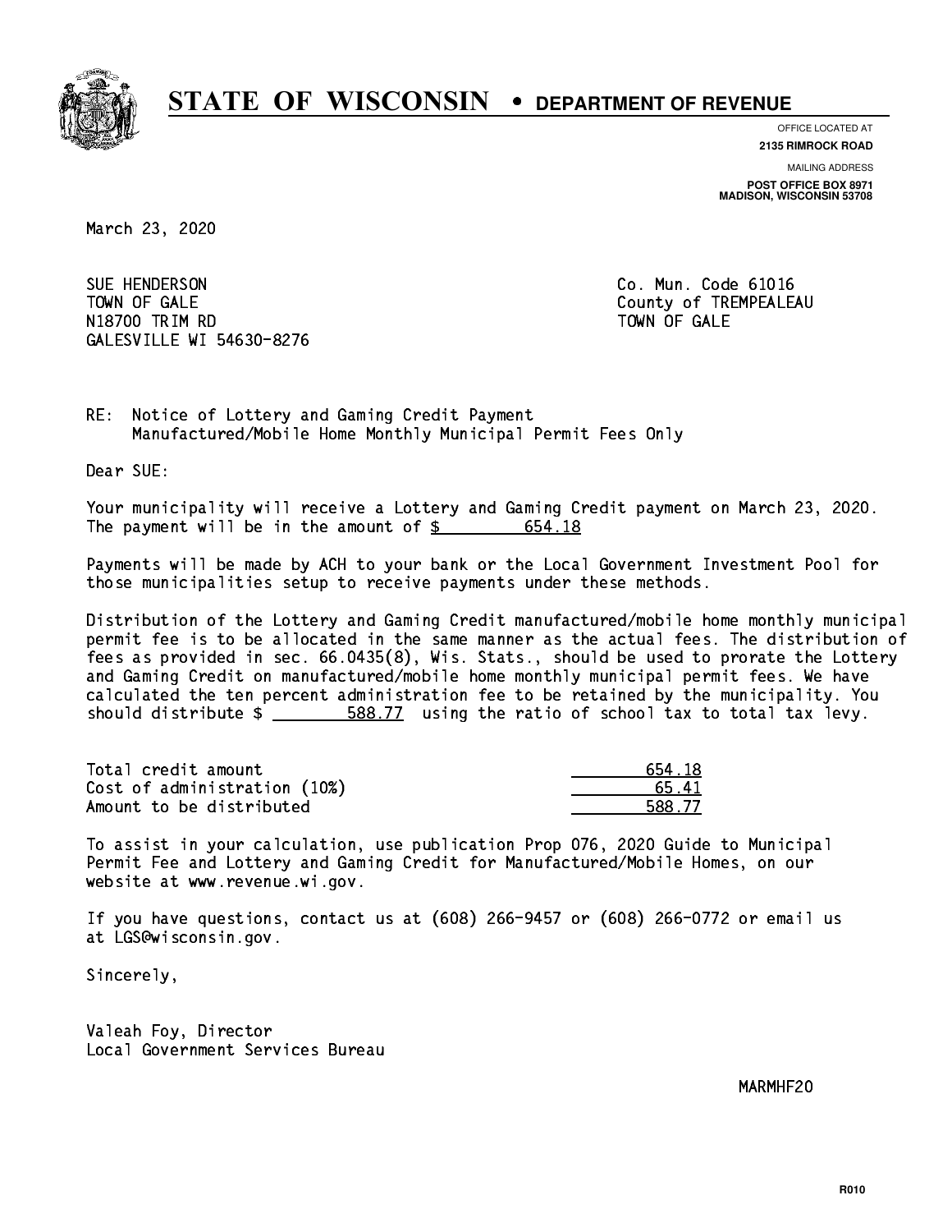# STATE OF WISCONSIN • DEPARTMENT OF REVENUE

OFFICE LOCATED AT
**2135 RIMROCK ROAD**

MAILING ADDRESS
**POST OFFICE BOX 8971**
**MADISON, WISCONSIN 53708**

March 23, 2020

SUE HENDERSON
TOWN OF GALE
N18700 TRIM RD
GALESVILLE WI 54630-8276

Co. Mun. Code 61016
County of TREMPEALEAU
TOWN OF GALE

RE: Notice of Lottery and Gaming Credit Payment
Manufactured/Mobile Home Monthly Municipal Permit Fees Only

Dear SUE:

Your municipality will receive a Lottery and Gaming Credit payment on March 23, 2020. The payment will be in the amount of $ 654.18

Payments will be made by ACH to your bank or the Local Government Investment Pool for those municipalities setup to receive payments under these methods.

Distribution of the Lottery and Gaming Credit manufactured/mobile home monthly municipal permit fee is to be allocated in the same manner as the actual fees. The distribution of fees as provided in sec. 66.0435(8), Wis. Stats., should be used to prorate the Lottery and Gaming Credit on manufactured/mobile home monthly municipal permit fees. We have calculated the ten percent administration fee to be retained by the municipality. You should distribute $ 588.77 using the ratio of school tax to total tax levy.

| | |
|---|---|
| Total credit amount | 654.18 |
| Cost of administration (10%) | 65.41 |
| Amount to be distributed | 588.77 |

To assist in your calculation, use publication Prop 076, 2020 Guide to Municipal Permit Fee and Lottery and Gaming Credit for Manufactured/Mobile Homes, on our website at www.revenue.wi.gov.

If you have questions, contact us at (608) 266-9457 or (608) 266-0772 or email us at LGS@wisconsin.gov.

Sincerely,

Valeah Foy, Director
Local Government Services Bureau

MARMHF20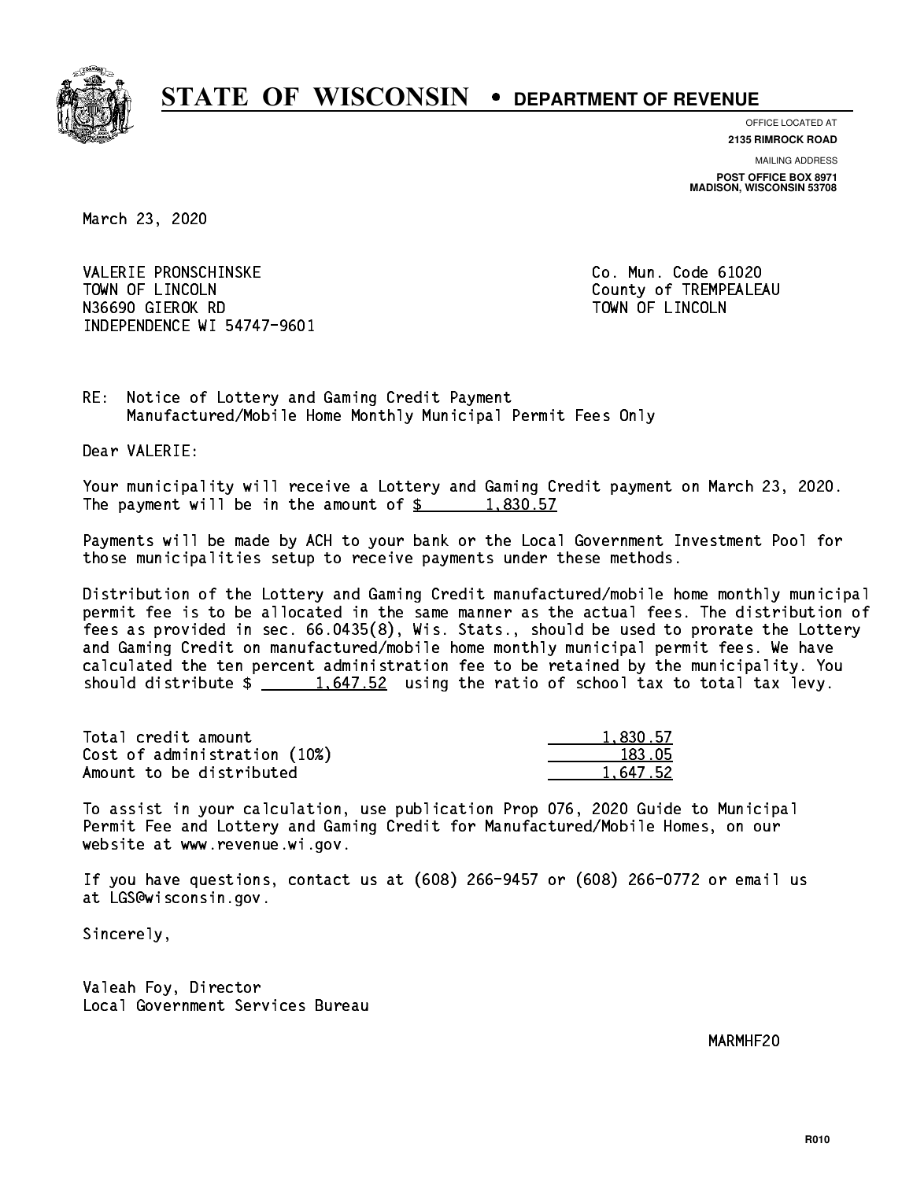# STATE OF WISCONSIN • DEPARTMENT OF REVENUE

OFFICE LOCATED AT
**2135 RIMROCK ROAD**

MAILING ADDRESS
**POST OFFICE BOX 8971**
**MADISON, WISCONSIN 53708**

March 23, 2020

VALERIE PRONSCHINSKE
TOWN OF LINCOLN
N36690 GIEROK RD
INDEPENDENCE WI 54747-9601

Co. Mun. Code 61020
County of TREMPEALEAU
TOWN OF LINCOLN

RE: Notice of Lottery and Gaming Credit Payment
Manufactured/Mobile Home Monthly Municipal Permit Fees Only

Dear VALERIE:

Your municipality will receive a Lottery and Gaming Credit payment on March 23, 2020. The payment will be in the amount of $ 1,830.57

Payments will be made by ACH to your bank or the Local Government Investment Pool for those municipalities setup to receive payments under these methods.

Distribution of the Lottery and Gaming Credit manufactured/mobile home monthly municipal permit fee is to be allocated in the same manner as the actual fees. The distribution of fees as provided in sec. 66.0435(8), Wis. Stats., should be used to prorate the Lottery and Gaming Credit on manufactured/mobile home monthly municipal permit fees. We have calculated the ten percent administration fee to be retained by the municipality. You should distribute $ 1,647.52 using the ratio of school tax to total tax levy.

| | |
|---|---|
| Total credit amount | 1,830.57 |
| Cost of administration (10%) | 183.05 |
| Amount to be distributed | 1,647.52 |

To assist in your calculation, use publication Prop 076, 2020 Guide to Municipal Permit Fee and Lottery and Gaming Credit for Manufactured/Mobile Homes, on our website at www.revenue.wi.gov.

If you have questions, contact us at (608) 266-9457 or (608) 266-0772 or email us at LGS@wisconsin.gov.

Sincerely,

Valeah Foy, Director
Local Government Services Bureau

MARMHF20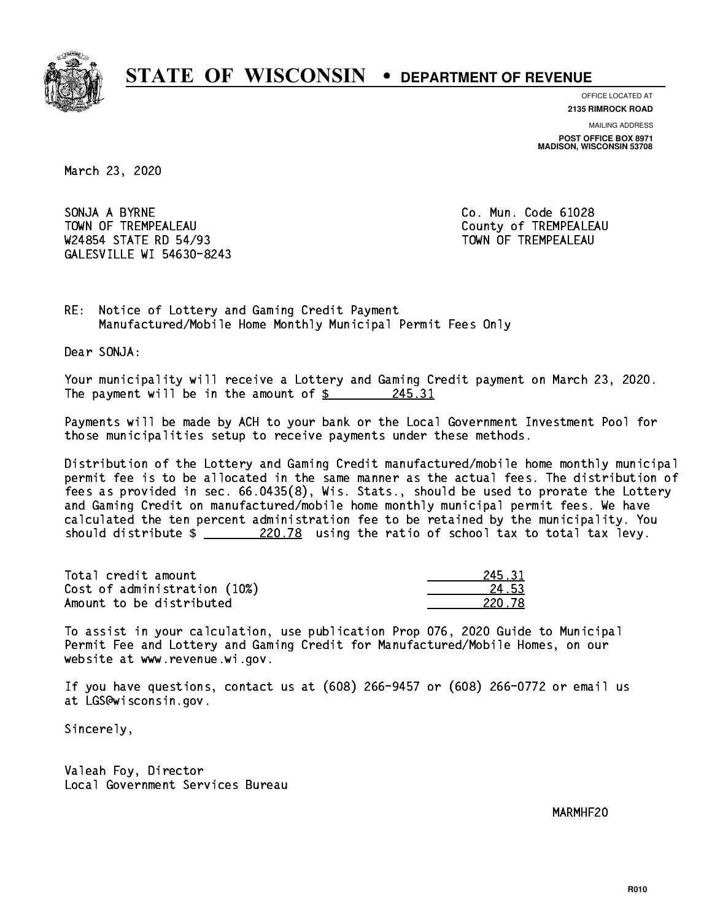# STATE OF WISCONSIN • DEPARTMENT OF REVENUE

OFFICE LOCATED AT
**2135 RIMROCK ROAD**

MAILING ADDRESS
**POST OFFICE BOX 8971**
**MADISON, WISCONSIN 53708**

March 23, 2020

SONJA A BYRNE
TOWN OF TREMPEALEAU
W24854 STATE RD 54/93
GALESVILLE WI 54630-8243

Co. Mun. Code 61028
County of TREMPEALEAU
TOWN OF TREMPEALEAU

RE: Notice of Lottery and Gaming Credit Payment
Manufactured/Mobile Home Monthly Municipal Permit Fees Only

Dear SONJA:

Your municipality will receive a Lottery and Gaming Credit payment on March 23, 2020. The payment will be in the amount of $ 245.31

Payments will be made by ACH to your bank or the Local Government Investment Pool for those municipalities setup to receive payments under these methods.

Distribution of the Lottery and Gaming Credit manufactured/mobile home monthly municipal permit fee is to be allocated in the same manner as the actual fees. The distribution of fees as provided in sec. 66.0435(8), Wis. Stats., should be used to prorate the Lottery and Gaming Credit on manufactured/mobile home monthly municipal permit fees. We have calculated the ten percent administration fee to be retained by the municipality. You should distribute $ 220.78 using the ratio of school tax to total tax levy.

| | |
|---|---|
| Total credit amount | 245.31 |
| Cost of administration (10%) | 24.53 |
| Amount to be distributed | 220.78 |

To assist in your calculation, use publication Prop 076, 2020 Guide to Municipal Permit Fee and Lottery and Gaming Credit for Manufactured/Mobile Homes, on our website at www.revenue.wi.gov.

If you have questions, contact us at (608) 266-9457 or (608) 266-0772 or email us at LGS@wisconsin.gov.

Sincerely,

Valeah Foy, Director
Local Government Services Bureau

MARMHF20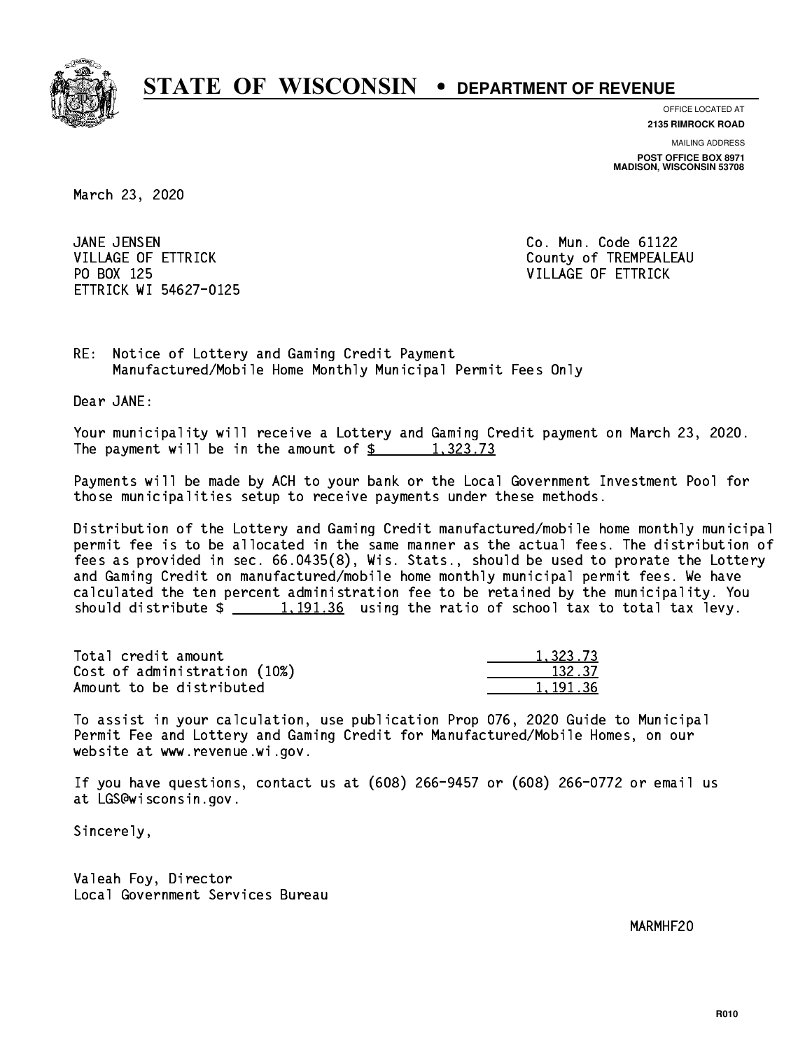# STATE OF WISCONSIN • DEPARTMENT OF REVENUE

OFFICE LOCATED AT
**2135 RIMROCK ROAD**

MAILING ADDRESS
**POST OFFICE BOX 8971**
**MADISON, WISCONSIN 53708**

March 23, 2020

JANE JENSEN
VILLAGE OF ETTRICK
PO BOX 125
ETTRICK WI 54627-0125

Co. Mun. Code 61122
County of TREMPEALEAU
VILLAGE OF ETTRICK

RE: Notice of Lottery and Gaming Credit Payment
Manufactured/Mobile Home Monthly Municipal Permit Fees Only

Dear JANE:

Your municipality will receive a Lottery and Gaming Credit payment on March 23, 2020. The payment will be in the amount of $ 1,323.73

Payments will be made by ACH to your bank or the Local Government Investment Pool for those municipalities setup to receive payments under these methods.

Distribution of the Lottery and Gaming Credit manufactured/mobile home monthly municipal permit fee is to be allocated in the same manner as the actual fees. The distribution of fees as provided in sec. 66.0435(8), Wis. Stats., should be used to prorate the Lottery and Gaming Credit on manufactured/mobile home monthly municipal permit fees. We have calculated the ten percent administration fee to be retained by the municipality. You should distribute $ 1,191.36 using the ratio of school tax to total tax levy.

| | |
|---|---|
| Total credit amount | 1,323.73 |
| Cost of administration (10%) | 132.37 |
| Amount to be distributed | 1,191.36 |

To assist in your calculation, use publication Prop 076, 2020 Guide to Municipal Permit Fee and Lottery and Gaming Credit for Manufactured/Mobile Homes, on our website at www.revenue.wi.gov.

If you have questions, contact us at (608) 266-9457 or (608) 266-0772 or email us at LGS@wisconsin.gov.

Sincerely,

Valeah Foy, Director
Local Government Services Bureau

MARMHF20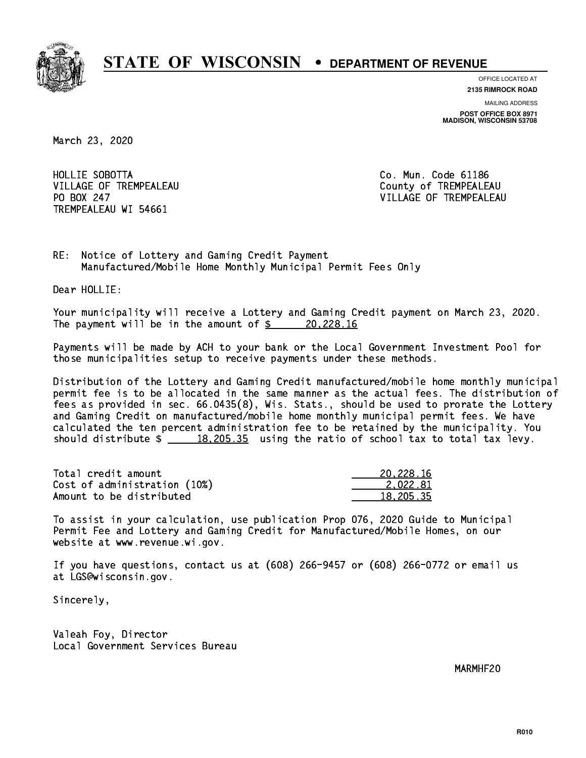# STATE OF WISCONSIN • DEPARTMENT OF REVENUE

OFFICE LOCATED AT
**2135 RIMROCK ROAD**

MAILING ADDRESS
**POST OFFICE BOX 8971**
**MADISON, WISCONSIN 53708**

March 23, 2020

HOLLIE SOBOTTA
VILLAGE OF TREMPEALEAU
PO BOX 247
TREMPEALEAU WI 54661

Co. Mun. Code 61186
County of TREMPEALEAU
VILLAGE OF TREMPEALEAU

RE: Notice of Lottery and Gaming Credit Payment
Manufactured/Mobile Home Monthly Municipal Permit Fees Only

Dear HOLLIE:

Your municipality will receive a Lottery and Gaming Credit payment on March 23, 2020. The payment will be in the amount of $ 20,228.16

Payments will be made by ACH to your bank or the Local Government Investment Pool for those municipalities setup to receive payments under these methods.

Distribution of the Lottery and Gaming Credit manufactured/mobile home monthly municipal permit fee is to be allocated in the same manner as the actual fees. The distribution of fees as provided in sec. 66.0435(8), Wis. Stats., should be used to prorate the Lottery and Gaming Credit on manufactured/mobile home monthly municipal permit fees. We have calculated the ten percent administration fee to be retained by the municipality. You should distribute $ 18,205.35 using the ratio of school tax to total tax levy.

| | |
|---|---|
| Total credit amount | 20,228.16 |
| Cost of administration (10%) | 2,022.81 |
| Amount to be distributed | 18,205.35 |

To assist in your calculation, use publication Prop 076, 2020 Guide to Municipal Permit Fee and Lottery and Gaming Credit for Manufactured/Mobile Homes, on our website at www.revenue.wi.gov.

If you have questions, contact us at (608) 266-9457 or (608) 266-0772 or email us at LGS@wisconsin.gov.

Sincerely,

Valeah Foy, Director
Local Government Services Bureau

MARMHF20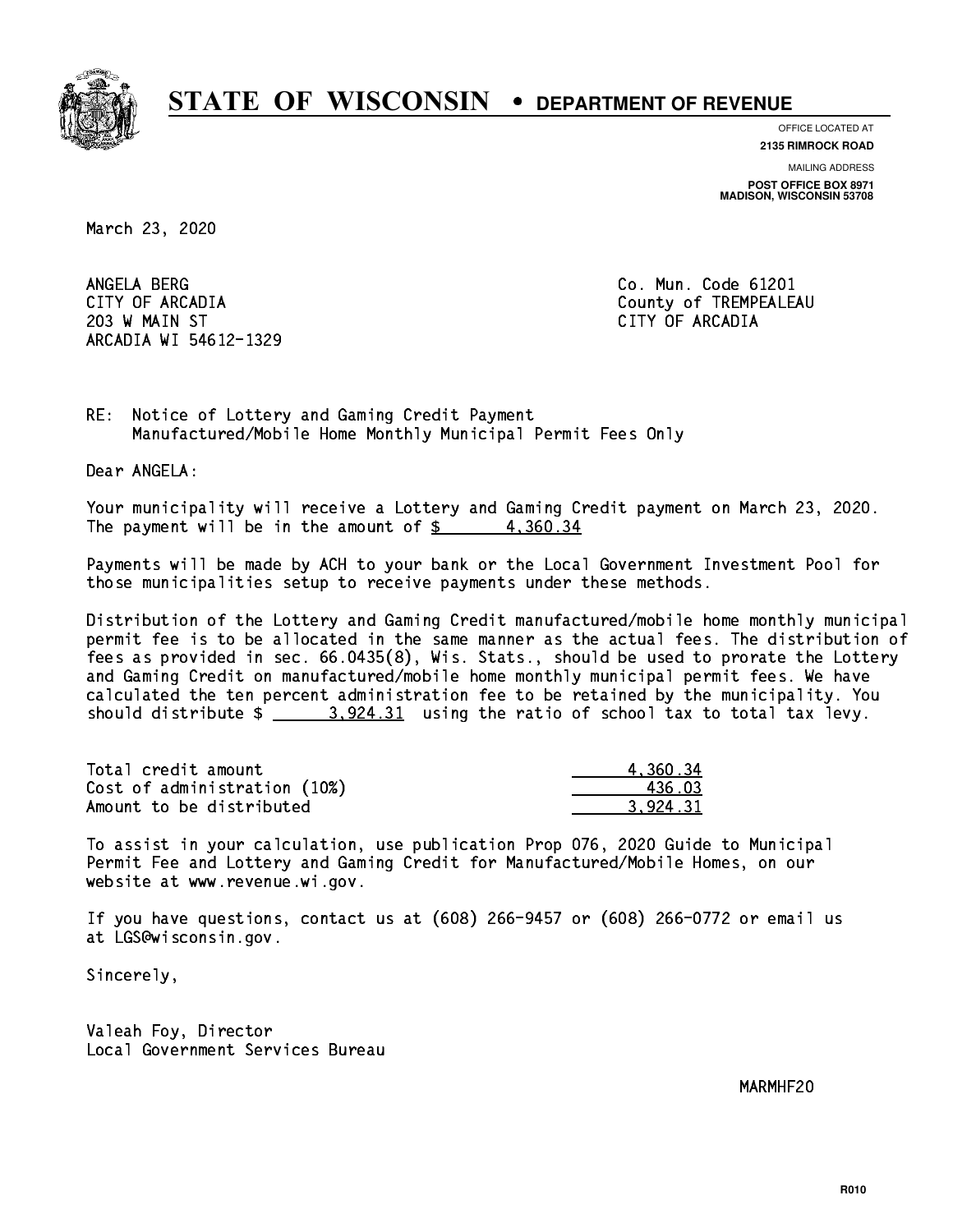# STATE OF WISCONSIN • DEPARTMENT OF REVENUE

OFFICE LOCATED AT
**2135 RIMROCK ROAD**

MAILING ADDRESS
**POST OFFICE BOX 8971**
**MADISON, WISCONSIN 53708**

March 23, 2020

ANGELA BERG
CITY OF ARCADIA
203 W MAIN ST
ARCADIA WI 54612-1329

Co. Mun. Code 61201
County of TREMPEALEAU
CITY OF ARCADIA

RE: Notice of Lottery and Gaming Credit Payment
Manufactured/Mobile Home Monthly Municipal Permit Fees Only

Dear ANGELA:

Your municipality will receive a Lottery and Gaming Credit payment on March 23, 2020. The payment will be in the amount of $ 4,360.34

Payments will be made by ACH to your bank or the Local Government Investment Pool for those municipalities setup to receive payments under these methods.

Distribution of the Lottery and Gaming Credit manufactured/mobile home monthly municipal permit fee is to be allocated in the same manner as the actual fees. The distribution of fees as provided in sec. 66.0435(8), Wis. Stats., should be used to prorate the Lottery and Gaming Credit on manufactured/mobile home monthly municipal permit fees. We have calculated the ten percent administration fee to be retained by the municipality. You should distribute $ 3,924.31 using the ratio of school tax to total tax levy.

| | |
|---|---|
| Total credit amount | 4,360.34 |
| Cost of administration (10%) | 436.03 |
| Amount to be distributed | 3,924.31 |

To assist in your calculation, use publication Prop 076, 2020 Guide to Municipal Permit Fee and Lottery and Gaming Credit for Manufactured/Mobile Homes, on our website at www.revenue.wi.gov.

If you have questions, contact us at (608) 266-9457 or (608) 266-0772 or email us at LGS@wisconsin.gov.

Sincerely,

Valeah Foy, Director
Local Government Services Bureau

MARMHF20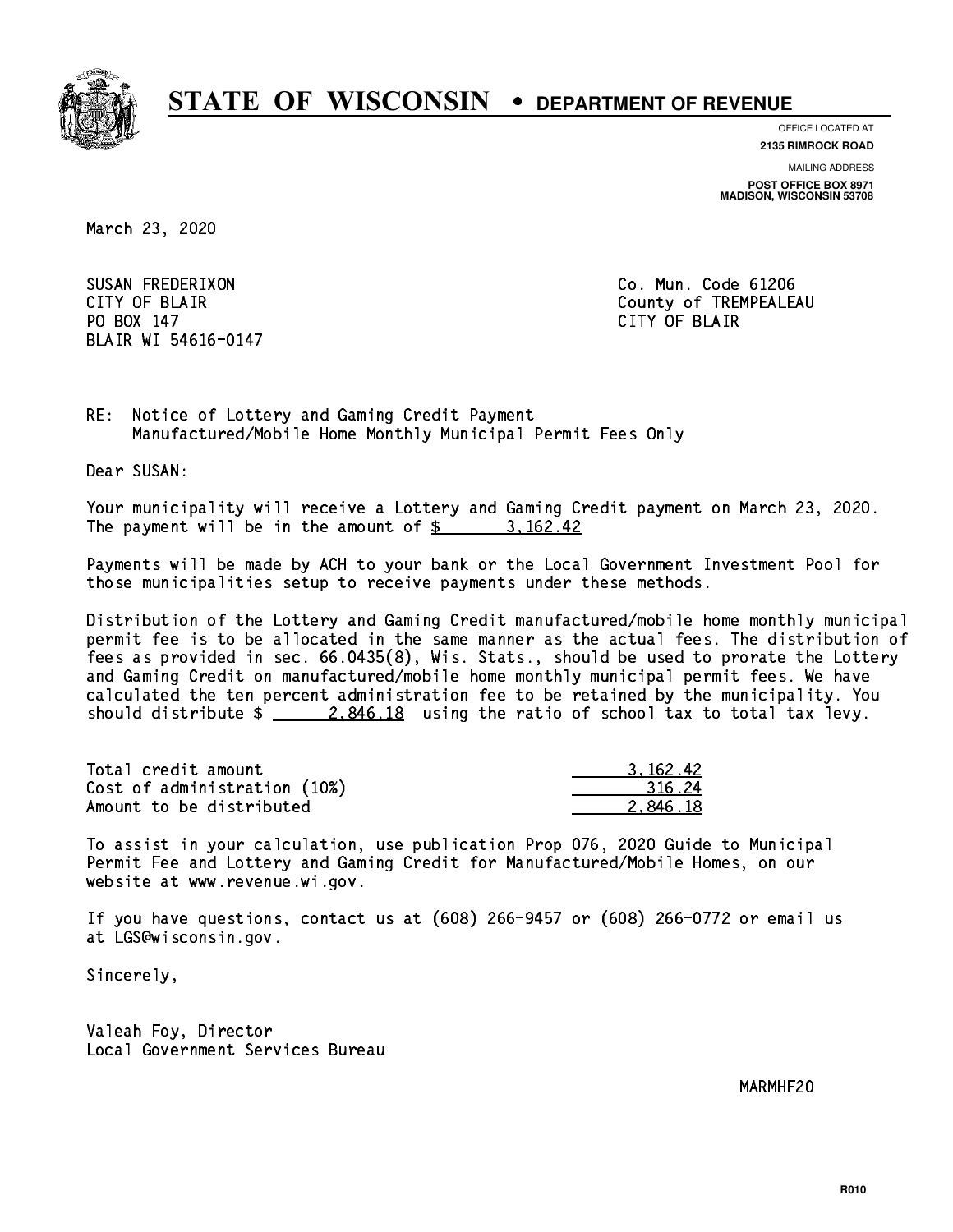# STATE OF WISCONSIN • DEPARTMENT OF REVENUE

OFFICE LOCATED AT
**2135 RIMROCK ROAD**

MAILING ADDRESS
**POST OFFICE BOX 8971**
**MADISON, WISCONSIN 53708**

March 23, 2020

SUSAN FREDERIXON
CITY OF BLAIR
PO BOX 147
BLAIR WI 54616-0147

Co. Mun. Code 61206
County of TREMPEALEAU
CITY OF BLAIR

RE: Notice of Lottery and Gaming Credit Payment
Manufactured/Mobile Home Monthly Municipal Permit Fees Only

Dear SUSAN:

Your municipality will receive a Lottery and Gaming Credit payment on March 23, 2020. The payment will be in the amount of $ 3,162.42

Payments will be made by ACH to your bank or the Local Government Investment Pool for those municipalities setup to receive payments under these methods.

Distribution of the Lottery and Gaming Credit manufactured/mobile home monthly municipal permit fee is to be allocated in the same manner as the actual fees. The distribution of fees as provided in sec. 66.0435(8), Wis. Stats., should be used to prorate the Lottery and Gaming Credit on manufactured/mobile home monthly municipal permit fees. We have calculated the ten percent administration fee to be retained by the municipality. You should distribute $ 2,846.18 using the ratio of school tax to total tax levy.

| | |
|---|---|
| Total credit amount | 3,162.42 |
| Cost of administration (10%) | 316.24 |
| Amount to be distributed | 2,846.18 |

To assist in your calculation, use publication Prop 076, 2020 Guide to Municipal Permit Fee and Lottery and Gaming Credit for Manufactured/Mobile Homes, on our website at www.revenue.wi.gov.

If you have questions, contact us at (608) 266-9457 or (608) 266-0772 or email us at LGS@wisconsin.gov.

Sincerely,

Valeah Foy, Director
Local Government Services Bureau

MARMHF20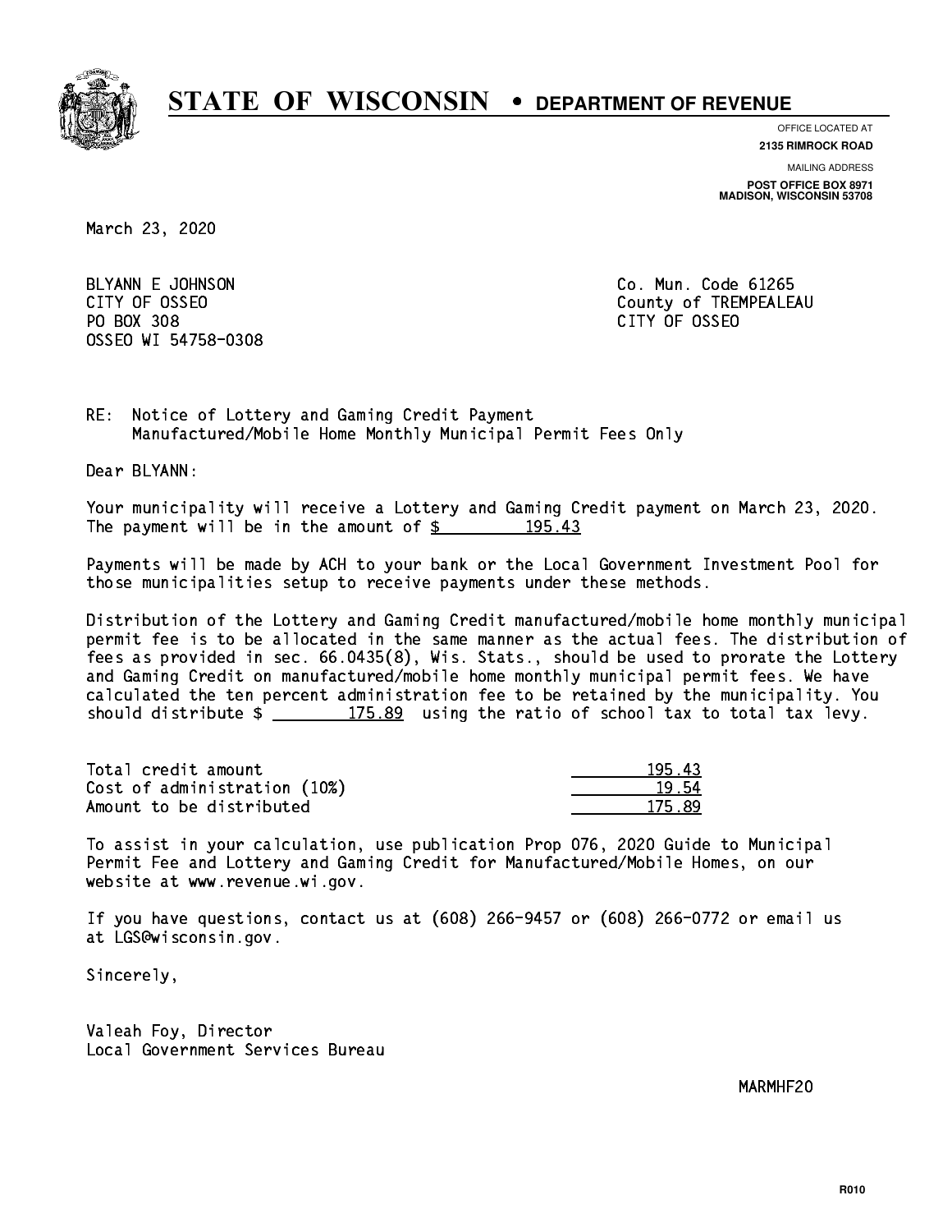# STATE OF WISCONSIN • DEPARTMENT OF REVENUE

OFFICE LOCATED AT
**2135 RIMROCK ROAD**

MAILING ADDRESS
**POST OFFICE BOX 8971**
**MADISON, WISCONSIN 53708**

March 23, 2020

BLYANN E JOHNSON
CITY OF OSSEO
PO BOX 308
OSSEO WI 54758-0308

Co. Mun. Code 61265
County of TREMPEALEAU
CITY OF OSSEO

RE: Notice of Lottery and Gaming Credit Payment
Manufactured/Mobile Home Monthly Municipal Permit Fees Only

Dear BLYANN:

Your municipality will receive a Lottery and Gaming Credit payment on March 23, 2020. The payment will be in the amount of $ 195.43

Payments will be made by ACH to your bank or the Local Government Investment Pool for those municipalities setup to receive payments under these methods.

Distribution of the Lottery and Gaming Credit manufactured/mobile home monthly municipal permit fee is to be allocated in the same manner as the actual fees. The distribution of fees as provided in sec. 66.0435(8), Wis. Stats., should be used to prorate the Lottery and Gaming Credit on manufactured/mobile home monthly municipal permit fees. We have calculated the ten percent administration fee to be retained by the municipality. You should distribute $ 175.89 using the ratio of school tax to total tax levy.

| | |
|---|---|
| Total credit amount | 195.43 |
| Cost of administration (10%) | 19.54 |
| Amount to be distributed | 175.89 |

To assist in your calculation, use publication Prop 076, 2020 Guide to Municipal Permit Fee and Lottery and Gaming Credit for Manufactured/Mobile Homes, on our website at www.revenue.wi.gov.

If you have questions, contact us at (608) 266-9457 or (608) 266-0772 or email us at LGS@wisconsin.gov.

Sincerely,

Valeah Foy, Director
Local Government Services Bureau

MARMHF20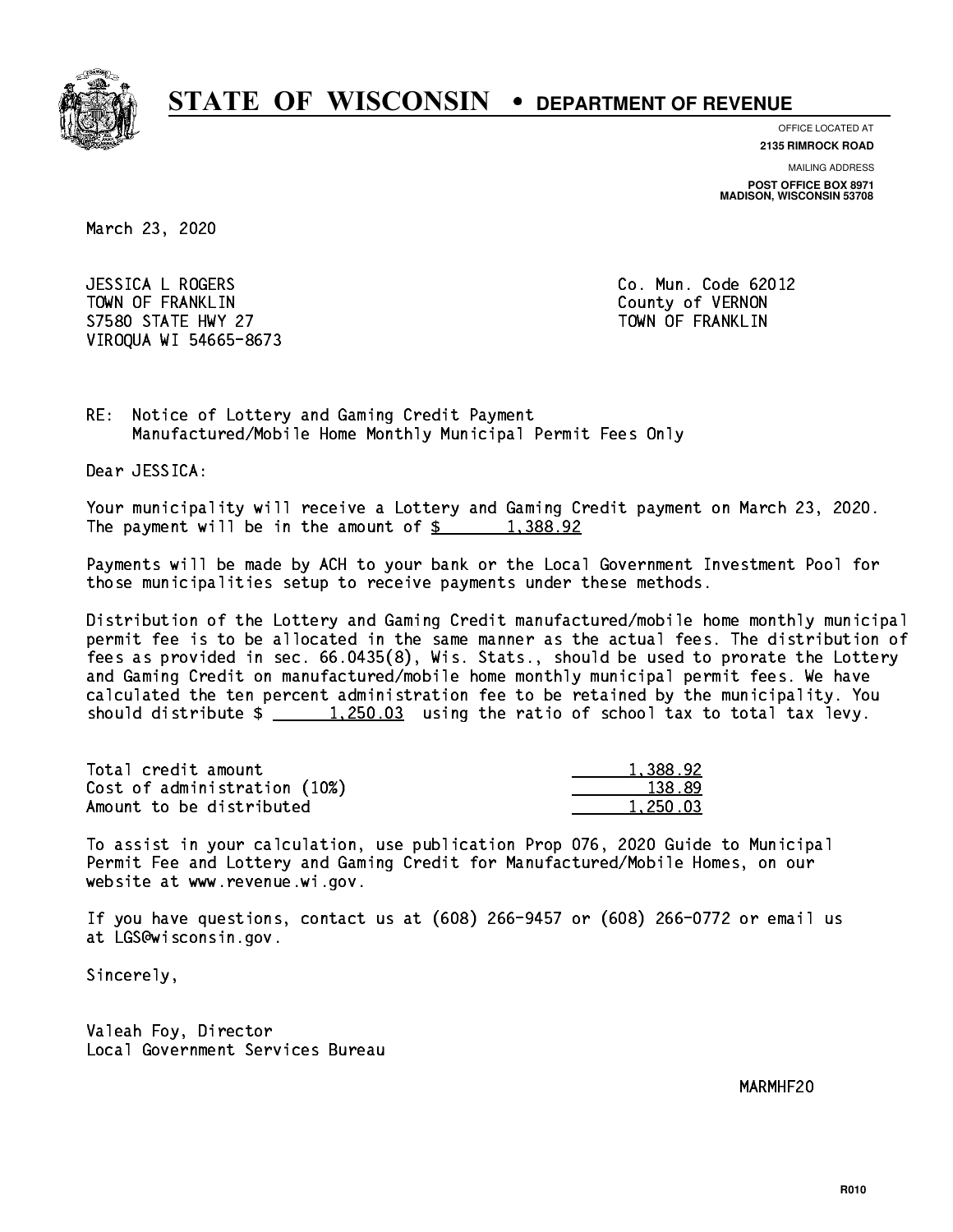# STATE OF WISCONSIN • DEPARTMENT OF REVENUE

OFFICE LOCATED AT
**2135 RIMROCK ROAD**

MAILING ADDRESS
**POST OFFICE BOX 8971**
**MADISON, WISCONSIN 53708**

March 23, 2020

JESSICA L ROGERS
TOWN OF FRANKLIN
S7580 STATE HWY 27
VIROQUA WI 54665-8673

Co. Mun. Code 62012
County of VERNON
TOWN OF FRANKLIN

RE: Notice of Lottery and Gaming Credit Payment
Manufactured/Mobile Home Monthly Municipal Permit Fees Only

Dear JESSICA:

Your municipality will receive a Lottery and Gaming Credit payment on March 23, 2020. The payment will be in the amount of $ 1,388.92

Payments will be made by ACH to your bank or the Local Government Investment Pool for those municipalities setup to receive payments under these methods.

Distribution of the Lottery and Gaming Credit manufactured/mobile home monthly municipal permit fee is to be allocated in the same manner as the actual fees. The distribution of fees as provided in sec. 66.0435(8), Wis. Stats., should be used to prorate the Lottery and Gaming Credit on manufactured/mobile home monthly municipal permit fees. We have calculated the ten percent administration fee to be retained by the municipality. You should distribute $ 1,250.03 using the ratio of school tax to total tax levy.

| | |
|---|---|
| Total credit amount | 1,388.92 |
| Cost of administration (10%) | 138.89 |
| Amount to be distributed | 1,250.03 |

To assist in your calculation, use publication Prop 076, 2020 Guide to Municipal Permit Fee and Lottery and Gaming Credit for Manufactured/Mobile Homes, on our website at www.revenue.wi.gov.

If you have questions, contact us at (608) 266-9457 or (608) 266-0772 or email us at LGS@wisconsin.gov.

Sincerely,

Valeah Foy, Director
Local Government Services Bureau

MARMHF20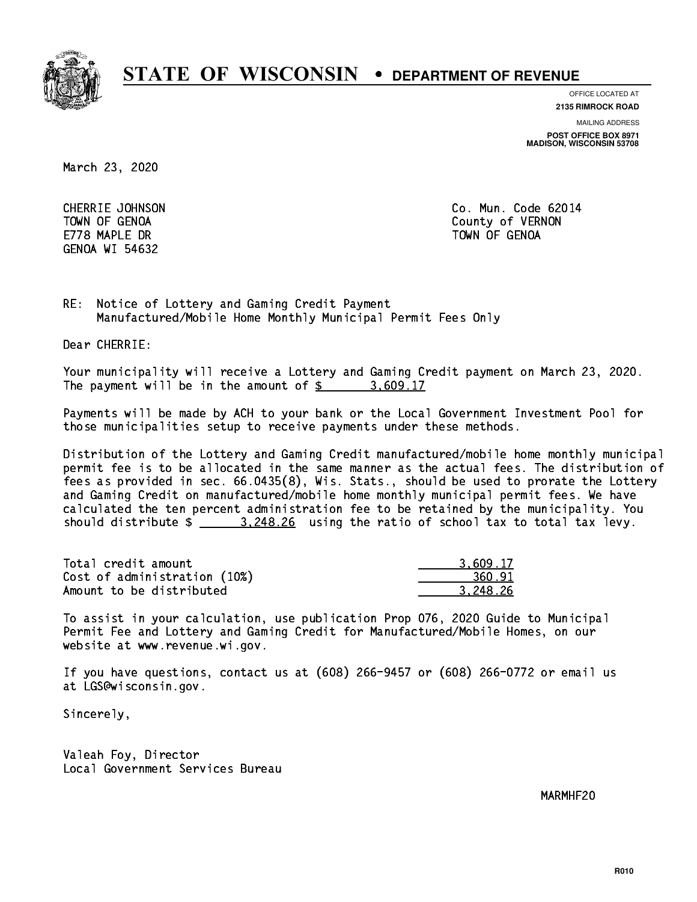# STATE OF WISCONSIN • DEPARTMENT OF REVENUE

OFFICE LOCATED AT
**2135 RIMROCK ROAD**

MAILING ADDRESS
**POST OFFICE BOX 8971**
**MADISON, WISCONSIN 53708**

March 23, 2020

CHERRIE JOHNSON
TOWN OF GENOA
E778 MAPLE DR
GENOA WI 54632

Co. Mun. Code 62014
County of VERNON
TOWN OF GENOA

RE: Notice of Lottery and Gaming Credit Payment
Manufactured/Mobile Home Monthly Municipal Permit Fees Only

Dear CHERRIE:

Your municipality will receive a Lottery and Gaming Credit payment on March 23, 2020. The payment will be in the amount of $ 3,609.17

Payments will be made by ACH to your bank or the Local Government Investment Pool for those municipalities setup to receive payments under these methods.

Distribution of the Lottery and Gaming Credit manufactured/mobile home monthly municipal permit fee is to be allocated in the same manner as the actual fees. The distribution of fees as provided in sec. 66.0435(8), Wis. Stats., should be used to prorate the Lottery and Gaming Credit on manufactured/mobile home monthly municipal permit fees. We have calculated the ten percent administration fee to be retained by the municipality. You should distribute $ 3,248.26 using the ratio of school tax to total tax levy.

| | |
|---|---|
| Total credit amount | 3,609.17 |
| Cost of administration (10%) | 360.91 |
| Amount to be distributed | 3,248.26 |

To assist in your calculation, use publication Prop 076, 2020 Guide to Municipal Permit Fee and Lottery and Gaming Credit for Manufactured/Mobile Homes, on our website at www.revenue.wi.gov.

If you have questions, contact us at (608) 266-9457 or (608) 266-0772 or email us at LGS@wisconsin.gov.

Sincerely,

Valeah Foy, Director
Local Government Services Bureau

MARMHF20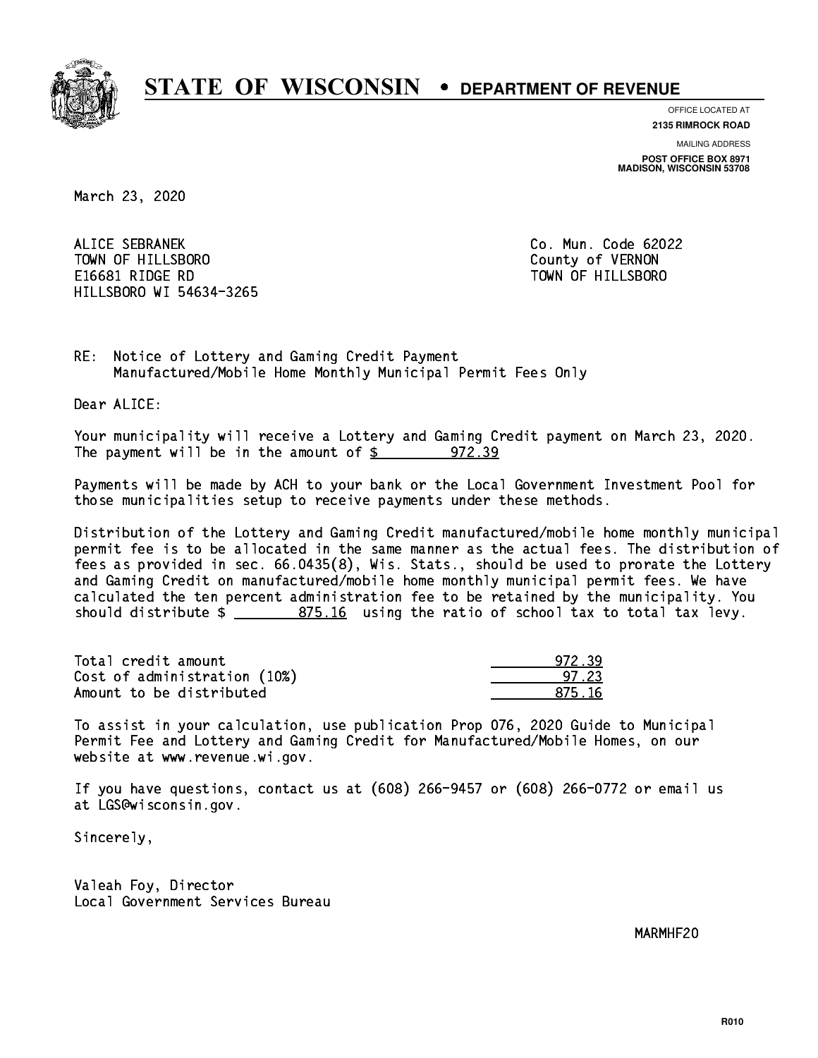# STATE OF WISCONSIN • DEPARTMENT OF REVENUE

OFFICE LOCATED AT
**2135 RIMROCK ROAD**

MAILING ADDRESS
**POST OFFICE BOX 8971**
**MADISON, WISCONSIN 53708**

March 23, 2020

ALICE SEBRANEK
TOWN OF HILLSBORO
E16681 RIDGE RD
HILLSBORO WI 54634-3265

Co. Mun. Code 62022
County of VERNON
TOWN OF HILLSBORO

RE: Notice of Lottery and Gaming Credit Payment
Manufactured/Mobile Home Monthly Municipal Permit Fees Only

Dear ALICE:

Your municipality will receive a Lottery and Gaming Credit payment on March 23, 2020. The payment will be in the amount of $ 972.39

Payments will be made by ACH to your bank or the Local Government Investment Pool for those municipalities setup to receive payments under these methods.

Distribution of the Lottery and Gaming Credit manufactured/mobile home monthly municipal permit fee is to be allocated in the same manner as the actual fees. The distribution of fees as provided in sec. 66.0435(8), Wis. Stats., should be used to prorate the Lottery and Gaming Credit on manufactured/mobile home monthly municipal permit fees. We have calculated the ten percent administration fee to be retained by the municipality. You should distribute $ 875.16 using the ratio of school tax to total tax levy.

| | |
|---|---|
| Total credit amount | 972.39 |
| Cost of administration (10%) | 97.23 |
| Amount to be distributed | 875.16 |

To assist in your calculation, use publication Prop 076, 2020 Guide to Municipal Permit Fee and Lottery and Gaming Credit for Manufactured/Mobile Homes, on our website at www.revenue.wi.gov.

If you have questions, contact us at (608) 266-9457 or (608) 266-0772 or email us at LGS@wisconsin.gov.

Sincerely,

Valeah Foy, Director
Local Government Services Bureau

MARMHF20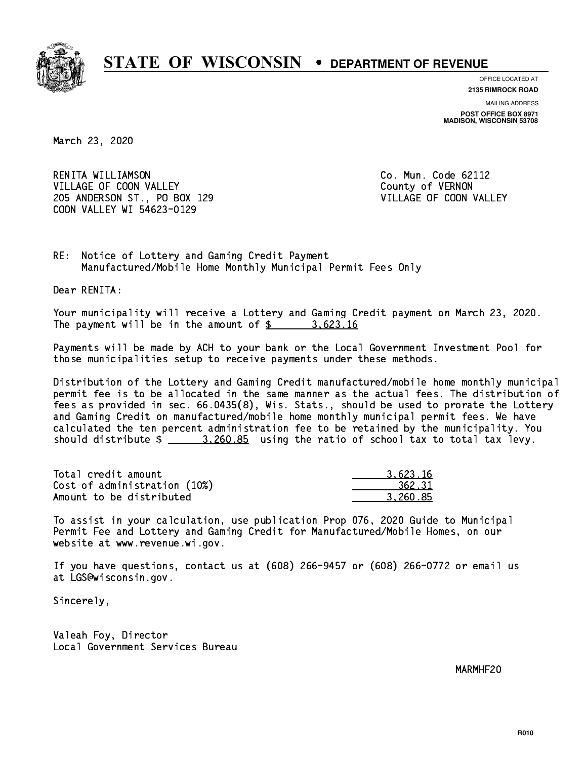# STATE OF WISCONSIN • DEPARTMENT OF REVENUE

OFFICE LOCATED AT
**2135 RIMROCK ROAD**

MAILING ADDRESS
**POST OFFICE BOX 8971**
**MADISON, WISCONSIN 53708**

March 23, 2020

RENITA WILLIAMSON
VILLAGE OF COON VALLEY
205 ANDERSON ST., PO BOX 129
COON VALLEY WI 54623-0129

Co. Mun. Code 62112
County of VERNON
VILLAGE OF COON VALLEY

RE: Notice of Lottery and Gaming Credit Payment
Manufactured/Mobile Home Monthly Municipal Permit Fees Only

Dear RENITA:

Your municipality will receive a Lottery and Gaming Credit payment on March 23, 2020. The payment will be in the amount of $ 3,623.16

Payments will be made by ACH to your bank or the Local Government Investment Pool for those municipalities setup to receive payments under these methods.

Distribution of the Lottery and Gaming Credit manufactured/mobile home monthly municipal permit fee is to be allocated in the same manner as the actual fees. The distribution of fees as provided in sec. 66.0435(8), Wis. Stats., should be used to prorate the Lottery and Gaming Credit on manufactured/mobile home monthly municipal permit fees. We have calculated the ten percent administration fee to be retained by the municipality. You should distribute $ 3,260.85 using the ratio of school tax to total tax levy.

| | |
|---|---|
| Total credit amount | 3,623.16 |
| Cost of administration (10%) | 362.31 |
| Amount to be distributed | 3,260.85 |

To assist in your calculation, use publication Prop 076, 2020 Guide to Municipal Permit Fee and Lottery and Gaming Credit for Manufactured/Mobile Homes, on our website at www.revenue.wi.gov.

If you have questions, contact us at (608) 266-9457 or (608) 266-0772 or email us at LGS@wisconsin.gov.

Sincerely,

Valeah Foy, Director
Local Government Services Bureau

MARMHF20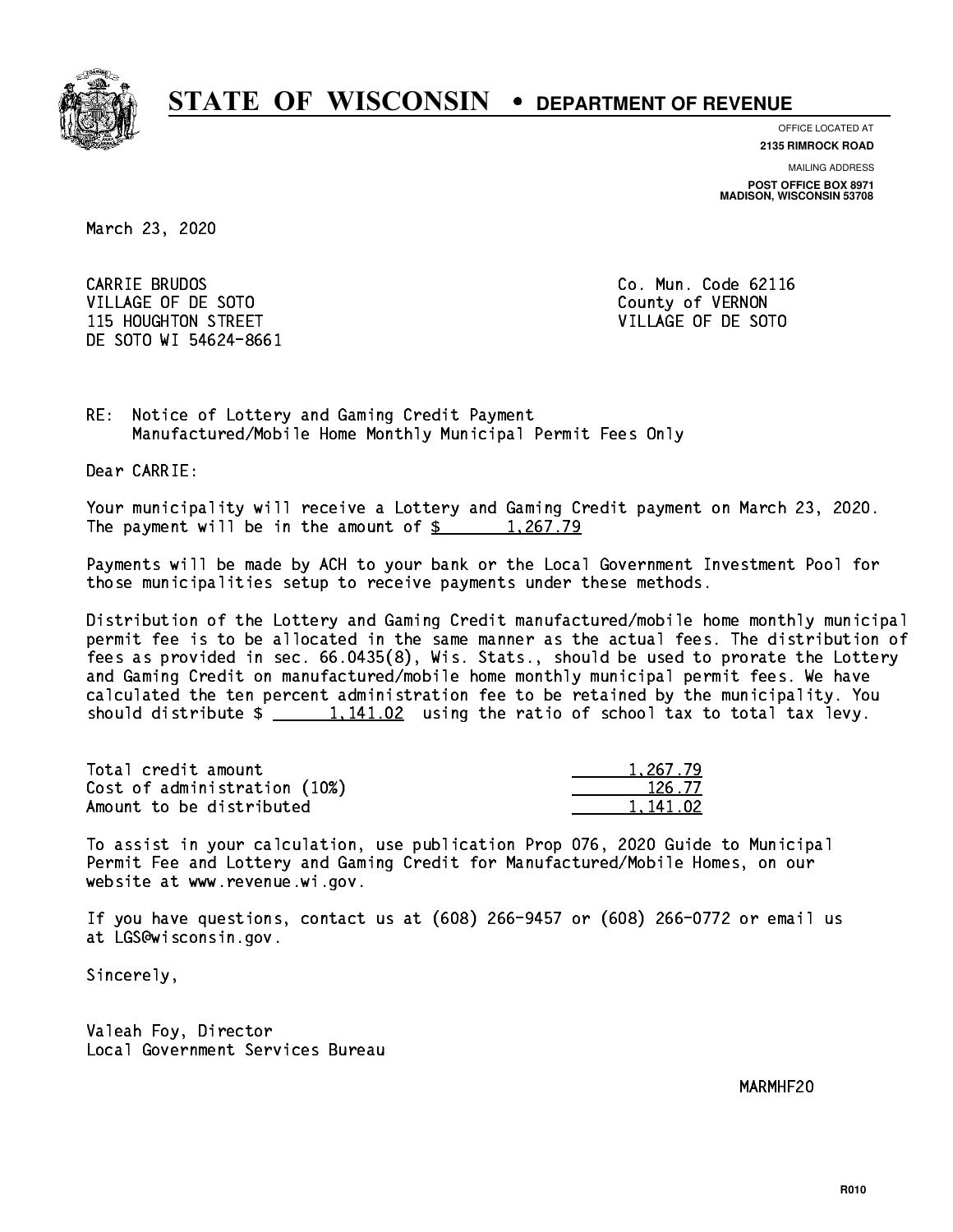# STATE OF WISCONSIN • DEPARTMENT OF REVENUE

OFFICE LOCATED AT
**2135 RIMROCK ROAD**

MAILING ADDRESS
**POST OFFICE BOX 8971**
**MADISON, WISCONSIN 53708**

March 23, 2020

CARRIE BRUDOS
VILLAGE OF DE SOTO
115 HOUGHTON STREET
DE SOTO WI 54624-8661

Co. Mun. Code 62116
County of VERNON
VILLAGE OF DE SOTO

RE: Notice of Lottery and Gaming Credit Payment
Manufactured/Mobile Home Monthly Municipal Permit Fees Only

Dear CARRIE:

Your municipality will receive a Lottery and Gaming Credit payment on March 23, 2020. The payment will be in the amount of $ 1,267.79

Payments will be made by ACH to your bank or the Local Government Investment Pool for those municipalities setup to receive payments under these methods.

Distribution of the Lottery and Gaming Credit manufactured/mobile home monthly municipal permit fee is to be allocated in the same manner as the actual fees. The distribution of fees as provided in sec. 66.0435(8), Wis. Stats., should be used to prorate the Lottery and Gaming Credit on manufactured/mobile home monthly municipal permit fees. We have calculated the ten percent administration fee to be retained by the municipality. You should distribute $ 1,141.02 using the ratio of school tax to total tax levy.

| | |
|---|---|
| Total credit amount | 1,267.79 |
| Cost of administration (10%) | 126.77 |
| Amount to be distributed | 1,141.02 |

To assist in your calculation, use publication Prop 076, 2020 Guide to Municipal Permit Fee and Lottery and Gaming Credit for Manufactured/Mobile Homes, on our website at www.revenue.wi.gov.

If you have questions, contact us at (608) 266-9457 or (608) 266-0772 or email us at LGS@wisconsin.gov.

Sincerely,

Valeah Foy, Director
Local Government Services Bureau

MARMHF20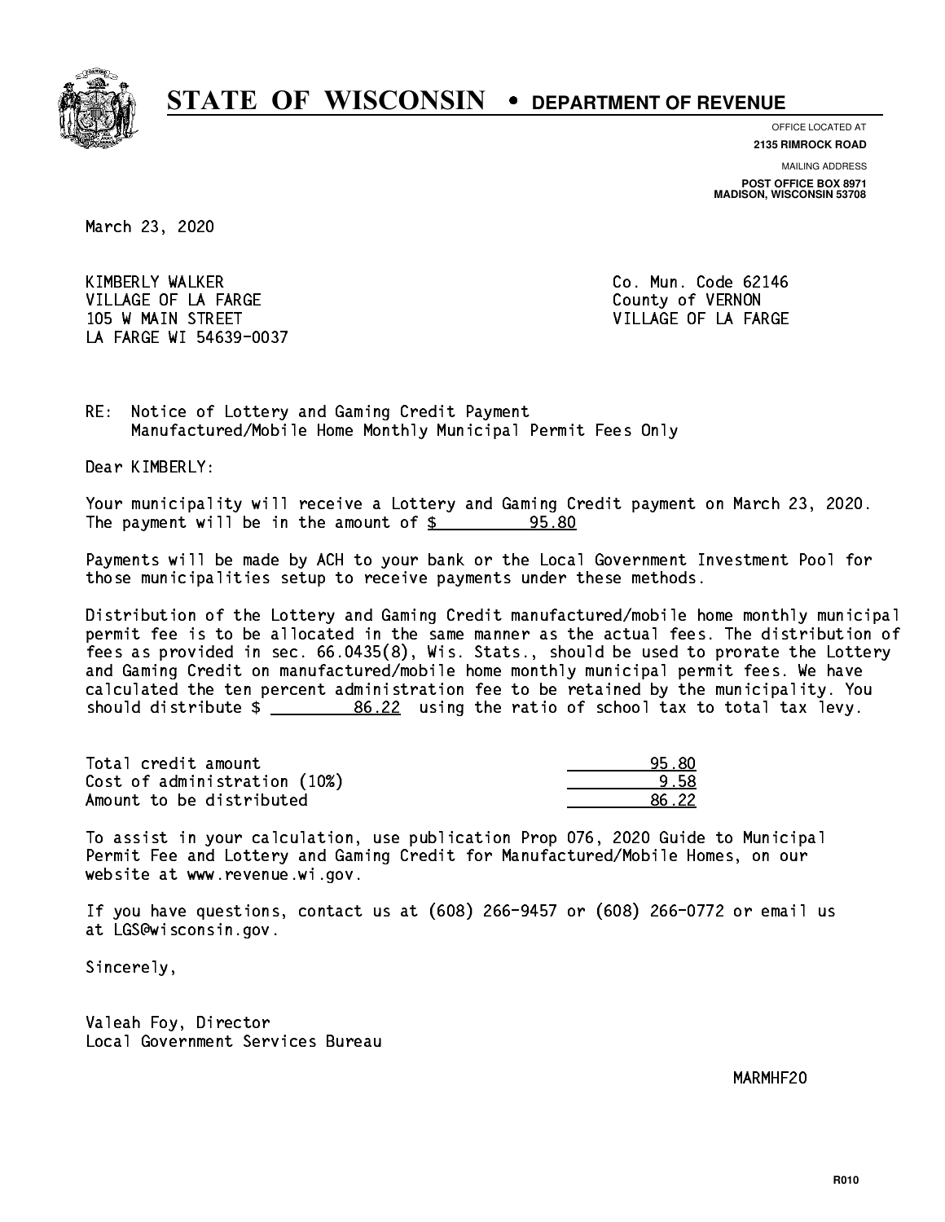# STATE OF WISCONSIN • DEPARTMENT OF REVENUE

OFFICE LOCATED AT
**2135 RIMROCK ROAD**

MAILING ADDRESS
**POST OFFICE BOX 8971**
**MADISON, WISCONSIN 53708**

March 23, 2020

KIMBERLY WALKER
VILLAGE OF LA FARGE
105 W MAIN STREET
LA FARGE WI 54639-0037

Co. Mun. Code 62146
County of VERNON
VILLAGE OF LA FARGE

RE: Notice of Lottery and Gaming Credit Payment
Manufactured/Mobile Home Monthly Municipal Permit Fees Only

Dear KIMBERLY:

Your municipality will receive a Lottery and Gaming Credit payment on March 23, 2020. The payment will be in the amount of $ 95.80

Payments will be made by ACH to your bank or the Local Government Investment Pool for those municipalities setup to receive payments under these methods.

Distribution of the Lottery and Gaming Credit manufactured/mobile home monthly municipal permit fee is to be allocated in the same manner as the actual fees. The distribution of fees as provided in sec. 66.0435(8), Wis. Stats., should be used to prorate the Lottery and Gaming Credit on manufactured/mobile home monthly municipal permit fees. We have calculated the ten percent administration fee to be retained by the municipality. You should distribute $ 86.22 using the ratio of school tax to total tax levy.

| | |
|---|---|
| Total credit amount | 95.80 |
| Cost of administration (10%) | 9.58 |
| Amount to be distributed | 86.22 |

To assist in your calculation, use publication Prop 076, 2020 Guide to Municipal Permit Fee and Lottery and Gaming Credit for Manufactured/Mobile Homes, on our website at www.revenue.wi.gov.

If you have questions, contact us at (608) 266-9457 or (608) 266-0772 or email us at LGS@wisconsin.gov.

Sincerely,

Valeah Foy, Director
Local Government Services Bureau

MARMHF20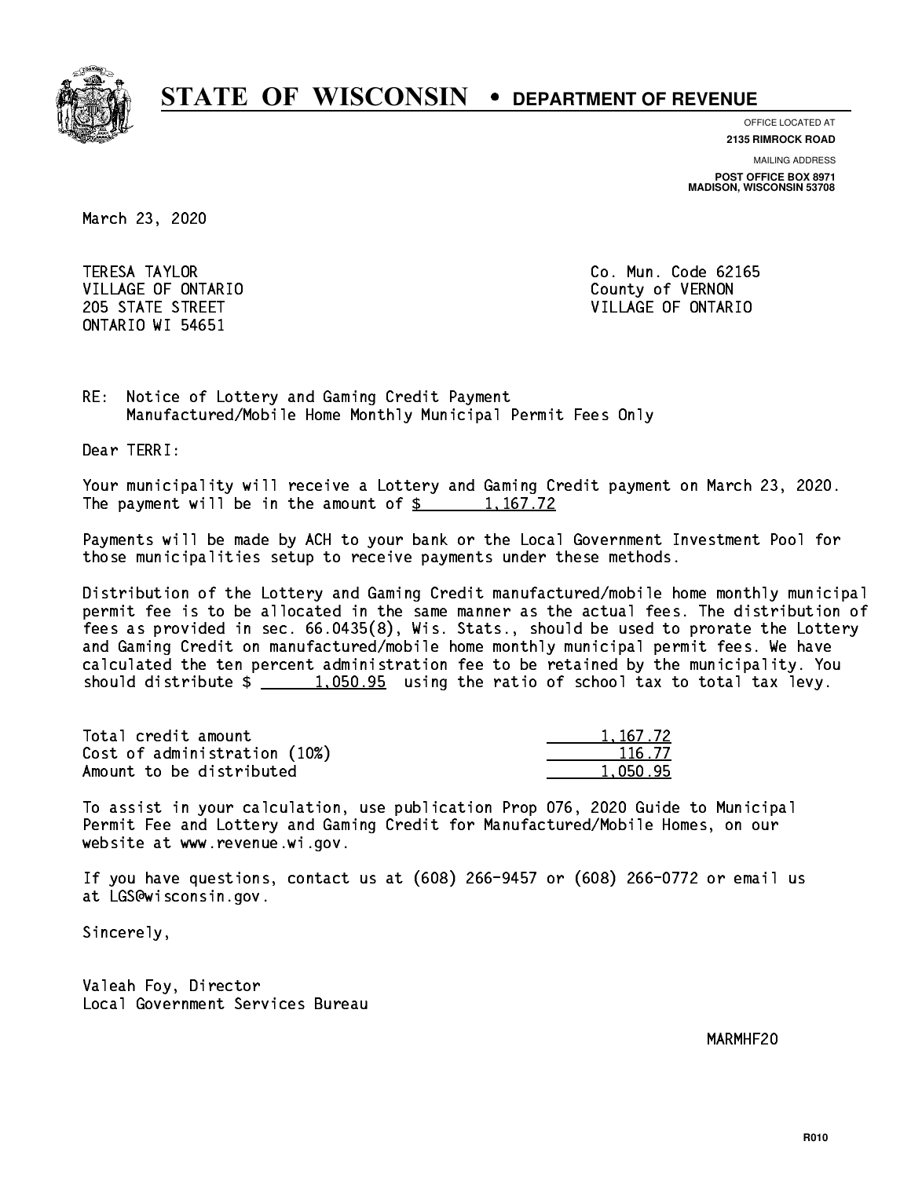# STATE OF WISCONSIN • DEPARTMENT OF REVENUE

OFFICE LOCATED AT
**2135 RIMROCK ROAD**

MAILING ADDRESS
**POST OFFICE BOX 8971**
**MADISON, WISCONSIN 53708**

March 23, 2020

TERESA TAYLOR
VILLAGE OF ONTARIO
205 STATE STREET
ONTARIO WI 54651

Co. Mun. Code 62165
County of VERNON
VILLAGE OF ONTARIO

RE: Notice of Lottery and Gaming Credit Payment
Manufactured/Mobile Home Monthly Municipal Permit Fees Only

Dear TERRI:

Your municipality will receive a Lottery and Gaming Credit payment on March 23, 2020. The payment will be in the amount of $ 1,167.72

Payments will be made by ACH to your bank or the Local Government Investment Pool for those municipalities setup to receive payments under these methods.

Distribution of the Lottery and Gaming Credit manufactured/mobile home monthly municipal permit fee is to be allocated in the same manner as the actual fees. The distribution of fees as provided in sec. 66.0435(8), Wis. Stats., should be used to prorate the Lottery and Gaming Credit on manufactured/mobile home monthly municipal permit fees. We have calculated the ten percent administration fee to be retained by the municipality. You should distribute $ 1,050.95 using the ratio of school tax to total tax levy.

| | |
|---|---|
| Total credit amount | 1,167.72 |
| Cost of administration (10%) | 116.77 |
| Amount to be distributed | 1,050.95 |

To assist in your calculation, use publication Prop 076, 2020 Guide to Municipal Permit Fee and Lottery and Gaming Credit for Manufactured/Mobile Homes, on our website at www.revenue.wi.gov.

If you have questions, contact us at (608) 266-9457 or (608) 266-0772 or email us at LGS@wisconsin.gov.

Sincerely,

Valeah Foy, Director
Local Government Services Bureau

MARMHF20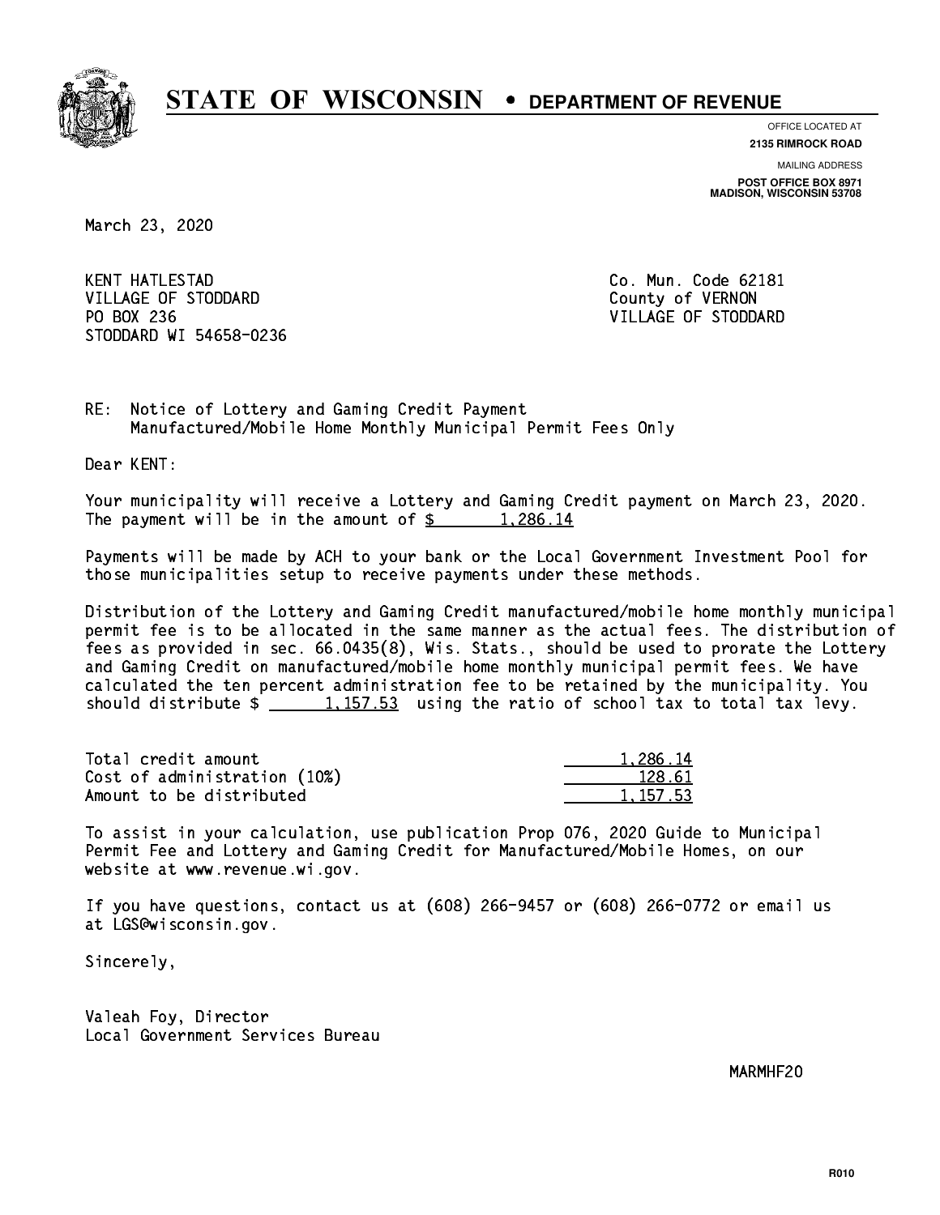# STATE OF WISCONSIN • DEPARTMENT OF REVENUE

OFFICE LOCATED AT
**2135 RIMROCK ROAD**

MAILING ADDRESS
**POST OFFICE BOX 8971**
**MADISON, WISCONSIN 53708**

March 23, 2020

KENT HATLESTAD
VILLAGE OF STODDARD
PO BOX 236
STODDARD WI 54658-0236

Co. Mun. Code 62181
County of VERNON
VILLAGE OF STODDARD

RE: Notice of Lottery and Gaming Credit Payment
Manufactured/Mobile Home Monthly Municipal Permit Fees Only

Dear KENT:

Your municipality will receive a Lottery and Gaming Credit payment on March 23, 2020. The payment will be in the amount of $ 1,286.14

Payments will be made by ACH to your bank or the Local Government Investment Pool for those municipalities setup to receive payments under these methods.

Distribution of the Lottery and Gaming Credit manufactured/mobile home monthly municipal permit fee is to be allocated in the same manner as the actual fees. The distribution of fees as provided in sec. 66.0435(8), Wis. Stats., should be used to prorate the Lottery and Gaming Credit on manufactured/mobile home monthly municipal permit fees. We have calculated the ten percent administration fee to be retained by the municipality. You should distribute $ 1,157.53 using the ratio of school tax to total tax levy.

| | |
|---|---|
| Total credit amount | 1,286.14 |
| Cost of administration (10%) | 128.61 |
| Amount to be distributed | 1,157.53 |

To assist in your calculation, use publication Prop 076, 2020 Guide to Municipal Permit Fee and Lottery and Gaming Credit for Manufactured/Mobile Homes, on our website at www.revenue.wi.gov.

If you have questions, contact us at (608) 266-9457 or (608) 266-0772 or email us at LGS@wisconsin.gov.

Sincerely,

Valeah Foy, Director
Local Government Services Bureau

MARMHF20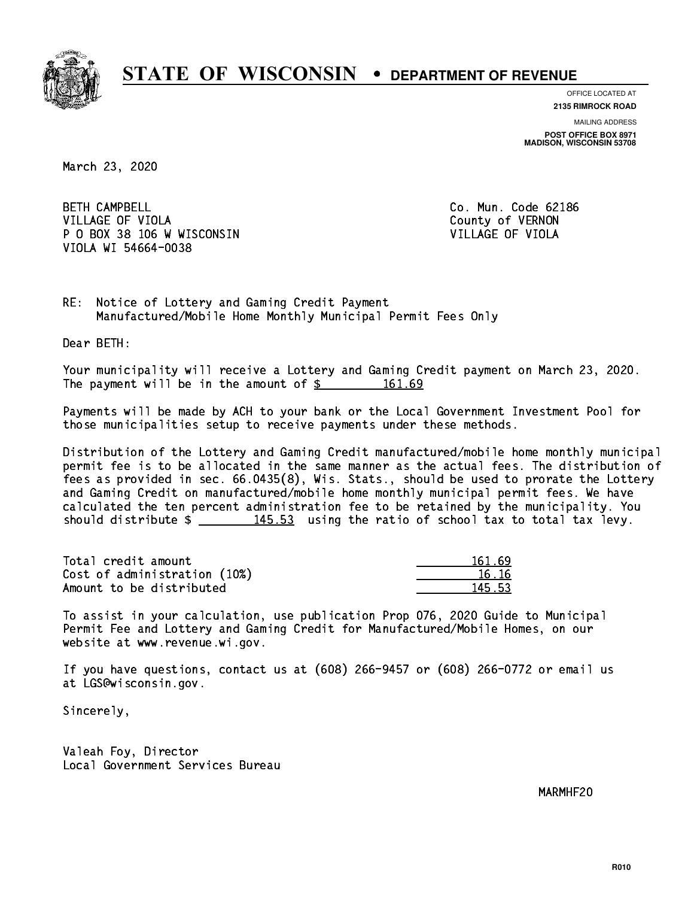# STATE OF WISCONSIN • DEPARTMENT OF REVENUE

OFFICE LOCATED AT
**2135 RIMROCK ROAD**

MAILING ADDRESS
**POST OFFICE BOX 8971**
**MADISON, WISCONSIN 53708**

March 23, 2020

BETH CAMPBELL
VILLAGE OF VIOLA
P O BOX 38 106 W WISCONSIN
VIOLA WI 54664-0038

Co. Mun. Code 62186
County of VERNON
VILLAGE OF VIOLA

RE: Notice of Lottery and Gaming Credit Payment
Manufactured/Mobile Home Monthly Municipal Permit Fees Only

Dear BETH:

Your municipality will receive a Lottery and Gaming Credit payment on March 23, 2020. The payment will be in the amount of $ 161.69

Payments will be made by ACH to your bank or the Local Government Investment Pool for those municipalities setup to receive payments under these methods.

Distribution of the Lottery and Gaming Credit manufactured/mobile home monthly municipal permit fee is to be allocated in the same manner as the actual fees. The distribution of fees as provided in sec. 66.0435(8), Wis. Stats., should be used to prorate the Lottery and Gaming Credit on manufactured/mobile home monthly municipal permit fees. We have calculated the ten percent administration fee to be retained by the municipality. You should distribute $ 145.53 using the ratio of school tax to total tax levy.

| | |
|---|---|
| Total credit amount | 161.69 |
| Cost of administration (10%) | 16.16 |
| Amount to be distributed | 145.53 |

To assist in your calculation, use publication Prop 076, 2020 Guide to Municipal Permit Fee and Lottery and Gaming Credit for Manufactured/Mobile Homes, on our website at www.revenue.wi.gov.

If you have questions, contact us at (608) 266-9457 or (608) 266-0772 or email us at LGS@wisconsin.gov.

Sincerely,

Valeah Foy, Director
Local Government Services Bureau

MARMHF20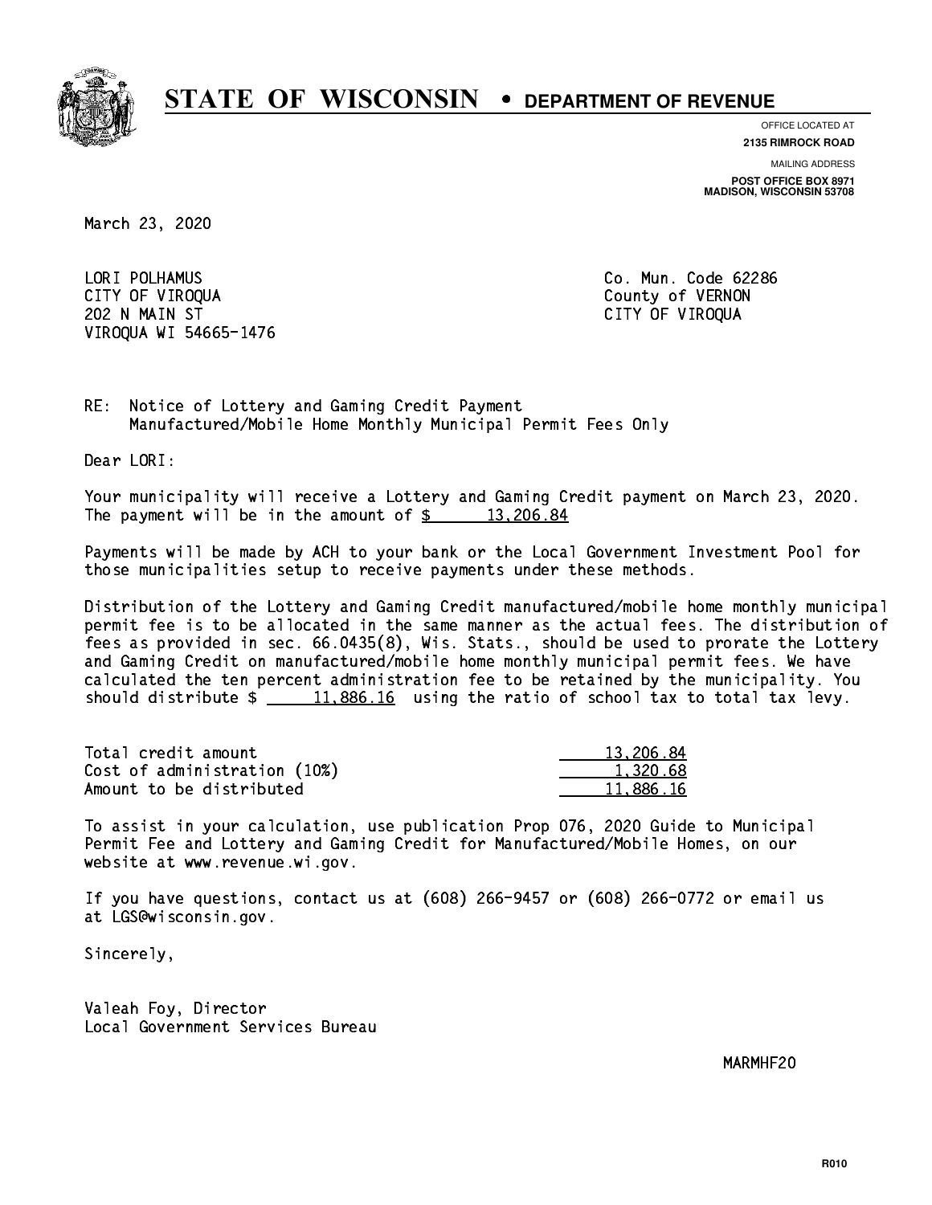# STATE OF WISCONSIN • DEPARTMENT OF REVENUE

OFFICE LOCATED AT
**2135 RIMROCK ROAD**

MAILING ADDRESS
**POST OFFICE BOX 8971**
**MADISON, WISCONSIN 53708**

March 23, 2020

LORI POLHAMUS
CITY OF VIROQUA
202 N MAIN ST
VIROQUA WI 54665-1476

Co. Mun. Code 62286
County of VERNON
CITY OF VIROQUA

RE: Notice of Lottery and Gaming Credit Payment
Manufactured/Mobile Home Monthly Municipal Permit Fees Only

Dear LORI:

Your municipality will receive a Lottery and Gaming Credit payment on March 23, 2020. The payment will be in the amount of $ 13,206.84

Payments will be made by ACH to your bank or the Local Government Investment Pool for those municipalities setup to receive payments under these methods.

Distribution of the Lottery and Gaming Credit manufactured/mobile home monthly municipal permit fee is to be allocated in the same manner as the actual fees. The distribution of fees as provided in sec. 66.0435(8), Wis. Stats., should be used to prorate the Lottery and Gaming Credit on manufactured/mobile home monthly municipal permit fees. We have calculated the ten percent administration fee to be retained by the municipality. You should distribute $ 11,886.16 using the ratio of school tax to total tax levy.

| | |
|---|---|
| Total credit amount | 13,206.84 |
| Cost of administration (10%) | 1,320.68 |
| Amount to be distributed | 11,886.16 |

To assist in your calculation, use publication Prop 076, 2020 Guide to Municipal Permit Fee and Lottery and Gaming Credit for Manufactured/Mobile Homes, on our website at www.revenue.wi.gov.

If you have questions, contact us at (608) 266-9457 or (608) 266-0772 or email us at LGS@wisconsin.gov.

Sincerely,

Valeah Foy, Director
Local Government Services Bureau

MARMHF20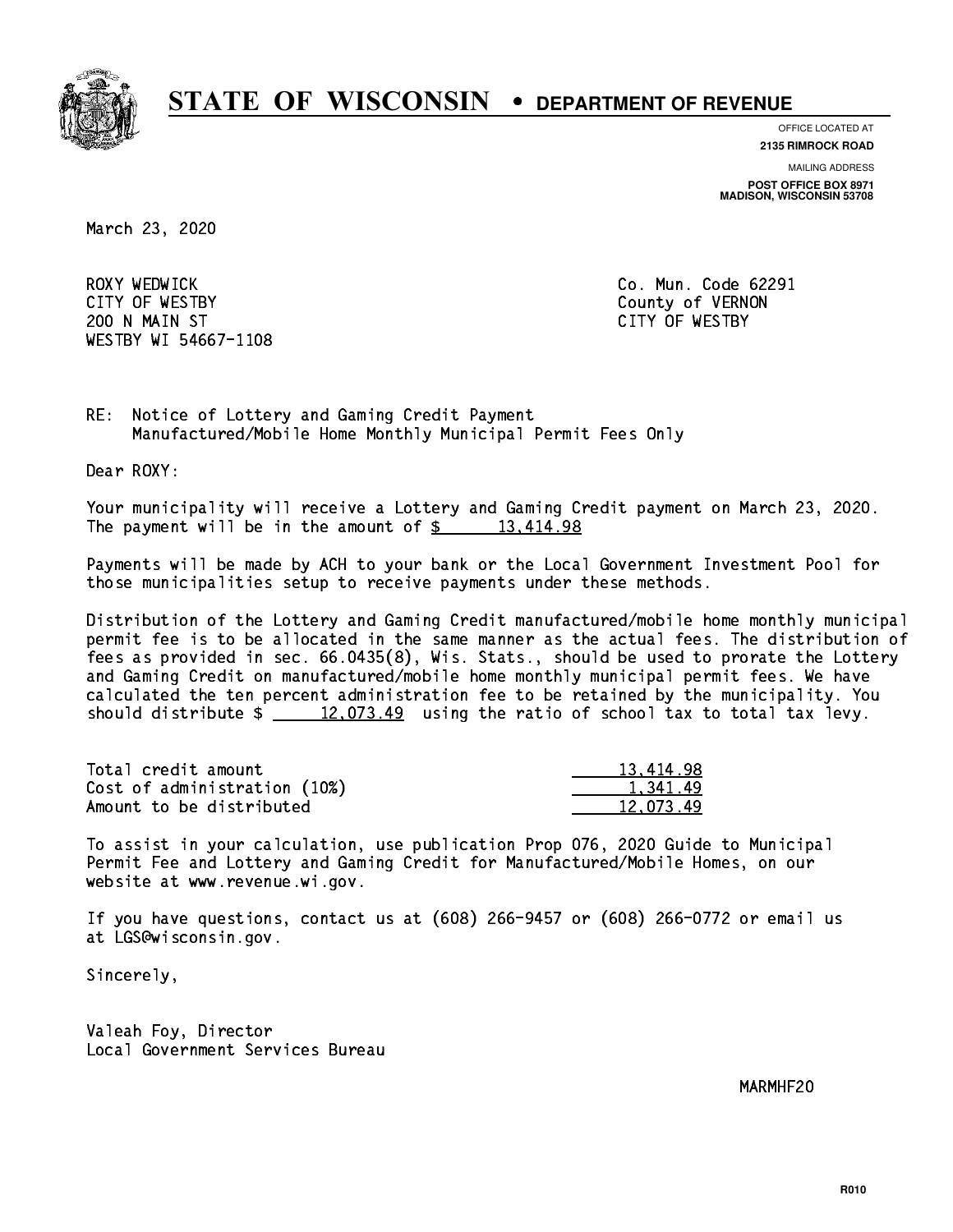# STATE OF WISCONSIN • DEPARTMENT OF REVENUE

OFFICE LOCATED AT
**2135 RIMROCK ROAD**

MAILING ADDRESS
**POST OFFICE BOX 8971**
**MADISON, WISCONSIN 53708**

March 23, 2020

ROXY WEDWICK
CITY OF WESTBY
200 N MAIN ST
WESTBY WI 54667-1108

Co. Mun. Code 62291
County of VERNON
CITY OF WESTBY

RE: Notice of Lottery and Gaming Credit Payment
Manufactured/Mobile Home Monthly Municipal Permit Fees Only

Dear ROXY:

Your municipality will receive a Lottery and Gaming Credit payment on March 23, 2020. The payment will be in the amount of $ 13,414.98

Payments will be made by ACH to your bank or the Local Government Investment Pool for those municipalities setup to receive payments under these methods.

Distribution of the Lottery and Gaming Credit manufactured/mobile home monthly municipal permit fee is to be allocated in the same manner as the actual fees. The distribution of fees as provided in sec. 66.0435(8), Wis. Stats., should be used to prorate the Lottery and Gaming Credit on manufactured/mobile home monthly municipal permit fees. We have calculated the ten percent administration fee to be retained by the municipality. You should distribute $ 12,073.49 using the ratio of school tax to total tax levy.

| | |
|---|---|
| Total credit amount | 13,414.98 |
| Cost of administration (10%) | 1,341.49 |
| Amount to be distributed | 12,073.49 |

To assist in your calculation, use publication Prop 076, 2020 Guide to Municipal Permit Fee and Lottery and Gaming Credit for Manufactured/Mobile Homes, on our website at www.revenue.wi.gov.

If you have questions, contact us at (608) 266-9457 or (608) 266-0772 or email us at LGS@wisconsin.gov.

Sincerely,

Valeah Foy, Director
Local Government Services Bureau

MARMHF20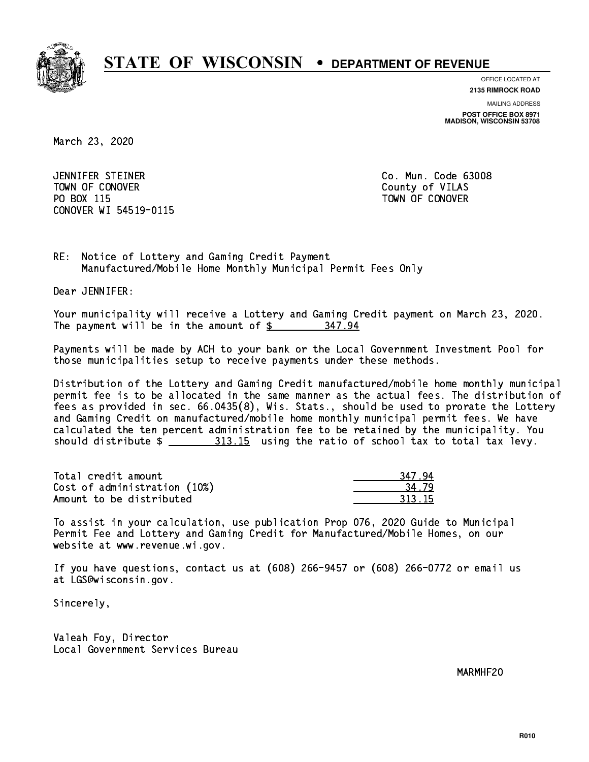# STATE OF WISCONSIN • DEPARTMENT OF REVENUE

OFFICE LOCATED AT
**2135 RIMROCK ROAD**

MAILING ADDRESS
**POST OFFICE BOX 8971**
**MADISON, WISCONSIN 53708**

March 23, 2020

JENNIFER STEINER
TOWN OF CONOVER
PO BOX 115
CONOVER WI 54519-0115

Co. Mun. Code 63008
County of VILAS
TOWN OF CONOVER

RE: Notice of Lottery and Gaming Credit Payment
Manufactured/Mobile Home Monthly Municipal Permit Fees Only

Dear JENNIFER:

Your municipality will receive a Lottery and Gaming Credit payment on March 23, 2020. The payment will be in the amount of $ 347.94

Payments will be made by ACH to your bank or the Local Government Investment Pool for those municipalities setup to receive payments under these methods.

Distribution of the Lottery and Gaming Credit manufactured/mobile home monthly municipal permit fee is to be allocated in the same manner as the actual fees. The distribution of fees as provided in sec. 66.0435(8), Wis. Stats., should be used to prorate the Lottery and Gaming Credit on manufactured/mobile home monthly municipal permit fees. We have calculated the ten percent administration fee to be retained by the municipality. You should distribute $ 313.15 using the ratio of school tax to total tax levy.

| | |
|---|---|
| Total credit amount | 347.94 |
| Cost of administration (10%) | 34.79 |
| Amount to be distributed | 313.15 |

To assist in your calculation, use publication Prop 076, 2020 Guide to Municipal Permit Fee and Lottery and Gaming Credit for Manufactured/Mobile Homes, on our website at www.revenue.wi.gov.

If you have questions, contact us at (608) 266-9457 or (608) 266-0772 or email us at LGS@wisconsin.gov.

Sincerely,

Valeah Foy, Director
Local Government Services Bureau

MARMHF20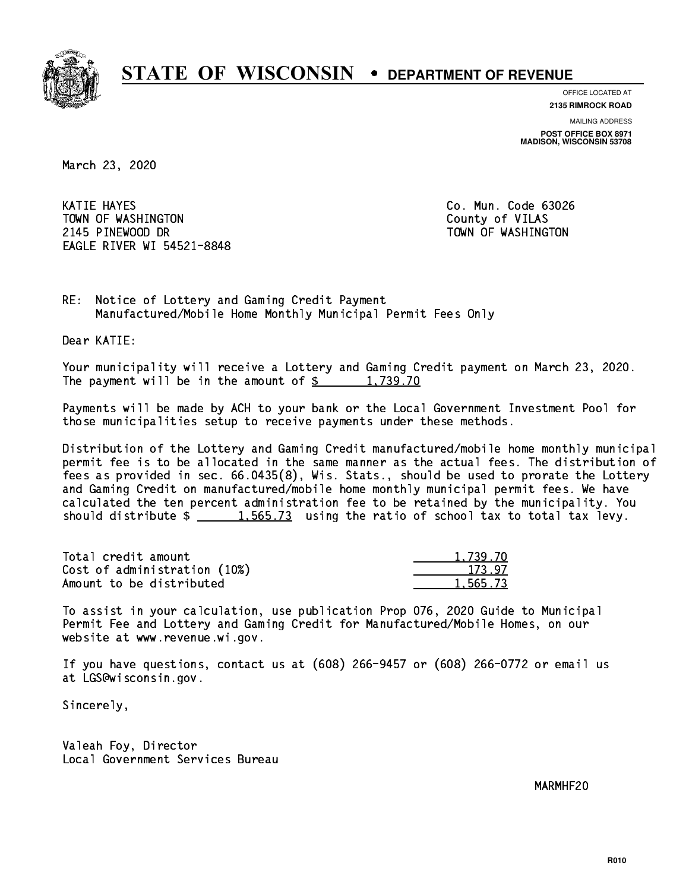# STATE OF WISCONSIN • DEPARTMENT OF REVENUE

OFFICE LOCATED AT
**2135 RIMROCK ROAD**

MAILING ADDRESS
**POST OFFICE BOX 8971**
**MADISON, WISCONSIN 53708**

March 23, 2020

KATIE HAYES
TOWN OF WASHINGTON
2145 PINEWOOD DR
EAGLE RIVER WI 54521-8848

Co. Mun. Code 63026
County of VILAS
TOWN OF WASHINGTON

RE: Notice of Lottery and Gaming Credit Payment
Manufactured/Mobile Home Monthly Municipal Permit Fees Only

Dear KATIE:

Your municipality will receive a Lottery and Gaming Credit payment on March 23, 2020. The payment will be in the amount of $ 1,739.70

Payments will be made by ACH to your bank or the Local Government Investment Pool for those municipalities setup to receive payments under these methods.

Distribution of the Lottery and Gaming Credit manufactured/mobile home monthly municipal permit fee is to be allocated in the same manner as the actual fees. The distribution of fees as provided in sec. 66.0435(8), Wis. Stats., should be used to prorate the Lottery and Gaming Credit on manufactured/mobile home monthly municipal permit fees. We have calculated the ten percent administration fee to be retained by the municipality. You should distribute $ 1,565.73 using the ratio of school tax to total tax levy.

| | |
|---|---|
| Total credit amount | 1,739.70 |
| Cost of administration (10%) | 173.97 |
| Amount to be distributed | 1,565.73 |

To assist in your calculation, use publication Prop 076, 2020 Guide to Municipal Permit Fee and Lottery and Gaming Credit for Manufactured/Mobile Homes, on our website at www.revenue.wi.gov.

If you have questions, contact us at (608) 266-9457 or (608) 266-0772 or email us at LGS@wisconsin.gov.

Sincerely,

Valeah Foy, Director
Local Government Services Bureau

MARMHF20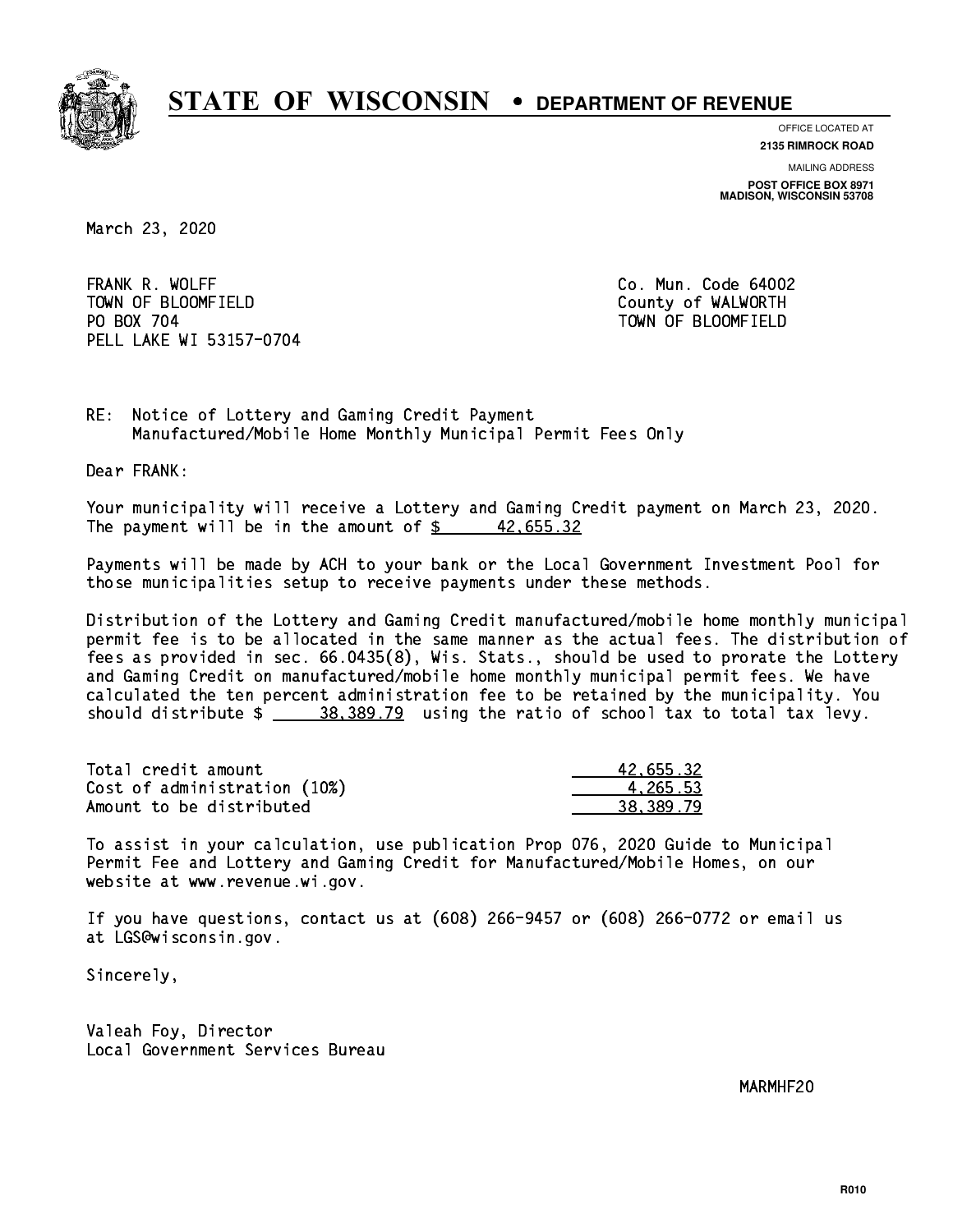# STATE OF WISCONSIN • DEPARTMENT OF REVENUE

OFFICE LOCATED AT
**2135 RIMROCK ROAD**

MAILING ADDRESS
**POST OFFICE BOX 8971**
**MADISON, WISCONSIN 53708**

March 23, 2020

FRANK R. WOLFF
TOWN OF BLOOMFIELD
PO BOX 704
PELL LAKE WI 53157-0704

Co. Mun. Code 64002
County of WALWORTH
TOWN OF BLOOMFIELD

RE: Notice of Lottery and Gaming Credit Payment
Manufactured/Mobile Home Monthly Municipal Permit Fees Only

Dear FRANK:

Your municipality will receive a Lottery and Gaming Credit payment on March 23, 2020. The payment will be in the amount of $ 42,655.32

Payments will be made by ACH to your bank or the Local Government Investment Pool for those municipalities setup to receive payments under these methods.

Distribution of the Lottery and Gaming Credit manufactured/mobile home monthly municipal permit fee is to be allocated in the same manner as the actual fees. The distribution of fees as provided in sec. 66.0435(8), Wis. Stats., should be used to prorate the Lottery and Gaming Credit on manufactured/mobile home monthly municipal permit fees. We have calculated the ten percent administration fee to be retained by the municipality. You should distribute $ 38,389.79 using the ratio of school tax to total tax levy.

| | |
|---|---|
| Total credit amount | 42,655.32 |
| Cost of administration (10%) | 4,265.53 |
| Amount to be distributed | 38,389.79 |

To assist in your calculation, use publication Prop 076, 2020 Guide to Municipal Permit Fee and Lottery and Gaming Credit for Manufactured/Mobile Homes, on our website at www.revenue.wi.gov.

If you have questions, contact us at (608) 266-9457 or (608) 266-0772 or email us at LGS@wisconsin.gov.

Sincerely,

Valeah Foy, Director
Local Government Services Bureau

MARMHF20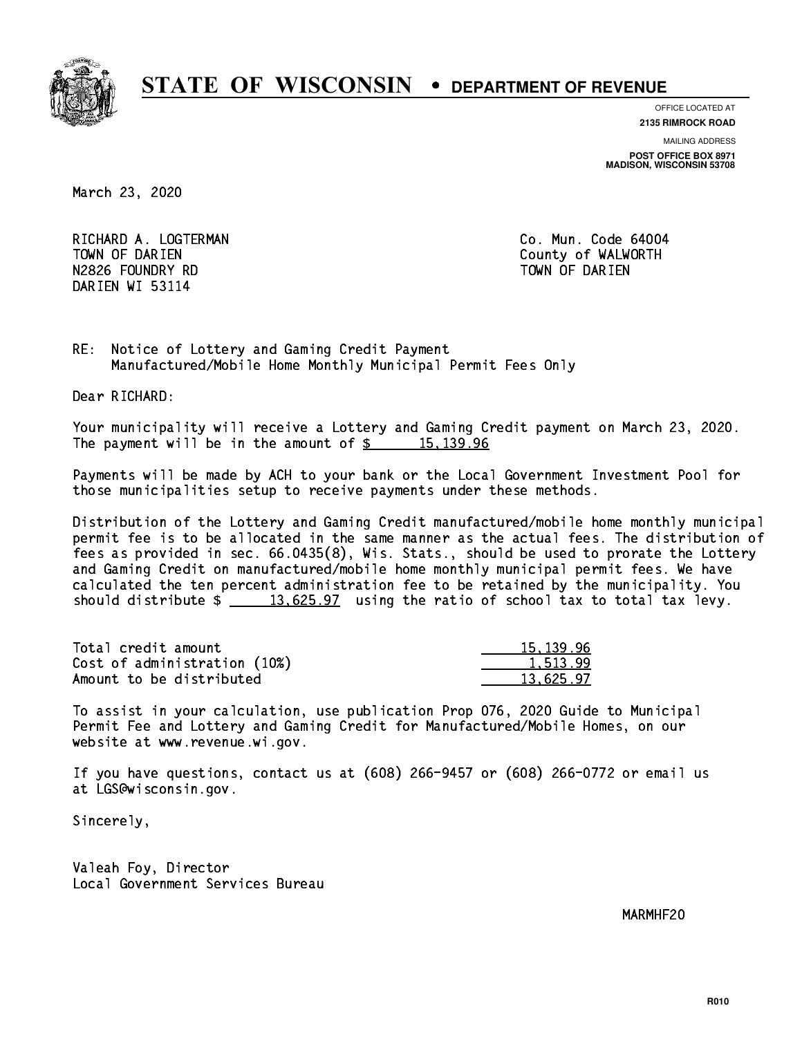# STATE OF WISCONSIN • DEPARTMENT OF REVENUE

OFFICE LOCATED AT
**2135 RIMROCK ROAD**

MAILING ADDRESS
**POST OFFICE BOX 8971**
**MADISON, WISCONSIN 53708**

March 23, 2020

RICHARD A. LOGTERMAN
TOWN OF DARIEN
N2826 FOUNDRY RD
DARIEN WI 53114

Co. Mun. Code 64004
County of WALWORTH
TOWN OF DARIEN

RE: Notice of Lottery and Gaming Credit Payment
Manufactured/Mobile Home Monthly Municipal Permit Fees Only

Dear RICHARD:

Your municipality will receive a Lottery and Gaming Credit payment on March 23, 2020. The payment will be in the amount of $ 15,139.96

Payments will be made by ACH to your bank or the Local Government Investment Pool for those municipalities setup to receive payments under these methods.

Distribution of the Lottery and Gaming Credit manufactured/mobile home monthly municipal permit fee is to be allocated in the same manner as the actual fees. The distribution of fees as provided in sec. 66.0435(8), Wis. Stats., should be used to prorate the Lottery and Gaming Credit on manufactured/mobile home monthly municipal permit fees. We have calculated the ten percent administration fee to be retained by the municipality. You should distribute $ 13,625.97 using the ratio of school tax to total tax levy.

| | |
|---|---|
| Total credit amount | 15,139.96 |
| Cost of administration (10%) | 1,513.99 |
| Amount to be distributed | 13,625.97 |

To assist in your calculation, use publication Prop 076, 2020 Guide to Municipal Permit Fee and Lottery and Gaming Credit for Manufactured/Mobile Homes, on our website at www.revenue.wi.gov.

If you have questions, contact us at (608) 266-9457 or (608) 266-0772 or email us at LGS@wisconsin.gov.

Sincerely,

Valeah Foy, Director
Local Government Services Bureau

MARMHF20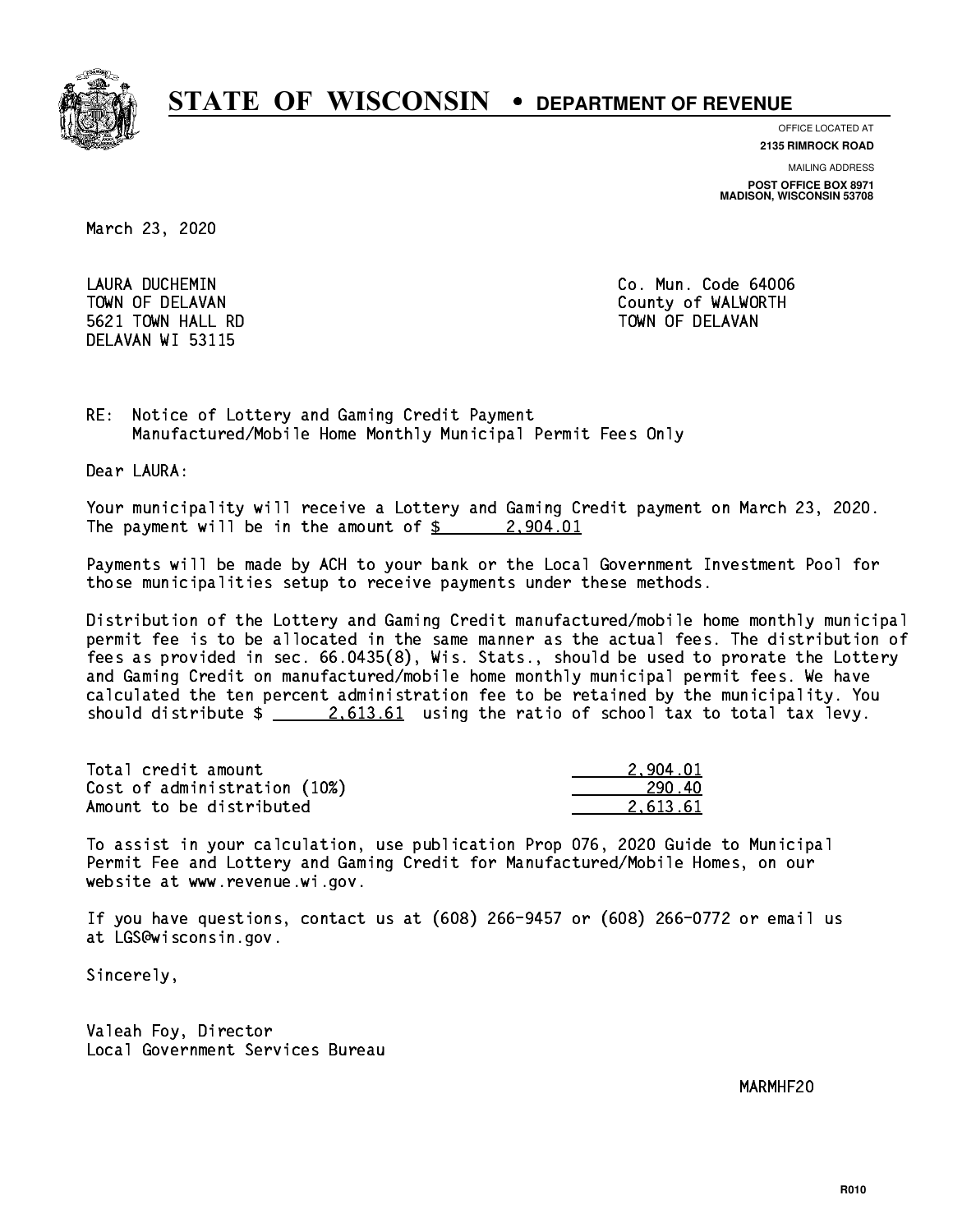# STATE OF WISCONSIN • DEPARTMENT OF REVENUE

OFFICE LOCATED AT
**2135 RIMROCK ROAD**

MAILING ADDRESS
**POST OFFICE BOX 8971**
**MADISON, WISCONSIN 53708**

March 23, 2020

LAURA DUCHEMIN
TOWN OF DELAVAN
5621 TOWN HALL RD
DELAVAN WI 53115

Co. Mun. Code 64006
County of WALWORTH
TOWN OF DELAVAN

RE: Notice of Lottery and Gaming Credit Payment
Manufactured/Mobile Home Monthly Municipal Permit Fees Only

Dear LAURA:

Your municipality will receive a Lottery and Gaming Credit payment on March 23, 2020. The payment will be in the amount of $ 2,904.01

Payments will be made by ACH to your bank or the Local Government Investment Pool for those municipalities setup to receive payments under these methods.

Distribution of the Lottery and Gaming Credit manufactured/mobile home monthly municipal permit fee is to be allocated in the same manner as the actual fees. The distribution of fees as provided in sec. 66.0435(8), Wis. Stats., should be used to prorate the Lottery and Gaming Credit on manufactured/mobile home monthly municipal permit fees. We have calculated the ten percent administration fee to be retained by the municipality. You should distribute $ 2,613.61 using the ratio of school tax to total tax levy.

| | |
|---|---|
| Total credit amount | 2,904.01 |
| Cost of administration (10%) | 290.40 |
| Amount to be distributed | 2,613.61 |

To assist in your calculation, use publication Prop 076, 2020 Guide to Municipal Permit Fee and Lottery and Gaming Credit for Manufactured/Mobile Homes, on our website at www.revenue.wi.gov.

If you have questions, contact us at (608) 266-9457 or (608) 266-0772 or email us at LGS@wisconsin.gov.

Sincerely,

Valeah Foy, Director
Local Government Services Bureau

MARMHF20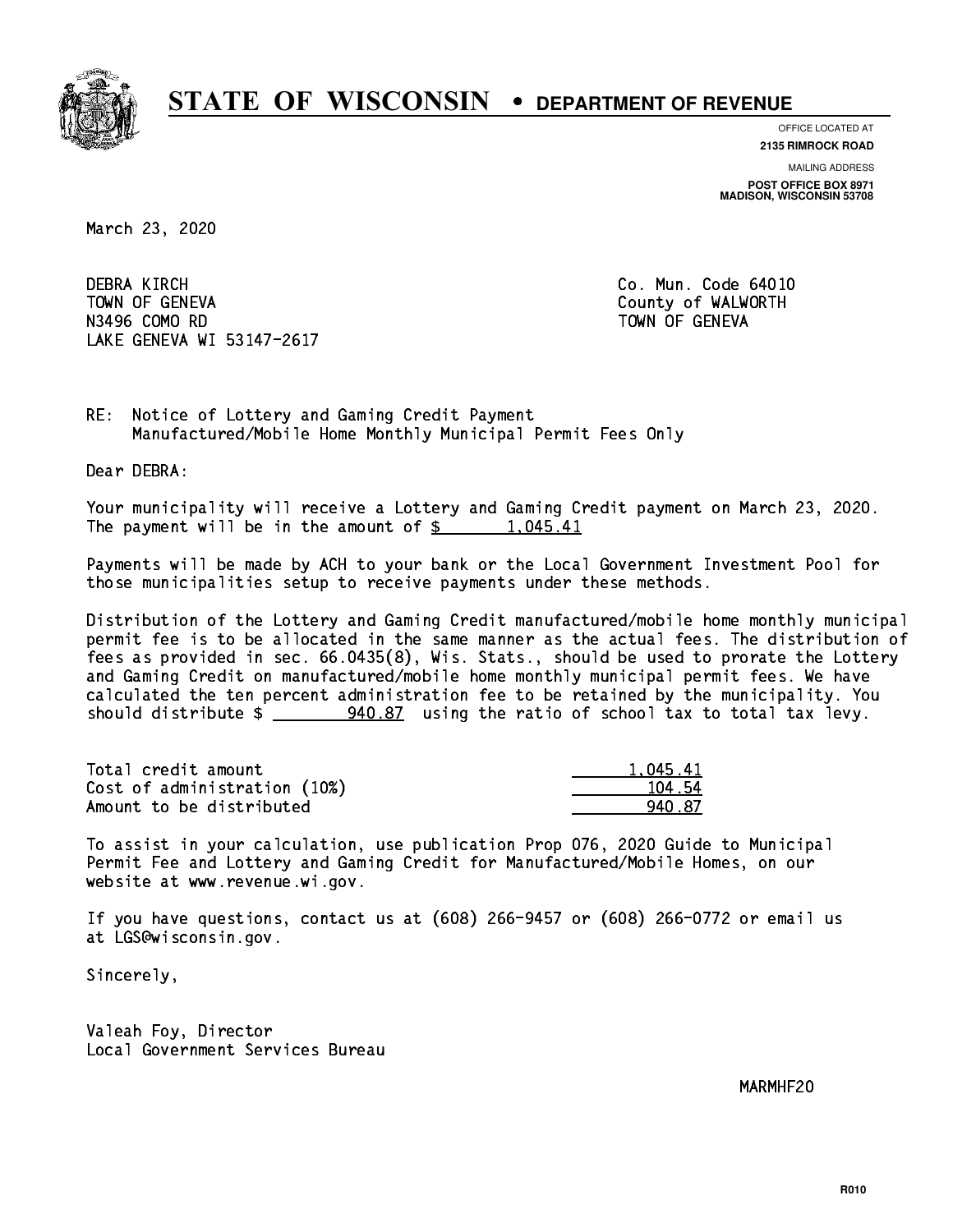# STATE OF WISCONSIN • DEPARTMENT OF REVENUE

OFFICE LOCATED AT
**2135 RIMROCK ROAD**

MAILING ADDRESS
**POST OFFICE BOX 8971**
**MADISON, WISCONSIN 53708**

March 23, 2020

DEBRA KIRCH
TOWN OF GENEVA
N3496 COMO RD
LAKE GENEVA WI 53147-2617

Co. Mun. Code 64010
County of WALWORTH
TOWN OF GENEVA

RE: Notice of Lottery and Gaming Credit Payment
Manufactured/Mobile Home Monthly Municipal Permit Fees Only

Dear DEBRA:

Your municipality will receive a Lottery and Gaming Credit payment on March 23, 2020. The payment will be in the amount of $ 1,045.41

Payments will be made by ACH to your bank or the Local Government Investment Pool for those municipalities setup to receive payments under these methods.

Distribution of the Lottery and Gaming Credit manufactured/mobile home monthly municipal permit fee is to be allocated in the same manner as the actual fees. The distribution of fees as provided in sec. 66.0435(8), Wis. Stats., should be used to prorate the Lottery and Gaming Credit on manufactured/mobile home monthly municipal permit fees. We have calculated the ten percent administration fee to be retained by the municipality. You should distribute $ 940.87 using the ratio of school tax to total tax levy.

| | |
|---|---|
| Total credit amount | 1,045.41 |
| Cost of administration (10%) | 104.54 |
| Amount to be distributed | 940.87 |

To assist in your calculation, use publication Prop 076, 2020 Guide to Municipal Permit Fee and Lottery and Gaming Credit for Manufactured/Mobile Homes, on our website at www.revenue.wi.gov.

If you have questions, contact us at (608) 266-9457 or (608) 266-0772 or email us at LGS@wisconsin.gov.

Sincerely,

Valeah Foy, Director
Local Government Services Bureau

MARMHF20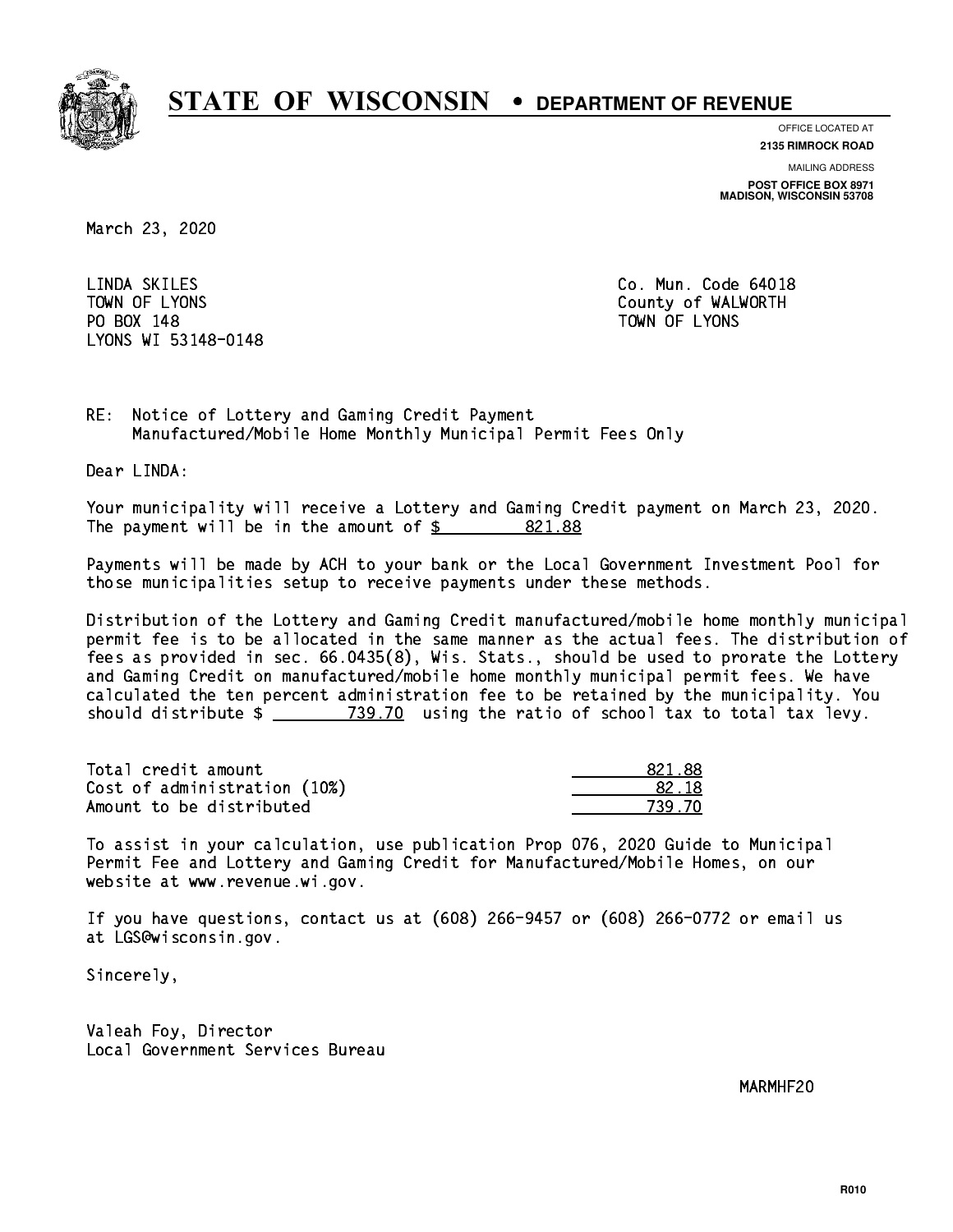# STATE OF WISCONSIN • DEPARTMENT OF REVENUE

OFFICE LOCATED AT
**2135 RIMROCK ROAD**

MAILING ADDRESS
**POST OFFICE BOX 8971**
**MADISON, WISCONSIN 53708**

March 23, 2020

LINDA SKILES
TOWN OF LYONS
PO BOX 148
LYONS WI 53148-0148

Co. Mun. Code 64018
County of WALWORTH
TOWN OF LYONS

RE: Notice of Lottery and Gaming Credit Payment
Manufactured/Mobile Home Monthly Municipal Permit Fees Only

Dear LINDA:

Your municipality will receive a Lottery and Gaming Credit payment on March 23, 2020. The payment will be in the amount of $ 821.88

Payments will be made by ACH to your bank or the Local Government Investment Pool for those municipalities setup to receive payments under these methods.

Distribution of the Lottery and Gaming Credit manufactured/mobile home monthly municipal permit fee is to be allocated in the same manner as the actual fees. The distribution of fees as provided in sec. 66.0435(8), Wis. Stats., should be used to prorate the Lottery and Gaming Credit on manufactured/mobile home monthly municipal permit fees. We have calculated the ten percent administration fee to be retained by the municipality. You should distribute $ 739.70 using the ratio of school tax to total tax levy.

| | |
|---|---|
| Total credit amount | 821.88 |
| Cost of administration (10%) | 82.18 |
| Amount to be distributed | 739.70 |

To assist in your calculation, use publication Prop 076, 2020 Guide to Municipal Permit Fee and Lottery and Gaming Credit for Manufactured/Mobile Homes, on our website at www.revenue.wi.gov.

If you have questions, contact us at (608) 266-9457 or (608) 266-0772 or email us at LGS@wisconsin.gov.

Sincerely,

Valeah Foy, Director
Local Government Services Bureau

MARMHF20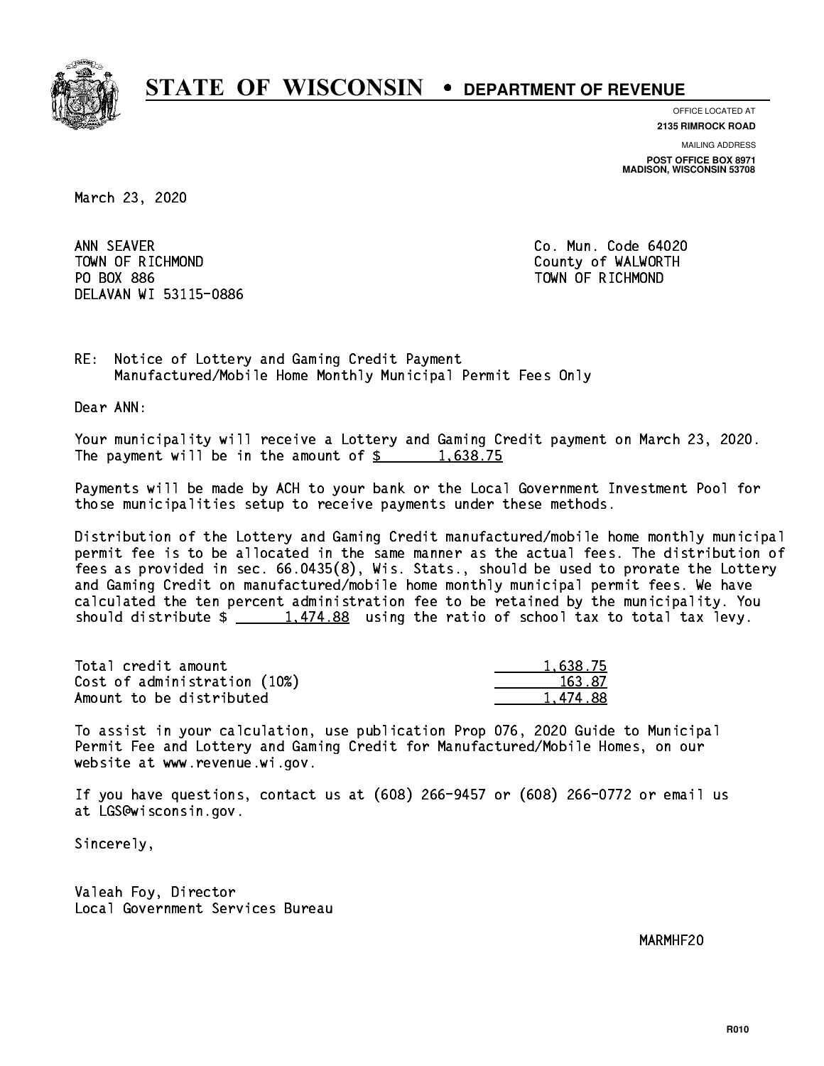# STATE OF WISCONSIN • DEPARTMENT OF REVENUE

OFFICE LOCATED AT
**2135 RIMROCK ROAD**

MAILING ADDRESS
**POST OFFICE BOX 8971**
**MADISON, WISCONSIN 53708**

March 23, 2020

ANN SEAVER
TOWN OF RICHMOND
PO BOX 886
DELAVAN WI 53115-0886

Co. Mun. Code 64020
County of WALWORTH
TOWN OF RICHMOND

RE: Notice of Lottery and Gaming Credit Payment
Manufactured/Mobile Home Monthly Municipal Permit Fees Only

Dear ANN:

Your municipality will receive a Lottery and Gaming Credit payment on March 23, 2020. The payment will be in the amount of $ 1,638.75

Payments will be made by ACH to your bank or the Local Government Investment Pool for those municipalities setup to receive payments under these methods.

Distribution of the Lottery and Gaming Credit manufactured/mobile home monthly municipal permit fee is to be allocated in the same manner as the actual fees. The distribution of fees as provided in sec. 66.0435(8), Wis. Stats., should be used to prorate the Lottery and Gaming Credit on manufactured/mobile home monthly municipal permit fees. We have calculated the ten percent administration fee to be retained by the municipality. You should distribute $ 1,474.88 using the ratio of school tax to total tax levy.

| | |
|---|---|
| Total credit amount | 1,638.75 |
| Cost of administration (10%) | 163.87 |
| Amount to be distributed | 1,474.88 |

To assist in your calculation, use publication Prop 076, 2020 Guide to Municipal Permit Fee and Lottery and Gaming Credit for Manufactured/Mobile Homes, on our website at www.revenue.wi.gov.

If you have questions, contact us at (608) 266-9457 or (608) 266-0772 or email us at LGS@wisconsin.gov.

Sincerely,

Valeah Foy, Director
Local Government Services Bureau

MARMHF20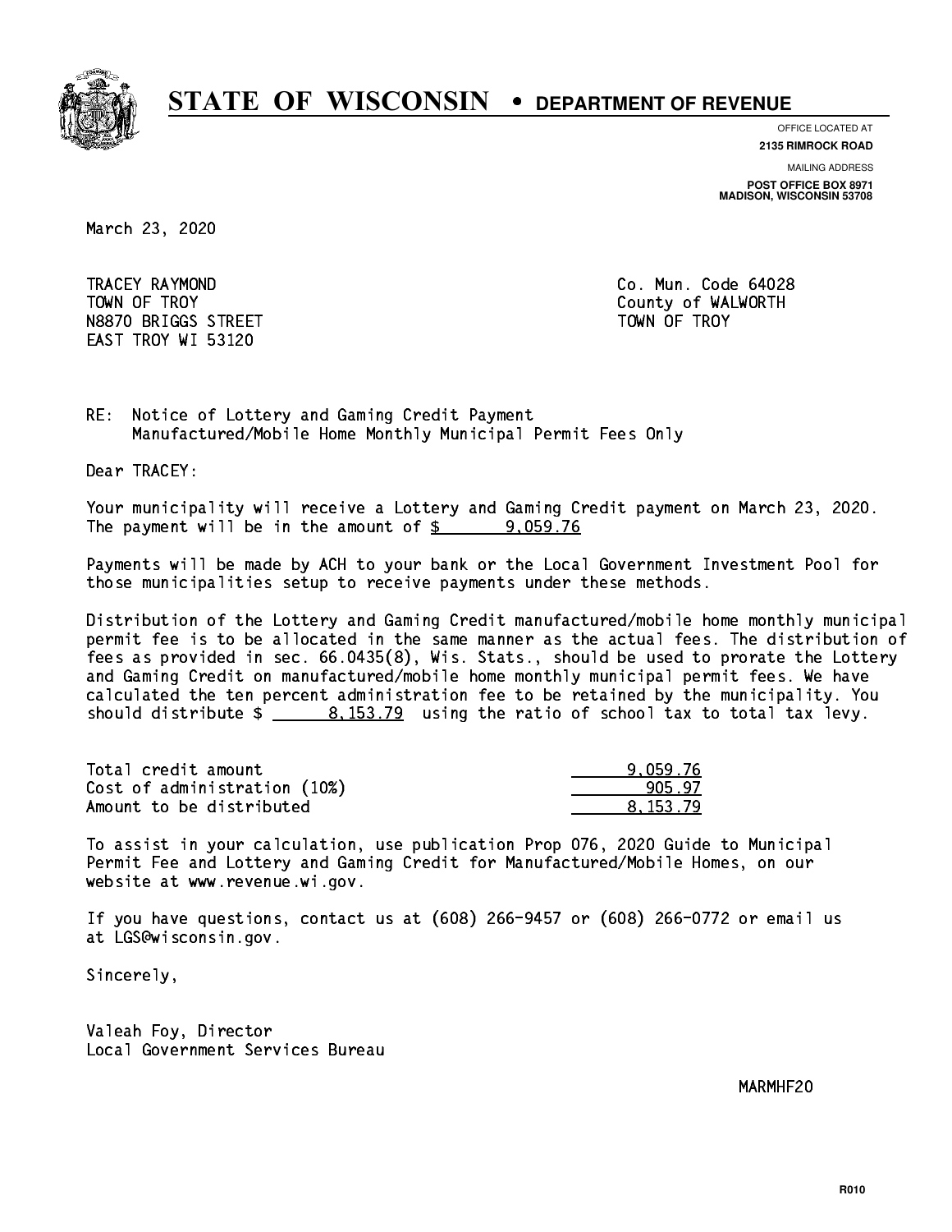# STATE OF WISCONSIN • DEPARTMENT OF REVENUE

OFFICE LOCATED AT
**2135 RIMROCK ROAD**

MAILING ADDRESS
**POST OFFICE BOX 8971**
**MADISON, WISCONSIN 53708**

March 23, 2020

TRACEY RAYMOND
TOWN OF TROY
N8870 BRIGGS STREET
EAST TROY WI 53120

Co. Mun. Code 64028
County of WALWORTH
TOWN OF TROY

RE: Notice of Lottery and Gaming Credit Payment
Manufactured/Mobile Home Monthly Municipal Permit Fees Only

Dear TRACEY:

Your municipality will receive a Lottery and Gaming Credit payment on March 23, 2020. The payment will be in the amount of $ 9,059.76

Payments will be made by ACH to your bank or the Local Government Investment Pool for those municipalities setup to receive payments under these methods.

Distribution of the Lottery and Gaming Credit manufactured/mobile home monthly municipal permit fee is to be allocated in the same manner as the actual fees. The distribution of fees as provided in sec. 66.0435(8), Wis. Stats., should be used to prorate the Lottery and Gaming Credit on manufactured/mobile home monthly municipal permit fees. We have calculated the ten percent administration fee to be retained by the municipality. You should distribute $ 8,153.79 using the ratio of school tax to total tax levy.

| | |
|---|---|
| Total credit amount | 9,059.76 |
| Cost of administration (10%) | 905.97 |
| Amount to be distributed | 8,153.79 |

To assist in your calculation, use publication Prop 076, 2020 Guide to Municipal Permit Fee and Lottery and Gaming Credit for Manufactured/Mobile Homes, on our website at www.revenue.wi.gov.

If you have questions, contact us at (608) 266-9457 or (608) 266-0772 or email us at LGS@wisconsin.gov.

Sincerely,

Valeah Foy, Director
Local Government Services Bureau

MARMHF20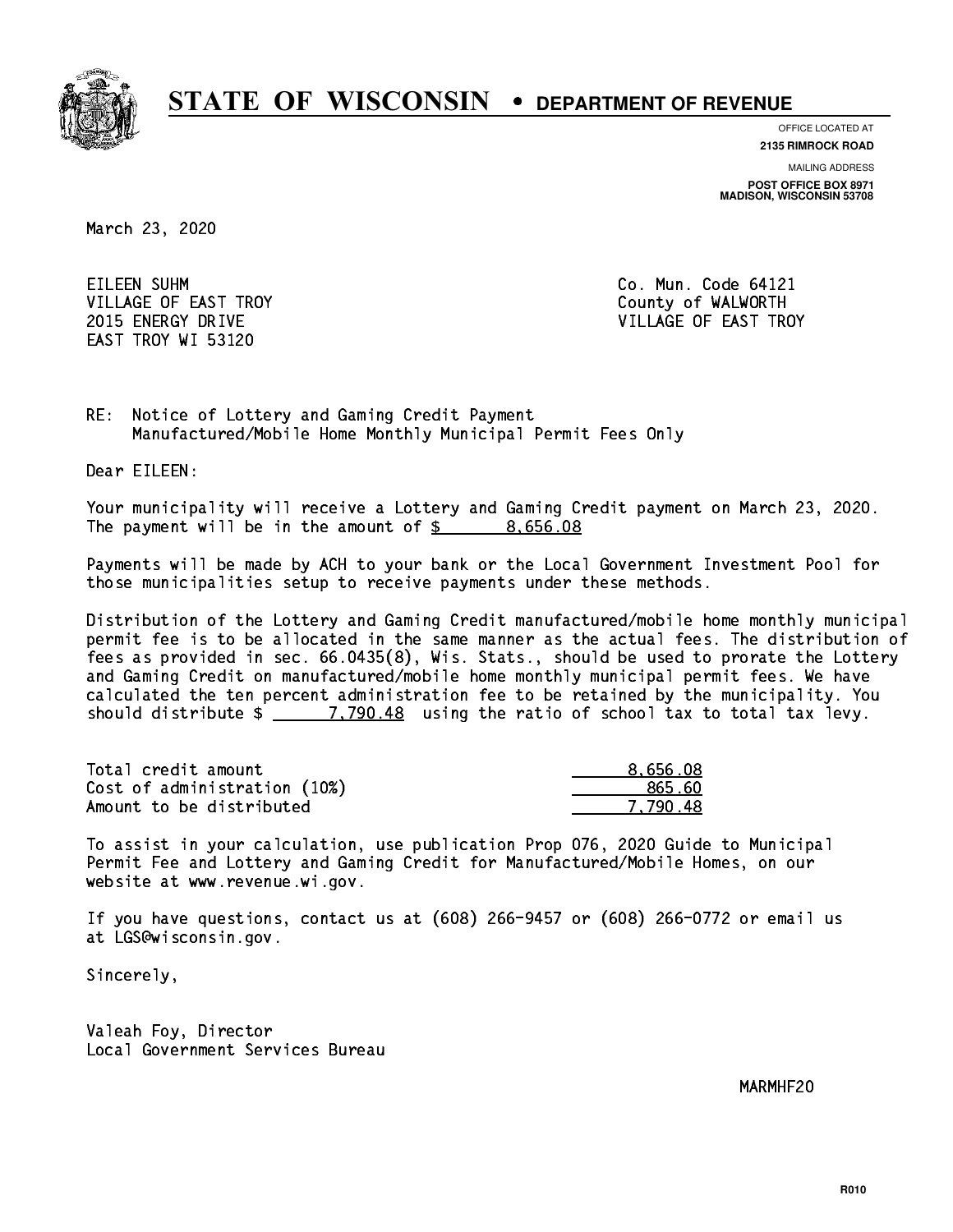# STATE OF WISCONSIN • DEPARTMENT OF REVENUE

OFFICE LOCATED AT
**2135 RIMROCK ROAD**

MAILING ADDRESS
**POST OFFICE BOX 8971**
**MADISON, WISCONSIN 53708**

March 23, 2020

EILEEN SUHM
VILLAGE OF EAST TROY
2015 ENERGY DRIVE
EAST TROY WI 53120

Co. Mun. Code 64121
County of WALWORTH
VILLAGE OF EAST TROY

RE: Notice of Lottery and Gaming Credit Payment
Manufactured/Mobile Home Monthly Municipal Permit Fees Only

Dear EILEEN:

Your municipality will receive a Lottery and Gaming Credit payment on March 23, 2020. The payment will be in the amount of $ 8,656.08

Payments will be made by ACH to your bank or the Local Government Investment Pool for those municipalities setup to receive payments under these methods.

Distribution of the Lottery and Gaming Credit manufactured/mobile home monthly municipal permit fee is to be allocated in the same manner as the actual fees. The distribution of fees as provided in sec. 66.0435(8), Wis. Stats., should be used to prorate the Lottery and Gaming Credit on manufactured/mobile home monthly municipal permit fees. We have calculated the ten percent administration fee to be retained by the municipality. You should distribute $ 7,790.48 using the ratio of school tax to total tax levy.

| | |
|---|---|
| Total credit amount | 8,656.08 |
| Cost of administration (10%) | 865.60 |
| Amount to be distributed | 7,790.48 |

To assist in your calculation, use publication Prop 076, 2020 Guide to Municipal Permit Fee and Lottery and Gaming Credit for Manufactured/Mobile Homes, on our website at www.revenue.wi.gov.

If you have questions, contact us at (608) 266-9457 or (608) 266-0772 or email us at LGS@wisconsin.gov.

Sincerely,

Valeah Foy, Director
Local Government Services Bureau

MARMHF20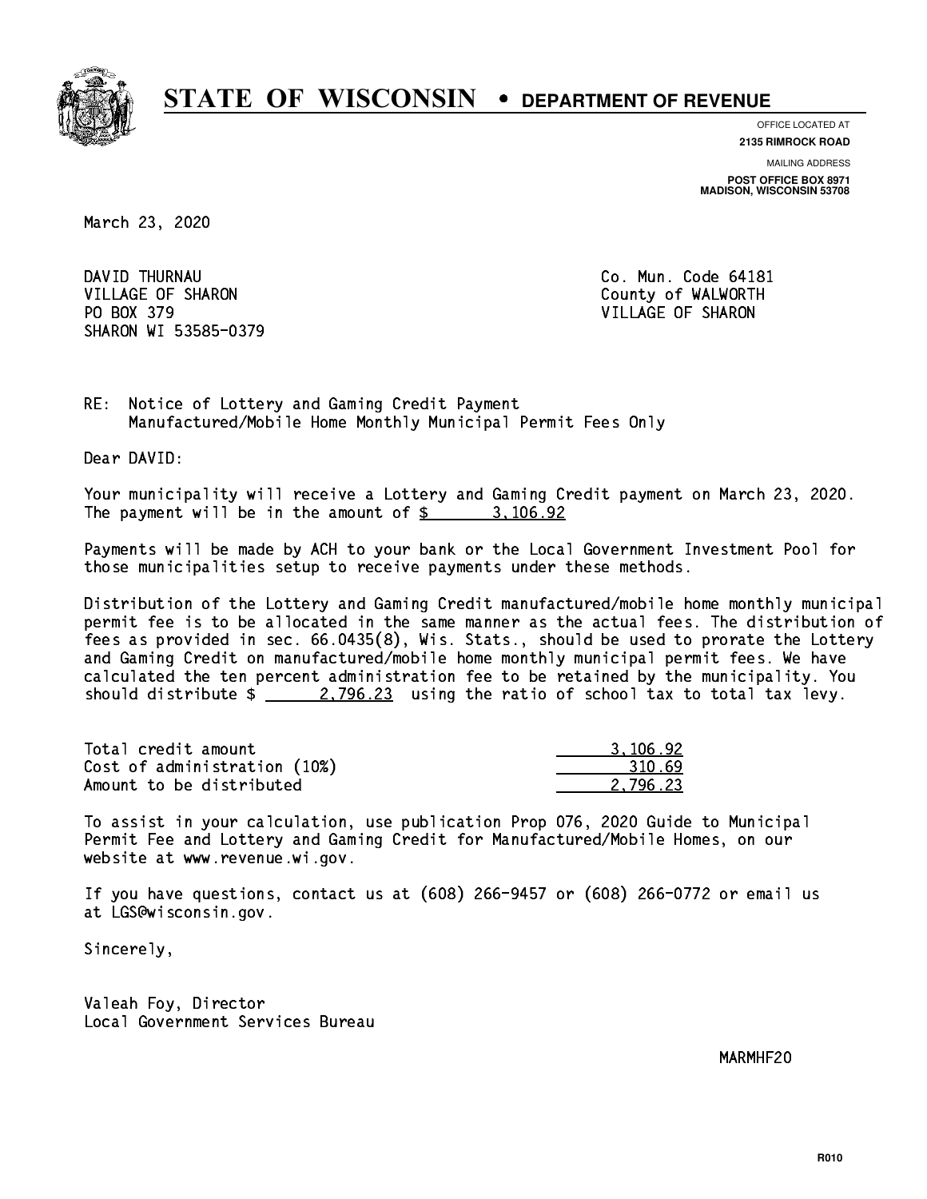# STATE OF WISCONSIN • DEPARTMENT OF REVENUE

OFFICE LOCATED AT
**2135 RIMROCK ROAD**

MAILING ADDRESS
**POST OFFICE BOX 8971**
**MADISON, WISCONSIN 53708**

March 23, 2020

DAVID THURNAU
VILLAGE OF SHARON
PO BOX 379
SHARON WI 53585-0379

Co. Mun. Code 64181
County of WALWORTH
VILLAGE OF SHARON

RE: Notice of Lottery and Gaming Credit Payment
Manufactured/Mobile Home Monthly Municipal Permit Fees Only

Dear DAVID:

Your municipality will receive a Lottery and Gaming Credit payment on March 23, 2020. The payment will be in the amount of $ 3,106.92

Payments will be made by ACH to your bank or the Local Government Investment Pool for those municipalities setup to receive payments under these methods.

Distribution of the Lottery and Gaming Credit manufactured/mobile home monthly municipal permit fee is to be allocated in the same manner as the actual fees. The distribution of fees as provided in sec. 66.0435(8), Wis. Stats., should be used to prorate the Lottery and Gaming Credit on manufactured/mobile home monthly municipal permit fees. We have calculated the ten percent administration fee to be retained by the municipality. You should distribute $ 2,796.23 using the ratio of school tax to total tax levy.

| | |
|---|---|
| Total credit amount | 3,106.92 |
| Cost of administration (10%) | 310.69 |
| Amount to be distributed | 2,796.23 |

To assist in your calculation, use publication Prop 076, 2020 Guide to Municipal Permit Fee and Lottery and Gaming Credit for Manufactured/Mobile Homes, on our website at www.revenue.wi.gov.

If you have questions, contact us at (608) 266-9457 or (608) 266-0772 or email us at LGS@wisconsin.gov.

Sincerely,

Valeah Foy, Director
Local Government Services Bureau

MARMHF20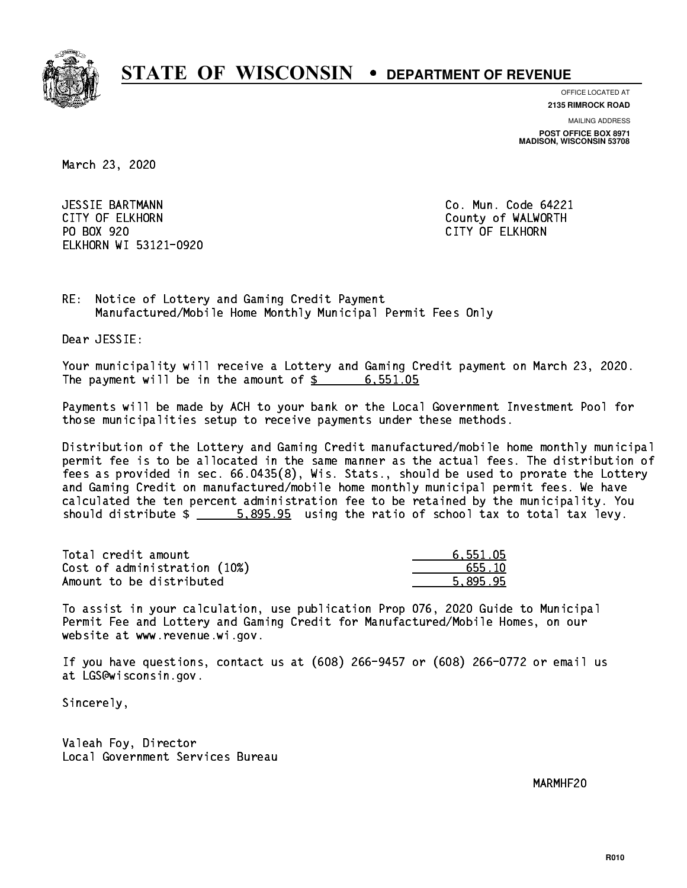# STATE OF WISCONSIN • DEPARTMENT OF REVENUE

OFFICE LOCATED AT
**2135 RIMROCK ROAD**

MAILING ADDRESS
**POST OFFICE BOX 8971**
**MADISON, WISCONSIN 53708**

March 23, 2020

JESSIE BARTMANN
CITY OF ELKHORN
PO BOX 920
ELKHORN WI 53121-0920

Co. Mun. Code 64221
County of WALWORTH
CITY OF ELKHORN

RE: Notice of Lottery and Gaming Credit Payment
Manufactured/Mobile Home Monthly Municipal Permit Fees Only

Dear JESSIE:

Your municipality will receive a Lottery and Gaming Credit payment on March 23, 2020. The payment will be in the amount of $ 6,551.05

Payments will be made by ACH to your bank or the Local Government Investment Pool for those municipalities setup to receive payments under these methods.

Distribution of the Lottery and Gaming Credit manufactured/mobile home monthly municipal permit fee is to be allocated in the same manner as the actual fees. The distribution of fees as provided in sec. 66.0435(8), Wis. Stats., should be used to prorate the Lottery and Gaming Credit on manufactured/mobile home monthly municipal permit fees. We have calculated the ten percent administration fee to be retained by the municipality. You should distribute $ 5,895.95 using the ratio of school tax to total tax levy.

| | |
|---|---|
| Total credit amount | 6,551.05 |
| Cost of administration (10%) | 655.10 |
| Amount to be distributed | 5,895.95 |

To assist in your calculation, use publication Prop 076, 2020 Guide to Municipal Permit Fee and Lottery and Gaming Credit for Manufactured/Mobile Homes, on our website at www.revenue.wi.gov.

If you have questions, contact us at (608) 266-9457 or (608) 266-0772 or email us at LGS@wisconsin.gov.

Sincerely,

Valeah Foy, Director
Local Government Services Bureau

MARMHF20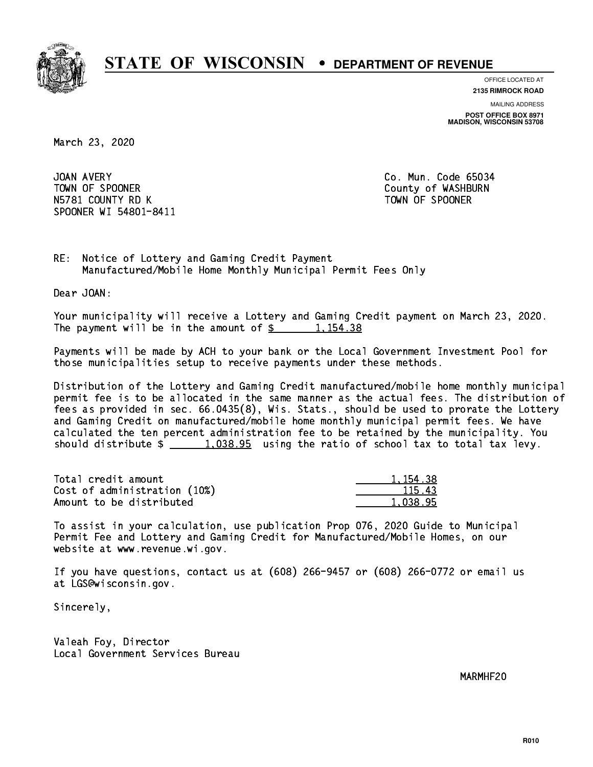# STATE OF WISCONSIN • DEPARTMENT OF REVENUE

OFFICE LOCATED AT
**2135 RIMROCK ROAD**

MAILING ADDRESS
**POST OFFICE BOX 8971**
**MADISON, WISCONSIN 53708**

March 23, 2020

JOAN AVERY
TOWN OF SPOONER
N5781 COUNTY RD K
SPOONER WI 54801-8411

Co. Mun. Code 65034
County of WASHBURN
TOWN OF SPOONER

RE: Notice of Lottery and Gaming Credit Payment
Manufactured/Mobile Home Monthly Municipal Permit Fees Only

Dear JOAN:

Your municipality will receive a Lottery and Gaming Credit payment on March 23, 2020. The payment will be in the amount of $ 1,154.38

Payments will be made by ACH to your bank or the Local Government Investment Pool for those municipalities setup to receive payments under these methods.

Distribution of the Lottery and Gaming Credit manufactured/mobile home monthly municipal permit fee is to be allocated in the same manner as the actual fees. The distribution of fees as provided in sec. 66.0435(8), Wis. Stats., should be used to prorate the Lottery and Gaming Credit on manufactured/mobile home monthly municipal permit fees. We have calculated the ten percent administration fee to be retained by the municipality. You should distribute $ 1,038.95 using the ratio of school tax to total tax levy.

| | |
|---|---|
| Total credit amount | 1,154.38 |
| Cost of administration (10%) | 115.43 |
| Amount to be distributed | 1,038.95 |

To assist in your calculation, use publication Prop 076, 2020 Guide to Municipal Permit Fee and Lottery and Gaming Credit for Manufactured/Mobile Homes, on our website at www.revenue.wi.gov.

If you have questions, contact us at (608) 266-9457 or (608) 266-0772 or email us at LGS@wisconsin.gov.

Sincerely,

Valeah Foy, Director
Local Government Services Bureau

MARMHF20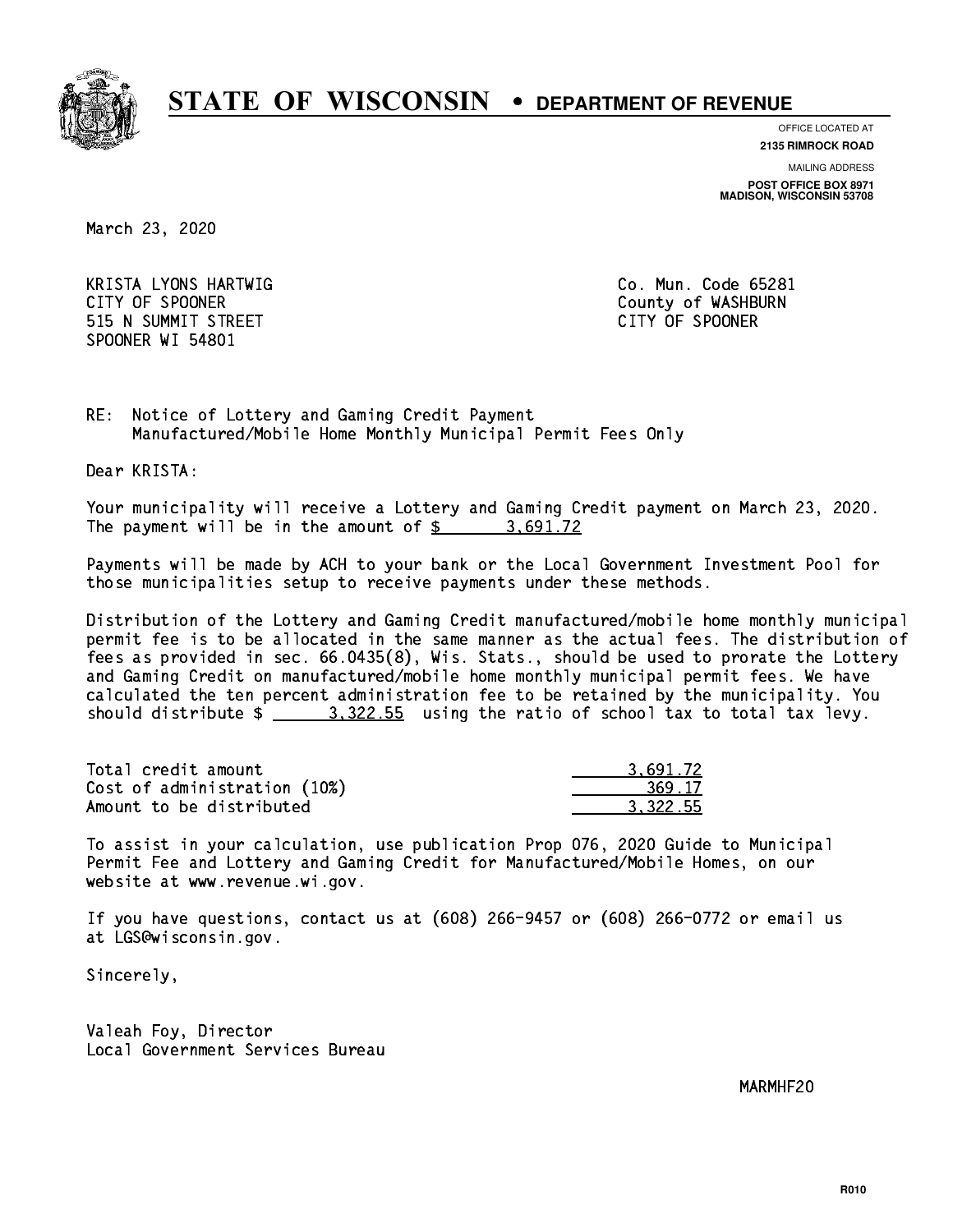# STATE OF WISCONSIN • DEPARTMENT OF REVENUE

OFFICE LOCATED AT
**2135 RIMROCK ROAD**

MAILING ADDRESS
**POST OFFICE BOX 8971**
**MADISON, WISCONSIN 53708**

March 23, 2020

KRISTA LYONS HARTWIG
CITY OF SPOONER
515 N SUMMIT STREET
SPOONER WI 54801

Co. Mun. Code 65281
County of WASHBURN
CITY OF SPOONER

RE: Notice of Lottery and Gaming Credit Payment
Manufactured/Mobile Home Monthly Municipal Permit Fees Only

Dear KRISTA:

Your municipality will receive a Lottery and Gaming Credit payment on March 23, 2020. The payment will be in the amount of $ 3,691.72

Payments will be made by ACH to your bank or the Local Government Investment Pool for those municipalities setup to receive payments under these methods.

Distribution of the Lottery and Gaming Credit manufactured/mobile home monthly municipal permit fee is to be allocated in the same manner as the actual fees. The distribution of fees as provided in sec. 66.0435(8), Wis. Stats., should be used to prorate the Lottery and Gaming Credit on manufactured/mobile home monthly municipal permit fees. We have calculated the ten percent administration fee to be retained by the municipality. You should distribute $ 3,322.55 using the ratio of school tax to total tax levy.

| | |
|---|---|
| Total credit amount | 3,691.72 |
| Cost of administration (10%) | 369.17 |
| Amount to be distributed | 3,322.55 |

To assist in your calculation, use publication Prop 076, 2020 Guide to Municipal Permit Fee and Lottery and Gaming Credit for Manufactured/Mobile Homes, on our website at www.revenue.wi.gov.

If you have questions, contact us at (608) 266-9457 or (608) 266-0772 or email us at LGS@wisconsin.gov.

Sincerely,

Valeah Foy, Director
Local Government Services Bureau

MARMHF20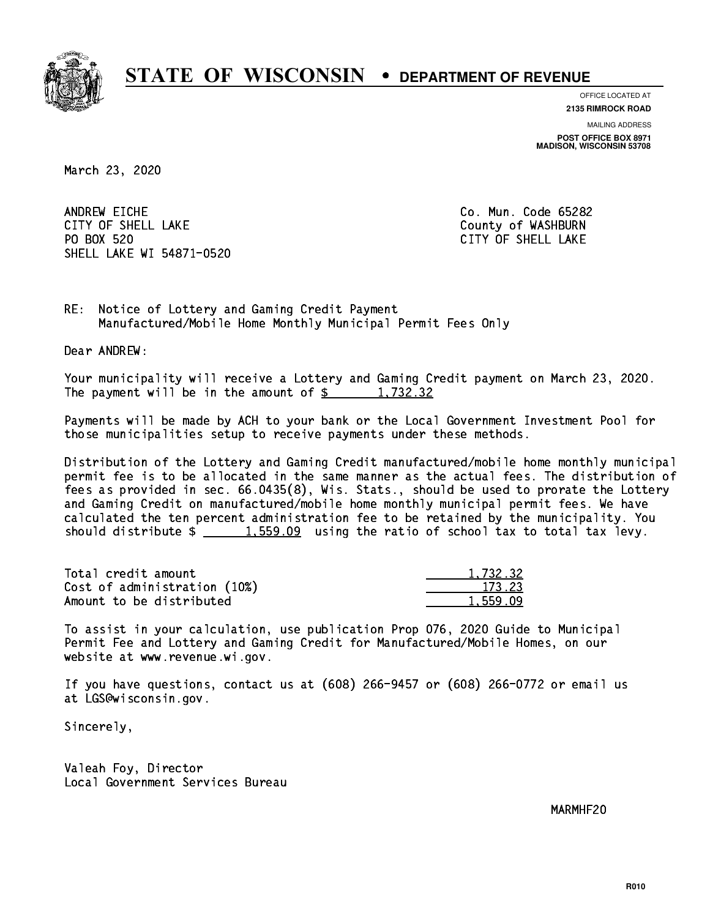# STATE OF WISCONSIN • DEPARTMENT OF REVENUE

OFFICE LOCATED AT
**2135 RIMROCK ROAD**

MAILING ADDRESS
**POST OFFICE BOX 8971**
**MADISON, WISCONSIN 53708**

March 23, 2020

ANDREW EICHE
CITY OF SHELL LAKE
PO BOX 520
SHELL LAKE WI 54871-0520

Co. Mun. Code 65282
County of WASHBURN
CITY OF SHELL LAKE

RE: Notice of Lottery and Gaming Credit Payment
Manufactured/Mobile Home Monthly Municipal Permit Fees Only

Dear ANDREW:

Your municipality will receive a Lottery and Gaming Credit payment on March 23, 2020. The payment will be in the amount of $ 1,732.32

Payments will be made by ACH to your bank or the Local Government Investment Pool for those municipalities setup to receive payments under these methods.

Distribution of the Lottery and Gaming Credit manufactured/mobile home monthly municipal permit fee is to be allocated in the same manner as the actual fees. The distribution of fees as provided in sec. 66.0435(8), Wis. Stats., should be used to prorate the Lottery and Gaming Credit on manufactured/mobile home monthly municipal permit fees. We have calculated the ten percent administration fee to be retained by the municipality. You should distribute $ 1,559.09 using the ratio of school tax to total tax levy.

| | |
|---|---|
| Total credit amount | 1,732.32 |
| Cost of administration (10%) | 173.23 |
| Amount to be distributed | 1,559.09 |

To assist in your calculation, use publication Prop 076, 2020 Guide to Municipal Permit Fee and Lottery and Gaming Credit for Manufactured/Mobile Homes, on our website at www.revenue.wi.gov.

If you have questions, contact us at (608) 266-9457 or (608) 266-0772 or email us at LGS@wisconsin.gov.

Sincerely,

Valeah Foy, Director
Local Government Services Bureau

MARMHF20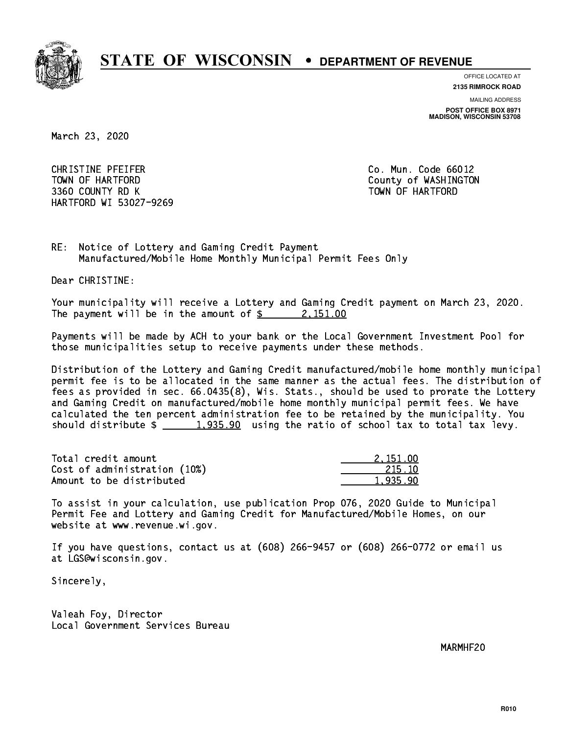# STATE OF WISCONSIN • DEPARTMENT OF REVENUE

OFFICE LOCATED AT
**2135 RIMROCK ROAD**

MAILING ADDRESS
**POST OFFICE BOX 8971**
**MADISON, WISCONSIN 53708**

March 23, 2020

CHRISTINE PFEIFER
TOWN OF HARTFORD
3360 COUNTY RD K
HARTFORD WI 53027-9269

Co. Mun. Code 66012
County of WASHINGTON
TOWN OF HARTFORD

RE: Notice of Lottery and Gaming Credit Payment
Manufactured/Mobile Home Monthly Municipal Permit Fees Only

Dear CHRISTINE:

Your municipality will receive a Lottery and Gaming Credit payment on March 23, 2020. The payment will be in the amount of $ 2,151.00

Payments will be made by ACH to your bank or the Local Government Investment Pool for those municipalities setup to receive payments under these methods.

Distribution of the Lottery and Gaming Credit manufactured/mobile home monthly municipal permit fee is to be allocated in the same manner as the actual fees. The distribution of fees as provided in sec. 66.0435(8), Wis. Stats., should be used to prorate the Lottery and Gaming Credit on manufactured/mobile home monthly municipal permit fees. We have calculated the ten percent administration fee to be retained by the municipality. You should distribute $ 1,935.90 using the ratio of school tax to total tax levy.

| | |
|---|---|
| Total credit amount | 2,151.00 |
| Cost of administration (10%) | 215.10 |
| Amount to be distributed | 1,935.90 |

To assist in your calculation, use publication Prop 076, 2020 Guide to Municipal Permit Fee and Lottery and Gaming Credit for Manufactured/Mobile Homes, on our website at www.revenue.wi.gov.

If you have questions, contact us at (608) 266-9457 or (608) 266-0772 or email us at LGS@wisconsin.gov.

Sincerely,

Valeah Foy, Director
Local Government Services Bureau

MARMHF20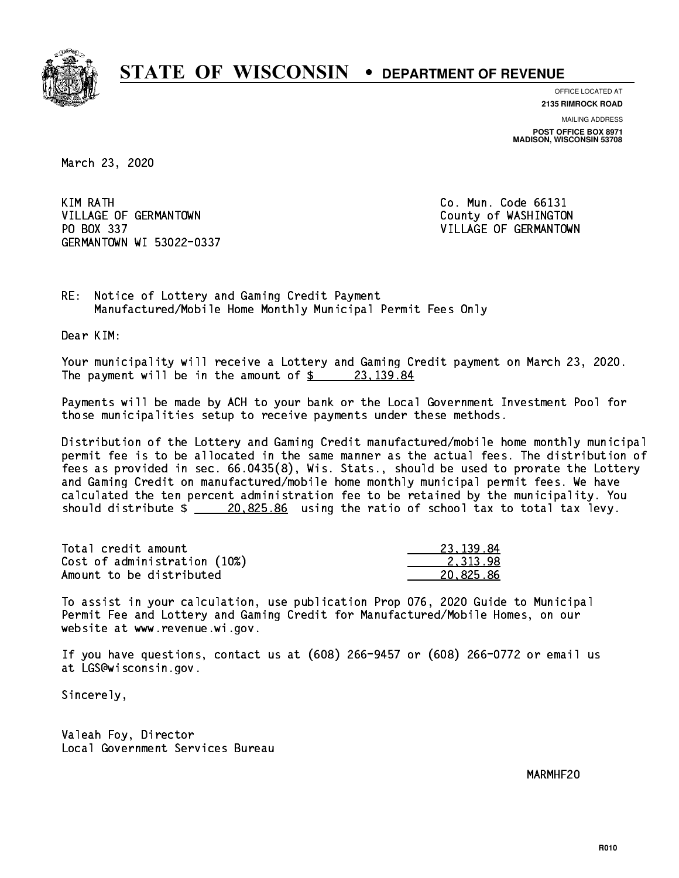# STATE OF WISCONSIN • DEPARTMENT OF REVENUE

OFFICE LOCATED AT
**2135 RIMROCK ROAD**

MAILING ADDRESS
**POST OFFICE BOX 8971**
**MADISON, WISCONSIN 53708**

March 23, 2020

KIM RATH
VILLAGE OF GERMANTOWN
PO BOX 337
GERMANTOWN WI 53022-0337

Co. Mun. Code 66131
County of WASHINGTON
VILLAGE OF GERMANTOWN

RE: Notice of Lottery and Gaming Credit Payment
Manufactured/Mobile Home Monthly Municipal Permit Fees Only

Dear KIM:

Your municipality will receive a Lottery and Gaming Credit payment on March 23, 2020. The payment will be in the amount of $ 23,139.84

Payments will be made by ACH to your bank or the Local Government Investment Pool for those municipalities setup to receive payments under these methods.

Distribution of the Lottery and Gaming Credit manufactured/mobile home monthly municipal permit fee is to be allocated in the same manner as the actual fees. The distribution of fees as provided in sec. 66.0435(8), Wis. Stats., should be used to prorate the Lottery and Gaming Credit on manufactured/mobile home monthly municipal permit fees. We have calculated the ten percent administration fee to be retained by the municipality. You should distribute $ 20,825.86 using the ratio of school tax to total tax levy.

| | |
|---|---|
| Total credit amount | 23,139.84 |
| Cost of administration (10%) | 2,313.98 |
| Amount to be distributed | 20,825.86 |

To assist in your calculation, use publication Prop 076, 2020 Guide to Municipal Permit Fee and Lottery and Gaming Credit for Manufactured/Mobile Homes, on our website at www.revenue.wi.gov.

If you have questions, contact us at (608) 266-9457 or (608) 266-0772 or email us at LGS@wisconsin.gov.

Sincerely,

Valeah Foy, Director
Local Government Services Bureau

MARMHF20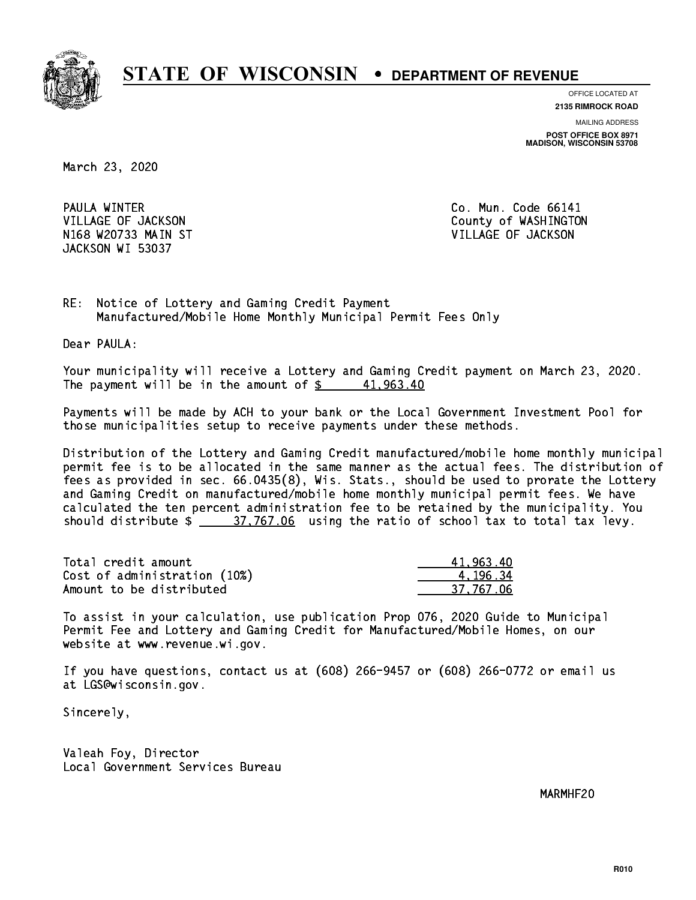# STATE OF WISCONSIN • DEPARTMENT OF REVENUE

OFFICE LOCATED AT
**2135 RIMROCK ROAD**

MAILING ADDRESS
**POST OFFICE BOX 8971**
**MADISON, WISCONSIN 53708**

March 23, 2020

PAULA WINTER
VILLAGE OF JACKSON
N168 W20733 MAIN ST
JACKSON WI 53037

Co. Mun. Code 66141
County of WASHINGTON
VILLAGE OF JACKSON

RE: Notice of Lottery and Gaming Credit Payment
Manufactured/Mobile Home Monthly Municipal Permit Fees Only

Dear PAULA:

Your municipality will receive a Lottery and Gaming Credit payment on March 23, 2020. The payment will be in the amount of $ 41,963.40

Payments will be made by ACH to your bank or the Local Government Investment Pool for those municipalities setup to receive payments under these methods.

Distribution of the Lottery and Gaming Credit manufactured/mobile home monthly municipal permit fee is to be allocated in the same manner as the actual fees. The distribution of fees as provided in sec. 66.0435(8), Wis. Stats., should be used to prorate the Lottery and Gaming Credit on manufactured/mobile home monthly municipal permit fees. We have calculated the ten percent administration fee to be retained by the municipality. You should distribute $ 37,767.06 using the ratio of school tax to total tax levy.

| | |
|---|---|
| Total credit amount | 41,963.40 |
| Cost of administration (10%) | 4,196.34 |
| Amount to be distributed | 37,767.06 |

To assist in your calculation, use publication Prop 076, 2020 Guide to Municipal Permit Fee and Lottery and Gaming Credit for Manufactured/Mobile Homes, on our website at www.revenue.wi.gov.

If you have questions, contact us at (608) 266-9457 or (608) 266-0772 or email us at LGS@wisconsin.gov.

Sincerely,

Valeah Foy, Director
Local Government Services Bureau

MARMHF20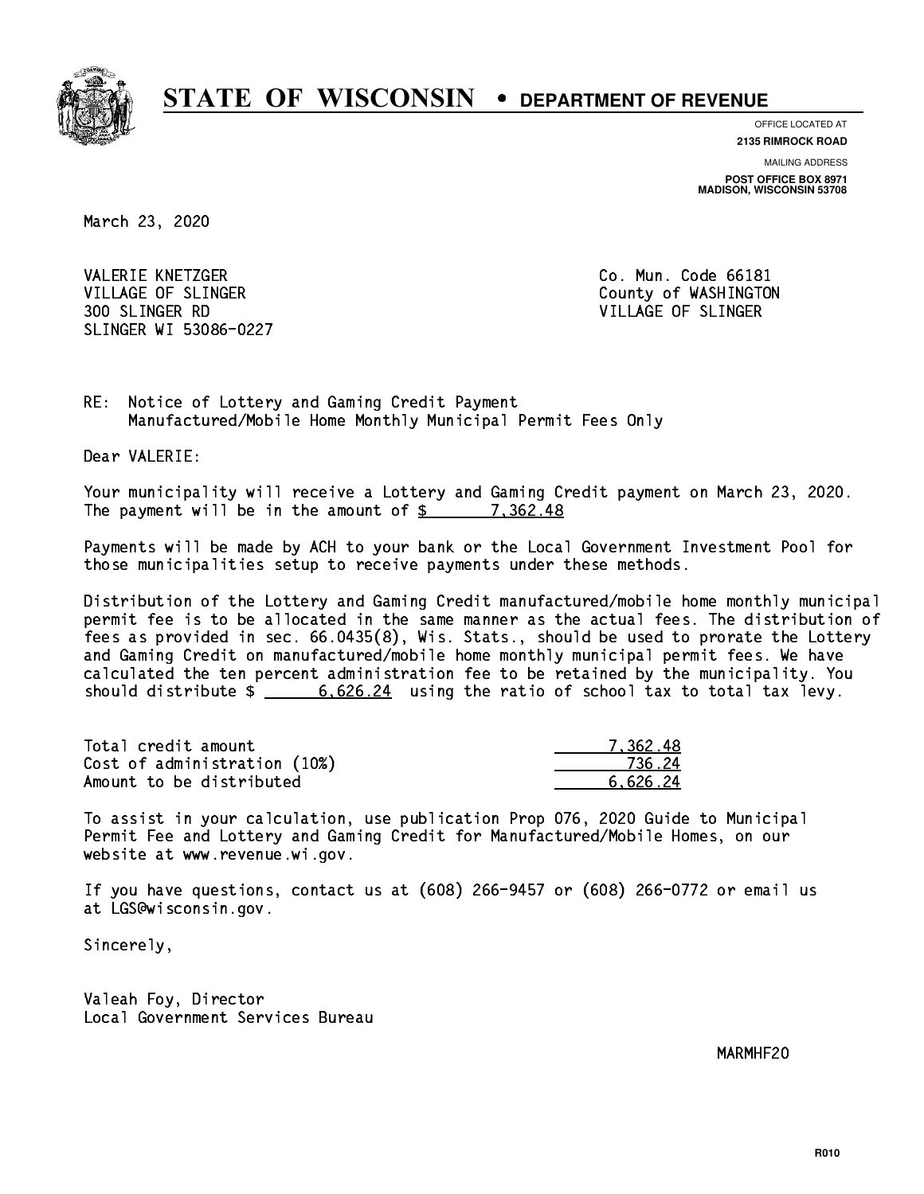# STATE OF WISCONSIN • DEPARTMENT OF REVENUE

OFFICE LOCATED AT
**2135 RIMROCK ROAD**

MAILING ADDRESS
**POST OFFICE BOX 8971**
**MADISON, WISCONSIN 53708**

March 23, 2020

VALERIE KNETZGER
VILLAGE OF SLINGER
300 SLINGER RD
SLINGER WI 53086-0227

Co. Mun. Code 66181
County of WASHINGTON
VILLAGE OF SLINGER

RE: Notice of Lottery and Gaming Credit Payment
Manufactured/Mobile Home Monthly Municipal Permit Fees Only

Dear VALERIE:

Your municipality will receive a Lottery and Gaming Credit payment on March 23, 2020. The payment will be in the amount of $ 7,362.48

Payments will be made by ACH to your bank or the Local Government Investment Pool for those municipalities setup to receive payments under these methods.

Distribution of the Lottery and Gaming Credit manufactured/mobile home monthly municipal permit fee is to be allocated in the same manner as the actual fees. The distribution of fees as provided in sec. 66.0435(8), Wis. Stats., should be used to prorate the Lottery and Gaming Credit on manufactured/mobile home monthly municipal permit fees. We have calculated the ten percent administration fee to be retained by the municipality. You should distribute $ 6,626.24 using the ratio of school tax to total tax levy.

| | |
|---|---|
| Total credit amount | 7,362.48 |
| Cost of administration (10%) | 736.24 |
| Amount to be distributed | 6,626.24 |

To assist in your calculation, use publication Prop 076, 2020 Guide to Municipal Permit Fee and Lottery and Gaming Credit for Manufactured/Mobile Homes, on our website at www.revenue.wi.gov.

If you have questions, contact us at (608) 266-9457 or (608) 266-0772 or email us at LGS@wisconsin.gov.

Sincerely,

Valeah Foy, Director
Local Government Services Bureau

MARMHF20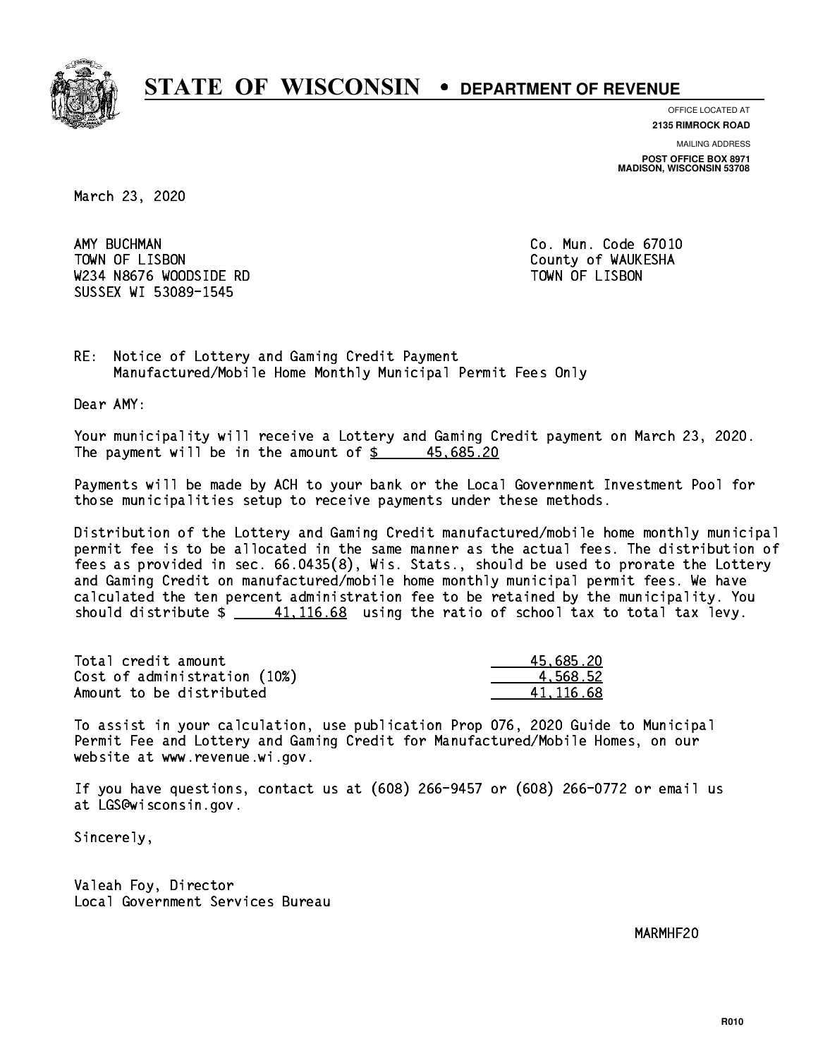# STATE OF WISCONSIN • DEPARTMENT OF REVENUE

OFFICE LOCATED AT
**2135 RIMROCK ROAD**

MAILING ADDRESS
**POST OFFICE BOX 8971**
**MADISON, WISCONSIN 53708**

March 23, 2020

AMY BUCHMAN
TOWN OF LISBON
W234 N8676 WOODSIDE RD
SUSSEX WI 53089-1545

Co. Mun. Code 67010
County of WAUKESHA
TOWN OF LISBON

RE: Notice of Lottery and Gaming Credit Payment
Manufactured/Mobile Home Monthly Municipal Permit Fees Only

Dear AMY:

Your municipality will receive a Lottery and Gaming Credit payment on March 23, 2020. The payment will be in the amount of $ 45,685.20

Payments will be made by ACH to your bank or the Local Government Investment Pool for those municipalities setup to receive payments under these methods.

Distribution of the Lottery and Gaming Credit manufactured/mobile home monthly municipal permit fee is to be allocated in the same manner as the actual fees. The distribution of fees as provided in sec. 66.0435(8), Wis. Stats., should be used to prorate the Lottery and Gaming Credit on manufactured/mobile home monthly municipal permit fees. We have calculated the ten percent administration fee to be retained by the municipality. You should distribute $ 41,116.68 using the ratio of school tax to total tax levy.

| | |
|---|---|
| Total credit amount | 45,685.20 |
| Cost of administration (10%) | 4,568.52 |
| Amount to be distributed | 41,116.68 |

To assist in your calculation, use publication Prop 076, 2020 Guide to Municipal Permit Fee and Lottery and Gaming Credit for Manufactured/Mobile Homes, on our website at www.revenue.wi.gov.

If you have questions, contact us at (608) 266-9457 or (608) 266-0772 or email us at LGS@wisconsin.gov.

Sincerely,

Valeah Foy, Director
Local Government Services Bureau

MARMHF20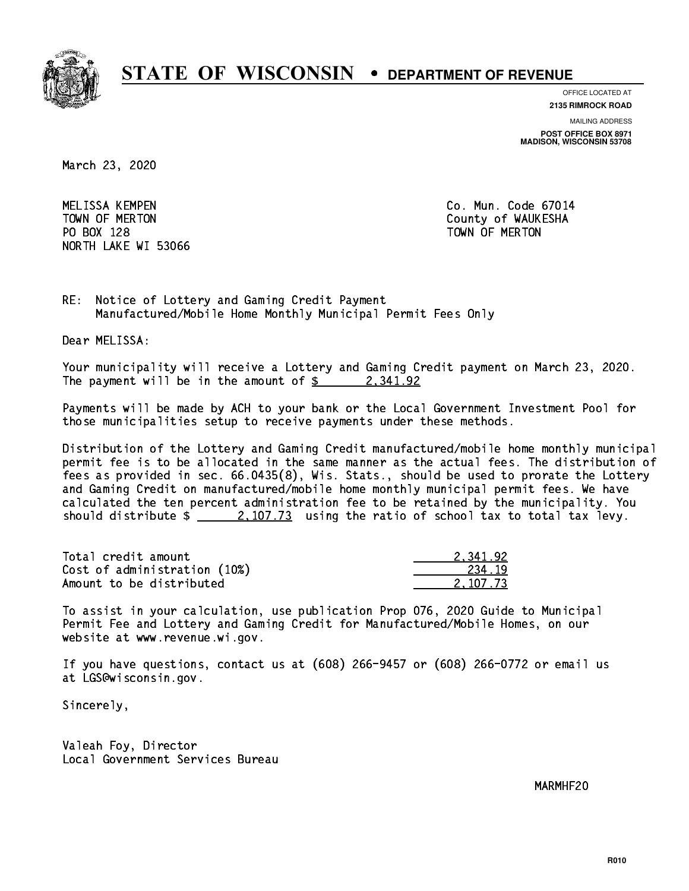# STATE OF WISCONSIN • DEPARTMENT OF REVENUE

OFFICE LOCATED AT
**2135 RIMROCK ROAD**

MAILING ADDRESS
**POST OFFICE BOX 8971**
**MADISON, WISCONSIN 53708**

March 23, 2020

MELISSA KEMPEN
TOWN OF MERTON
PO BOX 128
NORTH LAKE WI 53066

Co. Mun. Code 67014
County of WAUKESHA
TOWN OF MERTON

RE: Notice of Lottery and Gaming Credit Payment
Manufactured/Mobile Home Monthly Municipal Permit Fees Only

Dear MELISSA:

Your municipality will receive a Lottery and Gaming Credit payment on March 23, 2020. The payment will be in the amount of $ 2,341.92

Payments will be made by ACH to your bank or the Local Government Investment Pool for those municipalities setup to receive payments under these methods.

Distribution of the Lottery and Gaming Credit manufactured/mobile home monthly municipal permit fee is to be allocated in the same manner as the actual fees. The distribution of fees as provided in sec. 66.0435(8), Wis. Stats., should be used to prorate the Lottery and Gaming Credit on manufactured/mobile home monthly municipal permit fees. We have calculated the ten percent administration fee to be retained by the municipality. You should distribute $ 2,107.73 using the ratio of school tax to total tax levy.

| | |
|---|---|
| Total credit amount | 2,341.92 |
| Cost of administration (10%) | 234.19 |
| Amount to be distributed | 2,107.73 |

To assist in your calculation, use publication Prop 076, 2020 Guide to Municipal Permit Fee and Lottery and Gaming Credit for Manufactured/Mobile Homes, on our website at www.revenue.wi.gov.

If you have questions, contact us at (608) 266-9457 or (608) 266-0772 or email us at LGS@wisconsin.gov.

Sincerely,

Valeah Foy, Director
Local Government Services Bureau

MARMHF20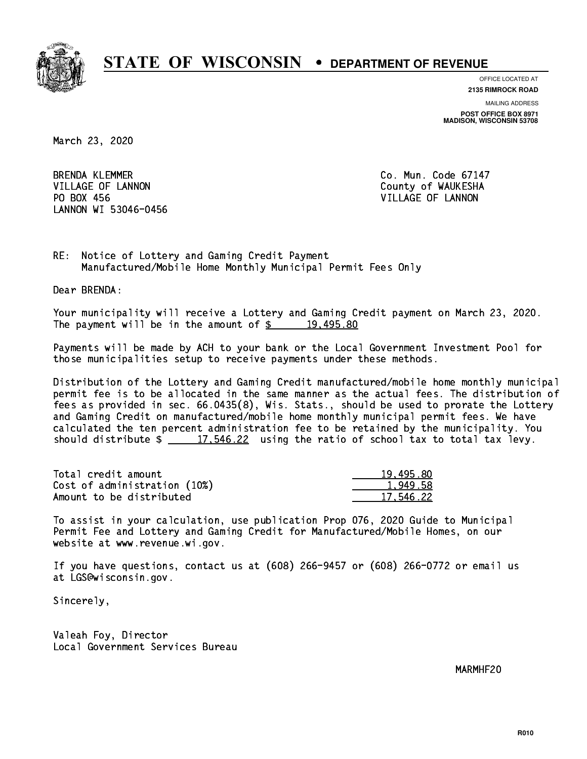# STATE OF WISCONSIN • DEPARTMENT OF REVENUE

OFFICE LOCATED AT
**2135 RIMROCK ROAD**

MAILING ADDRESS
**POST OFFICE BOX 8971**
**MADISON, WISCONSIN 53708**

March 23, 2020

BRENDA KLEMMER
VILLAGE OF LANNON
PO BOX 456
LANNON WI 53046-0456

Co. Mun. Code 67147
County of WAUKESHA
VILLAGE OF LANNON

RE: Notice of Lottery and Gaming Credit Payment
Manufactured/Mobile Home Monthly Municipal Permit Fees Only

Dear BRENDA:

Your municipality will receive a Lottery and Gaming Credit payment on March 23, 2020. The payment will be in the amount of $ 19,495.80

Payments will be made by ACH to your bank or the Local Government Investment Pool for those municipalities setup to receive payments under these methods.

Distribution of the Lottery and Gaming Credit manufactured/mobile home monthly municipal permit fee is to be allocated in the same manner as the actual fees. The distribution of fees as provided in sec. 66.0435(8), Wis. Stats., should be used to prorate the Lottery and Gaming Credit on manufactured/mobile home monthly municipal permit fees. We have calculated the ten percent administration fee to be retained by the municipality. You should distribute $ 17,546.22 using the ratio of school tax to total tax levy.

| | |
|---|---|
| Total credit amount | 19,495.80 |
| Cost of administration (10%) | 1,949.58 |
| Amount to be distributed | 17,546.22 |

To assist in your calculation, use publication Prop 076, 2020 Guide to Municipal Permit Fee and Lottery and Gaming Credit for Manufactured/Mobile Homes, on our website at www.revenue.wi.gov.

If you have questions, contact us at (608) 266-9457 or (608) 266-0772 or email us at LGS@wisconsin.gov.

Sincerely,

Valeah Foy, Director
Local Government Services Bureau

MARMHF20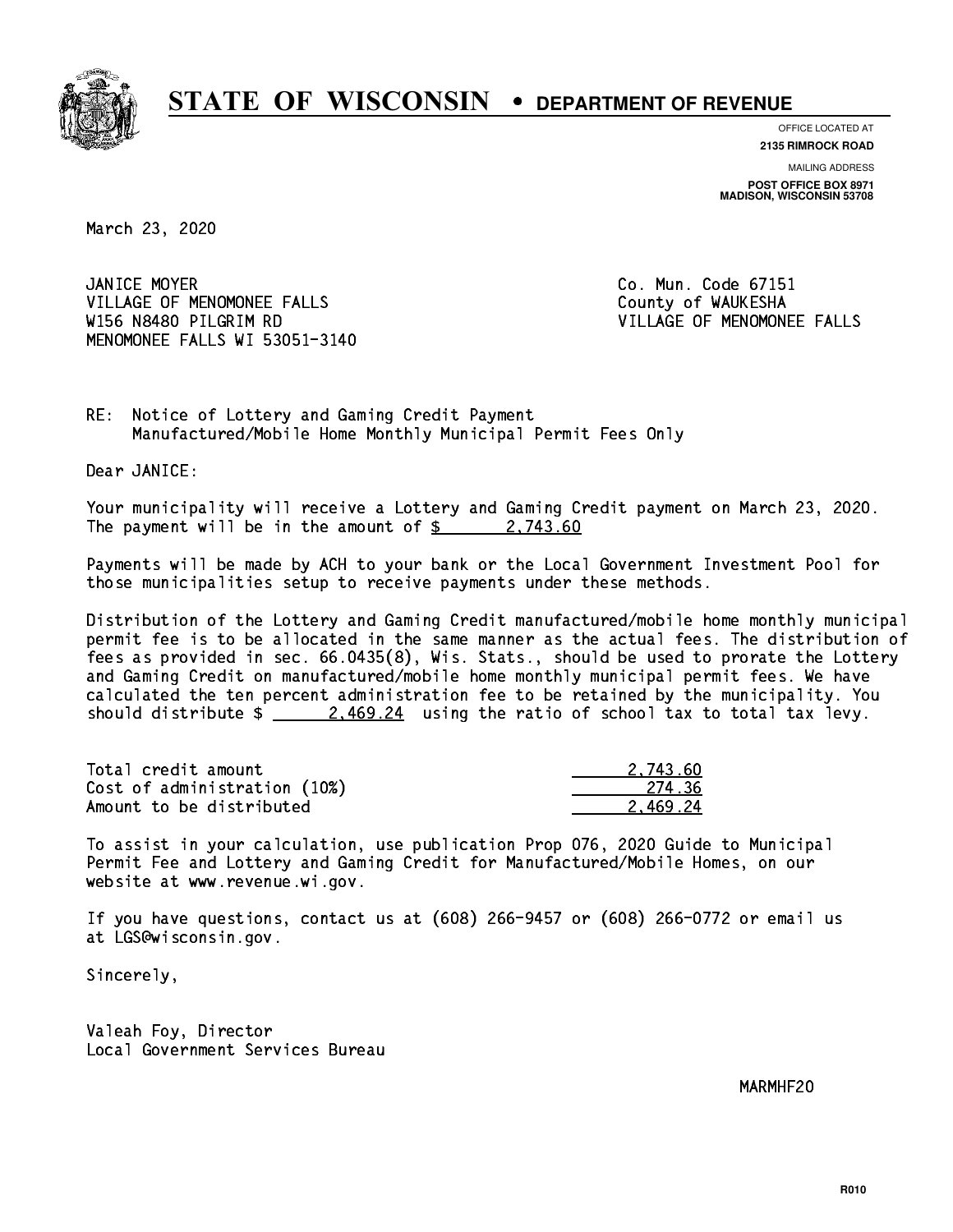# STATE OF WISCONSIN • DEPARTMENT OF REVENUE

OFFICE LOCATED AT
**2135 RIMROCK ROAD**

MAILING ADDRESS
**POST OFFICE BOX 8971**
**MADISON, WISCONSIN 53708**

March 23, 2020

JANICE MOYER
VILLAGE OF MENOMONEE FALLS
W156 N8480 PILGRIM RD
MENOMONEE FALLS WI 53051-3140

Co. Mun. Code 67151
County of WAUKESHA
VILLAGE OF MENOMONEE FALLS

RE: Notice of Lottery and Gaming Credit Payment
Manufactured/Mobile Home Monthly Municipal Permit Fees Only

Dear JANICE:

Your municipality will receive a Lottery and Gaming Credit payment on March 23, 2020. The payment will be in the amount of $ 2,743.60

Payments will be made by ACH to your bank or the Local Government Investment Pool for those municipalities setup to receive payments under these methods.

Distribution of the Lottery and Gaming Credit manufactured/mobile home monthly municipal permit fee is to be allocated in the same manner as the actual fees. The distribution of fees as provided in sec. 66.0435(8), Wis. Stats., should be used to prorate the Lottery and Gaming Credit on manufactured/mobile home monthly municipal permit fees. We have calculated the ten percent administration fee to be retained by the municipality. You should distribute $ 2,469.24 using the ratio of school tax to total tax levy.

| | |
|---|---|
| Total credit amount | 2,743.60 |
| Cost of administration (10%) | 274.36 |
| Amount to be distributed | 2,469.24 |

To assist in your calculation, use publication Prop 076, 2020 Guide to Municipal Permit Fee and Lottery and Gaming Credit for Manufactured/Mobile Homes, on our website at www.revenue.wi.gov.

If you have questions, contact us at (608) 266-9457 or (608) 266-0772 or email us at LGS@wisconsin.gov.

Sincerely,

Valeah Foy, Director
Local Government Services Bureau

MARMHF20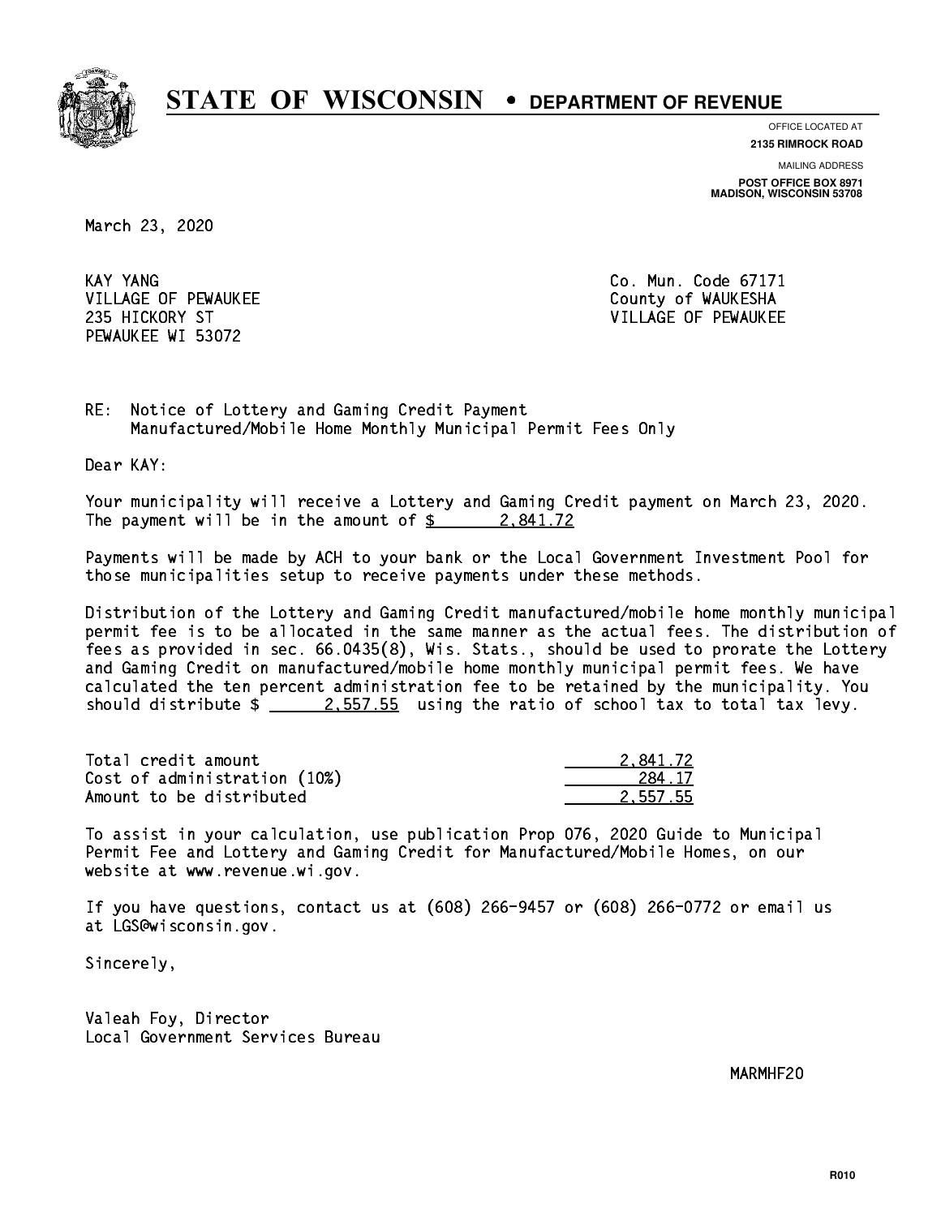# STATE OF WISCONSIN • DEPARTMENT OF REVENUE

OFFICE LOCATED AT
**2135 RIMROCK ROAD**

MAILING ADDRESS
**POST OFFICE BOX 8971**
**MADISON, WISCONSIN 53708**

March 23, 2020

KAY YANG
VILLAGE OF PEWAUKEE
235 HICKORY ST
PEWAUKEE WI 53072

Co. Mun. Code 67171
County of WAUKESHA
VILLAGE OF PEWAUKEE

RE: Notice of Lottery and Gaming Credit Payment
Manufactured/Mobile Home Monthly Municipal Permit Fees Only

Dear KAY:

Your municipality will receive a Lottery and Gaming Credit payment on March 23, 2020. The payment will be in the amount of $ 2,841.72

Payments will be made by ACH to your bank or the Local Government Investment Pool for those municipalities setup to receive payments under these methods.

Distribution of the Lottery and Gaming Credit manufactured/mobile home monthly municipal permit fee is to be allocated in the same manner as the actual fees. The distribution of fees as provided in sec. 66.0435(8), Wis. Stats., should be used to prorate the Lottery and Gaming Credit on manufactured/mobile home monthly municipal permit fees. We have calculated the ten percent administration fee to be retained by the municipality. You should distribute $ 2,557.55 using the ratio of school tax to total tax levy.

| | |
|---|---|
| Total credit amount | 2,841.72 |
| Cost of administration (10%) | 284.17 |
| Amount to be distributed | 2,557.55 |

To assist in your calculation, use publication Prop 076, 2020 Guide to Municipal Permit Fee and Lottery and Gaming Credit for Manufactured/Mobile Homes, on our website at www.revenue.wi.gov.

If you have questions, contact us at (608) 266-9457 or (608) 266-0772 or email us at LGS@wisconsin.gov.

Sincerely,

Valeah Foy, Director
Local Government Services Bureau

MARMHF20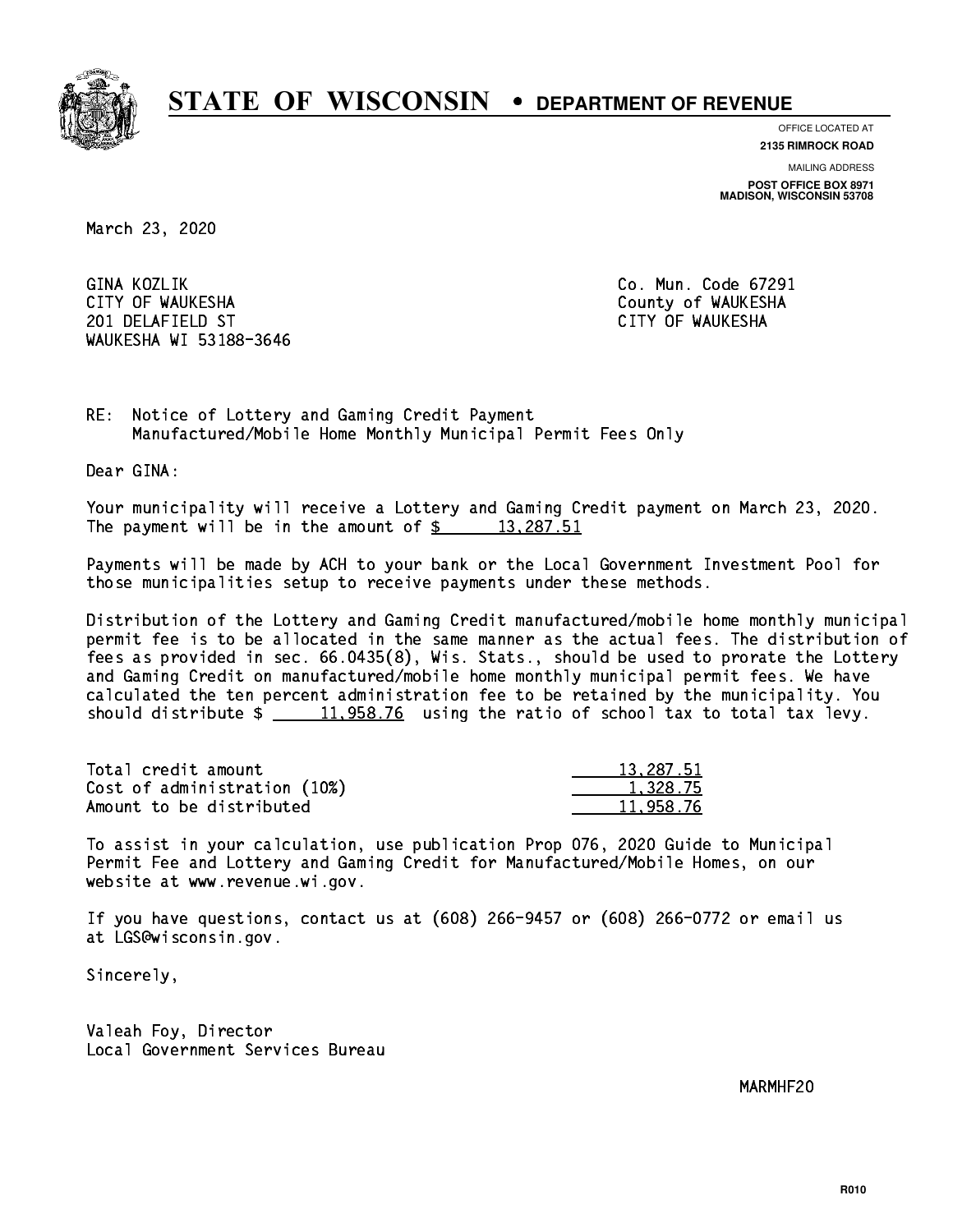# STATE OF WISCONSIN • DEPARTMENT OF REVENUE

OFFICE LOCATED AT
**2135 RIMROCK ROAD**

MAILING ADDRESS
**POST OFFICE BOX 8971**
**MADISON, WISCONSIN 53708**

March 23, 2020

GINA KOZLIK
CITY OF WAUKESHA
201 DELAFIELD ST
WAUKESHA WI 53188-3646

Co. Mun. Code 67291
County of WAUKESHA
CITY OF WAUKESHA

RE: Notice of Lottery and Gaming Credit Payment
Manufactured/Mobile Home Monthly Municipal Permit Fees Only

Dear GINA:

Your municipality will receive a Lottery and Gaming Credit payment on March 23, 2020. The payment will be in the amount of $ 13,287.51

Payments will be made by ACH to your bank or the Local Government Investment Pool for those municipalities setup to receive payments under these methods.

Distribution of the Lottery and Gaming Credit manufactured/mobile home monthly municipal permit fee is to be allocated in the same manner as the actual fees. The distribution of fees as provided in sec. 66.0435(8), Wis. Stats., should be used to prorate the Lottery and Gaming Credit on manufactured/mobile home monthly municipal permit fees. We have calculated the ten percent administration fee to be retained by the municipality. You should distribute $ 11,958.76 using the ratio of school tax to total tax levy.

| | |
|---|---|
| Total credit amount | 13,287.51 |
| Cost of administration (10%) | 1,328.75 |
| Amount to be distributed | 11,958.76 |

To assist in your calculation, use publication Prop 076, 2020 Guide to Municipal Permit Fee and Lottery and Gaming Credit for Manufactured/Mobile Homes, on our website at www.revenue.wi.gov.

If you have questions, contact us at (608) 266-9457 or (608) 266-0772 or email us at LGS@wisconsin.gov.

Sincerely,

Valeah Foy, Director
Local Government Services Bureau

MARMHF20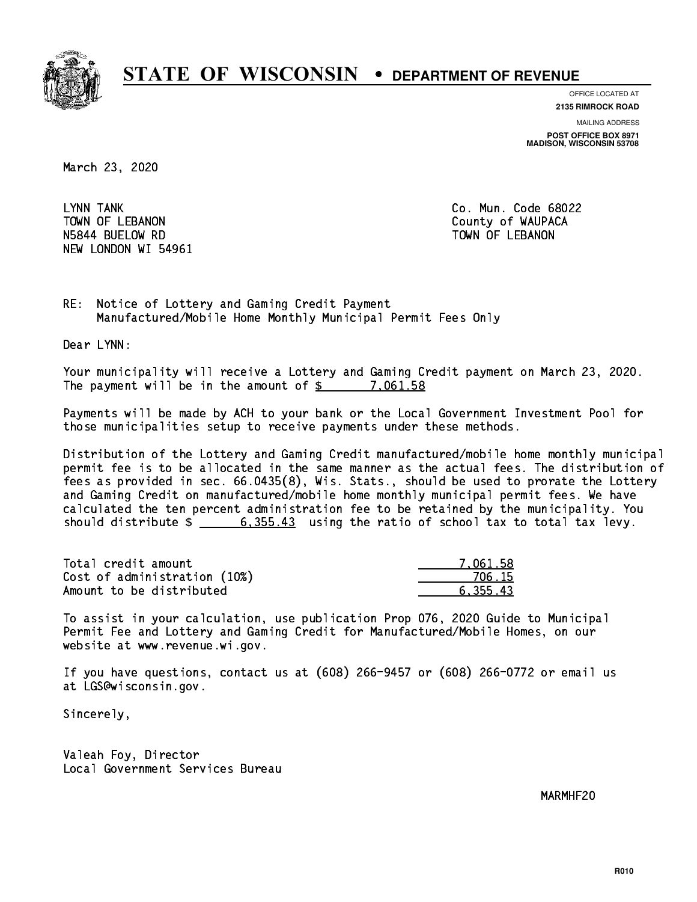# STATE OF WISCONSIN • DEPARTMENT OF REVENUE

OFFICE LOCATED AT
**2135 RIMROCK ROAD**

MAILING ADDRESS
**POST OFFICE BOX 8971**
**MADISON, WISCONSIN 53708**

March 23, 2020

LYNN TANK
TOWN OF LEBANON
N5844 BUELOW RD
NEW LONDON WI 54961

Co. Mun. Code 68022
County of WAUPACA
TOWN OF LEBANON

RE: Notice of Lottery and Gaming Credit Payment
Manufactured/Mobile Home Monthly Municipal Permit Fees Only

Dear LYNN:

Your municipality will receive a Lottery and Gaming Credit payment on March 23, 2020. The payment will be in the amount of $ 7,061.58

Payments will be made by ACH to your bank or the Local Government Investment Pool for those municipalities setup to receive payments under these methods.

Distribution of the Lottery and Gaming Credit manufactured/mobile home monthly municipal permit fee is to be allocated in the same manner as the actual fees. The distribution of fees as provided in sec. 66.0435(8), Wis. Stats., should be used to prorate the Lottery and Gaming Credit on manufactured/mobile home monthly municipal permit fees. We have calculated the ten percent administration fee to be retained by the municipality. You should distribute $ 6,355.43 using the ratio of school tax to total tax levy.

| | |
|---|---|
| Total credit amount | 7,061.58 |
| Cost of administration (10%) | 706.15 |
| Amount to be distributed | 6,355.43 |

To assist in your calculation, use publication Prop 076, 2020 Guide to Municipal Permit Fee and Lottery and Gaming Credit for Manufactured/Mobile Homes, on our website at www.revenue.wi.gov.

If you have questions, contact us at (608) 266-9457 or (608) 266-0772 or email us at LGS@wisconsin.gov.

Sincerely,

Valeah Foy, Director
Local Government Services Bureau

MARMHF20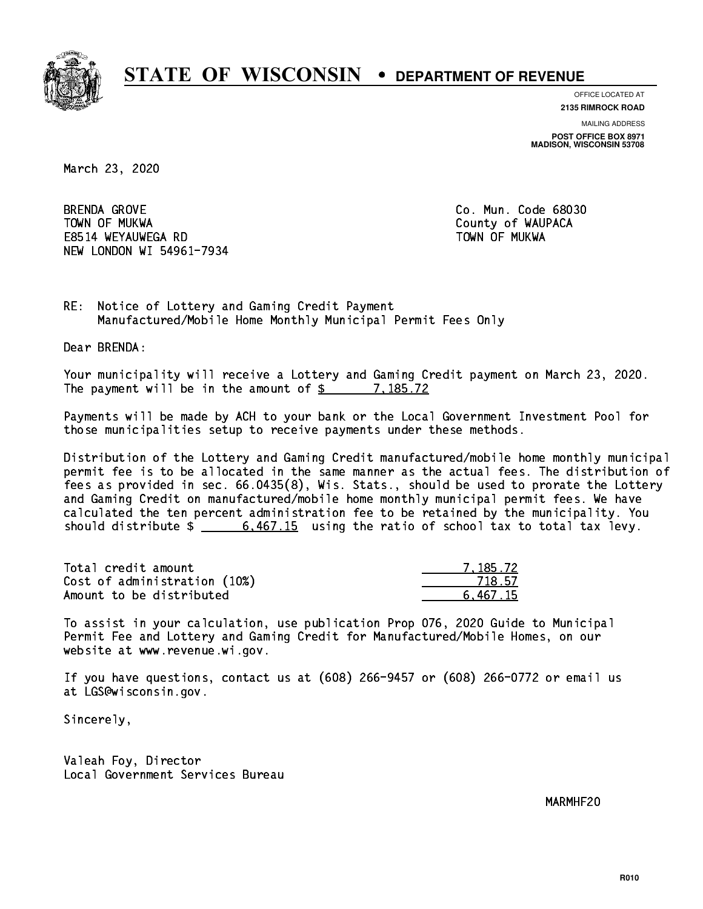# STATE OF WISCONSIN • DEPARTMENT OF REVENUE

OFFICE LOCATED AT
**2135 RIMROCK ROAD**

MAILING ADDRESS
**POST OFFICE BOX 8971**
**MADISON, WISCONSIN 53708**

March 23, 2020

BRENDA GROVE
TOWN OF MUKWA
E8514 WEYAUWEGA RD
NEW LONDON WI 54961-7934

Co. Mun. Code 68030
County of WAUPACA
TOWN OF MUKWA

RE: Notice of Lottery and Gaming Credit Payment
Manufactured/Mobile Home Monthly Municipal Permit Fees Only

Dear BRENDA:

Your municipality will receive a Lottery and Gaming Credit payment on March 23, 2020. The payment will be in the amount of $ 7,185.72

Payments will be made by ACH to your bank or the Local Government Investment Pool for those municipalities setup to receive payments under these methods.

Distribution of the Lottery and Gaming Credit manufactured/mobile home monthly municipal permit fee is to be allocated in the same manner as the actual fees. The distribution of fees as provided in sec. 66.0435(8), Wis. Stats., should be used to prorate the Lottery and Gaming Credit on manufactured/mobile home monthly municipal permit fees. We have calculated the ten percent administration fee to be retained by the municipality. You should distribute $ 6,467.15 using the ratio of school tax to total tax levy.

| | |
|---|---|
| Total credit amount | 7,185.72 |
| Cost of administration (10%) | 718.57 |
| Amount to be distributed | 6,467.15 |

To assist in your calculation, use publication Prop 076, 2020 Guide to Municipal Permit Fee and Lottery and Gaming Credit for Manufactured/Mobile Homes, on our website at www.revenue.wi.gov.

If you have questions, contact us at (608) 266-9457 or (608) 266-0772 or email us at LGS@wisconsin.gov.

Sincerely,

Valeah Foy, Director
Local Government Services Bureau

MARMHF20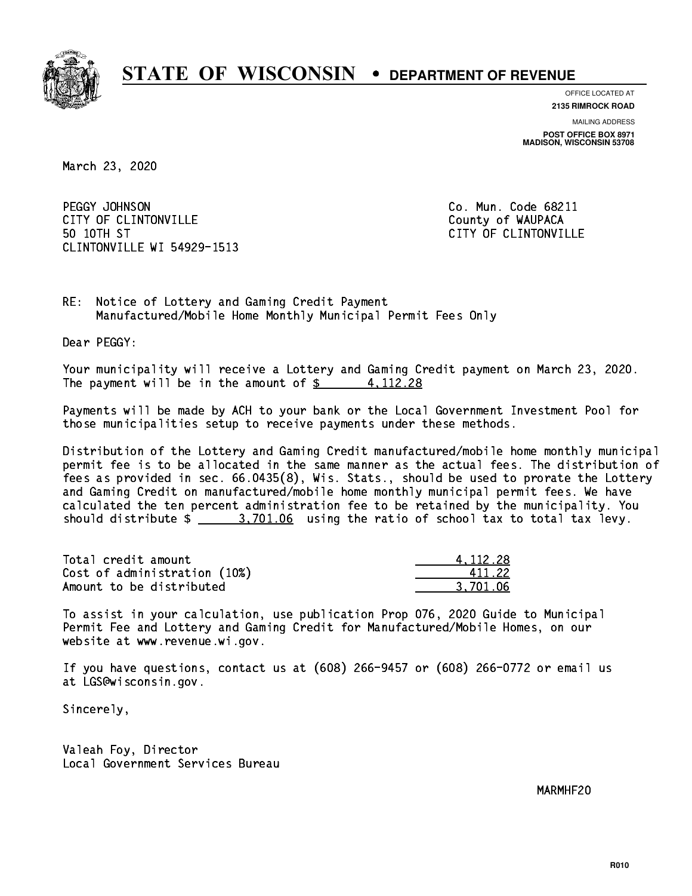# STATE OF WISCONSIN • DEPARTMENT OF REVENUE

OFFICE LOCATED AT
**2135 RIMROCK ROAD**

MAILING ADDRESS
**POST OFFICE BOX 8971**
**MADISON, WISCONSIN 53708**

March 23, 2020

PEGGY JOHNSON
CITY OF CLINTONVILLE
50 10TH ST
CLINTONVILLE WI 54929-1513

Co. Mun. Code 68211
County of WAUPACA
CITY OF CLINTONVILLE

RE: Notice of Lottery and Gaming Credit Payment
Manufactured/Mobile Home Monthly Municipal Permit Fees Only

Dear PEGGY:

Your municipality will receive a Lottery and Gaming Credit payment on March 23, 2020. The payment will be in the amount of $ 4,112.28

Payments will be made by ACH to your bank or the Local Government Investment Pool for those municipalities setup to receive payments under these methods.

Distribution of the Lottery and Gaming Credit manufactured/mobile home monthly municipal permit fee is to be allocated in the same manner as the actual fees. The distribution of fees as provided in sec. 66.0435(8), Wis. Stats., should be used to prorate the Lottery and Gaming Credit on manufactured/mobile home monthly municipal permit fees. We have calculated the ten percent administration fee to be retained by the municipality. You should distribute $ 3,701.06 using the ratio of school tax to total tax levy.

| | |
|---|---|
| Total credit amount | 4,112.28 |
| Cost of administration (10%) | 411.22 |
| Amount to be distributed | 3,701.06 |

To assist in your calculation, use publication Prop 076, 2020 Guide to Municipal Permit Fee and Lottery and Gaming Credit for Manufactured/Mobile Homes, on our website at www.revenue.wi.gov.

If you have questions, contact us at (608) 266-9457 or (608) 266-0772 or email us at LGS@wisconsin.gov.

Sincerely,

Valeah Foy, Director
Local Government Services Bureau

MARMHF20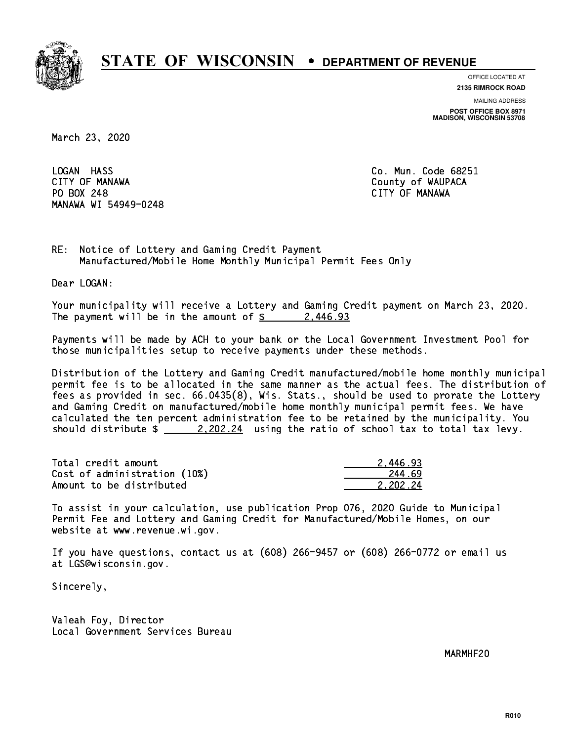# STATE OF WISCONSIN • DEPARTMENT OF REVENUE

OFFICE LOCATED AT
**2135 RIMROCK ROAD**

MAILING ADDRESS
**POST OFFICE BOX 8971**
**MADISON, WISCONSIN 53708**

March 23, 2020

LOGAN HASS
CITY OF MANAWA
PO BOX 248
MANAWA WI 54949-0248

Co. Mun. Code 68251
County of WAUPACA
CITY OF MANAWA

RE: Notice of Lottery and Gaming Credit Payment
Manufactured/Mobile Home Monthly Municipal Permit Fees Only

Dear LOGAN:

Your municipality will receive a Lottery and Gaming Credit payment on March 23, 2020. The payment will be in the amount of $ 2,446.93

Payments will be made by ACH to your bank or the Local Government Investment Pool for those municipalities setup to receive payments under these methods.

Distribution of the Lottery and Gaming Credit manufactured/mobile home monthly municipal permit fee is to be allocated in the same manner as the actual fees. The distribution of fees as provided in sec. 66.0435(8), Wis. Stats., should be used to prorate the Lottery and Gaming Credit on manufactured/mobile home monthly municipal permit fees. We have calculated the ten percent administration fee to be retained by the municipality. You should distribute $ 2,202.24 using the ratio of school tax to total tax levy.

| | |
|---|---|
| Total credit amount | 2,446.93 |
| Cost of administration (10%) | 244.69 |
| Amount to be distributed | 2,202.24 |

To assist in your calculation, use publication Prop 076, 2020 Guide to Municipal Permit Fee and Lottery and Gaming Credit for Manufactured/Mobile Homes, on our website at www.revenue.wi.gov.

If you have questions, contact us at (608) 266-9457 or (608) 266-0772 or email us at LGS@wisconsin.gov.

Sincerely,

Valeah Foy, Director
Local Government Services Bureau

MARMHF20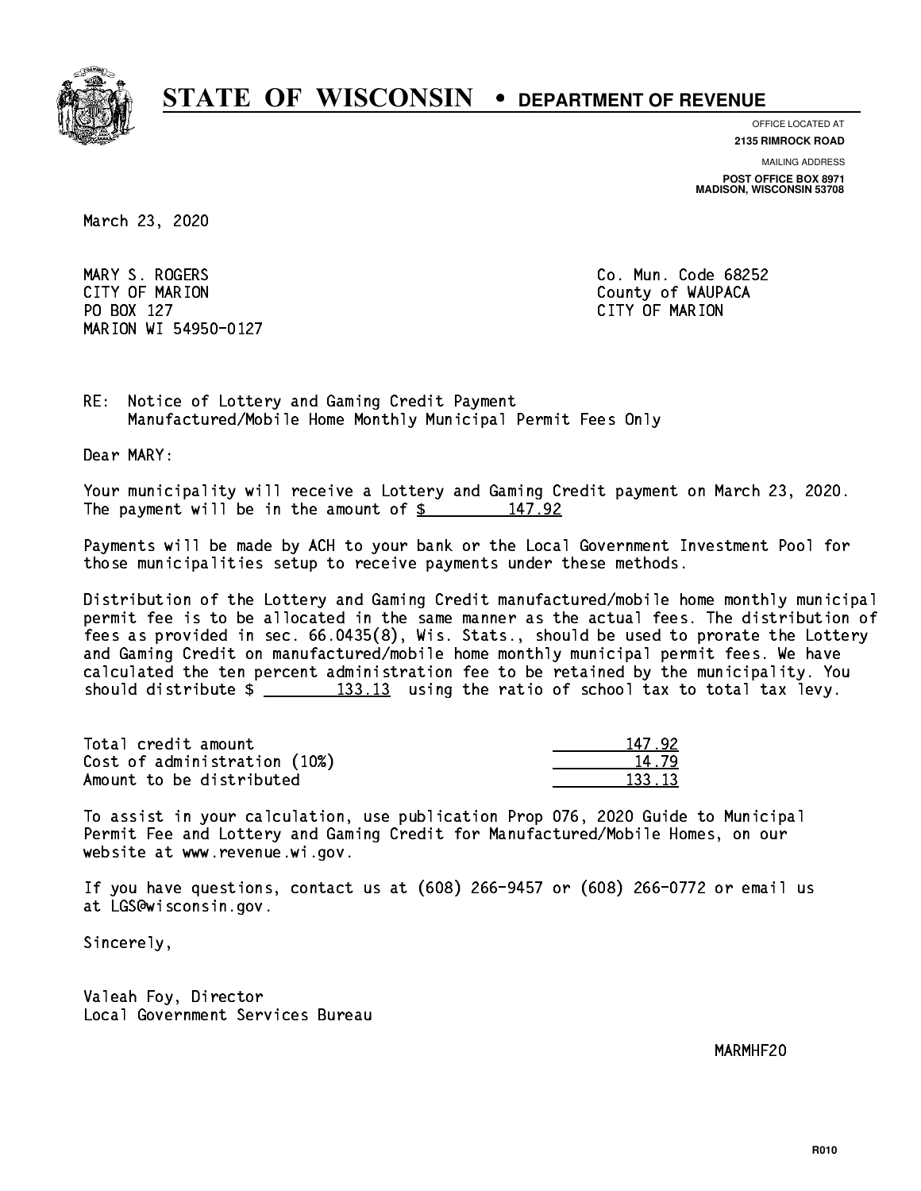# STATE OF WISCONSIN • DEPARTMENT OF REVENUE

OFFICE LOCATED AT
**2135 RIMROCK ROAD**

MAILING ADDRESS
**POST OFFICE BOX 8971**
**MADISON, WISCONSIN 53708**

March 23, 2020

MARY S. ROGERS
CITY OF MARION
PO BOX 127
MARION WI 54950-0127

Co. Mun. Code 68252
County of WAUPACA
CITY OF MARION

RE: Notice of Lottery and Gaming Credit Payment
Manufactured/Mobile Home Monthly Municipal Permit Fees Only

Dear MARY:

Your municipality will receive a Lottery and Gaming Credit payment on March 23, 2020. The payment will be in the amount of $ 147.92

Payments will be made by ACH to your bank or the Local Government Investment Pool for those municipalities setup to receive payments under these methods.

Distribution of the Lottery and Gaming Credit manufactured/mobile home monthly municipal permit fee is to be allocated in the same manner as the actual fees. The distribution of fees as provided in sec. 66.0435(8), Wis. Stats., should be used to prorate the Lottery and Gaming Credit on manufactured/mobile home monthly municipal permit fees. We have calculated the ten percent administration fee to be retained by the municipality. You should distribute $ 133.13 using the ratio of school tax to total tax levy.

| | |
|---|---|
| Total credit amount | 147.92 |
| Cost of administration (10%) | 14.79 |
| Amount to be distributed | 133.13 |

To assist in your calculation, use publication Prop 076, 2020 Guide to Municipal Permit Fee and Lottery and Gaming Credit for Manufactured/Mobile Homes, on our website at www.revenue.wi.gov.

If you have questions, contact us at (608) 266-9457 or (608) 266-0772 or email us at LGS@wisconsin.gov.

Sincerely,

Valeah Foy, Director
Local Government Services Bureau

MARMHF20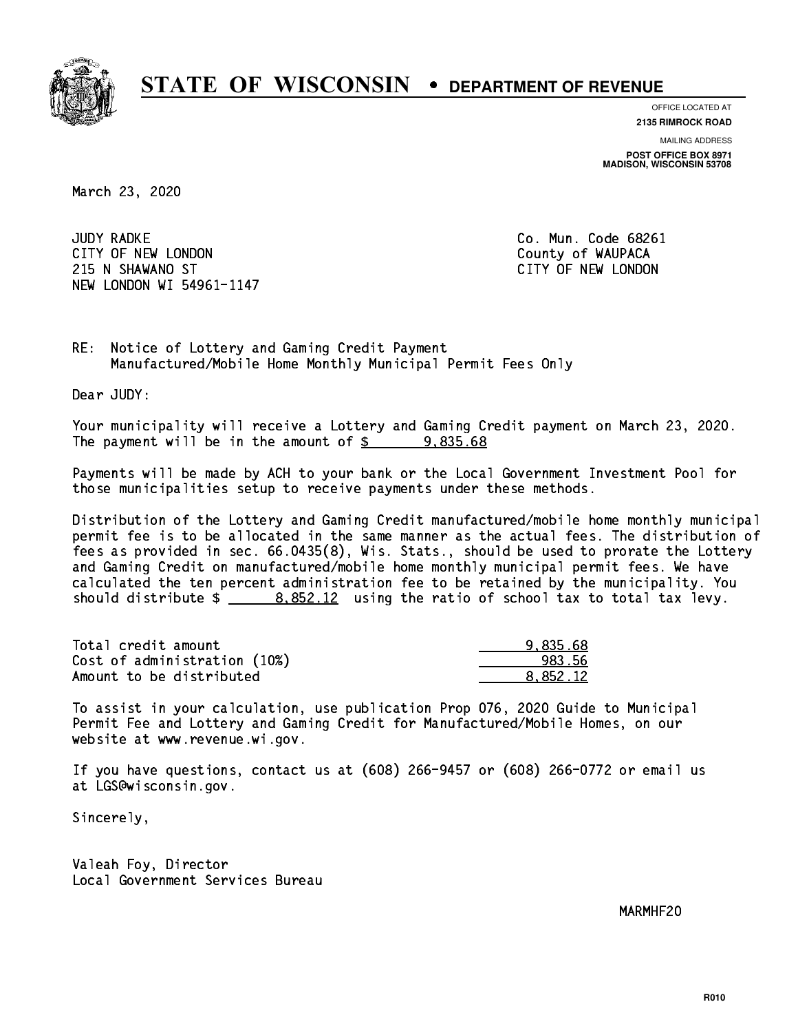# STATE OF WISCONSIN • DEPARTMENT OF REVENUE

OFFICE LOCATED AT
**2135 RIMROCK ROAD**

MAILING ADDRESS
**POST OFFICE BOX 8971**
**MADISON, WISCONSIN 53708**

March 23, 2020

JUDY RADKE
CITY OF NEW LONDON
215 N SHAWANO ST
NEW LONDON WI 54961-1147

Co. Mun. Code 68261
County of WAUPACA
CITY OF NEW LONDON

RE: Notice of Lottery and Gaming Credit Payment
Manufactured/Mobile Home Monthly Municipal Permit Fees Only

Dear JUDY:

Your municipality will receive a Lottery and Gaming Credit payment on March 23, 2020. The payment will be in the amount of $ 9,835.68

Payments will be made by ACH to your bank or the Local Government Investment Pool for those municipalities setup to receive payments under these methods.

Distribution of the Lottery and Gaming Credit manufactured/mobile home monthly municipal permit fee is to be allocated in the same manner as the actual fees. The distribution of fees as provided in sec. 66.0435(8), Wis. Stats., should be used to prorate the Lottery and Gaming Credit on manufactured/mobile home monthly municipal permit fees. We have calculated the ten percent administration fee to be retained by the municipality. You should distribute $ 8,852.12 using the ratio of school tax to total tax levy.

| | |
|---|---|
| Total credit amount | 9,835.68 |
| Cost of administration (10%) | 983.56 |
| Amount to be distributed | 8,852.12 |

To assist in your calculation, use publication Prop 076, 2020 Guide to Municipal Permit Fee and Lottery and Gaming Credit for Manufactured/Mobile Homes, on our website at www.revenue.wi.gov.

If you have questions, contact us at (608) 266-9457 or (608) 266-0772 or email us at LGS@wisconsin.gov.

Sincerely,

Valeah Foy, Director
Local Government Services Bureau

MARMHF20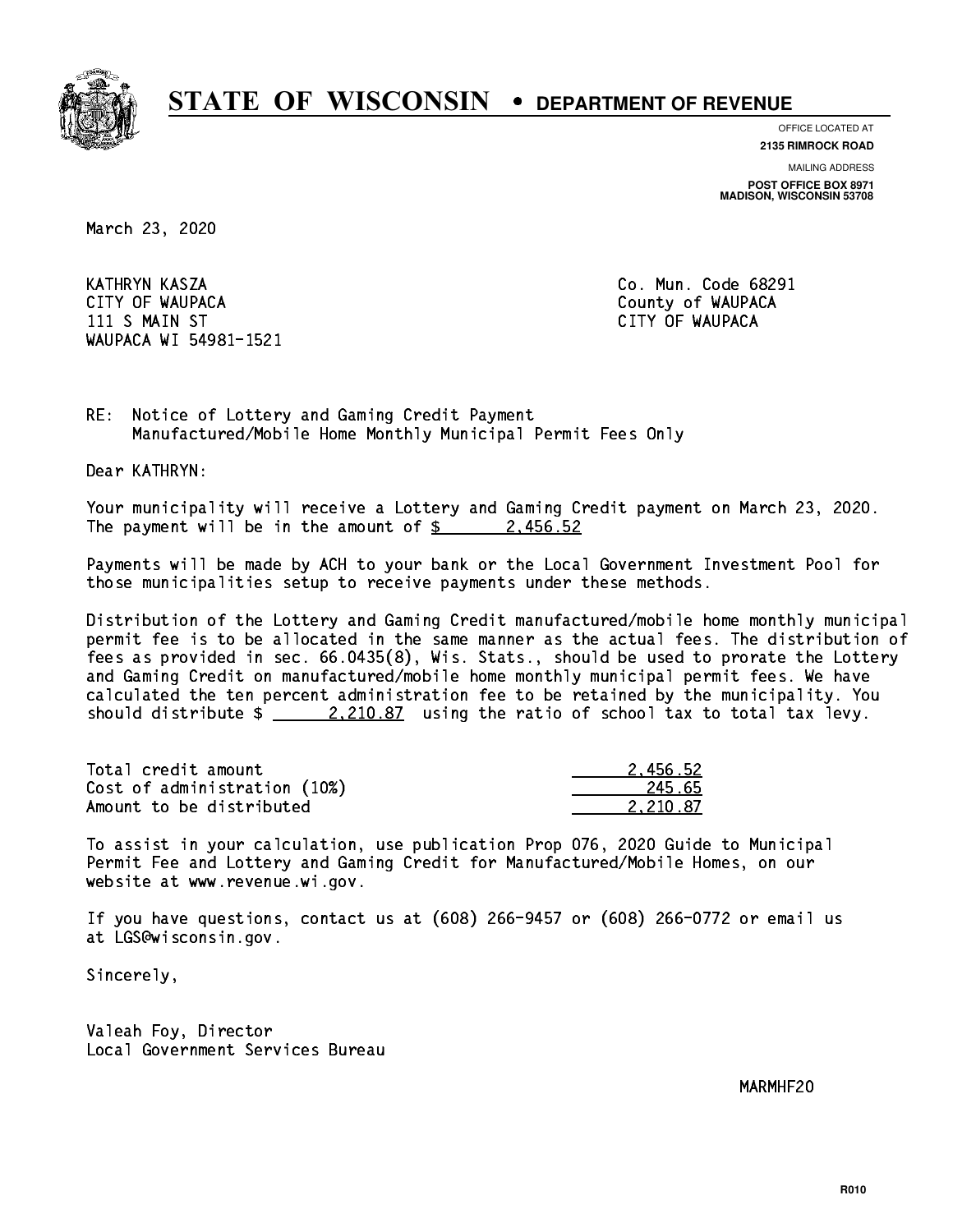# STATE OF WISCONSIN • DEPARTMENT OF REVENUE

OFFICE LOCATED AT
**2135 RIMROCK ROAD**

MAILING ADDRESS
**POST OFFICE BOX 8971**
**MADISON, WISCONSIN 53708**

March 23, 2020

KATHRYN KASZA
CITY OF WAUPACA
111 S MAIN ST
WAUPACA WI 54981-1521

Co. Mun. Code 68291
County of WAUPACA
CITY OF WAUPACA

RE: Notice of Lottery and Gaming Credit Payment
Manufactured/Mobile Home Monthly Municipal Permit Fees Only

Dear KATHRYN:

Your municipality will receive a Lottery and Gaming Credit payment on March 23, 2020. The payment will be in the amount of $ 2,456.52

Payments will be made by ACH to your bank or the Local Government Investment Pool for those municipalities setup to receive payments under these methods.

Distribution of the Lottery and Gaming Credit manufactured/mobile home monthly municipal permit fee is to be allocated in the same manner as the actual fees. The distribution of fees as provided in sec. 66.0435(8), Wis. Stats., should be used to prorate the Lottery and Gaming Credit on manufactured/mobile home monthly municipal permit fees. We have calculated the ten percent administration fee to be retained by the municipality. You should distribute $ 2,210.87 using the ratio of school tax to total tax levy.

| | |
|---|---|
| Total credit amount | 2,456.52 |
| Cost of administration (10%) | 245.65 |
| Amount to be distributed | 2,210.87 |

To assist in your calculation, use publication Prop 076, 2020 Guide to Municipal Permit Fee and Lottery and Gaming Credit for Manufactured/Mobile Homes, on our website at www.revenue.wi.gov.

If you have questions, contact us at (608) 266-9457 or (608) 266-0772 or email us at LGS@wisconsin.gov.

Sincerely,

Valeah Foy, Director
Local Government Services Bureau

MARMHF20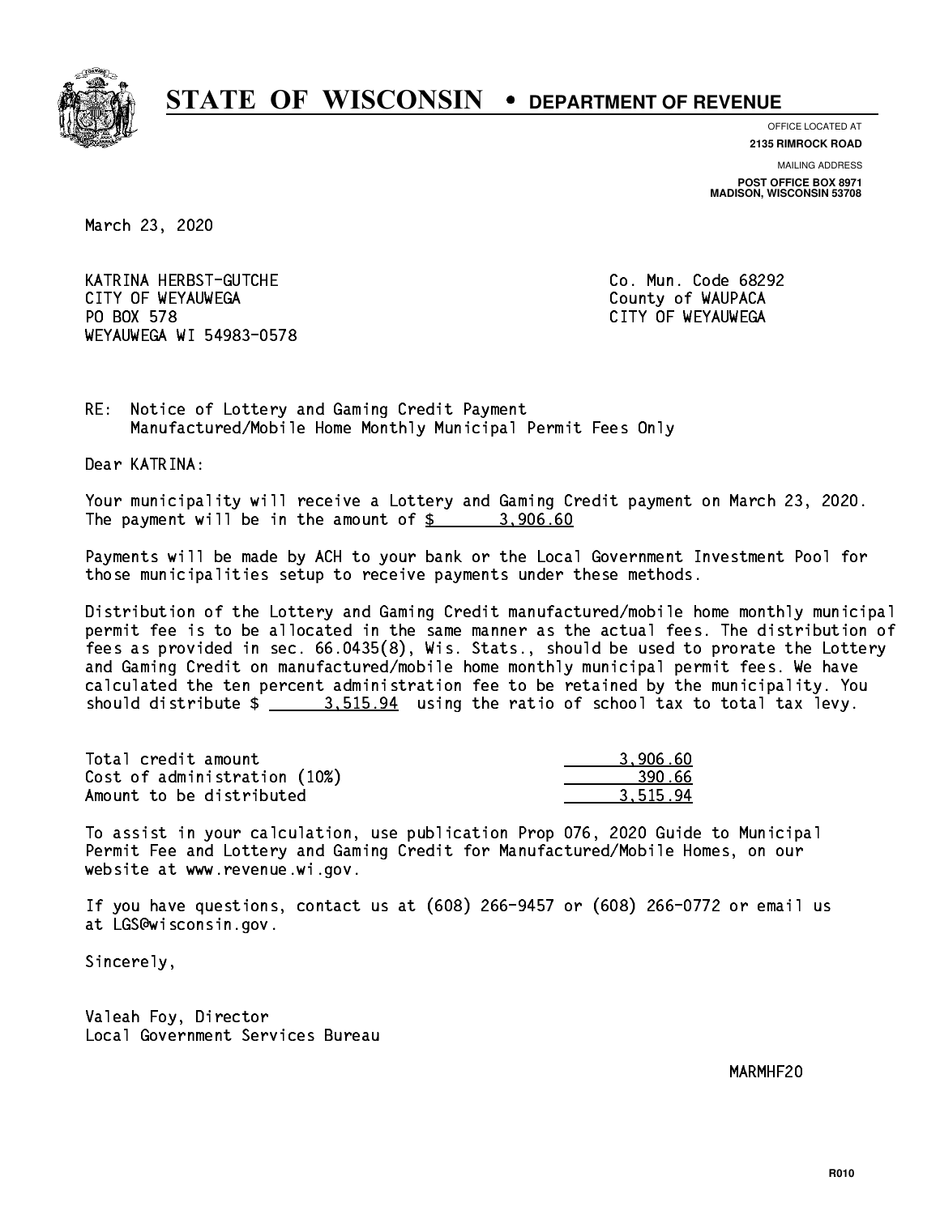# STATE OF WISCONSIN • DEPARTMENT OF REVENUE

OFFICE LOCATED AT
**2135 RIMROCK ROAD**

MAILING ADDRESS
**POST OFFICE BOX 8971**
**MADISON, WISCONSIN 53708**

March 23, 2020

KATRINA HERBST-GUTCHE
CITY OF WEYAUWEGA
PO BOX 578
WEYAUWEGA WI 54983-0578

Co. Mun. Code 68292
County of WAUPACA
CITY OF WEYAUWEGA

RE: Notice of Lottery and Gaming Credit Payment
Manufactured/Mobile Home Monthly Municipal Permit Fees Only

Dear KATRINA:

Your municipality will receive a Lottery and Gaming Credit payment on March 23, 2020. The payment will be in the amount of $ 3,906.60

Payments will be made by ACH to your bank or the Local Government Investment Pool for those municipalities setup to receive payments under these methods.

Distribution of the Lottery and Gaming Credit manufactured/mobile home monthly municipal permit fee is to be allocated in the same manner as the actual fees. The distribution of fees as provided in sec. 66.0435(8), Wis. Stats., should be used to prorate the Lottery and Gaming Credit on manufactured/mobile home monthly municipal permit fees. We have calculated the ten percent administration fee to be retained by the municipality. You should distribute $ 3,515.94 using the ratio of school tax to total tax levy.

| | |
|---|---|
| Total credit amount | 3,906.60 |
| Cost of administration (10%) | 390.66 |
| Amount to be distributed | 3,515.94 |

To assist in your calculation, use publication Prop 076, 2020 Guide to Municipal Permit Fee and Lottery and Gaming Credit for Manufactured/Mobile Homes, on our website at www.revenue.wi.gov.

If you have questions, contact us at (608) 266-9457 or (608) 266-0772 or email us at LGS@wisconsin.gov.

Sincerely,

Valeah Foy, Director
Local Government Services Bureau

MARMHF20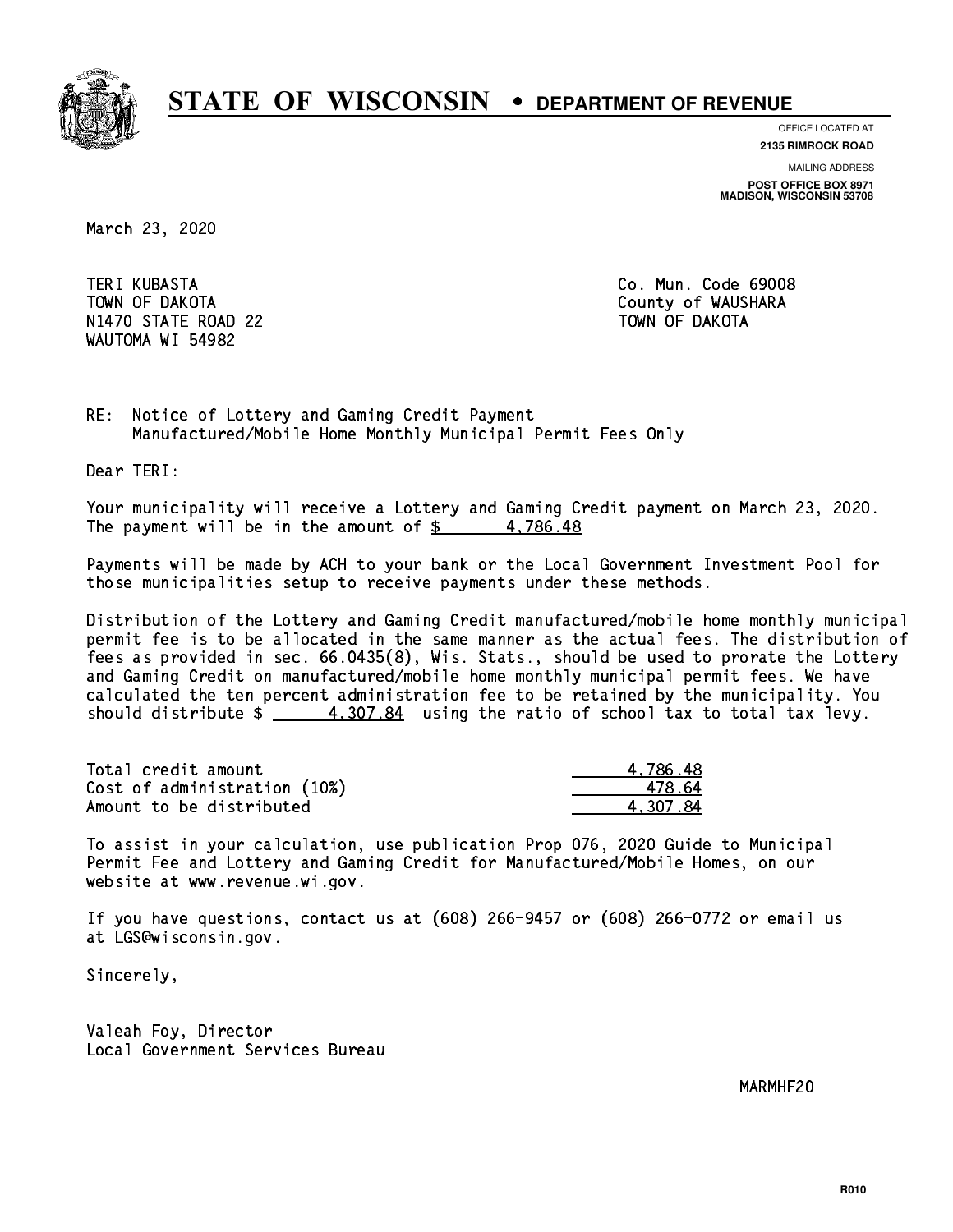# STATE OF WISCONSIN • DEPARTMENT OF REVENUE

OFFICE LOCATED AT
**2135 RIMROCK ROAD**

MAILING ADDRESS
**POST OFFICE BOX 8971**
**MADISON, WISCONSIN 53708**

March 23, 2020

TERI KUBASTA
TOWN OF DAKOTA
N1470 STATE ROAD 22
WAUTOMA WI 54982

Co. Mun. Code 69008
County of WAUSHARA
TOWN OF DAKOTA

RE: Notice of Lottery and Gaming Credit Payment
Manufactured/Mobile Home Monthly Municipal Permit Fees Only

Dear TERI:

Your municipality will receive a Lottery and Gaming Credit payment on March 23, 2020. The payment will be in the amount of $ 4,786.48

Payments will be made by ACH to your bank or the Local Government Investment Pool for those municipalities setup to receive payments under these methods.

Distribution of the Lottery and Gaming Credit manufactured/mobile home monthly municipal permit fee is to be allocated in the same manner as the actual fees. The distribution of fees as provided in sec. 66.0435(8), Wis. Stats., should be used to prorate the Lottery and Gaming Credit on manufactured/mobile home monthly municipal permit fees. We have calculated the ten percent administration fee to be retained by the municipality. You should distribute $ 4,307.84 using the ratio of school tax to total tax levy.

| | |
|---|---|
| Total credit amount | 4,786.48 |
| Cost of administration (10%) | 478.64 |
| Amount to be distributed | 4,307.84 |

To assist in your calculation, use publication Prop 076, 2020 Guide to Municipal Permit Fee and Lottery and Gaming Credit for Manufactured/Mobile Homes, on our website at www.revenue.wi.gov.

If you have questions, contact us at (608) 266-9457 or (608) 266-0772 or email us at LGS@wisconsin.gov.

Sincerely,

Valeah Foy, Director
Local Government Services Bureau

MARMHF20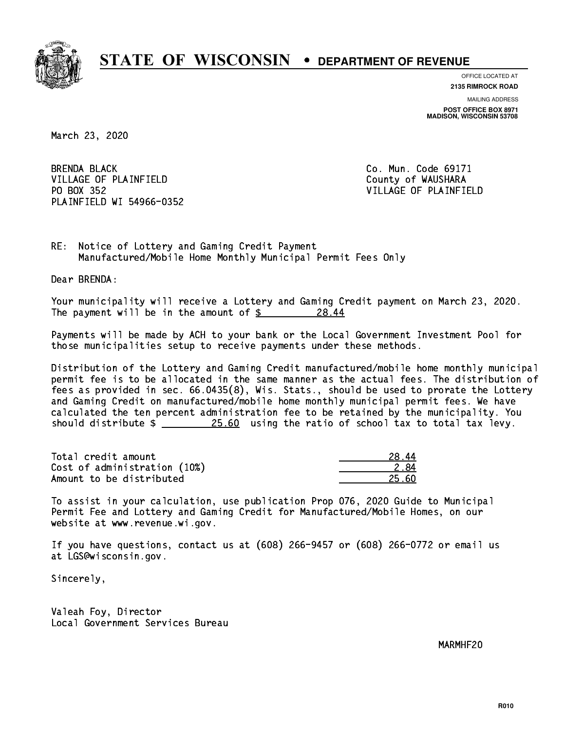# STATE OF WISCONSIN • DEPARTMENT OF REVENUE

OFFICE LOCATED AT
**2135 RIMROCK ROAD**

MAILING ADDRESS
**POST OFFICE BOX 8971**
**MADISON, WISCONSIN 53708**

March 23, 2020

BRENDA BLACK
VILLAGE OF PLAINFIELD
PO BOX 352
PLAINFIELD WI 54966-0352

Co. Mun. Code 69171
County of WAUSHARA
VILLAGE OF PLAINFIELD

RE: Notice of Lottery and Gaming Credit Payment
Manufactured/Mobile Home Monthly Municipal Permit Fees Only

Dear BRENDA:

Your municipality will receive a Lottery and Gaming Credit payment on March 23, 2020. The payment will be in the amount of $ 28.44

Payments will be made by ACH to your bank or the Local Government Investment Pool for those municipalities setup to receive payments under these methods.

Distribution of the Lottery and Gaming Credit manufactured/mobile home monthly municipal permit fee is to be allocated in the same manner as the actual fees. The distribution of fees as provided in sec. 66.0435(8), Wis. Stats., should be used to prorate the Lottery and Gaming Credit on manufactured/mobile home monthly municipal permit fees. We have calculated the ten percent administration fee to be retained by the municipality. You should distribute $ 25.60 using the ratio of school tax to total tax levy.

| | |
|---|---|
| Total credit amount | 28.44 |
| Cost of administration (10%) | 2.84 |
| Amount to be distributed | 25.60 |

To assist in your calculation, use publication Prop 076, 2020 Guide to Municipal Permit Fee and Lottery and Gaming Credit for Manufactured/Mobile Homes, on our website at www.revenue.wi.gov.

If you have questions, contact us at (608) 266-9457 or (608) 266-0772 or email us at LGS@wisconsin.gov.

Sincerely,

Valeah Foy, Director
Local Government Services Bureau

MARMHF20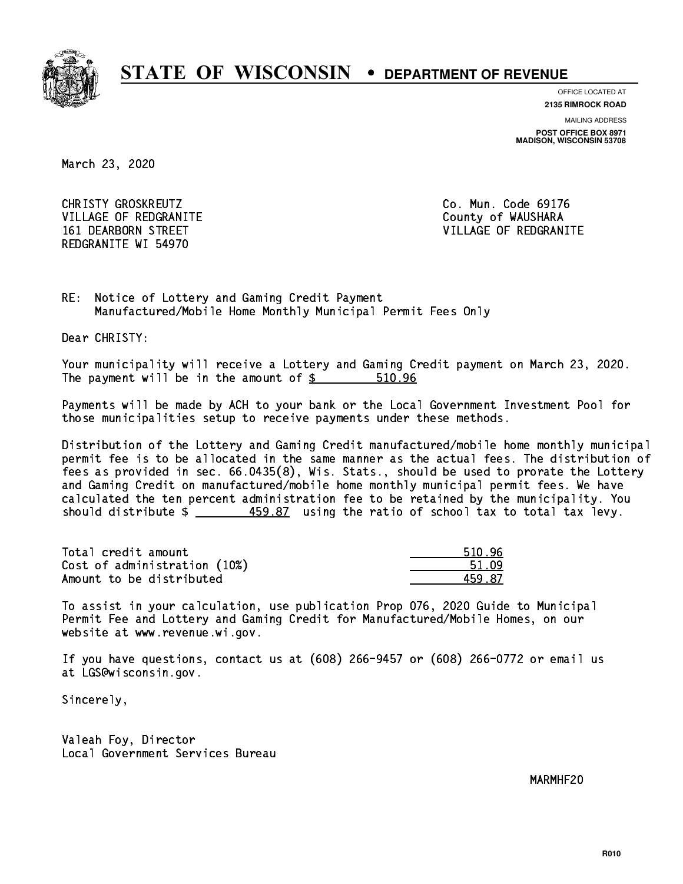# STATE OF WISCONSIN • DEPARTMENT OF REVENUE

OFFICE LOCATED AT
**2135 RIMROCK ROAD**

MAILING ADDRESS
**POST OFFICE BOX 8971**
**MADISON, WISCONSIN 53708**

March 23, 2020

CHRISTY GROSKREUTZ
VILLAGE OF REDGRANITE
161 DEARBORN STREET
REDGRANITE WI 54970

Co. Mun. Code 69176
County of WAUSHARA
VILLAGE OF REDGRANITE

RE: Notice of Lottery and Gaming Credit Payment
Manufactured/Mobile Home Monthly Municipal Permit Fees Only

Dear CHRISTY:

Your municipality will receive a Lottery and Gaming Credit payment on March 23, 2020. The payment will be in the amount of $ 510.96

Payments will be made by ACH to your bank or the Local Government Investment Pool for those municipalities setup to receive payments under these methods.

Distribution of the Lottery and Gaming Credit manufactured/mobile home monthly municipal permit fee is to be allocated in the same manner as the actual fees. The distribution of fees as provided in sec. 66.0435(8), Wis. Stats., should be used to prorate the Lottery and Gaming Credit on manufactured/mobile home monthly municipal permit fees. We have calculated the ten percent administration fee to be retained by the municipality. You should distribute $ 459.87 using the ratio of school tax to total tax levy.

| | |
|---|---|
| Total credit amount | 510.96 |
| Cost of administration (10%) | 51.09 |
| Amount to be distributed | 459.87 |

To assist in your calculation, use publication Prop 076, 2020 Guide to Municipal Permit Fee and Lottery and Gaming Credit for Manufactured/Mobile Homes, on our website at www.revenue.wi.gov.

If you have questions, contact us at (608) 266-9457 or (608) 266-0772 or email us at LGS@wisconsin.gov.

Sincerely,

Valeah Foy, Director
Local Government Services Bureau

MARMHF20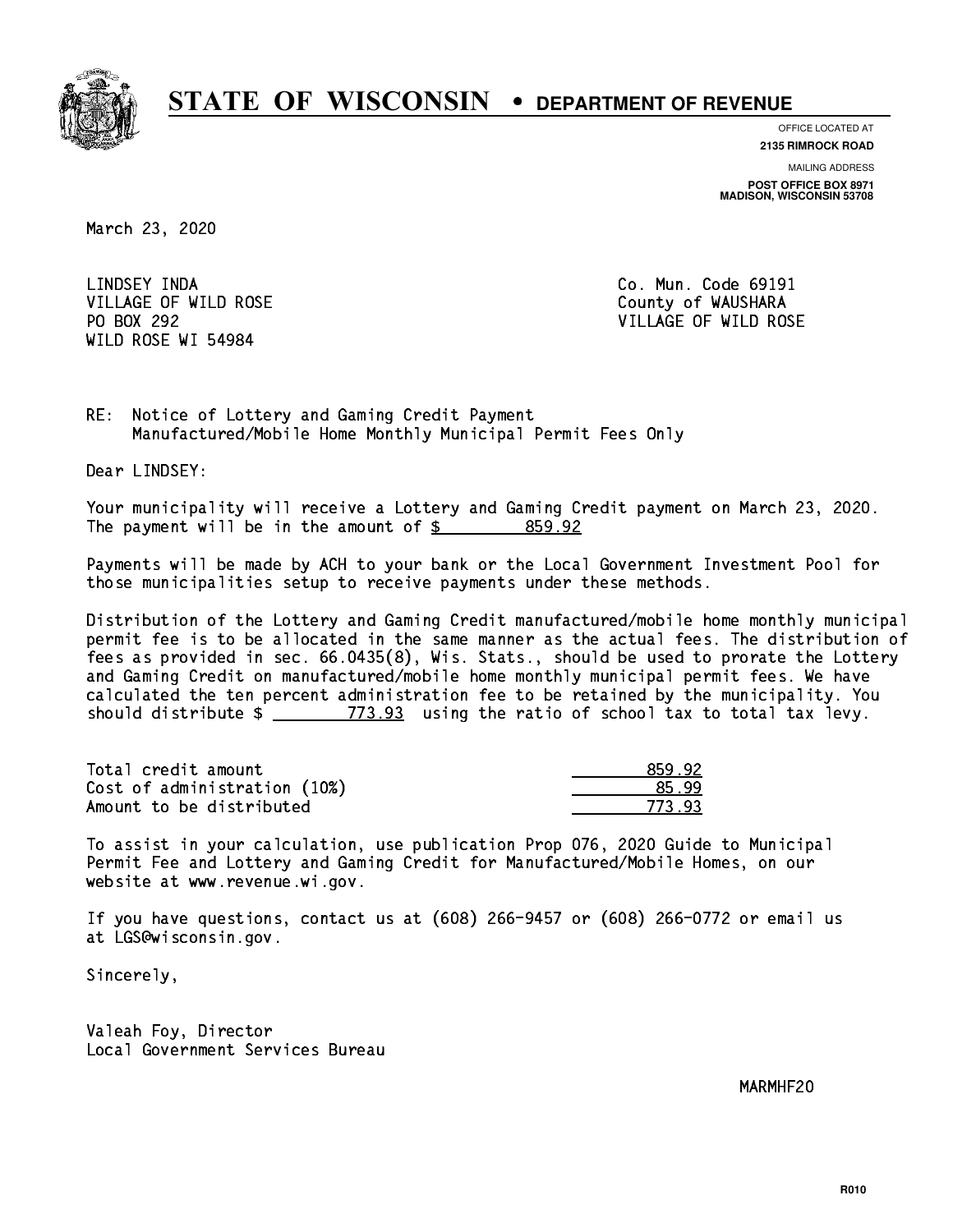# STATE OF WISCONSIN • DEPARTMENT OF REVENUE

OFFICE LOCATED AT
**2135 RIMROCK ROAD**

MAILING ADDRESS
**POST OFFICE BOX 8971**
**MADISON, WISCONSIN 53708**

March 23, 2020

LINDSEY INDA
VILLAGE OF WILD ROSE
PO BOX 292
WILD ROSE WI 54984

Co. Mun. Code 69191
County of WAUSHARA
VILLAGE OF WILD ROSE

RE: Notice of Lottery and Gaming Credit Payment
Manufactured/Mobile Home Monthly Municipal Permit Fees Only

Dear LINDSEY:

Your municipality will receive a Lottery and Gaming Credit payment on March 23, 2020. The payment will be in the amount of $ 859.92

Payments will be made by ACH to your bank or the Local Government Investment Pool for those municipalities setup to receive payments under these methods.

Distribution of the Lottery and Gaming Credit manufactured/mobile home monthly municipal permit fee is to be allocated in the same manner as the actual fees. The distribution of fees as provided in sec. 66.0435(8), Wis. Stats., should be used to prorate the Lottery and Gaming Credit on manufactured/mobile home monthly municipal permit fees. We have calculated the ten percent administration fee to be retained by the municipality. You should distribute $ 773.93 using the ratio of school tax to total tax levy.

| | |
|---|---|
| Total credit amount | 859.92 |
| Cost of administration (10%) | 85.99 |
| Amount to be distributed | 773.93 |

To assist in your calculation, use publication Prop 076, 2020 Guide to Municipal Permit Fee and Lottery and Gaming Credit for Manufactured/Mobile Homes, on our website at www.revenue.wi.gov.

If you have questions, contact us at (608) 266-9457 or (608) 266-0772 or email us at LGS@wisconsin.gov.

Sincerely,

Valeah Foy, Director
Local Government Services Bureau

MARMHF20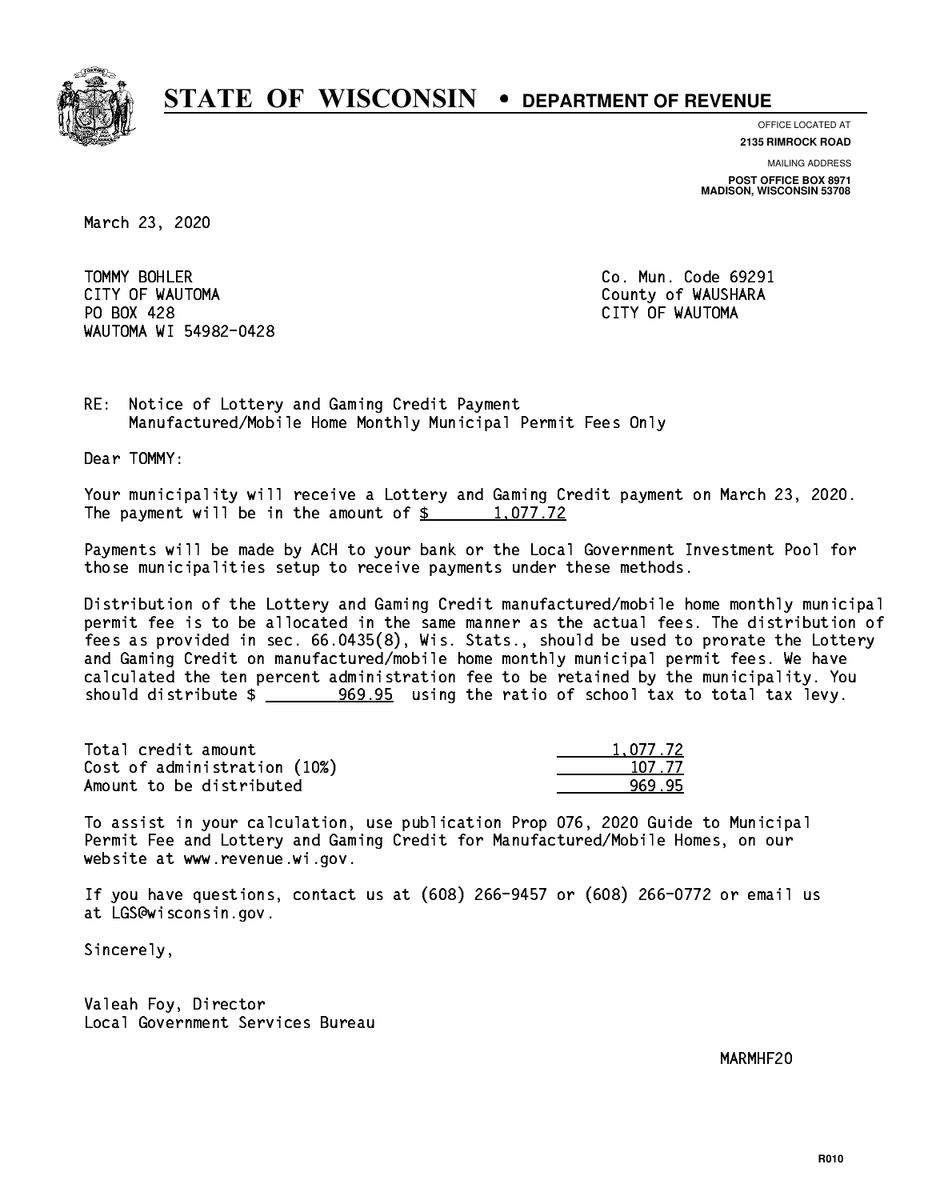# STATE OF WISCONSIN • DEPARTMENT OF REVENUE

OFFICE LOCATED AT
**2135 RIMROCK ROAD**

MAILING ADDRESS
**POST OFFICE BOX 8971**
**MADISON, WISCONSIN 53708**

March 23, 2020

TOMMY BOHLER
CITY OF WAUTOMA
PO BOX 428
WAUTOMA WI 54982-0428

Co. Mun. Code 69291
County of WAUSHARA
CITY OF WAUTOMA

RE: Notice of Lottery and Gaming Credit Payment
Manufactured/Mobile Home Monthly Municipal Permit Fees Only

Dear TOMMY:

Your municipality will receive a Lottery and Gaming Credit payment on March 23, 2020. The payment will be in the amount of $ 1,077.72

Payments will be made by ACH to your bank or the Local Government Investment Pool for those municipalities setup to receive payments under these methods.

Distribution of the Lottery and Gaming Credit manufactured/mobile home monthly municipal permit fee is to be allocated in the same manner as the actual fees. The distribution of fees as provided in sec. 66.0435(8), Wis. Stats., should be used to prorate the Lottery and Gaming Credit on manufactured/mobile home monthly municipal permit fees. We have calculated the ten percent administration fee to be retained by the municipality. You should distribute $ 969.95 using the ratio of school tax to total tax levy.

| | |
|---|---|
| Total credit amount | 1,077.72 |
| Cost of administration (10%) | 107.77 |
| Amount to be distributed | 969.95 |

To assist in your calculation, use publication Prop 076, 2020 Guide to Municipal Permit Fee and Lottery and Gaming Credit for Manufactured/Mobile Homes, on our website at www.revenue.wi.gov.

If you have questions, contact us at (608) 266-9457 or (608) 266-0772 or email us at LGS@wisconsin.gov.

Sincerely,

Valeah Foy, Director
Local Government Services Bureau

MARMHF20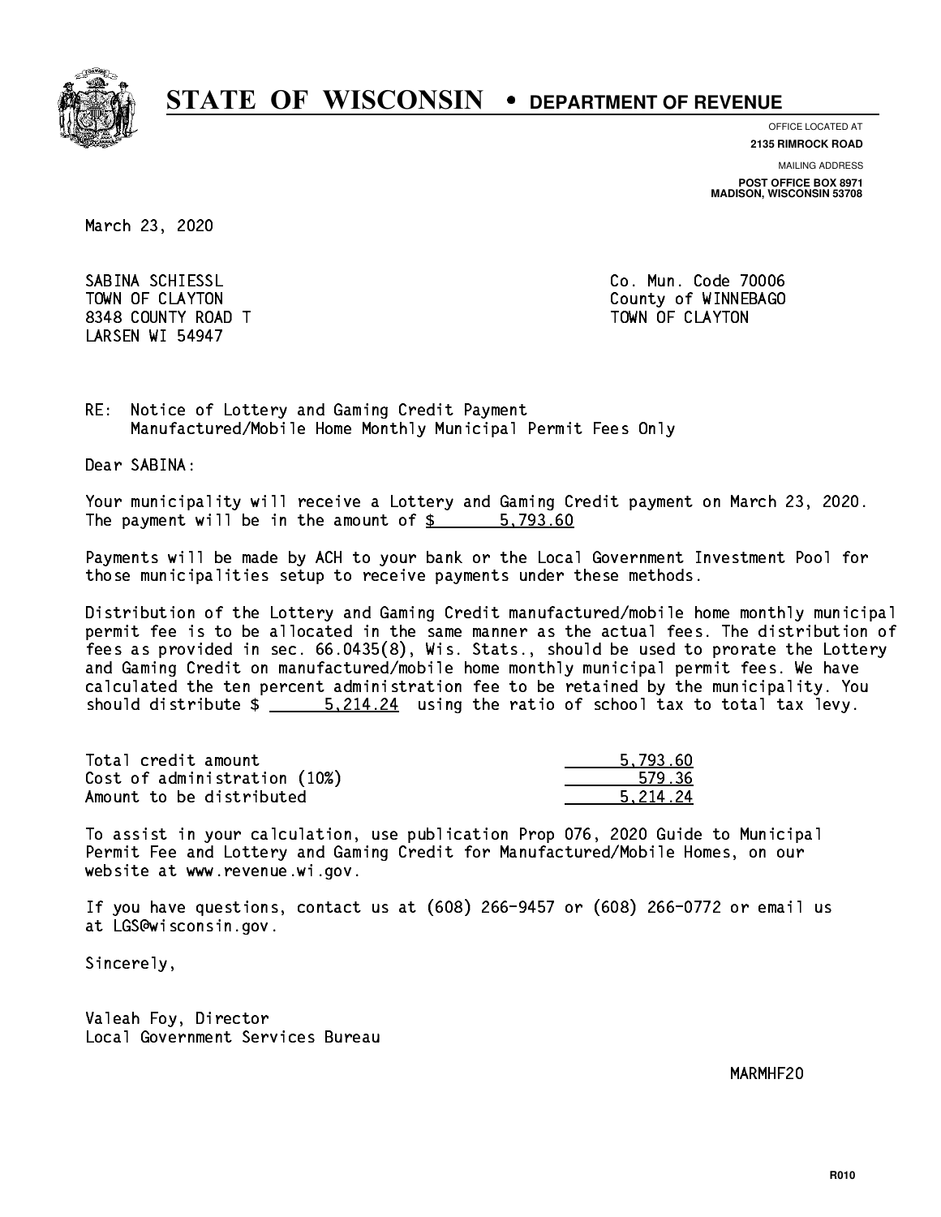# STATE OF WISCONSIN • DEPARTMENT OF REVENUE

OFFICE LOCATED AT
**2135 RIMROCK ROAD**

MAILING ADDRESS
**POST OFFICE BOX 8971**
**MADISON, WISCONSIN 53708**

March 23, 2020

SABINA SCHIESSL
TOWN OF CLAYTON
8348 COUNTY ROAD T
LARSEN WI 54947

Co. Mun. Code 70006
County of WINNEBAGO
TOWN OF CLAYTON

RE: Notice of Lottery and Gaming Credit Payment
Manufactured/Mobile Home Monthly Municipal Permit Fees Only

Dear SABINA:

Your municipality will receive a Lottery and Gaming Credit payment on March 23, 2020. The payment will be in the amount of $ 5,793.60

Payments will be made by ACH to your bank or the Local Government Investment Pool for those municipalities setup to receive payments under these methods.

Distribution of the Lottery and Gaming Credit manufactured/mobile home monthly municipal permit fee is to be allocated in the same manner as the actual fees. The distribution of fees as provided in sec. 66.0435(8), Wis. Stats., should be used to prorate the Lottery and Gaming Credit on manufactured/mobile home monthly municipal permit fees. We have calculated the ten percent administration fee to be retained by the municipality. You should distribute $ 5,214.24 using the ratio of school tax to total tax levy.

| | |
|---|---|
| Total credit amount | 5,793.60 |
| Cost of administration (10%) | 579.36 |
| Amount to be distributed | 5,214.24 |

To assist in your calculation, use publication Prop 076, 2020 Guide to Municipal Permit Fee and Lottery and Gaming Credit for Manufactured/Mobile Homes, on our website at www.revenue.wi.gov.

If you have questions, contact us at (608) 266-9457 or (608) 266-0772 or email us at LGS@wisconsin.gov.

Sincerely,

Valeah Foy, Director
Local Government Services Bureau

MARMHF20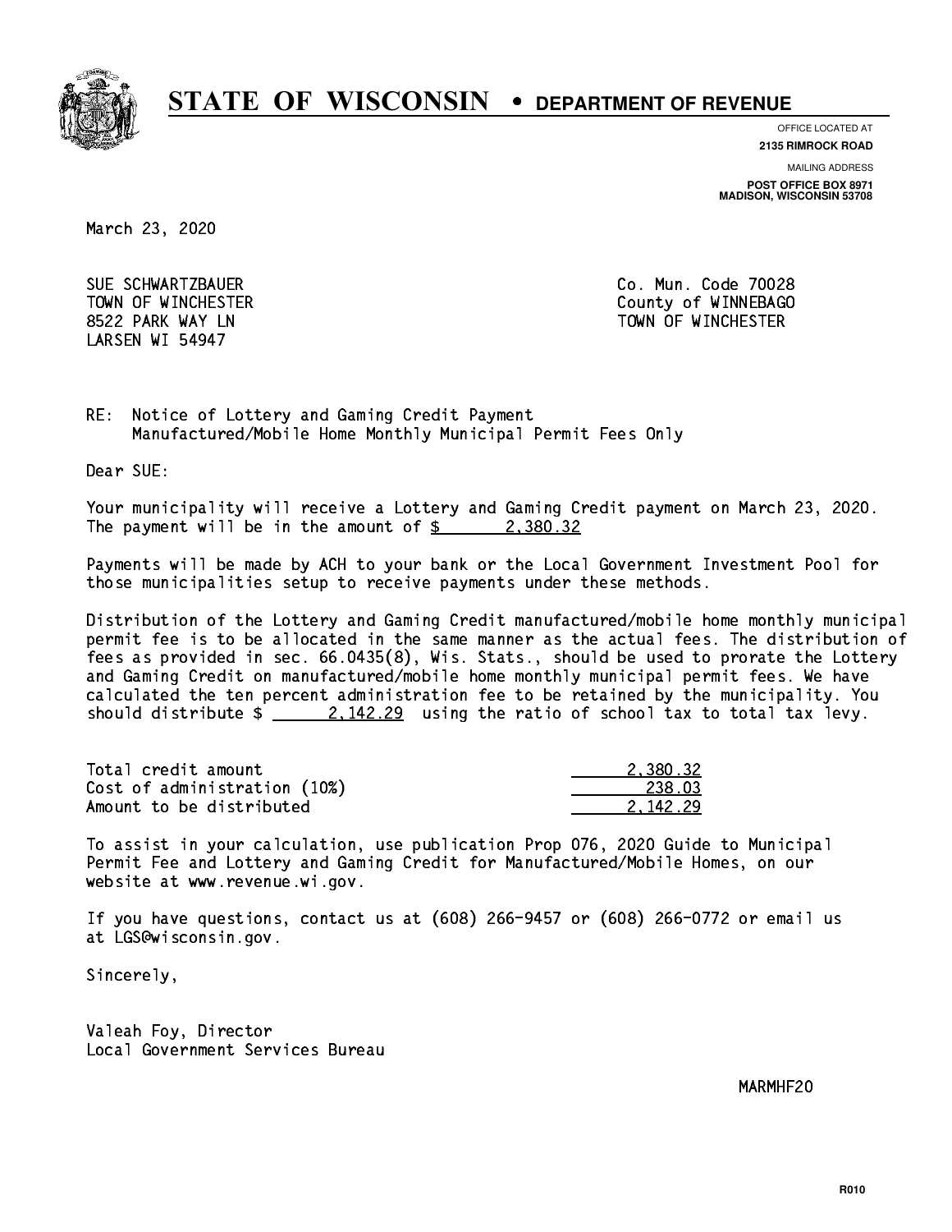# STATE OF WISCONSIN • DEPARTMENT OF REVENUE

OFFICE LOCATED AT
**2135 RIMROCK ROAD**

MAILING ADDRESS
**POST OFFICE BOX 8971**
**MADISON, WISCONSIN 53708**

March 23, 2020

SUE SCHWARTZBAUER
TOWN OF WINCHESTER
8522 PARK WAY LN
LARSEN WI 54947

Co. Mun. Code 70028
County of WINNEBAGO
TOWN OF WINCHESTER

RE: Notice of Lottery and Gaming Credit Payment
Manufactured/Mobile Home Monthly Municipal Permit Fees Only

Dear SUE:

Your municipality will receive a Lottery and Gaming Credit payment on March 23, 2020. The payment will be in the amount of $ 2,380.32

Payments will be made by ACH to your bank or the Local Government Investment Pool for those municipalities setup to receive payments under these methods.

Distribution of the Lottery and Gaming Credit manufactured/mobile home monthly municipal permit fee is to be allocated in the same manner as the actual fees. The distribution of fees as provided in sec. 66.0435(8), Wis. Stats., should be used to prorate the Lottery and Gaming Credit on manufactured/mobile home monthly municipal permit fees. We have calculated the ten percent administration fee to be retained by the municipality. You should distribute $ 2,142.29 using the ratio of school tax to total tax levy.

| | |
|---|---|
| Total credit amount | 2,380.32 |
| Cost of administration (10%) | 238.03 |
| Amount to be distributed | 2,142.29 |

To assist in your calculation, use publication Prop 076, 2020 Guide to Municipal Permit Fee and Lottery and Gaming Credit for Manufactured/Mobile Homes, on our website at www.revenue.wi.gov.

If you have questions, contact us at (608) 266-9457 or (608) 266-0772 or email us at LGS@wisconsin.gov.

Sincerely,

Valeah Foy, Director
Local Government Services Bureau

MARMHF20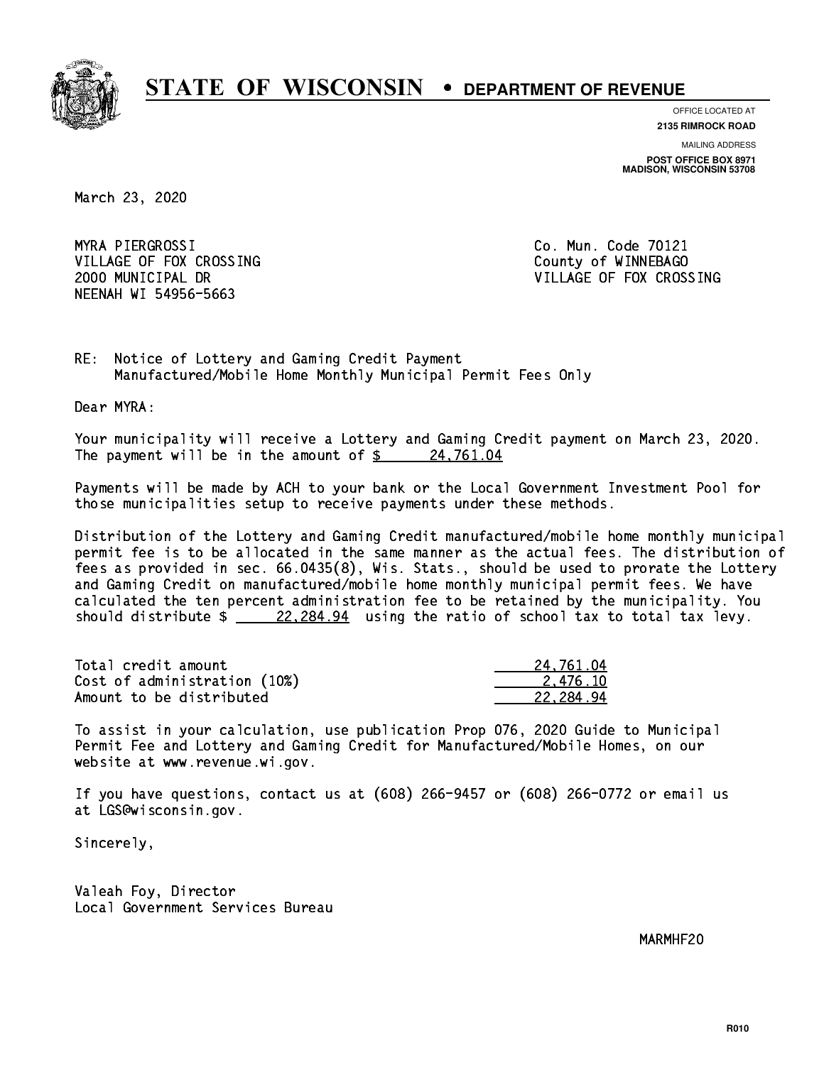# STATE OF WISCONSIN • DEPARTMENT OF REVENUE

OFFICE LOCATED AT
**2135 RIMROCK ROAD**

MAILING ADDRESS
**POST OFFICE BOX 8971**
**MADISON, WISCONSIN 53708**

March 23, 2020

MYRA PIERGROSSI
VILLAGE OF FOX CROSSING
2000 MUNICIPAL DR
NEENAH WI 54956-5663

Co. Mun. Code 70121
County of WINNEBAGO
VILLAGE OF FOX CROSSING

RE: Notice of Lottery and Gaming Credit Payment
Manufactured/Mobile Home Monthly Municipal Permit Fees Only

Dear MYRA:

Your municipality will receive a Lottery and Gaming Credit payment on March 23, 2020. The payment will be in the amount of $ 24,761.04

Payments will be made by ACH to your bank or the Local Government Investment Pool for those municipalities setup to receive payments under these methods.

Distribution of the Lottery and Gaming Credit manufactured/mobile home monthly municipal permit fee is to be allocated in the same manner as the actual fees. The distribution of fees as provided in sec. 66.0435(8), Wis. Stats., should be used to prorate the Lottery and Gaming Credit on manufactured/mobile home monthly municipal permit fees. We have calculated the ten percent administration fee to be retained by the municipality. You should distribute $ 22,284.94 using the ratio of school tax to total tax levy.

| | |
|---|---|
| Total credit amount | 24,761.04 |
| Cost of administration (10%) | 2,476.10 |
| Amount to be distributed | 22,284.94 |

To assist in your calculation, use publication Prop 076, 2020 Guide to Municipal Permit Fee and Lottery and Gaming Credit for Manufactured/Mobile Homes, on our website at www.revenue.wi.gov.

If you have questions, contact us at (608) 266-9457 or (608) 266-0772 or email us at LGS@wisconsin.gov.

Sincerely,

Valeah Foy, Director
Local Government Services Bureau

MARMHF20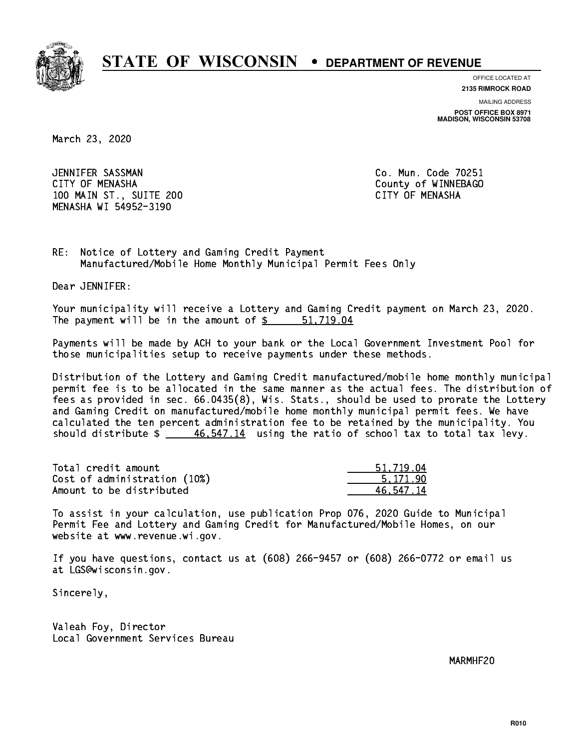# STATE OF WISCONSIN • DEPARTMENT OF REVENUE

OFFICE LOCATED AT
**2135 RIMROCK ROAD**

MAILING ADDRESS
**POST OFFICE BOX 8971**
**MADISON, WISCONSIN 53708**

March 23, 2020

JENNIFER SASSMAN
CITY OF MENASHA
100 MAIN ST., SUITE 200
MENASHA WI 54952-3190

Co. Mun. Code 70251
County of WINNEBAGO
CITY OF MENASHA

RE: Notice of Lottery and Gaming Credit Payment
Manufactured/Mobile Home Monthly Municipal Permit Fees Only

Dear JENNIFER:

Your municipality will receive a Lottery and Gaming Credit payment on March 23, 2020. The payment will be in the amount of $ 51,719.04

Payments will be made by ACH to your bank or the Local Government Investment Pool for those municipalities setup to receive payments under these methods.

Distribution of the Lottery and Gaming Credit manufactured/mobile home monthly municipal permit fee is to be allocated in the same manner as the actual fees. The distribution of fees as provided in sec. 66.0435(8), Wis. Stats., should be used to prorate the Lottery and Gaming Credit on manufactured/mobile home monthly municipal permit fees. We have calculated the ten percent administration fee to be retained by the municipality. You should distribute $ 46,547.14 using the ratio of school tax to total tax levy.

| | |
|---|---|
| Total credit amount | 51,719.04 |
| Cost of administration (10%) | 5,171.90 |
| Amount to be distributed | 46,547.14 |

To assist in your calculation, use publication Prop 076, 2020 Guide to Municipal Permit Fee and Lottery and Gaming Credit for Manufactured/Mobile Homes, on our website at www.revenue.wi.gov.

If you have questions, contact us at (608) 266-9457 or (608) 266-0772 or email us at LGS@wisconsin.gov.

Sincerely,

Valeah Foy, Director
Local Government Services Bureau

MARMHF20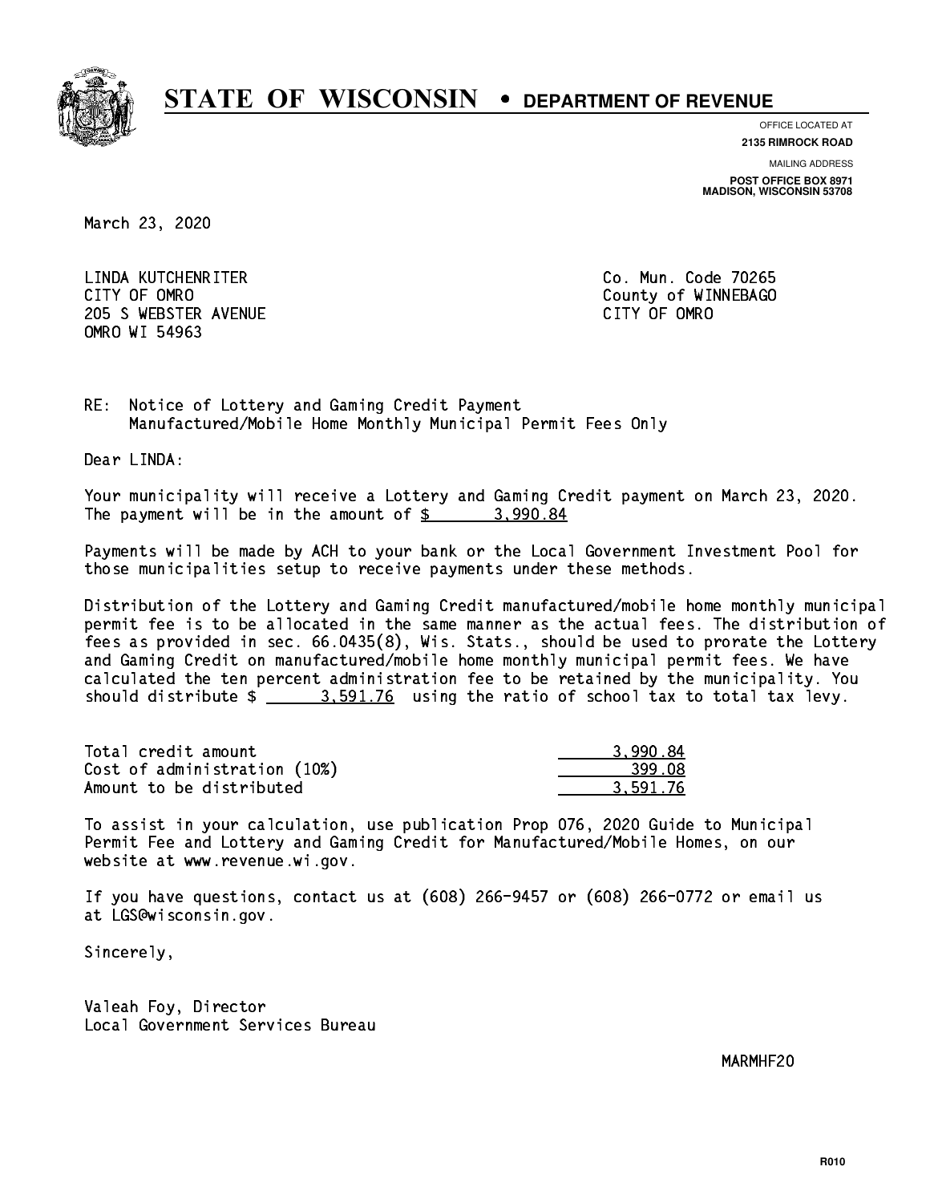# STATE OF WISCONSIN • DEPARTMENT OF REVENUE

OFFICE LOCATED AT
**2135 RIMROCK ROAD**

MAILING ADDRESS
**POST OFFICE BOX 8971**
**MADISON, WISCONSIN 53708**

March 23, 2020

LINDA KUTCHENRITER
CITY OF OMRO
205 S WEBSTER AVENUE
OMRO WI 54963

Co. Mun. Code 70265
County of WINNEBAGO
CITY OF OMRO

RE: Notice of Lottery and Gaming Credit Payment
Manufactured/Mobile Home Monthly Municipal Permit Fees Only

Dear LINDA:

Your municipality will receive a Lottery and Gaming Credit payment on March 23, 2020. The payment will be in the amount of $ 3,990.84

Payments will be made by ACH to your bank or the Local Government Investment Pool for those municipalities setup to receive payments under these methods.

Distribution of the Lottery and Gaming Credit manufactured/mobile home monthly municipal permit fee is to be allocated in the same manner as the actual fees. The distribution of fees as provided in sec. 66.0435(8), Wis. Stats., should be used to prorate the Lottery and Gaming Credit on manufactured/mobile home monthly municipal permit fees. We have calculated the ten percent administration fee to be retained by the municipality. You should distribute $ 3,591.76 using the ratio of school tax to total tax levy.

| | |
|---|---|
| Total credit amount | 3,990.84 |
| Cost of administration (10%) | 399.08 |
| Amount to be distributed | 3,591.76 |

To assist in your calculation, use publication Prop 076, 2020 Guide to Municipal Permit Fee and Lottery and Gaming Credit for Manufactured/Mobile Homes, on our website at www.revenue.wi.gov.

If you have questions, contact us at (608) 266-9457 or (608) 266-0772 or email us at LGS@wisconsin.gov.

Sincerely,

Valeah Foy, Director
Local Government Services Bureau

MARMHF20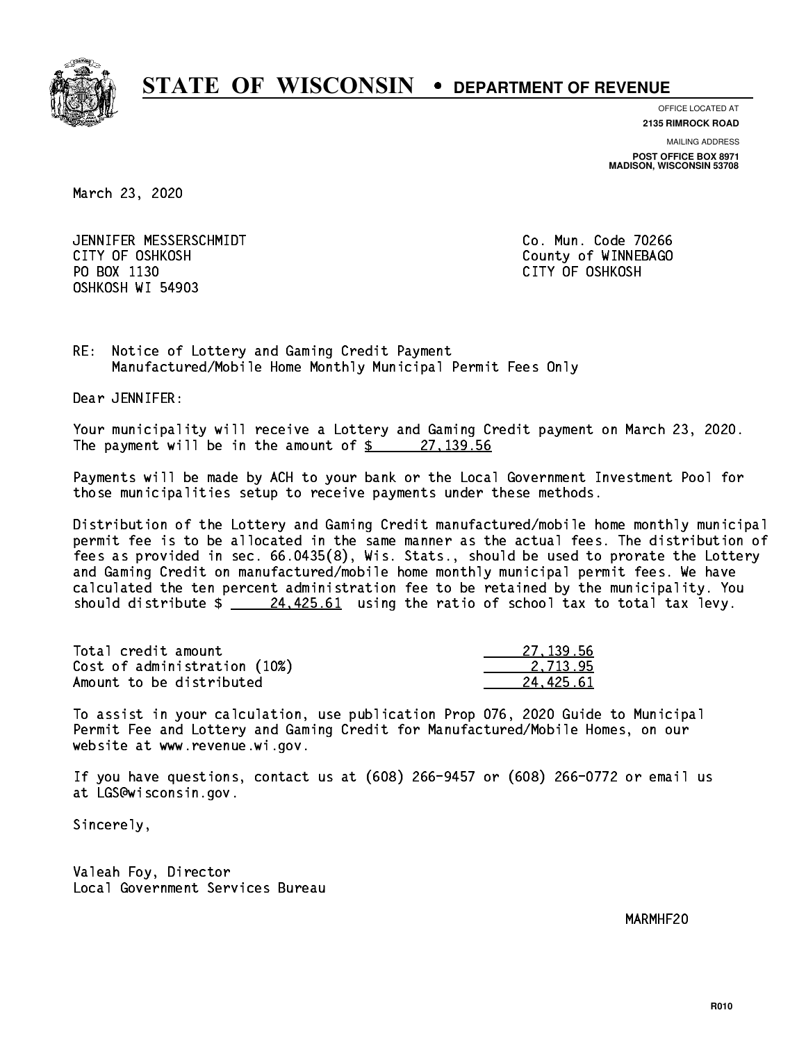# STATE OF WISCONSIN • DEPARTMENT OF REVENUE

OFFICE LOCATED AT
**2135 RIMROCK ROAD**

MAILING ADDRESS
**POST OFFICE BOX 8971**
**MADISON, WISCONSIN 53708**

March 23, 2020

JENNIFER MESSERSCHMIDT
CITY OF OSHKOSH
PO BOX 1130
OSHKOSH WI 54903

Co. Mun. Code 70266
County of WINNEBAGO
CITY OF OSHKOSH

RE: Notice of Lottery and Gaming Credit Payment
Manufactured/Mobile Home Monthly Municipal Permit Fees Only

Dear JENNIFER:

Your municipality will receive a Lottery and Gaming Credit payment on March 23, 2020. The payment will be in the amount of $ 27,139.56

Payments will be made by ACH to your bank or the Local Government Investment Pool for those municipalities setup to receive payments under these methods.

Distribution of the Lottery and Gaming Credit manufactured/mobile home monthly municipal permit fee is to be allocated in the same manner as the actual fees. The distribution of fees as provided in sec. 66.0435(8), Wis. Stats., should be used to prorate the Lottery and Gaming Credit on manufactured/mobile home monthly municipal permit fees. We have calculated the ten percent administration fee to be retained by the municipality. You should distribute $ 24,425.61 using the ratio of school tax to total tax levy.

| | |
|---|---|
| Total credit amount | 27,139.56 |
| Cost of administration (10%) | 2,713.95 |
| Amount to be distributed | 24,425.61 |

To assist in your calculation, use publication Prop 076, 2020 Guide to Municipal Permit Fee and Lottery and Gaming Credit for Manufactured/Mobile Homes, on our website at www.revenue.wi.gov.

If you have questions, contact us at (608) 266-9457 or (608) 266-0772 or email us at LGS@wisconsin.gov.

Sincerely,

Valeah Foy, Director
Local Government Services Bureau

MARMHF20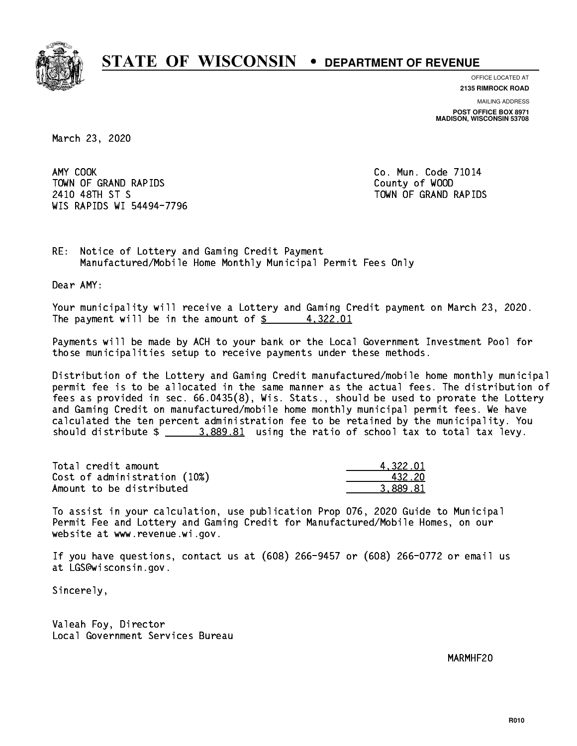# STATE OF WISCONSIN • DEPARTMENT OF REVENUE

OFFICE LOCATED AT
**2135 RIMROCK ROAD**

MAILING ADDRESS
**POST OFFICE BOX 8971**
**MADISON, WISCONSIN 53708**

March 23, 2020

AMY COOK
TOWN OF GRAND RAPIDS
2410 48TH ST S
WIS RAPIDS WI 54494-7796

Co. Mun. Code 71014
County of WOOD
TOWN OF GRAND RAPIDS

RE: Notice of Lottery and Gaming Credit Payment
Manufactured/Mobile Home Monthly Municipal Permit Fees Only

Dear AMY:

Your municipality will receive a Lottery and Gaming Credit payment on March 23, 2020. The payment will be in the amount of $ 4,322.01

Payments will be made by ACH to your bank or the Local Government Investment Pool for those municipalities setup to receive payments under these methods.

Distribution of the Lottery and Gaming Credit manufactured/mobile home monthly municipal permit fee is to be allocated in the same manner as the actual fees. The distribution of fees as provided in sec. 66.0435(8), Wis. Stats., should be used to prorate the Lottery and Gaming Credit on manufactured/mobile home monthly municipal permit fees. We have calculated the ten percent administration fee to be retained by the municipality. You should distribute $ 3,889.81 using the ratio of school tax to total tax levy.

| | |
|---|---|
| Total credit amount | 4,322.01 |
| Cost of administration (10%) | 432.20 |
| Amount to be distributed | 3,889.81 |

To assist in your calculation, use publication Prop 076, 2020 Guide to Municipal Permit Fee and Lottery and Gaming Credit for Manufactured/Mobile Homes, on our website at www.revenue.wi.gov.

If you have questions, contact us at (608) 266-9457 or (608) 266-0772 or email us at LGS@wisconsin.gov.

Sincerely,

Valeah Foy, Director
Local Government Services Bureau

MARMHF20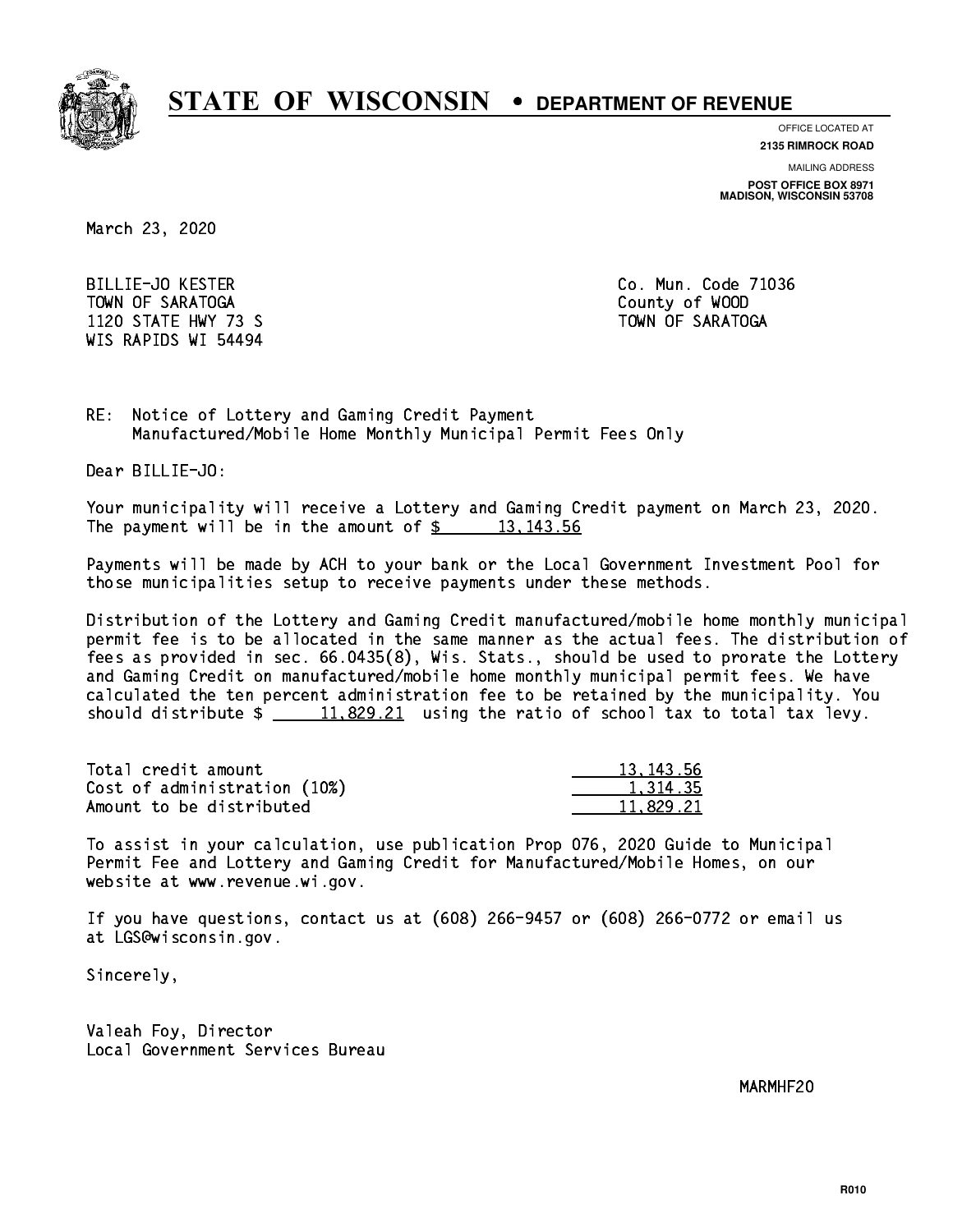# STATE OF WISCONSIN • DEPARTMENT OF REVENUE

OFFICE LOCATED AT
**2135 RIMROCK ROAD**

MAILING ADDRESS
**POST OFFICE BOX 8971**
**MADISON, WISCONSIN 53708**

March 23, 2020

BILLIE-JO KESTER
TOWN OF SARATOGA
1120 STATE HWY 73 S
WIS RAPIDS WI 54494

Co. Mun. Code 71036
County of WOOD
TOWN OF SARATOGA

RE: Notice of Lottery and Gaming Credit Payment
Manufactured/Mobile Home Monthly Municipal Permit Fees Only

Dear BILLIE-JO:

Your municipality will receive a Lottery and Gaming Credit payment on March 23, 2020. The payment will be in the amount of $ 13,143.56

Payments will be made by ACH to your bank or the Local Government Investment Pool for those municipalities setup to receive payments under these methods.

Distribution of the Lottery and Gaming Credit manufactured/mobile home monthly municipal permit fee is to be allocated in the same manner as the actual fees. The distribution of fees as provided in sec. 66.0435(8), Wis. Stats., should be used to prorate the Lottery and Gaming Credit on manufactured/mobile home monthly municipal permit fees. We have calculated the ten percent administration fee to be retained by the municipality. You should distribute $ 11,829.21 using the ratio of school tax to total tax levy.

| | |
|---|---|
| Total credit amount | 13,143.56 |
| Cost of administration (10%) | 1,314.35 |
| Amount to be distributed | 11,829.21 |

To assist in your calculation, use publication Prop 076, 2020 Guide to Municipal Permit Fee and Lottery and Gaming Credit for Manufactured/Mobile Homes, on our website at www.revenue.wi.gov.

If you have questions, contact us at (608) 266-9457 or (608) 266-0772 or email us at LGS@wisconsin.gov.

Sincerely,

Valeah Foy, Director
Local Government Services Bureau

MARMHF20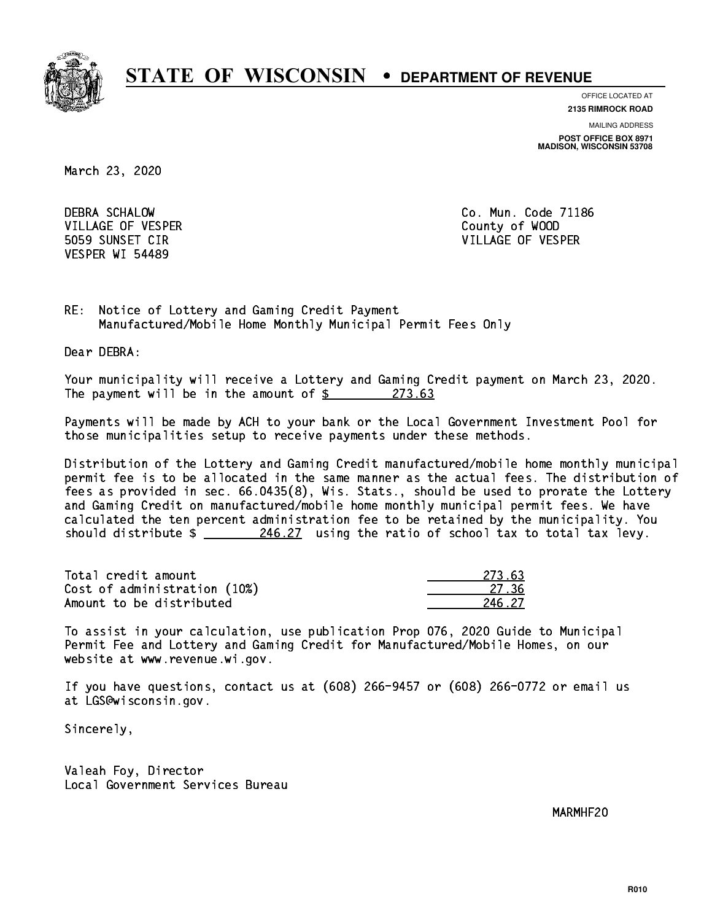# STATE OF WISCONSIN • DEPARTMENT OF REVENUE

OFFICE LOCATED AT
**2135 RIMROCK ROAD**

MAILING ADDRESS
**POST OFFICE BOX 8971**
**MADISON, WISCONSIN 53708**

March 23, 2020

DEBRA SCHALOW
VILLAGE OF VESPER
5059 SUNSET CIR
VESPER WI 54489

Co. Mun. Code 71186
County of WOOD
VILLAGE OF VESPER

RE: Notice of Lottery and Gaming Credit Payment
Manufactured/Mobile Home Monthly Municipal Permit Fees Only

Dear DEBRA:

Your municipality will receive a Lottery and Gaming Credit payment on March 23, 2020. The payment will be in the amount of $ 273.63

Payments will be made by ACH to your bank or the Local Government Investment Pool for those municipalities setup to receive payments under these methods.

Distribution of the Lottery and Gaming Credit manufactured/mobile home monthly municipal permit fee is to be allocated in the same manner as the actual fees. The distribution of fees as provided in sec. 66.0435(8), Wis. Stats., should be used to prorate the Lottery and Gaming Credit on manufactured/mobile home monthly municipal permit fees. We have calculated the ten percent administration fee to be retained by the municipality. You should distribute $ 246.27 using the ratio of school tax to total tax levy.

| | |
|---|---|
| Total credit amount | 273.63 |
| Cost of administration (10%) | 27.36 |
| Amount to be distributed | 246.27 |

To assist in your calculation, use publication Prop 076, 2020 Guide to Municipal Permit Fee and Lottery and Gaming Credit for Manufactured/Mobile Homes, on our website at www.revenue.wi.gov.

If you have questions, contact us at (608) 266-9457 or (608) 266-0772 or email us at LGS@wisconsin.gov.

Sincerely,

Valeah Foy, Director
Local Government Services Bureau

MARMHF20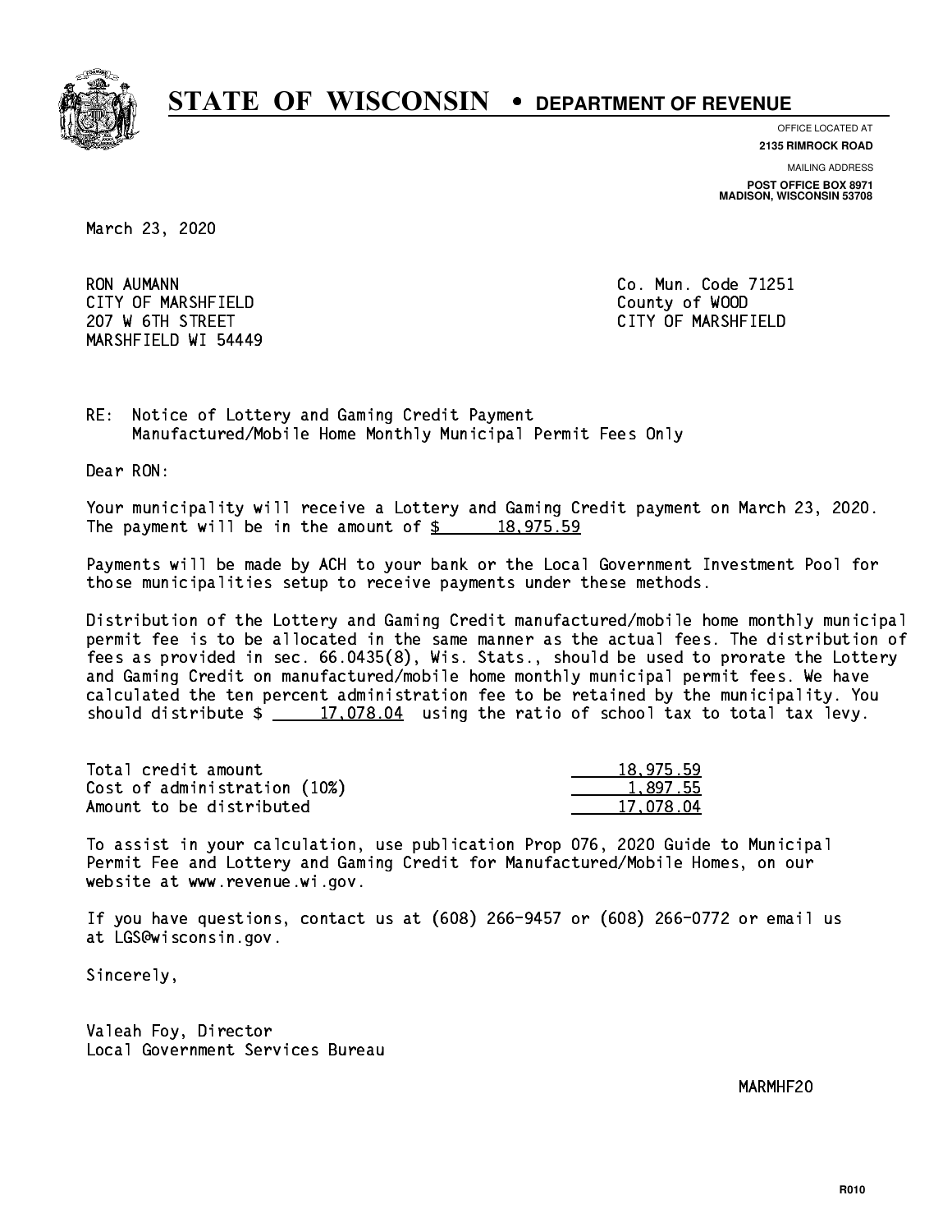# STATE OF WISCONSIN • DEPARTMENT OF REVENUE

OFFICE LOCATED AT
**2135 RIMROCK ROAD**

MAILING ADDRESS
**POST OFFICE BOX 8971**
**MADISON, WISCONSIN 53708**

March 23, 2020

RON AUMANN
CITY OF MARSHFIELD
207 W 6TH STREET
MARSHFIELD WI 54449

Co. Mun. Code 71251
County of WOOD
CITY OF MARSHFIELD

RE: Notice of Lottery and Gaming Credit Payment
Manufactured/Mobile Home Monthly Municipal Permit Fees Only

Dear RON:

Your municipality will receive a Lottery and Gaming Credit payment on March 23, 2020. The payment will be in the amount of $ 18,975.59

Payments will be made by ACH to your bank or the Local Government Investment Pool for those municipalities setup to receive payments under these methods.

Distribution of the Lottery and Gaming Credit manufactured/mobile home monthly municipal permit fee is to be allocated in the same manner as the actual fees. The distribution of fees as provided in sec. 66.0435(8), Wis. Stats., should be used to prorate the Lottery and Gaming Credit on manufactured/mobile home monthly municipal permit fees. We have calculated the ten percent administration fee to be retained by the municipality. You should distribute $ 17,078.04 using the ratio of school tax to total tax levy.

| | |
|---|---|
| Total credit amount | 18,975.59 |
| Cost of administration (10%) | 1,897.55 |
| Amount to be distributed | 17,078.04 |

To assist in your calculation, use publication Prop 076, 2020 Guide to Municipal Permit Fee and Lottery and Gaming Credit for Manufactured/Mobile Homes, on our website at www.revenue.wi.gov.

If you have questions, contact us at (608) 266-9457 or (608) 266-0772 or email us at LGS@wisconsin.gov.

Sincerely,

Valeah Foy, Director
Local Government Services Bureau

MARMHF20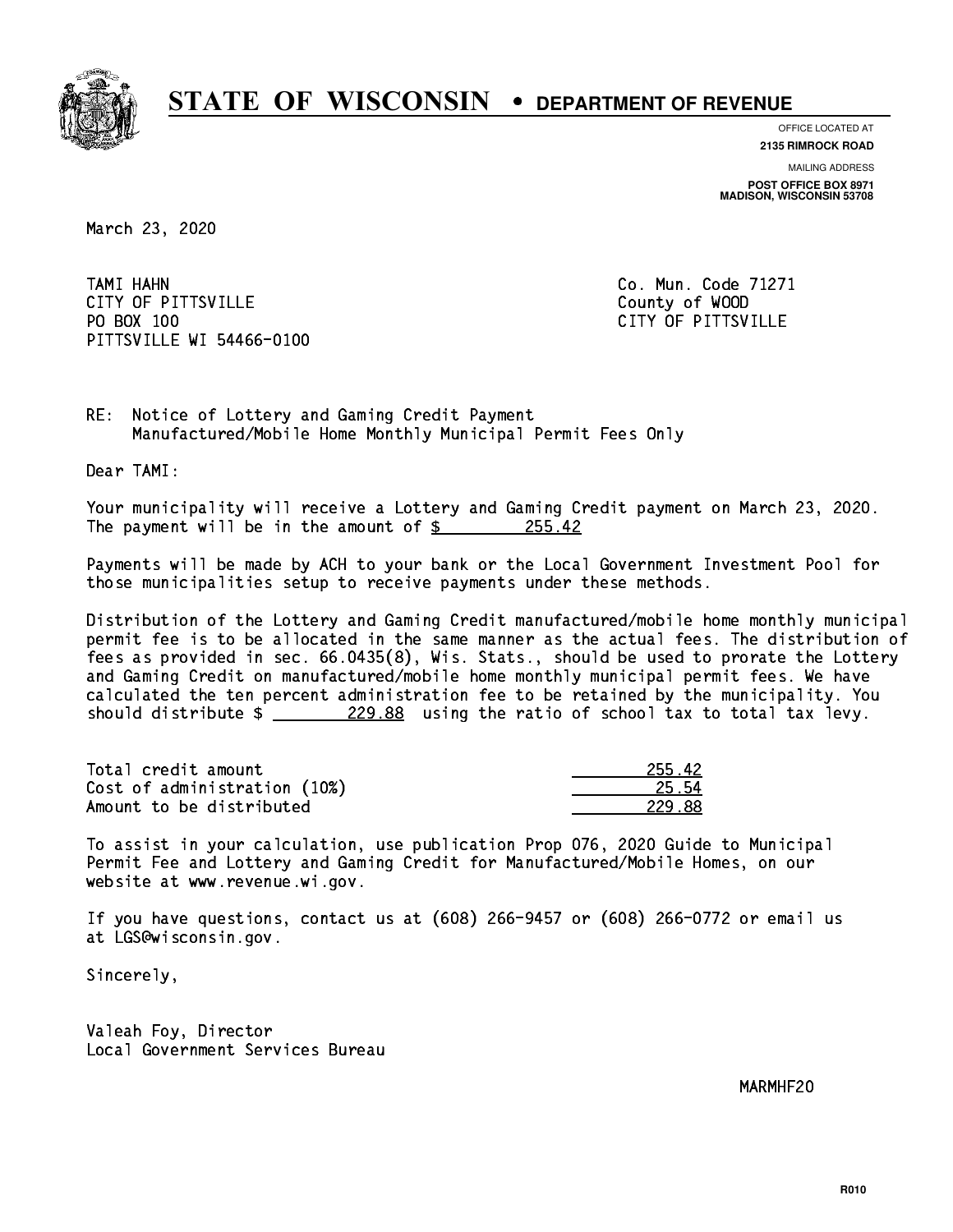# STATE OF WISCONSIN • DEPARTMENT OF REVENUE

OFFICE LOCATED AT
**2135 RIMROCK ROAD**

MAILING ADDRESS
**POST OFFICE BOX 8971**
**MADISON, WISCONSIN 53708**

March 23, 2020

TAMI HAHN
CITY OF PITTSVILLE
PO BOX 100
PITTSVILLE WI 54466-0100

Co. Mun. Code 71271
County of WOOD
CITY OF PITTSVILLE

RE: Notice of Lottery and Gaming Credit Payment
Manufactured/Mobile Home Monthly Municipal Permit Fees Only

Dear TAMI:

Your municipality will receive a Lottery and Gaming Credit payment on March 23, 2020. The payment will be in the amount of $ 255.42

Payments will be made by ACH to your bank or the Local Government Investment Pool for those municipalities setup to receive payments under these methods.

Distribution of the Lottery and Gaming Credit manufactured/mobile home monthly municipal permit fee is to be allocated in the same manner as the actual fees. The distribution of fees as provided in sec. 66.0435(8), Wis. Stats., should be used to prorate the Lottery and Gaming Credit on manufactured/mobile home monthly municipal permit fees. We have calculated the ten percent administration fee to be retained by the municipality. You should distribute $ 229.88 using the ratio of school tax to total tax levy.

| | |
|---|---|
| Total credit amount | 255.42 |
| Cost of administration (10%) | 25.54 |
| Amount to be distributed | 229.88 |

To assist in your calculation, use publication Prop 076, 2020 Guide to Municipal Permit Fee and Lottery and Gaming Credit for Manufactured/Mobile Homes, on our website at www.revenue.wi.gov.

If you have questions, contact us at (608) 266-9457 or (608) 266-0772 or email us at LGS@wisconsin.gov.

Sincerely,

Valeah Foy, Director
Local Government Services Bureau

MARMHF20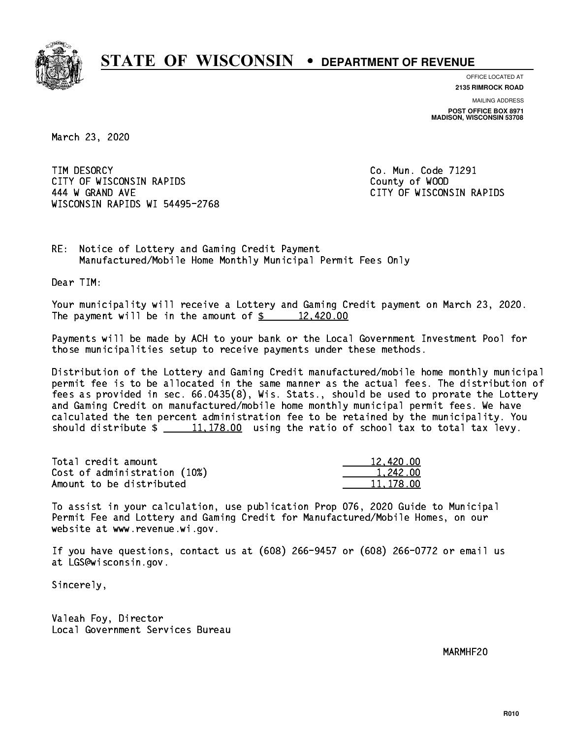# STATE OF WISCONSIN • DEPARTMENT OF REVENUE

OFFICE LOCATED AT
**2135 RIMROCK ROAD**

MAILING ADDRESS
**POST OFFICE BOX 8971**
**MADISON, WISCONSIN 53708**

March 23, 2020

TIM DESORCY
CITY OF WISCONSIN RAPIDS
444 W GRAND AVE
WISCONSIN RAPIDS WI 54495-2768

Co. Mun. Code 71291
County of WOOD
CITY OF WISCONSIN RAPIDS

RE: Notice of Lottery and Gaming Credit Payment
Manufactured/Mobile Home Monthly Municipal Permit Fees Only

Dear TIM:

Your municipality will receive a Lottery and Gaming Credit payment on March 23, 2020. The payment will be in the amount of $ 12,420.00

Payments will be made by ACH to your bank or the Local Government Investment Pool for those municipalities setup to receive payments under these methods.

Distribution of the Lottery and Gaming Credit manufactured/mobile home monthly municipal permit fee is to be allocated in the same manner as the actual fees. The distribution of fees as provided in sec. 66.0435(8), Wis. Stats., should be used to prorate the Lottery and Gaming Credit on manufactured/mobile home monthly municipal permit fees. We have calculated the ten percent administration fee to be retained by the municipality. You should distribute $ 11,178.00 using the ratio of school tax to total tax levy.

| | |
|---|---|
| Total credit amount | 12,420.00 |
| Cost of administration (10%) | 1,242.00 |
| Amount to be distributed | 11,178.00 |

To assist in your calculation, use publication Prop 076, 2020 Guide to Municipal Permit Fee and Lottery and Gaming Credit for Manufactured/Mobile Homes, on our website at www.revenue.wi.gov.

If you have questions, contact us at (608) 266-9457 or (608) 266-0772 or email us at LGS@wisconsin.gov.

Sincerely,

Valeah Foy, Director
Local Government Services Bureau

MARMHF20